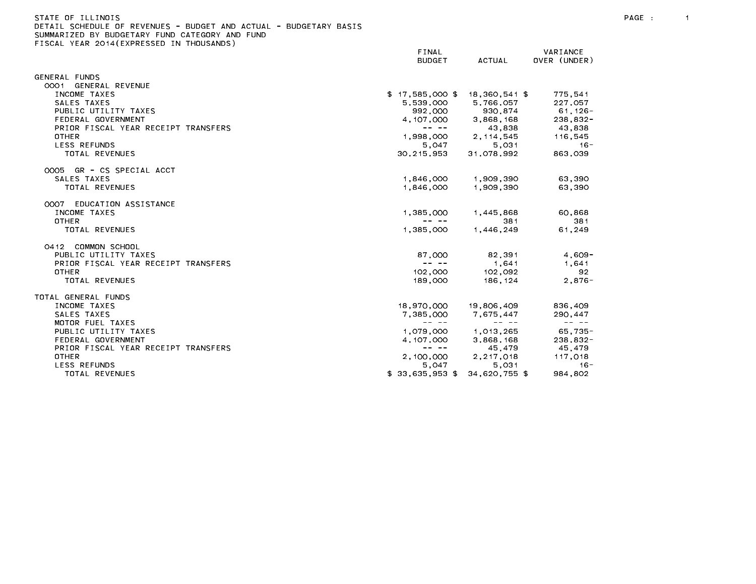STATE OF ILLINOIS
DETAIL SCHEDULE OF REVENUES - BUDGET AND ACTUAL - BUDGETARY BASIS
SUMMARIZED BY BUDGETARY FUND CATEGORY AND FUND
FISCAL YEAR 2014(EXPRESSED IN THOUSANDS)

| | FINAL BUDGET | ACTUAL | VARIANCE OVER (UNDER) |
|---|---|---|---|
| **GENERAL FUNDS** | | | |
| **0001 GENERAL REVENUE** | | | |
| INCOME TAXES | $ 17,585,000 $ | 18,360,541 $ | 775,541 |
| SALES TAXES | 5,539,000 | 5,766,057 | 227,057 |
| PUBLIC UTILITY TAXES | 992,000 | 930,874 | 61,126- |
| FEDERAL GOVERNMENT | 4,107,000 | 3,868,168 | 238,832- |
| PRIOR FISCAL YEAR RECEIPT TRANSFERS | -- -- | 43,838 | 43,838 |
| OTHER | 1,998,000 | 2,114,545 | 116,545 |
| LESS REFUNDS | 5,047 | 5,031 | 16- |
| TOTAL REVENUES | 30,215,953 | 31,078,992 | 863,039 |
| **0005 GR - CS SPECIAL ACCT** | | | |
| SALES TAXES | 1,846,000 | 1,909,390 | 63,390 |
| TOTAL REVENUES | 1,846,000 | 1,909,390 | 63,390 |
| **0007 EDUCATION ASSISTANCE** | | | |
| INCOME TAXES | 1,385,000 | 1,445,868 | 60,868 |
| OTHER | -- -- | 381 | 381 |
| TOTAL REVENUES | 1,385,000 | 1,446,249 | 61,249 |
| **0412 COMMON SCHOOL** | | | |
| PUBLIC UTILITY TAXES | 87,000 | 82,391 | 4,609- |
| PRIOR FISCAL YEAR RECEIPT TRANSFERS | -- -- | 1,641 | 1,641 |
| OTHER | 102,000 | 102,092 | 92 |
| TOTAL REVENUES | 189,000 | 186,124 | 2,876- |
| **TOTAL GENERAL FUNDS** | | | |
| INCOME TAXES | 18,970,000 | 19,806,409 | 836,409 |
| SALES TAXES | 7,385,000 | 7,675,447 | 290,447 |
| MOTOR FUEL TAXES | -- -- | -- -- | -- -- |
| PUBLIC UTILITY TAXES | 1,079,000 | 1,013,265 | 65,735- |
| FEDERAL GOVERNMENT | 4,107,000 | 3,868,168 | 238,832- |
| PRIOR FISCAL YEAR RECEIPT TRANSFERS | -- -- | 45,479 | 45,479 |
| OTHER | 2,100,000 | 2,217,018 | 117,018 |
| LESS REFUNDS | 5,047 | 5,031 | 16- |
| TOTAL REVENUES | $ 33,635,953 $ | 34,620,755 $ | 984,802 |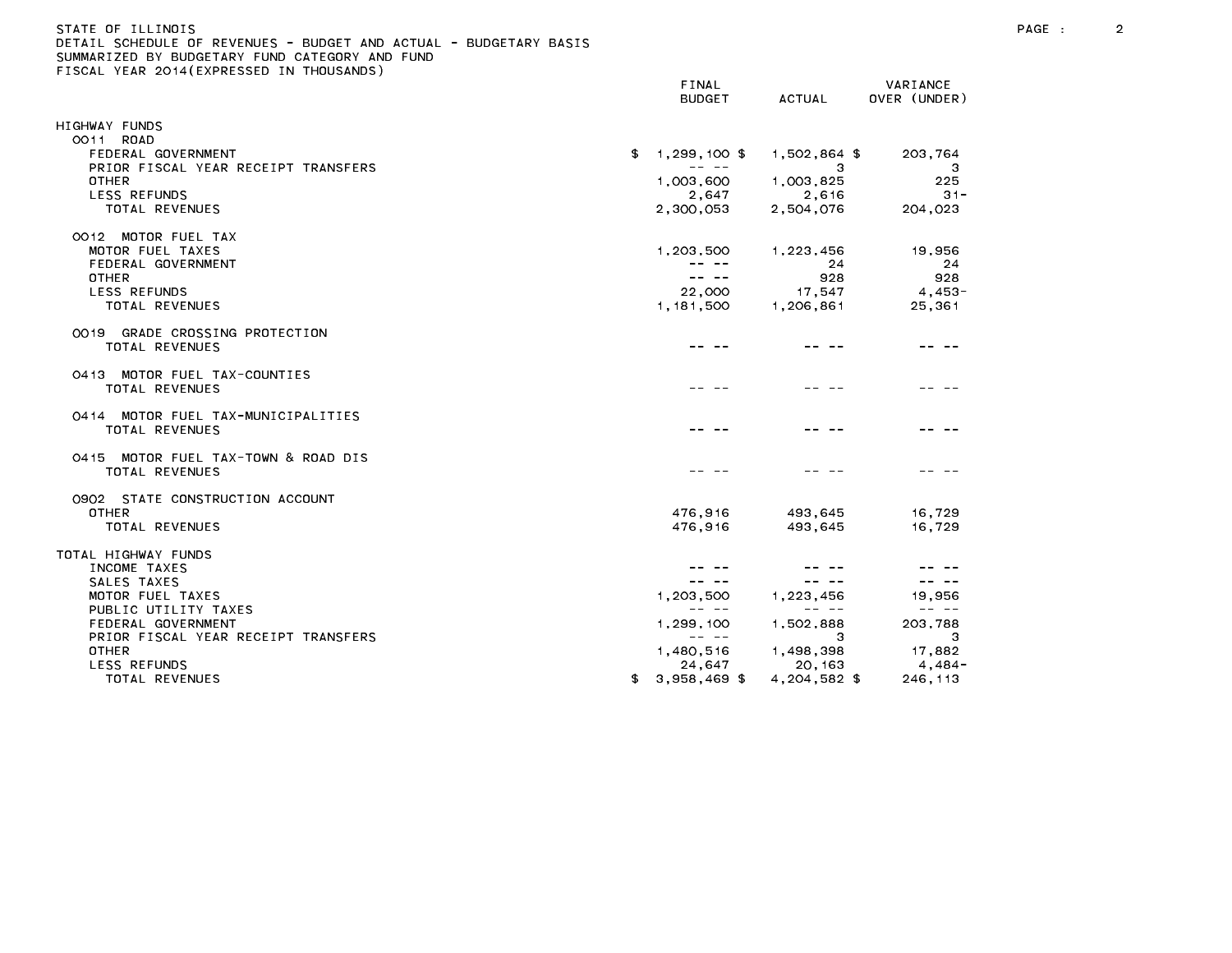STATE OF ILLINOIS
DETAIL SCHEDULE OF REVENUES - BUDGET AND ACTUAL - BUDGETARY BASIS
SUMMARIZED BY BUDGETARY FUND CATEGORY AND FUND
FISCAL YEAR 2014(EXPRESSED IN THOUSANDS)

| | FINAL BUDGET | ACTUAL | VARIANCE OVER (UNDER) |
|---|---|---|---|
| **HIGHWAY FUNDS** | | | |
| 0011 ROAD | | | |
| FEDERAL GOVERNMENT | $ 1,299,100 $ | 1,502,864 $ | 203,764 |
| PRIOR FISCAL YEAR RECEIPT TRANSFERS | -- -- | 3 | 3 |
| OTHER | 1,003,600 | 1,003,825 | 225 |
| LESS REFUNDS | 2,647 | 2,616 | 31- |
| TOTAL REVENUES | 2,300,053 | 2,504,076 | 204,023 |
| 0012 MOTOR FUEL TAX | | | |
| MOTOR FUEL TAXES | 1,203,500 | 1,223,456 | 19,956 |
| FEDERAL GOVERNMENT | -- -- | 24 | 24 |
| OTHER | -- -- | 928 | 928 |
| LESS REFUNDS | 22,000 | 17,547 | 4,453- |
| TOTAL REVENUES | 1,181,500 | 1,206,861 | 25,361 |
| 0019 GRADE CROSSING PROTECTION | | | |
| TOTAL REVENUES | -- -- | -- -- | -- -- |
| 0413 MOTOR FUEL TAX-COUNTIES | | | |
| TOTAL REVENUES | -- -- | -- -- | -- -- |
| 0414 MOTOR FUEL TAX-MUNICIPALITIES | | | |
| TOTAL REVENUES | -- -- | -- -- | -- -- |
| 0415 MOTOR FUEL TAX-TOWN & ROAD DIS | | | |
| TOTAL REVENUES | -- -- | -- -- | -- -- |
| 0902 STATE CONSTRUCTION ACCOUNT | | | |
| OTHER | 476,916 | 493,645 | 16,729 |
| TOTAL REVENUES | 476,916 | 493,645 | 16,729 |
| **TOTAL HIGHWAY FUNDS** | | | |
| INCOME TAXES | -- -- | -- -- | -- -- |
| SALES TAXES | -- -- | -- -- | -- -- |
| MOTOR FUEL TAXES | 1,203,500 | 1,223,456 | 19,956 |
| PUBLIC UTILITY TAXES | -- -- | -- -- | -- -- |
| FEDERAL GOVERNMENT | 1,299,100 | 1,502,888 | 203,788 |
| PRIOR FISCAL YEAR RECEIPT TRANSFERS | -- -- | 3 | 3 |
| OTHER | 1,480,516 | 1,498,398 | 17,882 |
| LESS REFUNDS | 24,647 | 20,163 | 4,484- |
| TOTAL REVENUES | $ 3,958,469 $ | 4,204,582 $ | 246,113 |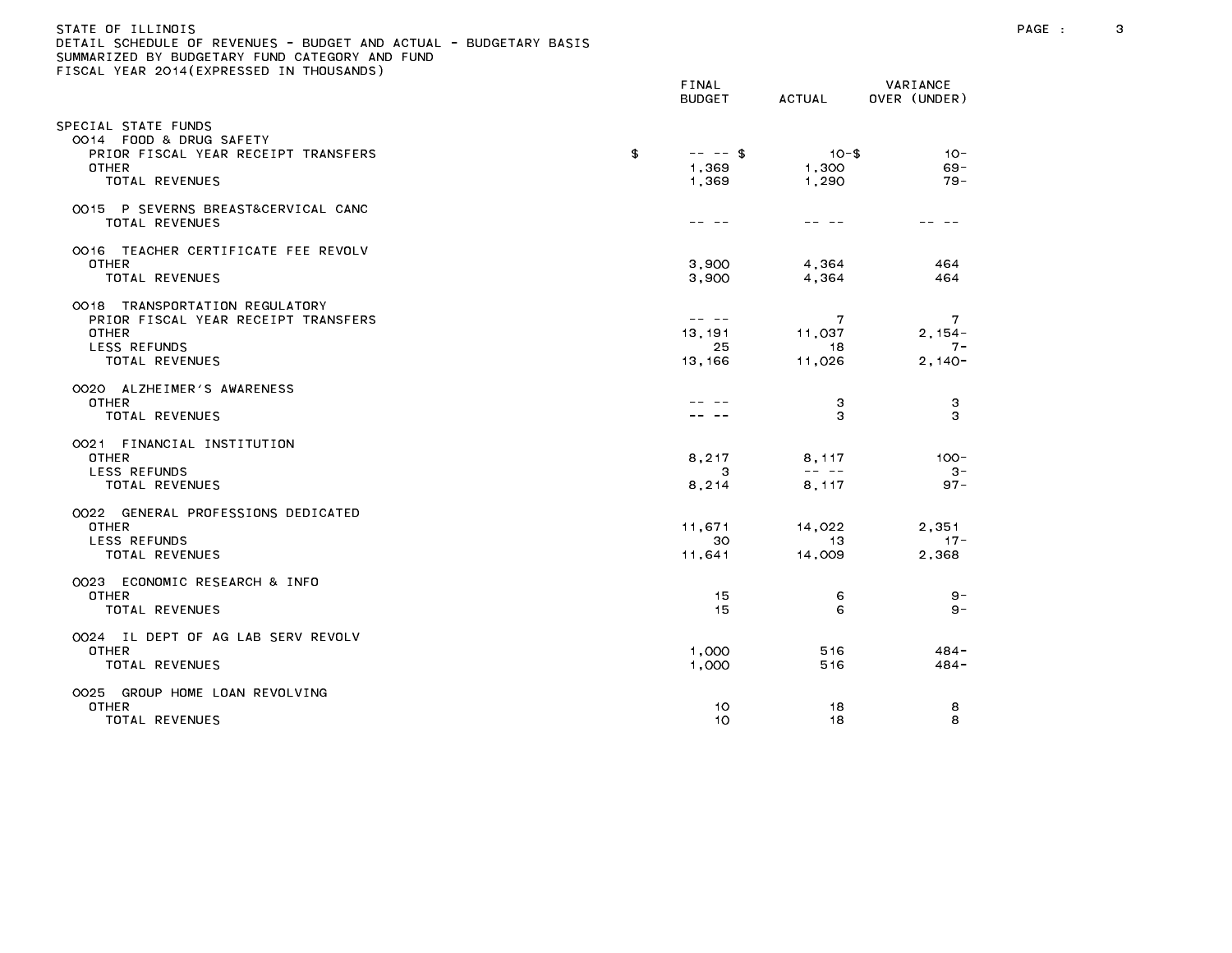STATE OF ILLINOIS
DETAIL SCHEDULE OF REVENUES - BUDGET AND ACTUAL - BUDGETARY BASIS
SUMMARIZED BY BUDGETARY FUND CATEGORY AND FUND
FISCAL YEAR 2014(EXPRESSED IN THOUSANDS)

| | FINAL BUDGET | ACTUAL | VARIANCE OVER (UNDER) |
|---|---|---|---|
| SPECIAL STATE FUNDS | | | |
| 0014 FOOD & DRUG SAFETY | | | |
| PRIOR FISCAL YEAR RECEIPT TRANSFERS | $ -- -- $ | 10-$ | 10- |
| OTHER | 1,369 | 1,300 | 69- |
| TOTAL REVENUES | 1,369 | 1,290 | 79- |
| 0015 P SEVERNS BREAST&CERVICAL CANC | | | |
| TOTAL REVENUES | -- -- | -- -- | -- -- |
| 0016 TEACHER CERTIFICATE FEE REVOLV | | | |
| OTHER | 3,900 | 4,364 | 464 |
| TOTAL REVENUES | 3,900 | 4,364 | 464 |
| 0018 TRANSPORTATION REGULATORY | | | |
| PRIOR FISCAL YEAR RECEIPT TRANSFERS | -- -- | 7 | 7 |
| OTHER | 13,191 | 11,037 | 2,154- |
| LESS REFUNDS | 25 | 18 | 7- |
| TOTAL REVENUES | 13,166 | 11,026 | 2,140- |
| 0020 ALZHEIMER'S AWARENESS | | | |
| OTHER | -- -- | 3 | 3 |
| TOTAL REVENUES | -- -- | 3 | 3 |
| 0021 FINANCIAL INSTITUTION | | | |
| OTHER | 8,217 | 8,117 | 100- |
| LESS REFUNDS | 3 | -- -- | 3- |
| TOTAL REVENUES | 8,214 | 8,117 | 97- |
| 0022 GENERAL PROFESSIONS DEDICATED | | | |
| OTHER | 11,671 | 14,022 | 2,351 |
| LESS REFUNDS | 30 | 13 | 17- |
| TOTAL REVENUES | 11,641 | 14,009 | 2,368 |
| 0023 ECONOMIC RESEARCH & INFO | | | |
| OTHER | 15 | 6 | 9- |
| TOTAL REVENUES | 15 | 6 | 9- |
| 0024 IL DEPT OF AG LAB SERV REVOLV | | | |
| OTHER | 1,000 | 516 | 484- |
| TOTAL REVENUES | 1,000 | 516 | 484- |
| 0025 GROUP HOME LOAN REVOLVING | | | |
| OTHER | 10 | 18 | 8 |
| TOTAL REVENUES | 10 | 18 | 8 |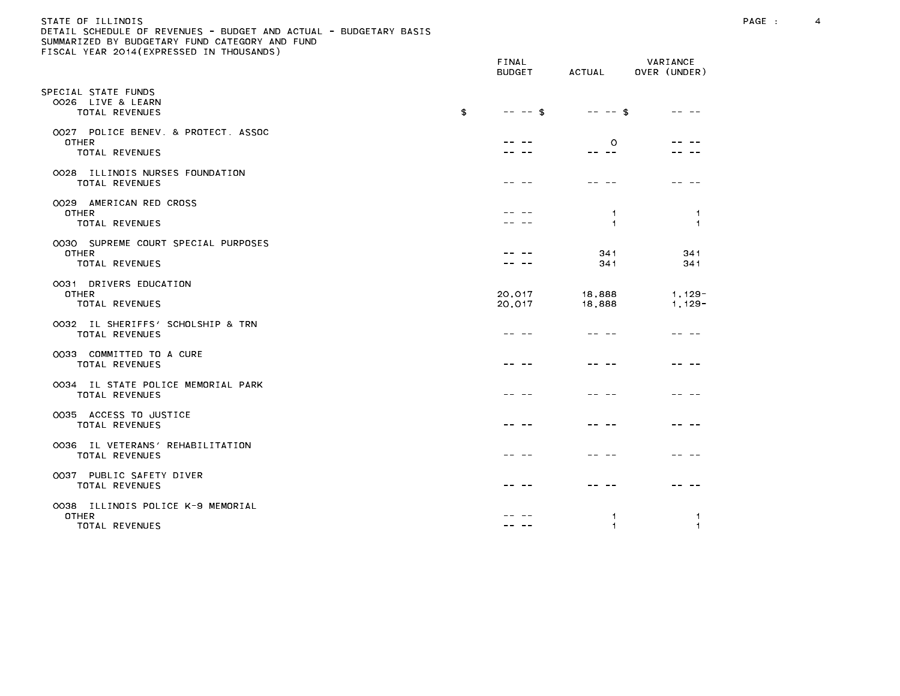STATE OF ILLINOIS
DETAIL SCHEDULE OF REVENUES - BUDGET AND ACTUAL - BUDGETARY BASIS
SUMMARIZED BY BUDGETARY FUND CATEGORY AND FUND
FISCAL YEAR 2014(EXPRESSED IN THOUSANDS)

| | FINAL BUDGET | ACTUAL | VARIANCE OVER (UNDER) |
|---|---|---|---|
| SPECIAL STATE FUNDS | | | |
| 0026 LIVE & LEARN | | | |
| TOTAL REVENUES | $ -- -- | $ -- -- | $ -- -- |
| 0027 POLICE BENEV. & PROTECT. ASSOC | | | |
| OTHER | -- -- | 0 | -- -- |
| TOTAL REVENUES | -- -- | -- -- | -- -- |
| 0028 ILLINOIS NURSES FOUNDATION | | | |
| TOTAL REVENUES | -- -- | -- -- | -- -- |
| 0029 AMERICAN RED CROSS | | | |
| OTHER | -- -- | 1 | 1 |
| TOTAL REVENUES | -- -- | 1 | 1 |
| 0030 SUPREME COURT SPECIAL PURPOSES | | | |
| OTHER | -- -- | 341 | 341 |
| TOTAL REVENUES | -- -- | 341 | 341 |
| 0031 DRIVERS EDUCATION | | | |
| OTHER | 20,017 | 18,888 | 1,129- |
| TOTAL REVENUES | 20,017 | 18,888 | 1,129- |
| 0032 IL SHERIFFS' SCHOLSHIP & TRN | | | |
| TOTAL REVENUES | -- -- | -- -- | -- -- |
| 0033 COMMITTED TO A CURE | | | |
| TOTAL REVENUES | -- -- | -- -- | -- -- |
| 0034 IL STATE POLICE MEMORIAL PARK | | | |
| TOTAL REVENUES | -- -- | -- -- | -- -- |
| 0035 ACCESS TO JUSTICE | | | |
| TOTAL REVENUES | -- -- | -- -- | -- -- |
| 0036 IL VETERANS' REHABILITATION | | | |
| TOTAL REVENUES | -- -- | -- -- | -- -- |
| 0037 PUBLIC SAFETY DIVER | | | |
| TOTAL REVENUES | -- -- | -- -- | -- -- |
| 0038 ILLINOIS POLICE K-9 MEMORIAL | | | |
| OTHER | -- -- | 1 | 1 |
| TOTAL REVENUES | -- -- | 1 | 1 |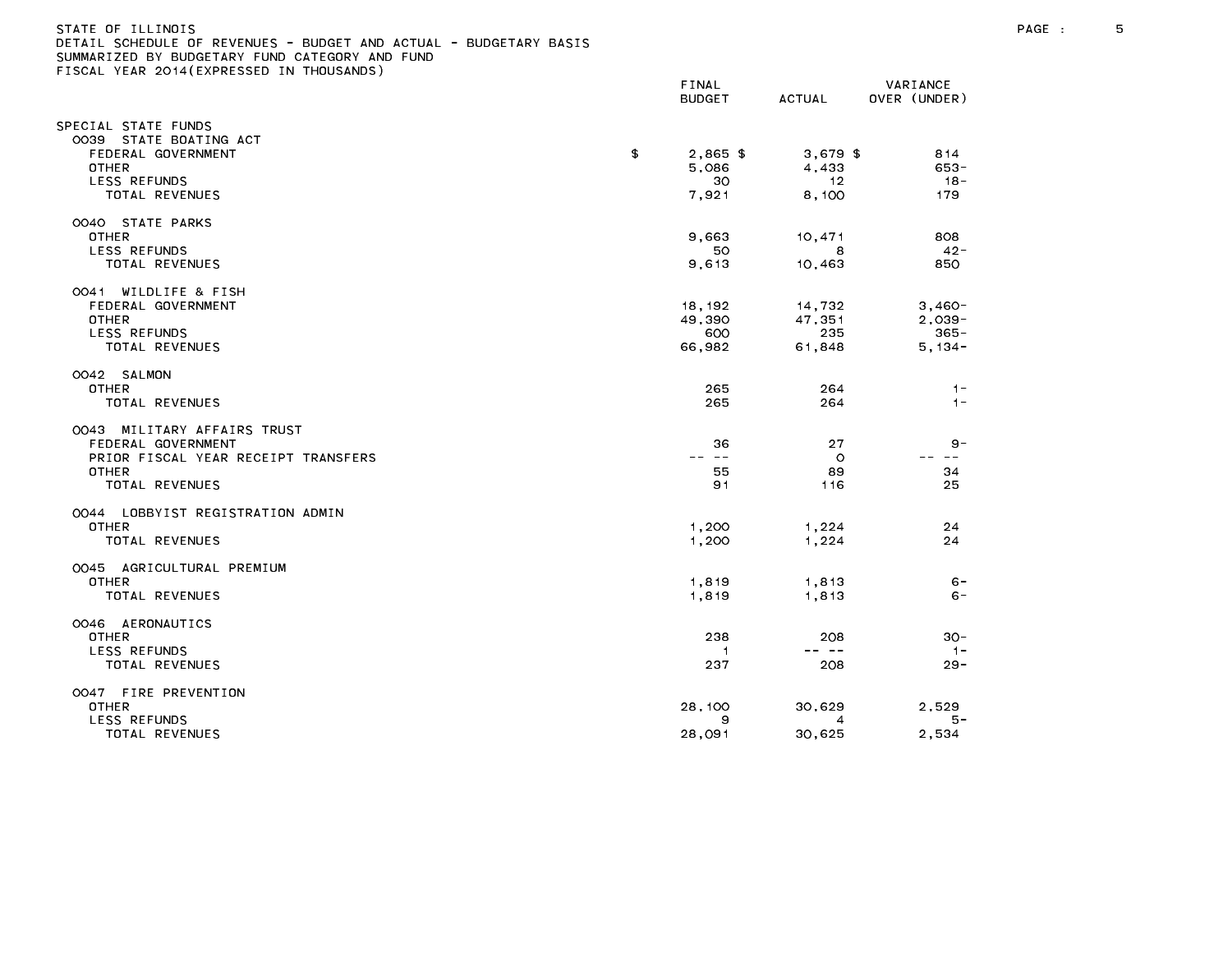STATE OF ILLINOIS
DETAIL SCHEDULE OF REVENUES - BUDGET AND ACTUAL - BUDGETARY BASIS
SUMMARIZED BY BUDGETARY FUND CATEGORY AND FUND
FISCAL YEAR 2014(EXPRESSED IN THOUSANDS)

| | FINAL BUDGET | ACTUAL | VARIANCE OVER (UNDER) |
|---|---|---|---|
| SPECIAL STATE FUNDS | | | |
| 0039 STATE BOATING ACT | | | |
| FEDERAL GOVERNMENT | $ 2,865 | $ 3,679 | $ 814 |
| OTHER | 5,086 | 4,433 | 653- |
| LESS REFUNDS | 30 | 12 | 18- |
| TOTAL REVENUES | 7,921 | 8,100 | 179 |
| 0040 STATE PARKS | | | |
| OTHER | 9,663 | 10,471 | 808 |
| LESS REFUNDS | 50 | 8 | 42- |
| TOTAL REVENUES | 9,613 | 10,463 | 850 |
| 0041 WILDLIFE & FISH | | | |
| FEDERAL GOVERNMENT | 18,192 | 14,732 | 3,460- |
| OTHER | 49,390 | 47,351 | 2,039- |
| LESS REFUNDS | 600 | 235 | 365- |
| TOTAL REVENUES | 66,982 | 61,848 | 5,134- |
| 0042 SALMON | | | |
| OTHER | 265 | 264 | 1- |
| TOTAL REVENUES | 265 | 264 | 1- |
| 0043 MILITARY AFFAIRS TRUST | | | |
| FEDERAL GOVERNMENT | 36 | 27 | 9- |
| PRIOR FISCAL YEAR RECEIPT TRANSFERS | -- -- | 0 | -- -- |
| OTHER | 55 | 89 | 34 |
| TOTAL REVENUES | 91 | 116 | 25 |
| 0044 LOBBYIST REGISTRATION ADMIN | | | |
| OTHER | 1,200 | 1,224 | 24 |
| TOTAL REVENUES | 1,200 | 1,224 | 24 |
| 0045 AGRICULTURAL PREMIUM | | | |
| OTHER | 1,819 | 1,813 | 6- |
| TOTAL REVENUES | 1,819 | 1,813 | 6- |
| 0046 AERONAUTICS | | | |
| OTHER | 238 | 208 | 30- |
| LESS REFUNDS | 1 | -- -- | 1- |
| TOTAL REVENUES | 237 | 208 | 29- |
| 0047 FIRE PREVENTION | | | |
| OTHER | 28,100 | 30,629 | 2,529 |
| LESS REFUNDS | 9 | 4 | 5- |
| TOTAL REVENUES | 28,091 | 30,625 | 2,534 |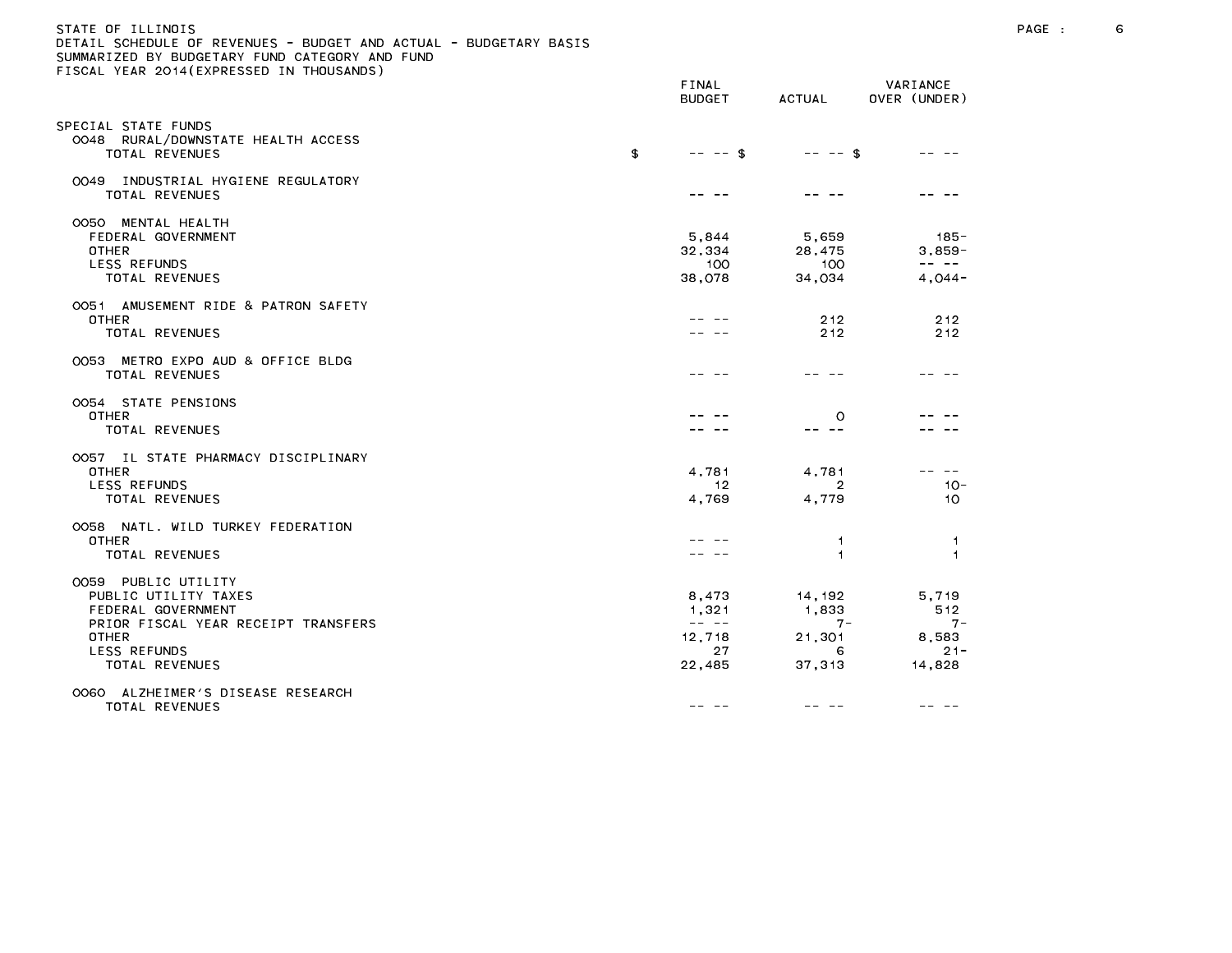STATE OF ILLINOIS
DETAIL SCHEDULE OF REVENUES - BUDGET AND ACTUAL - BUDGETARY BASIS
SUMMARIZED BY BUDGETARY FUND CATEGORY AND FUND
FISCAL YEAR 2014(EXPRESSED IN THOUSANDS)

| | FINAL BUDGET | ACTUAL | VARIANCE OVER (UNDER) |
|---|---|---|---|
| SPECIAL STATE FUNDS | | | |
| 0048 RURAL/DOWNSTATE HEALTH ACCESS | | | |
| TOTAL REVENUES | $ -- -- | $ -- -- | $ -- -- |
| 0049 INDUSTRIAL HYGIENE REGULATORY | | | |
| TOTAL REVENUES | -- -- | -- -- | -- -- |
| 0050 MENTAL HEALTH | | | |
| FEDERAL GOVERNMENT | 5,844 | 5,659 | 185- |
| OTHER | 32,334 | 28,475 | 3,859- |
| LESS REFUNDS | 100 | 100 | -- -- |
| TOTAL REVENUES | 38,078 | 34,034 | 4,044- |
| 0051 AMUSEMENT RIDE & PATRON SAFETY | | | |
| OTHER | -- -- | 212 | 212 |
| TOTAL REVENUES | -- -- | 212 | 212 |
| 0053 METRO EXPO AUD & OFFICE BLDG | | | |
| TOTAL REVENUES | -- -- | -- -- | -- -- |
| 0054 STATE PENSIONS | | | |
| OTHER | -- -- | 0 | -- -- |
| TOTAL REVENUES | -- -- | -- -- | -- -- |
| 0057 IL STATE PHARMACY DISCIPLINARY | | | |
| OTHER | 4,781 | 4,781 | -- -- |
| LESS REFUNDS | 12 | 2 | 10- |
| TOTAL REVENUES | 4,769 | 4,779 | 10 |
| 0058 NATL. WILD TURKEY FEDERATION | | | |
| OTHER | -- -- | 1 | 1 |
| TOTAL REVENUES | -- -- | 1 | 1 |
| 0059 PUBLIC UTILITY | | | |
| PUBLIC UTILITY TAXES | 8,473 | 14,192 | 5,719 |
| FEDERAL GOVERNMENT | 1,321 | 1,833 | 512 |
| PRIOR FISCAL YEAR RECEIPT TRANSFERS | -- -- | 7- | 7- |
| OTHER | 12,718 | 21,301 | 8,583 |
| LESS REFUNDS | 27 | 6 | 21- |
| TOTAL REVENUES | 22,485 | 37,313 | 14,828 |
| 0060 ALZHEIMER'S DISEASE RESEARCH | | | |
| TOTAL REVENUES | -- -- | -- -- | -- -- |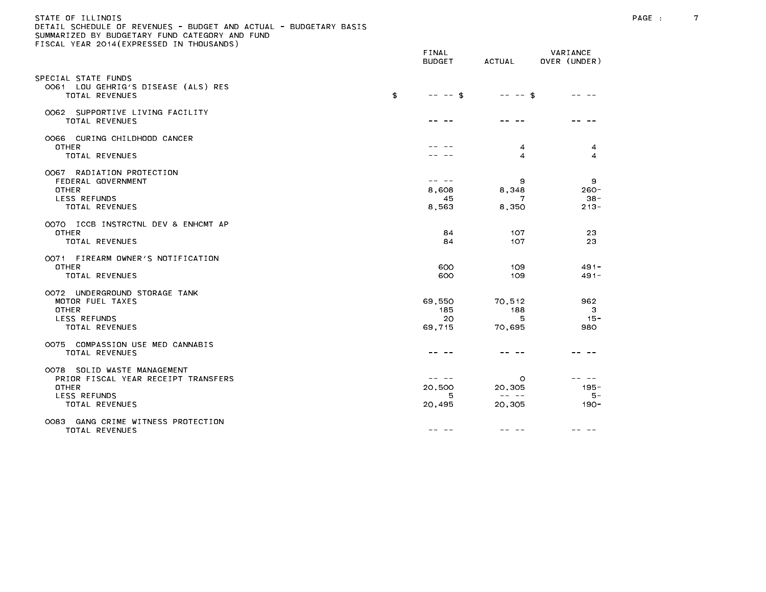STATE OF ILLINOIS
DETAIL SCHEDULE OF REVENUES - BUDGET AND ACTUAL - BUDGETARY BASIS
SUMMARIZED BY BUDGETARY FUND CATEGORY AND FUND
FISCAL YEAR 2014(EXPRESSED IN THOUSANDS)

| | FINAL BUDGET | ACTUAL | VARIANCE OVER (UNDER) |
|---|---|---|---|
| SPECIAL STATE FUNDS | | | |
| 0061 LOU GEHRIG'S DISEASE (ALS) RES | | | |
| TOTAL REVENUES | $ -- -- | $ -- -- | $ -- -- |
| 0062 SUPPORTIVE LIVING FACILITY | | | |
| TOTAL REVENUES | -- -- | -- -- | -- -- |
| 0066 CURING CHILDHOOD CANCER | | | |
| OTHER | -- -- | 4 | 4 |
| TOTAL REVENUES | -- -- | 4 | 4 |
| 0067 RADIATION PROTECTION | | | |
| FEDERAL GOVERNMENT | -- -- | 9 | 9 |
| OTHER | 8,608 | 8,348 | 260- |
| LESS REFUNDS | 45 | 7 | 38- |
| TOTAL REVENUES | 8,563 | 8,350 | 213- |
| 0070 ICCB INSTRCTNL DEV & ENHCMT AP | | | |
| OTHER | 84 | 107 | 23 |
| TOTAL REVENUES | 84 | 107 | 23 |
| 0071 FIREARM OWNER'S NOTIFICATION | | | |
| OTHER | 600 | 109 | 491- |
| TOTAL REVENUES | 600 | 109 | 491- |
| 0072 UNDERGROUND STORAGE TANK | | | |
| MOTOR FUEL TAXES | 69,550 | 70,512 | 962 |
| OTHER | 185 | 188 | 3 |
| LESS REFUNDS | 20 | 5 | 15- |
| TOTAL REVENUES | 69,715 | 70,695 | 980 |
| 0075 COMPASSION USE MED CANNABIS | | | |
| TOTAL REVENUES | -- -- | -- -- | -- -- |
| 0078 SOLID WASTE MANAGEMENT | | | |
| PRIOR FISCAL YEAR RECEIPT TRANSFERS | -- -- | 0 | -- -- |
| OTHER | 20,500 | 20,305 | 195- |
| LESS REFUNDS | 5 | -- -- | 5- |
| TOTAL REVENUES | 20,495 | 20,305 | 190- |
| 0083 GANG CRIME WITNESS PROTECTION | | | |
| TOTAL REVENUES | -- -- | -- -- | -- -- |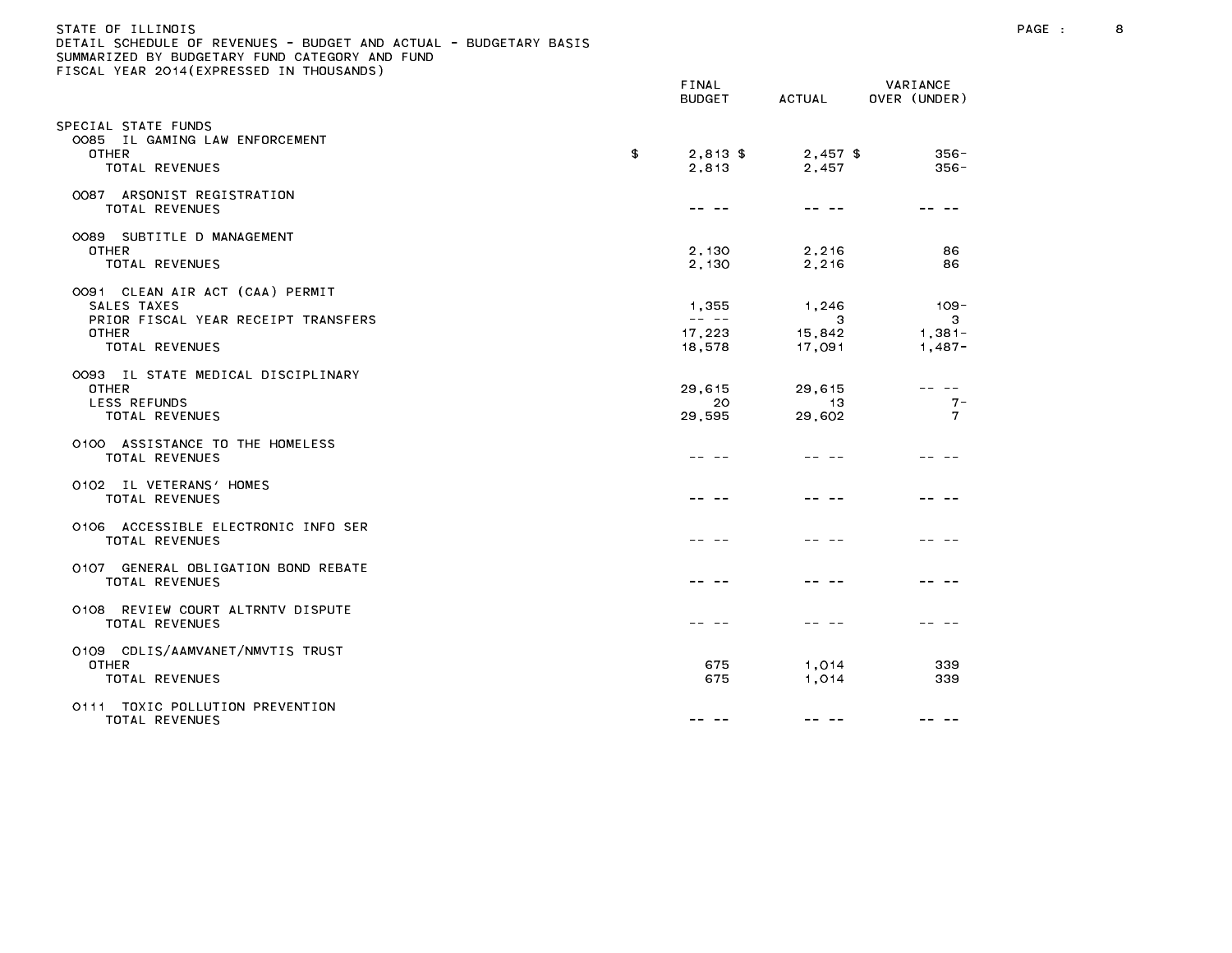STATE OF ILLINOIS
DETAIL SCHEDULE OF REVENUES - BUDGET AND ACTUAL - BUDGETARY BASIS
SUMMARIZED BY BUDGETARY FUND CATEGORY AND FUND
FISCAL YEAR 2014(EXPRESSED IN THOUSANDS)

| | FINAL BUDGET | ACTUAL | VARIANCE OVER (UNDER) |
|---|---|---|---|
| SPECIAL STATE FUNDS | | | |
| 0085 IL GAMING LAW ENFORCEMENT | | | |
| OTHER | $ 2,813 | $ 2,457 | $ 356- |
| TOTAL REVENUES | 2,813 | 2,457 | 356- |
| 0087 ARSONIST REGISTRATION | | | |
| TOTAL REVENUES | -- -- | -- -- | -- -- |
| 0089 SUBTITLE D MANAGEMENT | | | |
| OTHER | 2,130 | 2,216 | 86 |
| TOTAL REVENUES | 2,130 | 2,216 | 86 |
| 0091 CLEAN AIR ACT (CAA) PERMIT | | | |
| SALES TAXES | 1,355 | 1,246 | 109- |
| PRIOR FISCAL YEAR RECEIPT TRANSFERS | -- -- | 3 | 3 |
| OTHER | 17,223 | 15,842 | 1,381- |
| TOTAL REVENUES | 18,578 | 17,091 | 1,487- |
| 0093 IL STATE MEDICAL DISCIPLINARY | | | |
| OTHER | 29,615 | 29,615 | -- -- |
| LESS REFUNDS | 20 | 13 | 7- |
| TOTAL REVENUES | 29,595 | 29,602 | 7 |
| 0100 ASSISTANCE TO THE HOMELESS | | | |
| TOTAL REVENUES | -- -- | -- -- | -- -- |
| 0102 IL VETERANS' HOMES | | | |
| TOTAL REVENUES | -- -- | -- -- | -- -- |
| 0106 ACCESSIBLE ELECTRONIC INFO SER | | | |
| TOTAL REVENUES | -- -- | -- -- | -- -- |
| 0107 GENERAL OBLIGATION BOND REBATE | | | |
| TOTAL REVENUES | -- -- | -- -- | -- -- |
| 0108 REVIEW COURT ALTRNTV DISPUTE | | | |
| TOTAL REVENUES | -- -- | -- -- | -- -- |
| 0109 CDLIS/AAMVANET/NMVTIS TRUST | | | |
| OTHER | 675 | 1,014 | 339 |
| TOTAL REVENUES | 675 | 1,014 | 339 |
| 0111 TOXIC POLLUTION PREVENTION | | | |
| TOTAL REVENUES | -- -- | -- -- | -- -- |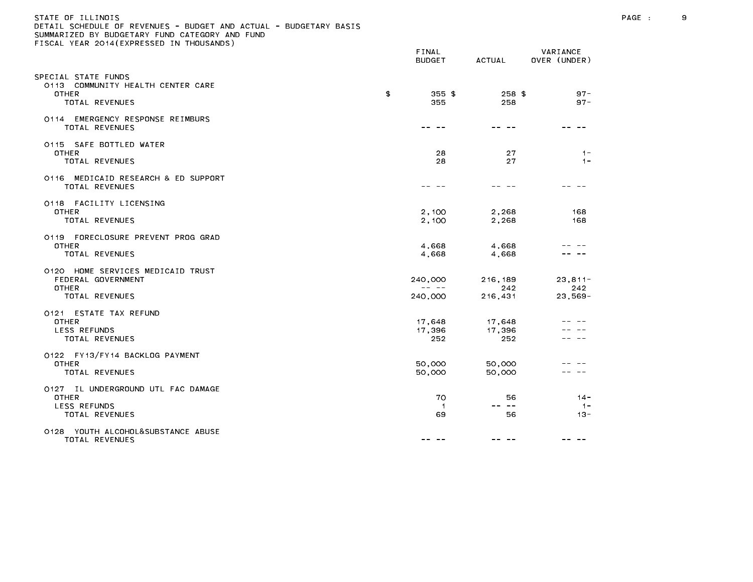STATE OF ILLINOIS
DETAIL SCHEDULE OF REVENUES - BUDGET AND ACTUAL - BUDGETARY BASIS
SUMMARIZED BY BUDGETARY FUND CATEGORY AND FUND
FISCAL YEAR 2014(EXPRESSED IN THOUSANDS)

| | FINAL BUDGET | ACTUAL | VARIANCE OVER (UNDER) |
|---|---|---|---|
| SPECIAL STATE FUNDS | | | |
| 0113 COMMUNITY HEALTH CENTER CARE | | | |
| OTHER | $ 355 | $ 258 | $ 97- |
| TOTAL REVENUES | 355 | 258 | 97- |
| 0114 EMERGENCY RESPONSE REIMBURS | | | |
| TOTAL REVENUES | -- -- | -- -- | -- -- |
| 0115 SAFE BOTTLED WATER | | | |
| OTHER | 28 | 27 | 1- |
| TOTAL REVENUES | 28 | 27 | 1- |
| 0116 MEDICAID RESEARCH & ED SUPPORT | | | |
| TOTAL REVENUES | -- -- | -- -- | -- -- |
| 0118 FACILITY LICENSING | | | |
| OTHER | 2,100 | 2,268 | 168 |
| TOTAL REVENUES | 2,100 | 2,268 | 168 |
| 0119 FORECLOSURE PREVENT PROG GRAD | | | |
| OTHER | 4,668 | 4,668 | -- -- |
| TOTAL REVENUES | 4,668 | 4,668 | -- -- |
| 0120 HOME SERVICES MEDICAID TRUST | | | |
| FEDERAL GOVERNMENT | 240,000 | 216,189 | 23,811- |
| OTHER | -- -- | 242 | 242 |
| TOTAL REVENUES | 240,000 | 216,431 | 23,569- |
| 0121 ESTATE TAX REFUND | | | |
| OTHER | 17,648 | 17,648 | -- -- |
| LESS REFUNDS | 17,396 | 17,396 | -- -- |
| TOTAL REVENUES | 252 | 252 | -- -- |
| 0122 FY13/FY14 BACKLOG PAYMENT | | | |
| OTHER | 50,000 | 50,000 | -- -- |
| TOTAL REVENUES | 50,000 | 50,000 | -- -- |
| 0127 IL UNDERGROUND UTL FAC DAMAGE | | | |
| OTHER | 70 | 56 | 14- |
| LESS REFUNDS | 1 | -- -- | 1- |
| TOTAL REVENUES | 69 | 56 | 13- |
| 0128 YOUTH ALCOHOL&SUBSTANCE ABUSE | | | |
| TOTAL REVENUES | -- -- | -- -- | -- -- |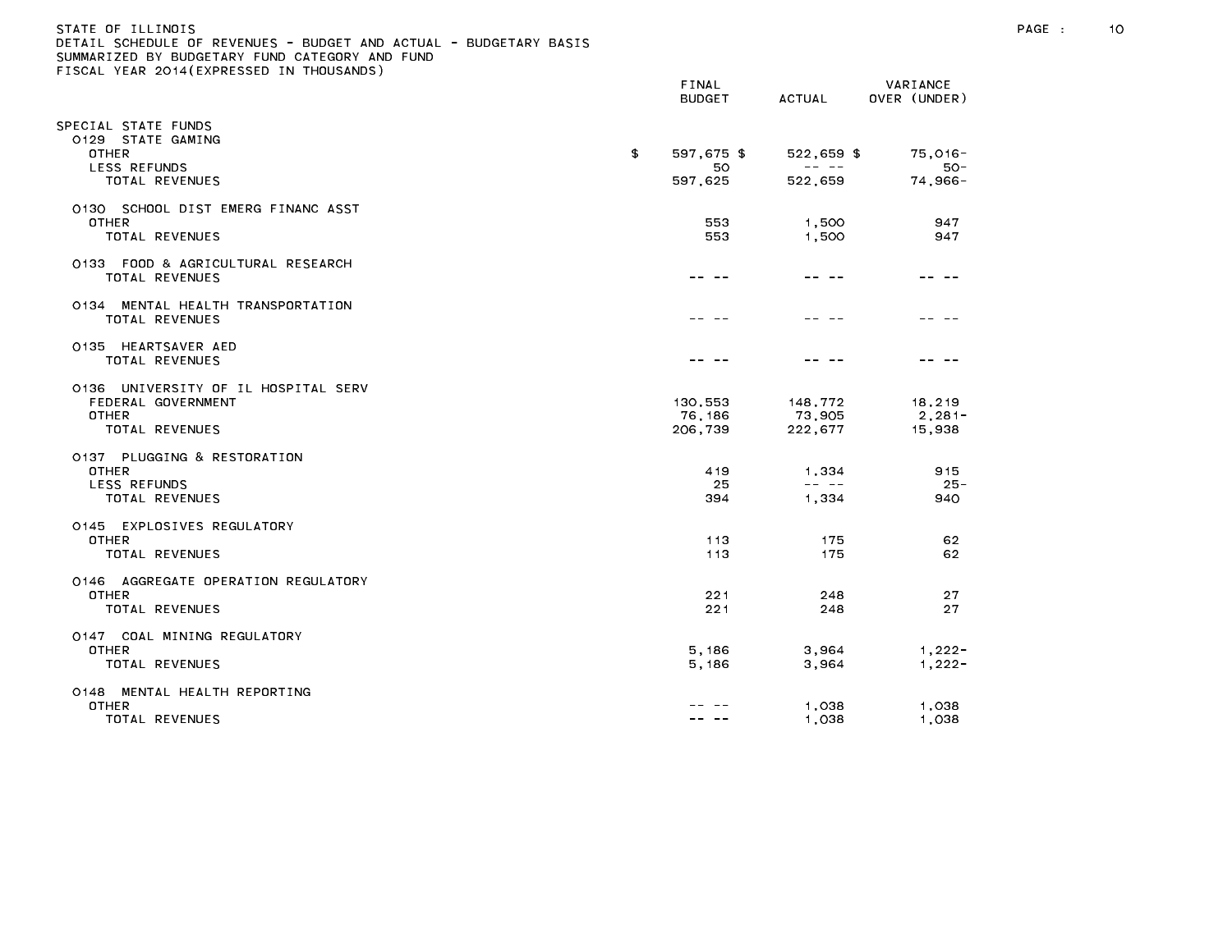STATE OF ILLINOIS
DETAIL SCHEDULE OF REVENUES - BUDGET AND ACTUAL - BUDGETARY BASIS
SUMMARIZED BY BUDGETARY FUND CATEGORY AND FUND
FISCAL YEAR 2014(EXPRESSED IN THOUSANDS)

| | FINAL BUDGET | ACTUAL | VARIANCE OVER (UNDER) |
|---|---|---|---|
| SPECIAL STATE FUNDS | | | |
| 0129 STATE GAMING | | | |
| OTHER | $ 597,675 $ | 522,659 $ | 75,016- |
| LESS REFUNDS | 50 | -- -- | 50- |
| TOTAL REVENUES | 597,625 | 522,659 | 74,966- |
| 0130 SCHOOL DIST EMERG FINANC ASST | | | |
| OTHER | 553 | 1,500 | 947 |
| TOTAL REVENUES | 553 | 1,500 | 947 |
| 0133 FOOD & AGRICULTURAL RESEARCH | | | |
| TOTAL REVENUES | -- -- | -- -- | -- -- |
| 0134 MENTAL HEALTH TRANSPORTATION | | | |
| TOTAL REVENUES | -- -- | -- -- | -- -- |
| 0135 HEARTSAVER AED | | | |
| TOTAL REVENUES | -- -- | -- -- | -- -- |
| 0136 UNIVERSITY OF IL HOSPITAL SERV | | | |
| FEDERAL GOVERNMENT | 130,553 | 148,772 | 18,219 |
| OTHER | 76,186 | 73,905 | 2,281- |
| TOTAL REVENUES | 206,739 | 222,677 | 15,938 |
| 0137 PLUGGING & RESTORATION | | | |
| OTHER | 419 | 1,334 | 915 |
| LESS REFUNDS | 25 | -- -- | 25- |
| TOTAL REVENUES | 394 | 1,334 | 940 |
| 0145 EXPLOSIVES REGULATORY | | | |
| OTHER | 113 | 175 | 62 |
| TOTAL REVENUES | 113 | 175 | 62 |
| 0146 AGGREGATE OPERATION REGULATORY | | | |
| OTHER | 221 | 248 | 27 |
| TOTAL REVENUES | 221 | 248 | 27 |
| 0147 COAL MINING REGULATORY | | | |
| OTHER | 5,186 | 3,964 | 1,222- |
| TOTAL REVENUES | 5,186 | 3,964 | 1,222- |
| 0148 MENTAL HEALTH REPORTING | | | |
| OTHER | -- -- | 1,038 | 1,038 |
| TOTAL REVENUES | -- -- | 1,038 | 1,038 |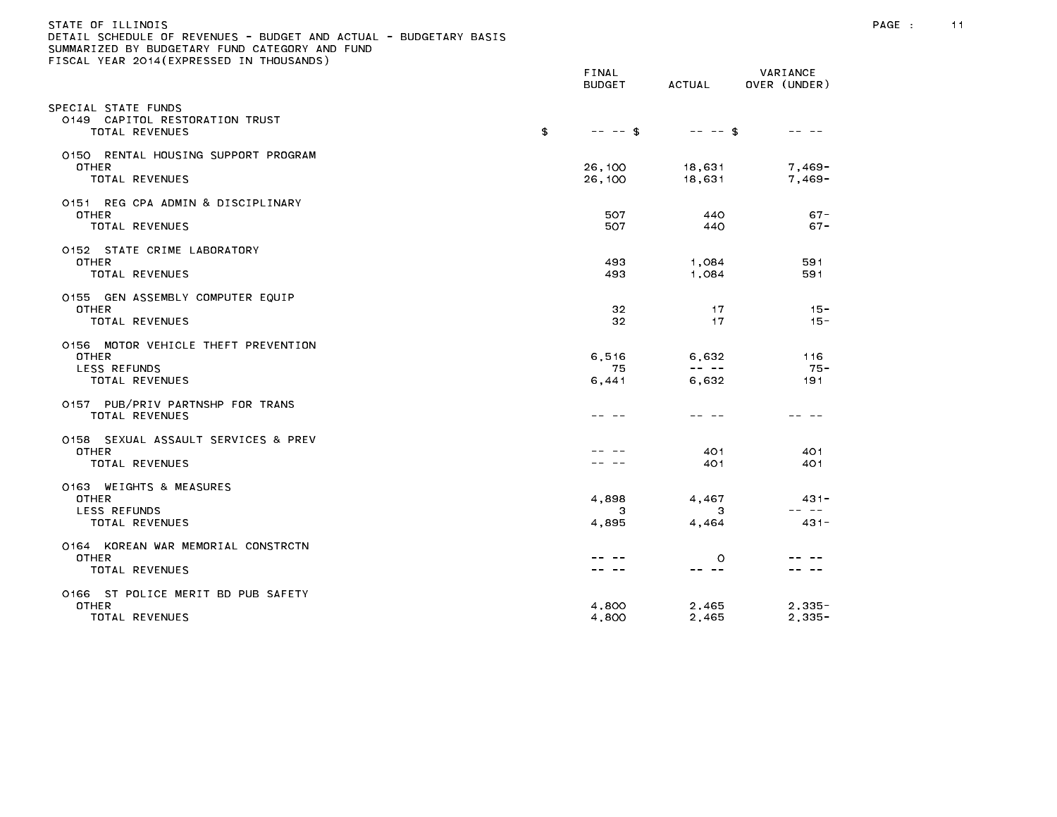STATE OF ILLINOIS
DETAIL SCHEDULE OF REVENUES - BUDGET AND ACTUAL - BUDGETARY BASIS
SUMMARIZED BY BUDGETARY FUND CATEGORY AND FUND
FISCAL YEAR 2014(EXPRESSED IN THOUSANDS)

| | FINAL BUDGET | ACTUAL | VARIANCE OVER (UNDER) |
|---|---|---|---|
| SPECIAL STATE FUNDS | | | |
| 0149 CAPITOL RESTORATION TRUST | | | |
| TOTAL REVENUES | $ -- -- | $ -- -- | $ -- -- |
| 0150 RENTAL HOUSING SUPPORT PROGRAM | | | |
| OTHER | 26,100 | 18,631 | 7,469- |
| TOTAL REVENUES | 26,100 | 18,631 | 7,469- |
| 0151 REG CPA ADMIN & DISCIPLINARY | | | |
| OTHER | 507 | 440 | 67- |
| TOTAL REVENUES | 507 | 440 | 67- |
| 0152 STATE CRIME LABORATORY | | | |
| OTHER | 493 | 1,084 | 591 |
| TOTAL REVENUES | 493 | 1,084 | 591 |
| 0155 GEN ASSEMBLY COMPUTER EQUIP | | | |
| OTHER | 32 | 17 | 15- |
| TOTAL REVENUES | 32 | 17 | 15- |
| 0156 MOTOR VEHICLE THEFT PREVENTION | | | |
| OTHER | 6,516 | 6,632 | 116 |
| LESS REFUNDS | 75 | -- -- | 75- |
| TOTAL REVENUES | 6,441 | 6,632 | 191 |
| 0157 PUB/PRIV PARTNSHP FOR TRANS | | | |
| TOTAL REVENUES | -- -- | -- -- | -- -- |
| 0158 SEXUAL ASSAULT SERVICES & PREV | | | |
| OTHER | -- -- | 401 | 401 |
| TOTAL REVENUES | -- -- | 401 | 401 |
| 0163 WEIGHTS & MEASURES | | | |
| OTHER | 4,898 | 4,467 | 431- |
| LESS REFUNDS | 3 | 3 | -- -- |
| TOTAL REVENUES | 4,895 | 4,464 | 431- |
| 0164 KOREAN WAR MEMORIAL CONSTRCTN | | | |
| OTHER | -- -- | 0 | -- -- |
| TOTAL REVENUES | -- -- | -- -- | -- -- |
| 0166 ST POLICE MERIT BD PUB SAFETY | | | |
| OTHER | 4,800 | 2,465 | 2,335- |
| TOTAL REVENUES | 4,800 | 2,465 | 2,335- |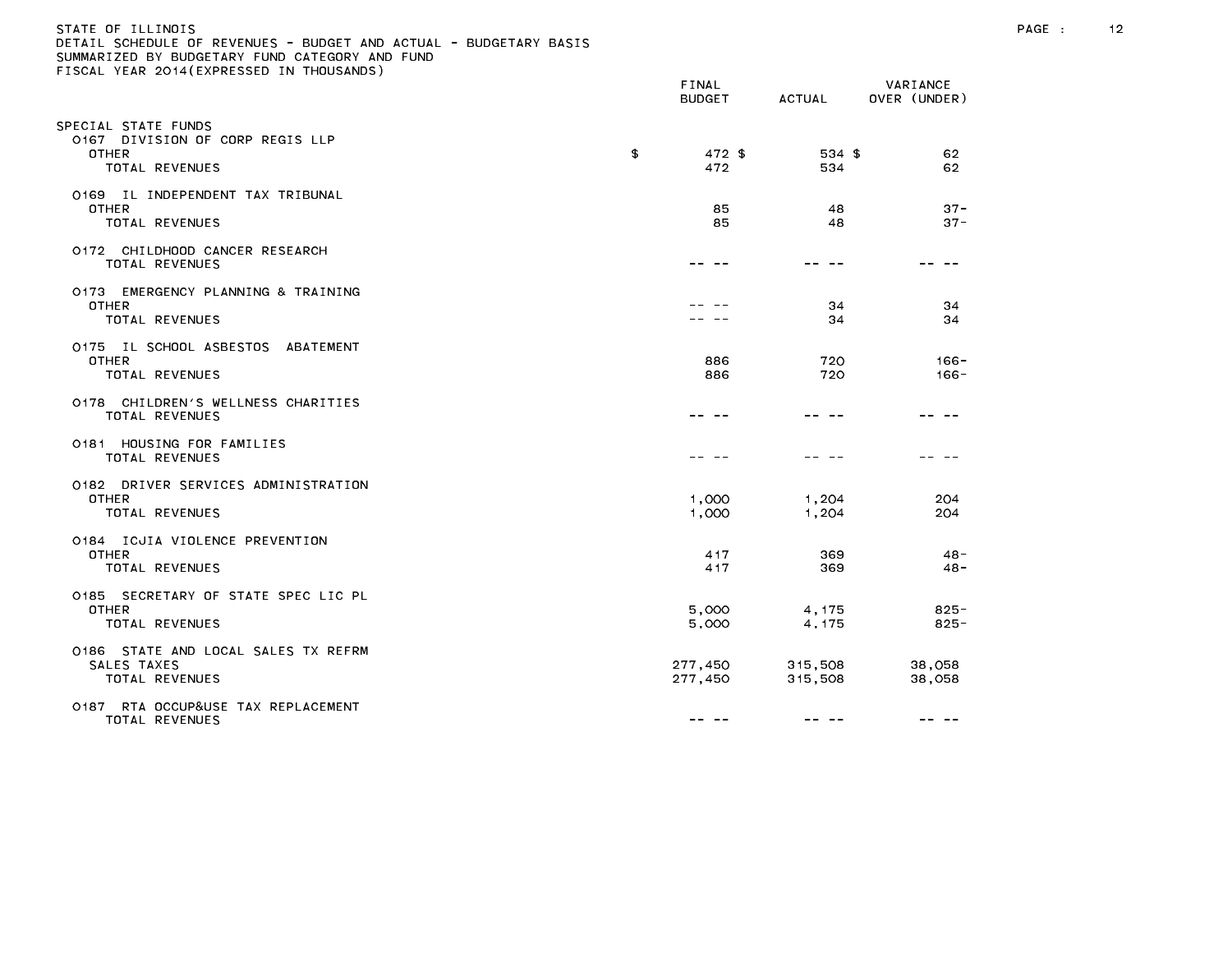STATE OF ILLINOIS
DETAIL SCHEDULE OF REVENUES - BUDGET AND ACTUAL - BUDGETARY BASIS
SUMMARIZED BY BUDGETARY FUND CATEGORY AND FUND
FISCAL YEAR 2014(EXPRESSED IN THOUSANDS)

| | FINAL BUDGET | ACTUAL | VARIANCE OVER (UNDER) |
|---|---|---|---|
| SPECIAL STATE FUNDS | | | |
| 0167 DIVISION OF CORP REGIS LLP | | | |
| OTHER | $ 472 | $ 534 | $ 62 |
| TOTAL REVENUES | 472 | 534 | 62 |
| 0169 IL INDEPENDENT TAX TRIBUNAL | | | |
| OTHER | 85 | 48 | 37- |
| TOTAL REVENUES | 85 | 48 | 37- |
| 0172 CHILDHOOD CANCER RESEARCH | | | |
| TOTAL REVENUES | -- -- | -- -- | -- -- |
| 0173 EMERGENCY PLANNING & TRAINING | | | |
| OTHER | -- -- | 34 | 34 |
| TOTAL REVENUES | -- -- | 34 | 34 |
| 0175 IL SCHOOL ASBESTOS ABATEMENT | | | |
| OTHER | 886 | 720 | 166- |
| TOTAL REVENUES | 886 | 720 | 166- |
| 0178 CHILDREN'S WELLNESS CHARITIES | | | |
| TOTAL REVENUES | -- -- | -- -- | -- -- |
| 0181 HOUSING FOR FAMILIES | | | |
| TOTAL REVENUES | -- -- | -- -- | -- -- |
| 0182 DRIVER SERVICES ADMINISTRATION | | | |
| OTHER | 1,000 | 1,204 | 204 |
| TOTAL REVENUES | 1,000 | 1,204 | 204 |
| 0184 ICJIA VIOLENCE PREVENTION | | | |
| OTHER | 417 | 369 | 48- |
| TOTAL REVENUES | 417 | 369 | 48- |
| 0185 SECRETARY OF STATE SPEC LIC PL | | | |
| OTHER | 5,000 | 4,175 | 825- |
| TOTAL REVENUES | 5,000 | 4,175 | 825- |
| 0186 STATE AND LOCAL SALES TX REFRM | | | |
| SALES TAXES | 277,450 | 315,508 | 38,058 |
| TOTAL REVENUES | 277,450 | 315,508 | 38,058 |
| 0187 RTA OCCUP&USE TAX REPLACEMENT | | | |
| TOTAL REVENUES | -- -- | -- -- | -- -- |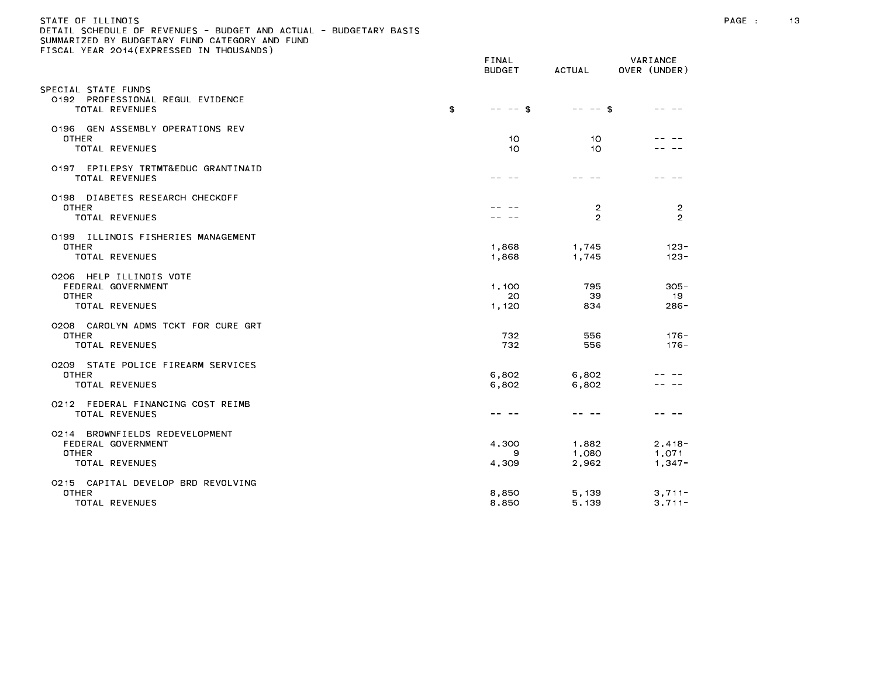STATE OF ILLINOIS
DETAIL SCHEDULE OF REVENUES - BUDGET AND ACTUAL - BUDGETARY BASIS
SUMMARIZED BY BUDGETARY FUND CATEGORY AND FUND
FISCAL YEAR 2014(EXPRESSED IN THOUSANDS)

| | FINAL BUDGET | ACTUAL | VARIANCE OVER (UNDER) |
|---|---|---|---|
| SPECIAL STATE FUNDS | | | |
| 0192 PROFESSIONAL REGUL EVIDENCE | | | |
| TOTAL REVENUES | $ -- -- | $ -- -- | $ -- -- |
| 0196 GEN ASSEMBLY OPERATIONS REV | | | |
| OTHER | 10 | 10 | -- -- |
| TOTAL REVENUES | 10 | 10 | -- -- |
| 0197 EPILEPSY TRTMT&EDUC GRANTINAID | | | |
| TOTAL REVENUES | -- -- | -- -- | -- -- |
| 0198 DIABETES RESEARCH CHECKOFF | | | |
| OTHER | -- -- | 2 | 2 |
| TOTAL REVENUES | -- -- | 2 | 2 |
| 0199 ILLINOIS FISHERIES MANAGEMENT | | | |
| OTHER | 1,868 | 1,745 | 123- |
| TOTAL REVENUES | 1,868 | 1,745 | 123- |
| 0206 HELP ILLINOIS VOTE | | | |
| FEDERAL GOVERNMENT | 1,100 | 795 | 305- |
| OTHER | 20 | 39 | 19 |
| TOTAL REVENUES | 1,120 | 834 | 286- |
| 0208 CAROLYN ADMS TCKT FOR CURE GRT | | | |
| OTHER | 732 | 556 | 176- |
| TOTAL REVENUES | 732 | 556 | 176- |
| 0209 STATE POLICE FIREARM SERVICES | | | |
| OTHER | 6,802 | 6,802 | -- -- |
| TOTAL REVENUES | 6,802 | 6,802 | -- -- |
| 0212 FEDERAL FINANCING COST REIMB | | | |
| TOTAL REVENUES | -- -- | -- -- | -- -- |
| 0214 BROWNFIELDS REDEVELOPMENT | | | |
| FEDERAL GOVERNMENT | 4,300 | 1,882 | 2,418- |
| OTHER | 9 | 1,080 | 1,071 |
| TOTAL REVENUES | 4,309 | 2,962 | 1,347- |
| 0215 CAPITAL DEVELOP BRD REVOLVING | | | |
| OTHER | 8,850 | 5,139 | 3,711- |
| TOTAL REVENUES | 8,850 | 5,139 | 3,711- |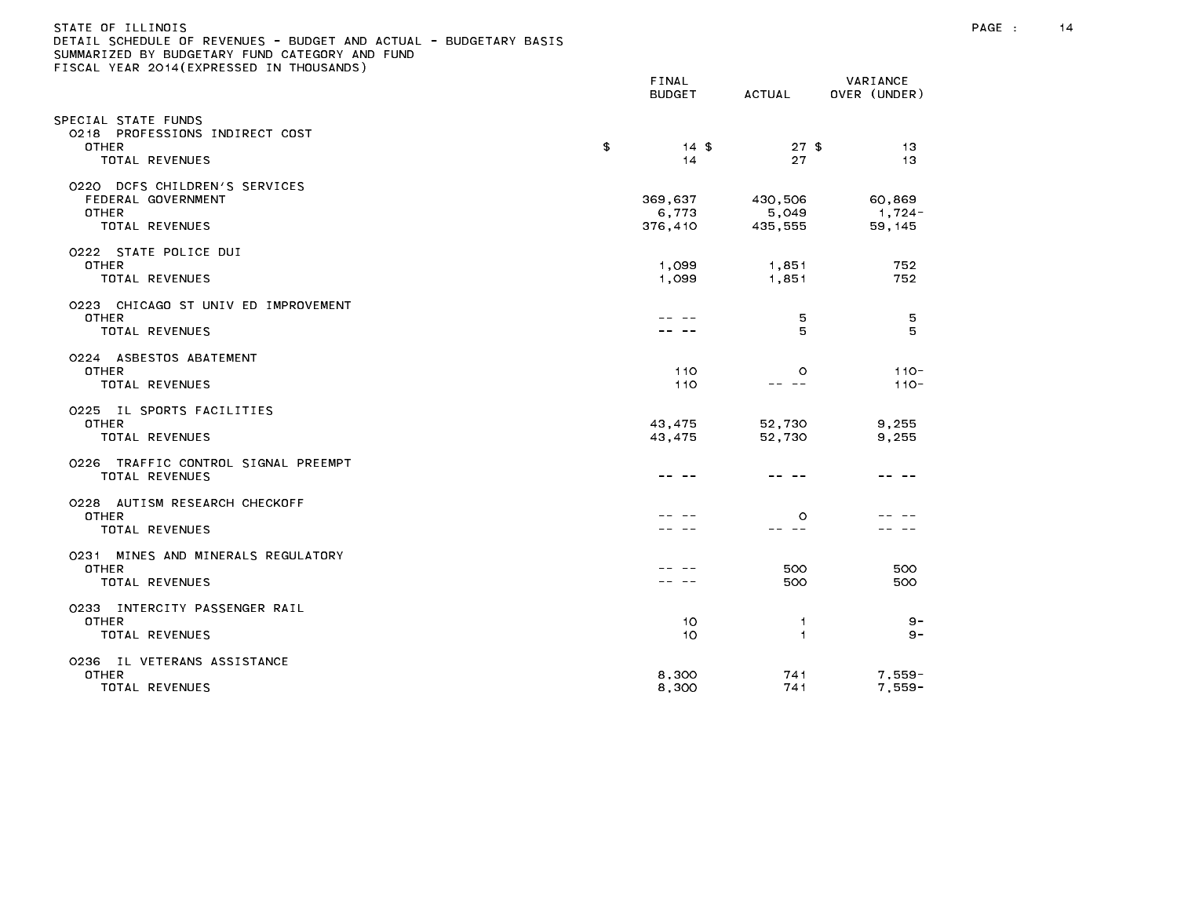STATE OF ILLINOIS
DETAIL SCHEDULE OF REVENUES - BUDGET AND ACTUAL - BUDGETARY BASIS
SUMMARIZED BY BUDGETARY FUND CATEGORY AND FUND
FISCAL YEAR 2014(EXPRESSED IN THOUSANDS)

| | FINAL BUDGET | ACTUAL | VARIANCE OVER (UNDER) |
|---|---|---|---|
| SPECIAL STATE FUNDS | | | |
| 0218 PROFESSIONS INDIRECT COST | | | |
| OTHER | $ 14 | $ 27 | $ 13 |
| TOTAL REVENUES | 14 | 27 | 13 |
| 0220 DCFS CHILDREN'S SERVICES | | | |
| FEDERAL GOVERNMENT | 369,637 | 430,506 | 60,869 |
| OTHER | 6,773 | 5,049 | 1,724- |
| TOTAL REVENUES | 376,410 | 435,555 | 59,145 |
| 0222 STATE POLICE DUI | | | |
| OTHER | 1,099 | 1,851 | 752 |
| TOTAL REVENUES | 1,099 | 1,851 | 752 |
| 0223 CHICAGO ST UNIV ED IMPROVEMENT | | | |
| OTHER | -- -- | 5 | 5 |
| TOTAL REVENUES | -- -- | 5 | 5 |
| 0224 ASBESTOS ABATEMENT | | | |
| OTHER | 110 | 0 | 110- |
| TOTAL REVENUES | 110 | -- -- | 110- |
| 0225 IL SPORTS FACILITIES | | | |
| OTHER | 43,475 | 52,730 | 9,255 |
| TOTAL REVENUES | 43,475 | 52,730 | 9,255 |
| 0226 TRAFFIC CONTROL SIGNAL PREEMPT | | | |
| TOTAL REVENUES | -- -- | -- -- | -- -- |
| 0228 AUTISM RESEARCH CHECKOFF | | | |
| OTHER | -- -- | 0 | -- -- |
| TOTAL REVENUES | -- -- | -- -- | -- -- |
| 0231 MINES AND MINERALS REGULATORY | | | |
| OTHER | -- -- | 500 | 500 |
| TOTAL REVENUES | -- -- | 500 | 500 |
| 0233 INTERCITY PASSENGER RAIL | | | |
| OTHER | 10 | 1 | 9- |
| TOTAL REVENUES | 10 | 1 | 9- |
| 0236 IL VETERANS ASSISTANCE | | | |
| OTHER | 8,300 | 741 | 7,559- |
| TOTAL REVENUES | 8,300 | 741 | 7,559- |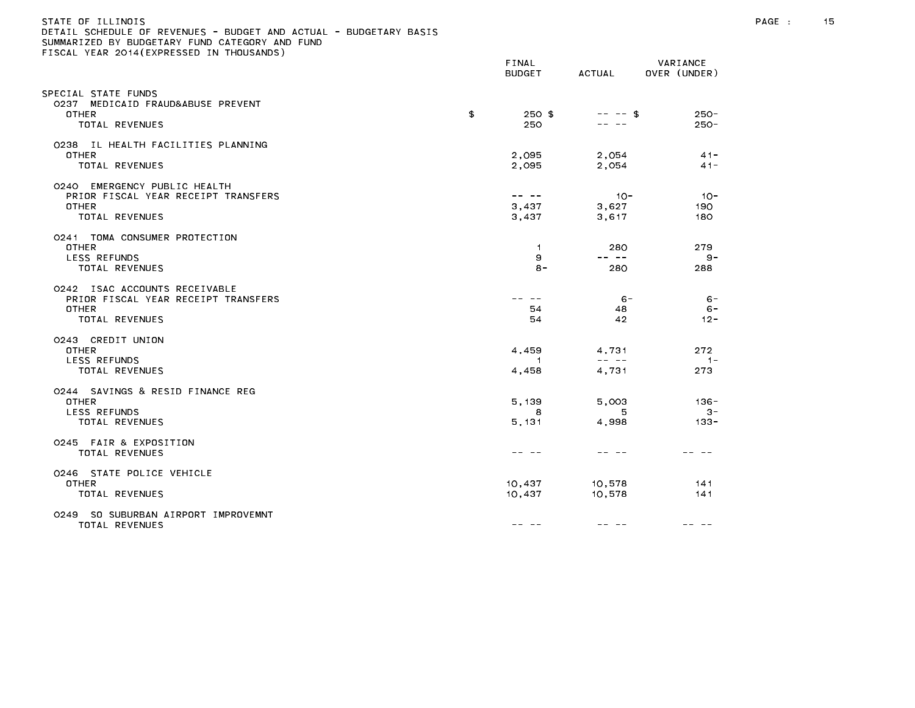STATE OF ILLINOIS
DETAIL SCHEDULE OF REVENUES - BUDGET AND ACTUAL - BUDGETARY BASIS
SUMMARIZED BY BUDGETARY FUND CATEGORY AND FUND
FISCAL YEAR 2014(EXPRESSED IN THOUSANDS)

| | FINAL BUDGET | ACTUAL | VARIANCE OVER (UNDER) |
|---|---|---|---|
| SPECIAL STATE FUNDS | | | |
| 0237 MEDICAID FRAUD&ABUSE PREVENT | | | |
| OTHER | $ 250 | $ -- -- | $ 250- |
| TOTAL REVENUES | 250 | -- -- | 250- |
| 0238 IL HEALTH FACILITIES PLANNING | | | |
| OTHER | 2,095 | 2,054 | 41- |
| TOTAL REVENUES | 2,095 | 2,054 | 41- |
| 0240 EMERGENCY PUBLIC HEALTH | | | |
| PRIOR FISCAL YEAR RECEIPT TRANSFERS | -- -- | 10- | 10- |
| OTHER | 3,437 | 3,627 | 190 |
| TOTAL REVENUES | 3,437 | 3,617 | 180 |
| 0241 TOMA CONSUMER PROTECTION | | | |
| OTHER | 1 | 280 | 279 |
| LESS REFUNDS | 9 | -- -- | 9- |
| TOTAL REVENUES | 8- | 280 | 288 |
| 0242 ISAC ACCOUNTS RECEIVABLE | | | |
| PRIOR FISCAL YEAR RECEIPT TRANSFERS | -- -- | 6- | 6- |
| OTHER | 54 | 48 | 6- |
| TOTAL REVENUES | 54 | 42 | 12- |
| 0243 CREDIT UNION | | | |
| OTHER | 4,459 | 4,731 | 272 |
| LESS REFUNDS | 1 | -- -- | 1- |
| TOTAL REVENUES | 4,458 | 4,731 | 273 |
| 0244 SAVINGS & RESID FINANCE REG | | | |
| OTHER | 5,139 | 5,003 | 136- |
| LESS REFUNDS | 8 | 5 | 3- |
| TOTAL REVENUES | 5,131 | 4,998 | 133- |
| 0245 FAIR & EXPOSITION | | | |
| TOTAL REVENUES | -- -- | -- -- | -- -- |
| 0246 STATE POLICE VEHICLE | | | |
| OTHER | 10,437 | 10,578 | 141 |
| TOTAL REVENUES | 10,437 | 10,578 | 141 |
| 0249 SO SUBURBAN AIRPORT IMPROVEMNT | | | |
| TOTAL REVENUES | -- -- | -- -- | -- -- |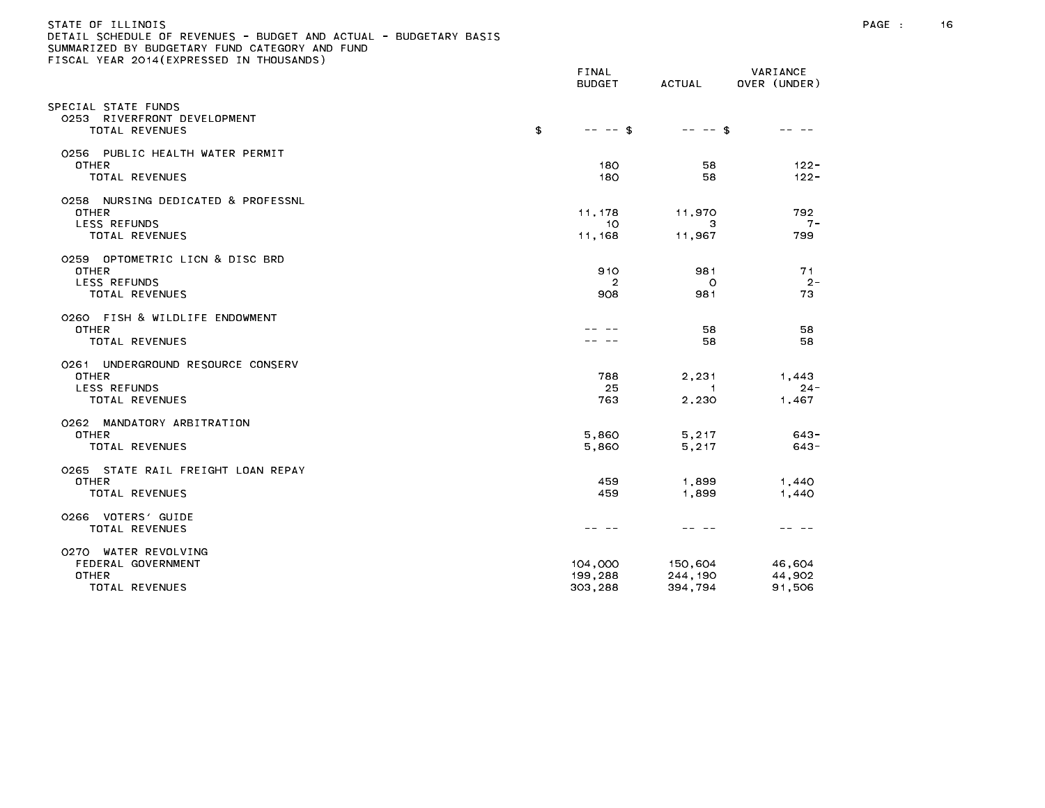STATE OF ILLINOIS
DETAIL SCHEDULE OF REVENUES - BUDGET AND ACTUAL - BUDGETARY BASIS
SUMMARIZED BY BUDGETARY FUND CATEGORY AND FUND
FISCAL YEAR 2014(EXPRESSED IN THOUSANDS)

| | FINAL BUDGET | ACTUAL | VARIANCE OVER (UNDER) |
|---|---|---|---|
| **SPECIAL STATE FUNDS** | | | |
| 0253 RIVERFRONT DEVELOPMENT | | | |
| TOTAL REVENUES | $ -- -- | $ -- -- | $ -- -- |
| 0256 PUBLIC HEALTH WATER PERMIT | | | |
| OTHER | 180 | 58 | 122- |
| TOTAL REVENUES | 180 | 58 | 122- |
| 0258 NURSING DEDICATED & PROFESSNL | | | |
| OTHER | 11,178 | 11,970 | 792 |
| LESS REFUNDS | 10 | 3 | 7- |
| TOTAL REVENUES | 11,168 | 11,967 | 799 |
| 0259 OPTOMETRIC LICN & DISC BRD | | | |
| OTHER | 910 | 981 | 71 |
| LESS REFUNDS | 2 | 0 | 2- |
| TOTAL REVENUES | 908 | 981 | 73 |
| 0260 FISH & WILDLIFE ENDOWMENT | | | |
| OTHER | -- -- | 58 | 58 |
| TOTAL REVENUES | -- -- | 58 | 58 |
| 0261 UNDERGROUND RESOURCE CONSERV | | | |
| OTHER | 788 | 2,231 | 1,443 |
| LESS REFUNDS | 25 | 1 | 24- |
| TOTAL REVENUES | 763 | 2,230 | 1,467 |
| 0262 MANDATORY ARBITRATION | | | |
| OTHER | 5,860 | 5,217 | 643- |
| TOTAL REVENUES | 5,860 | 5,217 | 643- |
| 0265 STATE RAIL FREIGHT LOAN REPAY | | | |
| OTHER | 459 | 1,899 | 1,440 |
| TOTAL REVENUES | 459 | 1,899 | 1,440 |
| 0266 VOTERS' GUIDE | | | |
| TOTAL REVENUES | -- -- | -- -- | -- -- |
| 0270 WATER REVOLVING | | | |
| FEDERAL GOVERNMENT | 104,000 | 150,604 | 46,604 |
| OTHER | 199,288 | 244,190 | 44,902 |
| TOTAL REVENUES | 303,288 | 394,794 | 91,506 |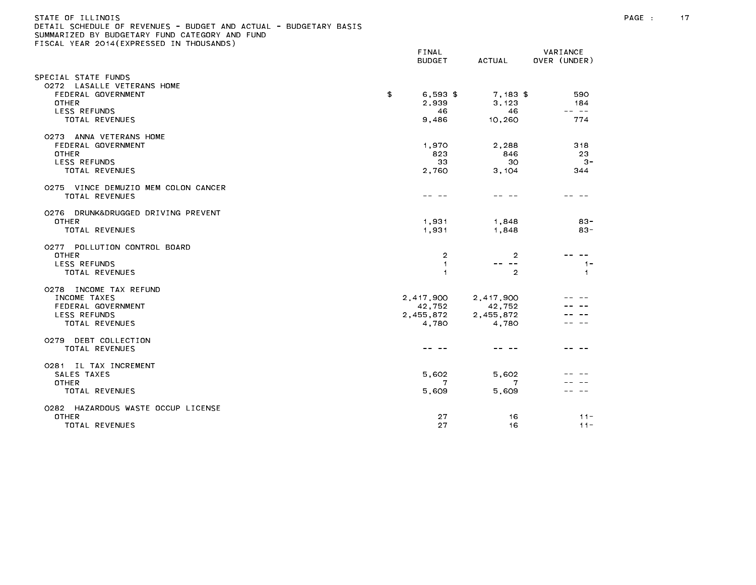STATE OF ILLINOIS
DETAIL SCHEDULE OF REVENUES - BUDGET AND ACTUAL - BUDGETARY BASIS
SUMMARIZED BY BUDGETARY FUND CATEGORY AND FUND
FISCAL YEAR 2014(EXPRESSED IN THOUSANDS)

| | FINAL BUDGET | ACTUAL | VARIANCE OVER (UNDER) |
|---|---|---|---|
| SPECIAL STATE FUNDS | | | |
| 0272 LASALLE VETERANS HOME | | | |
| FEDERAL GOVERNMENT | $ 6,593 | $ 7,183 | $ 590 |
| OTHER | 2,939 | 3,123 | 184 |
| LESS REFUNDS | 46 | 46 | -- -- |
| TOTAL REVENUES | 9,486 | 10,260 | 774 |
| 0273 ANNA VETERANS HOME | | | |
| FEDERAL GOVERNMENT | 1,970 | 2,288 | 318 |
| OTHER | 823 | 846 | 23 |
| LESS REFUNDS | 33 | 30 | 3- |
| TOTAL REVENUES | 2,760 | 3,104 | 344 |
| 0275 VINCE DEMUZIO MEM COLON CANCER | | | |
| TOTAL REVENUES | -- -- | -- -- | -- -- |
| 0276 DRUNK&DRUGGED DRIVING PREVENT | | | |
| OTHER | 1,931 | 1,848 | 83- |
| TOTAL REVENUES | 1,931 | 1,848 | 83- |
| 0277 POLLUTION CONTROL BOARD | | | |
| OTHER | 2 | 2 | -- -- |
| LESS REFUNDS | 1 | -- -- | 1- |
| TOTAL REVENUES | 1 | 2 | 1 |
| 0278 INCOME TAX REFUND | | | |
| INCOME TAXES | 2,417,900 | 2,417,900 | -- -- |
| FEDERAL GOVERNMENT | 42,752 | 42,752 | -- -- |
| LESS REFUNDS | 2,455,872 | 2,455,872 | -- -- |
| TOTAL REVENUES | 4,780 | 4,780 | -- -- |
| 0279 DEBT COLLECTION | | | |
| TOTAL REVENUES | -- -- | -- -- | -- -- |
| 0281 IL TAX INCREMENT | | | |
| SALES TAXES | 5,602 | 5,602 | -- -- |
| OTHER | 7 | 7 | -- -- |
| TOTAL REVENUES | 5,609 | 5,609 | -- -- |
| 0282 HAZARDOUS WASTE OCCUP LICENSE | | | |
| OTHER | 27 | 16 | 11- |
| TOTAL REVENUES | 27 | 16 | 11- |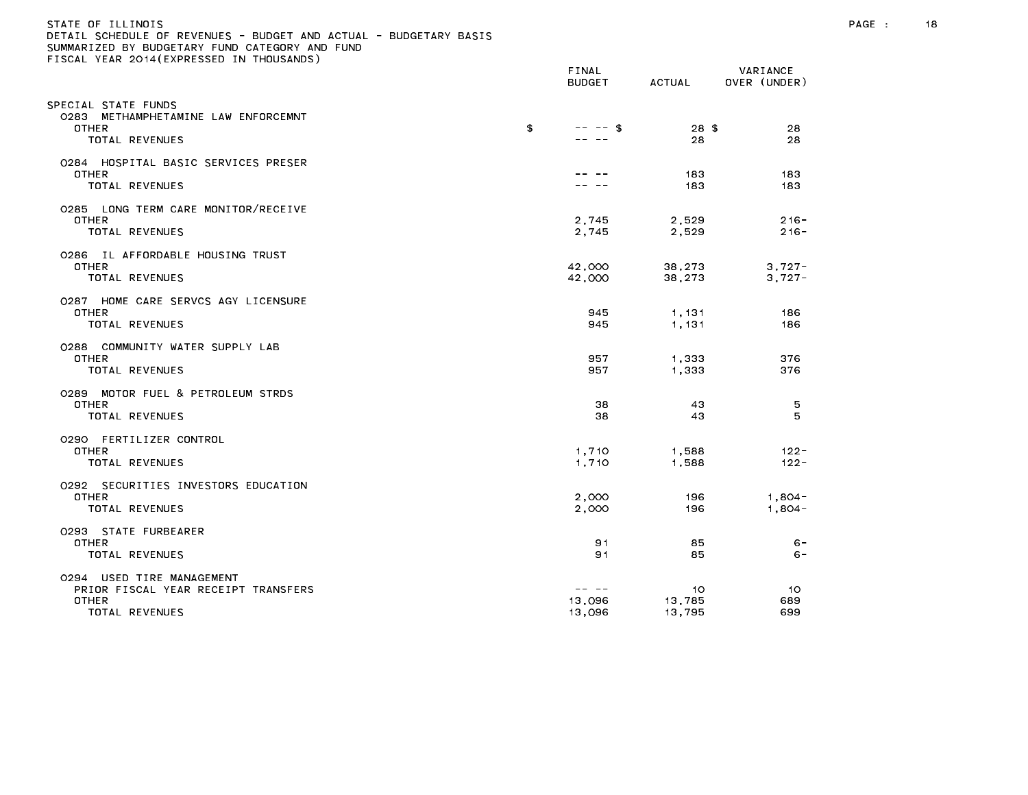STATE OF ILLINOIS
DETAIL SCHEDULE OF REVENUES - BUDGET AND ACTUAL - BUDGETARY BASIS
SUMMARIZED BY BUDGETARY FUND CATEGORY AND FUND
FISCAL YEAR 2014(EXPRESSED IN THOUSANDS)

| | FINAL BUDGET | ACTUAL | VARIANCE OVER (UNDER) |
|---|---|---|---|
| SPECIAL STATE FUNDS | | | |
| 0283 METHAMPHETAMINE LAW ENFORCEMNT | | | |
| OTHER | $ -- -- | $ 28 | $ 28 |
| TOTAL REVENUES | -- -- | 28 | 28 |
| 0284 HOSPITAL BASIC SERVICES PRESER | | | |
| OTHER | -- -- | 183 | 183 |
| TOTAL REVENUES | -- -- | 183 | 183 |
| 0285 LONG TERM CARE MONITOR/RECEIVE | | | |
| OTHER | 2,745 | 2,529 | 216- |
| TOTAL REVENUES | 2,745 | 2,529 | 216- |
| 0286 IL AFFORDABLE HOUSING TRUST | | | |
| OTHER | 42,000 | 38,273 | 3,727- |
| TOTAL REVENUES | 42,000 | 38,273 | 3,727- |
| 0287 HOME CARE SERVCS AGY LICENSURE | | | |
| OTHER | 945 | 1,131 | 186 |
| TOTAL REVENUES | 945 | 1,131 | 186 |
| 0288 COMMUNITY WATER SUPPLY LAB | | | |
| OTHER | 957 | 1,333 | 376 |
| TOTAL REVENUES | 957 | 1,333 | 376 |
| 0289 MOTOR FUEL & PETROLEUM STRDS | | | |
| OTHER | 38 | 43 | 5 |
| TOTAL REVENUES | 38 | 43 | 5 |
| 0290 FERTILIZER CONTROL | | | |
| OTHER | 1,710 | 1,588 | 122- |
| TOTAL REVENUES | 1,710 | 1,588 | 122- |
| 0292 SECURITIES INVESTORS EDUCATION | | | |
| OTHER | 2,000 | 196 | 1,804- |
| TOTAL REVENUES | 2,000 | 196 | 1,804- |
| 0293 STATE FURBEARER | | | |
| OTHER | 91 | 85 | 6- |
| TOTAL REVENUES | 91 | 85 | 6- |
| 0294 USED TIRE MANAGEMENT | | | |
| PRIOR FISCAL YEAR RECEIPT TRANSFERS | -- -- | 10 | 10 |
| OTHER | 13,096 | 13,785 | 689 |
| TOTAL REVENUES | 13,096 | 13,795 | 699 |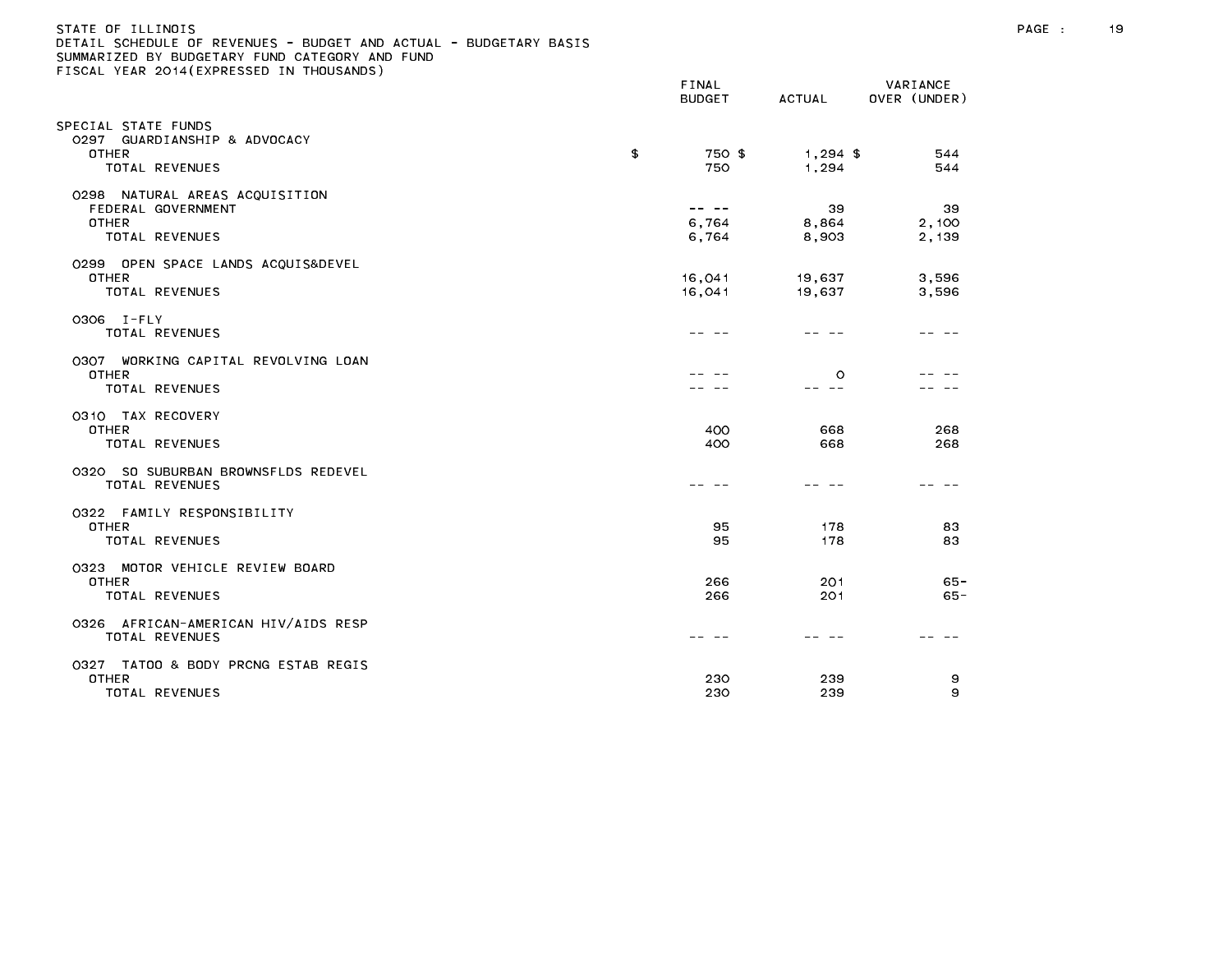STATE OF ILLINOIS
DETAIL SCHEDULE OF REVENUES - BUDGET AND ACTUAL - BUDGETARY BASIS
SUMMARIZED BY BUDGETARY FUND CATEGORY AND FUND
FISCAL YEAR 2014(EXPRESSED IN THOUSANDS)

| | FINAL BUDGET | ACTUAL | VARIANCE OVER (UNDER) |
|---|---|---|---|
| SPECIAL STATE FUNDS | | | |
| 0297 GUARDIANSHIP & ADVOCACY | | | |
| OTHER | $ 750 $ | 1,294 $ | 544 |
| TOTAL REVENUES | 750 | 1,294 | 544 |
| 0298 NATURAL AREAS ACQUISITION | | | |
| FEDERAL GOVERNMENT | -- -- | 39 | 39 |
| OTHER | 6,764 | 8,864 | 2,100 |
| TOTAL REVENUES | 6,764 | 8,903 | 2,139 |
| 0299 OPEN SPACE LANDS ACQUIS&DEVEL | | | |
| OTHER | 16,041 | 19,637 | 3,596 |
| TOTAL REVENUES | 16,041 | 19,637 | 3,596 |
| 0306 I-FLY | | | |
| TOTAL REVENUES | -- -- | -- -- | -- -- |
| 0307 WORKING CAPITAL REVOLVING LOAN | | | |
| OTHER | -- -- | 0 | -- -- |
| TOTAL REVENUES | -- -- | -- -- | -- -- |
| 0310 TAX RECOVERY | | | |
| OTHER | 400 | 668 | 268 |
| TOTAL REVENUES | 400 | 668 | 268 |
| 0320 SO SUBURBAN BROWNSFLDS REDEVEL | | | |
| TOTAL REVENUES | -- -- | -- -- | -- -- |
| 0322 FAMILY RESPONSIBILITY | | | |
| OTHER | 95 | 178 | 83 |
| TOTAL REVENUES | 95 | 178 | 83 |
| 0323 MOTOR VEHICLE REVIEW BOARD | | | |
| OTHER | 266 | 201 | 65- |
| TOTAL REVENUES | 266 | 201 | 65- |
| 0326 AFRICAN-AMERICAN HIV/AIDS RESP | | | |
| TOTAL REVENUES | -- -- | -- -- | -- -- |
| 0327 TATOO & BODY PRCNG ESTAB REGIS | | | |
| OTHER | 230 | 239 | 9 |
| TOTAL REVENUES | 230 | 239 | 9 |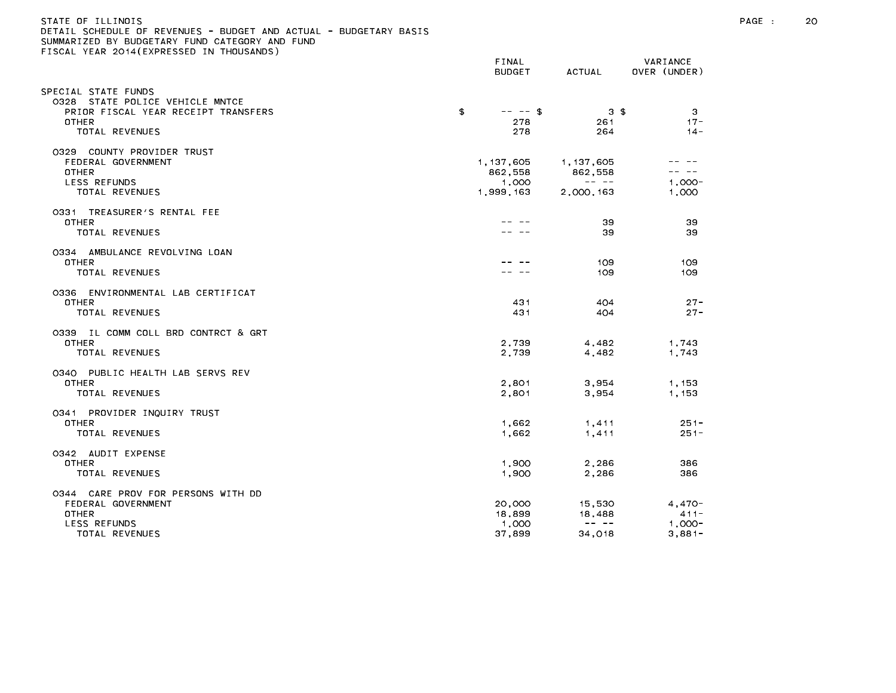STATE OF ILLINOIS
DETAIL SCHEDULE OF REVENUES - BUDGET AND ACTUAL - BUDGETARY BASIS
SUMMARIZED BY BUDGETARY FUND CATEGORY AND FUND
FISCAL YEAR 2014(EXPRESSED IN THOUSANDS)

| | FINAL BUDGET | ACTUAL | VARIANCE OVER (UNDER) |
|---|---|---|---|
| SPECIAL STATE FUNDS | | | |
| 0328 STATE POLICE VEHICLE MNTCE | | | |
| PRIOR FISCAL YEAR RECEIPT TRANSFERS | $ -- -- | $ 3 | $ 3 |
| OTHER | 278 | 261 | 17- |
| TOTAL REVENUES | 278 | 264 | 14- |
| 0329 COUNTY PROVIDER TRUST | | | |
| FEDERAL GOVERNMENT | 1,137,605 | 1,137,605 | -- -- |
| OTHER | 862,558 | 862,558 | -- -- |
| LESS REFUNDS | 1,000 | -- -- | 1,000- |
| TOTAL REVENUES | 1,999,163 | 2,000,163 | 1,000 |
| 0331 TREASURER'S RENTAL FEE | | | |
| OTHER | -- -- | 39 | 39 |
| TOTAL REVENUES | -- -- | 39 | 39 |
| 0334 AMBULANCE REVOLVING LOAN | | | |
| OTHER | -- -- | 109 | 109 |
| TOTAL REVENUES | -- -- | 109 | 109 |
| 0336 ENVIRONMENTAL LAB CERTIFICAT | | | |
| OTHER | 431 | 404 | 27- |
| TOTAL REVENUES | 431 | 404 | 27- |
| 0339 IL COMM COLL BRD CONTRCT & GRT | | | |
| OTHER | 2,739 | 4,482 | 1,743 |
| TOTAL REVENUES | 2,739 | 4,482 | 1,743 |
| 0340 PUBLIC HEALTH LAB SERVS REV | | | |
| OTHER | 2,801 | 3,954 | 1,153 |
| TOTAL REVENUES | 2,801 | 3,954 | 1,153 |
| 0341 PROVIDER INQUIRY TRUST | | | |
| OTHER | 1,662 | 1,411 | 251- |
| TOTAL REVENUES | 1,662 | 1,411 | 251- |
| 0342 AUDIT EXPENSE | | | |
| OTHER | 1,900 | 2,286 | 386 |
| TOTAL REVENUES | 1,900 | 2,286 | 386 |
| 0344 CARE PROV FOR PERSONS WITH DD | | | |
| FEDERAL GOVERNMENT | 20,000 | 15,530 | 4,470- |
| OTHER | 18,899 | 18,488 | 411- |
| LESS REFUNDS | 1,000 | -- -- | 1,000- |
| TOTAL REVENUES | 37,899 | 34,018 | 3,881- |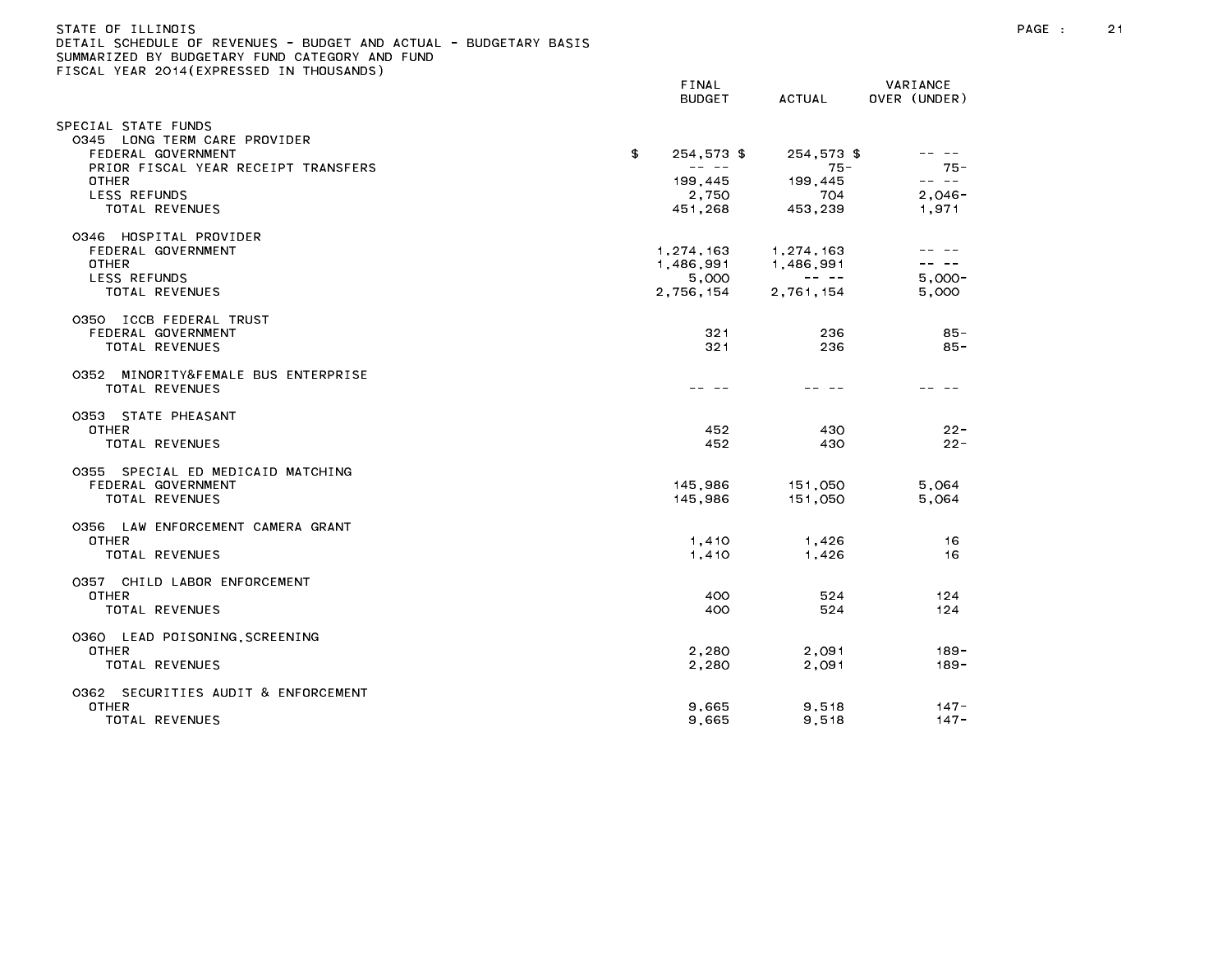STATE OF ILLINOIS
DETAIL SCHEDULE OF REVENUES - BUDGET AND ACTUAL - BUDGETARY BASIS
SUMMARIZED BY BUDGETARY FUND CATEGORY AND FUND
FISCAL YEAR 2014(EXPRESSED IN THOUSANDS)

| | FINAL BUDGET | ACTUAL | VARIANCE OVER (UNDER) |
|---|---|---|---|
| SPECIAL STATE FUNDS | | | |
| 0345 LONG TERM CARE PROVIDER | | | |
| FEDERAL GOVERNMENT | $ 254,573 $ | 254,573 $ | -- -- |
| PRIOR FISCAL YEAR RECEIPT TRANSFERS | -- -- | 75- | 75- |
| OTHER | 199,445 | 199,445 | -- -- |
| LESS REFUNDS | 2,750 | 704 | 2,046- |
| TOTAL REVENUES | 451,268 | 453,239 | 1,971 |
| 0346 HOSPITAL PROVIDER | | | |
| FEDERAL GOVERNMENT | 1,274,163 | 1,274,163 | -- -- |
| OTHER | 1,486,991 | 1,486,991 | -- -- |
| LESS REFUNDS | 5,000 | -- -- | 5,000- |
| TOTAL REVENUES | 2,756,154 | 2,761,154 | 5,000 |
| 0350 ICCB FEDERAL TRUST | | | |
| FEDERAL GOVERNMENT | 321 | 236 | 85- |
| TOTAL REVENUES | 321 | 236 | 85- |
| 0352 MINORITY&FEMALE BUS ENTERPRISE | | | |
| TOTAL REVENUES | -- -- | -- -- | -- -- |
| 0353 STATE PHEASANT | | | |
| OTHER | 452 | 430 | 22- |
| TOTAL REVENUES | 452 | 430 | 22- |
| 0355 SPECIAL ED MEDICAID MATCHING | | | |
| FEDERAL GOVERNMENT | 145,986 | 151,050 | 5,064 |
| TOTAL REVENUES | 145,986 | 151,050 | 5,064 |
| 0356 LAW ENFORCEMENT CAMERA GRANT | | | |
| OTHER | 1,410 | 1,426 | 16 |
| TOTAL REVENUES | 1,410 | 1,426 | 16 |
| 0357 CHILD LABOR ENFORCEMENT | | | |
| OTHER | 400 | 524 | 124 |
| TOTAL REVENUES | 400 | 524 | 124 |
| 0360 LEAD POISONING,SCREENING | | | |
| OTHER | 2,280 | 2,091 | 189- |
| TOTAL REVENUES | 2,280 | 2,091 | 189- |
| 0362 SECURITIES AUDIT & ENFORCEMENT | | | |
| OTHER | 9,665 | 9,518 | 147- |
| TOTAL REVENUES | 9,665 | 9,518 | 147- |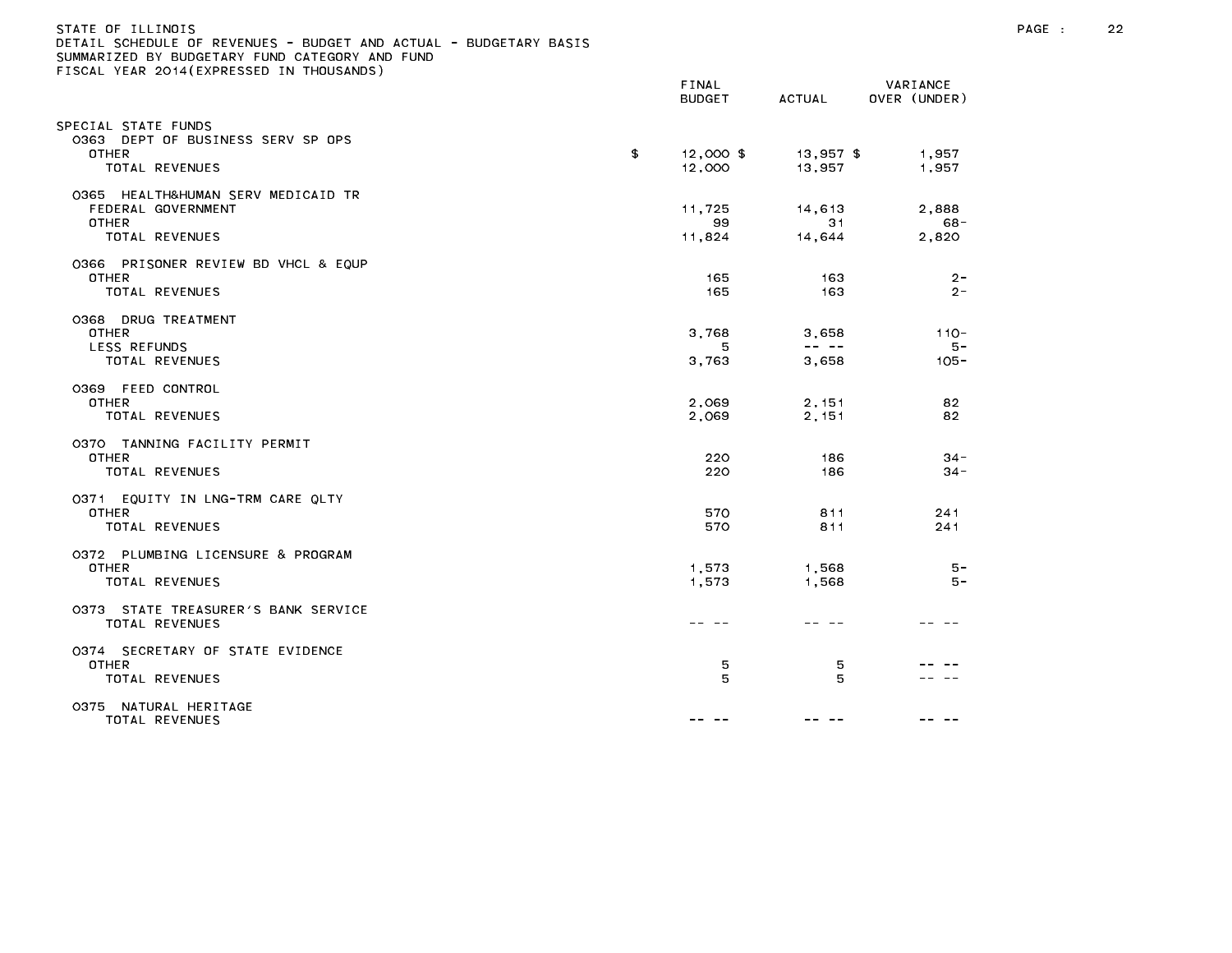STATE OF ILLINOIS
DETAIL SCHEDULE OF REVENUES - BUDGET AND ACTUAL - BUDGETARY BASIS
SUMMARIZED BY BUDGETARY FUND CATEGORY AND FUND
FISCAL YEAR 2014(EXPRESSED IN THOUSANDS)

| | FINAL BUDGET | ACTUAL | VARIANCE OVER (UNDER) |
|---|---|---|---|
| SPECIAL STATE FUNDS | | | |
| 0363 DEPT OF BUSINESS SERV SP OPS | | | |
| OTHER | $ 12,000 | $ 13,957 | $ 1,957 |
| TOTAL REVENUES | 12,000 | 13,957 | 1,957 |
| 0365 HEALTH&HUMAN SERV MEDICAID TR | | | |
| FEDERAL GOVERNMENT | 11,725 | 14,613 | 2,888 |
| OTHER | 99 | 31 | 68- |
| TOTAL REVENUES | 11,824 | 14,644 | 2,820 |
| 0366 PRISONER REVIEW BD VHCL & EQUP | | | |
| OTHER | 165 | 163 | 2- |
| TOTAL REVENUES | 165 | 163 | 2- |
| 0368 DRUG TREATMENT | | | |
| OTHER | 3,768 | 3,658 | 110- |
| LESS REFUNDS | 5 | -- -- | 5- |
| TOTAL REVENUES | 3,763 | 3,658 | 105- |
| 0369 FEED CONTROL | | | |
| OTHER | 2,069 | 2,151 | 82 |
| TOTAL REVENUES | 2,069 | 2,151 | 82 |
| 0370 TANNING FACILITY PERMIT | | | |
| OTHER | 220 | 186 | 34- |
| TOTAL REVENUES | 220 | 186 | 34- |
| 0371 EQUITY IN LNG-TRM CARE QLTY | | | |
| OTHER | 570 | 811 | 241 |
| TOTAL REVENUES | 570 | 811 | 241 |
| 0372 PLUMBING LICENSURE & PROGRAM | | | |
| OTHER | 1,573 | 1,568 | 5- |
| TOTAL REVENUES | 1,573 | 1,568 | 5- |
| 0373 STATE TREASURER'S BANK SERVICE | | | |
| TOTAL REVENUES | -- -- | -- -- | -- -- |
| 0374 SECRETARY OF STATE EVIDENCE | | | |
| OTHER | 5 | 5 | -- -- |
| TOTAL REVENUES | 5 | 5 | -- -- |
| 0375 NATURAL HERITAGE | | | |
| TOTAL REVENUES | -- -- | -- -- | -- -- |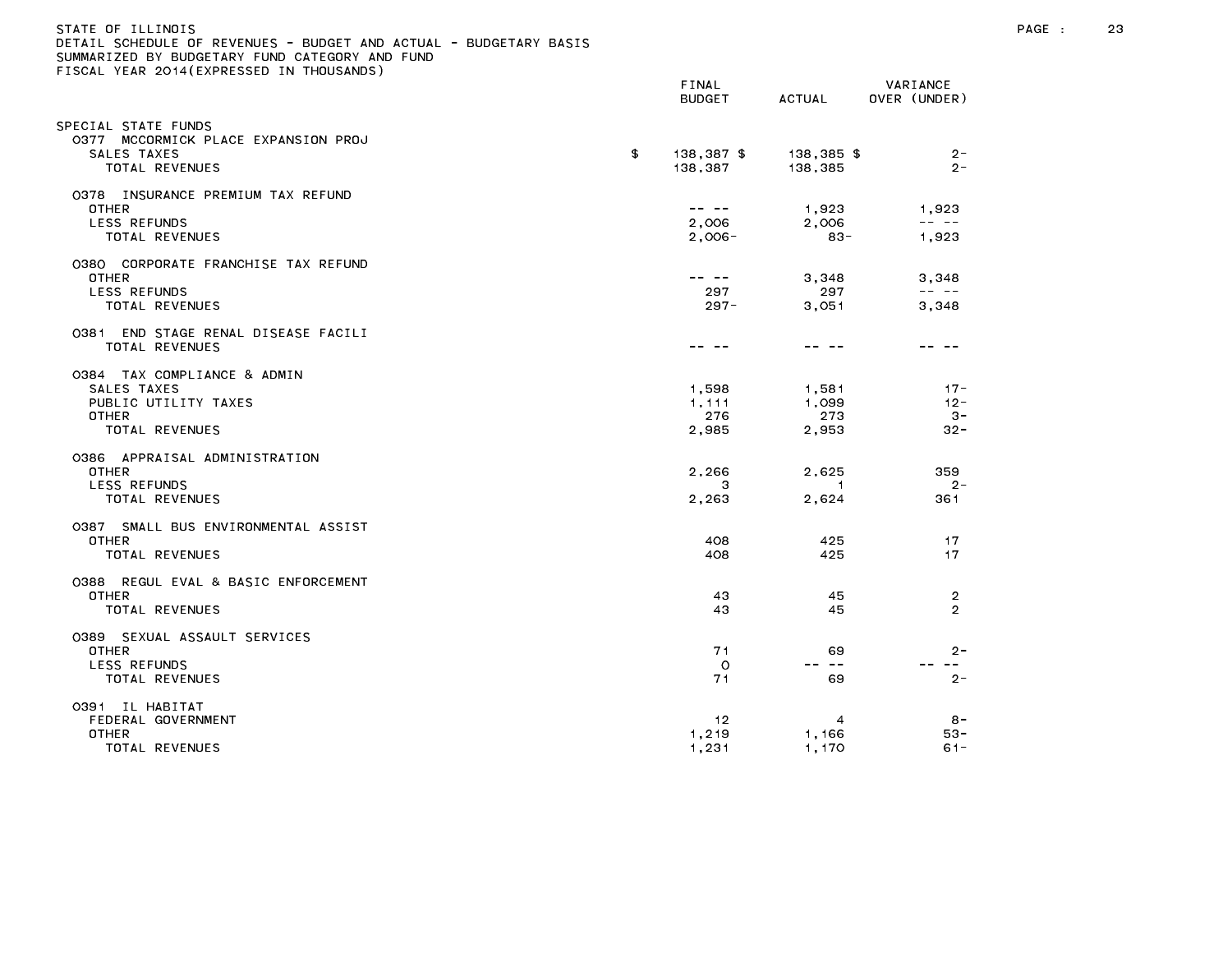STATE OF ILLINOIS
DETAIL SCHEDULE OF REVENUES - BUDGET AND ACTUAL - BUDGETARY BASIS
SUMMARIZED BY BUDGETARY FUND CATEGORY AND FUND
FISCAL YEAR 2014(EXPRESSED IN THOUSANDS)

| | FINAL BUDGET | ACTUAL | VARIANCE OVER (UNDER) |
|---|---|---|---|
| SPECIAL STATE FUNDS | | | |
| 0377 MCCORMICK PLACE EXPANSION PROJ | | | |
| SALES TAXES | $ 138,387 $ | 138,385 $ | 2- |
| TOTAL REVENUES | 138,387 | 138,385 | 2- |
| 0378 INSURANCE PREMIUM TAX REFUND | | | |
| OTHER | -- -- | 1,923 | 1,923 |
| LESS REFUNDS | 2,006 | 2,006 | -- -- |
| TOTAL REVENUES | 2,006- | 83- | 1,923 |
| 0380 CORPORATE FRANCHISE TAX REFUND | | | |
| OTHER | -- -- | 3,348 | 3,348 |
| LESS REFUNDS | 297 | 297 | -- -- |
| TOTAL REVENUES | 297- | 3,051 | 3,348 |
| 0381 END STAGE RENAL DISEASE FACILI | | | |
| TOTAL REVENUES | -- -- | -- -- | -- -- |
| 0384 TAX COMPLIANCE & ADMIN | | | |
| SALES TAXES | 1,598 | 1,581 | 17- |
| PUBLIC UTILITY TAXES | 1,111 | 1,099 | 12- |
| OTHER | 276 | 273 | 3- |
| TOTAL REVENUES | 2,985 | 2,953 | 32- |
| 0386 APPRAISAL ADMINISTRATION | | | |
| OTHER | 2,266 | 2,625 | 359 |
| LESS REFUNDS | 3 | 1 | 2- |
| TOTAL REVENUES | 2,263 | 2,624 | 361 |
| 0387 SMALL BUS ENVIRONMENTAL ASSIST | | | |
| OTHER | 408 | 425 | 17 |
| TOTAL REVENUES | 408 | 425 | 17 |
| 0388 REGUL EVAL & BASIC ENFORCEMENT | | | |
| OTHER | 43 | 45 | 2 |
| TOTAL REVENUES | 43 | 45 | 2 |
| 0389 SEXUAL ASSAULT SERVICES | | | |
| OTHER | 71 | 69 | 2- |
| LESS REFUNDS | 0 | -- -- | -- -- |
| TOTAL REVENUES | 71 | 69 | 2- |
| 0391 IL HABITAT | | | |
| FEDERAL GOVERNMENT | 12 | 4 | 8- |
| OTHER | 1,219 | 1,166 | 53- |
| TOTAL REVENUES | 1,231 | 1,170 | 61- |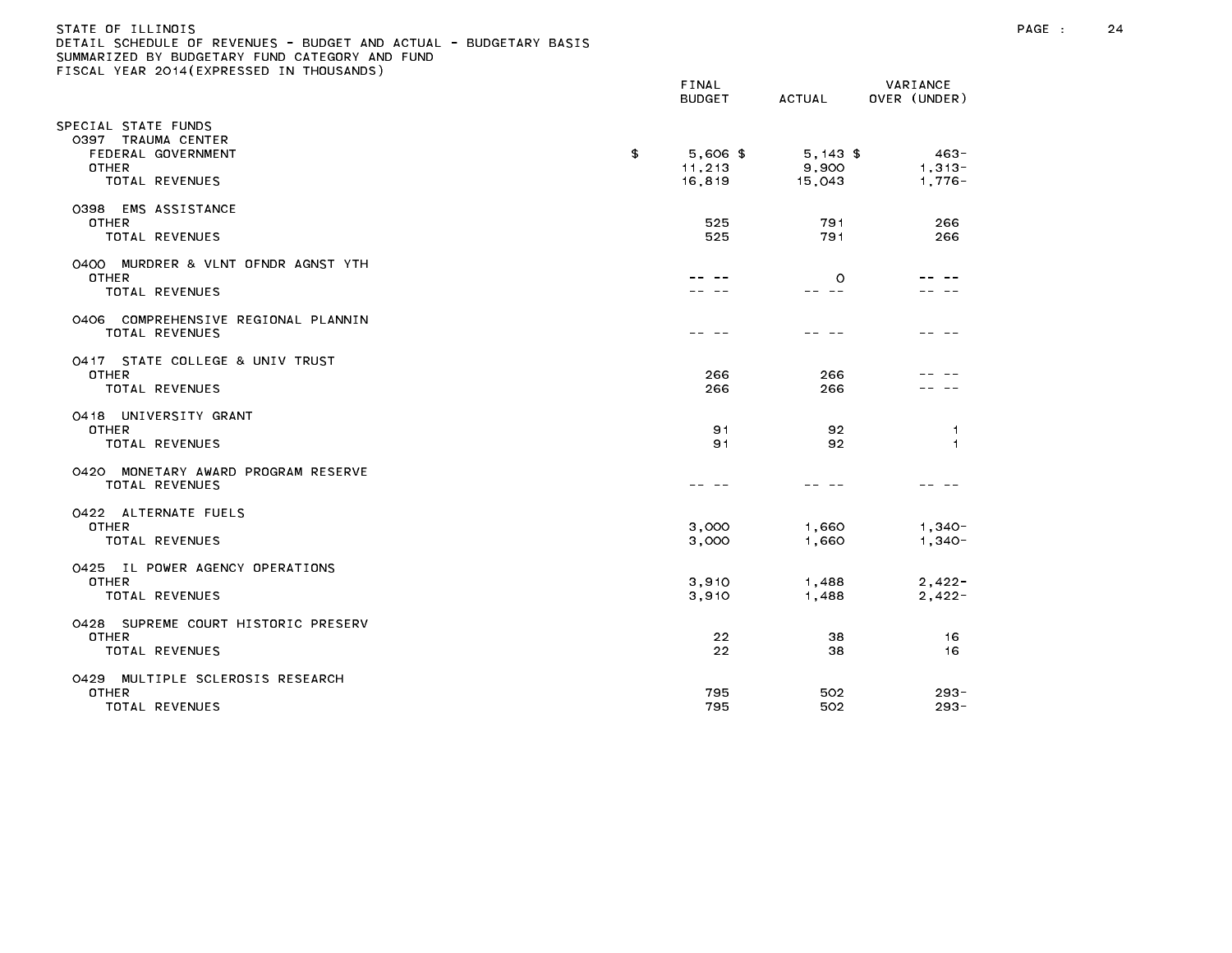STATE OF ILLINOIS
DETAIL SCHEDULE OF REVENUES - BUDGET AND ACTUAL - BUDGETARY BASIS
SUMMARIZED BY BUDGETARY FUND CATEGORY AND FUND
FISCAL YEAR 2014(EXPRESSED IN THOUSANDS)

| | FINAL BUDGET | ACTUAL | VARIANCE OVER (UNDER) |
|---|---|---|---|
| SPECIAL STATE FUNDS | | | |
| 0397 TRAUMA CENTER | | | |
| FEDERAL GOVERNMENT | $ 5,606 | $ 5,143 | $ 463- |
| OTHER | 11,213 | 9,900 | 1,313- |
| TOTAL REVENUES | 16,819 | 15,043 | 1,776- |
| 0398 EMS ASSISTANCE | | | |
| OTHER | 525 | 791 | 266 |
| TOTAL REVENUES | 525 | 791 | 266 |
| 0400 MURDRER & VLNT OFNDR AGNST YTH | | | |
| OTHER | -- -- | 0 | -- -- |
| TOTAL REVENUES | -- -- | -- -- | -- -- |
| 0406 COMPREHENSIVE REGIONAL PLANNIN | | | |
| TOTAL REVENUES | -- -- | -- -- | -- -- |
| 0417 STATE COLLEGE & UNIV TRUST | | | |
| OTHER | 266 | 266 | -- -- |
| TOTAL REVENUES | 266 | 266 | -- -- |
| 0418 UNIVERSITY GRANT | | | |
| OTHER | 91 | 92 | 1 |
| TOTAL REVENUES | 91 | 92 | 1 |
| 0420 MONETARY AWARD PROGRAM RESERVE | | | |
| TOTAL REVENUES | -- -- | -- -- | -- -- |
| 0422 ALTERNATE FUELS | | | |
| OTHER | 3,000 | 1,660 | 1,340- |
| TOTAL REVENUES | 3,000 | 1,660 | 1,340- |
| 0425 IL POWER AGENCY OPERATIONS | | | |
| OTHER | 3,910 | 1,488 | 2,422- |
| TOTAL REVENUES | 3,910 | 1,488 | 2,422- |
| 0428 SUPREME COURT HISTORIC PRESERV | | | |
| OTHER | 22 | 38 | 16 |
| TOTAL REVENUES | 22 | 38 | 16 |
| 0429 MULTIPLE SCLEROSIS RESEARCH | | | |
| OTHER | 795 | 502 | 293- |
| TOTAL REVENUES | 795 | 502 | 293- |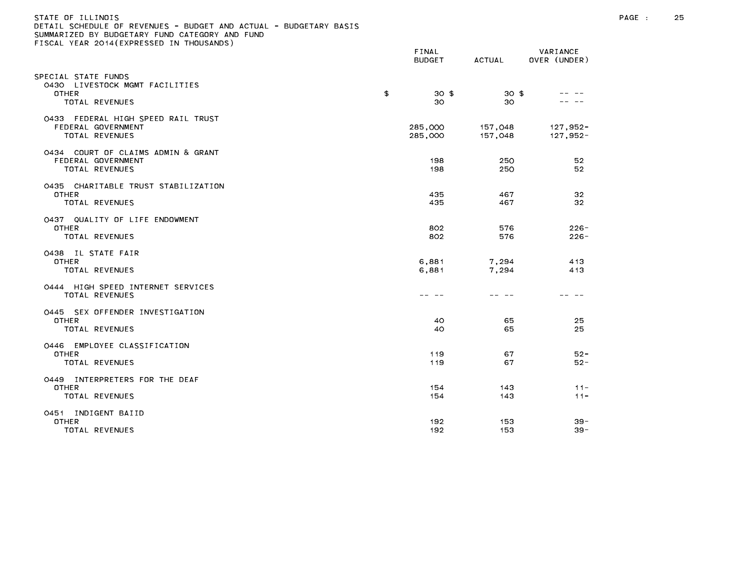STATE OF ILLINOIS
DETAIL SCHEDULE OF REVENUES - BUDGET AND ACTUAL - BUDGETARY BASIS
SUMMARIZED BY BUDGETARY FUND CATEGORY AND FUND
FISCAL YEAR 2014(EXPRESSED IN THOUSANDS)

| | FINAL BUDGET | ACTUAL | VARIANCE OVER (UNDER) |
|---|---|---|---|
| SPECIAL STATE FUNDS | | | |
| 0430 LIVESTOCK MGMT FACILITIES | | | |
| OTHER | $ 30 | $ 30 | $ -- -- |
| TOTAL REVENUES | 30 | 30 | -- -- |
| 0433 FEDERAL HIGH SPEED RAIL TRUST | | | |
| FEDERAL GOVERNMENT | 285,000 | 157,048 | 127,952- |
| TOTAL REVENUES | 285,000 | 157,048 | 127,952- |
| 0434 COURT OF CLAIMS ADMIN & GRANT | | | |
| FEDERAL GOVERNMENT | 198 | 250 | 52 |
| TOTAL REVENUES | 198 | 250 | 52 |
| 0435 CHARITABLE TRUST STABILIZATION | | | |
| OTHER | 435 | 467 | 32 |
| TOTAL REVENUES | 435 | 467 | 32 |
| 0437 QUALITY OF LIFE ENDOWMENT | | | |
| OTHER | 802 | 576 | 226- |
| TOTAL REVENUES | 802 | 576 | 226- |
| 0438 IL STATE FAIR | | | |
| OTHER | 6,881 | 7,294 | 413 |
| TOTAL REVENUES | 6,881 | 7,294 | 413 |
| 0444 HIGH SPEED INTERNET SERVICES | | | |
| TOTAL REVENUES | -- -- | -- -- | -- -- |
| 0445 SEX OFFENDER INVESTIGATION | | | |
| OTHER | 40 | 65 | 25 |
| TOTAL REVENUES | 40 | 65 | 25 |
| 0446 EMPLOYEE CLASSIFICATION | | | |
| OTHER | 119 | 67 | 52- |
| TOTAL REVENUES | 119 | 67 | 52- |
| 0449 INTERPRETERS FOR THE DEAF | | | |
| OTHER | 154 | 143 | 11- |
| TOTAL REVENUES | 154 | 143 | 11- |
| 0451 INDIGENT BAIID | | | |
| OTHER | 192 | 153 | 39- |
| TOTAL REVENUES | 192 | 153 | 39- |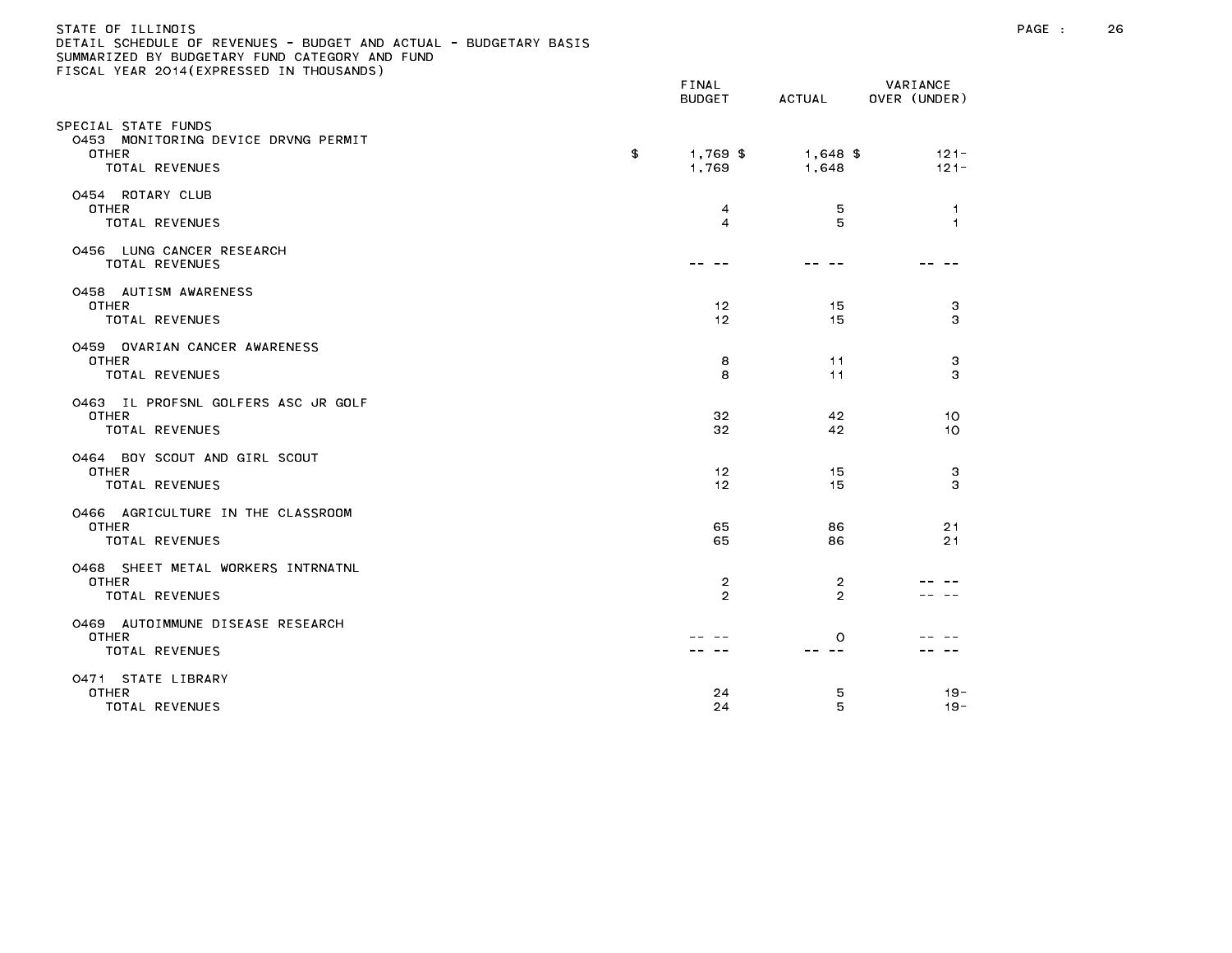STATE OF ILLINOIS
DETAIL SCHEDULE OF REVENUES - BUDGET AND ACTUAL - BUDGETARY BASIS
SUMMARIZED BY BUDGETARY FUND CATEGORY AND FUND
FISCAL YEAR 2014(EXPRESSED IN THOUSANDS)

| | FINAL BUDGET | ACTUAL | VARIANCE OVER (UNDER) |
|---|---|---|---|
| SPECIAL STATE FUNDS | | | |
| 0453 MONITORING DEVICE DRVNG PERMIT | | | |
| OTHER | $ 1,769 $ | 1,648 $ | 121- |
| TOTAL REVENUES | 1,769 | 1,648 | 121- |
| 0454 ROTARY CLUB | | | |
| OTHER | 4 | 5 | 1 |
| TOTAL REVENUES | 4 | 5 | 1 |
| 0456 LUNG CANCER RESEARCH | | | |
| TOTAL REVENUES | -- -- | -- -- | -- -- |
| 0458 AUTISM AWARENESS | | | |
| OTHER | 12 | 15 | 3 |
| TOTAL REVENUES | 12 | 15 | 3 |
| 0459 OVARIAN CANCER AWARENESS | | | |
| OTHER | 8 | 11 | 3 |
| TOTAL REVENUES | 8 | 11 | 3 |
| 0463 IL PROFSNL GOLFERS ASC JR GOLF | | | |
| OTHER | 32 | 42 | 10 |
| TOTAL REVENUES | 32 | 42 | 10 |
| 0464 BOY SCOUT AND GIRL SCOUT | | | |
| OTHER | 12 | 15 | 3 |
| TOTAL REVENUES | 12 | 15 | 3 |
| 0466 AGRICULTURE IN THE CLASSROOM | | | |
| OTHER | 65 | 86 | 21 |
| TOTAL REVENUES | 65 | 86 | 21 |
| 0468 SHEET METAL WORKERS INTRNATNL | | | |
| OTHER | 2 | 2 | -- -- |
| TOTAL REVENUES | 2 | 2 | -- -- |
| 0469 AUTOIMMUNE DISEASE RESEARCH | | | |
| OTHER | -- -- | 0 | -- -- |
| TOTAL REVENUES | -- -- | -- -- | -- -- |
| 0471 STATE LIBRARY | | | |
| OTHER | 24 | 5 | 19- |
| TOTAL REVENUES | 24 | 5 | 19- |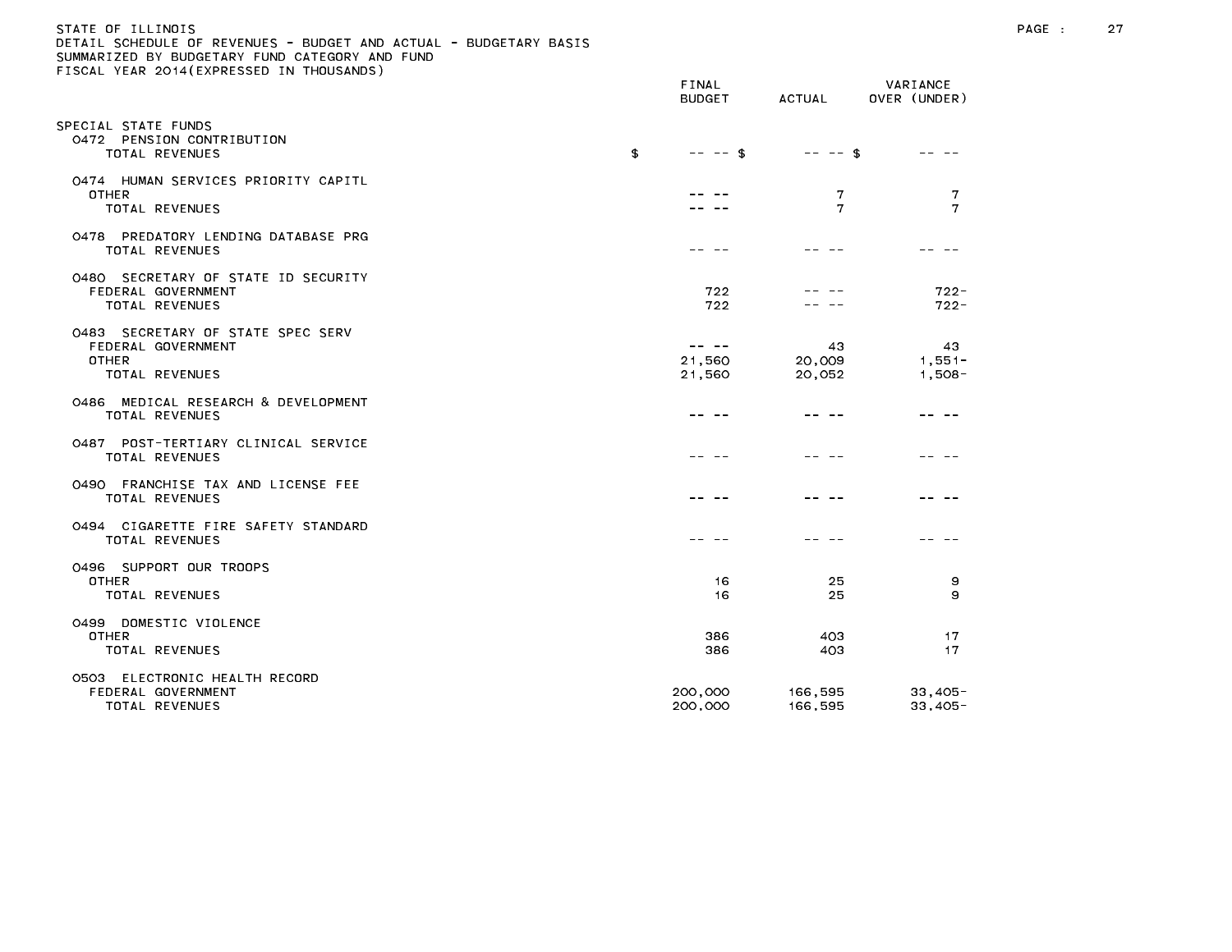STATE OF ILLINOIS
DETAIL SCHEDULE OF REVENUES - BUDGET AND ACTUAL - BUDGETARY BASIS
SUMMARIZED BY BUDGETARY FUND CATEGORY AND FUND
FISCAL YEAR 2014(EXPRESSED IN THOUSANDS)

| | FINAL BUDGET | ACTUAL | VARIANCE OVER (UNDER) |
|---|---|---|---|
| SPECIAL STATE FUNDS | | | |
| 0472 PENSION CONTRIBUTION | | | |
| TOTAL REVENUES | $ -- -- | $ -- -- | $ -- -- |
| 0474 HUMAN SERVICES PRIORITY CAPITL | | | |
| OTHER | -- -- | 7 | 7 |
| TOTAL REVENUES | -- -- | 7 | 7 |
| 0478 PREDATORY LENDING DATABASE PRG | | | |
| TOTAL REVENUES | -- -- | -- -- | -- -- |
| 0480 SECRETARY OF STATE ID SECURITY | | | |
| FEDERAL GOVERNMENT | 722 | -- -- | 722- |
| TOTAL REVENUES | 722 | -- -- | 722- |
| 0483 SECRETARY OF STATE SPEC SERV | | | |
| FEDERAL GOVERNMENT | -- -- | 43 | 43 |
| OTHER | 21,560 | 20,009 | 1,551- |
| TOTAL REVENUES | 21,560 | 20,052 | 1,508- |
| 0486 MEDICAL RESEARCH & DEVELOPMENT | | | |
| TOTAL REVENUES | -- -- | -- -- | -- -- |
| 0487 POST-TERTIARY CLINICAL SERVICE | | | |
| TOTAL REVENUES | -- -- | -- -- | -- -- |
| 0490 FRANCHISE TAX AND LICENSE FEE | | | |
| TOTAL REVENUES | -- -- | -- -- | -- -- |
| 0494 CIGARETTE FIRE SAFETY STANDARD | | | |
| TOTAL REVENUES | -- -- | -- -- | -- -- |
| 0496 SUPPORT OUR TROOPS | | | |
| OTHER | 16 | 25 | 9 |
| TOTAL REVENUES | 16 | 25 | 9 |
| 0499 DOMESTIC VIOLENCE | | | |
| OTHER | 386 | 403 | 17 |
| TOTAL REVENUES | 386 | 403 | 17 |
| 0503 ELECTRONIC HEALTH RECORD | | | |
| FEDERAL GOVERNMENT | 200,000 | 166,595 | 33,405- |
| TOTAL REVENUES | 200,000 | 166,595 | 33,405- |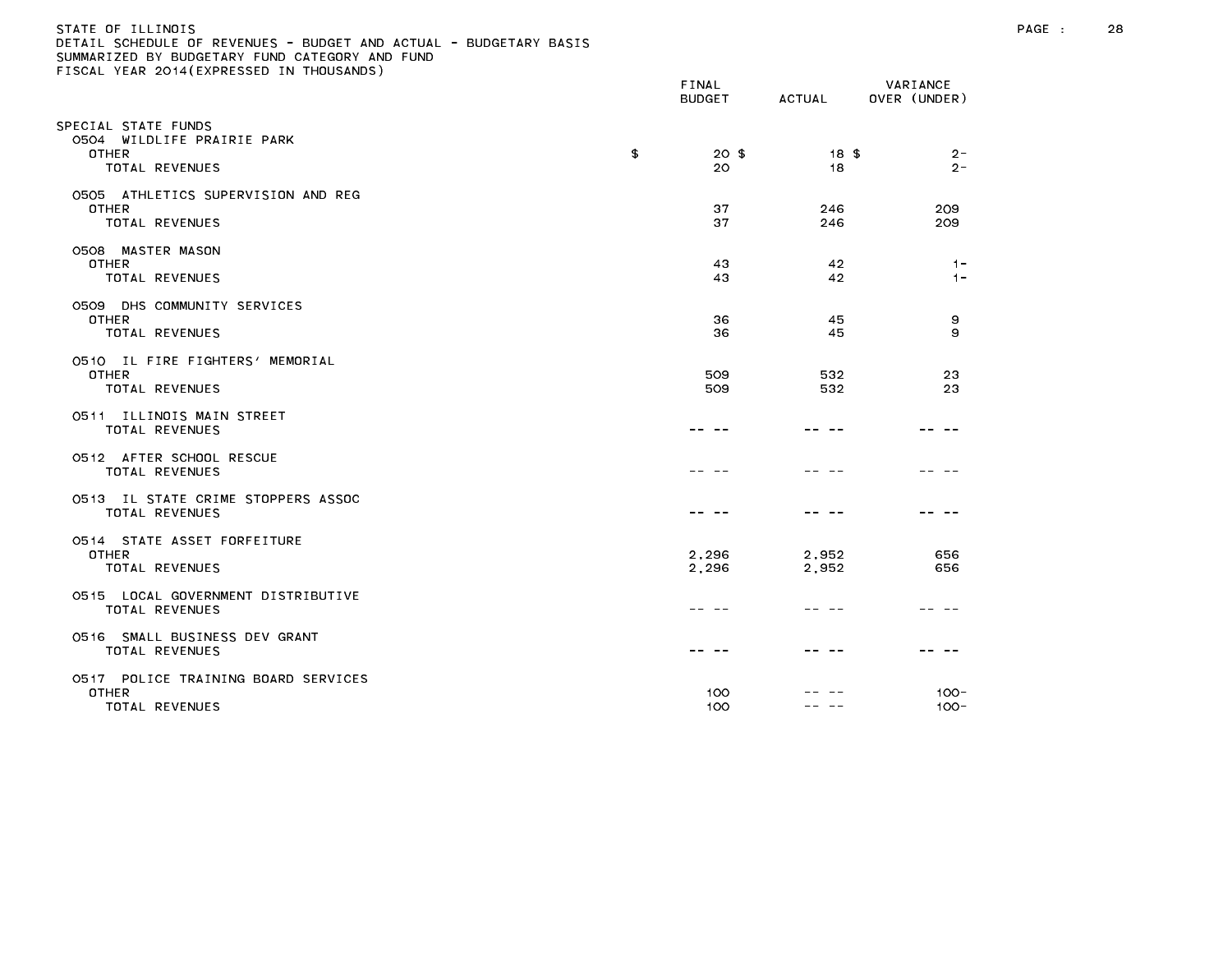STATE OF ILLINOIS
DETAIL SCHEDULE OF REVENUES - BUDGET AND ACTUAL - BUDGETARY BASIS
SUMMARIZED BY BUDGETARY FUND CATEGORY AND FUND
FISCAL YEAR 2014(EXPRESSED IN THOUSANDS)

| | FINAL BUDGET | ACTUAL | VARIANCE OVER (UNDER) |
|---|---|---|---|
| SPECIAL STATE FUNDS | | | |
| 0504 WILDLIFE PRAIRIE PARK | | | |
| OTHER | $ 20 | $ 18 | $ 2- |
| TOTAL REVENUES | 20 | 18 | 2- |
| 0505 ATHLETICS SUPERVISION AND REG | | | |
| OTHER | 37 | 246 | 209 |
| TOTAL REVENUES | 37 | 246 | 209 |
| 0508 MASTER MASON | | | |
| OTHER | 43 | 42 | 1- |
| TOTAL REVENUES | 43 | 42 | 1- |
| 0509 DHS COMMUNITY SERVICES | | | |
| OTHER | 36 | 45 | 9 |
| TOTAL REVENUES | 36 | 45 | 9 |
| 0510 IL FIRE FIGHTERS' MEMORIAL | | | |
| OTHER | 509 | 532 | 23 |
| TOTAL REVENUES | 509 | 532 | 23 |
| 0511 ILLINOIS MAIN STREET | | | |
| TOTAL REVENUES | -- -- | -- -- | -- -- |
| 0512 AFTER SCHOOL RESCUE | | | |
| TOTAL REVENUES | -- -- | -- -- | -- -- |
| 0513 IL STATE CRIME STOPPERS ASSOC | | | |
| TOTAL REVENUES | -- -- | -- -- | -- -- |
| 0514 STATE ASSET FORFEITURE | | | |
| OTHER | 2,296 | 2,952 | 656 |
| TOTAL REVENUES | 2,296 | 2,952 | 656 |
| 0515 LOCAL GOVERNMENT DISTRIBUTIVE | | | |
| TOTAL REVENUES | -- -- | -- -- | -- -- |
| 0516 SMALL BUSINESS DEV GRANT | | | |
| TOTAL REVENUES | -- -- | -- -- | -- -- |
| 0517 POLICE TRAINING BOARD SERVICES | | | |
| OTHER | 100 | -- -- | 100- |
| TOTAL REVENUES | 100 | -- -- | 100- |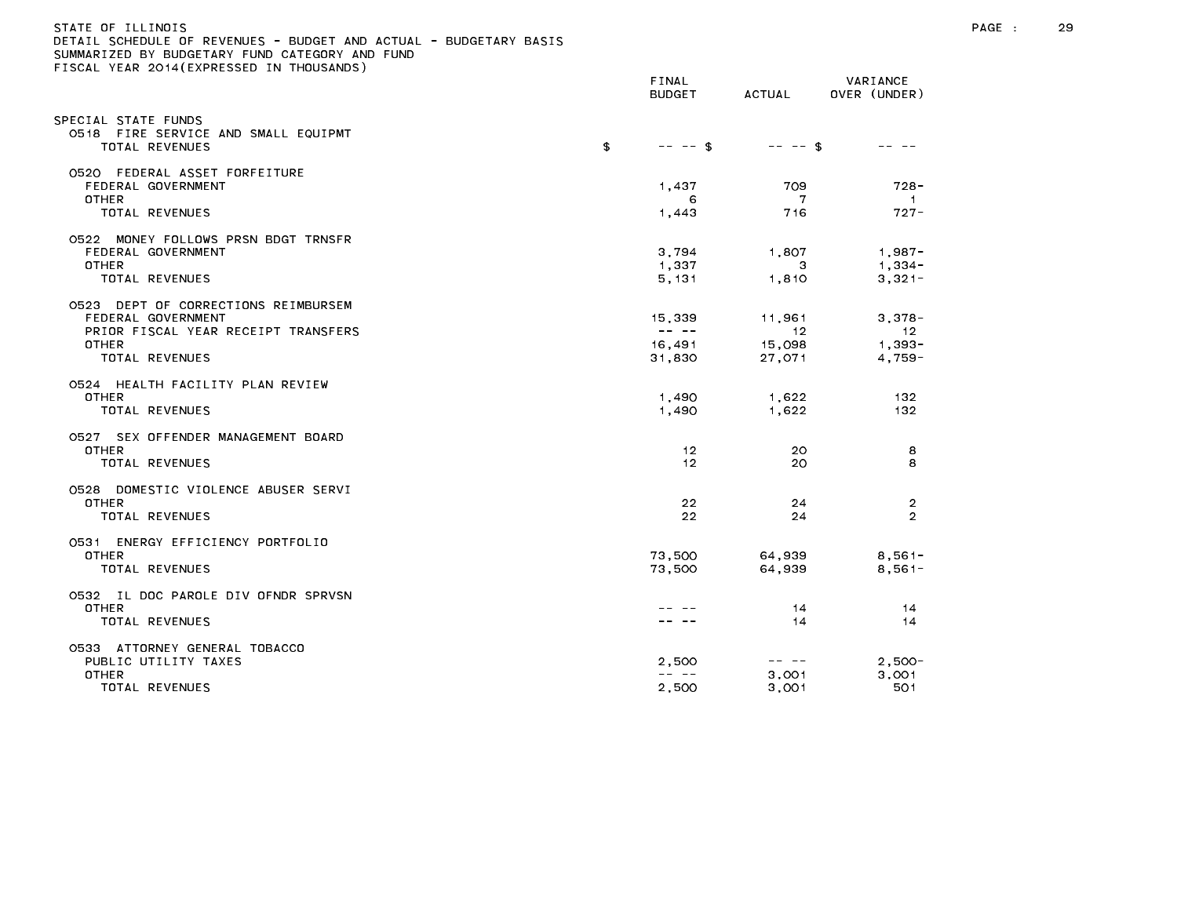STATE OF ILLINOIS
DETAIL SCHEDULE OF REVENUES - BUDGET AND ACTUAL - BUDGETARY BASIS
SUMMARIZED BY BUDGETARY FUND CATEGORY AND FUND
FISCAL YEAR 2014(EXPRESSED IN THOUSANDS)

| | FINAL BUDGET | ACTUAL | VARIANCE OVER (UNDER) |
|---|---|---|---|
| SPECIAL STATE FUNDS | | | |
| 0518 FIRE SERVICE AND SMALL EQUIPMT | | | |
| TOTAL REVENUES | $ -- -- | $ -- -- | $ -- -- |
| 0520 FEDERAL ASSET FORFEITURE | | | |
| FEDERAL GOVERNMENT | 1,437 | 709 | 728- |
| OTHER | 6 | 7 | 1 |
| TOTAL REVENUES | 1,443 | 716 | 727- |
| 0522 MONEY FOLLOWS PRSN BDGT TRNSFR | | | |
| FEDERAL GOVERNMENT | 3,794 | 1,807 | 1,987- |
| OTHER | 1,337 | 3 | 1,334- |
| TOTAL REVENUES | 5,131 | 1,810 | 3,321- |
| 0523 DEPT OF CORRECTIONS REIMBURSEM | | | |
| FEDERAL GOVERNMENT | 15,339 | 11,961 | 3,378- |
| PRIOR FISCAL YEAR RECEIPT TRANSFERS | -- -- | 12 | 12 |
| OTHER | 16,491 | 15,098 | 1,393- |
| TOTAL REVENUES | 31,830 | 27,071 | 4,759- |
| 0524 HEALTH FACILITY PLAN REVIEW | | | |
| OTHER | 1,490 | 1,622 | 132 |
| TOTAL REVENUES | 1,490 | 1,622 | 132 |
| 0527 SEX OFFENDER MANAGEMENT BOARD | | | |
| OTHER | 12 | 20 | 8 |
| TOTAL REVENUES | 12 | 20 | 8 |
| 0528 DOMESTIC VIOLENCE ABUSER SERVI | | | |
| OTHER | 22 | 24 | 2 |
| TOTAL REVENUES | 22 | 24 | 2 |
| 0531 ENERGY EFFICIENCY PORTFOLIO | | | |
| OTHER | 73,500 | 64,939 | 8,561- |
| TOTAL REVENUES | 73,500 | 64,939 | 8,561- |
| 0532 IL DOC PAROLE DIV OFNDR SPRVSN | | | |
| OTHER | -- -- | 14 | 14 |
| TOTAL REVENUES | -- -- | 14 | 14 |
| 0533 ATTORNEY GENERAL TOBACCO | | | |
| PUBLIC UTILITY TAXES | 2,500 | -- -- | 2,500- |
| OTHER | -- -- | 3,001 | 3,001 |
| TOTAL REVENUES | 2,500 | 3,001 | 501 |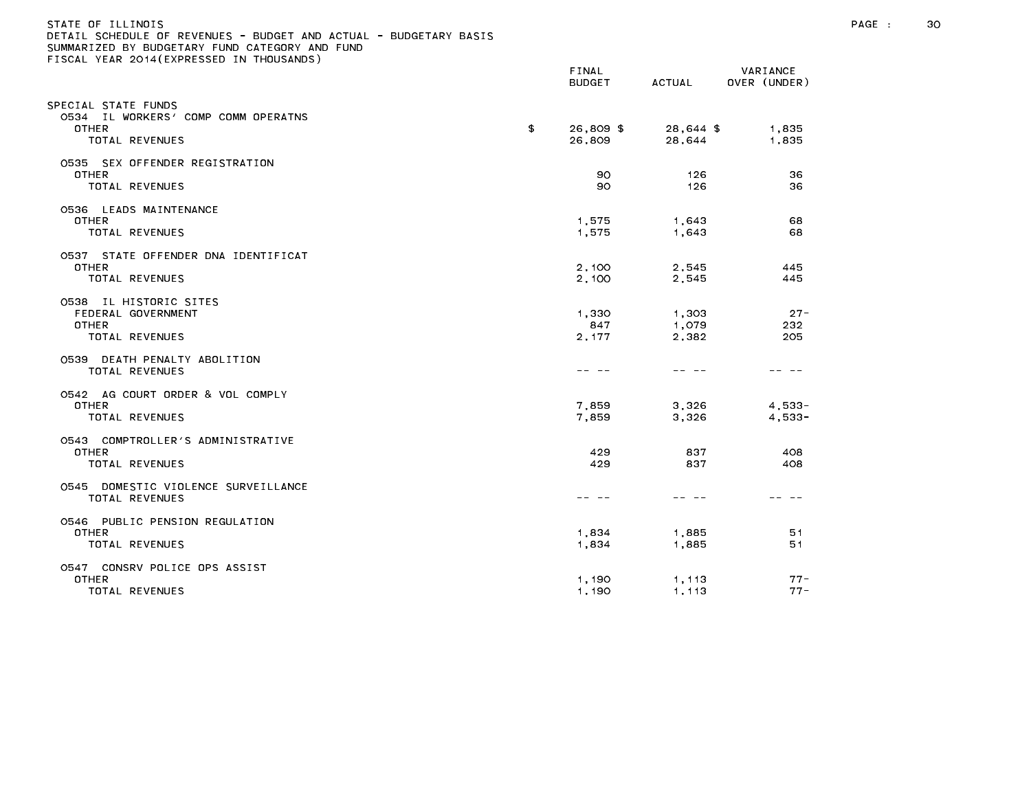STATE OF ILLINOIS
DETAIL SCHEDULE OF REVENUES - BUDGET AND ACTUAL - BUDGETARY BASIS
SUMMARIZED BY BUDGETARY FUND CATEGORY AND FUND
FISCAL YEAR 2014(EXPRESSED IN THOUSANDS)

| | FINAL BUDGET | ACTUAL | VARIANCE OVER (UNDER) |
|---|---|---|---|
| SPECIAL STATE FUNDS | | | |
| 0534 IL WORKERS' COMP COMM OPERATNS | | | |
| OTHER | $ 26,809 | $ 28,644 | $ 1,835 |
| TOTAL REVENUES | 26,809 | 28,644 | 1,835 |
| 0535 SEX OFFENDER REGISTRATION | | | |
| OTHER | 90 | 126 | 36 |
| TOTAL REVENUES | 90 | 126 | 36 |
| 0536 LEADS MAINTENANCE | | | |
| OTHER | 1,575 | 1,643 | 68 |
| TOTAL REVENUES | 1,575 | 1,643 | 68 |
| 0537 STATE OFFENDER DNA IDENTIFICAT | | | |
| OTHER | 2,100 | 2,545 | 445 |
| TOTAL REVENUES | 2,100 | 2,545 | 445 |
| 0538 IL HISTORIC SITES | | | |
| FEDERAL GOVERNMENT | 1,330 | 1,303 | 27- |
| OTHER | 847 | 1,079 | 232 |
| TOTAL REVENUES | 2,177 | 2,382 | 205 |
| 0539 DEATH PENALTY ABOLITION | | | |
| TOTAL REVENUES | -- -- | -- -- | -- -- |
| 0542 AG COURT ORDER & VOL COMPLY | | | |
| OTHER | 7,859 | 3,326 | 4,533- |
| TOTAL REVENUES | 7,859 | 3,326 | 4,533- |
| 0543 COMPTROLLER'S ADMINISTRATIVE | | | |
| OTHER | 429 | 837 | 408 |
| TOTAL REVENUES | 429 | 837 | 408 |
| 0545 DOMESTIC VIOLENCE SURVEILLANCE | | | |
| TOTAL REVENUES | -- -- | -- -- | -- -- |
| 0546 PUBLIC PENSION REGULATION | | | |
| OTHER | 1,834 | 1,885 | 51 |
| TOTAL REVENUES | 1,834 | 1,885 | 51 |
| 0547 CONSRV POLICE OPS ASSIST | | | |
| OTHER | 1,190 | 1,113 | 77- |
| TOTAL REVENUES | 1,190 | 1,113 | 77- |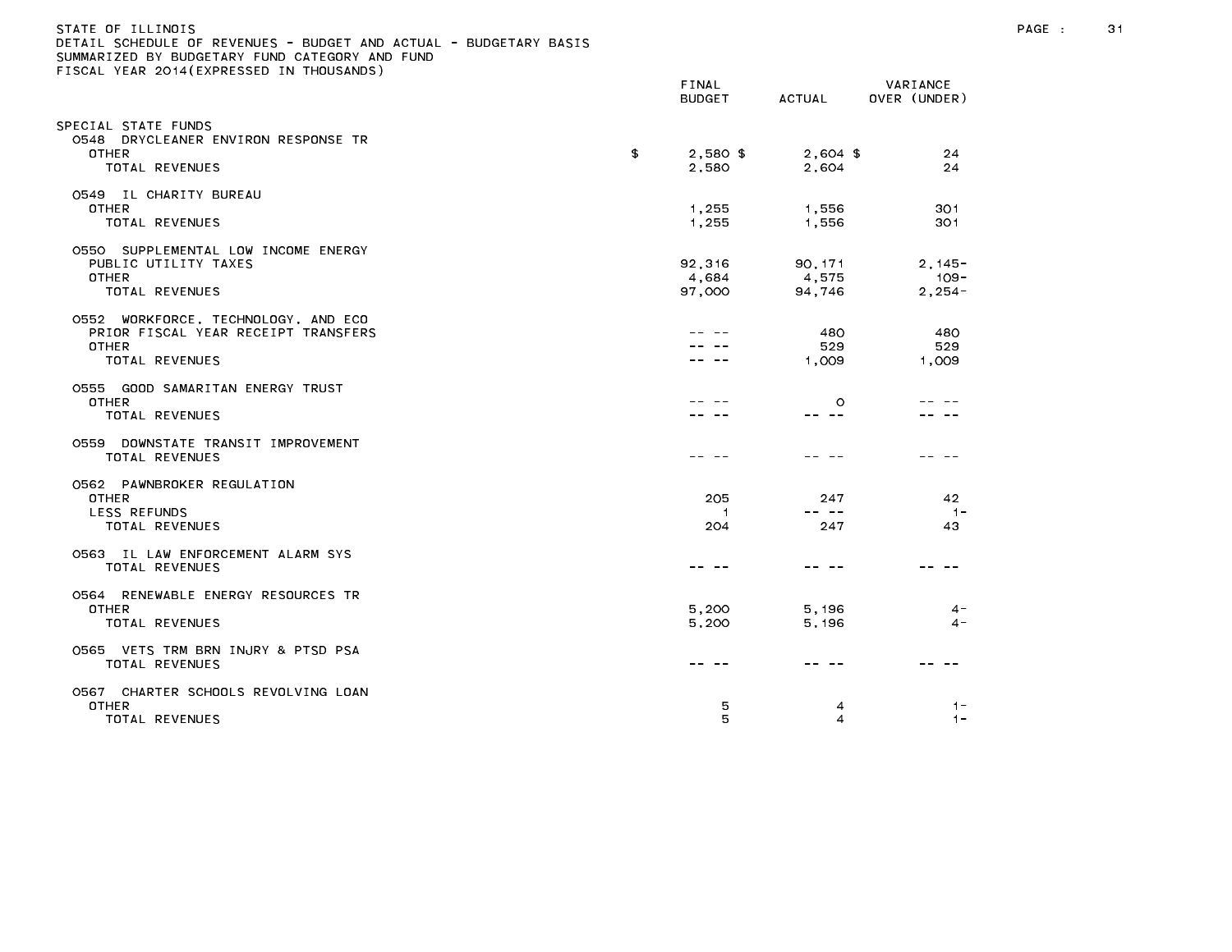STATE OF ILLINOIS
DETAIL SCHEDULE OF REVENUES - BUDGET AND ACTUAL - BUDGETARY BASIS
SUMMARIZED BY BUDGETARY FUND CATEGORY AND FUND
FISCAL YEAR 2014(EXPRESSED IN THOUSANDS)

| | FINAL BUDGET | ACTUAL | VARIANCE OVER (UNDER) |
|---|---|---|---|
| SPECIAL STATE FUNDS | | | |
| 0548 DRYCLEANER ENVIRON RESPONSE TR | | | |
| OTHER | $ 2,580 $ | 2,604 $ | 24 |
| TOTAL REVENUES | 2,580 | 2,604 | 24 |
| 0549 IL CHARITY BUREAU | | | |
| OTHER | 1,255 | 1,556 | 301 |
| TOTAL REVENUES | 1,255 | 1,556 | 301 |
| 0550 SUPPLEMENTAL LOW INCOME ENERGY | | | |
| PUBLIC UTILITY TAXES | 92,316 | 90,171 | 2,145- |
| OTHER | 4,684 | 4,575 | 109- |
| TOTAL REVENUES | 97,000 | 94,746 | 2,254- |
| 0552 WORKFORCE, TECHNOLOGY, AND ECO | | | |
| PRIOR FISCAL YEAR RECEIPT TRANSFERS | -- -- | 480 | 480 |
| OTHER | -- -- | 529 | 529 |
| TOTAL REVENUES | -- -- | 1,009 | 1,009 |
| 0555 GOOD SAMARITAN ENERGY TRUST | | | |
| OTHER | -- -- | 0 | -- -- |
| TOTAL REVENUES | -- -- | -- -- | -- -- |
| 0559 DOWNSTATE TRANSIT IMPROVEMENT | | | |
| TOTAL REVENUES | -- -- | -- -- | -- -- |
| 0562 PAWNBROKER REGULATION | | | |
| OTHER | 205 | 247 | 42 |
| LESS REFUNDS | 1 | -- -- | 1- |
| TOTAL REVENUES | 204 | 247 | 43 |
| 0563 IL LAW ENFORCEMENT ALARM SYS | | | |
| TOTAL REVENUES | -- -- | -- -- | -- -- |
| 0564 RENEWABLE ENERGY RESOURCES TR | | | |
| OTHER | 5,200 | 5,196 | 4- |
| TOTAL REVENUES | 5,200 | 5,196 | 4- |
| 0565 VETS TRM BRN INJURY & PTSD PSA | | | |
| TOTAL REVENUES | -- -- | -- -- | -- -- |
| 0567 CHARTER SCHOOLS REVOLVING LOAN | | | |
| OTHER | 5 | 4 | 1- |
| TOTAL REVENUES | 5 | 4 | 1- |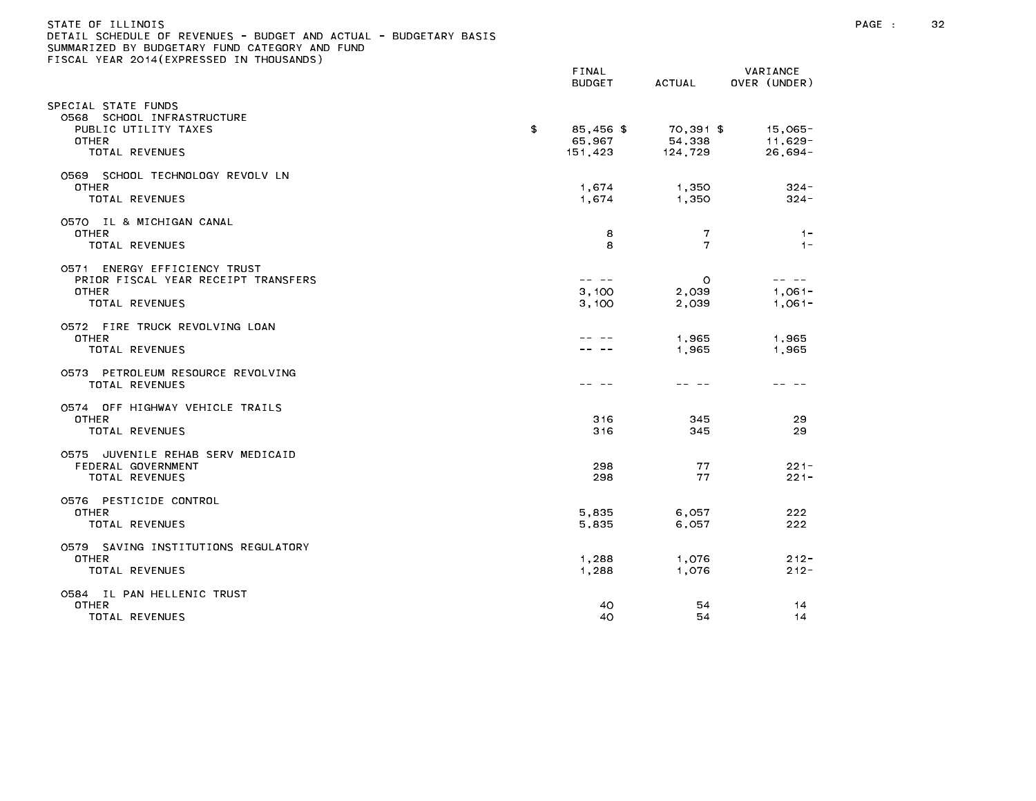STATE OF ILLINOIS
DETAIL SCHEDULE OF REVENUES - BUDGET AND ACTUAL - BUDGETARY BASIS
SUMMARIZED BY BUDGETARY FUND CATEGORY AND FUND
FISCAL YEAR 2014(EXPRESSED IN THOUSANDS)

| | FINAL BUDGET | ACTUAL | VARIANCE OVER (UNDER) |
|---|---|---|---|
| SPECIAL STATE FUNDS | | | |
| 0568 SCHOOL INFRASTRUCTURE | | | |
| PUBLIC UTILITY TAXES | $ 85,456 | $ 70,391 | $ 15,065- |
| OTHER | 65,967 | 54,338 | 11,629- |
| TOTAL REVENUES | 151,423 | 124,729 | 26,694- |
| 0569 SCHOOL TECHNOLOGY REVOLV LN | | | |
| OTHER | 1,674 | 1,350 | 324- |
| TOTAL REVENUES | 1,674 | 1,350 | 324- |
| 0570 IL & MICHIGAN CANAL | | | |
| OTHER | 8 | 7 | 1- |
| TOTAL REVENUES | 8 | 7 | 1- |
| 0571 ENERGY EFFICIENCY TRUST | | | |
| PRIOR FISCAL YEAR RECEIPT TRANSFERS | -- -- | 0 | -- -- |
| OTHER | 3,100 | 2,039 | 1,061- |
| TOTAL REVENUES | 3,100 | 2,039 | 1,061- |
| 0572 FIRE TRUCK REVOLVING LOAN | | | |
| OTHER | -- -- | 1,965 | 1,965 |
| TOTAL REVENUES | -- -- | 1,965 | 1,965 |
| 0573 PETROLEUM RESOURCE REVOLVING | | | |
| TOTAL REVENUES | -- -- | -- -- | -- -- |
| 0574 OFF HIGHWAY VEHICLE TRAILS | | | |
| OTHER | 316 | 345 | 29 |
| TOTAL REVENUES | 316 | 345 | 29 |
| 0575 JUVENILE REHAB SERV MEDICAID | | | |
| FEDERAL GOVERNMENT | 298 | 77 | 221- |
| TOTAL REVENUES | 298 | 77 | 221- |
| 0576 PESTICIDE CONTROL | | | |
| OTHER | 5,835 | 6,057 | 222 |
| TOTAL REVENUES | 5,835 | 6,057 | 222 |
| 0579 SAVING INSTITUTIONS REGULATORY | | | |
| OTHER | 1,288 | 1,076 | 212- |
| TOTAL REVENUES | 1,288 | 1,076 | 212- |
| 0584 IL PAN HELLENIC TRUST | | | |
| OTHER | 40 | 54 | 14 |
| TOTAL REVENUES | 40 | 54 | 14 |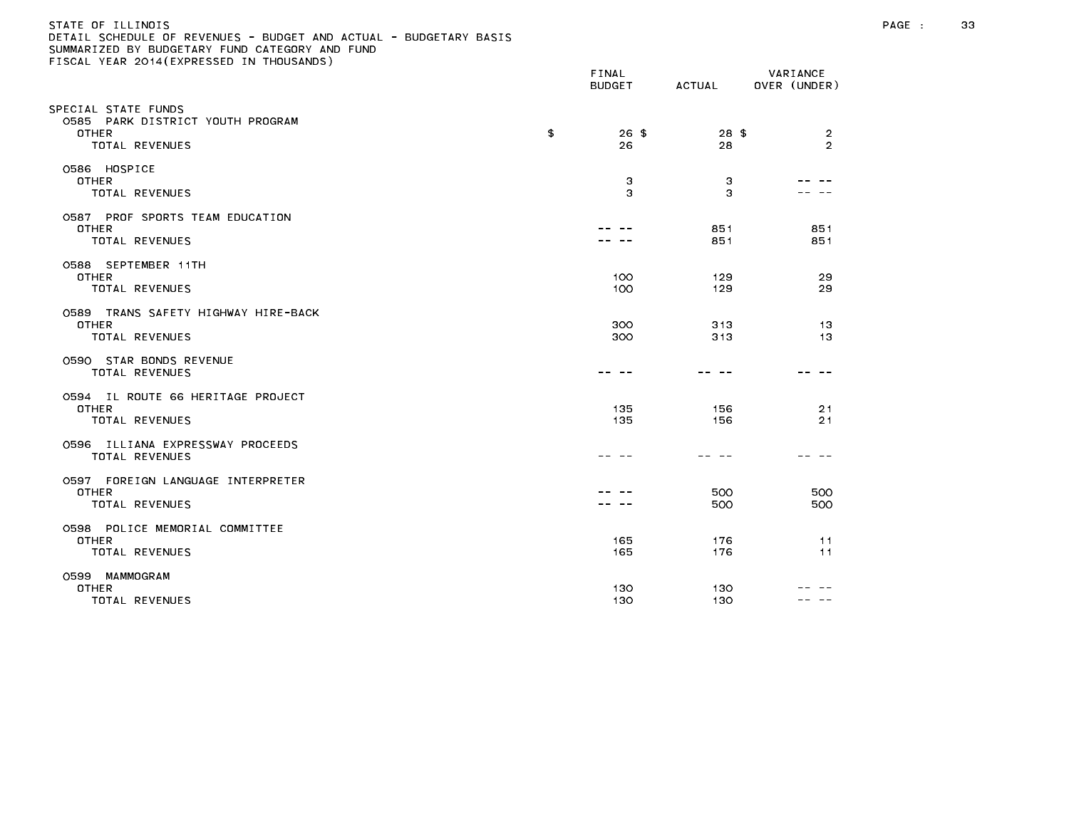STATE OF ILLINOIS
DETAIL SCHEDULE OF REVENUES - BUDGET AND ACTUAL - BUDGETARY BASIS
SUMMARIZED BY BUDGETARY FUND CATEGORY AND FUND
FISCAL YEAR 2014(EXPRESSED IN THOUSANDS)

| | FINAL BUDGET | ACTUAL | VARIANCE OVER (UNDER) |
|---|---|---|---|
| SPECIAL STATE FUNDS | | | |
| 0585 PARK DISTRICT YOUTH PROGRAM | | | |
| OTHER | $ 26 | $ 28 | $ 2 |
| TOTAL REVENUES | 26 | 28 | 2 |
| 0586 HOSPICE | | | |
| OTHER | 3 | 3 | -- -- |
| TOTAL REVENUES | 3 | 3 | -- -- |
| 0587 PROF SPORTS TEAM EDUCATION | | | |
| OTHER | -- -- | 851 | 851 |
| TOTAL REVENUES | -- -- | 851 | 851 |
| 0588 SEPTEMBER 11TH | | | |
| OTHER | 100 | 129 | 29 |
| TOTAL REVENUES | 100 | 129 | 29 |
| 0589 TRANS SAFETY HIGHWAY HIRE-BACK | | | |
| OTHER | 300 | 313 | 13 |
| TOTAL REVENUES | 300 | 313 | 13 |
| 0590 STAR BONDS REVENUE | | | |
| TOTAL REVENUES | -- -- | -- -- | -- -- |
| 0594 IL ROUTE 66 HERITAGE PROJECT | | | |
| OTHER | 135 | 156 | 21 |
| TOTAL REVENUES | 135 | 156 | 21 |
| 0596 ILLIANA EXPRESSWAY PROCEEDS | | | |
| TOTAL REVENUES | -- -- | -- -- | -- -- |
| 0597 FOREIGN LANGUAGE INTERPRETER | | | |
| OTHER | -- -- | 500 | 500 |
| TOTAL REVENUES | -- -- | 500 | 500 |
| 0598 POLICE MEMORIAL COMMITTEE | | | |
| OTHER | 165 | 176 | 11 |
| TOTAL REVENUES | 165 | 176 | 11 |
| 0599 MAMMOGRAM | | | |
| OTHER | 130 | 130 | -- -- |
| TOTAL REVENUES | 130 | 130 | -- -- |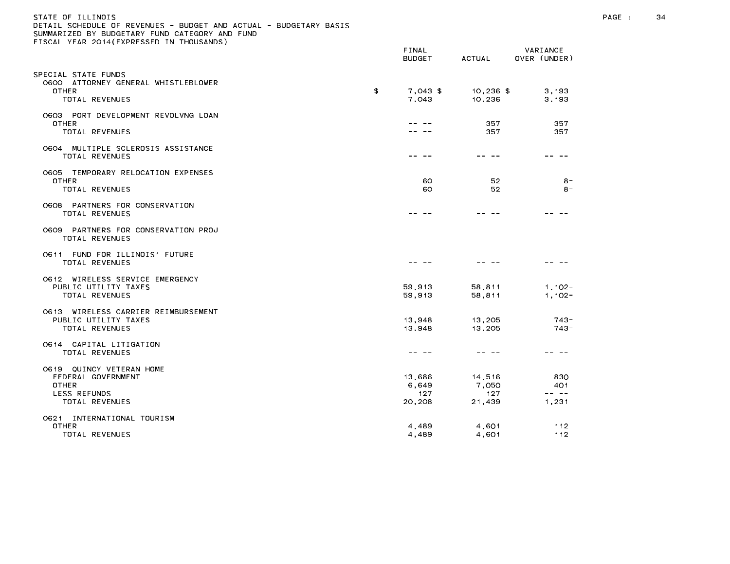STATE OF ILLINOIS
DETAIL SCHEDULE OF REVENUES - BUDGET AND ACTUAL - BUDGETARY BASIS
SUMMARIZED BY BUDGETARY FUND CATEGORY AND FUND
FISCAL YEAR 2014(EXPRESSED IN THOUSANDS)

| | FINAL BUDGET | ACTUAL | VARIANCE OVER (UNDER) |
|---|---|---|---|
| SPECIAL STATE FUNDS | | | |
| 0600 ATTORNEY GENERAL WHISTLEBLOWER | | | |
| OTHER | $ 7,043 | $ 10,236 | $ 3,193 |
| TOTAL REVENUES | 7,043 | 10,236 | 3,193 |
| 0603 PORT DEVELOPMENT REVOLVNG LOAN | | | |
| OTHER | -- -- | 357 | 357 |
| TOTAL REVENUES | -- -- | 357 | 357 |
| 0604 MULTIPLE SCLEROSIS ASSISTANCE | | | |
| TOTAL REVENUES | -- -- | -- -- | -- -- |
| 0605 TEMPORARY RELOCATION EXPENSES | | | |
| OTHER | 60 | 52 | 8- |
| TOTAL REVENUES | 60 | 52 | 8- |
| 0608 PARTNERS FOR CONSERVATION | | | |
| TOTAL REVENUES | -- -- | -- -- | -- -- |
| 0609 PARTNERS FOR CONSERVATION PROJ | | | |
| TOTAL REVENUES | -- -- | -- -- | -- -- |
| 0611 FUND FOR ILLINOIS' FUTURE | | | |
| TOTAL REVENUES | -- -- | -- -- | -- -- |
| 0612 WIRELESS SERVICE EMERGENCY | | | |
| PUBLIC UTILITY TAXES | 59,913 | 58,811 | 1,102- |
| TOTAL REVENUES | 59,913 | 58,811 | 1,102- |
| 0613 WIRELESS CARRIER REIMBURSEMENT | | | |
| PUBLIC UTILITY TAXES | 13,948 | 13,205 | 743- |
| TOTAL REVENUES | 13,948 | 13,205 | 743- |
| 0614 CAPITAL LITIGATION | | | |
| TOTAL REVENUES | -- -- | -- -- | -- -- |
| 0619 QUINCY VETERAN HOME | | | |
| FEDERAL GOVERNMENT | 13,686 | 14,516 | 830 |
| OTHER | 6,649 | 7,050 | 401 |
| LESS REFUNDS | 127 | 127 | -- -- |
| TOTAL REVENUES | 20,208 | 21,439 | 1,231 |
| 0621 INTERNATIONAL TOURISM | | | |
| OTHER | 4,489 | 4,601 | 112 |
| TOTAL REVENUES | 4,489 | 4,601 | 112 |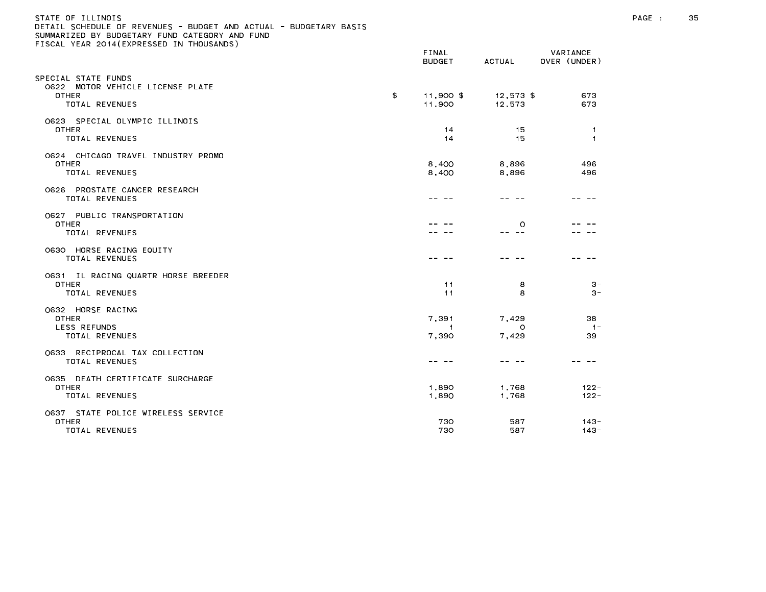STATE OF ILLINOIS
DETAIL SCHEDULE OF REVENUES - BUDGET AND ACTUAL - BUDGETARY BASIS
SUMMARIZED BY BUDGETARY FUND CATEGORY AND FUND
FISCAL YEAR 2014(EXPRESSED IN THOUSANDS)

| | FINAL BUDGET | ACTUAL | VARIANCE OVER (UNDER) |
|---|---|---|---|
| SPECIAL STATE FUNDS | | | |
| 0622 MOTOR VEHICLE LICENSE PLATE | | | |
| OTHER | $ 11,900 $ | 12,573 $ | 673 |
| TOTAL REVENUES | 11,900 | 12,573 | 673 |
| 0623 SPECIAL OLYMPIC ILLINOIS | | | |
| OTHER | 14 | 15 | 1 |
| TOTAL REVENUES | 14 | 15 | 1 |
| 0624 CHICAGO TRAVEL INDUSTRY PROMO | | | |
| OTHER | 8,400 | 8,896 | 496 |
| TOTAL REVENUES | 8,400 | 8,896 | 496 |
| 0626 PROSTATE CANCER RESEARCH | | | |
| TOTAL REVENUES | -- -- | -- -- | -- -- |
| 0627 PUBLIC TRANSPORTATION | | | |
| OTHER | -- -- | 0 | -- -- |
| TOTAL REVENUES | -- -- | -- -- | -- -- |
| 0630 HORSE RACING EQUITY | | | |
| TOTAL REVENUES | -- -- | -- -- | -- -- |
| 0631 IL RACING QUARTR HORSE BREEDER | | | |
| OTHER | 11 | 8 | 3- |
| TOTAL REVENUES | 11 | 8 | 3- |
| 0632 HORSE RACING | | | |
| OTHER | 7,391 | 7,429 | 38 |
| LESS REFUNDS | 1 | 0 | 1- |
| TOTAL REVENUES | 7,390 | 7,429 | 39 |
| 0633 RECIPROCAL TAX COLLECTION | | | |
| TOTAL REVENUES | -- -- | -- -- | -- -- |
| 0635 DEATH CERTIFICATE SURCHARGE | | | |
| OTHER | 1,890 | 1,768 | 122- |
| TOTAL REVENUES | 1,890 | 1,768 | 122- |
| 0637 STATE POLICE WIRELESS SERVICE | | | |
| OTHER | 730 | 587 | 143- |
| TOTAL REVENUES | 730 | 587 | 143- |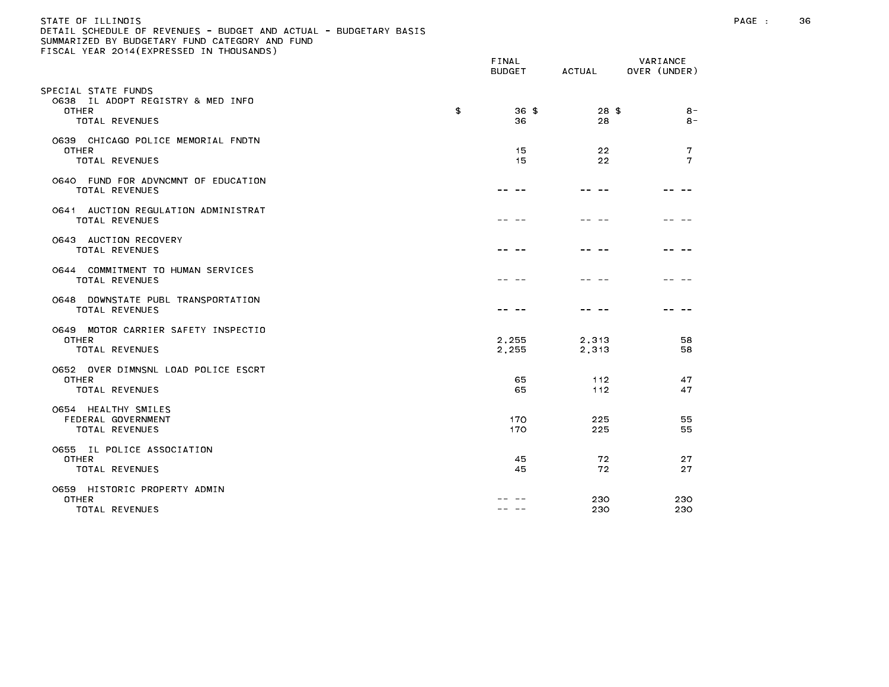STATE OF ILLINOIS
DETAIL SCHEDULE OF REVENUES - BUDGET AND ACTUAL - BUDGETARY BASIS
SUMMARIZED BY BUDGETARY FUND CATEGORY AND FUND
FISCAL YEAR 2014(EXPRESSED IN THOUSANDS)

| | FINAL BUDGET | ACTUAL | VARIANCE OVER (UNDER) |
|---|---|---|---|
| SPECIAL STATE FUNDS | | | |
| 0638 IL ADOPT REGISTRY & MED INFO | | | |
| OTHER | $ 36 | $ 28 | $ 8- |
| TOTAL REVENUES | 36 | 28 | 8- |
| 0639 CHICAGO POLICE MEMORIAL FNDTN | | | |
| OTHER | 15 | 22 | 7 |
| TOTAL REVENUES | 15 | 22 | 7 |
| 0640 FUND FOR ADVNCMNT OF EDUCATION | | | |
| TOTAL REVENUES | -- -- | -- -- | -- -- |
| 0641 AUCTION REGULATION ADMINISTRAT | | | |
| TOTAL REVENUES | -- -- | -- -- | -- -- |
| 0643 AUCTION RECOVERY | | | |
| TOTAL REVENUES | -- -- | -- -- | -- -- |
| 0644 COMMITMENT TO HUMAN SERVICES | | | |
| TOTAL REVENUES | -- -- | -- -- | -- -- |
| 0648 DOWNSTATE PUBL TRANSPORTATION | | | |
| TOTAL REVENUES | -- -- | -- -- | -- -- |
| 0649 MOTOR CARRIER SAFETY INSPECTIO | | | |
| OTHER | 2,255 | 2,313 | 58 |
| TOTAL REVENUES | 2,255 | 2,313 | 58 |
| 0652 OVER DIMNSNL LOAD POLICE ESCRT | | | |
| OTHER | 65 | 112 | 47 |
| TOTAL REVENUES | 65 | 112 | 47 |
| 0654 HEALTHY SMILES | | | |
| FEDERAL GOVERNMENT | 170 | 225 | 55 |
| TOTAL REVENUES | 170 | 225 | 55 |
| 0655 IL POLICE ASSOCIATION | | | |
| OTHER | 45 | 72 | 27 |
| TOTAL REVENUES | 45 | 72 | 27 |
| 0659 HISTORIC PROPERTY ADMIN | | | |
| OTHER | -- -- | 230 | 230 |
| TOTAL REVENUES | -- -- | 230 | 230 |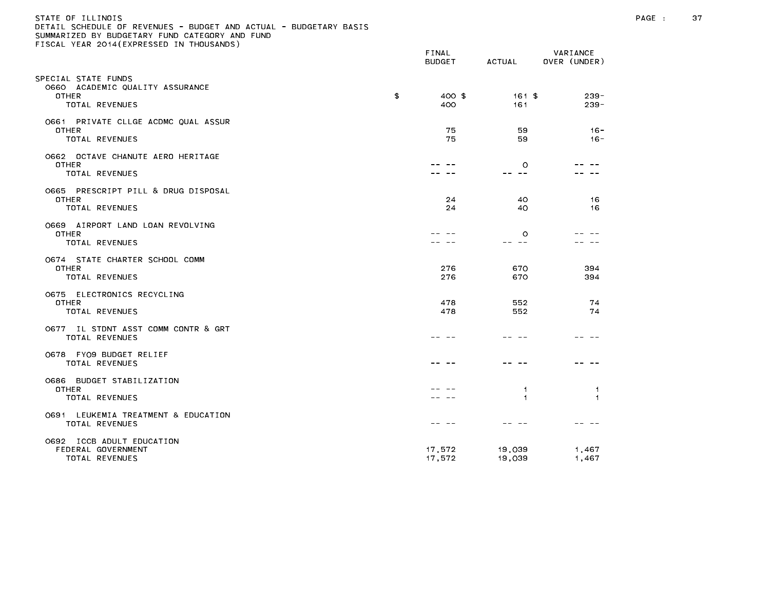STATE OF ILLINOIS
DETAIL SCHEDULE OF REVENUES - BUDGET AND ACTUAL - BUDGETARY BASIS
SUMMARIZED BY BUDGETARY FUND CATEGORY AND FUND
FISCAL YEAR 2014(EXPRESSED IN THOUSANDS)

| | FINAL BUDGET | ACTUAL | VARIANCE OVER (UNDER) |
|---|---|---|---|
| SPECIAL STATE FUNDS | | | |
| 0660 ACADEMIC QUALITY ASSURANCE | | | |
| OTHER | $ 400 | $ 161 | $ 239- |
| TOTAL REVENUES | 400 | 161 | 239- |
| 0661 PRIVATE CLLGE ACDMC QUAL ASSUR | | | |
| OTHER | 75 | 59 | 16- |
| TOTAL REVENUES | 75 | 59 | 16- |
| 0662 OCTAVE CHANUTE AERO HERITAGE | | | |
| OTHER | -- -- | 0 | -- -- |
| TOTAL REVENUES | -- -- | -- -- | -- -- |
| 0665 PRESCRIPT PILL & DRUG DISPOSAL | | | |
| OTHER | 24 | 40 | 16 |
| TOTAL REVENUES | 24 | 40 | 16 |
| 0669 AIRPORT LAND LOAN REVOLVING | | | |
| OTHER | -- -- | 0 | -- -- |
| TOTAL REVENUES | -- -- | -- -- | -- -- |
| 0674 STATE CHARTER SCHOOL COMM | | | |
| OTHER | 276 | 670 | 394 |
| TOTAL REVENUES | 276 | 670 | 394 |
| 0675 ELECTRONICS RECYCLING | | | |
| OTHER | 478 | 552 | 74 |
| TOTAL REVENUES | 478 | 552 | 74 |
| 0677 IL STDNT ASST COMM CONTR & GRT | | | |
| TOTAL REVENUES | -- -- | -- -- | -- -- |
| 0678 FY09 BUDGET RELIEF | | | |
| TOTAL REVENUES | -- -- | -- -- | -- -- |
| 0686 BUDGET STABILIZATION | | | |
| OTHER | -- -- | 1 | 1 |
| TOTAL REVENUES | -- -- | 1 | 1 |
| 0691 LEUKEMIA TREATMENT & EDUCATION | | | |
| TOTAL REVENUES | -- -- | -- -- | -- -- |
| 0692 ICCB ADULT EDUCATION | | | |
| FEDERAL GOVERNMENT | 17,572 | 19,039 | 1,467 |
| TOTAL REVENUES | 17,572 | 19,039 | 1,467 |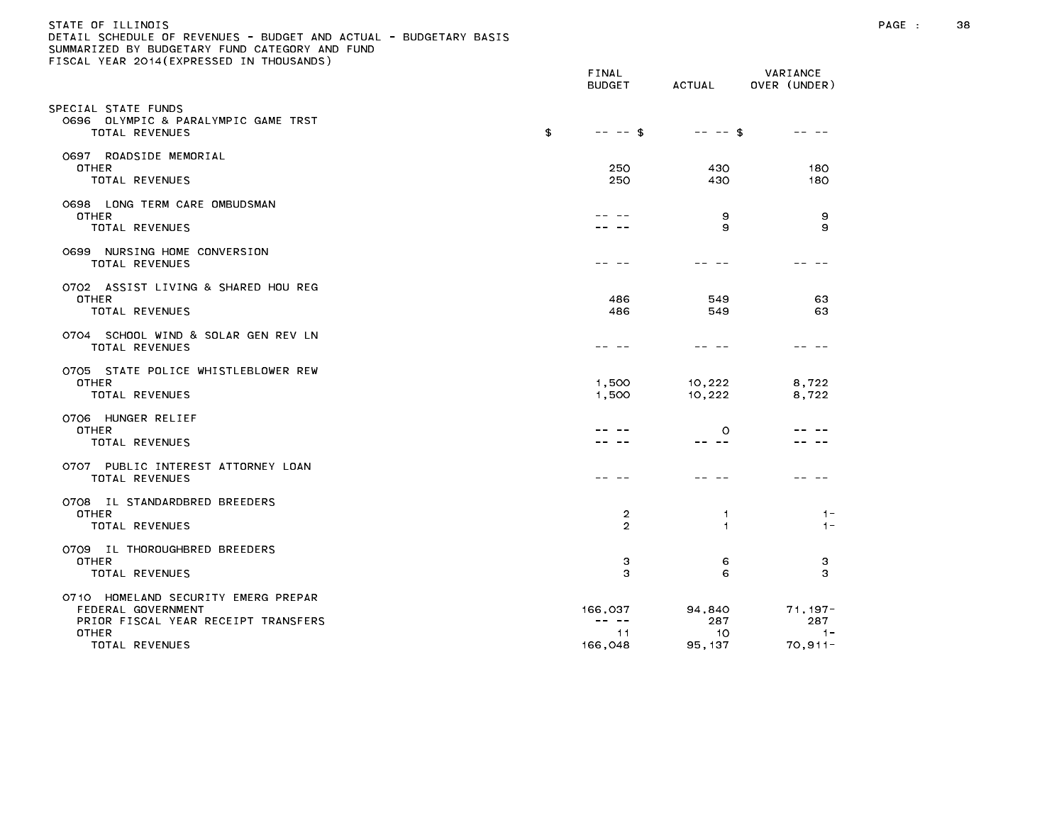STATE OF ILLINOIS
DETAIL SCHEDULE OF REVENUES - BUDGET AND ACTUAL - BUDGETARY BASIS
SUMMARIZED BY BUDGETARY FUND CATEGORY AND FUND
FISCAL YEAR 2014(EXPRESSED IN THOUSANDS)

| | FINAL BUDGET | ACTUAL | VARIANCE OVER (UNDER) |
|---|---|---|---|
| SPECIAL STATE FUNDS | | | |
| 0696 OLYMPIC & PARALYMPIC GAME TRST | | | |
| TOTAL REVENUES | $ -- -- | $ -- -- | $ -- -- |
| 0697 ROADSIDE MEMORIAL | | | |
| OTHER | 250 | 430 | 180 |
| TOTAL REVENUES | 250 | 430 | 180 |
| 0698 LONG TERM CARE OMBUDSMAN | | | |
| OTHER | -- -- | 9 | 9 |
| TOTAL REVENUES | -- -- | 9 | 9 |
| 0699 NURSING HOME CONVERSION | | | |
| TOTAL REVENUES | -- -- | -- -- | -- -- |
| 0702 ASSIST LIVING & SHARED HOU REG | | | |
| OTHER | 486 | 549 | 63 |
| TOTAL REVENUES | 486 | 549 | 63 |
| 0704 SCHOOL WIND & SOLAR GEN REV LN | | | |
| TOTAL REVENUES | -- -- | -- -- | -- -- |
| 0705 STATE POLICE WHISTLEBLOWER REW | | | |
| OTHER | 1,500 | 10,222 | 8,722 |
| TOTAL REVENUES | 1,500 | 10,222 | 8,722 |
| 0706 HUNGER RELIEF | | | |
| OTHER | -- -- | 0 | -- -- |
| TOTAL REVENUES | -- -- | -- -- | -- -- |
| 0707 PUBLIC INTEREST ATTORNEY LOAN | | | |
| TOTAL REVENUES | -- -- | -- -- | -- -- |
| 0708 IL STANDARDBRED BREEDERS | | | |
| OTHER | 2 | 1 | 1- |
| TOTAL REVENUES | 2 | 1 | 1- |
| 0709 IL THOROUGHBRED BREEDERS | | | |
| OTHER | 3 | 6 | 3 |
| TOTAL REVENUES | 3 | 6 | 3 |
| 0710 HOMELAND SECURITY EMERG PREPAR | | | |
| FEDERAL GOVERNMENT | 166,037 | 94,840 | 71,197- |
| PRIOR FISCAL YEAR RECEIPT TRANSFERS | -- -- | 287 | 287 |
| OTHER | 11 | 10 | 1- |
| TOTAL REVENUES | 166,048 | 95,137 | 70,911- |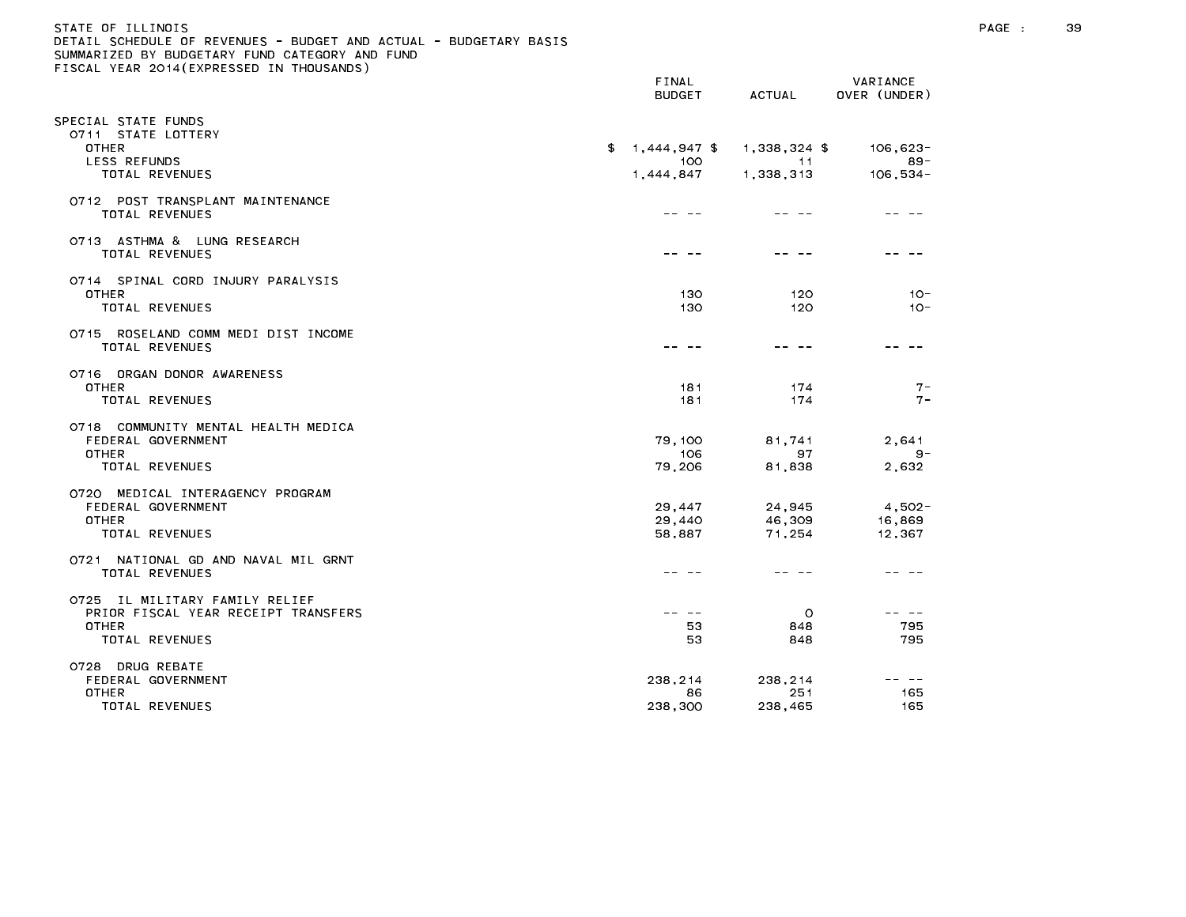STATE OF ILLINOIS
DETAIL SCHEDULE OF REVENUES - BUDGET AND ACTUAL - BUDGETARY BASIS
SUMMARIZED BY BUDGETARY FUND CATEGORY AND FUND
FISCAL YEAR 2014(EXPRESSED IN THOUSANDS)

| | FINAL BUDGET | ACTUAL | VARIANCE OVER (UNDER) |
|---|---|---|---|
| SPECIAL STATE FUNDS | | | |
| 0711 STATE LOTTERY | | | |
| OTHER | $ 1,444,947 $ | 1,338,324 $ | 106,623- |
| LESS REFUNDS | 100 | 11 | 89- |
| TOTAL REVENUES | 1,444,847 | 1,338,313 | 106,534- |
| 0712 POST TRANSPLANT MAINTENANCE | | | |
| TOTAL REVENUES | -- -- | -- -- | -- -- |
| 0713 ASTHMA & LUNG RESEARCH | | | |
| TOTAL REVENUES | -- -- | -- -- | -- -- |
| 0714 SPINAL CORD INJURY PARALYSIS | | | |
| OTHER | 130 | 120 | 10- |
| TOTAL REVENUES | 130 | 120 | 10- |
| 0715 ROSELAND COMM MEDI DIST INCOME | | | |
| TOTAL REVENUES | -- -- | -- -- | -- -- |
| 0716 ORGAN DONOR AWARENESS | | | |
| OTHER | 181 | 174 | 7- |
| TOTAL REVENUES | 181 | 174 | 7- |
| 0718 COMMUNITY MENTAL HEALTH MEDICA | | | |
| FEDERAL GOVERNMENT | 79,100 | 81,741 | 2,641 |
| OTHER | 106 | 97 | 9- |
| TOTAL REVENUES | 79,206 | 81,838 | 2,632 |
| 0720 MEDICAL INTERAGENCY PROGRAM | | | |
| FEDERAL GOVERNMENT | 29,447 | 24,945 | 4,502- |
| OTHER | 29,440 | 46,309 | 16,869 |
| TOTAL REVENUES | 58,887 | 71,254 | 12,367 |
| 0721 NATIONAL GD AND NAVAL MIL GRNT | | | |
| TOTAL REVENUES | -- -- | -- -- | -- -- |
| 0725 IL MILITARY FAMILY RELIEF | | | |
| PRIOR FISCAL YEAR RECEIPT TRANSFERS | -- -- | 0 | -- -- |
| OTHER | 53 | 848 | 795 |
| TOTAL REVENUES | 53 | 848 | 795 |
| 0728 DRUG REBATE | | | |
| FEDERAL GOVERNMENT | 238,214 | 238,214 | -- -- |
| OTHER | 86 | 251 | 165 |
| TOTAL REVENUES | 238,300 | 238,465 | 165 |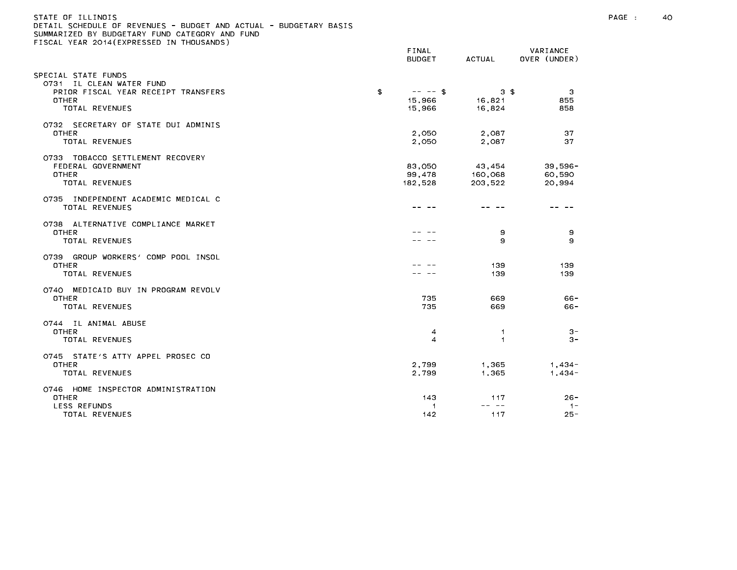STATE OF ILLINOIS
DETAIL SCHEDULE OF REVENUES - BUDGET AND ACTUAL - BUDGETARY BASIS
SUMMARIZED BY BUDGETARY FUND CATEGORY AND FUND
FISCAL YEAR 2014(EXPRESSED IN THOUSANDS)

| | FINAL BUDGET | ACTUAL | VARIANCE OVER (UNDER) |
|---|---|---|---|
| SPECIAL STATE FUNDS | | | |
| 0731 IL CLEAN WATER FUND | | | |
| PRIOR FISCAL YEAR RECEIPT TRANSFERS | $ -- -- | $ 3 | $ 3 |
| OTHER | 15,966 | 16,821 | 855 |
| TOTAL REVENUES | 15,966 | 16,824 | 858 |
| 0732 SECRETARY OF STATE DUI ADMINIS | | | |
| OTHER | 2,050 | 2,087 | 37 |
| TOTAL REVENUES | 2,050 | 2,087 | 37 |
| 0733 TOBACCO SETTLEMENT RECOVERY | | | |
| FEDERAL GOVERNMENT | 83,050 | 43,454 | 39,596- |
| OTHER | 99,478 | 160,068 | 60,590 |
| TOTAL REVENUES | 182,528 | 203,522 | 20,994 |
| 0735 INDEPENDENT ACADEMIC MEDICAL C | | | |
| TOTAL REVENUES | -- -- | -- -- | -- -- |
| 0738 ALTERNATIVE COMPLIANCE MARKET | | | |
| OTHER | -- -- | 9 | 9 |
| TOTAL REVENUES | -- -- | 9 | 9 |
| 0739 GROUP WORKERS' COMP POOL INSOL | | | |
| OTHER | -- -- | 139 | 139 |
| TOTAL REVENUES | -- -- | 139 | 139 |
| 0740 MEDICAID BUY IN PROGRAM REVOLV | | | |
| OTHER | 735 | 669 | 66- |
| TOTAL REVENUES | 735 | 669 | 66- |
| 0744 IL ANIMAL ABUSE | | | |
| OTHER | 4 | 1 | 3- |
| TOTAL REVENUES | 4 | 1 | 3- |
| 0745 STATE'S ATTY APPEL PROSEC CO | | | |
| OTHER | 2,799 | 1,365 | 1,434- |
| TOTAL REVENUES | 2,799 | 1,365 | 1,434- |
| 0746 HOME INSPECTOR ADMINISTRATION | | | |
| OTHER | 143 | 117 | 26- |
| LESS REFUNDS | 1 | -- -- | 1- |
| TOTAL REVENUES | 142 | 117 | 25- |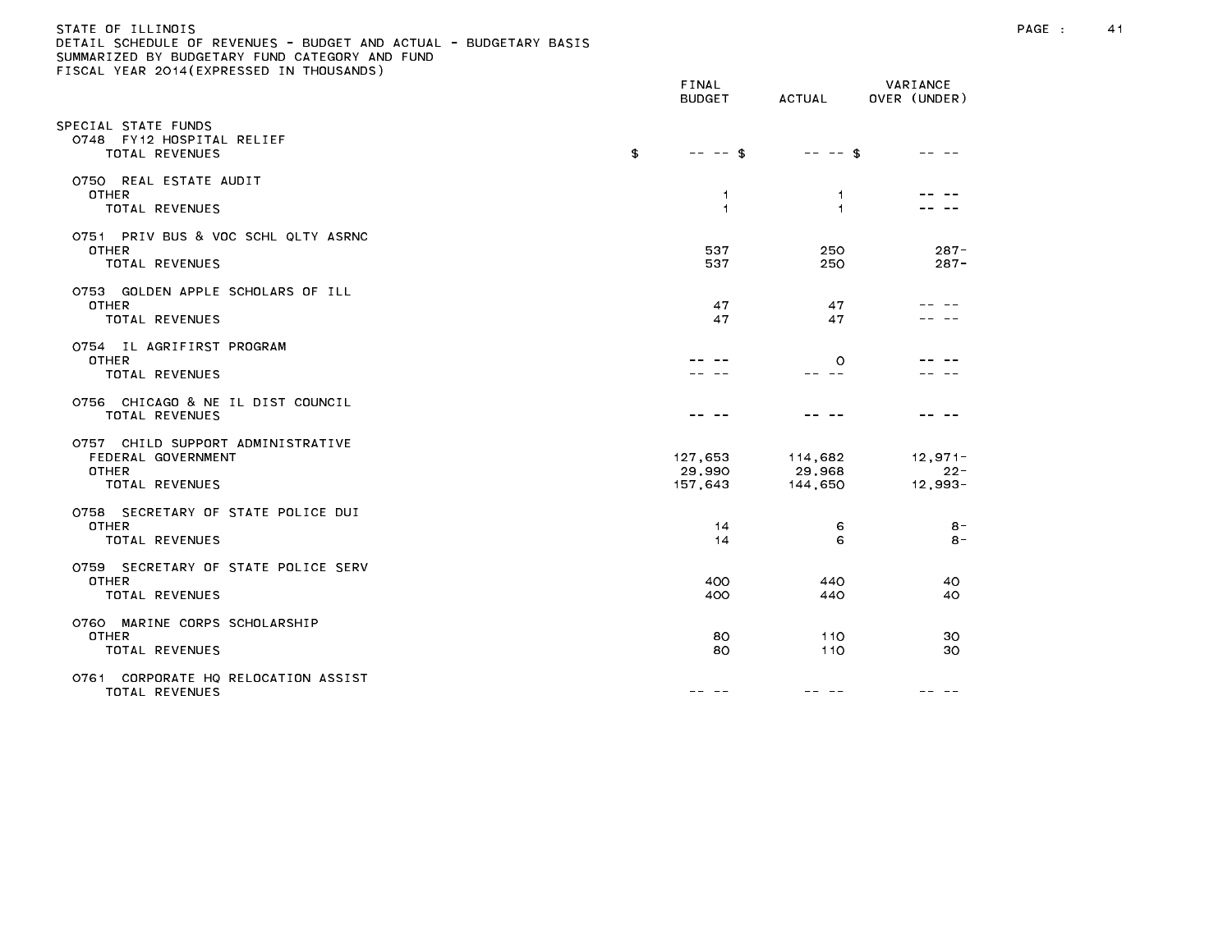STATE OF ILLINOIS
DETAIL SCHEDULE OF REVENUES - BUDGET AND ACTUAL - BUDGETARY BASIS
SUMMARIZED BY BUDGETARY FUND CATEGORY AND FUND
FISCAL YEAR 2014(EXPRESSED IN THOUSANDS)

| | FINAL BUDGET | ACTUAL | VARIANCE OVER (UNDER) |
|---|---|---|---|
| SPECIAL STATE FUNDS | | | |
| 0748 FY12 HOSPITAL RELIEF | | | |
| TOTAL REVENUES | $ -- -- | $ -- -- | $ -- -- |
| 0750 REAL ESTATE AUDIT | | | |
| OTHER | 1 | 1 | -- -- |
| TOTAL REVENUES | 1 | 1 | -- -- |
| 0751 PRIV BUS & VOC SCHL QLTY ASRNC | | | |
| OTHER | 537 | 250 | 287- |
| TOTAL REVENUES | 537 | 250 | 287- |
| 0753 GOLDEN APPLE SCHOLARS OF ILL | | | |
| OTHER | 47 | 47 | -- -- |
| TOTAL REVENUES | 47 | 47 | -- -- |
| 0754 IL AGRIFIRST PROGRAM | | | |
| OTHER | -- -- | 0 | -- -- |
| TOTAL REVENUES | -- -- | -- -- | -- -- |
| 0756 CHICAGO & NE IL DIST COUNCIL | | | |
| TOTAL REVENUES | -- -- | -- -- | -- -- |
| 0757 CHILD SUPPORT ADMINISTRATIVE | | | |
| FEDERAL GOVERNMENT | 127,653 | 114,682 | 12,971- |
| OTHER | 29,990 | 29,968 | 22- |
| TOTAL REVENUES | 157,643 | 144,650 | 12,993- |
| 0758 SECRETARY OF STATE POLICE DUI | | | |
| OTHER | 14 | 6 | 8- |
| TOTAL REVENUES | 14 | 6 | 8- |
| 0759 SECRETARY OF STATE POLICE SERV | | | |
| OTHER | 400 | 440 | 40 |
| TOTAL REVENUES | 400 | 440 | 40 |
| 0760 MARINE CORPS SCHOLARSHIP | | | |
| OTHER | 80 | 110 | 30 |
| TOTAL REVENUES | 80 | 110 | 30 |
| 0761 CORPORATE HQ RELOCATION ASSIST | | | |
| TOTAL REVENUES | -- -- | -- -- | -- -- |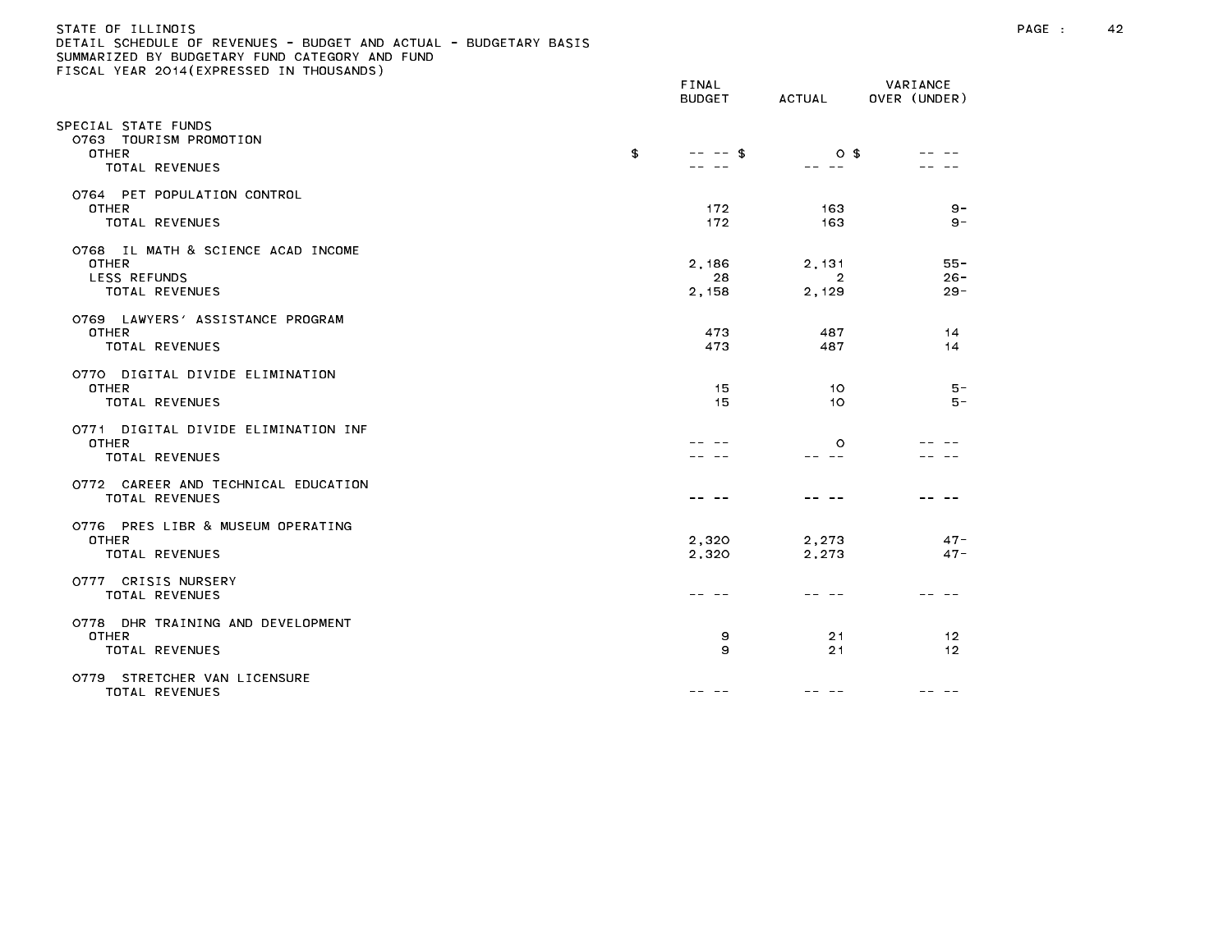STATE OF ILLINOIS
DETAIL SCHEDULE OF REVENUES - BUDGET AND ACTUAL - BUDGETARY BASIS
SUMMARIZED BY BUDGETARY FUND CATEGORY AND FUND
FISCAL YEAR 2014(EXPRESSED IN THOUSANDS)

| | FINAL BUDGET | ACTUAL | VARIANCE OVER (UNDER) |
|---|---|---|---|
| SPECIAL STATE FUNDS | | | |
| 0763 TOURISM PROMOTION | | | |
| OTHER | $ -- -- | $ 0 | $ -- -- |
| TOTAL REVENUES | -- -- | -- -- | -- -- |
| 0764 PET POPULATION CONTROL | | | |
| OTHER | 172 | 163 | 9- |
| TOTAL REVENUES | 172 | 163 | 9- |
| 0768 IL MATH & SCIENCE ACAD INCOME | | | |
| OTHER | 2,186 | 2,131 | 55- |
| LESS REFUNDS | 28 | 2 | 26- |
| TOTAL REVENUES | 2,158 | 2,129 | 29- |
| 0769 LAWYERS' ASSISTANCE PROGRAM | | | |
| OTHER | 473 | 487 | 14 |
| TOTAL REVENUES | 473 | 487 | 14 |
| 0770 DIGITAL DIVIDE ELIMINATION | | | |
| OTHER | 15 | 10 | 5- |
| TOTAL REVENUES | 15 | 10 | 5- |
| 0771 DIGITAL DIVIDE ELIMINATION INF | | | |
| OTHER | -- -- | 0 | -- -- |
| TOTAL REVENUES | -- -- | -- -- | -- -- |
| 0772 CAREER AND TECHNICAL EDUCATION | | | |
| TOTAL REVENUES | -- -- | -- -- | -- -- |
| 0776 PRES LIBR & MUSEUM OPERATING | | | |
| OTHER | 2,320 | 2,273 | 47- |
| TOTAL REVENUES | 2,320 | 2,273 | 47- |
| 0777 CRISIS NURSERY | | | |
| TOTAL REVENUES | -- -- | -- -- | -- -- |
| 0778 DHR TRAINING AND DEVELOPMENT | | | |
| OTHER | 9 | 21 | 12 |
| TOTAL REVENUES | 9 | 21 | 12 |
| 0779 STRETCHER VAN LICENSURE | | | |
| TOTAL REVENUES | -- -- | -- -- | -- -- |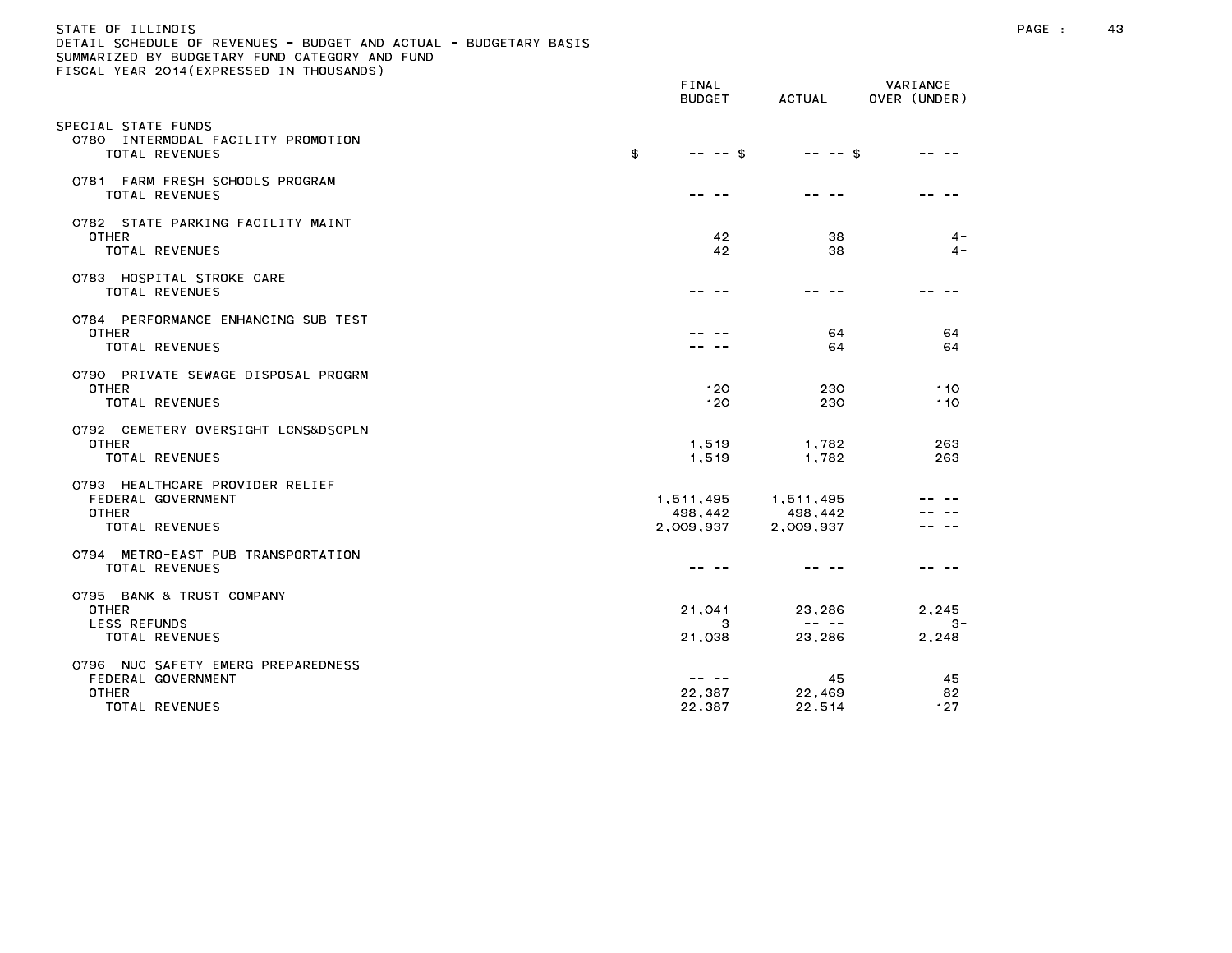STATE OF ILLINOIS
DETAIL SCHEDULE OF REVENUES - BUDGET AND ACTUAL - BUDGETARY BASIS
SUMMARIZED BY BUDGETARY FUND CATEGORY AND FUND
FISCAL YEAR 2014(EXPRESSED IN THOUSANDS)

| | FINAL BUDGET | ACTUAL | VARIANCE OVER (UNDER) |
|---|---|---|---|
| SPECIAL STATE FUNDS | | | |
| 0780 INTERMODAL FACILITY PROMOTION | | | |
| TOTAL REVENUES | $ -- -- | $ -- -- | $ -- -- |
| 0781 FARM FRESH SCHOOLS PROGRAM | | | |
| TOTAL REVENUES | -- -- | -- -- | -- -- |
| 0782 STATE PARKING FACILITY MAINT | | | |
| OTHER | 42 | 38 | 4- |
| TOTAL REVENUES | 42 | 38 | 4- |
| 0783 HOSPITAL STROKE CARE | | | |
| TOTAL REVENUES | -- -- | -- -- | -- -- |
| 0784 PERFORMANCE ENHANCING SUB TEST | | | |
| OTHER | -- -- | 64 | 64 |
| TOTAL REVENUES | -- -- | 64 | 64 |
| 0790 PRIVATE SEWAGE DISPOSAL PROGRM | | | |
| OTHER | 120 | 230 | 110 |
| TOTAL REVENUES | 120 | 230 | 110 |
| 0792 CEMETERY OVERSIGHT LCNS&DSCPLN | | | |
| OTHER | 1,519 | 1,782 | 263 |
| TOTAL REVENUES | 1,519 | 1,782 | 263 |
| 0793 HEALTHCARE PROVIDER RELIEF | | | |
| FEDERAL GOVERNMENT | 1,511,495 | 1,511,495 | -- -- |
| OTHER | 498,442 | 498,442 | -- -- |
| TOTAL REVENUES | 2,009,937 | 2,009,937 | -- -- |
| 0794 METRO-EAST PUB TRANSPORTATION | | | |
| TOTAL REVENUES | -- -- | -- -- | -- -- |
| 0795 BANK & TRUST COMPANY | | | |
| OTHER | 21,041 | 23,286 | 2,245 |
| LESS REFUNDS | 3 | -- -- | 3- |
| TOTAL REVENUES | 21,038 | 23,286 | 2,248 |
| 0796 NUC SAFETY EMERG PREPAREDNESS | | | |
| FEDERAL GOVERNMENT | -- -- | 45 | 45 |
| OTHER | 22,387 | 22,469 | 82 |
| TOTAL REVENUES | 22,387 | 22,514 | 127 |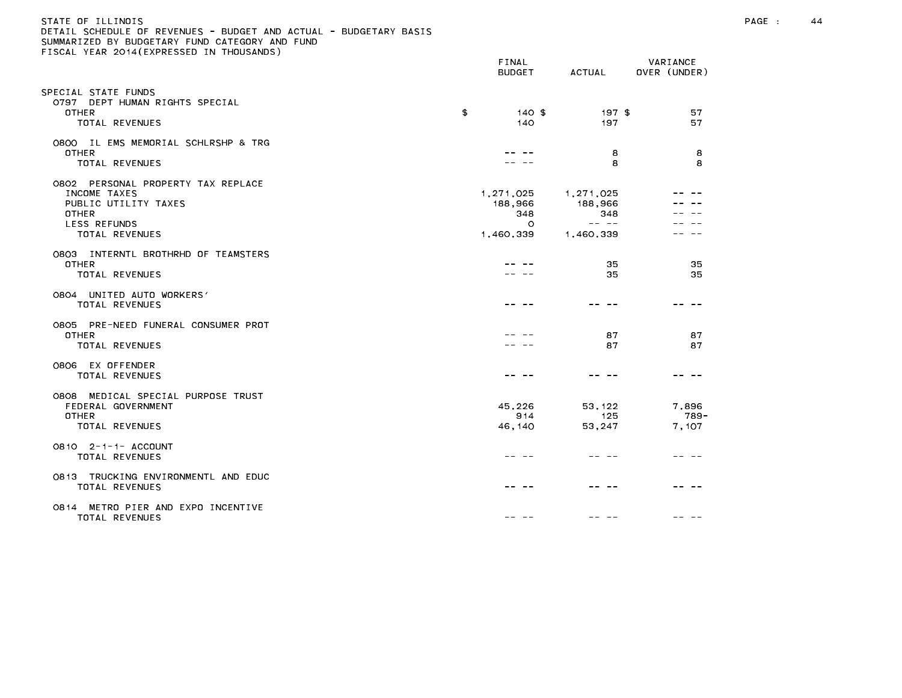STATE OF ILLINOIS
DETAIL SCHEDULE OF REVENUES - BUDGET AND ACTUAL - BUDGETARY BASIS
SUMMARIZED BY BUDGETARY FUND CATEGORY AND FUND
FISCAL YEAR 2014(EXPRESSED IN THOUSANDS)

| | FINAL BUDGET | ACTUAL | VARIANCE OVER (UNDER) |
|---|---|---|---|
| SPECIAL STATE FUNDS | | | |
| 0797 DEPT HUMAN RIGHTS SPECIAL | | | |
| OTHER | $ 140 | $ 197 | $ 57 |
| TOTAL REVENUES | 140 | 197 | 57 |
| 0800 IL EMS MEMORIAL SCHLRSHP & TRG | | | |
| OTHER | -- -- | 8 | 8 |
| TOTAL REVENUES | -- -- | 8 | 8 |
| 0802 PERSONAL PROPERTY TAX REPLACE | | | |
| INCOME TAXES | 1,271,025 | 1,271,025 | -- -- |
| PUBLIC UTILITY TAXES | 188,966 | 188,966 | -- -- |
| OTHER | 348 | 348 | -- -- |
| LESS REFUNDS | 0 | -- -- | -- -- |
| TOTAL REVENUES | 1,460,339 | 1,460,339 | -- -- |
| 0803 INTERNTL BROTHRHD OF TEAMSTERS | | | |
| OTHER | -- -- | 35 | 35 |
| TOTAL REVENUES | -- -- | 35 | 35 |
| 0804 UNITED AUTO WORKERS' | | | |
| TOTAL REVENUES | -- -- | -- -- | -- -- |
| 0805 PRE-NEED FUNERAL CONSUMER PROT | | | |
| OTHER | -- -- | 87 | 87 |
| TOTAL REVENUES | -- -- | 87 | 87 |
| 0806 EX OFFENDER | | | |
| TOTAL REVENUES | -- -- | -- -- | -- -- |
| 0808 MEDICAL SPECIAL PURPOSE TRUST | | | |
| FEDERAL GOVERNMENT | 45,226 | 53,122 | 7,896 |
| OTHER | 914 | 125 | 789- |
| TOTAL REVENUES | 46,140 | 53,247 | 7,107 |
| 0810 2-1-1- ACCOUNT | | | |
| TOTAL REVENUES | -- -- | -- -- | -- -- |
| 0813 TRUCKING ENVIRONMENTL AND EDUC | | | |
| TOTAL REVENUES | -- -- | -- -- | -- -- |
| 0814 METRO PIER AND EXPO INCENTIVE | | | |
| TOTAL REVENUES | -- -- | -- -- | -- -- |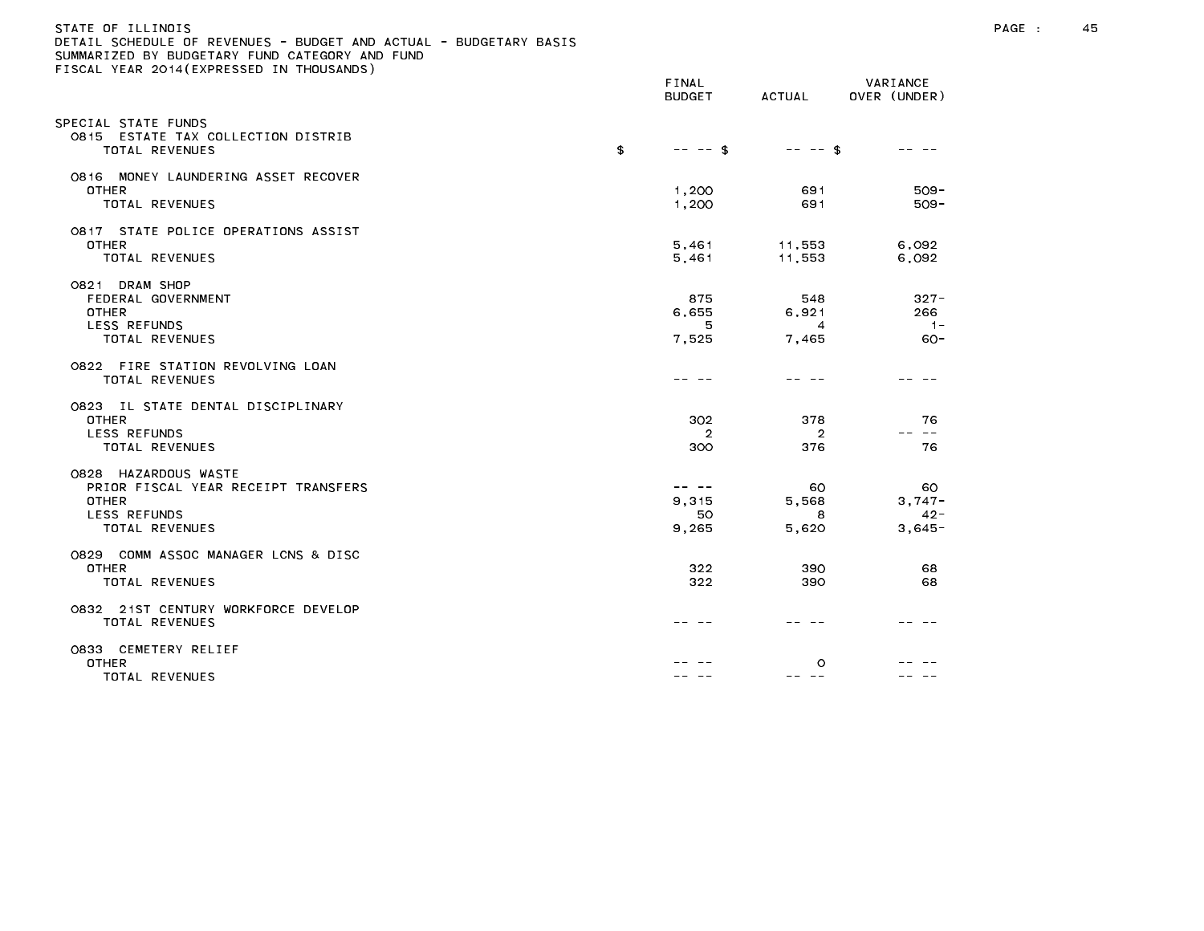STATE OF ILLINOIS
DETAIL SCHEDULE OF REVENUES - BUDGET AND ACTUAL - BUDGETARY BASIS
SUMMARIZED BY BUDGETARY FUND CATEGORY AND FUND
FISCAL YEAR 2014(EXPRESSED IN THOUSANDS)

| | FINAL BUDGET | ACTUAL | VARIANCE OVER (UNDER) |
|---|---|---|---|
| SPECIAL STATE FUNDS | | | |
| 0815 ESTATE TAX COLLECTION DISTRIB | | | |
| TOTAL REVENUES | $ -- -- $ | -- -- $ | -- -- |
| 0816 MONEY LAUNDERING ASSET RECOVER | | | |
| OTHER | 1,200 | 691 | 509- |
| TOTAL REVENUES | 1,200 | 691 | 509- |
| 0817 STATE POLICE OPERATIONS ASSIST | | | |
| OTHER | 5,461 | 11,553 | 6,092 |
| TOTAL REVENUES | 5,461 | 11,553 | 6,092 |
| 0821 DRAM SHOP | | | |
| FEDERAL GOVERNMENT | 875 | 548 | 327- |
| OTHER | 6,655 | 6,921 | 266 |
| LESS REFUNDS | 5 | 4 | 1- |
| TOTAL REVENUES | 7,525 | 7,465 | 60- |
| 0822 FIRE STATION REVOLVING LOAN | | | |
| TOTAL REVENUES | -- -- | -- -- | -- -- |
| 0823 IL STATE DENTAL DISCIPLINARY | | | |
| OTHER | 302 | 378 | 76 |
| LESS REFUNDS | 2 | 2 | -- -- |
| TOTAL REVENUES | 300 | 376 | 76 |
| 0828 HAZARDOUS WASTE | | | |
| PRIOR FISCAL YEAR RECEIPT TRANSFERS | -- -- | 60 | 60 |
| OTHER | 9,315 | 5,568 | 3,747- |
| LESS REFUNDS | 50 | 8 | 42- |
| TOTAL REVENUES | 9,265 | 5,620 | 3,645- |
| 0829 COMM ASSOC MANAGER LCNS & DISC | | | |
| OTHER | 322 | 390 | 68 |
| TOTAL REVENUES | 322 | 390 | 68 |
| 0832 21ST CENTURY WORKFORCE DEVELOP | | | |
| TOTAL REVENUES | -- -- | -- -- | -- -- |
| 0833 CEMETERY RELIEF | | | |
| OTHER | -- -- | 0 | -- -- |
| TOTAL REVENUES | -- -- | -- -- | -- -- |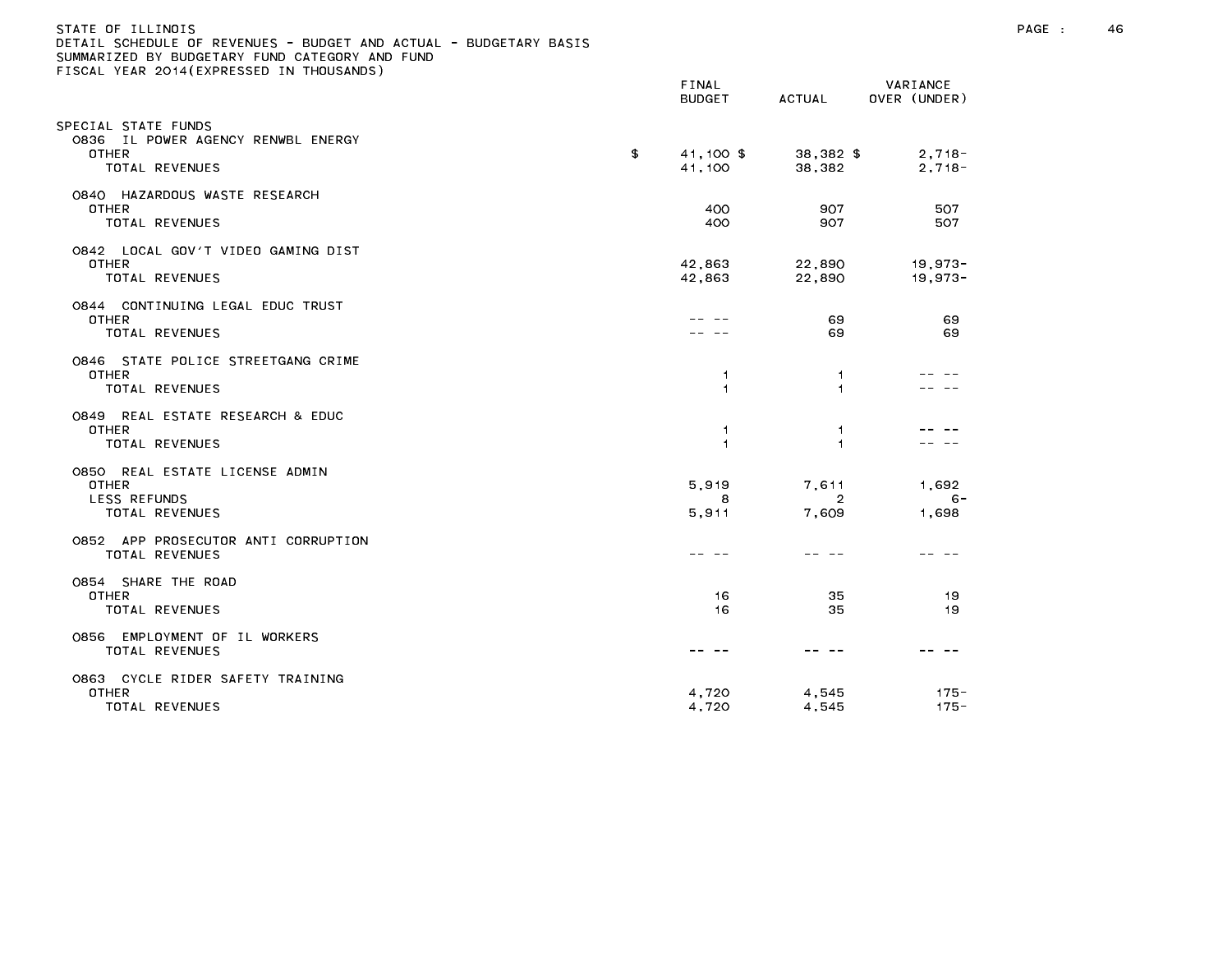STATE OF ILLINOIS
DETAIL SCHEDULE OF REVENUES - BUDGET AND ACTUAL - BUDGETARY BASIS
SUMMARIZED BY BUDGETARY FUND CATEGORY AND FUND
FISCAL YEAR 2014(EXPRESSED IN THOUSANDS)

| | FINAL BUDGET | ACTUAL | VARIANCE OVER (UNDER) |
|---|---|---|---|
| SPECIAL STATE FUNDS | | | |
| 0836 IL POWER AGENCY RENWBL ENERGY | | | |
| OTHER | $ 41,100 $ | 38,382 $ | 2,718- |
| TOTAL REVENUES | 41,100 | 38,382 | 2,718- |
| 0840 HAZARDOUS WASTE RESEARCH | | | |
| OTHER | 400 | 907 | 507 |
| TOTAL REVENUES | 400 | 907 | 507 |
| 0842 LOCAL GOV'T VIDEO GAMING DIST | | | |
| OTHER | 42,863 | 22,890 | 19,973- |
| TOTAL REVENUES | 42,863 | 22,890 | 19,973- |
| 0844 CONTINUING LEGAL EDUC TRUST | | | |
| OTHER | -- -- | 69 | 69 |
| TOTAL REVENUES | -- -- | 69 | 69 |
| 0846 STATE POLICE STREETGANG CRIME | | | |
| OTHER | 1 | 1 | -- -- |
| TOTAL REVENUES | 1 | 1 | -- -- |
| 0849 REAL ESTATE RESEARCH & EDUC | | | |
| OTHER | 1 | 1 | -- -- |
| TOTAL REVENUES | 1 | 1 | -- -- |
| 0850 REAL ESTATE LICENSE ADMIN | | | |
| OTHER | 5,919 | 7,611 | 1,692 |
| LESS REFUNDS | 8 | 2 | 6- |
| TOTAL REVENUES | 5,911 | 7,609 | 1,698 |
| 0852 APP PROSECUTOR ANTI CORRUPTION | | | |
| TOTAL REVENUES | -- -- | -- -- | -- -- |
| 0854 SHARE THE ROAD | | | |
| OTHER | 16 | 35 | 19 |
| TOTAL REVENUES | 16 | 35 | 19 |
| 0856 EMPLOYMENT OF IL WORKERS | | | |
| TOTAL REVENUES | -- -- | -- -- | -- -- |
| 0863 CYCLE RIDER SAFETY TRAINING | | | |
| OTHER | 4,720 | 4,545 | 175- |
| TOTAL REVENUES | 4,720 | 4,545 | 175- |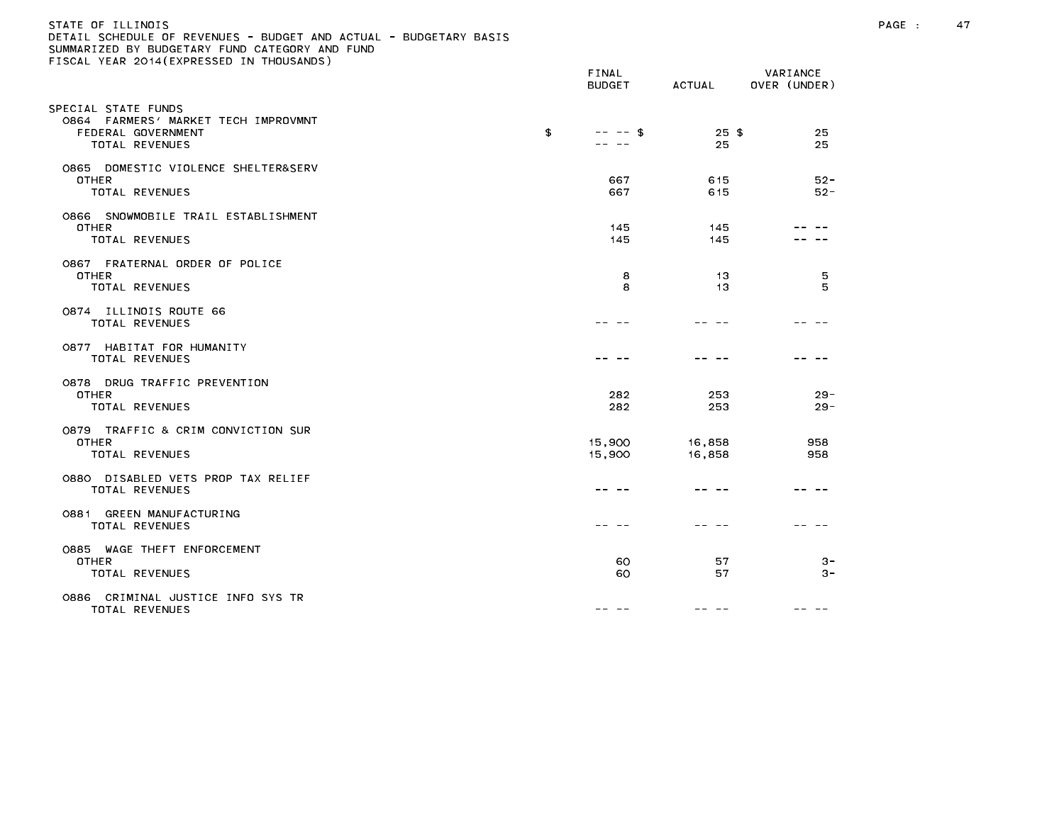STATE OF ILLINOIS
DETAIL SCHEDULE OF REVENUES - BUDGET AND ACTUAL - BUDGETARY BASIS
SUMMARIZED BY BUDGETARY FUND CATEGORY AND FUND
FISCAL YEAR 2014(EXPRESSED IN THOUSANDS)

| | FINAL BUDGET | ACTUAL | VARIANCE OVER (UNDER) |
|---|---|---|---|
| SPECIAL STATE FUNDS | | | |
| 0864 FARMERS' MARKET TECH IMPROVMNT | | | |
| FEDERAL GOVERNMENT | $ -- -- | $ 25 | $ 25 |
| TOTAL REVENUES | -- -- | 25 | 25 |
| 0865 DOMESTIC VIOLENCE SHELTER&SERV | | | |
| OTHER | 667 | 615 | 52- |
| TOTAL REVENUES | 667 | 615 | 52- |
| 0866 SNOWMOBILE TRAIL ESTABLISHMENT | | | |
| OTHER | 145 | 145 | -- -- |
| TOTAL REVENUES | 145 | 145 | -- -- |
| 0867 FRATERNAL ORDER OF POLICE | | | |
| OTHER | 8 | 13 | 5 |
| TOTAL REVENUES | 8 | 13 | 5 |
| 0874 ILLINOIS ROUTE 66 | | | |
| TOTAL REVENUES | -- -- | -- -- | -- -- |
| 0877 HABITAT FOR HUMANITY | | | |
| TOTAL REVENUES | -- -- | -- -- | -- -- |
| 0878 DRUG TRAFFIC PREVENTION | | | |
| OTHER | 282 | 253 | 29- |
| TOTAL REVENUES | 282 | 253 | 29- |
| 0879 TRAFFIC & CRIM CONVICTION SUR | | | |
| OTHER | 15,900 | 16,858 | 958 |
| TOTAL REVENUES | 15,900 | 16,858 | 958 |
| 0880 DISABLED VETS PROP TAX RELIEF | | | |
| TOTAL REVENUES | -- -- | -- -- | -- -- |
| 0881 GREEN MANUFACTURING | | | |
| TOTAL REVENUES | -- -- | -- -- | -- -- |
| 0885 WAGE THEFT ENFORCEMENT | | | |
| OTHER | 60 | 57 | 3- |
| TOTAL REVENUES | 60 | 57 | 3- |
| 0886 CRIMINAL JUSTICE INFO SYS TR | | | |
| TOTAL REVENUES | -- -- | -- -- | -- -- |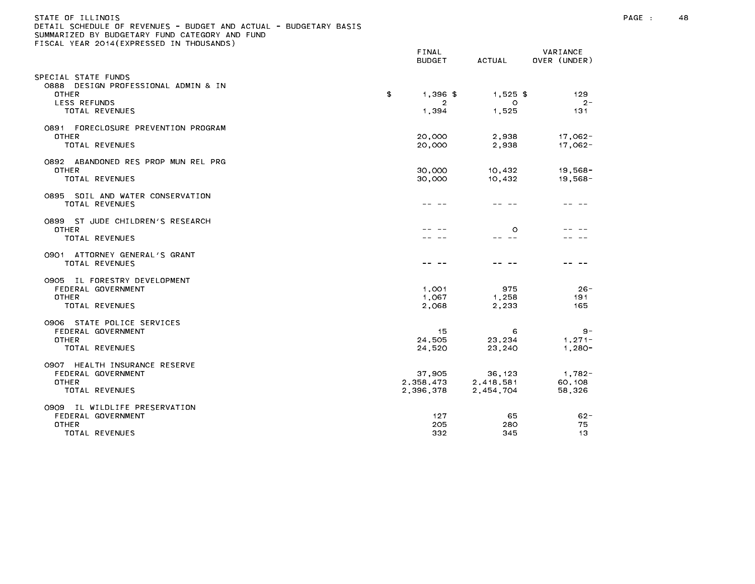STATE OF ILLINOIS
DETAIL SCHEDULE OF REVENUES - BUDGET AND ACTUAL - BUDGETARY BASIS
SUMMARIZED BY BUDGETARY FUND CATEGORY AND FUND
FISCAL YEAR 2014(EXPRESSED IN THOUSANDS)

| | FINAL BUDGET | ACTUAL | VARIANCE OVER (UNDER) |
|---|---|---|---|
| SPECIAL STATE FUNDS | | | |
| 0888 DESIGN PROFESSIONAL ADMIN & IN | | | |
| OTHER | $ 1,396 $ | 1,525 $ | 129 |
| LESS REFUNDS | 2 | 0 | 2- |
| TOTAL REVENUES | 1,394 | 1,525 | 131 |
| 0891 FORECLOSURE PREVENTION PROGRAM | | | |
| OTHER | 20,000 | 2,938 | 17,062- |
| TOTAL REVENUES | 20,000 | 2,938 | 17,062- |
| 0892 ABANDONED RES PROP MUN REL PRG | | | |
| OTHER | 30,000 | 10,432 | 19,568- |
| TOTAL REVENUES | 30,000 | 10,432 | 19,568- |
| 0895 SOIL AND WATER CONSERVATION | | | |
| TOTAL REVENUES | -- -- | -- -- | -- -- |
| 0899 ST JUDE CHILDREN'S RESEARCH | | | |
| OTHER | -- -- | 0 | -- -- |
| TOTAL REVENUES | -- -- | -- -- | -- -- |
| 0901 ATTORNEY GENERAL'S GRANT | | | |
| TOTAL REVENUES | -- -- | -- -- | -- -- |
| 0905 IL FORESTRY DEVELOPMENT | | | |
| FEDERAL GOVERNMENT | 1,001 | 975 | 26- |
| OTHER | 1,067 | 1,258 | 191 |
| TOTAL REVENUES | 2,068 | 2,233 | 165 |
| 0906 STATE POLICE SERVICES | | | |
| FEDERAL GOVERNMENT | 15 | 6 | 9- |
| OTHER | 24,505 | 23,234 | 1,271- |
| TOTAL REVENUES | 24,520 | 23,240 | 1,280- |
| 0907 HEALTH INSURANCE RESERVE | | | |
| FEDERAL GOVERNMENT | 37,905 | 36,123 | 1,782- |
| OTHER | 2,358,473 | 2,418,581 | 60,108 |
| TOTAL REVENUES | 2,396,378 | 2,454,704 | 58,326 |
| 0909 IL WILDLIFE PRESERVATION | | | |
| FEDERAL GOVERNMENT | 127 | 65 | 62- |
| OTHER | 205 | 280 | 75 |
| TOTAL REVENUES | 332 | 345 | 13 |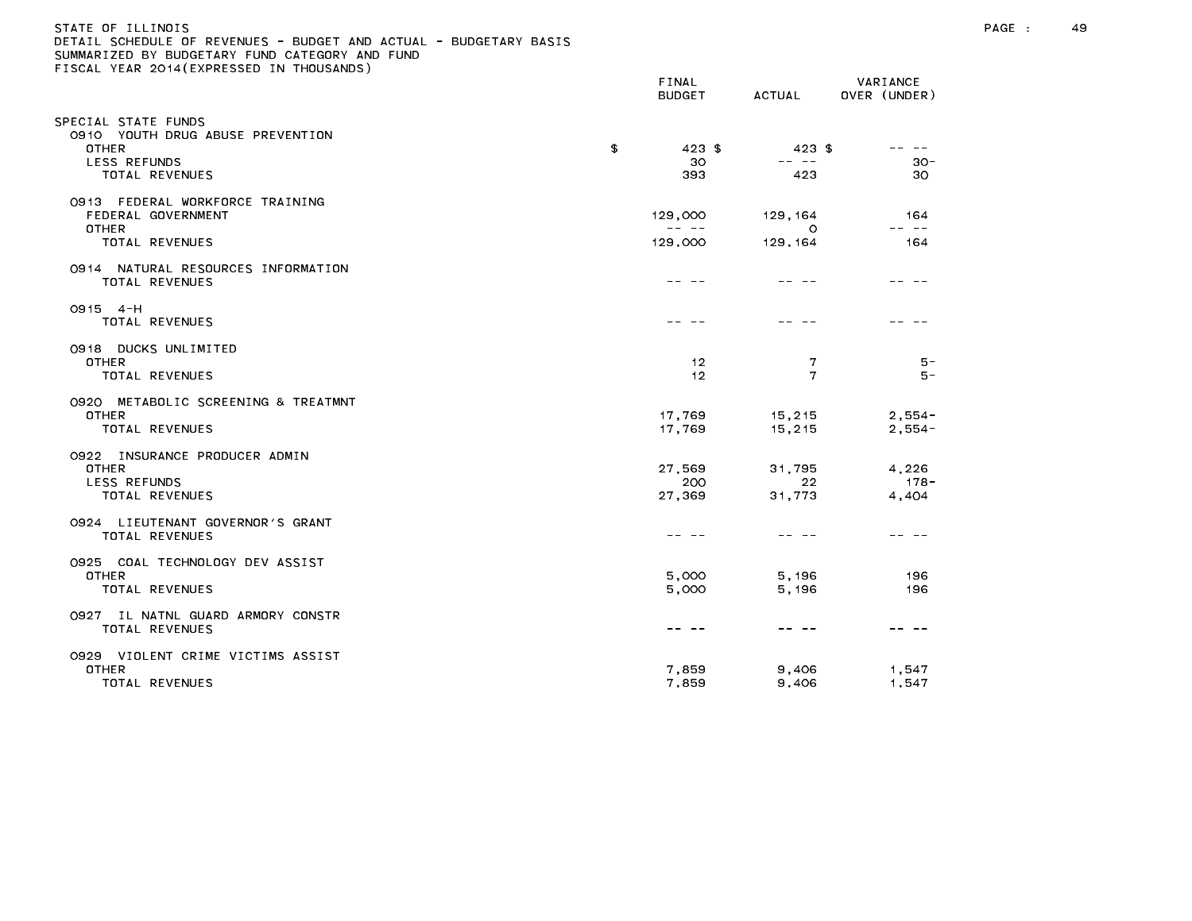STATE OF ILLINOIS
DETAIL SCHEDULE OF REVENUES - BUDGET AND ACTUAL - BUDGETARY BASIS
SUMMARIZED BY BUDGETARY FUND CATEGORY AND FUND
FISCAL YEAR 2014(EXPRESSED IN THOUSANDS)

| | FINAL BUDGET | ACTUAL | VARIANCE OVER (UNDER) |
|---|---|---|---|
| SPECIAL STATE FUNDS | | | |
| 0910 YOUTH DRUG ABUSE PREVENTION | | | |
| OTHER | $ 423 | $ 423 | $ -- -- |
| LESS REFUNDS | 30 | -- -- | 30- |
| TOTAL REVENUES | 393 | 423 | 30 |
| 0913 FEDERAL WORKFORCE TRAINING | | | |
| FEDERAL GOVERNMENT | 129,000 | 129,164 | 164 |
| OTHER | -- -- | 0 | -- -- |
| TOTAL REVENUES | 129,000 | 129,164 | 164 |
| 0914 NATURAL RESOURCES INFORMATION | | | |
| TOTAL REVENUES | -- -- | -- -- | -- -- |
| 0915 4-H | | | |
| TOTAL REVENUES | -- -- | -- -- | -- -- |
| 0918 DUCKS UNLIMITED | | | |
| OTHER | 12 | 7 | 5- |
| TOTAL REVENUES | 12 | 7 | 5- |
| 0920 METABOLIC SCREENING & TREATMNT | | | |
| OTHER | 17,769 | 15,215 | 2,554- |
| TOTAL REVENUES | 17,769 | 15,215 | 2,554- |
| 0922 INSURANCE PRODUCER ADMIN | | | |
| OTHER | 27,569 | 31,795 | 4,226 |
| LESS REFUNDS | 200 | 22 | 178- |
| TOTAL REVENUES | 27,369 | 31,773 | 4,404 |
| 0924 LIEUTENANT GOVERNOR'S GRANT | | | |
| TOTAL REVENUES | -- -- | -- -- | -- -- |
| 0925 COAL TECHNOLOGY DEV ASSIST | | | |
| OTHER | 5,000 | 5,196 | 196 |
| TOTAL REVENUES | 5,000 | 5,196 | 196 |
| 0927 IL NATNL GUARD ARMORY CONSTR | | | |
| TOTAL REVENUES | -- -- | -- -- | -- -- |
| 0929 VIOLENT CRIME VICTIMS ASSIST | | | |
| OTHER | 7,859 | 9,406 | 1,547 |
| TOTAL REVENUES | 7,859 | 9,406 | 1,547 |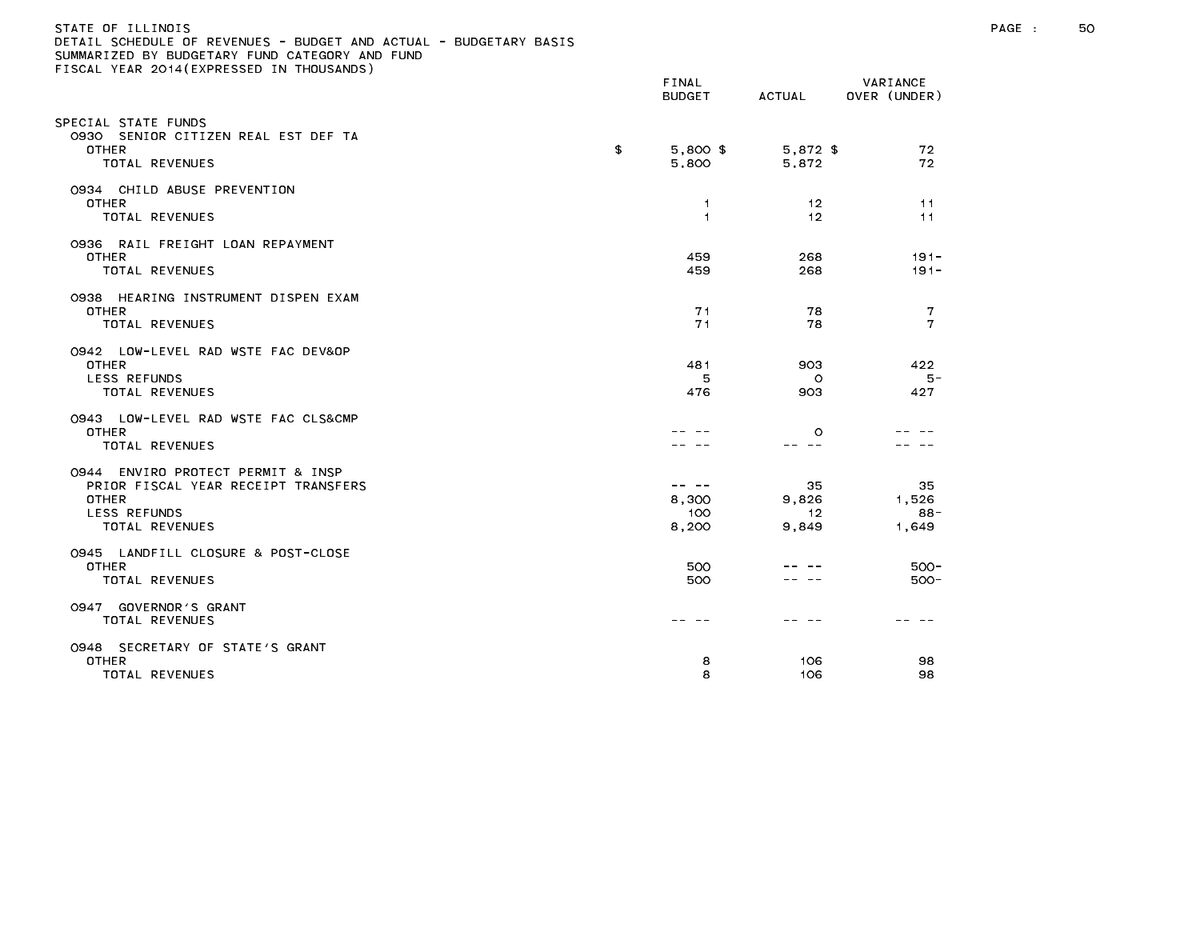STATE OF ILLINOIS
DETAIL SCHEDULE OF REVENUES - BUDGET AND ACTUAL - BUDGETARY BASIS
SUMMARIZED BY BUDGETARY FUND CATEGORY AND FUND
FISCAL YEAR 2014(EXPRESSED IN THOUSANDS)

| | FINAL BUDGET | ACTUAL | VARIANCE OVER (UNDER) |
|---|---|---|---|
| SPECIAL STATE FUNDS | | | |
| 0930 SENIOR CITIZEN REAL EST DEF TA | | | |
| OTHER | $ 5,800 | $ 5,872 | $ 72 |
| TOTAL REVENUES | 5,800 | 5,872 | 72 |
| 0934 CHILD ABUSE PREVENTION | | | |
| OTHER | 1 | 12 | 11 |
| TOTAL REVENUES | 1 | 12 | 11 |
| 0936 RAIL FREIGHT LOAN REPAYMENT | | | |
| OTHER | 459 | 268 | 191- |
| TOTAL REVENUES | 459 | 268 | 191- |
| 0938 HEARING INSTRUMENT DISPEN EXAM | | | |
| OTHER | 71 | 78 | 7 |
| TOTAL REVENUES | 71 | 78 | 7 |
| 0942 LOW-LEVEL RAD WSTE FAC DEV&OP | | | |
| OTHER | 481 | 903 | 422 |
| LESS REFUNDS | 5 | 0 | 5- |
| TOTAL REVENUES | 476 | 903 | 427 |
| 0943 LOW-LEVEL RAD WSTE FAC CLS&CMP | | | |
| OTHER | -- -- | 0 | -- -- |
| TOTAL REVENUES | -- -- | -- -- | -- -- |
| 0944 ENVIRO PROTECT PERMIT & INSP | | | |
| PRIOR FISCAL YEAR RECEIPT TRANSFERS | -- -- | 35 | 35 |
| OTHER | 8,300 | 9,826 | 1,526 |
| LESS REFUNDS | 100 | 12 | 88- |
| TOTAL REVENUES | 8,200 | 9,849 | 1,649 |
| 0945 LANDFILL CLOSURE & POST-CLOSE | | | |
| OTHER | 500 | -- -- | 500- |
| TOTAL REVENUES | 500 | -- -- | 500- |
| 0947 GOVERNOR'S GRANT | | | |
| TOTAL REVENUES | -- -- | -- -- | -- -- |
| 0948 SECRETARY OF STATE'S GRANT | | | |
| OTHER | 8 | 106 | 98 |
| TOTAL REVENUES | 8 | 106 | 98 |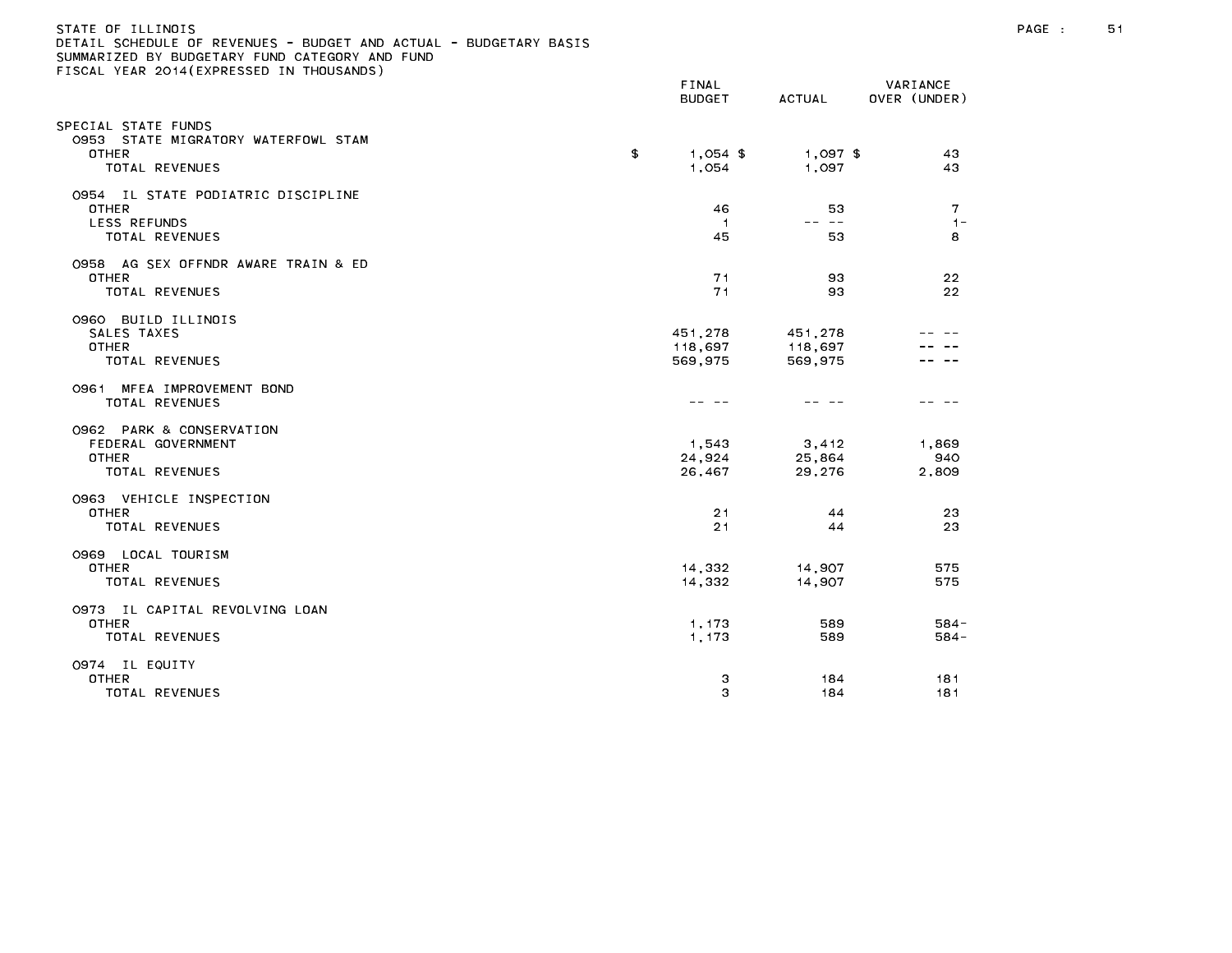STATE OF ILLINOIS
DETAIL SCHEDULE OF REVENUES - BUDGET AND ACTUAL - BUDGETARY BASIS
SUMMARIZED BY BUDGETARY FUND CATEGORY AND FUND
FISCAL YEAR 2014(EXPRESSED IN THOUSANDS)

| | FINAL BUDGET | ACTUAL | VARIANCE OVER (UNDER) |
|---|---|---|---|
| SPECIAL STATE FUNDS | | | |
| 0953 STATE MIGRATORY WATERFOWL STAM | | | |
| OTHER | $ 1,054 | $ 1,097 | $ 43 |
| TOTAL REVENUES | 1,054 | 1,097 | 43 |
| 0954 IL STATE PODIATRIC DISCIPLINE | | | |
| OTHER | 46 | 53 | 7 |
| LESS REFUNDS | 1 | -- -- | 1- |
| TOTAL REVENUES | 45 | 53 | 8 |
| 0958 AG SEX OFFNDR AWARE TRAIN & ED | | | |
| OTHER | 71 | 93 | 22 |
| TOTAL REVENUES | 71 | 93 | 22 |
| 0960 BUILD ILLINOIS | | | |
| SALES TAXES | 451,278 | 451,278 | -- -- |
| OTHER | 118,697 | 118,697 | -- -- |
| TOTAL REVENUES | 569,975 | 569,975 | -- -- |
| 0961 MFEA IMPROVEMENT BOND | | | |
| TOTAL REVENUES | -- -- | -- -- | -- -- |
| 0962 PARK & CONSERVATION | | | |
| FEDERAL GOVERNMENT | 1,543 | 3,412 | 1,869 |
| OTHER | 24,924 | 25,864 | 940 |
| TOTAL REVENUES | 26,467 | 29,276 | 2,809 |
| 0963 VEHICLE INSPECTION | | | |
| OTHER | 21 | 44 | 23 |
| TOTAL REVENUES | 21 | 44 | 23 |
| 0969 LOCAL TOURISM | | | |
| OTHER | 14,332 | 14,907 | 575 |
| TOTAL REVENUES | 14,332 | 14,907 | 575 |
| 0973 IL CAPITAL REVOLVING LOAN | | | |
| OTHER | 1,173 | 589 | 584- |
| TOTAL REVENUES | 1,173 | 589 | 584- |
| 0974 IL EQUITY | | | |
| OTHER | 3 | 184 | 181 |
| TOTAL REVENUES | 3 | 184 | 181 |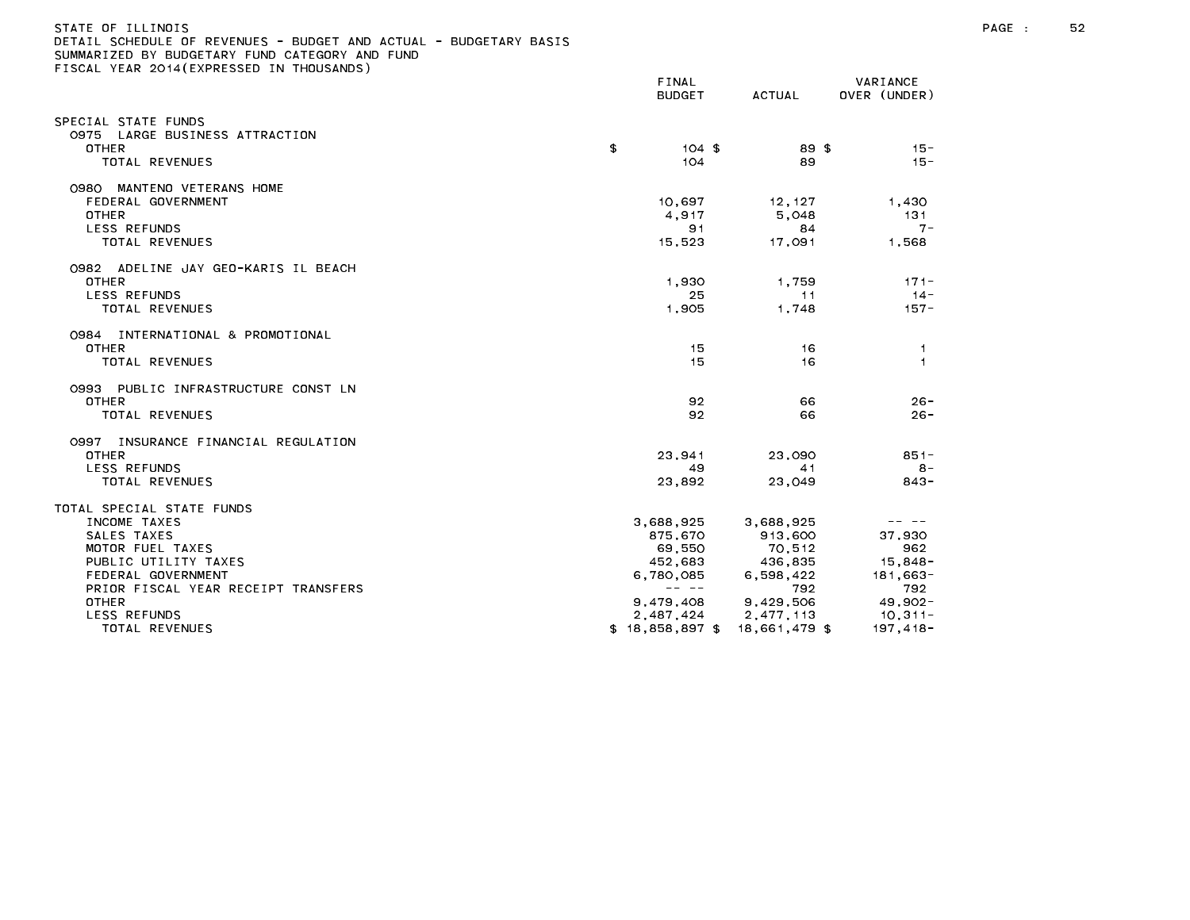STATE OF ILLINOIS
DETAIL SCHEDULE OF REVENUES - BUDGET AND ACTUAL - BUDGETARY BASIS
SUMMARIZED BY BUDGETARY FUND CATEGORY AND FUND
FISCAL YEAR 2014(EXPRESSED IN THOUSANDS)

| | FINAL BUDGET | ACTUAL | VARIANCE OVER (UNDER) |
|---|---|---|---|
| SPECIAL STATE FUNDS | | | |
| 0975 LARGE BUSINESS ATTRACTION | | | |
| OTHER | $ 104 | $ 89 | $ 15- |
| TOTAL REVENUES | 104 | 89 | 15- |
| 0980 MANTENO VETERANS HOME | | | |
| FEDERAL GOVERNMENT | 10,697 | 12,127 | 1,430 |
| OTHER | 4,917 | 5,048 | 131 |
| LESS REFUNDS | 91 | 84 | 7- |
| TOTAL REVENUES | 15,523 | 17,091 | 1,568 |
| 0982 ADELINE JAY GEO-KARIS IL BEACH | | | |
| OTHER | 1,930 | 1,759 | 171- |
| LESS REFUNDS | 25 | 11 | 14- |
| TOTAL REVENUES | 1,905 | 1,748 | 157- |
| 0984 INTERNATIONAL & PROMOTIONAL | | | |
| OTHER | 15 | 16 | 1 |
| TOTAL REVENUES | 15 | 16 | 1 |
| 0993 PUBLIC INFRASTRUCTURE CONST LN | | | |
| OTHER | 92 | 66 | 26- |
| TOTAL REVENUES | 92 | 66 | 26- |
| 0997 INSURANCE FINANCIAL REGULATION | | | |
| OTHER | 23,941 | 23,090 | 851- |
| LESS REFUNDS | 49 | 41 | 8- |
| TOTAL REVENUES | 23,892 | 23,049 | 843- |
| TOTAL SPECIAL STATE FUNDS | | | |
| INCOME TAXES | 3,688,925 | 3,688,925 | -- -- |
| SALES TAXES | 875,670 | 913,600 | 37,930 |
| MOTOR FUEL TAXES | 69,550 | 70,512 | 962 |
| PUBLIC UTILITY TAXES | 452,683 | 436,835 | 15,848- |
| FEDERAL GOVERNMENT | 6,780,085 | 6,598,422 | 181,663- |
| PRIOR FISCAL YEAR RECEIPT TRANSFERS | -- -- | 792 | 792 |
| OTHER | 9,479,408 | 9,429,506 | 49,902- |
| LESS REFUNDS | 2,487,424 | 2,477,113 | 10,311- |
| TOTAL REVENUES | $ 18,858,897 | $ 18,661,479 | $ 197,418- |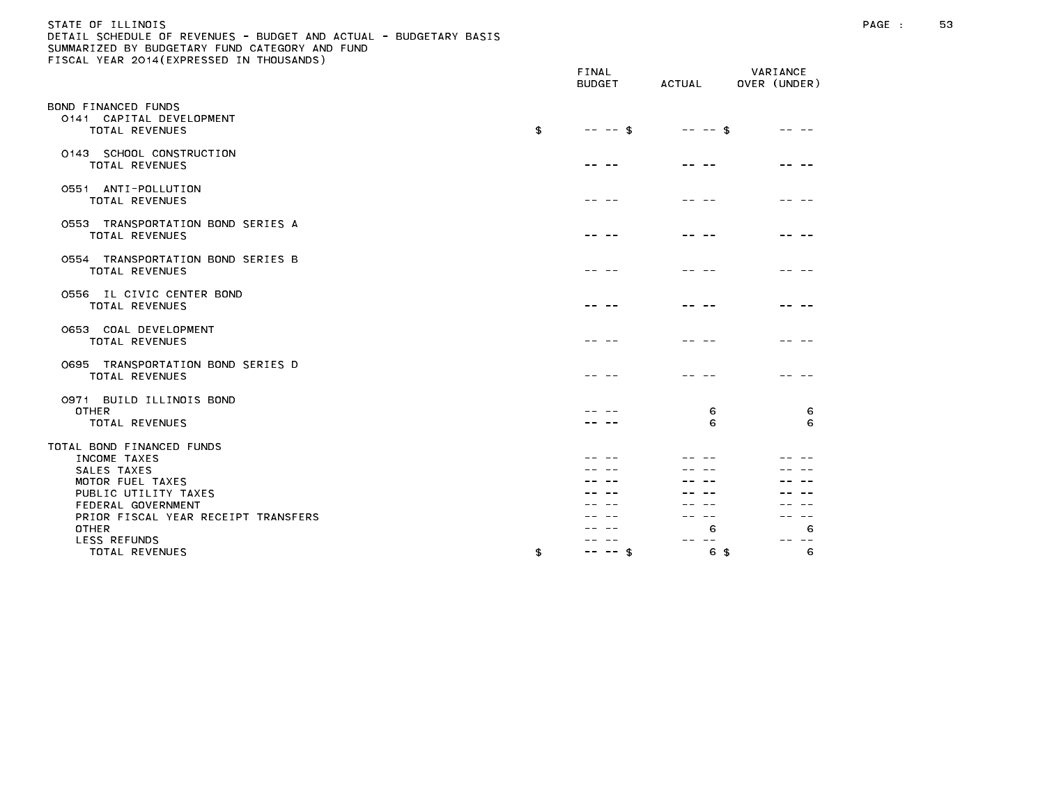STATE OF ILLINOIS
DETAIL SCHEDULE OF REVENUES - BUDGET AND ACTUAL - BUDGETARY BASIS
SUMMARIZED BY BUDGETARY FUND CATEGORY AND FUND
FISCAL YEAR 2014(EXPRESSED IN THOUSANDS)

| | FINAL BUDGET | ACTUAL | VARIANCE OVER (UNDER) |
|---|---|---|---|
| **BOND FINANCED FUNDS** | | | |
| 0141 CAPITAL DEVELOPMENT | | | |
| TOTAL REVENUES | $ -- -- | $ -- -- | $ -- -- |
| 0143 SCHOOL CONSTRUCTION | | | |
| TOTAL REVENUES | -- -- | -- -- | -- -- |
| 0551 ANTI-POLLUTION | | | |
| TOTAL REVENUES | -- -- | -- -- | -- -- |
| 0553 TRANSPORTATION BOND SERIES A | | | |
| TOTAL REVENUES | -- -- | -- -- | -- -- |
| 0554 TRANSPORTATION BOND SERIES B | | | |
| TOTAL REVENUES | -- -- | -- -- | -- -- |
| 0556 IL CIVIC CENTER BOND | | | |
| TOTAL REVENUES | -- -- | -- -- | -- -- |
| 0653 COAL DEVELOPMENT | | | |
| TOTAL REVENUES | -- -- | -- -- | -- -- |
| 0695 TRANSPORTATION BOND SERIES D | | | |
| TOTAL REVENUES | -- -- | -- -- | -- -- |
| 0971 BUILD ILLINOIS BOND | | | |
| OTHER | -- -- | 6 | 6 |
| TOTAL REVENUES | -- -- | 6 | 6 |
| **TOTAL BOND FINANCED FUNDS** | | | |
| INCOME TAXES | -- -- | -- -- | -- -- |
| SALES TAXES | -- -- | -- -- | -- -- |
| MOTOR FUEL TAXES | -- -- | -- -- | -- -- |
| PUBLIC UTILITY TAXES | -- -- | -- -- | -- -- |
| FEDERAL GOVERNMENT | -- -- | -- -- | -- -- |
| PRIOR FISCAL YEAR RECEIPT TRANSFERS | -- -- | -- -- | -- -- |
| OTHER | -- -- | 6 | 6 |
| LESS REFUNDS | -- -- | -- -- | -- -- |
| TOTAL REVENUES | $ -- -- | $ 6 | $ 6 |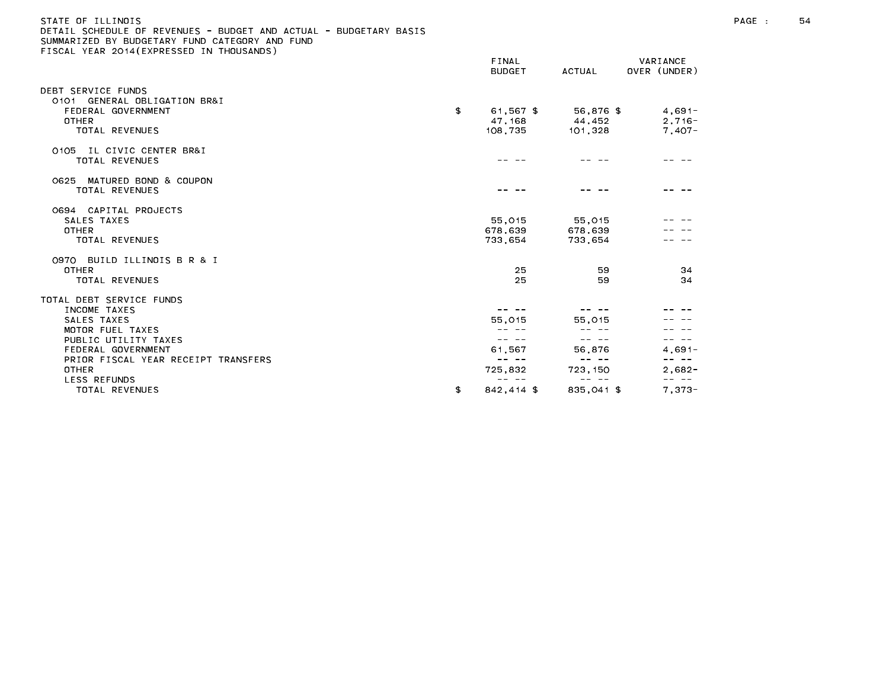STATE OF ILLINOIS
DETAIL SCHEDULE OF REVENUES - BUDGET AND ACTUAL - BUDGETARY BASIS
SUMMARIZED BY BUDGETARY FUND CATEGORY AND FUND
FISCAL YEAR 2014(EXPRESSED IN THOUSANDS)

| | FINAL BUDGET | ACTUAL | VARIANCE OVER (UNDER) |
|---|---|---|---|
| DEBT SERVICE FUNDS | | | |
| 0101 GENERAL OBLIGATION BR&I | | | |
| FEDERAL GOVERNMENT | $ 61,567 $ | 56,876 $ | 4,691- |
| OTHER | 47,168 | 44,452 | 2,716- |
| TOTAL REVENUES | 108,735 | 101,328 | 7,407- |
| 0105 IL CIVIC CENTER BR&I | | | |
| TOTAL REVENUES | -- -- | -- -- | -- -- |
| 0625 MATURED BOND & COUPON | | | |
| TOTAL REVENUES | -- -- | -- -- | -- -- |
| 0694 CAPITAL PROJECTS | | | |
| SALES TAXES | 55,015 | 55,015 | -- -- |
| OTHER | 678,639 | 678,639 | -- -- |
| TOTAL REVENUES | 733,654 | 733,654 | -- -- |
| 0970 BUILD ILLINOIS B R & I | | | |
| OTHER | 25 | 59 | 34 |
| TOTAL REVENUES | 25 | 59 | 34 |
| TOTAL DEBT SERVICE FUNDS | | | |
| INCOME TAXES | -- -- | -- -- | -- -- |
| SALES TAXES | 55,015 | 55,015 | -- -- |
| MOTOR FUEL TAXES | -- -- | -- -- | -- -- |
| PUBLIC UTILITY TAXES | -- -- | -- -- | -- -- |
| FEDERAL GOVERNMENT | 61,567 | 56,876 | 4,691- |
| PRIOR FISCAL YEAR RECEIPT TRANSFERS | -- -- | -- -- | -- -- |
| OTHER | 725,832 | 723,150 | 2,682- |
| LESS REFUNDS | -- -- | -- -- | -- -- |
| TOTAL REVENUES | $ 842,414 $ | 835,041 $ | 7,373- |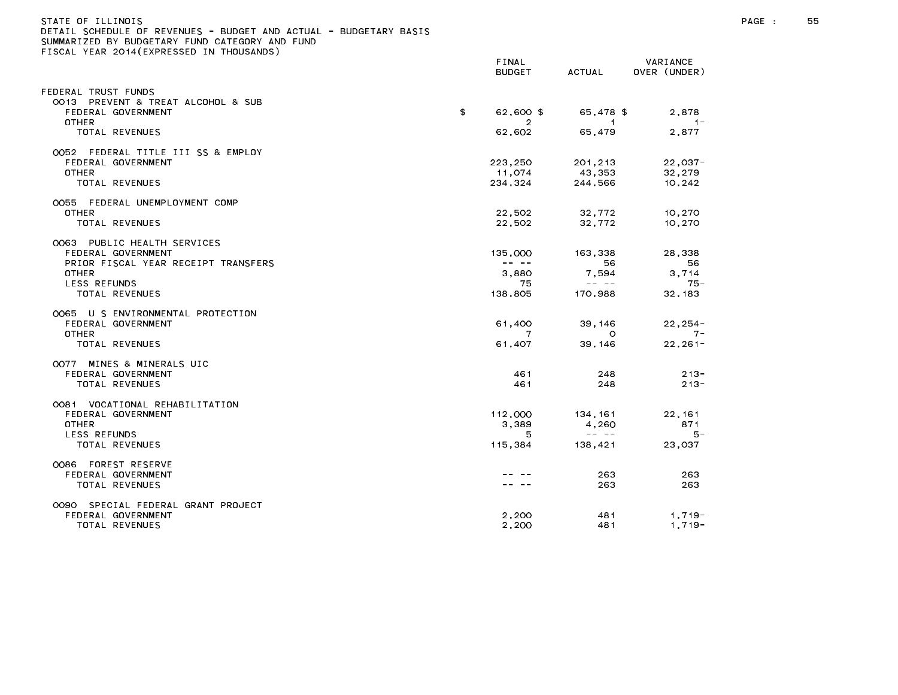STATE OF ILLINOIS
DETAIL SCHEDULE OF REVENUES - BUDGET AND ACTUAL - BUDGETARY BASIS
SUMMARIZED BY BUDGETARY FUND CATEGORY AND FUND
FISCAL YEAR 2014(EXPRESSED IN THOUSANDS)

| | FINAL BUDGET | ACTUAL | VARIANCE OVER (UNDER) |
|---|---|---|---|
| FEDERAL TRUST FUNDS | | | |
| 0013 PREVENT & TREAT ALCOHOL & SUB | | | |
| FEDERAL GOVERNMENT | $ 62,600 | $ 65,478 | $ 2,878 |
| OTHER | 2 | 1 | 1- |
| TOTAL REVENUES | 62,602 | 65,479 | 2,877 |
| 0052 FEDERAL TITLE III SS & EMPLOY | | | |
| FEDERAL GOVERNMENT | 223,250 | 201,213 | 22,037- |
| OTHER | 11,074 | 43,353 | 32,279 |
| TOTAL REVENUES | 234,324 | 244,566 | 10,242 |
| 0055 FEDERAL UNEMPLOYMENT COMP | | | |
| OTHER | 22,502 | 32,772 | 10,270 |
| TOTAL REVENUES | 22,502 | 32,772 | 10,270 |
| 0063 PUBLIC HEALTH SERVICES | | | |
| FEDERAL GOVERNMENT | 135,000 | 163,338 | 28,338 |
| PRIOR FISCAL YEAR RECEIPT TRANSFERS | -- -- | 56 | 56 |
| OTHER | 3,880 | 7,594 | 3,714 |
| LESS REFUNDS | 75 | -- -- | 75- |
| TOTAL REVENUES | 138,805 | 170,988 | 32,183 |
| 0065 U S ENVIRONMENTAL PROTECTION | | | |
| FEDERAL GOVERNMENT | 61,400 | 39,146 | 22,254- |
| OTHER | 7 | 0 | 7- |
| TOTAL REVENUES | 61,407 | 39,146 | 22,261- |
| 0077 MINES & MINERALS UIC | | | |
| FEDERAL GOVERNMENT | 461 | 248 | 213- |
| TOTAL REVENUES | 461 | 248 | 213- |
| 0081 VOCATIONAL REHABILITATION | | | |
| FEDERAL GOVERNMENT | 112,000 | 134,161 | 22,161 |
| OTHER | 3,389 | 4,260 | 871 |
| LESS REFUNDS | 5 | -- -- | 5- |
| TOTAL REVENUES | 115,384 | 138,421 | 23,037 |
| 0086 FOREST RESERVE | | | |
| FEDERAL GOVERNMENT | -- -- | 263 | 263 |
| TOTAL REVENUES | -- -- | 263 | 263 |
| 0090 SPECIAL FEDERAL GRANT PROJECT | | | |
| FEDERAL GOVERNMENT | 2,200 | 481 | 1,719- |
| TOTAL REVENUES | 2,200 | 481 | 1,719- |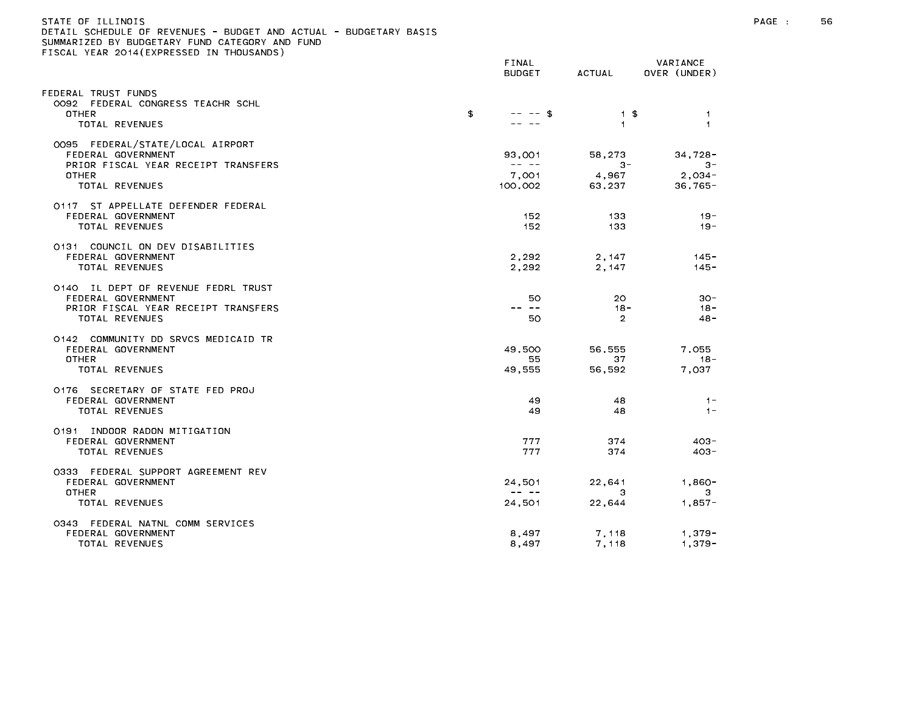STATE OF ILLINOIS
DETAIL SCHEDULE OF REVENUES - BUDGET AND ACTUAL - BUDGETARY BASIS
SUMMARIZED BY BUDGETARY FUND CATEGORY AND FUND
FISCAL YEAR 2014(EXPRESSED IN THOUSANDS)

| | FINAL BUDGET | ACTUAL | VARIANCE OVER (UNDER) |
|---|---|---|---|
| FEDERAL TRUST FUNDS | | | |
| 0092 FEDERAL CONGRESS TEACHR SCHL | | | |
| OTHER | $ -- -- | $ 1 | $ 1 |
| TOTAL REVENUES | -- -- | 1 | 1 |
| 0095 FEDERAL/STATE/LOCAL AIRPORT | | | |
| FEDERAL GOVERNMENT | 93,001 | 58,273 | 34,728- |
| PRIOR FISCAL YEAR RECEIPT TRANSFERS | -- -- | 3- | 3- |
| OTHER | 7,001 | 4,967 | 2,034- |
| TOTAL REVENUES | 100,002 | 63,237 | 36,765- |
| 0117 ST APPELLATE DEFENDER FEDERAL | | | |
| FEDERAL GOVERNMENT | 152 | 133 | 19- |
| TOTAL REVENUES | 152 | 133 | 19- |
| 0131 COUNCIL ON DEV DISABILITIES | | | |
| FEDERAL GOVERNMENT | 2,292 | 2,147 | 145- |
| TOTAL REVENUES | 2,292 | 2,147 | 145- |
| 0140 IL DEPT OF REVENUE FEDRL TRUST | | | |
| FEDERAL GOVERNMENT | 50 | 20 | 30- |
| PRIOR FISCAL YEAR RECEIPT TRANSFERS | -- -- | 18- | 18- |
| TOTAL REVENUES | 50 | 2 | 48- |
| 0142 COMMUNITY DD SRVCS MEDICAID TR | | | |
| FEDERAL GOVERNMENT | 49,500 | 56,555 | 7,055 |
| OTHER | 55 | 37 | 18- |
| TOTAL REVENUES | 49,555 | 56,592 | 7,037 |
| 0176 SECRETARY OF STATE FED PROJ | | | |
| FEDERAL GOVERNMENT | 49 | 48 | 1- |
| TOTAL REVENUES | 49 | 48 | 1- |
| 0191 INDOOR RADON MITIGATION | | | |
| FEDERAL GOVERNMENT | 777 | 374 | 403- |
| TOTAL REVENUES | 777 | 374 | 403- |
| 0333 FEDERAL SUPPORT AGREEMENT REV | | | |
| FEDERAL GOVERNMENT | 24,501 | 22,641 | 1,860- |
| OTHER | -- -- | 3 | 3 |
| TOTAL REVENUES | 24,501 | 22,644 | 1,857- |
| 0343 FEDERAL NATNL COMM SERVICES | | | |
| FEDERAL GOVERNMENT | 8,497 | 7,118 | 1,379- |
| TOTAL REVENUES | 8,497 | 7,118 | 1,379- |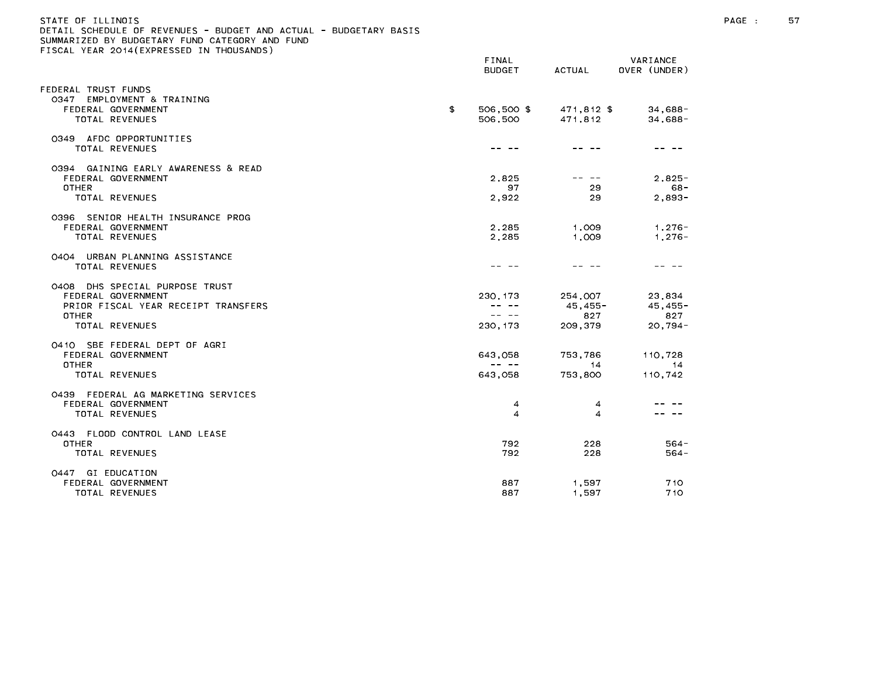STATE OF ILLINOIS
DETAIL SCHEDULE OF REVENUES - BUDGET AND ACTUAL - BUDGETARY BASIS
SUMMARIZED BY BUDGETARY FUND CATEGORY AND FUND
FISCAL YEAR 2014(EXPRESSED IN THOUSANDS)

| | FINAL BUDGET | ACTUAL | VARIANCE OVER (UNDER) |
|---|---|---|---|
| FEDERAL TRUST FUNDS | | | |
| 0347 EMPLOYMENT & TRAINING | | | |
| FEDERAL GOVERNMENT | $ 506,500 $ | 471,812 $ | 34,688- |
| TOTAL REVENUES | 506,500 | 471,812 | 34,688- |
| 0349 AFDC OPPORTUNITIES | | | |
| TOTAL REVENUES | -- -- | -- -- | -- -- |
| 0394 GAINING EARLY AWARENESS & READ | | | |
| FEDERAL GOVERNMENT | 2,825 | -- -- | 2,825- |
| OTHER | 97 | 29 | 68- |
| TOTAL REVENUES | 2,922 | 29 | 2,893- |
| 0396 SENIOR HEALTH INSURANCE PROG | | | |
| FEDERAL GOVERNMENT | 2,285 | 1,009 | 1,276- |
| TOTAL REVENUES | 2,285 | 1,009 | 1,276- |
| 0404 URBAN PLANNING ASSISTANCE | | | |
| TOTAL REVENUES | -- -- | -- -- | -- -- |
| 0408 DHS SPECIAL PURPOSE TRUST | | | |
| FEDERAL GOVERNMENT | 230,173 | 254,007 | 23,834 |
| PRIOR FISCAL YEAR RECEIPT TRANSFERS | -- -- | 45,455- | 45,455- |
| OTHER | -- -- | 827 | 827 |
| TOTAL REVENUES | 230,173 | 209,379 | 20,794- |
| 0410 SBE FEDERAL DEPT OF AGRI | | | |
| FEDERAL GOVERNMENT | 643,058 | 753,786 | 110,728 |
| OTHER | -- -- | 14 | 14 |
| TOTAL REVENUES | 643,058 | 753,800 | 110,742 |
| 0439 FEDERAL AG MARKETING SERVICES | | | |
| FEDERAL GOVERNMENT | 4 | 4 | -- -- |
| TOTAL REVENUES | 4 | 4 | -- -- |
| 0443 FLOOD CONTROL LAND LEASE | | | |
| OTHER | 792 | 228 | 564- |
| TOTAL REVENUES | 792 | 228 | 564- |
| 0447 GI EDUCATION | | | |
| FEDERAL GOVERNMENT | 887 | 1,597 | 710 |
| TOTAL REVENUES | 887 | 1,597 | 710 |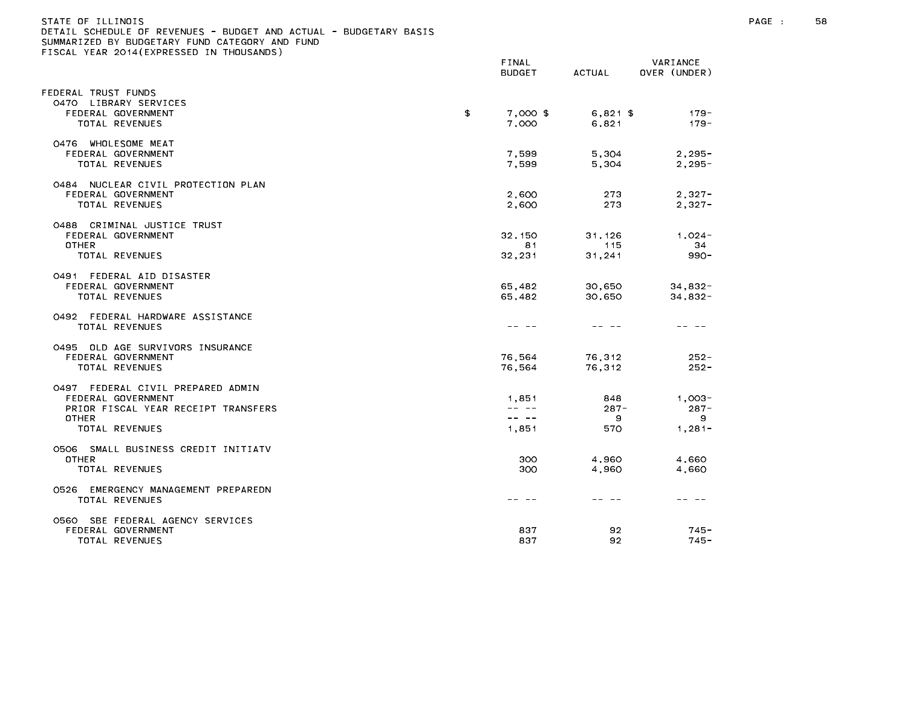STATE OF ILLINOIS
DETAIL SCHEDULE OF REVENUES - BUDGET AND ACTUAL - BUDGETARY BASIS
SUMMARIZED BY BUDGETARY FUND CATEGORY AND FUND
FISCAL YEAR 2014(EXPRESSED IN THOUSANDS)

| | FINAL BUDGET | ACTUAL | VARIANCE OVER (UNDER) |
|---|---|---|---|
| FEDERAL TRUST FUNDS | | | |
| 0470 LIBRARY SERVICES | | | |
| FEDERAL GOVERNMENT | $ 7,000 | $ 6,821 | $ 179- |
| TOTAL REVENUES | 7,000 | 6,821 | 179- |
| 0476 WHOLESOME MEAT | | | |
| FEDERAL GOVERNMENT | 7,599 | 5,304 | 2,295- |
| TOTAL REVENUES | 7,599 | 5,304 | 2,295- |
| 0484 NUCLEAR CIVIL PROTECTION PLAN | | | |
| FEDERAL GOVERNMENT | 2,600 | 273 | 2,327- |
| TOTAL REVENUES | 2,600 | 273 | 2,327- |
| 0488 CRIMINAL JUSTICE TRUST | | | |
| FEDERAL GOVERNMENT | 32,150 | 31,126 | 1,024- |
| OTHER | 81 | 115 | 34 |
| TOTAL REVENUES | 32,231 | 31,241 | 990- |
| 0491 FEDERAL AID DISASTER | | | |
| FEDERAL GOVERNMENT | 65,482 | 30,650 | 34,832- |
| TOTAL REVENUES | 65,482 | 30,650 | 34,832- |
| 0492 FEDERAL HARDWARE ASSISTANCE | | | |
| TOTAL REVENUES | -- -- | -- -- | -- -- |
| 0495 OLD AGE SURVIVORS INSURANCE | | | |
| FEDERAL GOVERNMENT | 76,564 | 76,312 | 252- |
| TOTAL REVENUES | 76,564 | 76,312 | 252- |
| 0497 FEDERAL CIVIL PREPARED ADMIN | | | |
| FEDERAL GOVERNMENT | 1,851 | 848 | 1,003- |
| PRIOR FISCAL YEAR RECEIPT TRANSFERS | -- -- | 287- | 287- |
| OTHER | -- -- | 9 | 9 |
| TOTAL REVENUES | 1,851 | 570 | 1,281- |
| 0506 SMALL BUSINESS CREDIT INITIATV | | | |
| OTHER | 300 | 4,960 | 4,660 |
| TOTAL REVENUES | 300 | 4,960 | 4,660 |
| 0526 EMERGENCY MANAGEMENT PREPAREDN | | | |
| TOTAL REVENUES | -- -- | -- -- | -- -- |
| 0560 SBE FEDERAL AGENCY SERVICES | | | |
| FEDERAL GOVERNMENT | 837 | 92 | 745- |
| TOTAL REVENUES | 837 | 92 | 745- |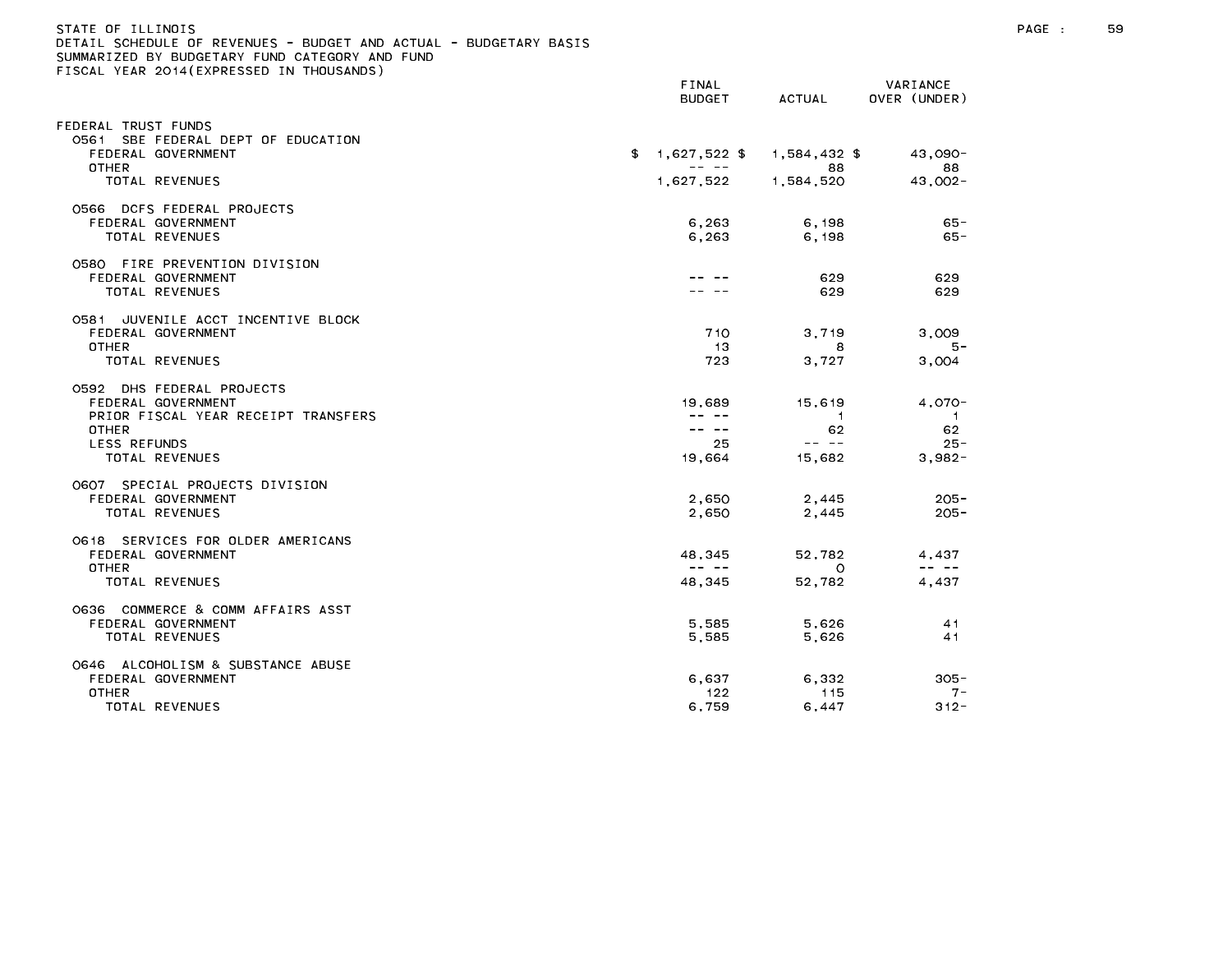STATE OF ILLINOIS
DETAIL SCHEDULE OF REVENUES - BUDGET AND ACTUAL - BUDGETARY BASIS
SUMMARIZED BY BUDGETARY FUND CATEGORY AND FUND
FISCAL YEAR 2014(EXPRESSED IN THOUSANDS)

| | FINAL BUDGET | ACTUAL | VARIANCE OVER (UNDER) |
|---|---|---|---|
| FEDERAL TRUST FUNDS | | | |
| 0561 SBE FEDERAL DEPT OF EDUCATION | | | |
| FEDERAL GOVERNMENT | $ 1,627,522 $ | 1,584,432 $ | 43,090- |
| OTHER | -- -- | 88 | 88 |
| TOTAL REVENUES | 1,627,522 | 1,584,520 | 43,002- |
| 0566 DCFS FEDERAL PROJECTS | | | |
| FEDERAL GOVERNMENT | 6,263 | 6,198 | 65- |
| TOTAL REVENUES | 6,263 | 6,198 | 65- |
| 0580 FIRE PREVENTION DIVISION | | | |
| FEDERAL GOVERNMENT | -- -- | 629 | 629 |
| TOTAL REVENUES | -- -- | 629 | 629 |
| 0581 JUVENILE ACCT INCENTIVE BLOCK | | | |
| FEDERAL GOVERNMENT | 710 | 3,719 | 3,009 |
| OTHER | 13 | 8 | 5- |
| TOTAL REVENUES | 723 | 3,727 | 3,004 |
| 0592 DHS FEDERAL PROJECTS | | | |
| FEDERAL GOVERNMENT | 19,689 | 15,619 | 4,070- |
| PRIOR FISCAL YEAR RECEIPT TRANSFERS | -- -- | 1 | 1 |
| OTHER | -- -- | 62 | 62 |
| LESS REFUNDS | 25 | -- -- | 25- |
| TOTAL REVENUES | 19,664 | 15,682 | 3,982- |
| 0607 SPECIAL PROJECTS DIVISION | | | |
| FEDERAL GOVERNMENT | 2,650 | 2,445 | 205- |
| TOTAL REVENUES | 2,650 | 2,445 | 205- |
| 0618 SERVICES FOR OLDER AMERICANS | | | |
| FEDERAL GOVERNMENT | 48,345 | 52,782 | 4,437 |
| OTHER | -- -- | 0 | -- -- |
| TOTAL REVENUES | 48,345 | 52,782 | 4,437 |
| 0636 COMMERCE & COMM AFFAIRS ASST | | | |
| FEDERAL GOVERNMENT | 5,585 | 5,626 | 41 |
| TOTAL REVENUES | 5,585 | 5,626 | 41 |
| 0646 ALCOHOLISM & SUBSTANCE ABUSE | | | |
| FEDERAL GOVERNMENT | 6,637 | 6,332 | 305- |
| OTHER | 122 | 115 | 7- |
| TOTAL REVENUES | 6,759 | 6,447 | 312- |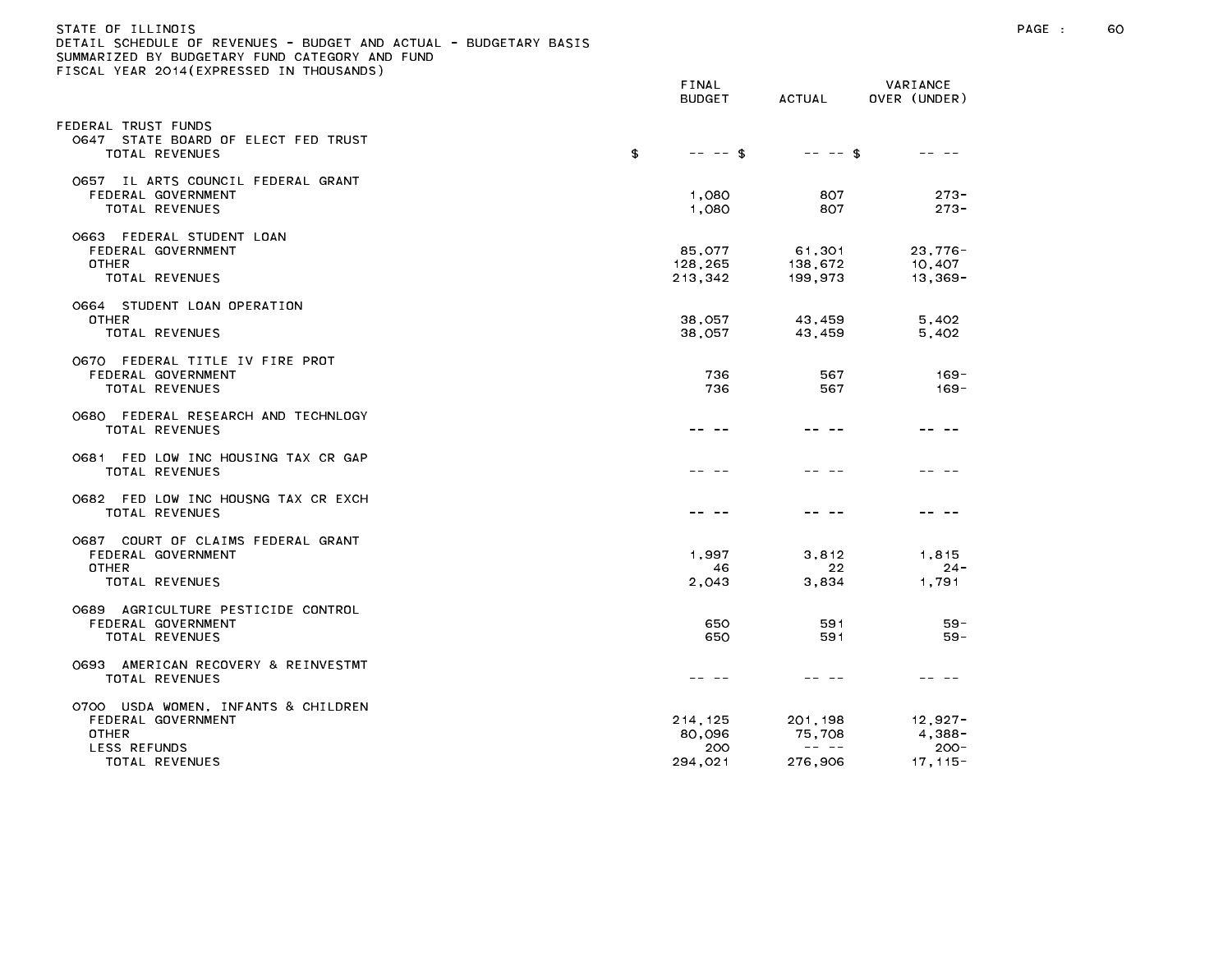STATE OF ILLINOIS
DETAIL SCHEDULE OF REVENUES - BUDGET AND ACTUAL - BUDGETARY BASIS
SUMMARIZED BY BUDGETARY FUND CATEGORY AND FUND
FISCAL YEAR 2014(EXPRESSED IN THOUSANDS)

| | FINAL BUDGET | ACTUAL | VARIANCE OVER (UNDER) |
|---|---|---|---|
| FEDERAL TRUST FUNDS | | | |
| 0647 STATE BOARD OF ELECT FED TRUST | | | |
| TOTAL REVENUES | $ -- -- | $ -- -- | $ -- -- |
| 0657 IL ARTS COUNCIL FEDERAL GRANT | | | |
| FEDERAL GOVERNMENT | 1,080 | 807 | 273- |
| TOTAL REVENUES | 1,080 | 807 | 273- |
| 0663 FEDERAL STUDENT LOAN | | | |
| FEDERAL GOVERNMENT | 85,077 | 61,301 | 23,776- |
| OTHER | 128,265 | 138,672 | 10,407 |
| TOTAL REVENUES | 213,342 | 199,973 | 13,369- |
| 0664 STUDENT LOAN OPERATION | | | |
| OTHER | 38,057 | 43,459 | 5,402 |
| TOTAL REVENUES | 38,057 | 43,459 | 5,402 |
| 0670 FEDERAL TITLE IV FIRE PROT | | | |
| FEDERAL GOVERNMENT | 736 | 567 | 169- |
| TOTAL REVENUES | 736 | 567 | 169- |
| 0680 FEDERAL RESEARCH AND TECHNLOGY | | | |
| TOTAL REVENUES | -- -- | -- -- | -- -- |
| 0681 FED LOW INC HOUSING TAX CR GAP | | | |
| TOTAL REVENUES | -- -- | -- -- | -- -- |
| 0682 FED LOW INC HOUSNG TAX CR EXCH | | | |
| TOTAL REVENUES | -- -- | -- -- | -- -- |
| 0687 COURT OF CLAIMS FEDERAL GRANT | | | |
| FEDERAL GOVERNMENT | 1,997 | 3,812 | 1,815 |
| OTHER | 46 | 22 | 24- |
| TOTAL REVENUES | 2,043 | 3,834 | 1,791 |
| 0689 AGRICULTURE PESTICIDE CONTROL | | | |
| FEDERAL GOVERNMENT | 650 | 591 | 59- |
| TOTAL REVENUES | 650 | 591 | 59- |
| 0693 AMERICAN RECOVERY & REINVESTMT | | | |
| TOTAL REVENUES | -- -- | -- -- | -- -- |
| 0700 USDA WOMEN, INFANTS & CHILDREN | | | |
| FEDERAL GOVERNMENT | 214,125 | 201,198 | 12,927- |
| OTHER | 80,096 | 75,708 | 4,388- |
| LESS REFUNDS | 200 | -- -- | 200- |
| TOTAL REVENUES | 294,021 | 276,906 | 17,115- |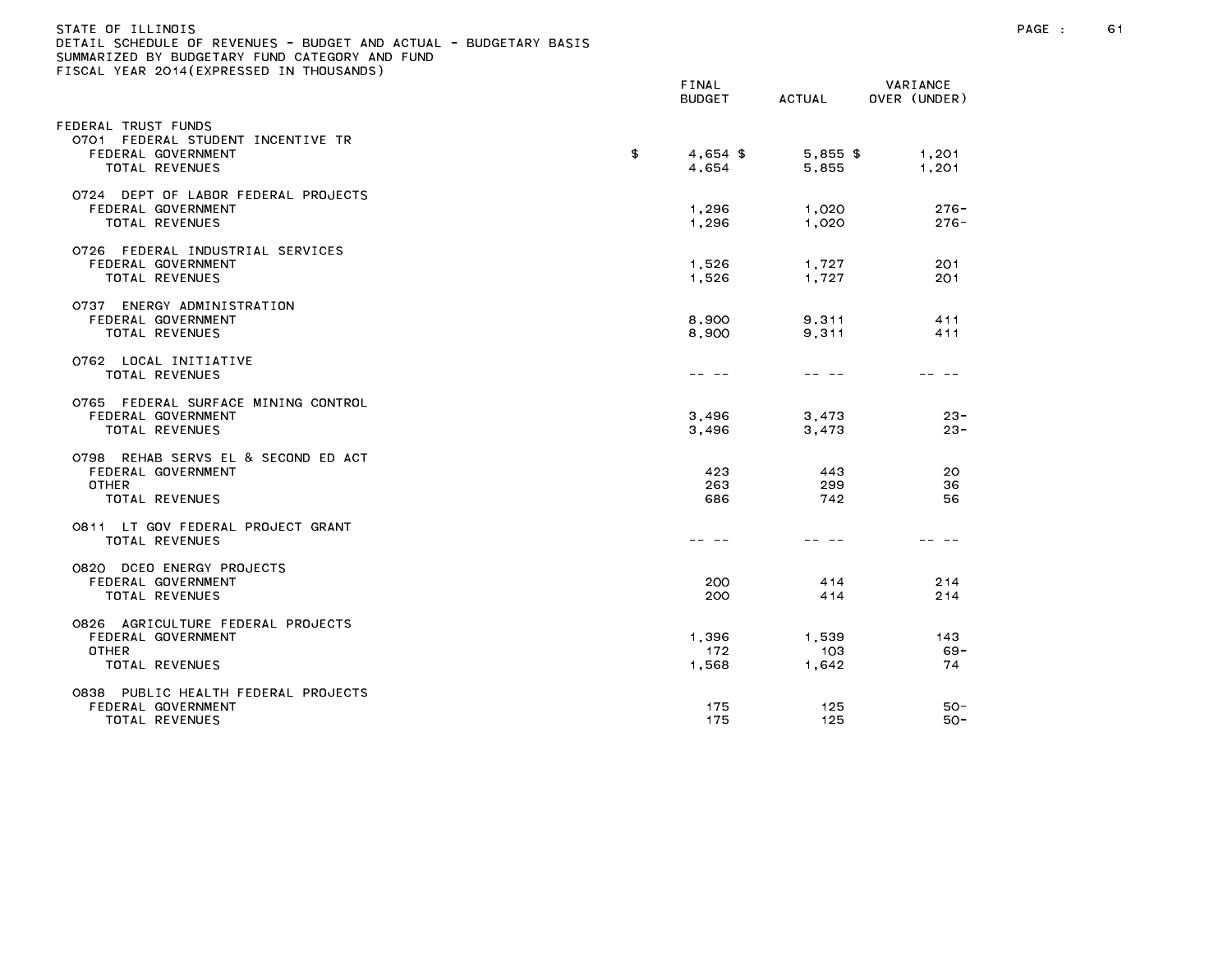STATE OF ILLINOIS
DETAIL SCHEDULE OF REVENUES - BUDGET AND ACTUAL - BUDGETARY BASIS
SUMMARIZED BY BUDGETARY FUND CATEGORY AND FUND
FISCAL YEAR 2014(EXPRESSED IN THOUSANDS)

| | FINAL BUDGET | ACTUAL | VARIANCE OVER (UNDER) |
|---|---|---|---|
| FEDERAL TRUST FUNDS | | | |
| 0701 FEDERAL STUDENT INCENTIVE TR | | | |
| FEDERAL GOVERNMENT | $ 4,654 | $ 5,855 | $ 1,201 |
| TOTAL REVENUES | 4,654 | 5,855 | 1,201 |
| 0724 DEPT OF LABOR FEDERAL PROJECTS | | | |
| FEDERAL GOVERNMENT | 1,296 | 1,020 | 276- |
| TOTAL REVENUES | 1,296 | 1,020 | 276- |
| 0726 FEDERAL INDUSTRIAL SERVICES | | | |
| FEDERAL GOVERNMENT | 1,526 | 1,727 | 201 |
| TOTAL REVENUES | 1,526 | 1,727 | 201 |
| 0737 ENERGY ADMINISTRATION | | | |
| FEDERAL GOVERNMENT | 8,900 | 9,311 | 411 |
| TOTAL REVENUES | 8,900 | 9,311 | 411 |
| 0762 LOCAL INITIATIVE | | | |
| TOTAL REVENUES | -- -- | -- -- | -- -- |
| 0765 FEDERAL SURFACE MINING CONTROL | | | |
| FEDERAL GOVERNMENT | 3,496 | 3,473 | 23- |
| TOTAL REVENUES | 3,496 | 3,473 | 23- |
| 0798 REHAB SERVS EL & SECOND ED ACT | | | |
| FEDERAL GOVERNMENT | 423 | 443 | 20 |
| OTHER | 263 | 299 | 36 |
| TOTAL REVENUES | 686 | 742 | 56 |
| 0811 LT GOV FEDERAL PROJECT GRANT | | | |
| TOTAL REVENUES | -- -- | -- -- | -- -- |
| 0820 DCEO ENERGY PROJECTS | | | |
| FEDERAL GOVERNMENT | 200 | 414 | 214 |
| TOTAL REVENUES | 200 | 414 | 214 |
| 0826 AGRICULTURE FEDERAL PROJECTS | | | |
| FEDERAL GOVERNMENT | 1,396 | 1,539 | 143 |
| OTHER | 172 | 103 | 69- |
| TOTAL REVENUES | 1,568 | 1,642 | 74 |
| 0838 PUBLIC HEALTH FEDERAL PROJECTS | | | |
| FEDERAL GOVERNMENT | 175 | 125 | 50- |
| TOTAL REVENUES | 175 | 125 | 50- |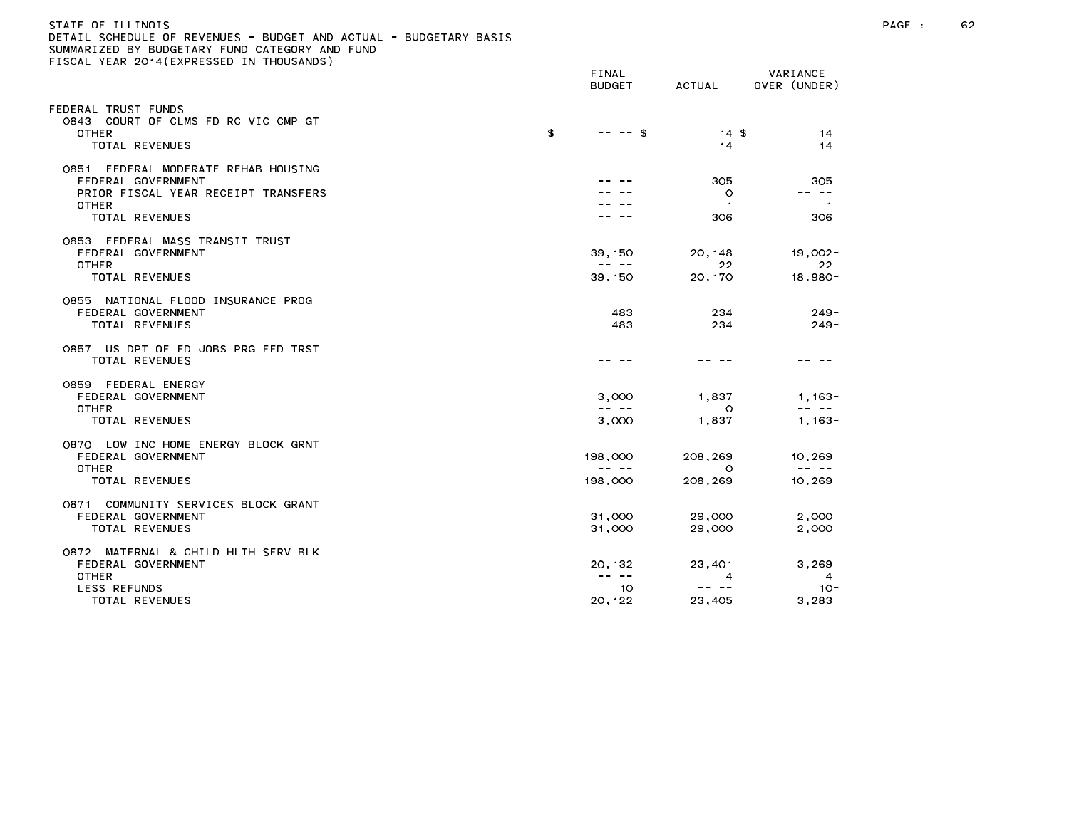STATE OF ILLINOIS
DETAIL SCHEDULE OF REVENUES - BUDGET AND ACTUAL - BUDGETARY BASIS
SUMMARIZED BY BUDGETARY FUND CATEGORY AND FUND
FISCAL YEAR 2014(EXPRESSED IN THOUSANDS)

| | FINAL BUDGET | ACTUAL | VARIANCE OVER (UNDER) |
|---|---|---|---|
| FEDERAL TRUST FUNDS | | | |
| 0843 COURT OF CLMS FD RC VIC CMP GT | | | |
| OTHER | $ -- -- | $ 14 | $ 14 |
| TOTAL REVENUES | -- -- | 14 | 14 |
| 0851 FEDERAL MODERATE REHAB HOUSING | | | |
| FEDERAL GOVERNMENT | -- -- | 305 | 305 |
| PRIOR FISCAL YEAR RECEIPT TRANSFERS | -- -- | 0 | -- -- |
| OTHER | -- -- | 1 | 1 |
| TOTAL REVENUES | -- -- | 306 | 306 |
| 0853 FEDERAL MASS TRANSIT TRUST | | | |
| FEDERAL GOVERNMENT | 39,150 | 20,148 | 19,002- |
| OTHER | -- -- | 22 | 22 |
| TOTAL REVENUES | 39,150 | 20,170 | 18,980- |
| 0855 NATIONAL FLOOD INSURANCE PROG | | | |
| FEDERAL GOVERNMENT | 483 | 234 | 249- |
| TOTAL REVENUES | 483 | 234 | 249- |
| 0857 US DPT OF ED JOBS PRG FED TRST | | | |
| TOTAL REVENUES | -- -- | -- -- | -- -- |
| 0859 FEDERAL ENERGY | | | |
| FEDERAL GOVERNMENT | 3,000 | 1,837 | 1,163- |
| OTHER | -- -- | 0 | -- -- |
| TOTAL REVENUES | 3,000 | 1,837 | 1,163- |
| 0870 LOW INC HOME ENERGY BLOCK GRNT | | | |
| FEDERAL GOVERNMENT | 198,000 | 208,269 | 10,269 |
| OTHER | -- -- | 0 | -- -- |
| TOTAL REVENUES | 198,000 | 208,269 | 10,269 |
| 0871 COMMUNITY SERVICES BLOCK GRANT | | | |
| FEDERAL GOVERNMENT | 31,000 | 29,000 | 2,000- |
| TOTAL REVENUES | 31,000 | 29,000 | 2,000- |
| 0872 MATERNAL & CHILD HLTH SERV BLK | | | |
| FEDERAL GOVERNMENT | 20,132 | 23,401 | 3,269 |
| OTHER | -- -- | 4 | 4 |
| LESS REFUNDS | 10 | -- -- | 10- |
| TOTAL REVENUES | 20,122 | 23,405 | 3,283 |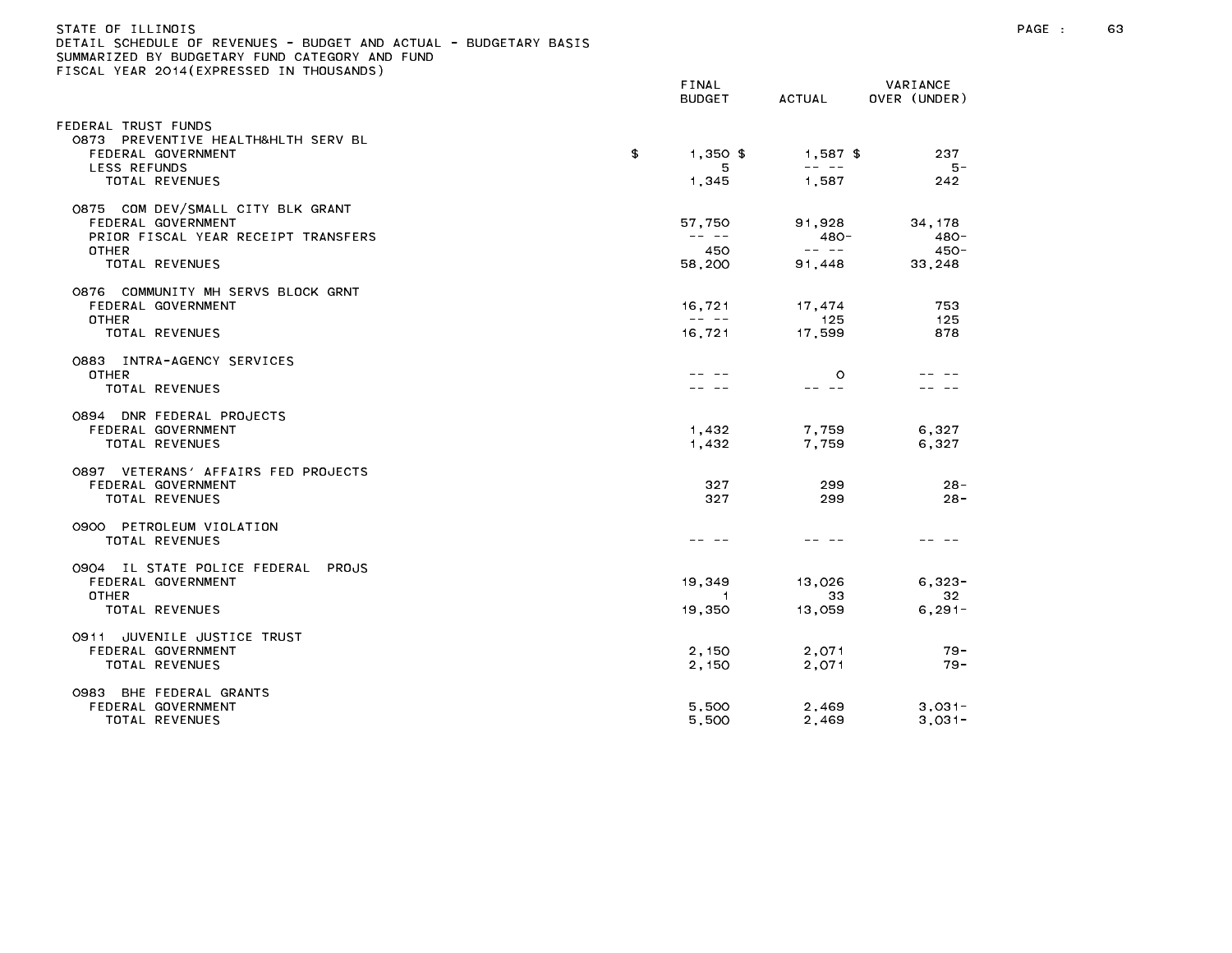STATE OF ILLINOIS
DETAIL SCHEDULE OF REVENUES - BUDGET AND ACTUAL - BUDGETARY BASIS
SUMMARIZED BY BUDGETARY FUND CATEGORY AND FUND
FISCAL YEAR 2014(EXPRESSED IN THOUSANDS)

| | FINAL BUDGET | ACTUAL | VARIANCE OVER (UNDER) |
|---|---|---|---|
| FEDERAL TRUST FUNDS | | | |
| 0873 PREVENTIVE HEALTH&HLTH SERV BL | | | |
| FEDERAL GOVERNMENT | $ 1,350 | $ 1,587 | $ 237 |
| LESS REFUNDS | 5 | -- -- | 5- |
| TOTAL REVENUES | 1,345 | 1,587 | 242 |
| 0875 COM DEV/SMALL CITY BLK GRANT | | | |
| FEDERAL GOVERNMENT | 57,750 | 91,928 | 34,178 |
| PRIOR FISCAL YEAR RECEIPT TRANSFERS | -- -- | 480- | 480- |
| OTHER | 450 | -- -- | 450- |
| TOTAL REVENUES | 58,200 | 91,448 | 33,248 |
| 0876 COMMUNITY MH SERVS BLOCK GRNT | | | |
| FEDERAL GOVERNMENT | 16,721 | 17,474 | 753 |
| OTHER | -- -- | 125 | 125 |
| TOTAL REVENUES | 16,721 | 17,599 | 878 |
| 0883 INTRA-AGENCY SERVICES | | | |
| OTHER | -- -- | 0 | -- -- |
| TOTAL REVENUES | -- -- | -- -- | -- -- |
| 0894 DNR FEDERAL PROJECTS | | | |
| FEDERAL GOVERNMENT | 1,432 | 7,759 | 6,327 |
| TOTAL REVENUES | 1,432 | 7,759 | 6,327 |
| 0897 VETERANS' AFFAIRS FED PROJECTS | | | |
| FEDERAL GOVERNMENT | 327 | 299 | 28- |
| TOTAL REVENUES | 327 | 299 | 28- |
| 0900 PETROLEUM VIOLATION | | | |
| TOTAL REVENUES | -- -- | -- -- | -- -- |
| 0904 IL STATE POLICE FEDERAL PROJS | | | |
| FEDERAL GOVERNMENT | 19,349 | 13,026 | 6,323- |
| OTHER | 1 | 33 | 32 |
| TOTAL REVENUES | 19,350 | 13,059 | 6,291- |
| 0911 JUVENILE JUSTICE TRUST | | | |
| FEDERAL GOVERNMENT | 2,150 | 2,071 | 79- |
| TOTAL REVENUES | 2,150 | 2,071 | 79- |
| 0983 BHE FEDERAL GRANTS | | | |
| FEDERAL GOVERNMENT | 5,500 | 2,469 | 3,031- |
| TOTAL REVENUES | 5,500 | 2,469 | 3,031- |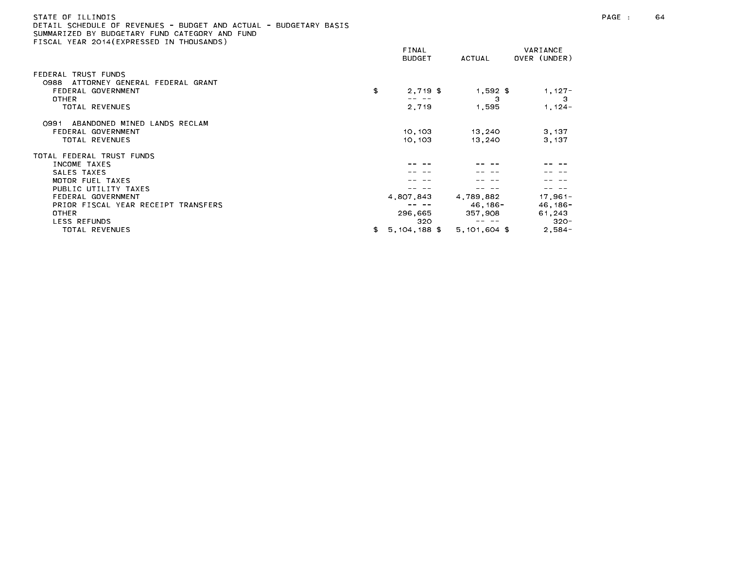STATE OF ILLINOIS
DETAIL SCHEDULE OF REVENUES - BUDGET AND ACTUAL - BUDGETARY BASIS
SUMMARIZED BY BUDGETARY FUND CATEGORY AND FUND
FISCAL YEAR 2014(EXPRESSED IN THOUSANDS)

| | FINAL BUDGET | ACTUAL | VARIANCE OVER (UNDER) |
|---|---|---|---|
| FEDERAL TRUST FUNDS | | | |
| 0988 ATTORNEY GENERAL FEDERAL GRANT | | | |
| FEDERAL GOVERNMENT | $ 2,719 $ | 1,592 $ | 1,127- |
| OTHER | -- -- | 3 | 3 |
| TOTAL REVENUES | 2,719 | 1,595 | 1,124- |
| 0991 ABANDONED MINED LANDS RECLAM | | | |
| FEDERAL GOVERNMENT | 10,103 | 13,240 | 3,137 |
| TOTAL REVENUES | 10,103 | 13,240 | 3,137 |
| TOTAL FEDERAL TRUST FUNDS | | | |
| INCOME TAXES | -- -- | -- -- | -- -- |
| SALES TAXES | -- -- | -- -- | -- -- |
| MOTOR FUEL TAXES | -- -- | -- -- | -- -- |
| PUBLIC UTILITY TAXES | -- -- | -- -- | -- -- |
| FEDERAL GOVERNMENT | 4,807,843 | 4,789,882 | 17,961- |
| PRIOR FISCAL YEAR RECEIPT TRANSFERS | -- -- | 46,186- | 46,186- |
| OTHER | 296,665 | 357,908 | 61,243 |
| LESS REFUNDS | 320 | -- -- | 320- |
| TOTAL REVENUES | $ 5,104,188 $ | 5,101,604 $ | 2,584- |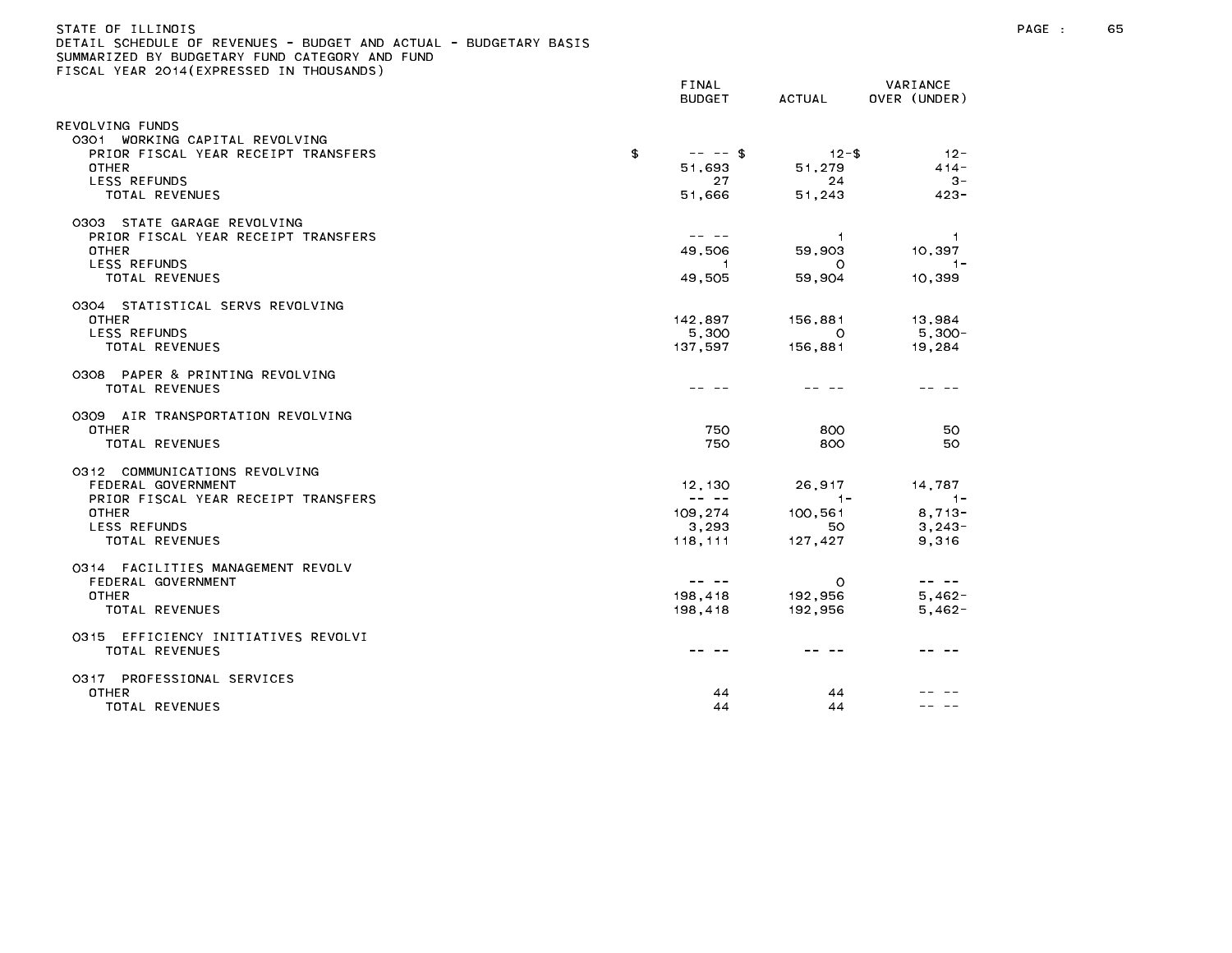STATE OF ILLINOIS
DETAIL SCHEDULE OF REVENUES - BUDGET AND ACTUAL - BUDGETARY BASIS
SUMMARIZED BY BUDGETARY FUND CATEGORY AND FUND
FISCAL YEAR 2014(EXPRESSED IN THOUSANDS)

| | FINAL BUDGET | ACTUAL | VARIANCE OVER (UNDER) |
|---|---|---|---|
| REVOLVING FUNDS | | | |
| 0301 WORKING CAPITAL REVOLVING | | | |
| PRIOR FISCAL YEAR RECEIPT TRANSFERS | $ -- -- | $ 12- | $ 12- |
| OTHER | 51,693 | 51,279 | 414- |
| LESS REFUNDS | 27 | 24 | 3- |
| TOTAL REVENUES | 51,666 | 51,243 | 423- |
| 0303 STATE GARAGE REVOLVING | | | |
| PRIOR FISCAL YEAR RECEIPT TRANSFERS | -- -- | 1 | 1 |
| OTHER | 49,506 | 59,903 | 10,397 |
| LESS REFUNDS | 1 | 0 | 1- |
| TOTAL REVENUES | 49,505 | 59,904 | 10,399 |
| 0304 STATISTICAL SERVS REVOLVING | | | |
| OTHER | 142,897 | 156,881 | 13,984 |
| LESS REFUNDS | 5,300 | 0 | 5,300- |
| TOTAL REVENUES | 137,597 | 156,881 | 19,284 |
| 0308 PAPER & PRINTING REVOLVING | | | |
| TOTAL REVENUES | -- -- | -- -- | -- -- |
| 0309 AIR TRANSPORTATION REVOLVING | | | |
| OTHER | 750 | 800 | 50 |
| TOTAL REVENUES | 750 | 800 | 50 |
| 0312 COMMUNICATIONS REVOLVING | | | |
| FEDERAL GOVERNMENT | 12,130 | 26,917 | 14,787 |
| PRIOR FISCAL YEAR RECEIPT TRANSFERS | -- -- | 1- | 1- |
| OTHER | 109,274 | 100,561 | 8,713- |
| LESS REFUNDS | 3,293 | 50 | 3,243- |
| TOTAL REVENUES | 118,111 | 127,427 | 9,316 |
| 0314 FACILITIES MANAGEMENT REVOLV | | | |
| FEDERAL GOVERNMENT | -- -- | 0 | -- -- |
| OTHER | 198,418 | 192,956 | 5,462- |
| TOTAL REVENUES | 198,418 | 192,956 | 5,462- |
| 0315 EFFICIENCY INITIATIVES REVOLVI | | | |
| TOTAL REVENUES | -- -- | -- -- | -- -- |
| 0317 PROFESSIONAL SERVICES | | | |
| OTHER | 44 | 44 | -- -- |
| TOTAL REVENUES | 44 | 44 | -- -- |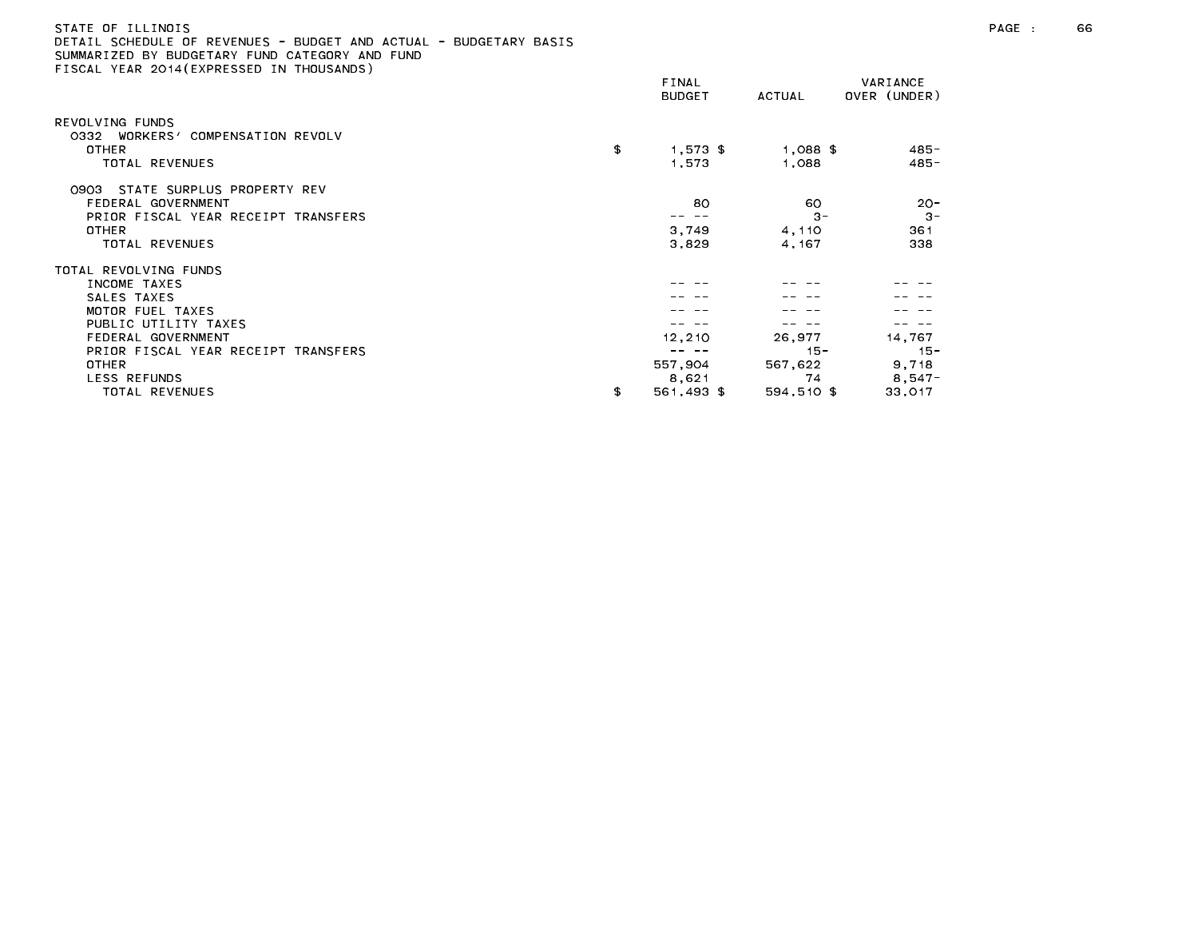STATE OF ILLINOIS
DETAIL SCHEDULE OF REVENUES - BUDGET AND ACTUAL - BUDGETARY BASIS
SUMMARIZED BY BUDGETARY FUND CATEGORY AND FUND
FISCAL YEAR 2014(EXPRESSED IN THOUSANDS)

| | FINAL BUDGET | ACTUAL | VARIANCE OVER (UNDER) |
|---|---|---|---|
| REVOLVING FUNDS | | | |
| 0332 WORKERS' COMPENSATION REVOLV | | | |
| OTHER | $ 1,573 $ | 1,088 $ | 485- |
| TOTAL REVENUES | 1,573 | 1,088 | 485- |
| 0903 STATE SURPLUS PROPERTY REV | | | |
| FEDERAL GOVERNMENT | 80 | 60 | 20- |
| PRIOR FISCAL YEAR RECEIPT TRANSFERS | -- -- | 3- | 3- |
| OTHER | 3,749 | 4,110 | 361 |
| TOTAL REVENUES | 3,829 | 4,167 | 338 |
| TOTAL REVOLVING FUNDS | | | |
| INCOME TAXES | -- -- | -- -- | -- -- |
| SALES TAXES | -- -- | -- -- | -- -- |
| MOTOR FUEL TAXES | -- -- | -- -- | -- -- |
| PUBLIC UTILITY TAXES | -- -- | -- -- | -- -- |
| FEDERAL GOVERNMENT | 12,210 | 26,977 | 14,767 |
| PRIOR FISCAL YEAR RECEIPT TRANSFERS | -- -- | 15- | 15- |
| OTHER | 557,904 | 567,622 | 9,718 |
| LESS REFUNDS | 8,621 | 74 | 8,547- |
| TOTAL REVENUES | $ 561,493 $ | 594,510 $ | 33,017 |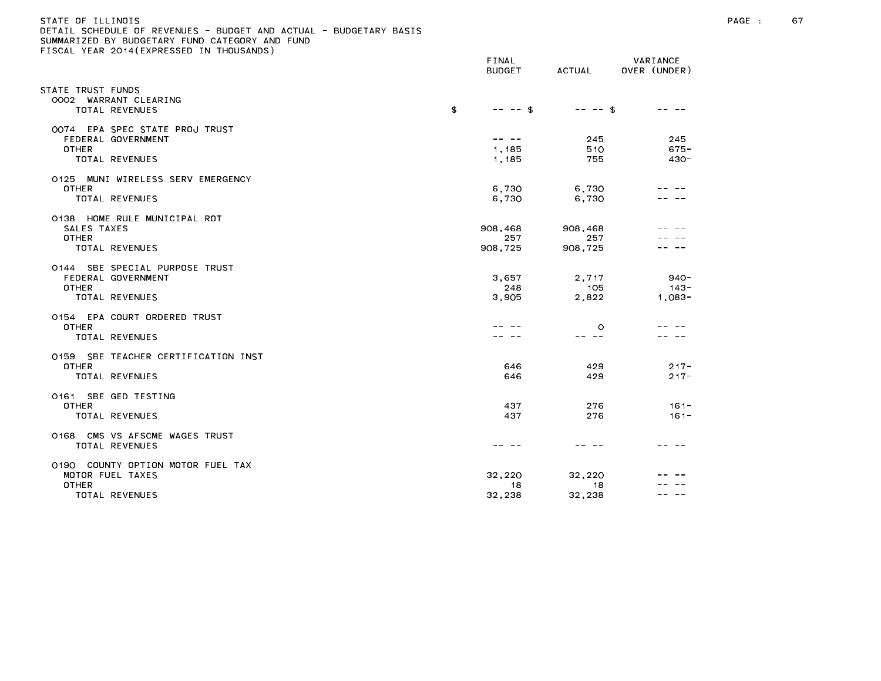STATE OF ILLINOIS
DETAIL SCHEDULE OF REVENUES - BUDGET AND ACTUAL - BUDGETARY BASIS
SUMMARIZED BY BUDGETARY FUND CATEGORY AND FUND
FISCAL YEAR 2014(EXPRESSED IN THOUSANDS)

| | FINAL BUDGET | ACTUAL | VARIANCE OVER (UNDER) |
|---|---|---|---|
| **STATE TRUST FUNDS** | | | |
| 0002 WARRANT CLEARING | | | |
| TOTAL REVENUES | $ -- -- | $ -- -- | $ -- -- |
| 0074 EPA SPEC STATE PROJ TRUST | | | |
| FEDERAL GOVERNMENT | -- -- | 245 | 245 |
| OTHER | 1,185 | 510 | 675- |
| TOTAL REVENUES | 1,185 | 755 | 430- |
| 0125 MUNI WIRELESS SERV EMERGENCY | | | |
| OTHER | 6,730 | 6,730 | -- -- |
| TOTAL REVENUES | 6,730 | 6,730 | -- -- |
| 0138 HOME RULE MUNICIPAL ROT | | | |
| SALES TAXES | 908,468 | 908,468 | -- -- |
| OTHER | 257 | 257 | -- -- |
| TOTAL REVENUES | 908,725 | 908,725 | -- -- |
| 0144 SBE SPECIAL PURPOSE TRUST | | | |
| FEDERAL GOVERNMENT | 3,657 | 2,717 | 940- |
| OTHER | 248 | 105 | 143- |
| TOTAL REVENUES | 3,905 | 2,822 | 1,083- |
| 0154 EPA COURT ORDERED TRUST | | | |
| OTHER | -- -- | 0 | -- -- |
| TOTAL REVENUES | -- -- | -- -- | -- -- |
| 0159 SBE TEACHER CERTIFICATION INST | | | |
| OTHER | 646 | 429 | 217- |
| TOTAL REVENUES | 646 | 429 | 217- |
| 0161 SBE GED TESTING | | | |
| OTHER | 437 | 276 | 161- |
| TOTAL REVENUES | 437 | 276 | 161- |
| 0168 CMS VS AFSCME WAGES TRUST | | | |
| TOTAL REVENUES | -- -- | -- -- | -- -- |
| 0190 COUNTY OPTION MOTOR FUEL TAX | | | |
| MOTOR FUEL TAXES | 32,220 | 32,220 | -- -- |
| OTHER | 18 | 18 | -- -- |
| TOTAL REVENUES | 32,238 | 32,238 | -- -- |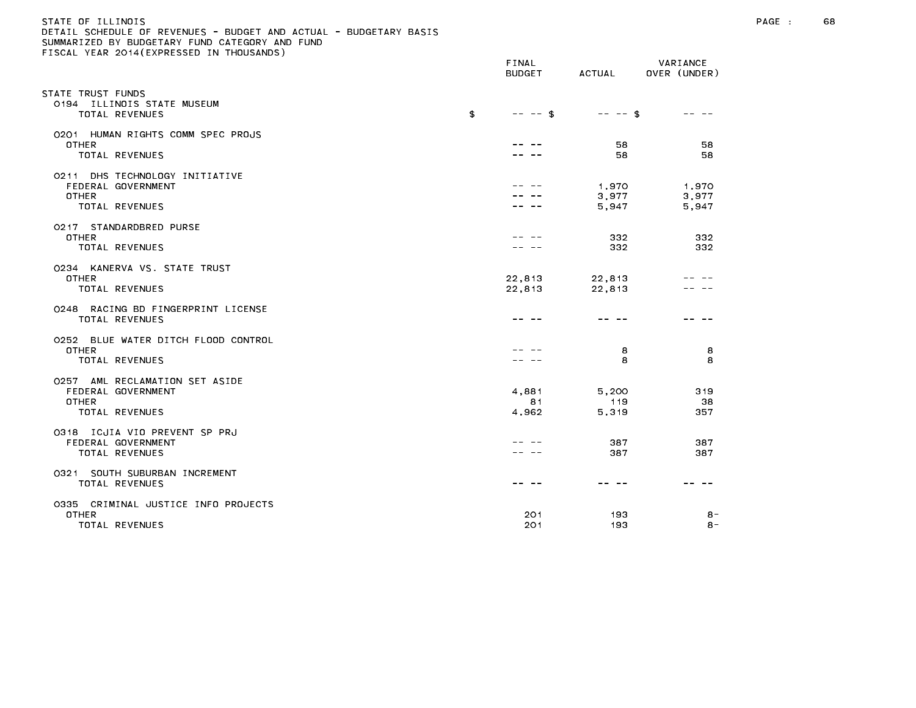STATE OF ILLINOIS
DETAIL SCHEDULE OF REVENUES - BUDGET AND ACTUAL - BUDGETARY BASIS
SUMMARIZED BY BUDGETARY FUND CATEGORY AND FUND
FISCAL YEAR 2014(EXPRESSED IN THOUSANDS)

| | FINAL BUDGET | ACTUAL | VARIANCE OVER (UNDER) |
|---|---|---|---|
| STATE TRUST FUNDS | | | |
| 0194 ILLINOIS STATE MUSEUM | | | |
| TOTAL REVENUES | $ -- -- | $ -- -- | $ -- -- |
| 0201 HUMAN RIGHTS COMM SPEC PROJS | | | |
| OTHER | -- -- | 58 | 58 |
| TOTAL REVENUES | -- -- | 58 | 58 |
| 0211 DHS TECHNOLOGY INITIATIVE | | | |
| FEDERAL GOVERNMENT | -- -- | 1,970 | 1,970 |
| OTHER | -- -- | 3,977 | 3,977 |
| TOTAL REVENUES | -- -- | 5,947 | 5,947 |
| 0217 STANDARDBRED PURSE | | | |
| OTHER | -- -- | 332 | 332 |
| TOTAL REVENUES | -- -- | 332 | 332 |
| 0234 KANERVA VS. STATE TRUST | | | |
| OTHER | 22,813 | 22,813 | -- -- |
| TOTAL REVENUES | 22,813 | 22,813 | -- -- |
| 0248 RACING BD FINGERPRINT LICENSE | | | |
| TOTAL REVENUES | -- -- | -- -- | -- -- |
| 0252 BLUE WATER DITCH FLOOD CONTROL | | | |
| OTHER | -- -- | 8 | 8 |
| TOTAL REVENUES | -- -- | 8 | 8 |
| 0257 AML RECLAMATION SET ASIDE | | | |
| FEDERAL GOVERNMENT | 4,881 | 5,200 | 319 |
| OTHER | 81 | 119 | 38 |
| TOTAL REVENUES | 4,962 | 5,319 | 357 |
| 0318 ICJIA VIO PREVENT SP PRJ | | | |
| FEDERAL GOVERNMENT | -- -- | 387 | 387 |
| TOTAL REVENUES | -- -- | 387 | 387 |
| 0321 SOUTH SUBURBAN INCREMENT | | | |
| TOTAL REVENUES | -- -- | -- -- | -- -- |
| 0335 CRIMINAL JUSTICE INFO PROJECTS | | | |
| OTHER | 201 | 193 | 8- |
| TOTAL REVENUES | 201 | 193 | 8- |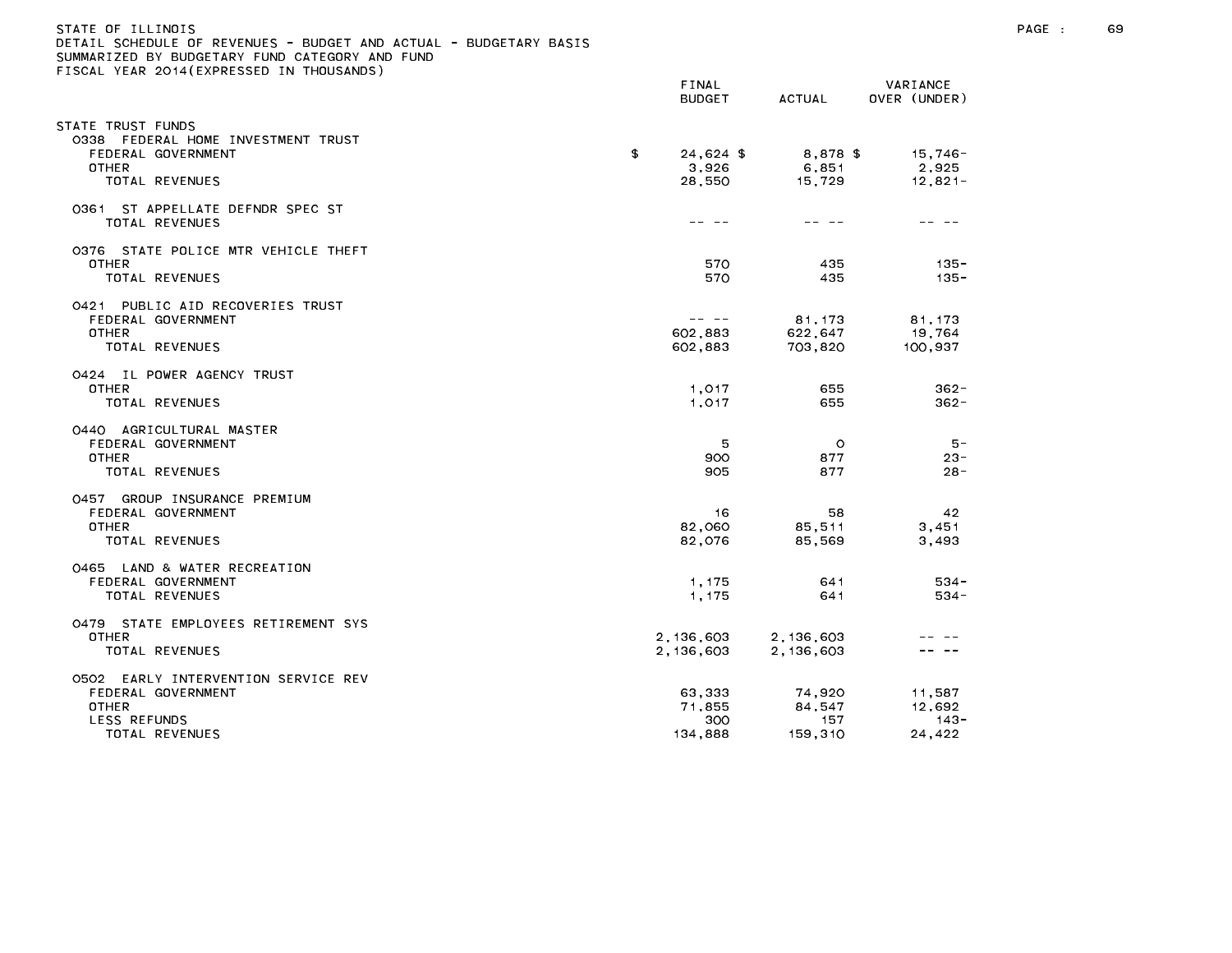STATE OF ILLINOIS
DETAIL SCHEDULE OF REVENUES - BUDGET AND ACTUAL - BUDGETARY BASIS
SUMMARIZED BY BUDGETARY FUND CATEGORY AND FUND
FISCAL YEAR 2014(EXPRESSED IN THOUSANDS)

| | FINAL BUDGET | ACTUAL | VARIANCE OVER (UNDER) |
|---|---|---|---|
| STATE TRUST FUNDS | | | |
| 0338 FEDERAL HOME INVESTMENT TRUST | | | |
| FEDERAL GOVERNMENT | $ 24,624 | $ 8,878 | $ 15,746- |
| OTHER | 3,926 | 6,851 | 2,925 |
| TOTAL REVENUES | 28,550 | 15,729 | 12,821- |
| 0361 ST APPELLATE DEFNDR SPEC ST | | | |
| TOTAL REVENUES | -- -- | -- -- | -- -- |
| 0376 STATE POLICE MTR VEHICLE THEFT | | | |
| OTHER | 570 | 435 | 135- |
| TOTAL REVENUES | 570 | 435 | 135- |
| 0421 PUBLIC AID RECOVERIES TRUST | | | |
| FEDERAL GOVERNMENT | -- -- | 81,173 | 81,173 |
| OTHER | 602,883 | 622,647 | 19,764 |
| TOTAL REVENUES | 602,883 | 703,820 | 100,937 |
| 0424 IL POWER AGENCY TRUST | | | |
| OTHER | 1,017 | 655 | 362- |
| TOTAL REVENUES | 1,017 | 655 | 362- |
| 0440 AGRICULTURAL MASTER | | | |
| FEDERAL GOVERNMENT | 5 | 0 | 5- |
| OTHER | 900 | 877 | 23- |
| TOTAL REVENUES | 905 | 877 | 28- |
| 0457 GROUP INSURANCE PREMIUM | | | |
| FEDERAL GOVERNMENT | 16 | 58 | 42 |
| OTHER | 82,060 | 85,511 | 3,451 |
| TOTAL REVENUES | 82,076 | 85,569 | 3,493 |
| 0465 LAND & WATER RECREATION | | | |
| FEDERAL GOVERNMENT | 1,175 | 641 | 534- |
| TOTAL REVENUES | 1,175 | 641 | 534- |
| 0479 STATE EMPLOYEES RETIREMENT SYS | | | |
| OTHER | 2,136,603 | 2,136,603 | -- -- |
| TOTAL REVENUES | 2,136,603 | 2,136,603 | -- -- |
| 0502 EARLY INTERVENTION SERVICE REV | | | |
| FEDERAL GOVERNMENT | 63,333 | 74,920 | 11,587 |
| OTHER | 71,855 | 84,547 | 12,692 |
| LESS REFUNDS | 300 | 157 | 143- |
| TOTAL REVENUES | 134,888 | 159,310 | 24,422 |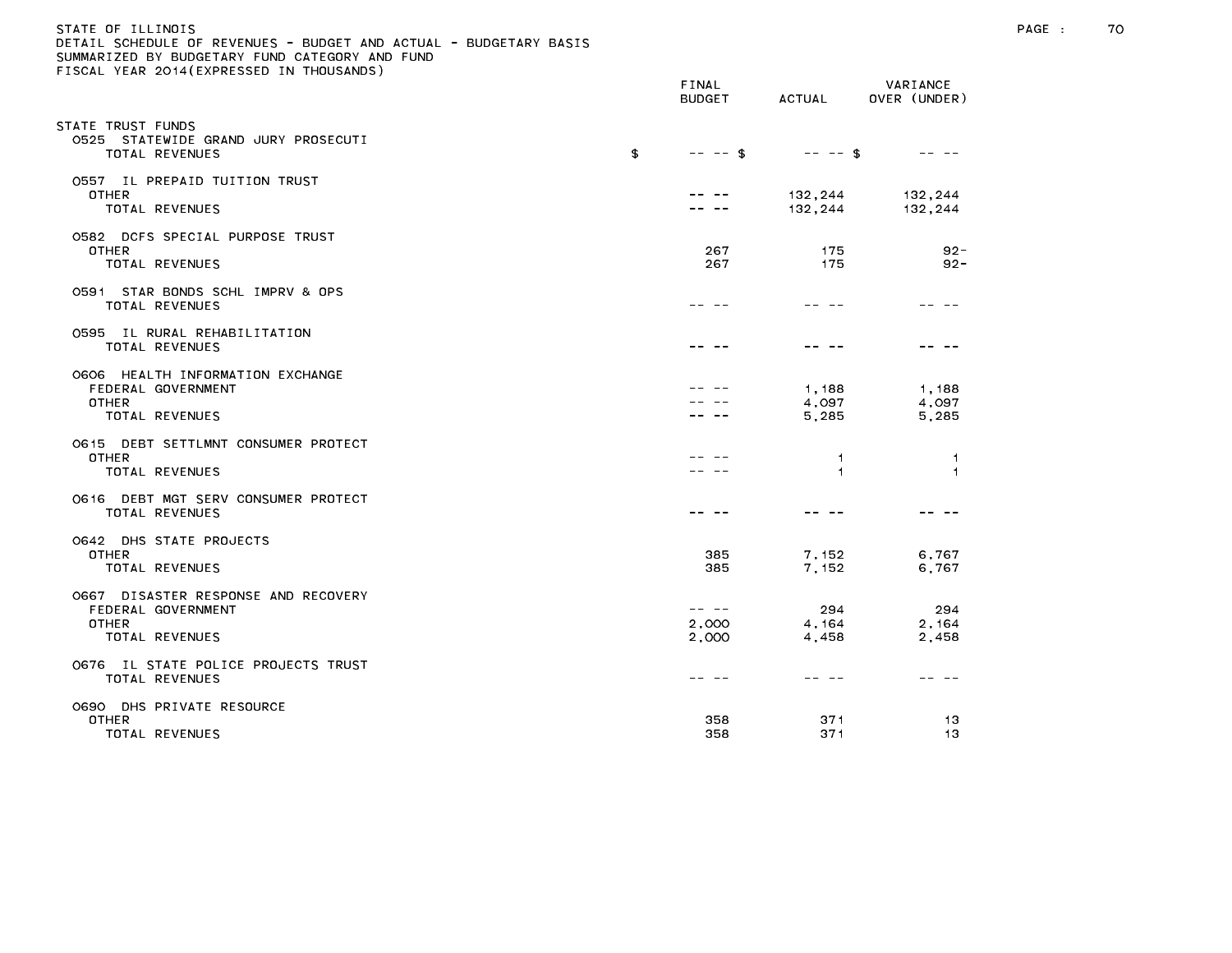STATE OF ILLINOIS
DETAIL SCHEDULE OF REVENUES - BUDGET AND ACTUAL - BUDGETARY BASIS
SUMMARIZED BY BUDGETARY FUND CATEGORY AND FUND
FISCAL YEAR 2014(EXPRESSED IN THOUSANDS)

| | FINAL BUDGET | ACTUAL | VARIANCE OVER (UNDER) |
|---|---|---|---|
| STATE TRUST FUNDS | | | |
| 0525 STATEWIDE GRAND JURY PROSECUTI | | | |
| TOTAL REVENUES | $ -- -- | $ -- -- | $ -- -- |
| 0557 IL PREPAID TUITION TRUST | | | |
| OTHER | -- -- | 132,244 | 132,244 |
| TOTAL REVENUES | -- -- | 132,244 | 132,244 |
| 0582 DCFS SPECIAL PURPOSE TRUST | | | |
| OTHER | 267 | 175 | 92- |
| TOTAL REVENUES | 267 | 175 | 92- |
| 0591 STAR BONDS SCHL IMPRV & OPS | | | |
| TOTAL REVENUES | -- -- | -- -- | -- -- |
| 0595 IL RURAL REHABILITATION | | | |
| TOTAL REVENUES | -- -- | -- -- | -- -- |
| 0606 HEALTH INFORMATION EXCHANGE | | | |
| FEDERAL GOVERNMENT | -- -- | 1,188 | 1,188 |
| OTHER | -- -- | 4,097 | 4,097 |
| TOTAL REVENUES | -- -- | 5,285 | 5,285 |
| 0615 DEBT SETTLMNT CONSUMER PROTECT | | | |
| OTHER | -- -- | 1 | 1 |
| TOTAL REVENUES | -- -- | 1 | 1 |
| 0616 DEBT MGT SERV CONSUMER PROTECT | | | |
| TOTAL REVENUES | -- -- | -- -- | -- -- |
| 0642 DHS STATE PROJECTS | | | |
| OTHER | 385 | 7,152 | 6,767 |
| TOTAL REVENUES | 385 | 7,152 | 6,767 |
| 0667 DISASTER RESPONSE AND RECOVERY | | | |
| FEDERAL GOVERNMENT | -- -- | 294 | 294 |
| OTHER | 2,000 | 4,164 | 2,164 |
| TOTAL REVENUES | 2,000 | 4,458 | 2,458 |
| 0676 IL STATE POLICE PROJECTS TRUST | | | |
| TOTAL REVENUES | -- -- | -- -- | -- -- |
| 0690 DHS PRIVATE RESOURCE | | | |
| OTHER | 358 | 371 | 13 |
| TOTAL REVENUES | 358 | 371 | 13 |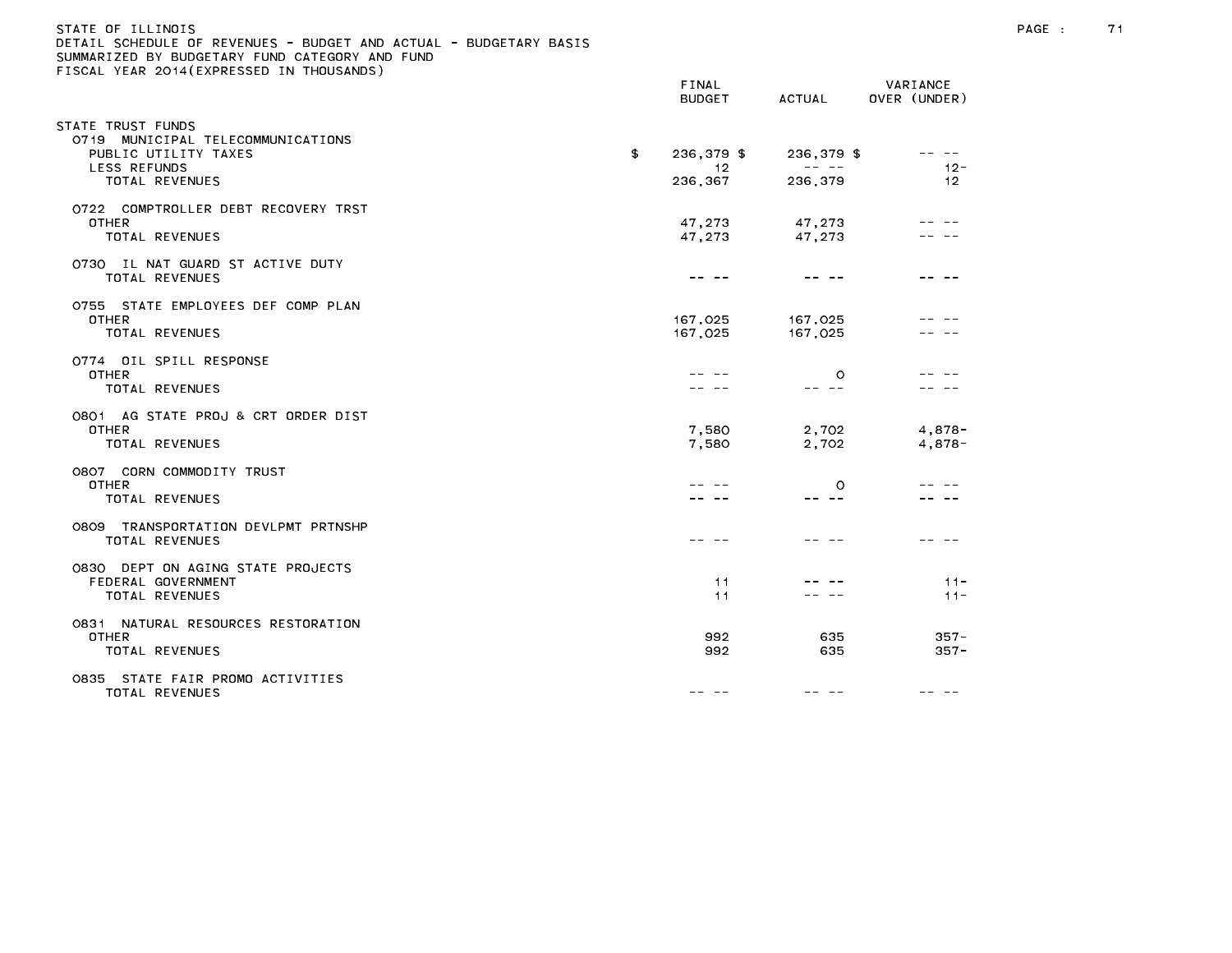STATE OF ILLINOIS
DETAIL SCHEDULE OF REVENUES - BUDGET AND ACTUAL - BUDGETARY BASIS
SUMMARIZED BY BUDGETARY FUND CATEGORY AND FUND
FISCAL YEAR 2014(EXPRESSED IN THOUSANDS)

| | FINAL BUDGET | ACTUAL | VARIANCE OVER (UNDER) |
|---|---|---|---|
| STATE TRUST FUNDS | | | |
| 0719 MUNICIPAL TELECOMMUNICATIONS | | | |
| PUBLIC UTILITY TAXES | $ 236,379 $ | 236,379 $ | -- -- |
| LESS REFUNDS | 12 | -- -- | 12- |
| TOTAL REVENUES | 236,367 | 236,379 | 12 |
| 0722 COMPTROLLER DEBT RECOVERY TRST | | | |
| OTHER | 47,273 | 47,273 | -- -- |
| TOTAL REVENUES | 47,273 | 47,273 | -- -- |
| 0730 IL NAT GUARD ST ACTIVE DUTY | | | |
| TOTAL REVENUES | -- -- | -- -- | -- -- |
| 0755 STATE EMPLOYEES DEF COMP PLAN | | | |
| OTHER | 167,025 | 167,025 | -- -- |
| TOTAL REVENUES | 167,025 | 167,025 | -- -- |
| 0774 OIL SPILL RESPONSE | | | |
| OTHER | -- -- | 0 | -- -- |
| TOTAL REVENUES | -- -- | -- -- | -- -- |
| 0801 AG STATE PROJ & CRT ORDER DIST | | | |
| OTHER | 7,580 | 2,702 | 4,878- |
| TOTAL REVENUES | 7,580 | 2,702 | 4,878- |
| 0807 CORN COMMODITY TRUST | | | |
| OTHER | -- -- | 0 | -- -- |
| TOTAL REVENUES | -- -- | -- -- | -- -- |
| 0809 TRANSPORTATION DEVLPMT PRTNSHP | | | |
| TOTAL REVENUES | -- -- | -- -- | -- -- |
| 0830 DEPT ON AGING STATE PROJECTS | | | |
| FEDERAL GOVERNMENT | 11 | -- -- | 11- |
| TOTAL REVENUES | 11 | -- -- | 11- |
| 0831 NATURAL RESOURCES RESTORATION | | | |
| OTHER | 992 | 635 | 357- |
| TOTAL REVENUES | 992 | 635 | 357- |
| 0835 STATE FAIR PROMO ACTIVITIES | | | |
| TOTAL REVENUES | -- -- | -- -- | -- -- |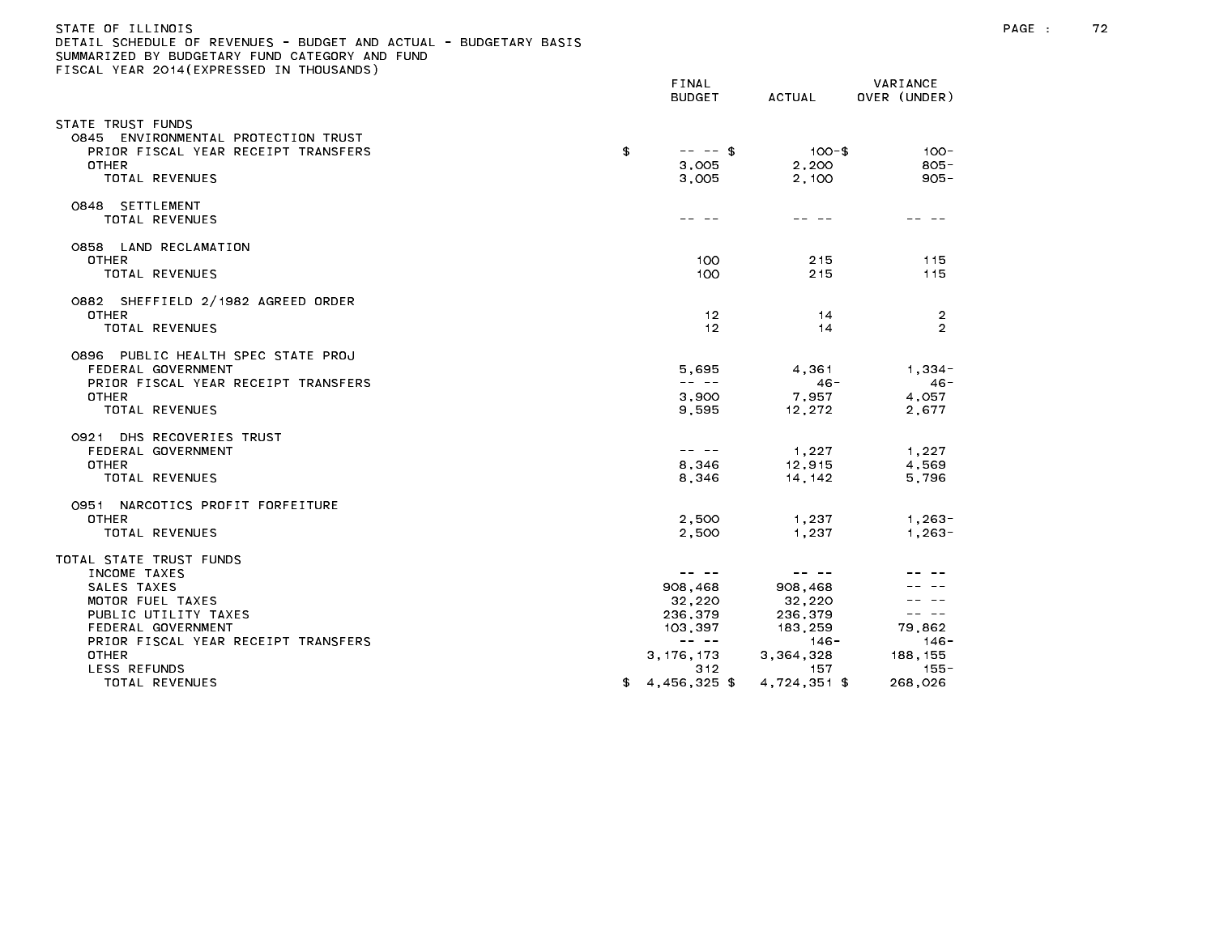STATE OF ILLINOIS
DETAIL SCHEDULE OF REVENUES - BUDGET AND ACTUAL - BUDGETARY BASIS
SUMMARIZED BY BUDGETARY FUND CATEGORY AND FUND
FISCAL YEAR 2014(EXPRESSED IN THOUSANDS)

| | FINAL BUDGET | ACTUAL | VARIANCE OVER (UNDER) |
|---|---|---|---|
| STATE TRUST FUNDS | | | |
| 0845 ENVIRONMENTAL PROTECTION TRUST | | | |
| PRIOR FISCAL YEAR RECEIPT TRANSFERS | $ -- -- $ | 100-$ | 100- |
| OTHER | 3,005 | 2,200 | 805- |
| TOTAL REVENUES | 3,005 | 2,100 | 905- |
| 0848 SETTLEMENT | | | |
| TOTAL REVENUES | -- -- | -- -- | -- -- |
| 0858 LAND RECLAMATION | | | |
| OTHER | 100 | 215 | 115 |
| TOTAL REVENUES | 100 | 215 | 115 |
| 0882 SHEFFIELD 2/1982 AGREED ORDER | | | |
| OTHER | 12 | 14 | 2 |
| TOTAL REVENUES | 12 | 14 | 2 |
| 0896 PUBLIC HEALTH SPEC STATE PROJ | | | |
| FEDERAL GOVERNMENT | 5,695 | 4,361 | 1,334- |
| PRIOR FISCAL YEAR RECEIPT TRANSFERS | -- -- | 46- | 46- |
| OTHER | 3,900 | 7,957 | 4,057 |
| TOTAL REVENUES | 9,595 | 12,272 | 2,677 |
| 0921 DHS RECOVERIES TRUST | | | |
| FEDERAL GOVERNMENT | -- -- | 1,227 | 1,227 |
| OTHER | 8,346 | 12,915 | 4,569 |
| TOTAL REVENUES | 8,346 | 14,142 | 5,796 |
| 0951 NARCOTICS PROFIT FORFEITURE | | | |
| OTHER | 2,500 | 1,237 | 1,263- |
| TOTAL REVENUES | 2,500 | 1,237 | 1,263- |
| TOTAL STATE TRUST FUNDS | | | |
| INCOME TAXES | -- -- | -- -- | -- -- |
| SALES TAXES | 908,468 | 908,468 | -- -- |
| MOTOR FUEL TAXES | 32,220 | 32,220 | -- -- |
| PUBLIC UTILITY TAXES | 236,379 | 236,379 | -- -- |
| FEDERAL GOVERNMENT | 103,397 | 183,259 | 79,862 |
| PRIOR FISCAL YEAR RECEIPT TRANSFERS | -- -- | 146- | 146- |
| OTHER | 3,176,173 | 3,364,328 | 188,155 |
| LESS REFUNDS | 312 | 157 | 155- |
| TOTAL REVENUES | $ 4,456,325 $ | 4,724,351 $ | 268,026 |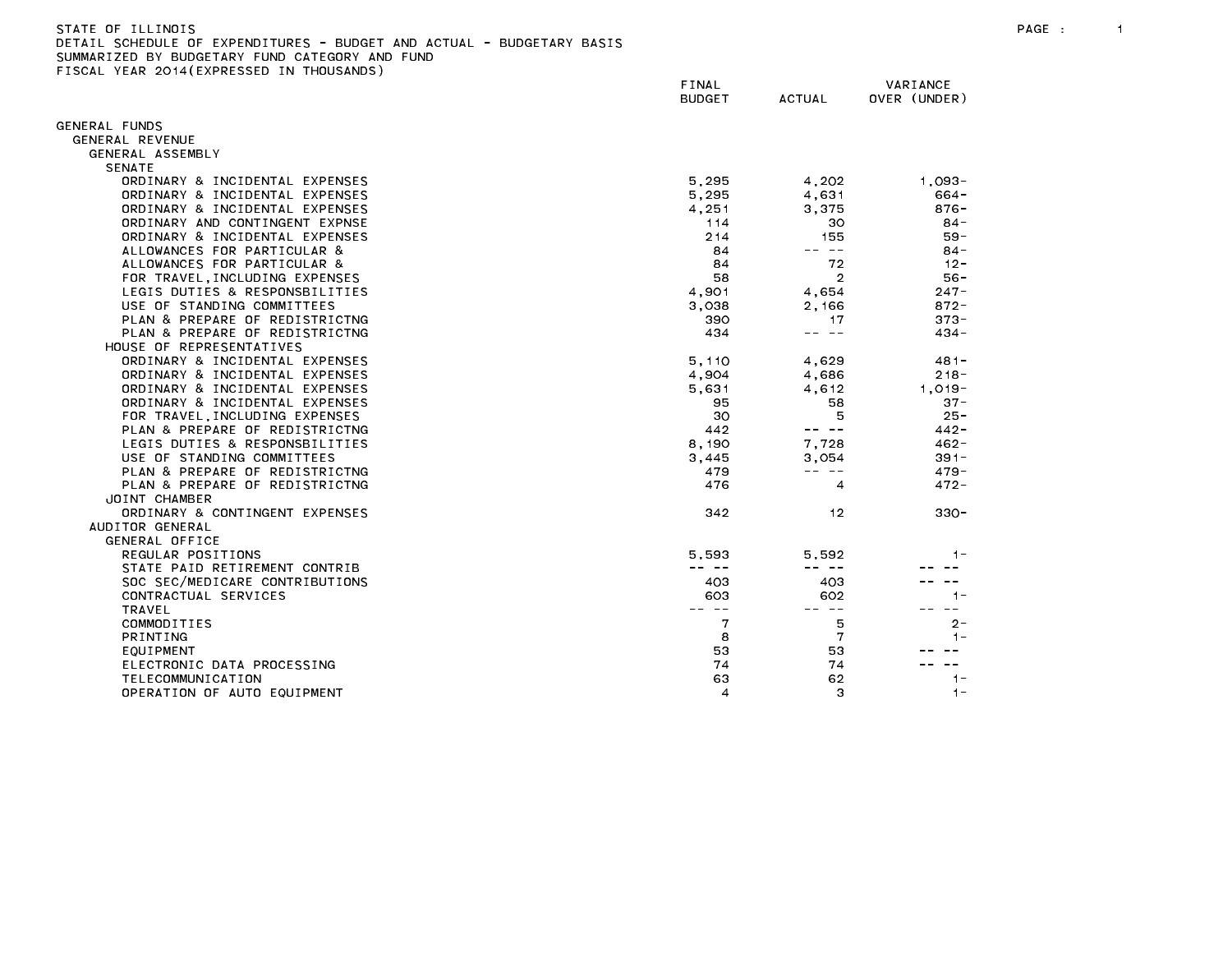STATE OF ILLINOIS
DETAIL SCHEDULE OF EXPENDITURES - BUDGET AND ACTUAL - BUDGETARY BASIS
SUMMARIZED BY BUDGETARY FUND CATEGORY AND FUND
FISCAL YEAR 2014(EXPRESSED IN THOUSANDS)

| | FINAL BUDGET | ACTUAL | VARIANCE OVER (UNDER) |
|---|---|---|---|
| GENERAL FUNDS | | | |
| GENERAL REVENUE | | | |
| GENERAL ASSEMBLY | | | |
| SENATE | | | |
| ORDINARY & INCIDENTAL EXPENSES | 5,295 | 4,202 | 1,093- |
| ORDINARY & INCIDENTAL EXPENSES | 5,295 | 4,631 | 664- |
| ORDINARY & INCIDENTAL EXPENSES | 4,251 | 3,375 | 876- |
| ORDINARY AND CONTINGENT EXPNSE | 114 | 30 | 84- |
| ORDINARY & INCIDENTAL EXPENSES | 214 | 155 | 59- |
| ALLOWANCES FOR PARTICULAR & | 84 | -- -- | 84- |
| ALLOWANCES FOR PARTICULAR & | 84 | 72 | 12- |
| FOR TRAVEL,INCLUDING EXPENSES | 58 | 2 | 56- |
| LEGIS DUTIES & RESPONSBILITIES | 4,901 | 4,654 | 247- |
| USE OF STANDING COMMITTEES | 3,038 | 2,166 | 872- |
| PLAN & PREPARE OF REDISTRICTNG | 390 | 17 | 373- |
| PLAN & PREPARE OF REDISTRICTNG | 434 | -- -- | 434- |
| HOUSE OF REPRESENTATIVES | | | |
| ORDINARY & INCIDENTAL EXPENSES | 5,110 | 4,629 | 481- |
| ORDINARY & INCIDENTAL EXPENSES | 4,904 | 4,686 | 218- |
| ORDINARY & INCIDENTAL EXPENSES | 5,631 | 4,612 | 1,019- |
| ORDINARY & INCIDENTAL EXPENSES | 95 | 58 | 37- |
| FOR TRAVEL,INCLUDING EXPENSES | 30 | 5 | 25- |
| PLAN & PREPARE OF REDISTRICTNG | 442 | -- -- | 442- |
| LEGIS DUTIES & RESPONSBILITIES | 8,190 | 7,728 | 462- |
| USE OF STANDING COMMITTEES | 3,445 | 3,054 | 391- |
| PLAN & PREPARE OF REDISTRICTNG | 479 | -- -- | 479- |
| PLAN & PREPARE OF REDISTRICTNG | 476 | 4 | 472- |
| JOINT CHAMBER | | | |
| ORDINARY & CONTINGENT EXPENSES | 342 | 12 | 330- |
| AUDITOR GENERAL | | | |
| GENERAL OFFICE | | | |
| REGULAR POSITIONS | 5,593 | 5,592 | 1- |
| STATE PAID RETIREMENT CONTRIB | -- -- | -- -- | -- -- |
| SOC SEC/MEDICARE CONTRIBUTIONS | 403 | 403 | -- -- |
| CONTRACTUAL SERVICES | 603 | 602 | 1- |
| TRAVEL | -- -- | -- -- | -- -- |
| COMMODITIES | 7 | 5 | 2- |
| PRINTING | 8 | 7 | 1- |
| EQUIPMENT | 53 | 53 | -- -- |
| ELECTRONIC DATA PROCESSING | 74 | 74 | -- -- |
| TELECOMMUNICATION | 63 | 62 | 1- |
| OPERATION OF AUTO EQUIPMENT | 4 | 3 | 1- |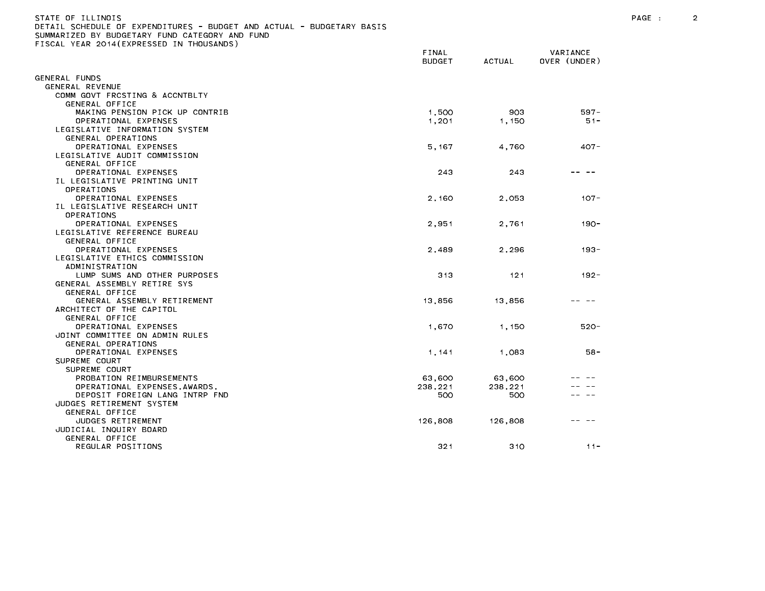STATE OF ILLINOIS
DETAIL SCHEDULE OF EXPENDITURES - BUDGET AND ACTUAL - BUDGETARY BASIS
SUMMARIZED BY BUDGETARY FUND CATEGORY AND FUND
FISCAL YEAR 2014(EXPRESSED IN THOUSANDS)

| | FINAL BUDGET | ACTUAL | VARIANCE OVER (UNDER) |
|---|---|---|---|
| GENERAL FUNDS | | | |
| GENERAL REVENUE | | | |
| COMM GOVT FRCSTING & ACCNTBLTY | | | |
| GENERAL OFFICE | | | |
| MAKING PENSION PICK UP CONTRIB | 1,500 | 903 | 597- |
| OPERATIONAL EXPENSES | 1,201 | 1,150 | 51- |
| LEGISLATIVE INFORMATION SYSTEM | | | |
| GENERAL OPERATIONS | | | |
| OPERATIONAL EXPENSES | 5,167 | 4,760 | 407- |
| LEGISLATIVE AUDIT COMMISSION | | | |
| GENERAL OFFICE | | | |
| OPERATIONAL EXPENSES | 243 | 243 | -- -- |
| IL LEGISLATIVE PRINTING UNIT | | | |
| OPERATIONS | | | |
| OPERATIONAL EXPENSES | 2,160 | 2,053 | 107- |
| IL LEGISLATIVE RESEARCH UNIT | | | |
| OPERATIONS | | | |
| OPERATIONAL EXPENSES | 2,951 | 2,761 | 190- |
| LEGISLATIVE REFERENCE BUREAU | | | |
| GENERAL OFFICE | | | |
| OPERATIONAL EXPENSES | 2,489 | 2,296 | 193- |
| LEGISLATIVE ETHICS COMMISSION | | | |
| ADMINISTRATION | | | |
| LUMP SUMS AND OTHER PURPOSES | 313 | 121 | 192- |
| GENERAL ASSEMBLY RETIRE SYS | | | |
| GENERAL OFFICE | | | |
| GENERAL ASSEMBLY RETIREMENT | 13,856 | 13,856 | -- -- |
| ARCHITECT OF THE CAPITOL | | | |
| GENERAL OFFICE | | | |
| OPERATIONAL EXPENSES | 1,670 | 1,150 | 520- |
| JOINT COMMITTEE ON ADMIN RULES | | | |
| GENERAL OPERATIONS | | | |
| OPERATIONAL EXPENSES | 1,141 | 1,083 | 58- |
| SUPREME COURT | | | |
| SUPREME COURT | | | |
| PROBATION REIMBURSEMENTS | 63,600 | 63,600 | -- -- |
| OPERATIONAL EXPENSES,AWARDS, | 238,221 | 238,221 | -- -- |
| DEPOSIT FOREIGN LANG INTRP FND | 500 | 500 | -- -- |
| JUDGES RETIREMENT SYSTEM | | | |
| GENERAL OFFICE | | | |
| JUDGES RETIREMENT | 126,808 | 126,808 | -- -- |
| JUDICIAL INQUIRY BOARD | | | |
| GENERAL OFFICE | | | |
| REGULAR POSITIONS | 321 | 310 | 11- |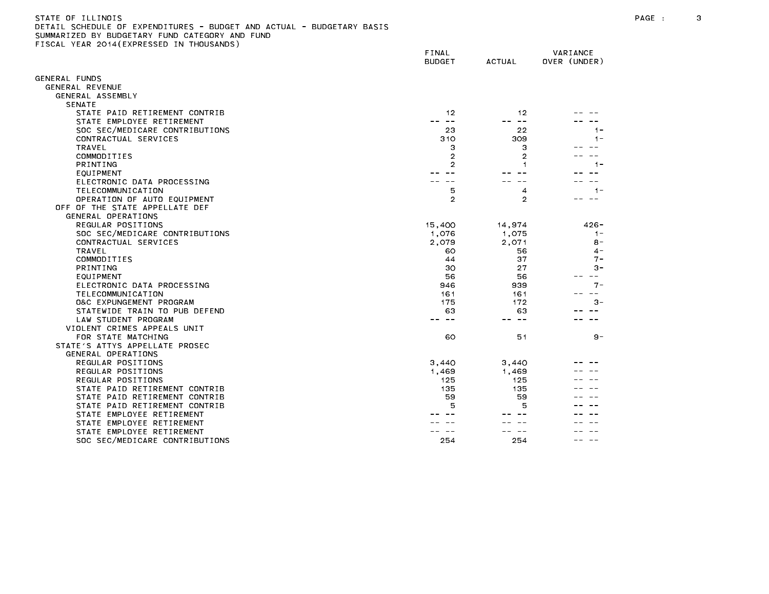STATE OF ILLINOIS
DETAIL SCHEDULE OF EXPENDITURES - BUDGET AND ACTUAL - BUDGETARY BASIS
SUMMARIZED BY BUDGETARY FUND CATEGORY AND FUND
FISCAL YEAR 2014(EXPRESSED IN THOUSANDS)

| | FINAL BUDGET | ACTUAL | VARIANCE OVER (UNDER) |
|---|---|---|---|
| GENERAL FUNDS | | | |
| GENERAL REVENUE | | | |
| GENERAL ASSEMBLY | | | |
| SENATE | | | |
| STATE PAID RETIREMENT CONTRIB | 12 | 12 | -- -- |
| STATE EMPLOYEE RETIREMENT | -- -- | -- -- | -- -- |
| SOC SEC/MEDICARE CONTRIBUTIONS | 23 | 22 | 1- |
| CONTRACTUAL SERVICES | 310 | 309 | 1- |
| TRAVEL | 3 | 3 | -- -- |
| COMMODITIES | 2 | 2 | -- -- |
| PRINTING | 2 | 1 | 1- |
| EQUIPMENT | -- -- | -- -- | -- -- |
| ELECTRONIC DATA PROCESSING | -- -- | -- -- | -- -- |
| TELECOMMUNICATION | 5 | 4 | 1- |
| OPERATION OF AUTO EQUIPMENT | 2 | 2 | -- -- |
| OFF OF THE STATE APPELLATE DEF | | | |
| GENERAL OPERATIONS | | | |
| REGULAR POSITIONS | 15,400 | 14,974 | 426- |
| SOC SEC/MEDICARE CONTRIBUTIONS | 1,076 | 1,075 | 1- |
| CONTRACTUAL SERVICES | 2,079 | 2,071 | 8- |
| TRAVEL | 60 | 56 | 4- |
| COMMODITIES | 44 | 37 | 7- |
| PRINTING | 30 | 27 | 3- |
| EQUIPMENT | 56 | 56 | -- -- |
| ELECTRONIC DATA PROCESSING | 946 | 939 | 7- |
| TELECOMMUNICATION | 161 | 161 | -- -- |
| O&C EXPUNGEMENT PROGRAM | 175 | 172 | 3- |
| STATEWIDE TRAIN TO PUB DEFEND | 63 | 63 | -- -- |
| LAW STUDENT PROGRAM | -- -- | -- -- | -- -- |
| VIOLENT CRIMES APPEALS UNIT | | | |
| FOR STATE MATCHING | 60 | 51 | 9- |
| STATE'S ATTYS APPELLATE PROSEC | | | |
| GENERAL OPERATIONS | | | |
| REGULAR POSITIONS | 3,440 | 3,440 | -- -- |
| REGULAR POSITIONS | 1,469 | 1,469 | -- -- |
| REGULAR POSITIONS | 125 | 125 | -- -- |
| STATE PAID RETIREMENT CONTRIB | 135 | 135 | -- -- |
| STATE PAID RETIREMENT CONTRIB | 59 | 59 | -- -- |
| STATE PAID RETIREMENT CONTRIB | 5 | 5 | -- -- |
| STATE EMPLOYEE RETIREMENT | -- -- | -- -- | -- -- |
| STATE EMPLOYEE RETIREMENT | -- -- | -- -- | -- -- |
| STATE EMPLOYEE RETIREMENT | -- -- | -- -- | -- -- |
| SOC SEC/MEDICARE CONTRIBUTIONS | 254 | 254 | -- -- |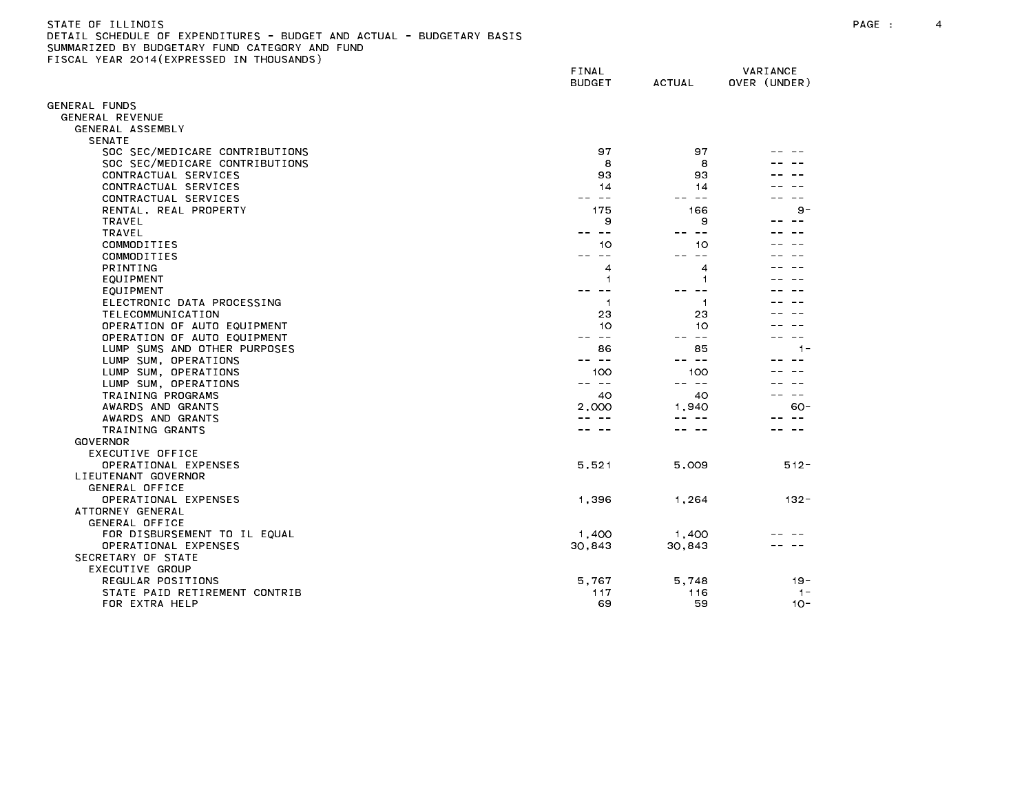STATE OF ILLINOIS
DETAIL SCHEDULE OF EXPENDITURES - BUDGET AND ACTUAL - BUDGETARY BASIS
SUMMARIZED BY BUDGETARY FUND CATEGORY AND FUND
FISCAL YEAR 2014(EXPRESSED IN THOUSANDS)

| | FINAL BUDGET | ACTUAL | VARIANCE OVER (UNDER) |
|---|---|---|---|
| GENERAL FUNDS | | | |
| GENERAL REVENUE | | | |
| GENERAL ASSEMBLY | | | |
| SENATE | | | |
| SOC SEC/MEDICARE CONTRIBUTIONS | 97 | 97 | -- -- |
| SOC SEC/MEDICARE CONTRIBUTIONS | 8 | 8 | -- -- |
| CONTRACTUAL SERVICES | 93 | 93 | -- -- |
| CONTRACTUAL SERVICES | 14 | 14 | -- -- |
| CONTRACTUAL SERVICES | -- -- | -- -- | -- -- |
| RENTAL, REAL PROPERTY | 175 | 166 | 9- |
| TRAVEL | 9 | 9 | -- -- |
| TRAVEL | -- -- | -- -- | -- -- |
| COMMODITIES | 10 | 10 | -- -- |
| COMMODITIES | -- -- | -- -- | -- -- |
| PRINTING | 4 | 4 | -- -- |
| EQUIPMENT | 1 | 1 | -- -- |
| EQUIPMENT | -- -- | -- -- | -- -- |
| ELECTRONIC DATA PROCESSING | 1 | 1 | -- -- |
| TELECOMMUNICATION | 23 | 23 | -- -- |
| OPERATION OF AUTO EQUIPMENT | 10 | 10 | -- -- |
| OPERATION OF AUTO EQUIPMENT | -- -- | -- -- | -- -- |
| LUMP SUMS AND OTHER PURPOSES | 86 | 85 | 1- |
| LUMP SUM, OPERATIONS | -- -- | -- -- | -- -- |
| LUMP SUM, OPERATIONS | 100 | 100 | -- -- |
| LUMP SUM, OPERATIONS | -- -- | -- -- | -- -- |
| TRAINING PROGRAMS | 40 | 40 | -- -- |
| AWARDS AND GRANTS | 2,000 | 1,940 | 60- |
| AWARDS AND GRANTS | -- -- | -- -- | -- -- |
| TRAINING GRANTS | -- -- | -- -- | -- -- |
| GOVERNOR | | | |
| EXECUTIVE OFFICE | | | |
| OPERATIONAL EXPENSES | 5,521 | 5,009 | 512- |
| LIEUTENANT GOVERNOR | | | |
| GENERAL OFFICE | | | |
| OPERATIONAL EXPENSES | 1,396 | 1,264 | 132- |
| ATTORNEY GENERAL | | | |
| GENERAL OFFICE | | | |
| FOR DISBURSEMENT TO IL EQUAL | 1,400 | 1,400 | -- -- |
| OPERATIONAL EXPENSES | 30,843 | 30,843 | -- -- |
| SECRETARY OF STATE | | | |
| EXECUTIVE GROUP | | | |
| REGULAR POSITIONS | 5,767 | 5,748 | 19- |
| STATE PAID RETIREMENT CONTRIB | 117 | 116 | 1- |
| FOR EXTRA HELP | 69 | 59 | 10- |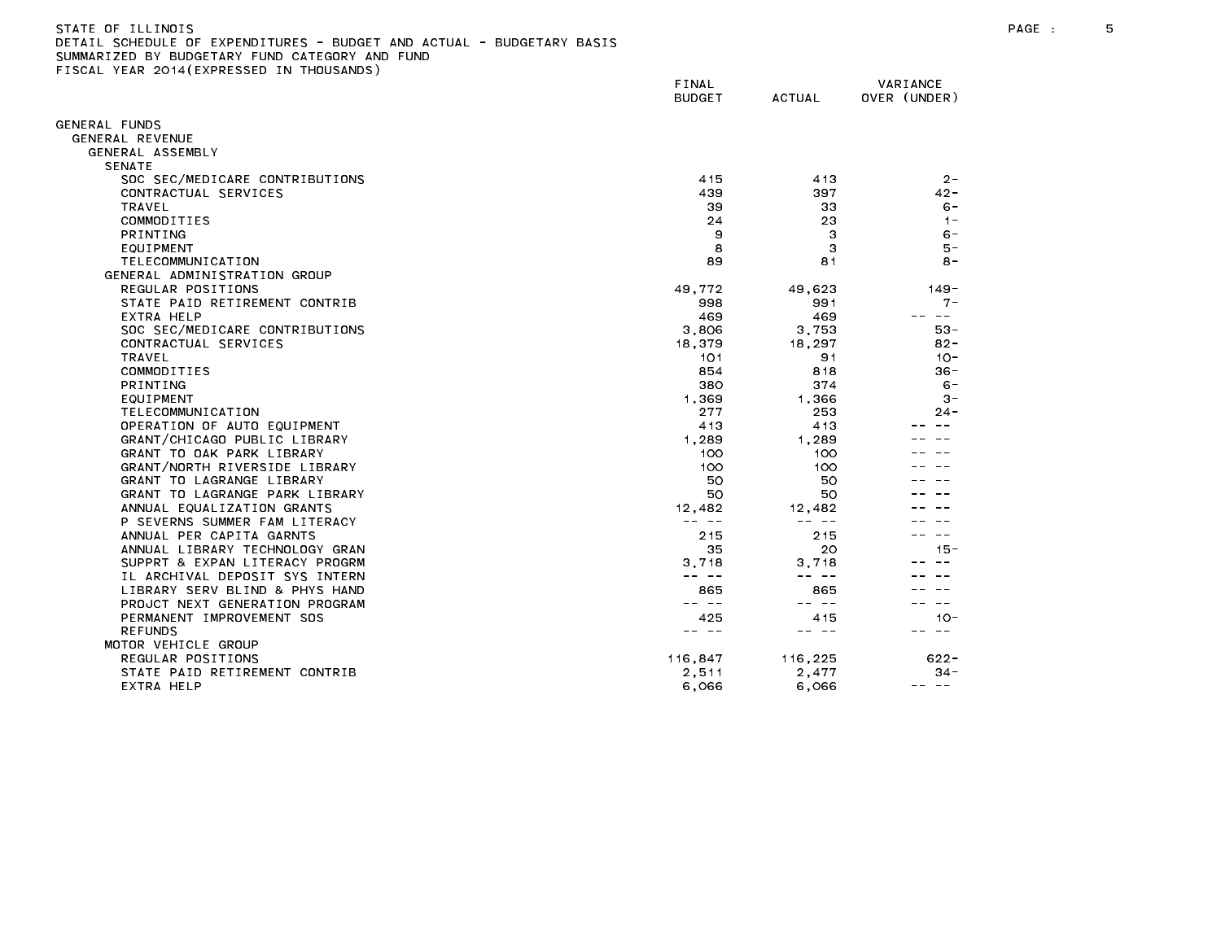STATE OF ILLINOIS
DETAIL SCHEDULE OF EXPENDITURES - BUDGET AND ACTUAL - BUDGETARY BASIS
SUMMARIZED BY BUDGETARY FUND CATEGORY AND FUND
FISCAL YEAR 2014(EXPRESSED IN THOUSANDS)

| | FINAL BUDGET | ACTUAL | VARIANCE OVER (UNDER) |
|---|---|---|---|
| GENERAL FUNDS | | | |
| GENERAL REVENUE | | | |
| GENERAL ASSEMBLY | | | |
| SENATE | | | |
| SOC SEC/MEDICARE CONTRIBUTIONS | 415 | 413 | 2- |
| CONTRACTUAL SERVICES | 439 | 397 | 42- |
| TRAVEL | 39 | 33 | 6- |
| COMMODITIES | 24 | 23 | 1- |
| PRINTING | 9 | 3 | 6- |
| EQUIPMENT | 8 | 3 | 5- |
| TELECOMMUNICATION | 89 | 81 | 8- |
| GENERAL ADMINISTRATION GROUP | | | |
| REGULAR POSITIONS | 49,772 | 49,623 | 149- |
| STATE PAID RETIREMENT CONTRIB | 998 | 991 | 7- |
| EXTRA HELP | 469 | 469 | -- -- |
| SOC SEC/MEDICARE CONTRIBUTIONS | 3,806 | 3,753 | 53- |
| CONTRACTUAL SERVICES | 18,379 | 18,297 | 82- |
| TRAVEL | 101 | 91 | 10- |
| COMMODITIES | 854 | 818 | 36- |
| PRINTING | 380 | 374 | 6- |
| EQUIPMENT | 1,369 | 1,366 | 3- |
| TELECOMMUNICATION | 277 | 253 | 24- |
| OPERATION OF AUTO EQUIPMENT | 413 | 413 | -- -- |
| GRANT/CHICAGO PUBLIC LIBRARY | 1,289 | 1,289 | -- -- |
| GRANT TO OAK PARK LIBRARY | 100 | 100 | -- -- |
| GRANT/NORTH RIVERSIDE LIBRARY | 100 | 100 | -- -- |
| GRANT TO LAGRANGE LIBRARY | 50 | 50 | -- -- |
| GRANT TO LAGRANGE PARK LIBRARY | 50 | 50 | -- -- |
| ANNUAL EQUALIZATION GRANTS | 12,482 | 12,482 | -- -- |
| P SEVERNS SUMMER FAM LITERACY | -- -- | -- -- | -- -- |
| ANNUAL PER CAPITA GARNTS | 215 | 215 | -- -- |
| ANNUAL LIBRARY TECHNOLOGY GRAN | 35 | 20 | 15- |
| SUPPRT & EXPAN LITERACY PROGRM | 3,718 | 3,718 | -- -- |
| IL ARCHIVAL DEPOSIT SYS INTERN | -- -- | -- -- | -- -- |
| LIBRARY SERV BLIND & PHYS HAND | 865 | 865 | -- -- |
| PROJCT NEXT GENERATION PROGRAM | -- -- | -- -- | -- -- |
| PERMANENT IMPROVEMENT SOS | 425 | 415 | 10- |
| REFUNDS | -- -- | -- -- | -- -- |
| MOTOR VEHICLE GROUP | | | |
| REGULAR POSITIONS | 116,847 | 116,225 | 622- |
| STATE PAID RETIREMENT CONTRIB | 2,511 | 2,477 | 34- |
| EXTRA HELP | 6,066 | 6,066 | -- -- |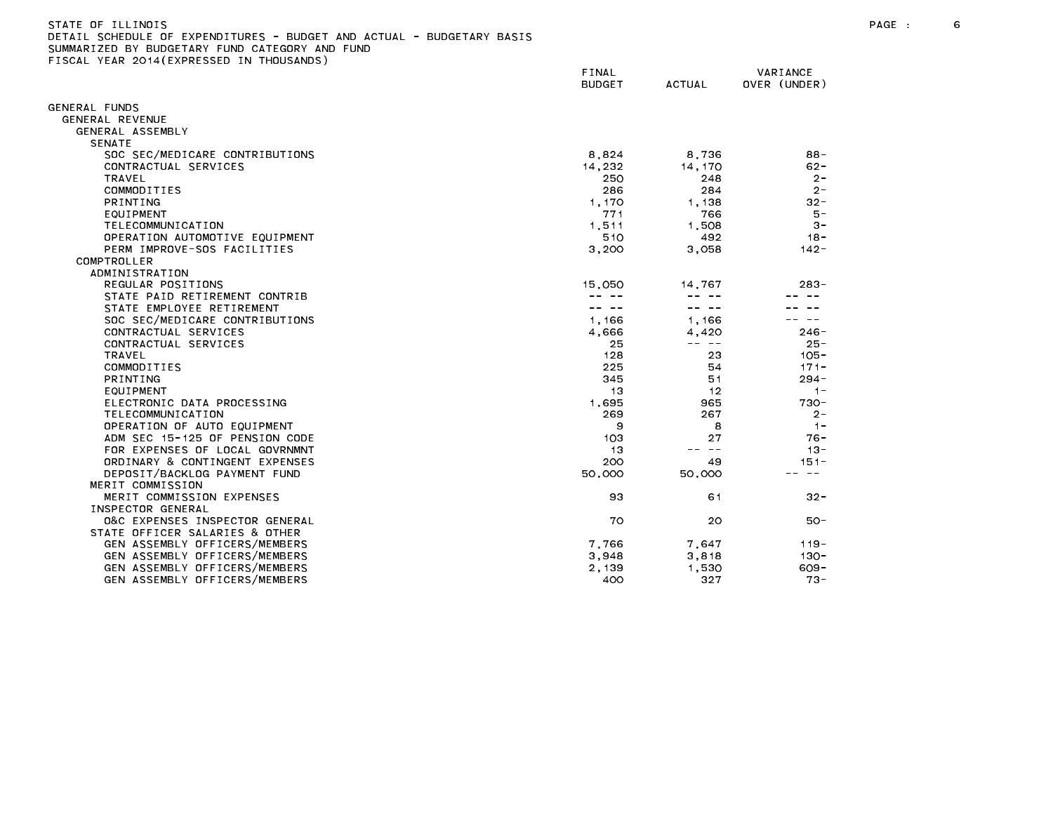STATE OF ILLINOIS
DETAIL SCHEDULE OF EXPENDITURES - BUDGET AND ACTUAL - BUDGETARY BASIS
SUMMARIZED BY BUDGETARY FUND CATEGORY AND FUND
FISCAL YEAR 2014(EXPRESSED IN THOUSANDS)

| | FINAL BUDGET | ACTUAL | VARIANCE OVER (UNDER) |
|---|---|---|---|
| GENERAL FUNDS | | | |
| GENERAL REVENUE | | | |
| GENERAL ASSEMBLY | | | |
| SENATE | | | |
| SOC SEC/MEDICARE CONTRIBUTIONS | 8,824 | 8,736 | 88- |
| CONTRACTUAL SERVICES | 14,232 | 14,170 | 62- |
| TRAVEL | 250 | 248 | 2- |
| COMMODITIES | 286 | 284 | 2- |
| PRINTING | 1,170 | 1,138 | 32- |
| EQUIPMENT | 771 | 766 | 5- |
| TELECOMMUNICATION | 1,511 | 1,508 | 3- |
| OPERATION AUTOMOTIVE EQUIPMENT | 510 | 492 | 18- |
| PERM IMPROVE-SOS FACILITIES | 3,200 | 3,058 | 142- |
| COMPTROLLER | | | |
| ADMINISTRATION | | | |
| REGULAR POSITIONS | 15,050 | 14,767 | 283- |
| STATE PAID RETIREMENT CONTRIB | -- -- | -- -- | -- -- |
| STATE EMPLOYEE RETIREMENT | -- -- | -- -- | -- -- |
| SOC SEC/MEDICARE CONTRIBUTIONS | 1,166 | 1,166 | -- -- |
| CONTRACTUAL SERVICES | 4,666 | 4,420 | 246- |
| CONTRACTUAL SERVICES | 25 | -- -- | 25- |
| TRAVEL | 128 | 23 | 105- |
| COMMODITIES | 225 | 54 | 171- |
| PRINTING | 345 | 51 | 294- |
| EQUIPMENT | 13 | 12 | 1- |
| ELECTRONIC DATA PROCESSING | 1,695 | 965 | 730- |
| TELECOMMUNICATION | 269 | 267 | 2- |
| OPERATION OF AUTO EQUIPMENT | 9 | 8 | 1- |
| ADM SEC 15-125 OF PENSION CODE | 103 | 27 | 76- |
| FOR EXPENSES OF LOCAL GOVRNMNT | 13 | -- -- | 13- |
| ORDINARY & CONTINGENT EXPENSES | 200 | 49 | 151- |
| DEPOSIT/BACKLOG PAYMENT FUND | 50,000 | 50,000 | -- -- |
| MERIT COMMISSION | | | |
| MERIT COMMISSION EXPENSES | 93 | 61 | 32- |
| INSPECTOR GENERAL | | | |
| O&C EXPENSES INSPECTOR GENERAL | 70 | 20 | 50- |
| STATE OFFICER SALARIES & OTHER | | | |
| GEN ASSEMBLY OFFICERS/MEMBERS | 7,766 | 7,647 | 119- |
| GEN ASSEMBLY OFFICERS/MEMBERS | 3,948 | 3,818 | 130- |
| GEN ASSEMBLY OFFICERS/MEMBERS | 2,139 | 1,530 | 609- |
| GEN ASSEMBLY OFFICERS/MEMBERS | 400 | 327 | 73- |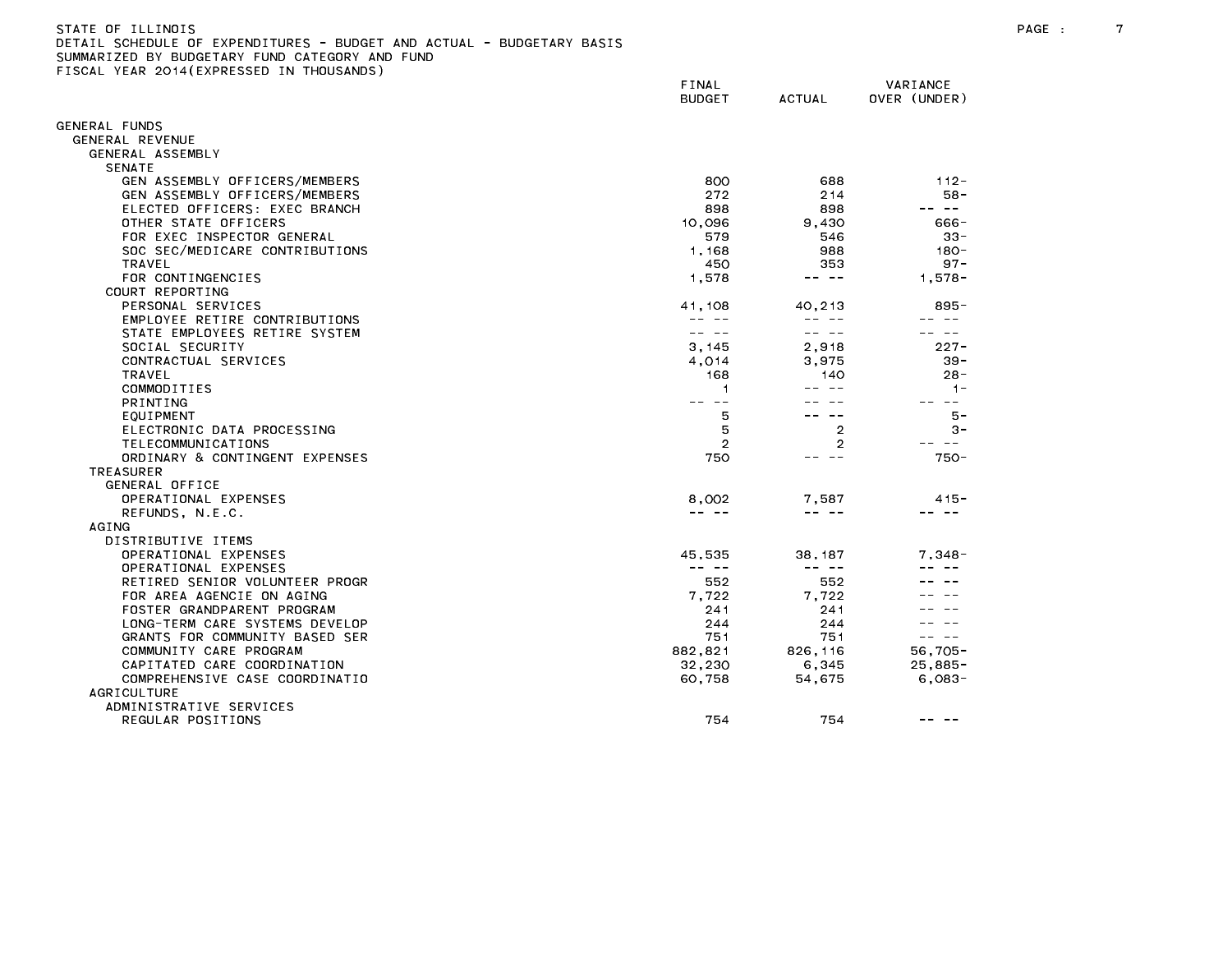STATE OF ILLINOIS
DETAIL SCHEDULE OF EXPENDITURES - BUDGET AND ACTUAL - BUDGETARY BASIS
SUMMARIZED BY BUDGETARY FUND CATEGORY AND FUND
FISCAL YEAR 2014(EXPRESSED IN THOUSANDS)

| | FINAL BUDGET | ACTUAL | VARIANCE OVER (UNDER) |
|---|---|---|---|
| GENERAL FUNDS | | | |
| GENERAL REVENUE | | | |
| GENERAL ASSEMBLY | | | |
| SENATE | | | |
| GEN ASSEMBLY OFFICERS/MEMBERS | 800 | 688 | 112- |
| GEN ASSEMBLY OFFICERS/MEMBERS | 272 | 214 | 58- |
| ELECTED OFFICERS: EXEC BRANCH | 898 | 898 | -- -- |
| OTHER STATE OFFICERS | 10,096 | 9,430 | 666- |
| FOR EXEC INSPECTOR GENERAL | 579 | 546 | 33- |
| SOC SEC/MEDICARE CONTRIBUTIONS | 1,168 | 988 | 180- |
| TRAVEL | 450 | 353 | 97- |
| FOR CONTINGENCIES | 1,578 | -- -- | 1,578- |
| COURT REPORTING | | | |
| PERSONAL SERVICES | 41,108 | 40,213 | 895- |
| EMPLOYEE RETIRE CONTRIBUTIONS | -- -- | -- -- | -- -- |
| STATE EMPLOYEES RETIRE SYSTEM | -- -- | -- -- | -- -- |
| SOCIAL SECURITY | 3,145 | 2,918 | 227- |
| CONTRACTUAL SERVICES | 4,014 | 3,975 | 39- |
| TRAVEL | 168 | 140 | 28- |
| COMMODITIES | 1 | -- -- | 1- |
| PRINTING | -- -- | -- -- | -- -- |
| EQUIPMENT | 5 | -- -- | 5- |
| ELECTRONIC DATA PROCESSING | 5 | 2 | 3- |
| TELECOMMUNICATIONS | 2 | 2 | -- -- |
| ORDINARY & CONTINGENT EXPENSES | 750 | -- -- | 750- |
| TREASURER | | | |
| GENERAL OFFICE | | | |
| OPERATIONAL EXPENSES | 8,002 | 7,587 | 415- |
| REFUNDS, N.E.C. | -- -- | -- -- | -- -- |
| AGING | | | |
| DISTRIBUTIVE ITEMS | | | |
| OPERATIONAL EXPENSES | 45,535 | 38,187 | 7,348- |
| OPERATIONAL EXPENSES | -- -- | -- -- | -- -- |
| RETIRED SENIOR VOLUNTEER PROGR | 552 | 552 | -- -- |
| FOR AREA AGENCIE ON AGING | 7,722 | 7,722 | -- -- |
| FOSTER GRANDPARENT PROGRAM | 241 | 241 | -- -- |
| LONG-TERM CARE SYSTEMS DEVELOP | 244 | 244 | -- -- |
| GRANTS FOR COMMUNITY BASED SER | 751 | 751 | -- -- |
| COMMUNITY CARE PROGRAM | 882,821 | 826,116 | 56,705- |
| CAPITATED CARE COORDINATION | 32,230 | 6,345 | 25,885- |
| COMPREHENSIVE CASE COORDINATIO | 60,758 | 54,675 | 6,083- |
| AGRICULTURE | | | |
| ADMINISTRATIVE SERVICES | | | |
| REGULAR POSITIONS | 754 | 754 | -- -- |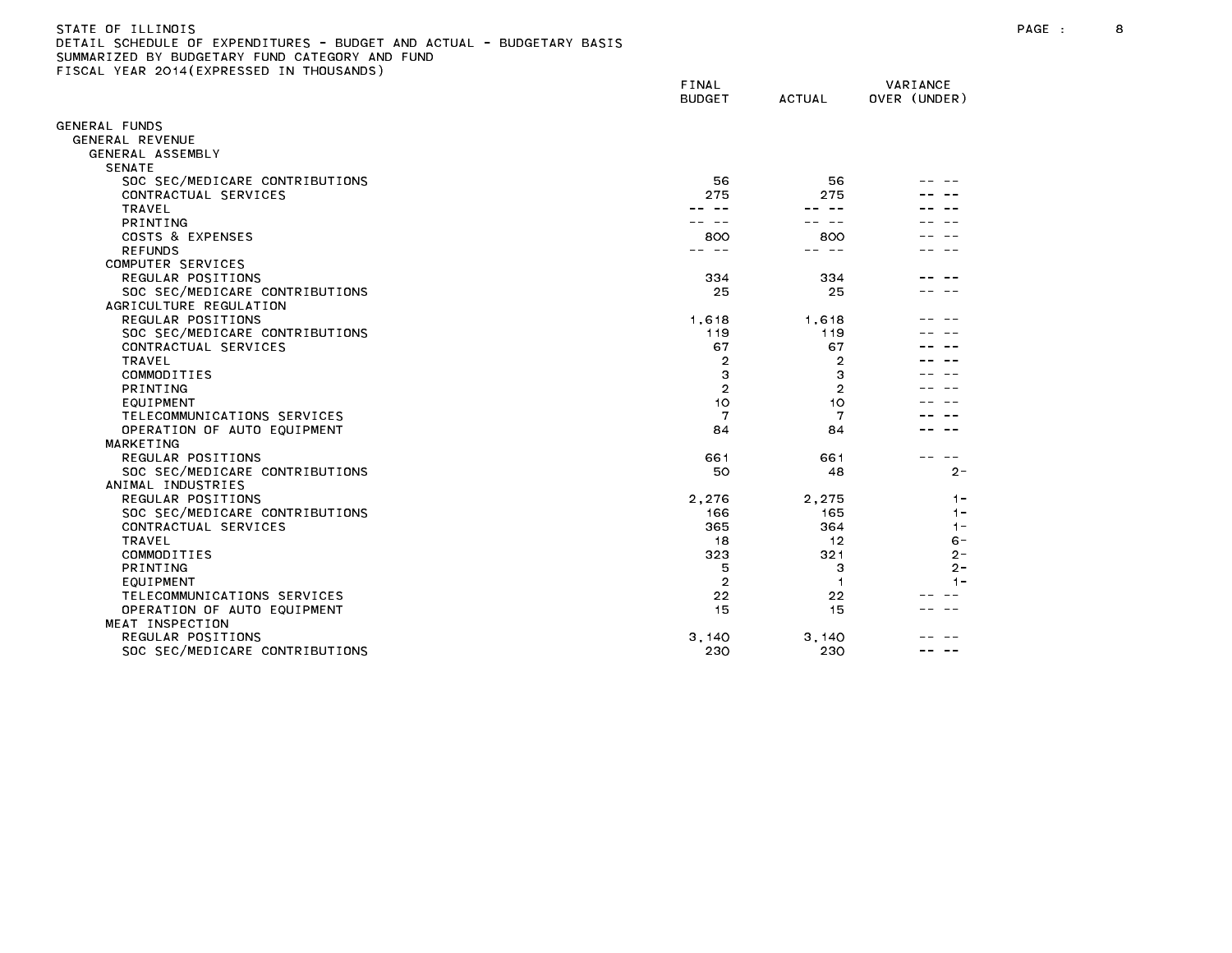STATE OF ILLINOIS
DETAIL SCHEDULE OF EXPENDITURES - BUDGET AND ACTUAL - BUDGETARY BASIS
SUMMARIZED BY BUDGETARY FUND CATEGORY AND FUND
FISCAL YEAR 2014(EXPRESSED IN THOUSANDS)

| | FINAL BUDGET | ACTUAL | VARIANCE OVER (UNDER) |
|---|---|---|---|
| GENERAL FUNDS | | | |
| GENERAL REVENUE | | | |
| GENERAL ASSEMBLY | | | |
| SENATE | | | |
| SOC SEC/MEDICARE CONTRIBUTIONS | 56 | 56 | -- -- |
| CONTRACTUAL SERVICES | 275 | 275 | -- -- |
| TRAVEL | -- -- | -- -- | -- -- |
| PRINTING | -- -- | -- -- | -- -- |
| COSTS & EXPENSES | 800 | 800 | -- -- |
| REFUNDS | -- -- | -- -- | -- -- |
| COMPUTER SERVICES | | | |
| REGULAR POSITIONS | 334 | 334 | -- -- |
| SOC SEC/MEDICARE CONTRIBUTIONS | 25 | 25 | -- -- |
| AGRICULTURE REGULATION | | | |
| REGULAR POSITIONS | 1,618 | 1,618 | -- -- |
| SOC SEC/MEDICARE CONTRIBUTIONS | 119 | 119 | -- -- |
| CONTRACTUAL SERVICES | 67 | 67 | -- -- |
| TRAVEL | 2 | 2 | -- -- |
| COMMODITIES | 3 | 3 | -- -- |
| PRINTING | 2 | 2 | -- -- |
| EQUIPMENT | 10 | 10 | -- -- |
| TELECOMMUNICATIONS SERVICES | 7 | 7 | -- -- |
| OPERATION OF AUTO EQUIPMENT | 84 | 84 | -- -- |
| MARKETING | | | |
| REGULAR POSITIONS | 661 | 661 | -- -- |
| SOC SEC/MEDICARE CONTRIBUTIONS | 50 | 48 | 2- |
| ANIMAL INDUSTRIES | | | |
| REGULAR POSITIONS | 2,276 | 2,275 | 1- |
| SOC SEC/MEDICARE CONTRIBUTIONS | 166 | 165 | 1- |
| CONTRACTUAL SERVICES | 365 | 364 | 1- |
| TRAVEL | 18 | 12 | 6- |
| COMMODITIES | 323 | 321 | 2- |
| PRINTING | 5 | 3 | 2- |
| EQUIPMENT | 2 | 1 | 1- |
| TELECOMMUNICATIONS SERVICES | 22 | 22 | -- -- |
| OPERATION OF AUTO EQUIPMENT | 15 | 15 | -- -- |
| MEAT INSPECTION | | | |
| REGULAR POSITIONS | 3,140 | 3,140 | -- -- |
| SOC SEC/MEDICARE CONTRIBUTIONS | 230 | 230 | -- -- |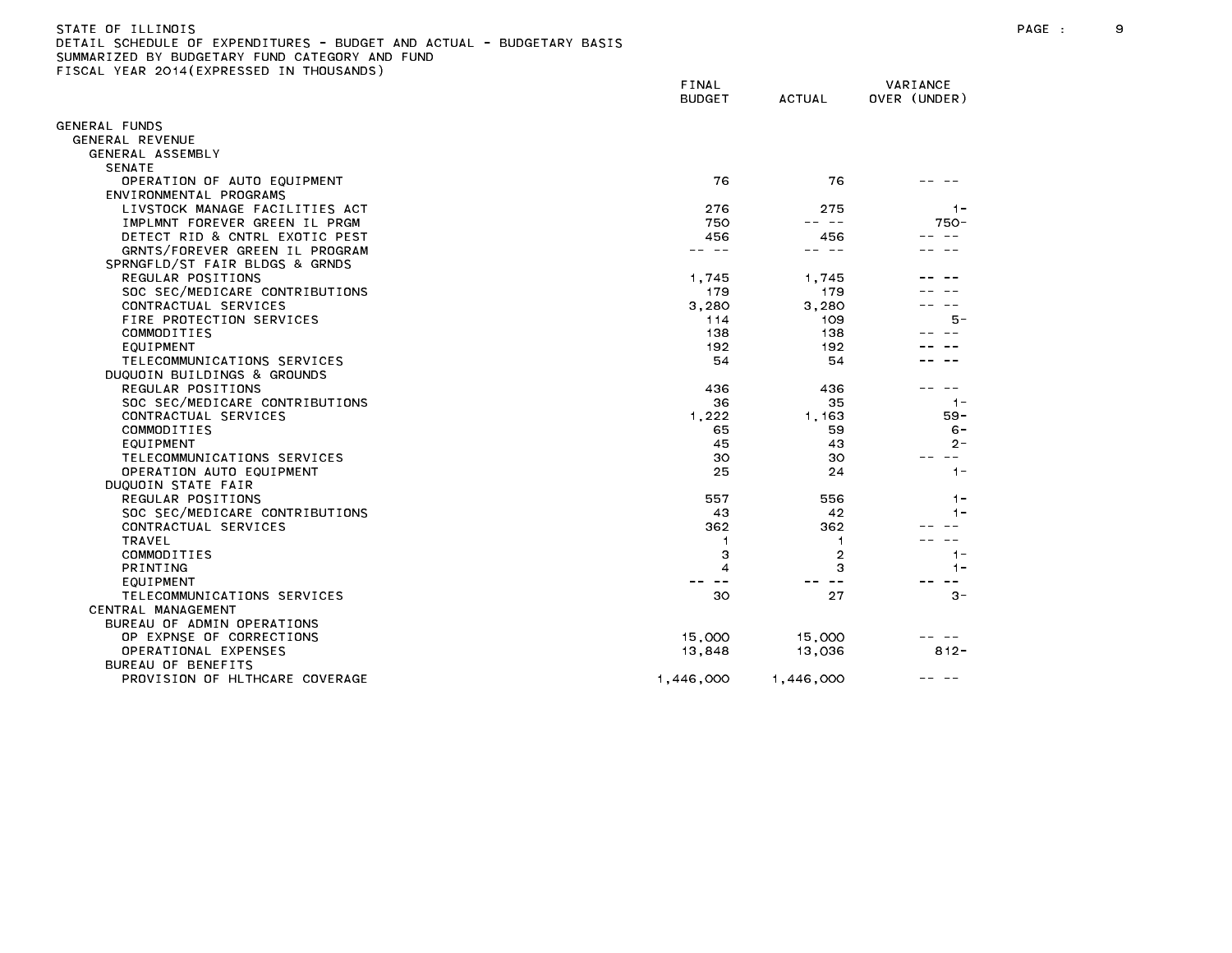STATE OF ILLINOIS
DETAIL SCHEDULE OF EXPENDITURES - BUDGET AND ACTUAL - BUDGETARY BASIS
SUMMARIZED BY BUDGETARY FUND CATEGORY AND FUND
FISCAL YEAR 2014(EXPRESSED IN THOUSANDS)

| | FINAL BUDGET | ACTUAL | VARIANCE OVER (UNDER) |
|---|---|---|---|
| GENERAL FUNDS | | | |
| GENERAL REVENUE | | | |
| GENERAL ASSEMBLY | | | |
| SENATE | | | |
| OPERATION OF AUTO EQUIPMENT | 76 | 76 | -- -- |
| ENVIRONMENTAL PROGRAMS | | | |
| LIVSTOCK MANAGE FACILITIES ACT | 276 | 275 | 1- |
| IMPLMNT FOREVER GREEN IL PRGM | 750 | -- -- | 750- |
| DETECT RID & CNTRL EXOTIC PEST | 456 | 456 | -- -- |
| GRNTS/FOREVER GREEN IL PROGRAM | -- -- | -- -- | -- -- |
| SPRNGFLD/ST FAIR BLDGS & GRNDS | | | |
| REGULAR POSITIONS | 1,745 | 1,745 | -- -- |
| SOC SEC/MEDICARE CONTRIBUTIONS | 179 | 179 | -- -- |
| CONTRACTUAL SERVICES | 3,280 | 3,280 | -- -- |
| FIRE PROTECTION SERVICES | 114 | 109 | 5- |
| COMMODITIES | 138 | 138 | -- -- |
| EQUIPMENT | 192 | 192 | -- -- |
| TELECOMMUNICATIONS SERVICES | 54 | 54 | -- -- |
| DUQUOIN BUILDINGS & GROUNDS | | | |
| REGULAR POSITIONS | 436 | 436 | -- -- |
| SOC SEC/MEDICARE CONTRIBUTIONS | 36 | 35 | 1- |
| CONTRACTUAL SERVICES | 1,222 | 1,163 | 59- |
| COMMODITIES | 65 | 59 | 6- |
| EQUIPMENT | 45 | 43 | 2- |
| TELECOMMUNICATIONS SERVICES | 30 | 30 | -- -- |
| OPERATION AUTO EQUIPMENT | 25 | 24 | 1- |
| DUQUOIN STATE FAIR | | | |
| REGULAR POSITIONS | 557 | 556 | 1- |
| SOC SEC/MEDICARE CONTRIBUTIONS | 43 | 42 | 1- |
| CONTRACTUAL SERVICES | 362 | 362 | -- -- |
| TRAVEL | 1 | 1 | -- -- |
| COMMODITIES | 3 | 2 | 1- |
| PRINTING | 4 | 3 | 1- |
| EQUIPMENT | -- -- | -- -- | -- -- |
| TELECOMMUNICATIONS SERVICES | 30 | 27 | 3- |
| CENTRAL MANAGEMENT | | | |
| BUREAU OF ADMIN OPERATIONS | | | |
| OP EXPNSE OF CORRECTIONS | 15,000 | 15,000 | -- -- |
| OPERATIONAL EXPENSES | 13,848 | 13,036 | 812- |
| BUREAU OF BENEFITS | | | |
| PROVISION OF HLTHCARE COVERAGE | 1,446,000 | 1,446,000 | -- -- |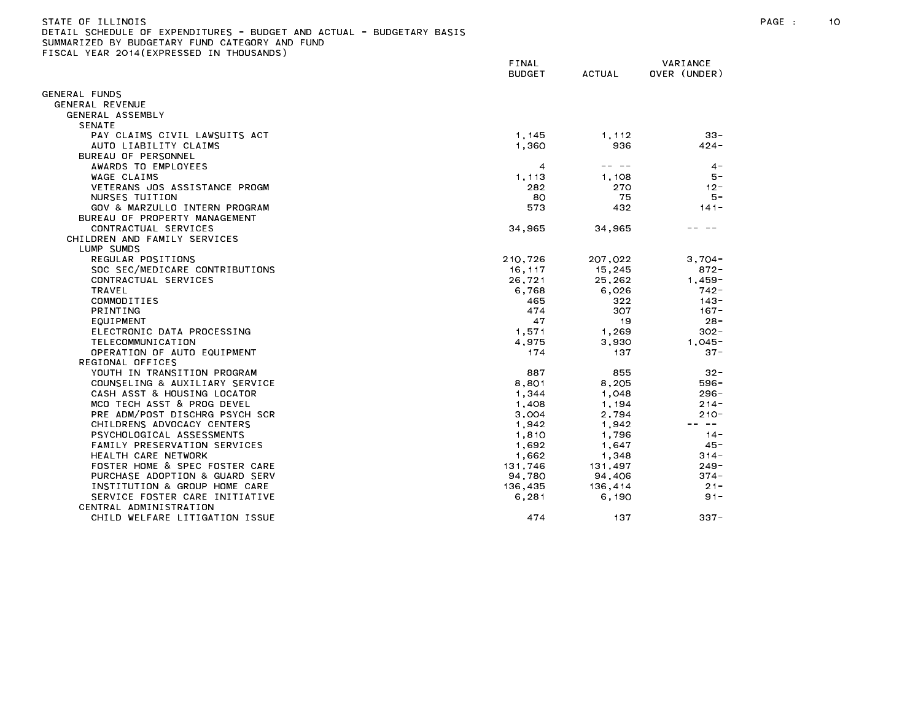STATE OF ILLINOIS
DETAIL SCHEDULE OF EXPENDITURES - BUDGET AND ACTUAL - BUDGETARY BASIS
SUMMARIZED BY BUDGETARY FUND CATEGORY AND FUND
FISCAL YEAR 2014(EXPRESSED IN THOUSANDS)

| | FINAL BUDGET | ACTUAL | VARIANCE OVER (UNDER) |
|---|---|---|---|
| GENERAL FUNDS | | | |
| GENERAL REVENUE | | | |
| GENERAL ASSEMBLY | | | |
| SENATE | | | |
| PAY CLAIMS CIVIL LAWSUITS ACT | 1,145 | 1,112 | 33- |
| AUTO LIABILITY CLAIMS | 1,360 | 936 | 424- |
| BUREAU OF PERSONNEL | | | |
| AWARDS TO EMPLOYEES | 4 | -- -- | 4- |
| WAGE CLAIMS | 1,113 | 1,108 | 5- |
| VETERANS JOS ASSISTANCE PROGM | 282 | 270 | 12- |
| NURSES TUITION | 80 | 75 | 5- |
| GOV & MARZULLO INTERN PROGRAM | 573 | 432 | 141- |
| BUREAU OF PROPERTY MANAGEMENT | | | |
| CONTRACTUAL SERVICES | 34,965 | 34,965 | -- -- |
| CHILDREN AND FAMILY SERVICES | | | |
| LUMP SUMDS | | | |
| REGULAR POSITIONS | 210,726 | 207,022 | 3,704- |
| SOC SEC/MEDICARE CONTRIBUTIONS | 16,117 | 15,245 | 872- |
| CONTRACTUAL SERVICES | 26,721 | 25,262 | 1,459- |
| TRAVEL | 6,768 | 6,026 | 742- |
| COMMODITIES | 465 | 322 | 143- |
| PRINTING | 474 | 307 | 167- |
| EQUIPMENT | 47 | 19 | 28- |
| ELECTRONIC DATA PROCESSING | 1,571 | 1,269 | 302- |
| TELECOMMUNICATION | 4,975 | 3,930 | 1,045- |
| OPERATION OF AUTO EQUIPMENT | 174 | 137 | 37- |
| REGIONAL OFFICES | | | |
| YOUTH IN TRANSITION PROGRAM | 887 | 855 | 32- |
| COUNSELING & AUXILIARY SERVICE | 8,801 | 8,205 | 596- |
| CASH ASST & HOUSING LOCATOR | 1,344 | 1,048 | 296- |
| MCO TECH ASST & PROG DEVEL | 1,408 | 1,194 | 214- |
| PRE ADM/POST DISCHRG PSYCH SCR | 3,004 | 2,794 | 210- |
| CHILDRENS ADVOCACY CENTERS | 1,942 | 1,942 | -- -- |
| PSYCHOLOGICAL ASSESSMENTS | 1,810 | 1,796 | 14- |
| FAMILY PRESERVATION SERVICES | 1,692 | 1,647 | 45- |
| HEALTH CARE NETWORK | 1,662 | 1,348 | 314- |
| FOSTER HOME & SPEC FOSTER CARE | 131,746 | 131,497 | 249- |
| PURCHASE ADOPTION & GUARD SERV | 94,780 | 94,406 | 374- |
| INSTITUTION & GROUP HOME CARE | 136,435 | 136,414 | 21- |
| SERVICE FOSTER CARE INITIATIVE | 6,281 | 6,190 | 91- |
| CENTRAL ADMINISTRATION | | | |
| CHILD WELFARE LITIGATION ISSUE | 474 | 137 | 337- |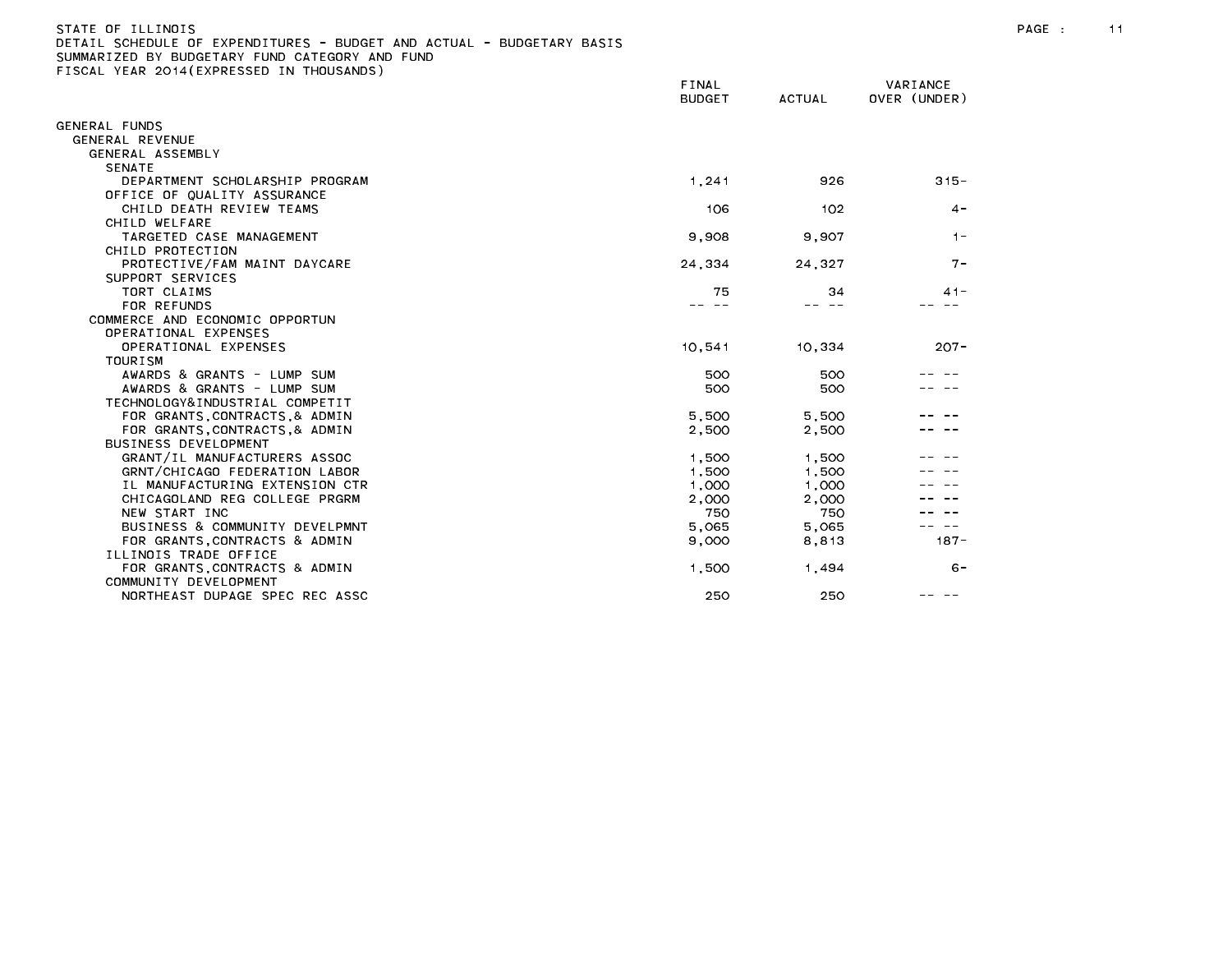STATE OF ILLINOIS
DETAIL SCHEDULE OF EXPENDITURES - BUDGET AND ACTUAL - BUDGETARY BASIS
SUMMARIZED BY BUDGETARY FUND CATEGORY AND FUND
FISCAL YEAR 2014(EXPRESSED IN THOUSANDS)

| | FINAL BUDGET | ACTUAL | VARIANCE OVER (UNDER) |
|---|---|---|---|
| GENERAL FUNDS | | | |
| GENERAL REVENUE | | | |
| GENERAL ASSEMBLY | | | |
| SENATE | | | |
| DEPARTMENT SCHOLARSHIP PROGRAM | 1,241 | 926 | 315- |
| OFFICE OF QUALITY ASSURANCE | | | |
| CHILD DEATH REVIEW TEAMS | 106 | 102 | 4- |
| CHILD WELFARE | | | |
| TARGETED CASE MANAGEMENT | 9,908 | 9,907 | 1- |
| CHILD PROTECTION | | | |
| PROTECTIVE/FAM MAINT DAYCARE | 24,334 | 24,327 | 7- |
| SUPPORT SERVICES | | | |
| TORT CLAIMS | 75 | 34 | 41- |
| FOR REFUNDS | -- -- | -- -- | -- -- |
| COMMERCE AND ECONOMIC OPPORTUN | | | |
| OPERATIONAL EXPENSES | | | |
| OPERATIONAL EXPENSES | 10,541 | 10,334 | 207- |
| TOURISM | | | |
| AWARDS & GRANTS - LUMP SUM | 500 | 500 | -- -- |
| AWARDS & GRANTS - LUMP SUM | 500 | 500 | -- -- |
| TECHNOLOGY&INDUSTRIAL COMPETIT | | | |
| FOR GRANTS,CONTRACTS,& ADMIN | 5,500 | 5,500 | -- -- |
| FOR GRANTS,CONTRACTS,& ADMIN | 2,500 | 2,500 | -- -- |
| BUSINESS DEVELOPMENT | | | |
| GRANT/IL MANUFACTURERS ASSOC | 1,500 | 1,500 | -- -- |
| GRNT/CHICAGO FEDERATION LABOR | 1,500 | 1,500 | -- -- |
| IL MANUFACTURING EXTENSION CTR | 1,000 | 1,000 | -- -- |
| CHICAGOLAND REG COLLEGE PRGRM | 2,000 | 2,000 | -- -- |
| NEW START INC | 750 | 750 | -- -- |
| BUSINESS & COMMUNITY DEVELPMNT | 5,065 | 5,065 | -- -- |
| FOR GRANTS,CONTRACTS & ADMIN | 9,000 | 8,813 | 187- |
| ILLINOIS TRADE OFFICE | | | |
| FOR GRANTS,CONTRACTS & ADMIN | 1,500 | 1,494 | 6- |
| COMMUNITY DEVELOPMENT | | | |
| NORTHEAST DUPAGE SPEC REC ASSC | 250 | 250 | -- -- |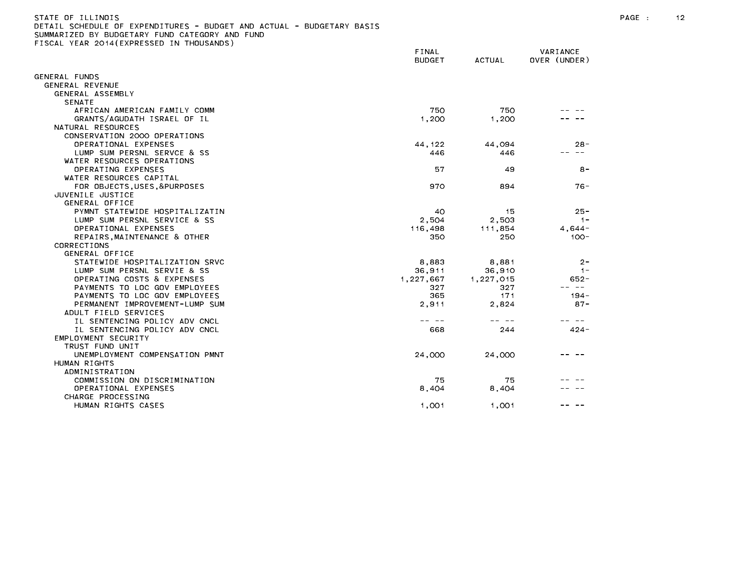STATE OF ILLINOIS
DETAIL SCHEDULE OF EXPENDITURES - BUDGET AND ACTUAL - BUDGETARY BASIS
SUMMARIZED BY BUDGETARY FUND CATEGORY AND FUND
FISCAL YEAR 2014(EXPRESSED IN THOUSANDS)

| | FINAL BUDGET | ACTUAL | VARIANCE OVER (UNDER) |
|---|---|---|---|
| GENERAL FUNDS | | | |
| GENERAL REVENUE | | | |
| GENERAL ASSEMBLY | | | |
| SENATE | | | |
| AFRICAN AMERICAN FAMILY COMM | 750 | 750 | -- -- |
| GRANTS/AGUDATH ISRAEL OF IL | 1,200 | 1,200 | -- -- |
| NATURAL RESOURCES | | | |
| CONSERVATION 2000 OPERATIONS | | | |
| OPERATIONAL EXPENSES | 44,122 | 44,094 | 28- |
| LUMP SUM PERSNL SERVCE & SS | 446 | 446 | -- -- |
| WATER RESOURCES OPERATIONS | | | |
| OPERATING EXPENSES | 57 | 49 | 8- |
| WATER RESOURCES CAPITAL | | | |
| FOR OBJECTS,USES,&PURPOSES | 970 | 894 | 76- |
| JUVENILE JUSTICE | | | |
| GENERAL OFFICE | | | |
| PYMNT STATEWIDE HOSPITALIZATIN | 40 | 15 | 25- |
| LUMP SUM PERSNL SERVICE & SS | 2,504 | 2,503 | 1- |
| OPERATIONAL EXPENSES | 116,498 | 111,854 | 4,644- |
| REPAIRS,MAINTENANCE & OTHER | 350 | 250 | 100- |
| CORRECTIONS | | | |
| GENERAL OFFICE | | | |
| STATEWIDE HOSPITALIZATION SRVC | 8,883 | 8,881 | 2- |
| LUMP SUM PERSNL SERVIE & SS | 36,911 | 36,910 | 1- |
| OPERATING COSTS & EXPENSES | 1,227,667 | 1,227,015 | 652- |
| PAYMENTS TO LOC GOV EMPLOYEES | 327 | 327 | -- -- |
| PAYMENTS TO LOC GOV EMPLOYEES | 365 | 171 | 194- |
| PERMANENT IMPROVEMENT-LUMP SUM | 2,911 | 2,824 | 87- |
| ADULT FIELD SERVICES | | | |
| IL SENTENCING POLICY ADV CNCL | -- -- | -- -- | -- -- |
| IL SENTENCING POLICY ADV CNCL | 668 | 244 | 424- |
| EMPLOYMENT SECURITY | | | |
| TRUST FUND UNIT | | | |
| UNEMPLOYMENT COMPENSATION PMNT | 24,000 | 24,000 | -- -- |
| HUMAN RIGHTS | | | |
| ADMINISTRATION | | | |
| COMMISSION ON DISCRIMINATION | 75 | 75 | -- -- |
| OPERATIONAL EXPENSES | 8,404 | 8,404 | -- -- |
| CHARGE PROCESSING | | | |
| HUMAN RIGHTS CASES | 1,001 | 1,001 | -- -- |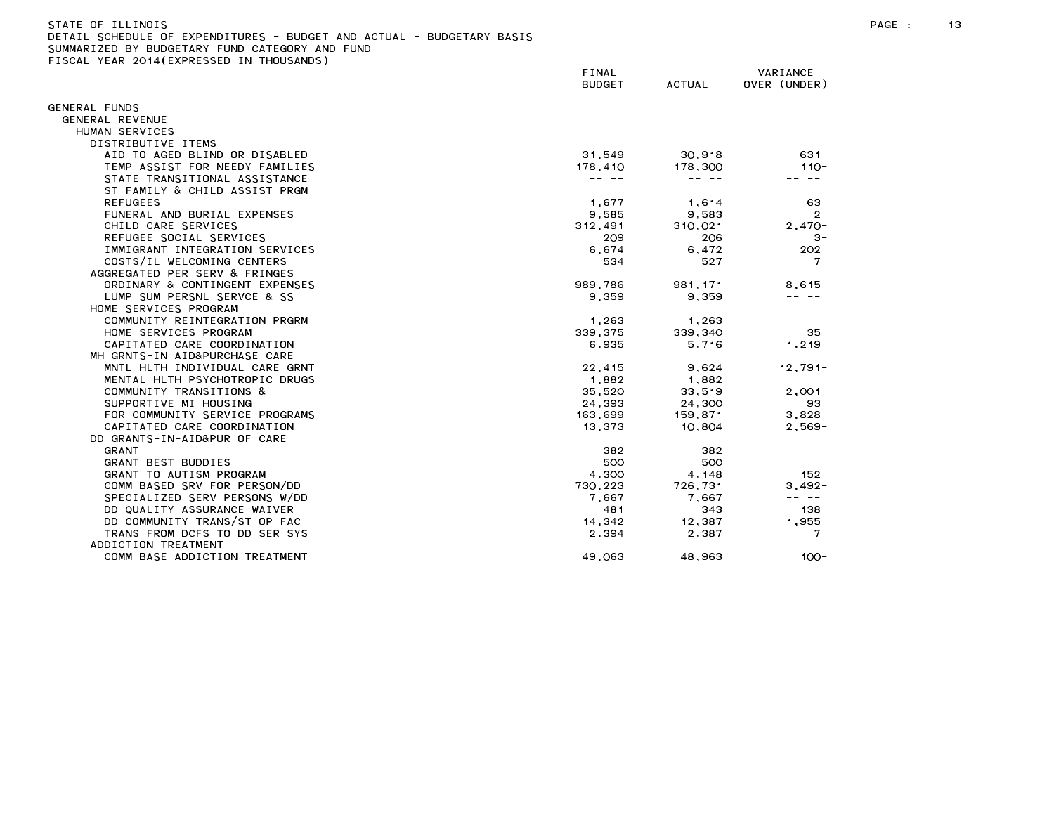STATE OF ILLINOIS
DETAIL SCHEDULE OF EXPENDITURES - BUDGET AND ACTUAL - BUDGETARY BASIS
SUMMARIZED BY BUDGETARY FUND CATEGORY AND FUND
FISCAL YEAR 2014(EXPRESSED IN THOUSANDS)

| | FINAL BUDGET | ACTUAL | VARIANCE OVER (UNDER) |
|---|---|---|---|
| GENERAL FUNDS | | | |
| GENERAL REVENUE | | | |
| HUMAN SERVICES | | | |
| DISTRIBUTIVE ITEMS | | | |
| AID TO AGED BLIND OR DISABLED | 31,549 | 30,918 | 631- |
| TEMP ASSIST FOR NEEDY FAMILIES | 178,410 | 178,300 | 110- |
| STATE TRANSITIONAL ASSISTANCE | -- -- | -- -- | -- -- |
| ST FAMILY & CHILD ASSIST PRGM | -- -- | -- -- | -- -- |
| REFUGEES | 1,677 | 1,614 | 63- |
| FUNERAL AND BURIAL EXPENSES | 9,585 | 9,583 | 2- |
| CHILD CARE SERVICES | 312,491 | 310,021 | 2,470- |
| REFUGEE SOCIAL SERVICES | 209 | 206 | 3- |
| IMMIGRANT INTEGRATION SERVICES | 6,674 | 6,472 | 202- |
| COSTS/IL WELCOMING CENTERS | 534 | 527 | 7- |
| AGGREGATED PER SERV & FRINGES | | | |
| ORDINARY & CONTINGENT EXPENSES | 989,786 | 981,171 | 8,615- |
| LUMP SUM PERSNL SERVCE & SS | 9,359 | 9,359 | -- -- |
| HOME SERVICES PROGRAM | | | |
| COMMUNITY REINTEGRATION PRGRM | 1,263 | 1,263 | -- -- |
| HOME SERVICES PROGRAM | 339,375 | 339,340 | 35- |
| CAPITATED CARE COORDINATION | 6,935 | 5,716 | 1,219- |
| MH GRNTS-IN AID&PURCHASE CARE | | | |
| MNTL HLTH INDIVIDUAL CARE GRNT | 22,415 | 9,624 | 12,791- |
| MENTAL HLTH PSYCHOTROPIC DRUGS | 1,882 | 1,882 | -- -- |
| COMMUNITY TRANSITIONS & | 35,520 | 33,519 | 2,001- |
| SUPPORTIVE MI HOUSING | 24,393 | 24,300 | 93- |
| FOR COMMUNITY SERVICE PROGRAMS | 163,699 | 159,871 | 3,828- |
| CAPITATED CARE COORDINATION | 13,373 | 10,804 | 2,569- |
| DD GRANTS-IN-AID&PUR OF CARE | | | |
| GRANT | 382 | 382 | -- -- |
| GRANT BEST BUDDIES | 500 | 500 | -- -- |
| GRANT TO AUTISM PROGRAM | 4,300 | 4,148 | 152- |
| COMM BASED SRV FOR PERSON/DD | 730,223 | 726,731 | 3,492- |
| SPECIALIZED SERV PERSONS W/DD | 7,667 | 7,667 | -- -- |
| DD QUALITY ASSURANCE WAIVER | 481 | 343 | 138- |
| DD COMMUNITY TRANS/ST OP FAC | 14,342 | 12,387 | 1,955- |
| TRANS FROM DCFS TO DD SER SYS | 2,394 | 2,387 | 7- |
| ADDICTION TREATMENT | | | |
| COMM BASE ADDICTION TREATMENT | 49,063 | 48,963 | 100- |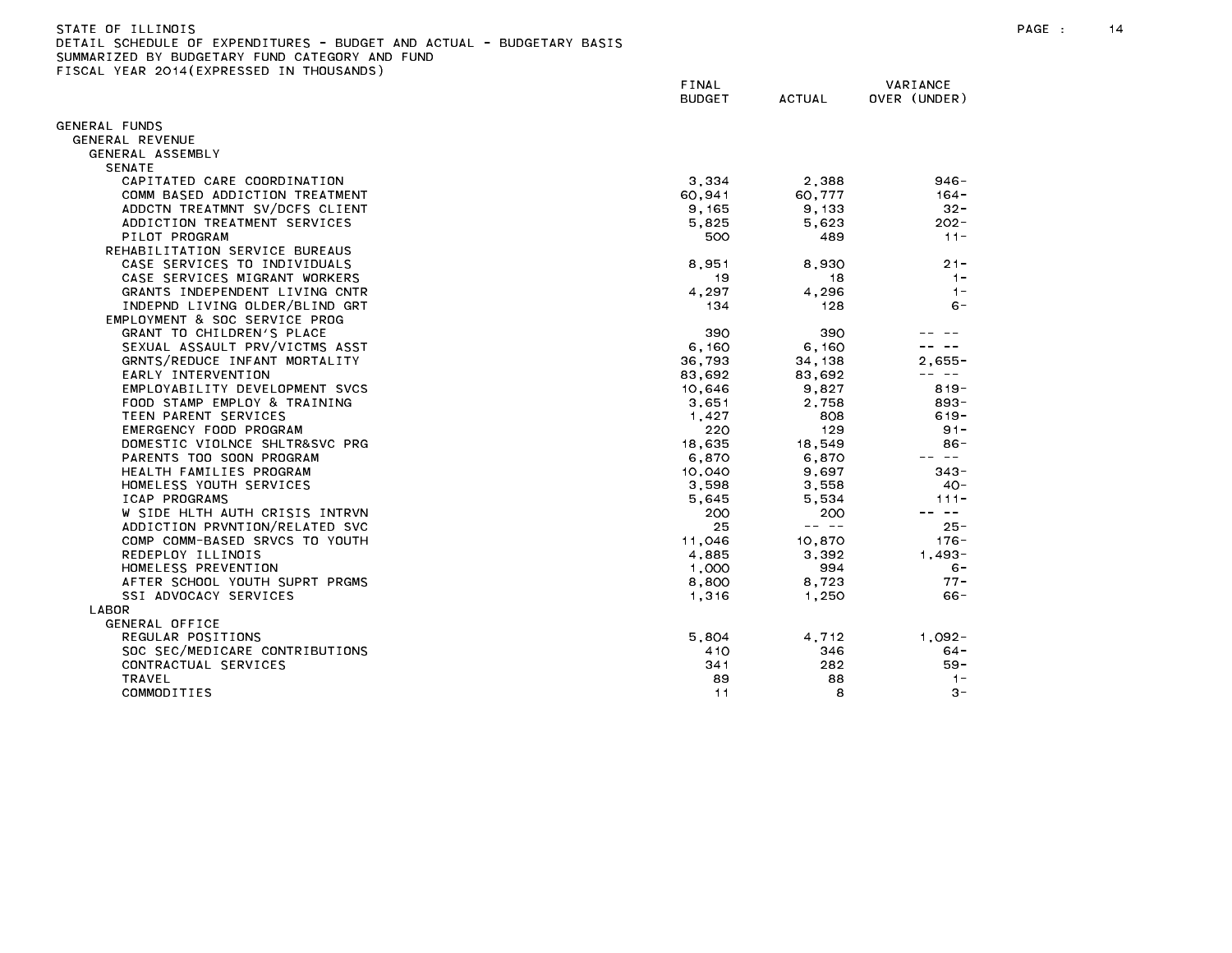STATE OF ILLINOIS
DETAIL SCHEDULE OF EXPENDITURES - BUDGET AND ACTUAL - BUDGETARY BASIS
SUMMARIZED BY BUDGETARY FUND CATEGORY AND FUND
FISCAL YEAR 2014(EXPRESSED IN THOUSANDS)

| | FINAL BUDGET | ACTUAL | VARIANCE OVER (UNDER) |
|---|---|---|---|
| GENERAL FUNDS | | | |
| GENERAL REVENUE | | | |
| GENERAL ASSEMBLY | | | |
| SENATE | | | |
| CAPITATED CARE COORDINATION | 3,334 | 2,388 | 946- |
| COMM BASED ADDICTION TREATMENT | 60,941 | 60,777 | 164- |
| ADDCTN TREATMNT SV/DCFS CLIENT | 9,165 | 9,133 | 32- |
| ADDICTION TREATMENT SERVICES | 5,825 | 5,623 | 202- |
| PILOT PROGRAM | 500 | 489 | 11- |
| REHABILITATION SERVICE BUREAUS | | | |
| CASE SERVICES TO INDIVIDUALS | 8,951 | 8,930 | 21- |
| CASE SERVICES MIGRANT WORKERS | 19 | 18 | 1- |
| GRANTS INDEPENDENT LIVING CNTR | 4,297 | 4,296 | 1- |
| INDEPND LIVING OLDER/BLIND GRT | 134 | 128 | 6- |
| EMPLOYMENT & SOC SERVICE PROG | | | |
| GRANT TO CHILDREN'S PLACE | 390 | 390 | -- -- |
| SEXUAL ASSAULT PRV/VICTMS ASST | 6,160 | 6,160 | -- -- |
| GRNTS/REDUCE INFANT MORTALITY | 36,793 | 34,138 | 2,655- |
| EARLY INTERVENTION | 83,692 | 83,692 | -- -- |
| EMPLOYABILITY DEVELOPMENT SVCS | 10,646 | 9,827 | 819- |
| FOOD STAMP EMPLOY & TRAINING | 3,651 | 2,758 | 893- |
| TEEN PARENT SERVICES | 1,427 | 808 | 619- |
| EMERGENCY FOOD PROGRAM | 220 | 129 | 91- |
| DOMESTIC VIOLNCE SHLTR&SVC PRG | 18,635 | 18,549 | 86- |
| PARENTS TOO SOON PROGRAM | 6,870 | 6,870 | -- -- |
| HEALTH FAMILIES PROGRAM | 10,040 | 9,697 | 343- |
| HOMELESS YOUTH SERVICES | 3,598 | 3,558 | 40- |
| ICAP PROGRAMS | 5,645 | 5,534 | 111- |
| W SIDE HLTH AUTH CRISIS INTRVN | 200 | 200 | -- -- |
| ADDICTION PRVNTION/RELATED SVC | 25 | -- -- | 25- |
| COMP COMM-BASED SRVCS TO YOUTH | 11,046 | 10,870 | 176- |
| REDEPLOY ILLINOIS | 4,885 | 3,392 | 1,493- |
| HOMELESS PREVENTION | 1,000 | 994 | 6- |
| AFTER SCHOOL YOUTH SUPRT PRGMS | 8,800 | 8,723 | 77- |
| SSI ADVOCACY SERVICES | 1,316 | 1,250 | 66- |
| LABOR | | | |
| GENERAL OFFICE | | | |
| REGULAR POSITIONS | 5,804 | 4,712 | 1,092- |
| SOC SEC/MEDICARE CONTRIBUTIONS | 410 | 346 | 64- |
| CONTRACTUAL SERVICES | 341 | 282 | 59- |
| TRAVEL | 89 | 88 | 1- |
| COMMODITIES | 11 | 8 | 3- |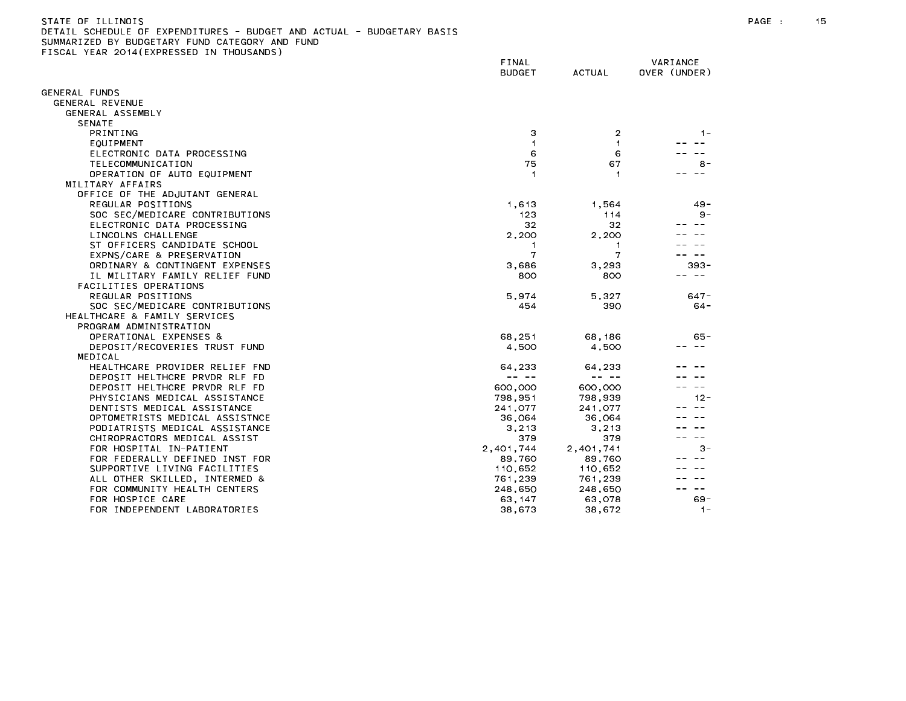STATE OF ILLINOIS
DETAIL SCHEDULE OF EXPENDITURES - BUDGET AND ACTUAL - BUDGETARY BASIS
SUMMARIZED BY BUDGETARY FUND CATEGORY AND FUND
FISCAL YEAR 2014(EXPRESSED IN THOUSANDS)

| | FINAL BUDGET | ACTUAL | VARIANCE OVER (UNDER) |
|---|---|---|---|
| GENERAL FUNDS | | | |
| GENERAL REVENUE | | | |
| GENERAL ASSEMBLY | | | |
| SENATE | | | |
| PRINTING | 3 | 2 | 1- |
| EQUIPMENT | 1 | 1 | -- -- |
| ELECTRONIC DATA PROCESSING | 6 | 6 | -- -- |
| TELECOMMUNICATION | 75 | 67 | 8- |
| OPERATION OF AUTO EQUIPMENT | 1 | 1 | -- -- |
| MILITARY AFFAIRS | | | |
| OFFICE OF THE ADJUTANT GENERAL | | | |
| REGULAR POSITIONS | 1,613 | 1,564 | 49- |
| SOC SEC/MEDICARE CONTRIBUTIONS | 123 | 114 | 9- |
| ELECTRONIC DATA PROCESSING | 32 | 32 | -- -- |
| LINCOLNS CHALLENGE | 2,200 | 2,200 | -- -- |
| ST OFFICERS CANDIDATE SCHOOL | 1 | 1 | -- -- |
| EXPNS/CARE & PRESERVATION | 7 | 7 | -- -- |
| ORDINARY & CONTINGENT EXPENSES | 3,686 | 3,293 | 393- |
| IL MILITARY FAMILY RELIEF FUND | 800 | 800 | -- -- |
| FACILITIES OPERATIONS | | | |
| REGULAR POSITIONS | 5,974 | 5,327 | 647- |
| SOC SEC/MEDICARE CONTRIBUTIONS | 454 | 390 | 64- |
| HEALTHCARE & FAMILY SERVICES | | | |
| PROGRAM ADMINISTRATION | | | |
| OPERATIONAL EXPENSES & | 68,251 | 68,186 | 65- |
| DEPOSIT/RECOVERIES TRUST FUND | 4,500 | 4,500 | -- -- |
| MEDICAL | | | |
| HEALTHCARE PROVIDER RELIEF FND | 64,233 | 64,233 | -- -- |
| DEPOSIT HELTHCRE PRVDR RLF FD | -- -- | -- -- | -- -- |
| DEPOSIT HELTHCRE PRVDR RLF FD | 600,000 | 600,000 | -- -- |
| PHYSICIANS MEDICAL ASSISTANCE | 798,951 | 798,939 | 12- |
| DENTISTS MEDICAL ASSISTANCE | 241,077 | 241,077 | -- -- |
| OPTOMETRISTS MEDICAL ASSISTNCE | 36,064 | 36,064 | -- -- |
| PODIATRISTS MEDICAL ASSISTANCE | 3,213 | 3,213 | -- -- |
| CHIROPRACTORS MEDICAL ASSIST | 379 | 379 | -- -- |
| FOR HOSPITAL IN-PATIENT | 2,401,744 | 2,401,741 | 3- |
| FOR FEDERALLY DEFINED INST FOR | 89,760 | 89,760 | -- -- |
| SUPPORTIVE LIVING FACILITIES | 110,652 | 110,652 | -- -- |
| ALL OTHER SKILLED, INTERMED & | 761,239 | 761,239 | -- -- |
| FOR COMMUNITY HEALTH CENTERS | 248,650 | 248,650 | -- -- |
| FOR HOSPICE CARE | 63,147 | 63,078 | 69- |
| FOR INDEPENDENT LABORATORIES | 38,673 | 38,672 | 1- |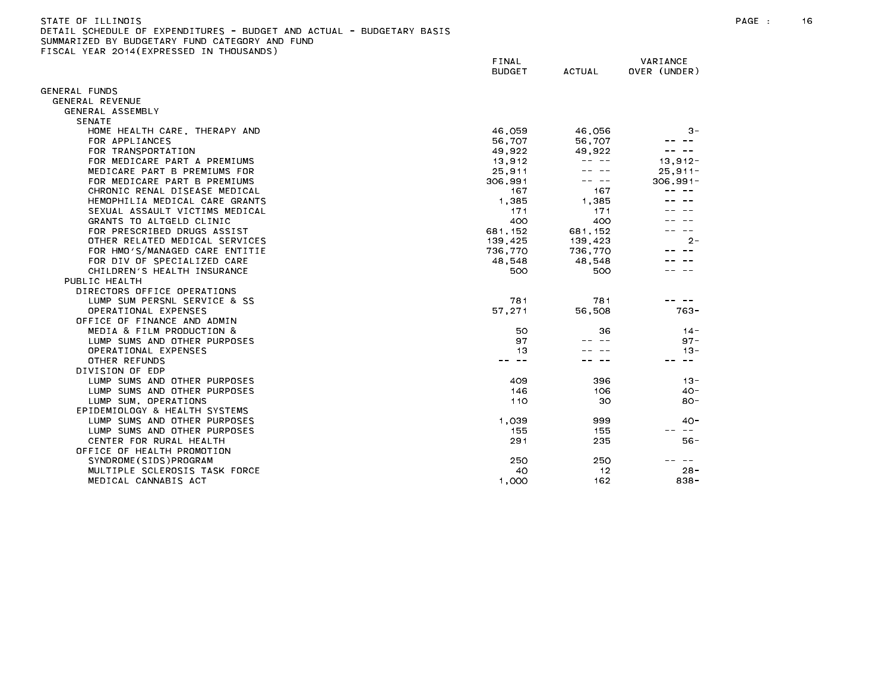STATE OF ILLINOIS
DETAIL SCHEDULE OF EXPENDITURES - BUDGET AND ACTUAL - BUDGETARY BASIS
SUMMARIZED BY BUDGETARY FUND CATEGORY AND FUND
FISCAL YEAR 2014(EXPRESSED IN THOUSANDS)

| | FINAL BUDGET | ACTUAL | VARIANCE OVER (UNDER) |
|---|---|---|---|
| GENERAL FUNDS | | | |
| GENERAL REVENUE | | | |
| GENERAL ASSEMBLY | | | |
| SENATE | | | |
| HOME HEALTH CARE, THERAPY AND | 46,059 | 46,056 | 3- |
| FOR APPLIANCES | 56,707 | 56,707 | -- -- |
| FOR TRANSPORTATION | 49,922 | 49,922 | -- -- |
| FOR MEDICARE PART A PREMIUMS | 13,912 | -- -- | 13,912- |
| MEDICARE PART B PREMIUMS FOR | 25,911 | -- -- | 25,911- |
| FOR MEDICARE PART B PREMIUMS | 306,991 | -- -- | 306,991- |
| CHRONIC RENAL DISEASE MEDICAL | 167 | 167 | -- -- |
| HEMOPHILIA MEDICAL CARE GRANTS | 1,385 | 1,385 | -- -- |
| SEXUAL ASSAULT VICTIMS MEDICAL | 171 | 171 | -- -- |
| GRANTS TO ALTGELD CLINIC | 400 | 400 | -- -- |
| FOR PRESCRIBED DRUGS ASSIST | 681,152 | 681,152 | -- -- |
| OTHER RELATED MEDICAL SERVICES | 139,425 | 139,423 | 2- |
| FOR HMO'S/MANAGED CARE ENTITIE | 736,770 | 736,770 | -- -- |
| FOR DIV OF SPECIALIZED CARE | 48,548 | 48,548 | -- -- |
| CHILDREN'S HEALTH INSURANCE | 500 | 500 | -- -- |
| PUBLIC HEALTH | | | |
| DIRECTORS OFFICE OPERATIONS | | | |
| LUMP SUM PERSNL SERVICE & SS | 781 | 781 | -- -- |
| OPERATIONAL EXPENSES | 57,271 | 56,508 | 763- |
| OFFICE OF FINANCE AND ADMIN | | | |
| MEDIA & FILM PRODUCTION & | 50 | 36 | 14- |
| LUMP SUMS AND OTHER PURPOSES | 97 | -- -- | 97- |
| OPERATIONAL EXPENSES | 13 | -- -- | 13- |
| OTHER REFUNDS | -- -- | -- -- | -- -- |
| DIVISION OF EDP | | | |
| LUMP SUMS AND OTHER PURPOSES | 409 | 396 | 13- |
| LUMP SUMS AND OTHER PURPOSES | 146 | 106 | 40- |
| LUMP SUM, OPERATIONS | 110 | 30 | 80- |
| EPIDEMIOLOGY & HEALTH SYSTEMS | | | |
| LUMP SUMS AND OTHER PURPOSES | 1,039 | 999 | 40- |
| LUMP SUMS AND OTHER PURPOSES | 155 | 155 | -- -- |
| CENTER FOR RURAL HEALTH | 291 | 235 | 56- |
| OFFICE OF HEALTH PROMOTION | | | |
| SYNDROME(SIDS)PROGRAM | 250 | 250 | -- -- |
| MULTIPLE SCLEROSIS TASK FORCE | 40 | 12 | 28- |
| MEDICAL CANNABIS ACT | 1,000 | 162 | 838- |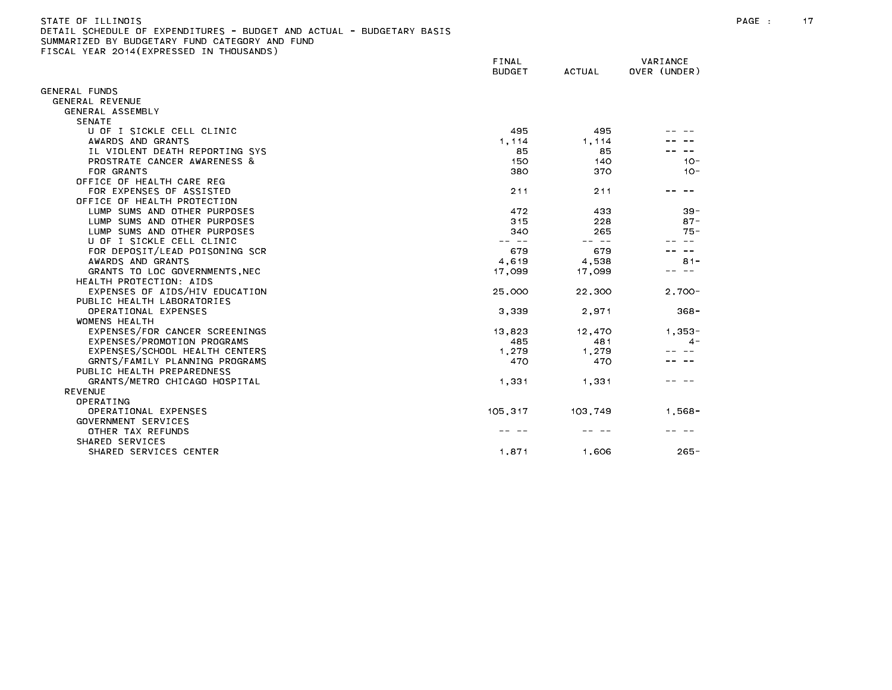STATE OF ILLINOIS
DETAIL SCHEDULE OF EXPENDITURES - BUDGET AND ACTUAL - BUDGETARY BASIS
SUMMARIZED BY BUDGETARY FUND CATEGORY AND FUND
FISCAL YEAR 2014(EXPRESSED IN THOUSANDS)

| | FINAL BUDGET | ACTUAL | VARIANCE OVER (UNDER) |
|---|---|---|---|
| GENERAL FUNDS | | | |
| GENERAL REVENUE | | | |
| GENERAL ASSEMBLY | | | |
| SENATE | | | |
| U OF I SICKLE CELL CLINIC | 495 | 495 | -- -- |
| AWARDS AND GRANTS | 1,114 | 1,114 | -- -- |
| IL VIOLENT DEATH REPORTING SYS | 85 | 85 | -- -- |
| PROSTRATE CANCER AWARENESS & | 150 | 140 | 10- |
| FOR GRANTS | 380 | 370 | 10- |
| OFFICE OF HEALTH CARE REG | | | |
| FOR EXPENSES OF ASSISTED | 211 | 211 | -- -- |
| OFFICE OF HEALTH PROTECTION | | | |
| LUMP SUMS AND OTHER PURPOSES | 472 | 433 | 39- |
| LUMP SUMS AND OTHER PURPOSES | 315 | 228 | 87- |
| LUMP SUMS AND OTHER PURPOSES | 340 | 265 | 75- |
| U OF I SICKLE CELL CLINIC | -- -- | -- -- | -- -- |
| FOR DEPOSIT/LEAD POISONING SCR | 679 | 679 | -- -- |
| AWARDS AND GRANTS | 4,619 | 4,538 | 81- |
| GRANTS TO LOC GOVERNMENTS,NEC | 17,099 | 17,099 | -- -- |
| HEALTH PROTECTION: AIDS | | | |
| EXPENSES OF AIDS/HIV EDUCATION | 25,000 | 22,300 | 2,700- |
| PUBLIC HEALTH LABORATORIES | | | |
| OPERATIONAL EXPENSES | 3,339 | 2,971 | 368- |
| WOMENS HEALTH | | | |
| EXPENSES/FOR CANCER SCREENINGS | 13,823 | 12,470 | 1,353- |
| EXPENSES/PROMOTION PROGRAMS | 485 | 481 | 4- |
| EXPENSES/SCHOOL HEALTH CENTERS | 1,279 | 1,279 | -- -- |
| GRNTS/FAMILY PLANNING PROGRAMS | 470 | 470 | -- -- |
| PUBLIC HEALTH PREPAREDNESS | | | |
| GRANTS/METRO CHICAGO HOSPITAL | 1,331 | 1,331 | -- -- |
| REVENUE | | | |
| OPERATING | | | |
| OPERATIONAL EXPENSES | 105,317 | 103,749 | 1,568- |
| GOVERNMENT SERVICES | | | |
| OTHER TAX REFUNDS | -- -- | -- -- | -- -- |
| SHARED SERVICES | | | |
| SHARED SERVICES CENTER | 1,871 | 1,606 | 265- |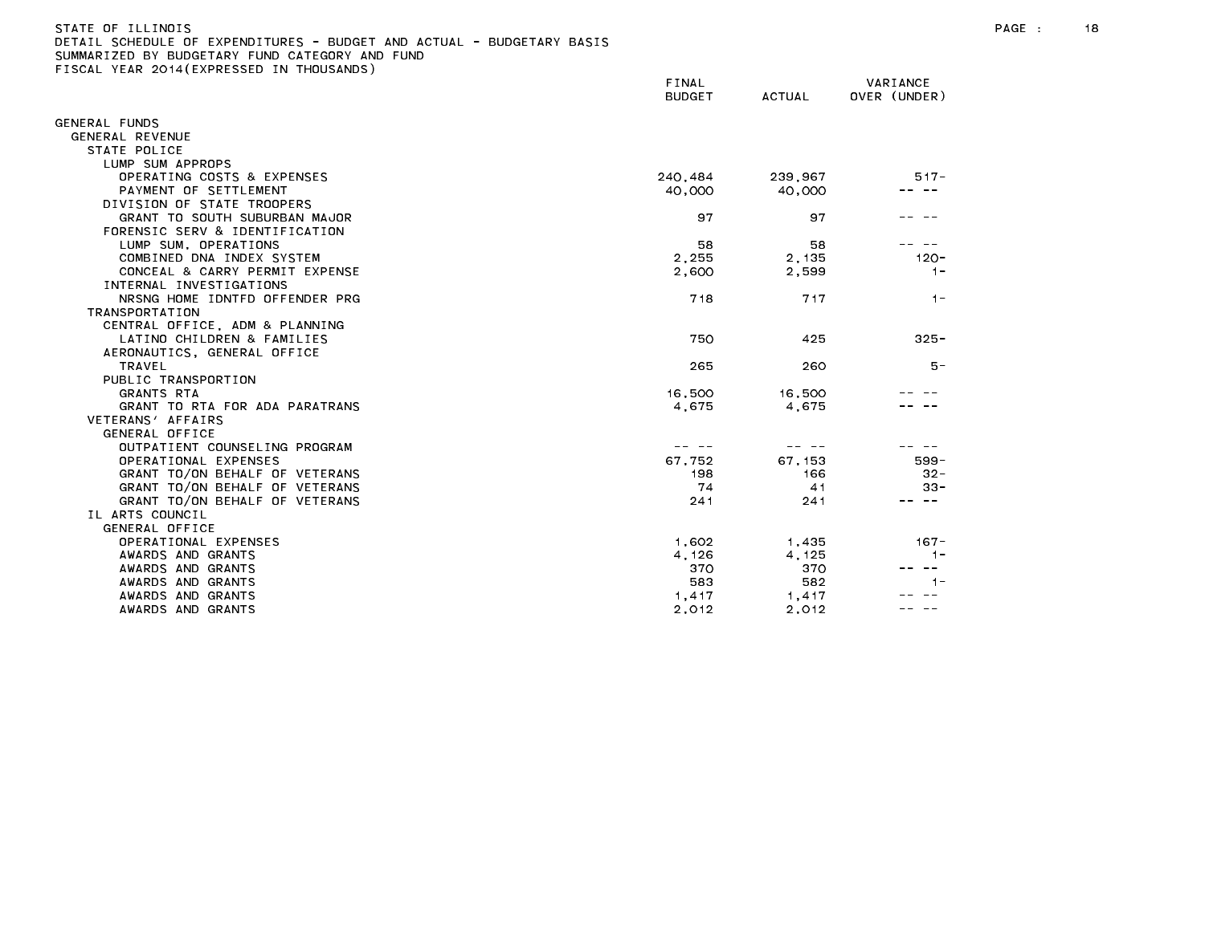STATE OF ILLINOIS
DETAIL SCHEDULE OF EXPENDITURES - BUDGET AND ACTUAL - BUDGETARY BASIS
SUMMARIZED BY BUDGETARY FUND CATEGORY AND FUND
FISCAL YEAR 2014(EXPRESSED IN THOUSANDS)

| | FINAL BUDGET | ACTUAL | VARIANCE OVER (UNDER) |
|---|---|---|---|
| GENERAL FUNDS | | | |
| GENERAL REVENUE | | | |
| STATE POLICE | | | |
| LUMP SUM APPROPS | | | |
| OPERATING COSTS & EXPENSES | 240,484 | 239,967 | 517- |
| PAYMENT OF SETTLEMENT | 40,000 | 40,000 | -- -- |
| DIVISION OF STATE TROOPERS | | | |
| GRANT TO SOUTH SUBURBAN MAJOR | 97 | 97 | -- -- |
| FORENSIC SERV & IDENTIFICATION | | | |
| LUMP SUM, OPERATIONS | 58 | 58 | -- -- |
| COMBINED DNA INDEX SYSTEM | 2,255 | 2,135 | 120- |
| CONCEAL & CARRY PERMIT EXPENSE | 2,600 | 2,599 | 1- |
| INTERNAL INVESTIGATIONS | | | |
| NRSNG HOME IDNTFD OFFENDER PRG | 718 | 717 | 1- |
| TRANSPORTATION | | | |
| CENTRAL OFFICE, ADM & PLANNING | | | |
| LATINO CHILDREN & FAMILIES | 750 | 425 | 325- |
| AERONAUTICS, GENERAL OFFICE | | | |
| TRAVEL | 265 | 260 | 5- |
| PUBLIC TRANSPORTION | | | |
| GRANTS RTA | 16,500 | 16,500 | -- -- |
| GRANT TO RTA FOR ADA PARATRANS | 4,675 | 4,675 | -- -- |
| VETERANS' AFFAIRS | | | |
| GENERAL OFFICE | | | |
| OUTPATIENT COUNSELING PROGRAM | -- -- | -- -- | -- -- |
| OPERATIONAL EXPENSES | 67,752 | 67,153 | 599- |
| GRANT TO/ON BEHALF OF VETERANS | 198 | 166 | 32- |
| GRANT TO/ON BEHALF OF VETERANS | 74 | 41 | 33- |
| GRANT TO/ON BEHALF OF VETERANS | 241 | 241 | -- -- |
| IL ARTS COUNCIL | | | |
| GENERAL OFFICE | | | |
| OPERATIONAL EXPENSES | 1,602 | 1,435 | 167- |
| AWARDS AND GRANTS | 4,126 | 4,125 | 1- |
| AWARDS AND GRANTS | 370 | 370 | -- -- |
| AWARDS AND GRANTS | 583 | 582 | 1- |
| AWARDS AND GRANTS | 1,417 | 1,417 | -- -- |
| AWARDS AND GRANTS | 2,012 | 2,012 | -- -- |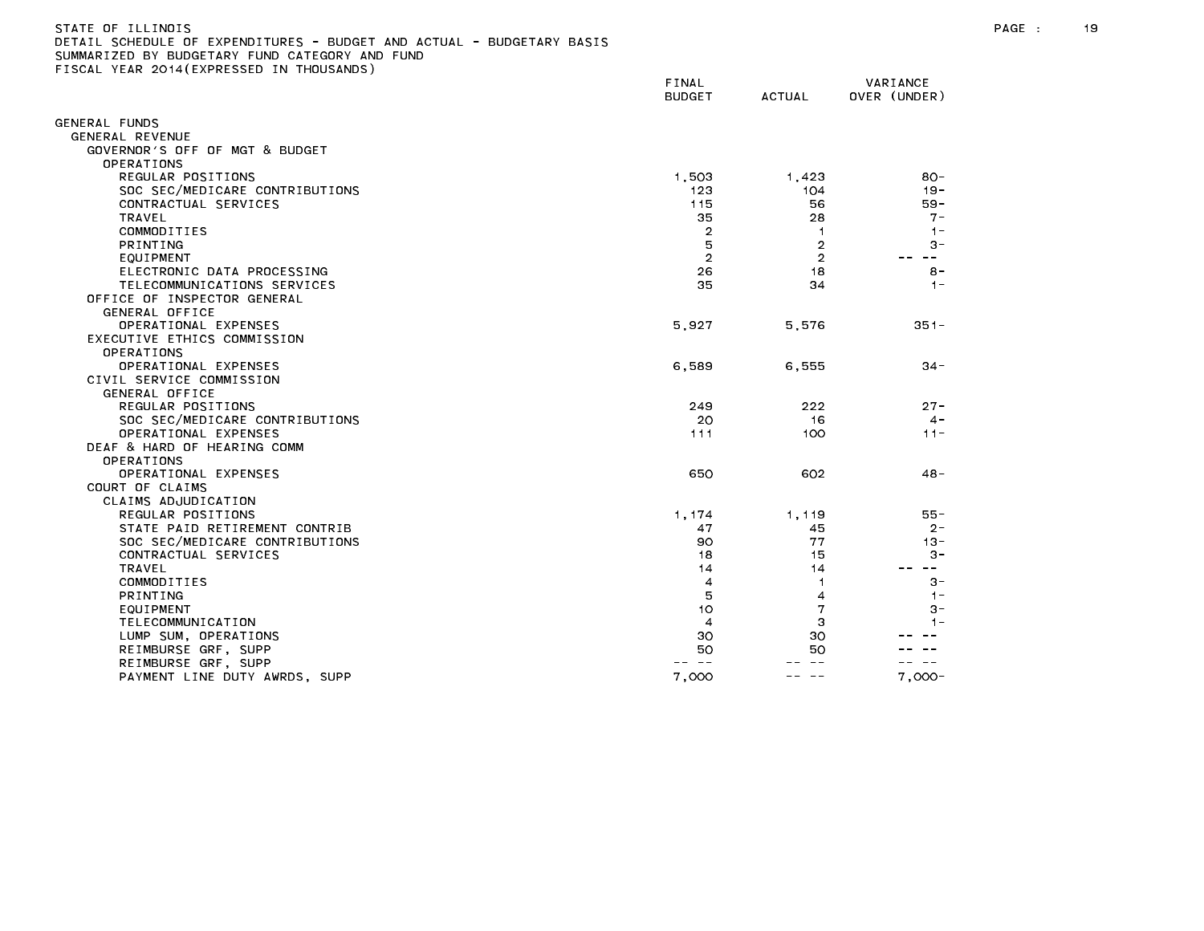STATE OF ILLINOIS
DETAIL SCHEDULE OF EXPENDITURES - BUDGET AND ACTUAL - BUDGETARY BASIS
SUMMARIZED BY BUDGETARY FUND CATEGORY AND FUND
FISCAL YEAR 2014(EXPRESSED IN THOUSANDS)

| | FINAL BUDGET | ACTUAL | VARIANCE OVER (UNDER) |
|---|---|---|---|
| GENERAL FUNDS | | | |
| GENERAL REVENUE | | | |
| GOVERNOR'S OFF OF MGT & BUDGET | | | |
| OPERATIONS | | | |
| REGULAR POSITIONS | 1,503 | 1,423 | 80- |
| SOC SEC/MEDICARE CONTRIBUTIONS | 123 | 104 | 19- |
| CONTRACTUAL SERVICES | 115 | 56 | 59- |
| TRAVEL | 35 | 28 | 7- |
| COMMODITIES | 2 | 1 | 1- |
| PRINTING | 5 | 2 | 3- |
| EQUIPMENT | 2 | 2 | -- -- |
| ELECTRONIC DATA PROCESSING | 26 | 18 | 8- |
| TELECOMMUNICATIONS SERVICES | 35 | 34 | 1- |
| OFFICE OF INSPECTOR GENERAL | | | |
| GENERAL OFFICE | | | |
| OPERATIONAL EXPENSES | 5,927 | 5,576 | 351- |
| EXECUTIVE ETHICS COMMISSION | | | |
| OPERATIONS | | | |
| OPERATIONAL EXPENSES | 6,589 | 6,555 | 34- |
| CIVIL SERVICE COMMISSION | | | |
| GENERAL OFFICE | | | |
| REGULAR POSITIONS | 249 | 222 | 27- |
| SOC SEC/MEDICARE CONTRIBUTIONS | 20 | 16 | 4- |
| OPERATIONAL EXPENSES | 111 | 100 | 11- |
| DEAF & HARD OF HEARING COMM | | | |
| OPERATIONS | | | |
| OPERATIONAL EXPENSES | 650 | 602 | 48- |
| COURT OF CLAIMS | | | |
| CLAIMS ADJUDICATION | | | |
| REGULAR POSITIONS | 1,174 | 1,119 | 55- |
| STATE PAID RETIREMENT CONTRIB | 47 | 45 | 2- |
| SOC SEC/MEDICARE CONTRIBUTIONS | 90 | 77 | 13- |
| CONTRACTUAL SERVICES | 18 | 15 | 3- |
| TRAVEL | 14 | 14 | -- -- |
| COMMODITIES | 4 | 1 | 3- |
| PRINTING | 5 | 4 | 1- |
| EQUIPMENT | 10 | 7 | 3- |
| TELECOMMUNICATION | 4 | 3 | 1- |
| LUMP SUM, OPERATIONS | 30 | 30 | -- -- |
| REIMBURSE GRF, SUPP | 50 | 50 | -- -- |
| REIMBURSE GRF, SUPP | -- -- | -- -- | -- -- |
| PAYMENT LINE DUTY AWRDS, SUPP | 7,000 | -- -- | 7,000- |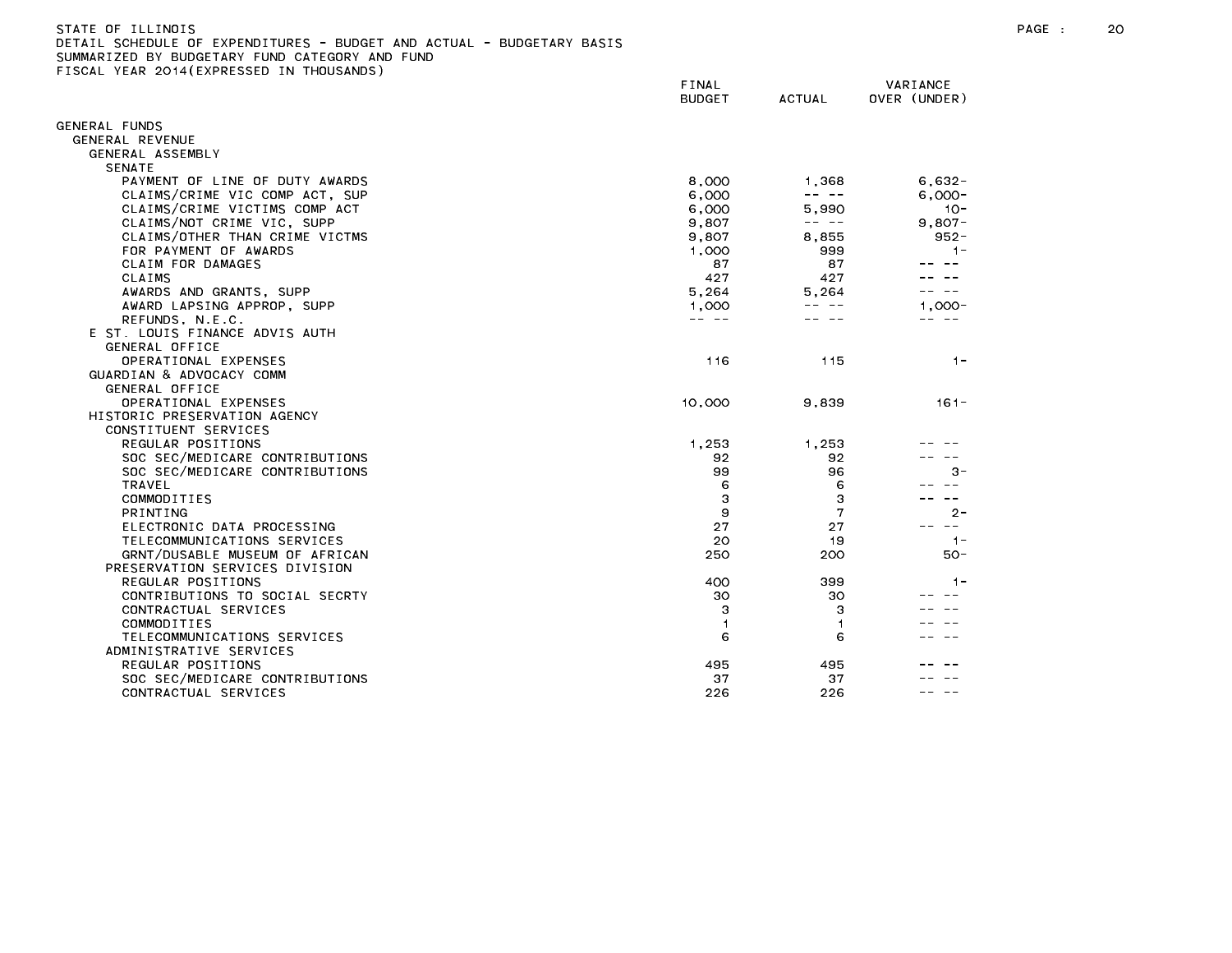STATE OF ILLINOIS
DETAIL SCHEDULE OF EXPENDITURES - BUDGET AND ACTUAL - BUDGETARY BASIS
SUMMARIZED BY BUDGETARY FUND CATEGORY AND FUND
FISCAL YEAR 2014(EXPRESSED IN THOUSANDS)

| | FINAL BUDGET | ACTUAL | VARIANCE OVER (UNDER) |
|---|---|---|---|
| GENERAL FUNDS | | | |
| GENERAL REVENUE | | | |
| GENERAL ASSEMBLY | | | |
| SENATE | | | |
| PAYMENT OF LINE OF DUTY AWARDS | 8,000 | 1,368 | 6,632- |
| CLAIMS/CRIME VIC COMP ACT, SUP | 6,000 | -- -- | 6,000- |
| CLAIMS/CRIME VICTIMS COMP ACT | 6,000 | 5,990 | 10- |
| CLAIMS/NOT CRIME VIC, SUPP | 9,807 | -- -- | 9,807- |
| CLAIMS/OTHER THAN CRIME VICTMS | 9,807 | 8,855 | 952- |
| FOR PAYMENT OF AWARDS | 1,000 | 999 | 1- |
| CLAIM FOR DAMAGES | 87 | 87 | -- -- |
| CLAIMS | 427 | 427 | -- -- |
| AWARDS AND GRANTS, SUPP | 5,264 | 5,264 | -- -- |
| AWARD LAPSING APPROP, SUPP | 1,000 | -- -- | 1,000- |
| REFUNDS, N.E.C. | -- -- | -- -- | -- -- |
| E ST. LOUIS FINANCE ADVIS AUTH | | | |
| GENERAL OFFICE | | | |
| OPERATIONAL EXPENSES | 116 | 115 | 1- |
| GUARDIAN & ADVOCACY COMM | | | |
| GENERAL OFFICE | | | |
| OPERATIONAL EXPENSES | 10,000 | 9,839 | 161- |
| HISTORIC PRESERVATION AGENCY | | | |
| CONSTITUENT SERVICES | | | |
| REGULAR POSITIONS | 1,253 | 1,253 | -- -- |
| SOC SEC/MEDICARE CONTRIBUTIONS | 92 | 92 | -- -- |
| SOC SEC/MEDICARE CONTRIBUTIONS | 99 | 96 | 3- |
| TRAVEL | 6 | 6 | -- -- |
| COMMODITIES | 3 | 3 | -- -- |
| PRINTING | 9 | 7 | 2- |
| ELECTRONIC DATA PROCESSING | 27 | 27 | -- -- |
| TELECOMMUNICATIONS SERVICES | 20 | 19 | 1- |
| GRNT/DUSABLE MUSEUM OF AFRICAN | 250 | 200 | 50- |
| PRESERVATION SERVICES DIVISION | | | |
| REGULAR POSITIONS | 400 | 399 | 1- |
| CONTRIBUTIONS TO SOCIAL SECRTY | 30 | 30 | -- -- |
| CONTRACTUAL SERVICES | 3 | 3 | -- -- |
| COMMODITIES | 1 | 1 | -- -- |
| TELECOMMUNICATIONS SERVICES | 6 | 6 | -- -- |
| ADMINISTRATIVE SERVICES | | | |
| REGULAR POSITIONS | 495 | 495 | -- -- |
| SOC SEC/MEDICARE CONTRIBUTIONS | 37 | 37 | -- -- |
| CONTRACTUAL SERVICES | 226 | 226 | -- -- |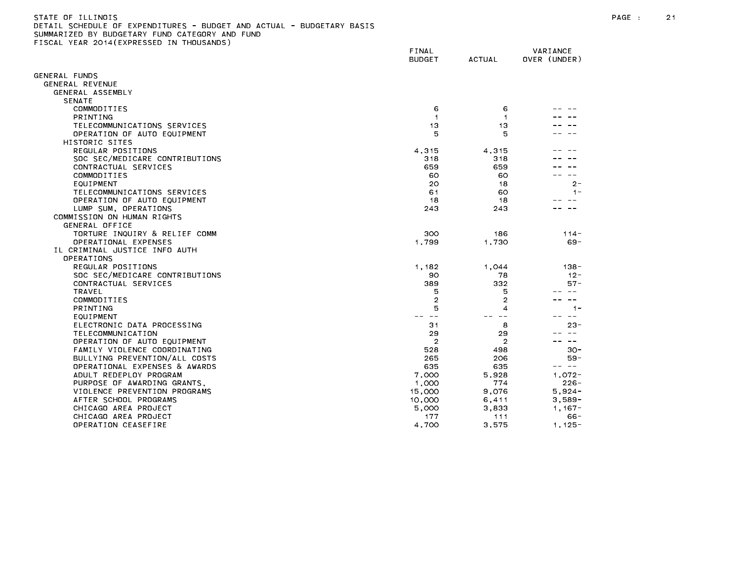STATE OF ILLINOIS
DETAIL SCHEDULE OF EXPENDITURES - BUDGET AND ACTUAL - BUDGETARY BASIS
SUMMARIZED BY BUDGETARY FUND CATEGORY AND FUND
FISCAL YEAR 2014(EXPRESSED IN THOUSANDS)

| | FINAL BUDGET | ACTUAL | VARIANCE OVER (UNDER) |
|---|---|---|---|
| GENERAL FUNDS | | | |
| GENERAL REVENUE | | | |
| GENERAL ASSEMBLY | | | |
| SENATE | | | |
| COMMODITIES | 6 | 6 | -- -- |
| PRINTING | 1 | 1 | -- -- |
| TELECOMMUNICATIONS SERVICES | 13 | 13 | -- -- |
| OPERATION OF AUTO EQUIPMENT | 5 | 5 | -- -- |
| HISTORIC SITES | | | |
| REGULAR POSITIONS | 4,315 | 4,315 | -- -- |
| SOC SEC/MEDICARE CONTRIBUTIONS | 318 | 318 | -- -- |
| CONTRACTUAL SERVICES | 659 | 659 | -- -- |
| COMMODITIES | 60 | 60 | -- -- |
| EQUIPMENT | 20 | 18 | 2- |
| TELECOMMUNICATIONS SERVICES | 61 | 60 | 1- |
| OPERATION OF AUTO EQUIPMENT | 18 | 18 | -- -- |
| LUMP SUM, OPERATIONS | 243 | 243 | -- -- |
| COMMISSION ON HUMAN RIGHTS | | | |
| GENERAL OFFICE | | | |
| TORTURE INQUIRY & RELIEF COMM | 300 | 186 | 114- |
| OPERATIONAL EXPENSES | 1,799 | 1,730 | 69- |
| IL CRIMINAL JUSTICE INFO AUTH | | | |
| OPERATIONS | | | |
| REGULAR POSITIONS | 1,182 | 1,044 | 138- |
| SOC SEC/MEDICARE CONTRIBUTIONS | 90 | 78 | 12- |
| CONTRACTUAL SERVICES | 389 | 332 | 57- |
| TRAVEL | 5 | 5 | -- -- |
| COMMODITIES | 2 | 2 | -- -- |
| PRINTING | 5 | 4 | 1- |
| EQUIPMENT | -- -- | -- -- | -- -- |
| ELECTRONIC DATA PROCESSING | 31 | 8 | 23- |
| TELECOMMUNICATION | 29 | 29 | -- -- |
| OPERATION OF AUTO EQUIPMENT | 2 | 2 | -- -- |
| FAMILY VIOLENCE COORDINATING | 528 | 498 | 30- |
| BULLYING PREVENTION/ALL COSTS | 265 | 206 | 59- |
| OPERATIONAL EXPENSES & AWARDS | 635 | 635 | -- -- |
| ADULT REDEPLOY PROGRAM | 7,000 | 5,928 | 1,072- |
| PURPOSE OF AWARDING GRANTS, | 1,000 | 774 | 226- |
| VIOLENCE PREVENTION PROGRAMS | 15,000 | 9,076 | 5,924- |
| AFTER SCHOOL PROGRAMS | 10,000 | 6,411 | 3,589- |
| CHICAGO AREA PROJECT | 5,000 | 3,833 | 1,167- |
| CHICAGO AREA PROJECT | 177 | 111 | 66- |
| OPERATION CEASEFIRE | 4,700 | 3,575 | 1,125- |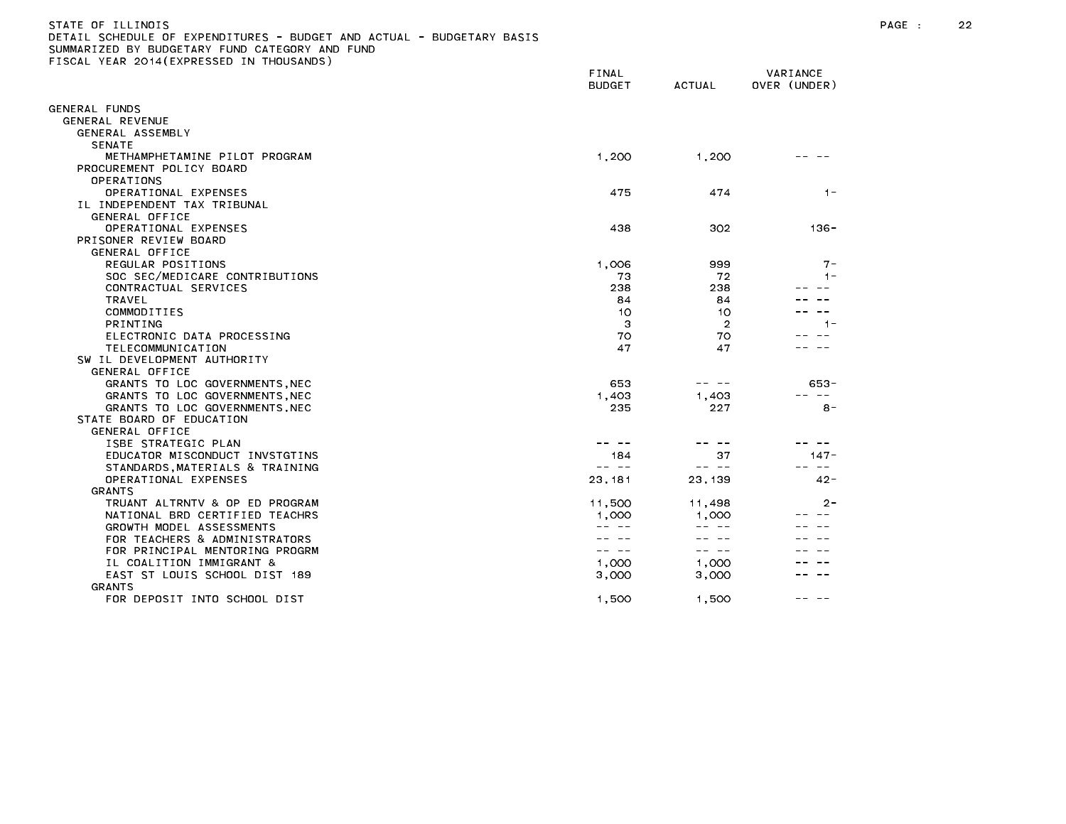STATE OF ILLINOIS
DETAIL SCHEDULE OF EXPENDITURES - BUDGET AND ACTUAL - BUDGETARY BASIS
SUMMARIZED BY BUDGETARY FUND CATEGORY AND FUND
FISCAL YEAR 2014(EXPRESSED IN THOUSANDS)

| | FINAL BUDGET | ACTUAL | VARIANCE OVER (UNDER) |
|---|---|---|---|
| GENERAL FUNDS | | | |
| GENERAL REVENUE | | | |
| GENERAL ASSEMBLY | | | |
| SENATE | | | |
| METHAMPHETAMINE PILOT PROGRAM | 1,200 | 1,200 | -- -- |
| PROCUREMENT POLICY BOARD | | | |
| OPERATIONS | | | |
| OPERATIONAL EXPENSES | 475 | 474 | 1- |
| IL INDEPENDENT TAX TRIBUNAL | | | |
| GENERAL OFFICE | | | |
| OPERATIONAL EXPENSES | 438 | 302 | 136- |
| PRISONER REVIEW BOARD | | | |
| GENERAL OFFICE | | | |
| REGULAR POSITIONS | 1,006 | 999 | 7- |
| SOC SEC/MEDICARE CONTRIBUTIONS | 73 | 72 | 1- |
| CONTRACTUAL SERVICES | 238 | 238 | -- -- |
| TRAVEL | 84 | 84 | -- -- |
| COMMODITIES | 10 | 10 | -- -- |
| PRINTING | 3 | 2 | 1- |
| ELECTRONIC DATA PROCESSING | 70 | 70 | -- -- |
| TELECOMMUNICATION | 47 | 47 | -- -- |
| SW IL DEVELOPMENT AUTHORITY | | | |
| GENERAL OFFICE | | | |
| GRANTS TO LOC GOVERNMENTS,NEC | 653 | -- -- | 653- |
| GRANTS TO LOC GOVERNMENTS,NEC | 1,403 | 1,403 | -- -- |
| GRANTS TO LOC GOVERNMENTS,NEC | 235 | 227 | 8- |
| STATE BOARD OF EDUCATION | | | |
| GENERAL OFFICE | | | |
| ISBE STRATEGIC PLAN | -- -- | -- -- | -- -- |
| EDUCATOR MISCONDUCT INVSTGTINS | 184 | 37 | 147- |
| STANDARDS,MATERIALS & TRAINING | -- -- | -- -- | -- -- |
| OPERATIONAL EXPENSES | 23,181 | 23,139 | 42- |
| GRANTS | | | |
| TRUANT ALTRNTV & OP ED PROGRAM | 11,500 | 11,498 | 2- |
| NATIONAL BRD CERTIFIED TEACHRS | 1,000 | 1,000 | -- -- |
| GROWTH MODEL ASSESSMENTS | -- -- | -- -- | -- -- |
| FOR TEACHERS & ADMINISTRATORS | -- -- | -- -- | -- -- |
| FOR PRINCIPAL MENTORING PROGRM | -- -- | -- -- | -- -- |
| IL COALITION IMMIGRANT & | 1,000 | 1,000 | -- -- |
| EAST ST LOUIS SCHOOL DIST 189 | 3,000 | 3,000 | -- -- |
| GRANTS | | | |
| FOR DEPOSIT INTO SCHOOL DIST | 1,500 | 1,500 | -- -- |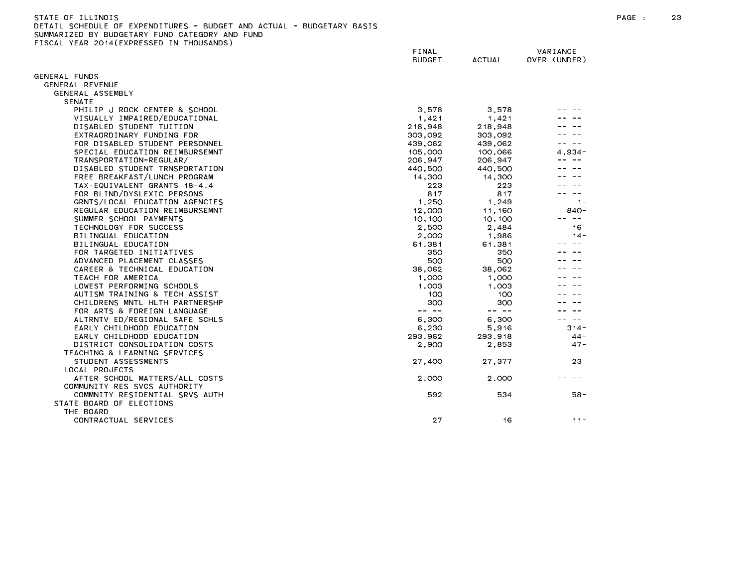STATE OF ILLINOIS
DETAIL SCHEDULE OF EXPENDITURES - BUDGET AND ACTUAL - BUDGETARY BASIS
SUMMARIZED BY BUDGETARY FUND CATEGORY AND FUND
FISCAL YEAR 2014(EXPRESSED IN THOUSANDS)

| | FINAL BUDGET | ACTUAL | VARIANCE OVER (UNDER) |
|---|---|---|---|
| GENERAL FUNDS | | | |
| GENERAL REVENUE | | | |
| GENERAL ASSEMBLY | | | |
| SENATE | | | |
| PHILIP J ROCK CENTER & SCHOOL | 3,578 | 3,578 | -- -- |
| VISUALLY IMPAIRED/EDUCATIONAL | 1,421 | 1,421 | -- -- |
| DISABLED STUDENT TUITION | 218,948 | 218,948 | -- -- |
| EXTRAORDINARY FUNDING FOR | 303,092 | 303,092 | -- -- |
| FOR DISABLED STUDENT PERSONNEL | 439,062 | 439,062 | -- -- |
| SPECIAL EDUCATION REIMBURSEMNT | 105,000 | 100,066 | 4,934- |
| TRANSPORTATION-REGULAR/ | 206,947 | 206,947 | -- -- |
| DISABLED STUDENT TRNSPORTATION | 440,500 | 440,500 | -- -- |
| FREE BREAKFAST/LUNCH PROGRAM | 14,300 | 14,300 | -- -- |
| TAX-EQUIVALENT GRANTS 18-4.4 | 223 | 223 | -- -- |
| FOR BLIND/DYSLEXIC PERSONS | 817 | 817 | -- -- |
| GRNTS/LOCAL EDUCATION AGENCIES | 1,250 | 1,249 | 1- |
| REGULAR EDUCATION REIMBURSEMNT | 12,000 | 11,160 | 840- |
| SUMMER SCHOOL PAYMENTS | 10,100 | 10,100 | -- -- |
| TECHNOLOGY FOR SUCCESS | 2,500 | 2,484 | 16- |
| BILINGUAL EDUCATION | 2,000 | 1,986 | 14- |
| BILINGUAL EDUCATION | 61,381 | 61,381 | -- -- |
| FOR TARGETED INITIATIVES | 350 | 350 | -- -- |
| ADVANCED PLACEMENT CLASSES | 500 | 500 | -- -- |
| CAREER & TECHNICAL EDUCATION | 38,062 | 38,062 | -- -- |
| TEACH FOR AMERICA | 1,000 | 1,000 | -- -- |
| LOWEST PERFORMING SCHOOLS | 1,003 | 1,003 | -- -- |
| AUTISM TRAINING & TECH ASSIST | 100 | 100 | -- -- |
| CHILDRENS MNTL HLTH PARTNERSHP | 300 | 300 | -- -- |
| FOR ARTS & FOREIGN LANGUAGE | -- -- | -- -- | -- -- |
| ALTRNTV ED/REGIONAL SAFE SCHLS | 6,300 | 6,300 | -- -- |
| EARLY CHILDHOOD EDUCATION | 6,230 | 5,916 | 314- |
| EARLY CHILDHOOD EDUCATION | 293,962 | 293,918 | 44- |
| DISTRICT CONSOLIDATION COSTS | 2,900 | 2,853 | 47- |
| TEACHING & LEARNING SERVICES | | | |
| STUDENT ASSESSMENTS | 27,400 | 27,377 | 23- |
| LOCAL PROJECTS | | | |
| AFTER SCHOOL MATTERS/ALL COSTS | 2,000 | 2,000 | -- -- |
| COMMUNITY RES SVCS AUTHORITY | | | |
| COMMNITY RESIDENTIAL SRVS AUTH | 592 | 534 | 58- |
| STATE BOARD OF ELECTIONS | | | |
| THE BOARD | | | |
| CONTRACTUAL SERVICES | 27 | 16 | 11- |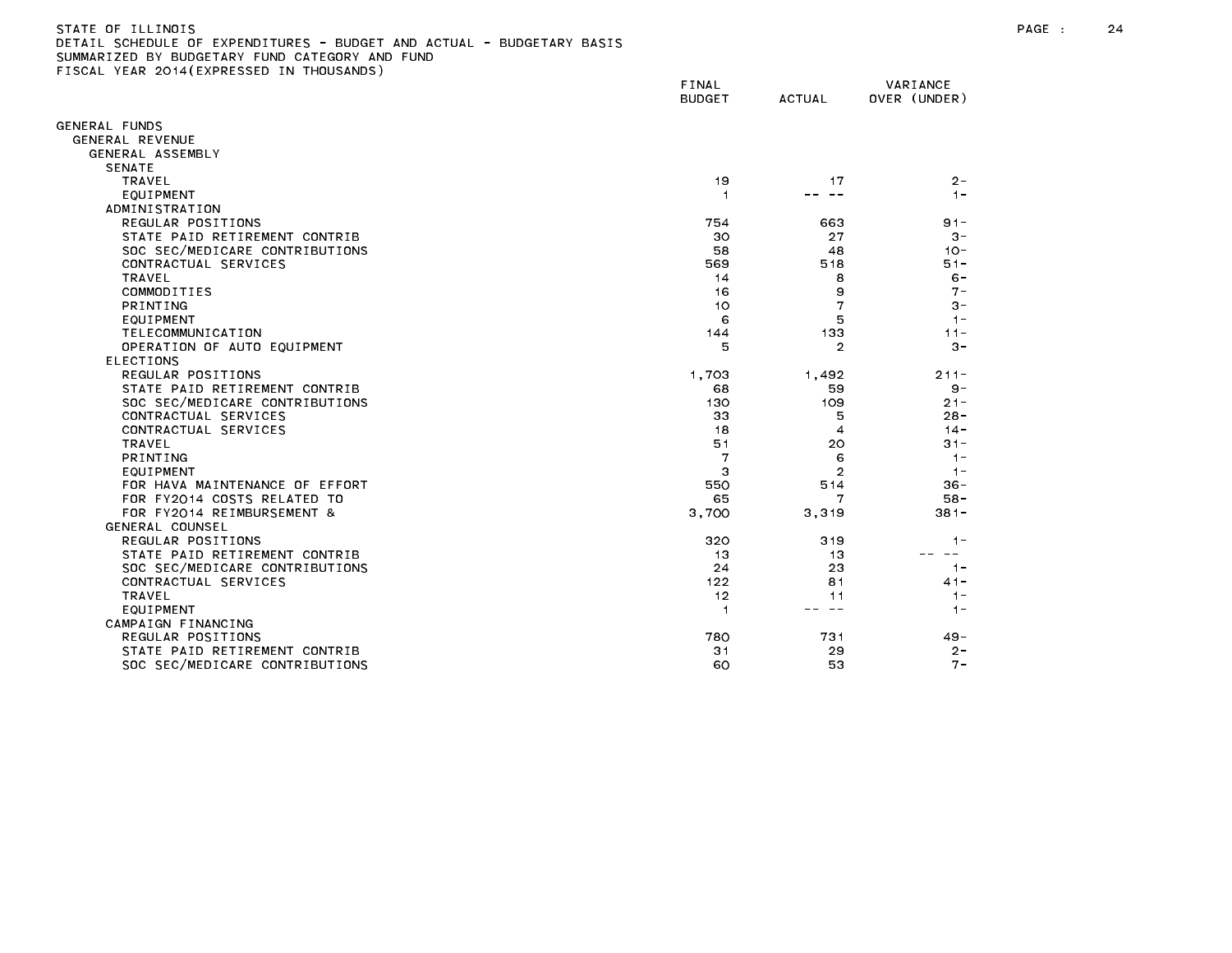STATE OF ILLINOIS
DETAIL SCHEDULE OF EXPENDITURES - BUDGET AND ACTUAL - BUDGETARY BASIS
SUMMARIZED BY BUDGETARY FUND CATEGORY AND FUND
FISCAL YEAR 2014(EXPRESSED IN THOUSANDS)

| | FINAL BUDGET | ACTUAL | VARIANCE OVER (UNDER) |
|---|---|---|---|
| GENERAL FUNDS | | | |
| GENERAL REVENUE | | | |
| GENERAL ASSEMBLY | | | |
| SENATE | | | |
| TRAVEL | 19 | 17 | 2- |
| EQUIPMENT | 1 | -- -- | 1- |
| ADMINISTRATION | | | |
| REGULAR POSITIONS | 754 | 663 | 91- |
| STATE PAID RETIREMENT CONTRIB | 30 | 27 | 3- |
| SOC SEC/MEDICARE CONTRIBUTIONS | 58 | 48 | 10- |
| CONTRACTUAL SERVICES | 569 | 518 | 51- |
| TRAVEL | 14 | 8 | 6- |
| COMMODITIES | 16 | 9 | 7- |
| PRINTING | 10 | 7 | 3- |
| EQUIPMENT | 6 | 5 | 1- |
| TELECOMMUNICATION | 144 | 133 | 11- |
| OPERATION OF AUTO EQUIPMENT | 5 | 2 | 3- |
| ELECTIONS | | | |
| REGULAR POSITIONS | 1,703 | 1,492 | 211- |
| STATE PAID RETIREMENT CONTRIB | 68 | 59 | 9- |
| SOC SEC/MEDICARE CONTRIBUTIONS | 130 | 109 | 21- |
| CONTRACTUAL SERVICES | 33 | 5 | 28- |
| CONTRACTUAL SERVICES | 18 | 4 | 14- |
| TRAVEL | 51 | 20 | 31- |
| PRINTING | 7 | 6 | 1- |
| EQUIPMENT | 3 | 2 | 1- |
| FOR HAVA MAINTENANCE OF EFFORT | 550 | 514 | 36- |
| FOR FY2014 COSTS RELATED TO | 65 | 7 | 58- |
| FOR FY2014 REIMBURSEMENT & | 3,700 | 3,319 | 381- |
| GENERAL COUNSEL | | | |
| REGULAR POSITIONS | 320 | 319 | 1- |
| STATE PAID RETIREMENT CONTRIB | 13 | 13 | -- -- |
| SOC SEC/MEDICARE CONTRIBUTIONS | 24 | 23 | 1- |
| CONTRACTUAL SERVICES | 122 | 81 | 41- |
| TRAVEL | 12 | 11 | 1- |
| EQUIPMENT | 1 | -- -- | 1- |
| CAMPAIGN FINANCING | | | |
| REGULAR POSITIONS | 780 | 731 | 49- |
| STATE PAID RETIREMENT CONTRIB | 31 | 29 | 2- |
| SOC SEC/MEDICARE CONTRIBUTIONS | 60 | 53 | 7- |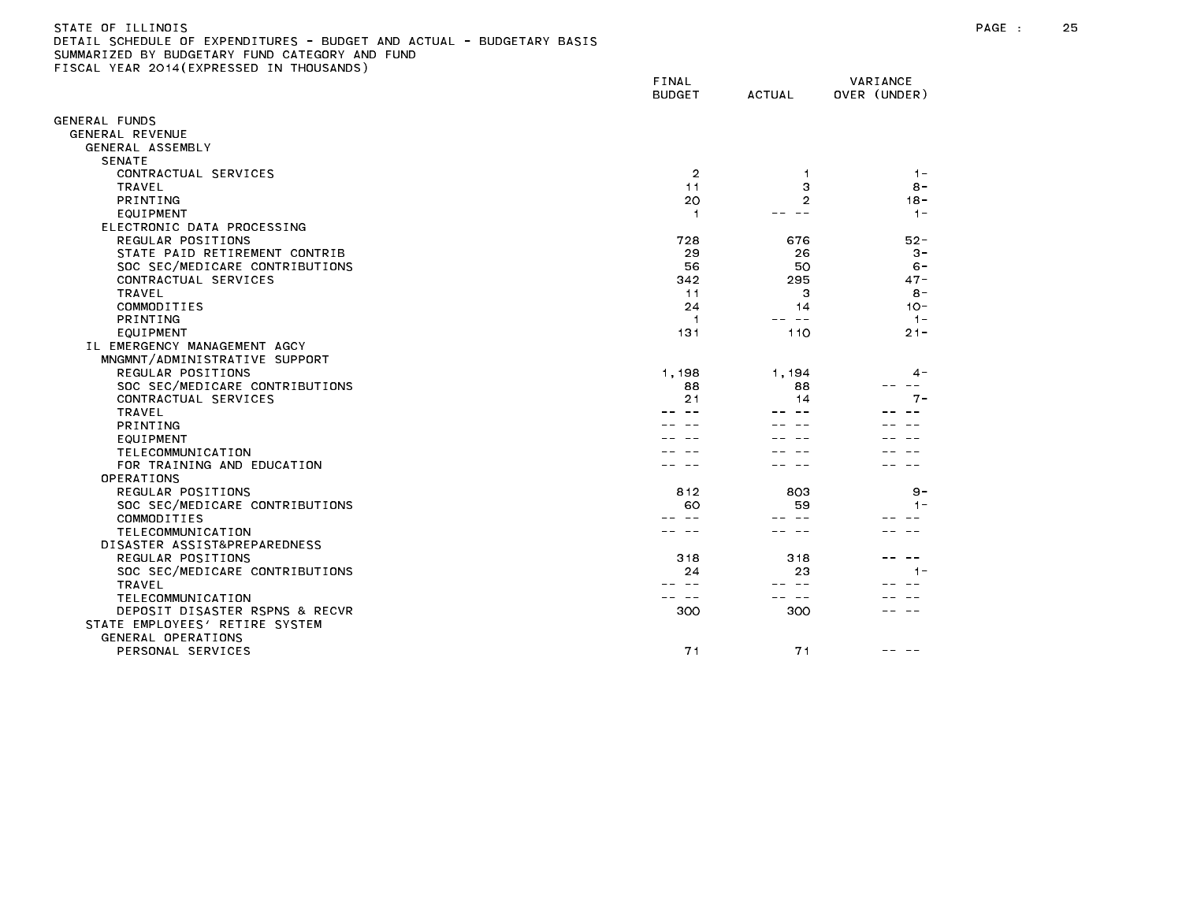STATE OF ILLINOIS
DETAIL SCHEDULE OF EXPENDITURES - BUDGET AND ACTUAL - BUDGETARY BASIS
SUMMARIZED BY BUDGETARY FUND CATEGORY AND FUND
FISCAL YEAR 2014(EXPRESSED IN THOUSANDS)

| | FINAL BUDGET | ACTUAL | VARIANCE OVER (UNDER) |
|---|---|---|---|
| GENERAL FUNDS | | | |
| GENERAL REVENUE | | | |
| GENERAL ASSEMBLY | | | |
| SENATE | | | |
| CONTRACTUAL SERVICES | 2 | 1 | 1- |
| TRAVEL | 11 | 3 | 8- |
| PRINTING | 20 | 2 | 18- |
| EQUIPMENT | 1 | -- -- | 1- |
| ELECTRONIC DATA PROCESSING | | | |
| REGULAR POSITIONS | 728 | 676 | 52- |
| STATE PAID RETIREMENT CONTRIB | 29 | 26 | 3- |
| SOC SEC/MEDICARE CONTRIBUTIONS | 56 | 50 | 6- |
| CONTRACTUAL SERVICES | 342 | 295 | 47- |
| TRAVEL | 11 | 3 | 8- |
| COMMODITIES | 24 | 14 | 10- |
| PRINTING | 1 | -- -- | 1- |
| EQUIPMENT | 131 | 110 | 21- |
| IL EMERGENCY MANAGEMENT AGCY | | | |
| MNGMNT/ADMINISTRATIVE SUPPORT | | | |
| REGULAR POSITIONS | 1,198 | 1,194 | 4- |
| SOC SEC/MEDICARE CONTRIBUTIONS | 88 | 88 | -- -- |
| CONTRACTUAL SERVICES | 21 | 14 | 7- |
| TRAVEL | -- -- | -- -- | -- -- |
| PRINTING | -- -- | -- -- | -- -- |
| EQUIPMENT | -- -- | -- -- | -- -- |
| TELECOMMUNICATION | -- -- | -- -- | -- -- |
| FOR TRAINING AND EDUCATION | -- -- | -- -- | -- -- |
| OPERATIONS | | | |
| REGULAR POSITIONS | 812 | 803 | 9- |
| SOC SEC/MEDICARE CONTRIBUTIONS | 60 | 59 | 1- |
| COMMODITIES | -- -- | -- -- | -- -- |
| TELECOMMUNICATION | -- -- | -- -- | -- -- |
| DISASTER ASSIST&PREPAREDNESS | | | |
| REGULAR POSITIONS | 318 | 318 | -- -- |
| SOC SEC/MEDICARE CONTRIBUTIONS | 24 | 23 | 1- |
| TRAVEL | -- -- | -- -- | -- -- |
| TELECOMMUNICATION | -- -- | -- -- | -- -- |
| DEPOSIT DISASTER RSPNS & RECVR | 300 | 300 | -- -- |
| STATE EMPLOYEES' RETIRE SYSTEM | | | |
| GENERAL OPERATIONS | | | |
| PERSONAL SERVICES | 71 | 71 | -- -- |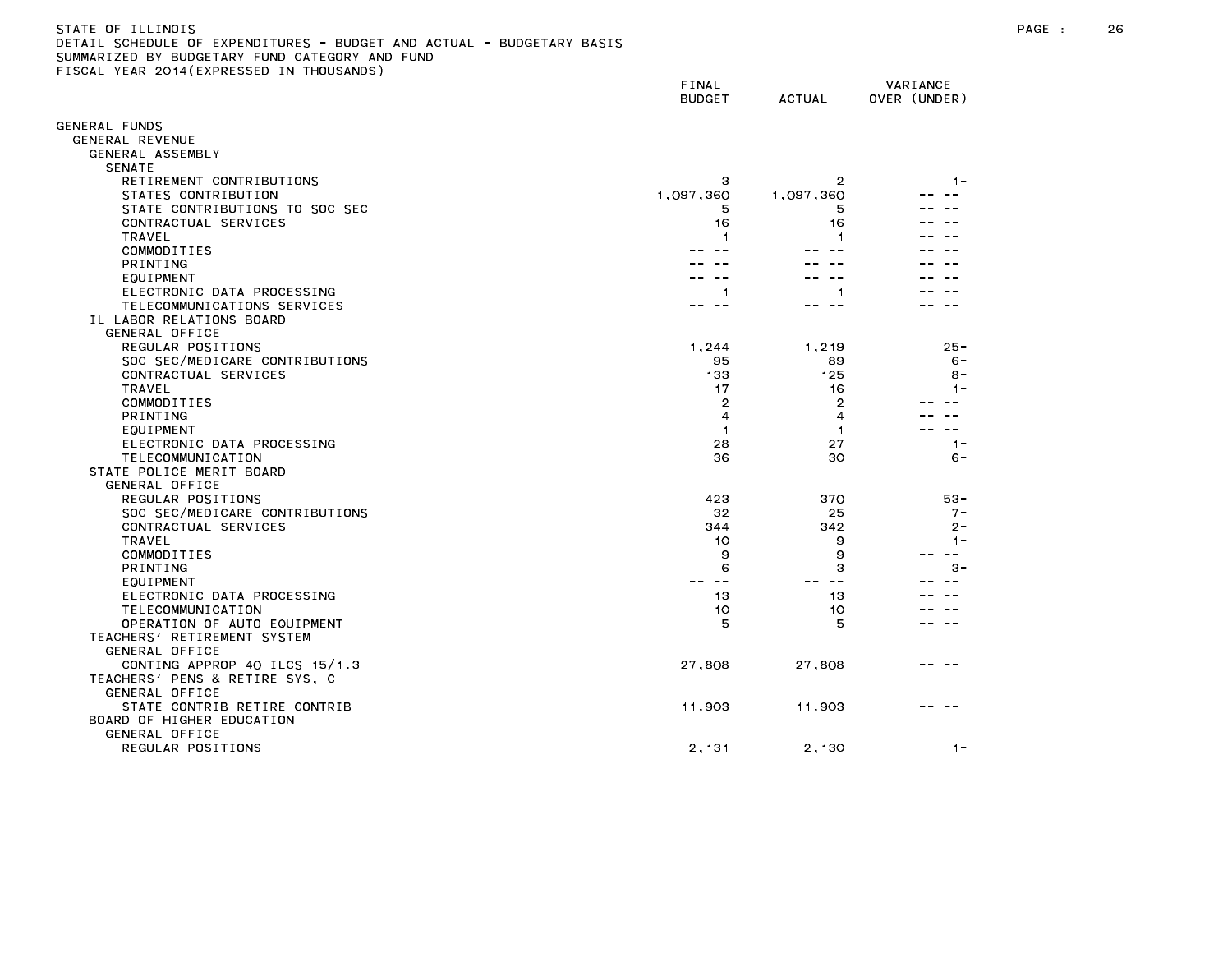STATE OF ILLINOIS
DETAIL SCHEDULE OF EXPENDITURES - BUDGET AND ACTUAL - BUDGETARY BASIS
SUMMARIZED BY BUDGETARY FUND CATEGORY AND FUND
FISCAL YEAR 2014(EXPRESSED IN THOUSANDS)

| | FINAL BUDGET | ACTUAL | VARIANCE OVER (UNDER) |
|---|---|---|---|
| GENERAL FUNDS | | | |
| GENERAL REVENUE | | | |
| GENERAL ASSEMBLY | | | |
| SENATE | | | |
| RETIREMENT CONTRIBUTIONS | 3 | 2 | 1- |
| STATES CONTRIBUTION | 1,097,360 | 1,097,360 | -- -- |
| STATE CONTRIBUTIONS TO SOC SEC | 5 | 5 | -- -- |
| CONTRACTUAL SERVICES | 16 | 16 | -- -- |
| TRAVEL | 1 | 1 | -- -- |
| COMMODITIES | -- -- | -- -- | -- -- |
| PRINTING | -- -- | -- -- | -- -- |
| EQUIPMENT | -- -- | -- -- | -- -- |
| ELECTRONIC DATA PROCESSING | 1 | 1 | -- -- |
| TELECOMMUNICATIONS SERVICES | -- -- | -- -- | -- -- |
| IL LABOR RELATIONS BOARD | | | |
| GENERAL OFFICE | | | |
| REGULAR POSITIONS | 1,244 | 1,219 | 25- |
| SOC SEC/MEDICARE CONTRIBUTIONS | 95 | 89 | 6- |
| CONTRACTUAL SERVICES | 133 | 125 | 8- |
| TRAVEL | 17 | 16 | 1- |
| COMMODITIES | 2 | 2 | -- -- |
| PRINTING | 4 | 4 | -- -- |
| EQUIPMENT | 1 | 1 | -- -- |
| ELECTRONIC DATA PROCESSING | 28 | 27 | 1- |
| TELECOMMUNICATION | 36 | 30 | 6- |
| STATE POLICE MERIT BOARD | | | |
| GENERAL OFFICE | | | |
| REGULAR POSITIONS | 423 | 370 | 53- |
| SOC SEC/MEDICARE CONTRIBUTIONS | 32 | 25 | 7- |
| CONTRACTUAL SERVICES | 344 | 342 | 2- |
| TRAVEL | 10 | 9 | 1- |
| COMMODITIES | 9 | 9 | -- -- |
| PRINTING | 6 | 3 | 3- |
| EQUIPMENT | -- -- | -- -- | -- -- |
| ELECTRONIC DATA PROCESSING | 13 | 13 | -- -- |
| TELECOMMUNICATION | 10 | 10 | -- -- |
| OPERATION OF AUTO EQUIPMENT | 5 | 5 | -- -- |
| TEACHERS' RETIREMENT SYSTEM | | | |
| GENERAL OFFICE | | | |
| CONTING APPROP 40 ILCS 15/1.3 | 27,808 | 27,808 | -- -- |
| TEACHERS' PENS & RETIRE SYS, C | | | |
| GENERAL OFFICE | | | |
| STATE CONTRIB RETIRE CONTRIB | 11,903 | 11,903 | -- -- |
| BOARD OF HIGHER EDUCATION | | | |
| GENERAL OFFICE | | | |
| REGULAR POSITIONS | 2,131 | 2,130 | 1- |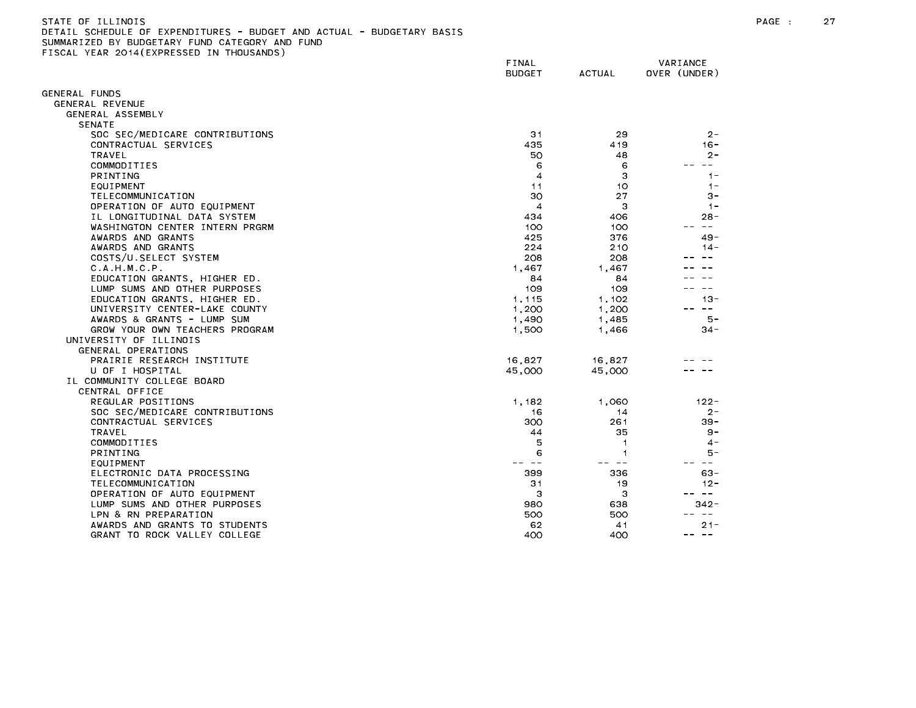STATE OF ILLINOIS
DETAIL SCHEDULE OF EXPENDITURES - BUDGET AND ACTUAL - BUDGETARY BASIS
SUMMARIZED BY BUDGETARY FUND CATEGORY AND FUND
FISCAL YEAR 2014(EXPRESSED IN THOUSANDS)

| | FINAL BUDGET | ACTUAL | VARIANCE OVER (UNDER) |
|---|---|---|---|
| GENERAL FUNDS | | | |
| GENERAL REVENUE | | | |
| GENERAL ASSEMBLY | | | |
| SENATE | | | |
| SOC SEC/MEDICARE CONTRIBUTIONS | 31 | 29 | 2- |
| CONTRACTUAL SERVICES | 435 | 419 | 16- |
| TRAVEL | 50 | 48 | 2- |
| COMMODITIES | 6 | 6 | -- -- |
| PRINTING | 4 | 3 | 1- |
| EQUIPMENT | 11 | 10 | 1- |
| TELECOMMUNICATION | 30 | 27 | 3- |
| OPERATION OF AUTO EQUIPMENT | 4 | 3 | 1- |
| IL LONGITUDINAL DATA SYSTEM | 434 | 406 | 28- |
| WASHINGTON CENTER INTERN PRGRM | 100 | 100 | -- -- |
| AWARDS AND GRANTS | 425 | 376 | 49- |
| AWARDS AND GRANTS | 224 | 210 | 14- |
| COSTS/U.SELECT SYSTEM | 208 | 208 | -- -- |
| C.A.H.M.C.P. | 1,467 | 1,467 | -- -- |
| EDUCATION GRANTS, HIGHER ED. | 84 | 84 | -- -- |
| LUMP SUMS AND OTHER PURPOSES | 109 | 109 | -- -- |
| EDUCATION GRANTS, HIGHER ED. | 1,115 | 1,102 | 13- |
| UNIVERSITY CENTER-LAKE COUNTY | 1,200 | 1,200 | -- -- |
| AWARDS & GRANTS - LUMP SUM | 1,490 | 1,485 | 5- |
| GROW YOUR OWN TEACHERS PROGRAM | 1,500 | 1,466 | 34- |
| UNIVERSITY OF ILLINOIS | | | |
| GENERAL OPERATIONS | | | |
| PRAIRIE RESEARCH INSTITUTE | 16,827 | 16,827 | -- -- |
| U OF I HOSPITAL | 45,000 | 45,000 | -- -- |
| IL COMMUNITY COLLEGE BOARD | | | |
| CENTRAL OFFICE | | | |
| REGULAR POSITIONS | 1,182 | 1,060 | 122- |
| SOC SEC/MEDICARE CONTRIBUTIONS | 16 | 14 | 2- |
| CONTRACTUAL SERVICES | 300 | 261 | 39- |
| TRAVEL | 44 | 35 | 9- |
| COMMODITIES | 5 | 1 | 4- |
| PRINTING | 6 | 1 | 5- |
| EQUIPMENT | -- -- | -- -- | -- -- |
| ELECTRONIC DATA PROCESSING | 399 | 336 | 63- |
| TELECOMMUNICATION | 31 | 19 | 12- |
| OPERATION OF AUTO EQUIPMENT | 3 | 3 | -- -- |
| LUMP SUMS AND OTHER PURPOSES | 980 | 638 | 342- |
| LPN & RN PREPARATION | 500 | 500 | -- -- |
| AWARDS AND GRANTS TO STUDENTS | 62 | 41 | 21- |
| GRANT TO ROCK VALLEY COLLEGE | 400 | 400 | -- -- |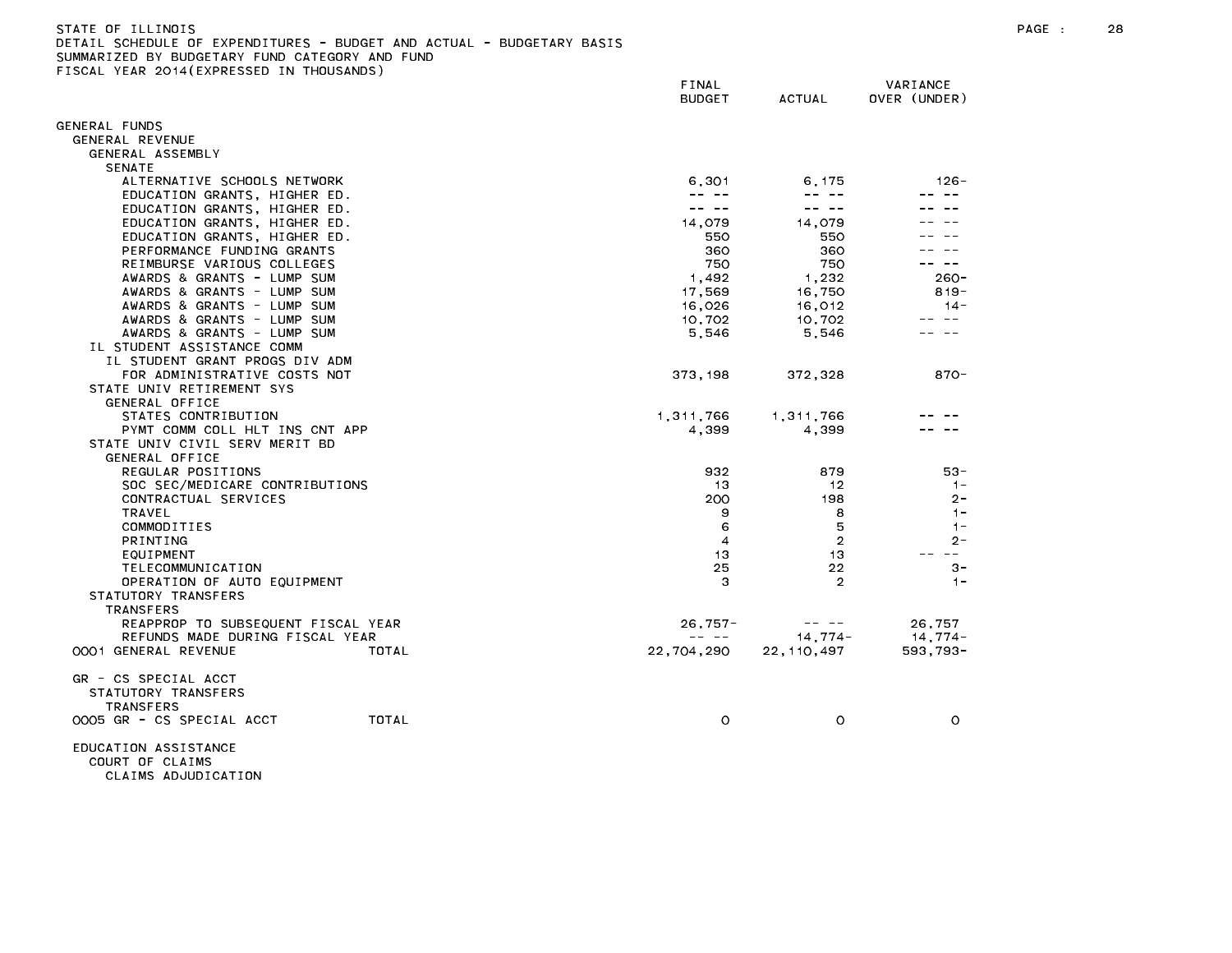STATE OF ILLINOIS
DETAIL SCHEDULE OF EXPENDITURES - BUDGET AND ACTUAL - BUDGETARY BASIS
SUMMARIZED BY BUDGETARY FUND CATEGORY AND FUND
FISCAL YEAR 2014(EXPRESSED IN THOUSANDS)

| | | FINAL BUDGET | ACTUAL | VARIANCE OVER (UNDER) |
|---|---|---|---|---|
| GENERAL FUNDS | | | | |
| GENERAL REVENUE | | | | |
| GENERAL ASSEMBLY | | | | |
| SENATE | | | | |
| ALTERNATIVE SCHOOLS NETWORK | | 6,301 | 6,175 | 126- |
| EDUCATION GRANTS, HIGHER ED. | | -- -- | -- -- | -- -- |
| EDUCATION GRANTS, HIGHER ED. | | -- -- | -- -- | -- -- |
| EDUCATION GRANTS, HIGHER ED. | | 14,079 | 14,079 | -- -- |
| EDUCATION GRANTS, HIGHER ED. | | 550 | 550 | -- -- |
| PERFORMANCE FUNDING GRANTS | | 360 | 360 | -- -- |
| REIMBURSE VARIOUS COLLEGES | | 750 | 750 | -- -- |
| AWARDS & GRANTS - LUMP SUM | | 1,492 | 1,232 | 260- |
| AWARDS & GRANTS - LUMP SUM | | 17,569 | 16,750 | 819- |
| AWARDS & GRANTS - LUMP SUM | | 16,026 | 16,012 | 14- |
| AWARDS & GRANTS - LUMP SUM | | 10,702 | 10,702 | -- -- |
| AWARDS & GRANTS - LUMP SUM | | 5,546 | 5,546 | -- -- |
| IL STUDENT ASSISTANCE COMM | | | | |
| IL STUDENT GRANT PROGS DIV ADM | | | | |
| FOR ADMINISTRATIVE COSTS NOT | | 373,198 | 372,328 | 870- |
| STATE UNIV RETIREMENT SYS | | | | |
| GENERAL OFFICE | | | | |
| STATES CONTRIBUTION | | 1,311,766 | 1,311,766 | -- -- |
| PYMT COMM COLL HLT INS CNT APP | | 4,399 | 4,399 | -- -- |
| STATE UNIV CIVIL SERV MERIT BD | | | | |
| GENERAL OFFICE | | | | |
| REGULAR POSITIONS | | 932 | 879 | 53- |
| SOC SEC/MEDICARE CONTRIBUTIONS | | 13 | 12 | 1- |
| CONTRACTUAL SERVICES | | 200 | 198 | 2- |
| TRAVEL | | 9 | 8 | 1- |
| COMMODITIES | | 6 | 5 | 1- |
| PRINTING | | 4 | 2 | 2- |
| EQUIPMENT | | 13 | 13 | -- -- |
| TELECOMMUNICATION | | 25 | 22 | 3- |
| OPERATION OF AUTO EQUIPMENT | | 3 | 2 | 1- |
| STATUTORY TRANSFERS | | | | |
| TRANSFERS | | | | |
| REAPPROP TO SUBSEQUENT FISCAL YEAR | | 26,757- | -- -- | 26,757 |
| REFUNDS MADE DURING FISCAL YEAR | | -- -- | 14,774- | 14,774- |
| 0001 GENERAL REVENUE | TOTAL | 22,704,290 | 22,110,497 | 593,793- |
| GR - CS SPECIAL ACCT | | | | |
| STATUTORY TRANSFERS | | | | |
| TRANSFERS | | | | |
| 0005 GR - CS SPECIAL ACCT | TOTAL | 0 | 0 | 0 |
| EDUCATION ASSISTANCE | | | | |
| COURT OF CLAIMS | | | | |
| CLAIMS ADJUDICATION | | | | |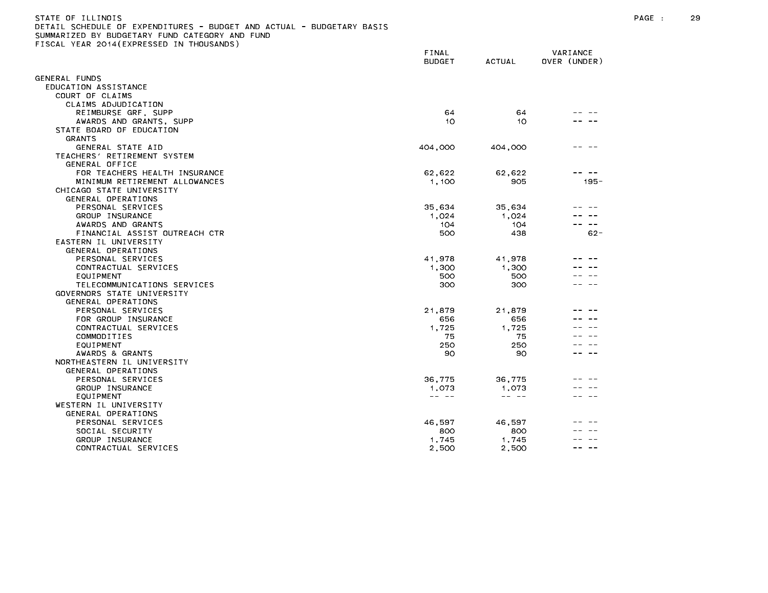STATE OF ILLINOIS
DETAIL SCHEDULE OF EXPENDITURES - BUDGET AND ACTUAL - BUDGETARY BASIS
SUMMARIZED BY BUDGETARY FUND CATEGORY AND FUND
FISCAL YEAR 2014(EXPRESSED IN THOUSANDS)

| | FINAL BUDGET | ACTUAL | VARIANCE OVER (UNDER) |
|---|---|---|---|
| GENERAL FUNDS | | | |
| EDUCATION ASSISTANCE | | | |
| COURT OF CLAIMS | | | |
| CLAIMS ADJUDICATION | | | |
| REIMBURSE GRF, SUPP | 64 | 64 | -- -- |
| AWARDS AND GRANTS, SUPP | 10 | 10 | -- -- |
| STATE BOARD OF EDUCATION | | | |
| GRANTS | | | |
| GENERAL STATE AID | 404,000 | 404,000 | -- -- |
| TEACHERS' RETIREMENT SYSTEM | | | |
| GENERAL OFFICE | | | |
| FOR TEACHERS HEALTH INSURANCE | 62,622 | 62,622 | -- -- |
| MINIMUM RETIREMENT ALLOWANCES | 1,100 | 905 | 195- |
| CHICAGO STATE UNIVERSITY | | | |
| GENERAL OPERATIONS | | | |
| PERSONAL SERVICES | 35,634 | 35,634 | -- -- |
| GROUP INSURANCE | 1,024 | 1,024 | -- -- |
| AWARDS AND GRANTS | 104 | 104 | -- -- |
| FINANCIAL ASSIST OUTREACH CTR | 500 | 438 | 62- |
| EASTERN IL UNIVERSITY | | | |
| GENERAL OPERATIONS | | | |
| PERSONAL SERVICES | 41,978 | 41,978 | -- -- |
| CONTRACTUAL SERVICES | 1,300 | 1,300 | -- -- |
| EQUIPMENT | 500 | 500 | -- -- |
| TELECOMMUNICATIONS SERVICES | 300 | 300 | -- -- |
| GOVERNORS STATE UNIVERSITY | | | |
| GENERAL OPERATIONS | | | |
| PERSONAL SERVICES | 21,879 | 21,879 | -- -- |
| FOR GROUP INSURANCE | 656 | 656 | -- -- |
| CONTRACTUAL SERVICES | 1,725 | 1,725 | -- -- |
| COMMODITIES | 75 | 75 | -- -- |
| EQUIPMENT | 250 | 250 | -- -- |
| AWARDS & GRANTS | 90 | 90 | -- -- |
| NORTHEASTERN IL UNIVERSITY | | | |
| GENERAL OPERATIONS | | | |
| PERSONAL SERVICES | 36,775 | 36,775 | -- -- |
| GROUP INSURANCE | 1,073 | 1,073 | -- -- |
| EQUIPMENT | -- -- | -- -- | -- -- |
| WESTERN IL UNIVERSITY | | | |
| GENERAL OPERATIONS | | | |
| PERSONAL SERVICES | 46,597 | 46,597 | -- -- |
| SOCIAL SECURITY | 800 | 800 | -- -- |
| GROUP INSURANCE | 1,745 | 1,745 | -- -- |
| CONTRACTUAL SERVICES | 2,500 | 2,500 | -- -- |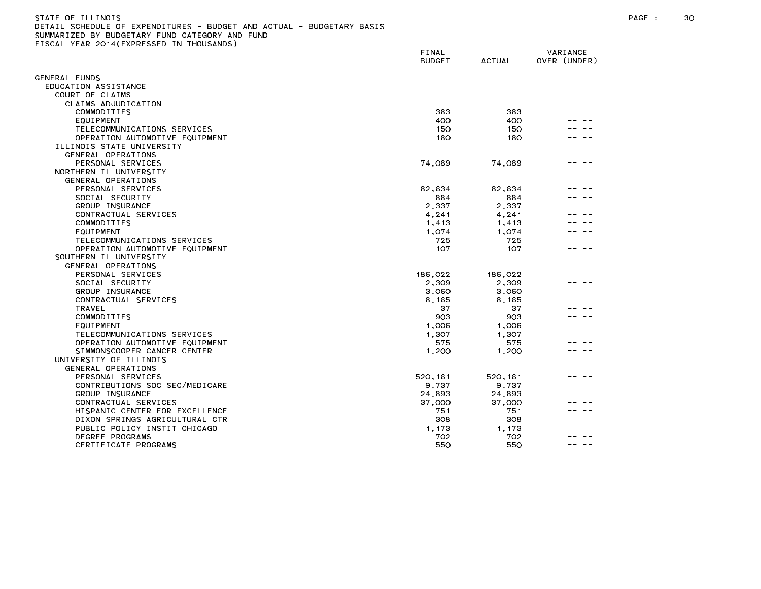STATE OF ILLINOIS
DETAIL SCHEDULE OF EXPENDITURES - BUDGET AND ACTUAL - BUDGETARY BASIS
SUMMARIZED BY BUDGETARY FUND CATEGORY AND FUND
FISCAL YEAR 2014(EXPRESSED IN THOUSANDS)

| | FINAL BUDGET | ACTUAL | VARIANCE OVER (UNDER) |
|---|---|---|---|
| GENERAL FUNDS | | | |
| EDUCATION ASSISTANCE | | | |
| COURT OF CLAIMS | | | |
| CLAIMS ADJUDICATION | | | |
| COMMODITIES | 383 | 383 | -- -- |
| EQUIPMENT | 400 | 400 | -- -- |
| TELECOMMUNICATIONS SERVICES | 150 | 150 | -- -- |
| OPERATION AUTOMOTIVE EQUIPMENT | 180 | 180 | -- -- |
| ILLINOIS STATE UNIVERSITY | | | |
| GENERAL OPERATIONS | | | |
| PERSONAL SERVICES | 74,089 | 74,089 | -- -- |
| NORTHERN IL UNIVERSITY | | | |
| GENERAL OPERATIONS | | | |
| PERSONAL SERVICES | 82,634 | 82,634 | -- -- |
| SOCIAL SECURITY | 884 | 884 | -- -- |
| GROUP INSURANCE | 2,337 | 2,337 | -- -- |
| CONTRACTUAL SERVICES | 4,241 | 4,241 | -- -- |
| COMMODITIES | 1,413 | 1,413 | -- -- |
| EQUIPMENT | 1,074 | 1,074 | -- -- |
| TELECOMMUNICATIONS SERVICES | 725 | 725 | -- -- |
| OPERATION AUTOMOTIVE EQUIPMENT | 107 | 107 | -- -- |
| SOUTHERN IL UNIVERSITY | | | |
| GENERAL OPERATIONS | | | |
| PERSONAL SERVICES | 186,022 | 186,022 | -- -- |
| SOCIAL SECURITY | 2,309 | 2,309 | -- -- |
| GROUP INSURANCE | 3,060 | 3,060 | -- -- |
| CONTRACTUAL SERVICES | 8,165 | 8,165 | -- -- |
| TRAVEL | 37 | 37 | -- -- |
| COMMODITIES | 903 | 903 | -- -- |
| EQUIPMENT | 1,006 | 1,006 | -- -- |
| TELECOMMUNICATIONS SERVICES | 1,307 | 1,307 | -- -- |
| OPERATION AUTOMOTIVE EQUIPMENT | 575 | 575 | -- -- |
| SIMMONSCOOPER CANCER CENTER | 1,200 | 1,200 | -- -- |
| UNIVERSITY OF ILLINOIS | | | |
| GENERAL OPERATIONS | | | |
| PERSONAL SERVICES | 520,161 | 520,161 | -- -- |
| CONTRIBUTIONS SOC SEC/MEDICARE | 9,737 | 9,737 | -- -- |
| GROUP INSURANCE | 24,893 | 24,893 | -- -- |
| CONTRACTUAL SERVICES | 37,000 | 37,000 | -- -- |
| HISPANIC CENTER FOR EXCELLENCE | 751 | 751 | -- -- |
| DIXON SPRINGS AGRICULTURAL CTR | 308 | 308 | -- -- |
| PUBLIC POLICY INSTIT CHICAGO | 1,173 | 1,173 | -- -- |
| DEGREE PROGRAMS | 702 | 702 | -- -- |
| CERTIFICATE PROGRAMS | 550 | 550 | -- -- |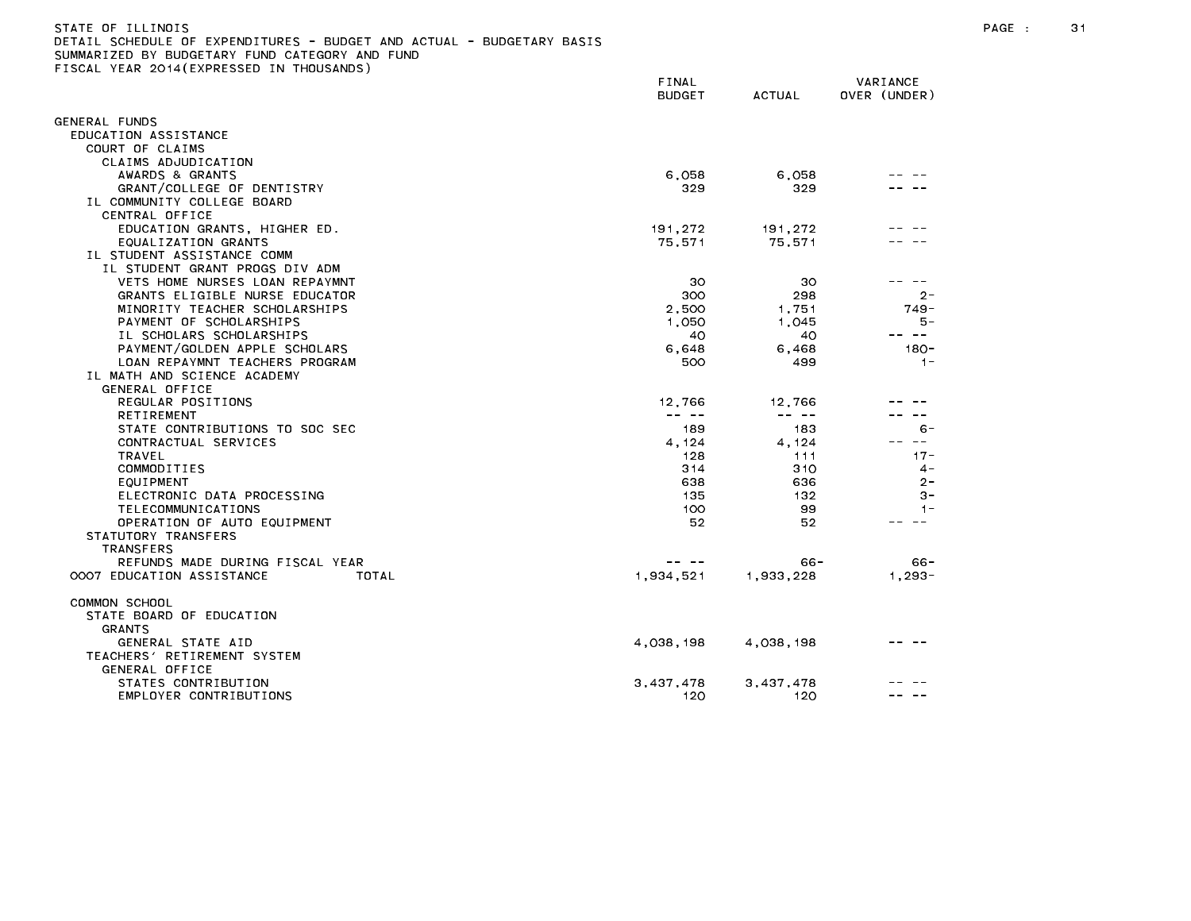STATE OF ILLINOIS
DETAIL SCHEDULE OF EXPENDITURES - BUDGET AND ACTUAL - BUDGETARY BASIS
SUMMARIZED BY BUDGETARY FUND CATEGORY AND FUND
FISCAL YEAR 2014(EXPRESSED IN THOUSANDS)

| | FINAL BUDGET | ACTUAL | VARIANCE OVER (UNDER) |
|---|---|---|---|
| GENERAL FUNDS | | | |
| EDUCATION ASSISTANCE | | | |
| COURT OF CLAIMS | | | |
| CLAIMS ADJUDICATION | | | |
| AWARDS & GRANTS | 6,058 | 6,058 | -- -- |
| GRANT/COLLEGE OF DENTISTRY | 329 | 329 | -- -- |
| IL COMMUNITY COLLEGE BOARD | | | |
| CENTRAL OFFICE | | | |
| EDUCATION GRANTS, HIGHER ED. | 191,272 | 191,272 | -- -- |
| EQUALIZATION GRANTS | 75,571 | 75,571 | -- -- |
| IL STUDENT ASSISTANCE COMM | | | |
| IL STUDENT GRANT PROGS DIV ADM | | | |
| VETS HOME NURSES LOAN REPAYMNT | 30 | 30 | -- -- |
| GRANTS ELIGIBLE NURSE EDUCATOR | 300 | 298 | 2- |
| MINORITY TEACHER SCHOLARSHIPS | 2,500 | 1,751 | 749- |
| PAYMENT OF SCHOLARSHIPS | 1,050 | 1,045 | 5- |
| IL SCHOLARS SCHOLARSHIPS | 40 | 40 | -- -- |
| PAYMENT/GOLDEN APPLE SCHOLARS | 6,648 | 6,468 | 180- |
| LOAN REPAYMNT TEACHERS PROGRAM | 500 | 499 | 1- |
| IL MATH AND SCIENCE ACADEMY | | | |
| GENERAL OFFICE | | | |
| REGULAR POSITIONS | 12,766 | 12,766 | -- -- |
| RETIREMENT | -- -- | -- -- | -- -- |
| STATE CONTRIBUTIONS TO SOC SEC | 189 | 183 | 6- |
| CONTRACTUAL SERVICES | 4,124 | 4,124 | -- -- |
| TRAVEL | 128 | 111 | 17- |
| COMMODITIES | 314 | 310 | 4- |
| EQUIPMENT | 638 | 636 | 2- |
| ELECTRONIC DATA PROCESSING | 135 | 132 | 3- |
| TELECOMMUNICATIONS | 100 | 99 | 1- |
| OPERATION OF AUTO EQUIPMENT | 52 | 52 | -- -- |
| STATUTORY TRANSFERS | | | |
| TRANSFERS | | | |
| REFUNDS MADE DURING FISCAL YEAR | -- -- | 66- | 66- |
| 0007 EDUCATION ASSISTANCE TOTAL | 1,934,521 | 1,933,228 | 1,293- |
| | | | |
| COMMON SCHOOL | | | |
| STATE BOARD OF EDUCATION | | | |
| GRANTS | | | |
| GENERAL STATE AID | 4,038,198 | 4,038,198 | -- -- |
| TEACHERS' RETIREMENT SYSTEM | | | |
| GENERAL OFFICE | | | |
| STATES CONTRIBUTION | 3,437,478 | 3,437,478 | -- -- |
| EMPLOYER CONTRIBUTIONS | 120 | 120 | -- -- |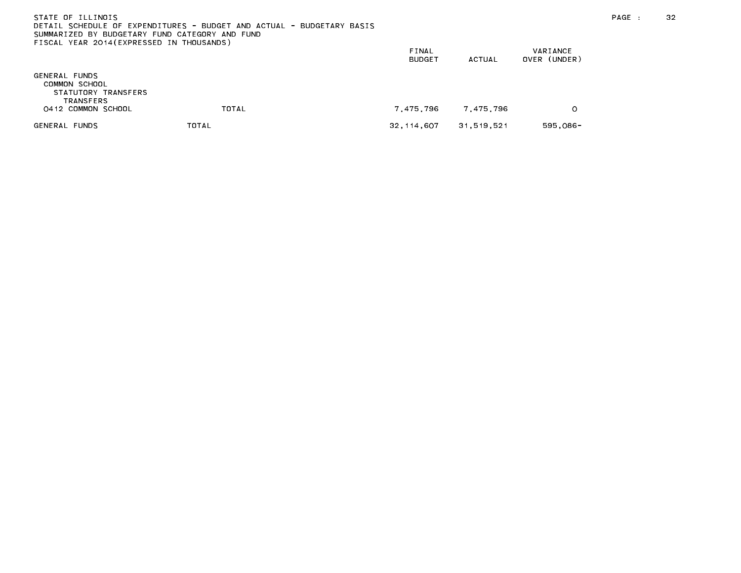STATE OF ILLINOIS
DETAIL SCHEDULE OF EXPENDITURES - BUDGET AND ACTUAL - BUDGETARY BASIS
SUMMARIZED BY BUDGETARY FUND CATEGORY AND FUND
FISCAL YEAR 2014(EXPRESSED IN THOUSANDS)

| | | FINAL BUDGET | ACTUAL | VARIANCE OVER (UNDER) |
|---|---|---|---|---|
| GENERAL FUNDS | | | | |
| COMMON SCHOOL | | | | |
| STATUTORY TRANSFERS | | | | |
| TRANSFERS | | | | |
| 0412 COMMON SCHOOL | TOTAL | 7,475,796 | 7,475,796 | 0 |
| GENERAL FUNDS | TOTAL | 32,114,607 | 31,519,521 | 595,086- |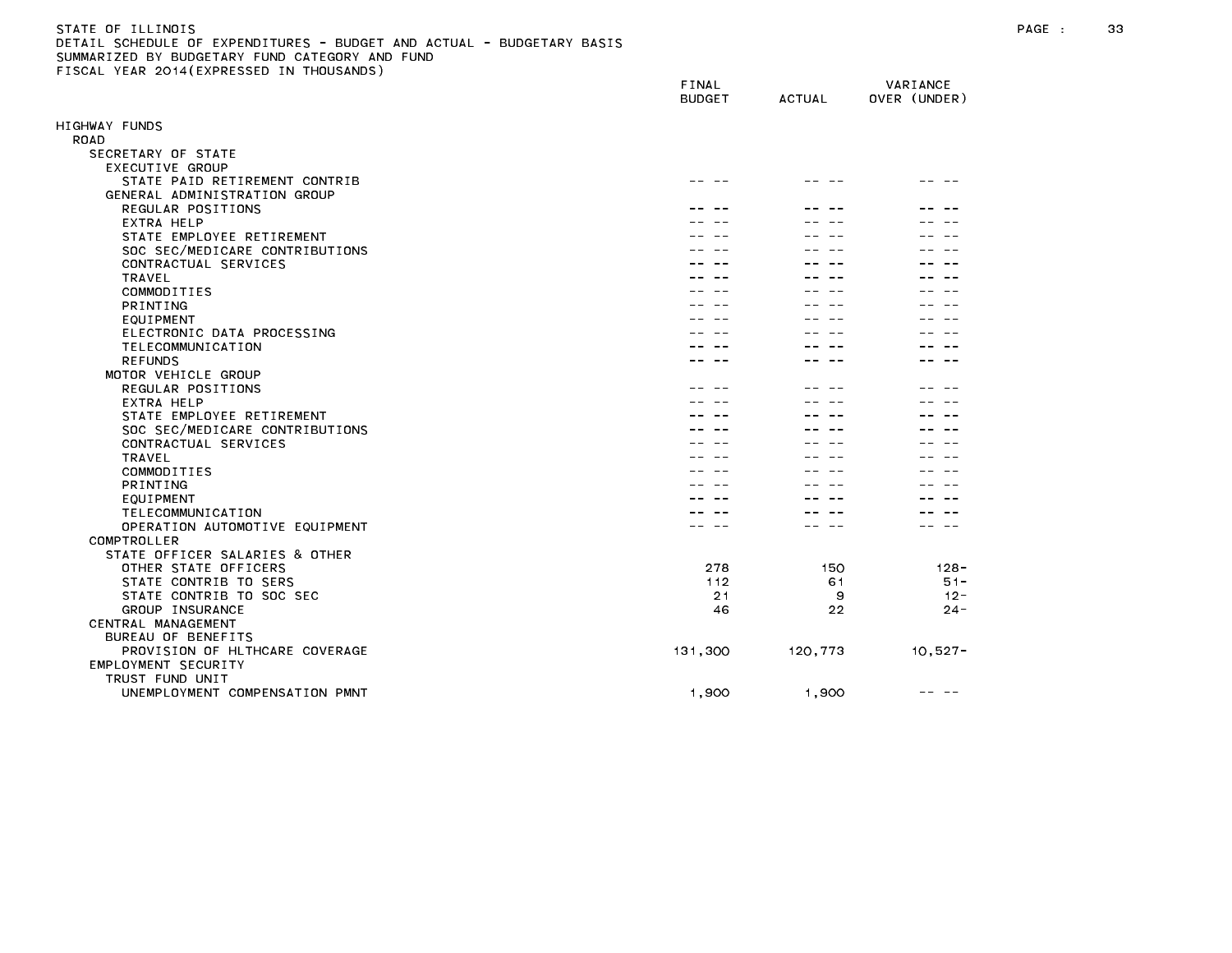STATE OF ILLINOIS
DETAIL SCHEDULE OF EXPENDITURES - BUDGET AND ACTUAL - BUDGETARY BASIS
SUMMARIZED BY BUDGETARY FUND CATEGORY AND FUND
FISCAL YEAR 2014(EXPRESSED IN THOUSANDS)

| | FINAL BUDGET | ACTUAL | VARIANCE OVER (UNDER) |
|---|---|---|---|
| HIGHWAY FUNDS | | | |
| ROAD | | | |
| SECRETARY OF STATE | | | |
| EXECUTIVE GROUP | | | |
| STATE PAID RETIREMENT CONTRIB | -- -- | -- -- | -- -- |
| GENERAL ADMINISTRATION GROUP | | | |
| REGULAR POSITIONS | -- -- | -- -- | -- -- |
| EXTRA HELP | -- -- | -- -- | -- -- |
| STATE EMPLOYEE RETIREMENT | -- -- | -- -- | -- -- |
| SOC SEC/MEDICARE CONTRIBUTIONS | -- -- | -- -- | -- -- |
| CONTRACTUAL SERVICES | -- -- | -- -- | -- -- |
| TRAVEL | -- -- | -- -- | -- -- |
| COMMODITIES | -- -- | -- -- | -- -- |
| PRINTING | -- -- | -- -- | -- -- |
| EQUIPMENT | -- -- | -- -- | -- -- |
| ELECTRONIC DATA PROCESSING | -- -- | -- -- | -- -- |
| TELECOMMUNICATION | -- -- | -- -- | -- -- |
| REFUNDS | -- -- | -- -- | -- -- |
| MOTOR VEHICLE GROUP | | | |
| REGULAR POSITIONS | -- -- | -- -- | -- -- |
| EXTRA HELP | -- -- | -- -- | -- -- |
| STATE EMPLOYEE RETIREMENT | -- -- | -- -- | -- -- |
| SOC SEC/MEDICARE CONTRIBUTIONS | -- -- | -- -- | -- -- |
| CONTRACTUAL SERVICES | -- -- | -- -- | -- -- |
| TRAVEL | -- -- | -- -- | -- -- |
| COMMODITIES | -- -- | -- -- | -- -- |
| PRINTING | -- -- | -- -- | -- -- |
| EQUIPMENT | -- -- | -- -- | -- -- |
| TELECOMMUNICATION | -- -- | -- -- | -- -- |
| OPERATION AUTOMOTIVE EQUIPMENT | -- -- | -- -- | -- -- |
| COMPTROLLER | | | |
| STATE OFFICER SALARIES & OTHER | | | |
| OTHER STATE OFFICERS | 278 | 150 | 128- |
| STATE CONTRIB TO SERS | 112 | 61 | 51- |
| STATE CONTRIB TO SOC SEC | 21 | 9 | 12- |
| GROUP INSURANCE | 46 | 22 | 24- |
| CENTRAL MANAGEMENT | | | |
| BUREAU OF BENEFITS | | | |
| PROVISION OF HLTHCARE COVERAGE | 131,300 | 120,773 | 10,527- |
| EMPLOYMENT SECURITY | | | |
| TRUST FUND UNIT | | | |
| UNEMPLOYMENT COMPENSATION PMNT | 1,900 | 1,900 | -- -- |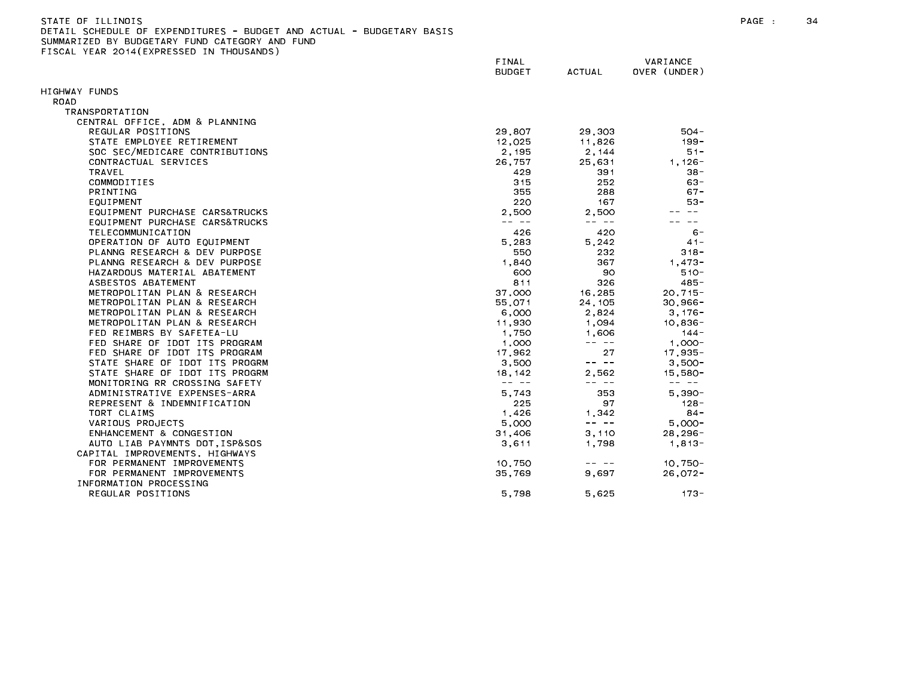STATE OF ILLINOIS
DETAIL SCHEDULE OF EXPENDITURES - BUDGET AND ACTUAL - BUDGETARY BASIS
SUMMARIZED BY BUDGETARY FUND CATEGORY AND FUND
FISCAL YEAR 2014(EXPRESSED IN THOUSANDS)

| | FINAL BUDGET | ACTUAL | VARIANCE OVER (UNDER) |
|---|---|---|---|
| HIGHWAY FUNDS | | | |
| ROAD | | | |
| TRANSPORTATION | | | |
| CENTRAL OFFICE, ADM & PLANNING | | | |
| REGULAR POSITIONS | 29,807 | 29,303 | 504- |
| STATE EMPLOYEE RETIREMENT | 12,025 | 11,826 | 199- |
| SOC SEC/MEDICARE CONTRIBUTIONS | 2,195 | 2,144 | 51- |
| CONTRACTUAL SERVICES | 26,757 | 25,631 | 1,126- |
| TRAVEL | 429 | 391 | 38- |
| COMMODITIES | 315 | 252 | 63- |
| PRINTING | 355 | 288 | 67- |
| EQUIPMENT | 220 | 167 | 53- |
| EQUIPMENT PURCHASE CARS&TRUCKS | 2,500 | 2,500 | -- -- |
| EQUIPMENT PURCHASE CARS&TRUCKS | -- -- | -- -- | -- -- |
| TELECOMMUNICATION | 426 | 420 | 6- |
| OPERATION OF AUTO EQUIPMENT | 5,283 | 5,242 | 41- |
| PLANNG RESEARCH & DEV PURPOSE | 550 | 232 | 318- |
| PLANNG RESEARCH & DEV PURPOSE | 1,840 | 367 | 1,473- |
| HAZARDOUS MATERIAL ABATEMENT | 600 | 90 | 510- |
| ASBESTOS ABATEMENT | 811 | 326 | 485- |
| METROPOLITAN PLAN & RESEARCH | 37,000 | 16,285 | 20,715- |
| METROPOLITAN PLAN & RESEARCH | 55,071 | 24,105 | 30,966- |
| METROPOLITAN PLAN & RESEARCH | 6,000 | 2,824 | 3,176- |
| METROPOLITAN PLAN & RESEARCH | 11,930 | 1,094 | 10,836- |
| FED REIMBRS BY SAFETEA-LU | 1,750 | 1,606 | 144- |
| FED SHARE OF IDOT ITS PROGRAM | 1,000 | -- -- | 1,000- |
| FED SHARE OF IDOT ITS PROGRAM | 17,962 | 27 | 17,935- |
| STATE SHARE OF IDOT ITS PROGRM | 3,500 | -- -- | 3,500- |
| STATE SHARE OF IDOT ITS PROGRM | 18,142 | 2,562 | 15,580- |
| MONITORING RR CROSSING SAFETY | -- -- | -- -- | -- -- |
| ADMINISTRATIVE EXPENSES-ARRA | 5,743 | 353 | 5,390- |
| REPRESENT & INDEMNIFICATION | 225 | 97 | 128- |
| TORT CLAIMS | 1,426 | 1,342 | 84- |
| VARIOUS PROJECTS | 5,000 | -- -- | 5,000- |
| ENHANCEMENT & CONGESTION | 31,406 | 3,110 | 28,296- |
| AUTO LIAB PAYMNTS DOT,ISP&SOS | 3,611 | 1,798 | 1,813- |
| CAPITAL IMPROVEMENTS, HIGHWAYS | | | |
| FOR PERMANENT IMPROVEMENTS | 10,750 | -- -- | 10,750- |
| FOR PERMANENT IMPROVEMENTS | 35,769 | 9,697 | 26,072- |
| INFORMATION PROCESSING | | | |
| REGULAR POSITIONS | 5,798 | 5,625 | 173- |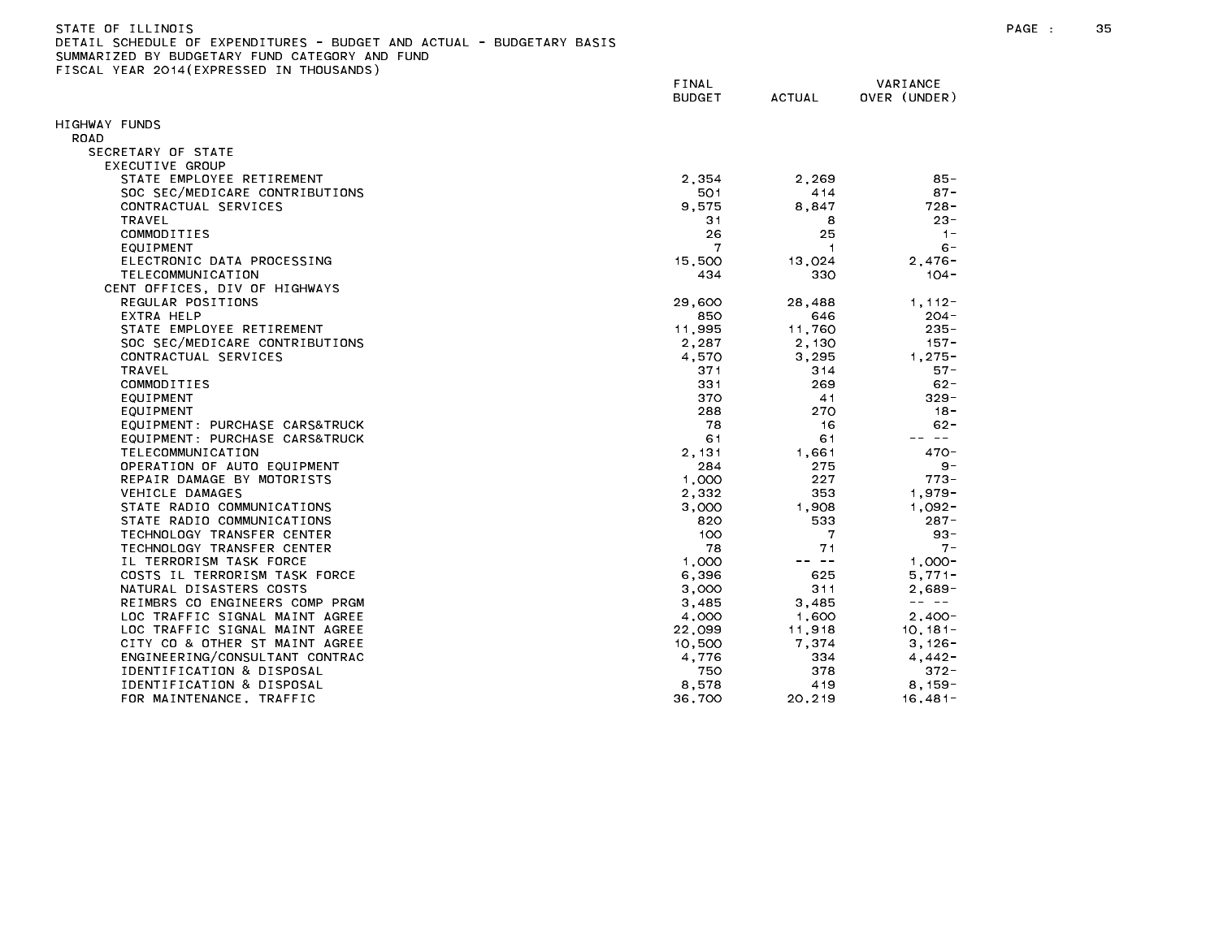STATE OF ILLINOIS
DETAIL SCHEDULE OF EXPENDITURES - BUDGET AND ACTUAL - BUDGETARY BASIS
SUMMARIZED BY BUDGETARY FUND CATEGORY AND FUND
FISCAL YEAR 2014(EXPRESSED IN THOUSANDS)

| | FINAL BUDGET | ACTUAL | VARIANCE OVER (UNDER) |
|---|---|---|---|
| HIGHWAY FUNDS | | | |
| ROAD | | | |
| SECRETARY OF STATE | | | |
| EXECUTIVE GROUP | | | |
| STATE EMPLOYEE RETIREMENT | 2,354 | 2,269 | 85- |
| SOC SEC/MEDICARE CONTRIBUTIONS | 501 | 414 | 87- |
| CONTRACTUAL SERVICES | 9,575 | 8,847 | 728- |
| TRAVEL | 31 | 8 | 23- |
| COMMODITIES | 26 | 25 | 1- |
| EQUIPMENT | 7 | 1 | 6- |
| ELECTRONIC DATA PROCESSING | 15,500 | 13,024 | 2,476- |
| TELECOMMUNICATION | 434 | 330 | 104- |
| CENT OFFICES, DIV OF HIGHWAYS | | | |
| REGULAR POSITIONS | 29,600 | 28,488 | 1,112- |
| EXTRA HELP | 850 | 646 | 204- |
| STATE EMPLOYEE RETIREMENT | 11,995 | 11,760 | 235- |
| SOC SEC/MEDICARE CONTRIBUTIONS | 2,287 | 2,130 | 157- |
| CONTRACTUAL SERVICES | 4,570 | 3,295 | 1,275- |
| TRAVEL | 371 | 314 | 57- |
| COMMODITIES | 331 | 269 | 62- |
| EQUIPMENT | 370 | 41 | 329- |
| EQUIPMENT | 288 | 270 | 18- |
| EQUIPMENT: PURCHASE CARS&TRUCK | 78 | 16 | 62- |
| EQUIPMENT: PURCHASE CARS&TRUCK | 61 | 61 | -- -- |
| TELECOMMUNICATION | 2,131 | 1,661 | 470- |
| OPERATION OF AUTO EQUIPMENT | 284 | 275 | 9- |
| REPAIR DAMAGE BY MOTORISTS | 1,000 | 227 | 773- |
| VEHICLE DAMAGES | 2,332 | 353 | 1,979- |
| STATE RADIO COMMUNICATIONS | 3,000 | 1,908 | 1,092- |
| STATE RADIO COMMUNICATIONS | 820 | 533 | 287- |
| TECHNOLOGY TRANSFER CENTER | 100 | 7 | 93- |
| TECHNOLOGY TRANSFER CENTER | 78 | 71 | 7- |
| IL TERRORISM TASK FORCE | 1,000 | -- -- | 1,000- |
| COSTS IL TERRORISM TASK FORCE | 6,396 | 625 | 5,771- |
| NATURAL DISASTERS COSTS | 3,000 | 311 | 2,689- |
| REIMBRS CO ENGINEERS COMP PRGM | 3,485 | 3,485 | -- -- |
| LOC TRAFFIC SIGNAL MAINT AGREE | 4,000 | 1,600 | 2,400- |
| LOC TRAFFIC SIGNAL MAINT AGREE | 22,099 | 11,918 | 10,181- |
| CITY CO & OTHER ST MAINT AGREE | 10,500 | 7,374 | 3,126- |
| ENGINEERING/CONSULTANT CONTRAC | 4,776 | 334 | 4,442- |
| IDENTIFICATION & DISPOSAL | 750 | 378 | 372- |
| IDENTIFICATION & DISPOSAL | 8,578 | 419 | 8,159- |
| FOR MAINTENANCE, TRAFFIC | 36,700 | 20,219 | 16,481- |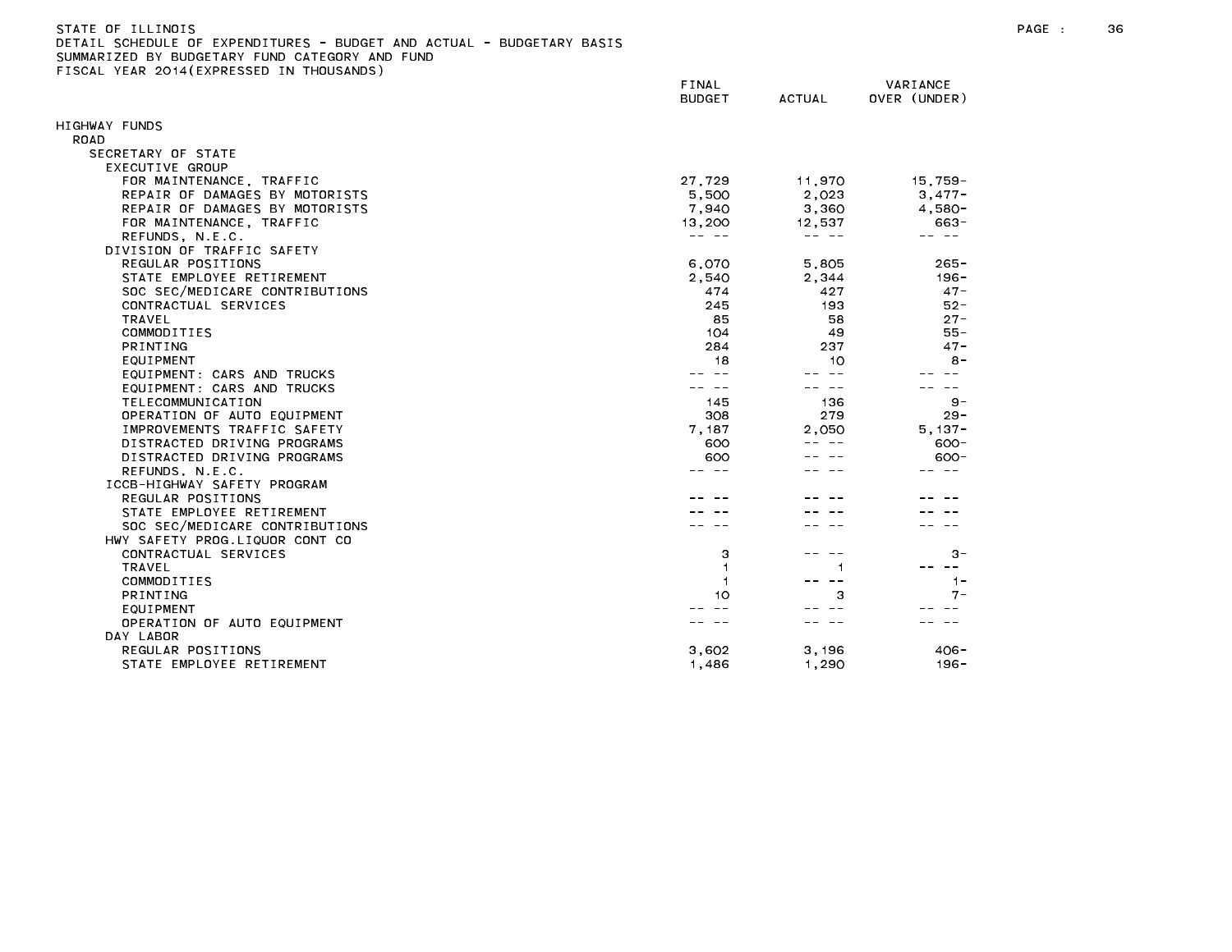STATE OF ILLINOIS
DETAIL SCHEDULE OF EXPENDITURES - BUDGET AND ACTUAL - BUDGETARY BASIS
SUMMARIZED BY BUDGETARY FUND CATEGORY AND FUND
FISCAL YEAR 2014(EXPRESSED IN THOUSANDS)

| | FINAL BUDGET | ACTUAL | VARIANCE OVER (UNDER) |
|---|---|---|---|
| HIGHWAY FUNDS | | | |
| ROAD | | | |
| SECRETARY OF STATE | | | |
| EXECUTIVE GROUP | | | |
| FOR MAINTENANCE, TRAFFIC | 27,729 | 11,970 | 15,759- |
| REPAIR OF DAMAGES BY MOTORISTS | 5,500 | 2,023 | 3,477- |
| REPAIR OF DAMAGES BY MOTORISTS | 7,940 | 3,360 | 4,580- |
| FOR MAINTENANCE, TRAFFIC | 13,200 | 12,537 | 663- |
| REFUNDS, N.E.C. | -- -- | -- -- | -- -- |
| DIVISION OF TRAFFIC SAFETY | | | |
| REGULAR POSITIONS | 6,070 | 5,805 | 265- |
| STATE EMPLOYEE RETIREMENT | 2,540 | 2,344 | 196- |
| SOC SEC/MEDICARE CONTRIBUTIONS | 474 | 427 | 47- |
| CONTRACTUAL SERVICES | 245 | 193 | 52- |
| TRAVEL | 85 | 58 | 27- |
| COMMODITIES | 104 | 49 | 55- |
| PRINTING | 284 | 237 | 47- |
| EQUIPMENT | 18 | 10 | 8- |
| EQUIPMENT: CARS AND TRUCKS | -- -- | -- -- | -- -- |
| EQUIPMENT: CARS AND TRUCKS | -- -- | -- -- | -- -- |
| TELECOMMUNICATION | 145 | 136 | 9- |
| OPERATION OF AUTO EQUIPMENT | 308 | 279 | 29- |
| IMPROVEMENTS TRAFFIC SAFETY | 7,187 | 2,050 | 5,137- |
| DISTRACTED DRIVING PROGRAMS | 600 | -- -- | 600- |
| DISTRACTED DRIVING PROGRAMS | 600 | -- -- | 600- |
| REFUNDS, N.E.C. | -- -- | -- -- | -- -- |
| ICCB-HIGHWAY SAFETY PROGRAM | | | |
| REGULAR POSITIONS | -- -- | -- -- | -- -- |
| STATE EMPLOYEE RETIREMENT | -- -- | -- -- | -- -- |
| SOC SEC/MEDICARE CONTRIBUTIONS | -- -- | -- -- | -- -- |
| HWY SAFETY PROG.LIQUOR CONT CO | | | |
| CONTRACTUAL SERVICES | 3 | -- -- | 3- |
| TRAVEL | 1 | 1 | -- -- |
| COMMODITIES | 1 | -- -- | 1- |
| PRINTING | 10 | 3 | 7- |
| EQUIPMENT | -- -- | -- -- | -- -- |
| OPERATION OF AUTO EQUIPMENT | -- -- | -- -- | -- -- |
| DAY LABOR | | | |
| REGULAR POSITIONS | 3,602 | 3,196 | 406- |
| STATE EMPLOYEE RETIREMENT | 1,486 | 1,290 | 196- |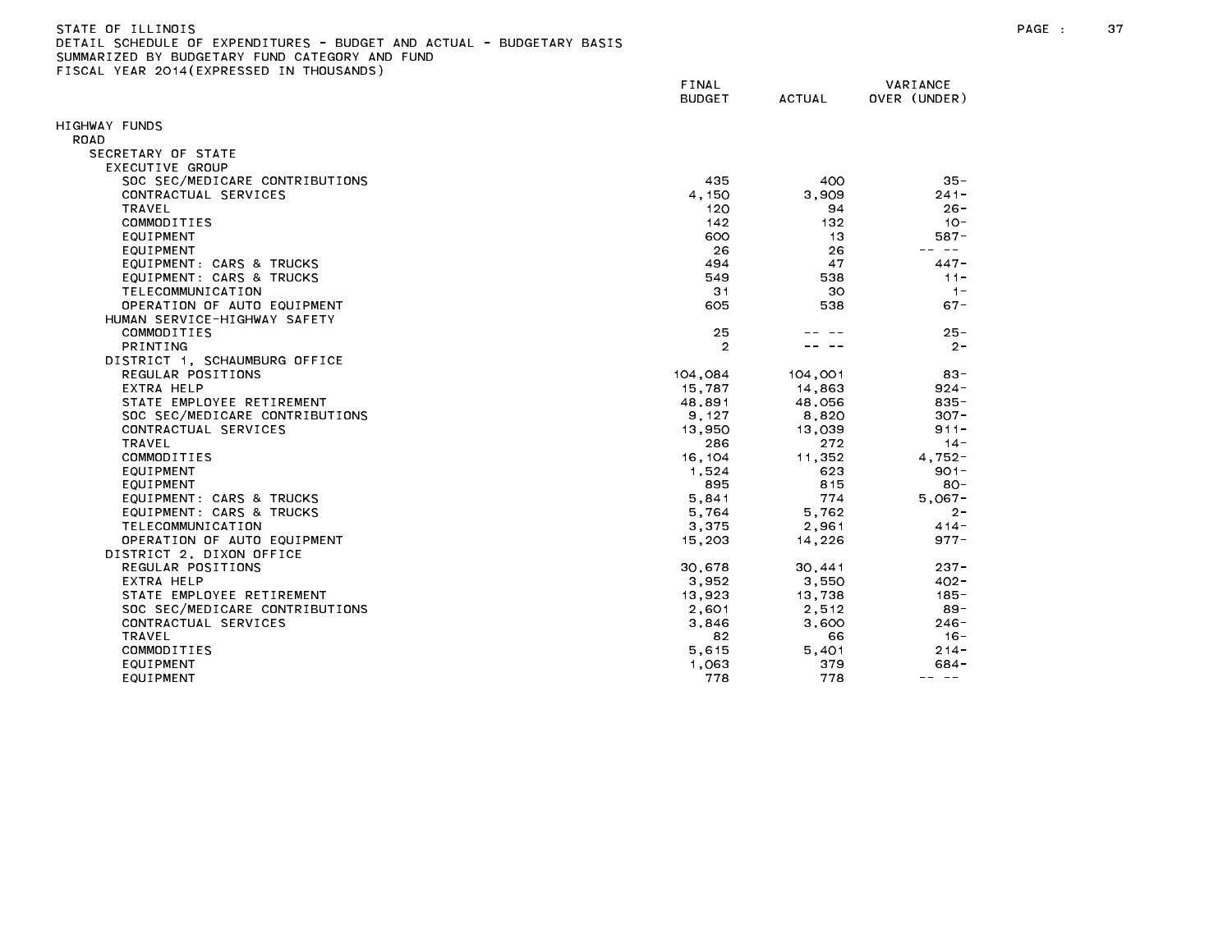STATE OF ILLINOIS
DETAIL SCHEDULE OF EXPENDITURES - BUDGET AND ACTUAL - BUDGETARY BASIS
SUMMARIZED BY BUDGETARY FUND CATEGORY AND FUND
FISCAL YEAR 2014(EXPRESSED IN THOUSANDS)

| | FINAL BUDGET | ACTUAL | VARIANCE OVER (UNDER) |
|---|---|---|---|
| HIGHWAY FUNDS | | | |
| ROAD | | | |
| SECRETARY OF STATE | | | |
| EXECUTIVE GROUP | | | |
| SOC SEC/MEDICARE CONTRIBUTIONS | 435 | 400 | 35- |
| CONTRACTUAL SERVICES | 4,150 | 3,909 | 241- |
| TRAVEL | 120 | 94 | 26- |
| COMMODITIES | 142 | 132 | 10- |
| EQUIPMENT | 600 | 13 | 587- |
| EQUIPMENT | 26 | 26 | -- -- |
| EQUIPMENT: CARS & TRUCKS | 494 | 47 | 447- |
| EQUIPMENT: CARS & TRUCKS | 549 | 538 | 11- |
| TELECOMMUNICATION | 31 | 30 | 1- |
| OPERATION OF AUTO EQUIPMENT | 605 | 538 | 67- |
| HUMAN SERVICE-HIGHWAY SAFETY | | | |
| COMMODITIES | 25 | -- -- | 25- |
| PRINTING | 2 | -- -- | 2- |
| DISTRICT 1, SCHAUMBURG OFFICE | | | |
| REGULAR POSITIONS | 104,084 | 104,001 | 83- |
| EXTRA HELP | 15,787 | 14,863 | 924- |
| STATE EMPLOYEE RETIREMENT | 48,891 | 48,056 | 835- |
| SOC SEC/MEDICARE CONTRIBUTIONS | 9,127 | 8,820 | 307- |
| CONTRACTUAL SERVICES | 13,950 | 13,039 | 911- |
| TRAVEL | 286 | 272 | 14- |
| COMMODITIES | 16,104 | 11,352 | 4,752- |
| EQUIPMENT | 1,524 | 623 | 901- |
| EQUIPMENT | 895 | 815 | 80- |
| EQUIPMENT: CARS & TRUCKS | 5,841 | 774 | 5,067- |
| EQUIPMENT: CARS & TRUCKS | 5,764 | 5,762 | 2- |
| TELECOMMUNICATION | 3,375 | 2,961 | 414- |
| OPERATION OF AUTO EQUIPMENT | 15,203 | 14,226 | 977- |
| DISTRICT 2, DIXON OFFICE | | | |
| REGULAR POSITIONS | 30,678 | 30,441 | 237- |
| EXTRA HELP | 3,952 | 3,550 | 402- |
| STATE EMPLOYEE RETIREMENT | 13,923 | 13,738 | 185- |
| SOC SEC/MEDICARE CONTRIBUTIONS | 2,601 | 2,512 | 89- |
| CONTRACTUAL SERVICES | 3,846 | 3,600 | 246- |
| TRAVEL | 82 | 66 | 16- |
| COMMODITIES | 5,615 | 5,401 | 214- |
| EQUIPMENT | 1,063 | 379 | 684- |
| EQUIPMENT | 778 | 778 | -- -- |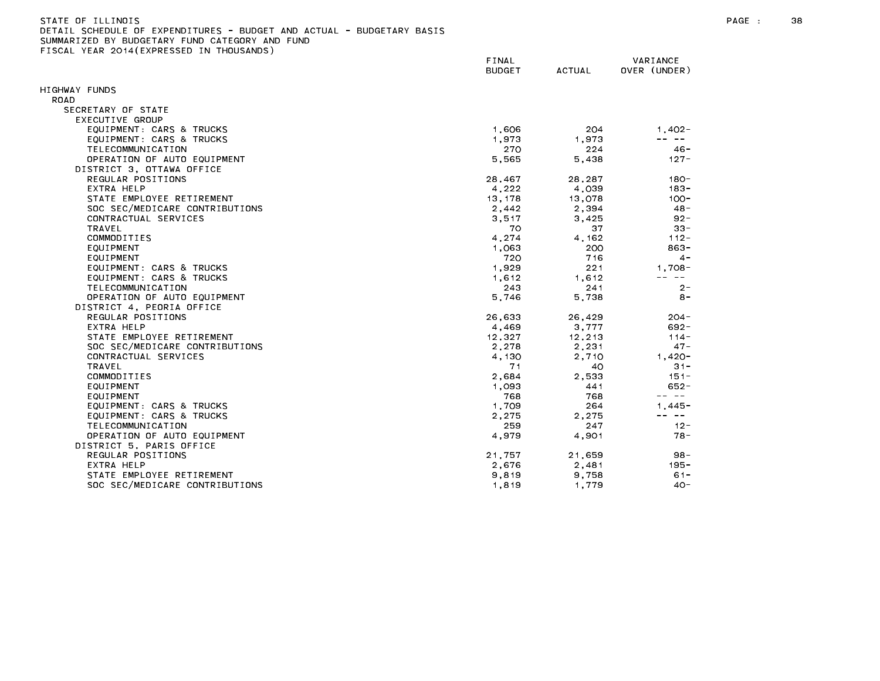STATE OF ILLINOIS
DETAIL SCHEDULE OF EXPENDITURES - BUDGET AND ACTUAL - BUDGETARY BASIS
SUMMARIZED BY BUDGETARY FUND CATEGORY AND FUND
FISCAL YEAR 2014(EXPRESSED IN THOUSANDS)

| | FINAL BUDGET | ACTUAL | VARIANCE OVER (UNDER) |
|---|---|---|---|
| HIGHWAY FUNDS | | | |
| ROAD | | | |
| SECRETARY OF STATE | | | |
| EXECUTIVE GROUP | | | |
| EQUIPMENT: CARS & TRUCKS | 1,606 | 204 | 1,402- |
| EQUIPMENT: CARS & TRUCKS | 1,973 | 1,973 | -- -- |
| TELECOMMUNICATION | 270 | 224 | 46- |
| OPERATION OF AUTO EQUIPMENT | 5,565 | 5,438 | 127- |
| DISTRICT 3, OTTAWA OFFICE | | | |
| REGULAR POSITIONS | 28,467 | 28,287 | 180- |
| EXTRA HELP | 4,222 | 4,039 | 183- |
| STATE EMPLOYEE RETIREMENT | 13,178 | 13,078 | 100- |
| SOC SEC/MEDICARE CONTRIBUTIONS | 2,442 | 2,394 | 48- |
| CONTRACTUAL SERVICES | 3,517 | 3,425 | 92- |
| TRAVEL | 70 | 37 | 33- |
| COMMODITIES | 4,274 | 4,162 | 112- |
| EQUIPMENT | 1,063 | 200 | 863- |
| EQUIPMENT | 720 | 716 | 4- |
| EQUIPMENT: CARS & TRUCKS | 1,929 | 221 | 1,708- |
| EQUIPMENT: CARS & TRUCKS | 1,612 | 1,612 | -- -- |
| TELECOMMUNICATION | 243 | 241 | 2- |
| OPERATION OF AUTO EQUIPMENT | 5,746 | 5,738 | 8- |
| DISTRICT 4, PEORIA OFFICE | | | |
| REGULAR POSITIONS | 26,633 | 26,429 | 204- |
| EXTRA HELP | 4,469 | 3,777 | 692- |
| STATE EMPLOYEE RETIREMENT | 12,327 | 12,213 | 114- |
| SOC SEC/MEDICARE CONTRIBUTIONS | 2,278 | 2,231 | 47- |
| CONTRACTUAL SERVICES | 4,130 | 2,710 | 1,420- |
| TRAVEL | 71 | 40 | 31- |
| COMMODITIES | 2,684 | 2,533 | 151- |
| EQUIPMENT | 1,093 | 441 | 652- |
| EQUIPMENT | 768 | 768 | -- -- |
| EQUIPMENT: CARS & TRUCKS | 1,709 | 264 | 1,445- |
| EQUIPMENT: CARS & TRUCKS | 2,275 | 2,275 | -- -- |
| TELECOMMUNICATION | 259 | 247 | 12- |
| OPERATION OF AUTO EQUIPMENT | 4,979 | 4,901 | 78- |
| DISTRICT 5, PARIS OFFICE | | | |
| REGULAR POSITIONS | 21,757 | 21,659 | 98- |
| EXTRA HELP | 2,676 | 2,481 | 195- |
| STATE EMPLOYEE RETIREMENT | 9,819 | 9,758 | 61- |
| SOC SEC/MEDICARE CONTRIBUTIONS | 1,819 | 1,779 | 40- |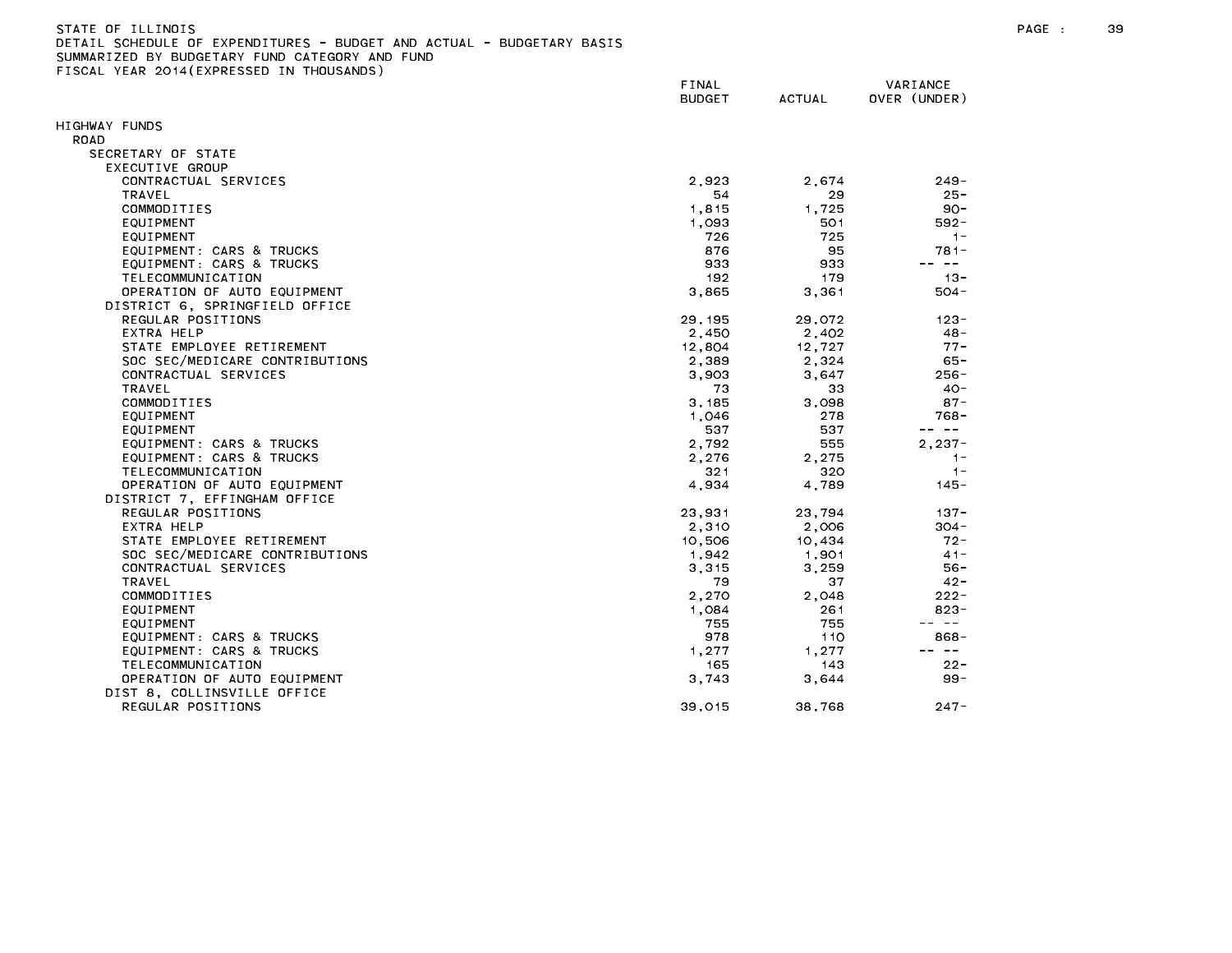STATE OF ILLINOIS
DETAIL SCHEDULE OF EXPENDITURES - BUDGET AND ACTUAL - BUDGETARY BASIS
SUMMARIZED BY BUDGETARY FUND CATEGORY AND FUND
FISCAL YEAR 2014(EXPRESSED IN THOUSANDS)

| | FINAL BUDGET | ACTUAL | VARIANCE OVER (UNDER) |
|---|---|---|---|
| HIGHWAY FUNDS | | | |
| ROAD | | | |
| SECRETARY OF STATE | | | |
| EXECUTIVE GROUP | | | |
| CONTRACTUAL SERVICES | 2,923 | 2,674 | 249- |
| TRAVEL | 54 | 29 | 25- |
| COMMODITIES | 1,815 | 1,725 | 90- |
| EQUIPMENT | 1,093 | 501 | 592- |
| EQUIPMENT | 726 | 725 | 1- |
| EQUIPMENT: CARS & TRUCKS | 876 | 95 | 781- |
| EQUIPMENT: CARS & TRUCKS | 933 | 933 | -- -- |
| TELECOMMUNICATION | 192 | 179 | 13- |
| OPERATION OF AUTO EQUIPMENT | 3,865 | 3,361 | 504- |
| DISTRICT 6, SPRINGFIELD OFFICE | | | |
| REGULAR POSITIONS | 29,195 | 29,072 | 123- |
| EXTRA HELP | 2,450 | 2,402 | 48- |
| STATE EMPLOYEE RETIREMENT | 12,804 | 12,727 | 77- |
| SOC SEC/MEDICARE CONTRIBUTIONS | 2,389 | 2,324 | 65- |
| CONTRACTUAL SERVICES | 3,903 | 3,647 | 256- |
| TRAVEL | 73 | 33 | 40- |
| COMMODITIES | 3,185 | 3,098 | 87- |
| EQUIPMENT | 1,046 | 278 | 768- |
| EQUIPMENT | 537 | 537 | -- -- |
| EQUIPMENT: CARS & TRUCKS | 2,792 | 555 | 2,237- |
| EQUIPMENT: CARS & TRUCKS | 2,276 | 2,275 | 1- |
| TELECOMMUNICATION | 321 | 320 | 1- |
| OPERATION OF AUTO EQUIPMENT | 4,934 | 4,789 | 145- |
| DISTRICT 7, EFFINGHAM OFFICE | | | |
| REGULAR POSITIONS | 23,931 | 23,794 | 137- |
| EXTRA HELP | 2,310 | 2,006 | 304- |
| STATE EMPLOYEE RETIREMENT | 10,506 | 10,434 | 72- |
| SOC SEC/MEDICARE CONTRIBUTIONS | 1,942 | 1,901 | 41- |
| CONTRACTUAL SERVICES | 3,315 | 3,259 | 56- |
| TRAVEL | 79 | 37 | 42- |
| COMMODITIES | 2,270 | 2,048 | 222- |
| EQUIPMENT | 1,084 | 261 | 823- |
| EQUIPMENT | 755 | 755 | -- -- |
| EQUIPMENT: CARS & TRUCKS | 978 | 110 | 868- |
| EQUIPMENT: CARS & TRUCKS | 1,277 | 1,277 | -- -- |
| TELECOMMUNICATION | 165 | 143 | 22- |
| OPERATION OF AUTO EQUIPMENT | 3,743 | 3,644 | 99- |
| DIST 8, COLLINSVILLE OFFICE | | | |
| REGULAR POSITIONS | 39,015 | 38,768 | 247- |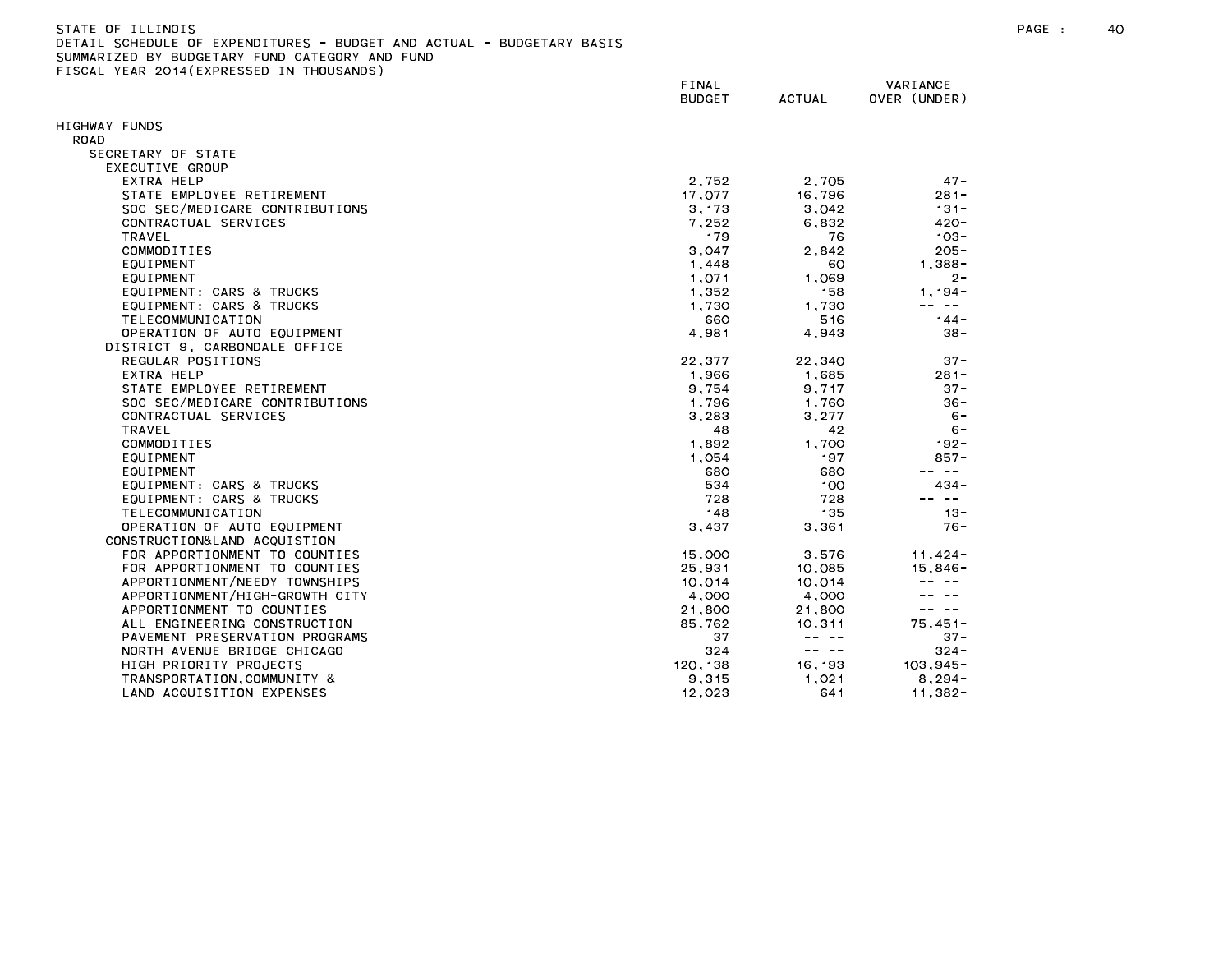STATE OF ILLINOIS
DETAIL SCHEDULE OF EXPENDITURES - BUDGET AND ACTUAL - BUDGETARY BASIS
SUMMARIZED BY BUDGETARY FUND CATEGORY AND FUND
FISCAL YEAR 2014(EXPRESSED IN THOUSANDS)

| | FINAL BUDGET | ACTUAL | VARIANCE OVER (UNDER) |
|---|---|---|---|
| HIGHWAY FUNDS | | | |
| ROAD | | | |
| SECRETARY OF STATE | | | |
| EXECUTIVE GROUP | | | |
| EXTRA HELP | 2,752 | 2,705 | 47- |
| STATE EMPLOYEE RETIREMENT | 17,077 | 16,796 | 281- |
| SOC SEC/MEDICARE CONTRIBUTIONS | 3,173 | 3,042 | 131- |
| CONTRACTUAL SERVICES | 7,252 | 6,832 | 420- |
| TRAVEL | 179 | 76 | 103- |
| COMMODITIES | 3,047 | 2,842 | 205- |
| EQUIPMENT | 1,448 | 60 | 1,388- |
| EQUIPMENT | 1,071 | 1,069 | 2- |
| EQUIPMENT: CARS & TRUCKS | 1,352 | 158 | 1,194- |
| EQUIPMENT: CARS & TRUCKS | 1,730 | 1,730 | -- -- |
| TELECOMMUNICATION | 660 | 516 | 144- |
| OPERATION OF AUTO EQUIPMENT | 4,981 | 4,943 | 38- |
| DISTRICT 9, CARBONDALE OFFICE | | | |
| REGULAR POSITIONS | 22,377 | 22,340 | 37- |
| EXTRA HELP | 1,966 | 1,685 | 281- |
| STATE EMPLOYEE RETIREMENT | 9,754 | 9,717 | 37- |
| SOC SEC/MEDICARE CONTRIBUTIONS | 1,796 | 1,760 | 36- |
| CONTRACTUAL SERVICES | 3,283 | 3,277 | 6- |
| TRAVEL | 48 | 42 | 6- |
| COMMODITIES | 1,892 | 1,700 | 192- |
| EQUIPMENT | 1,054 | 197 | 857- |
| EQUIPMENT | 680 | 680 | -- -- |
| EQUIPMENT: CARS & TRUCKS | 534 | 100 | 434- |
| EQUIPMENT: CARS & TRUCKS | 728 | 728 | -- -- |
| TELECOMMUNICATION | 148 | 135 | 13- |
| OPERATION OF AUTO EQUIPMENT | 3,437 | 3,361 | 76- |
| CONSTRUCTION&LAND ACQUISTION | | | |
| FOR APPORTIONMENT TO COUNTIES | 15,000 | 3,576 | 11,424- |
| FOR APPORTIONMENT TO COUNTIES | 25,931 | 10,085 | 15,846- |
| APPORTIONMENT/NEEDY TOWNSHIPS | 10,014 | 10,014 | -- -- |
| APPORTIONMENT/HIGH-GROWTH CITY | 4,000 | 4,000 | -- -- |
| APPORTIONMENT TO COUNTIES | 21,800 | 21,800 | -- -- |
| ALL ENGINEERING CONSTRUCTION | 85,762 | 10,311 | 75,451- |
| PAVEMENT PRESERVATION PROGRAMS | 37 | -- -- | 37- |
| NORTH AVENUE BRIDGE CHICAGO | 324 | -- -- | 324- |
| HIGH PRIORITY PROJECTS | 120,138 | 16,193 | 103,945- |
| TRANSPORTATION,COMMUNITY & | 9,315 | 1,021 | 8,294- |
| LAND ACQUISITION EXPENSES | 12,023 | 641 | 11,382- |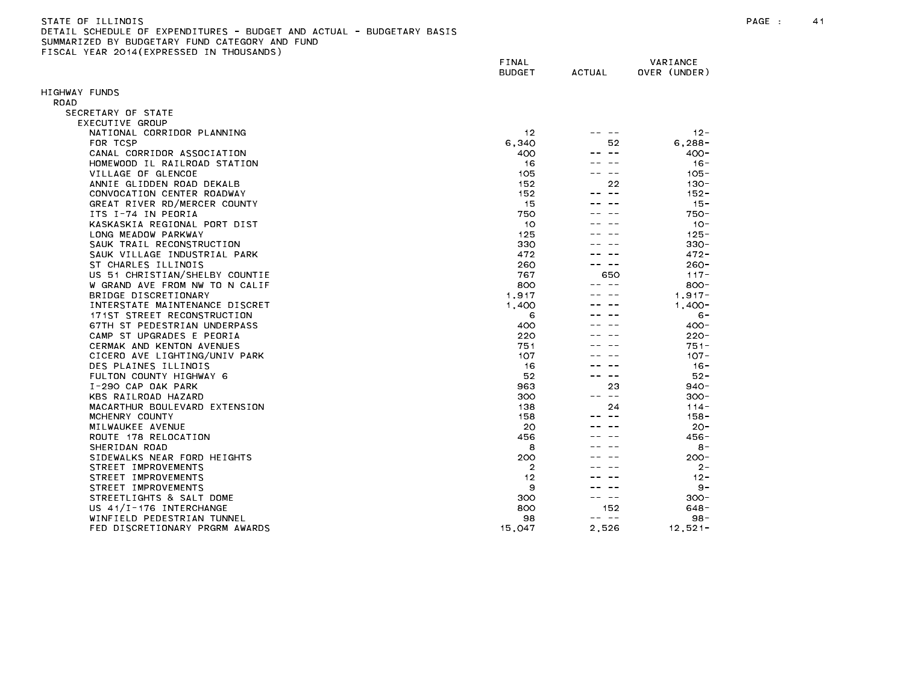STATE OF ILLINOIS
DETAIL SCHEDULE OF EXPENDITURES - BUDGET AND ACTUAL - BUDGETARY BASIS
SUMMARIZED BY BUDGETARY FUND CATEGORY AND FUND
FISCAL YEAR 2014(EXPRESSED IN THOUSANDS)

| | FINAL BUDGET | ACTUAL | VARIANCE OVER (UNDER) |
|---|---|---|---|
| HIGHWAY FUNDS | | | |
| ROAD | | | |
| SECRETARY OF STATE | | | |
| EXECUTIVE GROUP | | | |
| NATIONAL CORRIDOR PLANNING | 12 | -- -- | 12- |
| FOR TCSP | 6,340 | 52 | 6,288- |
| CANAL CORRIDOR ASSOCIATION | 400 | -- -- | 400- |
| HOMEWOOD IL RAILROAD STATION | 16 | -- -- | 16- |
| VILLAGE OF GLENCOE | 105 | -- -- | 105- |
| ANNIE GLIDDEN ROAD DEKALB | 152 | 22 | 130- |
| CONVOCATION CENTER ROADWAY | 152 | -- -- | 152- |
| GREAT RIVER RD/MERCER COUNTY | 15 | -- -- | 15- |
| ITS I-74 IN PEORIA | 750 | -- -- | 750- |
| KASKASKIA REGIONAL PORT DIST | 10 | -- -- | 10- |
| LONG MEADOW PARKWAY | 125 | -- -- | 125- |
| SAUK TRAIL RECONSTRUCTION | 330 | -- -- | 330- |
| SAUK VILLAGE INDUSTRIAL PARK | 472 | -- -- | 472- |
| ST CHARLES ILLINOIS | 260 | -- -- | 260- |
| US 51 CHRISTIAN/SHELBY COUNTIE | 767 | 650 | 117- |
| W GRAND AVE FROM NW TO N CALIF | 800 | -- -- | 800- |
| BRIDGE DISCRETIONARY | 1,917 | -- -- | 1,917- |
| INTERSTATE MAINTENANCE DISCRET | 1,400 | -- -- | 1,400- |
| 171ST STREET RECONSTRUCTION | 6 | -- -- | 6- |
| 67TH ST PEDESTRIAN UNDERPASS | 400 | -- -- | 400- |
| CAMP ST UPGRADES E PEORIA | 220 | -- -- | 220- |
| CERMAK AND KENTON AVENUES | 751 | -- -- | 751- |
| CICERO AVE LIGHTING/UNIV PARK | 107 | -- -- | 107- |
| DES PLAINES ILLINOIS | 16 | -- -- | 16- |
| FULTON COUNTY HIGHWAY 6 | 52 | -- -- | 52- |
| I-290 CAP OAK PARK | 963 | 23 | 940- |
| KBS RAILROAD HAZARD | 300 | -- -- | 300- |
| MACARTHUR BOULEVARD EXTENSION | 138 | 24 | 114- |
| MCHENRY COUNTY | 158 | -- -- | 158- |
| MILWAUKEE AVENUE | 20 | -- -- | 20- |
| ROUTE 178 RELOCATION | 456 | -- -- | 456- |
| SHERIDAN ROAD | 8 | -- -- | 8- |
| SIDEWALKS NEAR FORD HEIGHTS | 200 | -- -- | 200- |
| STREET IMPROVEMENTS | 2 | -- -- | 2- |
| STREET IMPROVEMENTS | 12 | -- -- | 12- |
| STREET IMPROVEMENTS | 9 | -- -- | 9- |
| STREETLIGHTS & SALT DOME | 300 | -- -- | 300- |
| US 41/I-176 INTERCHANGE | 800 | 152 | 648- |
| WINFIELD PEDESTRIAN TUNNEL | 98 | -- -- | 98- |
| FED DISCRETIONARY PRGRM AWARDS | 15,047 | 2,526 | 12,521- |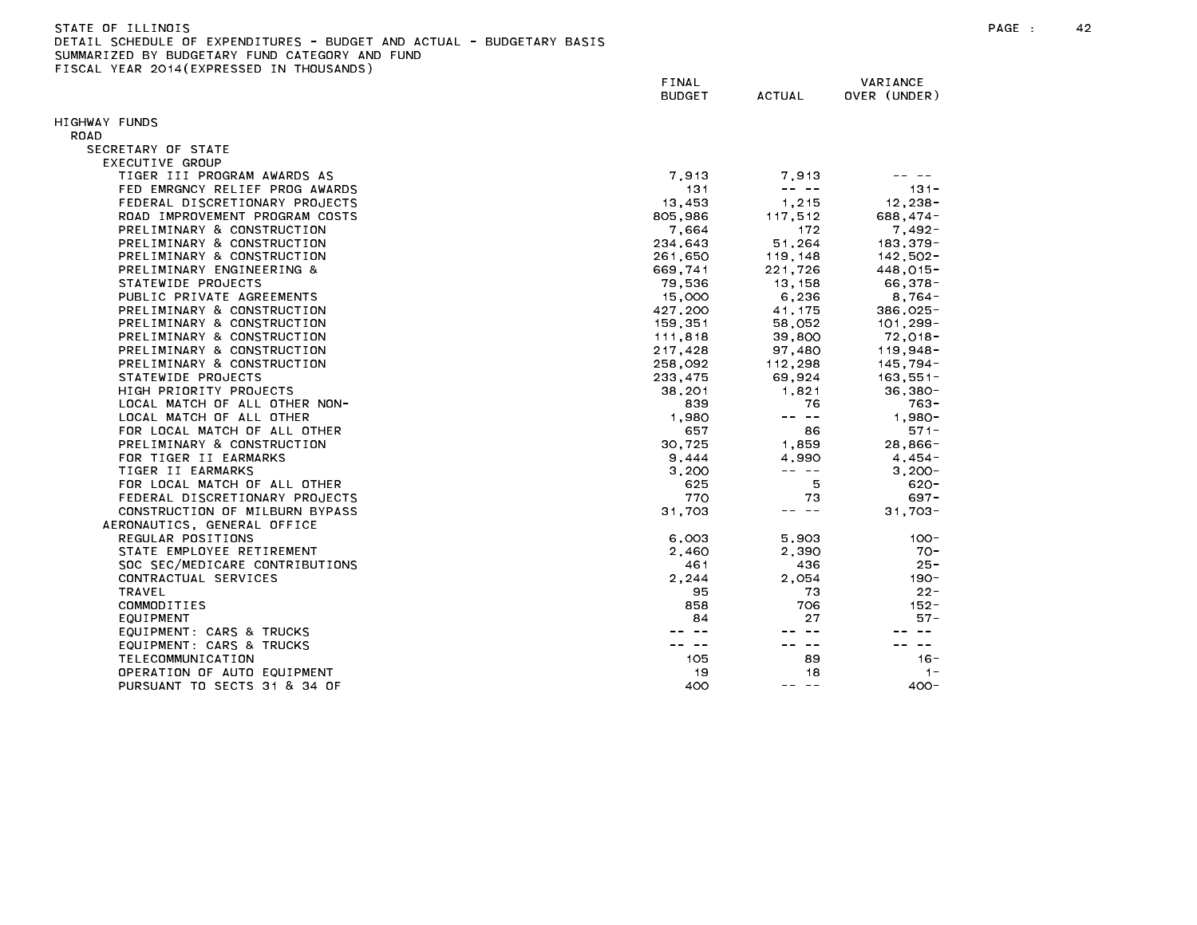STATE OF ILLINOIS
DETAIL SCHEDULE OF EXPENDITURES - BUDGET AND ACTUAL - BUDGETARY BASIS
SUMMARIZED BY BUDGETARY FUND CATEGORY AND FUND
FISCAL YEAR 2014(EXPRESSED IN THOUSANDS)

| | FINAL BUDGET | ACTUAL | VARIANCE OVER (UNDER) |
|---|---|---|---|
| HIGHWAY FUNDS | | | |
| ROAD | | | |
| SECRETARY OF STATE | | | |
| EXECUTIVE GROUP | | | |
| TIGER III PROGRAM AWARDS AS | 7,913 | 7,913 | -- -- |
| FED EMRGNCY RELIEF PROG AWARDS | 131 | -- -- | 131- |
| FEDERAL DISCRETIONARY PROJECTS | 13,453 | 1,215 | 12,238- |
| ROAD IMPROVEMENT PROGRAM COSTS | 805,986 | 117,512 | 688,474- |
| PRELIMINARY & CONSTRUCTION | 7,664 | 172 | 7,492- |
| PRELIMINARY & CONSTRUCTION | 234,643 | 51,264 | 183,379- |
| PRELIMINARY & CONSTRUCTION | 261,650 | 119,148 | 142,502- |
| PRELIMINARY ENGINEERING & | 669,741 | 221,726 | 448,015- |
| STATEWIDE PROJECTS | 79,536 | 13,158 | 66,378- |
| PUBLIC PRIVATE AGREEMENTS | 15,000 | 6,236 | 8,764- |
| PRELIMINARY & CONSTRUCTION | 427,200 | 41,175 | 386,025- |
| PRELIMINARY & CONSTRUCTION | 159,351 | 58,052 | 101,299- |
| PRELIMINARY & CONSTRUCTION | 111,818 | 39,800 | 72,018- |
| PRELIMINARY & CONSTRUCTION | 217,428 | 97,480 | 119,948- |
| PRELIMINARY & CONSTRUCTION | 258,092 | 112,298 | 145,794- |
| STATEWIDE PROJECTS | 233,475 | 69,924 | 163,551- |
| HIGH PRIORITY PROJECTS | 38,201 | 1,821 | 36,380- |
| LOCAL MATCH OF ALL OTHER NON- | 839 | 76 | 763- |
| LOCAL MATCH OF ALL OTHER | 1,980 | -- -- | 1,980- |
| FOR LOCAL MATCH OF ALL OTHER | 657 | 86 | 571- |
| PRELIMINARY & CONSTRUCTION | 30,725 | 1,859 | 28,866- |
| FOR TIGER II EARMARKS | 9,444 | 4,990 | 4,454- |
| TIGER II EARMARKS | 3,200 | -- -- | 3,200- |
| FOR LOCAL MATCH OF ALL OTHER | 625 | 5 | 620- |
| FEDERAL DISCRETIONARY PROJECTS | 770 | 73 | 697- |
| CONSTRUCTION OF MILBURN BYPASS | 31,703 | -- -- | 31,703- |
| AERONAUTICS, GENERAL OFFICE | | | |
| REGULAR POSITIONS | 6,003 | 5,903 | 100- |
| STATE EMPLOYEE RETIREMENT | 2,460 | 2,390 | 70- |
| SOC SEC/MEDICARE CONTRIBUTIONS | 461 | 436 | 25- |
| CONTRACTUAL SERVICES | 2,244 | 2,054 | 190- |
| TRAVEL | 95 | 73 | 22- |
| COMMODITIES | 858 | 706 | 152- |
| EQUIPMENT | 84 | 27 | 57- |
| EQUIPMENT: CARS & TRUCKS | -- -- | -- -- | -- -- |
| EQUIPMENT: CARS & TRUCKS | -- -- | -- -- | -- -- |
| TELECOMMUNICATION | 105 | 89 | 16- |
| OPERATION OF AUTO EQUIPMENT | 19 | 18 | 1- |
| PURSUANT TO SECTS 31 & 34 OF | 400 | -- -- | 400- |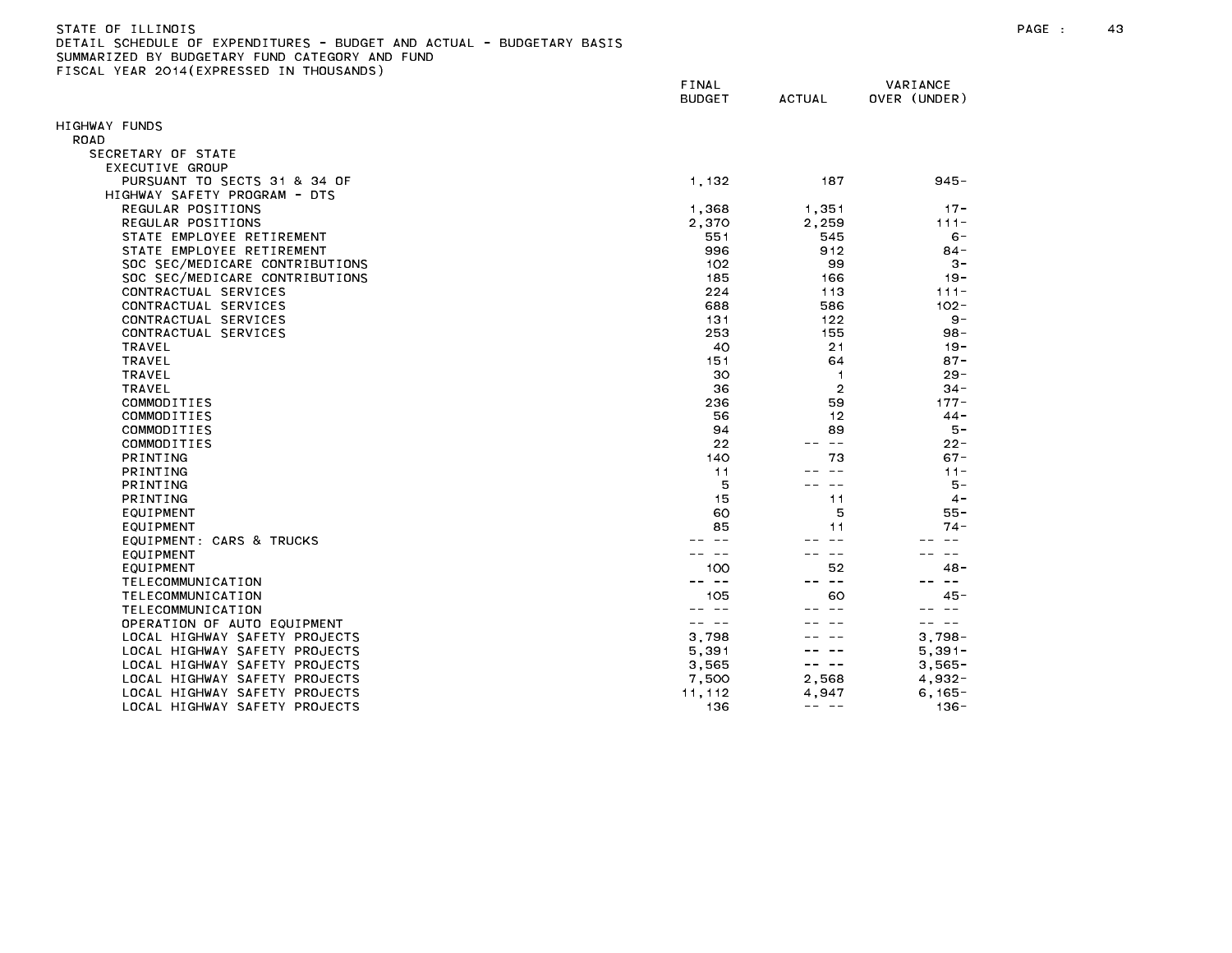STATE OF ILLINOIS
DETAIL SCHEDULE OF EXPENDITURES - BUDGET AND ACTUAL - BUDGETARY BASIS
SUMMARIZED BY BUDGETARY FUND CATEGORY AND FUND
FISCAL YEAR 2014(EXPRESSED IN THOUSANDS)

| | FINAL BUDGET | ACTUAL | VARIANCE OVER (UNDER) |
|---|---|---|---|
| HIGHWAY FUNDS | | | |
| ROAD | | | |
| SECRETARY OF STATE | | | |
| EXECUTIVE GROUP | | | |
| PURSUANT TO SECTS 31 & 34 OF | 1,132 | 187 | 945- |
| HIGHWAY SAFETY PROGRAM - DTS | | | |
| REGULAR POSITIONS | 1,368 | 1,351 | 17- |
| REGULAR POSITIONS | 2,370 | 2,259 | 111- |
| STATE EMPLOYEE RETIREMENT | 551 | 545 | 6- |
| STATE EMPLOYEE RETIREMENT | 996 | 912 | 84- |
| SOC SEC/MEDICARE CONTRIBUTIONS | 102 | 99 | 3- |
| SOC SEC/MEDICARE CONTRIBUTIONS | 185 | 166 | 19- |
| CONTRACTUAL SERVICES | 224 | 113 | 111- |
| CONTRACTUAL SERVICES | 688 | 586 | 102- |
| CONTRACTUAL SERVICES | 131 | 122 | 9- |
| CONTRACTUAL SERVICES | 253 | 155 | 98- |
| TRAVEL | 40 | 21 | 19- |
| TRAVEL | 151 | 64 | 87- |
| TRAVEL | 30 | 1 | 29- |
| TRAVEL | 36 | 2 | 34- |
| COMMODITIES | 236 | 59 | 177- |
| COMMODITIES | 56 | 12 | 44- |
| COMMODITIES | 94 | 89 | 5- |
| COMMODITIES | 22 | -- -- | 22- |
| PRINTING | 140 | 73 | 67- |
| PRINTING | 11 | -- -- | 11- |
| PRINTING | 5 | -- -- | 5- |
| PRINTING | 15 | 11 | 4- |
| EQUIPMENT | 60 | 5 | 55- |
| EQUIPMENT | 85 | 11 | 74- |
| EQUIPMENT: CARS & TRUCKS | -- -- | -- -- | -- -- |
| EQUIPMENT | -- -- | -- -- | -- -- |
| EQUIPMENT | 100 | 52 | 48- |
| TELECOMMUNICATION | -- -- | -- -- | -- -- |
| TELECOMMUNICATION | 105 | 60 | 45- |
| TELECOMMUNICATION | -- -- | -- -- | -- -- |
| OPERATION OF AUTO EQUIPMENT | -- -- | -- -- | -- -- |
| LOCAL HIGHWAY SAFETY PROJECTS | 3,798 | -- -- | 3,798- |
| LOCAL HIGHWAY SAFETY PROJECTS | 5,391 | -- -- | 5,391- |
| LOCAL HIGHWAY SAFETY PROJECTS | 3,565 | -- -- | 3,565- |
| LOCAL HIGHWAY SAFETY PROJECTS | 7,500 | 2,568 | 4,932- |
| LOCAL HIGHWAY SAFETY PROJECTS | 11,112 | 4,947 | 6,165- |
| LOCAL HIGHWAY SAFETY PROJECTS | 136 | -- -- | 136- |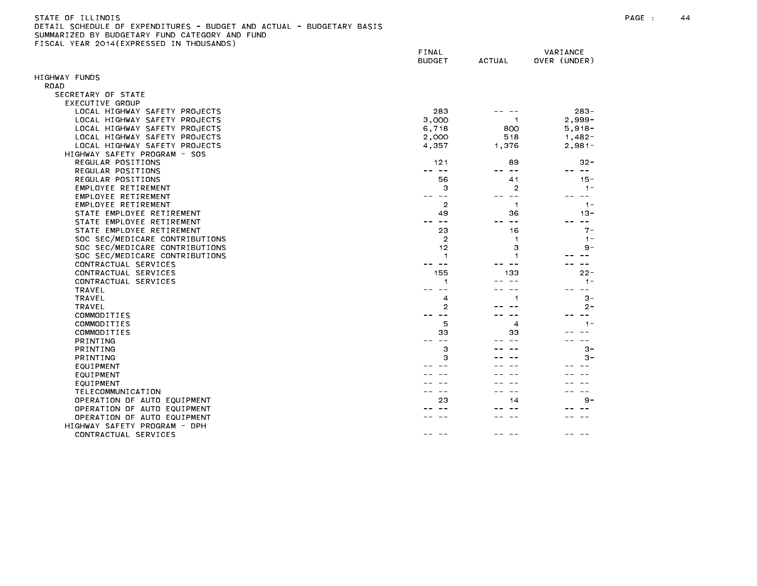STATE OF ILLINOIS
DETAIL SCHEDULE OF EXPENDITURES - BUDGET AND ACTUAL - BUDGETARY BASIS
SUMMARIZED BY BUDGETARY FUND CATEGORY AND FUND
FISCAL YEAR 2014(EXPRESSED IN THOUSANDS)

| | FINAL BUDGET | ACTUAL | VARIANCE OVER (UNDER) |
|---|---|---|---|
| HIGHWAY FUNDS | | | |
| ROAD | | | |
| SECRETARY OF STATE | | | |
| EXECUTIVE GROUP | | | |
| LOCAL HIGHWAY SAFETY PROJECTS | 283 | -- -- | 283- |
| LOCAL HIGHWAY SAFETY PROJECTS | 3,000 | 1 | 2,999- |
| LOCAL HIGHWAY SAFETY PROJECTS | 6,718 | 800 | 5,918- |
| LOCAL HIGHWAY SAFETY PROJECTS | 2,000 | 518 | 1,482- |
| LOCAL HIGHWAY SAFETY PROJECTS | 4,357 | 1,376 | 2,981- |
| HIGHWAY SAFETY PROGRAM - SOS | | | |
| REGULAR POSITIONS | 121 | 89 | 32- |
| REGULAR POSITIONS | -- -- | -- -- | -- -- |
| REGULAR POSITIONS | 56 | 41 | 15- |
| EMPLOYEE RETIREMENT | 3 | 2 | 1- |
| EMPLOYEE RETIREMENT | -- -- | -- -- | -- -- |
| EMPLOYEE RETIREMENT | 2 | 1 | 1- |
| STATE EMPLOYEE RETIREMENT | 49 | 36 | 13- |
| STATE EMPLOYEE RETIREMENT | -- -- | -- -- | -- -- |
| STATE EMPLOYEE RETIREMENT | 23 | 16 | 7- |
| SOC SEC/MEDICARE CONTRIBUTIONS | 2 | 1 | 1- |
| SOC SEC/MEDICARE CONTRIBUTIONS | 12 | 3 | 9- |
| SOC SEC/MEDICARE CONTRIBUTIONS | 1 | 1 | -- -- |
| CONTRACTUAL SERVICES | -- -- | -- -- | -- -- |
| CONTRACTUAL SERVICES | 155 | 133 | 22- |
| CONTRACTUAL SERVICES | 1 | -- -- | 1- |
| TRAVEL | -- -- | -- -- | -- -- |
| TRAVEL | 4 | 1 | 3- |
| TRAVEL | 2 | -- -- | 2- |
| COMMODITIES | -- -- | -- -- | -- -- |
| COMMODITIES | 5 | 4 | 1- |
| COMMODITIES | 33 | 33 | -- -- |
| PRINTING | -- -- | -- -- | -- -- |
| PRINTING | 3 | -- -- | 3- |
| PRINTING | 3 | -- -- | 3- |
| EQUIPMENT | -- -- | -- -- | -- -- |
| EQUIPMENT | -- -- | -- -- | -- -- |
| EQUIPMENT | -- -- | -- -- | -- -- |
| TELECOMMUNICATION | -- -- | -- -- | -- -- |
| OPERATION OF AUTO EQUIPMENT | 23 | 14 | 9- |
| OPERATION OF AUTO EQUIPMENT | -- -- | -- -- | -- -- |
| OPERATION OF AUTO EQUIPMENT | -- -- | -- -- | -- -- |
| HIGHWAY SAFETY PROGRAM - DPH | | | |
| CONTRACTUAL SERVICES | -- -- | -- -- | -- -- |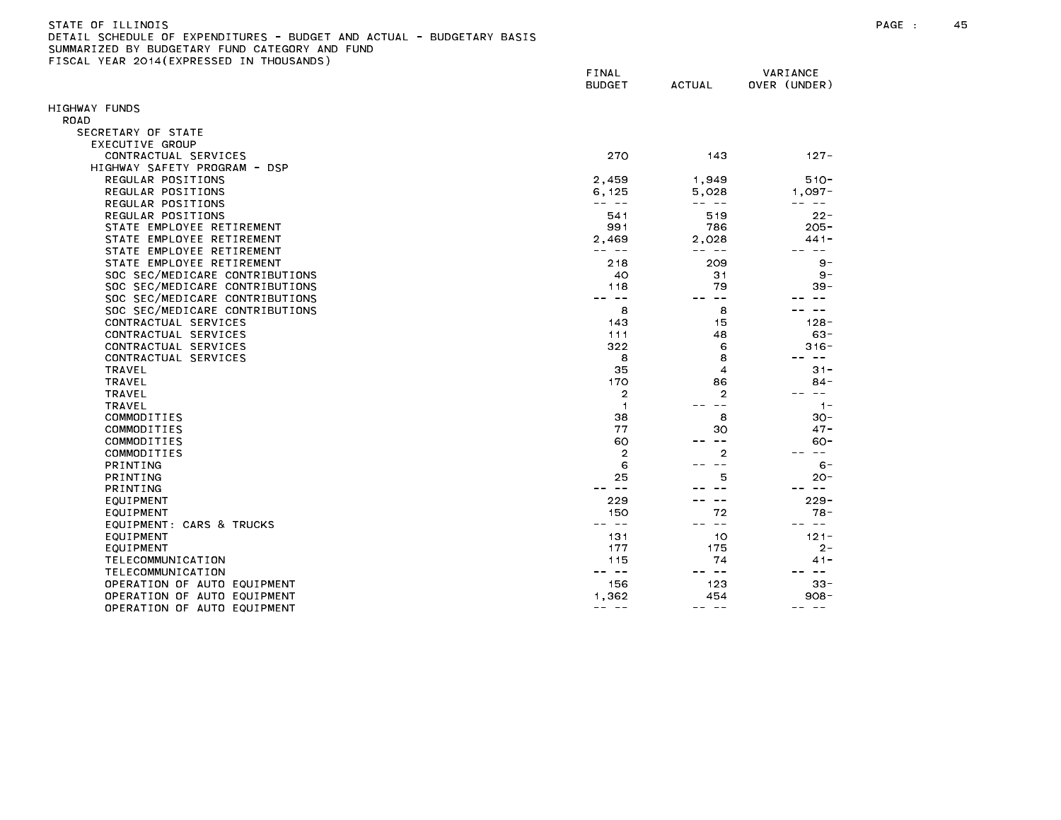STATE OF ILLINOIS
DETAIL SCHEDULE OF EXPENDITURES - BUDGET AND ACTUAL - BUDGETARY BASIS
SUMMARIZED BY BUDGETARY FUND CATEGORY AND FUND
FISCAL YEAR 2014(EXPRESSED IN THOUSANDS)

| | FINAL BUDGET | ACTUAL | VARIANCE OVER (UNDER) |
|---|---|---|---|
| HIGHWAY FUNDS | | | |
| ROAD | | | |
| SECRETARY OF STATE | | | |
| EXECUTIVE GROUP | | | |
| CONTRACTUAL SERVICES | 270 | 143 | 127- |
| HIGHWAY SAFETY PROGRAM - DSP | | | |
| REGULAR POSITIONS | 2,459 | 1,949 | 510- |
| REGULAR POSITIONS | 6,125 | 5,028 | 1,097- |
| REGULAR POSITIONS | -- -- | -- -- | -- -- |
| REGULAR POSITIONS | 541 | 519 | 22- |
| STATE EMPLOYEE RETIREMENT | 991 | 786 | 205- |
| STATE EMPLOYEE RETIREMENT | 2,469 | 2,028 | 441- |
| STATE EMPLOYEE RETIREMENT | -- -- | -- -- | -- -- |
| STATE EMPLOYEE RETIREMENT | 218 | 209 | 9- |
| SOC SEC/MEDICARE CONTRIBUTIONS | 40 | 31 | 9- |
| SOC SEC/MEDICARE CONTRIBUTIONS | 118 | 79 | 39- |
| SOC SEC/MEDICARE CONTRIBUTIONS | -- -- | -- -- | -- -- |
| SOC SEC/MEDICARE CONTRIBUTIONS | 8 | 8 | -- -- |
| CONTRACTUAL SERVICES | 143 | 15 | 128- |
| CONTRACTUAL SERVICES | 111 | 48 | 63- |
| CONTRACTUAL SERVICES | 322 | 6 | 316- |
| CONTRACTUAL SERVICES | 8 | 8 | -- -- |
| TRAVEL | 35 | 4 | 31- |
| TRAVEL | 170 | 86 | 84- |
| TRAVEL | 2 | 2 | -- -- |
| TRAVEL | 1 | -- -- | 1- |
| COMMODITIES | 38 | 8 | 30- |
| COMMODITIES | 77 | 30 | 47- |
| COMMODITIES | 60 | -- -- | 60- |
| COMMODITIES | 2 | 2 | -- -- |
| PRINTING | 6 | -- -- | 6- |
| PRINTING | 25 | 5 | 20- |
| PRINTING | -- -- | -- -- | -- -- |
| EQUIPMENT | 229 | -- -- | 229- |
| EQUIPMENT | 150 | 72 | 78- |
| EQUIPMENT: CARS & TRUCKS | -- -- | -- -- | -- -- |
| EQUIPMENT | 131 | 10 | 121- |
| EQUIPMENT | 177 | 175 | 2- |
| TELECOMMUNICATION | 115 | 74 | 41- |
| TELECOMMUNICATION | -- -- | -- -- | -- -- |
| OPERATION OF AUTO EQUIPMENT | 156 | 123 | 33- |
| OPERATION OF AUTO EQUIPMENT | 1,362 | 454 | 908- |
| OPERATION OF AUTO EQUIPMENT | -- -- | -- -- | -- -- |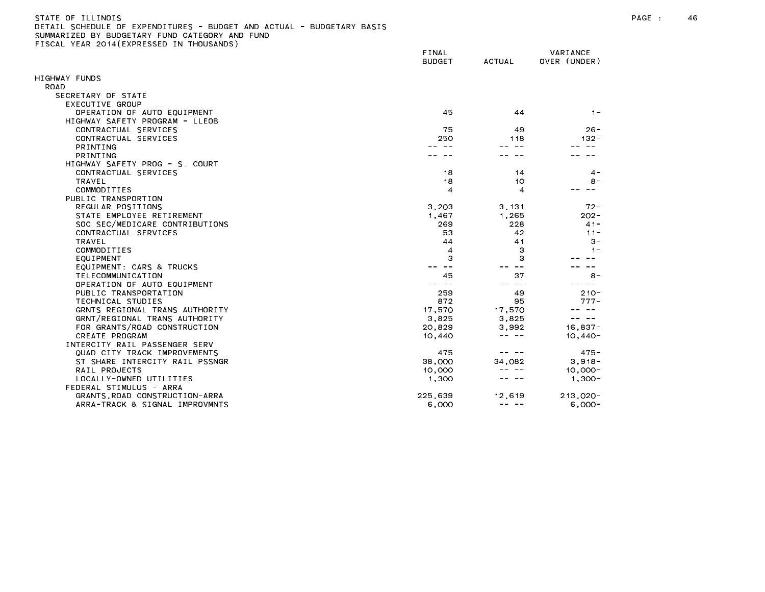STATE OF ILLINOIS
DETAIL SCHEDULE OF EXPENDITURES - BUDGET AND ACTUAL - BUDGETARY BASIS
SUMMARIZED BY BUDGETARY FUND CATEGORY AND FUND
FISCAL YEAR 2014(EXPRESSED IN THOUSANDS)

| | FINAL BUDGET | ACTUAL | VARIANCE OVER (UNDER) |
|---|---|---|---|
| HIGHWAY FUNDS | | | |
| ROAD | | | |
| SECRETARY OF STATE | | | |
| EXECUTIVE GROUP | | | |
| OPERATION OF AUTO EQUIPMENT | 45 | 44 | 1- |
| HIGHWAY SAFETY PROGRAM - LLEOB | | | |
| CONTRACTUAL SERVICES | 75 | 49 | 26- |
| CONTRACTUAL SERVICES | 250 | 118 | 132- |
| PRINTING | -- -- | -- -- | -- -- |
| PRINTING | -- -- | -- -- | -- -- |
| HIGHWAY SAFETY PROG - S. COURT | | | |
| CONTRACTUAL SERVICES | 18 | 14 | 4- |
| TRAVEL | 18 | 10 | 8- |
| COMMODITIES | 4 | 4 | -- -- |
| PUBLIC TRANSPORTION | | | |
| REGULAR POSITIONS | 3,203 | 3,131 | 72- |
| STATE EMPLOYEE RETIREMENT | 1,467 | 1,265 | 202- |
| SOC SEC/MEDICARE CONTRIBUTIONS | 269 | 228 | 41- |
| CONTRACTUAL SERVICES | 53 | 42 | 11- |
| TRAVEL | 44 | 41 | 3- |
| COMMODITIES | 4 | 3 | 1- |
| EQUIPMENT | 3 | 3 | -- -- |
| EQUIPMENT: CARS & TRUCKS | -- -- | -- -- | -- -- |
| TELECOMMUNICATION | 45 | 37 | 8- |
| OPERATION OF AUTO EQUIPMENT | -- -- | -- -- | -- -- |
| PUBLIC TRANSPORTATION | 259 | 49 | 210- |
| TECHNICAL STUDIES | 872 | 95 | 777- |
| GRNTS REGIONAL TRANS AUTHORITY | 17,570 | 17,570 | -- -- |
| GRNT/REGIONAL TRANS AUTHORITY | 3,825 | 3,825 | -- -- |
| FOR GRANTS/ROAD CONSTRUCTION | 20,829 | 3,992 | 16,837- |
| CREATE PROGRAM | 10,440 | -- -- | 10,440- |
| INTERCITY RAIL PASSENGER SERV | | | |
| QUAD CITY TRACK IMPROVEMENTS | 475 | -- -- | 475- |
| ST SHARE INTERCITY RAIL PSSNGR | 38,000 | 34,082 | 3,918- |
| RAIL PROJECTS | 10,000 | -- -- | 10,000- |
| LOCALLY-OWNED UTILITIES | 1,300 | -- -- | 1,300- |
| FEDERAL STIMULUS - ARRA | | | |
| GRANTS,ROAD CONSTRUCTION-ARRA | 225,639 | 12,619 | 213,020- |
| ARRA-TRACK & SIGNAL IMPROVMNTS | 6,000 | -- -- | 6,000- |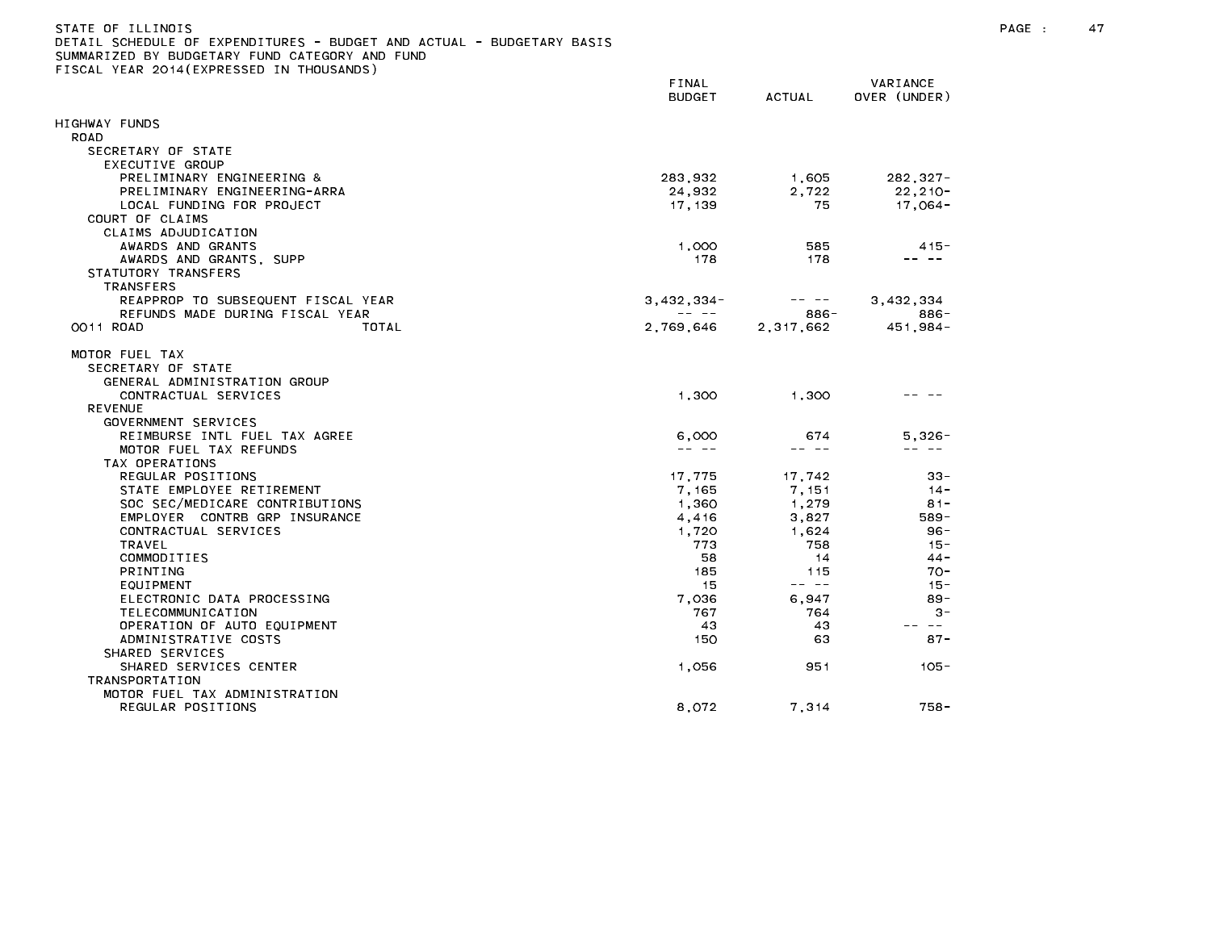STATE OF ILLINOIS
DETAIL SCHEDULE OF EXPENDITURES - BUDGET AND ACTUAL - BUDGETARY BASIS
SUMMARIZED BY BUDGETARY FUND CATEGORY AND FUND
FISCAL YEAR 2014(EXPRESSED IN THOUSANDS)

| | FINAL BUDGET | ACTUAL | VARIANCE OVER (UNDER) |
|---|---|---|---|
| HIGHWAY FUNDS | | | |
| ROAD | | | |
| SECRETARY OF STATE | | | |
| EXECUTIVE GROUP | | | |
| PRELIMINARY ENGINEERING & | 283,932 | 1,605 | 282,327- |
| PRELIMINARY ENGINEERING-ARRA | 24,932 | 2,722 | 22,210- |
| LOCAL FUNDING FOR PROJECT | 17,139 | 75 | 17,064- |
| COURT OF CLAIMS | | | |
| CLAIMS ADJUDICATION | | | |
| AWARDS AND GRANTS | 1,000 | 585 | 415- |
| AWARDS AND GRANTS, SUPP | 178 | 178 | -- -- |
| STATUTORY TRANSFERS | | | |
| TRANSFERS | | | |
| REAPPROP TO SUBSEQUENT FISCAL YEAR | 3,432,334- | -- -- | 3,432,334 |
| REFUNDS MADE DURING FISCAL YEAR | -- -- | 886- | 886- |
| 0011 ROAD TOTAL | 2,769,646 | 2,317,662 | 451,984- |
| MOTOR FUEL TAX | | | |
| SECRETARY OF STATE | | | |
| GENERAL ADMINISTRATION GROUP | | | |
| CONTRACTUAL SERVICES | 1,300 | 1,300 | -- -- |
| REVENUE | | | |
| GOVERNMENT SERVICES | | | |
| REIMBURSE INTL FUEL TAX AGREE | 6,000 | 674 | 5,326- |
| MOTOR FUEL TAX REFUNDS | -- -- | -- -- | -- -- |
| TAX OPERATIONS | | | |
| REGULAR POSITIONS | 17,775 | 17,742 | 33- |
| STATE EMPLOYEE RETIREMENT | 7,165 | 7,151 | 14- |
| SOC SEC/MEDICARE CONTRIBUTIONS | 1,360 | 1,279 | 81- |
| EMPLOYER CONTRB GRP INSURANCE | 4,416 | 3,827 | 589- |
| CONTRACTUAL SERVICES | 1,720 | 1,624 | 96- |
| TRAVEL | 773 | 758 | 15- |
| COMMODITIES | 58 | 14 | 44- |
| PRINTING | 185 | 115 | 70- |
| EQUIPMENT | 15 | -- -- | 15- |
| ELECTRONIC DATA PROCESSING | 7,036 | 6,947 | 89- |
| TELECOMMUNICATION | 767 | 764 | 3- |
| OPERATION OF AUTO EQUIPMENT | 43 | 43 | -- -- |
| ADMINISTRATIVE COSTS | 150 | 63 | 87- |
| SHARED SERVICES | | | |
| SHARED SERVICES CENTER | 1,056 | 951 | 105- |
| TRANSPORTATION | | | |
| MOTOR FUEL TAX ADMINISTRATION | | | |
| REGULAR POSITIONS | 8,072 | 7,314 | 758- |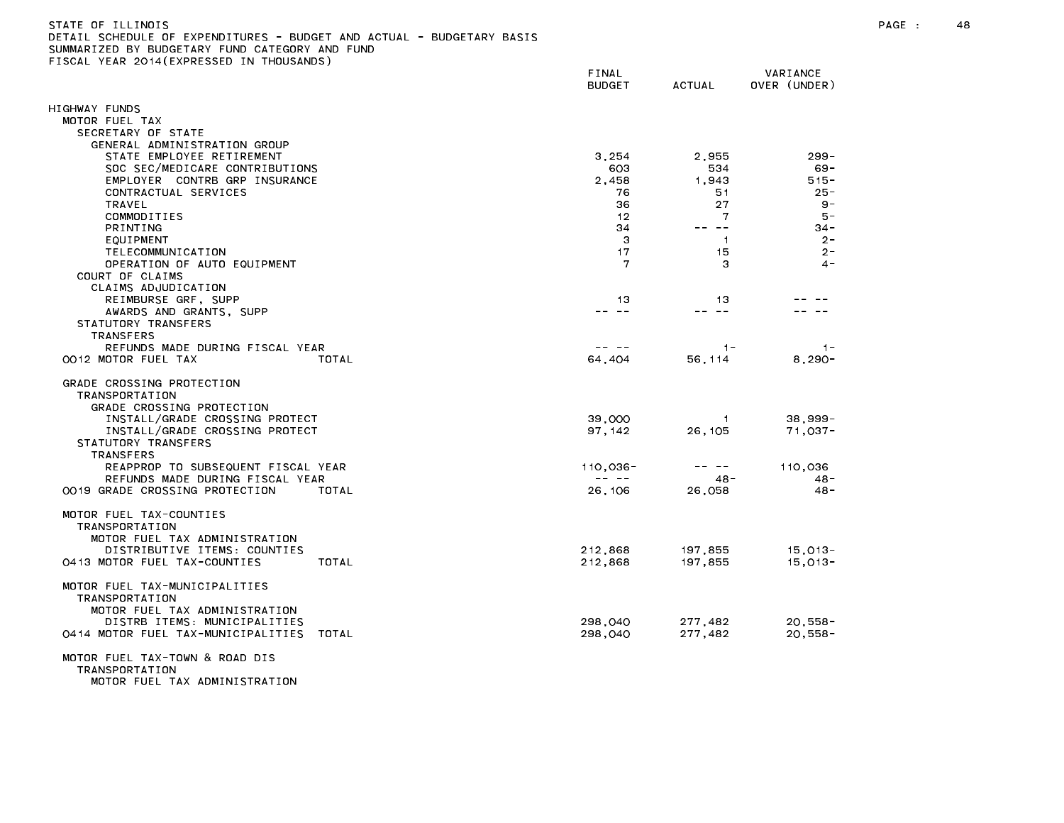STATE OF ILLINOIS
DETAIL SCHEDULE OF EXPENDITURES - BUDGET AND ACTUAL - BUDGETARY BASIS
SUMMARIZED BY BUDGETARY FUND CATEGORY AND FUND
FISCAL YEAR 2014(EXPRESSED IN THOUSANDS)

| | FINAL BUDGET | ACTUAL | VARIANCE OVER (UNDER) |
|---|---|---|---|
| HIGHWAY FUNDS | | | |
| MOTOR FUEL TAX | | | |
| SECRETARY OF STATE | | | |
| GENERAL ADMINISTRATION GROUP | | | |
| STATE EMPLOYEE RETIREMENT | 3,254 | 2,955 | 299- |
| SOC SEC/MEDICARE CONTRIBUTIONS | 603 | 534 | 69- |
| EMPLOYER CONTRB GRP INSURANCE | 2,458 | 1,943 | 515- |
| CONTRACTUAL SERVICES | 76 | 51 | 25- |
| TRAVEL | 36 | 27 | 9- |
| COMMODITIES | 12 | 7 | 5- |
| PRINTING | 34 | -- -- | 34- |
| EQUIPMENT | 3 | 1 | 2- |
| TELECOMMUNICATION | 17 | 15 | 2- |
| OPERATION OF AUTO EQUIPMENT | 7 | 3 | 4- |
| COURT OF CLAIMS | | | |
| CLAIMS ADJUDICATION | | | |
| REIMBURSE GRF, SUPP | 13 | 13 | -- -- |
| AWARDS AND GRANTS, SUPP | -- -- | -- -- | -- -- |
| STATUTORY TRANSFERS | | | |
| TRANSFERS | | | |
| REFUNDS MADE DURING FISCAL YEAR | -- -- | 1- | 1- |
| 0012 MOTOR FUEL TAX TOTAL | 64,404 | 56,114 | 8,290- |
| | | | |
| GRADE CROSSING PROTECTION | | | |
| TRANSPORTATION | | | |
| GRADE CROSSING PROTECTION | | | |
| INSTALL/GRADE CROSSING PROTECT | 39,000 | 1 | 38,999- |
| INSTALL/GRADE CROSSING PROTECT | 97,142 | 26,105 | 71,037- |
| STATUTORY TRANSFERS | | | |
| TRANSFERS | | | |
| REAPPROP TO SUBSEQUENT FISCAL YEAR | 110,036- | -- -- | 110,036 |
| REFUNDS MADE DURING FISCAL YEAR | -- -- | 48- | 48- |
| 0019 GRADE CROSSING PROTECTION TOTAL | 26,106 | 26,058 | 48- |
| | | | |
| MOTOR FUEL TAX-COUNTIES | | | |
| TRANSPORTATION | | | |
| MOTOR FUEL TAX ADMINISTRATION | | | |
| DISTRIBUTIVE ITEMS: COUNTIES | 212,868 | 197,855 | 15,013- |
| 0413 MOTOR FUEL TAX-COUNTIES TOTAL | 212,868 | 197,855 | 15,013- |
| | | | |
| MOTOR FUEL TAX-MUNICIPALITIES | | | |
| TRANSPORTATION | | | |
| MOTOR FUEL TAX ADMINISTRATION | | | |
| DISTRB ITEMS: MUNICIPALITIES | 298,040 | 277,482 | 20,558- |
| 0414 MOTOR FUEL TAX-MUNICIPALITIES TOTAL | 298,040 | 277,482 | 20,558- |
| | | | |
| MOTOR FUEL TAX-TOWN & ROAD DIS | | | |
| TRANSPORTATION | | | |
| MOTOR FUEL TAX ADMINISTRATION | | | |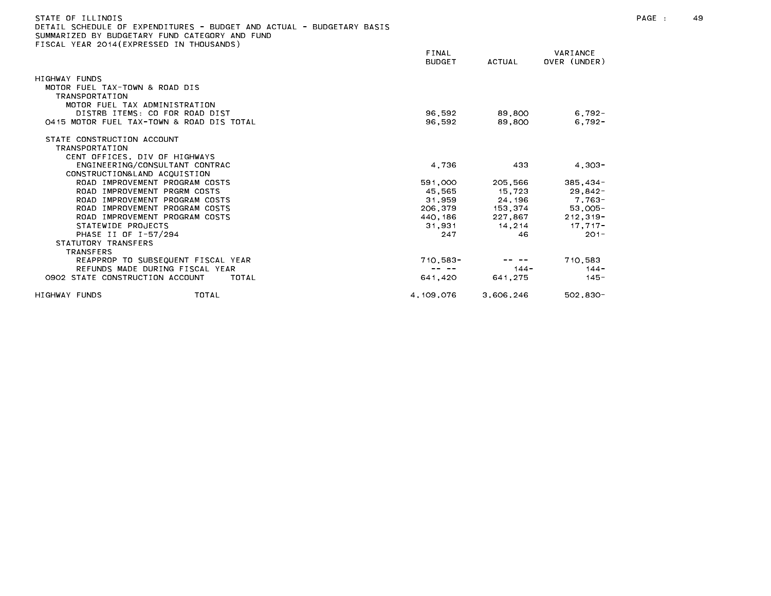STATE OF ILLINOIS
DETAIL SCHEDULE OF EXPENDITURES - BUDGET AND ACTUAL - BUDGETARY BASIS
SUMMARIZED BY BUDGETARY FUND CATEGORY AND FUND
FISCAL YEAR 2014(EXPRESSED IN THOUSANDS)

| | FINAL BUDGET | ACTUAL | VARIANCE OVER (UNDER) |
|---|---|---|---|
| HIGHWAY FUNDS | | | |
| MOTOR FUEL TAX-TOWN & ROAD DIS | | | |
| TRANSPORTATION | | | |
| MOTOR FUEL TAX ADMINISTRATION | | | |
| DISTRB ITEMS: CO FOR ROAD DIST | 96,592 | 89,800 | 6,792- |
| 0415 MOTOR FUEL TAX-TOWN & ROAD DIS TOTAL | 96,592 | 89,800 | 6,792- |
| STATE CONSTRUCTION ACCOUNT | | | |
| TRANSPORTATION | | | |
| CENT OFFICES, DIV OF HIGHWAYS | | | |
| ENGINEERING/CONSULTANT CONTRAC | 4,736 | 433 | 4,303- |
| CONSTRUCTION&LAND ACQUISTION | | | |
| ROAD IMPROVEMENT PROGRAM COSTS | 591,000 | 205,566 | 385,434- |
| ROAD IMPROVEMENT PRGRM COSTS | 45,565 | 15,723 | 29,842- |
| ROAD IMPROVEMENT PROGRAM COSTS | 31,959 | 24,196 | 7,763- |
| ROAD IMPROVEMENT PROGRAM COSTS | 206,379 | 153,374 | 53,005- |
| ROAD IMPROVEMENT PROGRAM COSTS | 440,186 | 227,867 | 212,319- |
| STATEWIDE PROJECTS | 31,931 | 14,214 | 17,717- |
| PHASE II OF I-57/294 | 247 | 46 | 201- |
| STATUTORY TRANSFERS | | | |
| TRANSFERS | | | |
| REAPPROP TO SUBSEQUENT FISCAL YEAR | 710,583- | -- -- | 710,583 |
| REFUNDS MADE DURING FISCAL YEAR | -- -- | 144- | 144- |
| 0902 STATE CONSTRUCTION ACCOUNT TOTAL | 641,420 | 641,275 | 145- |
| HIGHWAY FUNDS TOTAL | 4,109,076 | 3,606,246 | 502,830- |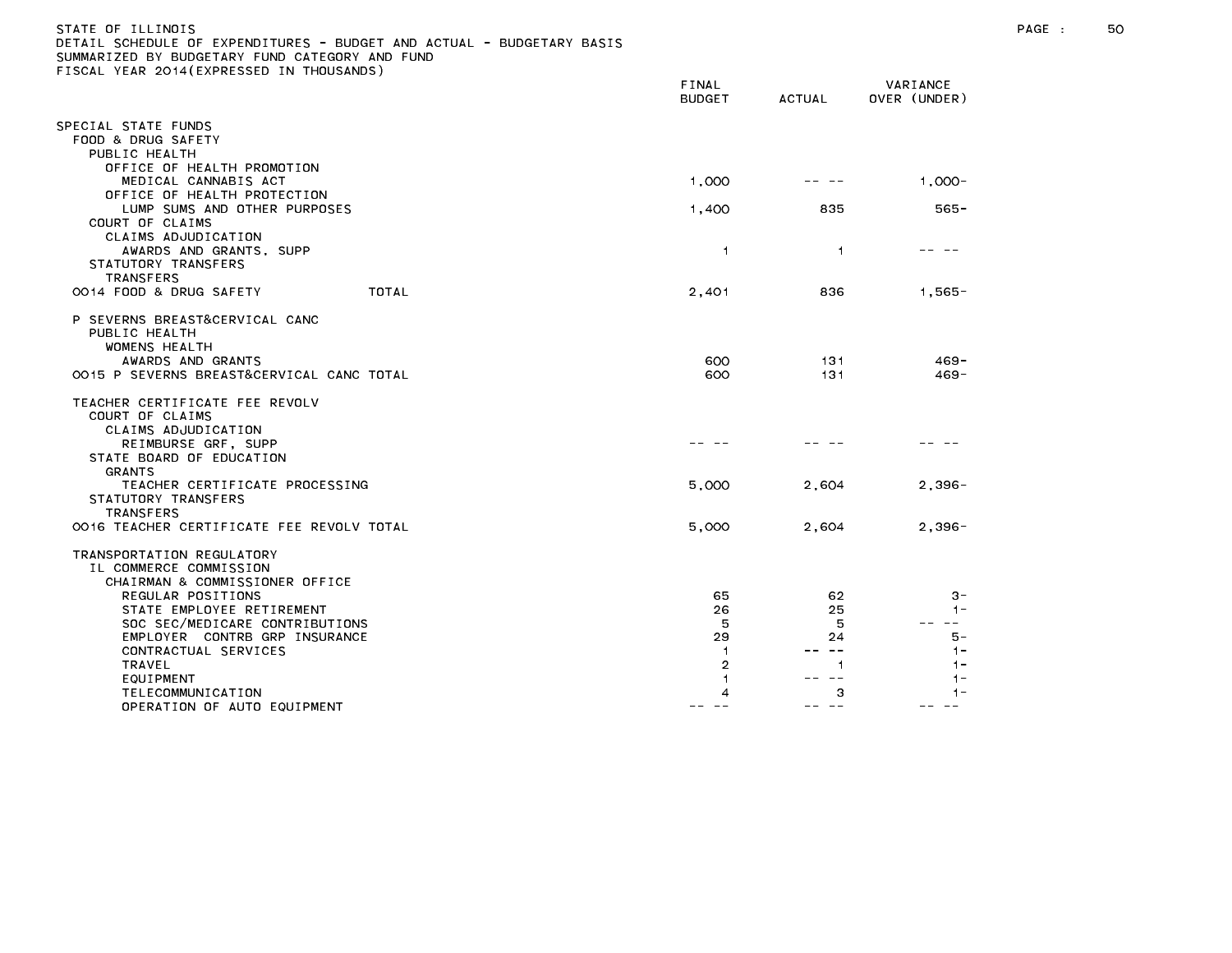STATE OF ILLINOIS
DETAIL SCHEDULE OF EXPENDITURES - BUDGET AND ACTUAL - BUDGETARY BASIS
SUMMARIZED BY BUDGETARY FUND CATEGORY AND FUND
FISCAL YEAR 2014(EXPRESSED IN THOUSANDS)

| | FINAL BUDGET | ACTUAL | VARIANCE OVER (UNDER) |
|---|---|---|---|
| SPECIAL STATE FUNDS | | | |
| FOOD & DRUG SAFETY | | | |
| PUBLIC HEALTH | | | |
| OFFICE OF HEALTH PROMOTION | | | |
| MEDICAL CANNABIS ACT | 1,000 | -- -- | 1,000- |
| OFFICE OF HEALTH PROTECTION | | | |
| LUMP SUMS AND OTHER PURPOSES | 1,400 | 835 | 565- |
| COURT OF CLAIMS | | | |
| CLAIMS ADJUDICATION | | | |
| AWARDS AND GRANTS, SUPP | 1 | 1 | -- -- |
| STATUTORY TRANSFERS | | | |
| TRANSFERS | | | |
| 0014 FOOD & DRUG SAFETY TOTAL | 2,401 | 836 | 1,565- |
| P SEVERNS BREAST&CERVICAL CANC | | | |
| PUBLIC HEALTH | | | |
| WOMENS HEALTH | | | |
| AWARDS AND GRANTS | 600 | 131 | 469- |
| 0015 P SEVERNS BREAST&CERVICAL CANC TOTAL | 600 | 131 | 469- |
| TEACHER CERTIFICATE FEE REVOLV | | | |
| COURT OF CLAIMS | | | |
| CLAIMS ADJUDICATION | | | |
| REIMBURSE GRF, SUPP | -- -- | -- -- | -- -- |
| STATE BOARD OF EDUCATION | | | |
| GRANTS | | | |
| TEACHER CERTIFICATE PROCESSING | 5,000 | 2,604 | 2,396- |
| STATUTORY TRANSFERS | | | |
| TRANSFERS | | | |
| 0016 TEACHER CERTIFICATE FEE REVOLV TOTAL | 5,000 | 2,604 | 2,396- |
| TRANSPORTATION REGULATORY | | | |
| IL COMMERCE COMMISSION | | | |
| CHAIRMAN & COMMISSIONER OFFICE | | | |
| REGULAR POSITIONS | 65 | 62 | 3- |
| STATE EMPLOYEE RETIREMENT | 26 | 25 | 1- |
| SOC SEC/MEDICARE CONTRIBUTIONS | 5 | 5 | -- -- |
| EMPLOYER CONTRB GRP INSURANCE | 29 | 24 | 5- |
| CONTRACTUAL SERVICES | 1 | -- -- | 1- |
| TRAVEL | 2 | 1 | 1- |
| EQUIPMENT | 1 | -- -- | 1- |
| TELECOMMUNICATION | 4 | 3 | 1- |
| OPERATION OF AUTO EQUIPMENT | -- -- | -- -- | -- -- |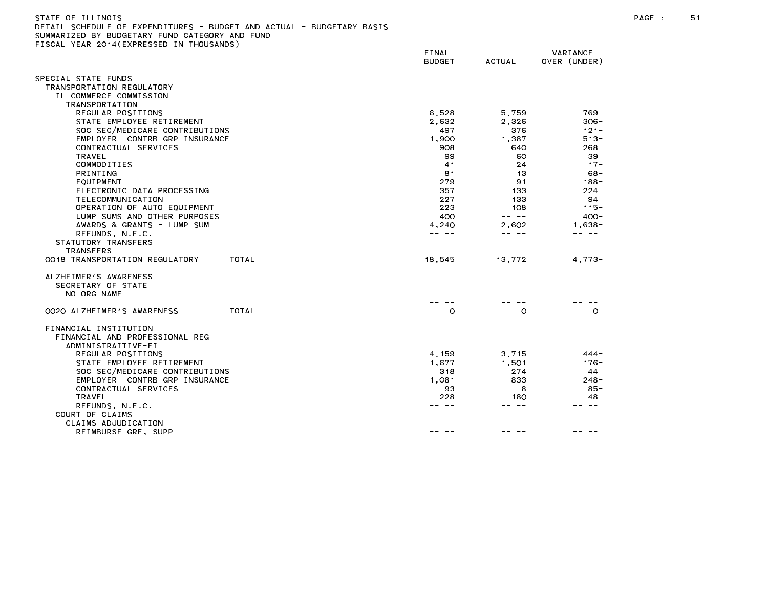STATE OF ILLINOIS
DETAIL SCHEDULE OF EXPENDITURES - BUDGET AND ACTUAL - BUDGETARY BASIS
SUMMARIZED BY BUDGETARY FUND CATEGORY AND FUND
FISCAL YEAR 2014(EXPRESSED IN THOUSANDS)

| | FINAL BUDGET | ACTUAL | VARIANCE OVER (UNDER) |
|---|---|---|---|
| SPECIAL STATE FUNDS | | | |
| TRANSPORTATION REGULATORY | | | |
| IL COMMERCE COMMISSION | | | |
| TRANSPORTATION | | | |
| REGULAR POSITIONS | 6,528 | 5,759 | 769- |
| STATE EMPLOYEE RETIREMENT | 2,632 | 2,326 | 306- |
| SOC SEC/MEDICARE CONTRIBUTIONS | 497 | 376 | 121- |
| EMPLOYER CONTRB GRP INSURANCE | 1,900 | 1,387 | 513- |
| CONTRACTUAL SERVICES | 908 | 640 | 268- |
| TRAVEL | 99 | 60 | 39- |
| COMMODITIES | 41 | 24 | 17- |
| PRINTING | 81 | 13 | 68- |
| EQUIPMENT | 279 | 91 | 188- |
| ELECTRONIC DATA PROCESSING | 357 | 133 | 224- |
| TELECOMMUNICATION | 227 | 133 | 94- |
| OPERATION OF AUTO EQUIPMENT | 223 | 108 | 115- |
| LUMP SUMS AND OTHER PURPOSES | 400 | -- -- | 400- |
| AWARDS & GRANTS - LUMP SUM | 4,240 | 2,602 | 1,638- |
| REFUNDS, N.E.C. | -- -- | -- -- | -- -- |
| STATUTORY TRANSFERS | | | |
| TRANSFERS | | | |
| 0018 TRANSPORTATION REGULATORY TOTAL | 18,545 | 13,772 | 4,773- |
| ALZHEIMER'S AWARENESS | | | |
| SECRETARY OF STATE | | | |
| NO ORG NAME | | | |
| | -- -- | -- -- | -- -- |
| 0020 ALZHEIMER'S AWARENESS TOTAL | 0 | 0 | 0 |
| FINANCIAL INSTITUTION | | | |
| FINANCIAL AND PROFESSIONAL REG | | | |
| ADMINISTRAITIVE-FI | | | |
| REGULAR POSITIONS | 4,159 | 3,715 | 444- |
| STATE EMPLOYEE RETIREMENT | 1,677 | 1,501 | 176- |
| SOC SEC/MEDICARE CONTRIBUTIONS | 318 | 274 | 44- |
| EMPLOYER CONTRB GRP INSURANCE | 1,081 | 833 | 248- |
| CONTRACTUAL SERVICES | 93 | 8 | 85- |
| TRAVEL | 228 | 180 | 48- |
| REFUNDS, N.E.C. | -- -- | -- -- | -- -- |
| COURT OF CLAIMS | | | |
| CLAIMS ADJUDICATION | | | |
| REIMBURSE GRF, SUPP | -- -- | -- -- | -- -- |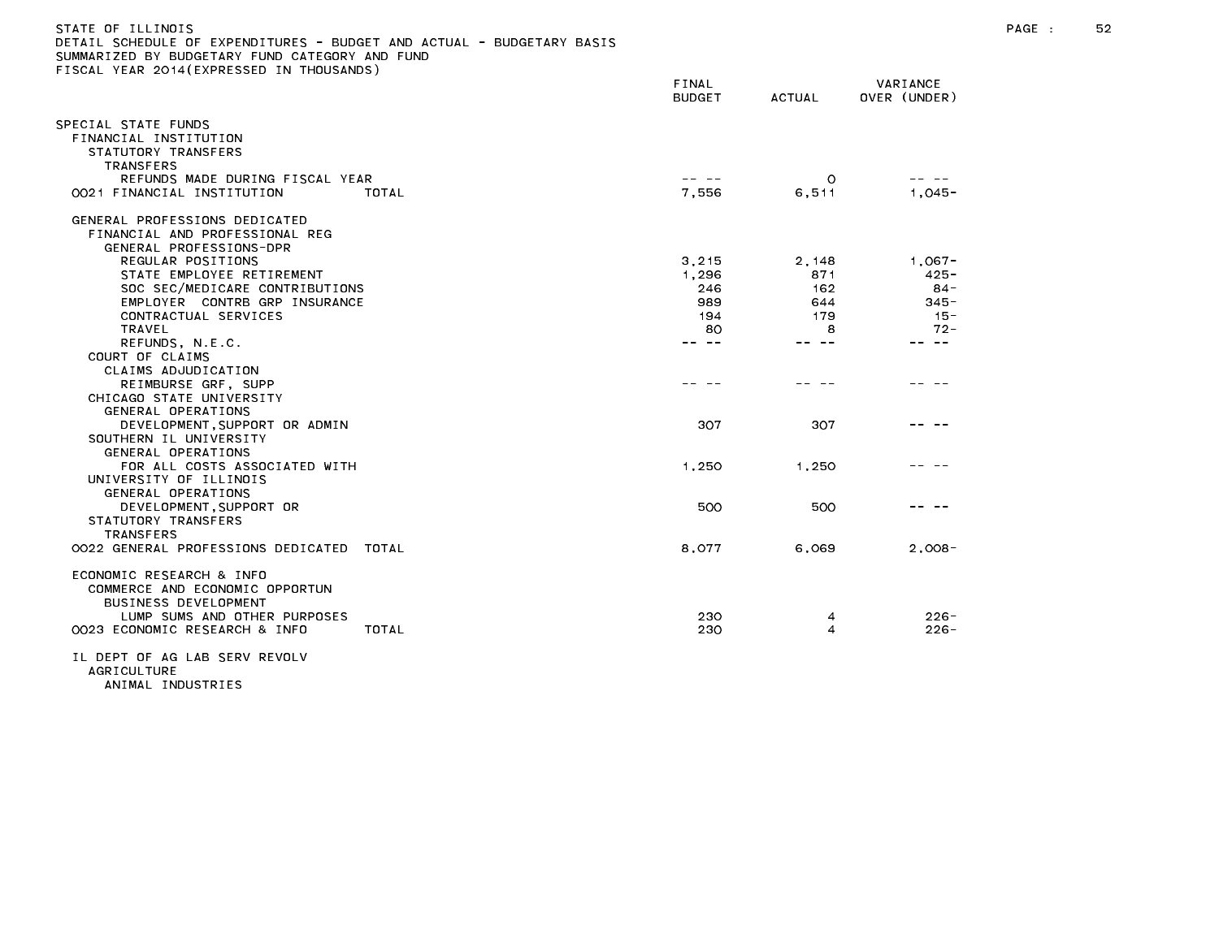STATE OF ILLINOIS
DETAIL SCHEDULE OF EXPENDITURES - BUDGET AND ACTUAL - BUDGETARY BASIS
SUMMARIZED BY BUDGETARY FUND CATEGORY AND FUND
FISCAL YEAR 2014(EXPRESSED IN THOUSANDS)

| | FINAL BUDGET | ACTUAL | VARIANCE OVER (UNDER) |
|---|---|---|---|
| SPECIAL STATE FUNDS | | | |
| FINANCIAL INSTITUTION | | | |
| STATUTORY TRANSFERS | | | |
| TRANSFERS | | | |
| REFUNDS MADE DURING FISCAL YEAR | -- -- | 0 | -- -- |
| 0021 FINANCIAL INSTITUTION TOTAL | 7,556 | 6,511 | 1,045- |
| GENERAL PROFESSIONS DEDICATED | | | |
| FINANCIAL AND PROFESSIONAL REG | | | |
| GENERAL PROFESSIONS-DPR | | | |
| REGULAR POSITIONS | 3,215 | 2,148 | 1,067- |
| STATE EMPLOYEE RETIREMENT | 1,296 | 871 | 425- |
| SOC SEC/MEDICARE CONTRIBUTIONS | 246 | 162 | 84- |
| EMPLOYER CONTRB GRP INSURANCE | 989 | 644 | 345- |
| CONTRACTUAL SERVICES | 194 | 179 | 15- |
| TRAVEL | 80 | 8 | 72- |
| REFUNDS, N.E.C. | -- -- | -- -- | -- -- |
| COURT OF CLAIMS | | | |
| CLAIMS ADJUDICATION | | | |
| REIMBURSE GRF, SUPP | -- -- | -- -- | -- -- |
| CHICAGO STATE UNIVERSITY | | | |
| GENERAL OPERATIONS | | | |
| DEVELOPMENT,SUPPORT OR ADMIN | 307 | 307 | -- -- |
| SOUTHERN IL UNIVERSITY | | | |
| GENERAL OPERATIONS | | | |
| FOR ALL COSTS ASSOCIATED WITH | 1,250 | 1,250 | -- -- |
| UNIVERSITY OF ILLINOIS | | | |
| GENERAL OPERATIONS | | | |
| DEVELOPMENT,SUPPORT OR | 500 | 500 | -- -- |
| STATUTORY TRANSFERS | | | |
| TRANSFERS | | | |
| 0022 GENERAL PROFESSIONS DEDICATED TOTAL | 8,077 | 6,069 | 2,008- |
| ECONOMIC RESEARCH & INFO | | | |
| COMMERCE AND ECONOMIC OPPORTUN | | | |
| BUSINESS DEVELOPMENT | | | |
| LUMP SUMS AND OTHER PURPOSES | 230 | 4 | 226- |
| 0023 ECONOMIC RESEARCH & INFO TOTAL | 230 | 4 | 226- |
| IL DEPT OF AG LAB SERV REVOLV | | | |
| AGRICULTURE | | | |
| ANIMAL INDUSTRIES | | | |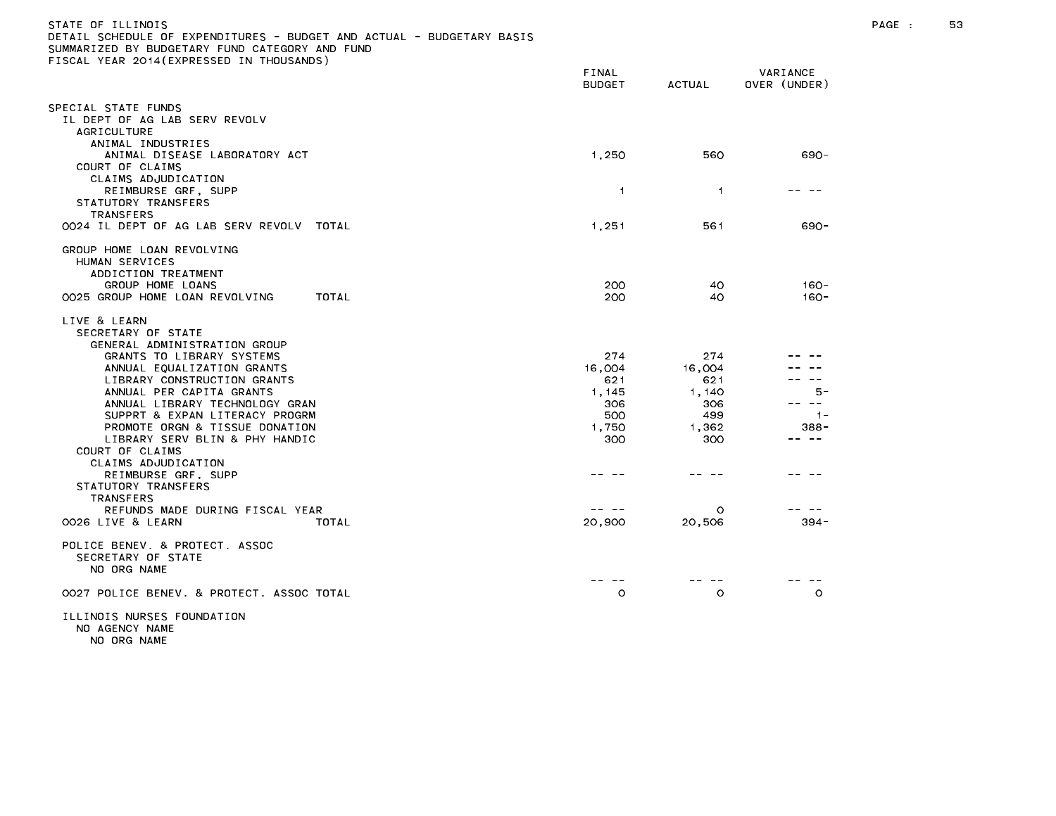STATE OF ILLINOIS
DETAIL SCHEDULE OF EXPENDITURES - BUDGET AND ACTUAL - BUDGETARY BASIS
SUMMARIZED BY BUDGETARY FUND CATEGORY AND FUND
FISCAL YEAR 2014(EXPRESSED IN THOUSANDS)

| | FINAL BUDGET | ACTUAL | VARIANCE OVER (UNDER) |
|---|---|---|---|
| SPECIAL STATE FUNDS | | | |
| IL DEPT OF AG LAB SERV REVOLV | | | |
| AGRICULTURE | | | |
| ANIMAL INDUSTRIES | | | |
| ANIMAL DISEASE LABORATORY ACT | 1,250 | 560 | 690- |
| COURT OF CLAIMS | | | |
| CLAIMS ADJUDICATION | | | |
| REIMBURSE GRF, SUPP | 1 | 1 | -- -- |
| STATUTORY TRANSFERS | | | |
| TRANSFERS | | | |
| 0024 IL DEPT OF AG LAB SERV REVOLV TOTAL | 1,251 | 561 | 690- |
| GROUP HOME LOAN REVOLVING | | | |
| HUMAN SERVICES | | | |
| ADDICTION TREATMENT | | | |
| GROUP HOME LOANS | 200 | 40 | 160- |
| 0025 GROUP HOME LOAN REVOLVING TOTAL | 200 | 40 | 160- |
| LIVE & LEARN | | | |
| SECRETARY OF STATE | | | |
| GENERAL ADMINISTRATION GROUP | | | |
| GRANTS TO LIBRARY SYSTEMS | 274 | 274 | -- -- |
| ANNUAL EQUALIZATION GRANTS | 16,004 | 16,004 | -- -- |
| LIBRARY CONSTRUCTION GRANTS | 621 | 621 | -- -- |
| ANNUAL PER CAPITA GRANTS | 1,145 | 1,140 | 5- |
| ANNUAL LIBRARY TECHNOLOGY GRAN | 306 | 306 | -- -- |
| SUPPRT & EXPAN LITERACY PROGRM | 500 | 499 | 1- |
| PROMOTE ORGN & TISSUE DONATION | 1,750 | 1,362 | 388- |
| LIBRARY SERV BLIN & PHY HANDIC | 300 | 300 | -- -- |
| COURT OF CLAIMS | | | |
| CLAIMS ADJUDICATION | | | |
| REIMBURSE GRF, SUPP | -- -- | -- -- | -- -- |
| STATUTORY TRANSFERS | | | |
| TRANSFERS | | | |
| REFUNDS MADE DURING FISCAL YEAR | -- -- | 0 | -- -- |
| 0026 LIVE & LEARN TOTAL | 20,900 | 20,506 | 394- |
| POLICE BENEV. & PROTECT. ASSOC | | | |
| SECRETARY OF STATE | | | |
| NO ORG NAME | | | |
| | -- -- | -- -- | -- -- |
| 0027 POLICE BENEV. & PROTECT. ASSOC TOTAL | 0 | 0 | 0 |
| ILLINOIS NURSES FOUNDATION | | | |
| NO AGENCY NAME | | | |
| NO ORG NAME | | | |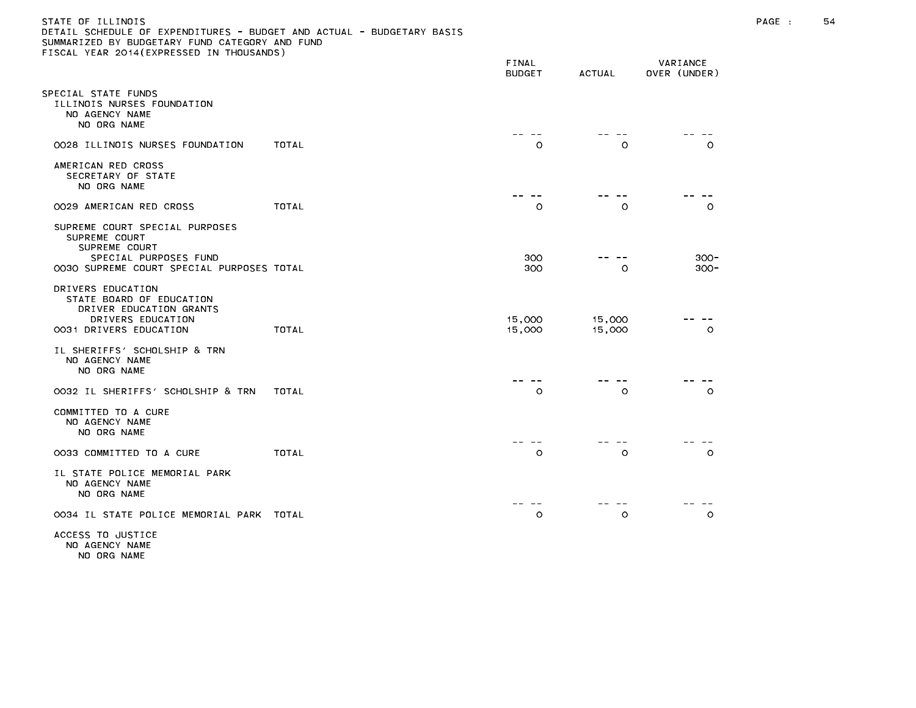STATE OF ILLINOIS
DETAIL SCHEDULE OF EXPENDITURES - BUDGET AND ACTUAL - BUDGETARY BASIS
SUMMARIZED BY BUDGETARY FUND CATEGORY AND FUND
FISCAL YEAR 2014(EXPRESSED IN THOUSANDS)

| | | FINAL BUDGET | ACTUAL | VARIANCE OVER (UNDER) |
|---|---|---|---|---|
| SPECIAL STATE FUNDS | | | | |
| ILLINOIS NURSES FOUNDATION | | | | |
| NO AGENCY NAME | | | | |
| NO ORG NAME | | -- -- | -- -- | -- -- |
| 0028 ILLINOIS NURSES FOUNDATION | TOTAL | 0 | 0 | 0 |
| AMERICAN RED CROSS | | | | |
| SECRETARY OF STATE | | | | |
| NO ORG NAME | | -- -- | -- -- | -- -- |
| 0029 AMERICAN RED CROSS | TOTAL | 0 | 0 | 0 |
| SUPREME COURT SPECIAL PURPOSES | | | | |
| SUPREME COURT | | | | |
| SUPREME COURT | | | | |
| SPECIAL PURPOSES FUND | | 300 | -- -- | 300- |
| 0030 SUPREME COURT SPECIAL PURPOSES | TOTAL | 300 | 0 | 300- |
| DRIVERS EDUCATION | | | | |
| STATE BOARD OF EDUCATION | | | | |
| DRIVER EDUCATION GRANTS | | | | |
| DRIVERS EDUCATION | | 15,000 | 15,000 | -- -- |
| 0031 DRIVERS EDUCATION | TOTAL | 15,000 | 15,000 | 0 |
| IL SHERIFFS' SCHOLSHIP & TRN | | | | |
| NO AGENCY NAME | | | | |
| NO ORG NAME | | -- -- | -- -- | -- -- |
| 0032 IL SHERIFFS' SCHOLSHIP & TRN | TOTAL | 0 | 0 | 0 |
| COMMITTED TO A CURE | | | | |
| NO AGENCY NAME | | | | |
| NO ORG NAME | | -- -- | -- -- | -- -- |
| 0033 COMMITTED TO A CURE | TOTAL | 0 | 0 | 0 |
| IL STATE POLICE MEMORIAL PARK | | | | |
| NO AGENCY NAME | | | | |
| NO ORG NAME | | -- -- | -- -- | -- -- |
| 0034 IL STATE POLICE MEMORIAL PARK | TOTAL | 0 | 0 | 0 |
| ACCESS TO JUSTICE | | | | |
| NO AGENCY NAME | | | | |
| NO ORG NAME | | | | |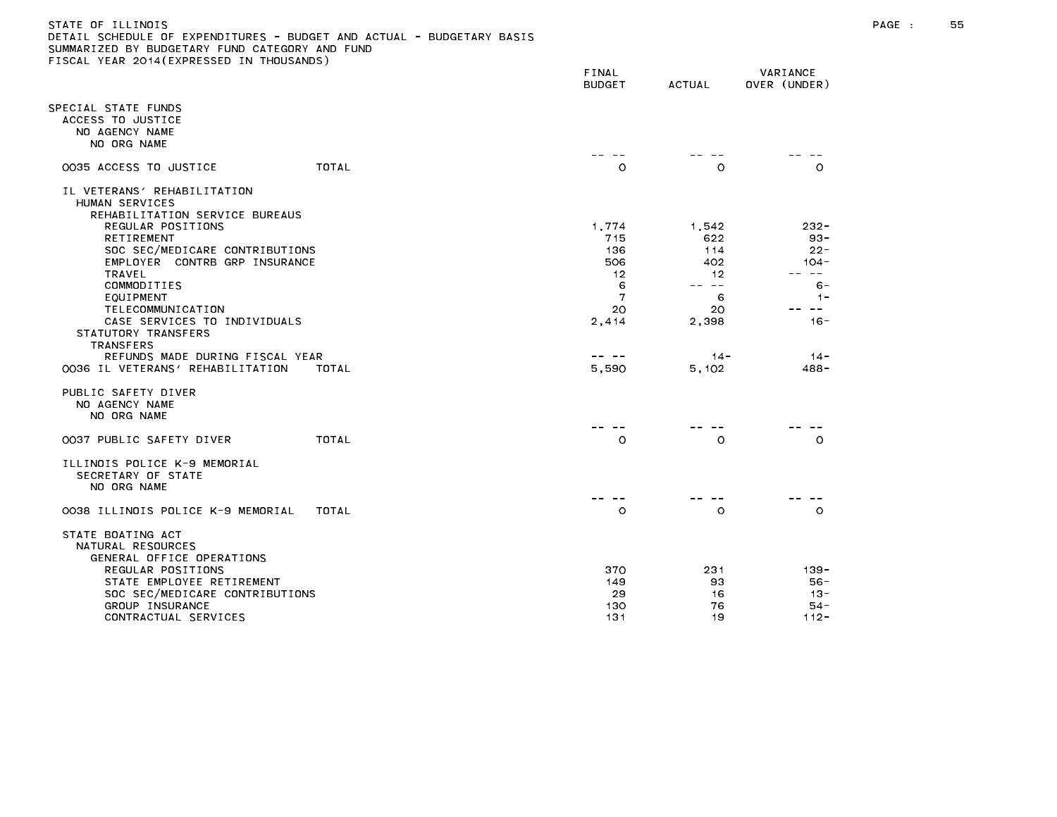STATE OF ILLINOIS
DETAIL SCHEDULE OF EXPENDITURES - BUDGET AND ACTUAL - BUDGETARY BASIS
SUMMARIZED BY BUDGETARY FUND CATEGORY AND FUND
FISCAL YEAR 2014(EXPRESSED IN THOUSANDS)

| | FINAL BUDGET | ACTUAL | VARIANCE OVER (UNDER) |
|---|---|---|---|
| SPECIAL STATE FUNDS | | | |
| ACCESS TO JUSTICE | | | |
| NO AGENCY NAME | | | |
| NO ORG NAME | | | |
| | -- -- | -- -- | -- -- |
| 0035 ACCESS TO JUSTICE TOTAL | 0 | 0 | 0 |
| IL VETERANS' REHABILITATION | | | |
| HUMAN SERVICES | | | |
| REHABILITATION SERVICE BUREAUS | | | |
| REGULAR POSITIONS | 1,774 | 1,542 | 232- |
| RETIREMENT | 715 | 622 | 93- |
| SOC SEC/MEDICARE CONTRIBUTIONS | 136 | 114 | 22- |
| EMPLOYER CONTRB GRP INSURANCE | 506 | 402 | 104- |
| TRAVEL | 12 | 12 | -- -- |
| COMMODITIES | 6 | -- -- | 6- |
| EQUIPMENT | 7 | 6 | 1- |
| TELECOMMUNICATION | 20 | 20 | -- -- |
| CASE SERVICES TO INDIVIDUALS | 2,414 | 2,398 | 16- |
| STATUTORY TRANSFERS | | | |
| TRANSFERS | | | |
| REFUNDS MADE DURING FISCAL YEAR | -- -- | 14- | 14- |
| 0036 IL VETERANS' REHABILITATION TOTAL | 5,590 | 5,102 | 488- |
| PUBLIC SAFETY DIVER | | | |
| NO AGENCY NAME | | | |
| NO ORG NAME | | | |
| | -- -- | -- -- | -- -- |
| 0037 PUBLIC SAFETY DIVER TOTAL | 0 | 0 | 0 |
| ILLINOIS POLICE K-9 MEMORIAL | | | |
| SECRETARY OF STATE | | | |
| NO ORG NAME | | | |
| | -- -- | -- -- | -- -- |
| 0038 ILLINOIS POLICE K-9 MEMORIAL TOTAL | 0 | 0 | 0 |
| STATE BOATING ACT | | | |
| NATURAL RESOURCES | | | |
| GENERAL OFFICE OPERATIONS | | | |
| REGULAR POSITIONS | 370 | 231 | 139- |
| STATE EMPLOYEE RETIREMENT | 149 | 93 | 56- |
| SOC SEC/MEDICARE CONTRIBUTIONS | 29 | 16 | 13- |
| GROUP INSURANCE | 130 | 76 | 54- |
| CONTRACTUAL SERVICES | 131 | 19 | 112- |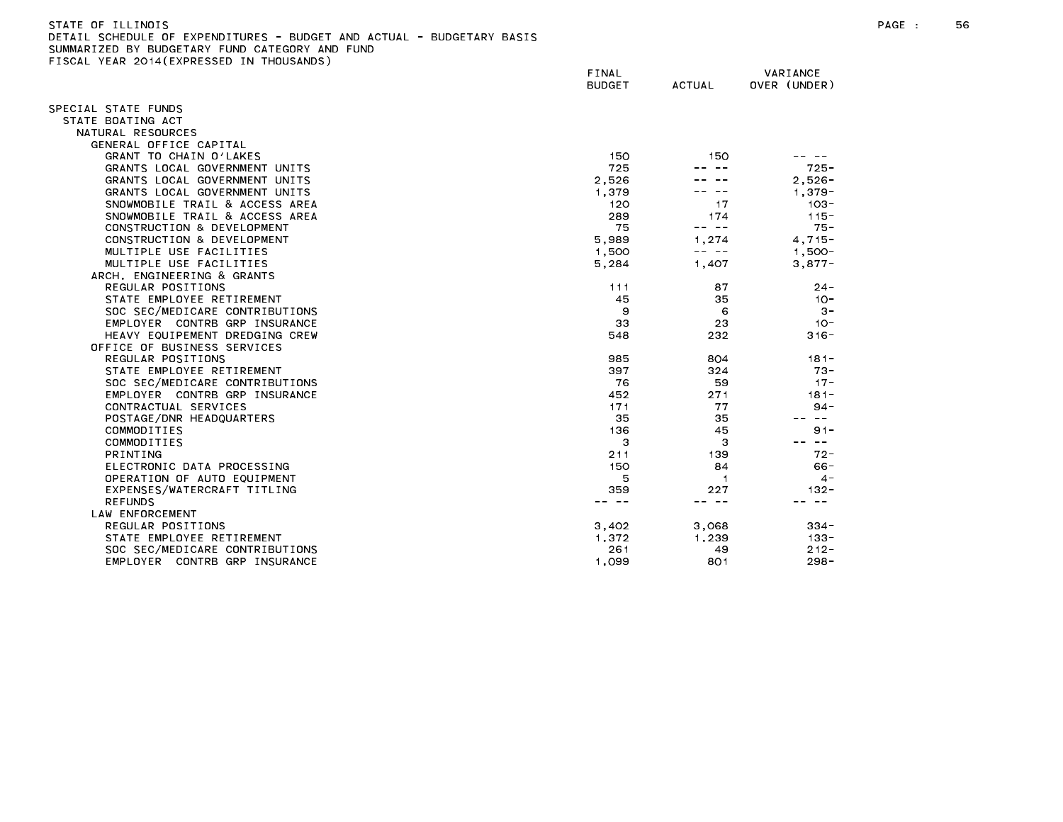STATE OF ILLINOIS
DETAIL SCHEDULE OF EXPENDITURES - BUDGET AND ACTUAL - BUDGETARY BASIS
SUMMARIZED BY BUDGETARY FUND CATEGORY AND FUND
FISCAL YEAR 2014(EXPRESSED IN THOUSANDS)

| | FINAL BUDGET | ACTUAL | VARIANCE OVER (UNDER) |
|---|---|---|---|
| SPECIAL STATE FUNDS | | | |
| STATE BOATING ACT | | | |
| NATURAL RESOURCES | | | |
| GENERAL OFFICE CAPITAL | | | |
| GRANT TO CHAIN O'LAKES | 150 | 150 | -- -- |
| GRANTS LOCAL GOVERNMENT UNITS | 725 | -- -- | 725- |
| GRANTS LOCAL GOVERNMENT UNITS | 2,526 | -- -- | 2,526- |
| GRANTS LOCAL GOVERNMENT UNITS | 1,379 | -- -- | 1,379- |
| SNOWMOBILE TRAIL & ACCESS AREA | 120 | 17 | 103- |
| SNOWMOBILE TRAIL & ACCESS AREA | 289 | 174 | 115- |
| CONSTRUCTION & DEVELOPMENT | 75 | -- -- | 75- |
| CONSTRUCTION & DEVELOPMENT | 5,989 | 1,274 | 4,715- |
| MULTIPLE USE FACILITIES | 1,500 | -- -- | 1,500- |
| MULTIPLE USE FACILITIES | 5,284 | 1,407 | 3,877- |
| ARCH, ENGINEERING & GRANTS | | | |
| REGULAR POSITIONS | 111 | 87 | 24- |
| STATE EMPLOYEE RETIREMENT | 45 | 35 | 10- |
| SOC SEC/MEDICARE CONTRIBUTIONS | 9 | 6 | 3- |
| EMPLOYER CONTRB GRP INSURANCE | 33 | 23 | 10- |
| HEAVY EQUIPEMENT DREDGING CREW | 548 | 232 | 316- |
| OFFICE OF BUSINESS SERVICES | | | |
| REGULAR POSITIONS | 985 | 804 | 181- |
| STATE EMPLOYEE RETIREMENT | 397 | 324 | 73- |
| SOC SEC/MEDICARE CONTRIBUTIONS | 76 | 59 | 17- |
| EMPLOYER CONTRB GRP INSURANCE | 452 | 271 | 181- |
| CONTRACTUAL SERVICES | 171 | 77 | 94- |
| POSTAGE/DNR HEADQUARTERS | 35 | 35 | -- -- |
| COMMODITIES | 136 | 45 | 91- |
| COMMODITIES | 3 | 3 | -- -- |
| PRINTING | 211 | 139 | 72- |
| ELECTRONIC DATA PROCESSING | 150 | 84 | 66- |
| OPERATION OF AUTO EQUIPMENT | 5 | 1 | 4- |
| EXPENSES/WATERCRAFT TITLING | 359 | 227 | 132- |
| REFUNDS | -- -- | -- -- | -- -- |
| LAW ENFORCEMENT | | | |
| REGULAR POSITIONS | 3,402 | 3,068 | 334- |
| STATE EMPLOYEE RETIREMENT | 1,372 | 1,239 | 133- |
| SOC SEC/MEDICARE CONTRIBUTIONS | 261 | 49 | 212- |
| EMPLOYER CONTRB GRP INSURANCE | 1,099 | 801 | 298- |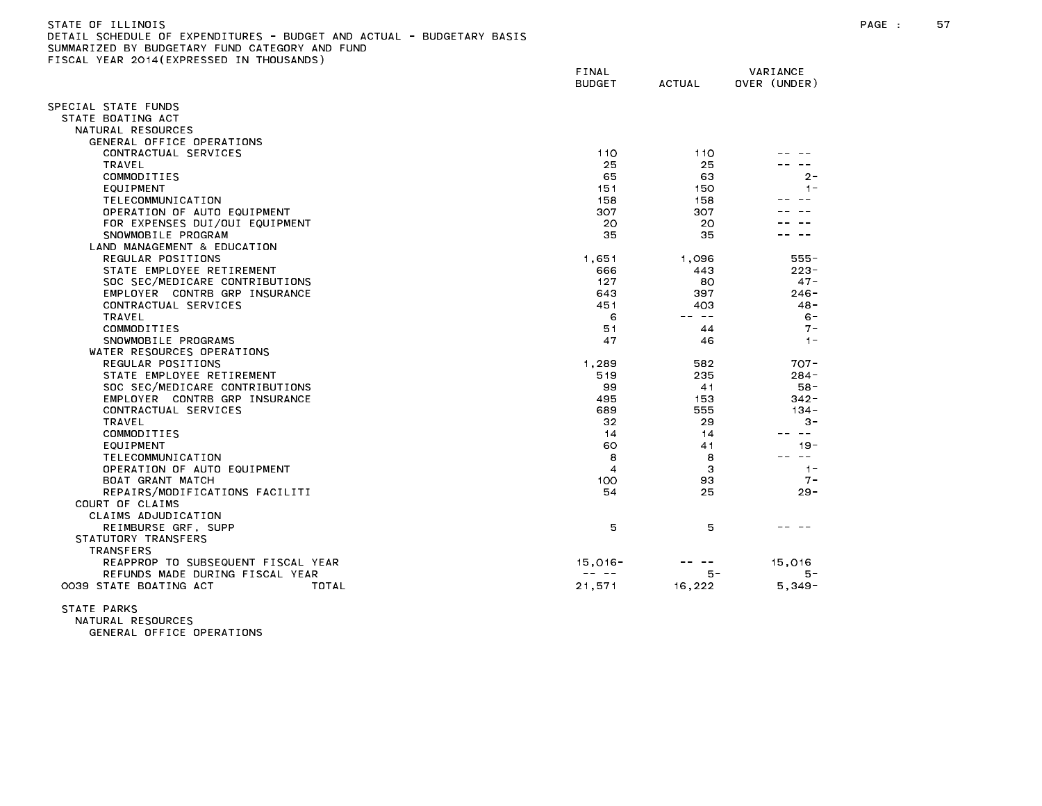STATE OF ILLINOIS
DETAIL SCHEDULE OF EXPENDITURES - BUDGET AND ACTUAL - BUDGETARY BASIS
SUMMARIZED BY BUDGETARY FUND CATEGORY AND FUND
FISCAL YEAR 2014(EXPRESSED IN THOUSANDS)

| | FINAL BUDGET | ACTUAL | VARIANCE OVER (UNDER) |
|---|---|---|---|
| SPECIAL STATE FUNDS | | | |
| STATE BOATING ACT | | | |
| NATURAL RESOURCES | | | |
| GENERAL OFFICE OPERATIONS | | | |
| CONTRACTUAL SERVICES | 110 | 110 | -- -- |
| TRAVEL | 25 | 25 | -- -- |
| COMMODITIES | 65 | 63 | 2- |
| EQUIPMENT | 151 | 150 | 1- |
| TELECOMMUNICATION | 158 | 158 | -- -- |
| OPERATION OF AUTO EQUIPMENT | 307 | 307 | -- -- |
| FOR EXPENSES DUI/OUI EQUIPMENT | 20 | 20 | -- -- |
| SNOWMOBILE PROGRAM | 35 | 35 | -- -- |
| LAND MANAGEMENT & EDUCATION | | | |
| REGULAR POSITIONS | 1,651 | 1,096 | 555- |
| STATE EMPLOYEE RETIREMENT | 666 | 443 | 223- |
| SOC SEC/MEDICARE CONTRIBUTIONS | 127 | 80 | 47- |
| EMPLOYER CONTRB GRP INSURANCE | 643 | 397 | 246- |
| CONTRACTUAL SERVICES | 451 | 403 | 48- |
| TRAVEL | 6 | -- -- | 6- |
| COMMODITIES | 51 | 44 | 7- |
| SNOWMOBILE PROGRAMS | 47 | 46 | 1- |
| WATER RESOURCES OPERATIONS | | | |
| REGULAR POSITIONS | 1,289 | 582 | 707- |
| STATE EMPLOYEE RETIREMENT | 519 | 235 | 284- |
| SOC SEC/MEDICARE CONTRIBUTIONS | 99 | 41 | 58- |
| EMPLOYER CONTRB GRP INSURANCE | 495 | 153 | 342- |
| CONTRACTUAL SERVICES | 689 | 555 | 134- |
| TRAVEL | 32 | 29 | 3- |
| COMMODITIES | 14 | 14 | -- -- |
| EQUIPMENT | 60 | 41 | 19- |
| TELECOMMUNICATION | 8 | 8 | -- -- |
| OPERATION OF AUTO EQUIPMENT | 4 | 3 | 1- |
| BOAT GRANT MATCH | 100 | 93 | 7- |
| REPAIRS/MODIFICATIONS FACILITI | 54 | 25 | 29- |
| COURT OF CLAIMS | | | |
| CLAIMS ADJUDICATION | | | |
| REIMBURSE GRF, SUPP | 5 | 5 | -- -- |
| STATUTORY TRANSFERS | | | |
| TRANSFERS | | | |
| REAPPROP TO SUBSEQUENT FISCAL YEAR | 15,016- | -- -- | 15,016 |
| REFUNDS MADE DURING FISCAL YEAR | -- -- | 5- | 5- |
| 0039 STATE BOATING ACT TOTAL | 21,571 | 16,222 | 5,349- |

STATE PARKS
NATURAL RESOURCES
GENERAL OFFICE OPERATIONS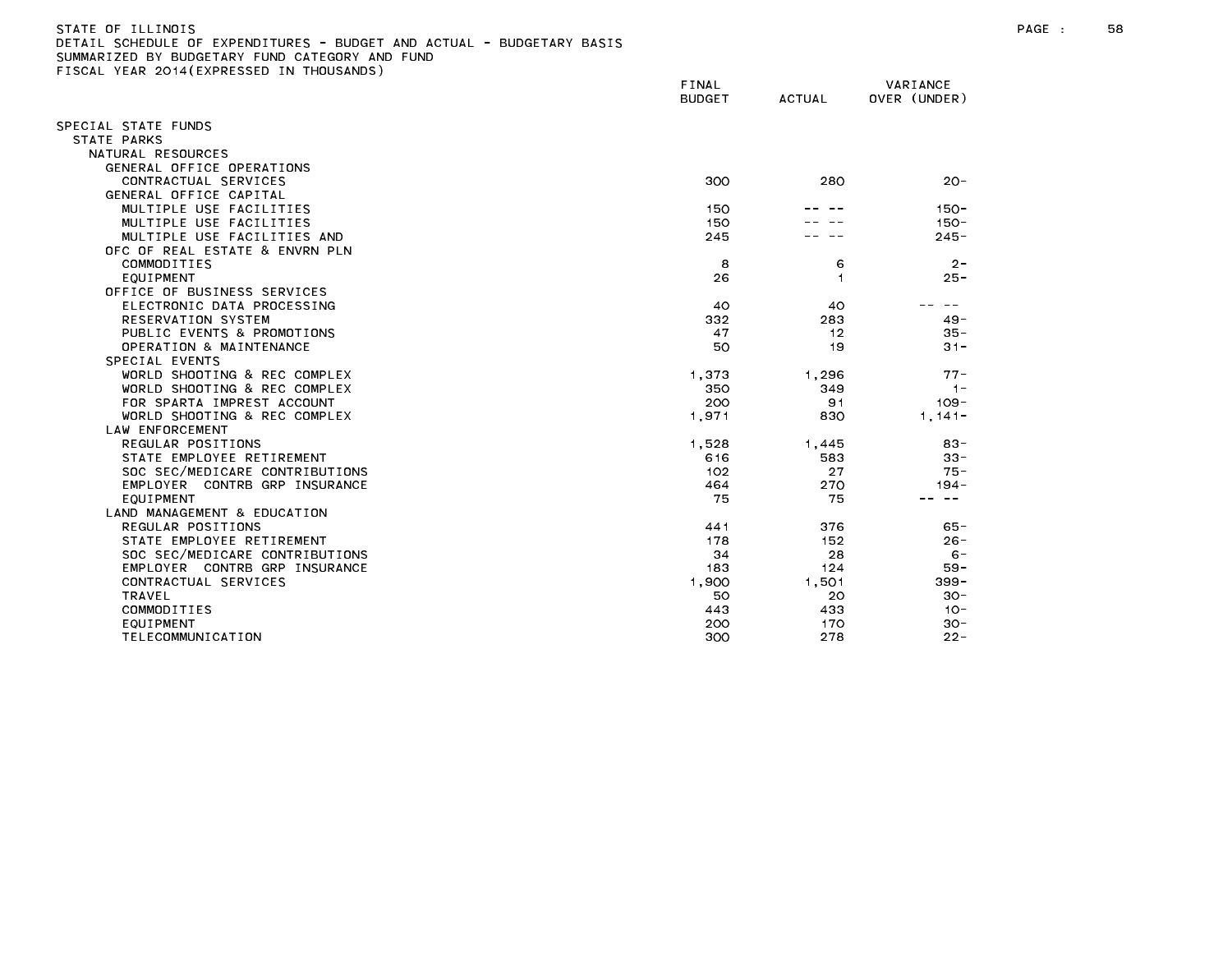STATE OF ILLINOIS
DETAIL SCHEDULE OF EXPENDITURES - BUDGET AND ACTUAL - BUDGETARY BASIS
SUMMARIZED BY BUDGETARY FUND CATEGORY AND FUND
FISCAL YEAR 2014(EXPRESSED IN THOUSANDS)

| | FINAL BUDGET | ACTUAL | VARIANCE OVER (UNDER) |
|---|---|---|---|
| SPECIAL STATE FUNDS | | | |
| STATE PARKS | | | |
| NATURAL RESOURCES | | | |
| GENERAL OFFICE OPERATIONS | | | |
| CONTRACTUAL SERVICES | 300 | 280 | 20- |
| GENERAL OFFICE CAPITAL | | | |
| MULTIPLE USE FACILITIES | 150 | -- -- | 150- |
| MULTIPLE USE FACILITIES | 150 | -- -- | 150- |
| MULTIPLE USE FACILITIES AND | 245 | -- -- | 245- |
| OFC OF REAL ESTATE & ENVRN PLN | | | |
| COMMODITIES | 8 | 6 | 2- |
| EQUIPMENT | 26 | 1 | 25- |
| OFFICE OF BUSINESS SERVICES | | | |
| ELECTRONIC DATA PROCESSING | 40 | 40 | -- -- |
| RESERVATION SYSTEM | 332 | 283 | 49- |
| PUBLIC EVENTS & PROMOTIONS | 47 | 12 | 35- |
| OPERATION & MAINTENANCE | 50 | 19 | 31- |
| SPECIAL EVENTS | | | |
| WORLD SHOOTING & REC COMPLEX | 1,373 | 1,296 | 77- |
| WORLD SHOOTING & REC COMPLEX | 350 | 349 | 1- |
| FOR SPARTA IMPREST ACCOUNT | 200 | 91 | 109- |
| WORLD SHOOTING & REC COMPLEX | 1,971 | 830 | 1,141- |
| LAW ENFORCEMENT | | | |
| REGULAR POSITIONS | 1,528 | 1,445 | 83- |
| STATE EMPLOYEE RETIREMENT | 616 | 583 | 33- |
| SOC SEC/MEDICARE CONTRIBUTIONS | 102 | 27 | 75- |
| EMPLOYER CONTRB GRP INSURANCE | 464 | 270 | 194- |
| EQUIPMENT | 75 | 75 | -- -- |
| LAND MANAGEMENT & EDUCATION | | | |
| REGULAR POSITIONS | 441 | 376 | 65- |
| STATE EMPLOYEE RETIREMENT | 178 | 152 | 26- |
| SOC SEC/MEDICARE CONTRIBUTIONS | 34 | 28 | 6- |
| EMPLOYER CONTRB GRP INSURANCE | 183 | 124 | 59- |
| CONTRACTUAL SERVICES | 1,900 | 1,501 | 399- |
| TRAVEL | 50 | 20 | 30- |
| COMMODITIES | 443 | 433 | 10- |
| EQUIPMENT | 200 | 170 | 30- |
| TELECOMMUNICATION | 300 | 278 | 22- |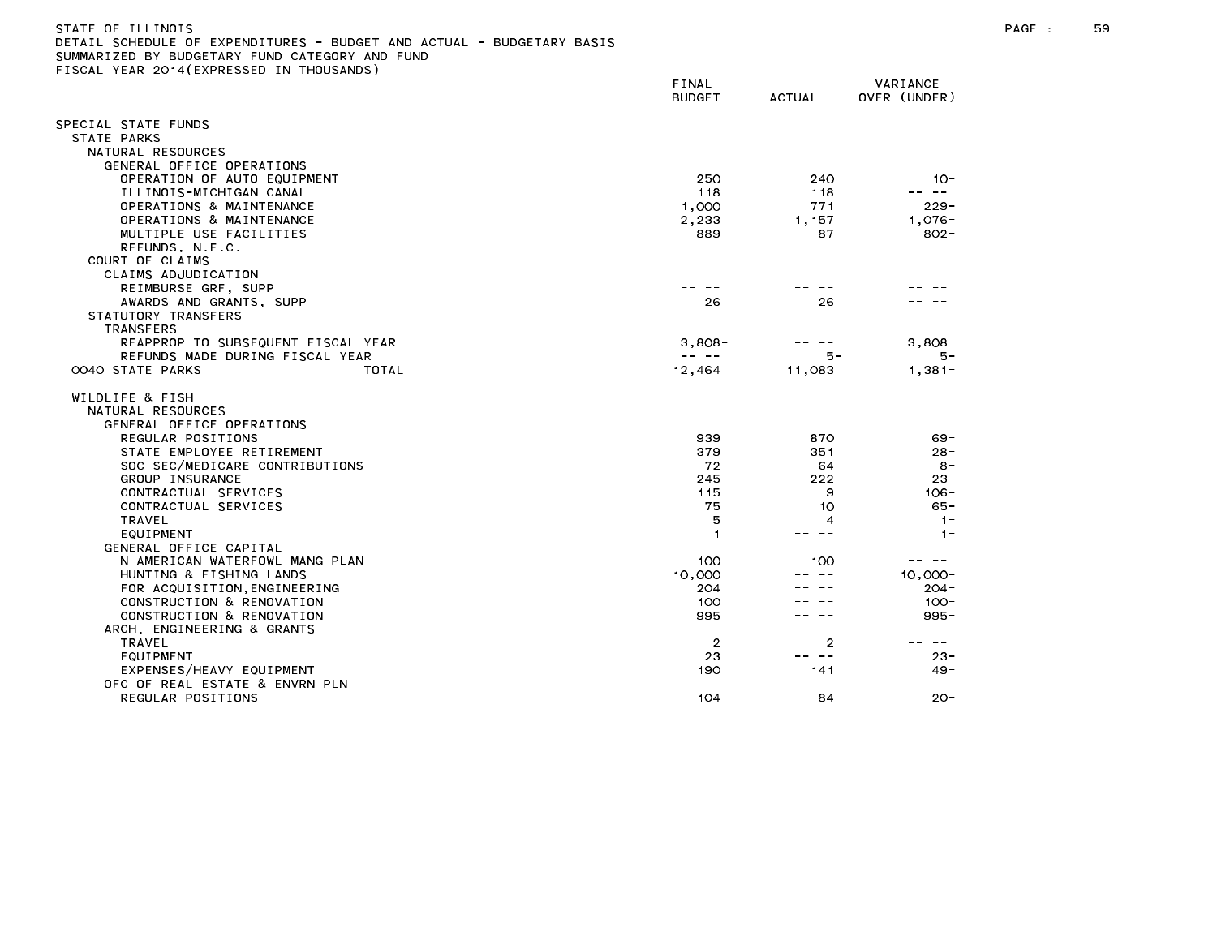STATE OF ILLINOIS
DETAIL SCHEDULE OF EXPENDITURES - BUDGET AND ACTUAL - BUDGETARY BASIS
SUMMARIZED BY BUDGETARY FUND CATEGORY AND FUND
FISCAL YEAR 2014(EXPRESSED IN THOUSANDS)

| | FINAL BUDGET | ACTUAL | VARIANCE OVER (UNDER) |
|---|---|---|---|
| SPECIAL STATE FUNDS | | | |
| STATE PARKS | | | |
| NATURAL RESOURCES | | | |
| GENERAL OFFICE OPERATIONS | | | |
| OPERATION OF AUTO EQUIPMENT | 250 | 240 | 10- |
| ILLINOIS-MICHIGAN CANAL | 118 | 118 | -- -- |
| OPERATIONS & MAINTENANCE | 1,000 | 771 | 229- |
| OPERATIONS & MAINTENANCE | 2,233 | 1,157 | 1,076- |
| MULTIPLE USE FACILITIES | 889 | 87 | 802- |
| REFUNDS, N.E.C. | -- -- | -- -- | -- -- |
| COURT OF CLAIMS | | | |
| CLAIMS ADJUDICATION | | | |
| REIMBURSE GRF, SUPP | -- -- | -- -- | -- -- |
| AWARDS AND GRANTS, SUPP | 26 | 26 | -- -- |
| STATUTORY TRANSFERS | | | |
| TRANSFERS | | | |
| REAPPROP TO SUBSEQUENT FISCAL YEAR | 3,808- | -- -- | 3,808 |
| REFUNDS MADE DURING FISCAL YEAR | -- -- | 5- | 5- |
| 0040 STATE PARKS TOTAL | 12,464 | 11,083 | 1,381- |
| WILDLIFE & FISH | | | |
| NATURAL RESOURCES | | | |
| GENERAL OFFICE OPERATIONS | | | |
| REGULAR POSITIONS | 939 | 870 | 69- |
| STATE EMPLOYEE RETIREMENT | 379 | 351 | 28- |
| SOC SEC/MEDICARE CONTRIBUTIONS | 72 | 64 | 8- |
| GROUP INSURANCE | 245 | 222 | 23- |
| CONTRACTUAL SERVICES | 115 | 9 | 106- |
| CONTRACTUAL SERVICES | 75 | 10 | 65- |
| TRAVEL | 5 | 4 | 1- |
| EQUIPMENT | 1 | -- -- | 1- |
| GENERAL OFFICE CAPITAL | | | |
| N AMERICAN WATERFOWL MANG PLAN | 100 | 100 | -- -- |
| HUNTING & FISHING LANDS | 10,000 | -- -- | 10,000- |
| FOR ACQUISITION,ENGINEERING | 204 | -- -- | 204- |
| CONSTRUCTION & RENOVATION | 100 | -- -- | 100- |
| CONSTRUCTION & RENOVATION | 995 | -- -- | 995- |
| ARCH, ENGINEERING & GRANTS | | | |
| TRAVEL | 2 | 2 | -- -- |
| EQUIPMENT | 23 | -- -- | 23- |
| EXPENSES/HEAVY EQUIPMENT | 190 | 141 | 49- |
| OFC OF REAL ESTATE & ENVRN PLN | | | |
| REGULAR POSITIONS | 104 | 84 | 20- |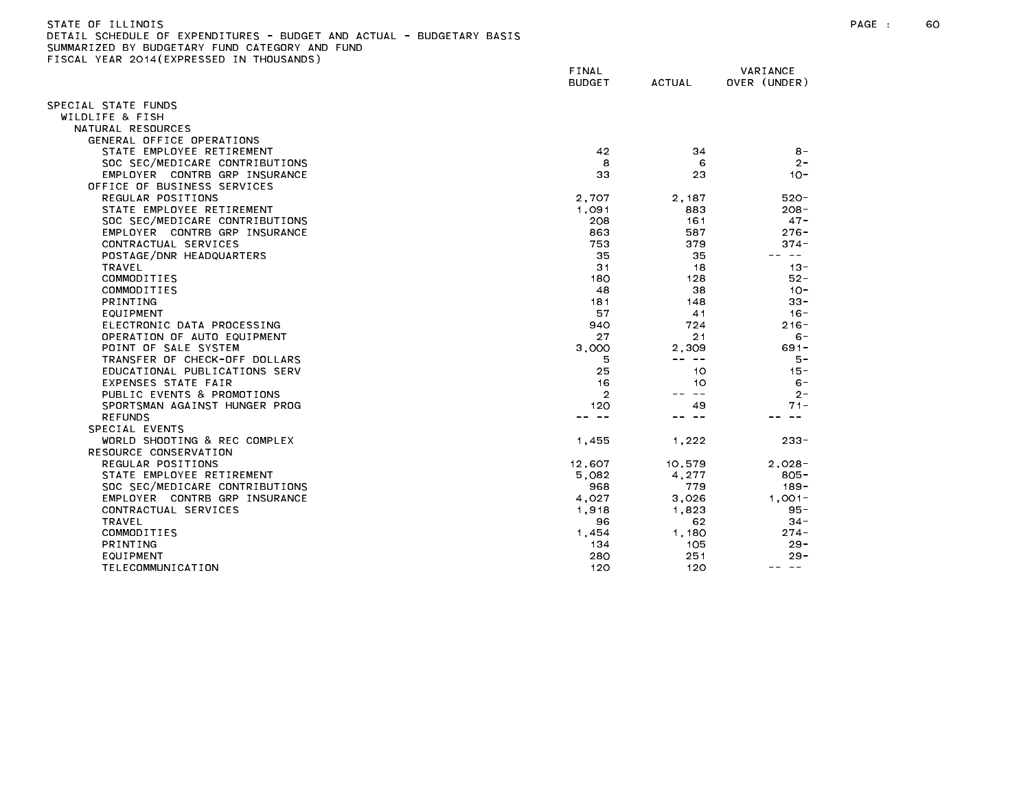STATE OF ILLINOIS
DETAIL SCHEDULE OF EXPENDITURES - BUDGET AND ACTUAL - BUDGETARY BASIS
SUMMARIZED BY BUDGETARY FUND CATEGORY AND FUND
FISCAL YEAR 2014(EXPRESSED IN THOUSANDS)

| | FINAL BUDGET | ACTUAL | VARIANCE OVER (UNDER) |
|---|---|---|---|
| SPECIAL STATE FUNDS | | | |
| WILDLIFE & FISH | | | |
| NATURAL RESOURCES | | | |
| GENERAL OFFICE OPERATIONS | | | |
| STATE EMPLOYEE RETIREMENT | 42 | 34 | 8- |
| SOC SEC/MEDICARE CONTRIBUTIONS | 8 | 6 | 2- |
| EMPLOYER CONTRB GRP INSURANCE | 33 | 23 | 10- |
| OFFICE OF BUSINESS SERVICES | | | |
| REGULAR POSITIONS | 2,707 | 2,187 | 520- |
| STATE EMPLOYEE RETIREMENT | 1,091 | 883 | 208- |
| SOC SEC/MEDICARE CONTRIBUTIONS | 208 | 161 | 47- |
| EMPLOYER CONTRB GRP INSURANCE | 863 | 587 | 276- |
| CONTRACTUAL SERVICES | 753 | 379 | 374- |
| POSTAGE/DNR HEADQUARTERS | 35 | 35 | -- -- |
| TRAVEL | 31 | 18 | 13- |
| COMMODITIES | 180 | 128 | 52- |
| COMMODITIES | 48 | 38 | 10- |
| PRINTING | 181 | 148 | 33- |
| EQUIPMENT | 57 | 41 | 16- |
| ELECTRONIC DATA PROCESSING | 940 | 724 | 216- |
| OPERATION OF AUTO EQUIPMENT | 27 | 21 | 6- |
| POINT OF SALE SYSTEM | 3,000 | 2,309 | 691- |
| TRANSFER OF CHECK-OFF DOLLARS | 5 | -- -- | 5- |
| EDUCATIONAL PUBLICATIONS SERV | 25 | 10 | 15- |
| EXPENSES STATE FAIR | 16 | 10 | 6- |
| PUBLIC EVENTS & PROMOTIONS | 2 | -- -- | 2- |
| SPORTSMAN AGAINST HUNGER PROG | 120 | 49 | 71- |
| REFUNDS | -- -- | -- -- | -- -- |
| SPECIAL EVENTS | | | |
| WORLD SHOOTING & REC COMPLEX | 1,455 | 1,222 | 233- |
| RESOURCE CONSERVATION | | | |
| REGULAR POSITIONS | 12,607 | 10,579 | 2,028- |
| STATE EMPLOYEE RETIREMENT | 5,082 | 4,277 | 805- |
| SOC SEC/MEDICARE CONTRIBUTIONS | 968 | 779 | 189- |
| EMPLOYER CONTRB GRP INSURANCE | 4,027 | 3,026 | 1,001- |
| CONTRACTUAL SERVICES | 1,918 | 1,823 | 95- |
| TRAVEL | 96 | 62 | 34- |
| COMMODITIES | 1,454 | 1,180 | 274- |
| PRINTING | 134 | 105 | 29- |
| EQUIPMENT | 280 | 251 | 29- |
| TELECOMMUNICATION | 120 | 120 | -- -- |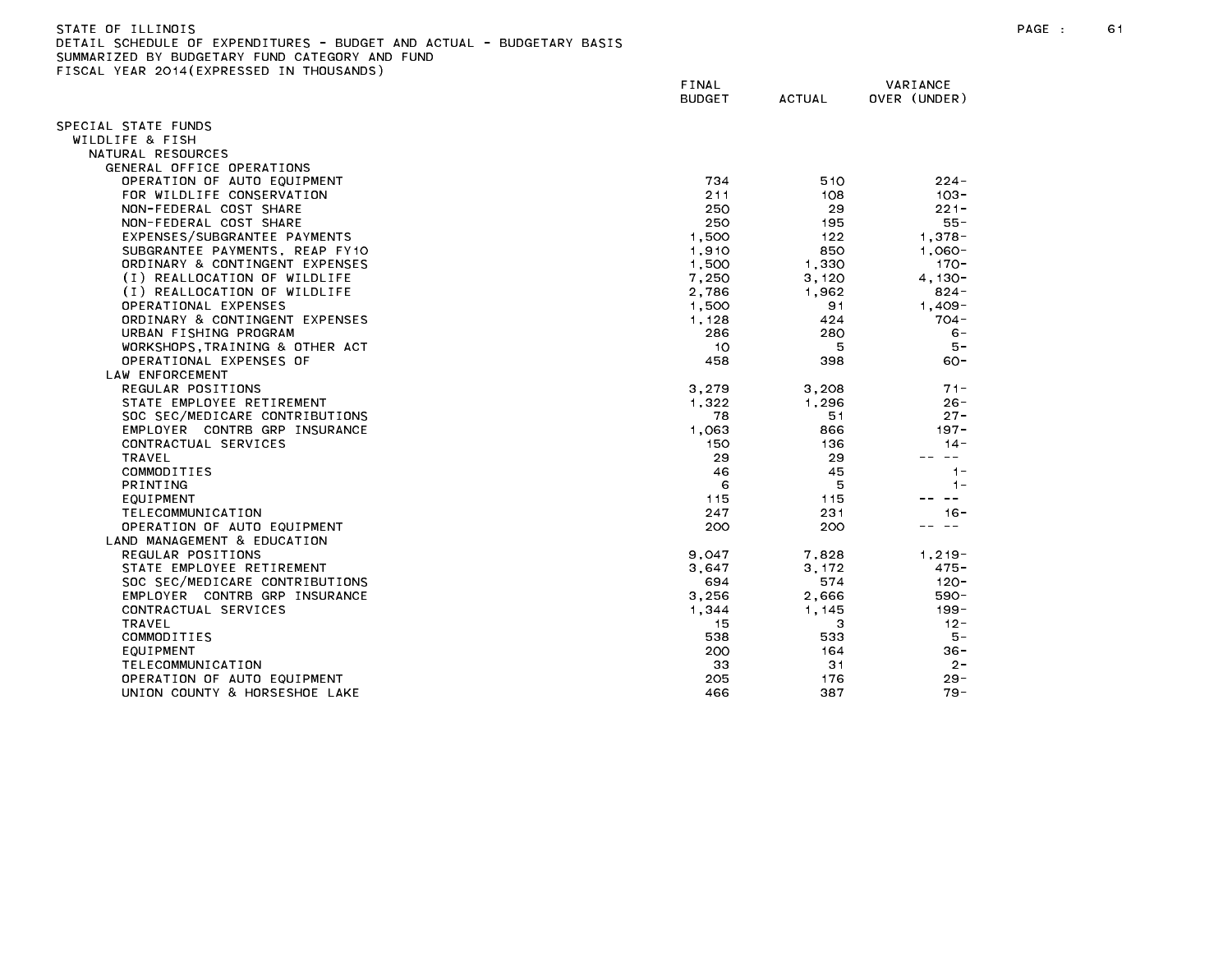STATE OF ILLINOIS
DETAIL SCHEDULE OF EXPENDITURES - BUDGET AND ACTUAL - BUDGETARY BASIS
SUMMARIZED BY BUDGETARY FUND CATEGORY AND FUND
FISCAL YEAR 2014(EXPRESSED IN THOUSANDS)

| | FINAL BUDGET | ACTUAL | VARIANCE OVER (UNDER) |
|---|---|---|---|
| SPECIAL STATE FUNDS | | | |
| WILDLIFE & FISH | | | |
| NATURAL RESOURCES | | | |
| GENERAL OFFICE OPERATIONS | | | |
| OPERATION OF AUTO EQUIPMENT | 734 | 510 | 224- |
| FOR WILDLIFE CONSERVATION | 211 | 108 | 103- |
| NON-FEDERAL COST SHARE | 250 | 29 | 221- |
| NON-FEDERAL COST SHARE | 250 | 195 | 55- |
| EXPENSES/SUBGRANTEE PAYMENTS | 1,500 | 122 | 1,378- |
| SUBGRANTEE PAYMENTS, REAP FY10 | 1,910 | 850 | 1,060- |
| ORDINARY & CONTINGENT EXPENSES | 1,500 | 1,330 | 170- |
| (I) REALLOCATION OF WILDLIFE | 7,250 | 3,120 | 4,130- |
| (I) REALLOCATION OF WILDLIFE | 2,786 | 1,962 | 824- |
| OPERATIONAL EXPENSES | 1,500 | 91 | 1,409- |
| ORDINARY & CONTINGENT EXPENSES | 1,128 | 424 | 704- |
| URBAN FISHING PROGRAM | 286 | 280 | 6- |
| WORKSHOPS,TRAINING & OTHER ACT | 10 | 5 | 5- |
| OPERATIONAL EXPENSES OF | 458 | 398 | 60- |
| LAW ENFORCEMENT | | | |
| REGULAR POSITIONS | 3,279 | 3,208 | 71- |
| STATE EMPLOYEE RETIREMENT | 1,322 | 1,296 | 26- |
| SOC SEC/MEDICARE CONTRIBUTIONS | 78 | 51 | 27- |
| EMPLOYER CONTRB GRP INSURANCE | 1,063 | 866 | 197- |
| CONTRACTUAL SERVICES | 150 | 136 | 14- |
| TRAVEL | 29 | 29 | -- -- |
| COMMODITIES | 46 | 45 | 1- |
| PRINTING | 6 | 5 | 1- |
| EQUIPMENT | 115 | 115 | -- -- |
| TELECOMMUNICATION | 247 | 231 | 16- |
| OPERATION OF AUTO EQUIPMENT | 200 | 200 | -- -- |
| LAND MANAGEMENT & EDUCATION | | | |
| REGULAR POSITIONS | 9,047 | 7,828 | 1,219- |
| STATE EMPLOYEE RETIREMENT | 3,647 | 3,172 | 475- |
| SOC SEC/MEDICARE CONTRIBUTIONS | 694 | 574 | 120- |
| EMPLOYER CONTRB GRP INSURANCE | 3,256 | 2,666 | 590- |
| CONTRACTUAL SERVICES | 1,344 | 1,145 | 199- |
| TRAVEL | 15 | 3 | 12- |
| COMMODITIES | 538 | 533 | 5- |
| EQUIPMENT | 200 | 164 | 36- |
| TELECOMMUNICATION | 33 | 31 | 2- |
| OPERATION OF AUTO EQUIPMENT | 205 | 176 | 29- |
| UNION COUNTY & HORSESHOE LAKE | 466 | 387 | 79- |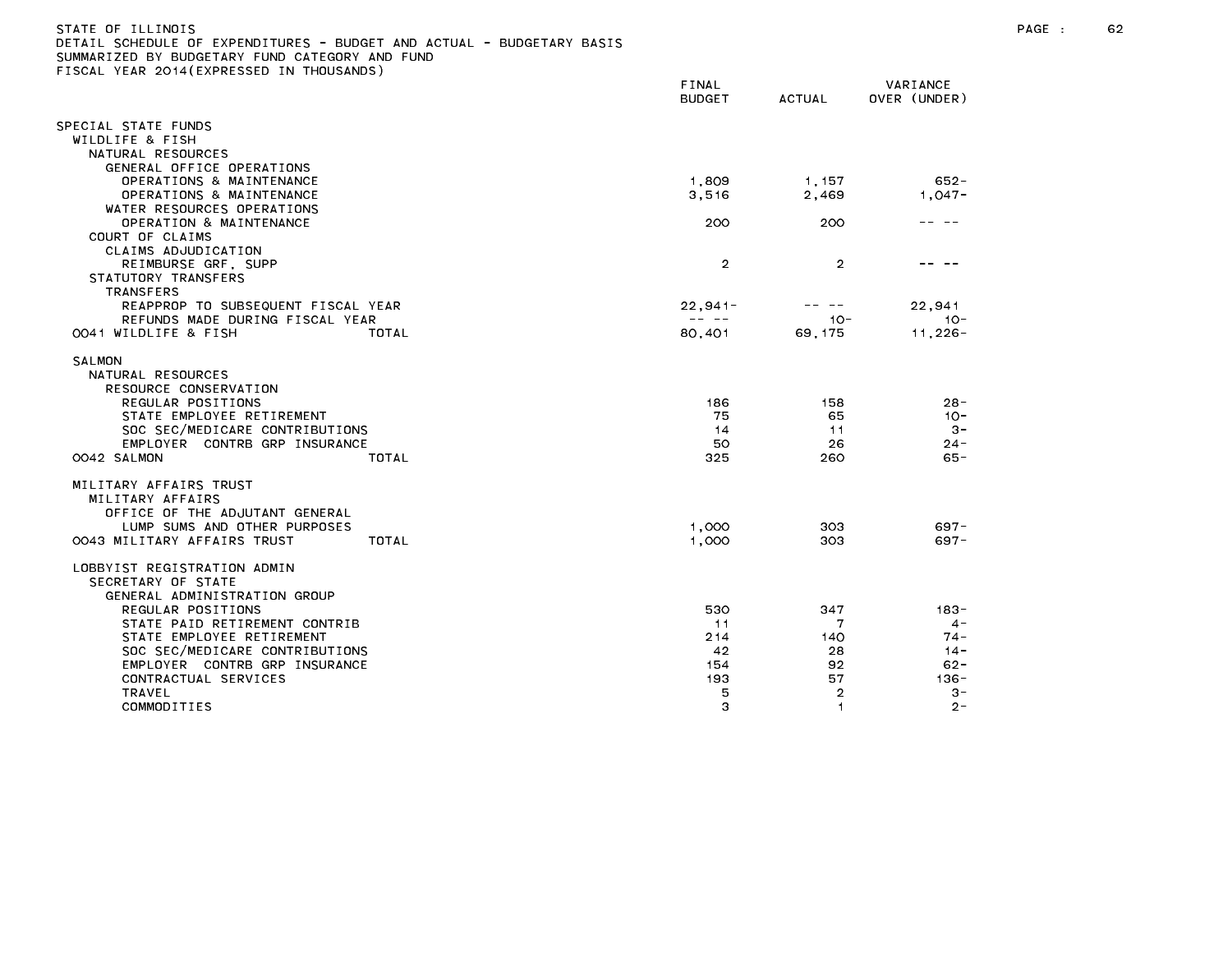STATE OF ILLINOIS
DETAIL SCHEDULE OF EXPENDITURES - BUDGET AND ACTUAL - BUDGETARY BASIS
SUMMARIZED BY BUDGETARY FUND CATEGORY AND FUND
FISCAL YEAR 2014(EXPRESSED IN THOUSANDS)

| | FINAL BUDGET | ACTUAL | VARIANCE OVER (UNDER) |
|---|---|---|---|
| SPECIAL STATE FUNDS | | | |
| WILDLIFE & FISH | | | |
| NATURAL RESOURCES | | | |
| GENERAL OFFICE OPERATIONS | | | |
| OPERATIONS & MAINTENANCE | 1,809 | 1,157 | 652- |
| OPERATIONS & MAINTENANCE | 3,516 | 2,469 | 1,047- |
| WATER RESOURCES OPERATIONS | | | |
| OPERATION & MAINTENANCE | 200 | 200 | -- -- |
| COURT OF CLAIMS | | | |
| CLAIMS ADJUDICATION | | | |
| REIMBURSE GRF, SUPP | 2 | 2 | -- -- |
| STATUTORY TRANSFERS | | | |
| TRANSFERS | | | |
| REAPPROP TO SUBSEQUENT FISCAL YEAR | 22,941- | -- -- | 22,941 |
| REFUNDS MADE DURING FISCAL YEAR | -- -- | 10- | 10- |
| 0041 WILDLIFE & FISH TOTAL | 80,401 | 69,175 | 11,226- |
| SALMON | | | |
| NATURAL RESOURCES | | | |
| RESOURCE CONSERVATION | | | |
| REGULAR POSITIONS | 186 | 158 | 28- |
| STATE EMPLOYEE RETIREMENT | 75 | 65 | 10- |
| SOC SEC/MEDICARE CONTRIBUTIONS | 14 | 11 | 3- |
| EMPLOYER CONTRB GRP INSURANCE | 50 | 26 | 24- |
| 0042 SALMON TOTAL | 325 | 260 | 65- |
| MILITARY AFFAIRS TRUST | | | |
| MILITARY AFFAIRS | | | |
| OFFICE OF THE ADJUTANT GENERAL | | | |
| LUMP SUMS AND OTHER PURPOSES | 1,000 | 303 | 697- |
| 0043 MILITARY AFFAIRS TRUST TOTAL | 1,000 | 303 | 697- |
| LOBBYIST REGISTRATION ADMIN | | | |
| SECRETARY OF STATE | | | |
| GENERAL ADMINISTRATION GROUP | | | |
| REGULAR POSITIONS | 530 | 347 | 183- |
| STATE PAID RETIREMENT CONTRIB | 11 | 7 | 4- |
| STATE EMPLOYEE RETIREMENT | 214 | 140 | 74- |
| SOC SEC/MEDICARE CONTRIBUTIONS | 42 | 28 | 14- |
| EMPLOYER CONTRB GRP INSURANCE | 154 | 92 | 62- |
| CONTRACTUAL SERVICES | 193 | 57 | 136- |
| TRAVEL | 5 | 2 | 3- |
| COMMODITIES | 3 | 1 | 2- |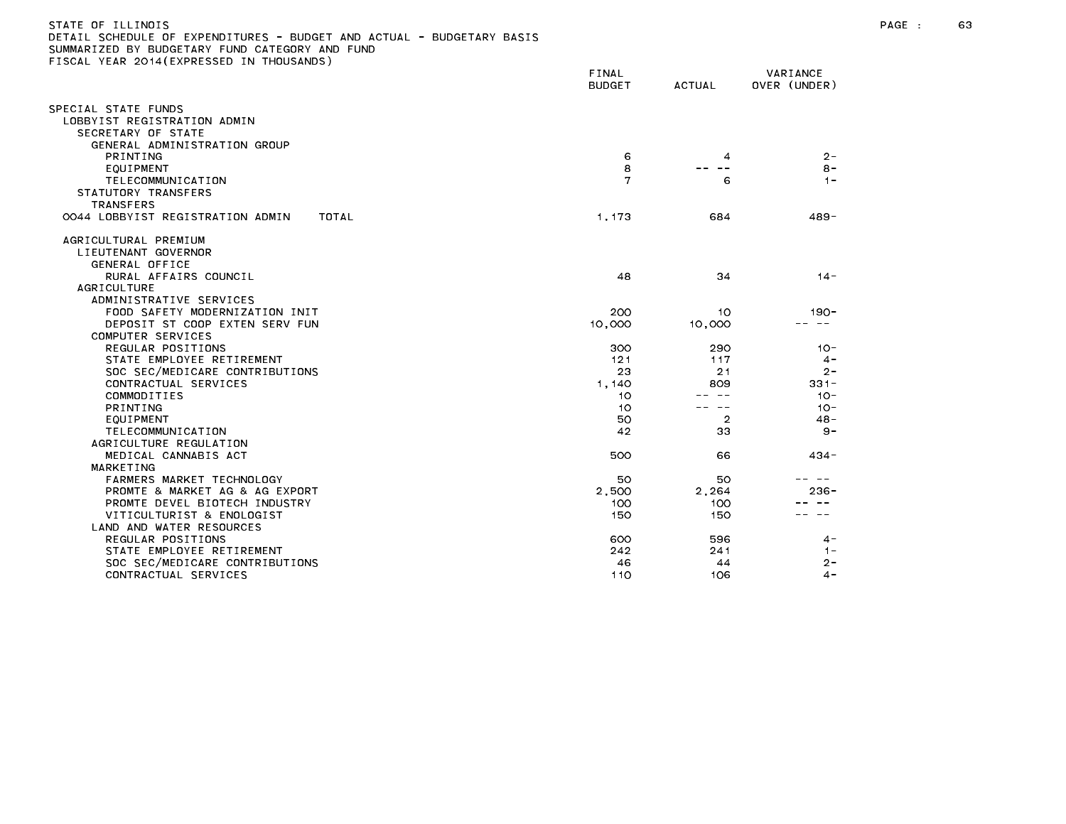STATE OF ILLINOIS
DETAIL SCHEDULE OF EXPENDITURES - BUDGET AND ACTUAL - BUDGETARY BASIS
SUMMARIZED BY BUDGETARY FUND CATEGORY AND FUND
FISCAL YEAR 2014(EXPRESSED IN THOUSANDS)

| | FINAL BUDGET | ACTUAL | VARIANCE OVER (UNDER) |
|---|---|---|---|
| SPECIAL STATE FUNDS | | | |
| LOBBYIST REGISTRATION ADMIN | | | |
| SECRETARY OF STATE | | | |
| GENERAL ADMINISTRATION GROUP | | | |
| PRINTING | 6 | 4 | 2- |
| EQUIPMENT | 8 | -- -- | 8- |
| TELECOMMUNICATION | 7 | 6 | 1- |
| STATUTORY TRANSFERS | | | |
| TRANSFERS | | | |
| 0044 LOBBYIST REGISTRATION ADMIN TOTAL | 1,173 | 684 | 489- |
| AGRICULTURAL PREMIUM | | | |
| LIEUTENANT GOVERNOR | | | |
| GENERAL OFFICE | | | |
| RURAL AFFAIRS COUNCIL | 48 | 34 | 14- |
| AGRICULTURE | | | |
| ADMINISTRATIVE SERVICES | | | |
| FOOD SAFETY MODERNIZATION INIT | 200 | 10 | 190- |
| DEPOSIT ST COOP EXTEN SERV FUN | 10,000 | 10,000 | -- -- |
| COMPUTER SERVICES | | | |
| REGULAR POSITIONS | 300 | 290 | 10- |
| STATE EMPLOYEE RETIREMENT | 121 | 117 | 4- |
| SOC SEC/MEDICARE CONTRIBUTIONS | 23 | 21 | 2- |
| CONTRACTUAL SERVICES | 1,140 | 809 | 331- |
| COMMODITIES | 10 | -- -- | 10- |
| PRINTING | 10 | -- -- | 10- |
| EQUIPMENT | 50 | 2 | 48- |
| TELECOMMUNICATION | 42 | 33 | 9- |
| AGRICULTURE REGULATION | | | |
| MEDICAL CANNABIS ACT | 500 | 66 | 434- |
| MARKETING | | | |
| FARMERS MARKET TECHNOLOGY | 50 | 50 | -- -- |
| PROMTE & MARKET AG & AG EXPORT | 2,500 | 2,264 | 236- |
| PROMTE DEVEL BIOTECH INDUSTRY | 100 | 100 | -- -- |
| VITICULTURIST & ENOLOGIST | 150 | 150 | -- -- |
| LAND AND WATER RESOURCES | | | |
| REGULAR POSITIONS | 600 | 596 | 4- |
| STATE EMPLOYEE RETIREMENT | 242 | 241 | 1- |
| SOC SEC/MEDICARE CONTRIBUTIONS | 46 | 44 | 2- |
| CONTRACTUAL SERVICES | 110 | 106 | 4- |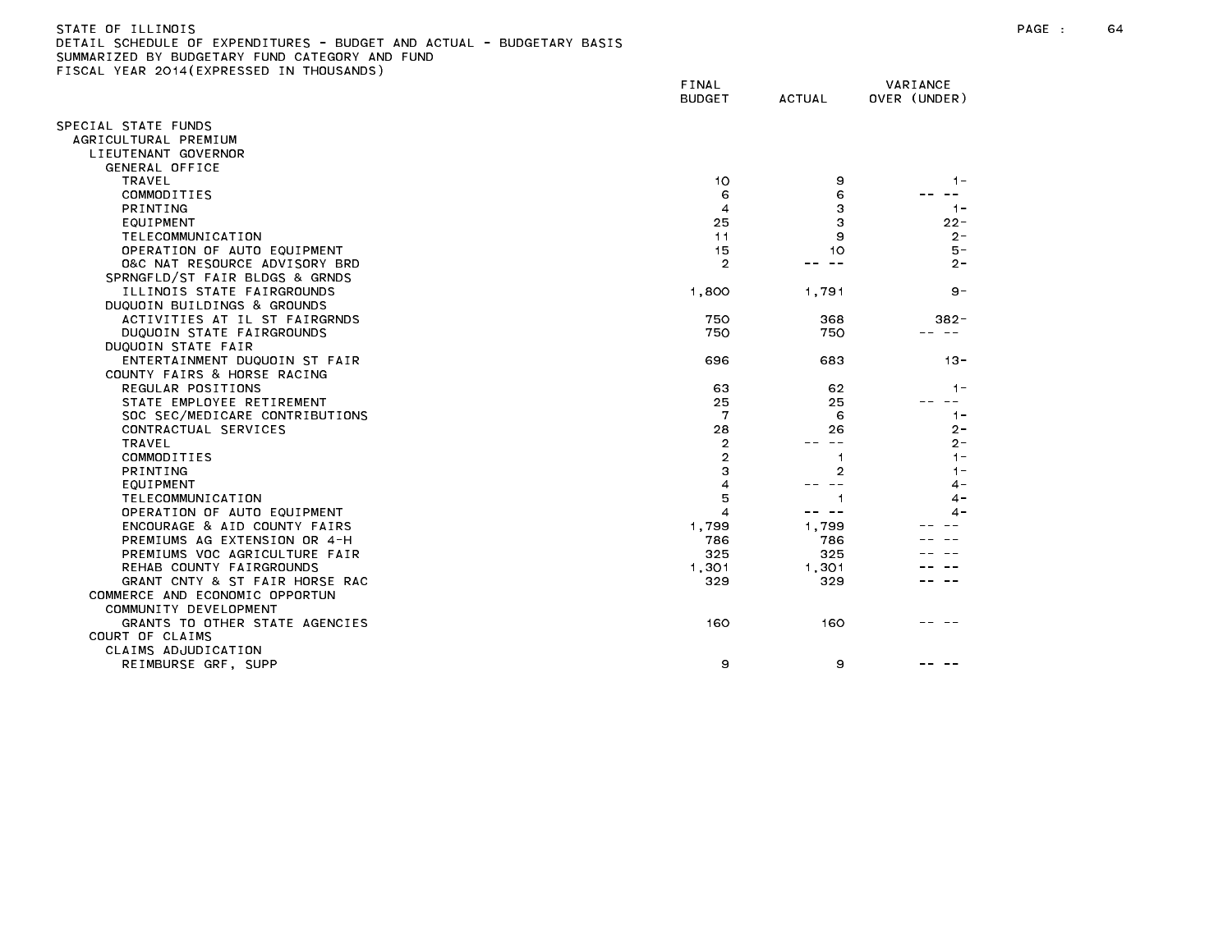STATE OF ILLINOIS
DETAIL SCHEDULE OF EXPENDITURES - BUDGET AND ACTUAL - BUDGETARY BASIS
SUMMARIZED BY BUDGETARY FUND CATEGORY AND FUND
FISCAL YEAR 2014(EXPRESSED IN THOUSANDS)

| | FINAL BUDGET | ACTUAL | VARIANCE OVER (UNDER) |
|---|---|---|---|
| SPECIAL STATE FUNDS | | | |
| AGRICULTURAL PREMIUM | | | |
| LIEUTENANT GOVERNOR | | | |
| GENERAL OFFICE | | | |
| TRAVEL | 10 | 9 | 1- |
| COMMODITIES | 6 | 6 | -- -- |
| PRINTING | 4 | 3 | 1- |
| EQUIPMENT | 25 | 3 | 22- |
| TELECOMMUNICATION | 11 | 9 | 2- |
| OPERATION OF AUTO EQUIPMENT | 15 | 10 | 5- |
| O&C NAT RESOURCE ADVISORY BRD | 2 | -- -- | 2- |
| SPRNGFLD/ST FAIR BLDGS & GRNDS | | | |
| ILLINOIS STATE FAIRGROUNDS | 1,800 | 1,791 | 9- |
| DUQUOIN BUILDINGS & GROUNDS | | | |
| ACTIVITIES AT IL ST FAIRGRNDS | 750 | 368 | 382- |
| DUQUOIN STATE FAIRGROUNDS | 750 | 750 | -- -- |
| DUQUOIN STATE FAIR | | | |
| ENTERTAINMENT DUQUOIN ST FAIR | 696 | 683 | 13- |
| COUNTY FAIRS & HORSE RACING | | | |
| REGULAR POSITIONS | 63 | 62 | 1- |
| STATE EMPLOYEE RETIREMENT | 25 | 25 | -- -- |
| SOC SEC/MEDICARE CONTRIBUTIONS | 7 | 6 | 1- |
| CONTRACTUAL SERVICES | 28 | 26 | 2- |
| TRAVEL | 2 | -- -- | 2- |
| COMMODITIES | 2 | 1 | 1- |
| PRINTING | 3 | 2 | 1- |
| EQUIPMENT | 4 | -- -- | 4- |
| TELECOMMUNICATION | 5 | 1 | 4- |
| OPERATION OF AUTO EQUIPMENT | 4 | -- -- | 4- |
| ENCOURAGE & AID COUNTY FAIRS | 1,799 | 1,799 | -- -- |
| PREMIUMS AG EXTENSION OR 4-H | 786 | 786 | -- -- |
| PREMIUMS VOC AGRICULTURE FAIR | 325 | 325 | -- -- |
| REHAB COUNTY FAIRGROUNDS | 1,301 | 1,301 | -- -- |
| GRANT CNTY & ST FAIR HORSE RAC | 329 | 329 | -- -- |
| COMMERCE AND ECONOMIC OPPORTUN | | | |
| COMMUNITY DEVELOPMENT | | | |
| GRANTS TO OTHER STATE AGENCIES | 160 | 160 | -- -- |
| COURT OF CLAIMS | | | |
| CLAIMS ADJUDICATION | | | |
| REIMBURSE GRF, SUPP | 9 | 9 | -- -- |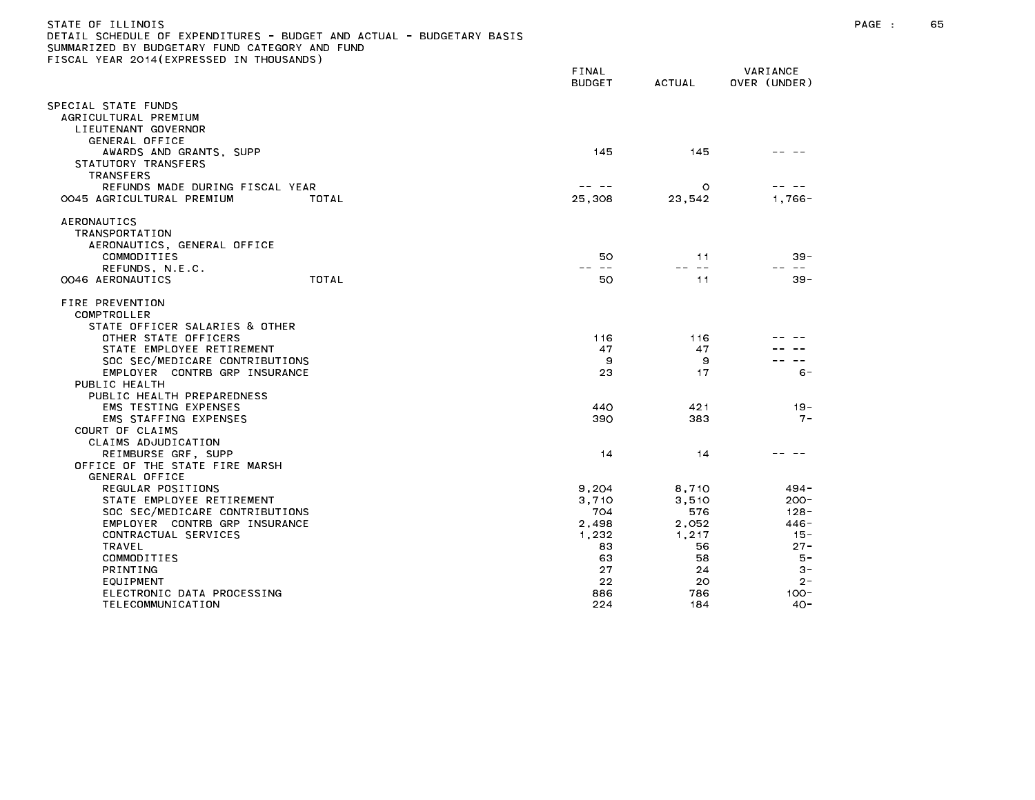STATE OF ILLINOIS
DETAIL SCHEDULE OF EXPENDITURES - BUDGET AND ACTUAL - BUDGETARY BASIS
SUMMARIZED BY BUDGETARY FUND CATEGORY AND FUND
FISCAL YEAR 2014(EXPRESSED IN THOUSANDS)

| | FINAL BUDGET | ACTUAL | VARIANCE OVER (UNDER) |
|---|---|---|---|
| SPECIAL STATE FUNDS | | | |
| AGRICULTURAL PREMIUM | | | |
| LIEUTENANT GOVERNOR | | | |
| GENERAL OFFICE | | | |
| AWARDS AND GRANTS, SUPP | 145 | 145 | -- -- |
| STATUTORY TRANSFERS | | | |
| TRANSFERS | | | |
| REFUNDS MADE DURING FISCAL YEAR | -- -- | 0 | -- -- |
| 0045 AGRICULTURAL PREMIUM TOTAL | 25,308 | 23,542 | 1,766- |
| AERONAUTICS | | | |
| TRANSPORTATION | | | |
| AERONAUTICS, GENERAL OFFICE | | | |
| COMMODITIES | 50 | 11 | 39- |
| REFUNDS, N.E.C. | -- -- | -- -- | -- -- |
| 0046 AERONAUTICS TOTAL | 50 | 11 | 39- |
| FIRE PREVENTION | | | |
| COMPTROLLER | | | |
| STATE OFFICER SALARIES & OTHER | | | |
| OTHER STATE OFFICERS | 116 | 116 | -- -- |
| STATE EMPLOYEE RETIREMENT | 47 | 47 | -- -- |
| SOC SEC/MEDICARE CONTRIBUTIONS | 9 | 9 | -- -- |
| EMPLOYER CONTRB GRP INSURANCE | 23 | 17 | 6- |
| PUBLIC HEALTH | | | |
| PUBLIC HEALTH PREPAREDNESS | | | |
| EMS TESTING EXPENSES | 440 | 421 | 19- |
| EMS STAFFING EXPENSES | 390 | 383 | 7- |
| COURT OF CLAIMS | | | |
| CLAIMS ADJUDICATION | | | |
| REIMBURSE GRF, SUPP | 14 | 14 | -- -- |
| OFFICE OF THE STATE FIRE MARSH | | | |
| GENERAL OFFICE | | | |
| REGULAR POSITIONS | 9,204 | 8,710 | 494- |
| STATE EMPLOYEE RETIREMENT | 3,710 | 3,510 | 200- |
| SOC SEC/MEDICARE CONTRIBUTIONS | 704 | 576 | 128- |
| EMPLOYER CONTRB GRP INSURANCE | 2,498 | 2,052 | 446- |
| CONTRACTUAL SERVICES | 1,232 | 1,217 | 15- |
| TRAVEL | 83 | 56 | 27- |
| COMMODITIES | 63 | 58 | 5- |
| PRINTING | 27 | 24 | 3- |
| EQUIPMENT | 22 | 20 | 2- |
| ELECTRONIC DATA PROCESSING | 886 | 786 | 100- |
| TELECOMMUNICATION | 224 | 184 | 40- |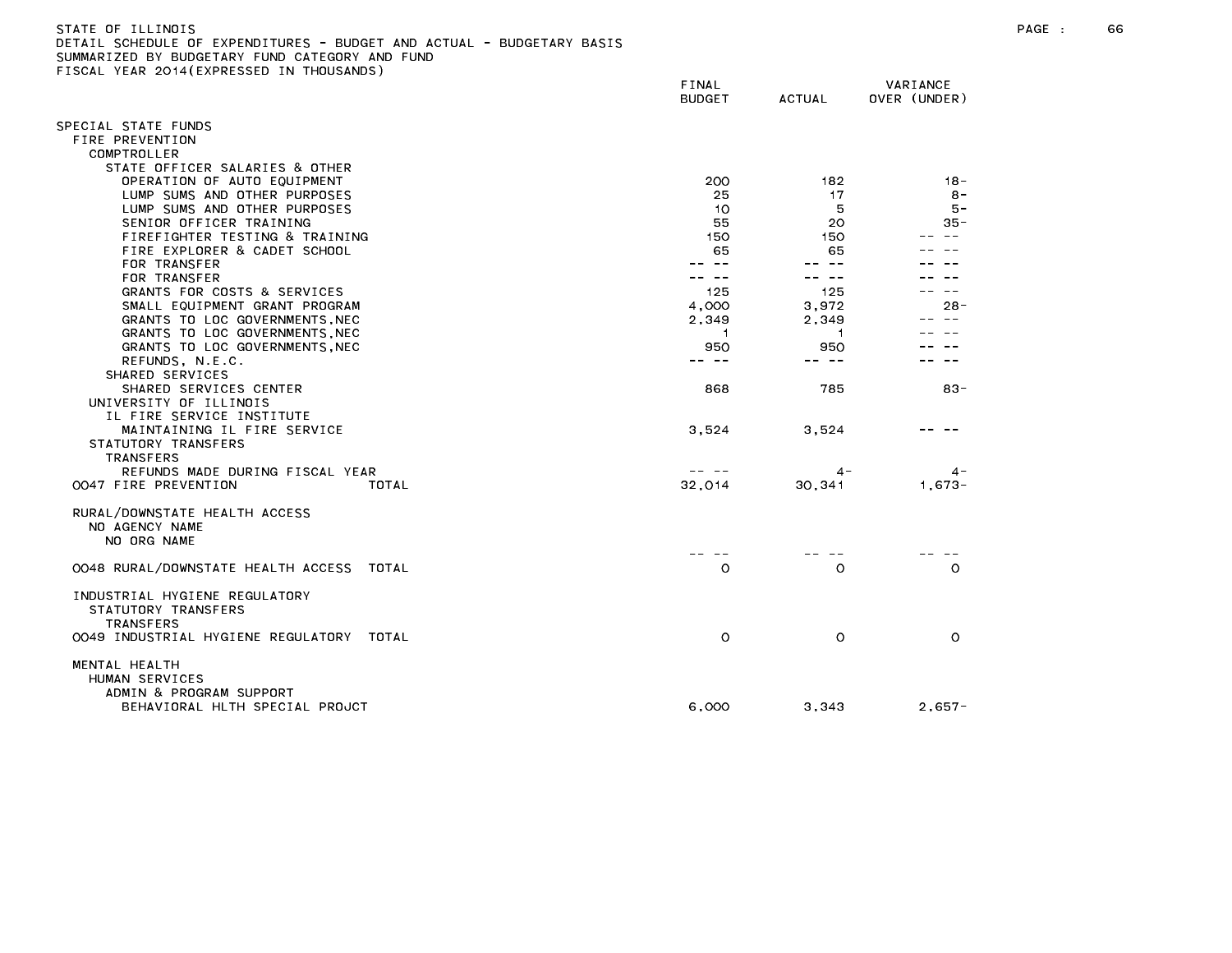STATE OF ILLINOIS
DETAIL SCHEDULE OF EXPENDITURES - BUDGET AND ACTUAL - BUDGETARY BASIS
SUMMARIZED BY BUDGETARY FUND CATEGORY AND FUND
FISCAL YEAR 2014(EXPRESSED IN THOUSANDS)

| | FINAL BUDGET | ACTUAL | VARIANCE OVER (UNDER) |
|---|---|---|---|
| SPECIAL STATE FUNDS | | | |
| FIRE PREVENTION | | | |
| COMPTROLLER | | | |
| STATE OFFICER SALARIES & OTHER | | | |
| OPERATION OF AUTO EQUIPMENT | 200 | 182 | 18- |
| LUMP SUMS AND OTHER PURPOSES | 25 | 17 | 8- |
| LUMP SUMS AND OTHER PURPOSES | 10 | 5 | 5- |
| SENIOR OFFICER TRAINING | 55 | 20 | 35- |
| FIREFIGHTER TESTING & TRAINING | 150 | 150 | -- -- |
| FIRE EXPLORER & CADET SCHOOL | 65 | 65 | -- -- |
| FOR TRANSFER | -- -- | -- -- | -- -- |
| FOR TRANSFER | -- -- | -- -- | -- -- |
| GRANTS FOR COSTS & SERVICES | 125 | 125 | -- -- |
| SMALL EQUIPMENT GRANT PROGRAM | 4,000 | 3,972 | 28- |
| GRANTS TO LOC GOVERNMENTS,NEC | 2,349 | 2,349 | -- -- |
| GRANTS TO LOC GOVERNMENTS,NEC | 1 | 1 | -- -- |
| GRANTS TO LOC GOVERNMENTS,NEC | 950 | 950 | -- -- |
| REFUNDS, N.E.C. | -- -- | -- -- | -- -- |
| SHARED SERVICES | | | |
| SHARED SERVICES CENTER | 868 | 785 | 83- |
| UNIVERSITY OF ILLINOIS | | | |
| IL FIRE SERVICE INSTITUTE | | | |
| MAINTAINING IL FIRE SERVICE | 3,524 | 3,524 | -- -- |
| STATUTORY TRANSFERS | | | |
| TRANSFERS | | | |
| REFUNDS MADE DURING FISCAL YEAR | -- -- | 4- | 4- |
| 0047 FIRE PREVENTION TOTAL | 32,014 | 30,341 | 1,673- |
| RURAL/DOWNSTATE HEALTH ACCESS | | | |
| NO AGENCY NAME | | | |
| NO ORG NAME | | | |
| | -- -- | -- -- | -- -- |
| 0048 RURAL/DOWNSTATE HEALTH ACCESS TOTAL | 0 | 0 | 0 |
| INDUSTRIAL HYGIENE REGULATORY | | | |
| STATUTORY TRANSFERS | | | |
| TRANSFERS | | | |
| 0049 INDUSTRIAL HYGIENE REGULATORY TOTAL | 0 | 0 | 0 |
| MENTAL HEALTH | | | |
| HUMAN SERVICES | | | |
| ADMIN & PROGRAM SUPPORT | | | |
| BEHAVIORAL HLTH SPECIAL PROJCT | 6,000 | 3,343 | 2,657- |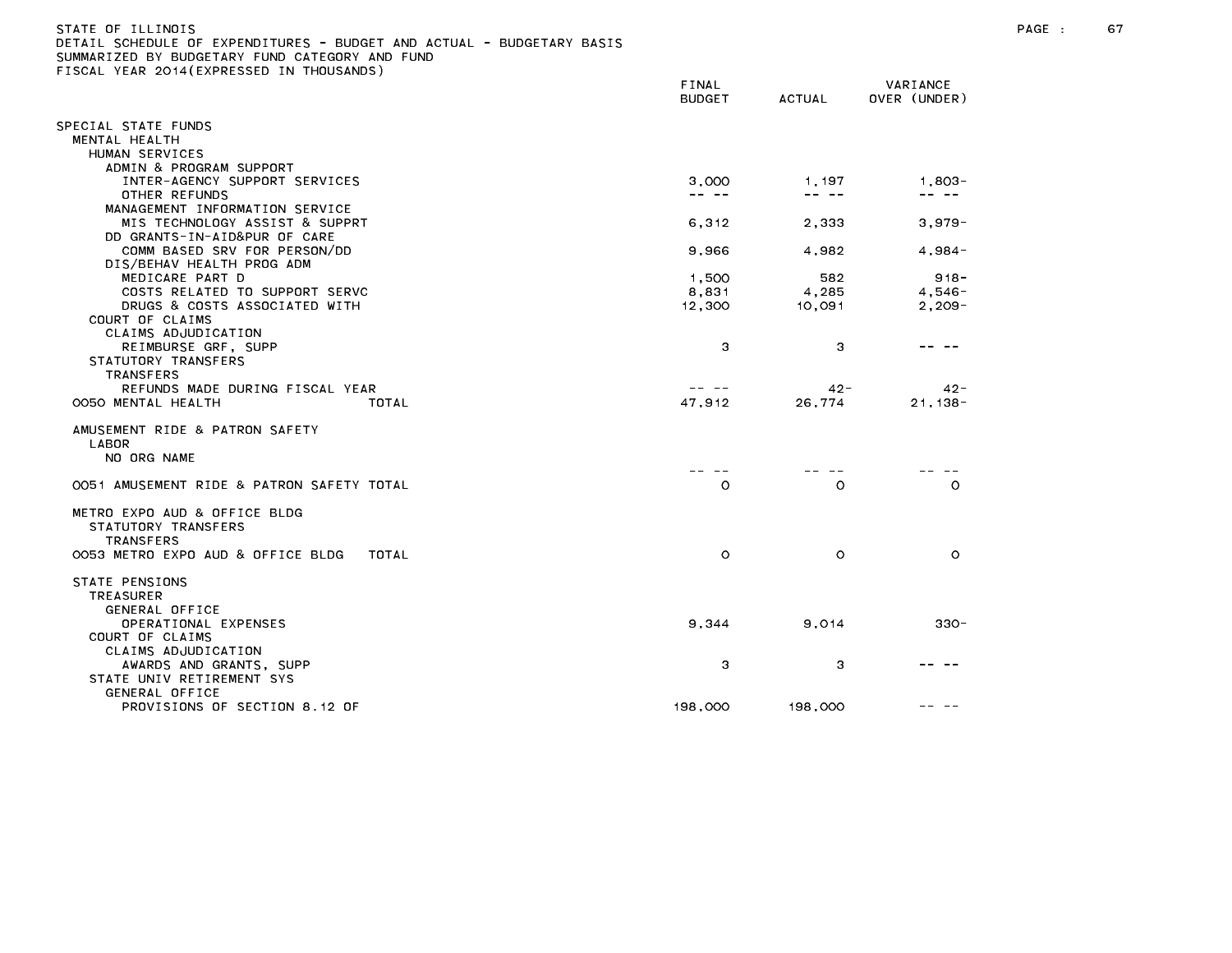STATE OF ILLINOIS
DETAIL SCHEDULE OF EXPENDITURES - BUDGET AND ACTUAL - BUDGETARY BASIS
SUMMARIZED BY BUDGETARY FUND CATEGORY AND FUND
FISCAL YEAR 2014(EXPRESSED IN THOUSANDS)

| | FINAL BUDGET | ACTUAL | VARIANCE OVER (UNDER) |
|---|---|---|---|
| SPECIAL STATE FUNDS | | | |
| MENTAL HEALTH | | | |
| HUMAN SERVICES | | | |
| ADMIN & PROGRAM SUPPORT | | | |
| INTER-AGENCY SUPPORT SERVICES | 3,000 | 1,197 | 1,803- |
| OTHER REFUNDS | -- -- | -- -- | -- -- |
| MANAGEMENT INFORMATION SERVICE | | | |
| MIS TECHNOLOGY ASSIST & SUPPRT | 6,312 | 2,333 | 3,979- |
| DD GRANTS-IN-AID&PUR OF CARE | | | |
| COMM BASED SRV FOR PERSON/DD | 9,966 | 4,982 | 4,984- |
| DIS/BEHAV HEALTH PROG ADM | | | |
| MEDICARE PART D | 1,500 | 582 | 918- |
| COSTS RELATED TO SUPPORT SERVC | 8,831 | 4,285 | 4,546- |
| DRUGS & COSTS ASSOCIATED WITH | 12,300 | 10,091 | 2,209- |
| COURT OF CLAIMS | | | |
| CLAIMS ADJUDICATION | | | |
| REIMBURSE GRF, SUPP | 3 | 3 | -- -- |
| STATUTORY TRANSFERS | | | |
| TRANSFERS | | | |
| REFUNDS MADE DURING FISCAL YEAR | -- -- | 42- | 42- |
| 0050 MENTAL HEALTH TOTAL | 47,912 | 26,774 | 21,138- |
| | | | |
| AMUSEMENT RIDE & PATRON SAFETY | | | |
| LABOR | | | |
| NO ORG NAME | -- -- | -- -- | -- -- |
| 0051 AMUSEMENT RIDE & PATRON SAFETY TOTAL | 0 | 0 | 0 |
| | | | |
| METRO EXPO AUD & OFFICE BLDG | | | |
| STATUTORY TRANSFERS | | | |
| TRANSFERS | | | |
| 0053 METRO EXPO AUD & OFFICE BLDG TOTAL | 0 | 0 | 0 |
| | | | |
| STATE PENSIONS | | | |
| TREASURER | | | |
| GENERAL OFFICE | | | |
| OPERATIONAL EXPENSES | 9,344 | 9,014 | 330- |
| COURT OF CLAIMS | | | |
| CLAIMS ADJUDICATION | | | |
| AWARDS AND GRANTS, SUPP | 3 | 3 | -- -- |
| STATE UNIV RETIREMENT SYS | | | |
| GENERAL OFFICE | | | |
| PROVISIONS OF SECTION 8.12 OF | 198,000 | 198,000 | -- -- |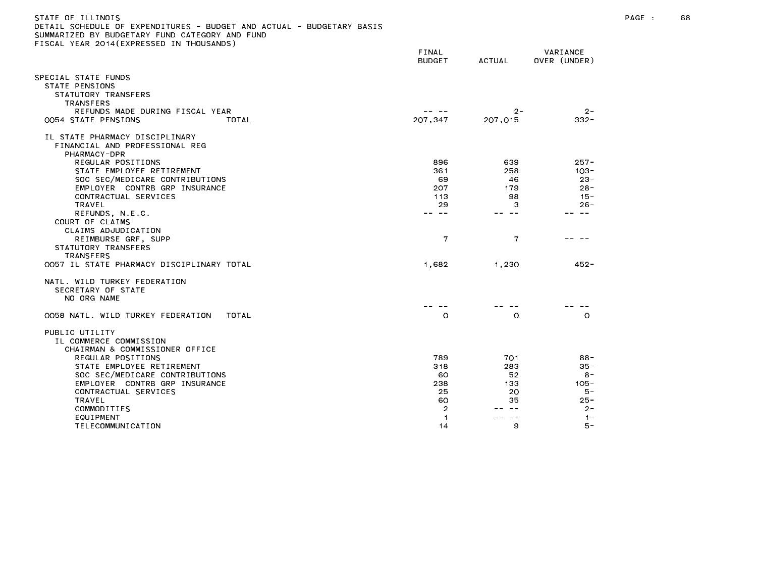STATE OF ILLINOIS
DETAIL SCHEDULE OF EXPENDITURES - BUDGET AND ACTUAL - BUDGETARY BASIS
SUMMARIZED BY BUDGETARY FUND CATEGORY AND FUND
FISCAL YEAR 2014(EXPRESSED IN THOUSANDS)

| | FINAL BUDGET | ACTUAL | VARIANCE OVER (UNDER) |
|---|---|---|---|
| SPECIAL STATE FUNDS | | | |
| STATE PENSIONS | | | |
| STATUTORY TRANSFERS | | | |
| TRANSFERS | | | |
| REFUNDS MADE DURING FISCAL YEAR | -- -- | 2- | 2- |
| 0054 STATE PENSIONS TOTAL | 207,347 | 207,015 | 332- |
| IL STATE PHARMACY DISCIPLINARY | | | |
| FINANCIAL AND PROFESSIONAL REG | | | |
| PHARMACY-DPR | | | |
| REGULAR POSITIONS | 896 | 639 | 257- |
| STATE EMPLOYEE RETIREMENT | 361 | 258 | 103- |
| SOC SEC/MEDICARE CONTRIBUTIONS | 69 | 46 | 23- |
| EMPLOYER CONTRB GRP INSURANCE | 207 | 179 | 28- |
| CONTRACTUAL SERVICES | 113 | 98 | 15- |
| TRAVEL | 29 | 3 | 26- |
| REFUNDS, N.E.C. | -- -- | -- -- | -- -- |
| COURT OF CLAIMS | | | |
| CLAIMS ADJUDICATION | | | |
| REIMBURSE GRF, SUPP | 7 | 7 | -- -- |
| STATUTORY TRANSFERS | | | |
| TRANSFERS | | | |
| 0057 IL STATE PHARMACY DISCIPLINARY TOTAL | 1,682 | 1,230 | 452- |
| NATL. WILD TURKEY FEDERATION | | | |
| SECRETARY OF STATE | | | |
| NO ORG NAME | | | |
| | -- -- | -- -- | -- -- |
| 0058 NATL. WILD TURKEY FEDERATION TOTAL | 0 | 0 | 0 |
| PUBLIC UTILITY | | | |
| IL COMMERCE COMMISSION | | | |
| CHAIRMAN & COMMISSIONER OFFICE | | | |
| REGULAR POSITIONS | 789 | 701 | 88- |
| STATE EMPLOYEE RETIREMENT | 318 | 283 | 35- |
| SOC SEC/MEDICARE CONTRIBUTIONS | 60 | 52 | 8- |
| EMPLOYER CONTRB GRP INSURANCE | 238 | 133 | 105- |
| CONTRACTUAL SERVICES | 25 | 20 | 5- |
| TRAVEL | 60 | 35 | 25- |
| COMMODITIES | 2 | -- -- | 2- |
| EQUIPMENT | 1 | -- -- | 1- |
| TELECOMMUNICATION | 14 | 9 | 5- |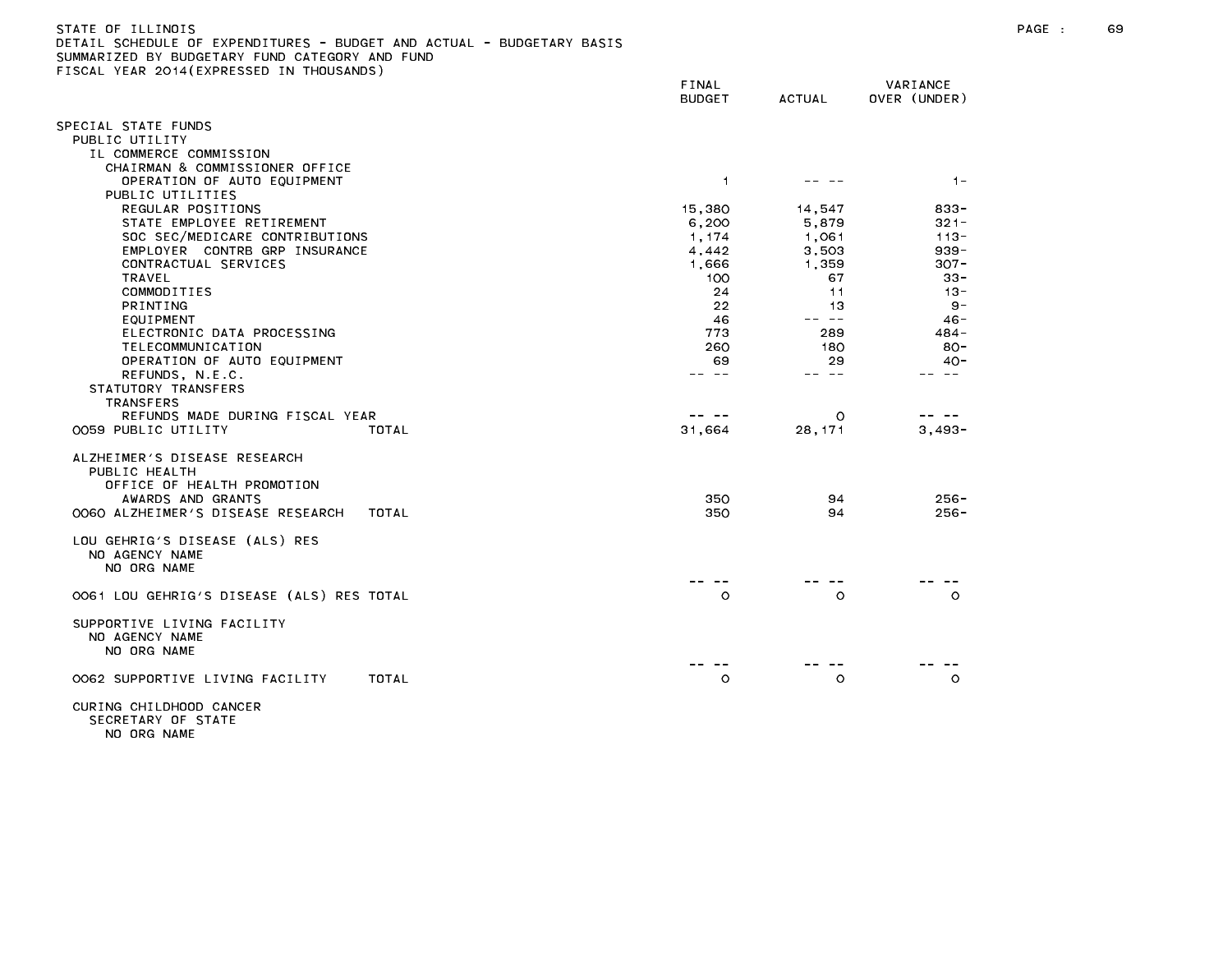STATE OF ILLINOIS
DETAIL SCHEDULE OF EXPENDITURES - BUDGET AND ACTUAL - BUDGETARY BASIS
SUMMARIZED BY BUDGETARY FUND CATEGORY AND FUND
FISCAL YEAR 2014(EXPRESSED IN THOUSANDS)

| | FINAL BUDGET | ACTUAL | VARIANCE OVER (UNDER) |
|---|---|---|---|
| SPECIAL STATE FUNDS | | | |
| PUBLIC UTILITY | | | |
| IL COMMERCE COMMISSION | | | |
| CHAIRMAN & COMMISSIONER OFFICE | | | |
| OPERATION OF AUTO EQUIPMENT | 1 | -- -- | 1- |
| PUBLIC UTILITIES | | | |
| REGULAR POSITIONS | 15,380 | 14,547 | 833- |
| STATE EMPLOYEE RETIREMENT | 6,200 | 5,879 | 321- |
| SOC SEC/MEDICARE CONTRIBUTIONS | 1,174 | 1,061 | 113- |
| EMPLOYER CONTRB GRP INSURANCE | 4,442 | 3,503 | 939- |
| CONTRACTUAL SERVICES | 1,666 | 1,359 | 307- |
| TRAVEL | 100 | 67 | 33- |
| COMMODITIES | 24 | 11 | 13- |
| PRINTING | 22 | 13 | 9- |
| EQUIPMENT | 46 | -- -- | 46- |
| ELECTRONIC DATA PROCESSING | 773 | 289 | 484- |
| TELECOMMUNICATION | 260 | 180 | 80- |
| OPERATION OF AUTO EQUIPMENT | 69 | 29 | 40- |
| REFUNDS, N.E.C. | -- -- | -- -- | -- -- |
| STATUTORY TRANSFERS | | | |
| TRANSFERS | | | |
| REFUNDS MADE DURING FISCAL YEAR | -- -- | 0 | -- -- |
| 0059 PUBLIC UTILITY TOTAL | 31,664 | 28,171 | 3,493- |
| | | | |
| ALZHEIMER'S DISEASE RESEARCH | | | |
| PUBLIC HEALTH | | | |
| OFFICE OF HEALTH PROMOTION | | | |
| AWARDS AND GRANTS | 350 | 94 | 256- |
| 0060 ALZHEIMER'S DISEASE RESEARCH TOTAL | 350 | 94 | 256- |
| | | | |
| LOU GEHRIG'S DISEASE (ALS) RES | | | |
| NO AGENCY NAME | | | |
| NO ORG NAME | | | |
| | -- -- | -- -- | -- -- |
| 0061 LOU GEHRIG'S DISEASE (ALS) RES TOTAL | 0 | 0 | 0 |
| | | | |
| SUPPORTIVE LIVING FACILITY | | | |
| NO AGENCY NAME | | | |
| NO ORG NAME | | | |
| | -- -- | -- -- | -- -- |
| 0062 SUPPORTIVE LIVING FACILITY TOTAL | 0 | 0 | 0 |
| | | | |
| CURING CHILDHOOD CANCER | | | |
| SECRETARY OF STATE | | | |
| NO ORG NAME | | | |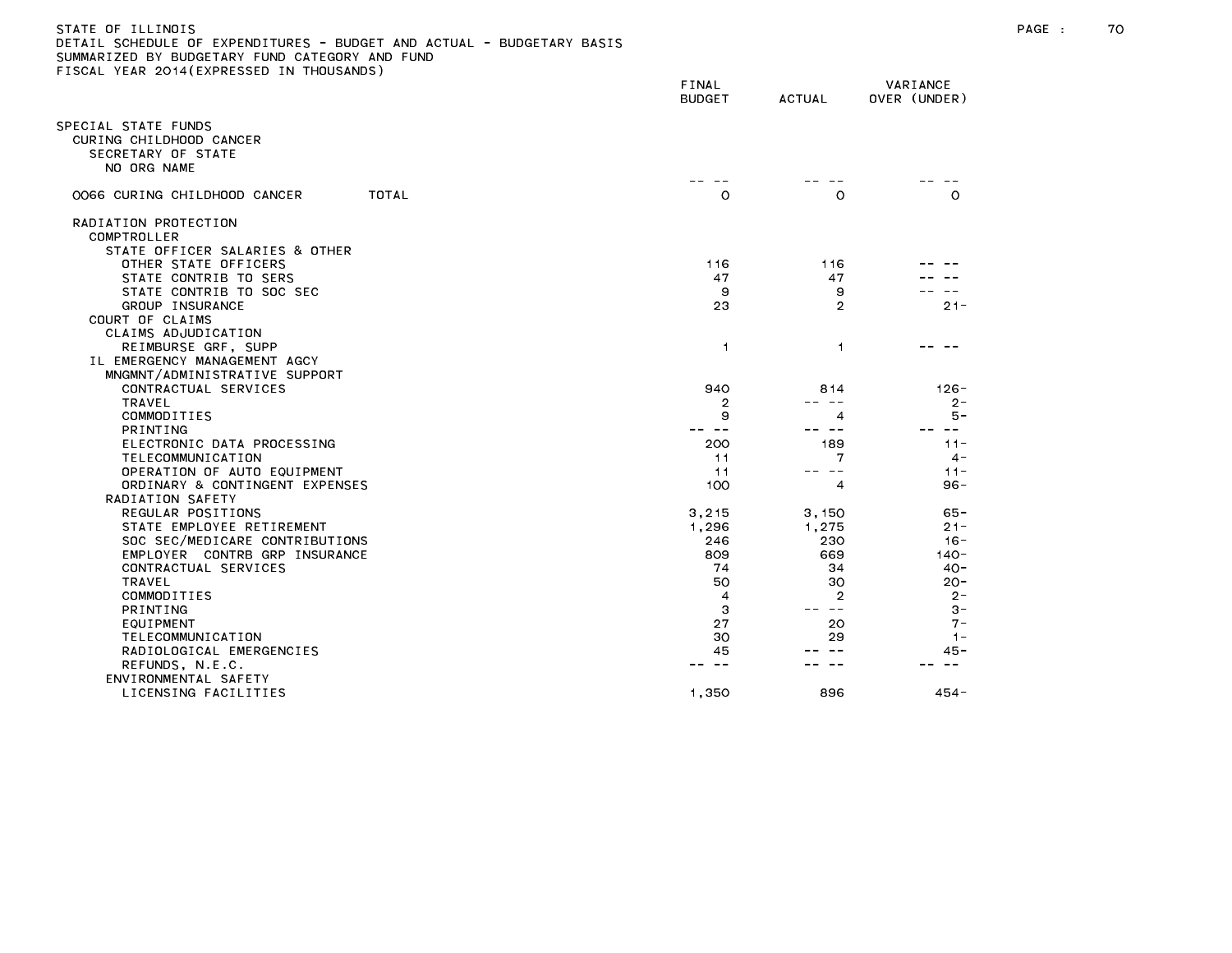STATE OF ILLINOIS
DETAIL SCHEDULE OF EXPENDITURES - BUDGET AND ACTUAL - BUDGETARY BASIS
SUMMARIZED BY BUDGETARY FUND CATEGORY AND FUND
FISCAL YEAR 2014(EXPRESSED IN THOUSANDS)

| | FINAL BUDGET | ACTUAL | VARIANCE OVER (UNDER) |
|---|---|---|---|
| SPECIAL STATE FUNDS | | | |
| CURING CHILDHOOD CANCER | | | |
| SECRETARY OF STATE | | | |
| NO ORG NAME | -- -- | -- -- | -- -- |
| 0066 CURING CHILDHOOD CANCER TOTAL | 0 | 0 | 0 |
| RADIATION PROTECTION | | | |
| COMPTROLLER | | | |
| STATE OFFICER SALARIES & OTHER | | | |
| OTHER STATE OFFICERS | 116 | 116 | -- -- |
| STATE CONTRIB TO SERS | 47 | 47 | -- -- |
| STATE CONTRIB TO SOC SEC | 9 | 9 | -- -- |
| GROUP INSURANCE | 23 | 2 | 21- |
| COURT OF CLAIMS | | | |
| CLAIMS ADJUDICATION | | | |
| REIMBURSE GRF, SUPP | 1 | 1 | -- -- |
| IL EMERGENCY MANAGEMENT AGCY | | | |
| MNGMNT/ADMINISTRATIVE SUPPORT | | | |
| CONTRACTUAL SERVICES | 940 | 814 | 126- |
| TRAVEL | 2 | -- -- | 2- |
| COMMODITIES | 9 | 4 | 5- |
| PRINTING | -- -- | -- -- | -- -- |
| ELECTRONIC DATA PROCESSING | 200 | 189 | 11- |
| TELECOMMUNICATION | 11 | 7 | 4- |
| OPERATION OF AUTO EQUIPMENT | 11 | -- -- | 11- |
| ORDINARY & CONTINGENT EXPENSES | 100 | 4 | 96- |
| RADIATION SAFETY | | | |
| REGULAR POSITIONS | 3,215 | 3,150 | 65- |
| STATE EMPLOYEE RETIREMENT | 1,296 | 1,275 | 21- |
| SOC SEC/MEDICARE CONTRIBUTIONS | 246 | 230 | 16- |
| EMPLOYER CONTRB GRP INSURANCE | 809 | 669 | 140- |
| CONTRACTUAL SERVICES | 74 | 34 | 40- |
| TRAVEL | 50 | 30 | 20- |
| COMMODITIES | 4 | 2 | 2- |
| PRINTING | 3 | -- -- | 3- |
| EQUIPMENT | 27 | 20 | 7- |
| TELECOMMUNICATION | 30 | 29 | 1- |
| RADIOLOGICAL EMERGENCIES | 45 | -- -- | 45- |
| REFUNDS, N.E.C. | -- -- | -- -- | -- -- |
| ENVIRONMENTAL SAFETY | | | |
| LICENSING FACILITIES | 1,350 | 896 | 454- |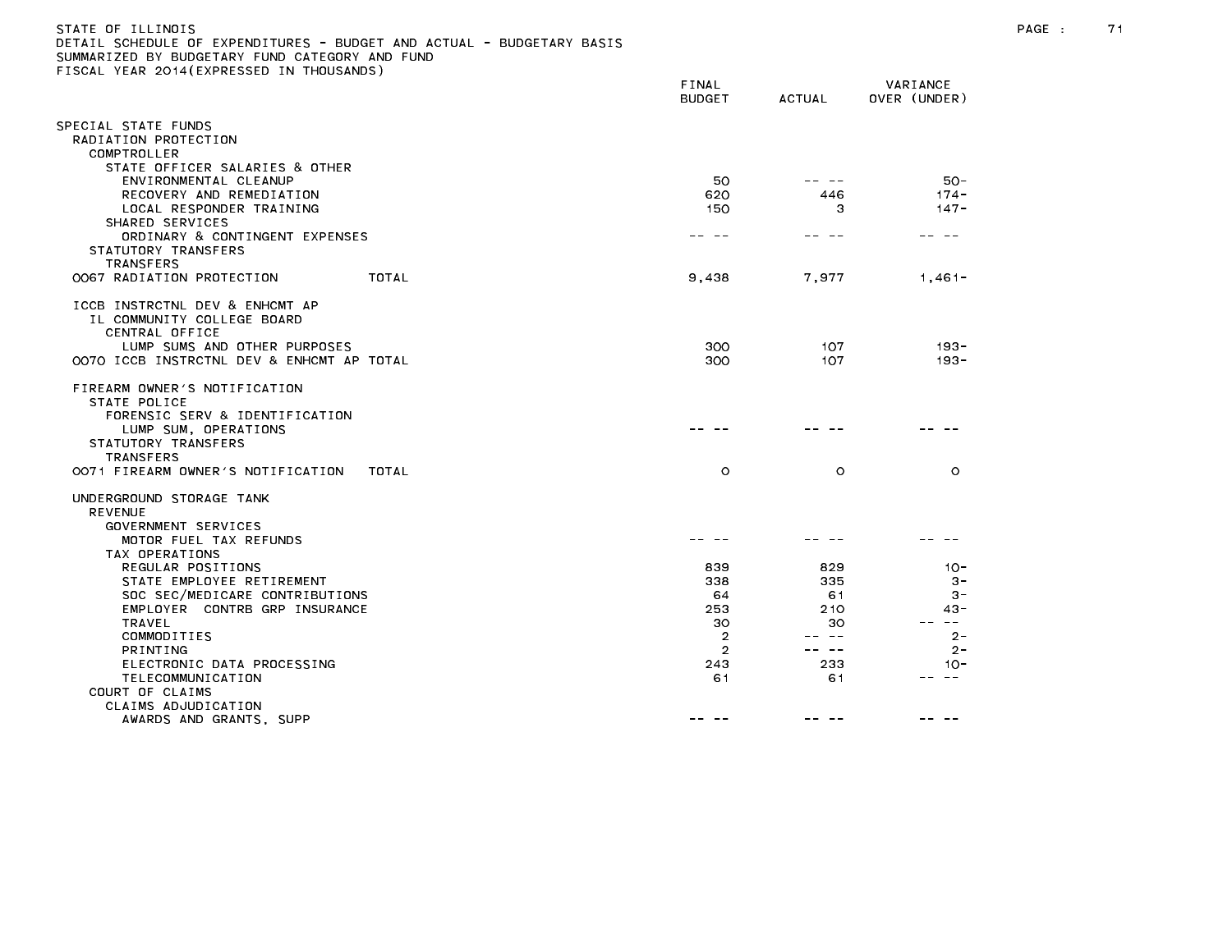STATE OF ILLINOIS
DETAIL SCHEDULE OF EXPENDITURES - BUDGET AND ACTUAL - BUDGETARY BASIS
SUMMARIZED BY BUDGETARY FUND CATEGORY AND FUND
FISCAL YEAR 2014(EXPRESSED IN THOUSANDS)

| | FINAL BUDGET | ACTUAL | VARIANCE OVER (UNDER) |
|---|---|---|---|
| SPECIAL STATE FUNDS | | | |
| RADIATION PROTECTION | | | |
| COMPTROLLER | | | |
| STATE OFFICER SALARIES & OTHER | | | |
| ENVIRONMENTAL CLEANUP | 50 | -- -- | 50- |
| RECOVERY AND REMEDIATION | 620 | 446 | 174- |
| LOCAL RESPONDER TRAINING | 150 | 3 | 147- |
| SHARED SERVICES | | | |
| ORDINARY & CONTINGENT EXPENSES | -- -- | -- -- | -- -- |
| STATUTORY TRANSFERS | | | |
| TRANSFERS | | | |
| 0067 RADIATION PROTECTION TOTAL | 9,438 | 7,977 | 1,461- |
| ICCB INSTRCTNL DEV & ENHCMT AP | | | |
| IL COMMUNITY COLLEGE BOARD | | | |
| CENTRAL OFFICE | | | |
| LUMP SUMS AND OTHER PURPOSES | 300 | 107 | 193- |
| 0070 ICCB INSTRCTNL DEV & ENHCMT AP TOTAL | 300 | 107 | 193- |
| FIREARM OWNER'S NOTIFICATION | | | |
| STATE POLICE | | | |
| FORENSIC SERV & IDENTIFICATION | | | |
| LUMP SUM, OPERATIONS | -- -- | -- -- | -- -- |
| STATUTORY TRANSFERS | | | |
| TRANSFERS | | | |
| 0071 FIREARM OWNER'S NOTIFICATION TOTAL | 0 | 0 | 0 |
| UNDERGROUND STORAGE TANK | | | |
| REVENUE | | | |
| GOVERNMENT SERVICES | | | |
| MOTOR FUEL TAX REFUNDS | -- -- | -- -- | -- -- |
| TAX OPERATIONS | | | |
| REGULAR POSITIONS | 839 | 829 | 10- |
| STATE EMPLOYEE RETIREMENT | 338 | 335 | 3- |
| SOC SEC/MEDICARE CONTRIBUTIONS | 64 | 61 | 3- |
| EMPLOYER CONTRB GRP INSURANCE | 253 | 210 | 43- |
| TRAVEL | 30 | 30 | -- -- |
| COMMODITIES | 2 | -- -- | 2- |
| PRINTING | 2 | -- -- | 2- |
| ELECTRONIC DATA PROCESSING | 243 | 233 | 10- |
| TELECOMMUNICATION | 61 | 61 | -- -- |
| COURT OF CLAIMS | | | |
| CLAIMS ADJUDICATION | | | |
| AWARDS AND GRANTS, SUPP | -- -- | -- -- | -- -- |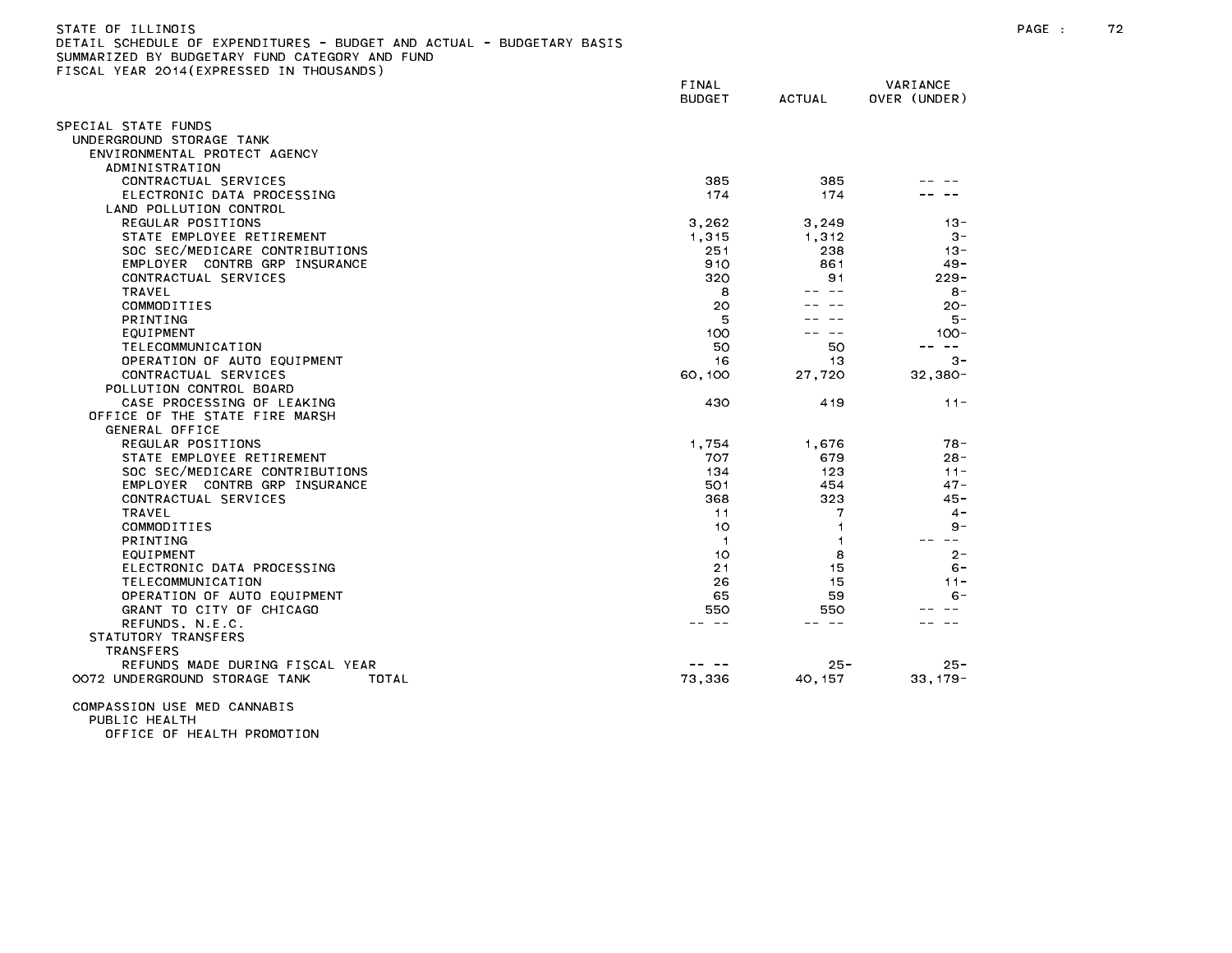STATE OF ILLINOIS
DETAIL SCHEDULE OF EXPENDITURES - BUDGET AND ACTUAL - BUDGETARY BASIS
SUMMARIZED BY BUDGETARY FUND CATEGORY AND FUND
FISCAL YEAR 2014(EXPRESSED IN THOUSANDS)

| | FINAL BUDGET | ACTUAL | VARIANCE OVER (UNDER) |
|---|---|---|---|
| SPECIAL STATE FUNDS | | | |
| UNDERGROUND STORAGE TANK | | | |
| ENVIRONMENTAL PROTECT AGENCY | | | |
| ADMINISTRATION | | | |
| CONTRACTUAL SERVICES | 385 | 385 | -- -- |
| ELECTRONIC DATA PROCESSING | 174 | 174 | -- -- |
| LAND POLLUTION CONTROL | | | |
| REGULAR POSITIONS | 3,262 | 3,249 | 13- |
| STATE EMPLOYEE RETIREMENT | 1,315 | 1,312 | 3- |
| SOC SEC/MEDICARE CONTRIBUTIONS | 251 | 238 | 13- |
| EMPLOYER CONTRB GRP INSURANCE | 910 | 861 | 49- |
| CONTRACTUAL SERVICES | 320 | 91 | 229- |
| TRAVEL | 8 | -- -- | 8- |
| COMMODITIES | 20 | -- -- | 20- |
| PRINTING | 5 | -- -- | 5- |
| EQUIPMENT | 100 | -- -- | 100- |
| TELECOMMUNICATION | 50 | 50 | -- -- |
| OPERATION OF AUTO EQUIPMENT | 16 | 13 | 3- |
| CONTRACTUAL SERVICES | 60,100 | 27,720 | 32,380- |
| POLLUTION CONTROL BOARD | | | |
| CASE PROCESSING OF LEAKING | 430 | 419 | 11- |
| OFFICE OF THE STATE FIRE MARSH | | | |
| GENERAL OFFICE | | | |
| REGULAR POSITIONS | 1,754 | 1,676 | 78- |
| STATE EMPLOYEE RETIREMENT | 707 | 679 | 28- |
| SOC SEC/MEDICARE CONTRIBUTIONS | 134 | 123 | 11- |
| EMPLOYER CONTRB GRP INSURANCE | 501 | 454 | 47- |
| CONTRACTUAL SERVICES | 368 | 323 | 45- |
| TRAVEL | 11 | 7 | 4- |
| COMMODITIES | 10 | 1 | 9- |
| PRINTING | 1 | 1 | -- -- |
| EQUIPMENT | 10 | 8 | 2- |
| ELECTRONIC DATA PROCESSING | 21 | 15 | 6- |
| TELECOMMUNICATION | 26 | 15 | 11- |
| OPERATION OF AUTO EQUIPMENT | 65 | 59 | 6- |
| GRANT TO CITY OF CHICAGO | 550 | 550 | -- -- |
| REFUNDS, N.E.C. | -- -- | -- -- | -- -- |
| STATUTORY TRANSFERS | | | |
| TRANSFERS | | | |
| REFUNDS MADE DURING FISCAL YEAR | -- -- | 25- | 25- |
| 0072 UNDERGROUND STORAGE TANK TOTAL | 73,336 | 40,157 | 33,179- |
| COMPASSION USE MED CANNABIS | | | |
| PUBLIC HEALTH | | | |
| OFFICE OF HEALTH PROMOTION | | | |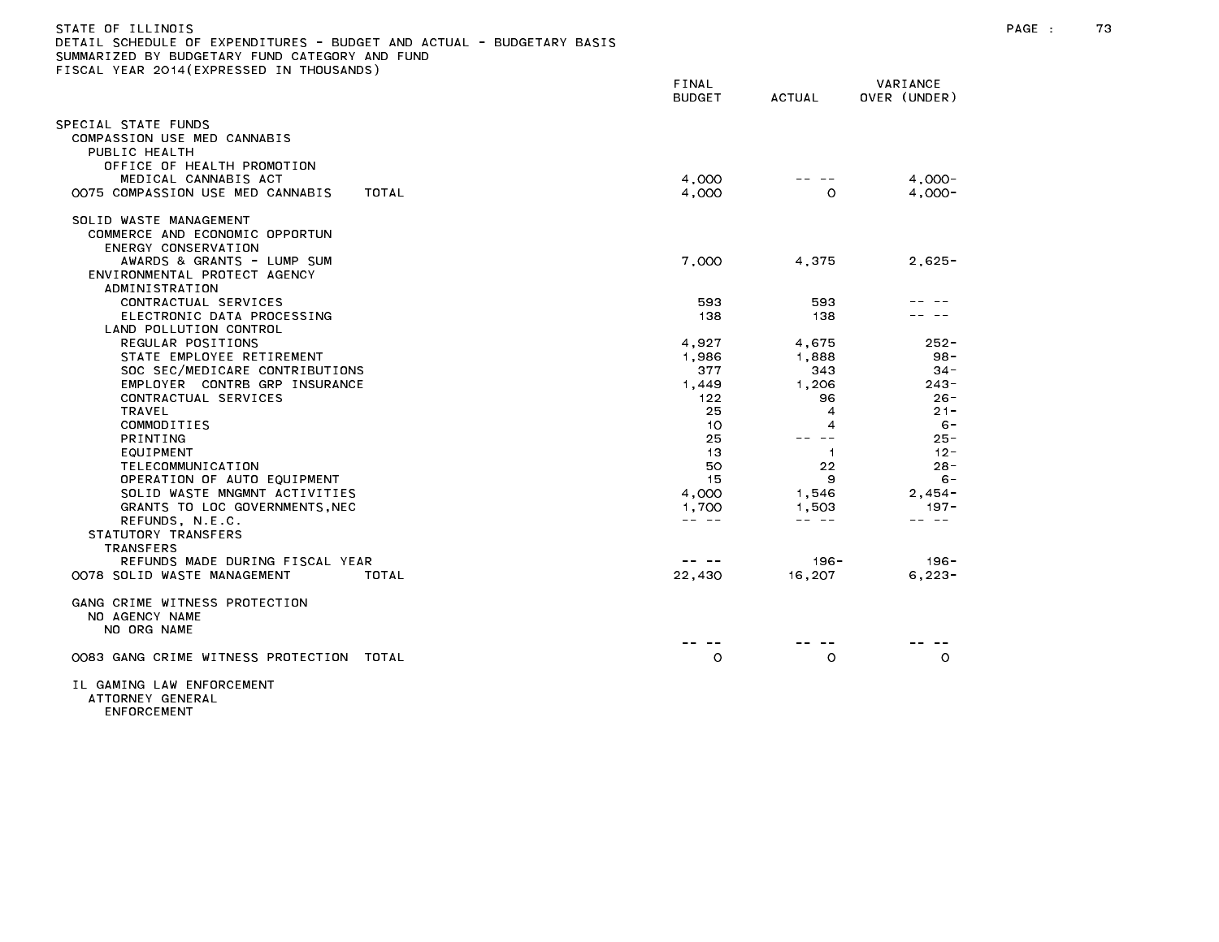STATE OF ILLINOIS
DETAIL SCHEDULE OF EXPENDITURES - BUDGET AND ACTUAL - BUDGETARY BASIS
SUMMARIZED BY BUDGETARY FUND CATEGORY AND FUND
FISCAL YEAR 2014(EXPRESSED IN THOUSANDS)

| | FINAL BUDGET | ACTUAL | VARIANCE OVER (UNDER) |
|---|---|---|---|
| SPECIAL STATE FUNDS | | | |
| COMPASSION USE MED CANNABIS | | | |
| PUBLIC HEALTH | | | |
| OFFICE OF HEALTH PROMOTION | | | |
| MEDICAL CANNABIS ACT | 4,000 | -- -- | 4,000- |
| 0075 COMPASSION USE MED CANNABIS TOTAL | 4,000 | 0 | 4,000- |
| SOLID WASTE MANAGEMENT | | | |
| COMMERCE AND ECONOMIC OPPORTUN | | | |
| ENERGY CONSERVATION | | | |
| AWARDS & GRANTS - LUMP SUM | 7,000 | 4,375 | 2,625- |
| ENVIRONMENTAL PROTECT AGENCY | | | |
| ADMINISTRATION | | | |
| CONTRACTUAL SERVICES | 593 | 593 | -- -- |
| ELECTRONIC DATA PROCESSING | 138 | 138 | -- -- |
| LAND POLLUTION CONTROL | | | |
| REGULAR POSITIONS | 4,927 | 4,675 | 252- |
| STATE EMPLOYEE RETIREMENT | 1,986 | 1,888 | 98- |
| SOC SEC/MEDICARE CONTRIBUTIONS | 377 | 343 | 34- |
| EMPLOYER CONTRB GRP INSURANCE | 1,449 | 1,206 | 243- |
| CONTRACTUAL SERVICES | 122 | 96 | 26- |
| TRAVEL | 25 | 4 | 21- |
| COMMODITIES | 10 | 4 | 6- |
| PRINTING | 25 | -- -- | 25- |
| EQUIPMENT | 13 | 1 | 12- |
| TELECOMMUNICATION | 50 | 22 | 28- |
| OPERATION OF AUTO EQUIPMENT | 15 | 9 | 6- |
| SOLID WASTE MNGMNT ACTIVITIES | 4,000 | 1,546 | 2,454- |
| GRANTS TO LOC GOVERNMENTS,NEC | 1,700 | 1,503 | 197- |
| REFUNDS, N.E.C. | -- -- | -- -- | -- -- |
| STATUTORY TRANSFERS | | | |
| TRANSFERS | | | |
| REFUNDS MADE DURING FISCAL YEAR | -- -- | 196- | 196- |
| 0078 SOLID WASTE MANAGEMENT TOTAL | 22,430 | 16,207 | 6,223- |
| GANG CRIME WITNESS PROTECTION | | | |
| NO AGENCY NAME | | | |
| NO ORG NAME | | | |
| | -- -- | -- -- | -- -- |
| 0083 GANG CRIME WITNESS PROTECTION TOTAL | 0 | 0 | 0 |
| IL GAMING LAW ENFORCEMENT | | | |
| ATTORNEY GENERAL | | | |
| ENFORCEMENT | | | |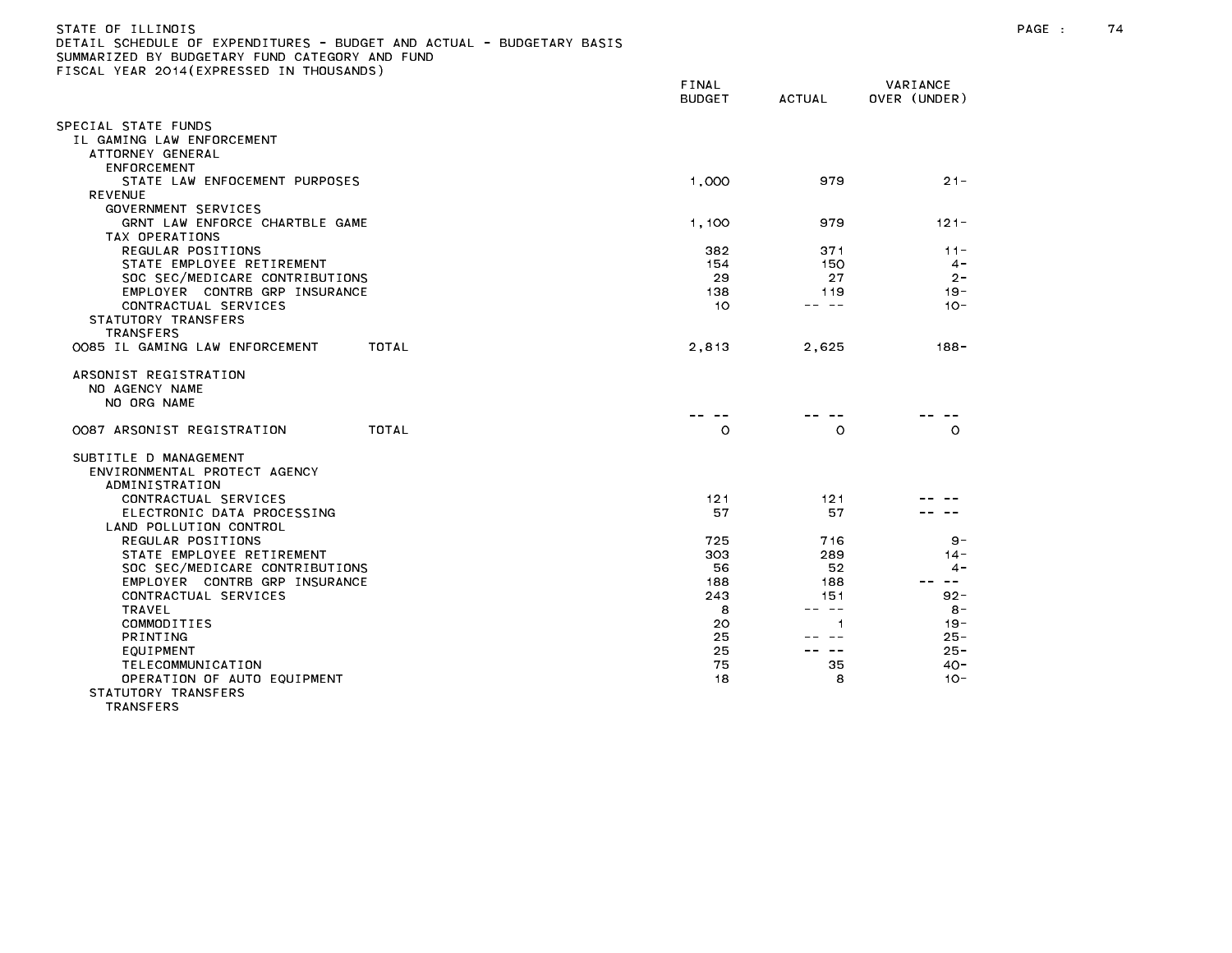STATE OF ILLINOIS
DETAIL SCHEDULE OF EXPENDITURES - BUDGET AND ACTUAL - BUDGETARY BASIS
SUMMARIZED BY BUDGETARY FUND CATEGORY AND FUND
FISCAL YEAR 2014(EXPRESSED IN THOUSANDS)

| | FINAL BUDGET | ACTUAL | VARIANCE OVER (UNDER) |
|---|---|---|---|
| SPECIAL STATE FUNDS | | | |
| IL GAMING LAW ENFORCEMENT | | | |
| ATTORNEY GENERAL | | | |
| ENFORCEMENT | | | |
| STATE LAW ENFOCEMENT PURPOSES | 1,000 | 979 | 21- |
| REVENUE | | | |
| GOVERNMENT SERVICES | | | |
| GRNT LAW ENFORCE CHARTBLE GAME | 1,100 | 979 | 121- |
| TAX OPERATIONS | | | |
| REGULAR POSITIONS | 382 | 371 | 11- |
| STATE EMPLOYEE RETIREMENT | 154 | 150 | 4- |
| SOC SEC/MEDICARE CONTRIBUTIONS | 29 | 27 | 2- |
| EMPLOYER CONTRB GRP INSURANCE | 138 | 119 | 19- |
| CONTRACTUAL SERVICES | 10 | -- -- | 10- |
| STATUTORY TRANSFERS | | | |
| TRANSFERS | | | |
| 0085 IL GAMING LAW ENFORCEMENT TOTAL | 2,813 | 2,625 | 188- |
| ARSONIST REGISTRATION | | | |
| NO AGENCY NAME | | | |
| NO ORG NAME | | | |
| | -- -- | -- -- | -- -- |
| 0087 ARSONIST REGISTRATION TOTAL | 0 | 0 | 0 |
| SUBTITLE D MANAGEMENT | | | |
| ENVIRONMENTAL PROTECT AGENCY | | | |
| ADMINISTRATION | | | |
| CONTRACTUAL SERVICES | 121 | 121 | -- -- |
| ELECTRONIC DATA PROCESSING | 57 | 57 | -- -- |
| LAND POLLUTION CONTROL | | | |
| REGULAR POSITIONS | 725 | 716 | 9- |
| STATE EMPLOYEE RETIREMENT | 303 | 289 | 14- |
| SOC SEC/MEDICARE CONTRIBUTIONS | 56 | 52 | 4- |
| EMPLOYER CONTRB GRP INSURANCE | 188 | 188 | -- -- |
| CONTRACTUAL SERVICES | 243 | 151 | 92- |
| TRAVEL | 8 | -- -- | 8- |
| COMMODITIES | 20 | 1 | 19- |
| PRINTING | 25 | -- -- | 25- |
| EQUIPMENT | 25 | -- -- | 25- |
| TELECOMMUNICATION | 75 | 35 | 40- |
| OPERATION OF AUTO EQUIPMENT | 18 | 8 | 10- |
| STATUTORY TRANSFERS | | | |
| TRANSFERS | | | |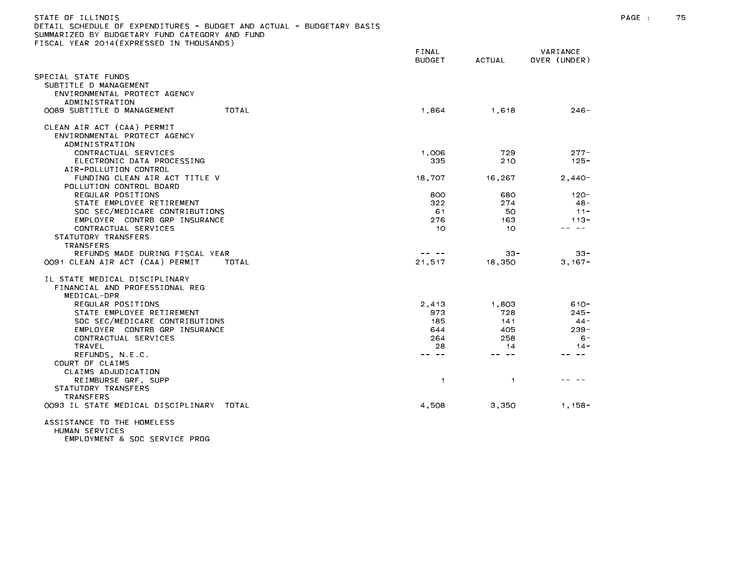STATE OF ILLINOIS
DETAIL SCHEDULE OF EXPENDITURES - BUDGET AND ACTUAL - BUDGETARY BASIS
SUMMARIZED BY BUDGETARY FUND CATEGORY AND FUND
FISCAL YEAR 2014(EXPRESSED IN THOUSANDS)

| | FINAL BUDGET | ACTUAL | VARIANCE OVER (UNDER) |
|---|---|---|---|
| SPECIAL STATE FUNDS | | | |
| SUBTITLE D MANAGEMENT | | | |
| ENVIRONMENTAL PROTECT AGENCY | | | |
| ADMINISTRATION | | | |
| 0089 SUBTITLE D MANAGEMENT TOTAL | 1,864 | 1,618 | 246- |
| CLEAN AIR ACT (CAA) PERMIT | | | |
| ENVIRONMENTAL PROTECT AGENCY | | | |
| ADMINISTRATION | | | |
| CONTRACTUAL SERVICES | 1,006 | 729 | 277- |
| ELECTRONIC DATA PROCESSING | 335 | 210 | 125- |
| AIR-POLLUTION CONTROL | | | |
| FUNDING CLEAN AIR ACT TITLE V | 18,707 | 16,267 | 2,440- |
| POLLUTION CONTROL BOARD | | | |
| REGULAR POSITIONS | 800 | 680 | 120- |
| STATE EMPLOYEE RETIREMENT | 322 | 274 | 48- |
| SOC SEC/MEDICARE CONTRIBUTIONS | 61 | 50 | 11- |
| EMPLOYER CONTRB GRP INSURANCE | 276 | 163 | 113- |
| CONTRACTUAL SERVICES | 10 | 10 | -- -- |
| STATUTORY TRANSFERS | | | |
| TRANSFERS | | | |
| REFUNDS MADE DURING FISCAL YEAR | -- -- | 33- | 33- |
| 0091 CLEAN AIR ACT (CAA) PERMIT TOTAL | 21,517 | 18,350 | 3,167- |
| IL STATE MEDICAL DISCIPLINARY | | | |
| FINANCIAL AND PROFESSIONAL REG | | | |
| MEDICAL-DPR | | | |
| REGULAR POSITIONS | 2,413 | 1,803 | 610- |
| STATE EMPLOYEE RETIREMENT | 973 | 728 | 245- |
| SOC SEC/MEDICARE CONTRIBUTIONS | 185 | 141 | 44- |
| EMPLOYER CONTRB GRP INSURANCE | 644 | 405 | 239- |
| CONTRACTUAL SERVICES | 264 | 258 | 6- |
| TRAVEL | 28 | 14 | 14- |
| REFUNDS, N.E.C. | -- -- | -- -- | -- -- |
| COURT OF CLAIMS | | | |
| CLAIMS ADJUDICATION | | | |
| REIMBURSE GRF, SUPP | 1 | 1 | -- -- |
| STATUTORY TRANSFERS | | | |
| TRANSFERS | | | |
| 0093 IL STATE MEDICAL DISCIPLINARY TOTAL | 4,508 | 3,350 | 1,158- |
| ASSISTANCE TO THE HOMELESS | | | |
| HUMAN SERVICES | | | |
| EMPLOYMENT & SOC SERVICE PROG | | | |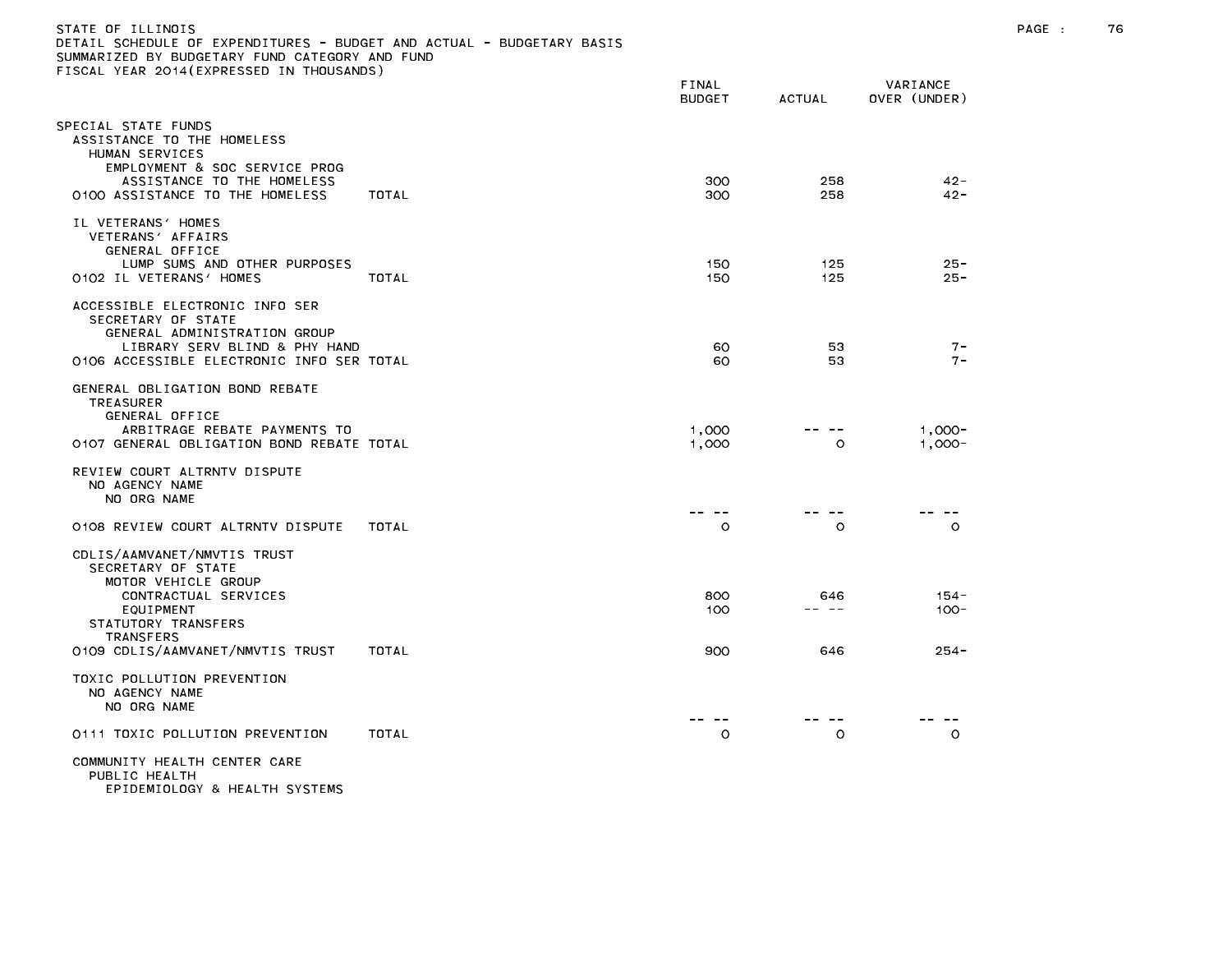STATE OF ILLINOIS
DETAIL SCHEDULE OF EXPENDITURES - BUDGET AND ACTUAL - BUDGETARY BASIS
SUMMARIZED BY BUDGETARY FUND CATEGORY AND FUND
FISCAL YEAR 2014(EXPRESSED IN THOUSANDS)

| | FINAL BUDGET | ACTUAL | VARIANCE OVER (UNDER) |
|---|---|---|---|
| SPECIAL STATE FUNDS | | | |
| ASSISTANCE TO THE HOMELESS | | | |
| HUMAN SERVICES | | | |
| EMPLOYMENT & SOC SERVICE PROG | | | |
| ASSISTANCE TO THE HOMELESS | 300 | 258 | 42- |
| 0100 ASSISTANCE TO THE HOMELESS TOTAL | 300 | 258 | 42- |
| IL VETERANS' HOMES | | | |
| VETERANS' AFFAIRS | | | |
| GENERAL OFFICE | | | |
| LUMP SUMS AND OTHER PURPOSES | 150 | 125 | 25- |
| 0102 IL VETERANS' HOMES TOTAL | 150 | 125 | 25- |
| ACCESSIBLE ELECTRONIC INFO SER | | | |
| SECRETARY OF STATE | | | |
| GENERAL ADMINISTRATION GROUP | | | |
| LIBRARY SERV BLIND & PHY HAND | 60 | 53 | 7- |
| 0106 ACCESSIBLE ELECTRONIC INFO SER TOTAL | 60 | 53 | 7- |
| GENERAL OBLIGATION BOND REBATE | | | |
| TREASURER | | | |
| GENERAL OFFICE | | | |
| ARBITRAGE REBATE PAYMENTS TO | 1,000 | -- -- | 1,000- |
| 0107 GENERAL OBLIGATION BOND REBATE TOTAL | 1,000 | 0 | 1,000- |
| REVIEW COURT ALTRNTV DISPUTE | | | |
| NO AGENCY NAME | | | |
| NO ORG NAME | -- -- | -- -- | -- -- |
| 0108 REVIEW COURT ALTRNTV DISPUTE TOTAL | 0 | 0 | 0 |
| CDLIS/AAMVANET/NMVTIS TRUST | | | |
| SECRETARY OF STATE | | | |
| MOTOR VEHICLE GROUP | | | |
| CONTRACTUAL SERVICES | 800 | 646 | 154- |
| EQUIPMENT | 100 | -- -- | 100- |
| STATUTORY TRANSFERS | | | |
| TRANSFERS | | | |
| 0109 CDLIS/AAMVANET/NMVTIS TRUST TOTAL | 900 | 646 | 254- |
| TOXIC POLLUTION PREVENTION | | | |
| NO AGENCY NAME | | | |
| NO ORG NAME | -- -- | -- -- | -- -- |
| 0111 TOXIC POLLUTION PREVENTION TOTAL | 0 | 0 | 0 |
| COMMUNITY HEALTH CENTER CARE | | | |
| PUBLIC HEALTH | | | |
| EPIDEMIOLOGY & HEALTH SYSTEMS | | | |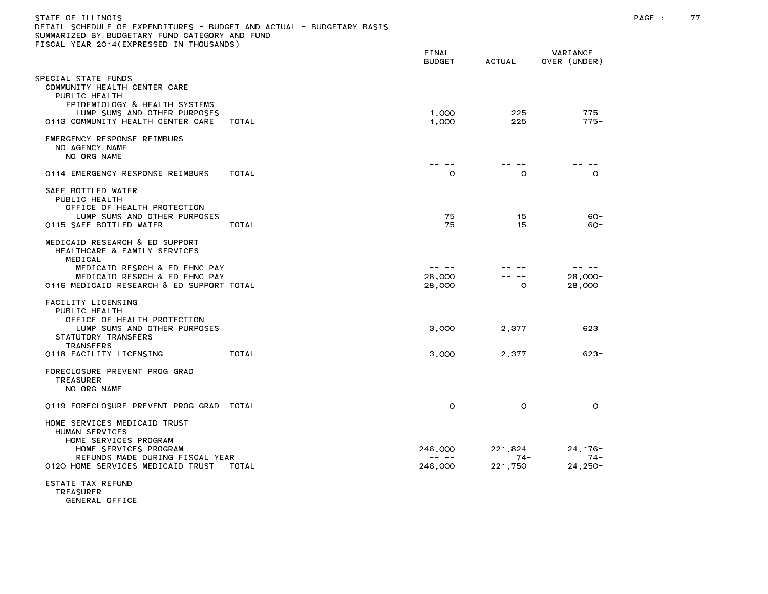STATE OF ILLINOIS
DETAIL SCHEDULE OF EXPENDITURES - BUDGET AND ACTUAL - BUDGETARY BASIS
SUMMARIZED BY BUDGETARY FUND CATEGORY AND FUND
FISCAL YEAR 2014(EXPRESSED IN THOUSANDS)

| | FINAL BUDGET | ACTUAL | VARIANCE OVER (UNDER) |
|---|---|---|---|
| SPECIAL STATE FUNDS | | | |
| COMMUNITY HEALTH CENTER CARE | | | |
| PUBLIC HEALTH | | | |
| EPIDEMIOLOGY & HEALTH SYSTEMS | | | |
| LUMP SUMS AND OTHER PURPOSES | 1,000 | 225 | 775- |
| 0113 COMMUNITY HEALTH CENTER CARE TOTAL | 1,000 | 225 | 775- |
| EMERGENCY RESPONSE REIMBURS | | | |
| NO AGENCY NAME | | | |
| NO ORG NAME | -- -- | -- -- | -- -- |
| 0114 EMERGENCY RESPONSE REIMBURS TOTAL | 0 | 0 | 0 |
| SAFE BOTTLED WATER | | | |
| PUBLIC HEALTH | | | |
| OFFICE OF HEALTH PROTECTION | | | |
| LUMP SUMS AND OTHER PURPOSES | 75 | 15 | 60- |
| 0115 SAFE BOTTLED WATER TOTAL | 75 | 15 | 60- |
| MEDICAID RESEARCH & ED SUPPORT | | | |
| HEALTHCARE & FAMILY SERVICES | | | |
| MEDICAL | | | |
| MEDICAID RESRCH & ED EHNC PAY | -- -- | -- -- | -- -- |
| MEDICAID RESRCH & ED EHNC PAY | 28,000 | -- -- | 28,000- |
| 0116 MEDICAID RESEARCH & ED SUPPORT TOTAL | 28,000 | 0 | 28,000- |
| FACILITY LICENSING | | | |
| PUBLIC HEALTH | | | |
| OFFICE OF HEALTH PROTECTION | | | |
| LUMP SUMS AND OTHER PURPOSES | 3,000 | 2,377 | 623- |
| STATUTORY TRANSFERS | | | |
| TRANSFERS | | | |
| 0118 FACILITY LICENSING TOTAL | 3,000 | 2,377 | 623- |
| FORECLOSURE PREVENT PROG GRAD | | | |
| TREASURER | | | |
| NO ORG NAME | -- -- | -- -- | -- -- |
| 0119 FORECLOSURE PREVENT PROG GRAD TOTAL | 0 | 0 | 0 |
| HOME SERVICES MEDICAID TRUST | | | |
| HUMAN SERVICES | | | |
| HOME SERVICES PROGRAM | | | |
| HOME SERVICES PROGRAM | 246,000 | 221,824 | 24,176- |
| REFUNDS MADE DURING FISCAL YEAR | -- -- | 74- | 74- |
| 0120 HOME SERVICES MEDICAID TRUST TOTAL | 246,000 | 221,750 | 24,250- |
| ESTATE TAX REFUND | | | |
| TREASURER | | | |
| GENERAL OFFICE | | | |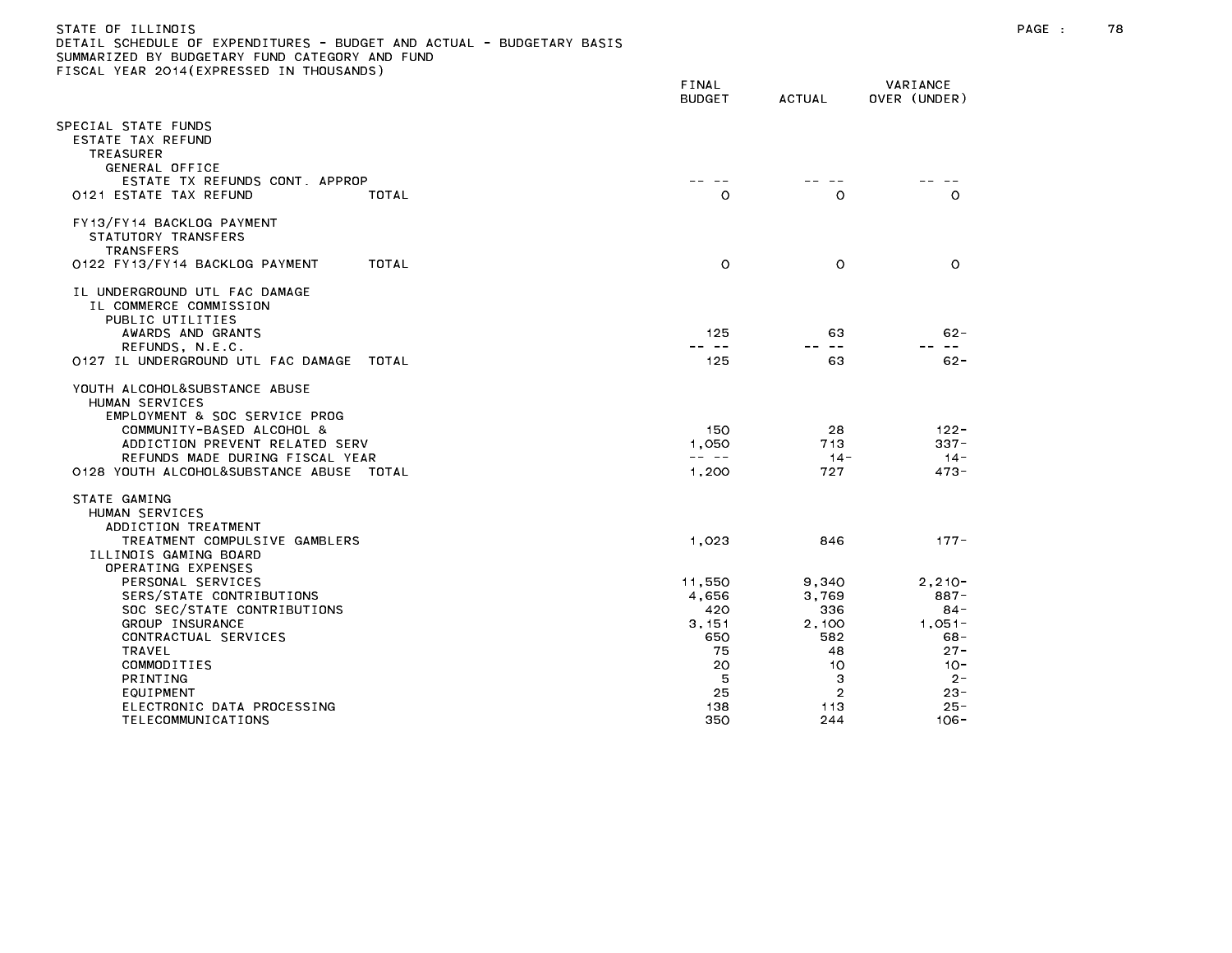STATE OF ILLINOIS
DETAIL SCHEDULE OF EXPENDITURES - BUDGET AND ACTUAL - BUDGETARY BASIS
SUMMARIZED BY BUDGETARY FUND CATEGORY AND FUND
FISCAL YEAR 2014(EXPRESSED IN THOUSANDS)

| | FINAL BUDGET | ACTUAL | VARIANCE OVER (UNDER) |
|---|---|---|---|
| SPECIAL STATE FUNDS | | | |
| ESTATE TAX REFUND | | | |
| TREASURER | | | |
| GENERAL OFFICE | | | |
| ESTATE TX REFUNDS CONT. APPROP | -- -- | -- -- | -- -- |
| 0121 ESTATE TAX REFUND TOTAL | 0 | 0 | 0 |
| FY13/FY14 BACKLOG PAYMENT | | | |
| STATUTORY TRANSFERS | | | |
| TRANSFERS | | | |
| 0122 FY13/FY14 BACKLOG PAYMENT TOTAL | 0 | 0 | 0 |
| IL UNDERGROUND UTL FAC DAMAGE | | | |
| IL COMMERCE COMMISSION | | | |
| PUBLIC UTILITIES | | | |
| AWARDS AND GRANTS | 125 | 63 | 62- |
| REFUNDS, N.E.C. | -- -- | -- -- | -- -- |
| 0127 IL UNDERGROUND UTL FAC DAMAGE TOTAL | 125 | 63 | 62- |
| YOUTH ALCOHOL&SUBSTANCE ABUSE | | | |
| HUMAN SERVICES | | | |
| EMPLOYMENT & SOC SERVICE PROG | | | |
| COMMUNITY-BASED ALCOHOL & | 150 | 28 | 122- |
| ADDICTION PREVENT RELATED SERV | 1,050 | 713 | 337- |
| REFUNDS MADE DURING FISCAL YEAR | -- -- | 14- | 14- |
| 0128 YOUTH ALCOHOL&SUBSTANCE ABUSE TOTAL | 1,200 | 727 | 473- |
| STATE GAMING | | | |
| HUMAN SERVICES | | | |
| ADDICTION TREATMENT | | | |
| TREATMENT COMPULSIVE GAMBLERS | 1,023 | 846 | 177- |
| ILLINOIS GAMING BOARD | | | |
| OPERATING EXPENSES | | | |
| PERSONAL SERVICES | 11,550 | 9,340 | 2,210- |
| SERS/STATE CONTRIBUTIONS | 4,656 | 3,769 | 887- |
| SOC SEC/STATE CONTRIBUTIONS | 420 | 336 | 84- |
| GROUP INSURANCE | 3,151 | 2,100 | 1,051- |
| CONTRACTUAL SERVICES | 650 | 582 | 68- |
| TRAVEL | 75 | 48 | 27- |
| COMMODITIES | 20 | 10 | 10- |
| PRINTING | 5 | 3 | 2- |
| EQUIPMENT | 25 | 2 | 23- |
| ELECTRONIC DATA PROCESSING | 138 | 113 | 25- |
| TELECOMMUNICATIONS | 350 | 244 | 106- |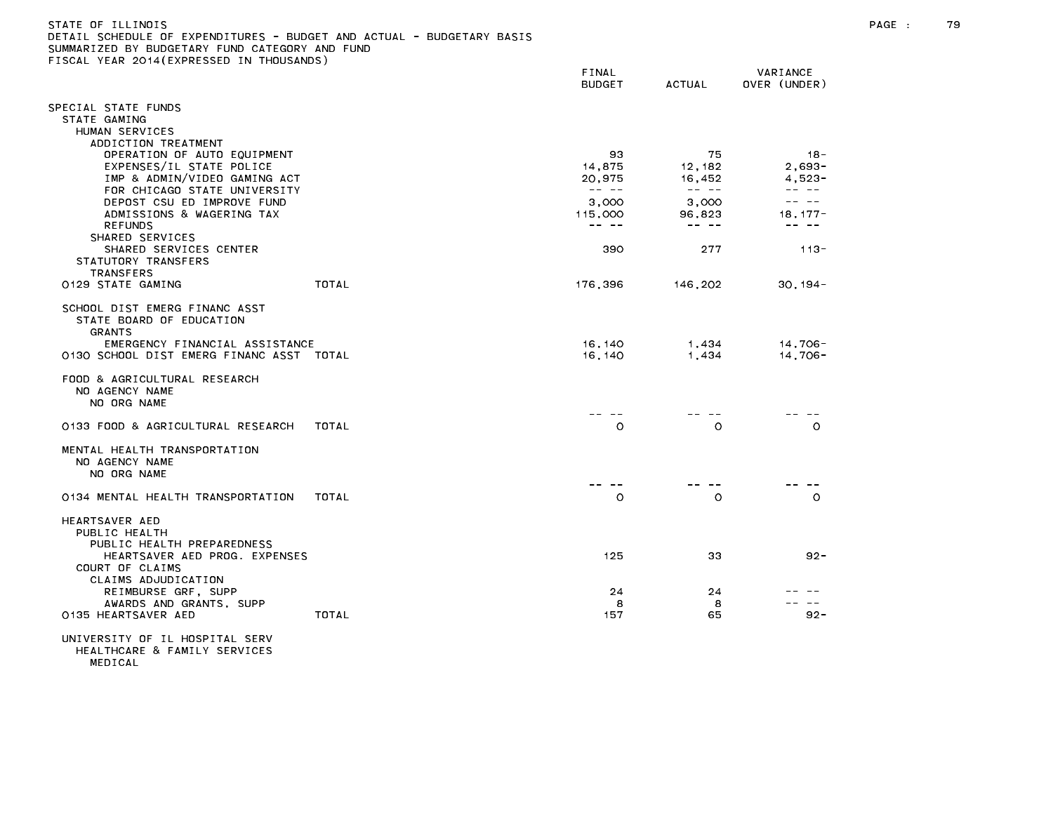STATE OF ILLINOIS
DETAIL SCHEDULE OF EXPENDITURES - BUDGET AND ACTUAL - BUDGETARY BASIS
SUMMARIZED BY BUDGETARY FUND CATEGORY AND FUND
FISCAL YEAR 2014(EXPRESSED IN THOUSANDS)

| | | FINAL BUDGET | ACTUAL | VARIANCE OVER (UNDER) |
|---|---|---|---|---|
| SPECIAL STATE FUNDS | | | | |
| STATE GAMING | | | | |
| HUMAN SERVICES | | | | |
| ADDICTION TREATMENT | | | | |
| OPERATION OF AUTO EQUIPMENT | | 93 | 75 | 18- |
| EXPENSES/IL STATE POLICE | | 14,875 | 12,182 | 2,693- |
| IMP & ADMIN/VIDEO GAMING ACT | | 20,975 | 16,452 | 4,523- |
| FOR CHICAGO STATE UNIVERSITY | | -- -- | -- -- | -- -- |
| DEPOST CSU ED IMPROVE FUND | | 3,000 | 3,000 | -- -- |
| ADMISSIONS & WAGERING TAX | | 115,000 | 96,823 | 18,177- |
| REFUNDS | | -- -- | -- -- | -- -- |
| SHARED SERVICES | | | | |
| SHARED SERVICES CENTER | | 390 | 277 | 113- |
| STATUTORY TRANSFERS | | | | |
| TRANSFERS | | | | |
| 0129 STATE GAMING | TOTAL | 176,396 | 146,202 | 30,194- |
| | | | | |
| SCHOOL DIST EMERG FINANC ASST | | | | |
| STATE BOARD OF EDUCATION | | | | |
| GRANTS | | | | |
| EMERGENCY FINANCIAL ASSISTANCE | | 16,140 | 1,434 | 14,706- |
| 0130 SCHOOL DIST EMERG FINANC ASST | TOTAL | 16,140 | 1,434 | 14,706- |
| | | | | |
| FOOD & AGRICULTURAL RESEARCH | | | | |
| NO AGENCY NAME | | | | |
| NO ORG NAME | | | | |
| | | -- -- | -- -- | -- -- |
| 0133 FOOD & AGRICULTURAL RESEARCH | TOTAL | 0 | 0 | 0 |
| | | | | |
| MENTAL HEALTH TRANSPORTATION | | | | |
| NO AGENCY NAME | | | | |
| NO ORG NAME | | | | |
| | | -- -- | -- -- | -- -- |
| 0134 MENTAL HEALTH TRANSPORTATION | TOTAL | 0 | 0 | 0 |
| | | | | |
| HEARTSAVER AED | | | | |
| PUBLIC HEALTH | | | | |
| PUBLIC HEALTH PREPAREDNESS | | | | |
| HEARTSAVER AED PROG. EXPENSES | | 125 | 33 | 92- |
| COURT OF CLAIMS | | | | |
| CLAIMS ADJUDICATION | | | | |
| REIMBURSE GRF, SUPP | | 24 | 24 | -- -- |
| AWARDS AND GRANTS, SUPP | | 8 | 8 | -- -- |
| 0135 HEARTSAVER AED | TOTAL | 157 | 65 | 92- |
| | | | | |
| UNIVERSITY OF IL HOSPITAL SERV | | | | |
| HEALTHCARE & FAMILY SERVICES | | | | |
| MEDICAL | | | | |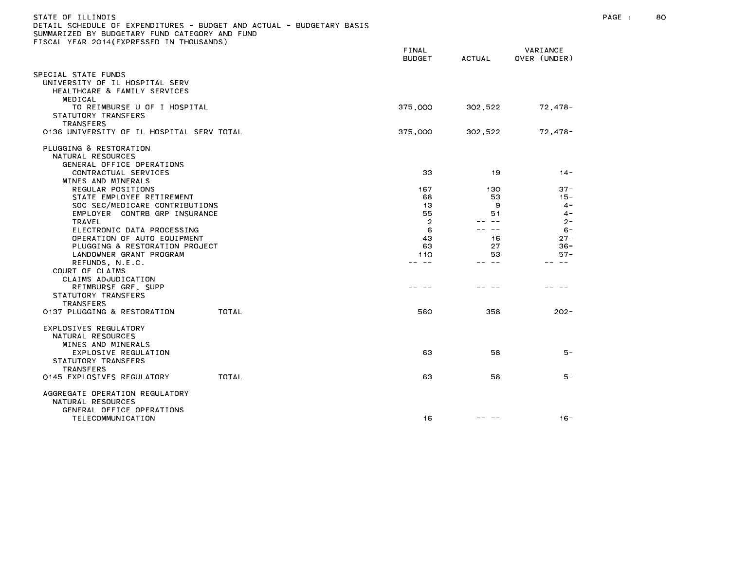STATE OF ILLINOIS
DETAIL SCHEDULE OF EXPENDITURES - BUDGET AND ACTUAL - BUDGETARY BASIS
SUMMARIZED BY BUDGETARY FUND CATEGORY AND FUND
FISCAL YEAR 2014(EXPRESSED IN THOUSANDS)

| | FINAL BUDGET | ACTUAL | VARIANCE OVER (UNDER) |
|---|---|---|---|
| SPECIAL STATE FUNDS | | | |
| UNIVERSITY OF IL HOSPITAL SERV | | | |
| HEALTHCARE & FAMILY SERVICES | | | |
| MEDICAL | | | |
| TO REIMBURSE U OF I HOSPITAL | 375,000 | 302,522 | 72,478- |
| STATUTORY TRANSFERS | | | |
| TRANSFERS | | | |
| 0136 UNIVERSITY OF IL HOSPITAL SERV TOTAL | 375,000 | 302,522 | 72,478- |
| | | | |
| PLUGGING & RESTORATION | | | |
| NATURAL RESOURCES | | | |
| GENERAL OFFICE OPERATIONS | | | |
| CONTRACTUAL SERVICES | 33 | 19 | 14- |
| MINES AND MINERALS | | | |
| REGULAR POSITIONS | 167 | 130 | 37- |
| STATE EMPLOYEE RETIREMENT | 68 | 53 | 15- |
| SOC SEC/MEDICARE CONTRIBUTIONS | 13 | 9 | 4- |
| EMPLOYER CONTRB GRP INSURANCE | 55 | 51 | 4- |
| TRAVEL | 2 | -- -- | 2- |
| ELECTRONIC DATA PROCESSING | 6 | -- -- | 6- |
| OPERATION OF AUTO EQUIPMENT | 43 | 16 | 27- |
| PLUGGING & RESTORATION PROJECT | 63 | 27 | 36- |
| LANDOWNER GRANT PROGRAM | 110 | 53 | 57- |
| REFUNDS, N.E.C. | -- -- | -- -- | -- -- |
| COURT OF CLAIMS | | | |
| CLAIMS ADJUDICATION | | | |
| REIMBURSE GRF, SUPP | -- -- | -- -- | -- -- |
| STATUTORY TRANSFERS | | | |
| TRANSFERS | | | |
| 0137 PLUGGING & RESTORATION TOTAL | 560 | 358 | 202- |
| | | | |
| EXPLOSIVES REGULATORY | | | |
| NATURAL RESOURCES | | | |
| MINES AND MINERALS | | | |
| EXPLOSIVE REGULATION | 63 | 58 | 5- |
| STATUTORY TRANSFERS | | | |
| TRANSFERS | | | |
| 0145 EXPLOSIVES REGULATORY TOTAL | 63 | 58 | 5- |
| | | | |
| AGGREGATE OPERATION REGULATORY | | | |
| NATURAL RESOURCES | | | |
| GENERAL OFFICE OPERATIONS | | | |
| TELECOMMUNICATION | 16 | -- -- | 16- |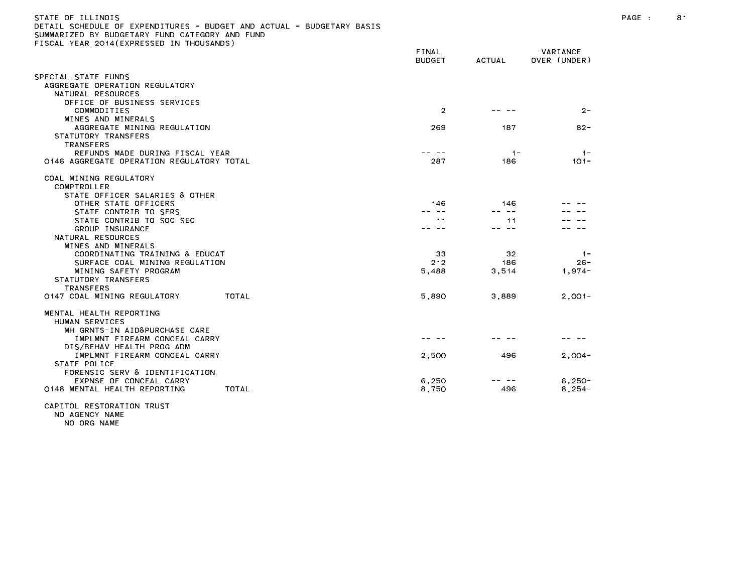STATE OF ILLINOIS
DETAIL SCHEDULE OF EXPENDITURES - BUDGET AND ACTUAL - BUDGETARY BASIS
SUMMARIZED BY BUDGETARY FUND CATEGORY AND FUND
FISCAL YEAR 2014(EXPRESSED IN THOUSANDS)

| | FINAL BUDGET | ACTUAL | VARIANCE OVER (UNDER) |
|---|---|---|---|
| SPECIAL STATE FUNDS | | | |
| AGGREGATE OPERATION REGULATORY | | | |
| NATURAL RESOURCES | | | |
| OFFICE OF BUSINESS SERVICES | | | |
| COMMODITIES | 2 | -- -- | 2- |
| MINES AND MINERALS | | | |
| AGGREGATE MINING REGULATION | 269 | 187 | 82- |
| STATUTORY TRANSFERS | | | |
| TRANSFERS | | | |
| REFUNDS MADE DURING FISCAL YEAR | -- -- | 1- | 1- |
| 0146 AGGREGATE OPERATION REGULATORY TOTAL | 287 | 186 | 101- |
| COAL MINING REGULATORY | | | |
| COMPTROLLER | | | |
| STATE OFFICER SALARIES & OTHER | | | |
| OTHER STATE OFFICERS | 146 | 146 | -- -- |
| STATE CONTRIB TO SERS | -- -- | -- -- | -- -- |
| STATE CONTRIB TO SOC SEC | 11 | 11 | -- -- |
| GROUP INSURANCE | -- -- | -- -- | -- -- |
| NATURAL RESOURCES | | | |
| MINES AND MINERALS | | | |
| COORDINATING TRAINING & EDUCAT | 33 | 32 | 1- |
| SURFACE COAL MINING REGULATION | 212 | 186 | 26- |
| MINING SAFETY PROGRAM | 5,488 | 3,514 | 1,974- |
| STATUTORY TRANSFERS | | | |
| TRANSFERS | | | |
| 0147 COAL MINING REGULATORY TOTAL | 5,890 | 3,889 | 2,001- |
| MENTAL HEALTH REPORTING | | | |
| HUMAN SERVICES | | | |
| MH GRNTS-IN AID&PURCHASE CARE | | | |
| IMPLMNT FIREARM CONCEAL CARRY | -- -- | -- -- | -- -- |
| DIS/BEHAV HEALTH PROG ADM | | | |
| IMPLMNT FIREARM CONCEAL CARRY | 2,500 | 496 | 2,004- |
| STATE POLICE | | | |
| FORENSIC SERV & IDENTIFICATION | | | |
| EXPNSE OF CONCEAL CARRY | 6,250 | -- -- | 6,250- |
| 0148 MENTAL HEALTH REPORTING TOTAL | 8,750 | 496 | 8,254- |
| CAPITOL RESTORATION TRUST | | | |
| NO AGENCY NAME | | | |
| NO ORG NAME | | | |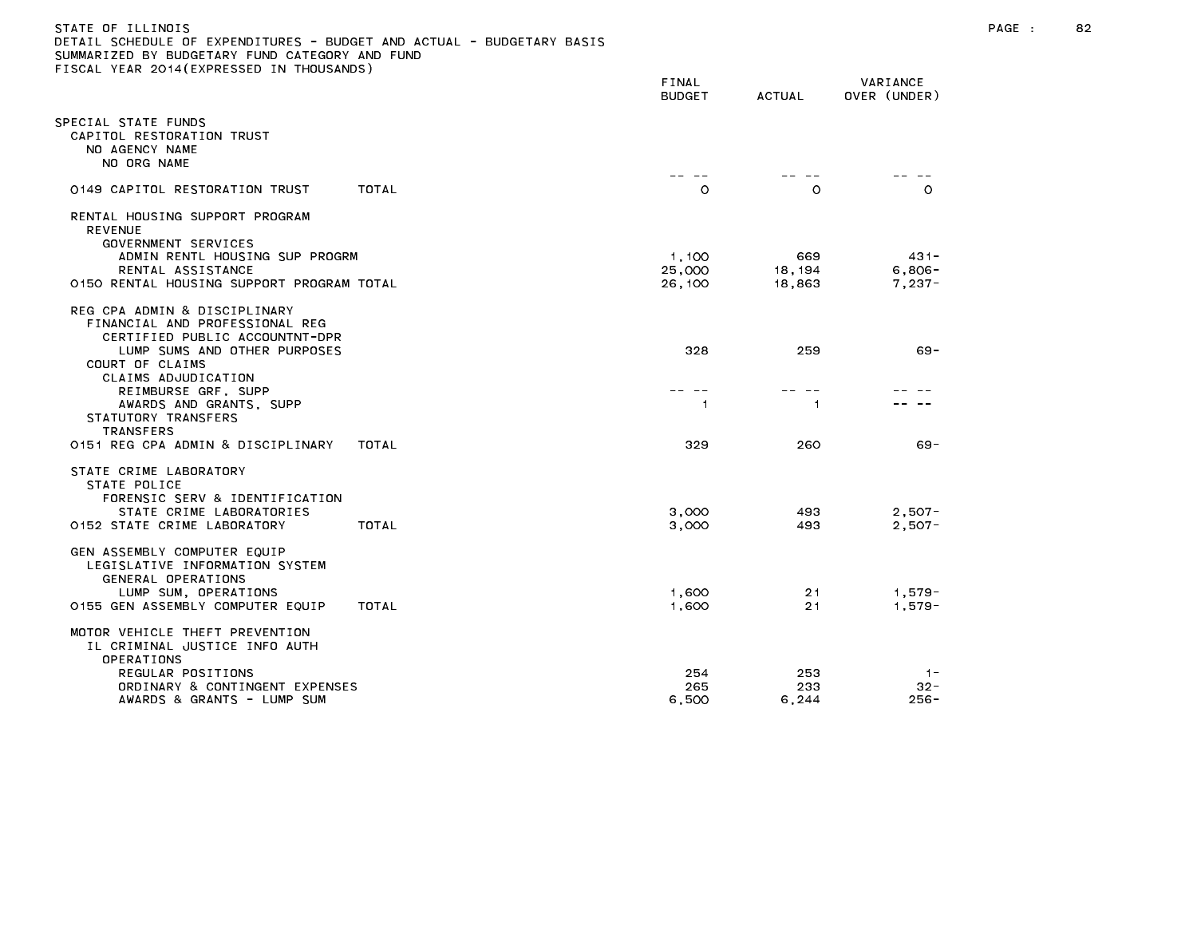STATE OF ILLINOIS
DETAIL SCHEDULE OF EXPENDITURES - BUDGET AND ACTUAL - BUDGETARY BASIS
SUMMARIZED BY BUDGETARY FUND CATEGORY AND FUND
FISCAL YEAR 2014(EXPRESSED IN THOUSANDS)

| | FINAL BUDGET | ACTUAL | VARIANCE OVER (UNDER) |
|---|---|---|---|
| SPECIAL STATE FUNDS | | | |
| CAPITOL RESTORATION TRUST | | | |
| NO AGENCY NAME | | | |
| NO ORG NAME | -- -- | -- -- | -- -- |
| 0149 CAPITOL RESTORATION TRUST TOTAL | 0 | 0 | 0 |
| RENTAL HOUSING SUPPORT PROGRAM | | | |
| REVENUE | | | |
| GOVERNMENT SERVICES | | | |
| ADMIN RENTL HOUSING SUP PROGRM | 1,100 | 669 | 431- |
| RENTAL ASSISTANCE | 25,000 | 18,194 | 6,806- |
| 0150 RENTAL HOUSING SUPPORT PROGRAM TOTAL | 26,100 | 18,863 | 7,237- |
| REG CPA ADMIN & DISCIPLINARY | | | |
| FINANCIAL AND PROFESSIONAL REG | | | |
| CERTIFIED PUBLIC ACCOUNTNT-DPR | | | |
| LUMP SUMS AND OTHER PURPOSES | 328 | 259 | 69- |
| COURT OF CLAIMS | | | |
| CLAIMS ADJUDICATION | | | |
| REIMBURSE GRF, SUPP | -- -- | -- -- | -- -- |
| AWARDS AND GRANTS, SUPP | 1 | 1 | -- -- |
| STATUTORY TRANSFERS | | | |
| TRANSFERS | | | |
| 0151 REG CPA ADMIN & DISCIPLINARY TOTAL | 329 | 260 | 69- |
| STATE CRIME LABORATORY | | | |
| STATE POLICE | | | |
| FORENSIC SERV & IDENTIFICATION | | | |
| STATE CRIME LABORATORIES | 3,000 | 493 | 2,507- |
| 0152 STATE CRIME LABORATORY TOTAL | 3,000 | 493 | 2,507- |
| GEN ASSEMBLY COMPUTER EQUIP | | | |
| LEGISLATIVE INFORMATION SYSTEM | | | |
| GENERAL OPERATIONS | | | |
| LUMP SUM, OPERATIONS | 1,600 | 21 | 1,579- |
| 0155 GEN ASSEMBLY COMPUTER EQUIP TOTAL | 1,600 | 21 | 1,579- |
| MOTOR VEHICLE THEFT PREVENTION | | | |
| IL CRIMINAL JUSTICE INFO AUTH | | | |
| OPERATIONS | | | |
| REGULAR POSITIONS | 254 | 253 | 1- |
| ORDINARY & CONTINGENT EXPENSES | 265 | 233 | 32- |
| AWARDS & GRANTS - LUMP SUM | 6,500 | 6,244 | 256- |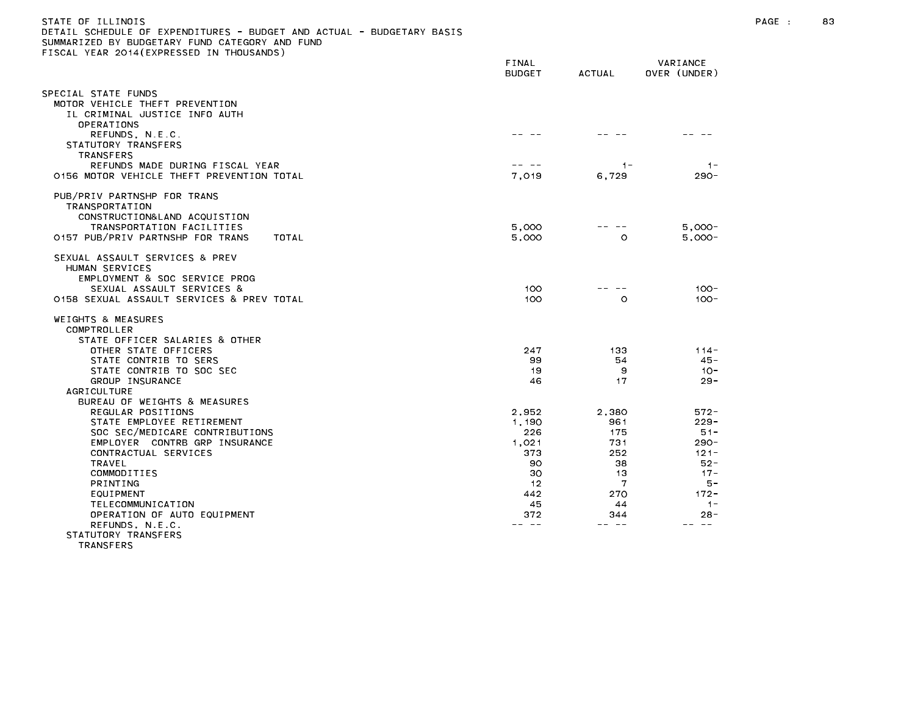STATE OF ILLINOIS
DETAIL SCHEDULE OF EXPENDITURES - BUDGET AND ACTUAL - BUDGETARY BASIS
SUMMARIZED BY BUDGETARY FUND CATEGORY AND FUND
FISCAL YEAR 2014(EXPRESSED IN THOUSANDS)

| | FINAL BUDGET | ACTUAL | VARIANCE OVER (UNDER) |
|---|---|---|---|
| SPECIAL STATE FUNDS | | | |
| MOTOR VEHICLE THEFT PREVENTION | | | |
| IL CRIMINAL JUSTICE INFO AUTH | | | |
| OPERATIONS | | | |
| REFUNDS, N.E.C. | -- -- | -- -- | -- -- |
| STATUTORY TRANSFERS | | | |
| TRANSFERS | | | |
| REFUNDS MADE DURING FISCAL YEAR | -- -- | 1- | 1- |
| 0156 MOTOR VEHICLE THEFT PREVENTION TOTAL | 7,019 | 6,729 | 290- |
| | | | |
| PUB/PRIV PARTNSHP FOR TRANS | | | |
| TRANSPORTATION | | | |
| CONSTRUCTION&LAND ACQUISTION | | | |
| TRANSPORTATION FACILITIES | 5,000 | -- -- | 5,000- |
| 0157 PUB/PRIV PARTNSHP FOR TRANS TOTAL | 5,000 | 0 | 5,000- |
| | | | |
| SEXUAL ASSAULT SERVICES & PREV | | | |
| HUMAN SERVICES | | | |
| EMPLOYMENT & SOC SERVICE PROG | | | |
| SEXUAL ASSAULT SERVICES & | 100 | -- -- | 100- |
| 0158 SEXUAL ASSAULT SERVICES & PREV TOTAL | 100 | 0 | 100- |
| | | | |
| WEIGHTS & MEASURES | | | |
| COMPTROLLER | | | |
| STATE OFFICER SALARIES & OTHER | | | |
| OTHER STATE OFFICERS | 247 | 133 | 114- |
| STATE CONTRIB TO SERS | 99 | 54 | 45- |
| STATE CONTRIB TO SOC SEC | 19 | 9 | 10- |
| GROUP INSURANCE | 46 | 17 | 29- |
| AGRICULTURE | | | |
| BUREAU OF WEIGHTS & MEASURES | | | |
| REGULAR POSITIONS | 2,952 | 2,380 | 572- |
| STATE EMPLOYEE RETIREMENT | 1,190 | 961 | 229- |
| SOC SEC/MEDICARE CONTRIBUTIONS | 226 | 175 | 51- |
| EMPLOYER CONTRB GRP INSURANCE | 1,021 | 731 | 290- |
| CONTRACTUAL SERVICES | 373 | 252 | 121- |
| TRAVEL | 90 | 38 | 52- |
| COMMODITIES | 30 | 13 | 17- |
| PRINTING | 12 | 7 | 5- |
| EQUIPMENT | 442 | 270 | 172- |
| TELECOMMUNICATION | 45 | 44 | 1- |
| OPERATION OF AUTO EQUIPMENT | 372 | 344 | 28- |
| REFUNDS, N.E.C. | -- -- | -- -- | -- -- |
| STATUTORY TRANSFERS | | | |
| TRANSFERS | | | |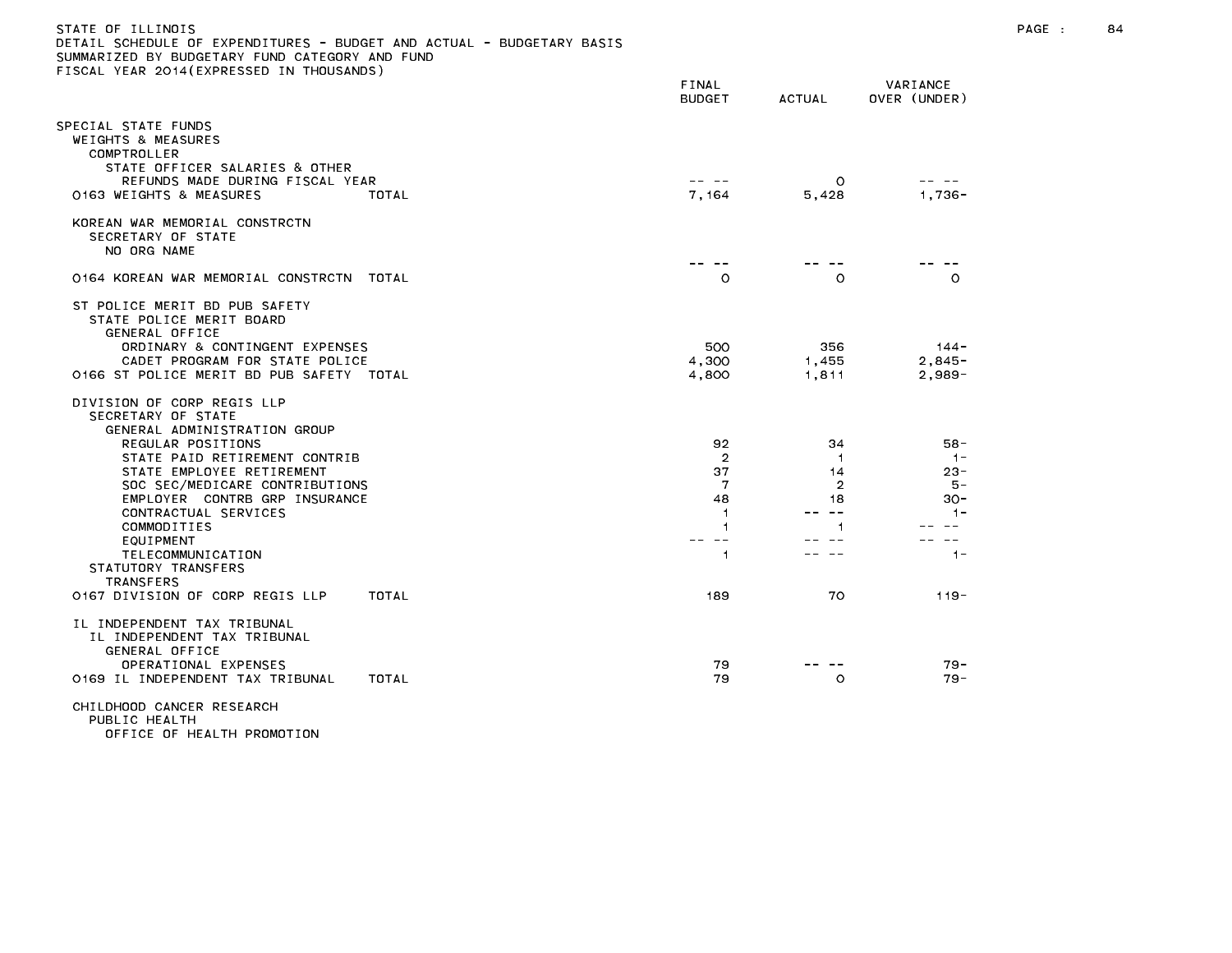STATE OF ILLINOIS
DETAIL SCHEDULE OF EXPENDITURES - BUDGET AND ACTUAL - BUDGETARY BASIS
SUMMARIZED BY BUDGETARY FUND CATEGORY AND FUND
FISCAL YEAR 2014(EXPRESSED IN THOUSANDS)

| | FINAL BUDGET | ACTUAL | VARIANCE OVER (UNDER) |
|---|---|---|---|
| SPECIAL STATE FUNDS | | | |
| WEIGHTS & MEASURES | | | |
| COMPTROLLER | | | |
| STATE OFFICER SALARIES & OTHER | | | |
| REFUNDS MADE DURING FISCAL YEAR | -- -- | 0 | -- -- |
| 0163 WEIGHTS & MEASURES TOTAL | 7,164 | 5,428 | 1,736- |
| KOREAN WAR MEMORIAL CONSTRCTN | | | |
| SECRETARY OF STATE | | | |
| NO ORG NAME | -- -- | -- -- | -- -- |
| 0164 KOREAN WAR MEMORIAL CONSTRCTN TOTAL | 0 | 0 | 0 |
| ST POLICE MERIT BD PUB SAFETY | | | |
| STATE POLICE MERIT BOARD | | | |
| GENERAL OFFICE | | | |
| ORDINARY & CONTINGENT EXPENSES | 500 | 356 | 144- |
| CADET PROGRAM FOR STATE POLICE | 4,300 | 1,455 | 2,845- |
| 0166 ST POLICE MERIT BD PUB SAFETY TOTAL | 4,800 | 1,811 | 2,989- |
| DIVISION OF CORP REGIS LLP | | | |
| SECRETARY OF STATE | | | |
| GENERAL ADMINISTRATION GROUP | | | |
| REGULAR POSITIONS | 92 | 34 | 58- |
| STATE PAID RETIREMENT CONTRIB | 2 | 1 | 1- |
| STATE EMPLOYEE RETIREMENT | 37 | 14 | 23- |
| SOC SEC/MEDICARE CONTRIBUTIONS | 7 | 2 | 5- |
| EMPLOYER CONTRB GRP INSURANCE | 48 | 18 | 30- |
| CONTRACTUAL SERVICES | 1 | -- -- | 1- |
| COMMODITIES | 1 | 1 | -- -- |
| EQUIPMENT | -- -- | -- -- | -- -- |
| TELECOMMUNICATION | 1 | -- -- | 1- |
| STATUTORY TRANSFERS | | | |
| TRANSFERS | | | |
| 0167 DIVISION OF CORP REGIS LLP TOTAL | 189 | 70 | 119- |
| IL INDEPENDENT TAX TRIBUNAL | | | |
| IL INDEPENDENT TAX TRIBUNAL | | | |
| GENERAL OFFICE | | | |
| OPERATIONAL EXPENSES | 79 | -- -- | 79- |
| 0169 IL INDEPENDENT TAX TRIBUNAL TOTAL | 79 | 0 | 79- |
| CHILDHOOD CANCER RESEARCH | | | |
| PUBLIC HEALTH | | | |
| OFFICE OF HEALTH PROMOTION | | | |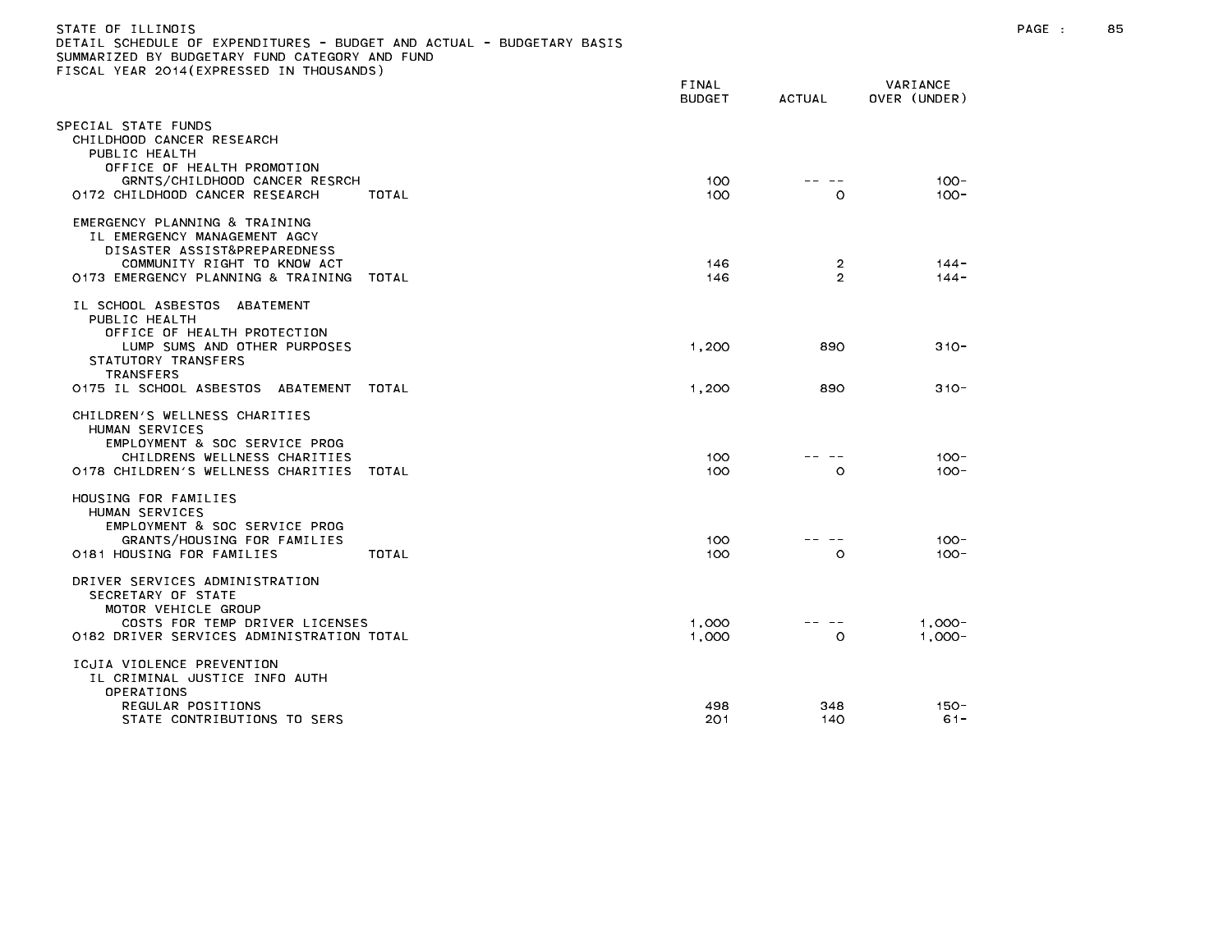STATE OF ILLINOIS
DETAIL SCHEDULE OF EXPENDITURES - BUDGET AND ACTUAL - BUDGETARY BASIS
SUMMARIZED BY BUDGETARY FUND CATEGORY AND FUND
FISCAL YEAR 2014(EXPRESSED IN THOUSANDS)

| | FINAL BUDGET | ACTUAL | VARIANCE OVER (UNDER) |
|---|---|---|---|
| SPECIAL STATE FUNDS | | | |
| CHILDHOOD CANCER RESEARCH | | | |
| PUBLIC HEALTH | | | |
| OFFICE OF HEALTH PROMOTION | | | |
| GRNTS/CHILDHOOD CANCER RESRCH | 100 | -- -- | 100- |
| 0172 CHILDHOOD CANCER RESEARCH TOTAL | 100 | 0 | 100- |
| EMERGENCY PLANNING & TRAINING | | | |
| IL EMERGENCY MANAGEMENT AGCY | | | |
| DISASTER ASSIST&PREPAREDNESS | | | |
| COMMUNITY RIGHT TO KNOW ACT | 146 | 2 | 144- |
| 0173 EMERGENCY PLANNING & TRAINING TOTAL | 146 | 2 | 144- |
| IL SCHOOL ASBESTOS ABATEMENT | | | |
| PUBLIC HEALTH | | | |
| OFFICE OF HEALTH PROTECTION | | | |
| LUMP SUMS AND OTHER PURPOSES | 1,200 | 890 | 310- |
| STATUTORY TRANSFERS | | | |
| TRANSFERS | | | |
| 0175 IL SCHOOL ASBESTOS ABATEMENT TOTAL | 1,200 | 890 | 310- |
| CHILDREN'S WELLNESS CHARITIES | | | |
| HUMAN SERVICES | | | |
| EMPLOYMENT & SOC SERVICE PROG | | | |
| CHILDRENS WELLNESS CHARITIES | 100 | -- -- | 100- |
| 0178 CHILDREN'S WELLNESS CHARITIES TOTAL | 100 | 0 | 100- |
| HOUSING FOR FAMILIES | | | |
| HUMAN SERVICES | | | |
| EMPLOYMENT & SOC SERVICE PROG | | | |
| GRANTS/HOUSING FOR FAMILIES | 100 | -- -- | 100- |
| 0181 HOUSING FOR FAMILIES TOTAL | 100 | 0 | 100- |
| DRIVER SERVICES ADMINISTRATION | | | |
| SECRETARY OF STATE | | | |
| MOTOR VEHICLE GROUP | | | |
| COSTS FOR TEMP DRIVER LICENSES | 1,000 | -- -- | 1,000- |
| 0182 DRIVER SERVICES ADMINISTRATION TOTAL | 1,000 | 0 | 1,000- |
| ICJIA VIOLENCE PREVENTION | | | |
| IL CRIMINAL JUSTICE INFO AUTH | | | |
| OPERATIONS | | | |
| REGULAR POSITIONS | 498 | 348 | 150- |
| STATE CONTRIBUTIONS TO SERS | 201 | 140 | 61- |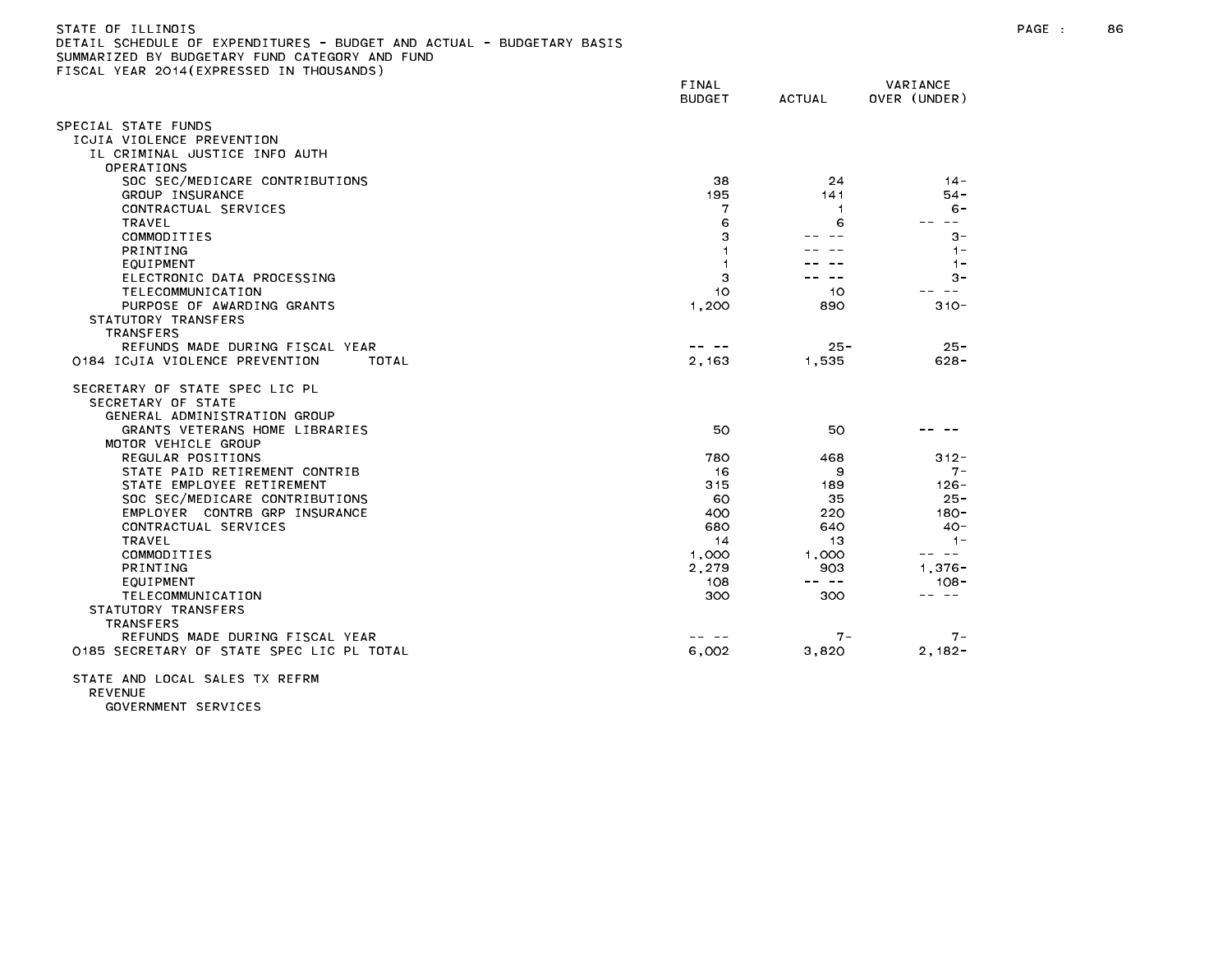STATE OF ILLINOIS
DETAIL SCHEDULE OF EXPENDITURES - BUDGET AND ACTUAL - BUDGETARY BASIS
SUMMARIZED BY BUDGETARY FUND CATEGORY AND FUND
FISCAL YEAR 2014(EXPRESSED IN THOUSANDS)

| | FINAL BUDGET | ACTUAL | VARIANCE OVER (UNDER) |
|---|---|---|---|
| SPECIAL STATE FUNDS | | | |
| ICJIA VIOLENCE PREVENTION | | | |
| IL CRIMINAL JUSTICE INFO AUTH | | | |
| OPERATIONS | | | |
| SOC SEC/MEDICARE CONTRIBUTIONS | 38 | 24 | 14- |
| GROUP INSURANCE | 195 | 141 | 54- |
| CONTRACTUAL SERVICES | 7 | 1 | 6- |
| TRAVEL | 6 | 6 | -- -- |
| COMMODITIES | 3 | -- -- | 3- |
| PRINTING | 1 | -- -- | 1- |
| EQUIPMENT | 1 | -- -- | 1- |
| ELECTRONIC DATA PROCESSING | 3 | -- -- | 3- |
| TELECOMMUNICATION | 10 | 10 | -- -- |
| PURPOSE OF AWARDING GRANTS | 1,200 | 890 | 310- |
| STATUTORY TRANSFERS | | | |
| TRANSFERS | | | |
| REFUNDS MADE DURING FISCAL YEAR | -- -- | 25- | 25- |
| 0184 ICJIA VIOLENCE PREVENTION TOTAL | 2,163 | 1,535 | 628- |
| | | | |
| SECRETARY OF STATE SPEC LIC PL | | | |
| SECRETARY OF STATE | | | |
| GENERAL ADMINISTRATION GROUP | | | |
| GRANTS VETERANS HOME LIBRARIES | 50 | 50 | -- -- |
| MOTOR VEHICLE GROUP | | | |
| REGULAR POSITIONS | 780 | 468 | 312- |
| STATE PAID RETIREMENT CONTRIB | 16 | 9 | 7- |
| STATE EMPLOYEE RETIREMENT | 315 | 189 | 126- |
| SOC SEC/MEDICARE CONTRIBUTIONS | 60 | 35 | 25- |
| EMPLOYER CONTRB GRP INSURANCE | 400 | 220 | 180- |
| CONTRACTUAL SERVICES | 680 | 640 | 40- |
| TRAVEL | 14 | 13 | 1- |
| COMMODITIES | 1,000 | 1,000 | -- -- |
| PRINTING | 2,279 | 903 | 1,376- |
| EQUIPMENT | 108 | -- -- | 108- |
| TELECOMMUNICATION | 300 | 300 | -- -- |
| STATUTORY TRANSFERS | | | |
| TRANSFERS | | | |
| REFUNDS MADE DURING FISCAL YEAR | -- -- | 7- | 7- |
| 0185 SECRETARY OF STATE SPEC LIC PL TOTAL | 6,002 | 3,820 | 2,182- |
| | | | |
| STATE AND LOCAL SALES TX REFRM | | | |
| REVENUE | | | |
| GOVERNMENT SERVICES | | | |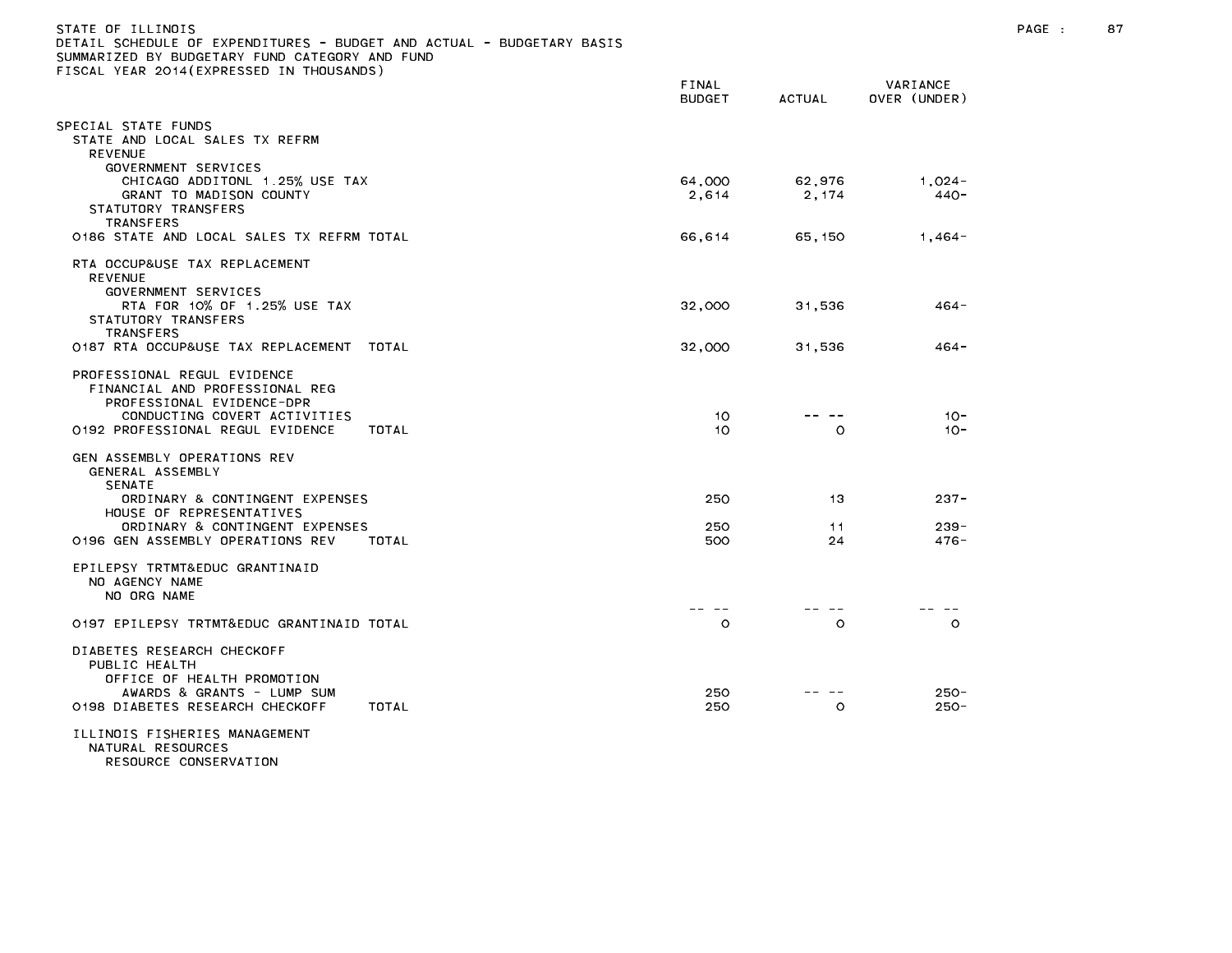STATE OF ILLINOIS
DETAIL SCHEDULE OF EXPENDITURES - BUDGET AND ACTUAL - BUDGETARY BASIS
SUMMARIZED BY BUDGETARY FUND CATEGORY AND FUND
FISCAL YEAR 2014(EXPRESSED IN THOUSANDS)

| | FINAL BUDGET | ACTUAL | VARIANCE OVER (UNDER) |
|---|---|---|---|
| SPECIAL STATE FUNDS | | | |
| STATE AND LOCAL SALES TX REFRM | | | |
| REVENUE | | | |
| GOVERNMENT SERVICES | | | |
| CHICAGO ADDITONL 1.25% USE TAX | 64,000 | 62,976 | 1,024- |
| GRANT TO MADISON COUNTY | 2,614 | 2,174 | 440- |
| STATUTORY TRANSFERS | | | |
| TRANSFERS | | | |
| 0186 STATE AND LOCAL SALES TX REFRM TOTAL | 66,614 | 65,150 | 1,464- |
| RTA OCCUP&USE TAX REPLACEMENT | | | |
| REVENUE | | | |
| GOVERNMENT SERVICES | | | |
| RTA FOR 10% OF 1.25% USE TAX | 32,000 | 31,536 | 464- |
| STATUTORY TRANSFERS | | | |
| TRANSFERS | | | |
| 0187 RTA OCCUP&USE TAX REPLACEMENT TOTAL | 32,000 | 31,536 | 464- |
| PROFESSIONAL REGUL EVIDENCE | | | |
| FINANCIAL AND PROFESSIONAL REG | | | |
| PROFESSIONAL EVIDENCE-DPR | | | |
| CONDUCTING COVERT ACTIVITIES | 10 | -- -- | 10- |
| 0192 PROFESSIONAL REGUL EVIDENCE TOTAL | 10 | 0 | 10- |
| GEN ASSEMBLY OPERATIONS REV | | | |
| GENERAL ASSEMBLY | | | |
| SENATE | | | |
| ORDINARY & CONTINGENT EXPENSES | 250 | 13 | 237- |
| HOUSE OF REPRESENTATIVES | | | |
| ORDINARY & CONTINGENT EXPENSES | 250 | 11 | 239- |
| 0196 GEN ASSEMBLY OPERATIONS REV TOTAL | 500 | 24 | 476- |
| EPILEPSY TRTMT&EDUC GRANTINAID | | | |
| NO AGENCY NAME | | | |
| NO ORG NAME | | | |
| | -- -- | -- -- | -- -- |
| 0197 EPILEPSY TRTMT&EDUC GRANTINAID TOTAL | 0 | 0 | 0 |
| DIABETES RESEARCH CHECKOFF | | | |
| PUBLIC HEALTH | | | |
| OFFICE OF HEALTH PROMOTION | | | |
| AWARDS & GRANTS - LUMP SUM | 250 | -- -- | 250- |
| 0198 DIABETES RESEARCH CHECKOFF TOTAL | 250 | 0 | 250- |
| ILLINOIS FISHERIES MANAGEMENT | | | |
| NATURAL RESOURCES | | | |
| RESOURCE CONSERVATION | | | |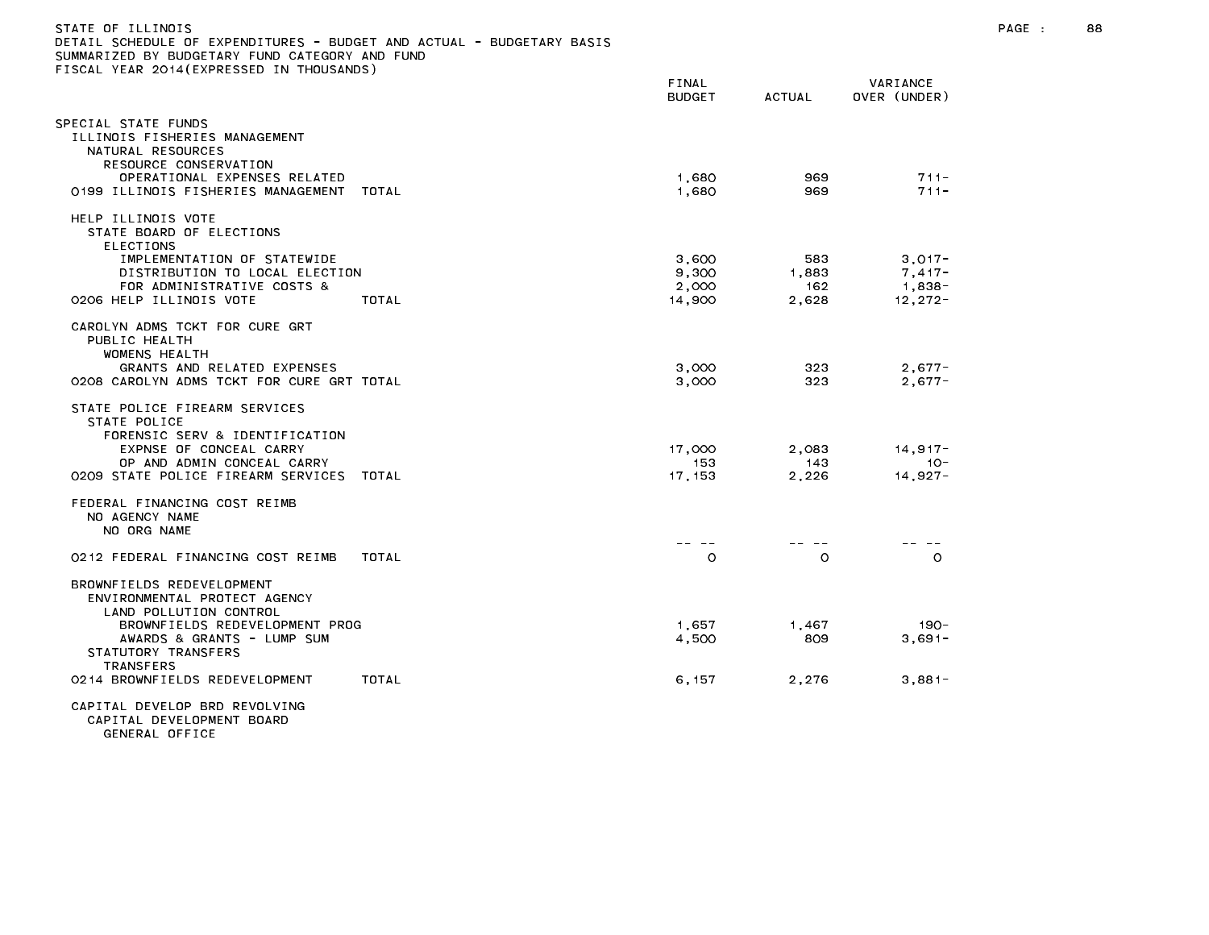STATE OF ILLINOIS
DETAIL SCHEDULE OF EXPENDITURES - BUDGET AND ACTUAL - BUDGETARY BASIS
SUMMARIZED BY BUDGETARY FUND CATEGORY AND FUND
FISCAL YEAR 2014(EXPRESSED IN THOUSANDS)

| | FINAL BUDGET | ACTUAL | VARIANCE OVER (UNDER) |
|---|---|---|---|
| SPECIAL STATE FUNDS | | | |
| ILLINOIS FISHERIES MANAGEMENT | | | |
| NATURAL RESOURCES | | | |
| RESOURCE CONSERVATION | | | |
| OPERATIONAL EXPENSES RELATED | 1,680 | 969 | 711- |
| 0199 ILLINOIS FISHERIES MANAGEMENT TOTAL | 1,680 | 969 | 711- |
| HELP ILLINOIS VOTE | | | |
| STATE BOARD OF ELECTIONS | | | |
| ELECTIONS | | | |
| IMPLEMENTATION OF STATEWIDE | 3,600 | 583 | 3,017- |
| DISTRIBUTION TO LOCAL ELECTION | 9,300 | 1,883 | 7,417- |
| FOR ADMINISTRATIVE COSTS & | 2,000 | 162 | 1,838- |
| 0206 HELP ILLINOIS VOTE TOTAL | 14,900 | 2,628 | 12,272- |
| CAROLYN ADMS TCKT FOR CURE GRT | | | |
| PUBLIC HEALTH | | | |
| WOMENS HEALTH | | | |
| GRANTS AND RELATED EXPENSES | 3,000 | 323 | 2,677- |
| 0208 CAROLYN ADMS TCKT FOR CURE GRT TOTAL | 3,000 | 323 | 2,677- |
| STATE POLICE FIREARM SERVICES | | | |
| STATE POLICE | | | |
| FORENSIC SERV & IDENTIFICATION | | | |
| EXPNSE OF CONCEAL CARRY | 17,000 | 2,083 | 14,917- |
| OP AND ADMIN CONCEAL CARRY | 153 | 143 | 10- |
| 0209 STATE POLICE FIREARM SERVICES TOTAL | 17,153 | 2,226 | 14,927- |
| FEDERAL FINANCING COST REIMB | | | |
| NO AGENCY NAME | | | |
| NO ORG NAME | | | |
| | -- -- | -- -- | -- -- |
| 0212 FEDERAL FINANCING COST REIMB TOTAL | 0 | 0 | 0 |
| BROWNFIELDS REDEVELOPMENT | | | |
| ENVIRONMENTAL PROTECT AGENCY | | | |
| LAND POLLUTION CONTROL | | | |
| BROWNFIELDS REDEVELOPMENT PROG | 1,657 | 1,467 | 190- |
| AWARDS & GRANTS - LUMP SUM | 4,500 | 809 | 3,691- |
| STATUTORY TRANSFERS | | | |
| TRANSFERS | | | |
| 0214 BROWNFIELDS REDEVELOPMENT TOTAL | 6,157 | 2,276 | 3,881- |
| CAPITAL DEVELOP BRD REVOLVING | | | |
| CAPITAL DEVELOPMENT BOARD | | | |
| GENERAL OFFICE | | | |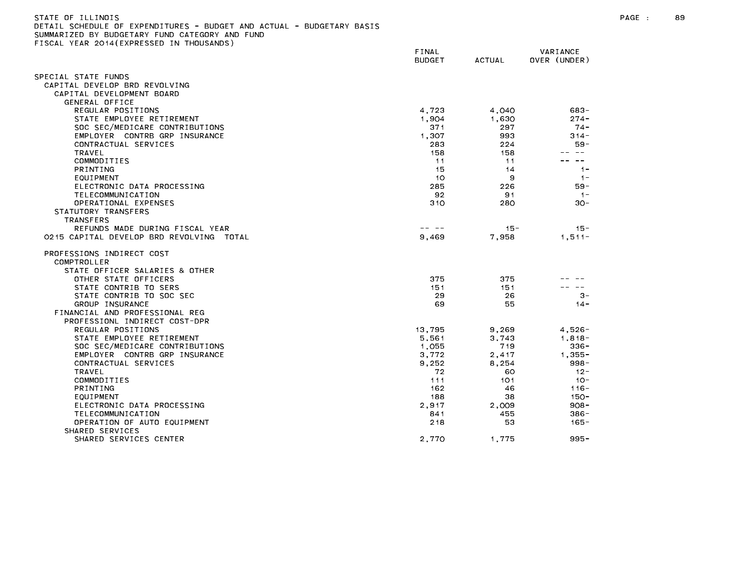STATE OF ILLINOIS
DETAIL SCHEDULE OF EXPENDITURES - BUDGET AND ACTUAL - BUDGETARY BASIS
SUMMARIZED BY BUDGETARY FUND CATEGORY AND FUND
FISCAL YEAR 2014(EXPRESSED IN THOUSANDS)

| | FINAL BUDGET | ACTUAL | VARIANCE OVER (UNDER) |
|---|---|---|---|
| SPECIAL STATE FUNDS | | | |
| CAPITAL DEVELOP BRD REVOLVING | | | |
| CAPITAL DEVELOPMENT BOARD | | | |
| GENERAL OFFICE | | | |
| REGULAR POSITIONS | 4,723 | 4,040 | 683- |
| STATE EMPLOYEE RETIREMENT | 1,904 | 1,630 | 274- |
| SOC SEC/MEDICARE CONTRIBUTIONS | 371 | 297 | 74- |
| EMPLOYER CONTRB GRP INSURANCE | 1,307 | 993 | 314- |
| CONTRACTUAL SERVICES | 283 | 224 | 59- |
| TRAVEL | 158 | 158 | -- -- |
| COMMODITIES | 11 | 11 | -- -- |
| PRINTING | 15 | 14 | 1- |
| EQUIPMENT | 10 | 9 | 1- |
| ELECTRONIC DATA PROCESSING | 285 | 226 | 59- |
| TELECOMMUNICATION | 92 | 91 | 1- |
| OPERATIONAL EXPENSES | 310 | 280 | 30- |
| STATUTORY TRANSFERS | | | |
| TRANSFERS | | | |
| REFUNDS MADE DURING FISCAL YEAR | -- -- | 15- | 15- |
| 0215 CAPITAL DEVELOP BRD REVOLVING TOTAL | 9,469 | 7,958 | 1,511- |
| | | | |
| PROFESSIONS INDIRECT COST | | | |
| COMPTROLLER | | | |
| STATE OFFICER SALARIES & OTHER | | | |
| OTHER STATE OFFICERS | 375 | 375 | -- -- |
| STATE CONTRIB TO SERS | 151 | 151 | -- -- |
| STATE CONTRIB TO SOC SEC | 29 | 26 | 3- |
| GROUP INSURANCE | 69 | 55 | 14- |
| FINANCIAL AND PROFESSIONAL REG | | | |
| PROFESSIONL INDIRECT COST-DPR | | | |
| REGULAR POSITIONS | 13,795 | 9,269 | 4,526- |
| STATE EMPLOYEE RETIREMENT | 5,561 | 3,743 | 1,818- |
| SOC SEC/MEDICARE CONTRIBUTIONS | 1,055 | 719 | 336- |
| EMPLOYER CONTRB GRP INSURANCE | 3,772 | 2,417 | 1,355- |
| CONTRACTUAL SERVICES | 9,252 | 8,254 | 998- |
| TRAVEL | 72 | 60 | 12- |
| COMMODITIES | 111 | 101 | 10- |
| PRINTING | 162 | 46 | 116- |
| EQUIPMENT | 188 | 38 | 150- |
| ELECTRONIC DATA PROCESSING | 2,917 | 2,009 | 908- |
| TELECOMMUNICATION | 841 | 455 | 386- |
| OPERATION OF AUTO EQUIPMENT | 218 | 53 | 165- |
| SHARED SERVICES | | | |
| SHARED SERVICES CENTER | 2,770 | 1,775 | 995- |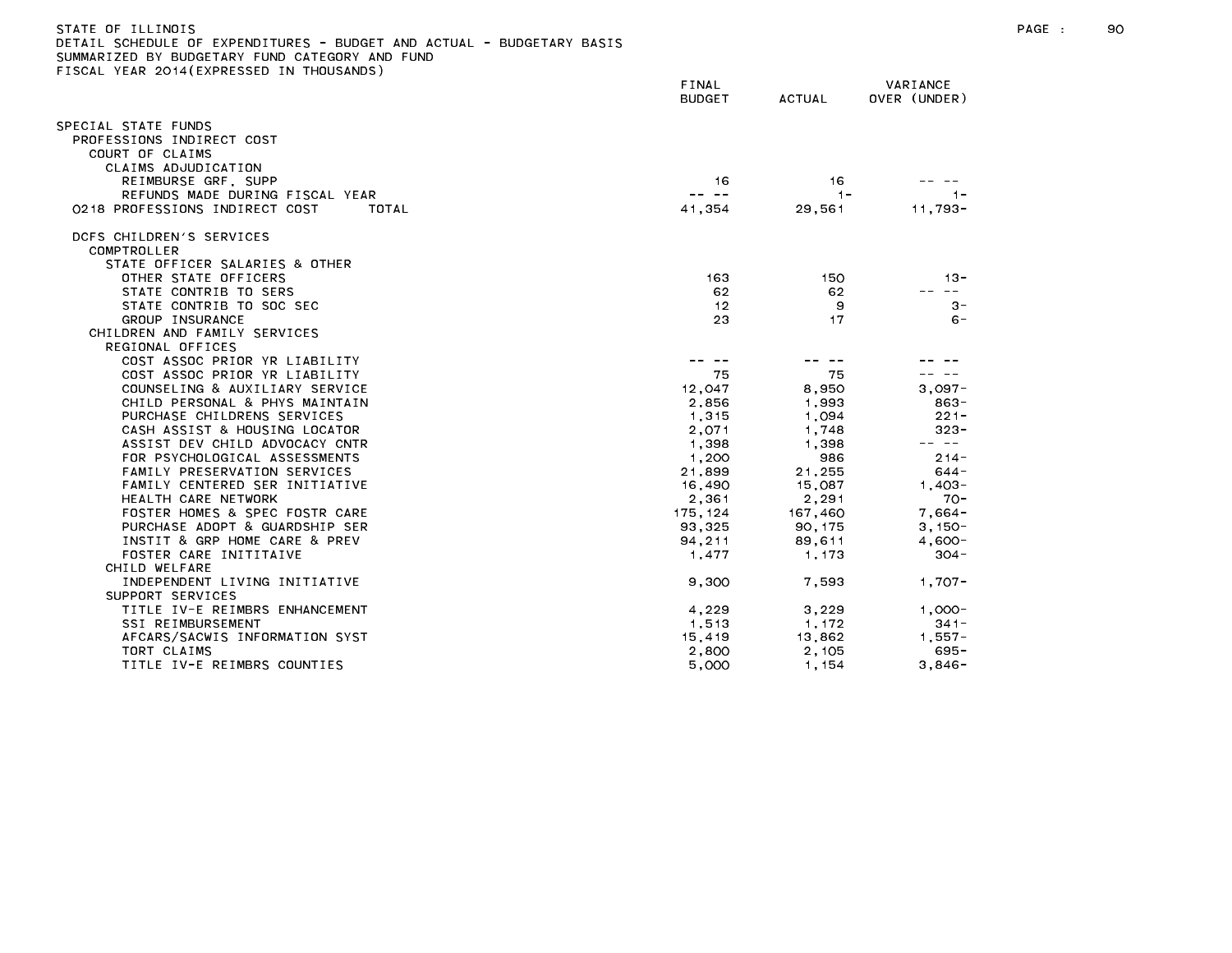STATE OF ILLINOIS
DETAIL SCHEDULE OF EXPENDITURES - BUDGET AND ACTUAL - BUDGETARY BASIS
SUMMARIZED BY BUDGETARY FUND CATEGORY AND FUND
FISCAL YEAR 2014(EXPRESSED IN THOUSANDS)

| | FINAL BUDGET | ACTUAL | VARIANCE OVER (UNDER) |
|---|---|---|---|
| SPECIAL STATE FUNDS | | | |
| PROFESSIONS INDIRECT COST | | | |
| COURT OF CLAIMS | | | |
| CLAIMS ADJUDICATION | | | |
| REIMBURSE GRF, SUPP | 16 | 16 | -- -- |
| REFUNDS MADE DURING FISCAL YEAR | -- -- | 1- | 1- |
| 0218 PROFESSIONS INDIRECT COST TOTAL | 41,354 | 29,561 | 11,793- |
| DCFS CHILDREN'S SERVICES | | | |
| COMPTROLLER | | | |
| STATE OFFICER SALARIES & OTHER | | | |
| OTHER STATE OFFICERS | 163 | 150 | 13- |
| STATE CONTRIB TO SERS | 62 | 62 | -- -- |
| STATE CONTRIB TO SOC SEC | 12 | 9 | 3- |
| GROUP INSURANCE | 23 | 17 | 6- |
| CHILDREN AND FAMILY SERVICES | | | |
| REGIONAL OFFICES | | | |
| COST ASSOC PRIOR YR LIABILITY | -- -- | -- -- | -- -- |
| COST ASSOC PRIOR YR LIABILITY | 75 | 75 | -- -- |
| COUNSELING & AUXILIARY SERVICE | 12,047 | 8,950 | 3,097- |
| CHILD PERSONAL & PHYS MAINTAIN | 2,856 | 1,993 | 863- |
| PURCHASE CHILDRENS SERVICES | 1,315 | 1,094 | 221- |
| CASH ASSIST & HOUSING LOCATOR | 2,071 | 1,748 | 323- |
| ASSIST DEV CHILD ADVOCACY CNTR | 1,398 | 1,398 | -- -- |
| FOR PSYCHOLOGICAL ASSESSMENTS | 1,200 | 986 | 214- |
| FAMILY PRESERVATION SERVICES | 21,899 | 21,255 | 644- |
| FAMILY CENTERED SER INITIATIVE | 16,490 | 15,087 | 1,403- |
| HEALTH CARE NETWORK | 2,361 | 2,291 | 70- |
| FOSTER HOMES & SPEC FOSTR CARE | 175,124 | 167,460 | 7,664- |
| PURCHASE ADOPT & GUARDSHIP SER | 93,325 | 90,175 | 3,150- |
| INSTIT & GRP HOME CARE & PREV | 94,211 | 89,611 | 4,600- |
| FOSTER CARE INITITAIVE | 1,477 | 1,173 | 304- |
| CHILD WELFARE | | | |
| INDEPENDENT LIVING INITIATIVE | 9,300 | 7,593 | 1,707- |
| SUPPORT SERVICES | | | |
| TITLE IV-E REIMBRS ENHANCEMENT | 4,229 | 3,229 | 1,000- |
| SSI REIMBURSEMENT | 1,513 | 1,172 | 341- |
| AFCARS/SACWIS INFORMATION SYST | 15,419 | 13,862 | 1,557- |
| TORT CLAIMS | 2,800 | 2,105 | 695- |
| TITLE IV-E REIMBRS COUNTIES | 5,000 | 1,154 | 3,846- |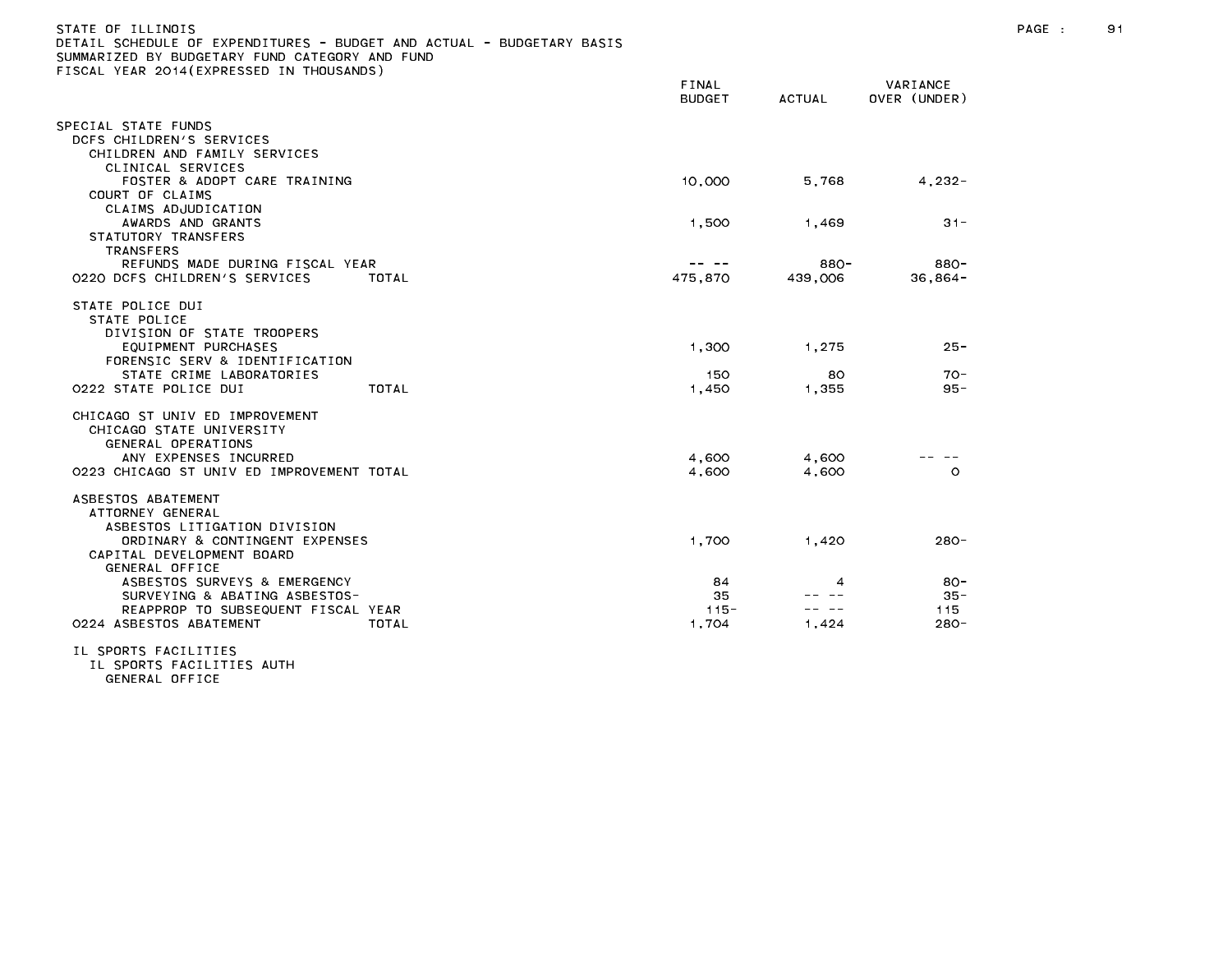STATE OF ILLINOIS
DETAIL SCHEDULE OF EXPENDITURES - BUDGET AND ACTUAL - BUDGETARY BASIS
SUMMARIZED BY BUDGETARY FUND CATEGORY AND FUND
FISCAL YEAR 2014(EXPRESSED IN THOUSANDS)

| | FINAL BUDGET | ACTUAL | VARIANCE OVER (UNDER) |
|---|---|---|---|
| SPECIAL STATE FUNDS | | | |
| DCFS CHILDREN'S SERVICES | | | |
| CHILDREN AND FAMILY SERVICES | | | |
| CLINICAL SERVICES | | | |
| FOSTER & ADOPT CARE TRAINING | 10,000 | 5,768 | 4,232- |
| COURT OF CLAIMS | | | |
| CLAIMS ADJUDICATION | | | |
| AWARDS AND GRANTS | 1,500 | 1,469 | 31- |
| STATUTORY TRANSFERS | | | |
| TRANSFERS | | | |
| REFUNDS MADE DURING FISCAL YEAR | -- -- | 880- | 880- |
| 0220 DCFS CHILDREN'S SERVICES TOTAL | 475,870 | 439,006 | 36,864- |
| STATE POLICE DUI | | | |
| STATE POLICE | | | |
| DIVISION OF STATE TROOPERS | | | |
| EQUIPMENT PURCHASES | 1,300 | 1,275 | 25- |
| FORENSIC SERV & IDENTIFICATION | | | |
| STATE CRIME LABORATORIES | 150 | 80 | 70- |
| 0222 STATE POLICE DUI TOTAL | 1,450 | 1,355 | 95- |
| CHICAGO ST UNIV ED IMPROVEMENT | | | |
| CHICAGO STATE UNIVERSITY | | | |
| GENERAL OPERATIONS | | | |
| ANY EXPENSES INCURRED | 4,600 | 4,600 | -- -- |
| 0223 CHICAGO ST UNIV ED IMPROVEMENT TOTAL | 4,600 | 4,600 | 0 |
| ASBESTOS ABATEMENT | | | |
| ATTORNEY GENERAL | | | |
| ASBESTOS LITIGATION DIVISION | | | |
| ORDINARY & CONTINGENT EXPENSES | 1,700 | 1,420 | 280- |
| CAPITAL DEVELOPMENT BOARD | | | |
| GENERAL OFFICE | | | |
| ASBESTOS SURVEYS & EMERGENCY | 84 | 4 | 80- |
| SURVEYING & ABATING ASBESTOS- | 35 | -- -- | 35- |
| REAPPROP TO SUBSEQUENT FISCAL YEAR | 115- | -- -- | 115 |
| 0224 ASBESTOS ABATEMENT TOTAL | 1,704 | 1,424 | 280- |
| IL SPORTS FACILITIES | | | |
| IL SPORTS FACILITIES AUTH | | | |
| GENERAL OFFICE | | | |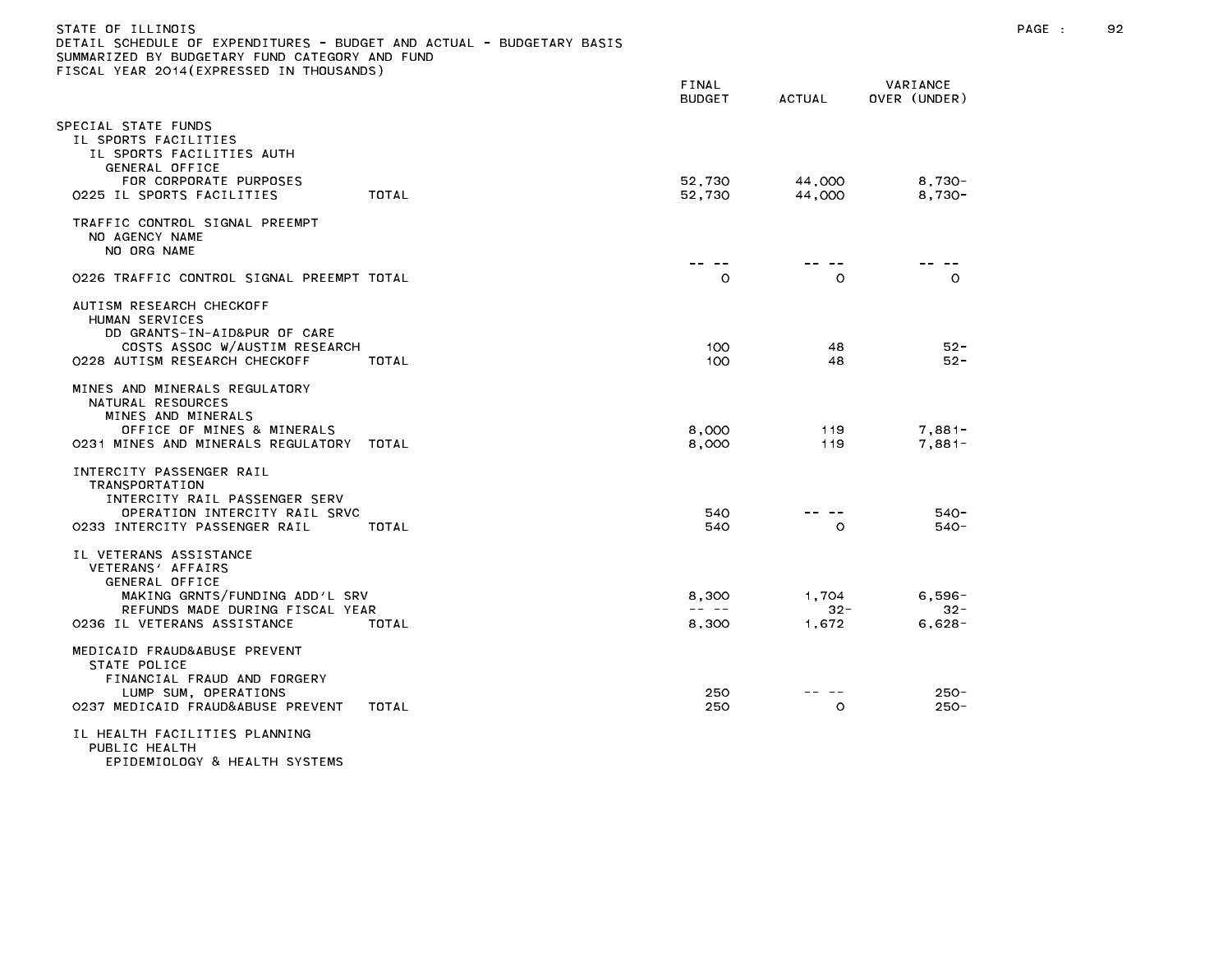STATE OF ILLINOIS
DETAIL SCHEDULE OF EXPENDITURES - BUDGET AND ACTUAL - BUDGETARY BASIS
SUMMARIZED BY BUDGETARY FUND CATEGORY AND FUND
FISCAL YEAR 2014(EXPRESSED IN THOUSANDS)

| | FINAL BUDGET | ACTUAL | VARIANCE OVER (UNDER) |
|---|---|---|---|
| SPECIAL STATE FUNDS | | | |
| IL SPORTS FACILITIES | | | |
| IL SPORTS FACILITIES AUTH | | | |
| GENERAL OFFICE | | | |
| FOR CORPORATE PURPOSES | 52,730 | 44,000 | 8,730- |
| 0225 IL SPORTS FACILITIES TOTAL | 52,730 | 44,000 | 8,730- |
| TRAFFIC CONTROL SIGNAL PREEMPT | | | |
| NO AGENCY NAME | | | |
| NO ORG NAME | | | |
| | -- -- | -- -- | -- -- |
| 0226 TRAFFIC CONTROL SIGNAL PREEMPT TOTAL | 0 | 0 | 0 |
| AUTISM RESEARCH CHECKOFF | | | |
| HUMAN SERVICES | | | |
| DD GRANTS-IN-AID&PUR OF CARE | | | |
| COSTS ASSOC W/AUSTIM RESEARCH | 100 | 48 | 52- |
| 0228 AUTISM RESEARCH CHECKOFF TOTAL | 100 | 48 | 52- |
| MINES AND MINERALS REGULATORY | | | |
| NATURAL RESOURCES | | | |
| MINES AND MINERALS | | | |
| OFFICE OF MINES & MINERALS | 8,000 | 119 | 7,881- |
| 0231 MINES AND MINERALS REGULATORY TOTAL | 8,000 | 119 | 7,881- |
| INTERCITY PASSENGER RAIL | | | |
| TRANSPORTATION | | | |
| INTERCITY RAIL PASSENGER SERV | | | |
| OPERATION INTERCITY RAIL SRVC | 540 | -- -- | 540- |
| 0233 INTERCITY PASSENGER RAIL TOTAL | 540 | 0 | 540- |
| IL VETERANS ASSISTANCE | | | |
| VETERANS' AFFAIRS | | | |
| GENERAL OFFICE | | | |
| MAKING GRNTS/FUNDING ADD'L SRV | 8,300 | 1,704 | 6,596- |
| REFUNDS MADE DURING FISCAL YEAR | -- -- | 32- | 32- |
| 0236 IL VETERANS ASSISTANCE TOTAL | 8,300 | 1,672 | 6,628- |
| MEDICAID FRAUD&ABUSE PREVENT | | | |
| STATE POLICE | | | |
| FINANCIAL FRAUD AND FORGERY | | | |
| LUMP SUM, OPERATIONS | 250 | -- -- | 250- |
| 0237 MEDICAID FRAUD&ABUSE PREVENT TOTAL | 250 | 0 | 250- |
| IL HEALTH FACILITIES PLANNING | | | |
| PUBLIC HEALTH | | | |
| EPIDEMIOLOGY & HEALTH SYSTEMS | | | |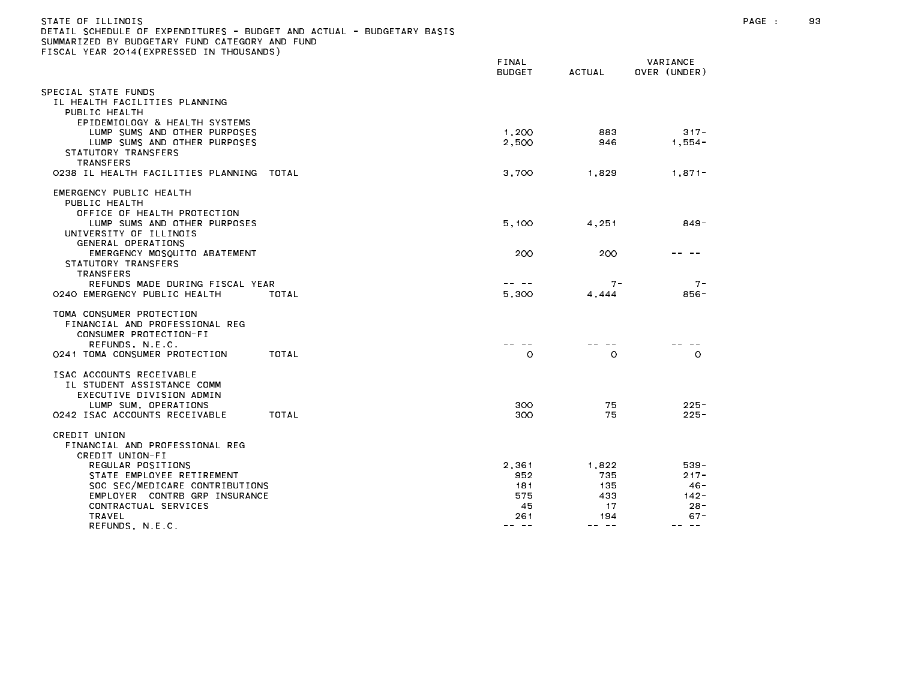STATE OF ILLINOIS
DETAIL SCHEDULE OF EXPENDITURES - BUDGET AND ACTUAL - BUDGETARY BASIS
SUMMARIZED BY BUDGETARY FUND CATEGORY AND FUND
FISCAL YEAR 2014(EXPRESSED IN THOUSANDS)

| | FINAL BUDGET | ACTUAL | VARIANCE OVER (UNDER) |
|---|---|---|---|
| SPECIAL STATE FUNDS | | | |
| IL HEALTH FACILITIES PLANNING | | | |
| PUBLIC HEALTH | | | |
| EPIDEMIOLOGY & HEALTH SYSTEMS | | | |
| LUMP SUMS AND OTHER PURPOSES | 1,200 | 883 | 317- |
| LUMP SUMS AND OTHER PURPOSES | 2,500 | 946 | 1,554- |
| STATUTORY TRANSFERS | | | |
| TRANSFERS | | | |
| 0238 IL HEALTH FACILITIES PLANNING TOTAL | 3,700 | 1,829 | 1,871- |
| EMERGENCY PUBLIC HEALTH | | | |
| PUBLIC HEALTH | | | |
| OFFICE OF HEALTH PROTECTION | | | |
| LUMP SUMS AND OTHER PURPOSES | 5,100 | 4,251 | 849- |
| UNIVERSITY OF ILLINOIS | | | |
| GENERAL OPERATIONS | | | |
| EMERGENCY MOSQUITO ABATEMENT | 200 | 200 | -- -- |
| STATUTORY TRANSFERS | | | |
| TRANSFERS | | | |
| REFUNDS MADE DURING FISCAL YEAR | -- -- | 7- | 7- |
| 0240 EMERGENCY PUBLIC HEALTH TOTAL | 5,300 | 4,444 | 856- |
| TOMA CONSUMER PROTECTION | | | |
| FINANCIAL AND PROFESSIONAL REG | | | |
| CONSUMER PROTECTION-FI | | | |
| REFUNDS, N.E.C. | -- -- | -- -- | -- -- |
| 0241 TOMA CONSUMER PROTECTION TOTAL | 0 | 0 | 0 |
| ISAC ACCOUNTS RECEIVABLE | | | |
| IL STUDENT ASSISTANCE COMM | | | |
| EXECUTIVE DIVISION ADMIN | | | |
| LUMP SUM, OPERATIONS | 300 | 75 | 225- |
| 0242 ISAC ACCOUNTS RECEIVABLE TOTAL | 300 | 75 | 225- |
| CREDIT UNION | | | |
| FINANCIAL AND PROFESSIONAL REG | | | |
| CREDIT UNION-FI | | | |
| REGULAR POSITIONS | 2,361 | 1,822 | 539- |
| STATE EMPLOYEE RETIREMENT | 952 | 735 | 217- |
| SOC SEC/MEDICARE CONTRIBUTIONS | 181 | 135 | 46- |
| EMPLOYER CONTRB GRP INSURANCE | 575 | 433 | 142- |
| CONTRACTUAL SERVICES | 45 | 17 | 28- |
| TRAVEL | 261 | 194 | 67- |
| REFUNDS, N.E.C. | -- -- | -- -- | -- -- |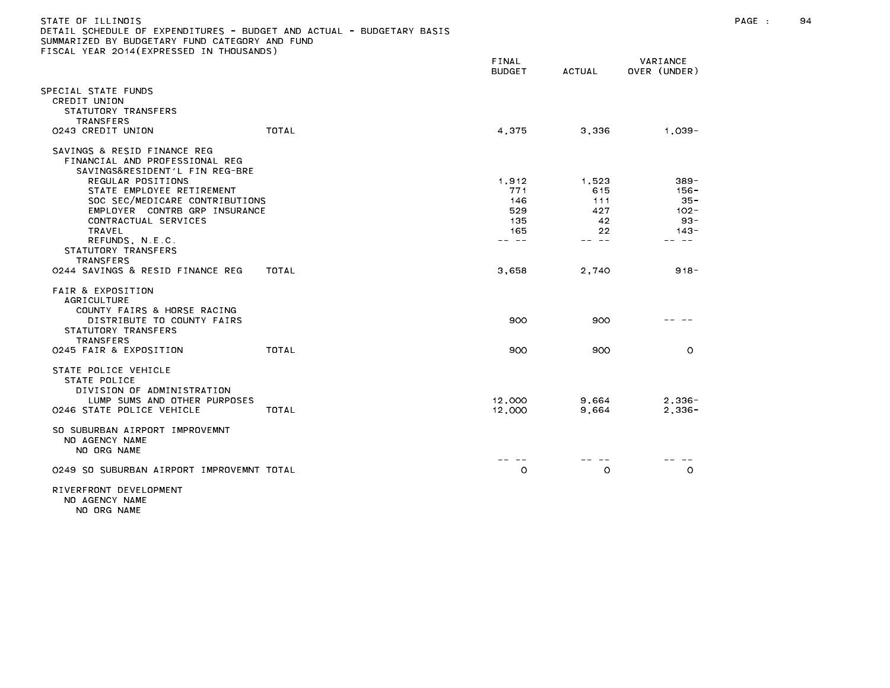STATE OF ILLINOIS
DETAIL SCHEDULE OF EXPENDITURES - BUDGET AND ACTUAL - BUDGETARY BASIS
SUMMARIZED BY BUDGETARY FUND CATEGORY AND FUND
FISCAL YEAR 2014(EXPRESSED IN THOUSANDS)

| | | FINAL BUDGET | ACTUAL | VARIANCE OVER (UNDER) |
|---|---|---|---|---|
| SPECIAL STATE FUNDS | | | | |
| CREDIT UNION | | | | |
| STATUTORY TRANSFERS | | | | |
| TRANSFERS | | | | |
| 0243 CREDIT UNION | TOTAL | 4,375 | 3,336 | 1,039- |
| SAVINGS & RESID FINANCE REG | | | | |
| FINANCIAL AND PROFESSIONAL REG | | | | |
| SAVINGS&RESIDENT'L FIN REG-BRE | | | | |
| REGULAR POSITIONS | | 1,912 | 1,523 | 389- |
| STATE EMPLOYEE RETIREMENT | | 771 | 615 | 156- |
| SOC SEC/MEDICARE CONTRIBUTIONS | | 146 | 111 | 35- |
| EMPLOYER CONTRB GRP INSURANCE | | 529 | 427 | 102- |
| CONTRACTUAL SERVICES | | 135 | 42 | 93- |
| TRAVEL | | 165 | 22 | 143- |
| REFUNDS, N.E.C. | | -- -- | -- -- | -- -- |
| STATUTORY TRANSFERS | | | | |
| TRANSFERS | | | | |
| 0244 SAVINGS & RESID FINANCE REG | TOTAL | 3,658 | 2,740 | 918- |
| FAIR & EXPOSITION | | | | |
| AGRICULTURE | | | | |
| COUNTY FAIRS & HORSE RACING | | | | |
| DISTRIBUTE TO COUNTY FAIRS | | 900 | 900 | -- -- |
| STATUTORY TRANSFERS | | | | |
| TRANSFERS | | | | |
| 0245 FAIR & EXPOSITION | TOTAL | 900 | 900 | 0 |
| STATE POLICE VEHICLE | | | | |
| STATE POLICE | | | | |
| DIVISION OF ADMINISTRATION | | | | |
| LUMP SUMS AND OTHER PURPOSES | | 12,000 | 9,664 | 2,336- |
| 0246 STATE POLICE VEHICLE | TOTAL | 12,000 | 9,664 | 2,336- |
| SO SUBURBAN AIRPORT IMPROVEMNT | | | | |
| NO AGENCY NAME | | | | |
| NO ORG NAME | | | | |
| | | -- -- | -- -- | -- -- |
| 0249 SO SUBURBAN AIRPORT IMPROVEMNT | TOTAL | 0 | 0 | 0 |
| RIVERFRONT DEVELOPMENT | | | | |
| NO AGENCY NAME | | | | |
| NO ORG NAME | | | | |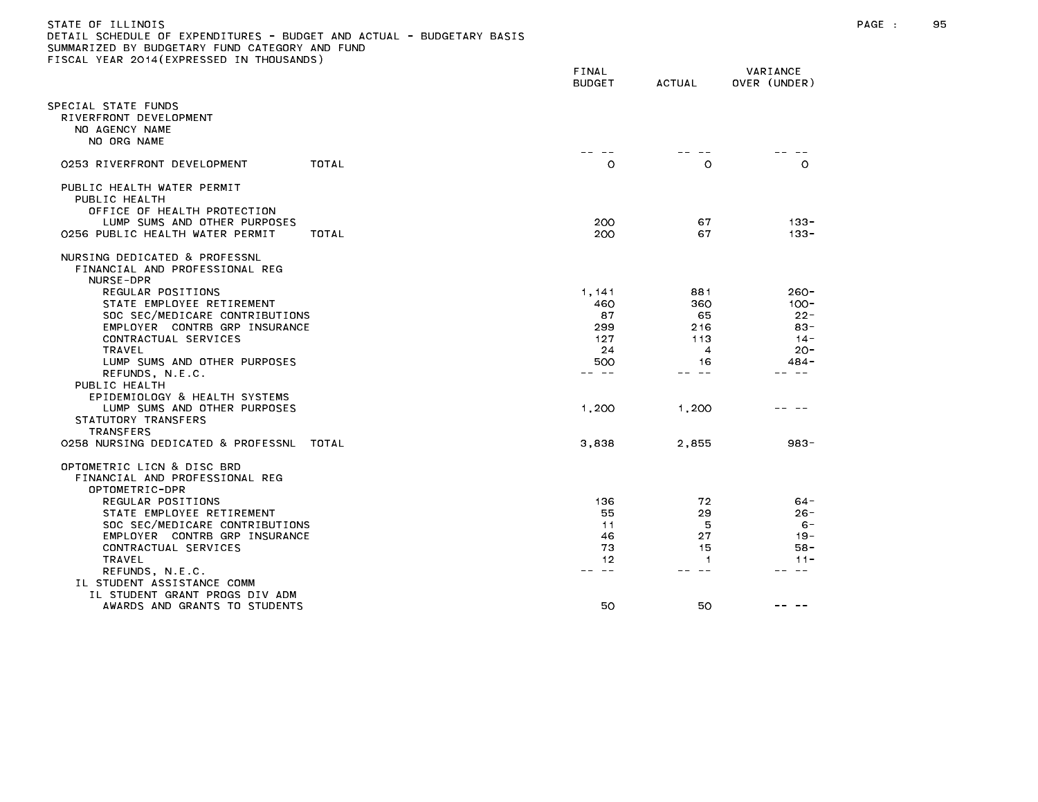STATE OF ILLINOIS
DETAIL SCHEDULE OF EXPENDITURES - BUDGET AND ACTUAL - BUDGETARY BASIS
SUMMARIZED BY BUDGETARY FUND CATEGORY AND FUND
FISCAL YEAR 2014(EXPRESSED IN THOUSANDS)

| | FINAL BUDGET | ACTUAL | VARIANCE OVER (UNDER) |
|---|---|---|---|
| SPECIAL STATE FUNDS | | | |
| RIVERFRONT DEVELOPMENT | | | |
| NO AGENCY NAME | | | |
| NO ORG NAME | | | |
| | -- -- | -- -- | -- -- |
| 0253 RIVERFRONT DEVELOPMENT TOTAL | 0 | 0 | 0 |
| PUBLIC HEALTH WATER PERMIT | | | |
| PUBLIC HEALTH | | | |
| OFFICE OF HEALTH PROTECTION | | | |
| LUMP SUMS AND OTHER PURPOSES | 200 | 67 | 133- |
| 0256 PUBLIC HEALTH WATER PERMIT TOTAL | 200 | 67 | 133- |
| NURSING DEDICATED & PROFESSNL | | | |
| FINANCIAL AND PROFESSIONAL REG | | | |
| NURSE-DPR | | | |
| REGULAR POSITIONS | 1,141 | 881 | 260- |
| STATE EMPLOYEE RETIREMENT | 460 | 360 | 100- |
| SOC SEC/MEDICARE CONTRIBUTIONS | 87 | 65 | 22- |
| EMPLOYER CONTRB GRP INSURANCE | 299 | 216 | 83- |
| CONTRACTUAL SERVICES | 127 | 113 | 14- |
| TRAVEL | 24 | 4 | 20- |
| LUMP SUMS AND OTHER PURPOSES | 500 | 16 | 484- |
| REFUNDS, N.E.C. | -- -- | -- -- | -- -- |
| PUBLIC HEALTH | | | |
| EPIDEMIOLOGY & HEALTH SYSTEMS | | | |
| LUMP SUMS AND OTHER PURPOSES | 1,200 | 1,200 | -- -- |
| STATUTORY TRANSFERS | | | |
| TRANSFERS | | | |
| 0258 NURSING DEDICATED & PROFESSNL TOTAL | 3,838 | 2,855 | 983- |
| OPTOMETRIC LICN & DISC BRD | | | |
| FINANCIAL AND PROFESSIONAL REG | | | |
| OPTOMETRIC-DPR | | | |
| REGULAR POSITIONS | 136 | 72 | 64- |
| STATE EMPLOYEE RETIREMENT | 55 | 29 | 26- |
| SOC SEC/MEDICARE CONTRIBUTIONS | 11 | 5 | 6- |
| EMPLOYER CONTRB GRP INSURANCE | 46 | 27 | 19- |
| CONTRACTUAL SERVICES | 73 | 15 | 58- |
| TRAVEL | 12 | 1 | 11- |
| REFUNDS, N.E.C. | -- -- | -- -- | -- -- |
| IL STUDENT ASSISTANCE COMM | | | |
| IL STUDENT GRANT PROGS DIV ADM | | | |
| AWARDS AND GRANTS TO STUDENTS | 50 | 50 | -- -- |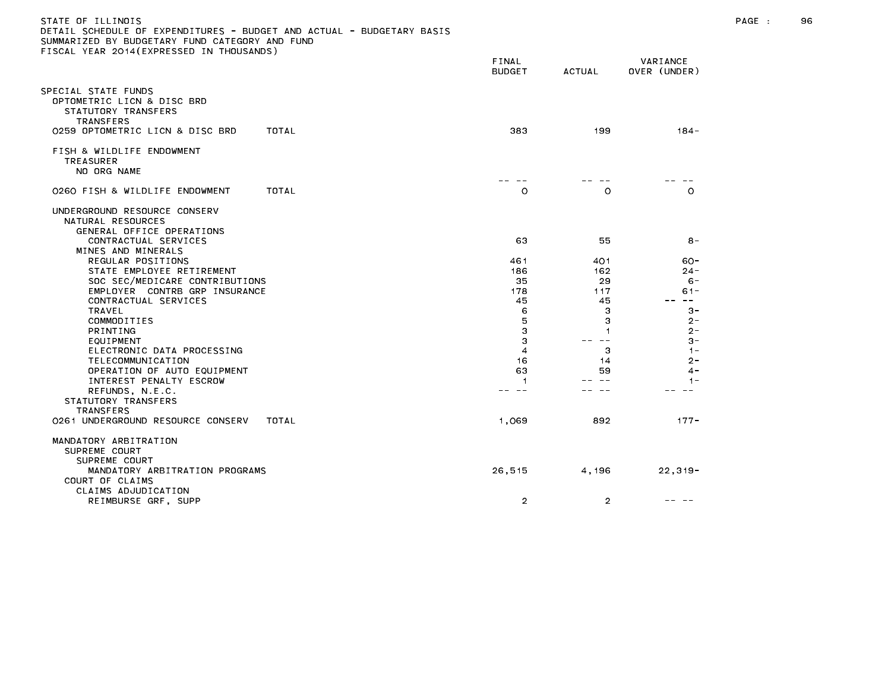STATE OF ILLINOIS
DETAIL SCHEDULE OF EXPENDITURES - BUDGET AND ACTUAL - BUDGETARY BASIS
SUMMARIZED BY BUDGETARY FUND CATEGORY AND FUND
FISCAL YEAR 2014(EXPRESSED IN THOUSANDS)

| | FINAL BUDGET | ACTUAL | VARIANCE OVER (UNDER) |
|---|---|---|---|
| SPECIAL STATE FUNDS | | | |
| OPTOMETRIC LICN & DISC BRD | | | |
| STATUTORY TRANSFERS | | | |
| TRANSFERS | | | |
| 0259 OPTOMETRIC LICN & DISC BRD TOTAL | 383 | 199 | 184- |
| FISH & WILDLIFE ENDOWMENT | | | |
| TREASURER | | | |
| NO ORG NAME | -- -- | -- -- | -- -- |
| 0260 FISH & WILDLIFE ENDOWMENT TOTAL | 0 | 0 | 0 |
| UNDERGROUND RESOURCE CONSERV | | | |
| NATURAL RESOURCES | | | |
| GENERAL OFFICE OPERATIONS | | | |
| CONTRACTUAL SERVICES | 63 | 55 | 8- |
| MINES AND MINERALS | | | |
| REGULAR POSITIONS | 461 | 401 | 60- |
| STATE EMPLOYEE RETIREMENT | 186 | 162 | 24- |
| SOC SEC/MEDICARE CONTRIBUTIONS | 35 | 29 | 6- |
| EMPLOYER CONTRB GRP INSURANCE | 178 | 117 | 61- |
| CONTRACTUAL SERVICES | 45 | 45 | -- -- |
| TRAVEL | 6 | 3 | 3- |
| COMMODITIES | 5 | 3 | 2- |
| PRINTING | 3 | 1 | 2- |
| EQUIPMENT | 3 | -- -- | 3- |
| ELECTRONIC DATA PROCESSING | 4 | 3 | 1- |
| TELECOMMUNICATION | 16 | 14 | 2- |
| OPERATION OF AUTO EQUIPMENT | 63 | 59 | 4- |
| INTEREST PENALTY ESCROW | 1 | -- -- | 1- |
| REFUNDS, N.E.C. | -- -- | -- -- | -- -- |
| STATUTORY TRANSFERS | | | |
| TRANSFERS | | | |
| 0261 UNDERGROUND RESOURCE CONSERV TOTAL | 1,069 | 892 | 177- |
| MANDATORY ARBITRATION | | | |
| SUPREME COURT | | | |
| SUPREME COURT | | | |
| MANDATORY ARBITRATION PROGRAMS | 26,515 | 4,196 | 22,319- |
| COURT OF CLAIMS | | | |
| CLAIMS ADJUDICATION | | | |
| REIMBURSE GRF, SUPP | 2 | 2 | -- -- |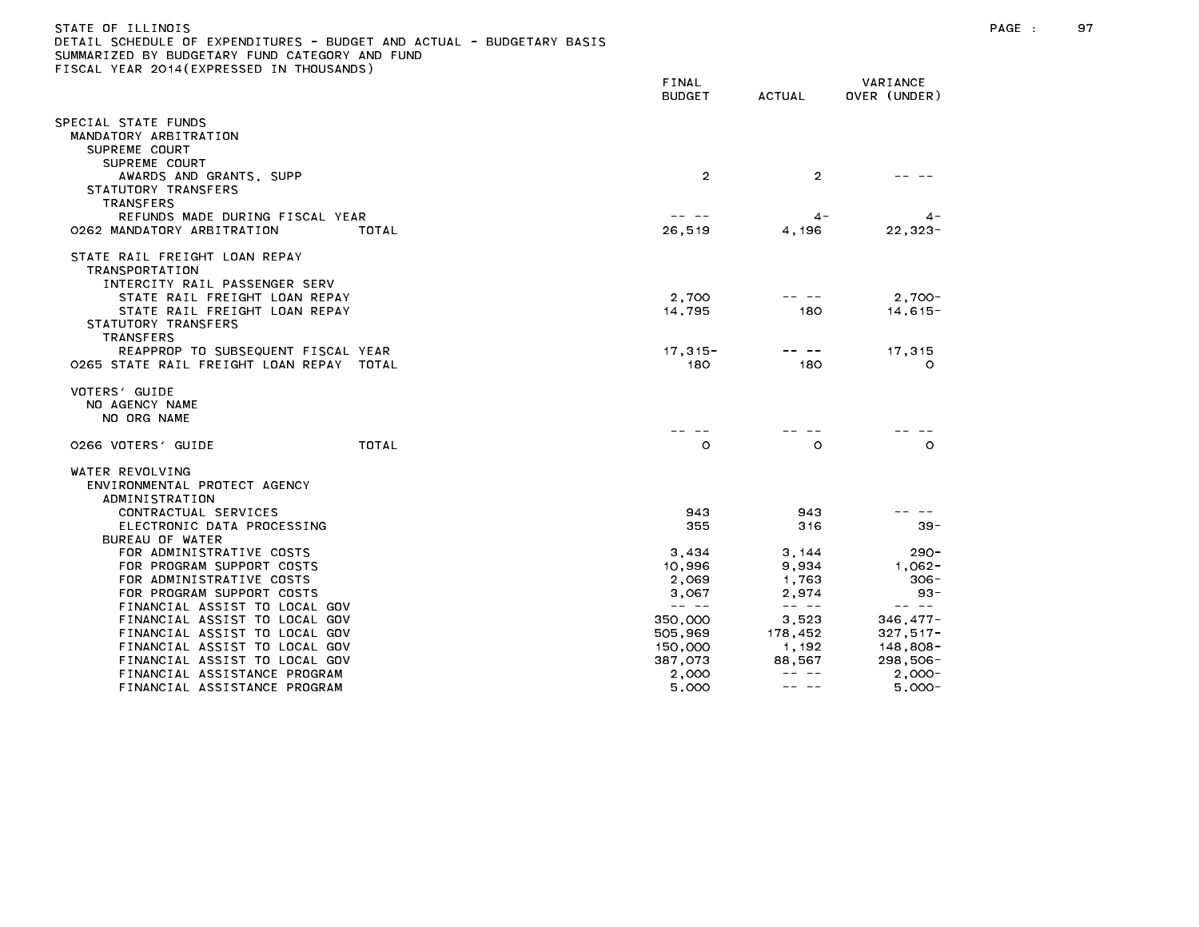STATE OF ILLINOIS
DETAIL SCHEDULE OF EXPENDITURES - BUDGET AND ACTUAL - BUDGETARY BASIS
SUMMARIZED BY BUDGETARY FUND CATEGORY AND FUND
FISCAL YEAR 2014(EXPRESSED IN THOUSANDS)

| | FINAL BUDGET | ACTUAL | VARIANCE OVER (UNDER) |
|---|---|---|---|
| SPECIAL STATE FUNDS | | | |
| MANDATORY ARBITRATION | | | |
| SUPREME COURT | | | |
| SUPREME COURT | | | |
| AWARDS AND GRANTS, SUPP | 2 | 2 | -- -- |
| STATUTORY TRANSFERS | | | |
| TRANSFERS | | | |
| REFUNDS MADE DURING FISCAL YEAR | -- -- | 4- | 4- |
| 0262 MANDATORY ARBITRATION TOTAL | 26,519 | 4,196 | 22,323- |
| STATE RAIL FREIGHT LOAN REPAY | | | |
| TRANSPORTATION | | | |
| INTERCITY RAIL PASSENGER SERV | | | |
| STATE RAIL FREIGHT LOAN REPAY | 2,700 | -- -- | 2,700- |
| STATE RAIL FREIGHT LOAN REPAY | 14,795 | 180 | 14,615- |
| STATUTORY TRANSFERS | | | |
| TRANSFERS | | | |
| REAPPROP TO SUBSEQUENT FISCAL YEAR | 17,315- | -- -- | 17,315 |
| 0265 STATE RAIL FREIGHT LOAN REPAY TOTAL | 180 | 180 | 0 |
| VOTERS' GUIDE | | | |
| NO AGENCY NAME | | | |
| NO ORG NAME | | | |
| | -- -- | -- -- | -- -- |
| 0266 VOTERS' GUIDE TOTAL | 0 | 0 | 0 |
| WATER REVOLVING | | | |
| ENVIRONMENTAL PROTECT AGENCY | | | |
| ADMINISTRATION | | | |
| CONTRACTUAL SERVICES | 943 | 943 | -- -- |
| ELECTRONIC DATA PROCESSING | 355 | 316 | 39- |
| BUREAU OF WATER | | | |
| FOR ADMINISTRATIVE COSTS | 3,434 | 3,144 | 290- |
| FOR PROGRAM SUPPORT COSTS | 10,996 | 9,934 | 1,062- |
| FOR ADMINISTRATIVE COSTS | 2,069 | 1,763 | 306- |
| FOR PROGRAM SUPPORT COSTS | 3,067 | 2,974 | 93- |
| FINANCIAL ASSIST TO LOCAL GOV | -- -- | -- -- | -- -- |
| FINANCIAL ASSIST TO LOCAL GOV | 350,000 | 3,523 | 346,477- |
| FINANCIAL ASSIST TO LOCAL GOV | 505,969 | 178,452 | 327,517- |
| FINANCIAL ASSIST TO LOCAL GOV | 150,000 | 1,192 | 148,808- |
| FINANCIAL ASSIST TO LOCAL GOV | 387,073 | 88,567 | 298,506- |
| FINANCIAL ASSISTANCE PROGRAM | 2,000 | -- -- | 2,000- |
| FINANCIAL ASSISTANCE PROGRAM | 5,000 | -- -- | 5,000- |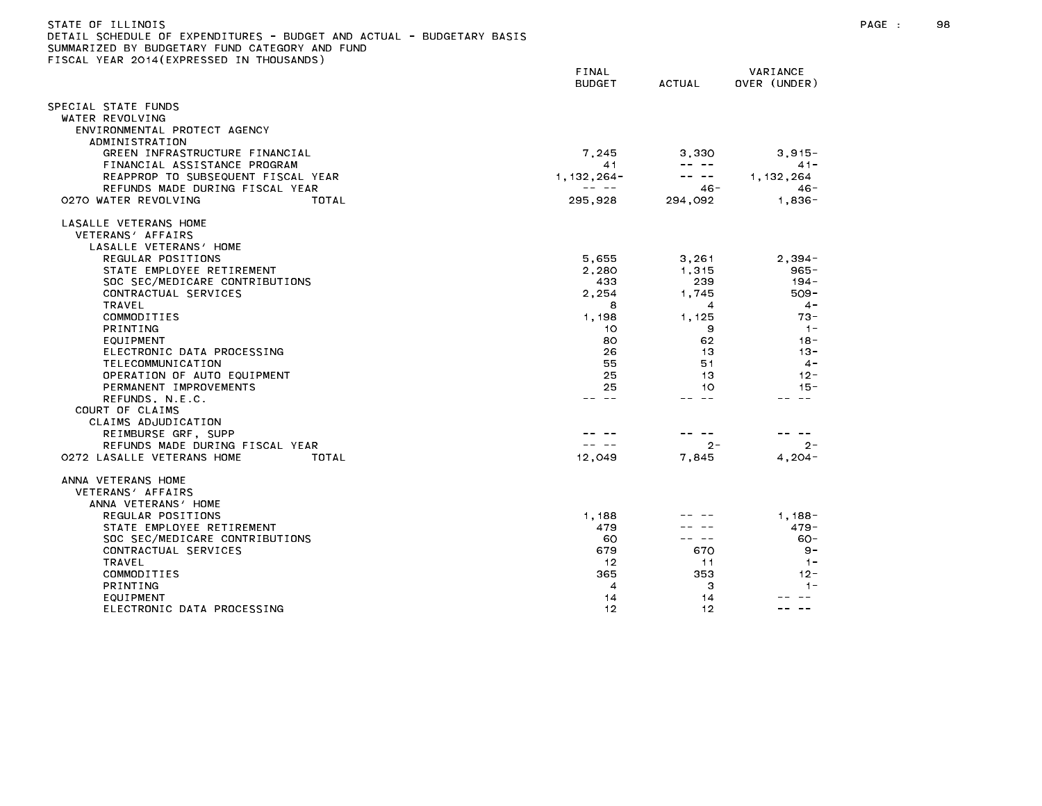STATE OF ILLINOIS
DETAIL SCHEDULE OF EXPENDITURES - BUDGET AND ACTUAL - BUDGETARY BASIS
SUMMARIZED BY BUDGETARY FUND CATEGORY AND FUND
FISCAL YEAR 2014(EXPRESSED IN THOUSANDS)

| | FINAL BUDGET | ACTUAL | VARIANCE OVER (UNDER) |
|---|---|---|---|
| SPECIAL STATE FUNDS | | | |
| WATER REVOLVING | | | |
| ENVIRONMENTAL PROTECT AGENCY | | | |
| ADMINISTRATION | | | |
| GREEN INFRASTRUCTURE FINANCIAL | 7,245 | 3,330 | 3,915- |
| FINANCIAL ASSISTANCE PROGRAM | 41 | -- -- | 41- |
| REAPPROP TO SUBSEQUENT FISCAL YEAR | 1,132,264- | -- -- | 1,132,264 |
| REFUNDS MADE DURING FISCAL YEAR | -- -- | 46- | 46- |
| 0270 WATER REVOLVING TOTAL | 295,928 | 294,092 | 1,836- |
| LASALLE VETERANS HOME | | | |
| VETERANS' AFFAIRS | | | |
| LASALLE VETERANS' HOME | | | |
| REGULAR POSITIONS | 5,655 | 3,261 | 2,394- |
| STATE EMPLOYEE RETIREMENT | 2,280 | 1,315 | 965- |
| SOC SEC/MEDICARE CONTRIBUTIONS | 433 | 239 | 194- |
| CONTRACTUAL SERVICES | 2,254 | 1,745 | 509- |
| TRAVEL | 8 | 4 | 4- |
| COMMODITIES | 1,198 | 1,125 | 73- |
| PRINTING | 10 | 9 | 1- |
| EQUIPMENT | 80 | 62 | 18- |
| ELECTRONIC DATA PROCESSING | 26 | 13 | 13- |
| TELECOMMUNICATION | 55 | 51 | 4- |
| OPERATION OF AUTO EQUIPMENT | 25 | 13 | 12- |
| PERMANENT IMPROVEMENTS | 25 | 10 | 15- |
| REFUNDS, N.E.C. | -- -- | -- -- | -- -- |
| COURT OF CLAIMS | | | |
| CLAIMS ADJUDICATION | | | |
| REIMBURSE GRF, SUPP | -- -- | -- -- | -- -- |
| REFUNDS MADE DURING FISCAL YEAR | -- -- | 2- | 2- |
| 0272 LASALLE VETERANS HOME TOTAL | 12,049 | 7,845 | 4,204- |
| ANNA VETERANS HOME | | | |
| VETERANS' AFFAIRS | | | |
| ANNA VETERANS' HOME | | | |
| REGULAR POSITIONS | 1,188 | -- -- | 1,188- |
| STATE EMPLOYEE RETIREMENT | 479 | -- -- | 479- |
| SOC SEC/MEDICARE CONTRIBUTIONS | 60 | -- -- | 60- |
| CONTRACTUAL SERVICES | 679 | 670 | 9- |
| TRAVEL | 12 | 11 | 1- |
| COMMODITIES | 365 | 353 | 12- |
| PRINTING | 4 | 3 | 1- |
| EQUIPMENT | 14 | 14 | -- -- |
| ELECTRONIC DATA PROCESSING | 12 | 12 | -- -- |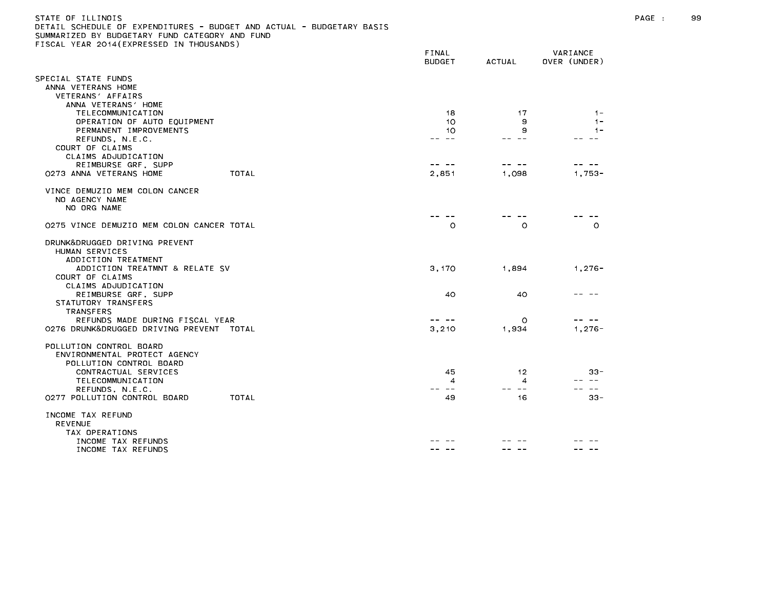STATE OF ILLINOIS
DETAIL SCHEDULE OF EXPENDITURES - BUDGET AND ACTUAL - BUDGETARY BASIS
SUMMARIZED BY BUDGETARY FUND CATEGORY AND FUND
FISCAL YEAR 2014(EXPRESSED IN THOUSANDS)

| | FINAL BUDGET | ACTUAL | VARIANCE OVER (UNDER) |
|---|---|---|---|
| SPECIAL STATE FUNDS | | | |
| ANNA VETERANS HOME | | | |
| VETERANS' AFFAIRS | | | |
| ANNA VETERANS' HOME | | | |
| TELECOMMUNICATION | 18 | 17 | 1- |
| OPERATION OF AUTO EQUIPMENT | 10 | 9 | 1- |
| PERMANENT IMPROVEMENTS | 10 | 9 | 1- |
| REFUNDS, N.E.C. | -- -- | -- -- | -- -- |
| COURT OF CLAIMS | | | |
| CLAIMS ADJUDICATION | | | |
| REIMBURSE GRF, SUPP | -- -- | -- -- | -- -- |
| 0273 ANNA VETERANS HOME TOTAL | 2,851 | 1,098 | 1,753- |
| VINCE DEMUZIO MEM COLON CANCER | | | |
| NO AGENCY NAME | | | |
| NO ORG NAME | | | |
| | -- -- | -- -- | -- -- |
| 0275 VINCE DEMUZIO MEM COLON CANCER TOTAL | 0 | 0 | 0 |
| DRUNK&DRUGGED DRIVING PREVENT | | | |
| HUMAN SERVICES | | | |
| ADDICTION TREATMENT | | | |
| ADDICTION TREATMNT & RELATE SV | 3,170 | 1,894 | 1,276- |
| COURT OF CLAIMS | | | |
| CLAIMS ADJUDICATION | | | |
| REIMBURSE GRF, SUPP | 40 | 40 | -- -- |
| STATUTORY TRANSFERS | | | |
| TRANSFERS | | | |
| REFUNDS MADE DURING FISCAL YEAR | -- -- | 0 | -- -- |
| 0276 DRUNK&DRUGGED DRIVING PREVENT TOTAL | 3,210 | 1,934 | 1,276- |
| POLLUTION CONTROL BOARD | | | |
| ENVIRONMENTAL PROTECT AGENCY | | | |
| POLLUTION CONTROL BOARD | | | |
| CONTRACTUAL SERVICES | 45 | 12 | 33- |
| TELECOMMUNICATION | 4 | 4 | -- -- |
| REFUNDS, N.E.C. | -- -- | -- -- | -- -- |
| 0277 POLLUTION CONTROL BOARD TOTAL | 49 | 16 | 33- |
| INCOME TAX REFUND | | | |
| REVENUE | | | |
| TAX OPERATIONS | | | |
| INCOME TAX REFUNDS | -- -- | -- -- | -- -- |
| INCOME TAX REFUNDS | -- -- | -- -- | -- -- |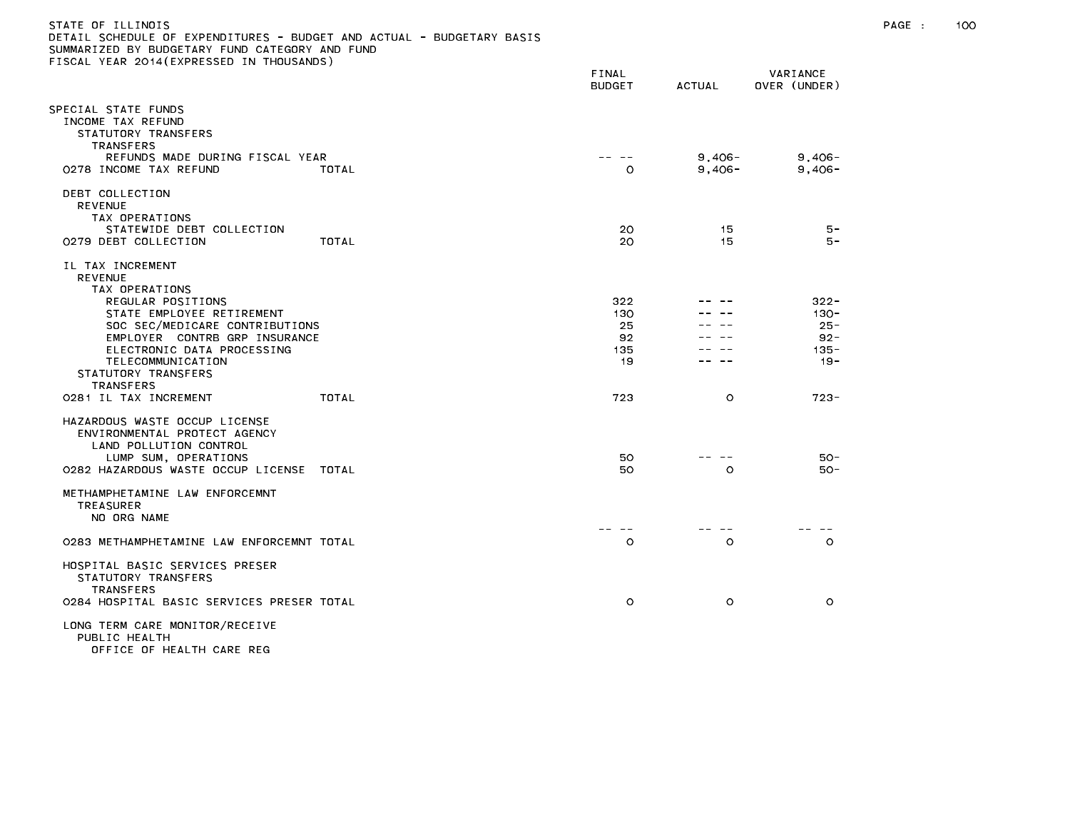STATE OF ILLINOIS
DETAIL SCHEDULE OF EXPENDITURES - BUDGET AND ACTUAL - BUDGETARY BASIS
SUMMARIZED BY BUDGETARY FUND CATEGORY AND FUND
FISCAL YEAR 2014(EXPRESSED IN THOUSANDS)

| | FINAL BUDGET | ACTUAL | VARIANCE OVER (UNDER) |
|---|---|---|---|
| SPECIAL STATE FUNDS | | | |
| INCOME TAX REFUND | | | |
| STATUTORY TRANSFERS | | | |
| TRANSFERS | | | |
| REFUNDS MADE DURING FISCAL YEAR | -- -- | 9,406- | 9,406- |
| 0278 INCOME TAX REFUND TOTAL | 0 | 9,406- | 9,406- |
| DEBT COLLECTION | | | |
| REVENUE | | | |
| TAX OPERATIONS | | | |
| STATEWIDE DEBT COLLECTION | 20 | 15 | 5- |
| 0279 DEBT COLLECTION TOTAL | 20 | 15 | 5- |
| IL TAX INCREMENT | | | |
| REVENUE | | | |
| TAX OPERATIONS | | | |
| REGULAR POSITIONS | 322 | -- -- | 322- |
| STATE EMPLOYEE RETIREMENT | 130 | -- -- | 130- |
| SOC SEC/MEDICARE CONTRIBUTIONS | 25 | -- -- | 25- |
| EMPLOYER CONTRB GRP INSURANCE | 92 | -- -- | 92- |
| ELECTRONIC DATA PROCESSING | 135 | -- -- | 135- |
| TELECOMMUNICATION | 19 | -- -- | 19- |
| STATUTORY TRANSFERS | | | |
| TRANSFERS | | | |
| 0281 IL TAX INCREMENT TOTAL | 723 | 0 | 723- |
| HAZARDOUS WASTE OCCUP LICENSE | | | |
| ENVIRONMENTAL PROTECT AGENCY | | | |
| LAND POLLUTION CONTROL | | | |
| LUMP SUM, OPERATIONS | 50 | -- -- | 50- |
| 0282 HAZARDOUS WASTE OCCUP LICENSE TOTAL | 50 | 0 | 50- |
| METHAMPHETAMINE LAW ENFORCEMNT | | | |
| TREASURER | | | |
| NO ORG NAME | -- -- | -- -- | -- -- |
| 0283 METHAMPHETAMINE LAW ENFORCEMNT TOTAL | 0 | 0 | 0 |
| HOSPITAL BASIC SERVICES PRESER | | | |
| STATUTORY TRANSFERS | | | |
| TRANSFERS | | | |
| 0284 HOSPITAL BASIC SERVICES PRESER TOTAL | 0 | 0 | 0 |
| LONG TERM CARE MONITOR/RECEIVE | | | |
| PUBLIC HEALTH | | | |
| OFFICE OF HEALTH CARE REG | | | |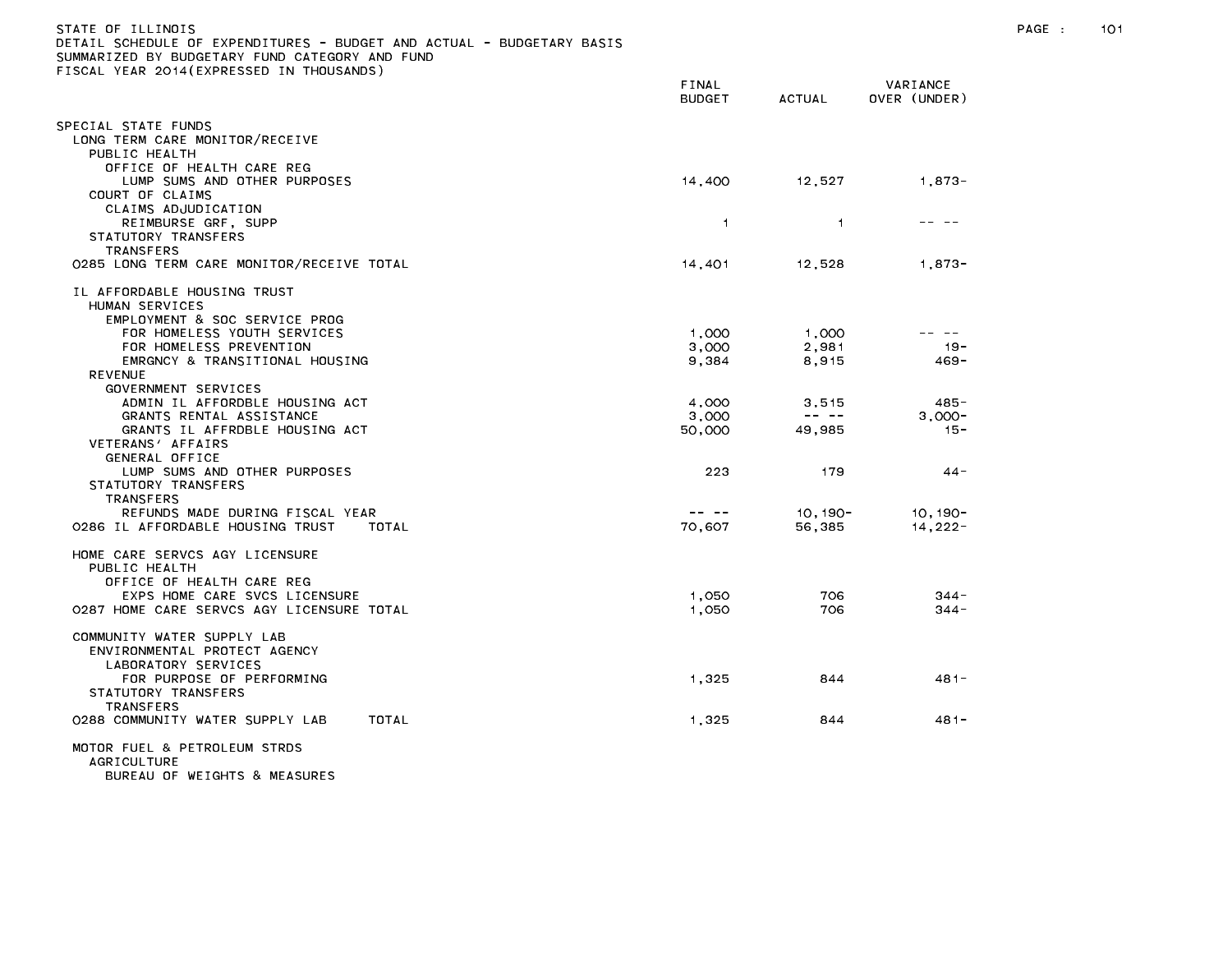STATE OF ILLINOIS
DETAIL SCHEDULE OF EXPENDITURES - BUDGET AND ACTUAL - BUDGETARY BASIS
SUMMARIZED BY BUDGETARY FUND CATEGORY AND FUND
FISCAL YEAR 2014(EXPRESSED IN THOUSANDS)

| | FINAL BUDGET | ACTUAL | VARIANCE OVER (UNDER) |
|---|---|---|---|
| SPECIAL STATE FUNDS | | | |
| LONG TERM CARE MONITOR/RECEIVE | | | |
| PUBLIC HEALTH | | | |
| OFFICE OF HEALTH CARE REG | | | |
| LUMP SUMS AND OTHER PURPOSES | 14,400 | 12,527 | 1,873- |
| COURT OF CLAIMS | | | |
| CLAIMS ADJUDICATION | | | |
| REIMBURSE GRF, SUPP | 1 | 1 | -- -- |
| STATUTORY TRANSFERS | | | |
| TRANSFERS | | | |
| 0285 LONG TERM CARE MONITOR/RECEIVE TOTAL | 14,401 | 12,528 | 1,873- |
| IL AFFORDABLE HOUSING TRUST | | | |
| HUMAN SERVICES | | | |
| EMPLOYMENT & SOC SERVICE PROG | | | |
| FOR HOMELESS YOUTH SERVICES | 1,000 | 1,000 | -- -- |
| FOR HOMELESS PREVENTION | 3,000 | 2,981 | 19- |
| EMRGNCY & TRANSITIONAL HOUSING | 9,384 | 8,915 | 469- |
| REVENUE | | | |
| GOVERNMENT SERVICES | | | |
| ADMIN IL AFFORDBLE HOUSING ACT | 4,000 | 3,515 | 485- |
| GRANTS RENTAL ASSISTANCE | 3,000 | -- -- | 3,000- |
| GRANTS IL AFFRDBLE HOUSING ACT | 50,000 | 49,985 | 15- |
| VETERANS' AFFAIRS | | | |
| GENERAL OFFICE | | | |
| LUMP SUMS AND OTHER PURPOSES | 223 | 179 | 44- |
| STATUTORY TRANSFERS | | | |
| TRANSFERS | | | |
| REFUNDS MADE DURING FISCAL YEAR | -- -- | 10,190- | 10,190- |
| 0286 IL AFFORDABLE HOUSING TRUST TOTAL | 70,607 | 56,385 | 14,222- |
| HOME CARE SERVCS AGY LICENSURE | | | |
| PUBLIC HEALTH | | | |
| OFFICE OF HEALTH CARE REG | | | |
| EXPS HOME CARE SVCS LICENSURE | 1,050 | 706 | 344- |
| 0287 HOME CARE SERVCS AGY LICENSURE TOTAL | 1,050 | 706 | 344- |
| COMMUNITY WATER SUPPLY LAB | | | |
| ENVIRONMENTAL PROTECT AGENCY | | | |
| LABORATORY SERVICES | | | |
| FOR PURPOSE OF PERFORMING | 1,325 | 844 | 481- |
| STATUTORY TRANSFERS | | | |
| TRANSFERS | | | |
| 0288 COMMUNITY WATER SUPPLY LAB TOTAL | 1,325 | 844 | 481- |
| MOTOR FUEL & PETROLEUM STRDS | | | |
| AGRICULTURE | | | |
| BUREAU OF WEIGHTS & MEASURES | | | |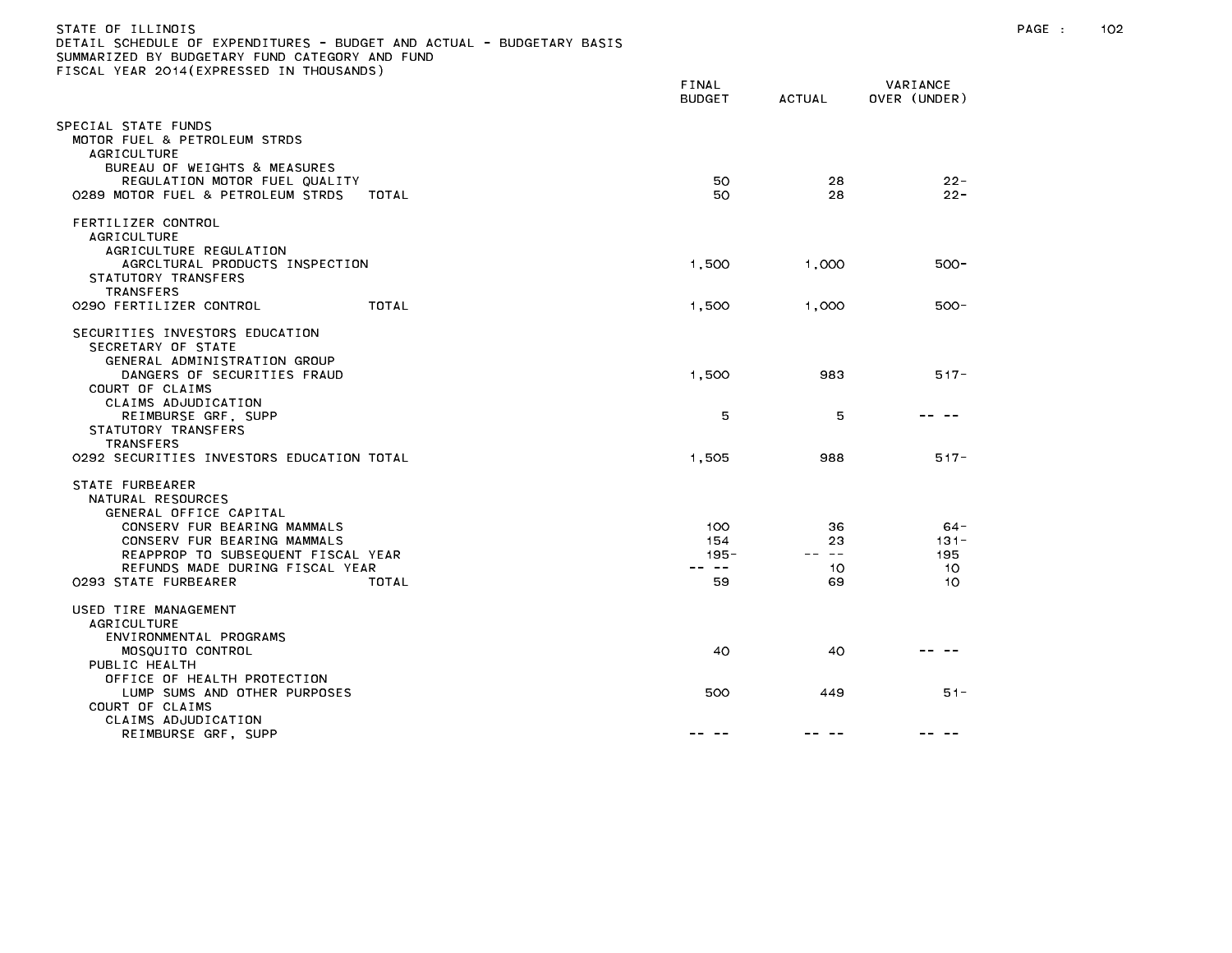STATE OF ILLINOIS
DETAIL SCHEDULE OF EXPENDITURES - BUDGET AND ACTUAL - BUDGETARY BASIS
SUMMARIZED BY BUDGETARY FUND CATEGORY AND FUND
FISCAL YEAR 2014(EXPRESSED IN THOUSANDS)

| | FINAL BUDGET | ACTUAL | VARIANCE OVER (UNDER) |
|---|---|---|---|
| SPECIAL STATE FUNDS | | | |
| MOTOR FUEL & PETROLEUM STRDS | | | |
| AGRICULTURE | | | |
| BUREAU OF WEIGHTS & MEASURES | | | |
| REGULATION MOTOR FUEL QUALITY | 50 | 28 | 22- |
| 0289 MOTOR FUEL & PETROLEUM STRDS TOTAL | 50 | 28 | 22- |
| FERTILIZER CONTROL | | | |
| AGRICULTURE | | | |
| AGRICULTURE REGULATION | | | |
| AGRCLTURAL PRODUCTS INSPECTION | 1,500 | 1,000 | 500- |
| STATUTORY TRANSFERS | | | |
| TRANSFERS | | | |
| 0290 FERTILIZER CONTROL TOTAL | 1,500 | 1,000 | 500- |
| SECURITIES INVESTORS EDUCATION | | | |
| SECRETARY OF STATE | | | |
| GENERAL ADMINISTRATION GROUP | | | |
| DANGERS OF SECURITIES FRAUD | 1,500 | 983 | 517- |
| COURT OF CLAIMS | | | |
| CLAIMS ADJUDICATION | | | |
| REIMBURSE GRF, SUPP | 5 | 5 | -- -- |
| STATUTORY TRANSFERS | | | |
| TRANSFERS | | | |
| 0292 SECURITIES INVESTORS EDUCATION TOTAL | 1,505 | 988 | 517- |
| STATE FURBEARER | | | |
| NATURAL RESOURCES | | | |
| GENERAL OFFICE CAPITAL | | | |
| CONSERV FUR BEARING MAMMALS | 100 | 36 | 64- |
| CONSERV FUR BEARING MAMMALS | 154 | 23 | 131- |
| REAPPROP TO SUBSEQUENT FISCAL YEAR | 195- | -- -- | 195 |
| REFUNDS MADE DURING FISCAL YEAR | -- -- | 10 | 10 |
| 0293 STATE FURBEARER TOTAL | 59 | 69 | 10 |
| USED TIRE MANAGEMENT | | | |
| AGRICULTURE | | | |
| ENVIRONMENTAL PROGRAMS | | | |
| MOSQUITO CONTROL | 40 | 40 | -- -- |
| PUBLIC HEALTH | | | |
| OFFICE OF HEALTH PROTECTION | | | |
| LUMP SUMS AND OTHER PURPOSES | 500 | 449 | 51- |
| COURT OF CLAIMS | | | |
| CLAIMS ADJUDICATION | | | |
| REIMBURSE GRF, SUPP | -- -- | -- -- | -- -- |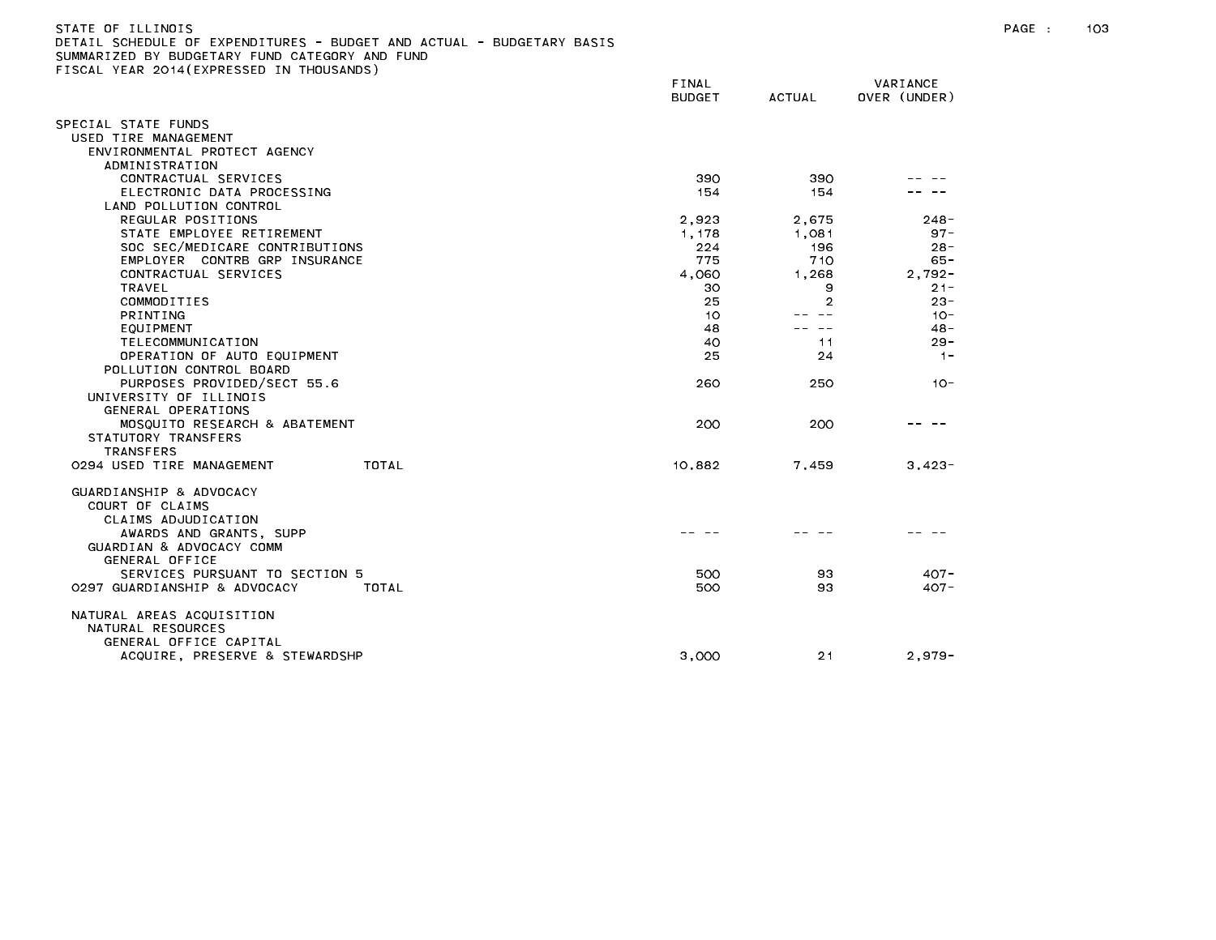STATE OF ILLINOIS
DETAIL SCHEDULE OF EXPENDITURES - BUDGET AND ACTUAL - BUDGETARY BASIS
SUMMARIZED BY BUDGETARY FUND CATEGORY AND FUND
FISCAL YEAR 2014(EXPRESSED IN THOUSANDS)

| | FINAL BUDGET | ACTUAL | VARIANCE OVER (UNDER) |
|---|---|---|---|
| SPECIAL STATE FUNDS | | | |
| USED TIRE MANAGEMENT | | | |
| ENVIRONMENTAL PROTECT AGENCY | | | |
| ADMINISTRATION | | | |
| CONTRACTUAL SERVICES | 390 | 390 | -- -- |
| ELECTRONIC DATA PROCESSING | 154 | 154 | -- -- |
| LAND POLLUTION CONTROL | | | |
| REGULAR POSITIONS | 2,923 | 2,675 | 248- |
| STATE EMPLOYEE RETIREMENT | 1,178 | 1,081 | 97- |
| SOC SEC/MEDICARE CONTRIBUTIONS | 224 | 196 | 28- |
| EMPLOYER CONTRB GRP INSURANCE | 775 | 710 | 65- |
| CONTRACTUAL SERVICES | 4,060 | 1,268 | 2,792- |
| TRAVEL | 30 | 9 | 21- |
| COMMODITIES | 25 | 2 | 23- |
| PRINTING | 10 | -- -- | 10- |
| EQUIPMENT | 48 | -- -- | 48- |
| TELECOMMUNICATION | 40 | 11 | 29- |
| OPERATION OF AUTO EQUIPMENT | 25 | 24 | 1- |
| POLLUTION CONTROL BOARD | | | |
| PURPOSES PROVIDED/SECT 55.6 | 260 | 250 | 10- |
| UNIVERSITY OF ILLINOIS | | | |
| GENERAL OPERATIONS | | | |
| MOSQUITO RESEARCH & ABATEMENT | 200 | 200 | -- -- |
| STATUTORY TRANSFERS | | | |
| TRANSFERS | | | |
| 0294 USED TIRE MANAGEMENT TOTAL | 10,882 | 7,459 | 3,423- |
| GUARDIANSHIP & ADVOCACY | | | |
| COURT OF CLAIMS | | | |
| CLAIMS ADJUDICATION | | | |
| AWARDS AND GRANTS, SUPP | -- -- | -- -- | -- -- |
| GUARDIAN & ADVOCACY COMM | | | |
| GENERAL OFFICE | | | |
| SERVICES PURSUANT TO SECTION 5 | 500 | 93 | 407- |
| 0297 GUARDIANSHIP & ADVOCACY TOTAL | 500 | 93 | 407- |
| NATURAL AREAS ACQUISITION | | | |
| NATURAL RESOURCES | | | |
| GENERAL OFFICE CAPITAL | | | |
| ACQUIRE, PRESERVE & STEWARDSHP | 3,000 | 21 | 2,979- |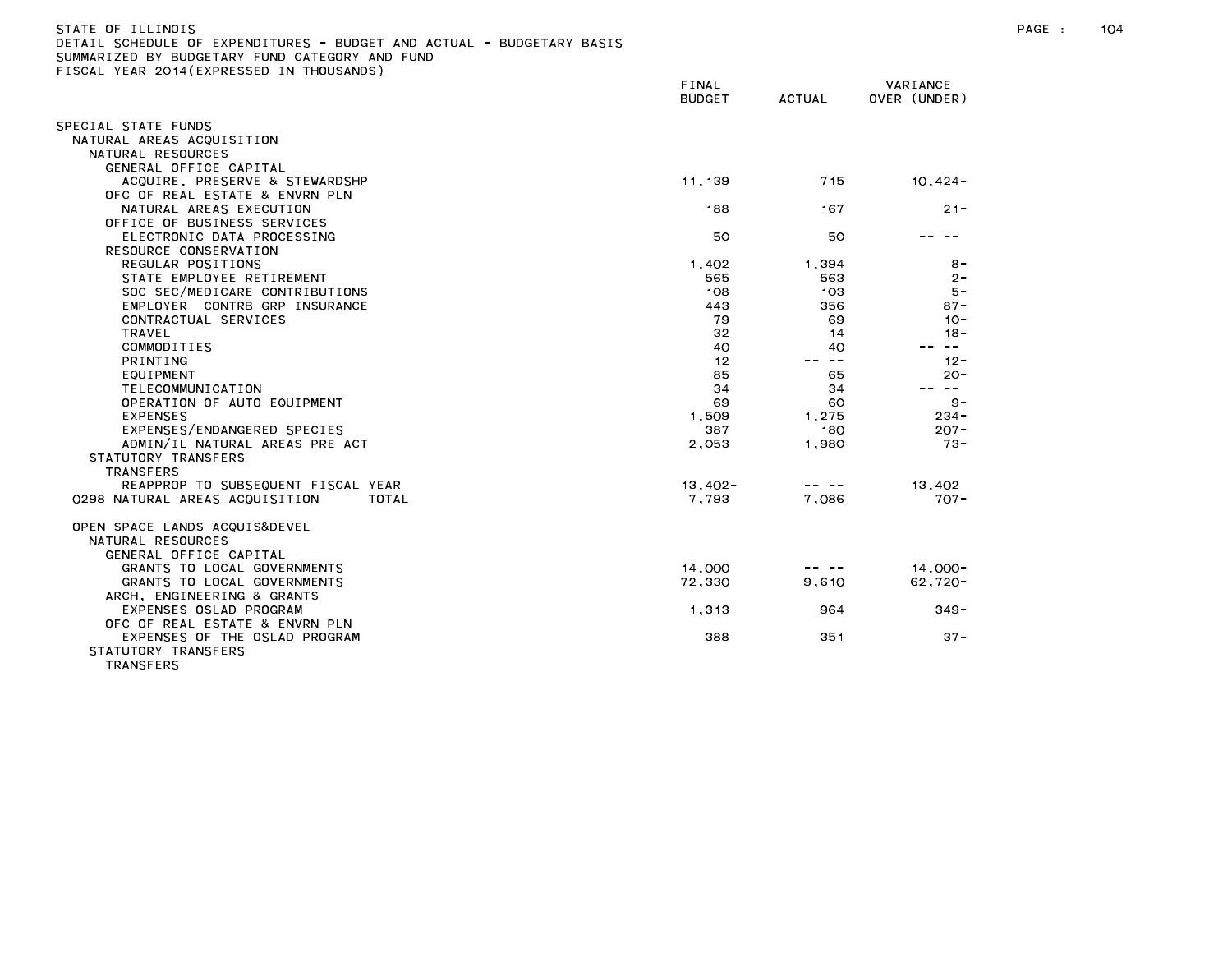STATE OF ILLINOIS
DETAIL SCHEDULE OF EXPENDITURES - BUDGET AND ACTUAL - BUDGETARY BASIS
SUMMARIZED BY BUDGETARY FUND CATEGORY AND FUND
FISCAL YEAR 2014(EXPRESSED IN THOUSANDS)

| | FINAL BUDGET | ACTUAL | VARIANCE OVER (UNDER) |
|---|---|---|---|
| SPECIAL STATE FUNDS | | | |
| NATURAL AREAS ACQUISITION | | | |
| NATURAL RESOURCES | | | |
| GENERAL OFFICE CAPITAL | | | |
| ACQUIRE, PRESERVE & STEWARDSHP | 11,139 | 715 | 10,424- |
| OFC OF REAL ESTATE & ENVRN PLN | | | |
| NATURAL AREAS EXECUTION | 188 | 167 | 21- |
| OFFICE OF BUSINESS SERVICES | | | |
| ELECTRONIC DATA PROCESSING | 50 | 50 | -- -- |
| RESOURCE CONSERVATION | | | |
| REGULAR POSITIONS | 1,402 | 1,394 | 8- |
| STATE EMPLOYEE RETIREMENT | 565 | 563 | 2- |
| SOC SEC/MEDICARE CONTRIBUTIONS | 108 | 103 | 5- |
| EMPLOYER CONTRB GRP INSURANCE | 443 | 356 | 87- |
| CONTRACTUAL SERVICES | 79 | 69 | 10- |
| TRAVEL | 32 | 14 | 18- |
| COMMODITIES | 40 | 40 | -- -- |
| PRINTING | 12 | -- -- | 12- |
| EQUIPMENT | 85 | 65 | 20- |
| TELECOMMUNICATION | 34 | 34 | -- -- |
| OPERATION OF AUTO EQUIPMENT | 69 | 60 | 9- |
| EXPENSES | 1,509 | 1,275 | 234- |
| EXPENSES/ENDANGERED SPECIES | 387 | 180 | 207- |
| ADMIN/IL NATURAL AREAS PRE ACT | 2,053 | 1,980 | 73- |
| STATUTORY TRANSFERS | | | |
| TRANSFERS | | | |
| REAPPROP TO SUBSEQUENT FISCAL YEAR | 13,402- | -- -- | 13,402 |
| 0298 NATURAL AREAS ACQUISITION TOTAL | 7,793 | 7,086 | 707- |
| | | | |
| OPEN SPACE LANDS ACQUIS&DEVEL | | | |
| NATURAL RESOURCES | | | |
| GENERAL OFFICE CAPITAL | | | |
| GRANTS TO LOCAL GOVERNMENTS | 14,000 | -- -- | 14,000- |
| GRANTS TO LOCAL GOVERNMENTS | 72,330 | 9,610 | 62,720- |
| ARCH, ENGINEERING & GRANTS | | | |
| EXPENSES OSLAD PROGRAM | 1,313 | 964 | 349- |
| OFC OF REAL ESTATE & ENVRN PLN | | | |
| EXPENSES OF THE OSLAD PROGRAM | 388 | 351 | 37- |
| STATUTORY TRANSFERS | | | |
| TRANSFERS | | | |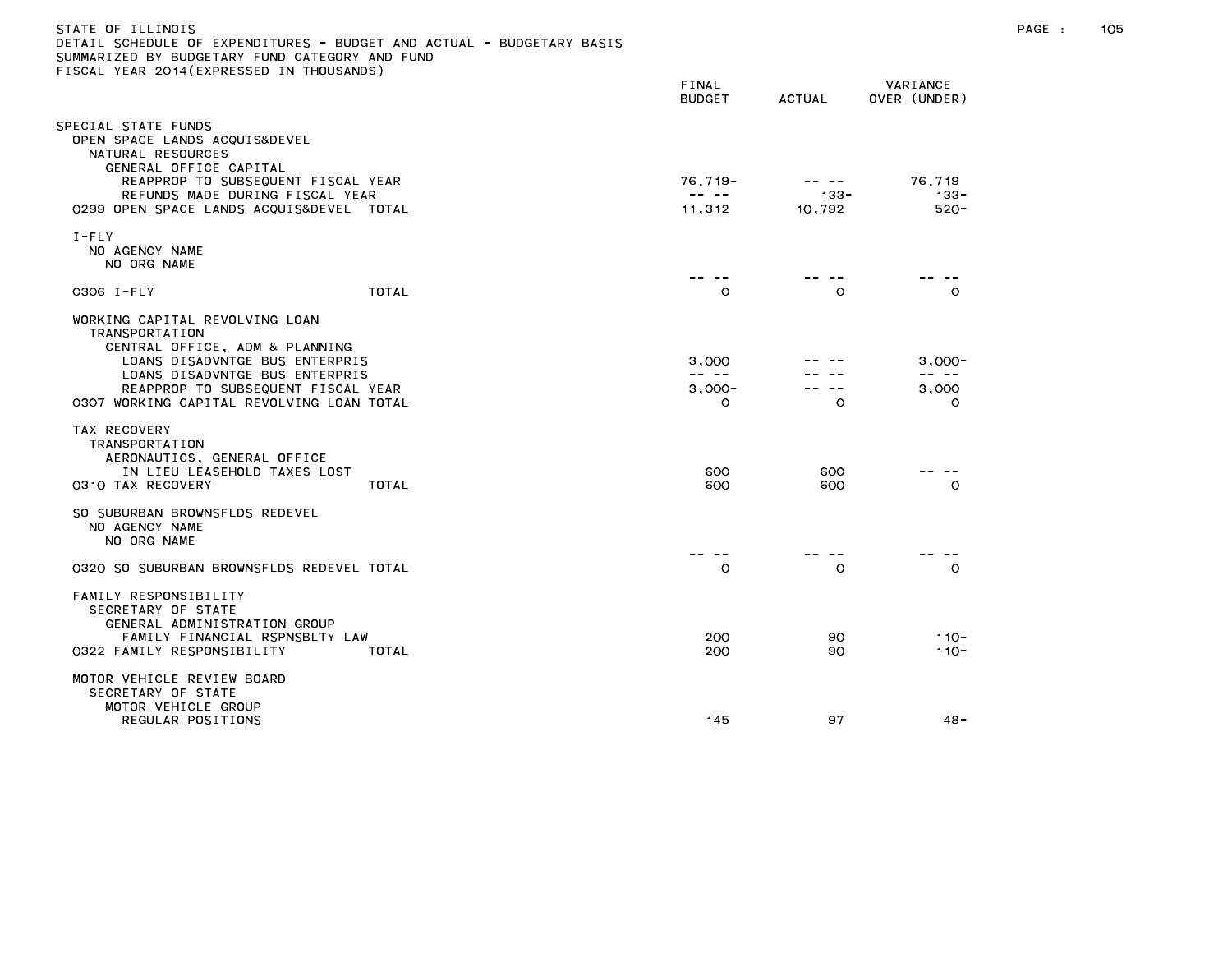STATE OF ILLINOIS
DETAIL SCHEDULE OF EXPENDITURES - BUDGET AND ACTUAL - BUDGETARY BASIS
SUMMARIZED BY BUDGETARY FUND CATEGORY AND FUND
FISCAL YEAR 2014(EXPRESSED IN THOUSANDS)

| | FINAL BUDGET | ACTUAL | VARIANCE OVER (UNDER) |
|---|---|---|---|
| SPECIAL STATE FUNDS | | | |
| OPEN SPACE LANDS ACQUIS&DEVEL | | | |
| NATURAL RESOURCES | | | |
| GENERAL OFFICE CAPITAL | | | |
| REAPPROP TO SUBSEQUENT FISCAL YEAR | 76,719- | -- -- | 76,719 |
| REFUNDS MADE DURING FISCAL YEAR | -- -- | 133- | 133- |
| 0299 OPEN SPACE LANDS ACQUIS&DEVEL TOTAL | 11,312 | 10,792 | 520- |
| I-FLY | | | |
| NO AGENCY NAME | | | |
| NO ORG NAME | | | |
| | -- -- | -- -- | -- -- |
| 0306 I-FLY TOTAL | 0 | 0 | 0 |
| WORKING CAPITAL REVOLVING LOAN | | | |
| TRANSPORTATION | | | |
| CENTRAL OFFICE, ADM & PLANNING | | | |
| LOANS DISADVNTGE BUS ENTERPRIS | 3,000 | -- -- | 3,000- |
| LOANS DISADVNTGE BUS ENTERPRIS | -- -- | -- -- | -- -- |
| REAPPROP TO SUBSEQUENT FISCAL YEAR | 3,000- | -- -- | 3,000 |
| 0307 WORKING CAPITAL REVOLVING LOAN TOTAL | 0 | 0 | 0 |
| TAX RECOVERY | | | |
| TRANSPORTATION | | | |
| AERONAUTICS, GENERAL OFFICE | | | |
| IN LIEU LEASEHOLD TAXES LOST | 600 | 600 | -- -- |
| 0310 TAX RECOVERY TOTAL | 600 | 600 | 0 |
| SO SUBURBAN BROWNSFLDS REDEVEL | | | |
| NO AGENCY NAME | | | |
| NO ORG NAME | | | |
| | -- -- | -- -- | -- -- |
| 0320 SO SUBURBAN BROWNSFLDS REDEVEL TOTAL | 0 | 0 | 0 |
| FAMILY RESPONSIBILITY | | | |
| SECRETARY OF STATE | | | |
| GENERAL ADMINISTRATION GROUP | | | |
| FAMILY FINANCIAL RSPNSBLTY LAW | 200 | 90 | 110- |
| 0322 FAMILY RESPONSIBILITY TOTAL | 200 | 90 | 110- |
| MOTOR VEHICLE REVIEW BOARD | | | |
| SECRETARY OF STATE | | | |
| MOTOR VEHICLE GROUP | | | |
| REGULAR POSITIONS | 145 | 97 | 48- |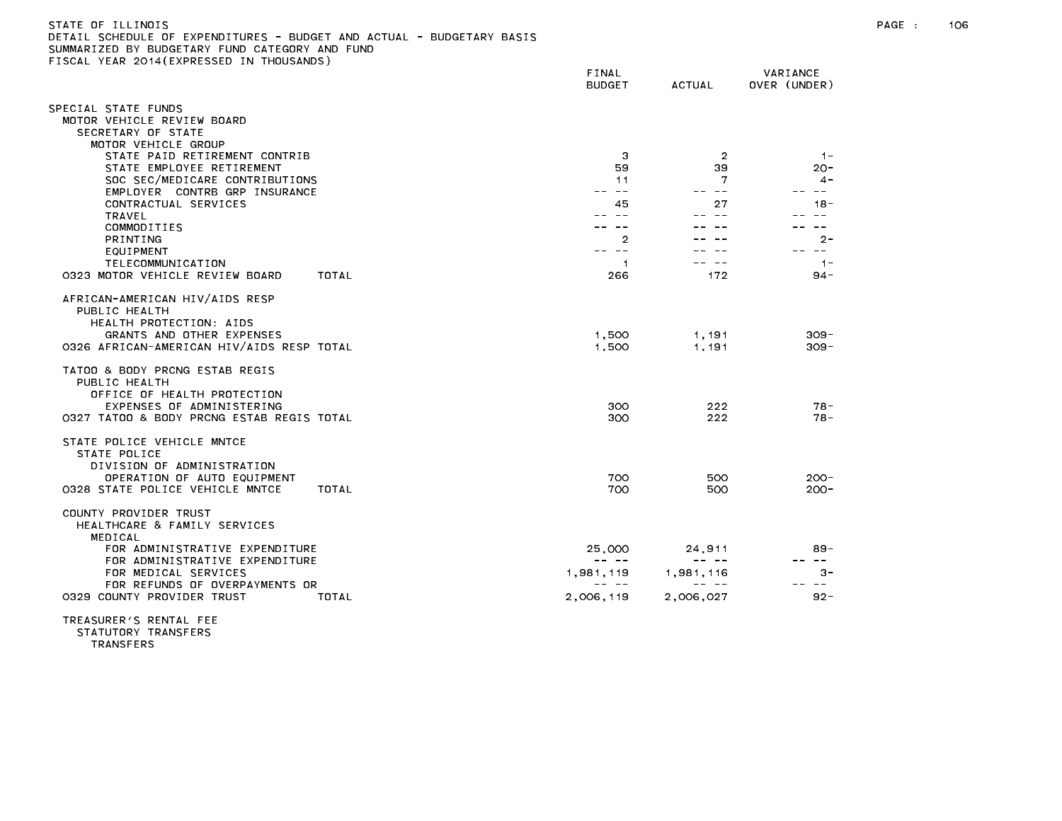STATE OF ILLINOIS
DETAIL SCHEDULE OF EXPENDITURES - BUDGET AND ACTUAL - BUDGETARY BASIS
SUMMARIZED BY BUDGETARY FUND CATEGORY AND FUND
FISCAL YEAR 2014(EXPRESSED IN THOUSANDS)

| | FINAL BUDGET | ACTUAL | VARIANCE OVER (UNDER) |
|---|---|---|---|
| SPECIAL STATE FUNDS | | | |
| MOTOR VEHICLE REVIEW BOARD | | | |
| SECRETARY OF STATE | | | |
| MOTOR VEHICLE GROUP | | | |
| STATE PAID RETIREMENT CONTRIB | 3 | 2 | 1- |
| STATE EMPLOYEE RETIREMENT | 59 | 39 | 20- |
| SOC SEC/MEDICARE CONTRIBUTIONS | 11 | 7 | 4- |
| EMPLOYER CONTRB GRP INSURANCE | -- -- | -- -- | -- -- |
| CONTRACTUAL SERVICES | 45 | 27 | 18- |
| TRAVEL | -- -- | -- -- | -- -- |
| COMMODITIES | -- -- | -- -- | -- -- |
| PRINTING | 2 | -- -- | 2- |
| EQUIPMENT | -- -- | -- -- | -- -- |
| TELECOMMUNICATION | 1 | -- -- | 1- |
| 0323 MOTOR VEHICLE REVIEW BOARD TOTAL | 266 | 172 | 94- |
| AFRICAN-AMERICAN HIV/AIDS RESP | | | |
| PUBLIC HEALTH | | | |
| HEALTH PROTECTION: AIDS | | | |
| GRANTS AND OTHER EXPENSES | 1,500 | 1,191 | 309- |
| 0326 AFRICAN-AMERICAN HIV/AIDS RESP TOTAL | 1,500 | 1,191 | 309- |
| TATOO & BODY PRCNG ESTAB REGIS | | | |
| PUBLIC HEALTH | | | |
| OFFICE OF HEALTH PROTECTION | | | |
| EXPENSES OF ADMINISTERING | 300 | 222 | 78- |
| 0327 TATOO & BODY PRCNG ESTAB REGIS TOTAL | 300 | 222 | 78- |
| STATE POLICE VEHICLE MNTCE | | | |
| STATE POLICE | | | |
| DIVISION OF ADMINISTRATION | | | |
| OPERATION OF AUTO EQUIPMENT | 700 | 500 | 200- |
| 0328 STATE POLICE VEHICLE MNTCE TOTAL | 700 | 500 | 200- |
| COUNTY PROVIDER TRUST | | | |
| HEALTHCARE & FAMILY SERVICES | | | |
| MEDICAL | | | |
| FOR ADMINISTRATIVE EXPENDITURE | 25,000 | 24,911 | 89- |
| FOR ADMINISTRATIVE EXPENDITURE | -- -- | -- -- | -- -- |
| FOR MEDICAL SERVICES | 1,981,119 | 1,981,116 | 3- |
| FOR REFUNDS OF OVERPAYMENTS OR | -- -- | -- -- | -- -- |
| 0329 COUNTY PROVIDER TRUST TOTAL | 2,006,119 | 2,006,027 | 92- |
| TREASURER'S RENTAL FEE | | | |
| STATUTORY TRANSFERS | | | |
| TRANSFERS | | | |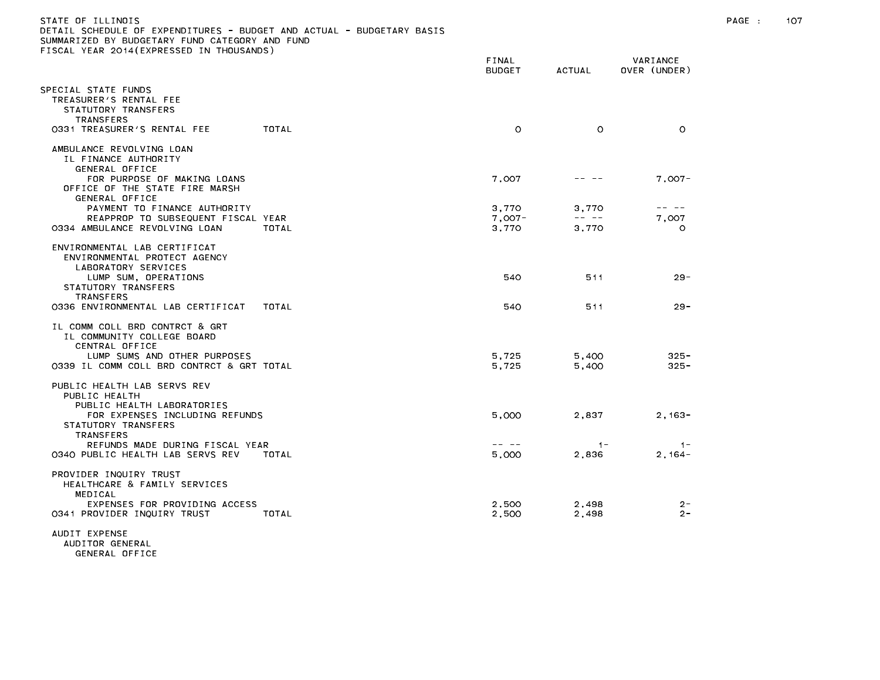STATE OF ILLINOIS
DETAIL SCHEDULE OF EXPENDITURES - BUDGET AND ACTUAL - BUDGETARY BASIS
SUMMARIZED BY BUDGETARY FUND CATEGORY AND FUND
FISCAL YEAR 2014(EXPRESSED IN THOUSANDS)

| | FINAL BUDGET | ACTUAL | VARIANCE OVER (UNDER) |
|---|---|---|---|
| SPECIAL STATE FUNDS | | | |
| TREASURER'S RENTAL FEE | | | |
| STATUTORY TRANSFERS | | | |
| TRANSFERS | | | |
| 0331 TREASURER'S RENTAL FEE TOTAL | 0 | 0 | 0 |
| AMBULANCE REVOLVING LOAN | | | |
| IL FINANCE AUTHORITY | | | |
| GENERAL OFFICE | | | |
| FOR PURPOSE OF MAKING LOANS | 7,007 | -- -- | 7,007- |
| OFFICE OF THE STATE FIRE MARSH | | | |
| GENERAL OFFICE | | | |
| PAYMENT TO FINANCE AUTHORITY | 3,770 | 3,770 | -- -- |
| REAPPROP TO SUBSEQUENT FISCAL YEAR | 7,007- | -- -- | 7,007 |
| 0334 AMBULANCE REVOLVING LOAN TOTAL | 3,770 | 3,770 | 0 |
| ENVIRONMENTAL LAB CERTIFICAT | | | |
| ENVIRONMENTAL PROTECT AGENCY | | | |
| LABORATORY SERVICES | | | |
| LUMP SUM, OPERATIONS | 540 | 511 | 29- |
| STATUTORY TRANSFERS | | | |
| TRANSFERS | | | |
| 0336 ENVIRONMENTAL LAB CERTIFICAT TOTAL | 540 | 511 | 29- |
| IL COMM COLL BRD CONTRCT & GRT | | | |
| IL COMMUNITY COLLEGE BOARD | | | |
| CENTRAL OFFICE | | | |
| LUMP SUMS AND OTHER PURPOSES | 5,725 | 5,400 | 325- |
| 0339 IL COMM COLL BRD CONTRCT & GRT TOTAL | 5,725 | 5,400 | 325- |
| PUBLIC HEALTH LAB SERVS REV | | | |
| PUBLIC HEALTH | | | |
| PUBLIC HEALTH LABORATORIES | | | |
| FOR EXPENSES INCLUDING REFUNDS | 5,000 | 2,837 | 2,163- |
| STATUTORY TRANSFERS | | | |
| TRANSFERS | | | |
| REFUNDS MADE DURING FISCAL YEAR | -- -- | 1- | 1- |
| 0340 PUBLIC HEALTH LAB SERVS REV TOTAL | 5,000 | 2,836 | 2,164- |
| PROVIDER INQUIRY TRUST | | | |
| HEALTHCARE & FAMILY SERVICES | | | |
| MEDICAL | | | |
| EXPENSES FOR PROVIDING ACCESS | 2,500 | 2,498 | 2- |
| 0341 PROVIDER INQUIRY TRUST TOTAL | 2,500 | 2,498 | 2- |
| AUDIT EXPENSE | | | |
| AUDITOR GENERAL | | | |
| GENERAL OFFICE | | | |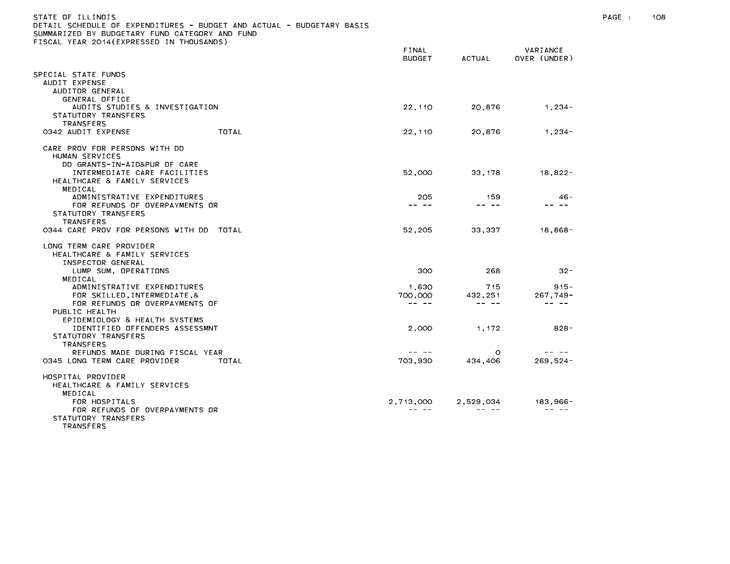STATE OF ILLINOIS
DETAIL SCHEDULE OF EXPENDITURES - BUDGET AND ACTUAL - BUDGETARY BASIS
SUMMARIZED BY BUDGETARY FUND CATEGORY AND FUND
FISCAL YEAR 2014(EXPRESSED IN THOUSANDS)

| | FINAL BUDGET | ACTUAL | VARIANCE OVER (UNDER) |
|---|---|---|---|
| SPECIAL STATE FUNDS | | | |
| AUDIT EXPENSE | | | |
| AUDITOR GENERAL | | | |
| GENERAL OFFICE | | | |
| AUDITS STUDIES & INVESTIGATION | 22,110 | 20,876 | 1,234- |
| STATUTORY TRANSFERS | | | |
| TRANSFERS | | | |
| 0342 AUDIT EXPENSE TOTAL | 22,110 | 20,876 | 1,234- |
| CARE PROV FOR PERSONS WITH DD | | | |
| HUMAN SERVICES | | | |
| DD GRANTS-IN-AID&PUR OF CARE | | | |
| INTERMEDIATE CARE FACILITIES | 52,000 | 33,178 | 18,822- |
| HEALTHCARE & FAMILY SERVICES | | | |
| MEDICAL | | | |
| ADMINISTRATIVE EXPENDITURES | 205 | 159 | 46- |
| FOR REFUNDS OF OVERPAYMENTS OR | -- -- | -- -- | -- -- |
| STATUTORY TRANSFERS | | | |
| TRANSFERS | | | |
| 0344 CARE PROV FOR PERSONS WITH DD TOTAL | 52,205 | 33,337 | 18,868- |
| LONG TERM CARE PROVIDER | | | |
| HEALTHCARE & FAMILY SERVICES | | | |
| INSPECTOR GENERAL | | | |
| LUMP SUM, OPERATIONS | 300 | 268 | 32- |
| MEDICAL | | | |
| ADMINISTRATIVE EXPENDITURES | 1,630 | 715 | 915- |
| FOR SKILLED,INTERMEDIATE,& | 700,000 | 432,251 | 267,749- |
| FOR REFUNDS OR OVERPAYMENTS OF | -- -- | -- -- | -- -- |
| PUBLIC HEALTH | | | |
| EPIDEMIOLOGY & HEALTH SYSTEMS | | | |
| IDENTIFIED OFFENDERS ASSESSMNT | 2,000 | 1,172 | 828- |
| STATUTORY TRANSFERS | | | |
| TRANSFERS | | | |
| REFUNDS MADE DURING FISCAL YEAR | -- -- | 0 | -- -- |
| 0345 LONG TERM CARE PROVIDER TOTAL | 703,930 | 434,406 | 269,524- |
| HOSPITAL PROVIDER | | | |
| HEALTHCARE & FAMILY SERVICES | | | |
| MEDICAL | | | |
| FOR HOSPITALS | 2,713,000 | 2,529,034 | 183,966- |
| FOR REFUNDS OF OVERPAYMENTS OR | -- -- | -- -- | -- -- |
| STATUTORY TRANSFERS | | | |
| TRANSFERS | | | |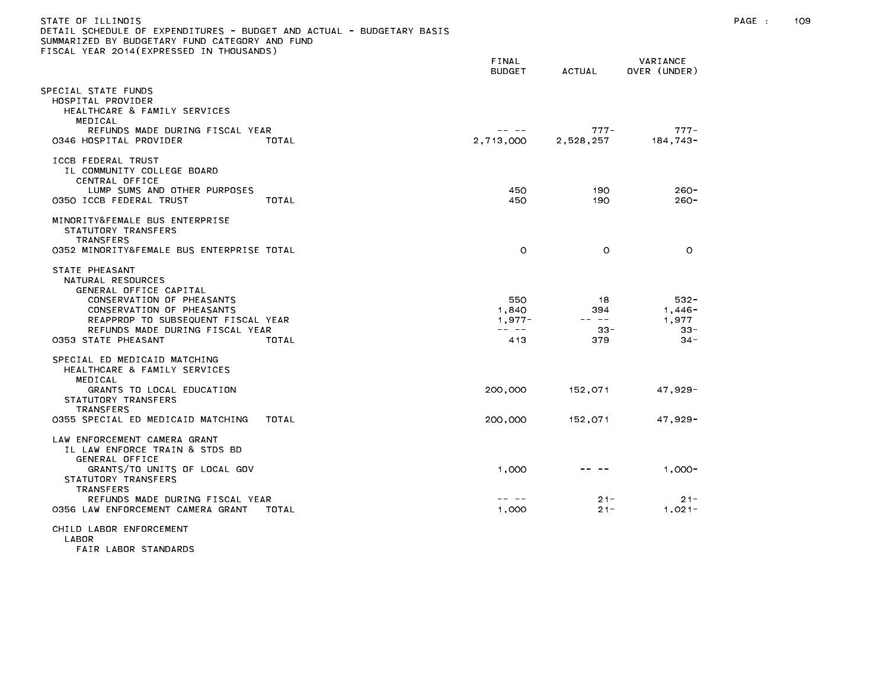STATE OF ILLINOIS
DETAIL SCHEDULE OF EXPENDITURES - BUDGET AND ACTUAL - BUDGETARY BASIS
SUMMARIZED BY BUDGETARY FUND CATEGORY AND FUND
FISCAL YEAR 2014(EXPRESSED IN THOUSANDS)

| | FINAL BUDGET | ACTUAL | VARIANCE OVER (UNDER) |
|---|---|---|---|
| SPECIAL STATE FUNDS | | | |
| HOSPITAL PROVIDER | | | |
| HEALTHCARE & FAMILY SERVICES | | | |
| MEDICAL | | | |
| REFUNDS MADE DURING FISCAL YEAR | -- -- | 777- | 777- |
| 0346 HOSPITAL PROVIDER TOTAL | 2,713,000 | 2,528,257 | 184,743- |
| ICCB FEDERAL TRUST | | | |
| IL COMMUNITY COLLEGE BOARD | | | |
| CENTRAL OFFICE | | | |
| LUMP SUMS AND OTHER PURPOSES | 450 | 190 | 260- |
| 0350 ICCB FEDERAL TRUST TOTAL | 450 | 190 | 260- |
| MINORITY&FEMALE BUS ENTERPRISE | | | |
| STATUTORY TRANSFERS | | | |
| TRANSFERS | | | |
| 0352 MINORITY&FEMALE BUS ENTERPRISE TOTAL | 0 | 0 | 0 |
| STATE PHEASANT | | | |
| NATURAL RESOURCES | | | |
| GENERAL OFFICE CAPITAL | | | |
| CONSERVATION OF PHEASANTS | 550 | 18 | 532- |
| CONSERVATION OF PHEASANTS | 1,840 | 394 | 1,446- |
| REAPPROP TO SUBSEQUENT FISCAL YEAR | 1,977- | -- -- | 1,977 |
| REFUNDS MADE DURING FISCAL YEAR | -- -- | 33- | 33- |
| 0353 STATE PHEASANT TOTAL | 413 | 379 | 34- |
| SPECIAL ED MEDICAID MATCHING | | | |
| HEALTHCARE & FAMILY SERVICES | | | |
| MEDICAL | | | |
| GRANTS TO LOCAL EDUCATION | 200,000 | 152,071 | 47,929- |
| STATUTORY TRANSFERS | | | |
| TRANSFERS | | | |
| 0355 SPECIAL ED MEDICAID MATCHING TOTAL | 200,000 | 152,071 | 47,929- |
| LAW ENFORCEMENT CAMERA GRANT | | | |
| IL LAW ENFORCE TRAIN & STDS BD | | | |
| GENERAL OFFICE | | | |
| GRANTS/TO UNITS OF LOCAL GOV | 1,000 | -- -- | 1,000- |
| STATUTORY TRANSFERS | | | |
| TRANSFERS | | | |
| REFUNDS MADE DURING FISCAL YEAR | -- -- | 21- | 21- |
| 0356 LAW ENFORCEMENT CAMERA GRANT TOTAL | 1,000 | 21- | 1,021- |
| CHILD LABOR ENFORCEMENT | | | |
| LABOR | | | |
| FAIR LABOR STANDARDS | | | |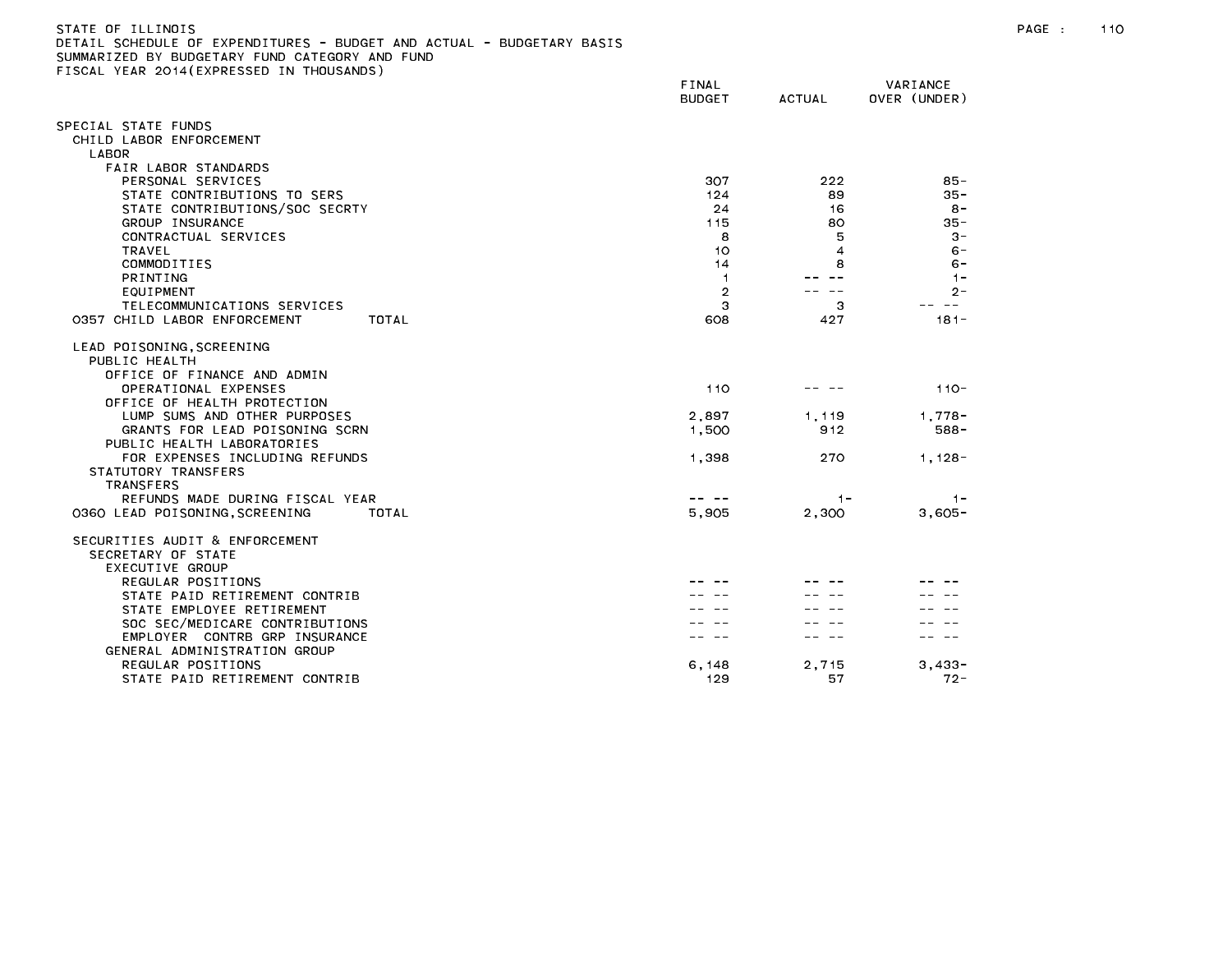STATE OF ILLINOIS
DETAIL SCHEDULE OF EXPENDITURES - BUDGET AND ACTUAL - BUDGETARY BASIS
SUMMARIZED BY BUDGETARY FUND CATEGORY AND FUND
FISCAL YEAR 2014(EXPRESSED IN THOUSANDS)

| | FINAL BUDGET | ACTUAL | VARIANCE OVER (UNDER) |
|---|---|---|---|
| SPECIAL STATE FUNDS | | | |
| CHILD LABOR ENFORCEMENT | | | |
| LABOR | | | |
| FAIR LABOR STANDARDS | | | |
| PERSONAL SERVICES | 307 | 222 | 85- |
| STATE CONTRIBUTIONS TO SERS | 124 | 89 | 35- |
| STATE CONTRIBUTIONS/SOC SECRTY | 24 | 16 | 8- |
| GROUP INSURANCE | 115 | 80 | 35- |
| CONTRACTUAL SERVICES | 8 | 5 | 3- |
| TRAVEL | 10 | 4 | 6- |
| COMMODITIES | 14 | 8 | 6- |
| PRINTING | 1 | -- -- | 1- |
| EQUIPMENT | 2 | -- -- | 2- |
| TELECOMMUNICATIONS SERVICES | 3 | 3 | -- -- |
| 0357 CHILD LABOR ENFORCEMENT TOTAL | 608 | 427 | 181- |
| LEAD POISONING,SCREENING | | | |
| PUBLIC HEALTH | | | |
| OFFICE OF FINANCE AND ADMIN | | | |
| OPERATIONAL EXPENSES | 110 | -- -- | 110- |
| OFFICE OF HEALTH PROTECTION | | | |
| LUMP SUMS AND OTHER PURPOSES | 2,897 | 1,119 | 1,778- |
| GRANTS FOR LEAD POISONING SCRN | 1,500 | 912 | 588- |
| PUBLIC HEALTH LABORATORIES | | | |
| FOR EXPENSES INCLUDING REFUNDS | 1,398 | 270 | 1,128- |
| STATUTORY TRANSFERS | | | |
| TRANSFERS | | | |
| REFUNDS MADE DURING FISCAL YEAR | -- -- | 1- | 1- |
| 0360 LEAD POISONING,SCREENING TOTAL | 5,905 | 2,300 | 3,605- |
| SECURITIES AUDIT & ENFORCEMENT | | | |
| SECRETARY OF STATE | | | |
| EXECUTIVE GROUP | | | |
| REGULAR POSITIONS | -- -- | -- -- | -- -- |
| STATE PAID RETIREMENT CONTRIB | -- -- | -- -- | -- -- |
| STATE EMPLOYEE RETIREMENT | -- -- | -- -- | -- -- |
| SOC SEC/MEDICARE CONTRIBUTIONS | -- -- | -- -- | -- -- |
| EMPLOYER CONTRB GRP INSURANCE | -- -- | -- -- | -- -- |
| GENERAL ADMINISTRATION GROUP | | | |
| REGULAR POSITIONS | 6,148 | 2,715 | 3,433- |
| STATE PAID RETIREMENT CONTRIB | 129 | 57 | 72- |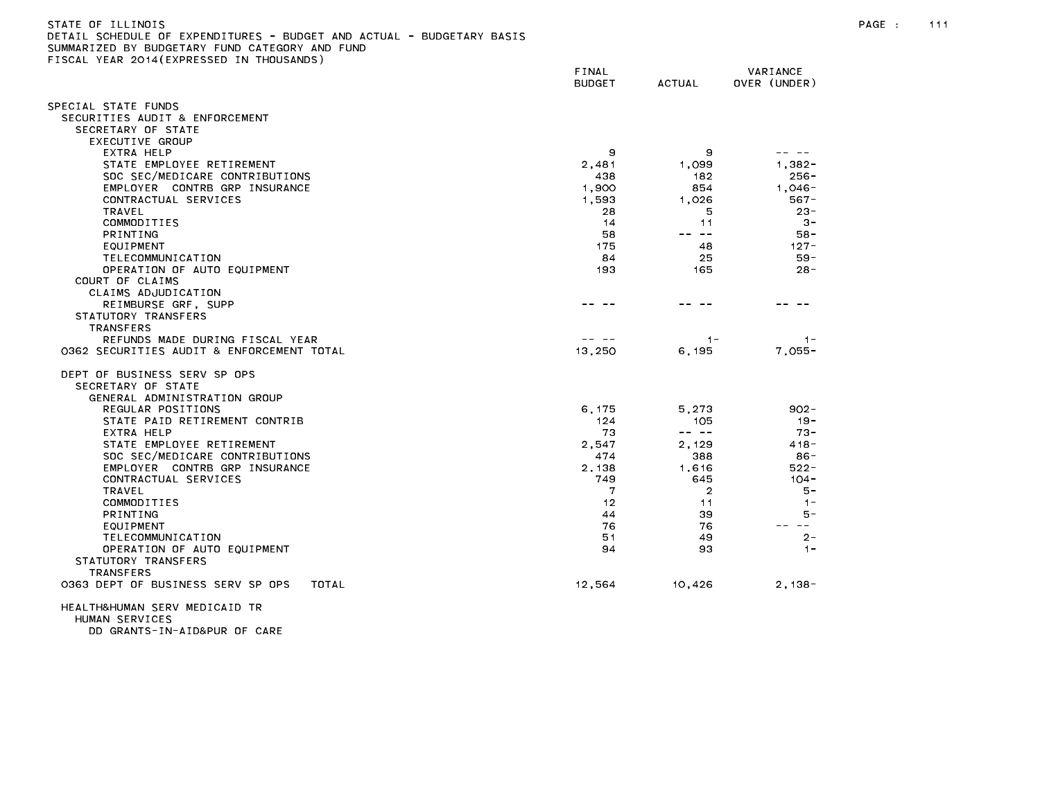STATE OF ILLINOIS
DETAIL SCHEDULE OF EXPENDITURES - BUDGET AND ACTUAL - BUDGETARY BASIS
SUMMARIZED BY BUDGETARY FUND CATEGORY AND FUND
FISCAL YEAR 2014(EXPRESSED IN THOUSANDS)

| | FINAL BUDGET | ACTUAL | VARIANCE OVER (UNDER) |
|---|---|---|---|
| SPECIAL STATE FUNDS | | | |
| SECURITIES AUDIT & ENFORCEMENT | | | |
| SECRETARY OF STATE | | | |
| EXECUTIVE GROUP | | | |
| EXTRA HELP | 9 | 9 | -- -- |
| STATE EMPLOYEE RETIREMENT | 2,481 | 1,099 | 1,382- |
| SOC SEC/MEDICARE CONTRIBUTIONS | 438 | 182 | 256- |
| EMPLOYER CONTRB GRP INSURANCE | 1,900 | 854 | 1,046- |
| CONTRACTUAL SERVICES | 1,593 | 1,026 | 567- |
| TRAVEL | 28 | 5 | 23- |
| COMMODITIES | 14 | 11 | 3- |
| PRINTING | 58 | -- -- | 58- |
| EQUIPMENT | 175 | 48 | 127- |
| TELECOMMUNICATION | 84 | 25 | 59- |
| OPERATION OF AUTO EQUIPMENT | 193 | 165 | 28- |
| COURT OF CLAIMS | | | |
| CLAIMS ADJUDICATION | | | |
| REIMBURSE GRF, SUPP | -- -- | -- -- | -- -- |
| STATUTORY TRANSFERS | | | |
| TRANSFERS | | | |
| REFUNDS MADE DURING FISCAL YEAR | -- -- | 1- | 1- |
| 0362 SECURITIES AUDIT & ENFORCEMENT TOTAL | 13,250 | 6,195 | 7,055- |
| | | | |
| DEPT OF BUSINESS SERV SP OPS | | | |
| SECRETARY OF STATE | | | |
| GENERAL ADMINISTRATION GROUP | | | |
| REGULAR POSITIONS | 6,175 | 5,273 | 902- |
| STATE PAID RETIREMENT CONTRIB | 124 | 105 | 19- |
| EXTRA HELP | 73 | -- -- | 73- |
| STATE EMPLOYEE RETIREMENT | 2,547 | 2,129 | 418- |
| SOC SEC/MEDICARE CONTRIBUTIONS | 474 | 388 | 86- |
| EMPLOYER CONTRB GRP INSURANCE | 2,138 | 1,616 | 522- |
| CONTRACTUAL SERVICES | 749 | 645 | 104- |
| TRAVEL | 7 | 2 | 5- |
| COMMODITIES | 12 | 11 | 1- |
| PRINTING | 44 | 39 | 5- |
| EQUIPMENT | 76 | 76 | -- -- |
| TELECOMMUNICATION | 51 | 49 | 2- |
| OPERATION OF AUTO EQUIPMENT | 94 | 93 | 1- |
| STATUTORY TRANSFERS | | | |
| TRANSFERS | | | |
| 0363 DEPT OF BUSINESS SERV SP OPS TOTAL | 12,564 | 10,426 | 2,138- |
| | | | |
| HEALTH&HUMAN SERV MEDICAID TR | | | |
| HUMAN SERVICES | | | |
| DD GRANTS-IN-AID&PUR OF CARE | | | |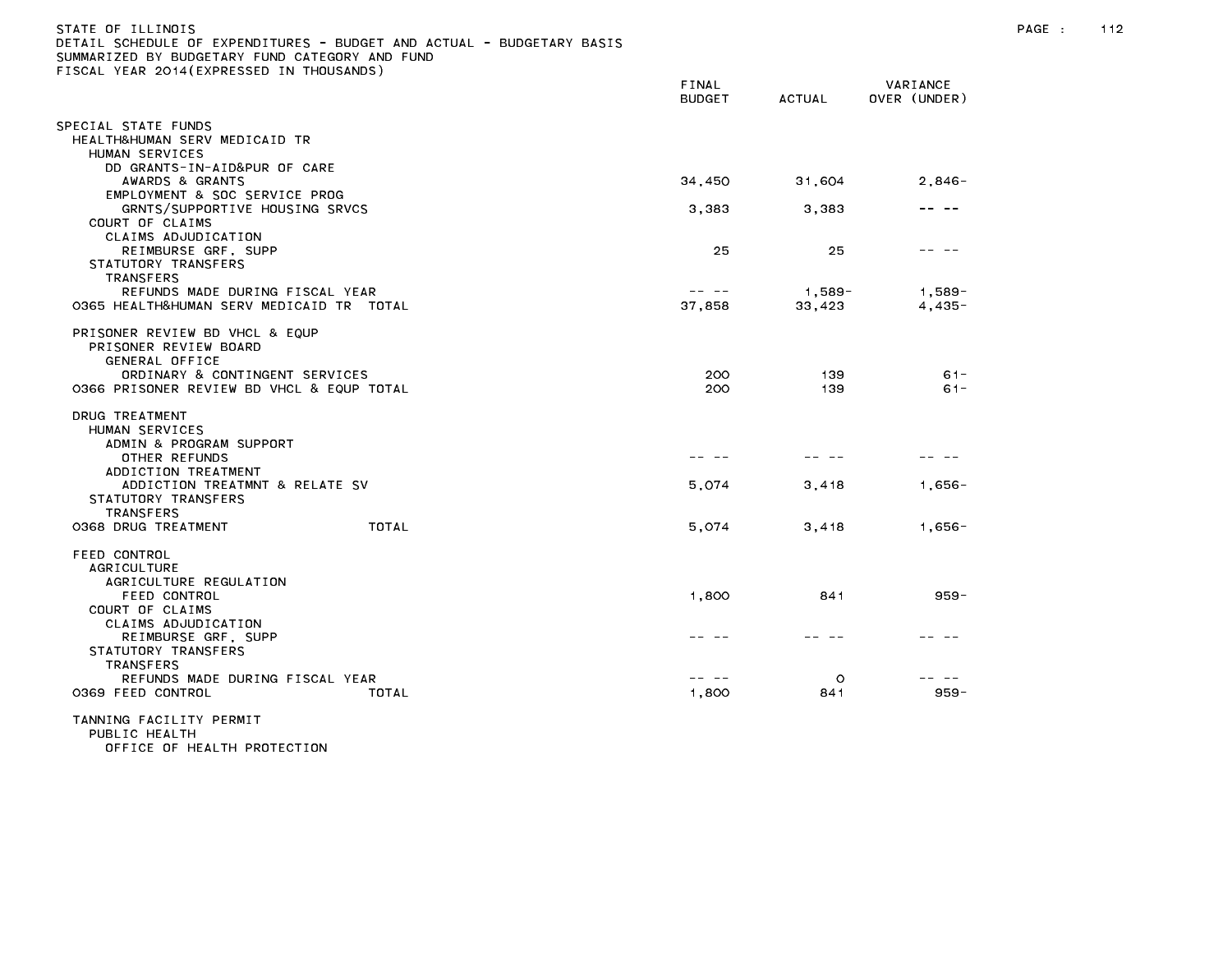STATE OF ILLINOIS
DETAIL SCHEDULE OF EXPENDITURES - BUDGET AND ACTUAL - BUDGETARY BASIS
SUMMARIZED BY BUDGETARY FUND CATEGORY AND FUND
FISCAL YEAR 2014(EXPRESSED IN THOUSANDS)

| | FINAL BUDGET | ACTUAL | VARIANCE OVER (UNDER) |
|---|---|---|---|
| SPECIAL STATE FUNDS | | | |
| HEALTH&HUMAN SERV MEDICAID TR | | | |
| HUMAN SERVICES | | | |
| DD GRANTS-IN-AID&PUR OF CARE | | | |
| AWARDS & GRANTS | 34,450 | 31,604 | 2,846- |
| EMPLOYMENT & SOC SERVICE PROG | | | |
| GRNTS/SUPPORTIVE HOUSING SRVCS | 3,383 | 3,383 | -- -- |
| COURT OF CLAIMS | | | |
| CLAIMS ADJUDICATION | | | |
| REIMBURSE GRF, SUPP | 25 | 25 | -- -- |
| STATUTORY TRANSFERS | | | |
| TRANSFERS | | | |
| REFUNDS MADE DURING FISCAL YEAR | -- -- | 1,589- | 1,589- |
| 0365 HEALTH&HUMAN SERV MEDICAID TR TOTAL | 37,858 | 33,423 | 4,435- |
| PRISONER REVIEW BD VHCL & EQUP | | | |
| PRISONER REVIEW BOARD | | | |
| GENERAL OFFICE | | | |
| ORDINARY & CONTINGENT SERVICES | 200 | 139 | 61- |
| 0366 PRISONER REVIEW BD VHCL & EQUP TOTAL | 200 | 139 | 61- |
| DRUG TREATMENT | | | |
| HUMAN SERVICES | | | |
| ADMIN & PROGRAM SUPPORT | | | |
| OTHER REFUNDS | -- -- | -- -- | -- -- |
| ADDICTION TREATMENT | | | |
| ADDICTION TREATMNT & RELATE SV | 5,074 | 3,418 | 1,656- |
| STATUTORY TRANSFERS | | | |
| TRANSFERS | | | |
| 0368 DRUG TREATMENT TOTAL | 5,074 | 3,418 | 1,656- |
| FEED CONTROL | | | |
| AGRICULTURE | | | |
| AGRICULTURE REGULATION | | | |
| FEED CONTROL | 1,800 | 841 | 959- |
| COURT OF CLAIMS | | | |
| CLAIMS ADJUDICATION | | | |
| REIMBURSE GRF, SUPP | -- -- | -- -- | -- -- |
| STATUTORY TRANSFERS | | | |
| TRANSFERS | | | |
| REFUNDS MADE DURING FISCAL YEAR | -- -- | 0 | -- -- |
| 0369 FEED CONTROL TOTAL | 1,800 | 841 | 959- |
| TANNING FACILITY PERMIT | | | |
| PUBLIC HEALTH | | | |
| OFFICE OF HEALTH PROTECTION | | | |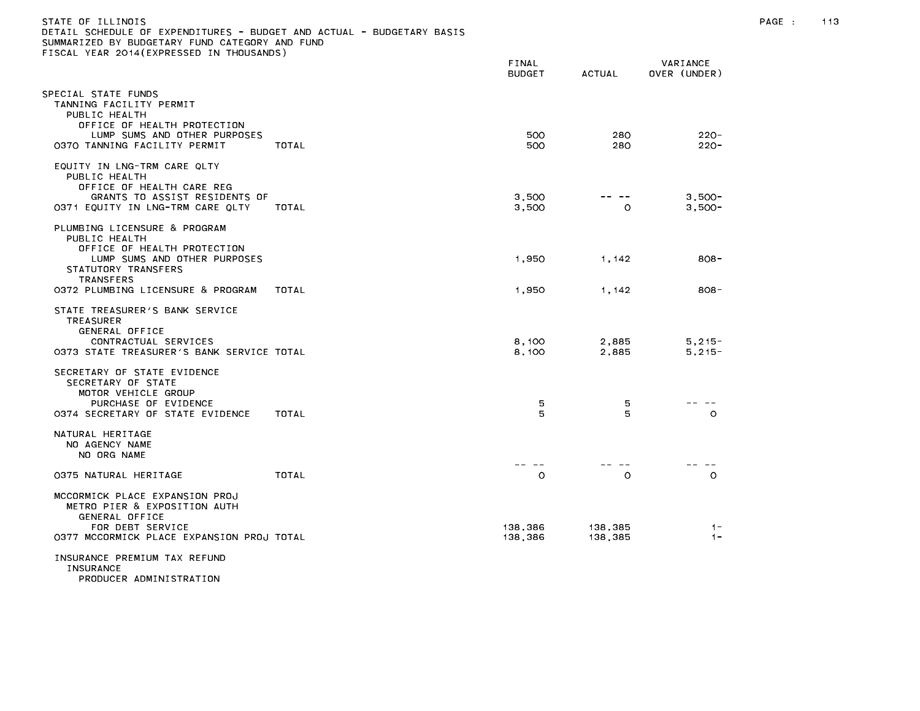STATE OF ILLINOIS
DETAIL SCHEDULE OF EXPENDITURES - BUDGET AND ACTUAL - BUDGETARY BASIS
SUMMARIZED BY BUDGETARY FUND CATEGORY AND FUND
FISCAL YEAR 2014(EXPRESSED IN THOUSANDS)

| | | FINAL BUDGET | ACTUAL | VARIANCE OVER (UNDER) |
|---|---|---|---|---|
| SPECIAL STATE FUNDS | | | | |
| TANNING FACILITY PERMIT | | | | |
| PUBLIC HEALTH | | | | |
| OFFICE OF HEALTH PROTECTION | | | | |
| LUMP SUMS AND OTHER PURPOSES | | 500 | 280 | 220- |
| 0370 TANNING FACILITY PERMIT | TOTAL | 500 | 280 | 220- |
| EQUITY IN LNG-TRM CARE QLTY | | | | |
| PUBLIC HEALTH | | | | |
| OFFICE OF HEALTH CARE REG | | | | |
| GRANTS TO ASSIST RESIDENTS OF | | 3,500 | -- -- | 3,500- |
| 0371 EQUITY IN LNG-TRM CARE QLTY | TOTAL | 3,500 | 0 | 3,500- |
| PLUMBING LICENSURE & PROGRAM | | | | |
| PUBLIC HEALTH | | | | |
| OFFICE OF HEALTH PROTECTION | | | | |
| LUMP SUMS AND OTHER PURPOSES | | 1,950 | 1,142 | 808- |
| STATUTORY TRANSFERS | | | | |
| TRANSFERS | | | | |
| 0372 PLUMBING LICENSURE & PROGRAM | TOTAL | 1,950 | 1,142 | 808- |
| STATE TREASURER'S BANK SERVICE | | | | |
| TREASURER | | | | |
| GENERAL OFFICE | | | | |
| CONTRACTUAL SERVICES | | 8,100 | 2,885 | 5,215- |
| 0373 STATE TREASURER'S BANK SERVICE | TOTAL | 8,100 | 2,885 | 5,215- |
| SECRETARY OF STATE EVIDENCE | | | | |
| SECRETARY OF STATE | | | | |
| MOTOR VEHICLE GROUP | | | | |
| PURCHASE OF EVIDENCE | | 5 | 5 | -- -- |
| 0374 SECRETARY OF STATE EVIDENCE | TOTAL | 5 | 5 | 0 |
| NATURAL HERITAGE | | | | |
| NO AGENCY NAME | | | | |
| NO ORG NAME | | | | |
| | | -- -- | -- -- | -- -- |
| 0375 NATURAL HERITAGE | TOTAL | 0 | 0 | 0 |
| MCCORMICK PLACE EXPANSION PROJ | | | | |
| METRO PIER & EXPOSITION AUTH | | | | |
| GENERAL OFFICE | | | | |
| FOR DEBT SERVICE | | 138,386 | 138,385 | 1- |
| 0377 MCCORMICK PLACE EXPANSION PROJ | TOTAL | 138,386 | 138,385 | 1- |
| INSURANCE PREMIUM TAX REFUND | | | | |
| INSURANCE | | | | |
| PRODUCER ADMINISTRATION | | | | |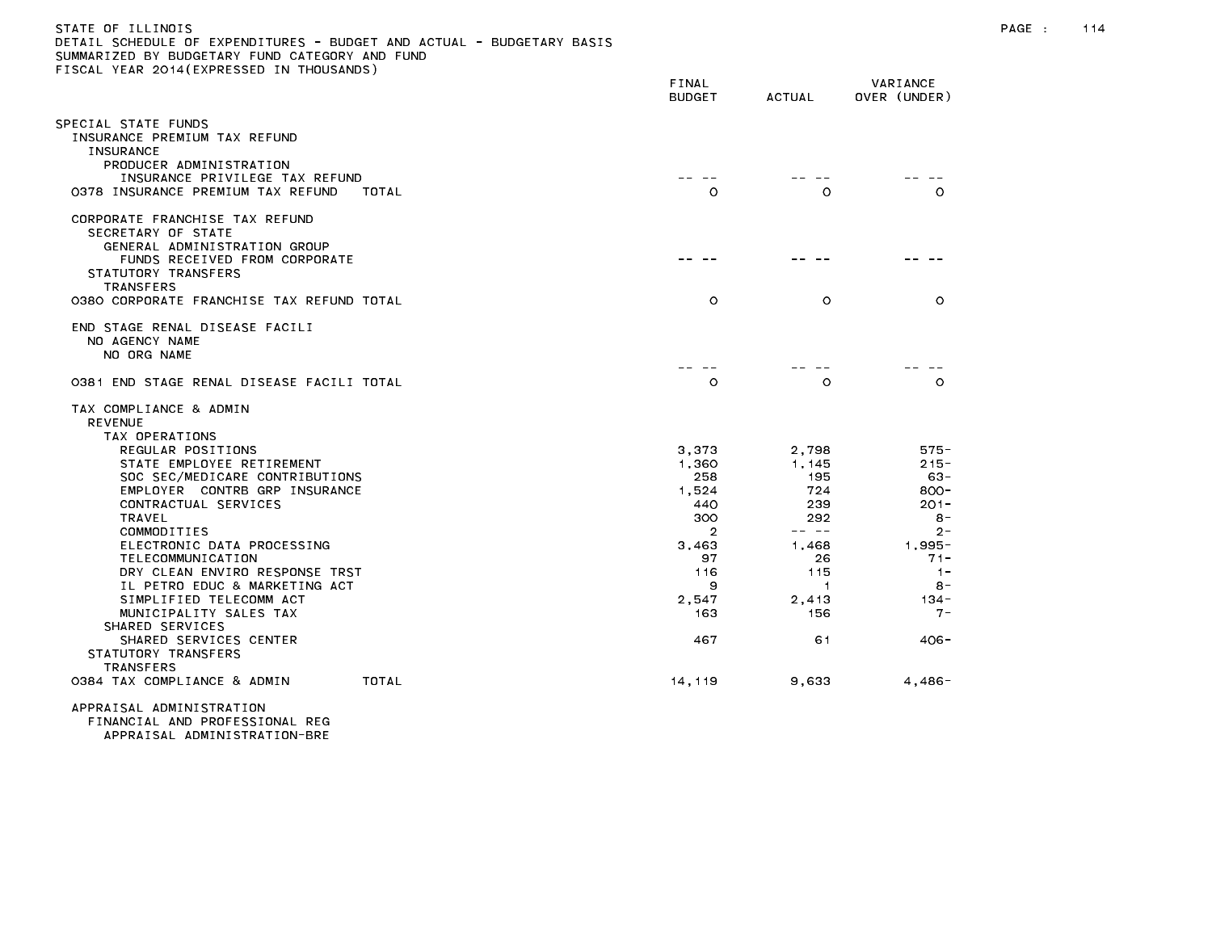STATE OF ILLINOIS
DETAIL SCHEDULE OF EXPENDITURES - BUDGET AND ACTUAL - BUDGETARY BASIS
SUMMARIZED BY BUDGETARY FUND CATEGORY AND FUND
FISCAL YEAR 2014(EXPRESSED IN THOUSANDS)

| | FINAL BUDGET | ACTUAL | VARIANCE OVER (UNDER) |
|---|---|---|---|
| SPECIAL STATE FUNDS | | | |
| INSURANCE PREMIUM TAX REFUND | | | |
| INSURANCE | | | |
| PRODUCER ADMINISTRATION | | | |
| INSURANCE PRIVILEGE TAX REFUND | -- -- | -- -- | -- -- |
| 0378 INSURANCE PREMIUM TAX REFUND TOTAL | 0 | 0 | 0 |
| CORPORATE FRANCHISE TAX REFUND | | | |
| SECRETARY OF STATE | | | |
| GENERAL ADMINISTRATION GROUP | | | |
| FUNDS RECEIVED FROM CORPORATE | -- -- | -- -- | -- -- |
| STATUTORY TRANSFERS | | | |
| TRANSFERS | | | |
| 0380 CORPORATE FRANCHISE TAX REFUND TOTAL | 0 | 0 | 0 |
| END STAGE RENAL DISEASE FACILI | | | |
| NO AGENCY NAME | | | |
| NO ORG NAME | | | |
| | -- -- | -- -- | -- -- |
| 0381 END STAGE RENAL DISEASE FACILI TOTAL | 0 | 0 | 0 |
| TAX COMPLIANCE & ADMIN | | | |
| REVENUE | | | |
| TAX OPERATIONS | | | |
| REGULAR POSITIONS | 3,373 | 2,798 | 575- |
| STATE EMPLOYEE RETIREMENT | 1,360 | 1,145 | 215- |
| SOC SEC/MEDICARE CONTRIBUTIONS | 258 | 195 | 63- |
| EMPLOYER CONTRB GRP INSURANCE | 1,524 | 724 | 800- |
| CONTRACTUAL SERVICES | 440 | 239 | 201- |
| TRAVEL | 300 | 292 | 8- |
| COMMODITIES | 2 | -- -- | 2- |
| ELECTRONIC DATA PROCESSING | 3,463 | 1,468 | 1,995- |
| TELECOMMUNICATION | 97 | 26 | 71- |
| DRY CLEAN ENVIRO RESPONSE TRST | 116 | 115 | 1- |
| IL PETRO EDUC & MARKETING ACT | 9 | 1 | 8- |
| SIMPLIFIED TELECOMM ACT | 2,547 | 2,413 | 134- |
| MUNICIPALITY SALES TAX | 163 | 156 | 7- |
| SHARED SERVICES | | | |
| SHARED SERVICES CENTER | 467 | 61 | 406- |
| STATUTORY TRANSFERS | | | |
| TRANSFERS | | | |
| 0384 TAX COMPLIANCE & ADMIN TOTAL | 14,119 | 9,633 | 4,486- |
| APPRAISAL ADMINISTRATION | | | |
| FINANCIAL AND PROFESSIONAL REG | | | |
| APPRAISAL ADMINISTRATION-BRE | | | |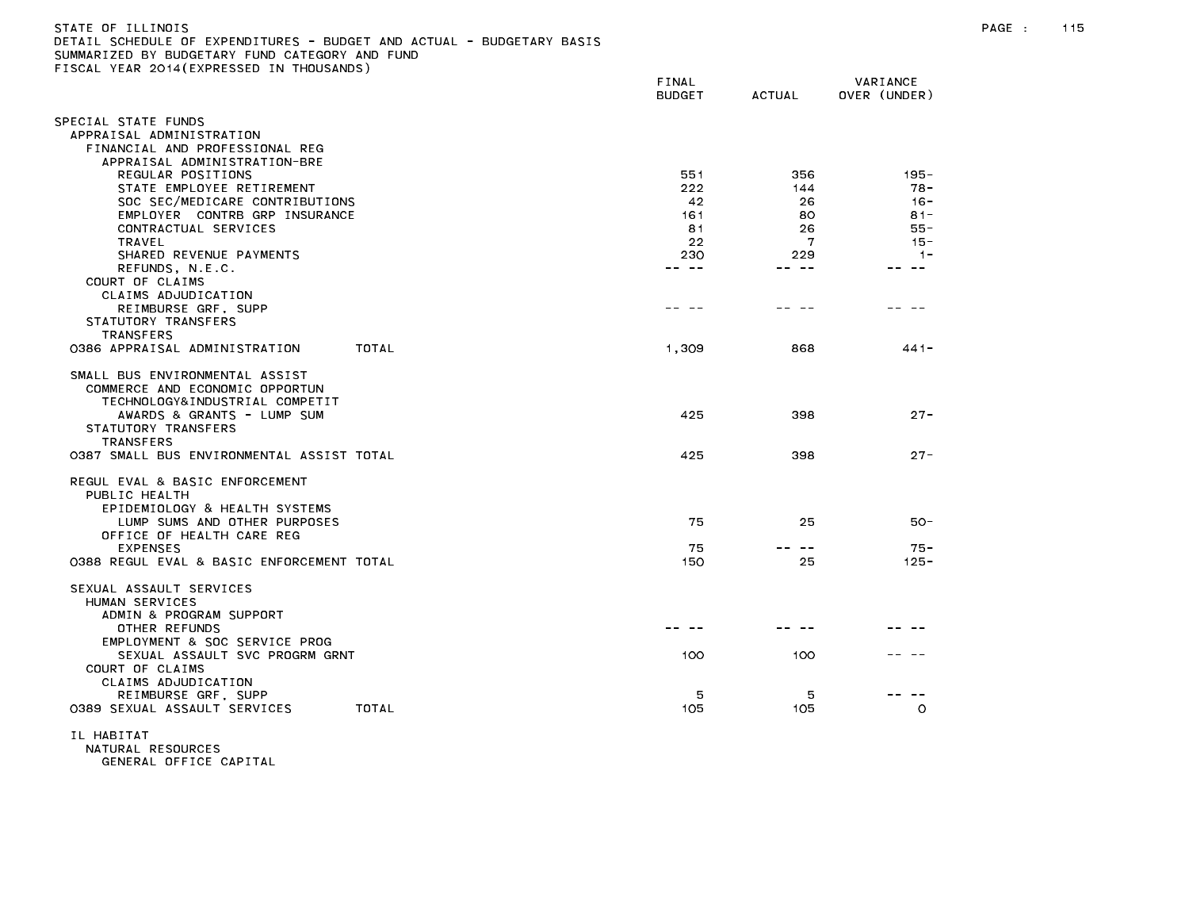STATE OF ILLINOIS
DETAIL SCHEDULE OF EXPENDITURES - BUDGET AND ACTUAL - BUDGETARY BASIS
SUMMARIZED BY BUDGETARY FUND CATEGORY AND FUND
FISCAL YEAR 2014(EXPRESSED IN THOUSANDS)

| | FINAL BUDGET | ACTUAL | VARIANCE OVER (UNDER) |
|---|---|---|---|
| SPECIAL STATE FUNDS | | | |
| APPRAISAL ADMINISTRATION | | | |
| FINANCIAL AND PROFESSIONAL REG | | | |
| APPRAISAL ADMINISTRATION-BRE | | | |
| REGULAR POSITIONS | 551 | 356 | 195- |
| STATE EMPLOYEE RETIREMENT | 222 | 144 | 78- |
| SOC SEC/MEDICARE CONTRIBUTIONS | 42 | 26 | 16- |
| EMPLOYER CONTRB GRP INSURANCE | 161 | 80 | 81- |
| CONTRACTUAL SERVICES | 81 | 26 | 55- |
| TRAVEL | 22 | 7 | 15- |
| SHARED REVENUE PAYMENTS | 230 | 229 | 1- |
| REFUNDS, N.E.C. | -- -- | -- -- | -- -- |
| COURT OF CLAIMS | | | |
| CLAIMS ADJUDICATION | | | |
| REIMBURSE GRF, SUPP | -- -- | -- -- | -- -- |
| STATUTORY TRANSFERS | | | |
| TRANSFERS | | | |
| 0386 APPRAISAL ADMINISTRATION TOTAL | 1,309 | 868 | 441- |
| | | | |
| SMALL BUS ENVIRONMENTAL ASSIST | | | |
| COMMERCE AND ECONOMIC OPPORTUN | | | |
| TECHNOLOGY&INDUSTRIAL COMPETIT | | | |
| AWARDS & GRANTS - LUMP SUM | 425 | 398 | 27- |
| STATUTORY TRANSFERS | | | |
| TRANSFERS | | | |
| 0387 SMALL BUS ENVIRONMENTAL ASSIST TOTAL | 425 | 398 | 27- |
| | | | |
| REGUL EVAL & BASIC ENFORCEMENT | | | |
| PUBLIC HEALTH | | | |
| EPIDEMIOLOGY & HEALTH SYSTEMS | | | |
| LUMP SUMS AND OTHER PURPOSES | 75 | 25 | 50- |
| OFFICE OF HEALTH CARE REG | | | |
| EXPENSES | 75 | -- -- | 75- |
| 0388 REGUL EVAL & BASIC ENFORCEMENT TOTAL | 150 | 25 | 125- |
| | | | |
| SEXUAL ASSAULT SERVICES | | | |
| HUMAN SERVICES | | | |
| ADMIN & PROGRAM SUPPORT | | | |
| OTHER REFUNDS | -- -- | -- -- | -- -- |
| EMPLOYMENT & SOC SERVICE PROG | | | |
| SEXUAL ASSAULT SVC PROGRM GRNT | 100 | 100 | -- -- |
| COURT OF CLAIMS | | | |
| CLAIMS ADJUDICATION | | | |
| REIMBURSE GRF, SUPP | 5 | 5 | -- -- |
| 0389 SEXUAL ASSAULT SERVICES TOTAL | 105 | 105 | 0 |
| | | | |
| IL HABITAT | | | |
| NATURAL RESOURCES | | | |
| GENERAL OFFICE CAPITAL | | | |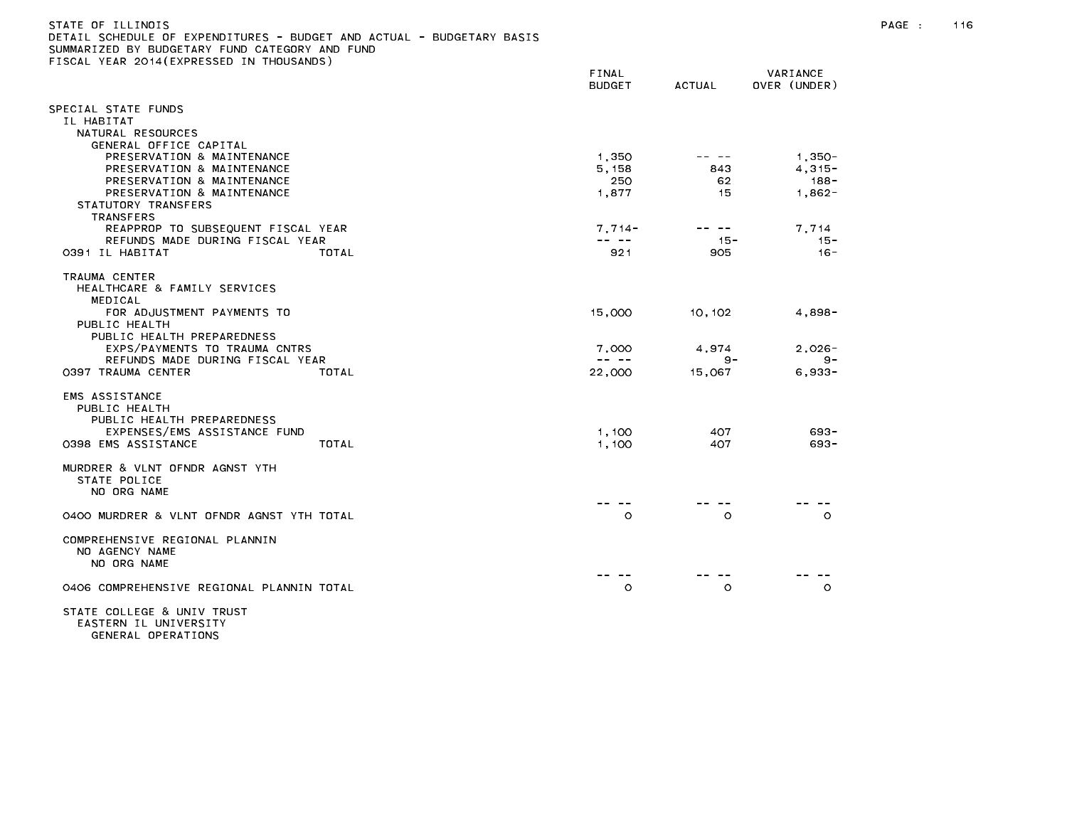STATE OF ILLINOIS
DETAIL SCHEDULE OF EXPENDITURES - BUDGET AND ACTUAL - BUDGETARY BASIS
SUMMARIZED BY BUDGETARY FUND CATEGORY AND FUND
FISCAL YEAR 2014(EXPRESSED IN THOUSANDS)

| | FINAL BUDGET | ACTUAL | VARIANCE OVER (UNDER) |
|---|---|---|---|
| SPECIAL STATE FUNDS | | | |
| IL HABITAT | | | |
| NATURAL RESOURCES | | | |
| GENERAL OFFICE CAPITAL | | | |
| PRESERVATION & MAINTENANCE | 1,350 | -- -- | 1,350- |
| PRESERVATION & MAINTENANCE | 5,158 | 843 | 4,315- |
| PRESERVATION & MAINTENANCE | 250 | 62 | 188- |
| PRESERVATION & MAINTENANCE | 1,877 | 15 | 1,862- |
| STATUTORY TRANSFERS | | | |
| TRANSFERS | | | |
| REAPPROP TO SUBSEQUENT FISCAL YEAR | 7,714- | -- -- | 7,714 |
| REFUNDS MADE DURING FISCAL YEAR | -- -- | 15- | 15- |
| 0391 IL HABITAT TOTAL | 921 | 905 | 16- |
| TRAUMA CENTER | | | |
| HEALTHCARE & FAMILY SERVICES | | | |
| MEDICAL | | | |
| FOR ADJUSTMENT PAYMENTS TO | 15,000 | 10,102 | 4,898- |
| PUBLIC HEALTH | | | |
| PUBLIC HEALTH PREPAREDNESS | | | |
| EXPS/PAYMENTS TO TRAUMA CNTRS | 7,000 | 4,974 | 2,026- |
| REFUNDS MADE DURING FISCAL YEAR | -- -- | 9- | 9- |
| 0397 TRAUMA CENTER TOTAL | 22,000 | 15,067 | 6,933- |
| EMS ASSISTANCE | | | |
| PUBLIC HEALTH | | | |
| PUBLIC HEALTH PREPAREDNESS | | | |
| EXPENSES/EMS ASSISTANCE FUND | 1,100 | 407 | 693- |
| 0398 EMS ASSISTANCE TOTAL | 1,100 | 407 | 693- |
| MURDRER & VLNT OFNDR AGNST YTH | | | |
| STATE POLICE | | | |
| NO ORG NAME | -- -- | -- -- | -- -- |
| 0400 MURDRER & VLNT OFNDR AGNST YTH TOTAL | 0 | 0 | 0 |
| COMPREHENSIVE REGIONAL PLANNIN | | | |
| NO AGENCY NAME | | | |
| NO ORG NAME | -- -- | -- -- | -- -- |
| 0406 COMPREHENSIVE REGIONAL PLANNIN TOTAL | 0 | 0 | 0 |
| STATE COLLEGE & UNIV TRUST | | | |
| EASTERN IL UNIVERSITY | | | |
| GENERAL OPERATIONS | | | |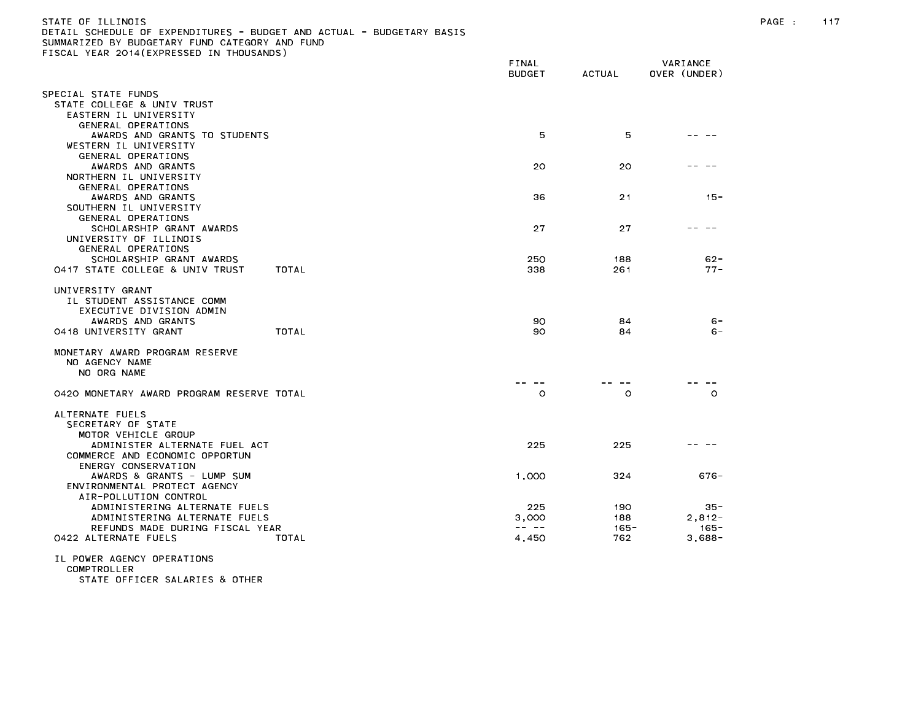STATE OF ILLINOIS
DETAIL SCHEDULE OF EXPENDITURES - BUDGET AND ACTUAL - BUDGETARY BASIS
SUMMARIZED BY BUDGETARY FUND CATEGORY AND FUND
FISCAL YEAR 2014(EXPRESSED IN THOUSANDS)

| | FINAL BUDGET | ACTUAL | VARIANCE OVER (UNDER) |
|---|---|---|---|
| SPECIAL STATE FUNDS | | | |
| STATE COLLEGE & UNIV TRUST | | | |
| EASTERN IL UNIVERSITY | | | |
| GENERAL OPERATIONS | | | |
| AWARDS AND GRANTS TO STUDENTS | 5 | 5 | -- -- |
| WESTERN IL UNIVERSITY | | | |
| GENERAL OPERATIONS | | | |
| AWARDS AND GRANTS | 20 | 20 | -- -- |
| NORTHERN IL UNIVERSITY | | | |
| GENERAL OPERATIONS | | | |
| AWARDS AND GRANTS | 36 | 21 | 15- |
| SOUTHERN IL UNIVERSITY | | | |
| GENERAL OPERATIONS | | | |
| SCHOLARSHIP GRANT AWARDS | 27 | 27 | -- -- |
| UNIVERSITY OF ILLINOIS | | | |
| GENERAL OPERATIONS | | | |
| SCHOLARSHIP GRANT AWARDS | 250 | 188 | 62- |
| 0417 STATE COLLEGE & UNIV TRUST TOTAL | 338 | 261 | 77- |
| UNIVERSITY GRANT | | | |
| IL STUDENT ASSISTANCE COMM | | | |
| EXECUTIVE DIVISION ADMIN | | | |
| AWARDS AND GRANTS | 90 | 84 | 6- |
| 0418 UNIVERSITY GRANT TOTAL | 90 | 84 | 6- |
| MONETARY AWARD PROGRAM RESERVE | | | |
| NO AGENCY NAME | | | |
| NO ORG NAME | | | |
| | -- -- | -- -- | -- -- |
| 0420 MONETARY AWARD PROGRAM RESERVE TOTAL | 0 | 0 | 0 |
| ALTERNATE FUELS | | | |
| SECRETARY OF STATE | | | |
| MOTOR VEHICLE GROUP | | | |
| ADMINISTER ALTERNATE FUEL ACT | 225 | 225 | -- -- |
| COMMERCE AND ECONOMIC OPPORTUN | | | |
| ENERGY CONSERVATION | | | |
| AWARDS & GRANTS - LUMP SUM | 1,000 | 324 | 676- |
| ENVIRONMENTAL PROTECT AGENCY | | | |
| AIR-POLLUTION CONTROL | | | |
| ADMINISTERING ALTERNATE FUELS | 225 | 190 | 35- |
| ADMINISTERING ALTERNATE FUELS | 3,000 | 188 | 2,812- |
| REFUNDS MADE DURING FISCAL YEAR | -- -- | 165- | 165- |
| 0422 ALTERNATE FUELS TOTAL | 4,450 | 762 | 3,688- |
| IL POWER AGENCY OPERATIONS | | | |
| COMPTROLLER | | | |
| STATE OFFICER SALARIES & OTHER | | | |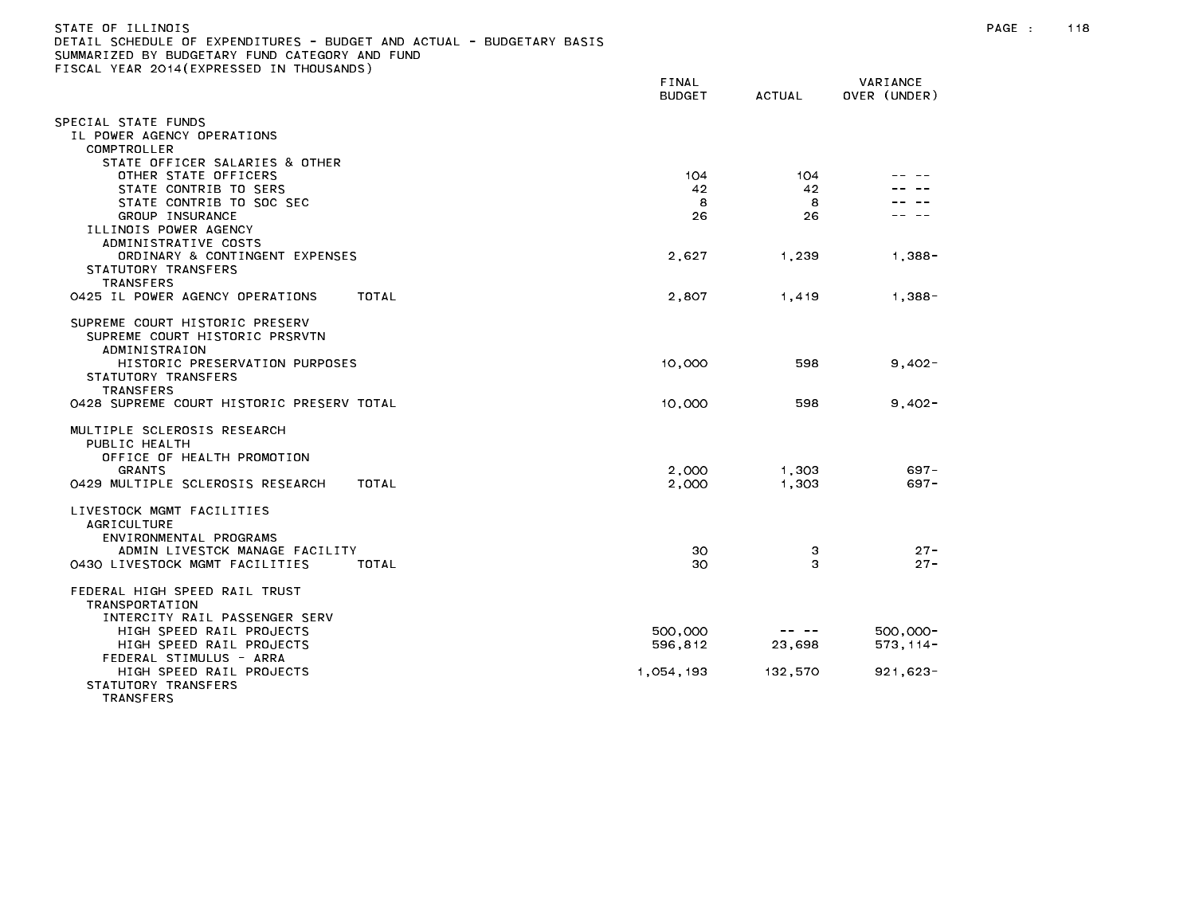STATE OF ILLINOIS
DETAIL SCHEDULE OF EXPENDITURES - BUDGET AND ACTUAL - BUDGETARY BASIS
SUMMARIZED BY BUDGETARY FUND CATEGORY AND FUND
FISCAL YEAR 2014(EXPRESSED IN THOUSANDS)

| | FINAL BUDGET | ACTUAL | VARIANCE OVER (UNDER) |
|---|---|---|---|
| SPECIAL STATE FUNDS | | | |
| IL POWER AGENCY OPERATIONS | | | |
| COMPTROLLER | | | |
| STATE OFFICER SALARIES & OTHER | | | |
| OTHER STATE OFFICERS | 104 | 104 | -- -- |
| STATE CONTRIB TO SERS | 42 | 42 | -- -- |
| STATE CONTRIB TO SOC SEC | 8 | 8 | -- -- |
| GROUP INSURANCE | 26 | 26 | -- -- |
| ILLINOIS POWER AGENCY | | | |
| ADMINISTRATIVE COSTS | | | |
| ORDINARY & CONTINGENT EXPENSES | 2,627 | 1,239 | 1,388- |
| STATUTORY TRANSFERS | | | |
| TRANSFERS | | | |
| 0425 IL POWER AGENCY OPERATIONS TOTAL | 2,807 | 1,419 | 1,388- |
| SUPREME COURT HISTORIC PRESERV | | | |
| SUPREME COURT HISTORIC PRSRVTN | | | |
| ADMINISTRAION | | | |
| HISTORIC PRESERVATION PURPOSES | 10,000 | 598 | 9,402- |
| STATUTORY TRANSFERS | | | |
| TRANSFERS | | | |
| 0428 SUPREME COURT HISTORIC PRESERV TOTAL | 10,000 | 598 | 9,402- |
| MULTIPLE SCLEROSIS RESEARCH | | | |
| PUBLIC HEALTH | | | |
| OFFICE OF HEALTH PROMOTION | | | |
| GRANTS | 2,000 | 1,303 | 697- |
| 0429 MULTIPLE SCLEROSIS RESEARCH TOTAL | 2,000 | 1,303 | 697- |
| LIVESTOCK MGMT FACILITIES | | | |
| AGRICULTURE | | | |
| ENVIRONMENTAL PROGRAMS | | | |
| ADMIN LIVESTCK MANAGE FACILITY | 30 | 3 | 27- |
| 0430 LIVESTOCK MGMT FACILITIES TOTAL | 30 | 3 | 27- |
| FEDERAL HIGH SPEED RAIL TRUST | | | |
| TRANSPORTATION | | | |
| INTERCITY RAIL PASSENGER SERV | | | |
| HIGH SPEED RAIL PROJECTS | 500,000 | -- -- | 500,000- |
| HIGH SPEED RAIL PROJECTS | 596,812 | 23,698 | 573,114- |
| FEDERAL STIMULUS - ARRA | | | |
| HIGH SPEED RAIL PROJECTS | 1,054,193 | 132,570 | 921,623- |
| STATUTORY TRANSFERS | | | |
| TRANSFERS | | | |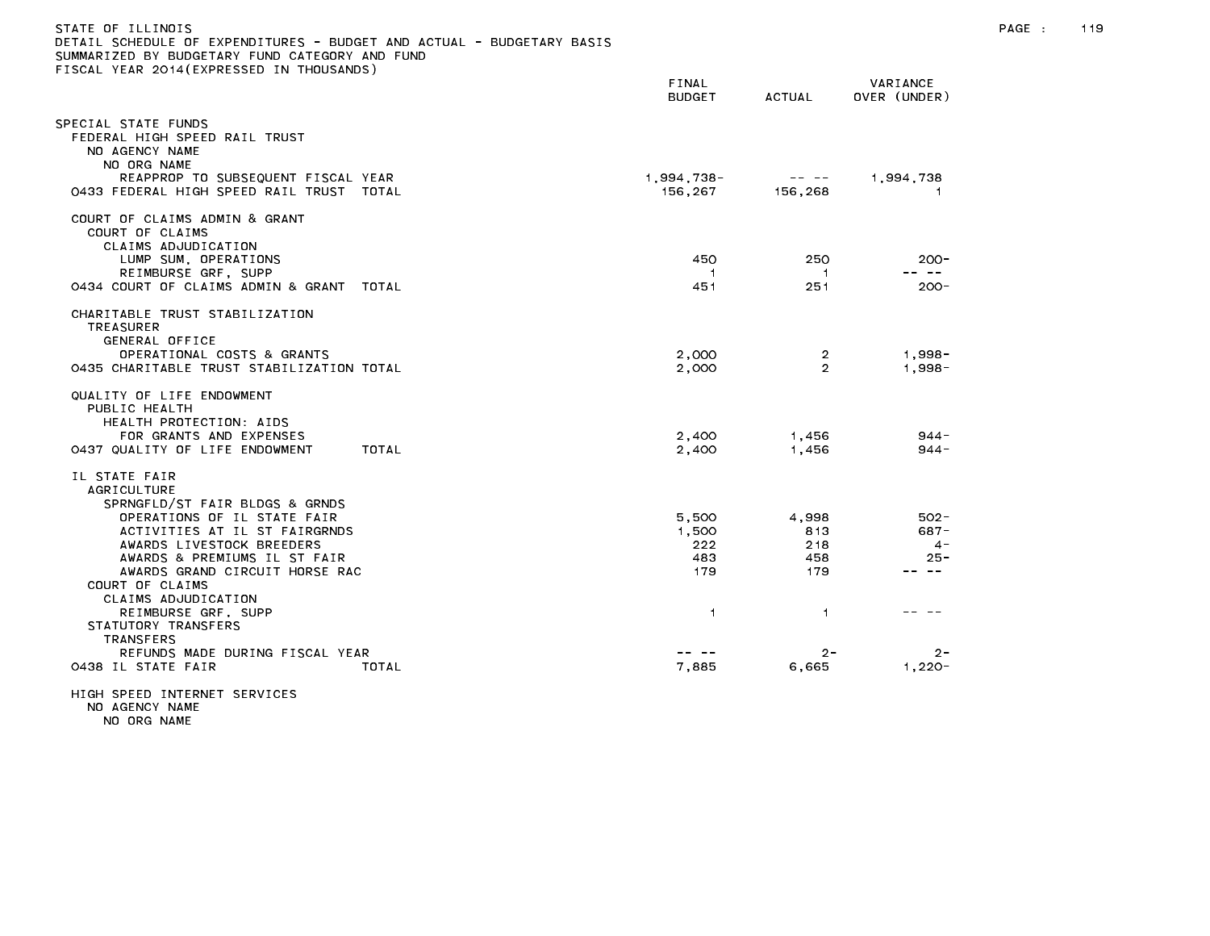STATE OF ILLINOIS
DETAIL SCHEDULE OF EXPENDITURES - BUDGET AND ACTUAL - BUDGETARY BASIS
SUMMARIZED BY BUDGETARY FUND CATEGORY AND FUND
FISCAL YEAR 2014(EXPRESSED IN THOUSANDS)

| | FINAL BUDGET | ACTUAL | VARIANCE OVER (UNDER) |
|---|---|---|---|
| SPECIAL STATE FUNDS | | | |
| FEDERAL HIGH SPEED RAIL TRUST | | | |
| NO AGENCY NAME | | | |
| NO ORG NAME | | | |
| REAPPROP TO SUBSEQUENT FISCAL YEAR | 1,994,738- | -- -- | 1,994,738 |
| 0433 FEDERAL HIGH SPEED RAIL TRUST TOTAL | 156,267 | 156,268 | 1 |
| COURT OF CLAIMS ADMIN & GRANT | | | |
| COURT OF CLAIMS | | | |
| CLAIMS ADJUDICATION | | | |
| LUMP SUM, OPERATIONS | 450 | 250 | 200- |
| REIMBURSE GRF, SUPP | 1 | 1 | -- -- |
| 0434 COURT OF CLAIMS ADMIN & GRANT TOTAL | 451 | 251 | 200- |
| CHARITABLE TRUST STABILIZATION | | | |
| TREASURER | | | |
| GENERAL OFFICE | | | |
| OPERATIONAL COSTS & GRANTS | 2,000 | 2 | 1,998- |
| 0435 CHARITABLE TRUST STABILIZATION TOTAL | 2,000 | 2 | 1,998- |
| QUALITY OF LIFE ENDOWMENT | | | |
| PUBLIC HEALTH | | | |
| HEALTH PROTECTION: AIDS | | | |
| FOR GRANTS AND EXPENSES | 2,400 | 1,456 | 944- |
| 0437 QUALITY OF LIFE ENDOWMENT TOTAL | 2,400 | 1,456 | 944- |
| IL STATE FAIR | | | |
| AGRICULTURE | | | |
| SPRNGFLD/ST FAIR BLDGS & GRNDS | | | |
| OPERATIONS OF IL STATE FAIR | 5,500 | 4,998 | 502- |
| ACTIVITIES AT IL ST FAIRGRNDS | 1,500 | 813 | 687- |
| AWARDS LIVESTOCK BREEDERS | 222 | 218 | 4- |
| AWARDS & PREMIUMS IL ST FAIR | 483 | 458 | 25- |
| AWARDS GRAND CIRCUIT HORSE RAC | 179 | 179 | -- -- |
| COURT OF CLAIMS | | | |
| CLAIMS ADJUDICATION | | | |
| REIMBURSE GRF, SUPP | 1 | 1 | -- -- |
| STATUTORY TRANSFERS | | | |
| TRANSFERS | | | |
| REFUNDS MADE DURING FISCAL YEAR | -- -- | 2- | 2- |
| 0438 IL STATE FAIR TOTAL | 7,885 | 6,665 | 1,220- |
| HIGH SPEED INTERNET SERVICES | | | |
| NO AGENCY NAME | | | |
| NO ORG NAME | | | |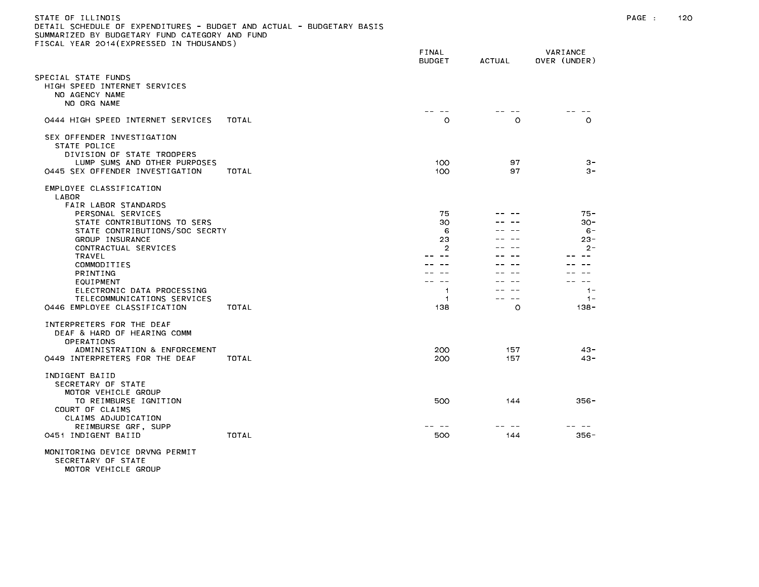STATE OF ILLINOIS
DETAIL SCHEDULE OF EXPENDITURES - BUDGET AND ACTUAL - BUDGETARY BASIS
SUMMARIZED BY BUDGETARY FUND CATEGORY AND FUND
FISCAL YEAR 2014(EXPRESSED IN THOUSANDS)

| | FINAL BUDGET | ACTUAL | VARIANCE OVER (UNDER) |
|---|---|---|---|
| SPECIAL STATE FUNDS | | | |
| HIGH SPEED INTERNET SERVICES | | | |
| NO AGENCY NAME | | | |
| NO ORG NAME | -- -- | -- -- | -- -- |
| 0444 HIGH SPEED INTERNET SERVICES TOTAL | 0 | 0 | 0 |
| SEX OFFENDER INVESTIGATION | | | |
| STATE POLICE | | | |
| DIVISION OF STATE TROOPERS | | | |
| LUMP SUMS AND OTHER PURPOSES | 100 | 97 | 3- |
| 0445 SEX OFFENDER INVESTIGATION TOTAL | 100 | 97 | 3- |
| EMPLOYEE CLASSIFICATION | | | |
| LABOR | | | |
| FAIR LABOR STANDARDS | | | |
| PERSONAL SERVICES | 75 | -- -- | 75- |
| STATE CONTRIBUTIONS TO SERS | 30 | -- -- | 30- |
| STATE CONTRIBUTIONS/SOC SECRTY | 6 | -- -- | 6- |
| GROUP INSURANCE | 23 | -- -- | 23- |
| CONTRACTUAL SERVICES | 2 | -- -- | 2- |
| TRAVEL | -- -- | -- -- | -- -- |
| COMMODITIES | -- -- | -- -- | -- -- |
| PRINTING | -- -- | -- -- | -- -- |
| EQUIPMENT | -- -- | -- -- | -- -- |
| ELECTRONIC DATA PROCESSING | 1 | -- -- | 1- |
| TELECOMMUNICATIONS SERVICES | 1 | -- -- | 1- |
| 0446 EMPLOYEE CLASSIFICATION TOTAL | 138 | 0 | 138- |
| INTERPRETERS FOR THE DEAF | | | |
| DEAF & HARD OF HEARING COMM | | | |
| OPERATIONS | | | |
| ADMINISTRATION & ENFORCEMENT | 200 | 157 | 43- |
| 0449 INTERPRETERS FOR THE DEAF TOTAL | 200 | 157 | 43- |
| INDIGENT BAIID | | | |
| SECRETARY OF STATE | | | |
| MOTOR VEHICLE GROUP | | | |
| TO REIMBURSE IGNITION | 500 | 144 | 356- |
| COURT OF CLAIMS | | | |
| CLAIMS ADJUDICATION | | | |
| REIMBURSE GRF, SUPP | -- -- | -- -- | -- -- |
| 0451 INDIGENT BAIID TOTAL | 500 | 144 | 356- |
| MONITORING DEVICE DRVNG PERMIT | | | |
| SECRETARY OF STATE | | | |
| MOTOR VEHICLE GROUP | | | |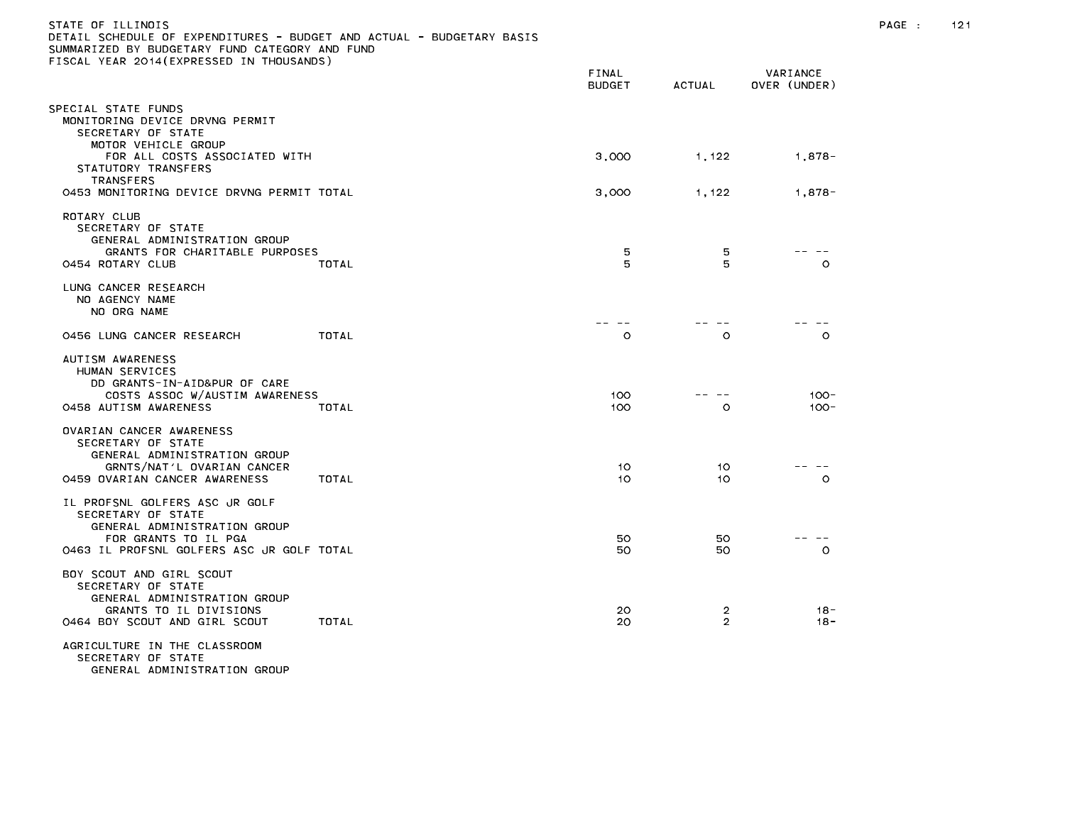STATE OF ILLINOIS
DETAIL SCHEDULE OF EXPENDITURES - BUDGET AND ACTUAL - BUDGETARY BASIS
SUMMARIZED BY BUDGETARY FUND CATEGORY AND FUND
FISCAL YEAR 2014(EXPRESSED IN THOUSANDS)

| | FINAL BUDGET | ACTUAL | VARIANCE OVER (UNDER) |
|---|---|---|---|
| SPECIAL STATE FUNDS | | | |
| MONITORING DEVICE DRVNG PERMIT | | | |
| SECRETARY OF STATE | | | |
| MOTOR VEHICLE GROUP | | | |
| FOR ALL COSTS ASSOCIATED WITH | 3,000 | 1,122 | 1,878- |
| STATUTORY TRANSFERS | | | |
| TRANSFERS | | | |
| 0453 MONITORING DEVICE DRVNG PERMIT TOTAL | 3,000 | 1,122 | 1,878- |
| ROTARY CLUB | | | |
| SECRETARY OF STATE | | | |
| GENERAL ADMINISTRATION GROUP | | | |
| GRANTS FOR CHARITABLE PURPOSES | 5 | 5 | -- -- |
| 0454 ROTARY CLUB TOTAL | 5 | 5 | 0 |
| LUNG CANCER RESEARCH | | | |
| NO AGENCY NAME | | | |
| NO ORG NAME | | | |
| | -- -- | -- -- | -- -- |
| 0456 LUNG CANCER RESEARCH TOTAL | 0 | 0 | 0 |
| AUTISM AWARENESS | | | |
| HUMAN SERVICES | | | |
| DD GRANTS-IN-AID&PUR OF CARE | | | |
| COSTS ASSOC W/AUSTIM AWARENESS | 100 | -- -- | 100- |
| 0458 AUTISM AWARENESS TOTAL | 100 | 0 | 100- |
| OVARIAN CANCER AWARENESS | | | |
| SECRETARY OF STATE | | | |
| GENERAL ADMINISTRATION GROUP | | | |
| GRNTS/NAT'L OVARIAN CANCER | 10 | 10 | -- -- |
| 0459 OVARIAN CANCER AWARENESS TOTAL | 10 | 10 | 0 |
| IL PROFSNL GOLFERS ASC JR GOLF | | | |
| SECRETARY OF STATE | | | |
| GENERAL ADMINISTRATION GROUP | | | |
| FOR GRANTS TO IL PGA | 50 | 50 | -- -- |
| 0463 IL PROFSNL GOLFERS ASC JR GOLF TOTAL | 50 | 50 | 0 |
| BOY SCOUT AND GIRL SCOUT | | | |
| SECRETARY OF STATE | | | |
| GENERAL ADMINISTRATION GROUP | | | |
| GRANTS TO IL DIVISIONS | 20 | 2 | 18- |
| 0464 BOY SCOUT AND GIRL SCOUT TOTAL | 20 | 2 | 18- |
| AGRICULTURE IN THE CLASSROOM | | | |
| SECRETARY OF STATE | | | |
| GENERAL ADMINISTRATION GROUP | | | |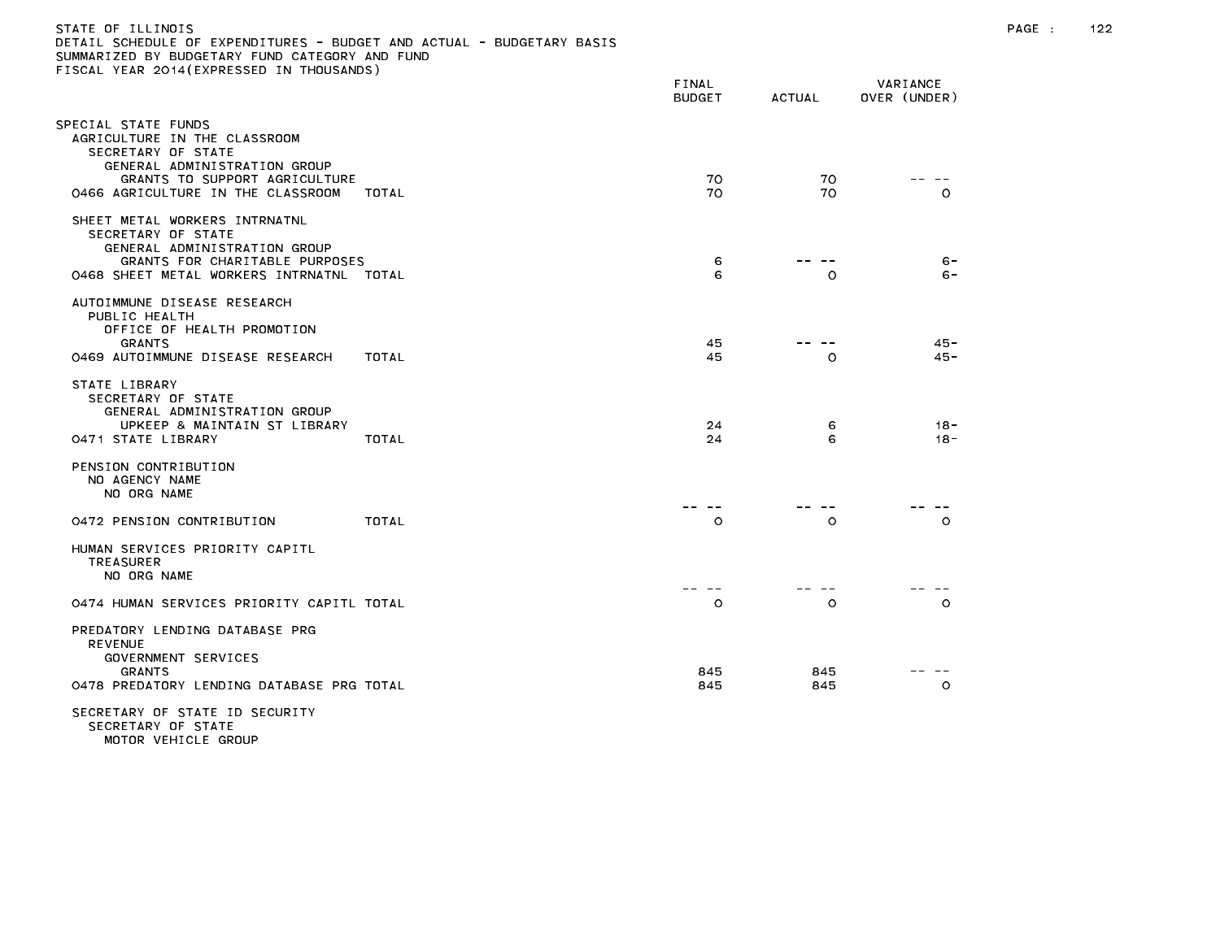STATE OF ILLINOIS
DETAIL SCHEDULE OF EXPENDITURES - BUDGET AND ACTUAL - BUDGETARY BASIS
SUMMARIZED BY BUDGETARY FUND CATEGORY AND FUND
FISCAL YEAR 2014(EXPRESSED IN THOUSANDS)

| | FINAL BUDGET | ACTUAL | VARIANCE OVER (UNDER) |
|---|---|---|---|
| SPECIAL STATE FUNDS | | | |
| AGRICULTURE IN THE CLASSROOM | | | |
| SECRETARY OF STATE | | | |
| GENERAL ADMINISTRATION GROUP | | | |
| GRANTS TO SUPPORT AGRICULTURE | 70 | 70 | -- -- |
| 0466 AGRICULTURE IN THE CLASSROOM TOTAL | 70 | 70 | 0 |
| SHEET METAL WORKERS INTRNATNL | | | |
| SECRETARY OF STATE | | | |
| GENERAL ADMINISTRATION GROUP | | | |
| GRANTS FOR CHARITABLE PURPOSES | 6 | -- -- | 6- |
| 0468 SHEET METAL WORKERS INTRNATNL TOTAL | 6 | 0 | 6- |
| AUTOIMMUNE DISEASE RESEARCH | | | |
| PUBLIC HEALTH | | | |
| OFFICE OF HEALTH PROMOTION | | | |
| GRANTS | 45 | -- -- | 45- |
| 0469 AUTOIMMUNE DISEASE RESEARCH TOTAL | 45 | 0 | 45- |
| STATE LIBRARY | | | |
| SECRETARY OF STATE | | | |
| GENERAL ADMINISTRATION GROUP | | | |
| UPKEEP & MAINTAIN ST LIBRARY | 24 | 6 | 18- |
| 0471 STATE LIBRARY TOTAL | 24 | 6 | 18- |
| PENSION CONTRIBUTION | | | |
| NO AGENCY NAME | | | |
| NO ORG NAME | | | |
| | -- -- | -- -- | -- -- |
| 0472 PENSION CONTRIBUTION TOTAL | 0 | 0 | 0 |
| HUMAN SERVICES PRIORITY CAPITL | | | |
| TREASURER | | | |
| NO ORG NAME | | | |
| | -- -- | -- -- | -- -- |
| 0474 HUMAN SERVICES PRIORITY CAPITL TOTAL | 0 | 0 | 0 |
| PREDATORY LENDING DATABASE PRG | | | |
| REVENUE | | | |
| GOVERNMENT SERVICES | | | |
| GRANTS | 845 | 845 | -- -- |
| 0478 PREDATORY LENDING DATABASE PRG TOTAL | 845 | 845 | 0 |
| SECRETARY OF STATE ID SECURITY | | | |
| SECRETARY OF STATE | | | |
| MOTOR VEHICLE GROUP | | | |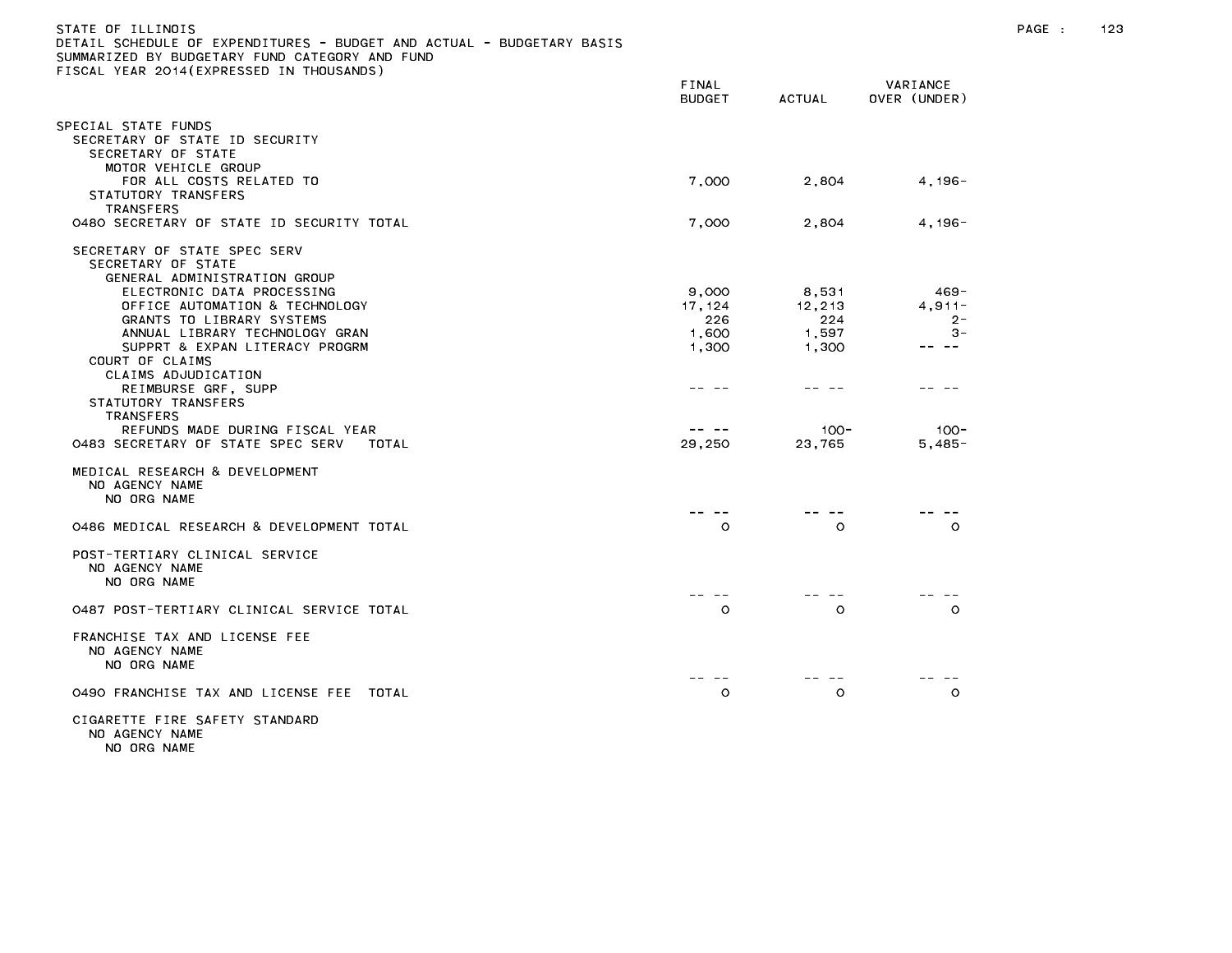STATE OF ILLINOIS
DETAIL SCHEDULE OF EXPENDITURES - BUDGET AND ACTUAL - BUDGETARY BASIS
SUMMARIZED BY BUDGETARY FUND CATEGORY AND FUND
FISCAL YEAR 2014(EXPRESSED IN THOUSANDS)

| | FINAL BUDGET | ACTUAL | VARIANCE OVER (UNDER) |
|---|---|---|---|
| SPECIAL STATE FUNDS | | | |
| SECRETARY OF STATE ID SECURITY | | | |
| SECRETARY OF STATE | | | |
| MOTOR VEHICLE GROUP | | | |
| FOR ALL COSTS RELATED TO | 7,000 | 2,804 | 4,196- |
| STATUTORY TRANSFERS | | | |
| TRANSFERS | | | |
| 0480 SECRETARY OF STATE ID SECURITY TOTAL | 7,000 | 2,804 | 4,196- |
| | | | |
| SECRETARY OF STATE SPEC SERV | | | |
| SECRETARY OF STATE | | | |
| GENERAL ADMINISTRATION GROUP | | | |
| ELECTRONIC DATA PROCESSING | 9,000 | 8,531 | 469- |
| OFFICE AUTOMATION & TECHNOLOGY | 17,124 | 12,213 | 4,911- |
| GRANTS TO LIBRARY SYSTEMS | 226 | 224 | 2- |
| ANNUAL LIBRARY TECHNOLOGY GRAN | 1,600 | 1,597 | 3- |
| SUPPRT & EXPAN LITERACY PROGRM | 1,300 | 1,300 | -- -- |
| COURT OF CLAIMS | | | |
| CLAIMS ADJUDICATION | | | |
| REIMBURSE GRF, SUPP | -- -- | -- -- | -- -- |
| STATUTORY TRANSFERS | | | |
| TRANSFERS | | | |
| REFUNDS MADE DURING FISCAL YEAR | -- -- | 100- | 100- |
| 0483 SECRETARY OF STATE SPEC SERV TOTAL | 29,250 | 23,765 | 5,485- |
| | | | |
| MEDICAL RESEARCH & DEVELOPMENT | | | |
| NO AGENCY NAME | | | |
| NO ORG NAME | | | |
| | -- -- | -- -- | -- -- |
| 0486 MEDICAL RESEARCH & DEVELOPMENT TOTAL | 0 | 0 | 0 |
| | | | |
| POST-TERTIARY CLINICAL SERVICE | | | |
| NO AGENCY NAME | | | |
| NO ORG NAME | | | |
| | -- -- | -- -- | -- -- |
| 0487 POST-TERTIARY CLINICAL SERVICE TOTAL | 0 | 0 | 0 |
| | | | |
| FRANCHISE TAX AND LICENSE FEE | | | |
| NO AGENCY NAME | | | |
| NO ORG NAME | | | |
| | -- -- | -- -- | -- -- |
| 0490 FRANCHISE TAX AND LICENSE FEE TOTAL | 0 | 0 | 0 |
| | | | |
| CIGARETTE FIRE SAFETY STANDARD | | | |
| NO AGENCY NAME | | | |
| NO ORG NAME | | | |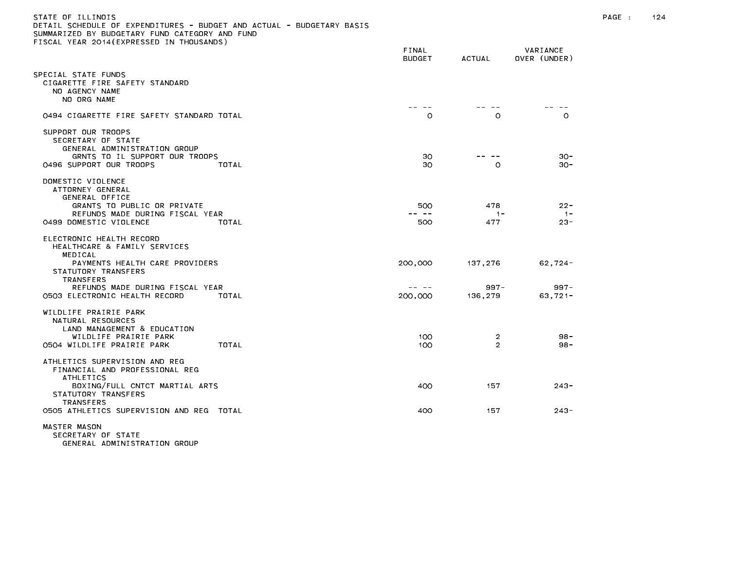STATE OF ILLINOIS
DETAIL SCHEDULE OF EXPENDITURES - BUDGET AND ACTUAL - BUDGETARY BASIS
SUMMARIZED BY BUDGETARY FUND CATEGORY AND FUND
FISCAL YEAR 2014(EXPRESSED IN THOUSANDS)

| | FINAL BUDGET | ACTUAL | VARIANCE OVER (UNDER) |
|---|---|---|---|
| SPECIAL STATE FUNDS | | | |
| CIGARETTE FIRE SAFETY STANDARD | | | |
| NO AGENCY NAME | | | |
| NO ORG NAME | | | |
| | -- -- | -- -- | -- -- |
| 0494 CIGARETTE FIRE SAFETY STANDARD TOTAL | 0 | 0 | 0 |
| SUPPORT OUR TROOPS | | | |
| SECRETARY OF STATE | | | |
| GENERAL ADMINISTRATION GROUP | | | |
| GRNTS TO IL SUPPORT OUR TROOPS | 30 | -- -- | 30- |
| 0496 SUPPORT OUR TROOPS TOTAL | 30 | 0 | 30- |
| DOMESTIC VIOLENCE | | | |
| ATTORNEY GENERAL | | | |
| GENERAL OFFICE | | | |
| GRANTS TO PUBLIC OR PRIVATE | 500 | 478 | 22- |
| REFUNDS MADE DURING FISCAL YEAR | -- -- | 1- | 1- |
| 0499 DOMESTIC VIOLENCE TOTAL | 500 | 477 | 23- |
| ELECTRONIC HEALTH RECORD | | | |
| HEALTHCARE & FAMILY SERVICES | | | |
| MEDICAL | | | |
| PAYMENTS HEALTH CARE PROVIDERS | 200,000 | 137,276 | 62,724- |
| STATUTORY TRANSFERS | | | |
| TRANSFERS | | | |
| REFUNDS MADE DURING FISCAL YEAR | -- -- | 997- | 997- |
| 0503 ELECTRONIC HEALTH RECORD TOTAL | 200,000 | 136,279 | 63,721- |
| WILDLIFE PRAIRIE PARK | | | |
| NATURAL RESOURCES | | | |
| LAND MANAGEMENT & EDUCATION | | | |
| WILDLIFE PRAIRIE PARK | 100 | 2 | 98- |
| 0504 WILDLIFE PRAIRIE PARK TOTAL | 100 | 2 | 98- |
| ATHLETICS SUPERVISION AND REG | | | |
| FINANCIAL AND PROFESSIONAL REG | | | |
| ATHLETICS | | | |
| BOXING/FULL CNTCT MARTIAL ARTS | 400 | 157 | 243- |
| STATUTORY TRANSFERS | | | |
| TRANSFERS | | | |
| 0505 ATHLETICS SUPERVISION AND REG TOTAL | 400 | 157 | 243- |
| MASTER MASON | | | |
| SECRETARY OF STATE | | | |
| GENERAL ADMINISTRATION GROUP | | | |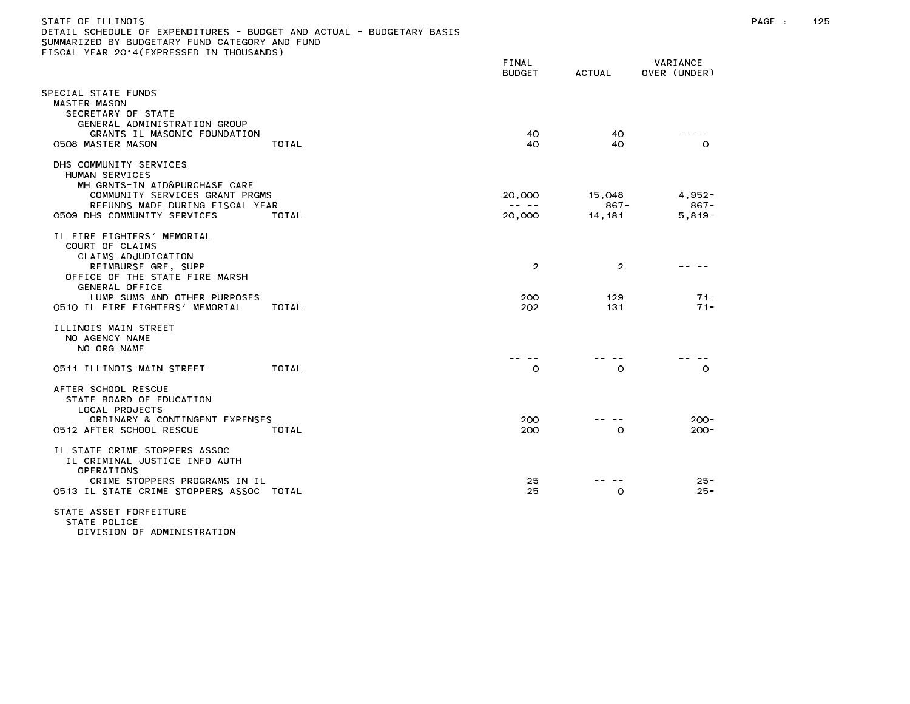STATE OF ILLINOIS
DETAIL SCHEDULE OF EXPENDITURES - BUDGET AND ACTUAL - BUDGETARY BASIS
SUMMARIZED BY BUDGETARY FUND CATEGORY AND FUND
FISCAL YEAR 2014(EXPRESSED IN THOUSANDS)

| | | FINAL BUDGET | ACTUAL | VARIANCE OVER (UNDER) |
|---|---|---|---|---|
| SPECIAL STATE FUNDS | | | | |
| MASTER MASON | | | | |
| SECRETARY OF STATE | | | | |
| GENERAL ADMINISTRATION GROUP | | | | |
| GRANTS IL MASONIC FOUNDATION | | 40 | 40 | -- -- |
| 0508 MASTER MASON | TOTAL | 40 | 40 | 0 |
| DHS COMMUNITY SERVICES | | | | |
| HUMAN SERVICES | | | | |
| MH GRNTS-IN AID&PURCHASE CARE | | | | |
| COMMUNITY SERVICES GRANT PRGMS | | 20,000 | 15,048 | 4,952- |
| REFUNDS MADE DURING FISCAL YEAR | | -- -- | 867- | 867- |
| 0509 DHS COMMUNITY SERVICES | TOTAL | 20,000 | 14,181 | 5,819- |
| IL FIRE FIGHTERS' MEMORIAL | | | | |
| COURT OF CLAIMS | | | | |
| CLAIMS ADJUDICATION | | | | |
| REIMBURSE GRF, SUPP | | 2 | 2 | -- -- |
| OFFICE OF THE STATE FIRE MARSH | | | | |
| GENERAL OFFICE | | | | |
| LUMP SUMS AND OTHER PURPOSES | | 200 | 129 | 71- |
| 0510 IL FIRE FIGHTERS' MEMORIAL | TOTAL | 202 | 131 | 71- |
| ILLINOIS MAIN STREET | | | | |
| NO AGENCY NAME | | | | |
| NO ORG NAME | | | | |
| | | -- -- | -- -- | -- -- |
| 0511 ILLINOIS MAIN STREET | TOTAL | 0 | 0 | 0 |
| AFTER SCHOOL RESCUE | | | | |
| STATE BOARD OF EDUCATION | | | | |
| LOCAL PROJECTS | | | | |
| ORDINARY & CONTINGENT EXPENSES | | 200 | -- -- | 200- |
| 0512 AFTER SCHOOL RESCUE | TOTAL | 200 | 0 | 200- |
| IL STATE CRIME STOPPERS ASSOC | | | | |
| IL CRIMINAL JUSTICE INFO AUTH | | | | |
| OPERATIONS | | | | |
| CRIME STOPPERS PROGRAMS IN IL | | 25 | -- -- | 25- |
| 0513 IL STATE CRIME STOPPERS ASSOC | TOTAL | 25 | 0 | 25- |
| STATE ASSET FORFEITURE | | | | |
| STATE POLICE | | | | |
| DIVISION OF ADMINISTRATION | | | | |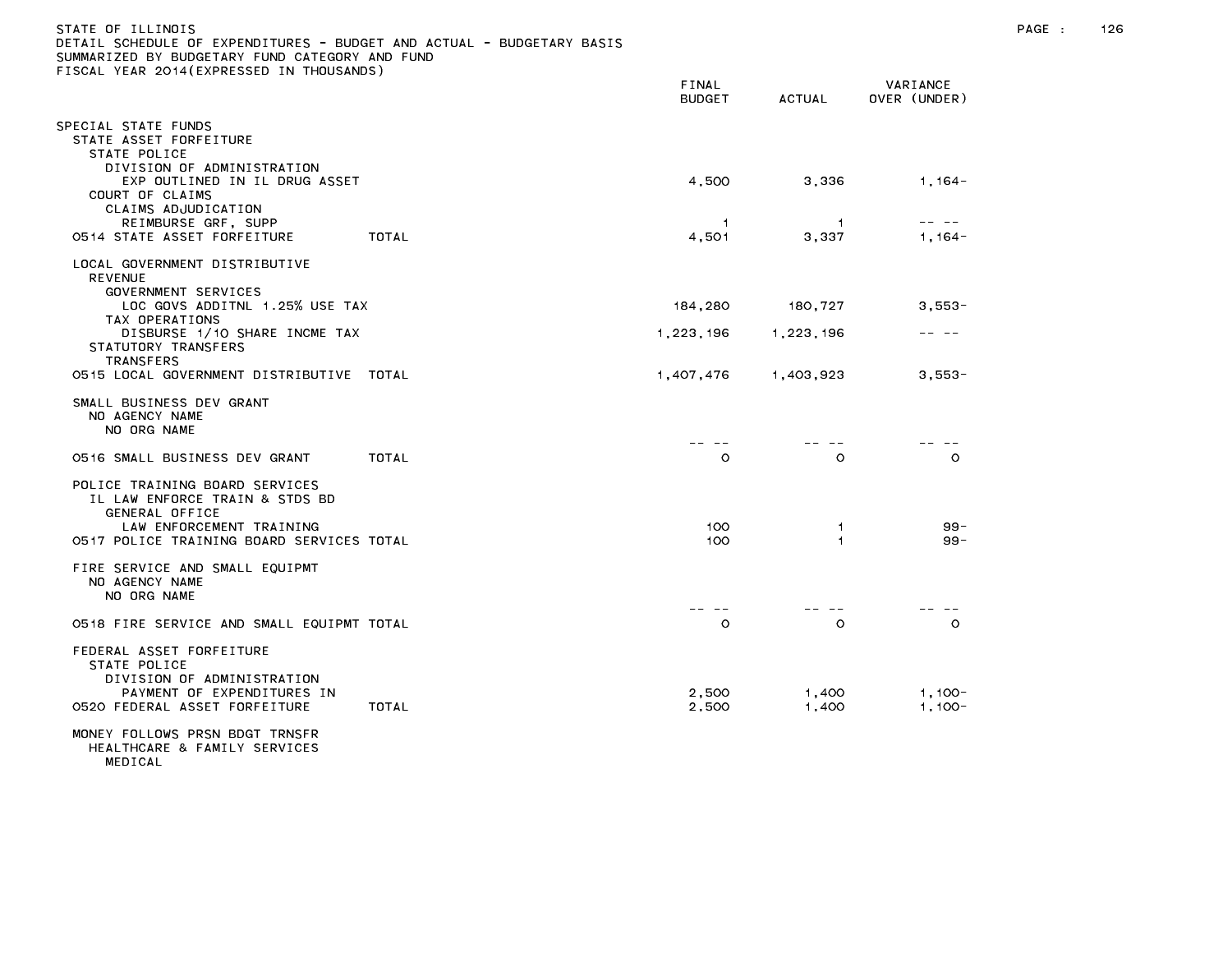STATE OF ILLINOIS
DETAIL SCHEDULE OF EXPENDITURES - BUDGET AND ACTUAL - BUDGETARY BASIS
SUMMARIZED BY BUDGETARY FUND CATEGORY AND FUND
FISCAL YEAR 2014(EXPRESSED IN THOUSANDS)

| | FINAL BUDGET | ACTUAL | VARIANCE OVER (UNDER) |
|---|---|---|---|
| SPECIAL STATE FUNDS | | | |
| STATE ASSET FORFEITURE | | | |
| STATE POLICE | | | |
| DIVISION OF ADMINISTRATION | | | |
| EXP OUTLINED IN IL DRUG ASSET | 4,500 | 3,336 | 1,164- |
| COURT OF CLAIMS | | | |
| CLAIMS ADJUDICATION | | | |
| REIMBURSE GRF, SUPP | 1 | 1 | -- -- |
| 0514 STATE ASSET FORFEITURE TOTAL | 4,501 | 3,337 | 1,164- |
| LOCAL GOVERNMENT DISTRIBUTIVE | | | |
| REVENUE | | | |
| GOVERNMENT SERVICES | | | |
| LOC GOVS ADDITNL 1.25% USE TAX | 184,280 | 180,727 | 3,553- |
| TAX OPERATIONS | | | |
| DISBURSE 1/10 SHARE INCME TAX | 1,223,196 | 1,223,196 | -- -- |
| STATUTORY TRANSFERS | | | |
| TRANSFERS | | | |
| 0515 LOCAL GOVERNMENT DISTRIBUTIVE TOTAL | 1,407,476 | 1,403,923 | 3,553- |
| SMALL BUSINESS DEV GRANT | | | |
| NO AGENCY NAME | | | |
| NO ORG NAME | -- -- | -- -- | -- -- |
| 0516 SMALL BUSINESS DEV GRANT TOTAL | 0 | 0 | 0 |
| POLICE TRAINING BOARD SERVICES | | | |
| IL LAW ENFORCE TRAIN & STDS BD | | | |
| GENERAL OFFICE | | | |
| LAW ENFORCEMENT TRAINING | 100 | 1 | 99- |
| 0517 POLICE TRAINING BOARD SERVICES TOTAL | 100 | 1 | 99- |
| FIRE SERVICE AND SMALL EQUIPMT | | | |
| NO AGENCY NAME | | | |
| NO ORG NAME | -- -- | -- -- | -- -- |
| 0518 FIRE SERVICE AND SMALL EQUIPMT TOTAL | 0 | 0 | 0 |
| FEDERAL ASSET FORFEITURE | | | |
| STATE POLICE | | | |
| DIVISION OF ADMINISTRATION | | | |
| PAYMENT OF EXPENDITURES IN | 2,500 | 1,400 | 1,100- |
| 0520 FEDERAL ASSET FORFEITURE TOTAL | 2,500 | 1,400 | 1,100- |
| MONEY FOLLOWS PRSN BDGT TRNSFR | | | |
| HEALTHCARE & FAMILY SERVICES | | | |
| MEDICAL | | | |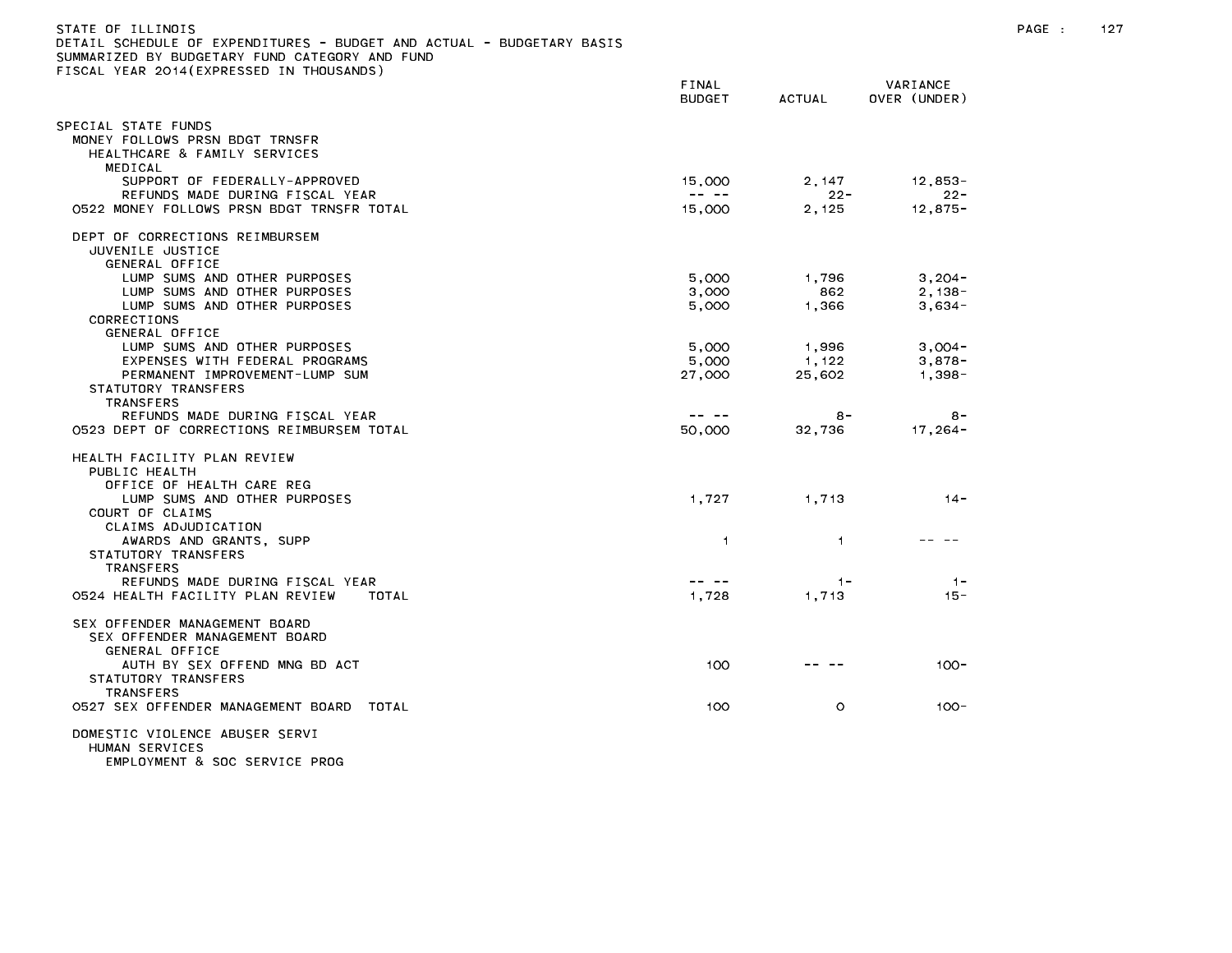STATE OF ILLINOIS
DETAIL SCHEDULE OF EXPENDITURES - BUDGET AND ACTUAL - BUDGETARY BASIS
SUMMARIZED BY BUDGETARY FUND CATEGORY AND FUND
FISCAL YEAR 2014(EXPRESSED IN THOUSANDS)

| | FINAL BUDGET | ACTUAL | VARIANCE OVER (UNDER) |
|---|---|---|---|
| SPECIAL STATE FUNDS | | | |
| MONEY FOLLOWS PRSN BDGT TRNSFR | | | |
| HEALTHCARE & FAMILY SERVICES | | | |
| MEDICAL | | | |
| SUPPORT OF FEDERALLY-APPROVED | 15,000 | 2,147 | 12,853- |
| REFUNDS MADE DURING FISCAL YEAR | -- -- | 22- | 22- |
| 0522 MONEY FOLLOWS PRSN BDGT TRNSFR TOTAL | 15,000 | 2,125 | 12,875- |
| DEPT OF CORRECTIONS REIMBURSEM | | | |
| JUVENILE JUSTICE | | | |
| GENERAL OFFICE | | | |
| LUMP SUMS AND OTHER PURPOSES | 5,000 | 1,796 | 3,204- |
| LUMP SUMS AND OTHER PURPOSES | 3,000 | 862 | 2,138- |
| LUMP SUMS AND OTHER PURPOSES | 5,000 | 1,366 | 3,634- |
| CORRECTIONS | | | |
| GENERAL OFFICE | | | |
| LUMP SUMS AND OTHER PURPOSES | 5,000 | 1,996 | 3,004- |
| EXPENSES WITH FEDERAL PROGRAMS | 5,000 | 1,122 | 3,878- |
| PERMANENT IMPROVEMENT-LUMP SUM | 27,000 | 25,602 | 1,398- |
| STATUTORY TRANSFERS | | | |
| TRANSFERS | | | |
| REFUNDS MADE DURING FISCAL YEAR | -- -- | 8- | 8- |
| 0523 DEPT OF CORRECTIONS REIMBURSEM TOTAL | 50,000 | 32,736 | 17,264- |
| HEALTH FACILITY PLAN REVIEW | | | |
| PUBLIC HEALTH | | | |
| OFFICE OF HEALTH CARE REG | | | |
| LUMP SUMS AND OTHER PURPOSES | 1,727 | 1,713 | 14- |
| COURT OF CLAIMS | | | |
| CLAIMS ADJUDICATION | | | |
| AWARDS AND GRANTS, SUPP | 1 | 1 | -- -- |
| STATUTORY TRANSFERS | | | |
| TRANSFERS | | | |
| REFUNDS MADE DURING FISCAL YEAR | -- -- | 1- | 1- |
| 0524 HEALTH FACILITY PLAN REVIEW TOTAL | 1,728 | 1,713 | 15- |
| SEX OFFENDER MANAGEMENT BOARD | | | |
| SEX OFFENDER MANAGEMENT BOARD | | | |
| GENERAL OFFICE | | | |
| AUTH BY SEX OFFEND MNG BD ACT | 100 | -- -- | 100- |
| STATUTORY TRANSFERS | | | |
| TRANSFERS | | | |
| 0527 SEX OFFENDER MANAGEMENT BOARD TOTAL | 100 | 0 | 100- |
| DOMESTIC VIOLENCE ABUSER SERVI | | | |
| HUMAN SERVICES | | | |
| EMPLOYMENT & SOC SERVICE PROG | | | |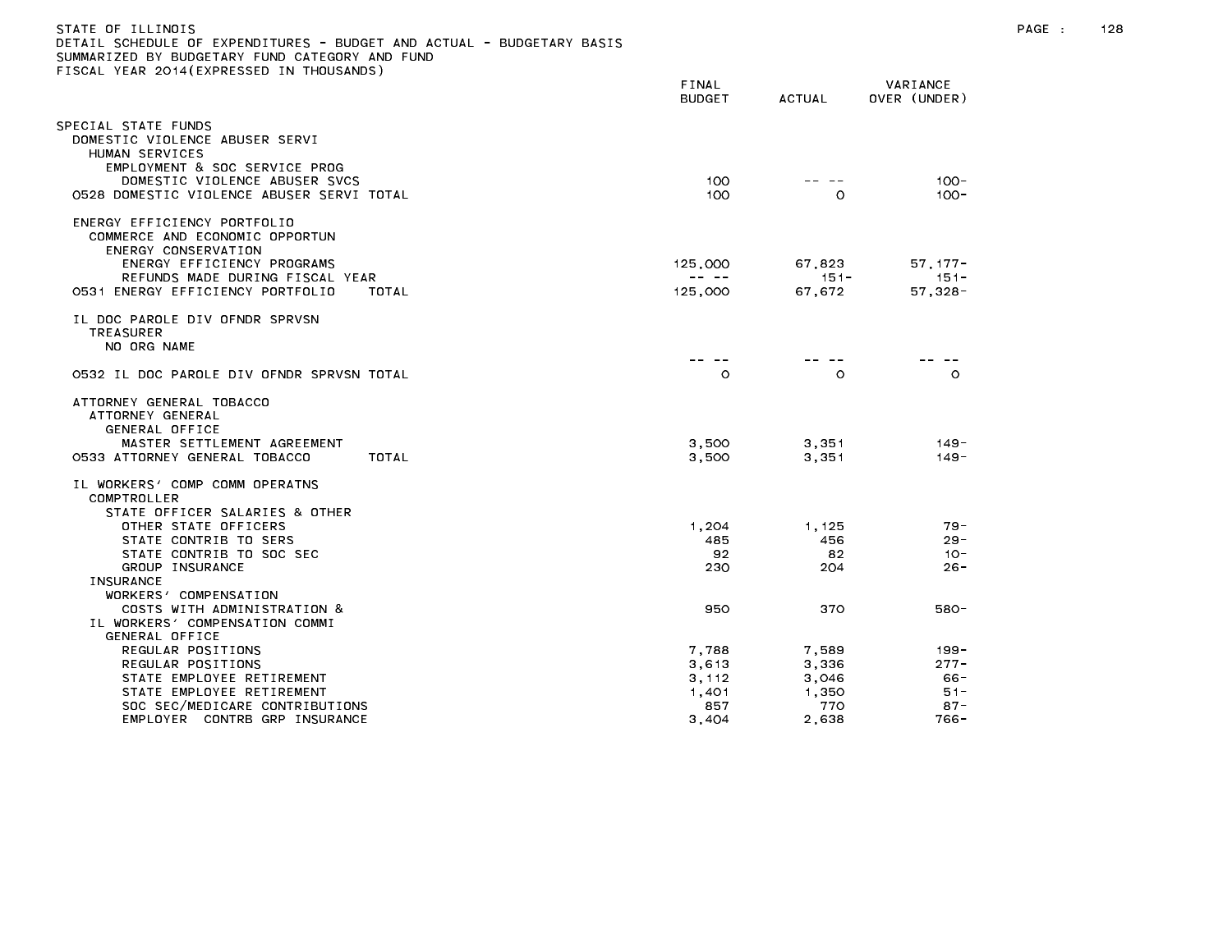STATE OF ILLINOIS
DETAIL SCHEDULE OF EXPENDITURES - BUDGET AND ACTUAL - BUDGETARY BASIS
SUMMARIZED BY BUDGETARY FUND CATEGORY AND FUND
FISCAL YEAR 2014(EXPRESSED IN THOUSANDS)

| | FINAL BUDGET | ACTUAL | VARIANCE OVER (UNDER) |
|---|---|---|---|
| SPECIAL STATE FUNDS | | | |
| DOMESTIC VIOLENCE ABUSER SERVI | | | |
| HUMAN SERVICES | | | |
| EMPLOYMENT & SOC SERVICE PROG | | | |
| DOMESTIC VIOLENCE ABUSER SVCS | 100 | -- -- | 100- |
| 0528 DOMESTIC VIOLENCE ABUSER SERVI TOTAL | 100 | 0 | 100- |
| ENERGY EFFICIENCY PORTFOLIO | | | |
| COMMERCE AND ECONOMIC OPPORTUN | | | |
| ENERGY CONSERVATION | | | |
| ENERGY EFFICIENCY PROGRAMS | 125,000 | 67,823 | 57,177- |
| REFUNDS MADE DURING FISCAL YEAR | -- -- | 151- | 151- |
| 0531 ENERGY EFFICIENCY PORTFOLIO TOTAL | 125,000 | 67,672 | 57,328- |
| IL DOC PAROLE DIV OFNDR SPRVSN | | | |
| TREASURER | | | |
| NO ORG NAME | | | |
| | -- -- | -- -- | -- -- |
| 0532 IL DOC PAROLE DIV OFNDR SPRVSN TOTAL | 0 | 0 | 0 |
| ATTORNEY GENERAL TOBACCO | | | |
| ATTORNEY GENERAL | | | |
| GENERAL OFFICE | | | |
| MASTER SETTLEMENT AGREEMENT | 3,500 | 3,351 | 149- |
| 0533 ATTORNEY GENERAL TOBACCO TOTAL | 3,500 | 3,351 | 149- |
| IL WORKERS' COMP COMM OPERATNS | | | |
| COMPTROLLER | | | |
| STATE OFFICER SALARIES & OTHER | | | |
| OTHER STATE OFFICERS | 1,204 | 1,125 | 79- |
| STATE CONTRIB TO SERS | 485 | 456 | 29- |
| STATE CONTRIB TO SOC SEC | 92 | 82 | 10- |
| GROUP INSURANCE | 230 | 204 | 26- |
| INSURANCE | | | |
| WORKERS' COMPENSATION | | | |
| COSTS WITH ADMINISTRATION & | 950 | 370 | 580- |
| IL WORKERS' COMPENSATION COMMI | | | |
| GENERAL OFFICE | | | |
| REGULAR POSITIONS | 7,788 | 7,589 | 199- |
| REGULAR POSITIONS | 3,613 | 3,336 | 277- |
| STATE EMPLOYEE RETIREMENT | 3,112 | 3,046 | 66- |
| STATE EMPLOYEE RETIREMENT | 1,401 | 1,350 | 51- |
| SOC SEC/MEDICARE CONTRIBUTIONS | 857 | 770 | 87- |
| EMPLOYER CONTRB GRP INSURANCE | 3,404 | 2,638 | 766- |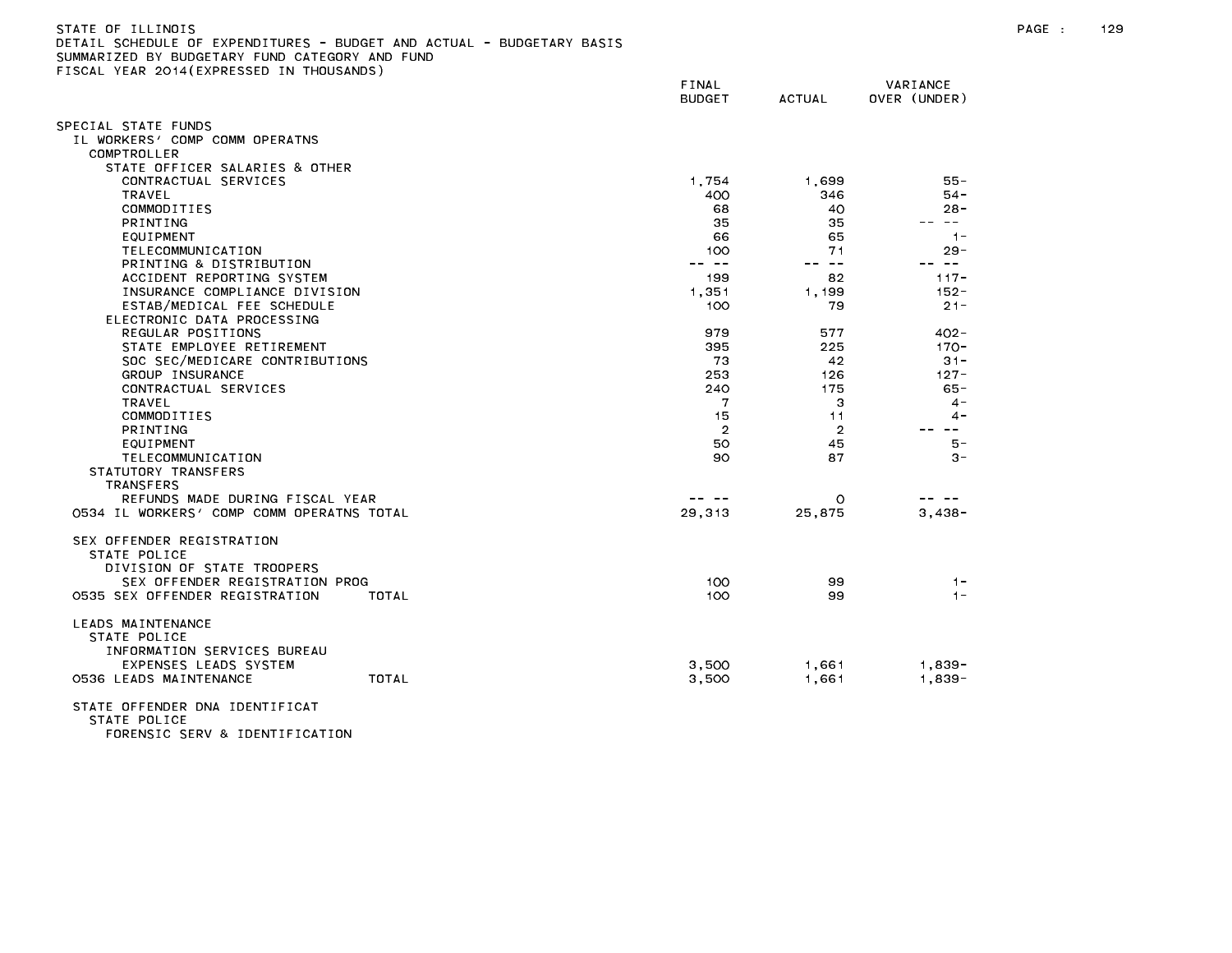STATE OF ILLINOIS
DETAIL SCHEDULE OF EXPENDITURES - BUDGET AND ACTUAL - BUDGETARY BASIS
SUMMARIZED BY BUDGETARY FUND CATEGORY AND FUND
FISCAL YEAR 2014(EXPRESSED IN THOUSANDS)

| | FINAL BUDGET | ACTUAL | VARIANCE OVER (UNDER) |
|---|---|---|---|
| SPECIAL STATE FUNDS | | | |
| IL WORKERS' COMP COMM OPERATNS | | | |
| COMPTROLLER | | | |
| STATE OFFICER SALARIES & OTHER | | | |
| CONTRACTUAL SERVICES | 1,754 | 1,699 | 55- |
| TRAVEL | 400 | 346 | 54- |
| COMMODITIES | 68 | 40 | 28- |
| PRINTING | 35 | 35 | -- -- |
| EQUIPMENT | 66 | 65 | 1- |
| TELECOMMUNICATION | 100 | 71 | 29- |
| PRINTING & DISTRIBUTION | -- -- | -- -- | -- -- |
| ACCIDENT REPORTING SYSTEM | 199 | 82 | 117- |
| INSURANCE COMPLIANCE DIVISION | 1,351 | 1,199 | 152- |
| ESTAB/MEDICAL FEE SCHEDULE | 100 | 79 | 21- |
| ELECTRONIC DATA PROCESSING | | | |
| REGULAR POSITIONS | 979 | 577 | 402- |
| STATE EMPLOYEE RETIREMENT | 395 | 225 | 170- |
| SOC SEC/MEDICARE CONTRIBUTIONS | 73 | 42 | 31- |
| GROUP INSURANCE | 253 | 126 | 127- |
| CONTRACTUAL SERVICES | 240 | 175 | 65- |
| TRAVEL | 7 | 3 | 4- |
| COMMODITIES | 15 | 11 | 4- |
| PRINTING | 2 | 2 | -- -- |
| EQUIPMENT | 50 | 45 | 5- |
| TELECOMMUNICATION | 90 | 87 | 3- |
| STATUTORY TRANSFERS | | | |
| TRANSFERS | | | |
| REFUNDS MADE DURING FISCAL YEAR | -- -- | 0 | -- -- |
| 0534 IL WORKERS' COMP COMM OPERATNS TOTAL | 29,313 | 25,875 | 3,438- |
| SEX OFFENDER REGISTRATION | | | |
| STATE POLICE | | | |
| DIVISION OF STATE TROOPERS | | | |
| SEX OFFENDER REGISTRATION PROG | 100 | 99 | 1- |
| 0535 SEX OFFENDER REGISTRATION TOTAL | 100 | 99 | 1- |
| LEADS MAINTENANCE | | | |
| STATE POLICE | | | |
| INFORMATION SERVICES BUREAU | | | |
| EXPENSES LEADS SYSTEM | 3,500 | 1,661 | 1,839- |
| 0536 LEADS MAINTENANCE TOTAL | 3,500 | 1,661 | 1,839- |
| STATE OFFENDER DNA IDENTIFICAT | | | |
| STATE POLICE | | | |
| FORENSIC SERV & IDENTIFICATION | | | |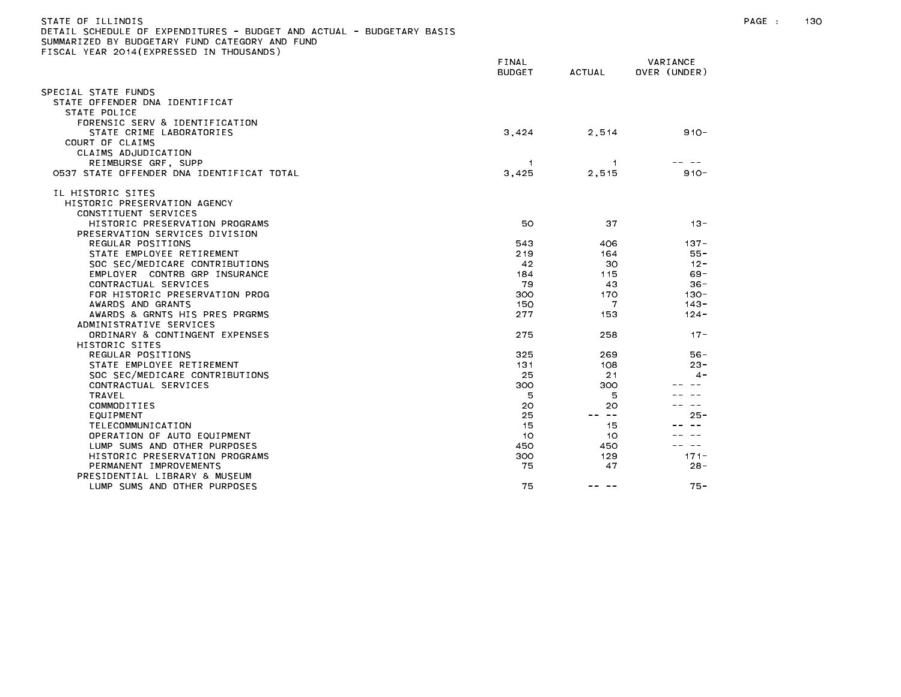STATE OF ILLINOIS
DETAIL SCHEDULE OF EXPENDITURES - BUDGET AND ACTUAL - BUDGETARY BASIS
SUMMARIZED BY BUDGETARY FUND CATEGORY AND FUND
FISCAL YEAR 2014(EXPRESSED IN THOUSANDS)

| | FINAL BUDGET | ACTUAL | VARIANCE OVER (UNDER) |
|---|---|---|---|
| SPECIAL STATE FUNDS | | | |
| STATE OFFENDER DNA IDENTIFICAT | | | |
| STATE POLICE | | | |
| FORENSIC SERV & IDENTIFICATION | | | |
| STATE CRIME LABORATORIES | 3,424 | 2,514 | 910- |
| COURT OF CLAIMS | | | |
| CLAIMS ADJUDICATION | | | |
| REIMBURSE GRF, SUPP | 1 | 1 | -- -- |
| 0537 STATE OFFENDER DNA IDENTIFICAT TOTAL | 3,425 | 2,515 | 910- |
| IL HISTORIC SITES | | | |
| HISTORIC PRESERVATION AGENCY | | | |
| CONSTITUENT SERVICES | | | |
| HISTORIC PRESERVATION PROGRAMS | 50 | 37 | 13- |
| PRESERVATION SERVICES DIVISION | | | |
| REGULAR POSITIONS | 543 | 406 | 137- |
| STATE EMPLOYEE RETIREMENT | 219 | 164 | 55- |
| SOC SEC/MEDICARE CONTRIBUTIONS | 42 | 30 | 12- |
| EMPLOYER CONTRB GRP INSURANCE | 184 | 115 | 69- |
| CONTRACTUAL SERVICES | 79 | 43 | 36- |
| FOR HISTORIC PRESERVATION PROG | 300 | 170 | 130- |
| AWARDS AND GRANTS | 150 | 7 | 143- |
| AWARDS & GRNTS HIS PRES PRGRMS | 277 | 153 | 124- |
| ADMINISTRATIVE SERVICES | | | |
| ORDINARY & CONTINGENT EXPENSES | 275 | 258 | 17- |
| HISTORIC SITES | | | |
| REGULAR POSITIONS | 325 | 269 | 56- |
| STATE EMPLOYEE RETIREMENT | 131 | 108 | 23- |
| SOC SEC/MEDICARE CONTRIBUTIONS | 25 | 21 | 4- |
| CONTRACTUAL SERVICES | 300 | 300 | -- -- |
| TRAVEL | 5 | 5 | -- -- |
| COMMODITIES | 20 | 20 | -- -- |
| EQUIPMENT | 25 | -- -- | 25- |
| TELECOMMUNICATION | 15 | 15 | -- -- |
| OPERATION OF AUTO EQUIPMENT | 10 | 10 | -- -- |
| LUMP SUMS AND OTHER PURPOSES | 450 | 450 | -- -- |
| HISTORIC PRESERVATION PROGRAMS | 300 | 129 | 171- |
| PERMANENT IMPROVEMENTS | 75 | 47 | 28- |
| PRESIDENTIAL LIBRARY & MUSEUM | | | |
| LUMP SUMS AND OTHER PURPOSES | 75 | -- -- | 75- |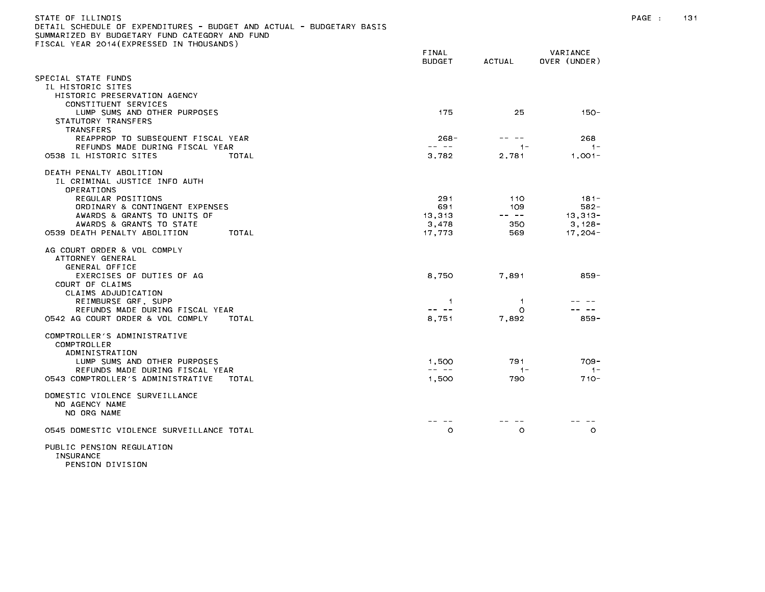STATE OF ILLINOIS
DETAIL SCHEDULE OF EXPENDITURES - BUDGET AND ACTUAL - BUDGETARY BASIS
SUMMARIZED BY BUDGETARY FUND CATEGORY AND FUND
FISCAL YEAR 2014(EXPRESSED IN THOUSANDS)

| | FINAL BUDGET | ACTUAL | VARIANCE OVER (UNDER) |
|---|---|---|---|
| SPECIAL STATE FUNDS | | | |
| IL HISTORIC SITES | | | |
| HISTORIC PRESERVATION AGENCY | | | |
| CONSTITUENT SERVICES | | | |
| LUMP SUMS AND OTHER PURPOSES | 175 | 25 | 150- |
| STATUTORY TRANSFERS | | | |
| TRANSFERS | | | |
| REAPPROP TO SUBSEQUENT FISCAL YEAR | 268- | -- -- | 268 |
| REFUNDS MADE DURING FISCAL YEAR | -- -- | 1- | 1- |
| 0538 IL HISTORIC SITES TOTAL | 3,782 | 2,781 | 1,001- |
| DEATH PENALTY ABOLITION | | | |
| IL CRIMINAL JUSTICE INFO AUTH | | | |
| OPERATIONS | | | |
| REGULAR POSITIONS | 291 | 110 | 181- |
| ORDINARY & CONTINGENT EXPENSES | 691 | 109 | 582- |
| AWARDS & GRANTS TO UNITS OF | 13,313 | -- -- | 13,313- |
| AWARDS & GRANTS TO STATE | 3,478 | 350 | 3,128- |
| 0539 DEATH PENALTY ABOLITION TOTAL | 17,773 | 569 | 17,204- |
| AG COURT ORDER & VOL COMPLY | | | |
| ATTORNEY GENERAL | | | |
| GENERAL OFFICE | | | |
| EXERCISES OF DUTIES OF AG | 8,750 | 7,891 | 859- |
| COURT OF CLAIMS | | | |
| CLAIMS ADJUDICATION | | | |
| REIMBURSE GRF, SUPP | 1 | 1 | -- -- |
| REFUNDS MADE DURING FISCAL YEAR | -- -- | 0 | -- -- |
| 0542 AG COURT ORDER & VOL COMPLY TOTAL | 8,751 | 7,892 | 859- |
| COMPTROLLER'S ADMINISTRATIVE | | | |
| COMPTROLLER | | | |
| ADMINISTRATION | | | |
| LUMP SUMS AND OTHER PURPOSES | 1,500 | 791 | 709- |
| REFUNDS MADE DURING FISCAL YEAR | -- -- | 1- | 1- |
| 0543 COMPTROLLER'S ADMINISTRATIVE TOTAL | 1,500 | 790 | 710- |
| DOMESTIC VIOLENCE SURVEILLANCE | | | |
| NO AGENCY NAME | | | |
| NO ORG NAME | | | |
| | -- -- | -- -- | -- -- |
| 0545 DOMESTIC VIOLENCE SURVEILLANCE TOTAL | 0 | 0 | 0 |
| PUBLIC PENSION REGULATION | | | |
| INSURANCE | | | |
| PENSION DIVISION | | | |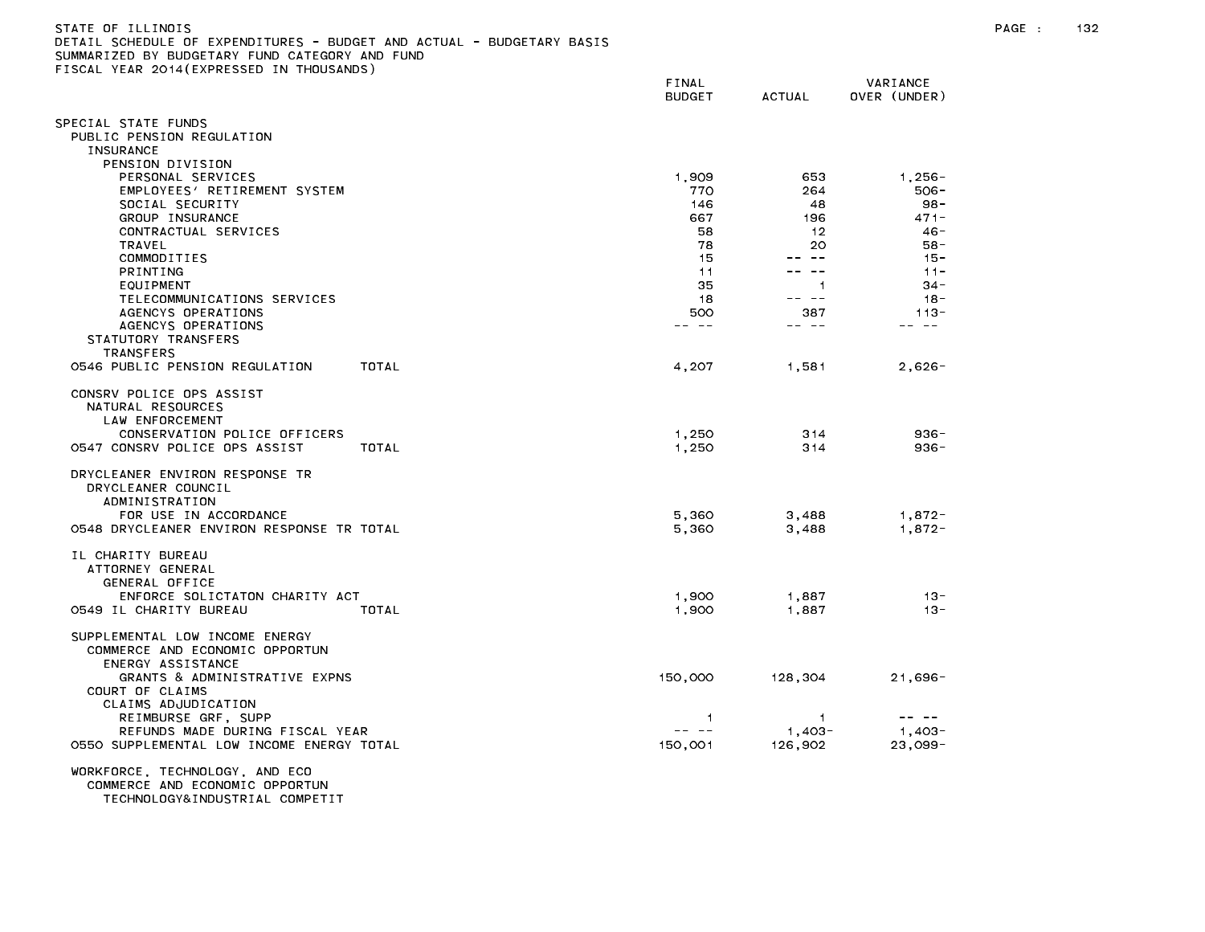STATE OF ILLINOIS
DETAIL SCHEDULE OF EXPENDITURES - BUDGET AND ACTUAL - BUDGETARY BASIS
SUMMARIZED BY BUDGETARY FUND CATEGORY AND FUND
FISCAL YEAR 2014(EXPRESSED IN THOUSANDS)

| | FINAL BUDGET | ACTUAL | VARIANCE OVER (UNDER) |
|---|---|---|---|
| SPECIAL STATE FUNDS | | | |
| PUBLIC PENSION REGULATION | | | |
| INSURANCE | | | |
| PENSION DIVISION | | | |
| PERSONAL SERVICES | 1,909 | 653 | 1,256- |
| EMPLOYEES' RETIREMENT SYSTEM | 770 | 264 | 506- |
| SOCIAL SECURITY | 146 | 48 | 98- |
| GROUP INSURANCE | 667 | 196 | 471- |
| CONTRACTUAL SERVICES | 58 | 12 | 46- |
| TRAVEL | 78 | 20 | 58- |
| COMMODITIES | 15 | -- -- | 15- |
| PRINTING | 11 | -- -- | 11- |
| EQUIPMENT | 35 | 1 | 34- |
| TELECOMMUNICATIONS SERVICES | 18 | -- -- | 18- |
| AGENCYS OPERATIONS | 500 | 387 | 113- |
| AGENCYS OPERATIONS | -- -- | -- -- | -- -- |
| STATUTORY TRANSFERS | | | |
| TRANSFERS | | | |
| 0546 PUBLIC PENSION REGULATION TOTAL | 4,207 | 1,581 | 2,626- |
| CONSRV POLICE OPS ASSIST | | | |
| NATURAL RESOURCES | | | |
| LAW ENFORCEMENT | | | |
| CONSERVATION POLICE OFFICERS | 1,250 | 314 | 936- |
| 0547 CONSRV POLICE OPS ASSIST TOTAL | 1,250 | 314 | 936- |
| DRYCLEANER ENVIRON RESPONSE TR | | | |
| DRYCLEANER COUNCIL | | | |
| ADMINISTRATION | | | |
| FOR USE IN ACCORDANCE | 5,360 | 3,488 | 1,872- |
| 0548 DRYCLEANER ENVIRON RESPONSE TR TOTAL | 5,360 | 3,488 | 1,872- |
| IL CHARITY BUREAU | | | |
| ATTORNEY GENERAL | | | |
| GENERAL OFFICE | | | |
| ENFORCE SOLICTATON CHARITY ACT | 1,900 | 1,887 | 13- |
| 0549 IL CHARITY BUREAU TOTAL | 1,900 | 1,887 | 13- |
| SUPPLEMENTAL LOW INCOME ENERGY | | | |
| COMMERCE AND ECONOMIC OPPORTUN | | | |
| ENERGY ASSISTANCE | | | |
| GRANTS & ADMINISTRATIVE EXPNS | 150,000 | 128,304 | 21,696- |
| COURT OF CLAIMS | | | |
| CLAIMS ADJUDICATION | | | |
| REIMBURSE GRF, SUPP | 1 | 1 | -- -- |
| REFUNDS MADE DURING FISCAL YEAR | -- -- | 1,403- | 1,403- |
| 0550 SUPPLEMENTAL LOW INCOME ENERGY TOTAL | 150,001 | 126,902 | 23,099- |
| WORKFORCE, TECHNOLOGY, AND ECO | | | |
| COMMERCE AND ECONOMIC OPPORTUN | | | |
| TECHNOLOGY&INDUSTRIAL COMPETIT | | | |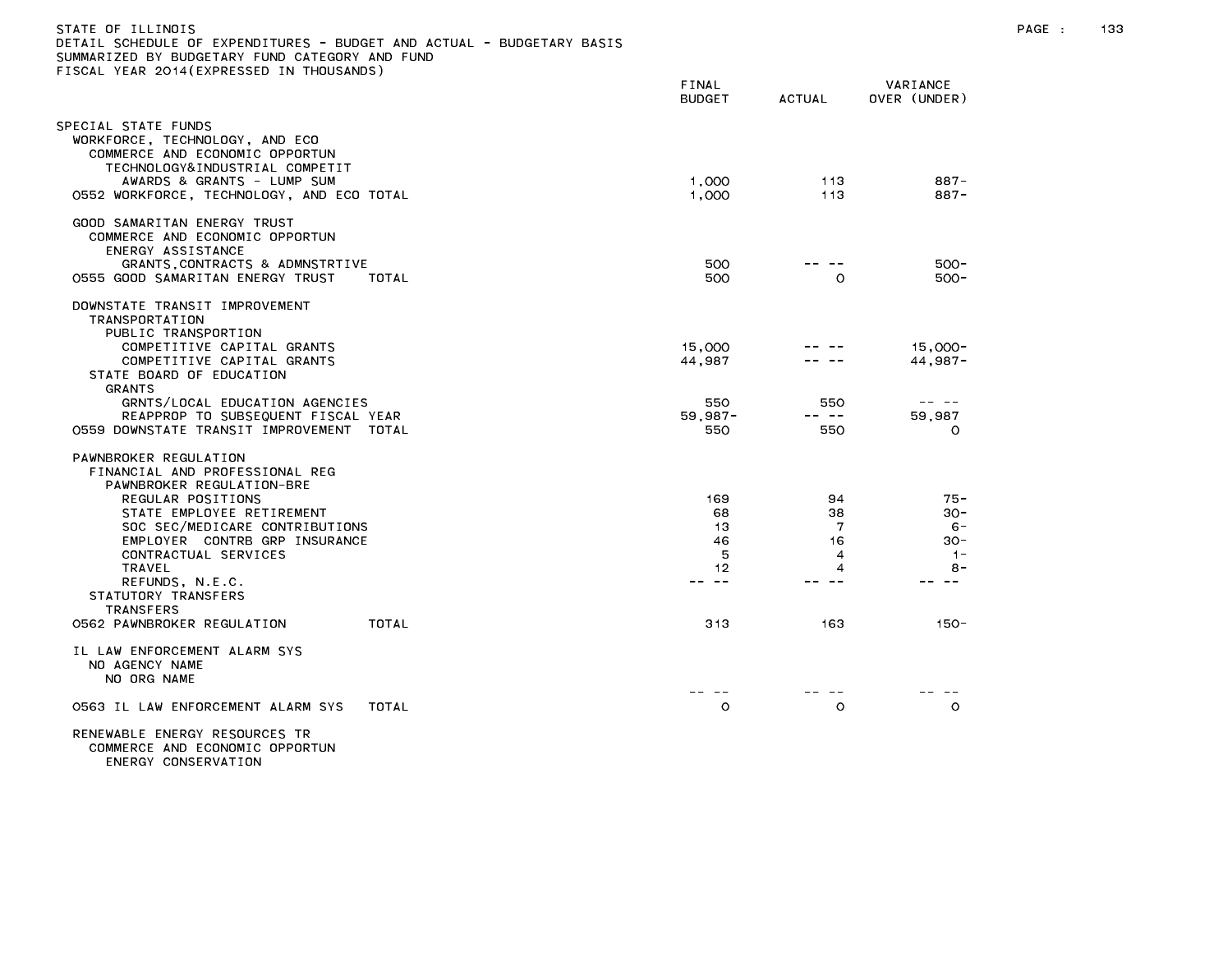STATE OF ILLINOIS
DETAIL SCHEDULE OF EXPENDITURES - BUDGET AND ACTUAL - BUDGETARY BASIS
SUMMARIZED BY BUDGETARY FUND CATEGORY AND FUND
FISCAL YEAR 2014(EXPRESSED IN THOUSANDS)

| | FINAL BUDGET | ACTUAL | VARIANCE OVER (UNDER) |
|---|---|---|---|
| SPECIAL STATE FUNDS | | | |
| WORKFORCE, TECHNOLOGY, AND ECO | | | |
| COMMERCE AND ECONOMIC OPPORTUN | | | |
| TECHNOLOGY&INDUSTRIAL COMPETIT | | | |
| AWARDS & GRANTS - LUMP SUM | 1,000 | 113 | 887- |
| 0552 WORKFORCE, TECHNOLOGY, AND ECO TOTAL | 1,000 | 113 | 887- |
| | | | |
| GOOD SAMARITAN ENERGY TRUST | | | |
| COMMERCE AND ECONOMIC OPPORTUN | | | |
| ENERGY ASSISTANCE | | | |
| GRANTS,CONTRACTS & ADMNSTRTIVE | 500 | -- -- | 500- |
| 0555 GOOD SAMARITAN ENERGY TRUST TOTAL | 500 | 0 | 500- |
| | | | |
| DOWNSTATE TRANSIT IMPROVEMENT | | | |
| TRANSPORTATION | | | |
| PUBLIC TRANSPORTION | | | |
| COMPETITIVE CAPITAL GRANTS | 15,000 | -- -- | 15,000- |
| COMPETITIVE CAPITAL GRANTS | 44,987 | -- -- | 44,987- |
| STATE BOARD OF EDUCATION | | | |
| GRANTS | | | |
| GRNTS/LOCAL EDUCATION AGENCIES | 550 | 550 | -- -- |
| REAPPROP TO SUBSEQUENT FISCAL YEAR | 59,987- | -- -- | 59,987 |
| 0559 DOWNSTATE TRANSIT IMPROVEMENT TOTAL | 550 | 550 | 0 |
| | | | |
| PAWNBROKER REGULATION | | | |
| FINANCIAL AND PROFESSIONAL REG | | | |
| PAWNBROKER REGULATION-BRE | | | |
| REGULAR POSITIONS | 169 | 94 | 75- |
| STATE EMPLOYEE RETIREMENT | 68 | 38 | 30- |
| SOC SEC/MEDICARE CONTRIBUTIONS | 13 | 7 | 6- |
| EMPLOYER CONTRB GRP INSURANCE | 46 | 16 | 30- |
| CONTRACTUAL SERVICES | 5 | 4 | 1- |
| TRAVEL | 12 | 4 | 8- |
| REFUNDS, N.E.C. | -- -- | -- -- | -- -- |
| STATUTORY TRANSFERS | | | |
| TRANSFERS | | | |
| 0562 PAWNBROKER REGULATION TOTAL | 313 | 163 | 150- |
| | | | |
| IL LAW ENFORCEMENT ALARM SYS | | | |
| NO AGENCY NAME | | | |
| NO ORG NAME | | | |
| | -- -- | -- -- | -- -- |
| 0563 IL LAW ENFORCEMENT ALARM SYS TOTAL | 0 | 0 | 0 |
| | | | |
| RENEWABLE ENERGY RESOURCES TR | | | |
| COMMERCE AND ECONOMIC OPPORTUN | | | |
| ENERGY CONSERVATION | | | |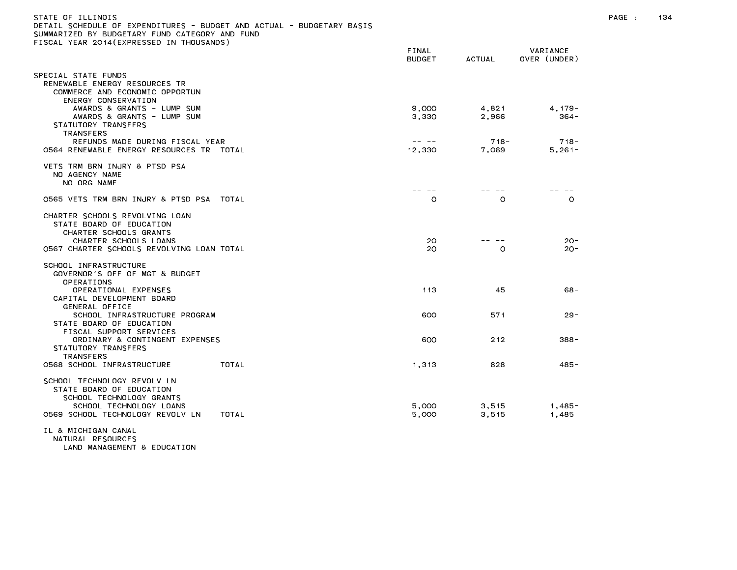STATE OF ILLINOIS
DETAIL SCHEDULE OF EXPENDITURES - BUDGET AND ACTUAL - BUDGETARY BASIS
SUMMARIZED BY BUDGETARY FUND CATEGORY AND FUND
FISCAL YEAR 2014(EXPRESSED IN THOUSANDS)

| | FINAL BUDGET | ACTUAL | VARIANCE OVER (UNDER) |
|---|---|---|---|
| SPECIAL STATE FUNDS | | | |
| RENEWABLE ENERGY RESOURCES TR | | | |
| COMMERCE AND ECONOMIC OPPORTUN | | | |
| ENERGY CONSERVATION | | | |
| AWARDS & GRANTS - LUMP SUM | 9,000 | 4,821 | 4,179- |
| AWARDS & GRANTS - LUMP SUM | 3,330 | 2,966 | 364- |
| STATUTORY TRANSFERS | | | |
| TRANSFERS | | | |
| REFUNDS MADE DURING FISCAL YEAR | -- -- | 718- | 718- |
| 0564 RENEWABLE ENERGY RESOURCES TR TOTAL | 12,330 | 7,069 | 5,261- |
| VETS TRM BRN INJRY & PTSD PSA | | | |
| NO AGENCY NAME | | | |
| NO ORG NAME | | | |
| | -- -- | -- -- | -- -- |
| 0565 VETS TRM BRN INJRY & PTSD PSA TOTAL | 0 | 0 | 0 |
| CHARTER SCHOOLS REVOLVING LOAN | | | |
| STATE BOARD OF EDUCATION | | | |
| CHARTER SCHOOLS GRANTS | | | |
| CHARTER SCHOOLS LOANS | 20 | -- -- | 20- |
| 0567 CHARTER SCHOOLS REVOLVING LOAN TOTAL | 20 | 0 | 20- |
| SCHOOL INFRASTRUCTURE | | | |
| GOVERNOR'S OFF OF MGT & BUDGET | | | |
| OPERATIONS | | | |
| OPERATIONAL EXPENSES | 113 | 45 | 68- |
| CAPITAL DEVELOPMENT BOARD | | | |
| GENERAL OFFICE | | | |
| SCHOOL INFRASTRUCTURE PROGRAM | 600 | 571 | 29- |
| STATE BOARD OF EDUCATION | | | |
| FISCAL SUPPORT SERVICES | | | |
| ORDINARY & CONTINGENT EXPENSES | 600 | 212 | 388- |
| STATUTORY TRANSFERS | | | |
| TRANSFERS | | | |
| 0568 SCHOOL INFRASTRUCTURE TOTAL | 1,313 | 828 | 485- |
| SCHOOL TECHNOLOGY REVOLV LN | | | |
| STATE BOARD OF EDUCATION | | | |
| SCHOOL TECHNOLOGY GRANTS | | | |
| SCHOOL TECHNOLOGY LOANS | 5,000 | 3,515 | 1,485- |
| 0569 SCHOOL TECHNOLOGY REVOLV LN TOTAL | 5,000 | 3,515 | 1,485- |
| IL & MICHIGAN CANAL | | | |
| NATURAL RESOURCES | | | |
| LAND MANAGEMENT & EDUCATION | | | |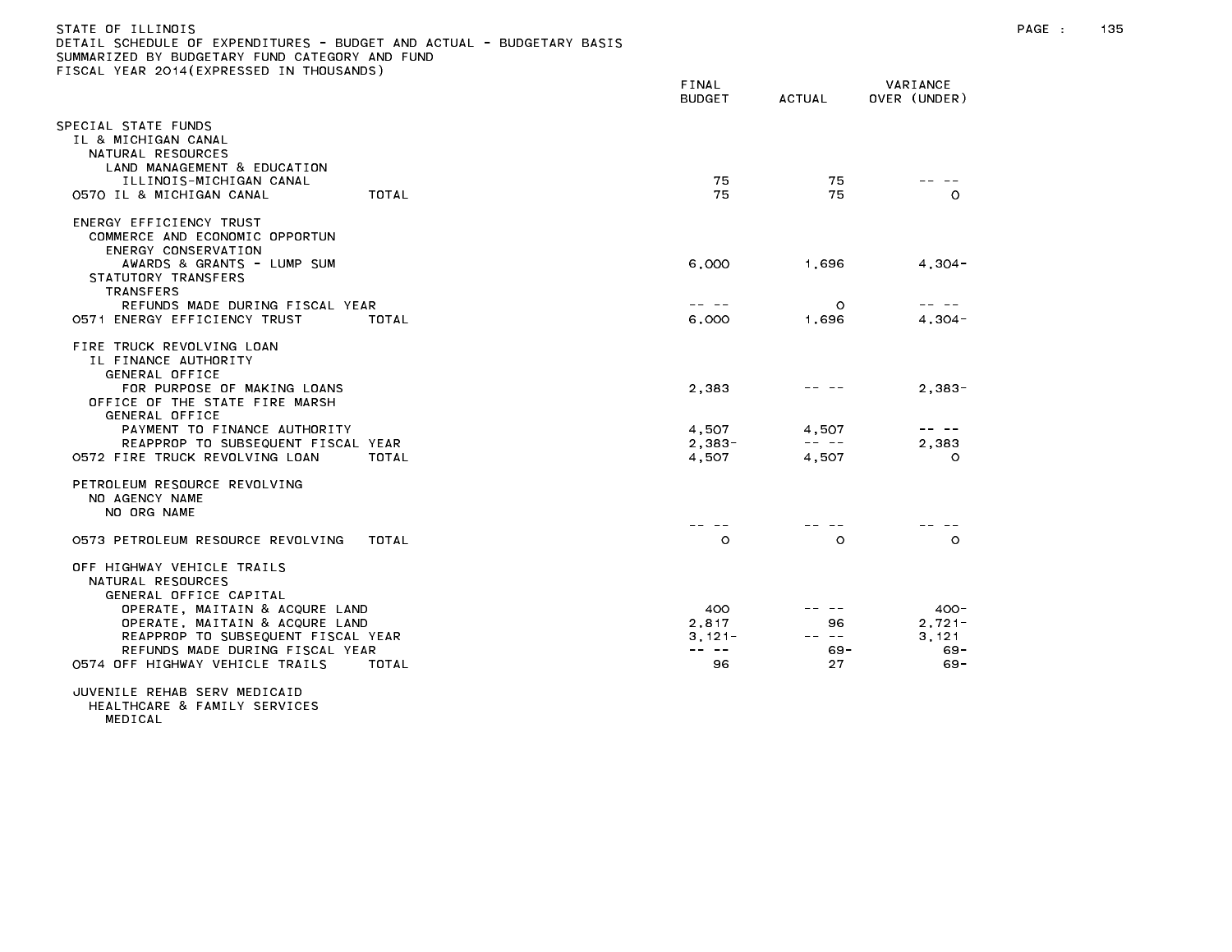STATE OF ILLINOIS
DETAIL SCHEDULE OF EXPENDITURES - BUDGET AND ACTUAL - BUDGETARY BASIS
SUMMARIZED BY BUDGETARY FUND CATEGORY AND FUND
FISCAL YEAR 2014(EXPRESSED IN THOUSANDS)

| | FINAL BUDGET | ACTUAL | VARIANCE OVER (UNDER) |
|---|---|---|---|
| SPECIAL STATE FUNDS | | | |
| IL & MICHIGAN CANAL | | | |
| NATURAL RESOURCES | | | |
| LAND MANAGEMENT & EDUCATION | | | |
| ILLINOIS-MICHIGAN CANAL | 75 | 75 | -- -- |
| 0570 IL & MICHIGAN CANAL TOTAL | 75 | 75 | 0 |
| ENERGY EFFICIENCY TRUST | | | |
| COMMERCE AND ECONOMIC OPPORTUN | | | |
| ENERGY CONSERVATION | | | |
| AWARDS & GRANTS - LUMP SUM | 6,000 | 1,696 | 4,304- |
| STATUTORY TRANSFERS | | | |
| TRANSFERS | | | |
| REFUNDS MADE DURING FISCAL YEAR | -- -- | 0 | -- -- |
| 0571 ENERGY EFFICIENCY TRUST TOTAL | 6,000 | 1,696 | 4,304- |
| FIRE TRUCK REVOLVING LOAN | | | |
| IL FINANCE AUTHORITY | | | |
| GENERAL OFFICE | | | |
| FOR PURPOSE OF MAKING LOANS | 2,383 | -- -- | 2,383- |
| OFFICE OF THE STATE FIRE MARSH | | | |
| GENERAL OFFICE | | | |
| PAYMENT TO FINANCE AUTHORITY | 4,507 | 4,507 | -- -- |
| REAPPROP TO SUBSEQUENT FISCAL YEAR | 2,383- | -- -- | 2,383 |
| 0572 FIRE TRUCK REVOLVING LOAN TOTAL | 4,507 | 4,507 | 0 |
| PETROLEUM RESOURCE REVOLVING | | | |
| NO AGENCY NAME | | | |
| NO ORG NAME | | | |
| | -- -- | -- -- | -- -- |
| 0573 PETROLEUM RESOURCE REVOLVING TOTAL | 0 | 0 | 0 |
| OFF HIGHWAY VEHICLE TRAILS | | | |
| NATURAL RESOURCES | | | |
| GENERAL OFFICE CAPITAL | | | |
| OPERATE, MAITAIN & ACQURE LAND | 400 | -- -- | 400- |
| OPERATE, MAITAIN & ACQURE LAND | 2,817 | 96 | 2,721- |
| REAPPROP TO SUBSEQUENT FISCAL YEAR | 3,121- | -- -- | 3,121 |
| REFUNDS MADE DURING FISCAL YEAR | -- -- | 69- | 69- |
| 0574 OFF HIGHWAY VEHICLE TRAILS TOTAL | 96 | 27 | 69- |
| JUVENILE REHAB SERV MEDICAID | | | |
| HEALTHCARE & FAMILY SERVICES | | | |
| MEDICAL | | | |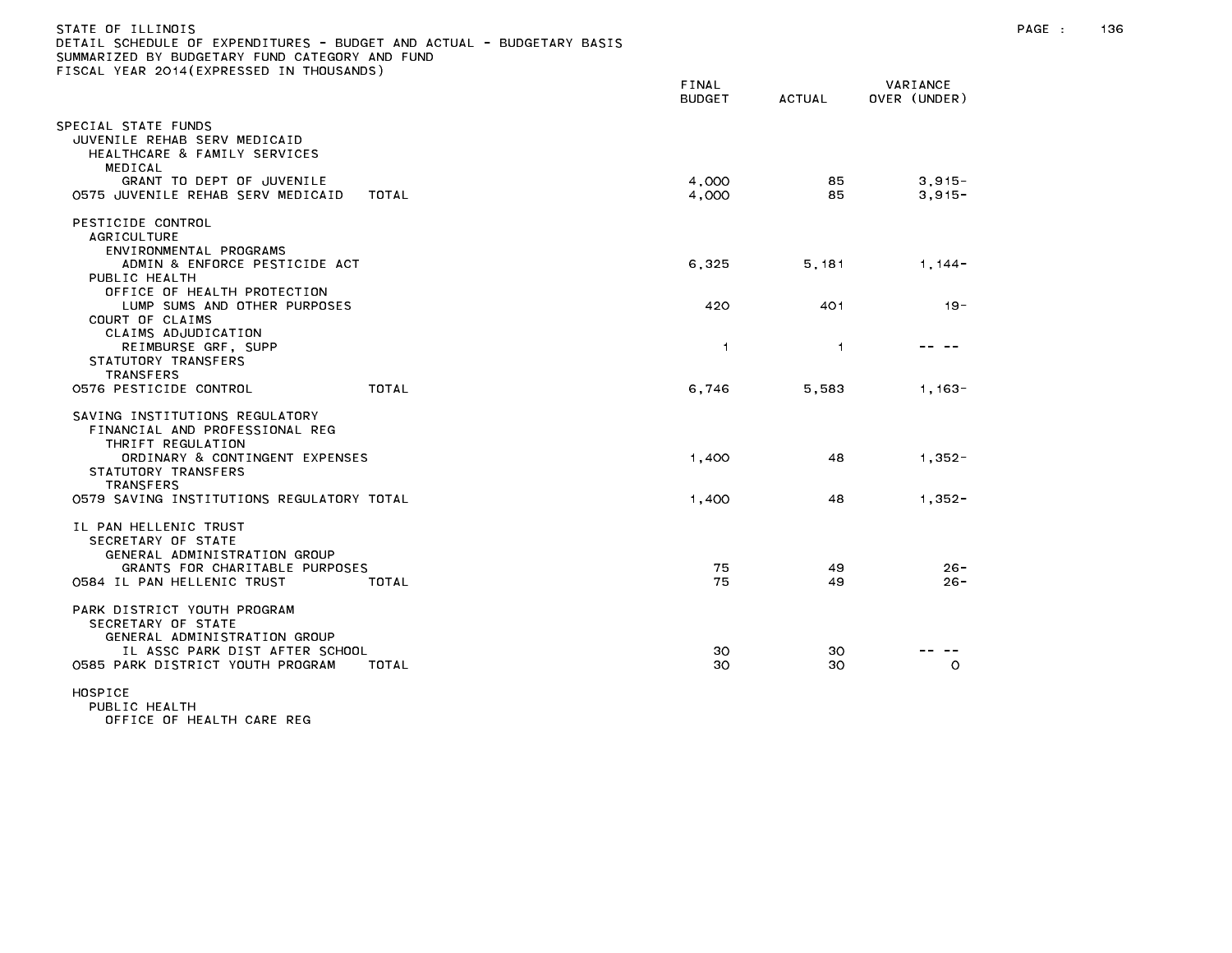STATE OF ILLINOIS
DETAIL SCHEDULE OF EXPENDITURES - BUDGET AND ACTUAL - BUDGETARY BASIS
SUMMARIZED BY BUDGETARY FUND CATEGORY AND FUND
FISCAL YEAR 2014(EXPRESSED IN THOUSANDS)

| | FINAL BUDGET | ACTUAL | VARIANCE OVER (UNDER) |
|---|---|---|---|
| SPECIAL STATE FUNDS | | | |
| JUVENILE REHAB SERV MEDICAID | | | |
| HEALTHCARE & FAMILY SERVICES | | | |
| MEDICAL | | | |
| GRANT TO DEPT OF JUVENILE | 4,000 | 85 | 3,915- |
| 0575 JUVENILE REHAB SERV MEDICAID TOTAL | 4,000 | 85 | 3,915- |
| PESTICIDE CONTROL | | | |
| AGRICULTURE | | | |
| ENVIRONMENTAL PROGRAMS | | | |
| ADMIN & ENFORCE PESTICIDE ACT | 6,325 | 5,181 | 1,144- |
| PUBLIC HEALTH | | | |
| OFFICE OF HEALTH PROTECTION | | | |
| LUMP SUMS AND OTHER PURPOSES | 420 | 401 | 19- |
| COURT OF CLAIMS | | | |
| CLAIMS ADJUDICATION | | | |
| REIMBURSE GRF, SUPP | 1 | 1 | -- -- |
| STATUTORY TRANSFERS | | | |
| TRANSFERS | | | |
| 0576 PESTICIDE CONTROL TOTAL | 6,746 | 5,583 | 1,163- |
| SAVING INSTITUTIONS REGULATORY | | | |
| FINANCIAL AND PROFESSIONAL REG | | | |
| THRIFT REGULATION | | | |
| ORDINARY & CONTINGENT EXPENSES | 1,400 | 48 | 1,352- |
| STATUTORY TRANSFERS | | | |
| TRANSFERS | | | |
| 0579 SAVING INSTITUTIONS REGULATORY TOTAL | 1,400 | 48 | 1,352- |
| IL PAN HELLENIC TRUST | | | |
| SECRETARY OF STATE | | | |
| GENERAL ADMINISTRATION GROUP | | | |
| GRANTS FOR CHARITABLE PURPOSES | 75 | 49 | 26- |
| 0584 IL PAN HELLENIC TRUST TOTAL | 75 | 49 | 26- |
| PARK DISTRICT YOUTH PROGRAM | | | |
| SECRETARY OF STATE | | | |
| GENERAL ADMINISTRATION GROUP | | | |
| IL ASSC PARK DIST AFTER SCHOOL | 30 | 30 | -- -- |
| 0585 PARK DISTRICT YOUTH PROGRAM TOTAL | 30 | 30 | 0 |
| HOSPICE | | | |
| PUBLIC HEALTH | | | |
| OFFICE OF HEALTH CARE REG | | | |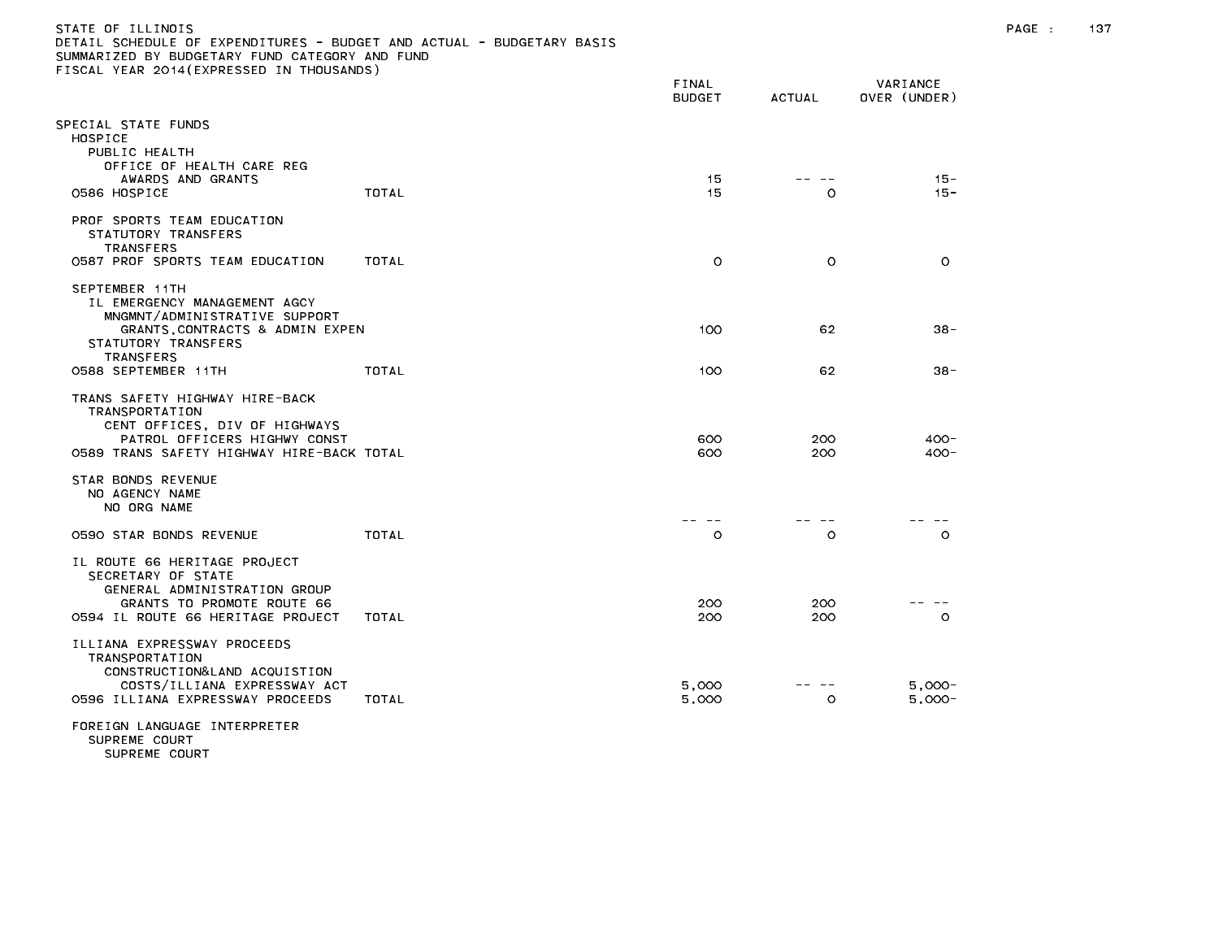STATE OF ILLINOIS
DETAIL SCHEDULE OF EXPENDITURES - BUDGET AND ACTUAL - BUDGETARY BASIS
SUMMARIZED BY BUDGETARY FUND CATEGORY AND FUND
FISCAL YEAR 2014(EXPRESSED IN THOUSANDS)

| | | FINAL BUDGET | ACTUAL | VARIANCE OVER (UNDER) |
|---|---|---|---|---|
| SPECIAL STATE FUNDS | | | | |
| HOSPICE | | | | |
| PUBLIC HEALTH | | | | |
| OFFICE OF HEALTH CARE REG | | | | |
| AWARDS AND GRANTS | | 15 | -- -- | 15- |
| 0586 HOSPICE | TOTAL | 15 | 0 | 15- |
| PROF SPORTS TEAM EDUCATION | | | | |
| STATUTORY TRANSFERS | | | | |
| TRANSFERS | | | | |
| 0587 PROF SPORTS TEAM EDUCATION | TOTAL | 0 | 0 | 0 |
| SEPTEMBER 11TH | | | | |
| IL EMERGENCY MANAGEMENT AGCY | | | | |
| MNGMNT/ADMINISTRATIVE SUPPORT | | | | |
| GRANTS,CONTRACTS & ADMIN EXPEN | | 100 | 62 | 38- |
| STATUTORY TRANSFERS | | | | |
| TRANSFERS | | | | |
| 0588 SEPTEMBER 11TH | TOTAL | 100 | 62 | 38- |
| TRANS SAFETY HIGHWAY HIRE-BACK | | | | |
| TRANSPORTATION | | | | |
| CENT OFFICES, DIV OF HIGHWAYS | | | | |
| PATROL OFFICERS HIGHWY CONST | | 600 | 200 | 400- |
| 0589 TRANS SAFETY HIGHWAY HIRE-BACK | TOTAL | 600 | 200 | 400- |
| STAR BONDS REVENUE | | | | |
| NO AGENCY NAME | | | | |
| NO ORG NAME | | | | |
| | | -- -- | -- -- | -- -- |
| 0590 STAR BONDS REVENUE | TOTAL | 0 | 0 | 0 |
| IL ROUTE 66 HERITAGE PROJECT | | | | |
| SECRETARY OF STATE | | | | |
| GENERAL ADMINISTRATION GROUP | | | | |
| GRANTS TO PROMOTE ROUTE 66 | | 200 | 200 | -- -- |
| 0594 IL ROUTE 66 HERITAGE PROJECT | TOTAL | 200 | 200 | 0 |
| ILLIANA EXPRESSWAY PROCEEDS | | | | |
| TRANSPORTATION | | | | |
| CONSTRUCTION&LAND ACQUISTION | | | | |
| COSTS/ILLIANA EXPRESSWAY ACT | | 5,000 | -- -- | 5,000- |
| 0596 ILLIANA EXPRESSWAY PROCEEDS | TOTAL | 5,000 | 0 | 5,000- |
| FOREIGN LANGUAGE INTERPRETER | | | | |
| SUPREME COURT | | | | |
| SUPREME COURT | | | | |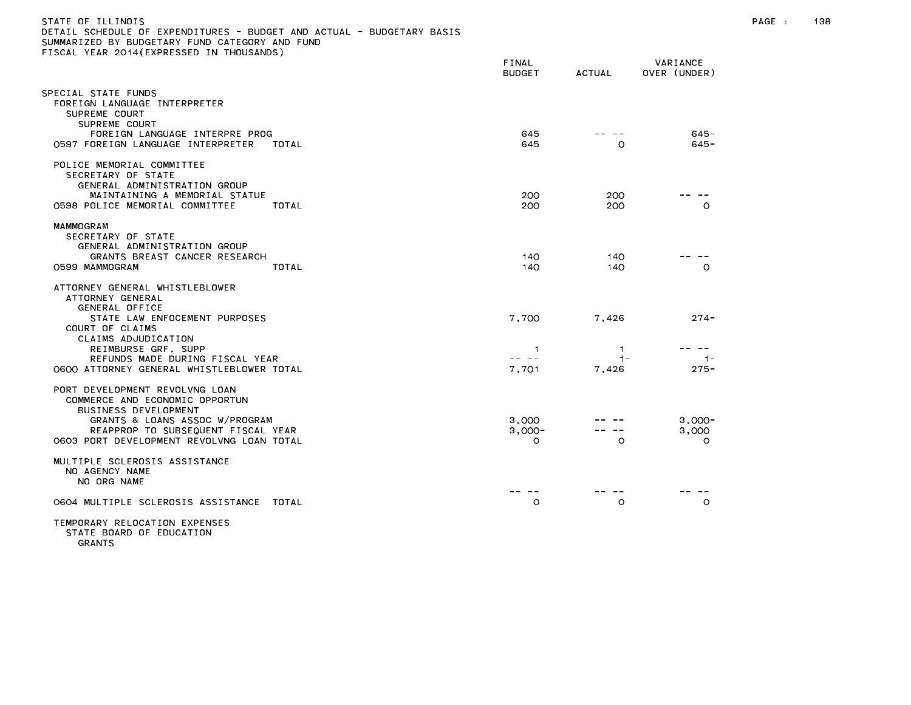STATE OF ILLINOIS
DETAIL SCHEDULE OF EXPENDITURES - BUDGET AND ACTUAL - BUDGETARY BASIS
SUMMARIZED BY BUDGETARY FUND CATEGORY AND FUND
FISCAL YEAR 2014(EXPRESSED IN THOUSANDS)

| | FINAL BUDGET | ACTUAL | VARIANCE OVER (UNDER) |
|---|---|---|---|
| SPECIAL STATE FUNDS | | | |
| FOREIGN LANGUAGE INTERPRETER | | | |
| SUPREME COURT | | | |
| SUPREME COURT | | | |
| FOREIGN LANGUAGE INTERPRE PROG | 645 | -- -- | 645- |
| 0597 FOREIGN LANGUAGE INTERPRETER TOTAL | 645 | 0 | 645- |
| POLICE MEMORIAL COMMITTEE | | | |
| SECRETARY OF STATE | | | |
| GENERAL ADMINISTRATION GROUP | | | |
| MAINTAINING A MEMORIAL STATUE | 200 | 200 | -- -- |
| 0598 POLICE MEMORIAL COMMITTEE TOTAL | 200 | 200 | 0 |
| MAMMOGRAM | | | |
| SECRETARY OF STATE | | | |
| GENERAL ADMINISTRATION GROUP | | | |
| GRANTS BREAST CANCER RESEARCH | 140 | 140 | -- -- |
| 0599 MAMMOGRAM TOTAL | 140 | 140 | 0 |
| ATTORNEY GENERAL WHISTLEBLOWER | | | |
| ATTORNEY GENERAL | | | |
| GENERAL OFFICE | | | |
| STATE LAW ENFOCEMENT PURPOSES | 7,700 | 7,426 | 274- |
| COURT OF CLAIMS | | | |
| CLAIMS ADJUDICATION | | | |
| REIMBURSE GRF, SUPP | 1 | 1 | -- -- |
| REFUNDS MADE DURING FISCAL YEAR | -- -- | 1- | 1- |
| 0600 ATTORNEY GENERAL WHISTLEBLOWER TOTAL | 7,701 | 7,426 | 275- |
| PORT DEVELOPMENT REVOLVNG LOAN | | | |
| COMMERCE AND ECONOMIC OPPORTUN | | | |
| BUSINESS DEVELOPMENT | | | |
| GRANTS & LOANS ASSOC W/PROGRAM | 3,000 | -- -- | 3,000- |
| REAPPROP TO SUBSEQUENT FISCAL YEAR | 3,000- | -- -- | 3,000 |
| 0603 PORT DEVELOPMENT REVOLVNG LOAN TOTAL | 0 | 0 | 0 |
| MULTIPLE SCLEROSIS ASSISTANCE | | | |
| NO AGENCY NAME | | | |
| NO ORG NAME | | | |
| | -- -- | -- -- | -- -- |
| 0604 MULTIPLE SCLEROSIS ASSISTANCE TOTAL | 0 | 0 | 0 |
| TEMPORARY RELOCATION EXPENSES | | | |
| STATE BOARD OF EDUCATION | | | |
| GRANTS | | | |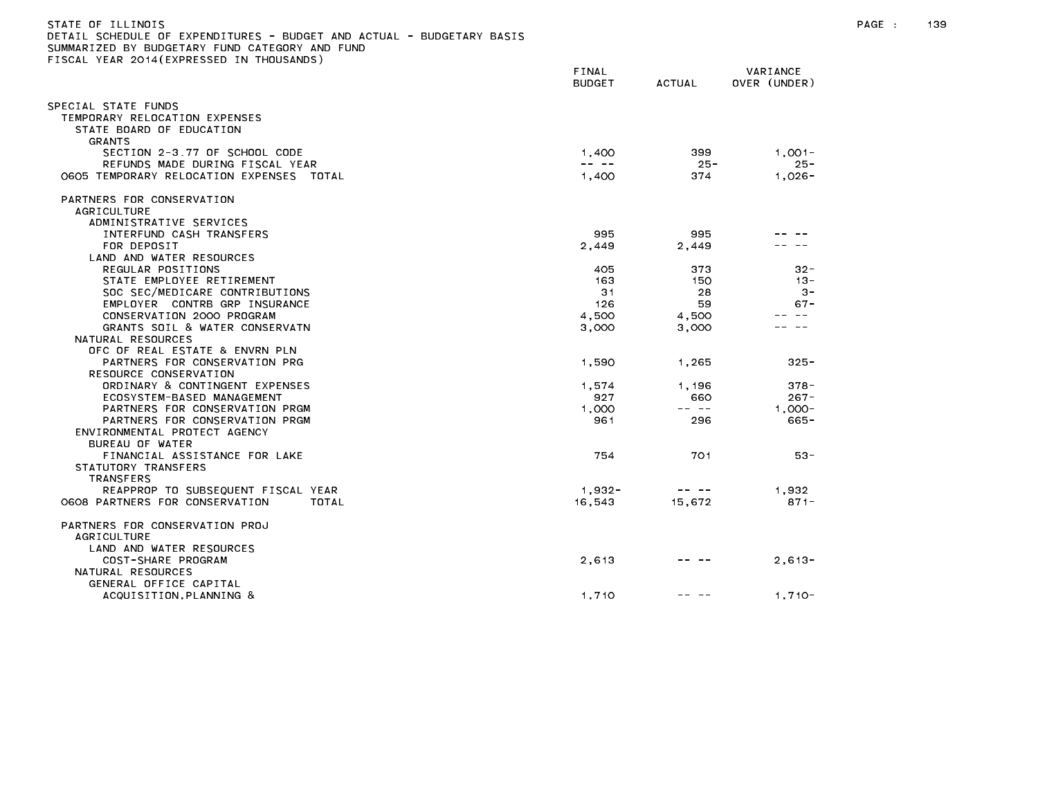STATE OF ILLINOIS
DETAIL SCHEDULE OF EXPENDITURES - BUDGET AND ACTUAL - BUDGETARY BASIS
SUMMARIZED BY BUDGETARY FUND CATEGORY AND FUND
FISCAL YEAR 2014(EXPRESSED IN THOUSANDS)

| | FINAL BUDGET | ACTUAL | VARIANCE OVER (UNDER) |
|---|---|---|---|
| SPECIAL STATE FUNDS | | | |
| TEMPORARY RELOCATION EXPENSES | | | |
| STATE BOARD OF EDUCATION | | | |
| GRANTS | | | |
| SECTION 2-3.77 OF SCHOOL CODE | 1,400 | 399 | 1,001- |
| REFUNDS MADE DURING FISCAL YEAR | -- -- | 25- | 25- |
| 0605 TEMPORARY RELOCATION EXPENSES TOTAL | 1,400 | 374 | 1,026- |
| PARTNERS FOR CONSERVATION | | | |
| AGRICULTURE | | | |
| ADMINISTRATIVE SERVICES | | | |
| INTERFUND CASH TRANSFERS | 995 | 995 | -- -- |
| FOR DEPOSIT | 2,449 | 2,449 | -- -- |
| LAND AND WATER RESOURCES | | | |
| REGULAR POSITIONS | 405 | 373 | 32- |
| STATE EMPLOYEE RETIREMENT | 163 | 150 | 13- |
| SOC SEC/MEDICARE CONTRIBUTIONS | 31 | 28 | 3- |
| EMPLOYER CONTRB GRP INSURANCE | 126 | 59 | 67- |
| CONSERVATION 2000 PROGRAM | 4,500 | 4,500 | -- -- |
| GRANTS SOIL & WATER CONSERVATN | 3,000 | 3,000 | -- -- |
| NATURAL RESOURCES | | | |
| OFC OF REAL ESTATE & ENVRN PLN | | | |
| PARTNERS FOR CONSERVATION PRG | 1,590 | 1,265 | 325- |
| RESOURCE CONSERVATION | | | |
| ORDINARY & CONTINGENT EXPENSES | 1,574 | 1,196 | 378- |
| ECOSYSTEM-BASED MANAGEMENT | 927 | 660 | 267- |
| PARTNERS FOR CONSERVATION PRGM | 1,000 | -- -- | 1,000- |
| PARTNERS FOR CONSERVATION PRGM | 961 | 296 | 665- |
| ENVIRONMENTAL PROTECT AGENCY | | | |
| BUREAU OF WATER | | | |
| FINANCIAL ASSISTANCE FOR LAKE | 754 | 701 | 53- |
| STATUTORY TRANSFERS | | | |
| TRANSFERS | | | |
| REAPPROP TO SUBSEQUENT FISCAL YEAR | 1,932- | -- -- | 1,932 |
| 0608 PARTNERS FOR CONSERVATION TOTAL | 16,543 | 15,672 | 871- |
| PARTNERS FOR CONSERVATION PROJ | | | |
| AGRICULTURE | | | |
| LAND AND WATER RESOURCES | | | |
| COST-SHARE PROGRAM | 2,613 | -- -- | 2,613- |
| NATURAL RESOURCES | | | |
| GENERAL OFFICE CAPITAL | | | |
| ACQUISITION,PLANNING & | 1,710 | -- -- | 1,710- |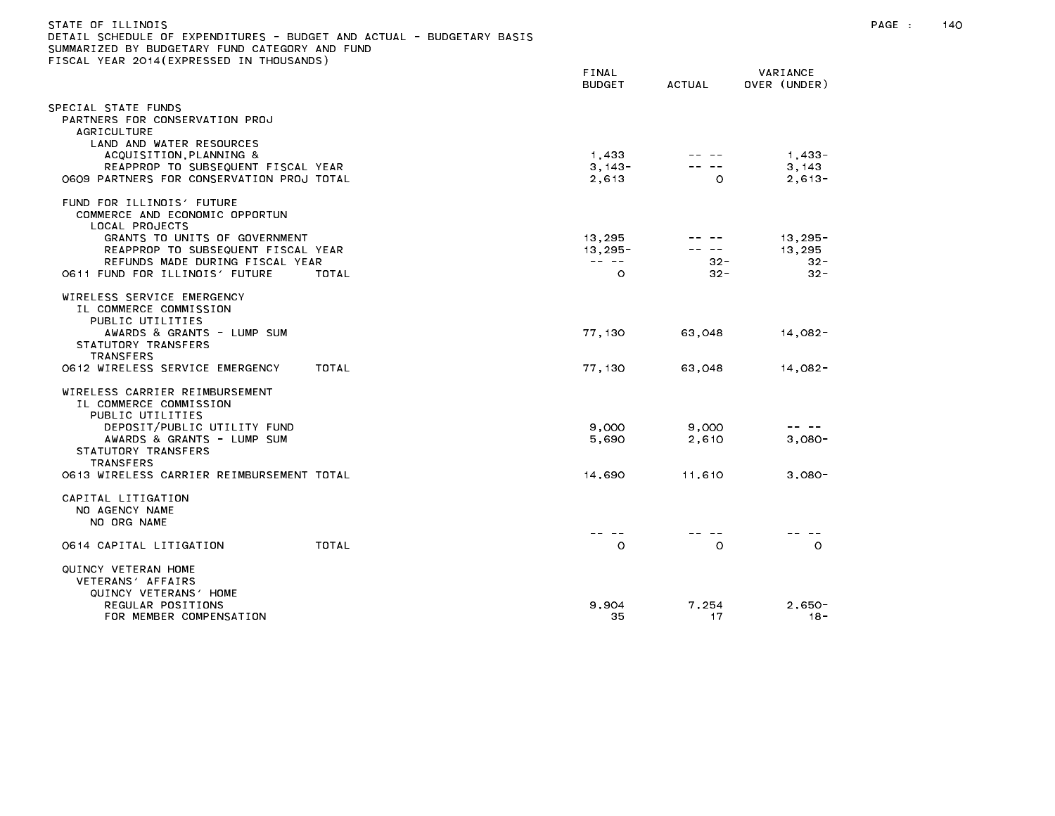STATE OF ILLINOIS
DETAIL SCHEDULE OF EXPENDITURES - BUDGET AND ACTUAL - BUDGETARY BASIS
SUMMARIZED BY BUDGETARY FUND CATEGORY AND FUND
FISCAL YEAR 2014(EXPRESSED IN THOUSANDS)

| | FINAL BUDGET | ACTUAL | VARIANCE OVER (UNDER) |
|---|---|---|---|
| SPECIAL STATE FUNDS | | | |
| PARTNERS FOR CONSERVATION PROJ | | | |
| AGRICULTURE | | | |
| LAND AND WATER RESOURCES | | | |
| ACQUISITION,PLANNING & | 1,433 | -- -- | 1,433- |
| REAPPROP TO SUBSEQUENT FISCAL YEAR | 3,143- | -- -- | 3,143 |
| 0609 PARTNERS FOR CONSERVATION PROJ TOTAL | 2,613 | 0 | 2,613- |
| FUND FOR ILLINOIS' FUTURE | | | |
| COMMERCE AND ECONOMIC OPPORTUN | | | |
| LOCAL PROJECTS | | | |
| GRANTS TO UNITS OF GOVERNMENT | 13,295 | -- -- | 13,295- |
| REAPPROP TO SUBSEQUENT FISCAL YEAR | 13,295- | -- -- | 13,295 |
| REFUNDS MADE DURING FISCAL YEAR | -- -- | 32- | 32- |
| 0611 FUND FOR ILLINOIS' FUTURE TOTAL | 0 | 32- | 32- |
| WIRELESS SERVICE EMERGENCY | | | |
| IL COMMERCE COMMISSION | | | |
| PUBLIC UTILITIES | | | |
| AWARDS & GRANTS - LUMP SUM | 77,130 | 63,048 | 14,082- |
| STATUTORY TRANSFERS | | | |
| TRANSFERS | | | |
| 0612 WIRELESS SERVICE EMERGENCY TOTAL | 77,130 | 63,048 | 14,082- |
| WIRELESS CARRIER REIMBURSEMENT | | | |
| IL COMMERCE COMMISSION | | | |
| PUBLIC UTILITIES | | | |
| DEPOSIT/PUBLIC UTILITY FUND | 9,000 | 9,000 | -- -- |
| AWARDS & GRANTS - LUMP SUM | 5,690 | 2,610 | 3,080- |
| STATUTORY TRANSFERS | | | |
| TRANSFERS | | | |
| 0613 WIRELESS CARRIER REIMBURSEMENT TOTAL | 14,690 | 11,610 | 3,080- |
| CAPITAL LITIGATION | | | |
| NO AGENCY NAME | | | |
| NO ORG NAME | | | |
| | -- -- | -- -- | -- -- |
| 0614 CAPITAL LITIGATION TOTAL | 0 | 0 | 0 |
| QUINCY VETERAN HOME | | | |
| VETERANS' AFFAIRS | | | |
| QUINCY VETERANS' HOME | | | |
| REGULAR POSITIONS | 9,904 | 7,254 | 2,650- |
| FOR MEMBER COMPENSATION | 35 | 17 | 18- |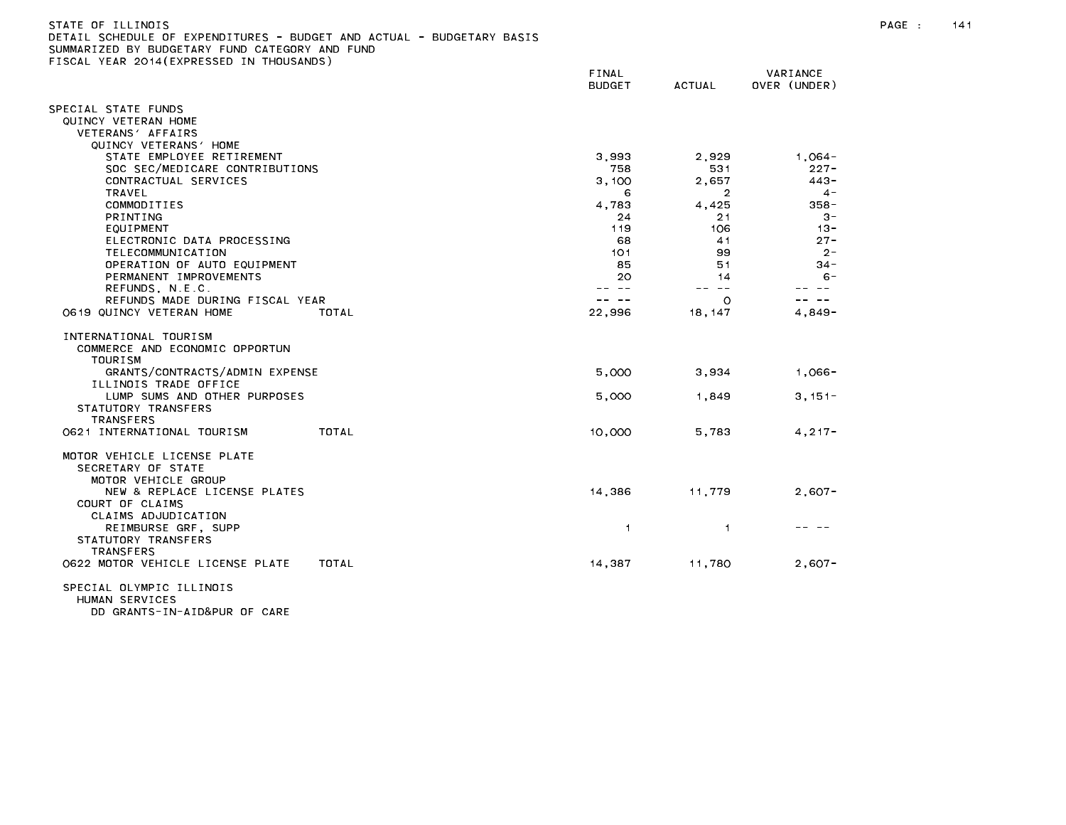STATE OF ILLINOIS
DETAIL SCHEDULE OF EXPENDITURES - BUDGET AND ACTUAL - BUDGETARY BASIS
SUMMARIZED BY BUDGETARY FUND CATEGORY AND FUND
FISCAL YEAR 2014(EXPRESSED IN THOUSANDS)

| | FINAL BUDGET | ACTUAL | VARIANCE OVER (UNDER) |
|---|---|---|---|
| SPECIAL STATE FUNDS | | | |
| QUINCY VETERAN HOME | | | |
| VETERANS' AFFAIRS | | | |
| QUINCY VETERANS' HOME | | | |
| STATE EMPLOYEE RETIREMENT | 3,993 | 2,929 | 1,064- |
| SOC SEC/MEDICARE CONTRIBUTIONS | 758 | 531 | 227- |
| CONTRACTUAL SERVICES | 3,100 | 2,657 | 443- |
| TRAVEL | 6 | 2 | 4- |
| COMMODITIES | 4,783 | 4,425 | 358- |
| PRINTING | 24 | 21 | 3- |
| EQUIPMENT | 119 | 106 | 13- |
| ELECTRONIC DATA PROCESSING | 68 | 41 | 27- |
| TELECOMMUNICATION | 101 | 99 | 2- |
| OPERATION OF AUTO EQUIPMENT | 85 | 51 | 34- |
| PERMANENT IMPROVEMENTS | 20 | 14 | 6- |
| REFUNDS, N.E.C. | -- -- | -- -- | -- -- |
| REFUNDS MADE DURING FISCAL YEAR | -- -- | 0 | -- -- |
| 0619 QUINCY VETERAN HOME TOTAL | 22,996 | 18,147 | 4,849- |
| INTERNATIONAL TOURISM | | | |
| COMMERCE AND ECONOMIC OPPORTUN | | | |
| TOURISM | | | |
| GRANTS/CONTRACTS/ADMIN EXPENSE | 5,000 | 3,934 | 1,066- |
| ILLINOIS TRADE OFFICE | | | |
| LUMP SUMS AND OTHER PURPOSES | 5,000 | 1,849 | 3,151- |
| STATUTORY TRANSFERS | | | |
| TRANSFERS | | | |
| 0621 INTERNATIONAL TOURISM TOTAL | 10,000 | 5,783 | 4,217- |
| MOTOR VEHICLE LICENSE PLATE | | | |
| SECRETARY OF STATE | | | |
| MOTOR VEHICLE GROUP | | | |
| NEW & REPLACE LICENSE PLATES | 14,386 | 11,779 | 2,607- |
| COURT OF CLAIMS | | | |
| CLAIMS ADJUDICATION | | | |
| REIMBURSE GRF, SUPP | 1 | 1 | -- -- |
| STATUTORY TRANSFERS | | | |
| TRANSFERS | | | |
| 0622 MOTOR VEHICLE LICENSE PLATE TOTAL | 14,387 | 11,780 | 2,607- |
| SPECIAL OLYMPIC ILLINOIS | | | |
| HUMAN SERVICES | | | |
| DD GRANTS-IN-AID&PUR OF CARE | | | |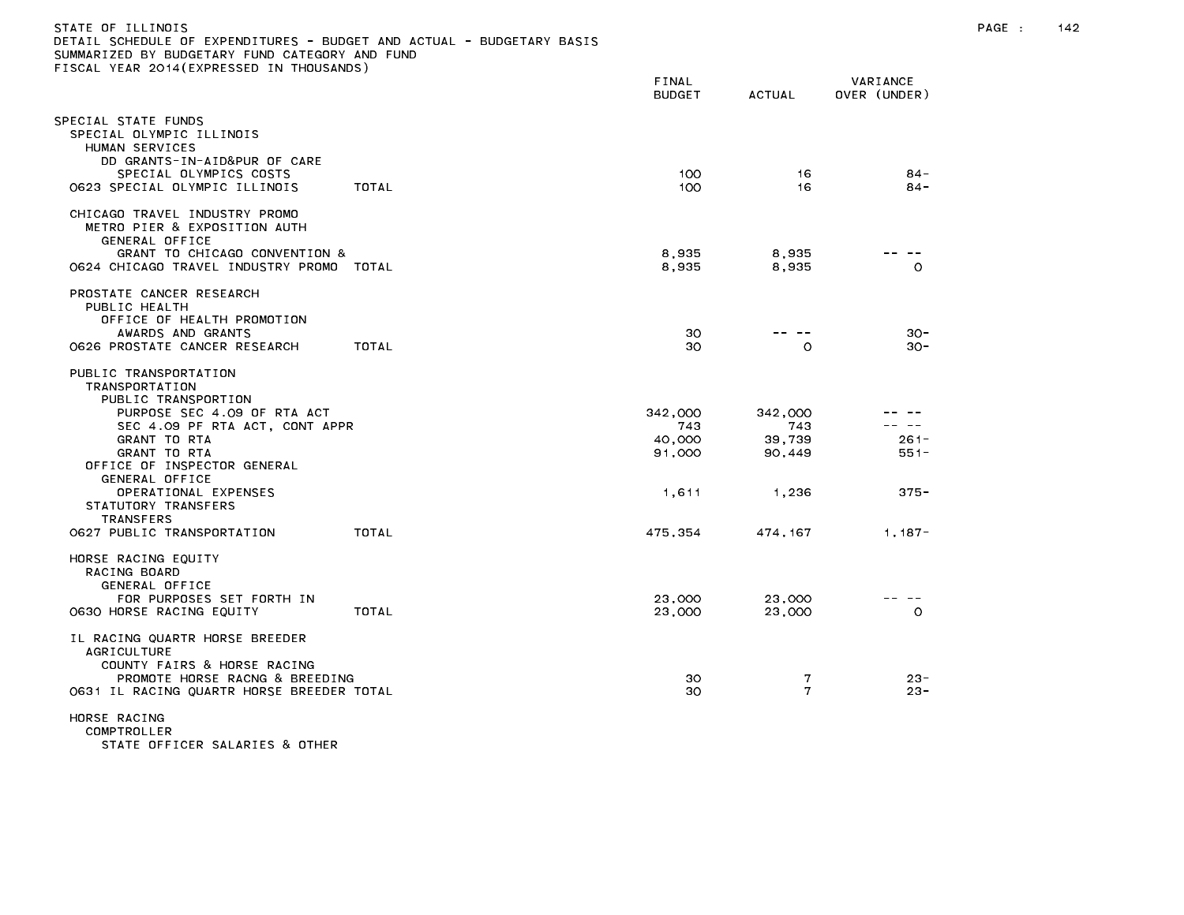STATE OF ILLINOIS
DETAIL SCHEDULE OF EXPENDITURES - BUDGET AND ACTUAL - BUDGETARY BASIS
SUMMARIZED BY BUDGETARY FUND CATEGORY AND FUND
FISCAL YEAR 2014(EXPRESSED IN THOUSANDS)

| | FINAL BUDGET | ACTUAL | VARIANCE OVER (UNDER) |
|---|---|---|---|
| SPECIAL STATE FUNDS | | | |
| SPECIAL OLYMPIC ILLINOIS | | | |
| HUMAN SERVICES | | | |
| DD GRANTS-IN-AID&PUR OF CARE | | | |
| SPECIAL OLYMPICS COSTS | 100 | 16 | 84- |
| 0623 SPECIAL OLYMPIC ILLINOIS TOTAL | 100 | 16 | 84- |
| CHICAGO TRAVEL INDUSTRY PROMO | | | |
| METRO PIER & EXPOSITION AUTH | | | |
| GENERAL OFFICE | | | |
| GRANT TO CHICAGO CONVENTION & | 8,935 | 8,935 | -- -- |
| 0624 CHICAGO TRAVEL INDUSTRY PROMO TOTAL | 8,935 | 8,935 | 0 |
| PROSTATE CANCER RESEARCH | | | |
| PUBLIC HEALTH | | | |
| OFFICE OF HEALTH PROMOTION | | | |
| AWARDS AND GRANTS | 30 | -- -- | 30- |
| 0626 PROSTATE CANCER RESEARCH TOTAL | 30 | 0 | 30- |
| PUBLIC TRANSPORTATION | | | |
| TRANSPORTATION | | | |
| PUBLIC TRANSPORTION | | | |
| PURPOSE SEC 4.09 OF RTA ACT | 342,000 | 342,000 | -- -- |
| SEC 4.09 PF RTA ACT, CONT APPR | 743 | 743 | -- -- |
| GRANT TO RTA | 40,000 | 39,739 | 261- |
| GRANT TO RTA | 91,000 | 90,449 | 551- |
| OFFICE OF INSPECTOR GENERAL | | | |
| GENERAL OFFICE | | | |
| OPERATIONAL EXPENSES | 1,611 | 1,236 | 375- |
| STATUTORY TRANSFERS | | | |
| TRANSFERS | | | |
| 0627 PUBLIC TRANSPORTATION TOTAL | 475,354 | 474,167 | 1,187- |
| HORSE RACING EQUITY | | | |
| RACING BOARD | | | |
| GENERAL OFFICE | | | |
| FOR PURPOSES SET FORTH IN | 23,000 | 23,000 | -- -- |
| 0630 HORSE RACING EQUITY TOTAL | 23,000 | 23,000 | 0 |
| IL RACING QUARTR HORSE BREEDER | | | |
| AGRICULTURE | | | |
| COUNTY FAIRS & HORSE RACING | | | |
| PROMOTE HORSE RACNG & BREEDING | 30 | 7 | 23- |
| 0631 IL RACING QUARTR HORSE BREEDER TOTAL | 30 | 7 | 23- |
| HORSE RACING | | | |
| COMPTROLLER | | | |
| STATE OFFICER SALARIES & OTHER | | | |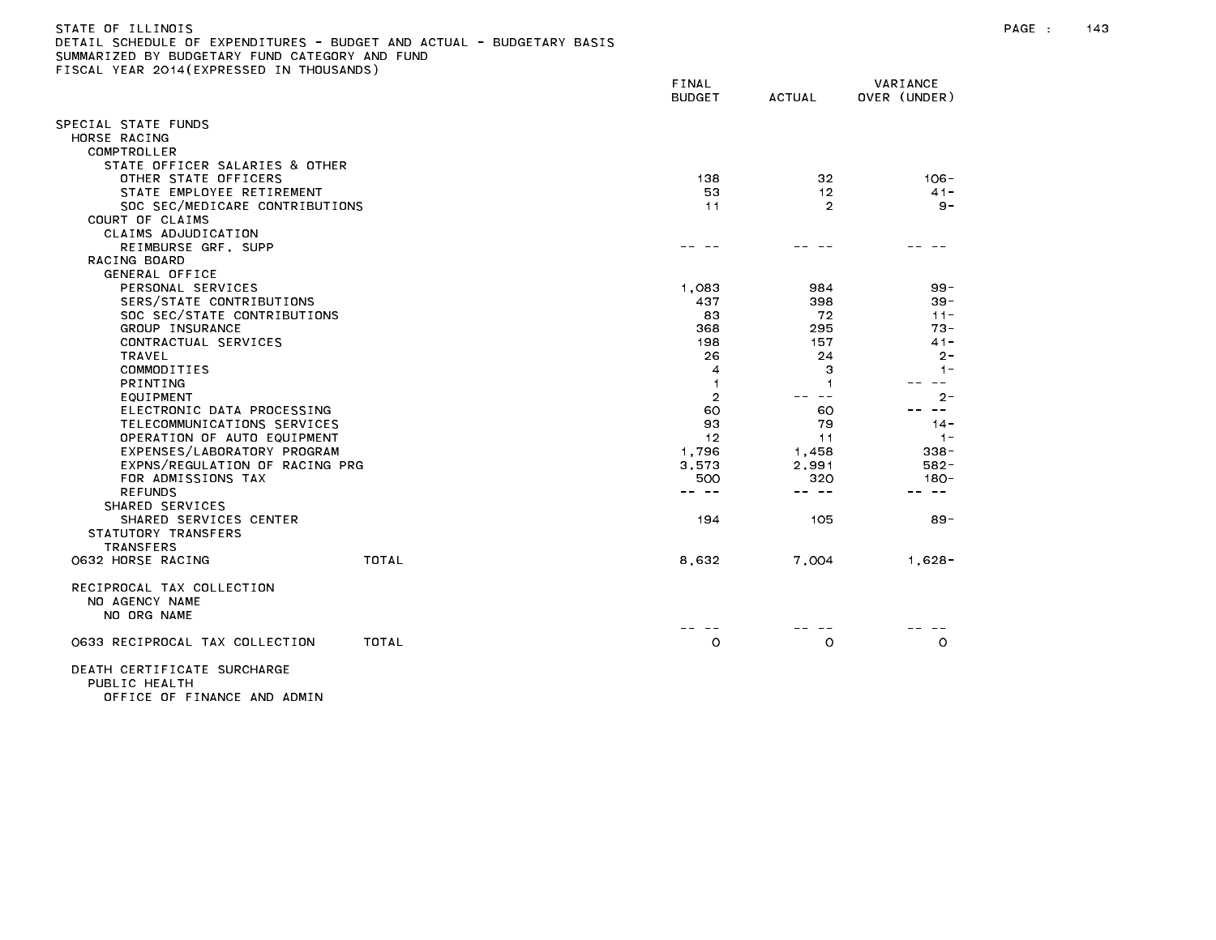STATE OF ILLINOIS
DETAIL SCHEDULE OF EXPENDITURES - BUDGET AND ACTUAL - BUDGETARY BASIS
SUMMARIZED BY BUDGETARY FUND CATEGORY AND FUND
FISCAL YEAR 2014(EXPRESSED IN THOUSANDS)

| | | FINAL BUDGET | ACTUAL | VARIANCE OVER (UNDER) |
|---|---|---|---|---|
| SPECIAL STATE FUNDS | | | | |
| HORSE RACING | | | | |
| COMPTROLLER | | | | |
| STATE OFFICER SALARIES & OTHER | | | | |
| OTHER STATE OFFICERS | | 138 | 32 | 106- |
| STATE EMPLOYEE RETIREMENT | | 53 | 12 | 41- |
| SOC SEC/MEDICARE CONTRIBUTIONS | | 11 | 2 | 9- |
| COURT OF CLAIMS | | | | |
| CLAIMS ADJUDICATION | | | | |
| REIMBURSE GRF, SUPP | | -- -- | -- -- | -- -- |
| RACING BOARD | | | | |
| GENERAL OFFICE | | | | |
| PERSONAL SERVICES | | 1,083 | 984 | 99- |
| SERS/STATE CONTRIBUTIONS | | 437 | 398 | 39- |
| SOC SEC/STATE CONTRIBUTIONS | | 83 | 72 | 11- |
| GROUP INSURANCE | | 368 | 295 | 73- |
| CONTRACTUAL SERVICES | | 198 | 157 | 41- |
| TRAVEL | | 26 | 24 | 2- |
| COMMODITIES | | 4 | 3 | 1- |
| PRINTING | | 1 | 1 | -- -- |
| EQUIPMENT | | 2 | -- -- | 2- |
| ELECTRONIC DATA PROCESSING | | 60 | 60 | -- -- |
| TELECOMMUNICATIONS SERVICES | | 93 | 79 | 14- |
| OPERATION OF AUTO EQUIPMENT | | 12 | 11 | 1- |
| EXPENSES/LABORATORY PROGRAM | | 1,796 | 1,458 | 338- |
| EXPNS/REGULATION OF RACING PRG | | 3,573 | 2,991 | 582- |
| FOR ADMISSIONS TAX | | 500 | 320 | 180- |
| REFUNDS | | -- -- | -- -- | -- -- |
| SHARED SERVICES | | | | |
| SHARED SERVICES CENTER | | 194 | 105 | 89- |
| STATUTORY TRANSFERS | | | | |
| TRANSFERS | | | | |
| 0632 HORSE RACING | TOTAL | 8,632 | 7,004 | 1,628- |
| | | | | |
| RECIPROCAL TAX COLLECTION | | | | |
| NO AGENCY NAME | | | | |
| NO ORG NAME | | | | |
| | | -- -- | -- -- | -- -- |
| 0633 RECIPROCAL TAX COLLECTION | TOTAL | 0 | 0 | 0 |
| | | | | |
| DEATH CERTIFICATE SURCHARGE | | | | |
| PUBLIC HEALTH | | | | |
| OFFICE OF FINANCE AND ADMIN | | | | |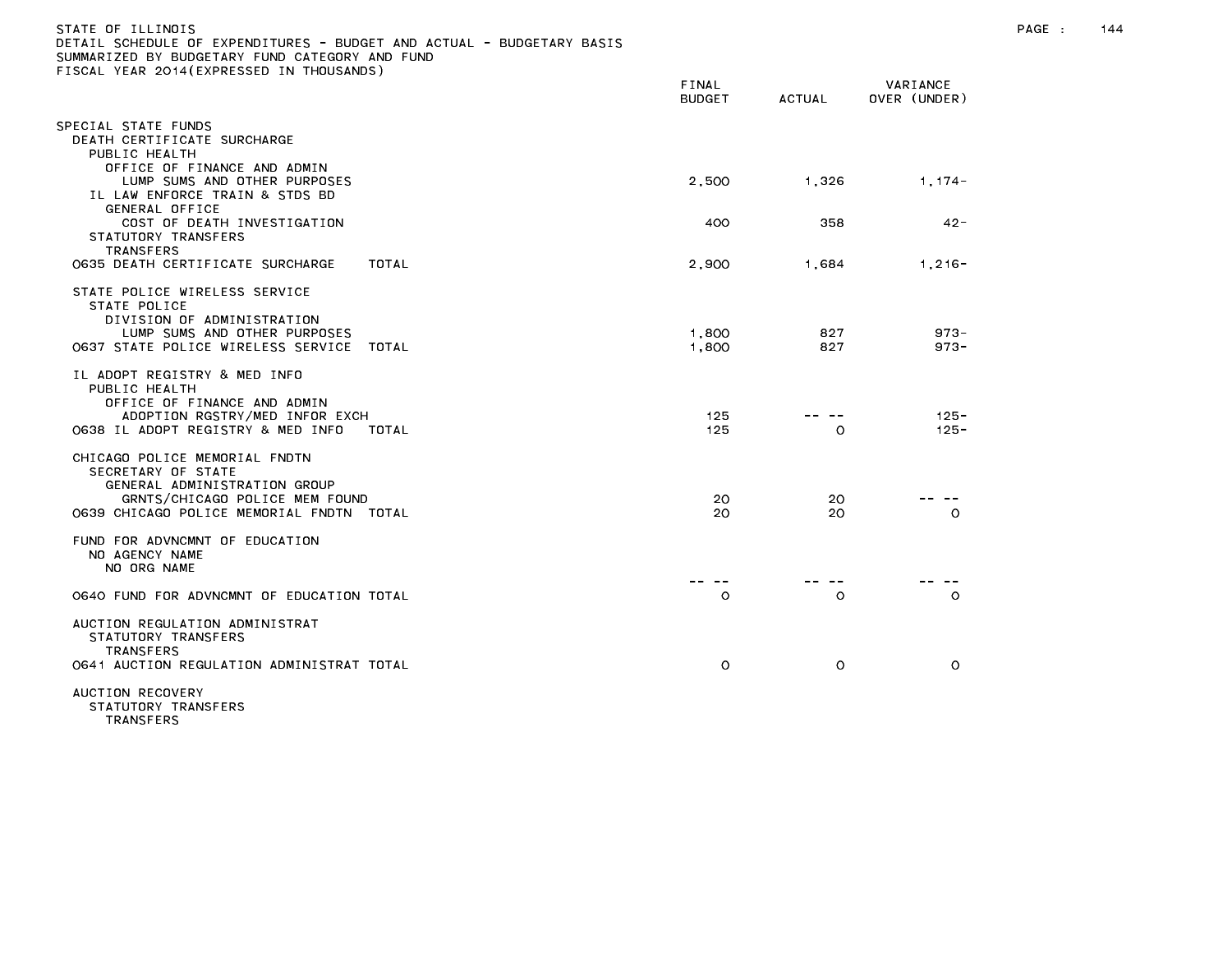STATE OF ILLINOIS
DETAIL SCHEDULE OF EXPENDITURES - BUDGET AND ACTUAL - BUDGETARY BASIS
SUMMARIZED BY BUDGETARY FUND CATEGORY AND FUND
FISCAL YEAR 2014(EXPRESSED IN THOUSANDS)

| | FINAL BUDGET | ACTUAL | VARIANCE OVER (UNDER) |
|---|---|---|---|
| SPECIAL STATE FUNDS | | | |
| DEATH CERTIFICATE SURCHARGE | | | |
| PUBLIC HEALTH | | | |
| OFFICE OF FINANCE AND ADMIN | | | |
| LUMP SUMS AND OTHER PURPOSES | 2,500 | 1,326 | 1,174- |
| IL LAW ENFORCE TRAIN & STDS BD | | | |
| GENERAL OFFICE | | | |
| COST OF DEATH INVESTIGATION | 400 | 358 | 42- |
| STATUTORY TRANSFERS | | | |
| TRANSFERS | | | |
| 0635 DEATH CERTIFICATE SURCHARGE TOTAL | 2,900 | 1,684 | 1,216- |
| STATE POLICE WIRELESS SERVICE | | | |
| STATE POLICE | | | |
| DIVISION OF ADMINISTRATION | | | |
| LUMP SUMS AND OTHER PURPOSES | 1,800 | 827 | 973- |
| 0637 STATE POLICE WIRELESS SERVICE TOTAL | 1,800 | 827 | 973- |
| IL ADOPT REGISTRY & MED INFO | | | |
| PUBLIC HEALTH | | | |
| OFFICE OF FINANCE AND ADMIN | | | |
| ADOPTION RGSTRY/MED INFOR EXCH | 125 | -- -- | 125- |
| 0638 IL ADOPT REGISTRY & MED INFO TOTAL | 125 | 0 | 125- |
| CHICAGO POLICE MEMORIAL FNDTN | | | |
| SECRETARY OF STATE | | | |
| GENERAL ADMINISTRATION GROUP | | | |
| GRNTS/CHICAGO POLICE MEM FOUND | 20 | 20 | -- -- |
| 0639 CHICAGO POLICE MEMORIAL FNDTN TOTAL | 20 | 20 | 0 |
| FUND FOR ADVNCMNT OF EDUCATION | | | |
| NO AGENCY NAME | | | |
| NO ORG NAME | | | |
| | -- -- | -- -- | -- -- |
| 0640 FUND FOR ADVNCMNT OF EDUCATION TOTAL | 0 | 0 | 0 |
| AUCTION REGULATION ADMINISTRAT | | | |
| STATUTORY TRANSFERS | | | |
| TRANSFERS | | | |
| 0641 AUCTION REGULATION ADMINISTRAT TOTAL | 0 | 0 | 0 |
| AUCTION RECOVERY | | | |
| STATUTORY TRANSFERS | | | |
| TRANSFERS | | | |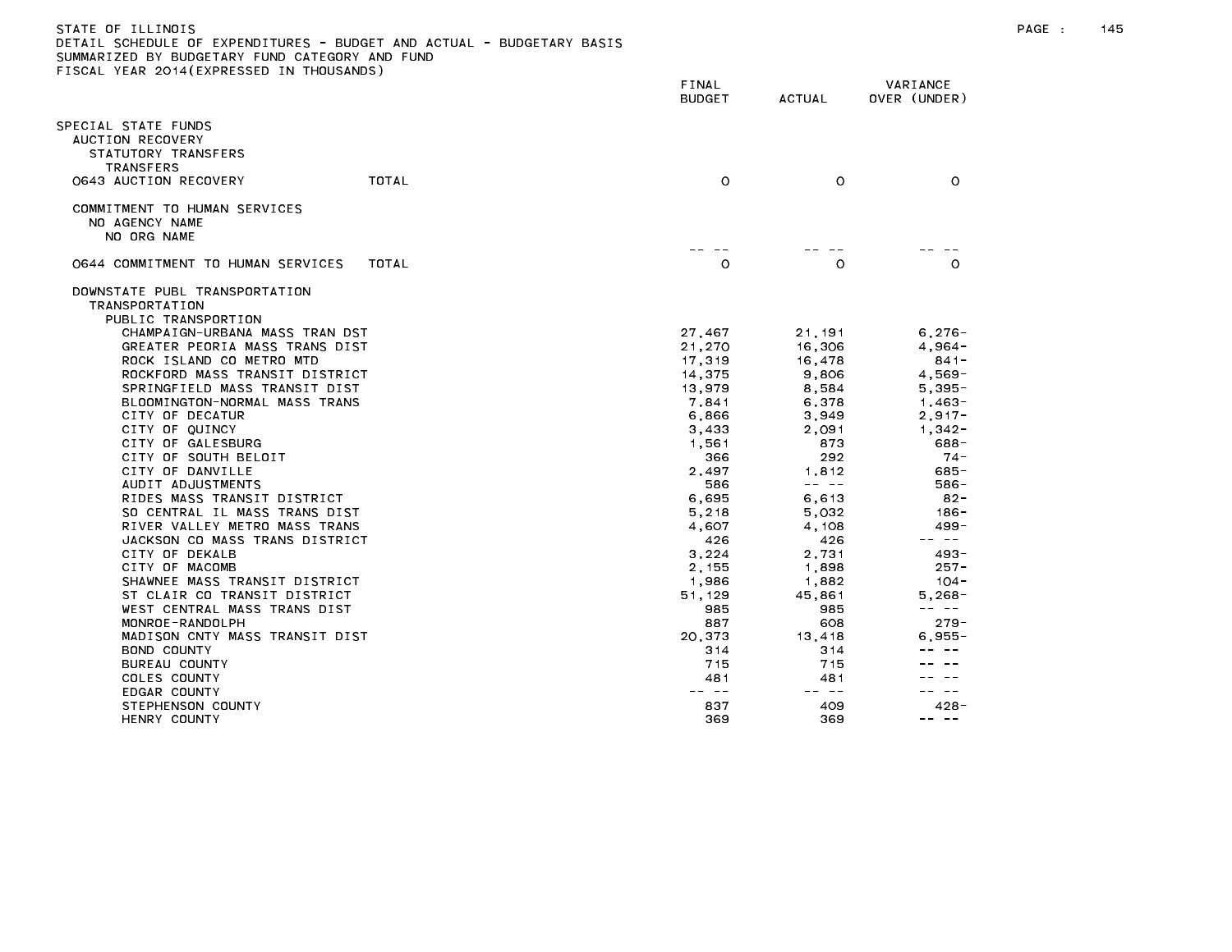STATE OF ILLINOIS
DETAIL SCHEDULE OF EXPENDITURES - BUDGET AND ACTUAL - BUDGETARY BASIS
SUMMARIZED BY BUDGETARY FUND CATEGORY AND FUND
FISCAL YEAR 2014(EXPRESSED IN THOUSANDS)

| | FINAL BUDGET | ACTUAL | VARIANCE OVER (UNDER) |
|---|---|---|---|
| SPECIAL STATE FUNDS | | | |
| AUCTION RECOVERY | | | |
| STATUTORY TRANSFERS | | | |
| TRANSFERS | | | |
| 0643 AUCTION RECOVERY TOTAL | 0 | 0 | 0 |
| COMMITMENT TO HUMAN SERVICES | | | |
| NO AGENCY NAME | | | |
| NO ORG NAME | -- -- | -- -- | -- -- |
| 0644 COMMITMENT TO HUMAN SERVICES TOTAL | 0 | 0 | 0 |
| DOWNSTATE PUBL TRANSPORTATION | | | |
| TRANSPORTATION | | | |
| PUBLIC TRANSPORTION | | | |
| CHAMPAIGN-URBANA MASS TRAN DST | 27,467 | 21,191 | 6,276- |
| GREATER PEORIA MASS TRANS DIST | 21,270 | 16,306 | 4,964- |
| ROCK ISLAND CO METRO MTD | 17,319 | 16,478 | 841- |
| ROCKFORD MASS TRANSIT DISTRICT | 14,375 | 9,806 | 4,569- |
| SPRINGFIELD MASS TRANSIT DIST | 13,979 | 8,584 | 5,395- |
| BLOOMINGTON-NORMAL MASS TRANS | 7,841 | 6,378 | 1,463- |
| CITY OF DECATUR | 6,866 | 3,949 | 2,917- |
| CITY OF QUINCY | 3,433 | 2,091 | 1,342- |
| CITY OF GALESBURG | 1,561 | 873 | 688- |
| CITY OF SOUTH BELOIT | 366 | 292 | 74- |
| CITY OF DANVILLE | 2,497 | 1,812 | 685- |
| AUDIT ADJUSTMENTS | 586 | -- -- | 586- |
| RIDES MASS TRANSIT DISTRICT | 6,695 | 6,613 | 82- |
| SO CENTRAL IL MASS TRANS DIST | 5,218 | 5,032 | 186- |
| RIVER VALLEY METRO MASS TRANS | 4,607 | 4,108 | 499- |
| JACKSON CO MASS TRANS DISTRICT | 426 | 426 | -- -- |
| CITY OF DEKALB | 3,224 | 2,731 | 493- |
| CITY OF MACOMB | 2,155 | 1,898 | 257- |
| SHAWNEE MASS TRANSIT DISTRICT | 1,986 | 1,882 | 104- |
| ST CLAIR CO TRANSIT DISTRICT | 51,129 | 45,861 | 5,268- |
| WEST CENTRAL MASS TRANS DIST | 985 | 985 | -- -- |
| MONROE-RANDOLPH | 887 | 608 | 279- |
| MADISON CNTY MASS TRANSIT DIST | 20,373 | 13,418 | 6,955- |
| BOND COUNTY | 314 | 314 | -- -- |
| BUREAU COUNTY | 715 | 715 | -- -- |
| COLES COUNTY | 481 | 481 | -- -- |
| EDGAR COUNTY | -- -- | -- -- | -- -- |
| STEPHENSON COUNTY | 837 | 409 | 428- |
| HENRY COUNTY | 369 | 369 | -- -- |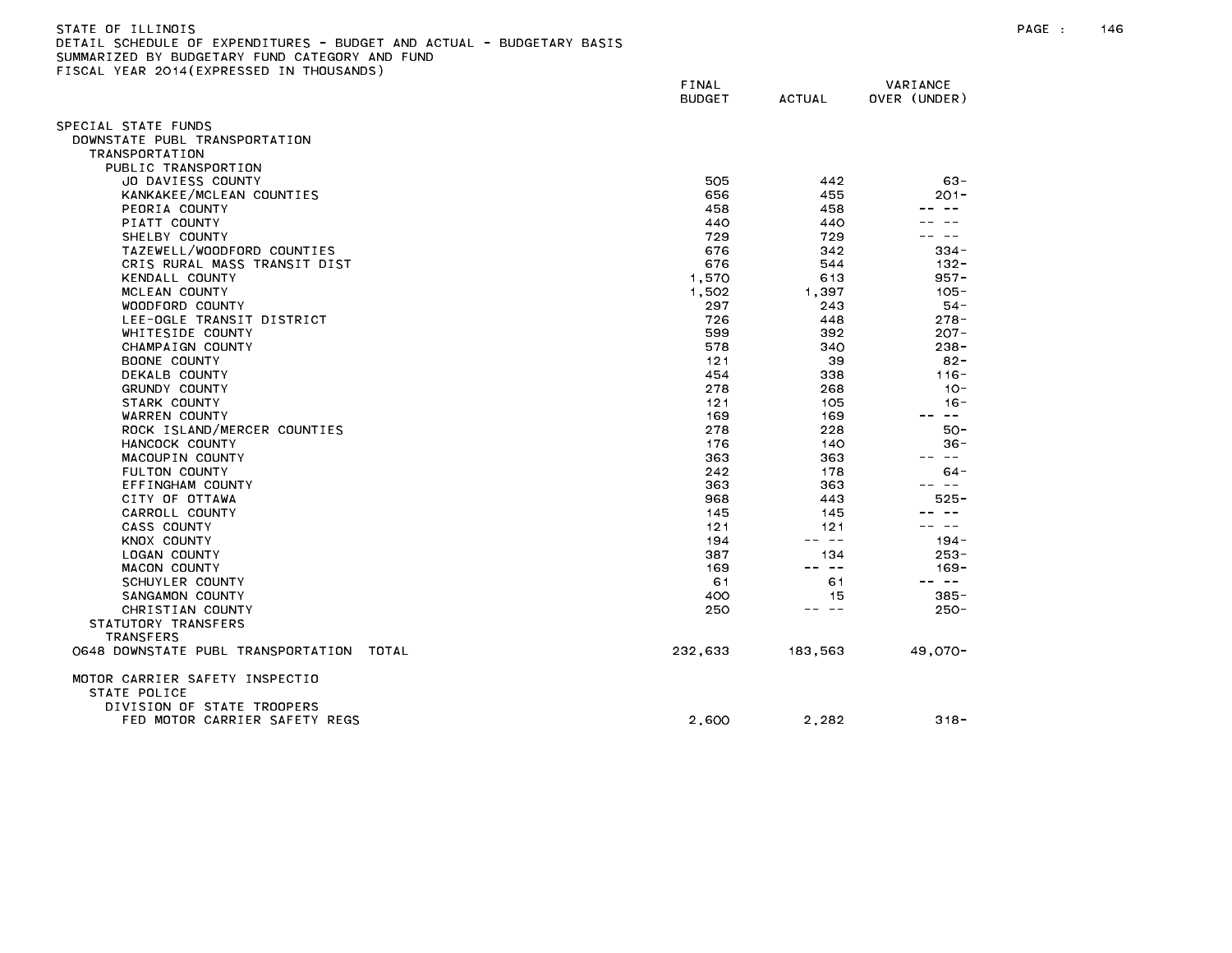STATE OF ILLINOIS
DETAIL SCHEDULE OF EXPENDITURES - BUDGET AND ACTUAL - BUDGETARY BASIS
SUMMARIZED BY BUDGETARY FUND CATEGORY AND FUND
FISCAL YEAR 2014(EXPRESSED IN THOUSANDS)

| | FINAL BUDGET | ACTUAL | VARIANCE OVER (UNDER) |
|---|---|---|---|
| SPECIAL STATE FUNDS | | | |
| DOWNSTATE PUBL TRANSPORTATION | | | |
| TRANSPORTATION | | | |
| PUBLIC TRANSPORTION | | | |
| JO DAVIESS COUNTY | 505 | 442 | 63- |
| KANKAKEE/MCLEAN COUNTIES | 656 | 455 | 201- |
| PEORIA COUNTY | 458 | 458 | -- -- |
| PIATT COUNTY | 440 | 440 | -- -- |
| SHELBY COUNTY | 729 | 729 | -- -- |
| TAZEWELL/WOODFORD COUNTIES | 676 | 342 | 334- |
| CRIS RURAL MASS TRANSIT DIST | 676 | 544 | 132- |
| KENDALL COUNTY | 1,570 | 613 | 957- |
| MCLEAN COUNTY | 1,502 | 1,397 | 105- |
| WOODFORD COUNTY | 297 | 243 | 54- |
| LEE-OGLE TRANSIT DISTRICT | 726 | 448 | 278- |
| WHITESIDE COUNTY | 599 | 392 | 207- |
| CHAMPAIGN COUNTY | 578 | 340 | 238- |
| BOONE COUNTY | 121 | 39 | 82- |
| DEKALB COUNTY | 454 | 338 | 116- |
| GRUNDY COUNTY | 278 | 268 | 10- |
| STARK COUNTY | 121 | 105 | 16- |
| WARREN COUNTY | 169 | 169 | -- -- |
| ROCK ISLAND/MERCER COUNTIES | 278 | 228 | 50- |
| HANCOCK COUNTY | 176 | 140 | 36- |
| MACOUPIN COUNTY | 363 | 363 | -- -- |
| FULTON COUNTY | 242 | 178 | 64- |
| EFFINGHAM COUNTY | 363 | 363 | -- -- |
| CITY OF OTTAWA | 968 | 443 | 525- |
| CARROLL COUNTY | 145 | 145 | -- -- |
| CASS COUNTY | 121 | 121 | -- -- |
| KNOX COUNTY | 194 | -- -- | 194- |
| LOGAN COUNTY | 387 | 134 | 253- |
| MACON COUNTY | 169 | -- -- | 169- |
| SCHUYLER COUNTY | 61 | 61 | -- -- |
| SANGAMON COUNTY | 400 | 15 | 385- |
| CHRISTIAN COUNTY | 250 | -- -- | 250- |
| STATUTORY TRANSFERS | | | |
| TRANSFERS | | | |
| 0648 DOWNSTATE PUBL TRANSPORTATION TOTAL | 232,633 | 183,563 | 49,070- |
| | | | |
| MOTOR CARRIER SAFETY INSPECTIO | | | |
| STATE POLICE | | | |
| DIVISION OF STATE TROOPERS | | | |
| FED MOTOR CARRIER SAFETY REGS | 2,600 | 2,282 | 318- |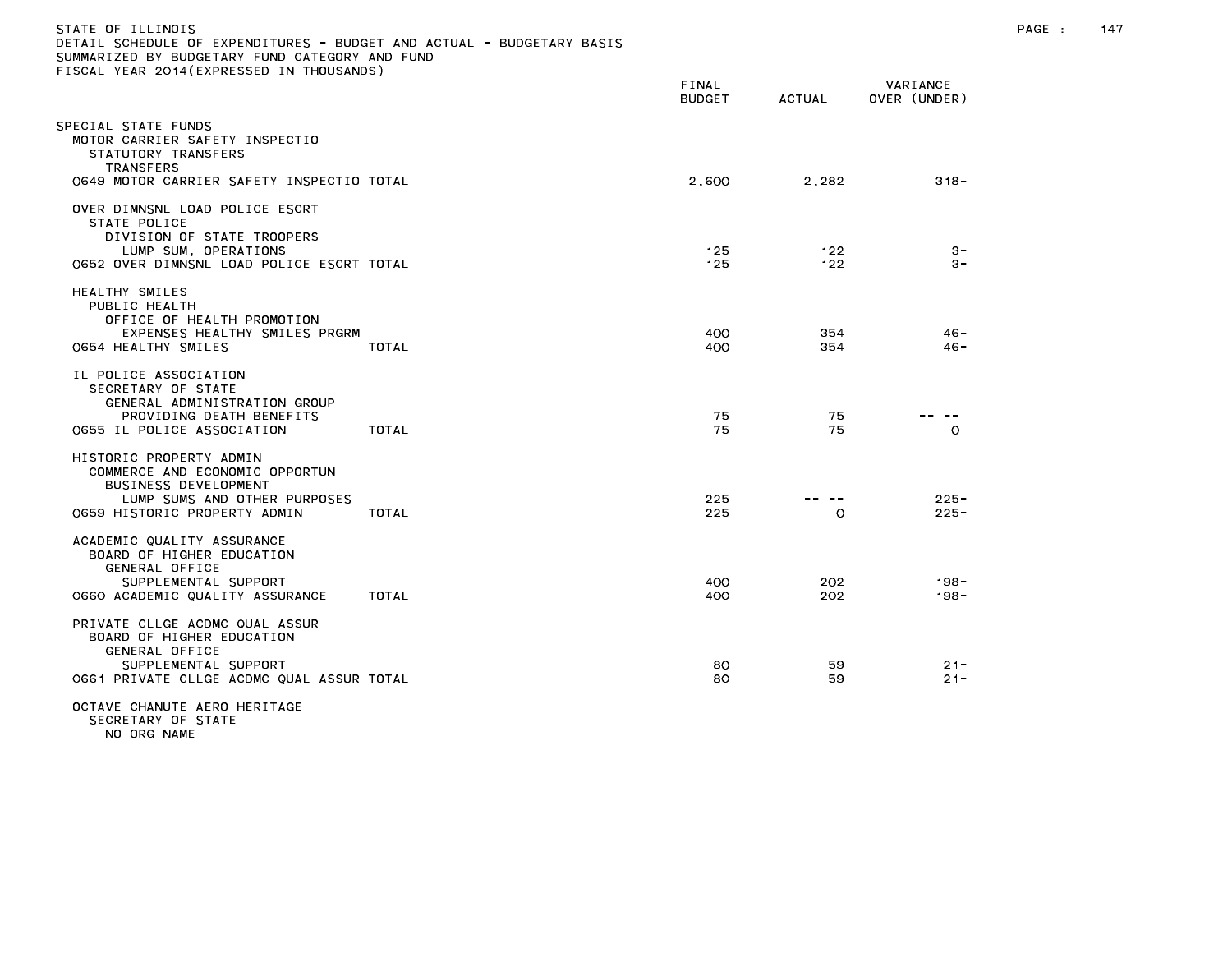STATE OF ILLINOIS
DETAIL SCHEDULE OF EXPENDITURES - BUDGET AND ACTUAL - BUDGETARY BASIS
SUMMARIZED BY BUDGETARY FUND CATEGORY AND FUND
FISCAL YEAR 2014(EXPRESSED IN THOUSANDS)

| | FINAL BUDGET | ACTUAL | VARIANCE OVER (UNDER) |
|---|---|---|---|
| SPECIAL STATE FUNDS | | | |
| MOTOR CARRIER SAFETY INSPECTIO | | | |
| STATUTORY TRANSFERS | | | |
| TRANSFERS | | | |
| 0649 MOTOR CARRIER SAFETY INSPECTIO TOTAL | 2,600 | 2,282 | 318- |
| OVER DIMNSNL LOAD POLICE ESCRT | | | |
| STATE POLICE | | | |
| DIVISION OF STATE TROOPERS | | | |
| LUMP SUM, OPERATIONS | 125 | 122 | 3- |
| 0652 OVER DIMNSNL LOAD POLICE ESCRT TOTAL | 125 | 122 | 3- |
| HEALTHY SMILES | | | |
| PUBLIC HEALTH | | | |
| OFFICE OF HEALTH PROMOTION | | | |
| EXPENSES HEALTHY SMILES PRGRM | 400 | 354 | 46- |
| 0654 HEALTHY SMILES TOTAL | 400 | 354 | 46- |
| IL POLICE ASSOCIATION | | | |
| SECRETARY OF STATE | | | |
| GENERAL ADMINISTRATION GROUP | | | |
| PROVIDING DEATH BENEFITS | 75 | 75 | -- -- |
| 0655 IL POLICE ASSOCIATION TOTAL | 75 | 75 | 0 |
| HISTORIC PROPERTY ADMIN | | | |
| COMMERCE AND ECONOMIC OPPORTUN | | | |
| BUSINESS DEVELOPMENT | | | |
| LUMP SUMS AND OTHER PURPOSES | 225 | -- -- | 225- |
| 0659 HISTORIC PROPERTY ADMIN TOTAL | 225 | 0 | 225- |
| ACADEMIC QUALITY ASSURANCE | | | |
| BOARD OF HIGHER EDUCATION | | | |
| GENERAL OFFICE | | | |
| SUPPLEMENTAL SUPPORT | 400 | 202 | 198- |
| 0660 ACADEMIC QUALITY ASSURANCE TOTAL | 400 | 202 | 198- |
| PRIVATE CLLGE ACDMC QUAL ASSUR | | | |
| BOARD OF HIGHER EDUCATION | | | |
| GENERAL OFFICE | | | |
| SUPPLEMENTAL SUPPORT | 80 | 59 | 21- |
| 0661 PRIVATE CLLGE ACDMC QUAL ASSUR TOTAL | 80 | 59 | 21- |
| OCTAVE CHANUTE AERO HERITAGE | | | |
| SECRETARY OF STATE | | | |
| NO ORG NAME | | | |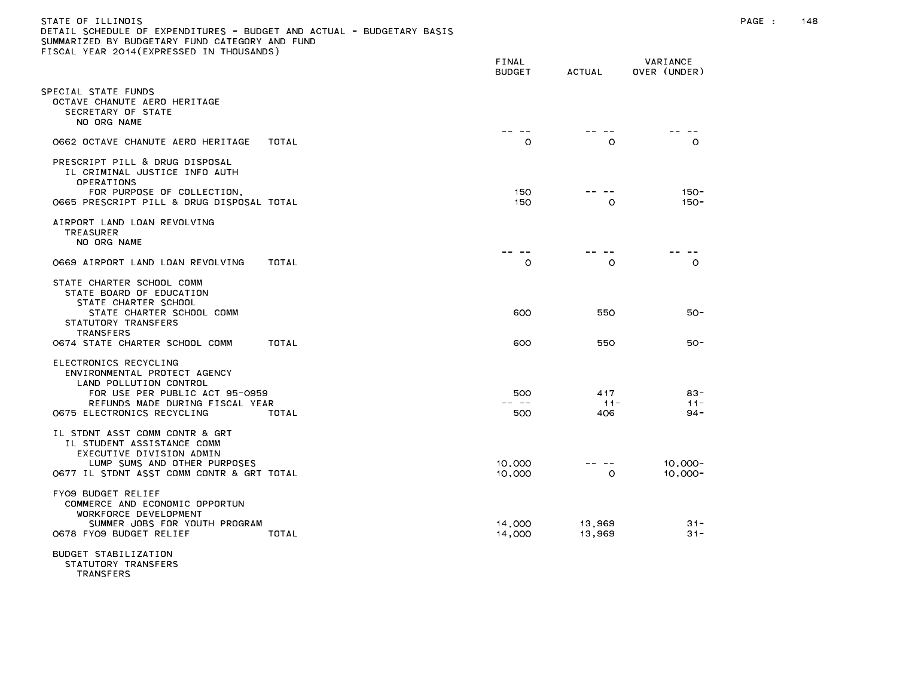STATE OF ILLINOIS
DETAIL SCHEDULE OF EXPENDITURES - BUDGET AND ACTUAL - BUDGETARY BASIS
SUMMARIZED BY BUDGETARY FUND CATEGORY AND FUND
FISCAL YEAR 2014(EXPRESSED IN THOUSANDS)

| | FINAL BUDGET | ACTUAL | VARIANCE OVER (UNDER) |
|---|---|---|---|
| SPECIAL STATE FUNDS | | | |
| OCTAVE CHANUTE AERO HERITAGE | | | |
| SECRETARY OF STATE | | | |
| NO ORG NAME | -- -- | -- -- | -- -- |
| 0662 OCTAVE CHANUTE AERO HERITAGE TOTAL | 0 | 0 | 0 |
| PRESCRIPT PILL & DRUG DISPOSAL | | | |
| IL CRIMINAL JUSTICE INFO AUTH | | | |
| OPERATIONS | | | |
| FOR PURPOSE OF COLLECTION, | 150 | -- -- | 150- |
| 0665 PRESCRIPT PILL & DRUG DISPOSAL TOTAL | 150 | 0 | 150- |
| AIRPORT LAND LOAN REVOLVING | | | |
| TREASURER | | | |
| NO ORG NAME | -- -- | -- -- | -- -- |
| 0669 AIRPORT LAND LOAN REVOLVING TOTAL | 0 | 0 | 0 |
| STATE CHARTER SCHOOL COMM | | | |
| STATE BOARD OF EDUCATION | | | |
| STATE CHARTER SCHOOL | | | |
| STATE CHARTER SCHOOL COMM | 600 | 550 | 50- |
| STATUTORY TRANSFERS | | | |
| TRANSFERS | | | |
| 0674 STATE CHARTER SCHOOL COMM TOTAL | 600 | 550 | 50- |
| ELECTRONICS RECYCLING | | | |
| ENVIRONMENTAL PROTECT AGENCY | | | |
| LAND POLLUTION CONTROL | | | |
| FOR USE PER PUBLIC ACT 95-0959 | 500 | 417 | 83- |
| REFUNDS MADE DURING FISCAL YEAR | -- -- | 11- | 11- |
| 0675 ELECTRONICS RECYCLING TOTAL | 500 | 406 | 94- |
| IL STDNT ASST COMM CONTR & GRT | | | |
| IL STUDENT ASSISTANCE COMM | | | |
| EXECUTIVE DIVISION ADMIN | | | |
| LUMP SUMS AND OTHER PURPOSES | 10,000 | -- -- | 10,000- |
| 0677 IL STDNT ASST COMM CONTR & GRT TOTAL | 10,000 | 0 | 10,000- |
| FY09 BUDGET RELIEF | | | |
| COMMERCE AND ECONOMIC OPPORTUN | | | |
| WORKFORCE DEVELOPMENT | | | |
| SUMMER JOBS FOR YOUTH PROGRAM | 14,000 | 13,969 | 31- |
| 0678 FY09 BUDGET RELIEF TOTAL | 14,000 | 13,969 | 31- |
| BUDGET STABILIZATION | | | |
| STATUTORY TRANSFERS | | | |
| TRANSFERS | | | |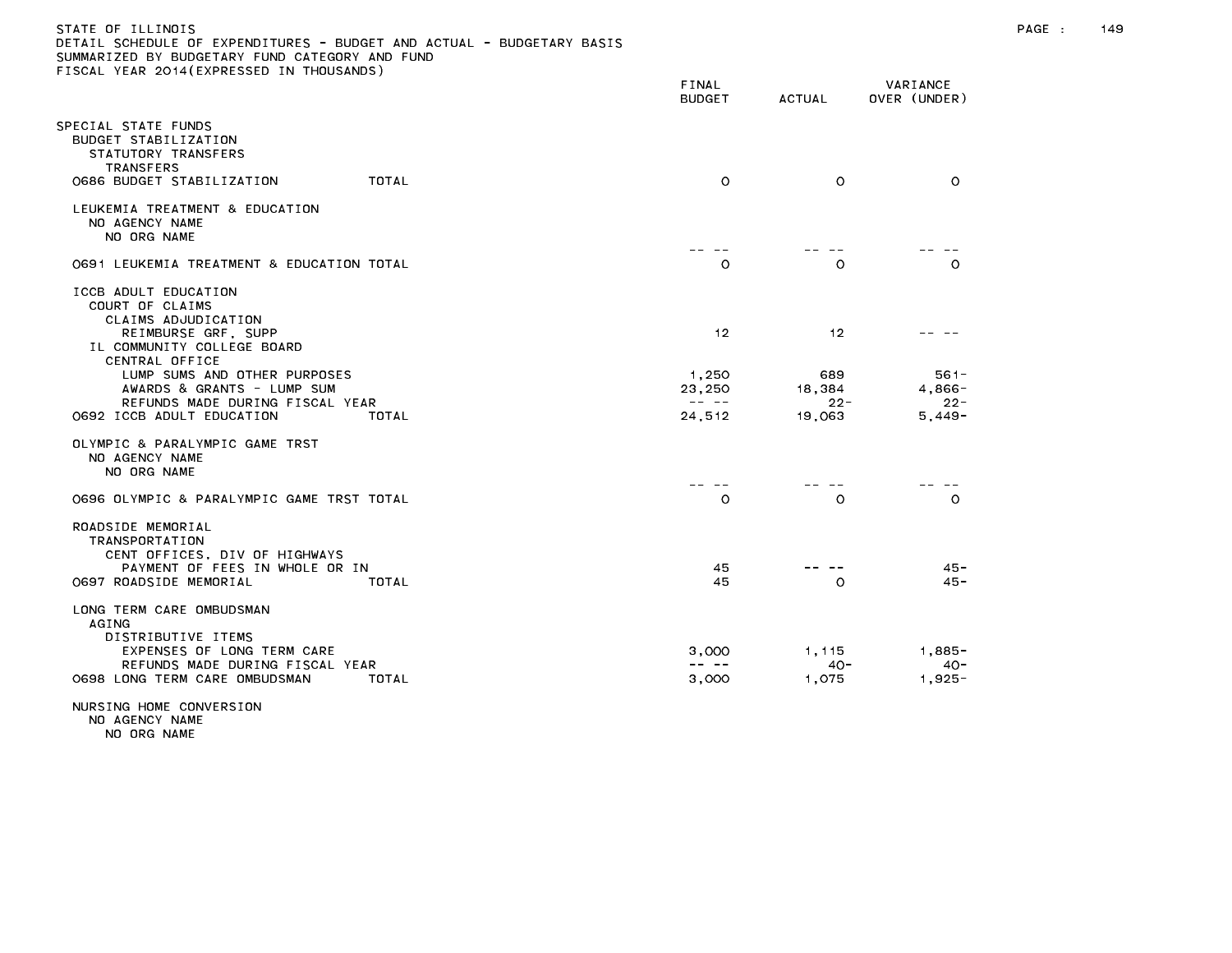STATE OF ILLINOIS
DETAIL SCHEDULE OF EXPENDITURES - BUDGET AND ACTUAL - BUDGETARY BASIS
SUMMARIZED BY BUDGETARY FUND CATEGORY AND FUND
FISCAL YEAR 2014(EXPRESSED IN THOUSANDS)

| | FINAL BUDGET | ACTUAL | VARIANCE OVER (UNDER) |
|---|---|---|---|
| SPECIAL STATE FUNDS | | | |
| BUDGET STABILIZATION | | | |
| STATUTORY TRANSFERS | | | |
| TRANSFERS | | | |
| 0686 BUDGET STABILIZATION TOTAL | 0 | 0 | 0 |
| LEUKEMIA TREATMENT & EDUCATION | | | |
| NO AGENCY NAME | | | |
| NO ORG NAME | -- -- | -- -- | -- -- |
| 0691 LEUKEMIA TREATMENT & EDUCATION TOTAL | 0 | 0 | 0 |
| ICCB ADULT EDUCATION | | | |
| COURT OF CLAIMS | | | |
| CLAIMS ADJUDICATION | | | |
| REIMBURSE GRF, SUPP | 12 | 12 | -- -- |
| IL COMMUNITY COLLEGE BOARD | | | |
| CENTRAL OFFICE | | | |
| LUMP SUMS AND OTHER PURPOSES | 1,250 | 689 | 561- |
| AWARDS & GRANTS - LUMP SUM | 23,250 | 18,384 | 4,866- |
| REFUNDS MADE DURING FISCAL YEAR | -- -- | 22- | 22- |
| 0692 ICCB ADULT EDUCATION TOTAL | 24,512 | 19,063 | 5,449- |
| OLYMPIC & PARALYMPIC GAME TRST | | | |
| NO AGENCY NAME | | | |
| NO ORG NAME | -- -- | -- -- | -- -- |
| 0696 OLYMPIC & PARALYMPIC GAME TRST TOTAL | 0 | 0 | 0 |
| ROADSIDE MEMORIAL | | | |
| TRANSPORTATION | | | |
| CENT OFFICES, DIV OF HIGHWAYS | | | |
| PAYMENT OF FEES IN WHOLE OR IN | 45 | -- -- | 45- |
| 0697 ROADSIDE MEMORIAL TOTAL | 45 | 0 | 45- |
| LONG TERM CARE OMBUDSMAN | | | |
| AGING | | | |
| DISTRIBUTIVE ITEMS | | | |
| EXPENSES OF LONG TERM CARE | 3,000 | 1,115 | 1,885- |
| REFUNDS MADE DURING FISCAL YEAR | -- -- | 40- | 40- |
| 0698 LONG TERM CARE OMBUDSMAN TOTAL | 3,000 | 1,075 | 1,925- |
| NURSING HOME CONVERSION | | | |
| NO AGENCY NAME | | | |
| NO ORG NAME | | | |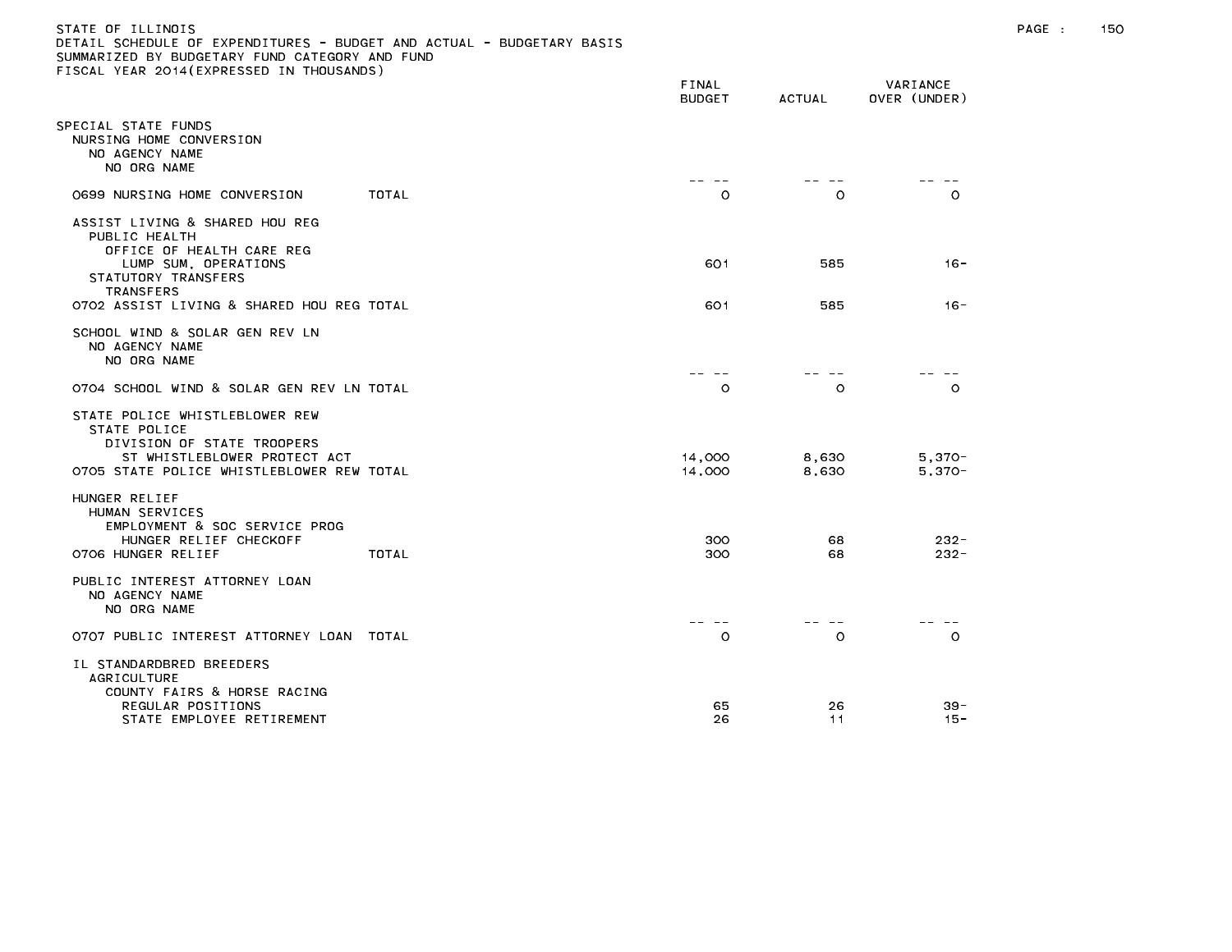STATE OF ILLINOIS
DETAIL SCHEDULE OF EXPENDITURES - BUDGET AND ACTUAL - BUDGETARY BASIS
SUMMARIZED BY BUDGETARY FUND CATEGORY AND FUND
FISCAL YEAR 2014(EXPRESSED IN THOUSANDS)

| | FINAL BUDGET | ACTUAL | VARIANCE OVER (UNDER) |
|---|---|---|---|
| SPECIAL STATE FUNDS | | | |
| NURSING HOME CONVERSION | | | |
| NO AGENCY NAME | | | |
| NO ORG NAME | -- -- | -- -- | -- -- |
| 0699 NURSING HOME CONVERSION TOTAL | 0 | 0 | 0 |
| ASSIST LIVING & SHARED HOU REG | | | |
| PUBLIC HEALTH | | | |
| OFFICE OF HEALTH CARE REG | | | |
| LUMP SUM, OPERATIONS | 601 | 585 | 16- |
| STATUTORY TRANSFERS | | | |
| TRANSFERS | | | |
| 0702 ASSIST LIVING & SHARED HOU REG TOTAL | 601 | 585 | 16- |
| SCHOOL WIND & SOLAR GEN REV LN | | | |
| NO AGENCY NAME | | | |
| NO ORG NAME | -- -- | -- -- | -- -- |
| 0704 SCHOOL WIND & SOLAR GEN REV LN TOTAL | 0 | 0 | 0 |
| STATE POLICE WHISTLEBLOWER REW | | | |
| STATE POLICE | | | |
| DIVISION OF STATE TROOPERS | | | |
| ST WHISTLEBLOWER PROTECT ACT | 14,000 | 8,630 | 5,370- |
| 0705 STATE POLICE WHISTLEBLOWER REW TOTAL | 14,000 | 8,630 | 5,370- |
| HUNGER RELIEF | | | |
| HUMAN SERVICES | | | |
| EMPLOYMENT & SOC SERVICE PROG | | | |
| HUNGER RELIEF CHECKOFF | 300 | 68 | 232- |
| 0706 HUNGER RELIEF TOTAL | 300 | 68 | 232- |
| PUBLIC INTEREST ATTORNEY LOAN | | | |
| NO AGENCY NAME | | | |
| NO ORG NAME | -- -- | -- -- | -- -- |
| 0707 PUBLIC INTEREST ATTORNEY LOAN TOTAL | 0 | 0 | 0 |
| IL STANDARDBRED BREEDERS | | | |
| AGRICULTURE | | | |
| COUNTY FAIRS & HORSE RACING | | | |
| REGULAR POSITIONS | 65 | 26 | 39- |
| STATE EMPLOYEE RETIREMENT | 26 | 11 | 15- |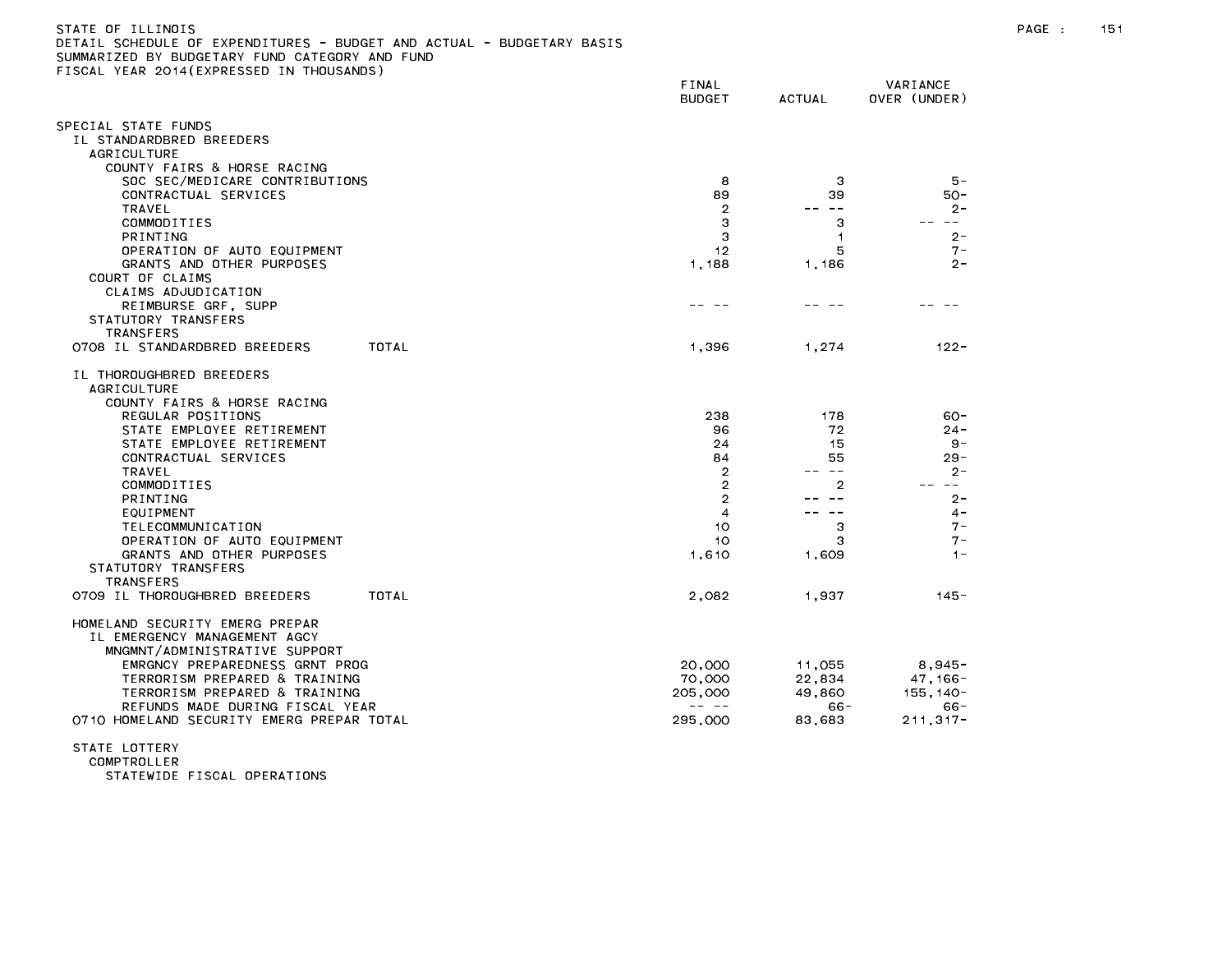STATE OF ILLINOIS
DETAIL SCHEDULE OF EXPENDITURES - BUDGET AND ACTUAL - BUDGETARY BASIS
SUMMARIZED BY BUDGETARY FUND CATEGORY AND FUND
FISCAL YEAR 2014(EXPRESSED IN THOUSANDS)

| | FINAL BUDGET | ACTUAL | VARIANCE OVER (UNDER) |
|---|---|---|---|
| SPECIAL STATE FUNDS | | | |
| IL STANDARDBRED BREEDERS | | | |
| AGRICULTURE | | | |
| COUNTY FAIRS & HORSE RACING | | | |
| SOC SEC/MEDICARE CONTRIBUTIONS | 8 | 3 | 5- |
| CONTRACTUAL SERVICES | 89 | 39 | 50- |
| TRAVEL | 2 | -- -- | 2- |
| COMMODITIES | 3 | 3 | -- -- |
| PRINTING | 3 | 1 | 2- |
| OPERATION OF AUTO EQUIPMENT | 12 | 5 | 7- |
| GRANTS AND OTHER PURPOSES | 1,188 | 1,186 | 2- |
| COURT OF CLAIMS | | | |
| CLAIMS ADJUDICATION | | | |
| REIMBURSE GRF, SUPP | -- -- | -- -- | -- -- |
| STATUTORY TRANSFERS | | | |
| TRANSFERS | | | |
| 0708 IL STANDARDBRED BREEDERS TOTAL | 1,396 | 1,274 | 122- |
| IL THOROUGHBRED BREEDERS | | | |
| AGRICULTURE | | | |
| COUNTY FAIRS & HORSE RACING | | | |
| REGULAR POSITIONS | 238 | 178 | 60- |
| STATE EMPLOYEE RETIREMENT | 96 | 72 | 24- |
| STATE EMPLOYEE RETIREMENT | 24 | 15 | 9- |
| CONTRACTUAL SERVICES | 84 | 55 | 29- |
| TRAVEL | 2 | -- -- | 2- |
| COMMODITIES | 2 | 2 | -- -- |
| PRINTING | 2 | -- -- | 2- |
| EQUIPMENT | 4 | -- -- | 4- |
| TELECOMMUNICATION | 10 | 3 | 7- |
| OPERATION OF AUTO EQUIPMENT | 10 | 3 | 7- |
| GRANTS AND OTHER PURPOSES | 1,610 | 1,609 | 1- |
| STATUTORY TRANSFERS | | | |
| TRANSFERS | | | |
| 0709 IL THOROUGHBRED BREEDERS TOTAL | 2,082 | 1,937 | 145- |
| HOMELAND SECURITY EMERG PREPAR | | | |
| IL EMERGENCY MANAGEMENT AGCY | | | |
| MNGMNT/ADMINISTRATIVE SUPPORT | | | |
| EMRGNCY PREPAREDNESS GRNT PROG | 20,000 | 11,055 | 8,945- |
| TERRORISM PREPARED & TRAINING | 70,000 | 22,834 | 47,166- |
| TERRORISM PREPARED & TRAINING | 205,000 | 49,860 | 155,140- |
| REFUNDS MADE DURING FISCAL YEAR | -- -- | 66- | 66- |
| 0710 HOMELAND SECURITY EMERG PREPAR TOTAL | 295,000 | 83,683 | 211,317- |
| STATE LOTTERY | | | |
| COMPTROLLER | | | |
| STATEWIDE FISCAL OPERATIONS | | | |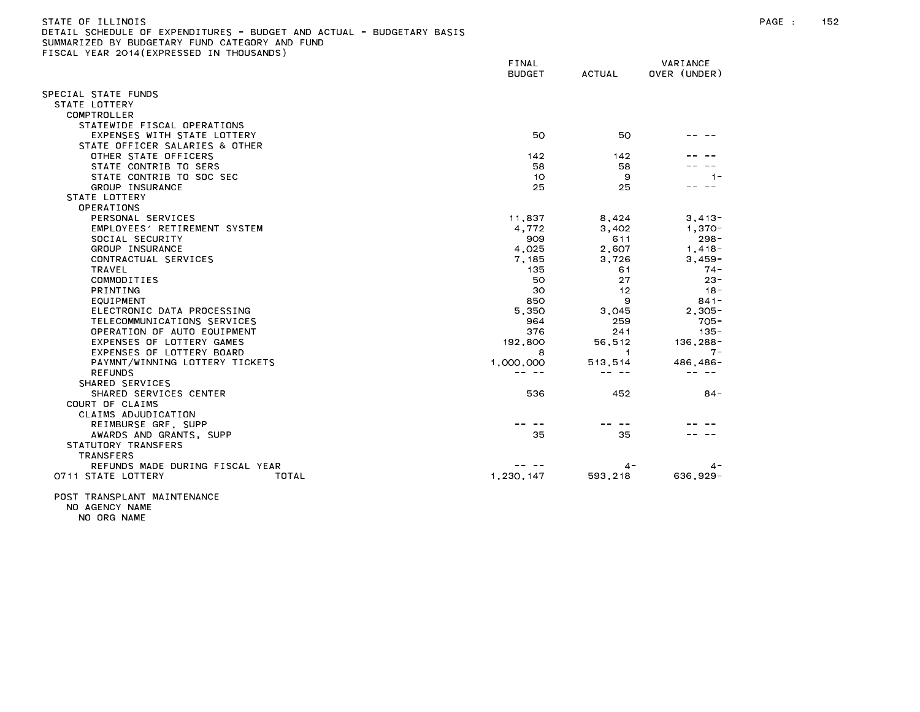STATE OF ILLINOIS
DETAIL SCHEDULE OF EXPENDITURES - BUDGET AND ACTUAL - BUDGETARY BASIS
SUMMARIZED BY BUDGETARY FUND CATEGORY AND FUND
FISCAL YEAR 2014(EXPRESSED IN THOUSANDS)

| | FINAL BUDGET | ACTUAL | VARIANCE OVER (UNDER) |
|---|---|---|---|
| SPECIAL STATE FUNDS | | | |
| STATE LOTTERY | | | |
| COMPTROLLER | | | |
| STATEWIDE FISCAL OPERATIONS | | | |
| EXPENSES WITH STATE LOTTERY | 50 | 50 | -- -- |
| STATE OFFICER SALARIES & OTHER | | | |
| OTHER STATE OFFICERS | 142 | 142 | -- -- |
| STATE CONTRIB TO SERS | 58 | 58 | -- -- |
| STATE CONTRIB TO SOC SEC | 10 | 9 | 1- |
| GROUP INSURANCE | 25 | 25 | -- -- |
| STATE LOTTERY | | | |
| OPERATIONS | | | |
| PERSONAL SERVICES | 11,837 | 8,424 | 3,413- |
| EMPLOYEES' RETIREMENT SYSTEM | 4,772 | 3,402 | 1,370- |
| SOCIAL SECURITY | 909 | 611 | 298- |
| GROUP INSURANCE | 4,025 | 2,607 | 1,418- |
| CONTRACTUAL SERVICES | 7,185 | 3,726 | 3,459- |
| TRAVEL | 135 | 61 | 74- |
| COMMODITIES | 50 | 27 | 23- |
| PRINTING | 30 | 12 | 18- |
| EQUIPMENT | 850 | 9 | 841- |
| ELECTRONIC DATA PROCESSING | 5,350 | 3,045 | 2,305- |
| TELECOMMUNICATIONS SERVICES | 964 | 259 | 705- |
| OPERATION OF AUTO EQUIPMENT | 376 | 241 | 135- |
| EXPENSES OF LOTTERY GAMES | 192,800 | 56,512 | 136,288- |
| EXPENSES OF LOTTERY BOARD | 8 | 1 | 7- |
| PAYMNT/WINNING LOTTERY TICKETS | 1,000,000 | 513,514 | 486,486- |
| REFUNDS | -- -- | -- -- | -- -- |
| SHARED SERVICES | | | |
| SHARED SERVICES CENTER | 536 | 452 | 84- |
| COURT OF CLAIMS | | | |
| CLAIMS ADJUDICATION | | | |
| REIMBURSE GRF, SUPP | -- -- | -- -- | -- -- |
| AWARDS AND GRANTS, SUPP | 35 | 35 | -- -- |
| STATUTORY TRANSFERS | | | |
| TRANSFERS | | | |
| REFUNDS MADE DURING FISCAL YEAR | -- -- | 4- | 4- |
| 0711 STATE LOTTERY TOTAL | 1,230,147 | 593,218 | 636,929- |
| POST TRANSPLANT MAINTENANCE | | | |
| NO AGENCY NAME | | | |
| NO ORG NAME | | | |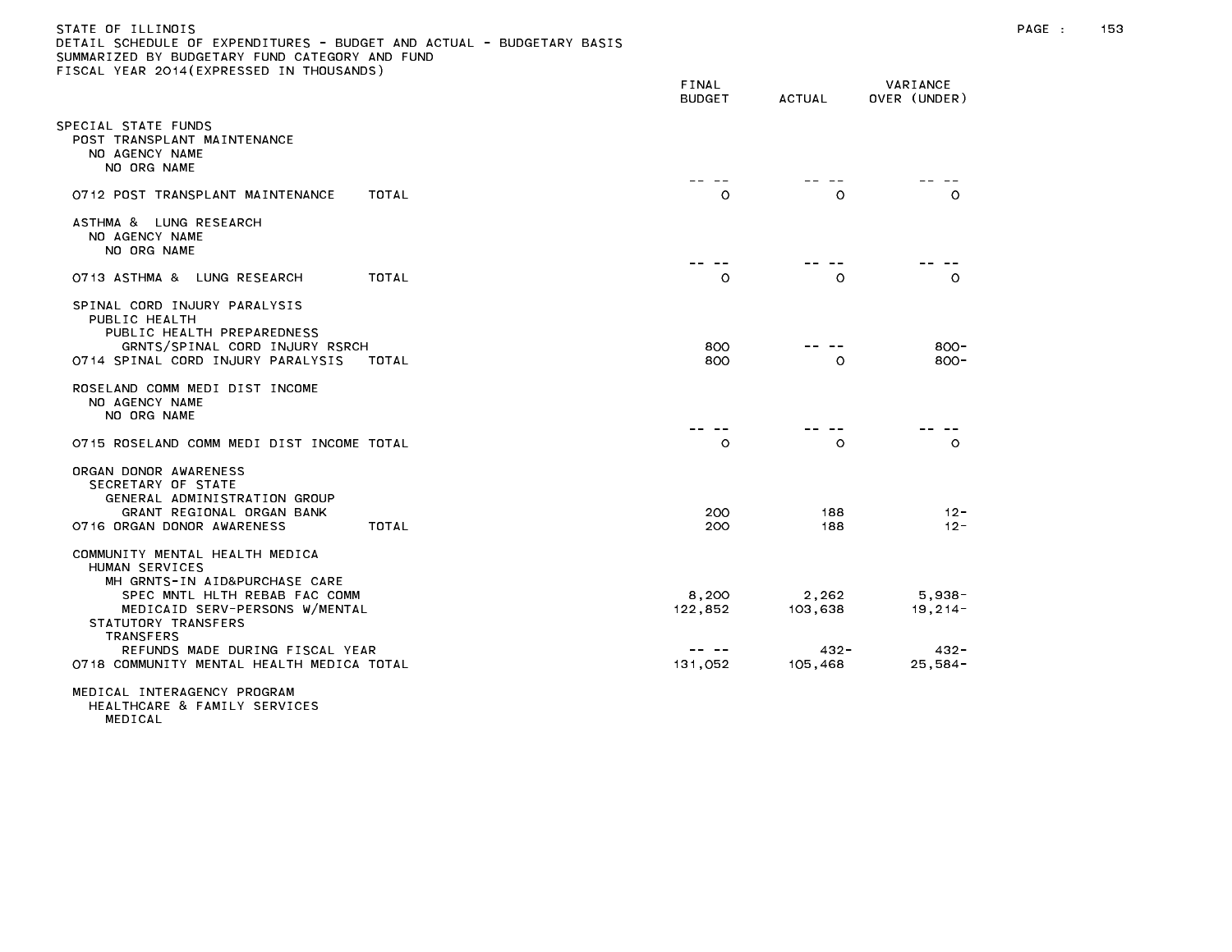STATE OF ILLINOIS
DETAIL SCHEDULE OF EXPENDITURES - BUDGET AND ACTUAL - BUDGETARY BASIS
SUMMARIZED BY BUDGETARY FUND CATEGORY AND FUND
FISCAL YEAR 2014(EXPRESSED IN THOUSANDS)

| | FINAL BUDGET | ACTUAL | VARIANCE OVER (UNDER) |
|---|---|---|---|
| SPECIAL STATE FUNDS | | | |
| POST TRANSPLANT MAINTENANCE | | | |
| NO AGENCY NAME | | | |
| NO ORG NAME | -- -- | -- -- | -- -- |
| 0712 POST TRANSPLANT MAINTENANCE TOTAL | 0 | 0 | 0 |
| ASTHMA & LUNG RESEARCH | | | |
| NO AGENCY NAME | | | |
| NO ORG NAME | -- -- | -- -- | -- -- |
| 0713 ASTHMA & LUNG RESEARCH TOTAL | 0 | 0 | 0 |
| SPINAL CORD INJURY PARALYSIS | | | |
| PUBLIC HEALTH | | | |
| PUBLIC HEALTH PREPAREDNESS | | | |
| GRNTS/SPINAL CORD INJURY RSRCH | 800 | -- -- | 800- |
| 0714 SPINAL CORD INJURY PARALYSIS TOTAL | 800 | 0 | 800- |
| ROSELAND COMM MEDI DIST INCOME | | | |
| NO AGENCY NAME | | | |
| NO ORG NAME | -- -- | -- -- | -- -- |
| 0715 ROSELAND COMM MEDI DIST INCOME TOTAL | 0 | 0 | 0 |
| ORGAN DONOR AWARENESS | | | |
| SECRETARY OF STATE | | | |
| GENERAL ADMINISTRATION GROUP | | | |
| GRANT REGIONAL ORGAN BANK | 200 | 188 | 12- |
| 0716 ORGAN DONOR AWARENESS TOTAL | 200 | 188 | 12- |
| COMMUNITY MENTAL HEALTH MEDICA | | | |
| HUMAN SERVICES | | | |
| MH GRNTS-IN AID&PURCHASE CARE | | | |
| SPEC MNTL HLTH REBAB FAC COMM | 8,200 | 2,262 | 5,938- |
| MEDICAID SERV-PERSONS W/MENTAL | 122,852 | 103,638 | 19,214- |
| STATUTORY TRANSFERS | | | |
| TRANSFERS | | | |
| REFUNDS MADE DURING FISCAL YEAR | -- -- | 432- | 432- |
| 0718 COMMUNITY MENTAL HEALTH MEDICA TOTAL | 131,052 | 105,468 | 25,584- |
| MEDICAL INTERAGENCY PROGRAM | | | |
| HEALTHCARE & FAMILY SERVICES | | | |
| MEDICAL | | | |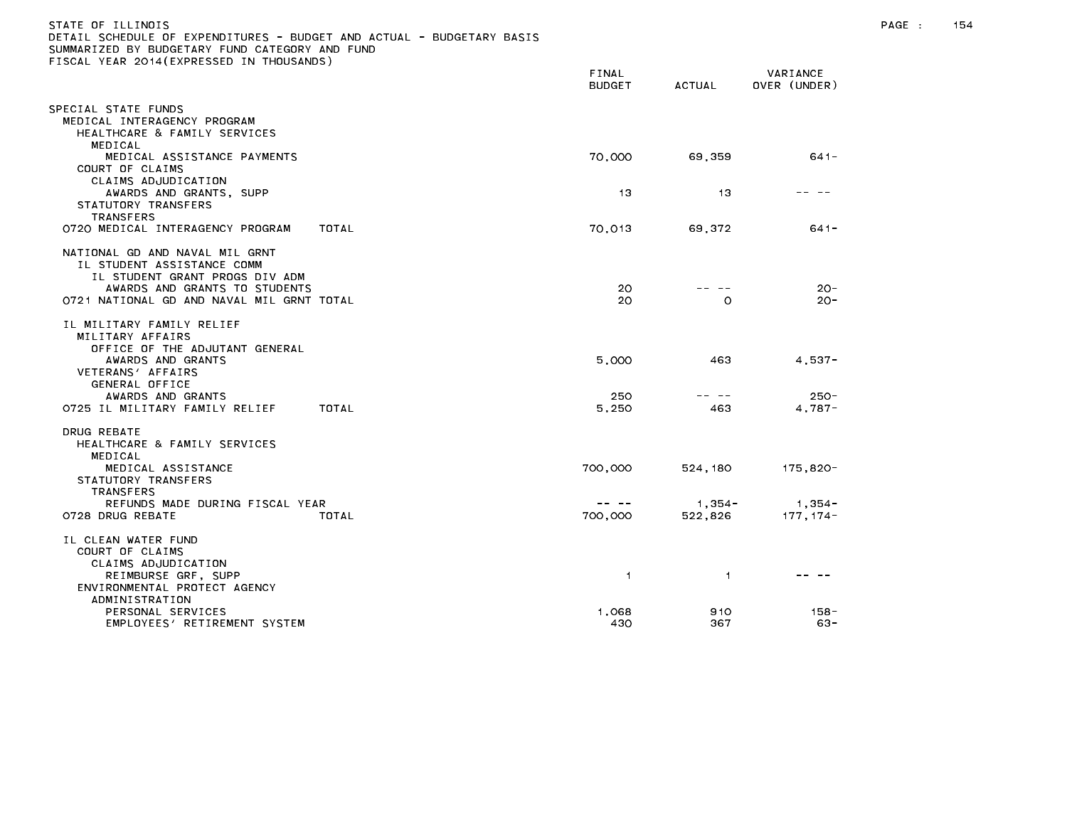STATE OF ILLINOIS
DETAIL SCHEDULE OF EXPENDITURES - BUDGET AND ACTUAL - BUDGETARY BASIS
SUMMARIZED BY BUDGETARY FUND CATEGORY AND FUND
FISCAL YEAR 2014(EXPRESSED IN THOUSANDS)

| | FINAL BUDGET | ACTUAL | VARIANCE OVER (UNDER) |
|---|---|---|---|
| SPECIAL STATE FUNDS | | | |
| MEDICAL INTERAGENCY PROGRAM | | | |
| HEALTHCARE & FAMILY SERVICES | | | |
| MEDICAL | | | |
| MEDICAL ASSISTANCE PAYMENTS | 70,000 | 69,359 | 641- |
| COURT OF CLAIMS | | | |
| CLAIMS ADJUDICATION | | | |
| AWARDS AND GRANTS, SUPP | 13 | 13 | -- -- |
| STATUTORY TRANSFERS | | | |
| TRANSFERS | | | |
| 0720 MEDICAL INTERAGENCY PROGRAM TOTAL | 70,013 | 69,372 | 641- |
| NATIONAL GD AND NAVAL MIL GRNT | | | |
| IL STUDENT ASSISTANCE COMM | | | |
| IL STUDENT GRANT PROGS DIV ADM | | | |
| AWARDS AND GRANTS TO STUDENTS | 20 | -- -- | 20- |
| 0721 NATIONAL GD AND NAVAL MIL GRNT TOTAL | 20 | 0 | 20- |
| IL MILITARY FAMILY RELIEF | | | |
| MILITARY AFFAIRS | | | |
| OFFICE OF THE ADJUTANT GENERAL | | | |
| AWARDS AND GRANTS | 5,000 | 463 | 4,537- |
| VETERANS' AFFAIRS | | | |
| GENERAL OFFICE | | | |
| AWARDS AND GRANTS | 250 | -- -- | 250- |
| 0725 IL MILITARY FAMILY RELIEF TOTAL | 5,250 | 463 | 4,787- |
| DRUG REBATE | | | |
| HEALTHCARE & FAMILY SERVICES | | | |
| MEDICAL | | | |
| MEDICAL ASSISTANCE | 700,000 | 524,180 | 175,820- |
| STATUTORY TRANSFERS | | | |
| TRANSFERS | | | |
| REFUNDS MADE DURING FISCAL YEAR | -- -- | 1,354- | 1,354- |
| 0728 DRUG REBATE TOTAL | 700,000 | 522,826 | 177,174- |
| IL CLEAN WATER FUND | | | |
| COURT OF CLAIMS | | | |
| CLAIMS ADJUDICATION | | | |
| REIMBURSE GRF, SUPP | 1 | 1 | -- -- |
| ENVIRONMENTAL PROTECT AGENCY | | | |
| ADMINISTRATION | | | |
| PERSONAL SERVICES | 1,068 | 910 | 158- |
| EMPLOYEES' RETIREMENT SYSTEM | 430 | 367 | 63- |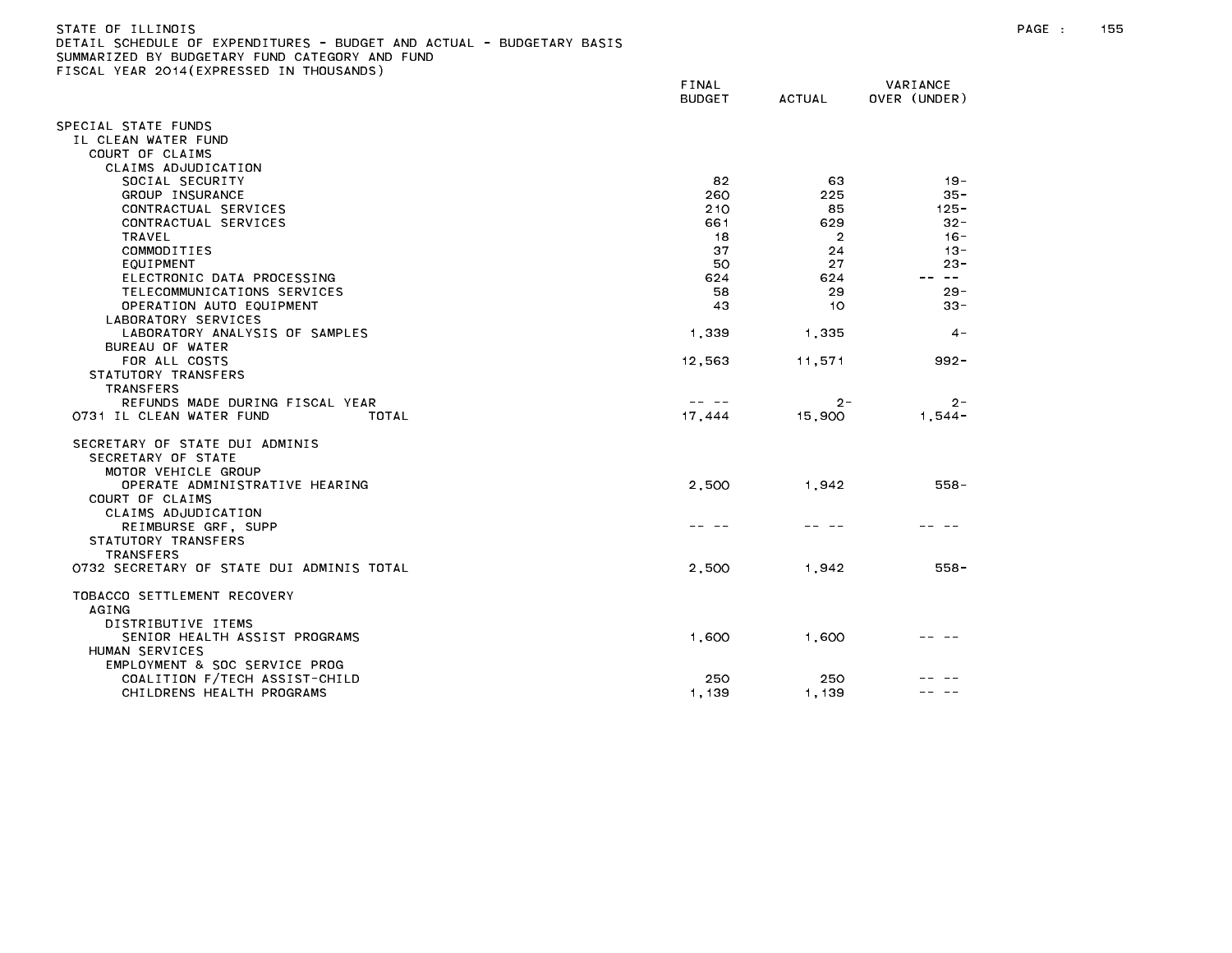STATE OF ILLINOIS
DETAIL SCHEDULE OF EXPENDITURES - BUDGET AND ACTUAL - BUDGETARY BASIS
SUMMARIZED BY BUDGETARY FUND CATEGORY AND FUND
FISCAL YEAR 2014(EXPRESSED IN THOUSANDS)

| | FINAL BUDGET | ACTUAL | VARIANCE OVER (UNDER) |
|---|---|---|---|
| SPECIAL STATE FUNDS | | | |
| IL CLEAN WATER FUND | | | |
| COURT OF CLAIMS | | | |
| CLAIMS ADJUDICATION | | | |
| SOCIAL SECURITY | 82 | 63 | 19- |
| GROUP INSURANCE | 260 | 225 | 35- |
| CONTRACTUAL SERVICES | 210 | 85 | 125- |
| CONTRACTUAL SERVICES | 661 | 629 | 32- |
| TRAVEL | 18 | 2 | 16- |
| COMMODITIES | 37 | 24 | 13- |
| EQUIPMENT | 50 | 27 | 23- |
| ELECTRONIC DATA PROCESSING | 624 | 624 | -- -- |
| TELECOMMUNICATIONS SERVICES | 58 | 29 | 29- |
| OPERATION AUTO EQUIPMENT | 43 | 10 | 33- |
| LABORATORY SERVICES | | | |
| LABORATORY ANALYSIS OF SAMPLES | 1,339 | 1,335 | 4- |
| BUREAU OF WATER | | | |
| FOR ALL COSTS | 12,563 | 11,571 | 992- |
| STATUTORY TRANSFERS | | | |
| TRANSFERS | | | |
| REFUNDS MADE DURING FISCAL YEAR | -- -- | 2- | 2- |
| 0731 IL CLEAN WATER FUND TOTAL | 17,444 | 15,900 | 1,544- |
| SECRETARY OF STATE DUI ADMINIS | | | |
| SECRETARY OF STATE | | | |
| MOTOR VEHICLE GROUP | | | |
| OPERATE ADMINISTRATIVE HEARING | 2,500 | 1,942 | 558- |
| COURT OF CLAIMS | | | |
| CLAIMS ADJUDICATION | | | |
| REIMBURSE GRF, SUPP | -- -- | -- -- | -- -- |
| STATUTORY TRANSFERS | | | |
| TRANSFERS | | | |
| 0732 SECRETARY OF STATE DUI ADMINIS TOTAL | 2,500 | 1,942 | 558- |
| TOBACCO SETTLEMENT RECOVERY | | | |
| AGING | | | |
| DISTRIBUTIVE ITEMS | | | |
| SENIOR HEALTH ASSIST PROGRAMS | 1,600 | 1,600 | -- -- |
| HUMAN SERVICES | | | |
| EMPLOYMENT & SOC SERVICE PROG | | | |
| COALITION F/TECH ASSIST-CHILD | 250 | 250 | -- -- |
| CHILDRENS HEALTH PROGRAMS | 1,139 | 1,139 | -- -- |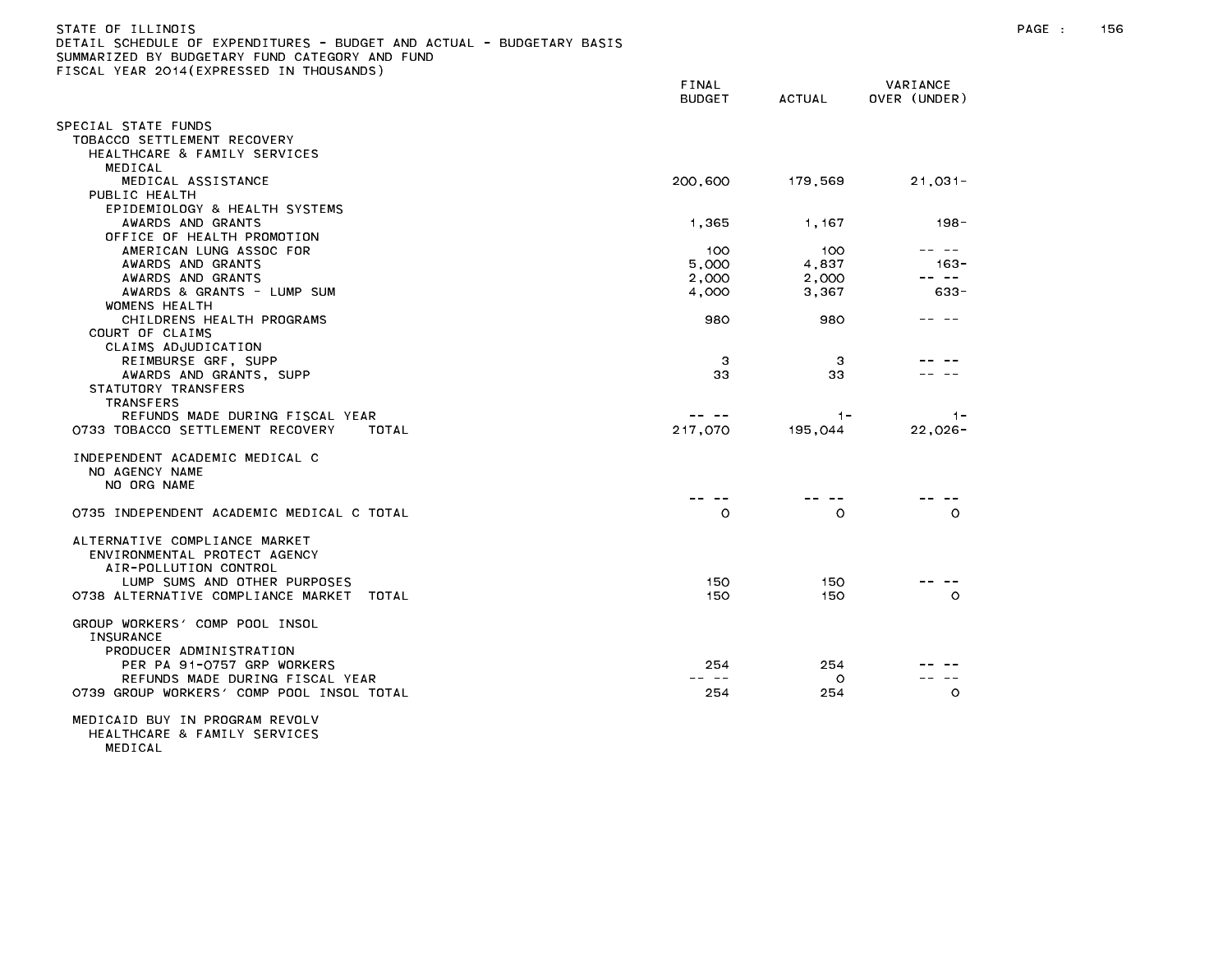STATE OF ILLINOIS
DETAIL SCHEDULE OF EXPENDITURES - BUDGET AND ACTUAL - BUDGETARY BASIS
SUMMARIZED BY BUDGETARY FUND CATEGORY AND FUND
FISCAL YEAR 2014(EXPRESSED IN THOUSANDS)

| | FINAL BUDGET | ACTUAL | VARIANCE OVER (UNDER) |
|---|---|---|---|
| SPECIAL STATE FUNDS | | | |
| TOBACCO SETTLEMENT RECOVERY | | | |
| HEALTHCARE & FAMILY SERVICES | | | |
| MEDICAL | | | |
| MEDICAL ASSISTANCE | 200,600 | 179,569 | 21,031- |
| PUBLIC HEALTH | | | |
| EPIDEMIOLOGY & HEALTH SYSTEMS | | | |
| AWARDS AND GRANTS | 1,365 | 1,167 | 198- |
| OFFICE OF HEALTH PROMOTION | | | |
| AMERICAN LUNG ASSOC FOR | 100 | 100 | -- -- |
| AWARDS AND GRANTS | 5,000 | 4,837 | 163- |
| AWARDS AND GRANTS | 2,000 | 2,000 | -- -- |
| AWARDS & GRANTS - LUMP SUM | 4,000 | 3,367 | 633- |
| WOMENS HEALTH | | | |
| CHILDRENS HEALTH PROGRAMS | 980 | 980 | -- -- |
| COURT OF CLAIMS | | | |
| CLAIMS ADJUDICATION | | | |
| REIMBURSE GRF, SUPP | 3 | 3 | -- -- |
| AWARDS AND GRANTS, SUPP | 33 | 33 | -- -- |
| STATUTORY TRANSFERS | | | |
| TRANSFERS | | | |
| REFUNDS MADE DURING FISCAL YEAR | -- -- | 1- | 1- |
| 0733 TOBACCO SETTLEMENT RECOVERY TOTAL | 217,070 | 195,044 | 22,026- |
| | | | |
| INDEPENDENT ACADEMIC MEDICAL C | | | |
| NO AGENCY NAME | | | |
| NO ORG NAME | | | |
| | -- -- | -- -- | -- -- |
| 0735 INDEPENDENT ACADEMIC MEDICAL C TOTAL | 0 | 0 | 0 |
| | | | |
| ALTERNATIVE COMPLIANCE MARKET | | | |
| ENVIRONMENTAL PROTECT AGENCY | | | |
| AIR-POLLUTION CONTROL | | | |
| LUMP SUMS AND OTHER PURPOSES | 150 | 150 | -- -- |
| 0738 ALTERNATIVE COMPLIANCE MARKET TOTAL | 150 | 150 | 0 |
| | | | |
| GROUP WORKERS' COMP POOL INSOL | | | |
| INSURANCE | | | |
| PRODUCER ADMINISTRATION | | | |
| PER PA 91-0757 GRP WORKERS | 254 | 254 | -- -- |
| REFUNDS MADE DURING FISCAL YEAR | -- -- | 0 | -- -- |
| 0739 GROUP WORKERS' COMP POOL INSOL TOTAL | 254 | 254 | 0 |
| | | | |
| MEDICAID BUY IN PROGRAM REVOLV | | | |
| HEALTHCARE & FAMILY SERVICES | | | |
| MEDICAL | | | |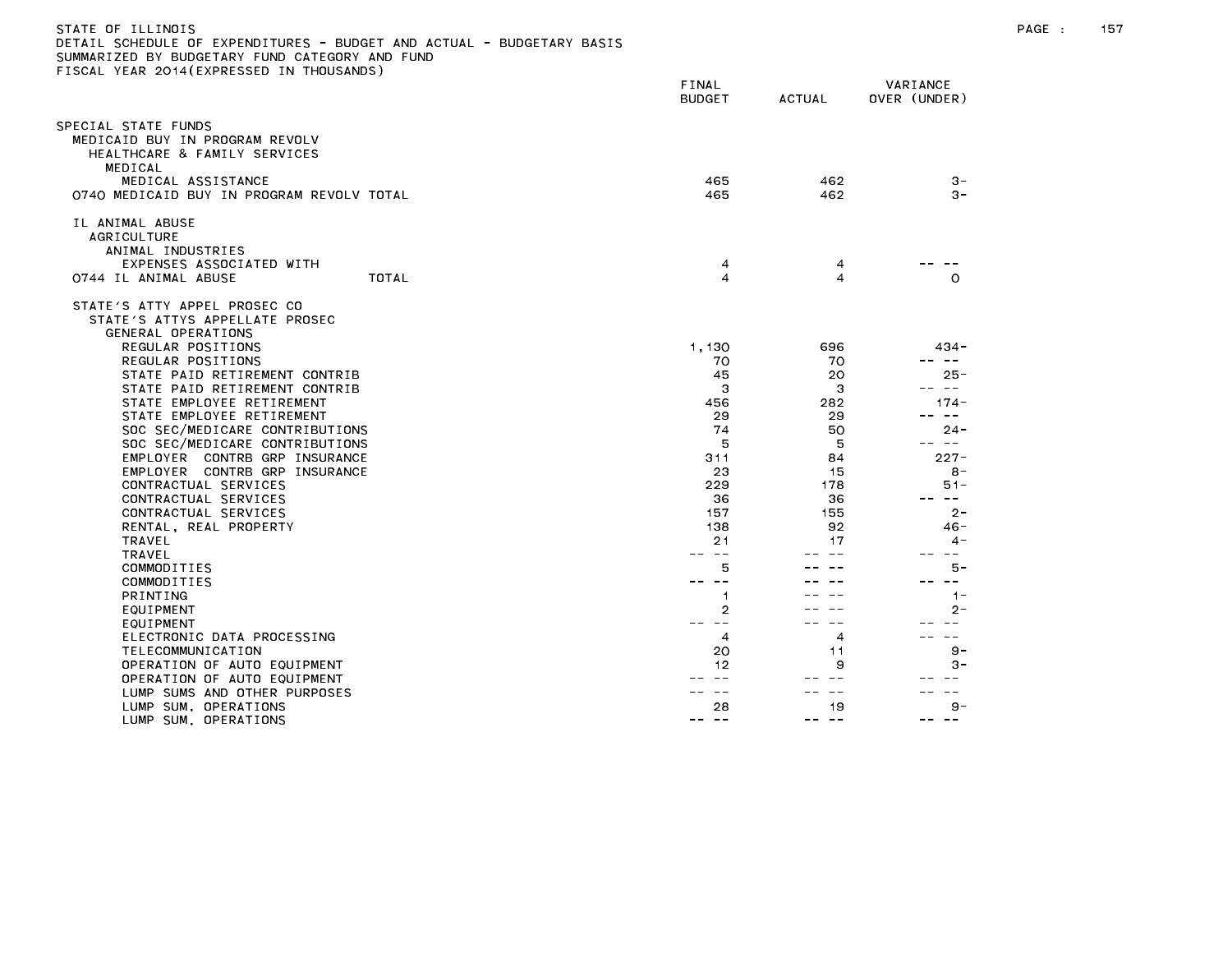STATE OF ILLINOIS
DETAIL SCHEDULE OF EXPENDITURES - BUDGET AND ACTUAL - BUDGETARY BASIS
SUMMARIZED BY BUDGETARY FUND CATEGORY AND FUND
FISCAL YEAR 2014(EXPRESSED IN THOUSANDS)

| | FINAL BUDGET | ACTUAL | VARIANCE OVER (UNDER) |
|---|---|---|---|
| SPECIAL STATE FUNDS | | | |
| MEDICAID BUY IN PROGRAM REVOLV | | | |
| HEALTHCARE & FAMILY SERVICES | | | |
| MEDICAL | | | |
| MEDICAL ASSISTANCE | 465 | 462 | 3- |
| 0740 MEDICAID BUY IN PROGRAM REVOLV TOTAL | 465 | 462 | 3- |
| IL ANIMAL ABUSE | | | |
| AGRICULTURE | | | |
| ANIMAL INDUSTRIES | | | |
| EXPENSES ASSOCIATED WITH | 4 | 4 | -- -- |
| 0744 IL ANIMAL ABUSE TOTAL | 4 | 4 | 0 |
| STATE'S ATTY APPEL PROSEC CO | | | |
| STATE'S ATTYS APPELLATE PROSEC | | | |
| GENERAL OPERATIONS | | | |
| REGULAR POSITIONS | 1,130 | 696 | 434- |
| REGULAR POSITIONS | 70 | 70 | -- -- |
| STATE PAID RETIREMENT CONTRIB | 45 | 20 | 25- |
| STATE PAID RETIREMENT CONTRIB | 3 | 3 | -- -- |
| STATE EMPLOYEE RETIREMENT | 456 | 282 | 174- |
| STATE EMPLOYEE RETIREMENT | 29 | 29 | -- -- |
| SOC SEC/MEDICARE CONTRIBUTIONS | 74 | 50 | 24- |
| SOC SEC/MEDICARE CONTRIBUTIONS | 5 | 5 | -- -- |
| EMPLOYER CONTRB GRP INSURANCE | 311 | 84 | 227- |
| EMPLOYER CONTRB GRP INSURANCE | 23 | 15 | 8- |
| CONTRACTUAL SERVICES | 229 | 178 | 51- |
| CONTRACTUAL SERVICES | 36 | 36 | -- -- |
| CONTRACTUAL SERVICES | 157 | 155 | 2- |
| RENTAL, REAL PROPERTY | 138 | 92 | 46- |
| TRAVEL | 21 | 17 | 4- |
| TRAVEL | -- -- | -- -- | -- -- |
| COMMODITIES | 5 | -- -- | 5- |
| COMMODITIES | -- -- | -- -- | -- -- |
| PRINTING | 1 | -- -- | 1- |
| EQUIPMENT | 2 | -- -- | 2- |
| EQUIPMENT | -- -- | -- -- | -- -- |
| ELECTRONIC DATA PROCESSING | 4 | 4 | -- -- |
| TELECOMMUNICATION | 20 | 11 | 9- |
| OPERATION OF AUTO EQUIPMENT | 12 | 9 | 3- |
| OPERATION OF AUTO EQUIPMENT | -- -- | -- -- | -- -- |
| LUMP SUMS AND OTHER PURPOSES | -- -- | -- -- | -- -- |
| LUMP SUM, OPERATIONS | 28 | 19 | 9- |
| LUMP SUM, OPERATIONS | -- -- | -- -- | -- -- |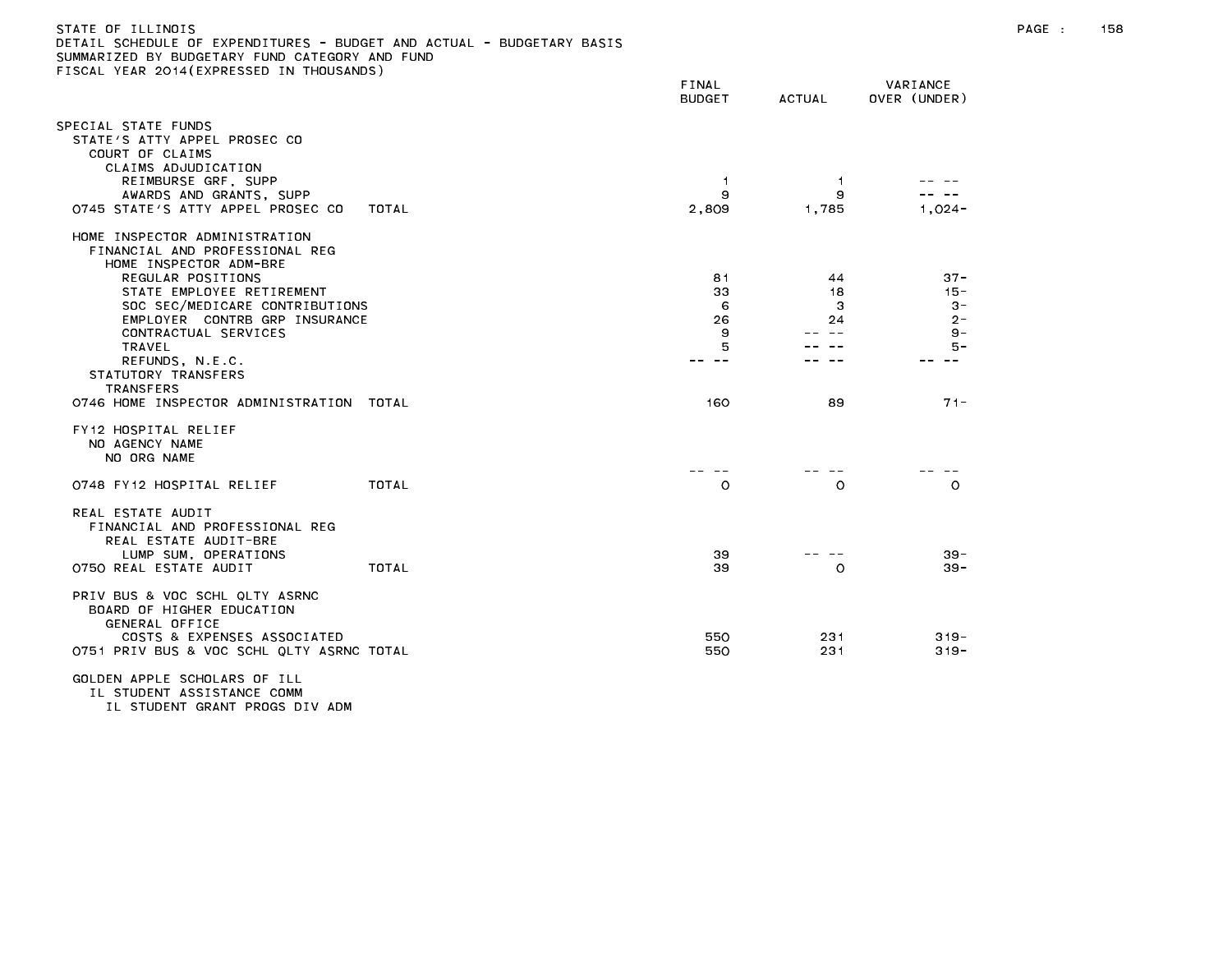STATE OF ILLINOIS
DETAIL SCHEDULE OF EXPENDITURES - BUDGET AND ACTUAL - BUDGETARY BASIS
SUMMARIZED BY BUDGETARY FUND CATEGORY AND FUND
FISCAL YEAR 2014(EXPRESSED IN THOUSANDS)

| | FINAL BUDGET | ACTUAL | VARIANCE OVER (UNDER) |
|---|---|---|---|
| SPECIAL STATE FUNDS | | | |
| STATE'S ATTY APPEL PROSEC CO | | | |
| COURT OF CLAIMS | | | |
| CLAIMS ADJUDICATION | | | |
| REIMBURSE GRF, SUPP | 1 | 1 | -- -- |
| AWARDS AND GRANTS, SUPP | 9 | 9 | -- -- |
| 0745 STATE'S ATTY APPEL PROSEC CO TOTAL | 2,809 | 1,785 | 1,024- |
| HOME INSPECTOR ADMINISTRATION | | | |
| FINANCIAL AND PROFESSIONAL REG | | | |
| HOME INSPECTOR ADM-BRE | | | |
| REGULAR POSITIONS | 81 | 44 | 37- |
| STATE EMPLOYEE RETIREMENT | 33 | 18 | 15- |
| SOC SEC/MEDICARE CONTRIBUTIONS | 6 | 3 | 3- |
| EMPLOYER CONTRB GRP INSURANCE | 26 | 24 | 2- |
| CONTRACTUAL SERVICES | 9 | -- -- | 9- |
| TRAVEL | 5 | -- -- | 5- |
| REFUNDS, N.E.C. | -- -- | -- -- | -- -- |
| STATUTORY TRANSFERS | | | |
| TRANSFERS | | | |
| 0746 HOME INSPECTOR ADMINISTRATION TOTAL | 160 | 89 | 71- |
| FY12 HOSPITAL RELIEF | | | |
| NO AGENCY NAME | | | |
| NO ORG NAME | | | |
| | -- -- | -- -- | -- -- |
| 0748 FY12 HOSPITAL RELIEF TOTAL | 0 | 0 | 0 |
| REAL ESTATE AUDIT | | | |
| FINANCIAL AND PROFESSIONAL REG | | | |
| REAL ESTATE AUDIT-BRE | | | |
| LUMP SUM, OPERATIONS | 39 | -- -- | 39- |
| 0750 REAL ESTATE AUDIT TOTAL | 39 | 0 | 39- |
| PRIV BUS & VOC SCHL QLTY ASRNC | | | |
| BOARD OF HIGHER EDUCATION | | | |
| GENERAL OFFICE | | | |
| COSTS & EXPENSES ASSOCIATED | 550 | 231 | 319- |
| 0751 PRIV BUS & VOC SCHL QLTY ASRNC TOTAL | 550 | 231 | 319- |
| GOLDEN APPLE SCHOLARS OF ILL | | | |
| IL STUDENT ASSISTANCE COMM | | | |
| IL STUDENT GRANT PROGS DIV ADM | | | |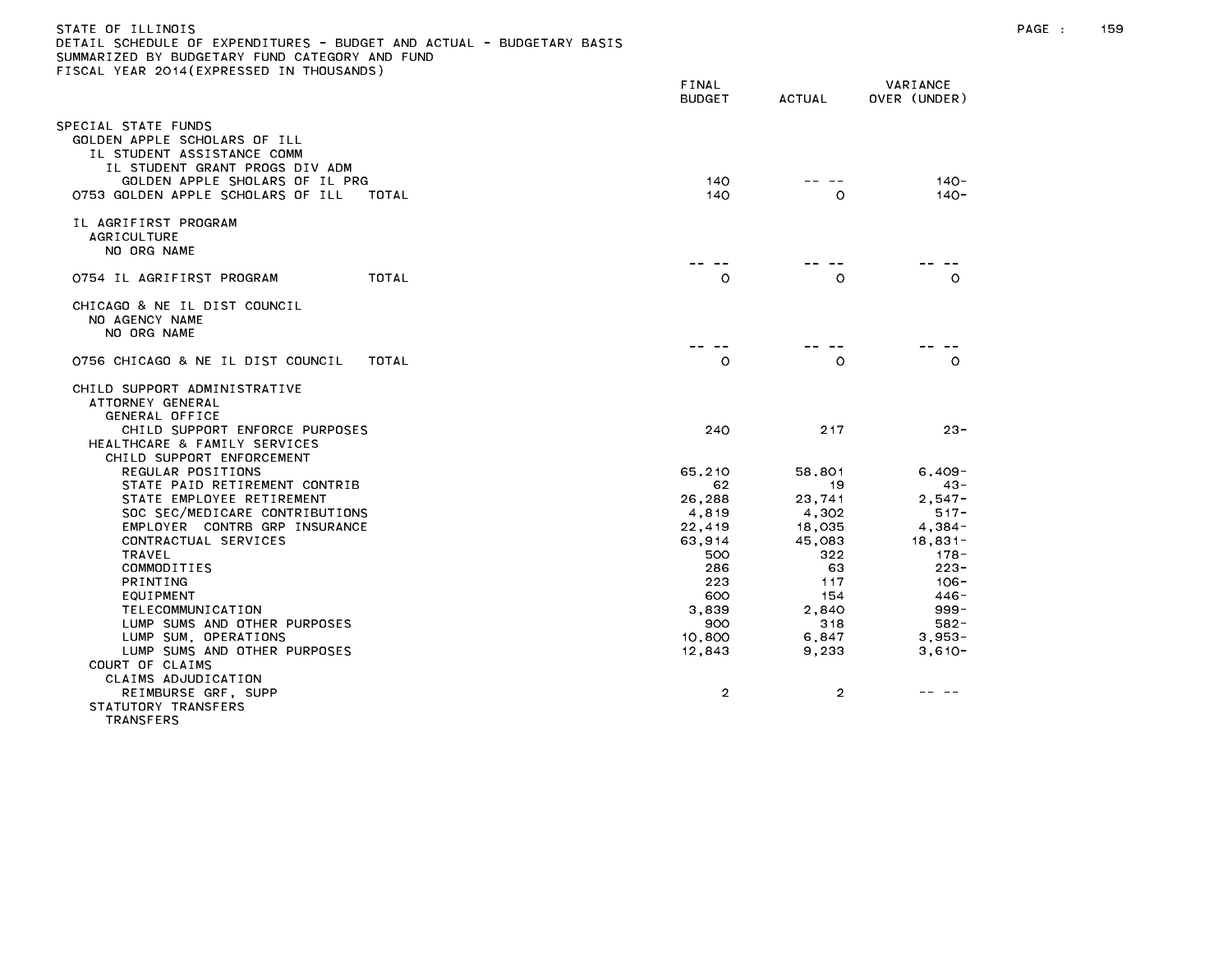STATE OF ILLINOIS
DETAIL SCHEDULE OF EXPENDITURES - BUDGET AND ACTUAL - BUDGETARY BASIS
SUMMARIZED BY BUDGETARY FUND CATEGORY AND FUND
FISCAL YEAR 2014(EXPRESSED IN THOUSANDS)

| | FINAL BUDGET | ACTUAL | VARIANCE OVER (UNDER) |
|---|---|---|---|
| SPECIAL STATE FUNDS | | | |
| GOLDEN APPLE SCHOLARS OF ILL | | | |
| IL STUDENT ASSISTANCE COMM | | | |
| IL STUDENT GRANT PROGS DIV ADM | | | |
| GOLDEN APPLE SHOLARS OF IL PRG | 140 | -- -- | 140- |
| 0753 GOLDEN APPLE SCHOLARS OF ILL TOTAL | 140 | 0 | 140- |
| IL AGRIFIRST PROGRAM | | | |
| AGRICULTURE | | | |
| NO ORG NAME | | | |
| | -- -- | -- -- | -- -- |
| 0754 IL AGRIFIRST PROGRAM TOTAL | 0 | 0 | 0 |
| CHICAGO & NE IL DIST COUNCIL | | | |
| NO AGENCY NAME | | | |
| NO ORG NAME | | | |
| | -- -- | -- -- | -- -- |
| 0756 CHICAGO & NE IL DIST COUNCIL TOTAL | 0 | 0 | 0 |
| CHILD SUPPORT ADMINISTRATIVE | | | |
| ATTORNEY GENERAL | | | |
| GENERAL OFFICE | | | |
| CHILD SUPPORT ENFORCE PURPOSES | 240 | 217 | 23- |
| HEALTHCARE & FAMILY SERVICES | | | |
| CHILD SUPPORT ENFORCEMENT | | | |
| REGULAR POSITIONS | 65,210 | 58,801 | 6,409- |
| STATE PAID RETIREMENT CONTRIB | 62 | 19 | 43- |
| STATE EMPLOYEE RETIREMENT | 26,288 | 23,741 | 2,547- |
| SOC SEC/MEDICARE CONTRIBUTIONS | 4,819 | 4,302 | 517- |
| EMPLOYER CONTRB GRP INSURANCE | 22,419 | 18,035 | 4,384- |
| CONTRACTUAL SERVICES | 63,914 | 45,083 | 18,831- |
| TRAVEL | 500 | 322 | 178- |
| COMMODITIES | 286 | 63 | 223- |
| PRINTING | 223 | 117 | 106- |
| EQUIPMENT | 600 | 154 | 446- |
| TELECOMMUNICATION | 3,839 | 2,840 | 999- |
| LUMP SUMS AND OTHER PURPOSES | 900 | 318 | 582- |
| LUMP SUM, OPERATIONS | 10,800 | 6,847 | 3,953- |
| LUMP SUMS AND OTHER PURPOSES | 12,843 | 9,233 | 3,610- |
| COURT OF CLAIMS | | | |
| CLAIMS ADJUDICATION | | | |
| REIMBURSE GRF, SUPP | 2 | 2 | -- -- |
| STATUTORY TRANSFERS | | | |
| TRANSFERS | | | |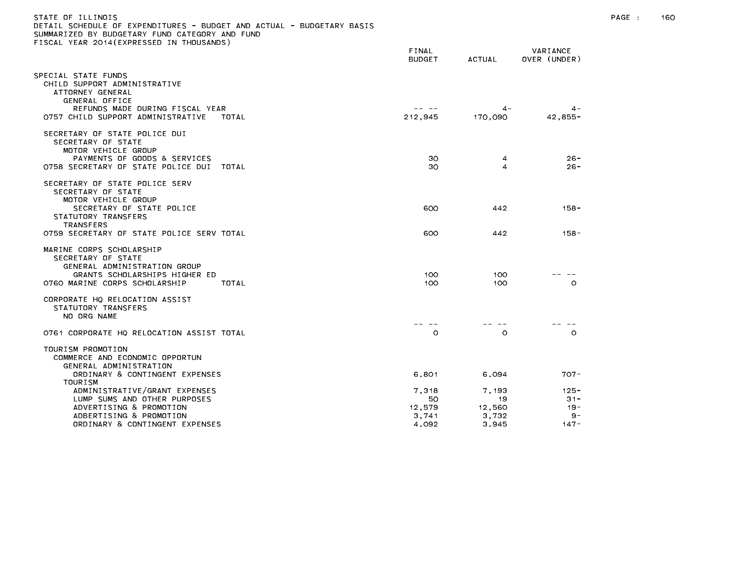STATE OF ILLINOIS
DETAIL SCHEDULE OF EXPENDITURES - BUDGET AND ACTUAL - BUDGETARY BASIS
SUMMARIZED BY BUDGETARY FUND CATEGORY AND FUND
FISCAL YEAR 2014(EXPRESSED IN THOUSANDS)

| | FINAL BUDGET | ACTUAL | VARIANCE OVER (UNDER) |
|---|---|---|---|
| SPECIAL STATE FUNDS | | | |
| CHILD SUPPORT ADMINISTRATIVE | | | |
| ATTORNEY GENERAL | | | |
| GENERAL OFFICE | | | |
| REFUNDS MADE DURING FISCAL YEAR | -- -- | 4- | 4- |
| 0757 CHILD SUPPORT ADMINISTRATIVE TOTAL | 212,945 | 170,090 | 42,855- |
| SECRETARY OF STATE POLICE DUI | | | |
| SECRETARY OF STATE | | | |
| MOTOR VEHICLE GROUP | | | |
| PAYMENTS OF GOODS & SERVICES | 30 | 4 | 26- |
| 0758 SECRETARY OF STATE POLICE DUI TOTAL | 30 | 4 | 26- |
| SECRETARY OF STATE POLICE SERV | | | |
| SECRETARY OF STATE | | | |
| MOTOR VEHICLE GROUP | | | |
| SECRETARY OF STATE POLICE | 600 | 442 | 158- |
| STATUTORY TRANSFERS | | | |
| TRANSFERS | | | |
| 0759 SECRETARY OF STATE POLICE SERV TOTAL | 600 | 442 | 158- |
| MARINE CORPS SCHOLARSHIP | | | |
| SECRETARY OF STATE | | | |
| GENERAL ADMINISTRATION GROUP | | | |
| GRANTS SCHOLARSHIPS HIGHER ED | 100 | 100 | -- -- |
| 0760 MARINE CORPS SCHOLARSHIP TOTAL | 100 | 100 | 0 |
| CORPORATE HQ RELOCATION ASSIST | | | |
| STATUTORY TRANSFERS | | | |
| NO ORG NAME | | | |
| | -- -- | -- -- | -- -- |
| 0761 CORPORATE HQ RELOCATION ASSIST TOTAL | 0 | 0 | 0 |
| TOURISM PROMOTION | | | |
| COMMERCE AND ECONOMIC OPPORTUN | | | |
| GENERAL ADMINISTRATION | | | |
| ORDINARY & CONTINGENT EXPENSES | 6,801 | 6,094 | 707- |
| TOURISM | | | |
| ADMINISTRATIVE/GRANT EXPENSES | 7,318 | 7,193 | 125- |
| LUMP SUMS AND OTHER PURPOSES | 50 | 19 | 31- |
| ADVERTISING & PROMOTION | 12,579 | 12,560 | 19- |
| ADBERTISING & PROMOTION | 3,741 | 3,732 | 9- |
| ORDINARY & CONTINGENT EXPENSES | 4,092 | 3,945 | 147- |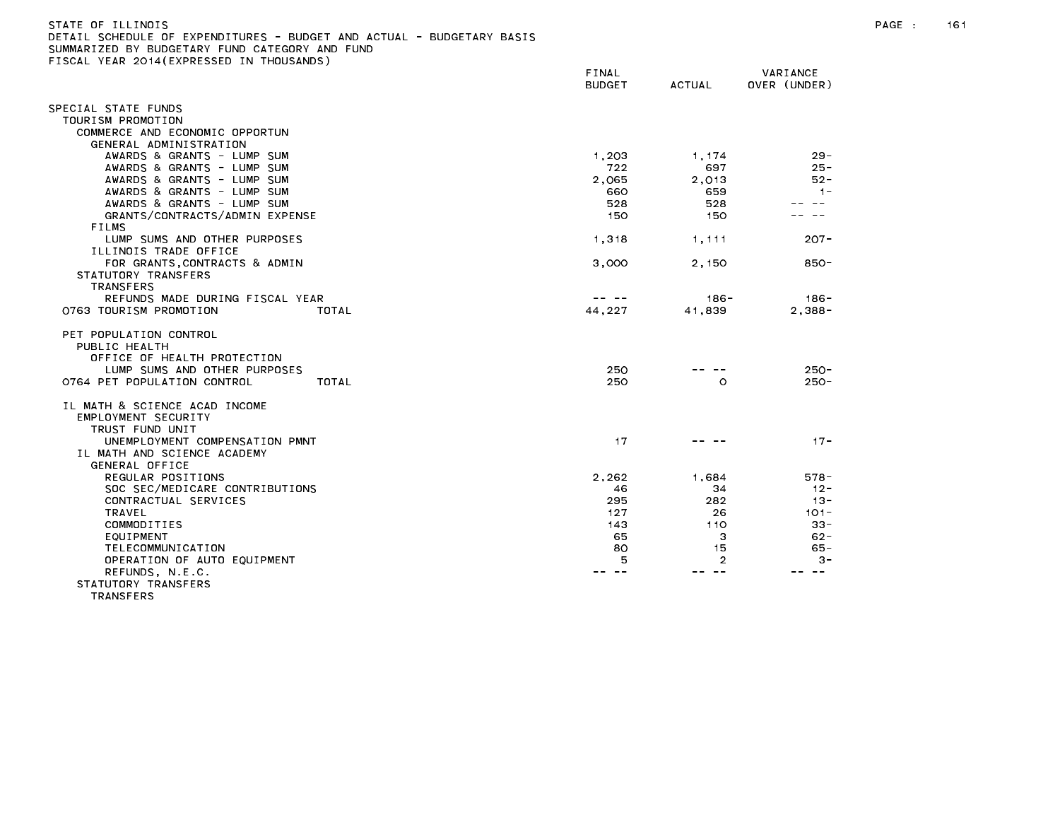STATE OF ILLINOIS
DETAIL SCHEDULE OF EXPENDITURES - BUDGET AND ACTUAL - BUDGETARY BASIS
SUMMARIZED BY BUDGETARY FUND CATEGORY AND FUND
FISCAL YEAR 2014(EXPRESSED IN THOUSANDS)

| | FINAL BUDGET | ACTUAL | VARIANCE OVER (UNDER) |
|---|---|---|---|
| SPECIAL STATE FUNDS | | | |
| TOURISM PROMOTION | | | |
| COMMERCE AND ECONOMIC OPPORTUN | | | |
| GENERAL ADMINISTRATION | | | |
| AWARDS & GRANTS - LUMP SUM | 1,203 | 1,174 | 29- |
| AWARDS & GRANTS - LUMP SUM | 722 | 697 | 25- |
| AWARDS & GRANTS - LUMP SUM | 2,065 | 2,013 | 52- |
| AWARDS & GRANTS - LUMP SUM | 660 | 659 | 1- |
| AWARDS & GRANTS - LUMP SUM | 528 | 528 | -- -- |
| GRANTS/CONTRACTS/ADMIN EXPENSE | 150 | 150 | -- -- |
| FILMS | | | |
| LUMP SUMS AND OTHER PURPOSES | 1,318 | 1,111 | 207- |
| ILLINOIS TRADE OFFICE | | | |
| FOR GRANTS,CONTRACTS & ADMIN | 3,000 | 2,150 | 850- |
| STATUTORY TRANSFERS | | | |
| TRANSFERS | | | |
| REFUNDS MADE DURING FISCAL YEAR | -- -- | 186- | 186- |
| 0763 TOURISM PROMOTION TOTAL | 44,227 | 41,839 | 2,388- |
| | | | |
| PET POPULATION CONTROL | | | |
| PUBLIC HEALTH | | | |
| OFFICE OF HEALTH PROTECTION | | | |
| LUMP SUMS AND OTHER PURPOSES | 250 | -- -- | 250- |
| 0764 PET POPULATION CONTROL TOTAL | 250 | 0 | 250- |
| | | | |
| IL MATH & SCIENCE ACAD INCOME | | | |
| EMPLOYMENT SECURITY | | | |
| TRUST FUND UNIT | | | |
| UNEMPLOYMENT COMPENSATION PMNT | 17 | -- -- | 17- |
| IL MATH AND SCIENCE ACADEMY | | | |
| GENERAL OFFICE | | | |
| REGULAR POSITIONS | 2,262 | 1,684 | 578- |
| SOC SEC/MEDICARE CONTRIBUTIONS | 46 | 34 | 12- |
| CONTRACTUAL SERVICES | 295 | 282 | 13- |
| TRAVEL | 127 | 26 | 101- |
| COMMODITIES | 143 | 110 | 33- |
| EQUIPMENT | 65 | 3 | 62- |
| TELECOMMUNICATION | 80 | 15 | 65- |
| OPERATION OF AUTO EQUIPMENT | 5 | 2 | 3- |
| REFUNDS, N.E.C. | -- -- | -- -- | -- -- |
| STATUTORY TRANSFERS | | | |
| TRANSFERS | | | |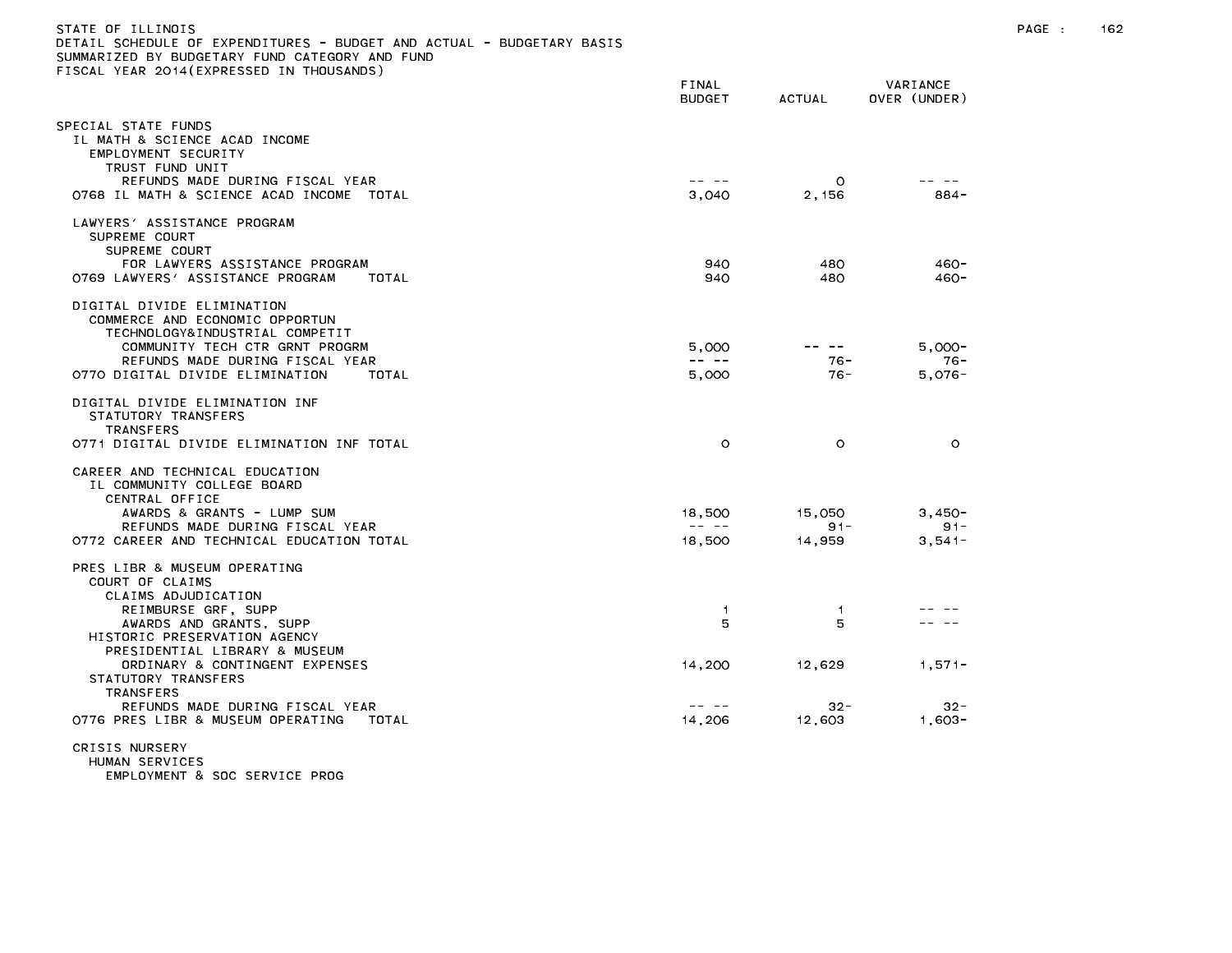STATE OF ILLINOIS
DETAIL SCHEDULE OF EXPENDITURES - BUDGET AND ACTUAL - BUDGETARY BASIS
SUMMARIZED BY BUDGETARY FUND CATEGORY AND FUND
FISCAL YEAR 2014(EXPRESSED IN THOUSANDS)

| | FINAL BUDGET | ACTUAL | VARIANCE OVER (UNDER) |
|---|---|---|---|
| SPECIAL STATE FUNDS | | | |
| IL MATH & SCIENCE ACAD INCOME | | | |
| EMPLOYMENT SECURITY | | | |
| TRUST FUND UNIT | | | |
| REFUNDS MADE DURING FISCAL YEAR | -- -- | 0 | -- -- |
| 0768 IL MATH & SCIENCE ACAD INCOME TOTAL | 3,040 | 2,156 | 884- |
| LAWYERS' ASSISTANCE PROGRAM | | | |
| SUPREME COURT | | | |
| SUPREME COURT | | | |
| FOR LAWYERS ASSISTANCE PROGRAM | 940 | 480 | 460- |
| 0769 LAWYERS' ASSISTANCE PROGRAM TOTAL | 940 | 480 | 460- |
| DIGITAL DIVIDE ELIMINATION | | | |
| COMMERCE AND ECONOMIC OPPORTUN | | | |
| TECHNOLOGY&INDUSTRIAL COMPETIT | | | |
| COMMUNITY TECH CTR GRNT PROGRM | 5,000 | -- -- | 5,000- |
| REFUNDS MADE DURING FISCAL YEAR | -- -- | 76- | 76- |
| 0770 DIGITAL DIVIDE ELIMINATION TOTAL | 5,000 | 76- | 5,076- |
| DIGITAL DIVIDE ELIMINATION INF | | | |
| STATUTORY TRANSFERS | | | |
| TRANSFERS | | | |
| 0771 DIGITAL DIVIDE ELIMINATION INF TOTAL | 0 | 0 | 0 |
| CAREER AND TECHNICAL EDUCATION | | | |
| IL COMMUNITY COLLEGE BOARD | | | |
| CENTRAL OFFICE | | | |
| AWARDS & GRANTS - LUMP SUM | 18,500 | 15,050 | 3,450- |
| REFUNDS MADE DURING FISCAL YEAR | -- -- | 91- | 91- |
| 0772 CAREER AND TECHNICAL EDUCATION TOTAL | 18,500 | 14,959 | 3,541- |
| PRES LIBR & MUSEUM OPERATING | | | |
| COURT OF CLAIMS | | | |
| CLAIMS ADJUDICATION | | | |
| REIMBURSE GRF, SUPP | 1 | 1 | -- -- |
| AWARDS AND GRANTS, SUPP | 5 | 5 | -- -- |
| HISTORIC PRESERVATION AGENCY | | | |
| PRESIDENTIAL LIBRARY & MUSEUM | | | |
| ORDINARY & CONTINGENT EXPENSES | 14,200 | 12,629 | 1,571- |
| STATUTORY TRANSFERS | | | |
| TRANSFERS | | | |
| REFUNDS MADE DURING FISCAL YEAR | -- -- | 32- | 32- |
| 0776 PRES LIBR & MUSEUM OPERATING TOTAL | 14,206 | 12,603 | 1,603- |
| CRISIS NURSERY | | | |
| HUMAN SERVICES | | | |
| EMPLOYMENT & SOC SERVICE PROG | | | |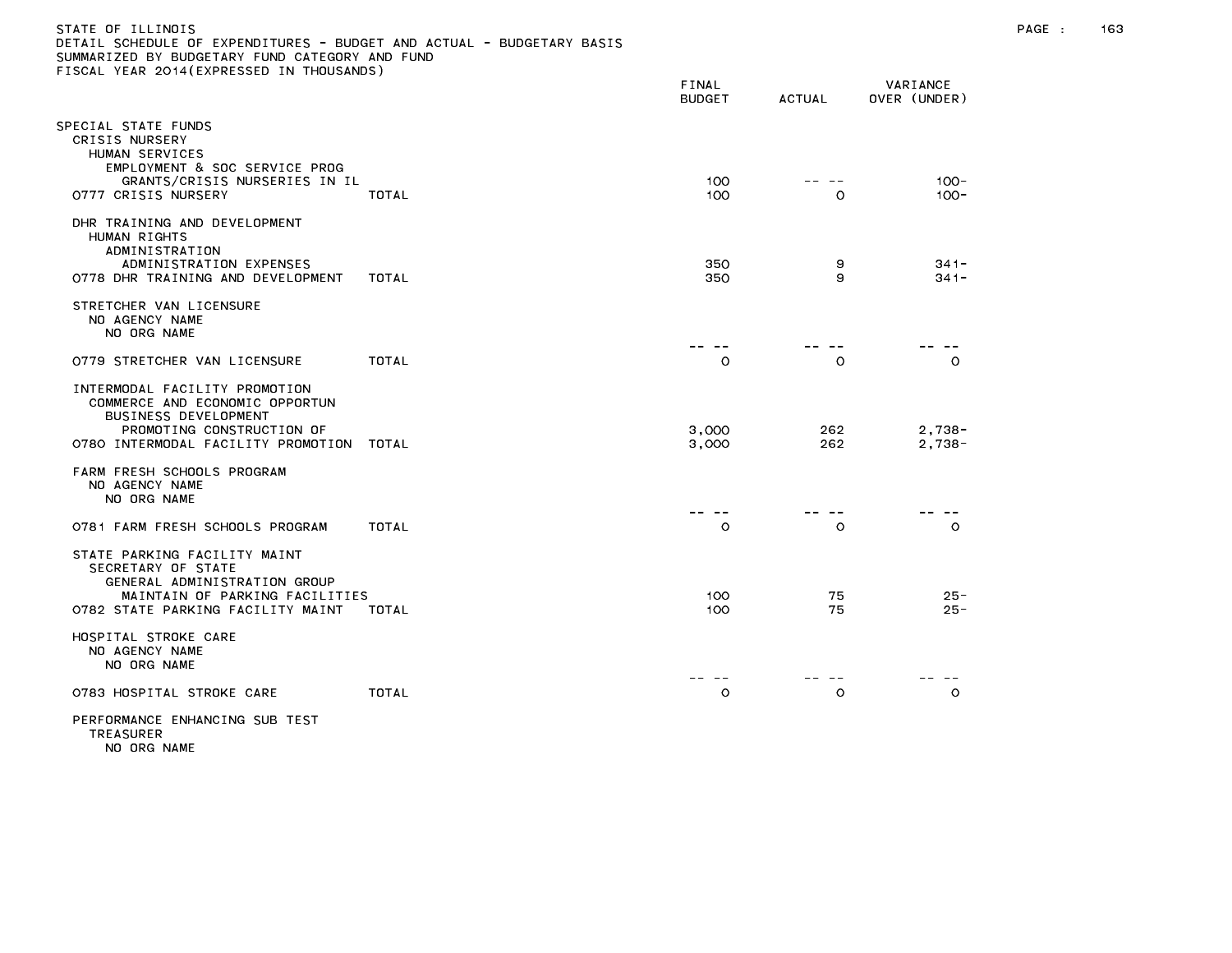STATE OF ILLINOIS
DETAIL SCHEDULE OF EXPENDITURES - BUDGET AND ACTUAL - BUDGETARY BASIS
SUMMARIZED BY BUDGETARY FUND CATEGORY AND FUND
FISCAL YEAR 2014(EXPRESSED IN THOUSANDS)

| | FINAL BUDGET | ACTUAL | VARIANCE OVER (UNDER) |
|---|---|---|---|
| SPECIAL STATE FUNDS | | | |
| CRISIS NURSERY | | | |
| HUMAN SERVICES | | | |
| EMPLOYMENT & SOC SERVICE PROG | | | |
| GRANTS/CRISIS NURSERIES IN IL | 100 | -- -- | 100- |
| 0777 CRISIS NURSERY TOTAL | 100 | 0 | 100- |
| DHR TRAINING AND DEVELOPMENT | | | |
| HUMAN RIGHTS | | | |
| ADMINISTRATION | | | |
| ADMINISTRATION EXPENSES | 350 | 9 | 341- |
| 0778 DHR TRAINING AND DEVELOPMENT TOTAL | 350 | 9 | 341- |
| STRETCHER VAN LICENSURE | | | |
| NO AGENCY NAME | | | |
| NO ORG NAME | | | |
| | -- -- | -- -- | -- -- |
| 0779 STRETCHER VAN LICENSURE TOTAL | 0 | 0 | 0 |
| INTERMODAL FACILITY PROMOTION | | | |
| COMMERCE AND ECONOMIC OPPORTUN | | | |
| BUSINESS DEVELOPMENT | | | |
| PROMOTING CONSTRUCTION OF | 3,000 | 262 | 2,738- |
| 0780 INTERMODAL FACILITY PROMOTION TOTAL | 3,000 | 262 | 2,738- |
| FARM FRESH SCHOOLS PROGRAM | | | |
| NO AGENCY NAME | | | |
| NO ORG NAME | | | |
| | -- -- | -- -- | -- -- |
| 0781 FARM FRESH SCHOOLS PROGRAM TOTAL | 0 | 0 | 0 |
| STATE PARKING FACILITY MAINT | | | |
| SECRETARY OF STATE | | | |
| GENERAL ADMINISTRATION GROUP | | | |
| MAINTAIN OF PARKING FACILITIES | 100 | 75 | 25- |
| 0782 STATE PARKING FACILITY MAINT TOTAL | 100 | 75 | 25- |
| HOSPITAL STROKE CARE | | | |
| NO AGENCY NAME | | | |
| NO ORG NAME | | | |
| | -- -- | -- -- | -- -- |
| 0783 HOSPITAL STROKE CARE TOTAL | 0 | 0 | 0 |
| PERFORMANCE ENHANCING SUB TEST | | | |
| TREASURER | | | |
| NO ORG NAME | | | |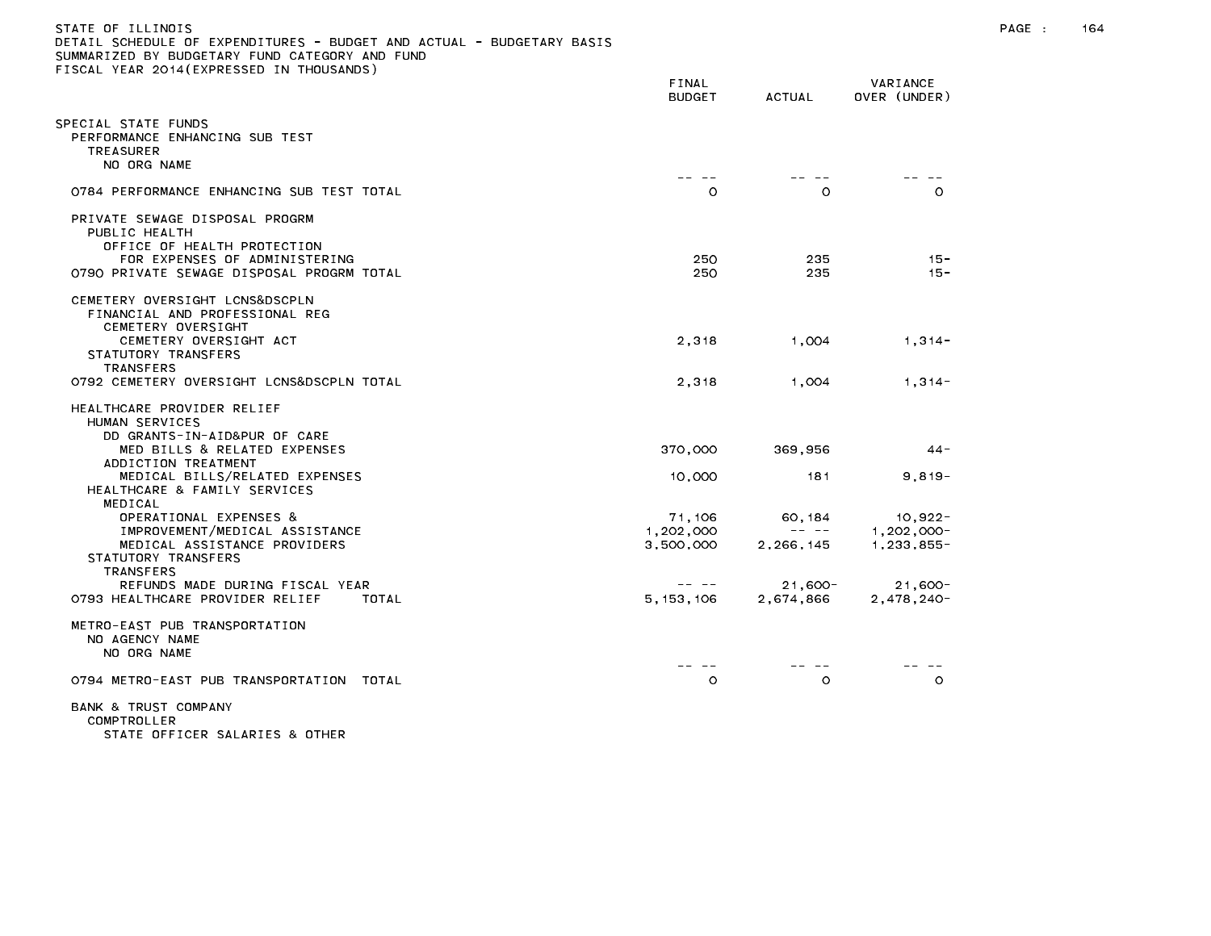STATE OF ILLINOIS
DETAIL SCHEDULE OF EXPENDITURES - BUDGET AND ACTUAL - BUDGETARY BASIS
SUMMARIZED BY BUDGETARY FUND CATEGORY AND FUND
FISCAL YEAR 2014(EXPRESSED IN THOUSANDS)

| | FINAL BUDGET | ACTUAL | VARIANCE OVER (UNDER) |
|---|---|---|---|
| SPECIAL STATE FUNDS | | | |
| PERFORMANCE ENHANCING SUB TEST | | | |
| TREASURER | | | |
| NO ORG NAME | | | |
| | -- -- | -- -- | -- -- |
| 0784 PERFORMANCE ENHANCING SUB TEST TOTAL | 0 | 0 | 0 |
| PRIVATE SEWAGE DISPOSAL PROGRM | | | |
| PUBLIC HEALTH | | | |
| OFFICE OF HEALTH PROTECTION | | | |
| FOR EXPENSES OF ADMINISTERING | 250 | 235 | 15- |
| 0790 PRIVATE SEWAGE DISPOSAL PROGRM TOTAL | 250 | 235 | 15- |
| CEMETERY OVERSIGHT LCNS&DSCPLN | | | |
| FINANCIAL AND PROFESSIONAL REG | | | |
| CEMETERY OVERSIGHT | | | |
| CEMETERY OVERSIGHT ACT | 2,318 | 1,004 | 1,314- |
| STATUTORY TRANSFERS | | | |
| TRANSFERS | | | |
| 0792 CEMETERY OVERSIGHT LCNS&DSCPLN TOTAL | 2,318 | 1,004 | 1,314- |
| HEALTHCARE PROVIDER RELIEF | | | |
| HUMAN SERVICES | | | |
| DD GRANTS-IN-AID&PUR OF CARE | | | |
| MED BILLS & RELATED EXPENSES | 370,000 | 369,956 | 44- |
| ADDICTION TREATMENT | | | |
| MEDICAL BILLS/RELATED EXPENSES | 10,000 | 181 | 9,819- |
| HEALTHCARE & FAMILY SERVICES | | | |
| MEDICAL | | | |
| OPERATIONAL EXPENSES & | 71,106 | 60,184 | 10,922- |
| IMPROVEMENT/MEDICAL ASSISTANCE | 1,202,000 | -- -- | 1,202,000- |
| MEDICAL ASSISTANCE PROVIDERS | 3,500,000 | 2,266,145 | 1,233,855- |
| STATUTORY TRANSFERS | | | |
| TRANSFERS | | | |
| REFUNDS MADE DURING FISCAL YEAR | -- -- | 21,600- | 21,600- |
| 0793 HEALTHCARE PROVIDER RELIEF TOTAL | 5,153,106 | 2,674,866 | 2,478,240- |
| METRO-EAST PUB TRANSPORTATION | | | |
| NO AGENCY NAME | | | |
| NO ORG NAME | | | |
| | -- -- | -- -- | -- -- |
| 0794 METRO-EAST PUB TRANSPORTATION TOTAL | 0 | 0 | 0 |
| BANK & TRUST COMPANY | | | |
| COMPTROLLER | | | |
| STATE OFFICER SALARIES & OTHER | | | |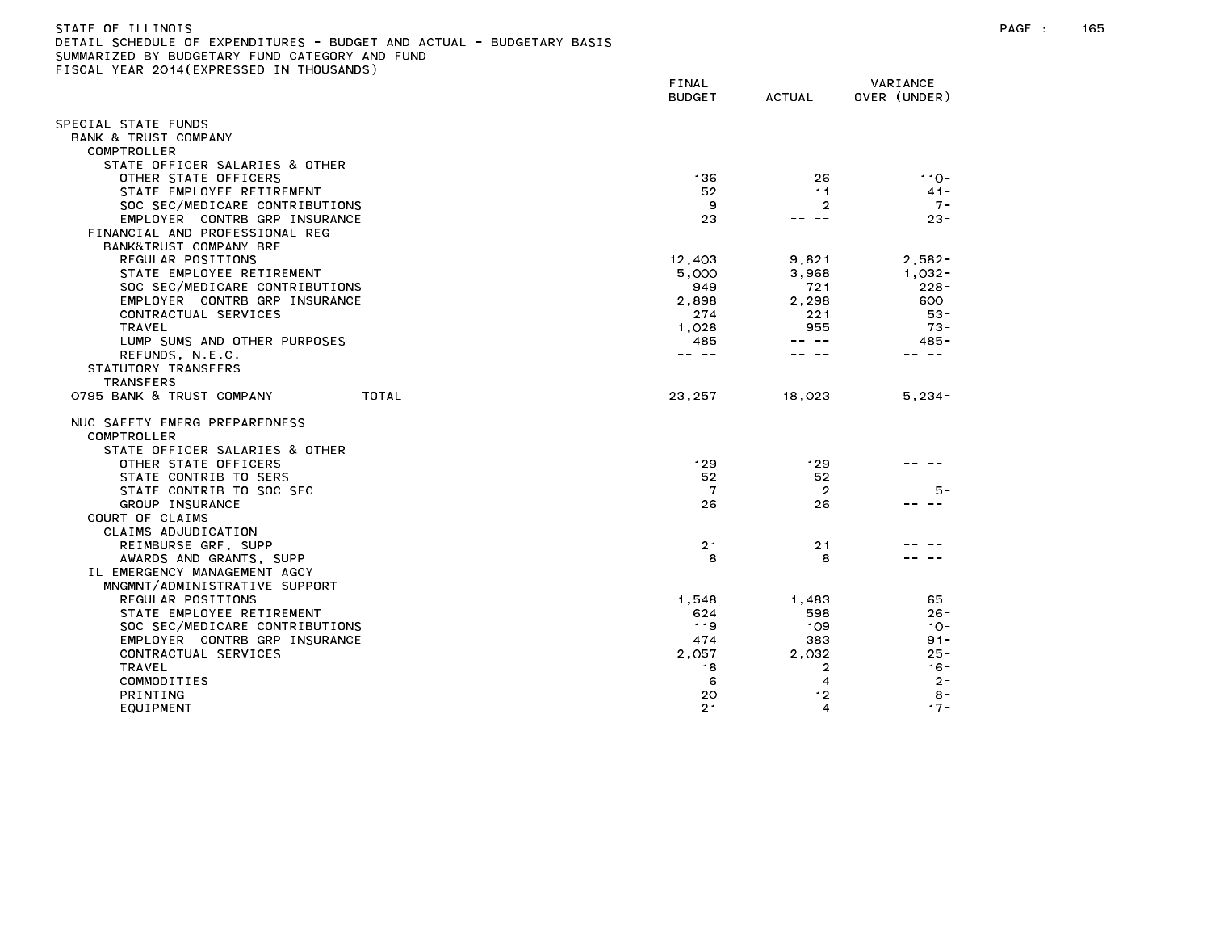STATE OF ILLINOIS
DETAIL SCHEDULE OF EXPENDITURES - BUDGET AND ACTUAL - BUDGETARY BASIS
SUMMARIZED BY BUDGETARY FUND CATEGORY AND FUND
FISCAL YEAR 2014(EXPRESSED IN THOUSANDS)

| | FINAL BUDGET | ACTUAL | VARIANCE OVER (UNDER) |
|---|---|---|---|
| SPECIAL STATE FUNDS | | | |
| BANK & TRUST COMPANY | | | |
| COMPTROLLER | | | |
| STATE OFFICER SALARIES & OTHER | | | |
| OTHER STATE OFFICERS | 136 | 26 | 110- |
| STATE EMPLOYEE RETIREMENT | 52 | 11 | 41- |
| SOC SEC/MEDICARE CONTRIBUTIONS | 9 | 2 | 7- |
| EMPLOYER CONTRB GRP INSURANCE | 23 | -- -- | 23- |
| FINANCIAL AND PROFESSIONAL REG | | | |
| BANK&TRUST COMPANY-BRE | | | |
| REGULAR POSITIONS | 12,403 | 9,821 | 2,582- |
| STATE EMPLOYEE RETIREMENT | 5,000 | 3,968 | 1,032- |
| SOC SEC/MEDICARE CONTRIBUTIONS | 949 | 721 | 228- |
| EMPLOYER CONTRB GRP INSURANCE | 2,898 | 2,298 | 600- |
| CONTRACTUAL SERVICES | 274 | 221 | 53- |
| TRAVEL | 1,028 | 955 | 73- |
| LUMP SUMS AND OTHER PURPOSES | 485 | -- -- | 485- |
| REFUNDS, N.E.C. | -- -- | -- -- | -- -- |
| STATUTORY TRANSFERS | | | |
| TRANSFERS | | | |
| 0795 BANK & TRUST COMPANY TOTAL | 23,257 | 18,023 | 5,234- |
| NUC SAFETY EMERG PREPAREDNESS | | | |
| COMPTROLLER | | | |
| STATE OFFICER SALARIES & OTHER | | | |
| OTHER STATE OFFICERS | 129 | 129 | -- -- |
| STATE CONTRIB TO SERS | 52 | 52 | -- -- |
| STATE CONTRIB TO SOC SEC | 7 | 2 | 5- |
| GROUP INSURANCE | 26 | 26 | -- -- |
| COURT OF CLAIMS | | | |
| CLAIMS ADJUDICATION | | | |
| REIMBURSE GRF, SUPP | 21 | 21 | -- -- |
| AWARDS AND GRANTS, SUPP | 8 | 8 | -- -- |
| IL EMERGENCY MANAGEMENT AGCY | | | |
| MNGMNT/ADMINISTRATIVE SUPPORT | | | |
| REGULAR POSITIONS | 1,548 | 1,483 | 65- |
| STATE EMPLOYEE RETIREMENT | 624 | 598 | 26- |
| SOC SEC/MEDICARE CONTRIBUTIONS | 119 | 109 | 10- |
| EMPLOYER CONTRB GRP INSURANCE | 474 | 383 | 91- |
| CONTRACTUAL SERVICES | 2,057 | 2,032 | 25- |
| TRAVEL | 18 | 2 | 16- |
| COMMODITIES | 6 | 4 | 2- |
| PRINTING | 20 | 12 | 8- |
| EQUIPMENT | 21 | 4 | 17- |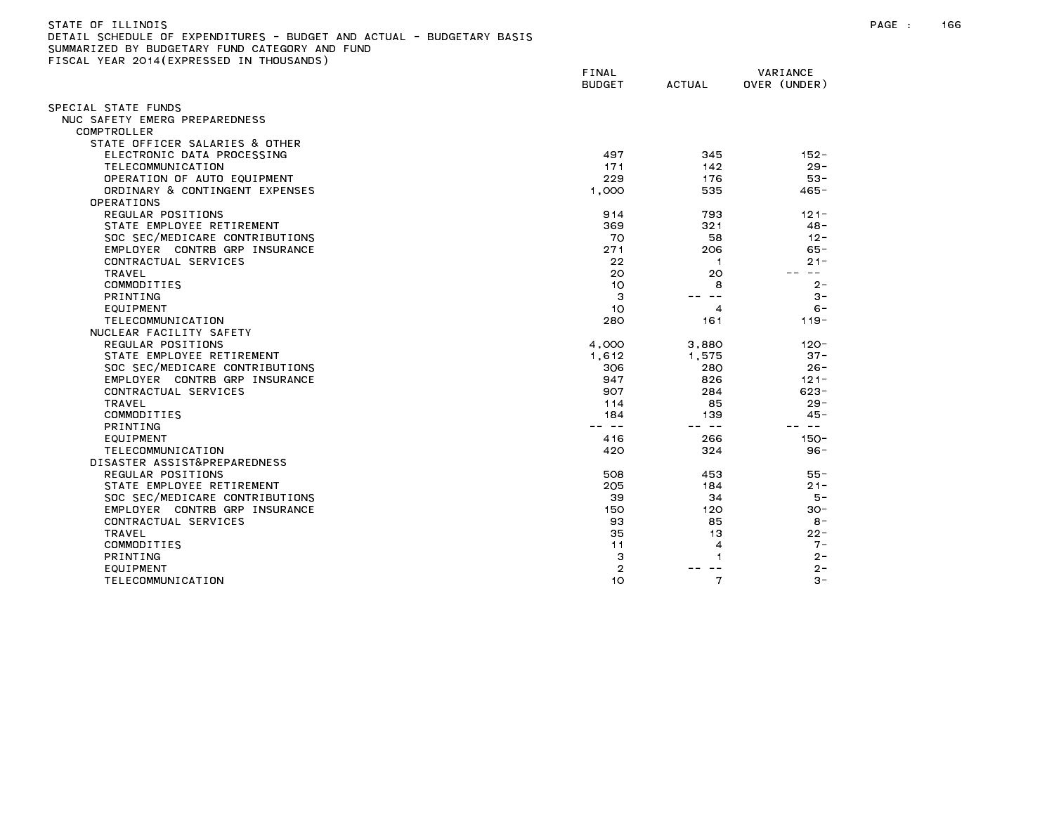STATE OF ILLINOIS
DETAIL SCHEDULE OF EXPENDITURES - BUDGET AND ACTUAL - BUDGETARY BASIS
SUMMARIZED BY BUDGETARY FUND CATEGORY AND FUND
FISCAL YEAR 2014(EXPRESSED IN THOUSANDS)

| | FINAL BUDGET | ACTUAL | VARIANCE OVER (UNDER) |
|---|---|---|---|
| SPECIAL STATE FUNDS | | | |
| NUC SAFETY EMERG PREPAREDNESS | | | |
| COMPTROLLER | | | |
| STATE OFFICER SALARIES & OTHER | | | |
| ELECTRONIC DATA PROCESSING | 497 | 345 | 152- |
| TELECOMMUNICATION | 171 | 142 | 29- |
| OPERATION OF AUTO EQUIPMENT | 229 | 176 | 53- |
| ORDINARY & CONTINGENT EXPENSES | 1,000 | 535 | 465- |
| OPERATIONS | | | |
| REGULAR POSITIONS | 914 | 793 | 121- |
| STATE EMPLOYEE RETIREMENT | 369 | 321 | 48- |
| SOC SEC/MEDICARE CONTRIBUTIONS | 70 | 58 | 12- |
| EMPLOYER CONTRB GRP INSURANCE | 271 | 206 | 65- |
| CONTRACTUAL SERVICES | 22 | 1 | 21- |
| TRAVEL | 20 | 20 | -- -- |
| COMMODITIES | 10 | 8 | 2- |
| PRINTING | 3 | -- -- | 3- |
| EQUIPMENT | 10 | 4 | 6- |
| TELECOMMUNICATION | 280 | 161 | 119- |
| NUCLEAR FACILITY SAFETY | | | |
| REGULAR POSITIONS | 4,000 | 3,880 | 120- |
| STATE EMPLOYEE RETIREMENT | 1,612 | 1,575 | 37- |
| SOC SEC/MEDICARE CONTRIBUTIONS | 306 | 280 | 26- |
| EMPLOYER CONTRB GRP INSURANCE | 947 | 826 | 121- |
| CONTRACTUAL SERVICES | 907 | 284 | 623- |
| TRAVEL | 114 | 85 | 29- |
| COMMODITIES | 184 | 139 | 45- |
| PRINTING | -- -- | -- -- | -- -- |
| EQUIPMENT | 416 | 266 | 150- |
| TELECOMMUNICATION | 420 | 324 | 96- |
| DISASTER ASSIST&PREPAREDNESS | | | |
| REGULAR POSITIONS | 508 | 453 | 55- |
| STATE EMPLOYEE RETIREMENT | 205 | 184 | 21- |
| SOC SEC/MEDICARE CONTRIBUTIONS | 39 | 34 | 5- |
| EMPLOYER CONTRB GRP INSURANCE | 150 | 120 | 30- |
| CONTRACTUAL SERVICES | 93 | 85 | 8- |
| TRAVEL | 35 | 13 | 22- |
| COMMODITIES | 11 | 4 | 7- |
| PRINTING | 3 | 1 | 2- |
| EQUIPMENT | 2 | -- -- | 2- |
| TELECOMMUNICATION | 10 | 7 | 3- |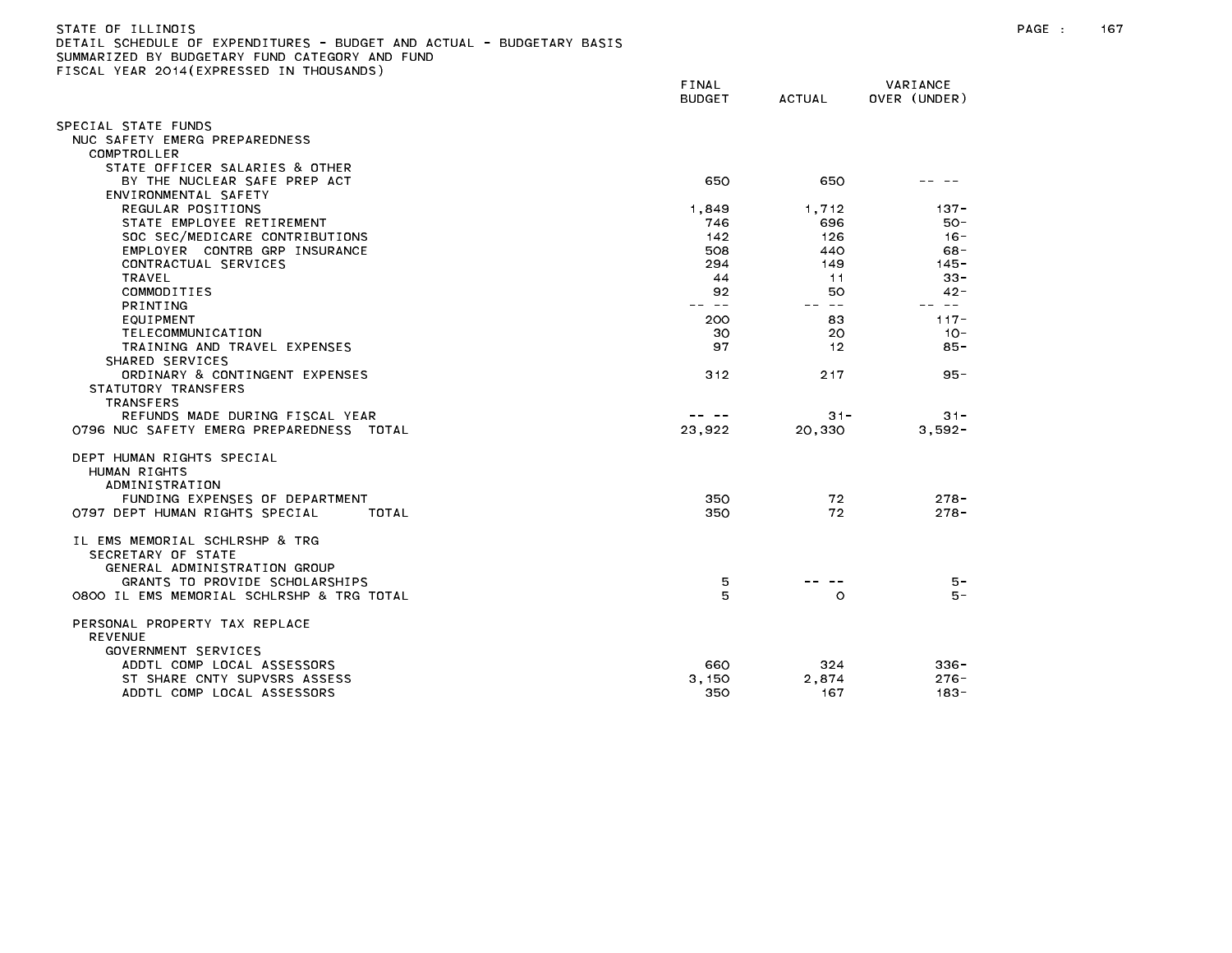STATE OF ILLINOIS
DETAIL SCHEDULE OF EXPENDITURES - BUDGET AND ACTUAL - BUDGETARY BASIS
SUMMARIZED BY BUDGETARY FUND CATEGORY AND FUND
FISCAL YEAR 2014(EXPRESSED IN THOUSANDS)

| | FINAL BUDGET | ACTUAL | VARIANCE OVER (UNDER) |
|---|---|---|---|
| SPECIAL STATE FUNDS | | | |
| NUC SAFETY EMERG PREPAREDNESS | | | |
| COMPTROLLER | | | |
| STATE OFFICER SALARIES & OTHER | | | |
| BY THE NUCLEAR SAFE PREP ACT | 650 | 650 | -- -- |
| ENVIRONMENTAL SAFETY | | | |
| REGULAR POSITIONS | 1,849 | 1,712 | 137- |
| STATE EMPLOYEE RETIREMENT | 746 | 696 | 50- |
| SOC SEC/MEDICARE CONTRIBUTIONS | 142 | 126 | 16- |
| EMPLOYER CONTRB GRP INSURANCE | 508 | 440 | 68- |
| CONTRACTUAL SERVICES | 294 | 149 | 145- |
| TRAVEL | 44 | 11 | 33- |
| COMMODITIES | 92 | 50 | 42- |
| PRINTING | -- -- | -- -- | -- -- |
| EQUIPMENT | 200 | 83 | 117- |
| TELECOMMUNICATION | 30 | 20 | 10- |
| TRAINING AND TRAVEL EXPENSES | 97 | 12 | 85- |
| SHARED SERVICES | | | |
| ORDINARY & CONTINGENT EXPENSES | 312 | 217 | 95- |
| STATUTORY TRANSFERS | | | |
| TRANSFERS | | | |
| REFUNDS MADE DURING FISCAL YEAR | -- -- | 31- | 31- |
| 0796 NUC SAFETY EMERG PREPAREDNESS TOTAL | 23,922 | 20,330 | 3,592- |
| DEPT HUMAN RIGHTS SPECIAL | | | |
| HUMAN RIGHTS | | | |
| ADMINISTRATION | | | |
| FUNDING EXPENSES OF DEPARTMENT | 350 | 72 | 278- |
| 0797 DEPT HUMAN RIGHTS SPECIAL TOTAL | 350 | 72 | 278- |
| IL EMS MEMORIAL SCHLRSHP & TRG | | | |
| SECRETARY OF STATE | | | |
| GENERAL ADMINISTRATION GROUP | | | |
| GRANTS TO PROVIDE SCHOLARSHIPS | 5 | -- -- | 5- |
| 0800 IL EMS MEMORIAL SCHLRSHP & TRG TOTAL | 5 | 0 | 5- |
| PERSONAL PROPERTY TAX REPLACE | | | |
| REVENUE | | | |
| GOVERNMENT SERVICES | | | |
| ADDTL COMP LOCAL ASSESSORS | 660 | 324 | 336- |
| ST SHARE CNTY SUPVSRS ASSESS | 3,150 | 2,874 | 276- |
| ADDTL COMP LOCAL ASSESSORS | 350 | 167 | 183- |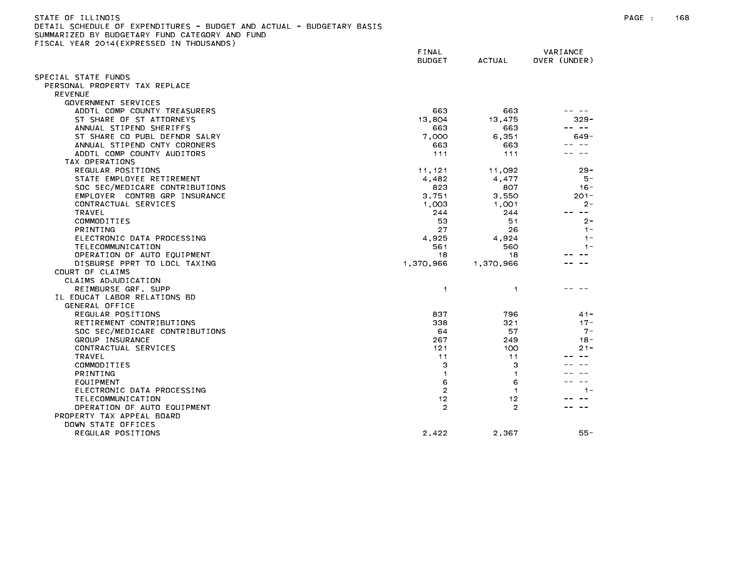STATE OF ILLINOIS
DETAIL SCHEDULE OF EXPENDITURES - BUDGET AND ACTUAL - BUDGETARY BASIS
SUMMARIZED BY BUDGETARY FUND CATEGORY AND FUND
FISCAL YEAR 2014(EXPRESSED IN THOUSANDS)

| | FINAL BUDGET | ACTUAL | VARIANCE OVER (UNDER) |
|---|---|---|---|
| SPECIAL STATE FUNDS | | | |
| PERSONAL PROPERTY TAX REPLACE | | | |
| REVENUE | | | |
| GOVERNMENT SERVICES | | | |
| ADDTL COMP COUNTY TREASURERS | 663 | 663 | -- -- |
| ST SHARE OF ST ATTORNEYS | 13,804 | 13,475 | 329- |
| ANNUAL STIPEND SHERIFFS | 663 | 663 | -- -- |
| ST SHARE CO PUBL DEFNDR SALRY | 7,000 | 6,351 | 649- |
| ANNUAL STIPEND CNTY CORONERS | 663 | 663 | -- -- |
| ADDTL COMP COUNTY AUDITORS | 111 | 111 | -- -- |
| TAX OPERATIONS | | | |
| REGULAR POSITIONS | 11,121 | 11,092 | 29- |
| STATE EMPLOYEE RETIREMENT | 4,482 | 4,477 | 5- |
| SOC SEC/MEDICARE CONTRIBUTIONS | 823 | 807 | 16- |
| EMPLOYER CONTRB GRP INSURANCE | 3,751 | 3,550 | 201- |
| CONTRACTUAL SERVICES | 1,003 | 1,001 | 2- |
| TRAVEL | 244 | 244 | -- -- |
| COMMODITIES | 53 | 51 | 2- |
| PRINTING | 27 | 26 | 1- |
| ELECTRONIC DATA PROCESSING | 4,925 | 4,924 | 1- |
| TELECOMMUNICATION | 561 | 560 | 1- |
| OPERATION OF AUTO EQUIPMENT | 18 | 18 | -- -- |
| DISBURSE PPRT TO LOCL TAXING | 1,370,966 | 1,370,966 | -- -- |
| COURT OF CLAIMS | | | |
| CLAIMS ADJUDICATION | | | |
| REIMBURSE GRF, SUPP | 1 | 1 | -- -- |
| IL EDUCAT LABOR RELATIONS BD | | | |
| GENERAL OFFICE | | | |
| REGULAR POSITIONS | 837 | 796 | 41- |
| RETIREMENT CONTRIBUTIONS | 338 | 321 | 17- |
| SOC SEC/MEDICARE CONTRIBUTIONS | 64 | 57 | 7- |
| GROUP INSURANCE | 267 | 249 | 18- |
| CONTRACTUAL SERVICES | 121 | 100 | 21- |
| TRAVEL | 11 | 11 | -- -- |
| COMMODITIES | 3 | 3 | -- -- |
| PRINTING | 1 | 1 | -- -- |
| EQUIPMENT | 6 | 6 | -- -- |
| ELECTRONIC DATA PROCESSING | 2 | 1 | 1- |
| TELECOMMUNICATION | 12 | 12 | -- -- |
| OPERATION OF AUTO EQUIPMENT | 2 | 2 | -- -- |
| PROPERTY TAX APPEAL BOARD | | | |
| DOWN STATE OFFICES | | | |
| REGULAR POSITIONS | 2,422 | 2,367 | 55- |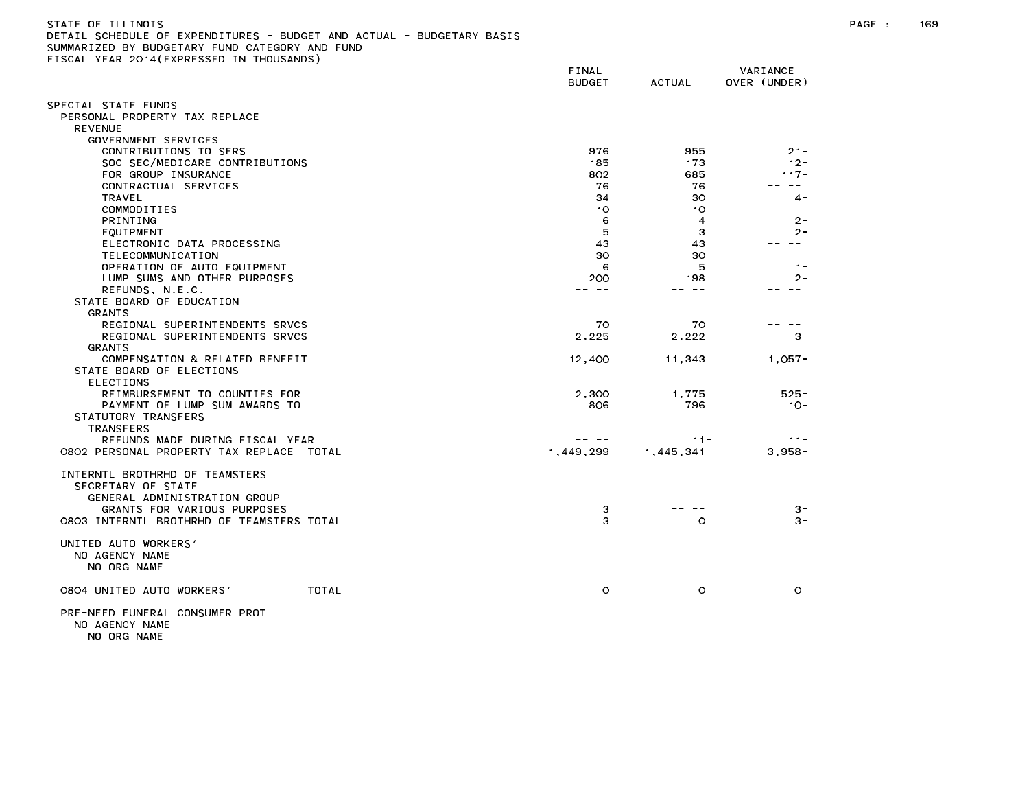STATE OF ILLINOIS
DETAIL SCHEDULE OF EXPENDITURES - BUDGET AND ACTUAL - BUDGETARY BASIS
SUMMARIZED BY BUDGETARY FUND CATEGORY AND FUND
FISCAL YEAR 2014(EXPRESSED IN THOUSANDS)

| | FINAL BUDGET | ACTUAL | VARIANCE OVER (UNDER) |
|---|---|---|---|
| SPECIAL STATE FUNDS | | | |
| PERSONAL PROPERTY TAX REPLACE | | | |
| REVENUE | | | |
| GOVERNMENT SERVICES | | | |
| CONTRIBUTIONS TO SERS | 976 | 955 | 21- |
| SOC SEC/MEDICARE CONTRIBUTIONS | 185 | 173 | 12- |
| FOR GROUP INSURANCE | 802 | 685 | 117- |
| CONTRACTUAL SERVICES | 76 | 76 | -- -- |
| TRAVEL | 34 | 30 | 4- |
| COMMODITIES | 10 | 10 | -- -- |
| PRINTING | 6 | 4 | 2- |
| EQUIPMENT | 5 | 3 | 2- |
| ELECTRONIC DATA PROCESSING | 43 | 43 | -- -- |
| TELECOMMUNICATION | 30 | 30 | -- -- |
| OPERATION OF AUTO EQUIPMENT | 6 | 5 | 1- |
| LUMP SUMS AND OTHER PURPOSES | 200 | 198 | 2- |
| REFUNDS, N.E.C. | -- -- | -- -- | -- -- |
| STATE BOARD OF EDUCATION | | | |
| GRANTS | | | |
| REGIONAL SUPERINTENDENTS SRVCS | 70 | 70 | -- -- |
| REGIONAL SUPERINTENDENTS SRVCS | 2,225 | 2,222 | 3- |
| GRANTS | | | |
| COMPENSATION & RELATED BENEFIT | 12,400 | 11,343 | 1,057- |
| STATE BOARD OF ELECTIONS | | | |
| ELECTIONS | | | |
| REIMBURSEMENT TO COUNTIES FOR | 2,300 | 1,775 | 525- |
| PAYMENT OF LUMP SUM AWARDS TO | 806 | 796 | 10- |
| STATUTORY TRANSFERS | | | |
| TRANSFERS | | | |
| REFUNDS MADE DURING FISCAL YEAR | -- -- | 11- | 11- |
| 0802 PERSONAL PROPERTY TAX REPLACE TOTAL | 1,449,299 | 1,445,341 | 3,958- |
| | | | |
| INTERNTL BROTHRHD OF TEAMSTERS | | | |
| SECRETARY OF STATE | | | |
| GENERAL ADMINISTRATION GROUP | | | |
| GRANTS FOR VARIOUS PURPOSES | 3 | -- -- | 3- |
| 0803 INTERNTL BROTHRHD OF TEAMSTERS TOTAL | 3 | 0 | 3- |
| | | | |
| UNITED AUTO WORKERS' | | | |
| NO AGENCY NAME | | | |
| NO ORG NAME | | | |
| | -- -- | -- -- | -- -- |
| 0804 UNITED AUTO WORKERS' TOTAL | 0 | 0 | 0 |
| | | | |
| PRE-NEED FUNERAL CONSUMER PROT | | | |
| NO AGENCY NAME | | | |
| NO ORG NAME | | | |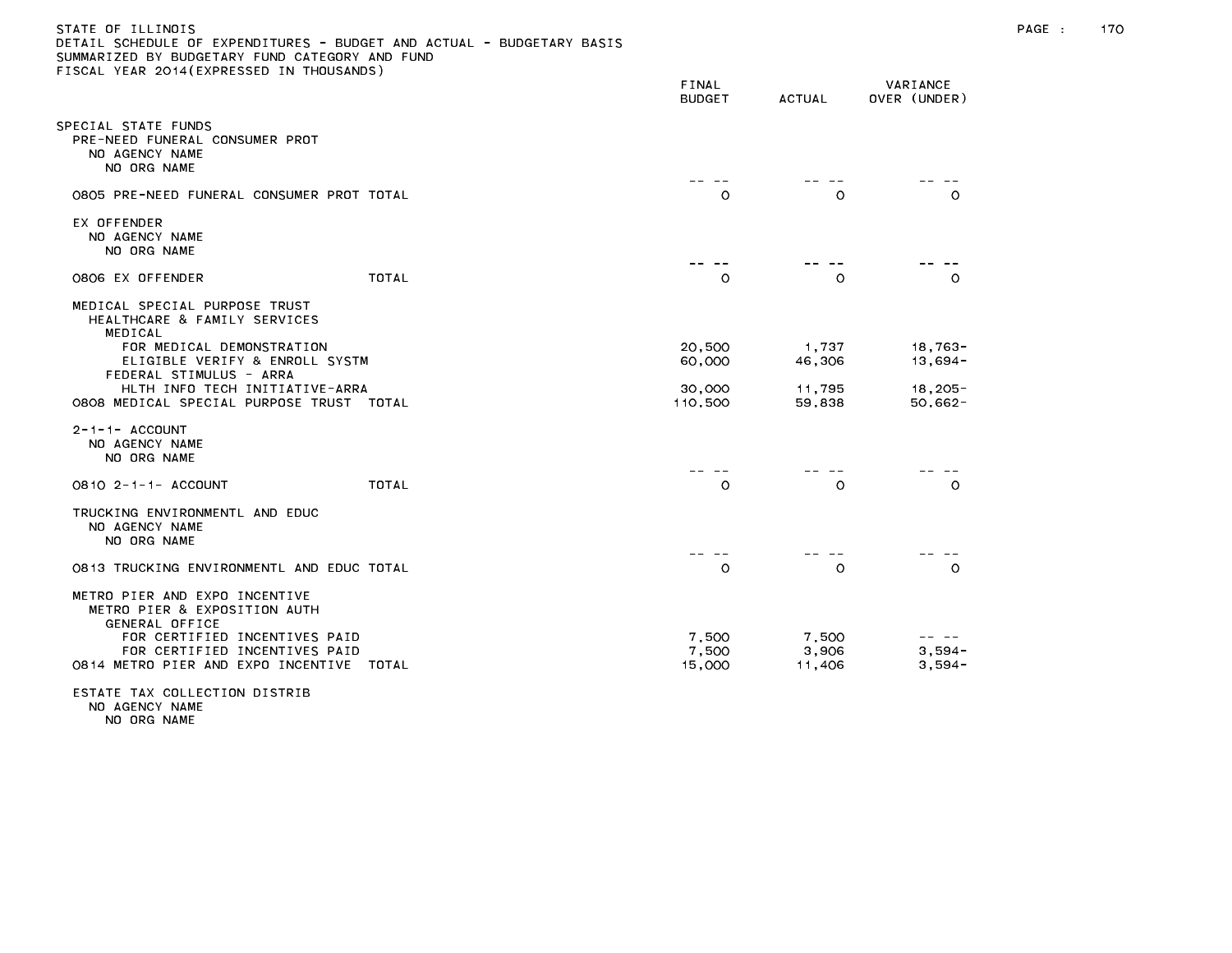STATE OF ILLINOIS
DETAIL SCHEDULE OF EXPENDITURES - BUDGET AND ACTUAL - BUDGETARY BASIS
SUMMARIZED BY BUDGETARY FUND CATEGORY AND FUND
FISCAL YEAR 2014(EXPRESSED IN THOUSANDS)

| | FINAL BUDGET | ACTUAL | VARIANCE OVER (UNDER) |
|---|---|---|---|
| SPECIAL STATE FUNDS | | | |
| PRE-NEED FUNERAL CONSUMER PROT | | | |
| NO AGENCY NAME | | | |
| NO ORG NAME | | | |
| | -- -- | -- -- | -- -- |
| 0805 PRE-NEED FUNERAL CONSUMER PROT TOTAL | 0 | 0 | 0 |
| EX OFFENDER | | | |
| NO AGENCY NAME | | | |
| NO ORG NAME | | | |
| | -- -- | -- -- | -- -- |
| 0806 EX OFFENDER TOTAL | 0 | 0 | 0 |
| MEDICAL SPECIAL PURPOSE TRUST | | | |
| HEALTHCARE & FAMILY SERVICES | | | |
| MEDICAL | | | |
| FOR MEDICAL DEMONSTRATION | 20,500 | 1,737 | 18,763- |
| ELIGIBLE VERIFY & ENROLL SYSTM | 60,000 | 46,306 | 13,694- |
| FEDERAL STIMULUS - ARRA | | | |
| HLTH INFO TECH INITIATIVE-ARRA | 30,000 | 11,795 | 18,205- |
| 0808 MEDICAL SPECIAL PURPOSE TRUST TOTAL | 110,500 | 59,838 | 50,662- |
| 2-1-1- ACCOUNT | | | |
| NO AGENCY NAME | | | |
| NO ORG NAME | | | |
| | -- -- | -- -- | -- -- |
| 0810 2-1-1- ACCOUNT TOTAL | 0 | 0 | 0 |
| TRUCKING ENVIRONMENTL AND EDUC | | | |
| NO AGENCY NAME | | | |
| NO ORG NAME | | | |
| | -- -- | -- -- | -- -- |
| 0813 TRUCKING ENVIRONMENTL AND EDUC TOTAL | 0 | 0 | 0 |
| METRO PIER AND EXPO INCENTIVE | | | |
| METRO PIER & EXPOSITION AUTH | | | |
| GENERAL OFFICE | | | |
| FOR CERTIFIED INCENTIVES PAID | 7,500 | 7,500 | -- -- |
| FOR CERTIFIED INCENTIVES PAID | 7,500 | 3,906 | 3,594- |
| 0814 METRO PIER AND EXPO INCENTIVE TOTAL | 15,000 | 11,406 | 3,594- |
| ESTATE TAX COLLECTION DISTRIB | | | |
| NO AGENCY NAME | | | |
| NO ORG NAME | | | |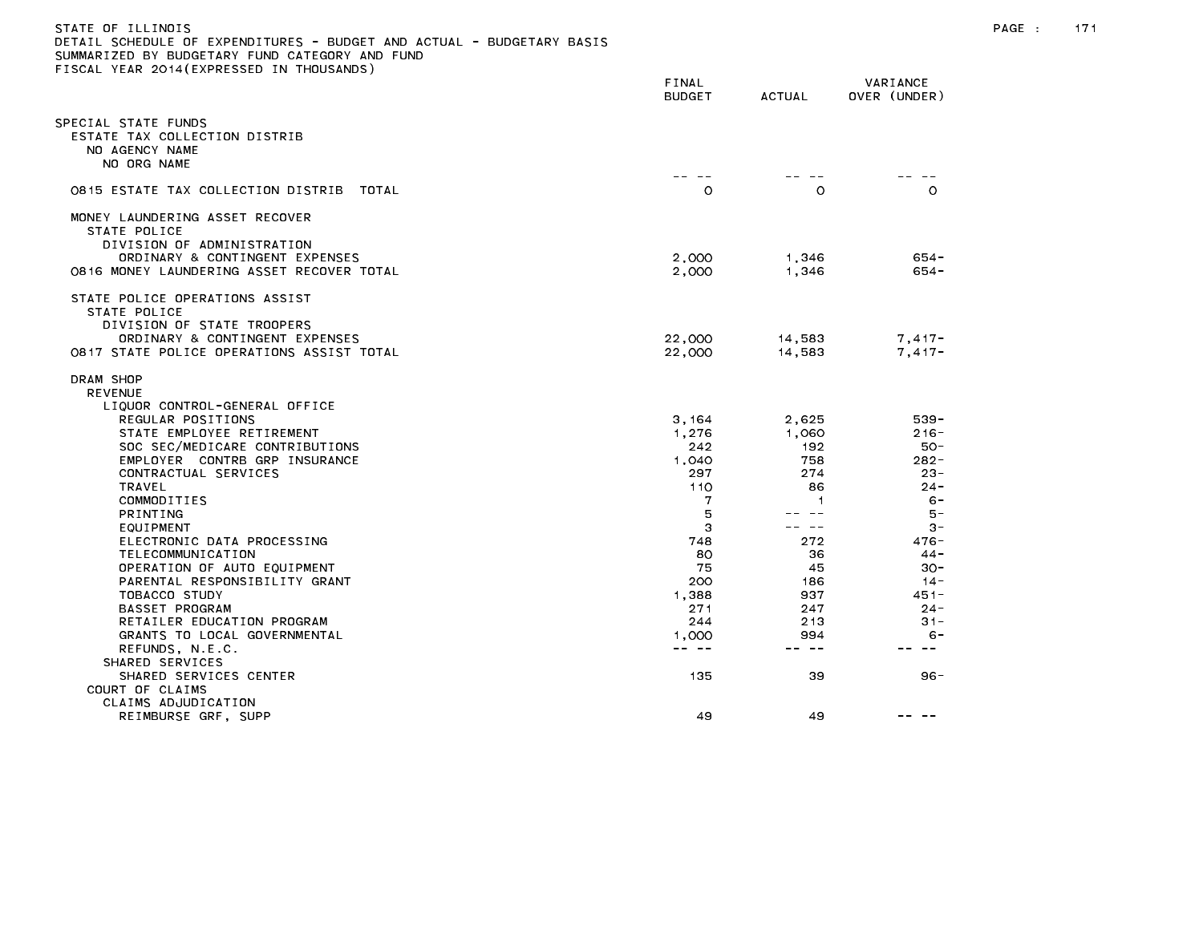STATE OF ILLINOIS
DETAIL SCHEDULE OF EXPENDITURES - BUDGET AND ACTUAL - BUDGETARY BASIS
SUMMARIZED BY BUDGETARY FUND CATEGORY AND FUND
FISCAL YEAR 2014(EXPRESSED IN THOUSANDS)

| | FINAL BUDGET | ACTUAL | VARIANCE OVER (UNDER) |
|---|---|---|---|
| SPECIAL STATE FUNDS | | | |
| ESTATE TAX COLLECTION DISTRIB | | | |
| NO AGENCY NAME | | | |
| NO ORG NAME | -- -- | -- -- | -- -- |
| 0815 ESTATE TAX COLLECTION DISTRIB TOTAL | 0 | 0 | 0 |
| MONEY LAUNDERING ASSET RECOVER | | | |
| STATE POLICE | | | |
| DIVISION OF ADMINISTRATION | | | |
| ORDINARY & CONTINGENT EXPENSES | 2,000 | 1,346 | 654- |
| 0816 MONEY LAUNDERING ASSET RECOVER TOTAL | 2,000 | 1,346 | 654- |
| STATE POLICE OPERATIONS ASSIST | | | |
| STATE POLICE | | | |
| DIVISION OF STATE TROOPERS | | | |
| ORDINARY & CONTINGENT EXPENSES | 22,000 | 14,583 | 7,417- |
| 0817 STATE POLICE OPERATIONS ASSIST TOTAL | 22,000 | 14,583 | 7,417- |
| DRAM SHOP | | | |
| REVENUE | | | |
| LIQUOR CONTROL-GENERAL OFFICE | | | |
| REGULAR POSITIONS | 3,164 | 2,625 | 539- |
| STATE EMPLOYEE RETIREMENT | 1,276 | 1,060 | 216- |
| SOC SEC/MEDICARE CONTRIBUTIONS | 242 | 192 | 50- |
| EMPLOYER CONTRB GRP INSURANCE | 1,040 | 758 | 282- |
| CONTRACTUAL SERVICES | 297 | 274 | 23- |
| TRAVEL | 110 | 86 | 24- |
| COMMODITIES | 7 | 1 | 6- |
| PRINTING | 5 | -- -- | 5- |
| EQUIPMENT | 3 | -- -- | 3- |
| ELECTRONIC DATA PROCESSING | 748 | 272 | 476- |
| TELECOMMUNICATION | 80 | 36 | 44- |
| OPERATION OF AUTO EQUIPMENT | 75 | 45 | 30- |
| PARENTAL RESPONSIBILITY GRANT | 200 | 186 | 14- |
| TOBACCO STUDY | 1,388 | 937 | 451- |
| BASSET PROGRAM | 271 | 247 | 24- |
| RETAILER EDUCATION PROGRAM | 244 | 213 | 31- |
| GRANTS TO LOCAL GOVERNMENTAL | 1,000 | 994 | 6- |
| REFUNDS, N.E.C. | -- -- | -- -- | -- -- |
| SHARED SERVICES | | | |
| SHARED SERVICES CENTER | 135 | 39 | 96- |
| COURT OF CLAIMS | | | |
| CLAIMS ADJUDICATION | | | |
| REIMBURSE GRF, SUPP | 49 | 49 | -- -- |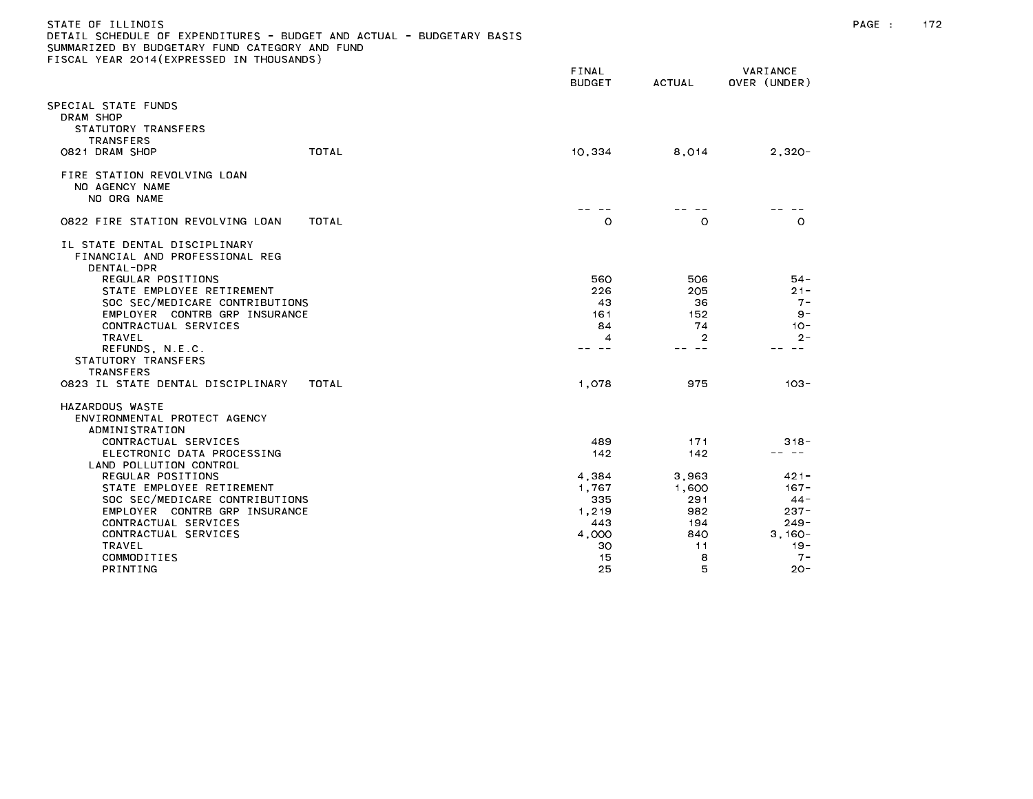STATE OF ILLINOIS
DETAIL SCHEDULE OF EXPENDITURES - BUDGET AND ACTUAL - BUDGETARY BASIS
SUMMARIZED BY BUDGETARY FUND CATEGORY AND FUND
FISCAL YEAR 2014(EXPRESSED IN THOUSANDS)

| | FINAL BUDGET | ACTUAL | VARIANCE OVER (UNDER) |
|---|---|---|---|
| SPECIAL STATE FUNDS | | | |
| DRAM SHOP | | | |
| STATUTORY TRANSFERS | | | |
| TRANSFERS | | | |
| 0821 DRAM SHOP TOTAL | 10,334 | 8,014 | 2,320- |
| FIRE STATION REVOLVING LOAN | | | |
| NO AGENCY NAME | | | |
| NO ORG NAME | -- -- | -- -- | -- -- |
| 0822 FIRE STATION REVOLVING LOAN TOTAL | 0 | 0 | 0 |
| IL STATE DENTAL DISCIPLINARY | | | |
| FINANCIAL AND PROFESSIONAL REG | | | |
| DENTAL-DPR | | | |
| REGULAR POSITIONS | 560 | 506 | 54- |
| STATE EMPLOYEE RETIREMENT | 226 | 205 | 21- |
| SOC SEC/MEDICARE CONTRIBUTIONS | 43 | 36 | 7- |
| EMPLOYER CONTRB GRP INSURANCE | 161 | 152 | 9- |
| CONTRACTUAL SERVICES | 84 | 74 | 10- |
| TRAVEL | 4 | 2 | 2- |
| REFUNDS, N.E.C. | -- -- | -- -- | -- -- |
| STATUTORY TRANSFERS | | | |
| TRANSFERS | | | |
| 0823 IL STATE DENTAL DISCIPLINARY TOTAL | 1,078 | 975 | 103- |
| HAZARDOUS WASTE | | | |
| ENVIRONMENTAL PROTECT AGENCY | | | |
| ADMINISTRATION | | | |
| CONTRACTUAL SERVICES | 489 | 171 | 318- |
| ELECTRONIC DATA PROCESSING | 142 | 142 | -- -- |
| LAND POLLUTION CONTROL | | | |
| REGULAR POSITIONS | 4,384 | 3,963 | 421- |
| STATE EMPLOYEE RETIREMENT | 1,767 | 1,600 | 167- |
| SOC SEC/MEDICARE CONTRIBUTIONS | 335 | 291 | 44- |
| EMPLOYER CONTRB GRP INSURANCE | 1,219 | 982 | 237- |
| CONTRACTUAL SERVICES | 443 | 194 | 249- |
| CONTRACTUAL SERVICES | 4,000 | 840 | 3,160- |
| TRAVEL | 30 | 11 | 19- |
| COMMODITIES | 15 | 8 | 7- |
| PRINTING | 25 | 5 | 20- |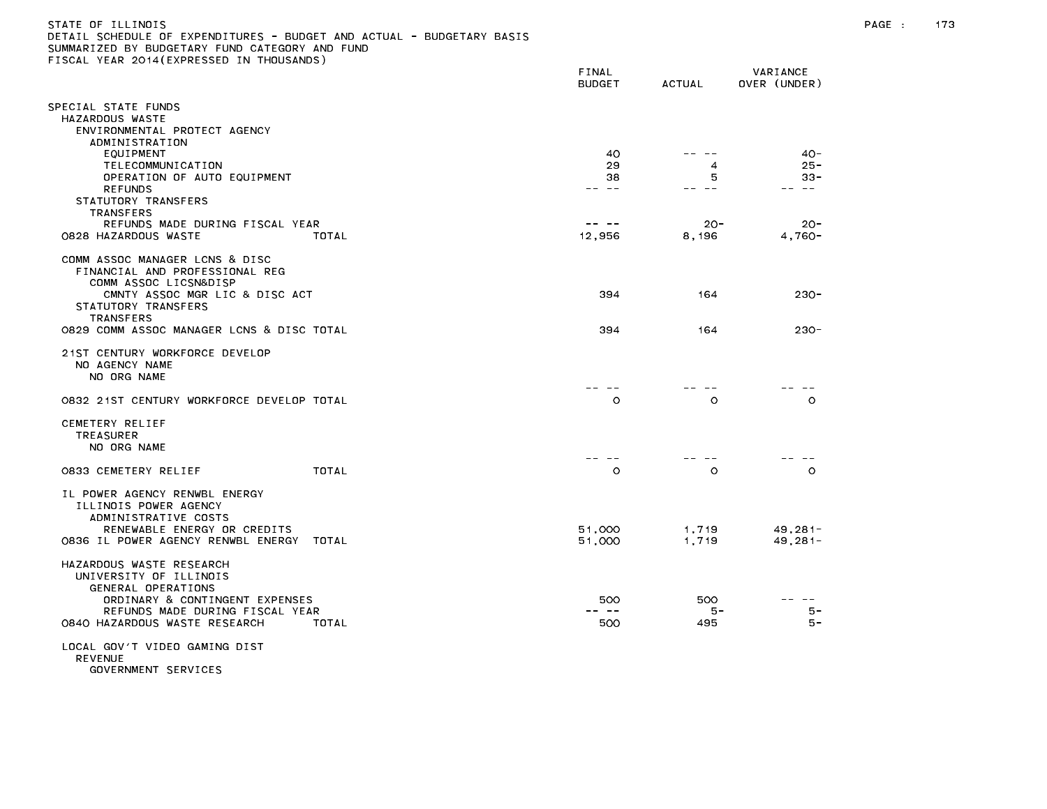STATE OF ILLINOIS
DETAIL SCHEDULE OF EXPENDITURES - BUDGET AND ACTUAL - BUDGETARY BASIS
SUMMARIZED BY BUDGETARY FUND CATEGORY AND FUND
FISCAL YEAR 2014(EXPRESSED IN THOUSANDS)

| | FINAL BUDGET | ACTUAL | VARIANCE OVER (UNDER) |
|---|---|---|---|
| SPECIAL STATE FUNDS | | | |
| HAZARDOUS WASTE | | | |
| ENVIRONMENTAL PROTECT AGENCY | | | |
| ADMINISTRATION | | | |
| EQUIPMENT | 40 | -- -- | 40- |
| TELECOMMUNICATION | 29 | 4 | 25- |
| OPERATION OF AUTO EQUIPMENT | 38 | 5 | 33- |
| REFUNDS | -- -- | -- -- | -- -- |
| STATUTORY TRANSFERS | | | |
| TRANSFERS | | | |
| REFUNDS MADE DURING FISCAL YEAR | -- -- | 20- | 20- |
| 0828 HAZARDOUS WASTE TOTAL | 12,956 | 8,196 | 4,760- |
| COMM ASSOC MANAGER LCNS & DISC | | | |
| FINANCIAL AND PROFESSIONAL REG | | | |
| COMM ASSOC LICSN&DISP | | | |
| CMNTY ASSOC MGR LIC & DISC ACT | 394 | 164 | 230- |
| STATUTORY TRANSFERS | | | |
| TRANSFERS | | | |
| 0829 COMM ASSOC MANAGER LCNS & DISC TOTAL | 394 | 164 | 230- |
| 21ST CENTURY WORKFORCE DEVELOP | | | |
| NO AGENCY NAME | | | |
| NO ORG NAME | | | |
| | -- -- | -- -- | -- -- |
| 0832 21ST CENTURY WORKFORCE DEVELOP TOTAL | 0 | 0 | 0 |
| CEMETERY RELIEF | | | |
| TREASURER | | | |
| NO ORG NAME | | | |
| | -- -- | -- -- | -- -- |
| 0833 CEMETERY RELIEF TOTAL | 0 | 0 | 0 |
| IL POWER AGENCY RENWBL ENERGY | | | |
| ILLINOIS POWER AGENCY | | | |
| ADMINISTRATIVE COSTS | | | |
| RENEWABLE ENERGY OR CREDITS | 51,000 | 1,719 | 49,281- |
| 0836 IL POWER AGENCY RENWBL ENERGY TOTAL | 51,000 | 1,719 | 49,281- |
| HAZARDOUS WASTE RESEARCH | | | |
| UNIVERSITY OF ILLINOIS | | | |
| GENERAL OPERATIONS | | | |
| ORDINARY & CONTINGENT EXPENSES | 500 | 500 | -- -- |
| REFUNDS MADE DURING FISCAL YEAR | -- -- | 5- | 5- |
| 0840 HAZARDOUS WASTE RESEARCH TOTAL | 500 | 495 | 5- |
| LOCAL GOV'T VIDEO GAMING DIST | | | |
| REVENUE | | | |
| GOVERNMENT SERVICES | | | |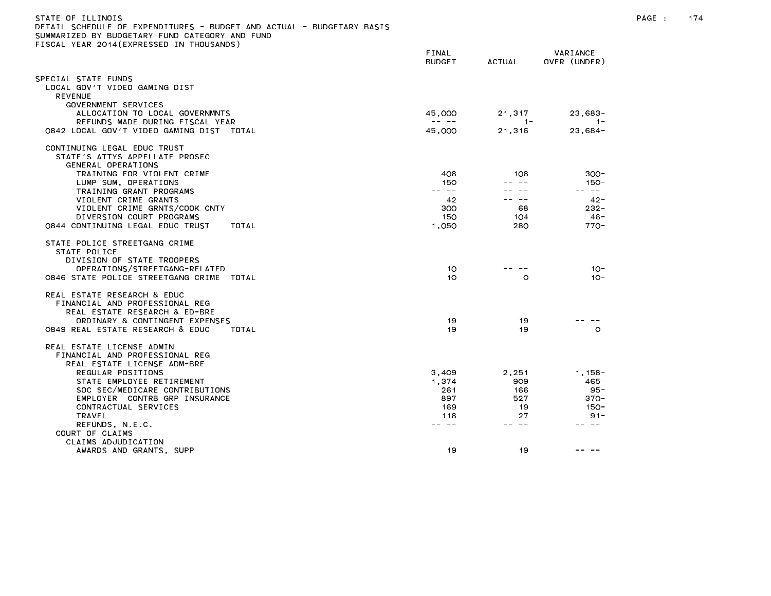STATE OF ILLINOIS
DETAIL SCHEDULE OF EXPENDITURES - BUDGET AND ACTUAL - BUDGETARY BASIS
SUMMARIZED BY BUDGETARY FUND CATEGORY AND FUND
FISCAL YEAR 2014(EXPRESSED IN THOUSANDS)

| | FINAL BUDGET | ACTUAL | VARIANCE OVER (UNDER) |
|---|---|---|---|
| SPECIAL STATE FUNDS | | | |
| LOCAL GOV'T VIDEO GAMING DIST | | | |
| REVENUE | | | |
| GOVERNMENT SERVICES | | | |
| ALLOCATION TO LOCAL GOVERNMNTS | 45,000 | 21,317 | 23,683- |
| REFUNDS MADE DURING FISCAL YEAR | -- -- | 1- | 1- |
| 0842 LOCAL GOV'T VIDEO GAMING DIST TOTAL | 45,000 | 21,316 | 23,684- |
| CONTINUING LEGAL EDUC TRUST | | | |
| STATE'S ATTYS APPELLATE PROSEC | | | |
| GENERAL OPERATIONS | | | |
| TRAINING FOR VIOLENT CRIME | 408 | 108 | 300- |
| LUMP SUM, OPERATIONS | 150 | -- -- | 150- |
| TRAINING GRANT PROGRAMS | -- -- | -- -- | -- -- |
| VIOLENT CRIME GRANTS | 42 | -- -- | 42- |
| VIOLENT CRIME GRNTS/COOK CNTY | 300 | 68 | 232- |
| DIVERSION COURT PROGRAMS | 150 | 104 | 46- |
| 0844 CONTINUING LEGAL EDUC TRUST TOTAL | 1,050 | 280 | 770- |
| STATE POLICE STREETGANG CRIME | | | |
| STATE POLICE | | | |
| DIVISION OF STATE TROOPERS | | | |
| OPERATIONS/STREETGANG-RELATED | 10 | -- -- | 10- |
| 0846 STATE POLICE STREETGANG CRIME TOTAL | 10 | 0 | 10- |
| REAL ESTATE RESEARCH & EDUC | | | |
| FINANCIAL AND PROFESSIONAL REG | | | |
| REAL ESTATE RESEARCH & ED-BRE | | | |
| ORDINARY & CONTINGENT EXPENSES | 19 | 19 | -- -- |
| 0849 REAL ESTATE RESEARCH & EDUC TOTAL | 19 | 19 | 0 |
| REAL ESTATE LICENSE ADMIN | | | |
| FINANCIAL AND PROFESSIONAL REG | | | |
| REAL ESTATE LICENSE ADM-BRE | | | |
| REGULAR POSITIONS | 3,409 | 2,251 | 1,158- |
| STATE EMPLOYEE RETIREMENT | 1,374 | 909 | 465- |
| SOC SEC/MEDICARE CONTRIBUTIONS | 261 | 166 | 95- |
| EMPLOYER CONTRB GRP INSURANCE | 897 | 527 | 370- |
| CONTRACTUAL SERVICES | 169 | 19 | 150- |
| TRAVEL | 118 | 27 | 91- |
| REFUNDS, N.E.C. | -- -- | -- -- | -- -- |
| COURT OF CLAIMS | | | |
| CLAIMS ADJUDICATION | | | |
| AWARDS AND GRANTS, SUPP | 19 | 19 | -- -- |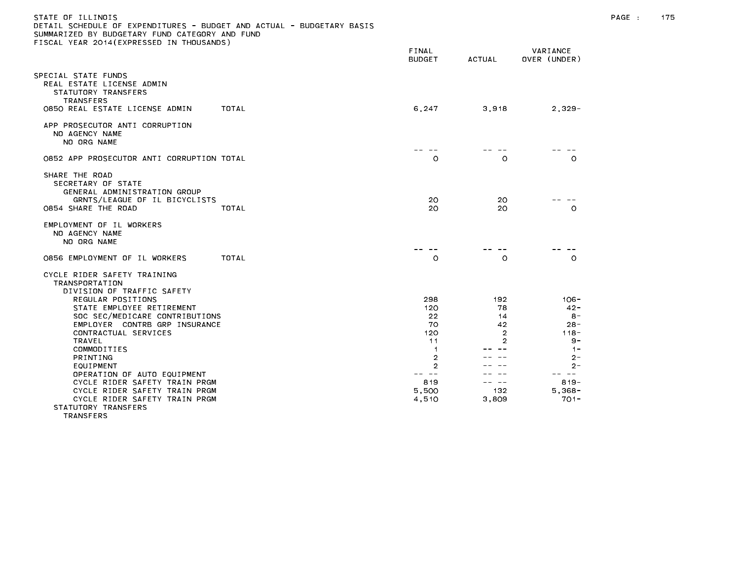STATE OF ILLINOIS
DETAIL SCHEDULE OF EXPENDITURES - BUDGET AND ACTUAL - BUDGETARY BASIS
SUMMARIZED BY BUDGETARY FUND CATEGORY AND FUND
FISCAL YEAR 2014(EXPRESSED IN THOUSANDS)

| | FINAL BUDGET | ACTUAL | VARIANCE OVER (UNDER) |
|---|---|---|---|
| SPECIAL STATE FUNDS | | | |
| REAL ESTATE LICENSE ADMIN | | | |
| STATUTORY TRANSFERS | | | |
| TRANSFERS | | | |
| 0850 REAL ESTATE LICENSE ADMIN TOTAL | 6,247 | 3,918 | 2,329- |
| APP PROSECUTOR ANTI CORRUPTION | | | |
| NO AGENCY NAME | | | |
| NO ORG NAME | -- -- | -- -- | -- -- |
| 0852 APP PROSECUTOR ANTI CORRUPTION TOTAL | 0 | 0 | 0 |
| SHARE THE ROAD | | | |
| SECRETARY OF STATE | | | |
| GENERAL ADMINISTRATION GROUP | | | |
| GRNTS/LEAGUE OF IL BICYCLISTS | 20 | 20 | -- -- |
| 0854 SHARE THE ROAD TOTAL | 20 | 20 | 0 |
| EMPLOYMENT OF IL WORKERS | | | |
| NO AGENCY NAME | | | |
| NO ORG NAME | -- -- | -- -- | -- -- |
| 0856 EMPLOYMENT OF IL WORKERS TOTAL | 0 | 0 | 0 |
| CYCLE RIDER SAFETY TRAINING | | | |
| TRANSPORTATION | | | |
| DIVISION OF TRAFFIC SAFETY | | | |
| REGULAR POSITIONS | 298 | 192 | 106- |
| STATE EMPLOYEE RETIREMENT | 120 | 78 | 42- |
| SOC SEC/MEDICARE CONTRIBUTIONS | 22 | 14 | 8- |
| EMPLOYER CONTRB GRP INSURANCE | 70 | 42 | 28- |
| CONTRACTUAL SERVICES | 120 | 2 | 118- |
| TRAVEL | 11 | 2 | 9- |
| COMMODITIES | 1 | -- -- | 1- |
| PRINTING | 2 | -- -- | 2- |
| EQUIPMENT | 2 | -- -- | 2- |
| OPERATION OF AUTO EQUIPMENT | -- -- | -- -- | -- -- |
| CYCLE RIDER SAFETY TRAIN PRGM | 819 | -- -- | 819- |
| CYCLE RIDER SAFETY TRAIN PRGM | 5,500 | 132 | 5,368- |
| CYCLE RIDER SAFETY TRAIN PRGM | 4,510 | 3,809 | 701- |
| STATUTORY TRANSFERS | | | |
| TRANSFERS | | | |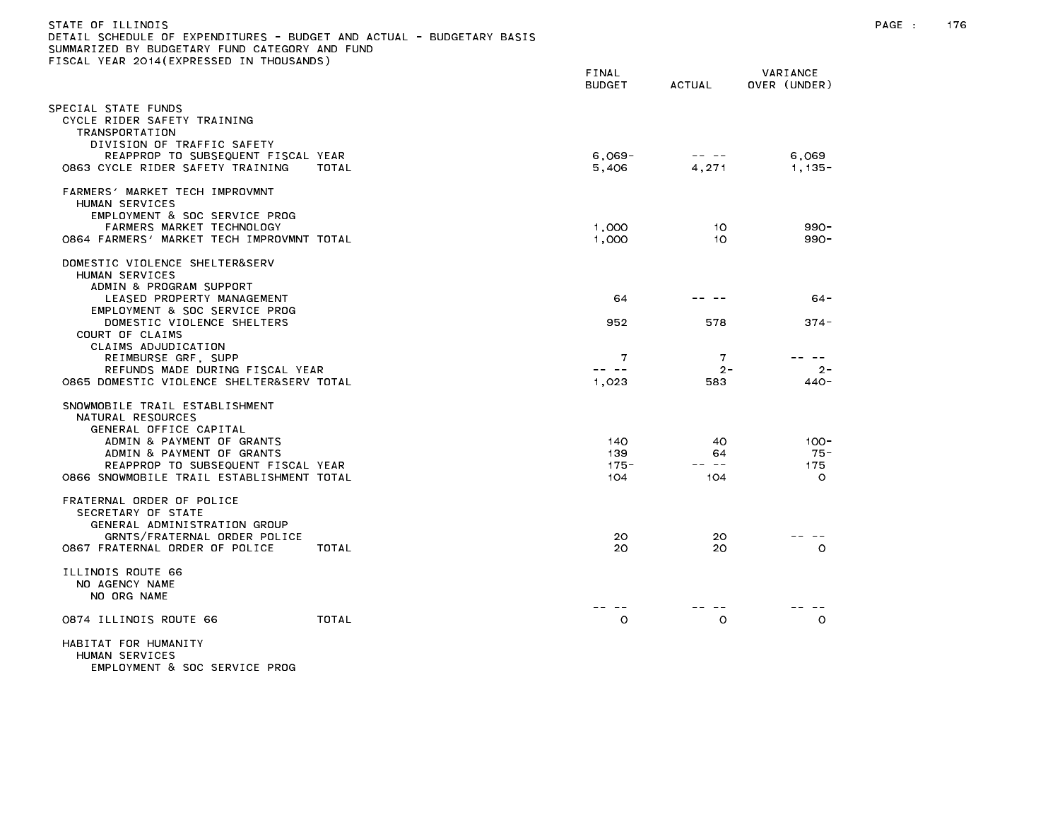STATE OF ILLINOIS
DETAIL SCHEDULE OF EXPENDITURES - BUDGET AND ACTUAL - BUDGETARY BASIS
SUMMARIZED BY BUDGETARY FUND CATEGORY AND FUND
FISCAL YEAR 2014(EXPRESSED IN THOUSANDS)

| | FINAL BUDGET | ACTUAL | VARIANCE OVER (UNDER) |
|---|---|---|---|
| SPECIAL STATE FUNDS | | | |
| CYCLE RIDER SAFETY TRAINING | | | |
| TRANSPORTATION | | | |
| DIVISION OF TRAFFIC SAFETY | | | |
| REAPPROP TO SUBSEQUENT FISCAL YEAR | 6,069- | -- -- | 6,069 |
| 0863 CYCLE RIDER SAFETY TRAINING TOTAL | 5,406 | 4,271 | 1,135- |
| FARMERS' MARKET TECH IMPROVMNT | | | |
| HUMAN SERVICES | | | |
| EMPLOYMENT & SOC SERVICE PROG | | | |
| FARMERS MARKET TECHNOLOGY | 1,000 | 10 | 990- |
| 0864 FARMERS' MARKET TECH IMPROVMNT TOTAL | 1,000 | 10 | 990- |
| DOMESTIC VIOLENCE SHELTER&SERV | | | |
| HUMAN SERVICES | | | |
| ADMIN & PROGRAM SUPPORT | | | |
| LEASED PROPERTY MANAGEMENT | 64 | -- -- | 64- |
| EMPLOYMENT & SOC SERVICE PROG | | | |
| DOMESTIC VIOLENCE SHELTERS | 952 | 578 | 374- |
| COURT OF CLAIMS | | | |
| CLAIMS ADJUDICATION | | | |
| REIMBURSE GRF, SUPP | 7 | 7 | -- -- |
| REFUNDS MADE DURING FISCAL YEAR | -- -- | 2- | 2- |
| 0865 DOMESTIC VIOLENCE SHELTER&SERV TOTAL | 1,023 | 583 | 440- |
| SNOWMOBILE TRAIL ESTABLISHMENT | | | |
| NATURAL RESOURCES | | | |
| GENERAL OFFICE CAPITAL | | | |
| ADMIN & PAYMENT OF GRANTS | 140 | 40 | 100- |
| ADMIN & PAYMENT OF GRANTS | 139 | 64 | 75- |
| REAPPROP TO SUBSEQUENT FISCAL YEAR | 175- | -- -- | 175 |
| 0866 SNOWMOBILE TRAIL ESTABLISHMENT TOTAL | 104 | 104 | 0 |
| FRATERNAL ORDER OF POLICE | | | |
| SECRETARY OF STATE | | | |
| GENERAL ADMINISTRATION GROUP | | | |
| GRNTS/FRATERNAL ORDER POLICE | 20 | 20 | -- -- |
| 0867 FRATERNAL ORDER OF POLICE TOTAL | 20 | 20 | 0 |
| ILLINOIS ROUTE 66 | | | |
| NO AGENCY NAME | | | |
| NO ORG NAME | | | |
| | -- -- | -- -- | -- -- |
| 0874 ILLINOIS ROUTE 66 TOTAL | 0 | 0 | 0 |
| HABITAT FOR HUMANITY | | | |
| HUMAN SERVICES | | | |
| EMPLOYMENT & SOC SERVICE PROG | | | |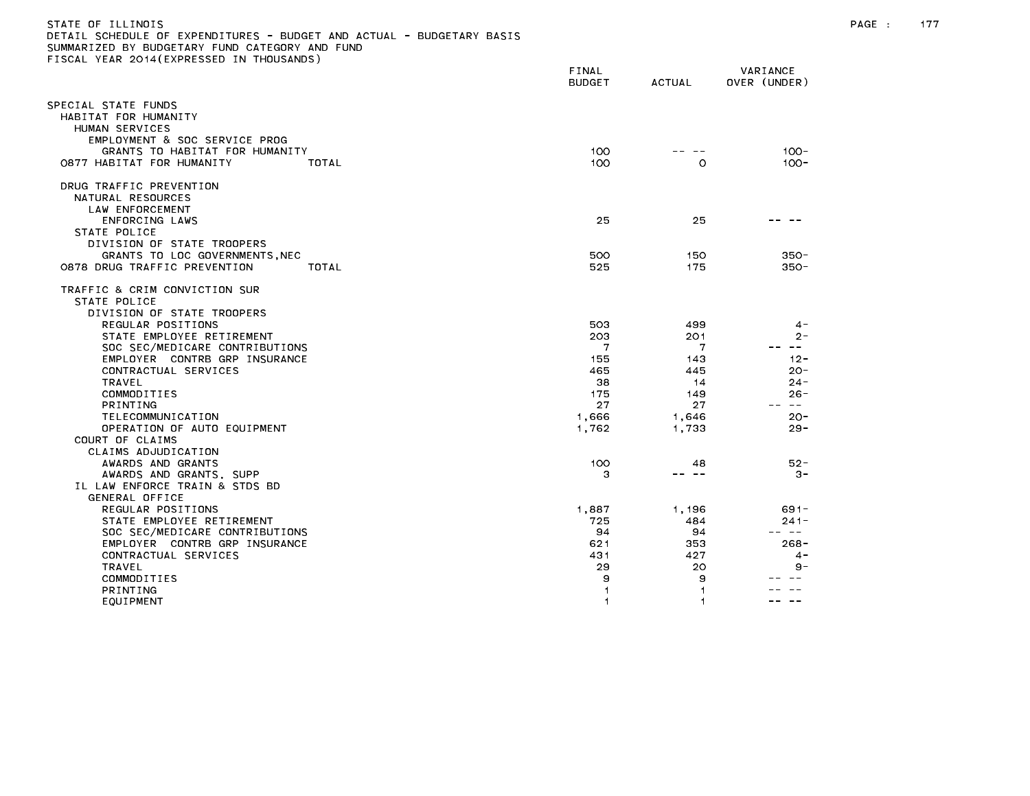STATE OF ILLINOIS
DETAIL SCHEDULE OF EXPENDITURES - BUDGET AND ACTUAL - BUDGETARY BASIS
SUMMARIZED BY BUDGETARY FUND CATEGORY AND FUND
FISCAL YEAR 2014(EXPRESSED IN THOUSANDS)

| | FINAL BUDGET | ACTUAL | VARIANCE OVER (UNDER) |
|---|---|---|---|
| SPECIAL STATE FUNDS | | | |
| HABITAT FOR HUMANITY | | | |
| HUMAN SERVICES | | | |
| EMPLOYMENT & SOC SERVICE PROG | | | |
| GRANTS TO HABITAT FOR HUMANITY | 100 | -- -- | 100- |
| 0877 HABITAT FOR HUMANITY TOTAL | 100 | 0 | 100- |
| DRUG TRAFFIC PREVENTION | | | |
| NATURAL RESOURCES | | | |
| LAW ENFORCEMENT | | | |
| ENFORCING LAWS | 25 | 25 | -- -- |
| STATE POLICE | | | |
| DIVISION OF STATE TROOPERS | | | |
| GRANTS TO LOC GOVERNMENTS,NEC | 500 | 150 | 350- |
| 0878 DRUG TRAFFIC PREVENTION TOTAL | 525 | 175 | 350- |
| TRAFFIC & CRIM CONVICTION SUR | | | |
| STATE POLICE | | | |
| DIVISION OF STATE TROOPERS | | | |
| REGULAR POSITIONS | 503 | 499 | 4- |
| STATE EMPLOYEE RETIREMENT | 203 | 201 | 2- |
| SOC SEC/MEDICARE CONTRIBUTIONS | 7 | 7 | -- -- |
| EMPLOYER CONTRB GRP INSURANCE | 155 | 143 | 12- |
| CONTRACTUAL SERVICES | 465 | 445 | 20- |
| TRAVEL | 38 | 14 | 24- |
| COMMODITIES | 175 | 149 | 26- |
| PRINTING | 27 | 27 | -- -- |
| TELECOMMUNICATION | 1,666 | 1,646 | 20- |
| OPERATION OF AUTO EQUIPMENT | 1,762 | 1,733 | 29- |
| COURT OF CLAIMS | | | |
| CLAIMS ADJUDICATION | | | |
| AWARDS AND GRANTS | 100 | 48 | 52- |
| AWARDS AND GRANTS, SUPP | 3 | -- -- | 3- |
| IL LAW ENFORCE TRAIN & STDS BD | | | |
| GENERAL OFFICE | | | |
| REGULAR POSITIONS | 1,887 | 1,196 | 691- |
| STATE EMPLOYEE RETIREMENT | 725 | 484 | 241- |
| SOC SEC/MEDICARE CONTRIBUTIONS | 94 | 94 | -- -- |
| EMPLOYER CONTRB GRP INSURANCE | 621 | 353 | 268- |
| CONTRACTUAL SERVICES | 431 | 427 | 4- |
| TRAVEL | 29 | 20 | 9- |
| COMMODITIES | 9 | 9 | -- -- |
| PRINTING | 1 | 1 | -- -- |
| EQUIPMENT | 1 | 1 | -- -- |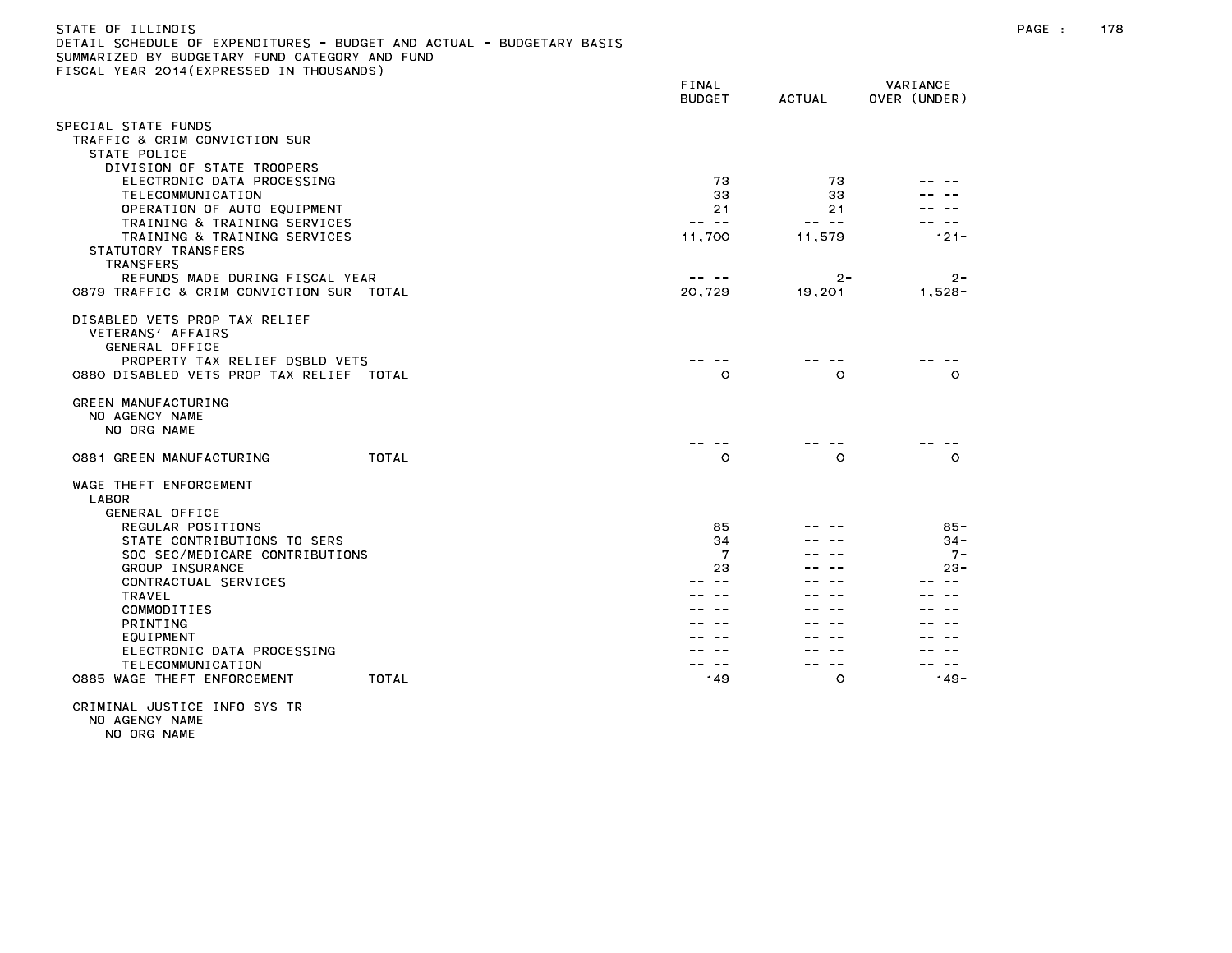STATE OF ILLINOIS
DETAIL SCHEDULE OF EXPENDITURES - BUDGET AND ACTUAL - BUDGETARY BASIS
SUMMARIZED BY BUDGETARY FUND CATEGORY AND FUND
FISCAL YEAR 2014(EXPRESSED IN THOUSANDS)

| | FINAL BUDGET | ACTUAL | VARIANCE OVER (UNDER) |
|---|---|---|---|
| SPECIAL STATE FUNDS | | | |
| TRAFFIC & CRIM CONVICTION SUR | | | |
| STATE POLICE | | | |
| DIVISION OF STATE TROOPERS | | | |
| ELECTRONIC DATA PROCESSING | 73 | 73 | -- -- |
| TELECOMMUNICATION | 33 | 33 | -- -- |
| OPERATION OF AUTO EQUIPMENT | 21 | 21 | -- -- |
| TRAINING & TRAINING SERVICES | -- -- | -- -- | -- -- |
| TRAINING & TRAINING SERVICES | 11,700 | 11,579 | 121- |
| STATUTORY TRANSFERS | | | |
| TRANSFERS | | | |
| REFUNDS MADE DURING FISCAL YEAR | -- -- | 2- | 2- |
| 0879 TRAFFIC & CRIM CONVICTION SUR TOTAL | 20,729 | 19,201 | 1,528- |
| DISABLED VETS PROP TAX RELIEF | | | |
| VETERANS' AFFAIRS | | | |
| GENERAL OFFICE | | | |
| PROPERTY TAX RELIEF DSBLD VETS | -- -- | -- -- | -- -- |
| 0880 DISABLED VETS PROP TAX RELIEF TOTAL | 0 | 0 | 0 |
| GREEN MANUFACTURING | | | |
| NO AGENCY NAME | | | |
| NO ORG NAME | | | |
| | -- -- | -- -- | -- -- |
| 0881 GREEN MANUFACTURING TOTAL | 0 | 0 | 0 |
| WAGE THEFT ENFORCEMENT | | | |
| LABOR | | | |
| GENERAL OFFICE | | | |
| REGULAR POSITIONS | 85 | -- -- | 85- |
| STATE CONTRIBUTIONS TO SERS | 34 | -- -- | 34- |
| SOC SEC/MEDICARE CONTRIBUTIONS | 7 | -- -- | 7- |
| GROUP INSURANCE | 23 | -- -- | 23- |
| CONTRACTUAL SERVICES | -- -- | -- -- | -- -- |
| TRAVEL | -- -- | -- -- | -- -- |
| COMMODITIES | -- -- | -- -- | -- -- |
| PRINTING | -- -- | -- -- | -- -- |
| EQUIPMENT | -- -- | -- -- | -- -- |
| ELECTRONIC DATA PROCESSING | -- -- | -- -- | -- -- |
| TELECOMMUNICATION | -- -- | -- -- | -- -- |
| 0885 WAGE THEFT ENFORCEMENT TOTAL | 149 | 0 | 149- |
| CRIMINAL JUSTICE INFO SYS TR | | | |
| NO AGENCY NAME | | | |
| NO ORG NAME | | | |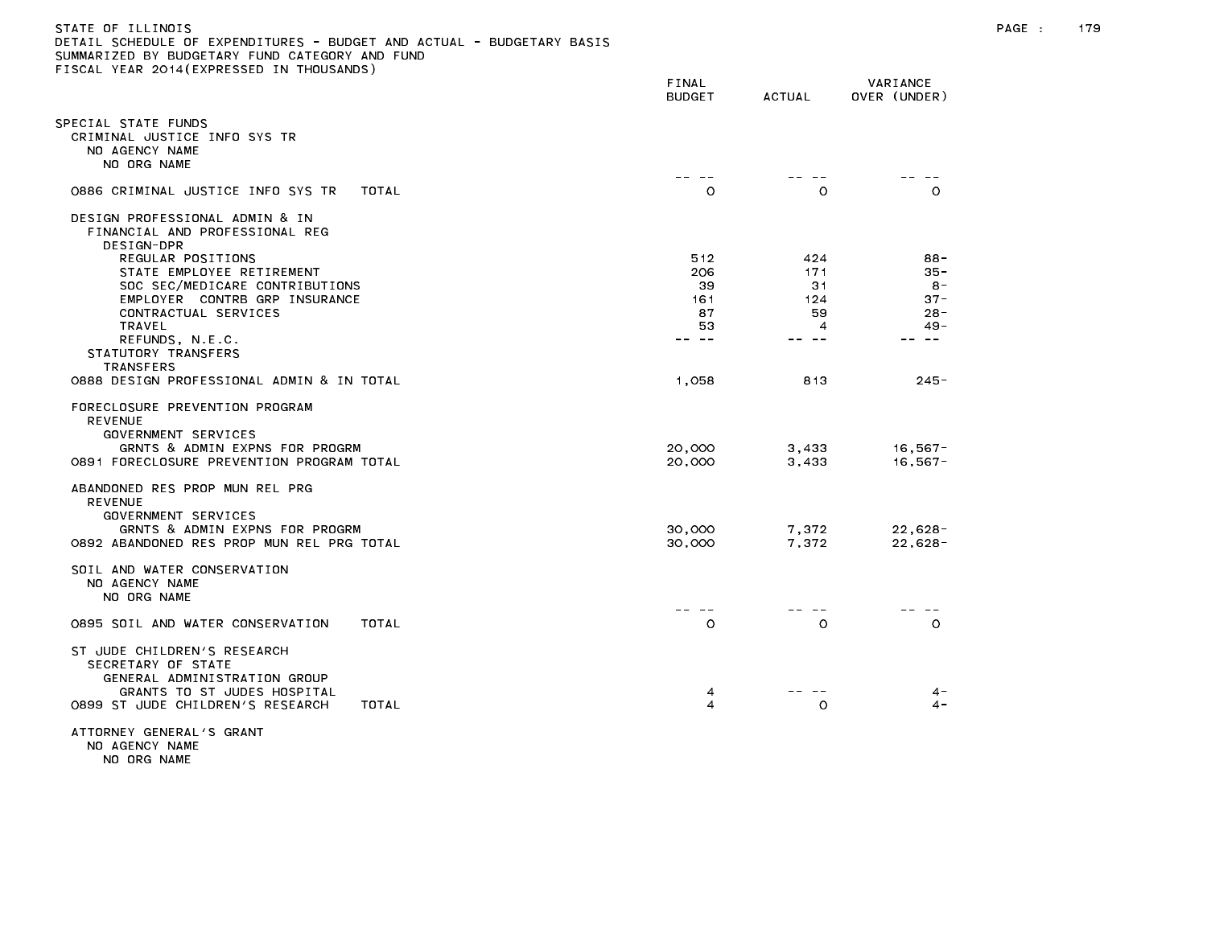STATE OF ILLINOIS
DETAIL SCHEDULE OF EXPENDITURES - BUDGET AND ACTUAL - BUDGETARY BASIS
SUMMARIZED BY BUDGETARY FUND CATEGORY AND FUND
FISCAL YEAR 2014(EXPRESSED IN THOUSANDS)

| | FINAL BUDGET | ACTUAL | VARIANCE OVER (UNDER) |
|---|---|---|---|
| SPECIAL STATE FUNDS | | | |
| CRIMINAL JUSTICE INFO SYS TR | | | |
| NO AGENCY NAME | | | |
| NO ORG NAME | -- -- | -- -- | -- -- |
| 0886 CRIMINAL JUSTICE INFO SYS TR TOTAL | 0 | 0 | 0 |
| DESIGN PROFESSIONAL ADMIN & IN | | | |
| FINANCIAL AND PROFESSIONAL REG | | | |
| DESIGN-DPR | | | |
| REGULAR POSITIONS | 512 | 424 | 88- |
| STATE EMPLOYEE RETIREMENT | 206 | 171 | 35- |
| SOC SEC/MEDICARE CONTRIBUTIONS | 39 | 31 | 8- |
| EMPLOYER CONTRB GRP INSURANCE | 161 | 124 | 37- |
| CONTRACTUAL SERVICES | 87 | 59 | 28- |
| TRAVEL | 53 | 4 | 49- |
| REFUNDS, N.E.C. | -- -- | -- -- | -- -- |
| STATUTORY TRANSFERS | | | |
| TRANSFERS | | | |
| 0888 DESIGN PROFESSIONAL ADMIN & IN TOTAL | 1,058 | 813 | 245- |
| FORECLOSURE PREVENTION PROGRAM | | | |
| REVENUE | | | |
| GOVERNMENT SERVICES | | | |
| GRNTS & ADMIN EXPNS FOR PROGRM | 20,000 | 3,433 | 16,567- |
| 0891 FORECLOSURE PREVENTION PROGRAM TOTAL | 20,000 | 3,433 | 16,567- |
| ABANDONED RES PROP MUN REL PRG | | | |
| REVENUE | | | |
| GOVERNMENT SERVICES | | | |
| GRNTS & ADMIN EXPNS FOR PROGRM | 30,000 | 7,372 | 22,628- |
| 0892 ABANDONED RES PROP MUN REL PRG TOTAL | 30,000 | 7,372 | 22,628- |
| SOIL AND WATER CONSERVATION | | | |
| NO AGENCY NAME | | | |
| NO ORG NAME | -- -- | -- -- | -- -- |
| 0895 SOIL AND WATER CONSERVATION TOTAL | 0 | 0 | 0 |
| ST JUDE CHILDREN'S RESEARCH | | | |
| SECRETARY OF STATE | | | |
| GENERAL ADMINISTRATION GROUP | | | |
| GRANTS TO ST JUDES HOSPITAL | 4 | -- -- | 4- |
| 0899 ST JUDE CHILDREN'S RESEARCH TOTAL | 4 | 0 | 4- |
| ATTORNEY GENERAL'S GRANT | | | |
| NO AGENCY NAME | | | |
| NO ORG NAME | | | |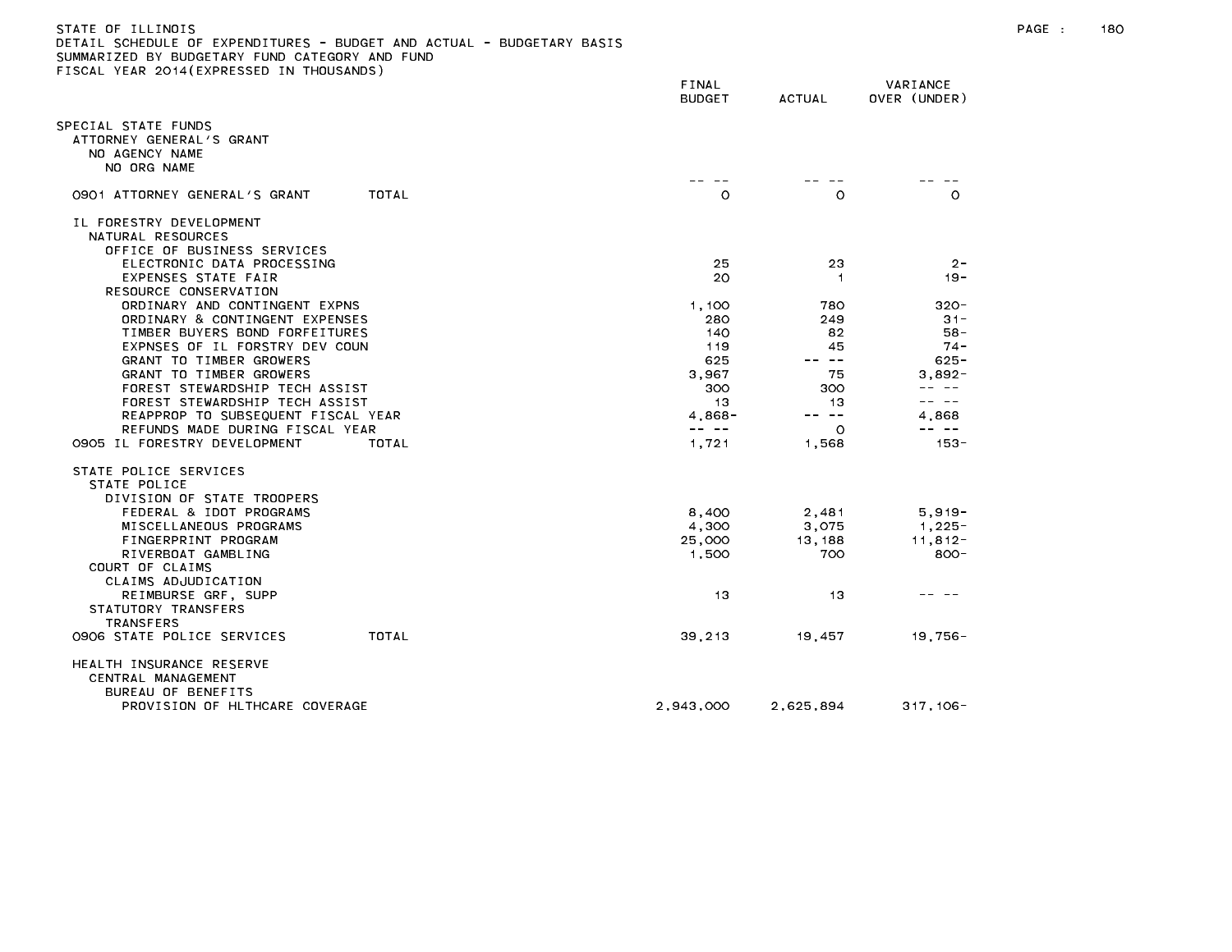STATE OF ILLINOIS
DETAIL SCHEDULE OF EXPENDITURES - BUDGET AND ACTUAL - BUDGETARY BASIS
SUMMARIZED BY BUDGETARY FUND CATEGORY AND FUND
FISCAL YEAR 2014(EXPRESSED IN THOUSANDS)

| | FINAL BUDGET | ACTUAL | VARIANCE OVER (UNDER) |
|---|---|---|---|
| SPECIAL STATE FUNDS | | | |
| ATTORNEY GENERAL'S GRANT | | | |
| NO AGENCY NAME | | | |
| NO ORG NAME | | | |
| | -- -- | -- -- | -- -- |
| 0901 ATTORNEY GENERAL'S GRANT TOTAL | 0 | 0 | 0 |
| IL FORESTRY DEVELOPMENT | | | |
| NATURAL RESOURCES | | | |
| OFFICE OF BUSINESS SERVICES | | | |
| ELECTRONIC DATA PROCESSING | 25 | 23 | 2- |
| EXPENSES STATE FAIR | 20 | 1 | 19- |
| RESOURCE CONSERVATION | | | |
| ORDINARY AND CONTINGENT EXPNS | 1,100 | 780 | 320- |
| ORDINARY & CONTINGENT EXPENSES | 280 | 249 | 31- |
| TIMBER BUYERS BOND FORFEITURES | 140 | 82 | 58- |
| EXPNSES OF IL FORSTRY DEV COUN | 119 | 45 | 74- |
| GRANT TO TIMBER GROWERS | 625 | -- -- | 625- |
| GRANT TO TIMBER GROWERS | 3,967 | 75 | 3,892- |
| FOREST STEWARDSHIP TECH ASSIST | 300 | 300 | -- -- |
| FOREST STEWARDSHIP TECH ASSIST | 13 | 13 | -- -- |
| REAPPROP TO SUBSEQUENT FISCAL YEAR | 4,868- | -- -- | 4,868 |
| REFUNDS MADE DURING FISCAL YEAR | -- -- | 0 | -- -- |
| 0905 IL FORESTRY DEVELOPMENT TOTAL | 1,721 | 1,568 | 153- |
| STATE POLICE SERVICES | | | |
| STATE POLICE | | | |
| DIVISION OF STATE TROOPERS | | | |
| FEDERAL & IDOT PROGRAMS | 8,400 | 2,481 | 5,919- |
| MISCELLANEOUS PROGRAMS | 4,300 | 3,075 | 1,225- |
| FINGERPRINT PROGRAM | 25,000 | 13,188 | 11,812- |
| RIVERBOAT GAMBLING | 1,500 | 700 | 800- |
| COURT OF CLAIMS | | | |
| CLAIMS ADJUDICATION | | | |
| REIMBURSE GRF, SUPP | 13 | 13 | -- -- |
| STATUTORY TRANSFERS | | | |
| TRANSFERS | | | |
| 0906 STATE POLICE SERVICES TOTAL | 39,213 | 19,457 | 19,756- |
| HEALTH INSURANCE RESERVE | | | |
| CENTRAL MANAGEMENT | | | |
| BUREAU OF BENEFITS | | | |
| PROVISION OF HLTHCARE COVERAGE | 2,943,000 | 2,625,894 | 317,106- |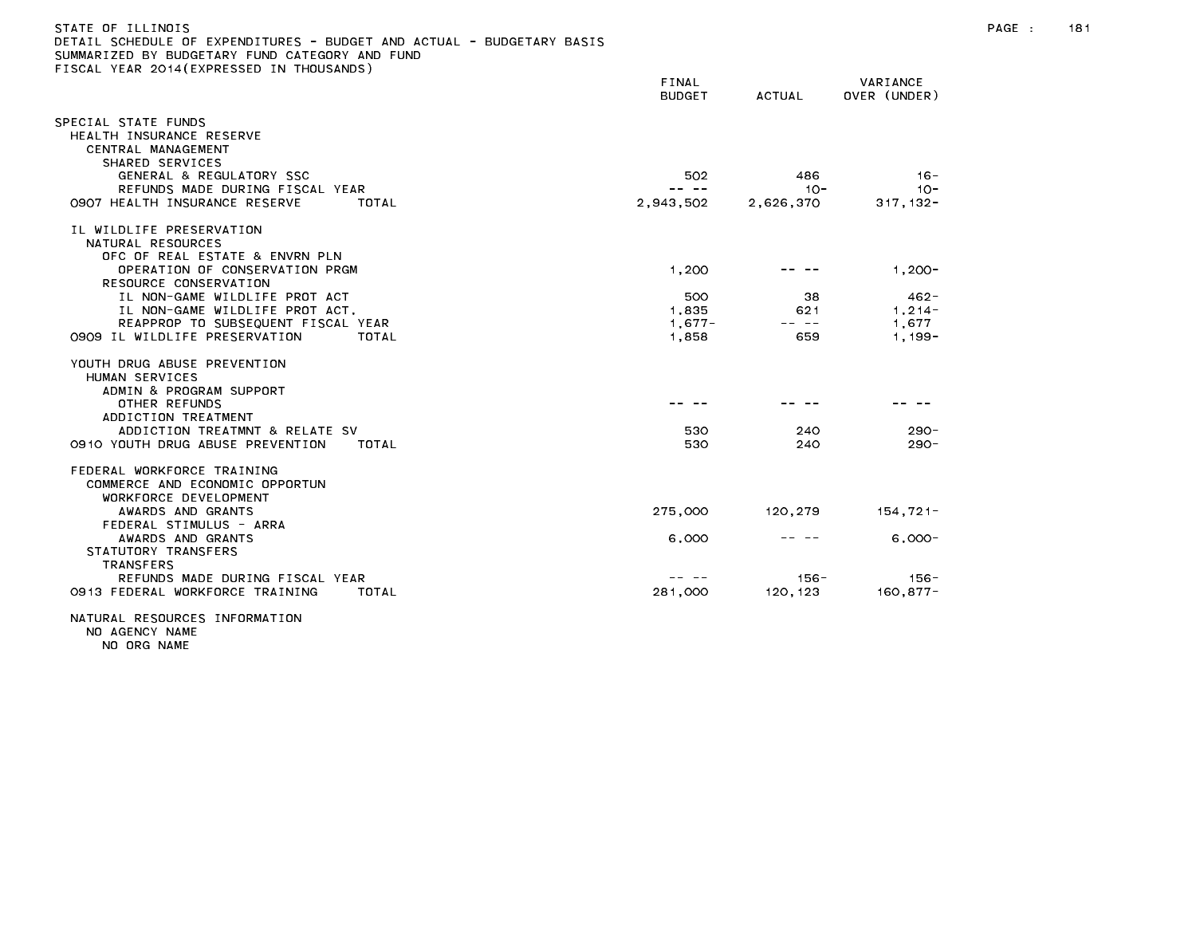STATE OF ILLINOIS
DETAIL SCHEDULE OF EXPENDITURES - BUDGET AND ACTUAL - BUDGETARY BASIS
SUMMARIZED BY BUDGETARY FUND CATEGORY AND FUND
FISCAL YEAR 2014(EXPRESSED IN THOUSANDS)

| | FINAL BUDGET | ACTUAL | VARIANCE OVER (UNDER) |
|---|---|---|---|
| SPECIAL STATE FUNDS | | | |
| HEALTH INSURANCE RESERVE | | | |
| CENTRAL MANAGEMENT | | | |
| SHARED SERVICES | | | |
| GENERAL & REGULATORY SSC | 502 | 486 | 16- |
| REFUNDS MADE DURING FISCAL YEAR | -- -- | 10- | 10- |
| 0907 HEALTH INSURANCE RESERVE TOTAL | 2,943,502 | 2,626,370 | 317,132- |
| IL WILDLIFE PRESERVATION | | | |
| NATURAL RESOURCES | | | |
| OFC OF REAL ESTATE & ENVRN PLN | | | |
| OPERATION OF CONSERVATION PRGM | 1,200 | -- -- | 1,200- |
| RESOURCE CONSERVATION | | | |
| IL NON-GAME WILDLIFE PROT ACT | 500 | 38 | 462- |
| IL NON-GAME WILDLIFE PROT ACT. | 1,835 | 621 | 1,214- |
| REAPPROP TO SUBSEQUENT FISCAL YEAR | 1,677- | -- -- | 1,677 |
| 0909 IL WILDLIFE PRESERVATION TOTAL | 1,858 | 659 | 1,199- |
| YOUTH DRUG ABUSE PREVENTION | | | |
| HUMAN SERVICES | | | |
| ADMIN & PROGRAM SUPPORT | | | |
| OTHER REFUNDS | -- -- | -- -- | -- -- |
| ADDICTION TREATMENT | | | |
| ADDICTION TREATMNT & RELATE SV | 530 | 240 | 290- |
| 0910 YOUTH DRUG ABUSE PREVENTION TOTAL | 530 | 240 | 290- |
| FEDERAL WORKFORCE TRAINING | | | |
| COMMERCE AND ECONOMIC OPPORTUN | | | |
| WORKFORCE DEVELOPMENT | | | |
| AWARDS AND GRANTS | 275,000 | 120,279 | 154,721- |
| FEDERAL STIMULUS - ARRA | | | |
| AWARDS AND GRANTS | 6,000 | -- -- | 6,000- |
| STATUTORY TRANSFERS | | | |
| TRANSFERS | | | |
| REFUNDS MADE DURING FISCAL YEAR | -- -- | 156- | 156- |
| 0913 FEDERAL WORKFORCE TRAINING TOTAL | 281,000 | 120,123 | 160,877- |
| NATURAL RESOURCES INFORMATION | | | |
| NO AGENCY NAME | | | |
| NO ORG NAME | | | |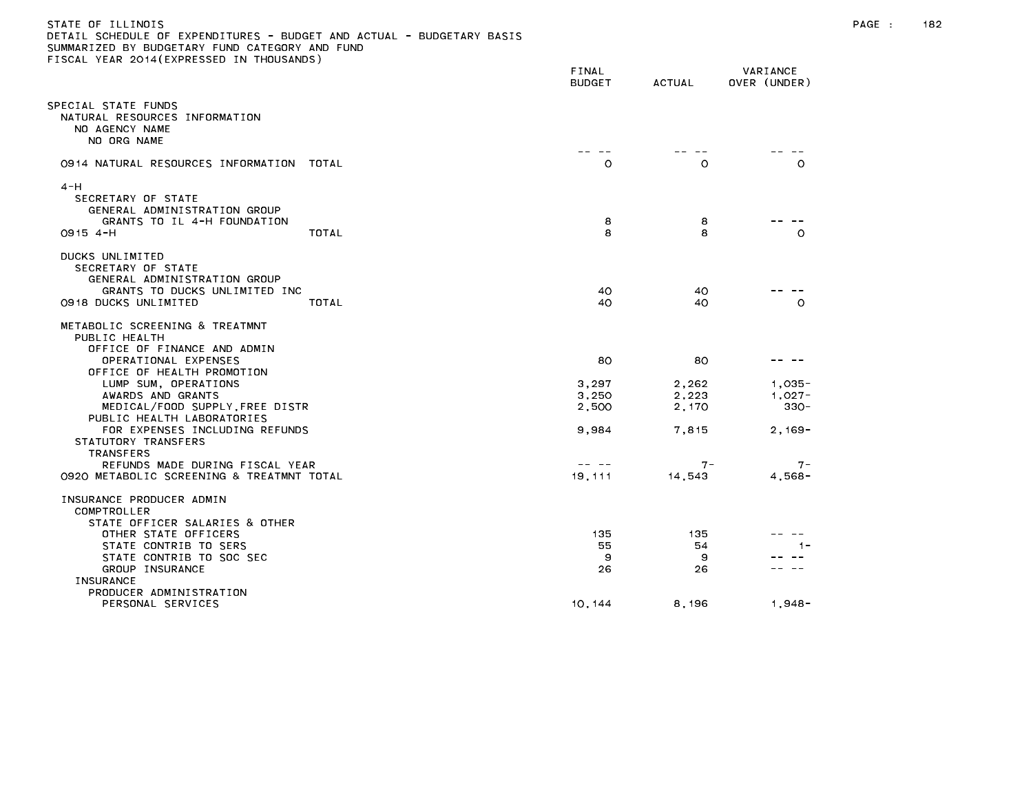STATE OF ILLINOIS
DETAIL SCHEDULE OF EXPENDITURES - BUDGET AND ACTUAL - BUDGETARY BASIS
SUMMARIZED BY BUDGETARY FUND CATEGORY AND FUND
FISCAL YEAR 2014(EXPRESSED IN THOUSANDS)

| | FINAL BUDGET | ACTUAL | VARIANCE OVER (UNDER) |
|---|---|---|---|
| SPECIAL STATE FUNDS | | | |
| NATURAL RESOURCES INFORMATION | | | |
| NO AGENCY NAME | | | |
| NO ORG NAME | -- -- | -- -- | -- -- |
| 0914 NATURAL RESOURCES INFORMATION TOTAL | 0 | 0 | 0 |
| 4-H | | | |
| SECRETARY OF STATE | | | |
| GENERAL ADMINISTRATION GROUP | | | |
| GRANTS TO IL 4-H FOUNDATION | 8 | 8 | -- -- |
| 0915 4-H TOTAL | 8 | 8 | 0 |
| DUCKS UNLIMITED | | | |
| SECRETARY OF STATE | | | |
| GENERAL ADMINISTRATION GROUP | | | |
| GRANTS TO DUCKS UNLIMITED INC | 40 | 40 | -- -- |
| 0918 DUCKS UNLIMITED TOTAL | 40 | 40 | 0 |
| METABOLIC SCREENING & TREATMNT | | | |
| PUBLIC HEALTH | | | |
| OFFICE OF FINANCE AND ADMIN | | | |
| OPERATIONAL EXPENSES | 80 | 80 | -- -- |
| OFFICE OF HEALTH PROMOTION | | | |
| LUMP SUM, OPERATIONS | 3,297 | 2,262 | 1,035- |
| AWARDS AND GRANTS | 3,250 | 2,223 | 1,027- |
| MEDICAL/FOOD SUPPLY,FREE DISTR | 2,500 | 2,170 | 330- |
| PUBLIC HEALTH LABORATORIES | | | |
| FOR EXPENSES INCLUDING REFUNDS | 9,984 | 7,815 | 2,169- |
| STATUTORY TRANSFERS | | | |
| TRANSFERS | | | |
| REFUNDS MADE DURING FISCAL YEAR | -- -- | 7- | 7- |
| 0920 METABOLIC SCREENING & TREATMNT TOTAL | 19,111 | 14,543 | 4,568- |
| INSURANCE PRODUCER ADMIN | | | |
| COMPTROLLER | | | |
| STATE OFFICER SALARIES & OTHER | | | |
| OTHER STATE OFFICERS | 135 | 135 | -- -- |
| STATE CONTRIB TO SERS | 55 | 54 | 1- |
| STATE CONTRIB TO SOC SEC | 9 | 9 | -- -- |
| GROUP INSURANCE | 26 | 26 | -- -- |
| INSURANCE | | | |
| PRODUCER ADMINISTRATION | | | |
| PERSONAL SERVICES | 10,144 | 8,196 | 1,948- |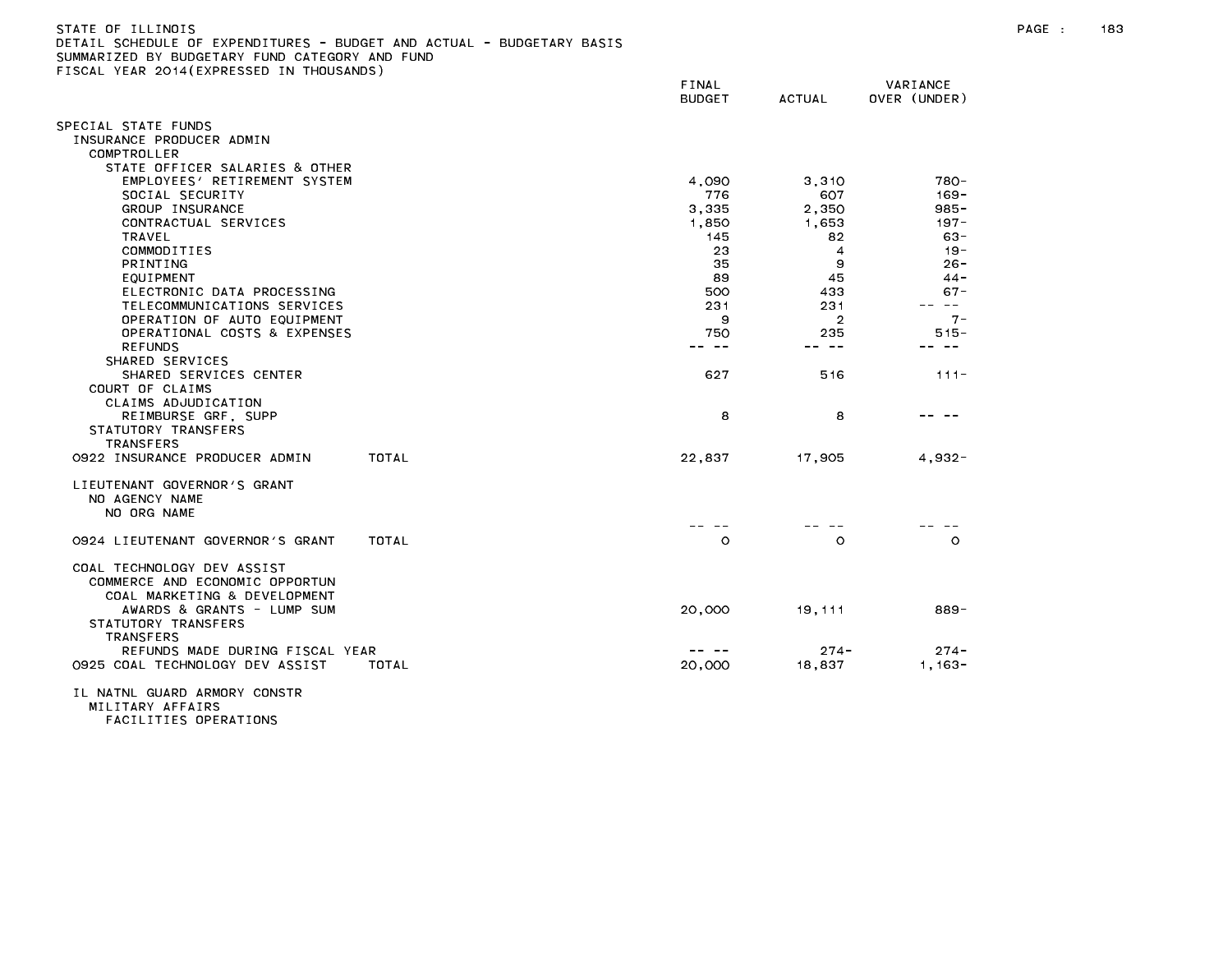STATE OF ILLINOIS
DETAIL SCHEDULE OF EXPENDITURES - BUDGET AND ACTUAL - BUDGETARY BASIS
SUMMARIZED BY BUDGETARY FUND CATEGORY AND FUND
FISCAL YEAR 2014(EXPRESSED IN THOUSANDS)

| | FINAL BUDGET | ACTUAL | VARIANCE OVER (UNDER) |
|---|---|---|---|
| SPECIAL STATE FUNDS | | | |
| INSURANCE PRODUCER ADMIN | | | |
| COMPTROLLER | | | |
| STATE OFFICER SALARIES & OTHER | | | |
| EMPLOYEES' RETIREMENT SYSTEM | 4,090 | 3,310 | 780- |
| SOCIAL SECURITY | 776 | 607 | 169- |
| GROUP INSURANCE | 3,335 | 2,350 | 985- |
| CONTRACTUAL SERVICES | 1,850 | 1,653 | 197- |
| TRAVEL | 145 | 82 | 63- |
| COMMODITIES | 23 | 4 | 19- |
| PRINTING | 35 | 9 | 26- |
| EQUIPMENT | 89 | 45 | 44- |
| ELECTRONIC DATA PROCESSING | 500 | 433 | 67- |
| TELECOMMUNICATIONS SERVICES | 231 | 231 | -- -- |
| OPERATION OF AUTO EQUIPMENT | 9 | 2 | 7- |
| OPERATIONAL COSTS & EXPENSES | 750 | 235 | 515- |
| REFUNDS | -- -- | -- -- | -- -- |
| SHARED SERVICES | | | |
| SHARED SERVICES CENTER | 627 | 516 | 111- |
| COURT OF CLAIMS | | | |
| CLAIMS ADJUDICATION | | | |
| REIMBURSE GRF, SUPP | 8 | 8 | -- -- |
| STATUTORY TRANSFERS | | | |
| TRANSFERS | | | |
| 0922 INSURANCE PRODUCER ADMIN TOTAL | 22,837 | 17,905 | 4,932- |
| | | | |
| LIEUTENANT GOVERNOR'S GRANT | | | |
| NO AGENCY NAME | | | |
| NO ORG NAME | | | |
| | -- -- | -- -- | -- -- |
| 0924 LIEUTENANT GOVERNOR'S GRANT TOTAL | 0 | 0 | 0 |
| | | | |
| COAL TECHNOLOGY DEV ASSIST | | | |
| COMMERCE AND ECONOMIC OPPORTUN | | | |
| COAL MARKETING & DEVELOPMENT | | | |
| AWARDS & GRANTS - LUMP SUM | 20,000 | 19,111 | 889- |
| STATUTORY TRANSFERS | | | |
| TRANSFERS | | | |
| REFUNDS MADE DURING FISCAL YEAR | -- -- | 274- | 274- |
| 0925 COAL TECHNOLOGY DEV ASSIST TOTAL | 20,000 | 18,837 | 1,163- |
| | | | |
| IL NATNL GUARD ARMORY CONSTR | | | |
| MILITARY AFFAIRS | | | |
| FACILITIES OPERATIONS | | | |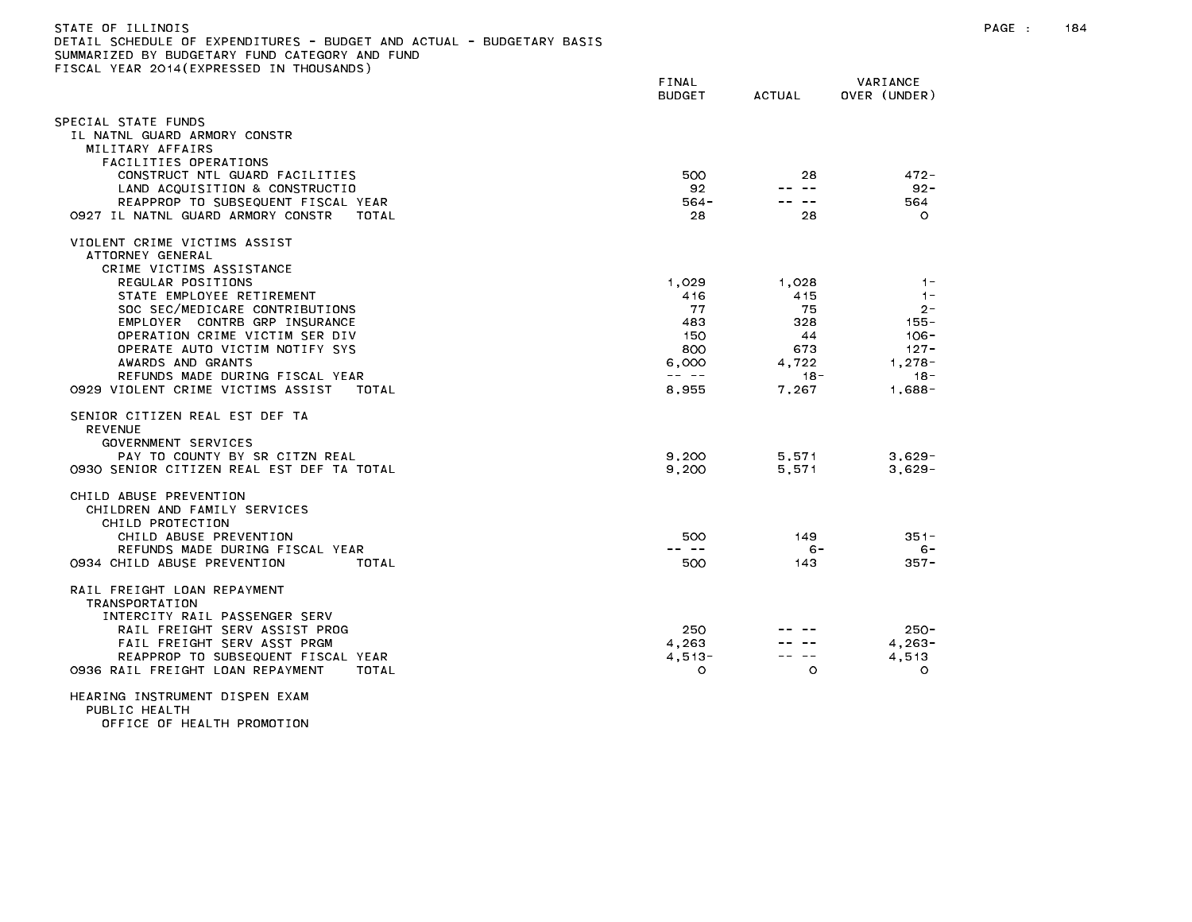STATE OF ILLINOIS
DETAIL SCHEDULE OF EXPENDITURES - BUDGET AND ACTUAL - BUDGETARY BASIS
SUMMARIZED BY BUDGETARY FUND CATEGORY AND FUND
FISCAL YEAR 2014(EXPRESSED IN THOUSANDS)

| | FINAL BUDGET | ACTUAL | VARIANCE OVER (UNDER) |
|---|---|---|---|
| SPECIAL STATE FUNDS | | | |
| IL NATNL GUARD ARMORY CONSTR | | | |
| MILITARY AFFAIRS | | | |
| FACILITIES OPERATIONS | | | |
| CONSTRUCT NTL GUARD FACILITIES | 500 | 28 | 472- |
| LAND ACQUISITION & CONSTRUCTIO | 92 | -- -- | 92- |
| REAPPROP TO SUBSEQUENT FISCAL YEAR | 564- | -- -- | 564 |
| 0927 IL NATNL GUARD ARMORY CONSTR TOTAL | 28 | 28 | 0 |
| VIOLENT CRIME VICTIMS ASSIST | | | |
| ATTORNEY GENERAL | | | |
| CRIME VICTIMS ASSISTANCE | | | |
| REGULAR POSITIONS | 1,029 | 1,028 | 1- |
| STATE EMPLOYEE RETIREMENT | 416 | 415 | 1- |
| SOC SEC/MEDICARE CONTRIBUTIONS | 77 | 75 | 2- |
| EMPLOYER CONTRB GRP INSURANCE | 483 | 328 | 155- |
| OPERATION CRIME VICTIM SER DIV | 150 | 44 | 106- |
| OPERATE AUTO VICTIM NOTIFY SYS | 800 | 673 | 127- |
| AWARDS AND GRANTS | 6,000 | 4,722 | 1,278- |
| REFUNDS MADE DURING FISCAL YEAR | -- -- | 18- | 18- |
| 0929 VIOLENT CRIME VICTIMS ASSIST TOTAL | 8,955 | 7,267 | 1,688- |
| SENIOR CITIZEN REAL EST DEF TA | | | |
| REVENUE | | | |
| GOVERNMENT SERVICES | | | |
| PAY TO COUNTY BY SR CITZN REAL | 9,200 | 5,571 | 3,629- |
| 0930 SENIOR CITIZEN REAL EST DEF TA TOTAL | 9,200 | 5,571 | 3,629- |
| CHILD ABUSE PREVENTION | | | |
| CHILDREN AND FAMILY SERVICES | | | |
| CHILD PROTECTION | | | |
| CHILD ABUSE PREVENTION | 500 | 149 | 351- |
| REFUNDS MADE DURING FISCAL YEAR | -- -- | 6- | 6- |
| 0934 CHILD ABUSE PREVENTION TOTAL | 500 | 143 | 357- |
| RAIL FREIGHT LOAN REPAYMENT | | | |
| TRANSPORTATION | | | |
| INTERCITY RAIL PASSENGER SERV | | | |
| RAIL FREIGHT SERV ASSIST PROG | 250 | -- -- | 250- |
| FAIL FREIGHT SERV ASST PRGM | 4,263 | -- -- | 4,263- |
| REAPPROP TO SUBSEQUENT FISCAL YEAR | 4,513- | -- -- | 4,513 |
| 0936 RAIL FREIGHT LOAN REPAYMENT TOTAL | 0 | 0 | 0 |
| HEARING INSTRUMENT DISPEN EXAM | | | |
| PUBLIC HEALTH | | | |
| OFFICE OF HEALTH PROMOTION | | | |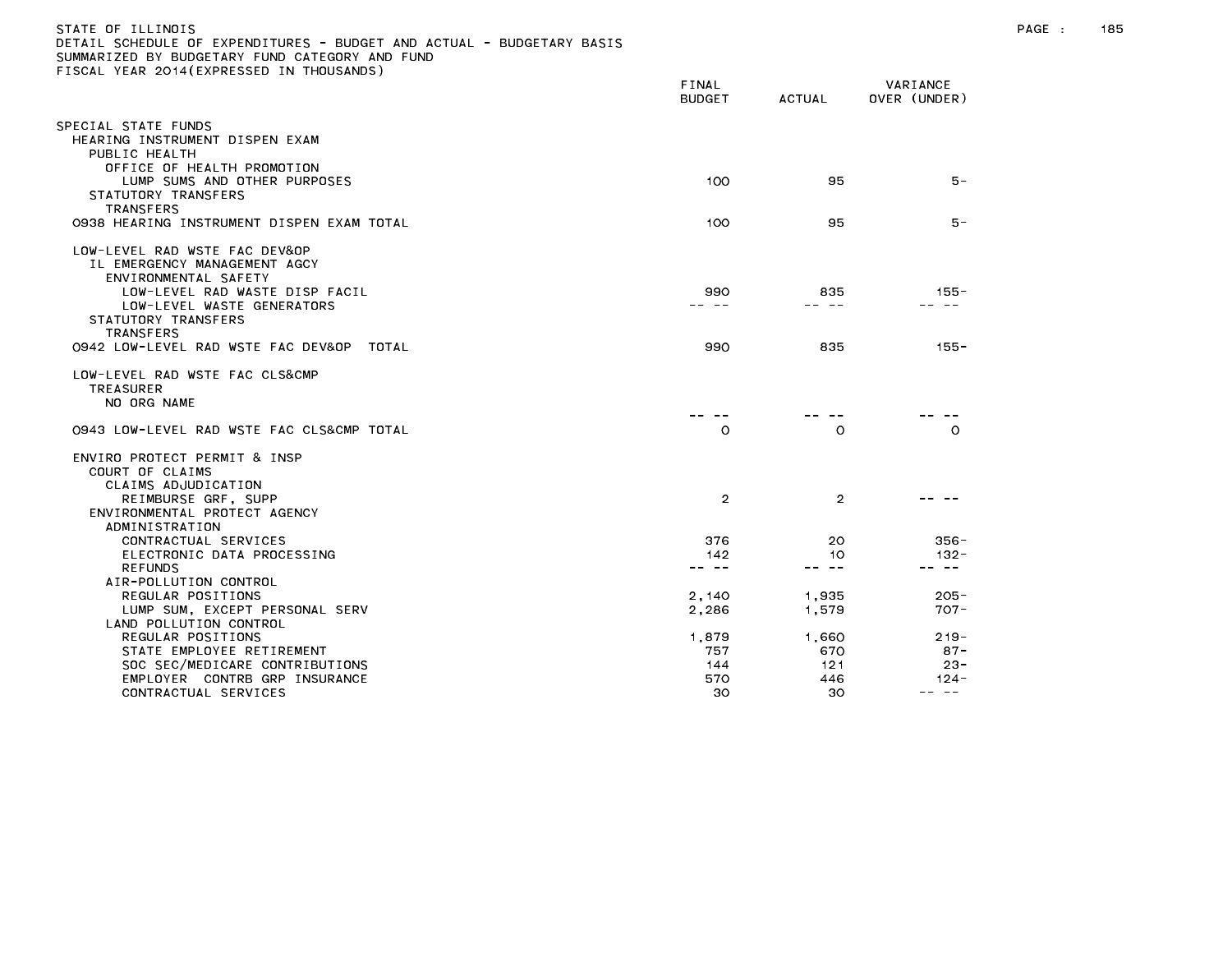STATE OF ILLINOIS
DETAIL SCHEDULE OF EXPENDITURES - BUDGET AND ACTUAL - BUDGETARY BASIS
SUMMARIZED BY BUDGETARY FUND CATEGORY AND FUND
FISCAL YEAR 2014(EXPRESSED IN THOUSANDS)

| | FINAL BUDGET | ACTUAL | VARIANCE OVER (UNDER) |
|---|---|---|---|
| SPECIAL STATE FUNDS | | | |
| HEARING INSTRUMENT DISPEN EXAM | | | |
| PUBLIC HEALTH | | | |
| OFFICE OF HEALTH PROMOTION | | | |
| LUMP SUMS AND OTHER PURPOSES | 100 | 95 | 5- |
| STATUTORY TRANSFERS | | | |
| TRANSFERS | | | |
| 0938 HEARING INSTRUMENT DISPEN EXAM TOTAL | 100 | 95 | 5- |
| LOW-LEVEL RAD WSTE FAC DEV&OP | | | |
| IL EMERGENCY MANAGEMENT AGCY | | | |
| ENVIRONMENTAL SAFETY | | | |
| LOW-LEVEL RAD WASTE DISP FACIL | 990 | 835 | 155- |
| LOW-LEVEL WASTE GENERATORS | -- -- | -- -- | -- -- |
| STATUTORY TRANSFERS | | | |
| TRANSFERS | | | |
| 0942 LOW-LEVEL RAD WSTE FAC DEV&OP TOTAL | 990 | 835 | 155- |
| LOW-LEVEL RAD WSTE FAC CLS&CMP | | | |
| TREASURER | | | |
| NO ORG NAME | | | |
| | -- -- | -- -- | -- -- |
| 0943 LOW-LEVEL RAD WSTE FAC CLS&CMP TOTAL | 0 | 0 | 0 |
| ENVIRO PROTECT PERMIT & INSP | | | |
| COURT OF CLAIMS | | | |
| CLAIMS ADJUDICATION | | | |
| REIMBURSE GRF, SUPP | 2 | 2 | -- -- |
| ENVIRONMENTAL PROTECT AGENCY | | | |
| ADMINISTRATION | | | |
| CONTRACTUAL SERVICES | 376 | 20 | 356- |
| ELECTRONIC DATA PROCESSING | 142 | 10 | 132- |
| REFUNDS | -- -- | -- -- | -- -- |
| AIR-POLLUTION CONTROL | | | |
| REGULAR POSITIONS | 2,140 | 1,935 | 205- |
| LUMP SUM, EXCEPT PERSONAL SERV | 2,286 | 1,579 | 707- |
| LAND POLLUTION CONTROL | | | |
| REGULAR POSITIONS | 1,879 | 1,660 | 219- |
| STATE EMPLOYEE RETIREMENT | 757 | 670 | 87- |
| SOC SEC/MEDICARE CONTRIBUTIONS | 144 | 121 | 23- |
| EMPLOYER CONTRB GRP INSURANCE | 570 | 446 | 124- |
| CONTRACTUAL SERVICES | 30 | 30 | -- -- |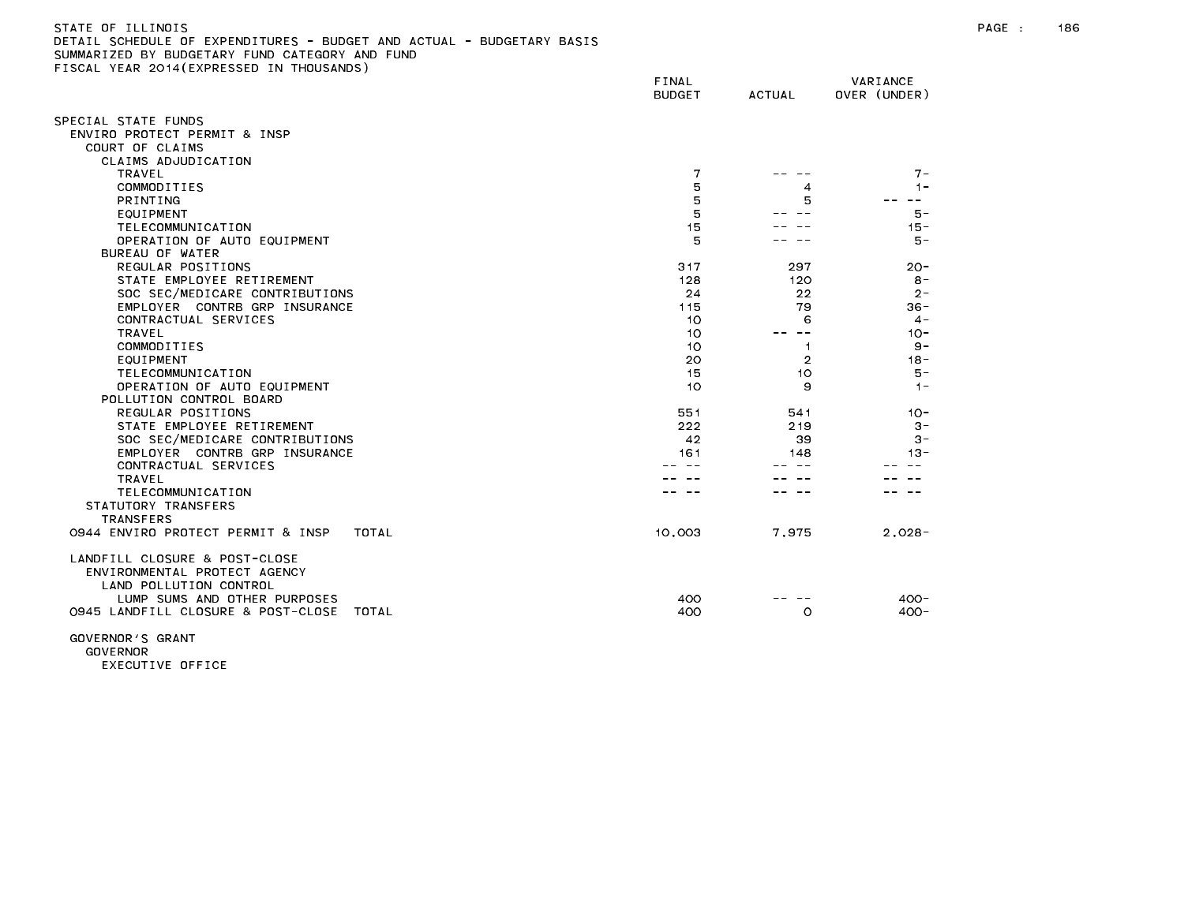STATE OF ILLINOIS
DETAIL SCHEDULE OF EXPENDITURES - BUDGET AND ACTUAL - BUDGETARY BASIS
SUMMARIZED BY BUDGETARY FUND CATEGORY AND FUND
FISCAL YEAR 2014(EXPRESSED IN THOUSANDS)

| | FINAL BUDGET | ACTUAL | VARIANCE OVER (UNDER) |
|---|---|---|---|
| SPECIAL STATE FUNDS | | | |
| ENVIRO PROTECT PERMIT & INSP | | | |
| COURT OF CLAIMS | | | |
| CLAIMS ADJUDICATION | | | |
| TRAVEL | 7 | -- -- | 7- |
| COMMODITIES | 5 | 4 | 1- |
| PRINTING | 5 | 5 | -- -- |
| EQUIPMENT | 5 | -- -- | 5- |
| TELECOMMUNICATION | 15 | -- -- | 15- |
| OPERATION OF AUTO EQUIPMENT | 5 | -- -- | 5- |
| BUREAU OF WATER | | | |
| REGULAR POSITIONS | 317 | 297 | 20- |
| STATE EMPLOYEE RETIREMENT | 128 | 120 | 8- |
| SOC SEC/MEDICARE CONTRIBUTIONS | 24 | 22 | 2- |
| EMPLOYER CONTRB GRP INSURANCE | 115 | 79 | 36- |
| CONTRACTUAL SERVICES | 10 | 6 | 4- |
| TRAVEL | 10 | -- -- | 10- |
| COMMODITIES | 10 | 1 | 9- |
| EQUIPMENT | 20 | 2 | 18- |
| TELECOMMUNICATION | 15 | 10 | 5- |
| OPERATION OF AUTO EQUIPMENT | 10 | 9 | 1- |
| POLLUTION CONTROL BOARD | | | |
| REGULAR POSITIONS | 551 | 541 | 10- |
| STATE EMPLOYEE RETIREMENT | 222 | 219 | 3- |
| SOC SEC/MEDICARE CONTRIBUTIONS | 42 | 39 | 3- |
| EMPLOYER CONTRB GRP INSURANCE | 161 | 148 | 13- |
| CONTRACTUAL SERVICES | -- -- | -- -- | -- -- |
| TRAVEL | -- -- | -- -- | -- -- |
| TELECOMMUNICATION | -- -- | -- -- | -- -- |
| STATUTORY TRANSFERS | | | |
| TRANSFERS | | | |
| 0944 ENVIRO PROTECT PERMIT & INSP TOTAL | 10,003 | 7,975 | 2,028- |
| | | | |
| LANDFILL CLOSURE & POST-CLOSE | | | |
| ENVIRONMENTAL PROTECT AGENCY | | | |
| LAND POLLUTION CONTROL | | | |
| LUMP SUMS AND OTHER PURPOSES | 400 | -- -- | 400- |
| 0945 LANDFILL CLOSURE & POST-CLOSE TOTAL | 400 | 0 | 400- |
| | | | |
| GOVERNOR'S GRANT | | | |
| GOVERNOR | | | |
| EXECUTIVE OFFICE | | | |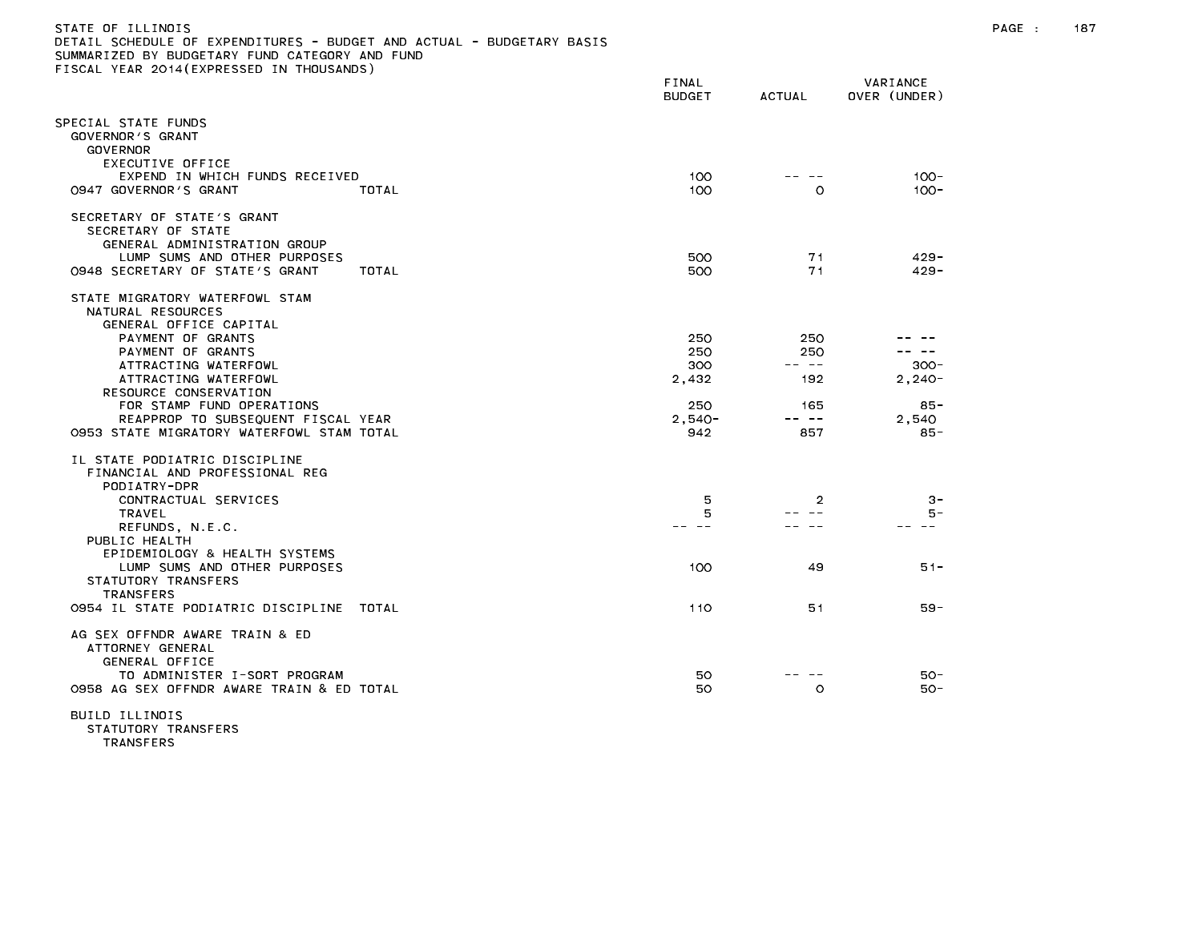STATE OF ILLINOIS
DETAIL SCHEDULE OF EXPENDITURES - BUDGET AND ACTUAL - BUDGETARY BASIS
SUMMARIZED BY BUDGETARY FUND CATEGORY AND FUND
FISCAL YEAR 2014(EXPRESSED IN THOUSANDS)

| | FINAL BUDGET | ACTUAL | VARIANCE OVER (UNDER) |
|---|---|---|---|
| SPECIAL STATE FUNDS | | | |
| GOVERNOR'S GRANT | | | |
| GOVERNOR | | | |
| EXECUTIVE OFFICE | | | |
| EXPEND IN WHICH FUNDS RECEIVED | 100 | -- -- | 100- |
| 0947 GOVERNOR'S GRANT TOTAL | 100 | 0 | 100- |
| SECRETARY OF STATE'S GRANT | | | |
| SECRETARY OF STATE | | | |
| GENERAL ADMINISTRATION GROUP | | | |
| LUMP SUMS AND OTHER PURPOSES | 500 | 71 | 429- |
| 0948 SECRETARY OF STATE'S GRANT TOTAL | 500 | 71 | 429- |
| STATE MIGRATORY WATERFOWL STAM | | | |
| NATURAL RESOURCES | | | |
| GENERAL OFFICE CAPITAL | | | |
| PAYMENT OF GRANTS | 250 | 250 | -- -- |
| PAYMENT OF GRANTS | 250 | 250 | -- -- |
| ATTRACTING WATERFOWL | 300 | -- -- | 300- |
| ATTRACTING WATERFOWL | 2,432 | 192 | 2,240- |
| RESOURCE CONSERVATION | | | |
| FOR STAMP FUND OPERATIONS | 250 | 165 | 85- |
| REAPPROP TO SUBSEQUENT FISCAL YEAR | 2,540- | -- -- | 2,540 |
| 0953 STATE MIGRATORY WATERFOWL STAM TOTAL | 942 | 857 | 85- |
| IL STATE PODIATRIC DISCIPLINE | | | |
| FINANCIAL AND PROFESSIONAL REG | | | |
| PODIATRY-DPR | | | |
| CONTRACTUAL SERVICES | 5 | 2 | 3- |
| TRAVEL | 5 | -- -- | 5- |
| REFUNDS, N.E.C. | -- -- | -- -- | -- -- |
| PUBLIC HEALTH | | | |
| EPIDEMIOLOGY & HEALTH SYSTEMS | | | |
| LUMP SUMS AND OTHER PURPOSES | 100 | 49 | 51- |
| STATUTORY TRANSFERS | | | |
| TRANSFERS | | | |
| 0954 IL STATE PODIATRIC DISCIPLINE TOTAL | 110 | 51 | 59- |
| AG SEX OFFNDR AWARE TRAIN & ED | | | |
| ATTORNEY GENERAL | | | |
| GENERAL OFFICE | | | |
| TO ADMINISTER I-SORT PROGRAM | 50 | -- -- | 50- |
| 0958 AG SEX OFFNDR AWARE TRAIN & ED TOTAL | 50 | 0 | 50- |
| BUILD ILLINOIS | | | |
| STATUTORY TRANSFERS | | | |
| TRANSFERS | | | |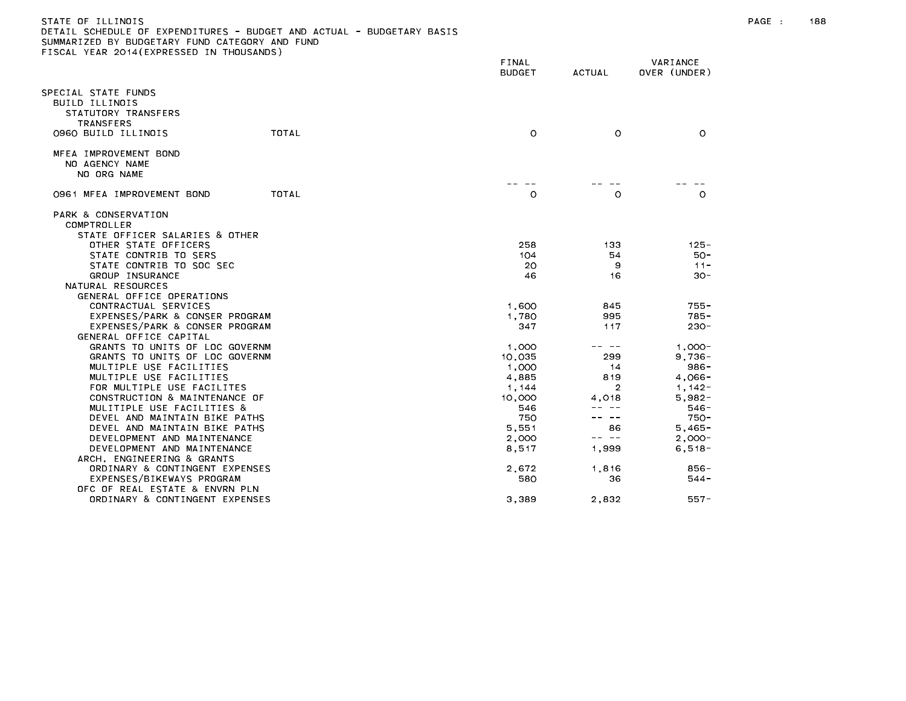STATE OF ILLINOIS
DETAIL SCHEDULE OF EXPENDITURES - BUDGET AND ACTUAL - BUDGETARY BASIS
SUMMARIZED BY BUDGETARY FUND CATEGORY AND FUND
FISCAL YEAR 2014(EXPRESSED IN THOUSANDS)

| | | FINAL BUDGET | ACTUAL | VARIANCE OVER (UNDER) |
|---|---|---|---|---|
| SPECIAL STATE FUNDS | | | | |
| BUILD ILLINOIS | | | | |
| STATUTORY TRANSFERS | | | | |
| TRANSFERS | | | | |
| 0960 BUILD ILLINOIS | TOTAL | 0 | 0 | 0 |
| MFEA IMPROVEMENT BOND | | | | |
| NO AGENCY NAME | | | | |
| NO ORG NAME | | | | |
| | | -- -- | -- -- | -- -- |
| 0961 MFEA IMPROVEMENT BOND | TOTAL | 0 | 0 | 0 |
| PARK & CONSERVATION | | | | |
| COMPTROLLER | | | | |
| STATE OFFICER SALARIES & OTHER | | | | |
| OTHER STATE OFFICERS | | 258 | 133 | 125- |
| STATE CONTRIB TO SERS | | 104 | 54 | 50- |
| STATE CONTRIB TO SOC SEC | | 20 | 9 | 11- |
| GROUP INSURANCE | | 46 | 16 | 30- |
| NATURAL RESOURCES | | | | |
| GENERAL OFFICE OPERATIONS | | | | |
| CONTRACTUAL SERVICES | | 1,600 | 845 | 755- |
| EXPENSES/PARK & CONSER PROGRAM | | 1,780 | 995 | 785- |
| EXPENSES/PARK & CONSER PROGRAM | | 347 | 117 | 230- |
| GENERAL OFFICE CAPITAL | | | | |
| GRANTS TO UNITS OF LOC GOVERNM | | 1,000 | -- -- | 1,000- |
| GRANTS TO UNITS OF LOC GOVERNM | | 10,035 | 299 | 9,736- |
| MULTIPLE USE FACILITIES | | 1,000 | 14 | 986- |
| MULTIPLE USE FACILITIES | | 4,885 | 819 | 4,066- |
| FOR MULTIPLE USE FACILITES | | 1,144 | 2 | 1,142- |
| CONSTRUCTION & MAINTENANCE OF | | 10,000 | 4,018 | 5,982- |
| MULITIPLE USE FACILITIES & | | 546 | -- -- | 546- |
| DEVEL AND MAINTAIN BIKE PATHS | | 750 | -- -- | 750- |
| DEVEL AND MAINTAIN BIKE PATHS | | 5,551 | 86 | 5,465- |
| DEVELOPMENT AND MAINTENANCE | | 2,000 | -- -- | 2,000- |
| DEVELOPMENT AND MAINTENANCE | | 8,517 | 1,999 | 6,518- |
| ARCH, ENGINEERING & GRANTS | | | | |
| ORDINARY & CONTINGENT EXPENSES | | 2,672 | 1,816 | 856- |
| EXPENSES/BIKEWAYS PROGRAM | | 580 | 36 | 544- |
| OFC OF REAL ESTATE & ENVRN PLN | | | | |
| ORDINARY & CONTINGENT EXPENSES | | 3,389 | 2,832 | 557- |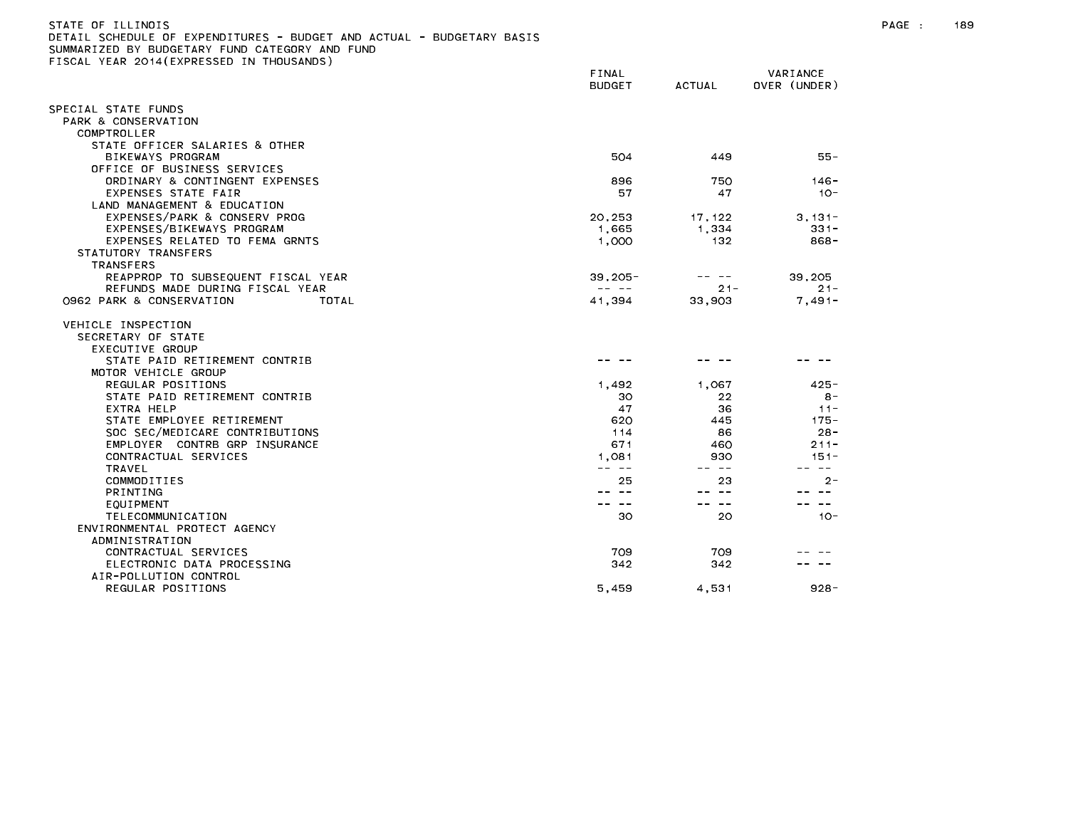STATE OF ILLINOIS
DETAIL SCHEDULE OF EXPENDITURES - BUDGET AND ACTUAL - BUDGETARY BASIS
SUMMARIZED BY BUDGETARY FUND CATEGORY AND FUND
FISCAL YEAR 2014(EXPRESSED IN THOUSANDS)

| | FINAL BUDGET | ACTUAL | VARIANCE OVER (UNDER) |
|---|---|---|---|
| SPECIAL STATE FUNDS | | | |
| PARK & CONSERVATION | | | |
| COMPTROLLER | | | |
| STATE OFFICER SALARIES & OTHER | | | |
| BIKEWAYS PROGRAM | 504 | 449 | 55- |
| OFFICE OF BUSINESS SERVICES | | | |
| ORDINARY & CONTINGENT EXPENSES | 896 | 750 | 146- |
| EXPENSES STATE FAIR | 57 | 47 | 10- |
| LAND MANAGEMENT & EDUCATION | | | |
| EXPENSES/PARK & CONSERV PROG | 20,253 | 17,122 | 3,131- |
| EXPENSES/BIKEWAYS PROGRAM | 1,665 | 1,334 | 331- |
| EXPENSES RELATED TO FEMA GRNTS | 1,000 | 132 | 868- |
| STATUTORY TRANSFERS | | | |
| TRANSFERS | | | |
| REAPPROP TO SUBSEQUENT FISCAL YEAR | 39,205- | -- -- | 39,205 |
| REFUNDS MADE DURING FISCAL YEAR | -- -- | 21- | 21- |
| 0962 PARK & CONSERVATION TOTAL | 41,394 | 33,903 | 7,491- |
| VEHICLE INSPECTION | | | |
| SECRETARY OF STATE | | | |
| EXECUTIVE GROUP | | | |
| STATE PAID RETIREMENT CONTRIB | -- -- | -- -- | -- -- |
| MOTOR VEHICLE GROUP | | | |
| REGULAR POSITIONS | 1,492 | 1,067 | 425- |
| STATE PAID RETIREMENT CONTRIB | 30 | 22 | 8- |
| EXTRA HELP | 47 | 36 | 11- |
| STATE EMPLOYEE RETIREMENT | 620 | 445 | 175- |
| SOC SEC/MEDICARE CONTRIBUTIONS | 114 | 86 | 28- |
| EMPLOYER CONTRB GRP INSURANCE | 671 | 460 | 211- |
| CONTRACTUAL SERVICES | 1,081 | 930 | 151- |
| TRAVEL | -- -- | -- -- | -- -- |
| COMMODITIES | 25 | 23 | 2- |
| PRINTING | -- -- | -- -- | -- -- |
| EQUIPMENT | -- -- | -- -- | -- -- |
| TELECOMMUNICATION | 30 | 20 | 10- |
| ENVIRONMENTAL PROTECT AGENCY | | | |
| ADMINISTRATION | | | |
| CONTRACTUAL SERVICES | 709 | 709 | -- -- |
| ELECTRONIC DATA PROCESSING | 342 | 342 | -- -- |
| AIR-POLLUTION CONTROL | | | |
| REGULAR POSITIONS | 5,459 | 4,531 | 928- |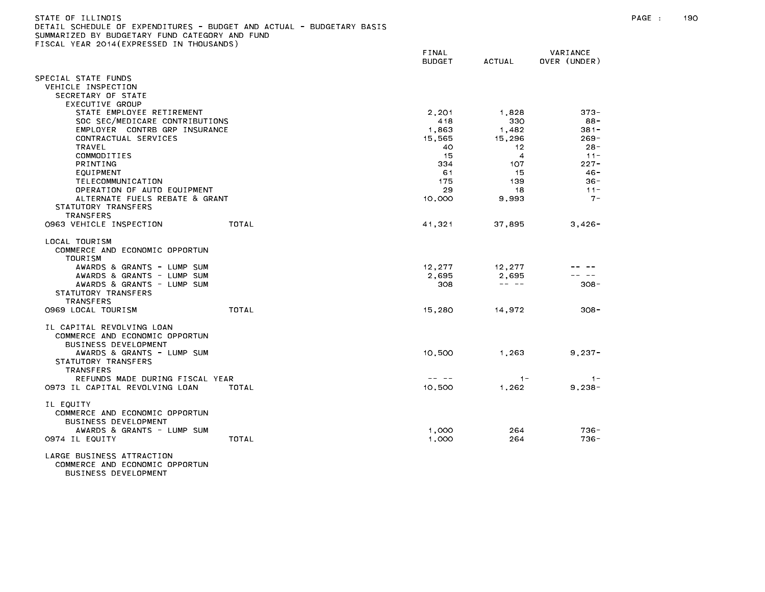STATE OF ILLINOIS
DETAIL SCHEDULE OF EXPENDITURES - BUDGET AND ACTUAL - BUDGETARY BASIS
SUMMARIZED BY BUDGETARY FUND CATEGORY AND FUND
FISCAL YEAR 2014(EXPRESSED IN THOUSANDS)

| | FINAL BUDGET | ACTUAL | VARIANCE OVER (UNDER) |
|---|---|---|---|
| SPECIAL STATE FUNDS | | | |
| VEHICLE INSPECTION | | | |
| SECRETARY OF STATE | | | |
| EXECUTIVE GROUP | | | |
| STATE EMPLOYEE RETIREMENT | 2,201 | 1,828 | 373- |
| SOC SEC/MEDICARE CONTRIBUTIONS | 418 | 330 | 88- |
| EMPLOYER CONTRB GRP INSURANCE | 1,863 | 1,482 | 381- |
| CONTRACTUAL SERVICES | 15,565 | 15,296 | 269- |
| TRAVEL | 40 | 12 | 28- |
| COMMODITIES | 15 | 4 | 11- |
| PRINTING | 334 | 107 | 227- |
| EQUIPMENT | 61 | 15 | 46- |
| TELECOMMUNICATION | 175 | 139 | 36- |
| OPERATION OF AUTO EQUIPMENT | 29 | 18 | 11- |
| ALTERNATE FUELS REBATE & GRANT | 10,000 | 9,993 | 7- |
| STATUTORY TRANSFERS | | | |
| TRANSFERS | | | |
| 0963 VEHICLE INSPECTION TOTAL | 41,321 | 37,895 | 3,426- |
| LOCAL TOURISM | | | |
| COMMERCE AND ECONOMIC OPPORTUN | | | |
| TOURISM | | | |
| AWARDS & GRANTS - LUMP SUM | 12,277 | 12,277 | -- -- |
| AWARDS & GRANTS - LUMP SUM | 2,695 | 2,695 | -- -- |
| AWARDS & GRANTS - LUMP SUM | 308 | -- -- | 308- |
| STATUTORY TRANSFERS | | | |
| TRANSFERS | | | |
| 0969 LOCAL TOURISM TOTAL | 15,280 | 14,972 | 308- |
| IL CAPITAL REVOLVING LOAN | | | |
| COMMERCE AND ECONOMIC OPPORTUN | | | |
| BUSINESS DEVELOPMENT | | | |
| AWARDS & GRANTS - LUMP SUM | 10,500 | 1,263 | 9,237- |
| STATUTORY TRANSFERS | | | |
| TRANSFERS | | | |
| REFUNDS MADE DURING FISCAL YEAR | -- -- | 1- | 1- |
| 0973 IL CAPITAL REVOLVING LOAN TOTAL | 10,500 | 1,262 | 9,238- |
| IL EQUITY | | | |
| COMMERCE AND ECONOMIC OPPORTUN | | | |
| BUSINESS DEVELOPMENT | | | |
| AWARDS & GRANTS - LUMP SUM | 1,000 | 264 | 736- |
| 0974 IL EQUITY TOTAL | 1,000 | 264 | 736- |
| LARGE BUSINESS ATTRACTION | | | |
| COMMERCE AND ECONOMIC OPPORTUN | | | |
| BUSINESS DEVELOPMENT | | | |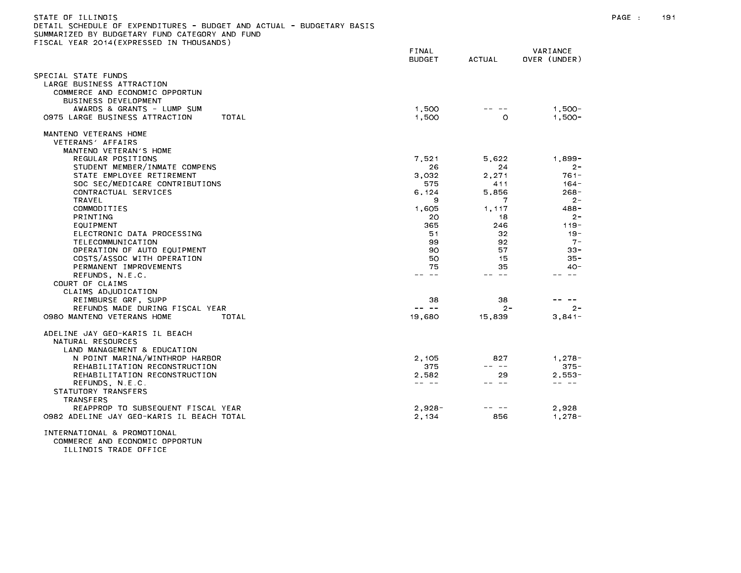STATE OF ILLINOIS
DETAIL SCHEDULE OF EXPENDITURES - BUDGET AND ACTUAL - BUDGETARY BASIS
SUMMARIZED BY BUDGETARY FUND CATEGORY AND FUND
FISCAL YEAR 2014(EXPRESSED IN THOUSANDS)

| | FINAL BUDGET | ACTUAL | VARIANCE OVER (UNDER) |
|---|---|---|---|
| SPECIAL STATE FUNDS | | | |
| LARGE BUSINESS ATTRACTION | | | |
| COMMERCE AND ECONOMIC OPPORTUN | | | |
| BUSINESS DEVELOPMENT | | | |
| AWARDS & GRANTS - LUMP SUM | 1,500 | -- -- | 1,500- |
| 0975 LARGE BUSINESS ATTRACTION TOTAL | 1,500 | 0 | 1,500- |
| MANTENO VETERANS HOME | | | |
| VETERANS' AFFAIRS | | | |
| MANTENO VETERAN'S HOME | | | |
| REGULAR POSITIONS | 7,521 | 5,622 | 1,899- |
| STUDENT MEMBER/INMATE COMPENS | 26 | 24 | 2- |
| STATE EMPLOYEE RETIREMENT | 3,032 | 2,271 | 761- |
| SOC SEC/MEDICARE CONTRIBUTIONS | 575 | 411 | 164- |
| CONTRACTUAL SERVICES | 6,124 | 5,856 | 268- |
| TRAVEL | 9 | 7 | 2- |
| COMMODITIES | 1,605 | 1,117 | 488- |
| PRINTING | 20 | 18 | 2- |
| EQUIPMENT | 365 | 246 | 119- |
| ELECTRONIC DATA PROCESSING | 51 | 32 | 19- |
| TELECOMMUNICATION | 99 | 92 | 7- |
| OPERATION OF AUTO EQUIPMENT | 90 | 57 | 33- |
| COSTS/ASSOC WITH OPERATION | 50 | 15 | 35- |
| PERMANENT IMPROVEMENTS | 75 | 35 | 40- |
| REFUNDS, N.E.C. | -- -- | -- -- | -- -- |
| COURT OF CLAIMS | | | |
| CLAIMS ADJUDICATION | | | |
| REIMBURSE GRF, SUPP | 38 | 38 | -- -- |
| REFUNDS MADE DURING FISCAL YEAR | -- -- | 2- | 2- |
| 0980 MANTENO VETERANS HOME TOTAL | 19,680 | 15,839 | 3,841- |
| ADELINE JAY GEO-KARIS IL BEACH | | | |
| NATURAL RESOURCES | | | |
| LAND MANAGEMENT & EDUCATION | | | |
| N POINT MARINA/WINTHROP HARBOR | 2,105 | 827 | 1,278- |
| REHABILITATION RECONSTRUCTION | 375 | -- -- | 375- |
| REHABILITATION RECONSTRUCTION | 2,582 | 29 | 2,553- |
| REFUNDS, N.E.C. | -- -- | -- -- | -- -- |
| STATUTORY TRANSFERS | | | |
| TRANSFERS | | | |
| REAPPROP TO SUBSEQUENT FISCAL YEAR | 2,928- | -- -- | 2,928 |
| 0982 ADELINE JAY GEO-KARIS IL BEACH TOTAL | 2,134 | 856 | 1,278- |
| INTERNATIONAL & PROMOTIONAL | | | |
| COMMERCE AND ECONOMIC OPPORTUN | | | |
| ILLINOIS TRADE OFFICE | | | |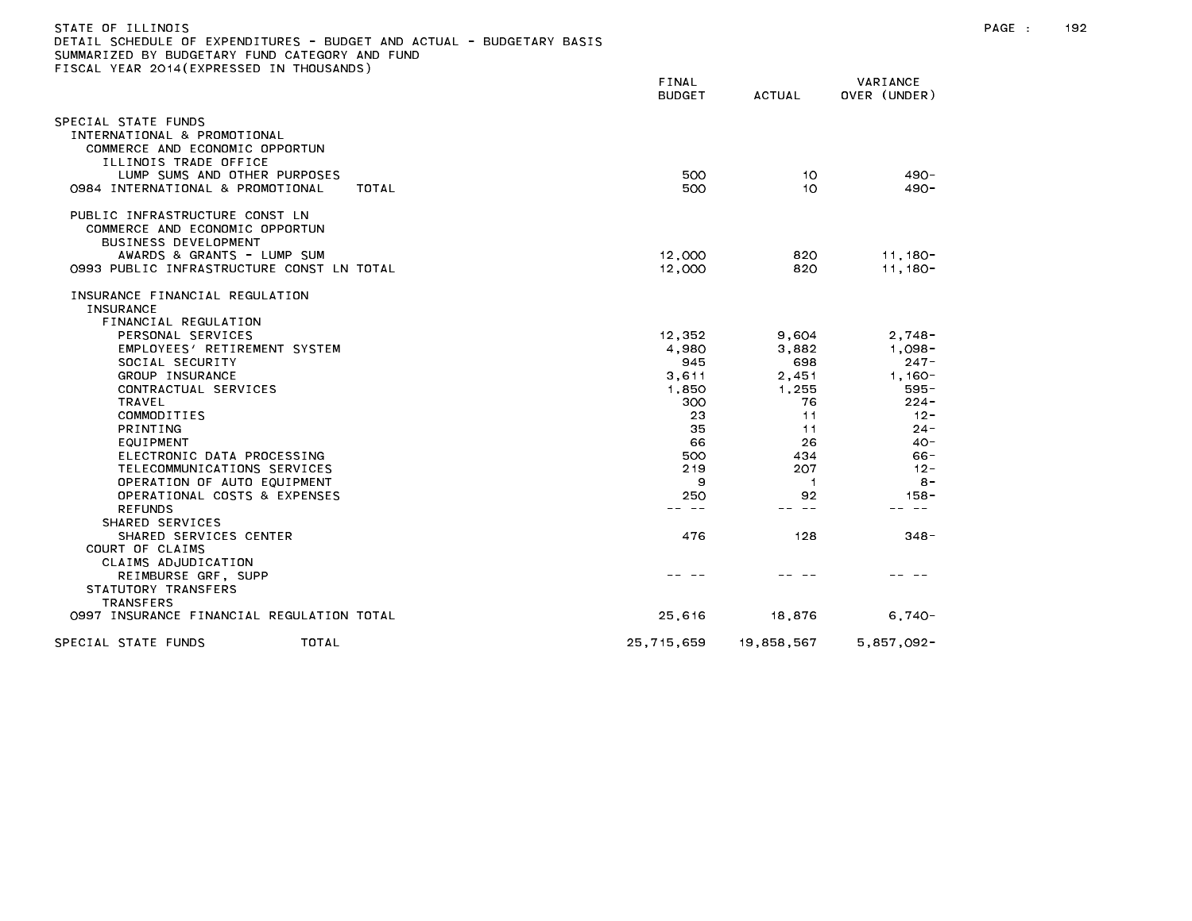STATE OF ILLINOIS
DETAIL SCHEDULE OF EXPENDITURES - BUDGET AND ACTUAL - BUDGETARY BASIS
SUMMARIZED BY BUDGETARY FUND CATEGORY AND FUND
FISCAL YEAR 2014(EXPRESSED IN THOUSANDS)

| | FINAL BUDGET | ACTUAL | VARIANCE OVER (UNDER) |
|---|---|---|---|
| SPECIAL STATE FUNDS | | | |
| INTERNATIONAL & PROMOTIONAL | | | |
| COMMERCE AND ECONOMIC OPPORTUN | | | |
| ILLINOIS TRADE OFFICE | | | |
| LUMP SUMS AND OTHER PURPOSES | 500 | 10 | 490- |
| 0984 INTERNATIONAL & PROMOTIONAL TOTAL | 500 | 10 | 490- |
| PUBLIC INFRASTRUCTURE CONST LN | | | |
| COMMERCE AND ECONOMIC OPPORTUN | | | |
| BUSINESS DEVELOPMENT | | | |
| AWARDS & GRANTS - LUMP SUM | 12,000 | 820 | 11,180- |
| 0993 PUBLIC INFRASTRUCTURE CONST LN TOTAL | 12,000 | 820 | 11,180- |
| INSURANCE FINANCIAL REGULATION | | | |
| INSURANCE | | | |
| FINANCIAL REGULATION | | | |
| PERSONAL SERVICES | 12,352 | 9,604 | 2,748- |
| EMPLOYEES' RETIREMENT SYSTEM | 4,980 | 3,882 | 1,098- |
| SOCIAL SECURITY | 945 | 698 | 247- |
| GROUP INSURANCE | 3,611 | 2,451 | 1,160- |
| CONTRACTUAL SERVICES | 1,850 | 1,255 | 595- |
| TRAVEL | 300 | 76 | 224- |
| COMMODITIES | 23 | 11 | 12- |
| PRINTING | 35 | 11 | 24- |
| EQUIPMENT | 66 | 26 | 40- |
| ELECTRONIC DATA PROCESSING | 500 | 434 | 66- |
| TELECOMMUNICATIONS SERVICES | 219 | 207 | 12- |
| OPERATION OF AUTO EQUIPMENT | 9 | 1 | 8- |
| OPERATIONAL COSTS & EXPENSES | 250 | 92 | 158- |
| REFUNDS | -- -- | -- -- | -- -- |
| SHARED SERVICES | | | |
| SHARED SERVICES CENTER | 476 | 128 | 348- |
| COURT OF CLAIMS | | | |
| CLAIMS ADJUDICATION | | | |
| REIMBURSE GRF, SUPP | -- -- | -- -- | -- -- |
| STATUTORY TRANSFERS | | | |
| TRANSFERS | | | |
| 0997 INSURANCE FINANCIAL REGULATION TOTAL | 25,616 | 18,876 | 6,740- |
| SPECIAL STATE FUNDS TOTAL | 25,715,659 | 19,858,567 | 5,857,092- |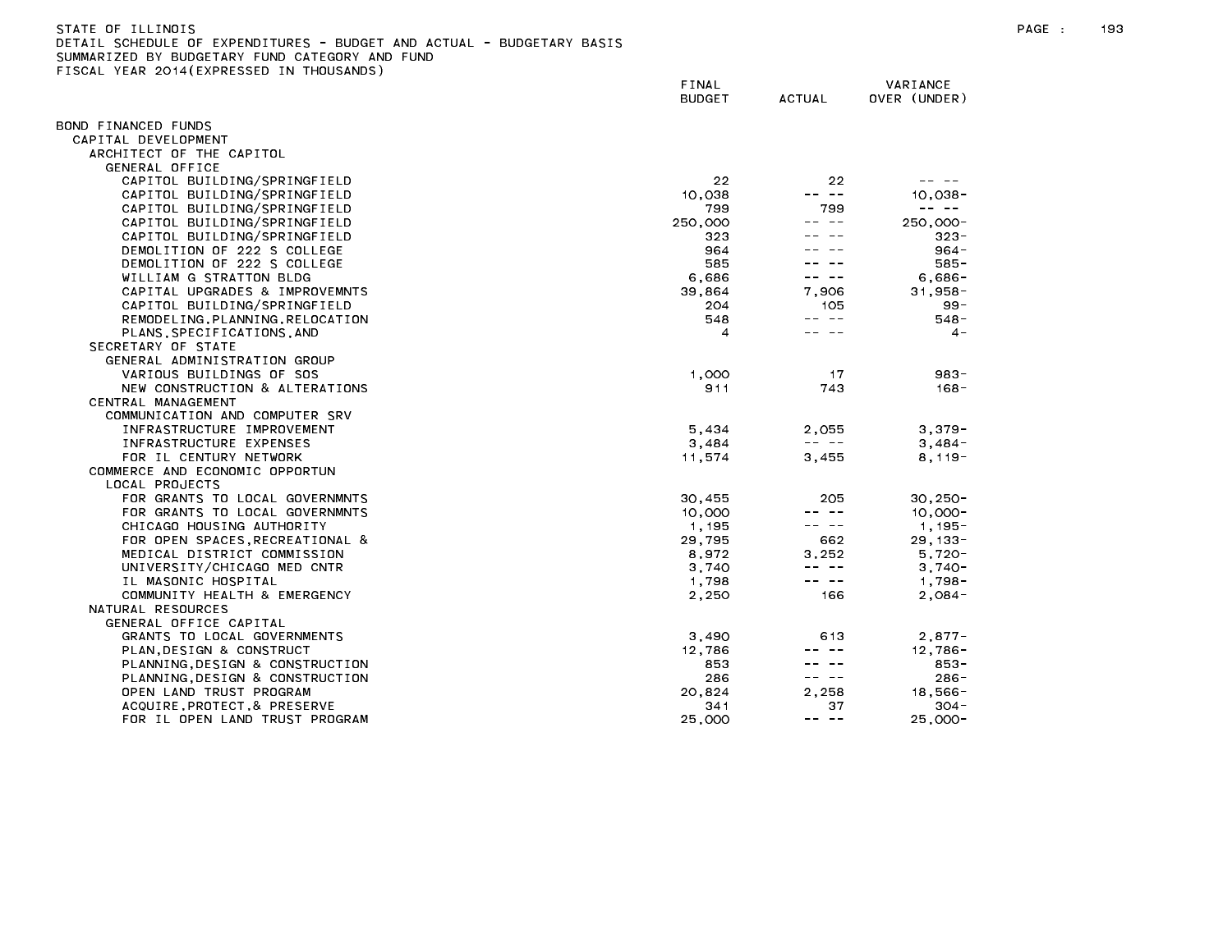STATE OF ILLINOIS
DETAIL SCHEDULE OF EXPENDITURES - BUDGET AND ACTUAL - BUDGETARY BASIS
SUMMARIZED BY BUDGETARY FUND CATEGORY AND FUND
FISCAL YEAR 2014(EXPRESSED IN THOUSANDS)

| | FINAL BUDGET | ACTUAL | VARIANCE OVER (UNDER) |
|---|---|---|---|
| BOND FINANCED FUNDS | | | |
| CAPITAL DEVELOPMENT | | | |
| ARCHITECT OF THE CAPITOL | | | |
| GENERAL OFFICE | | | |
| CAPITOL BUILDING/SPRINGFIELD | 22 | 22 | -- -- |
| CAPITOL BUILDING/SPRINGFIELD | 10,038 | -- -- | 10,038- |
| CAPITOL BUILDING/SPRINGFIELD | 799 | 799 | -- -- |
| CAPITOL BUILDING/SPRINGFIELD | 250,000 | -- -- | 250,000- |
| CAPITOL BUILDING/SPRINGFIELD | 323 | -- -- | 323- |
| DEMOLITION OF 222 S COLLEGE | 964 | -- -- | 964- |
| DEMOLITION OF 222 S COLLEGE | 585 | -- -- | 585- |
| WILLIAM G STRATTON BLDG | 6,686 | -- -- | 6,686- |
| CAPITAL UPGRADES & IMPROVEMNTS | 39,864 | 7,906 | 31,958- |
| CAPITOL BUILDING/SPRINGFIELD | 204 | 105 | 99- |
| REMODELING,PLANNING,RELOCATION | 548 | -- -- | 548- |
| PLANS,SPECIFICATIONS,AND | 4 | -- -- | 4- |
| SECRETARY OF STATE | | | |
| GENERAL ADMINISTRATION GROUP | | | |
| VARIOUS BUILDINGS OF SOS | 1,000 | 17 | 983- |
| NEW CONSTRUCTION & ALTERATIONS | 911 | 743 | 168- |
| CENTRAL MANAGEMENT | | | |
| COMMUNICATION AND COMPUTER SRV | | | |
| INFRASTRUCTURE IMPROVEMENT | 5,434 | 2,055 | 3,379- |
| INFRASTRUCTURE EXPENSES | 3,484 | -- -- | 3,484- |
| FOR IL CENTURY NETWORK | 11,574 | 3,455 | 8,119- |
| COMMERCE AND ECONOMIC OPPORTUN | | | |
| LOCAL PROJECTS | | | |
| FOR GRANTS TO LOCAL GOVERNMNTS | 30,455 | 205 | 30,250- |
| FOR GRANTS TO LOCAL GOVERNMNTS | 10,000 | -- -- | 10,000- |
| CHICAGO HOUSING AUTHORITY | 1,195 | -- -- | 1,195- |
| FOR OPEN SPACES,RECREATIONAL & | 29,795 | 662 | 29,133- |
| MEDICAL DISTRICT COMMISSION | 8,972 | 3,252 | 5,720- |
| UNIVERSITY/CHICAGO MED CNTR | 3,740 | -- -- | 3,740- |
| IL MASONIC HOSPITAL | 1,798 | -- -- | 1,798- |
| COMMUNITY HEALTH & EMERGENCY | 2,250 | 166 | 2,084- |
| NATURAL RESOURCES | | | |
| GENERAL OFFICE CAPITAL | | | |
| GRANTS TO LOCAL GOVERNMENTS | 3,490 | 613 | 2,877- |
| PLAN,DESIGN & CONSTRUCT | 12,786 | -- -- | 12,786- |
| PLANNING,DESIGN & CONSTRUCTION | 853 | -- -- | 853- |
| PLANNING,DESIGN & CONSTRUCTION | 286 | -- -- | 286- |
| OPEN LAND TRUST PROGRAM | 20,824 | 2,258 | 18,566- |
| ACQUIRE,PROTECT,& PRESERVE | 341 | 37 | 304- |
| FOR IL OPEN LAND TRUST PROGRAM | 25,000 | -- -- | 25,000- |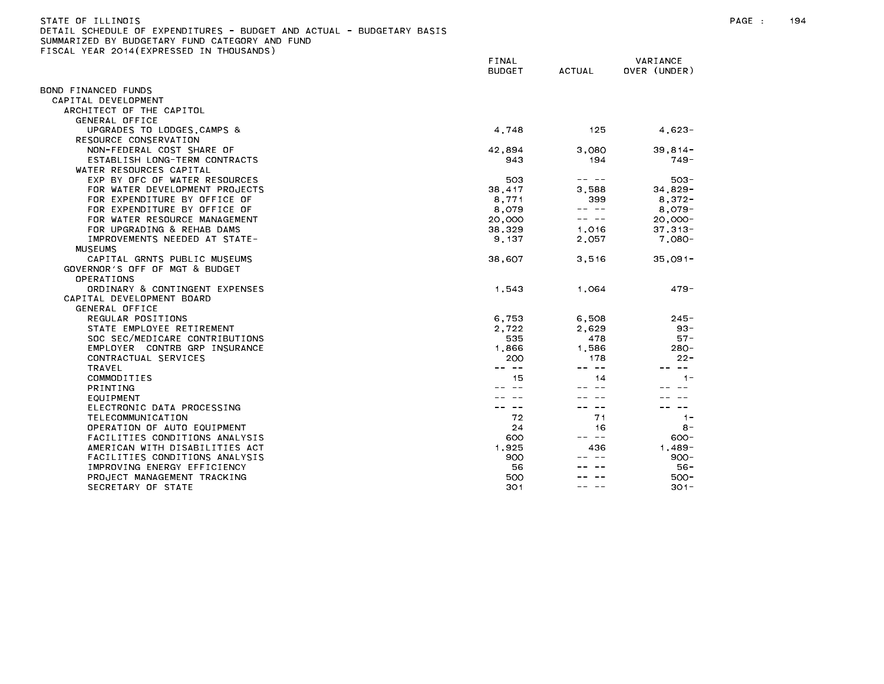STATE OF ILLINOIS
DETAIL SCHEDULE OF EXPENDITURES - BUDGET AND ACTUAL - BUDGETARY BASIS
SUMMARIZED BY BUDGETARY FUND CATEGORY AND FUND
FISCAL YEAR 2014(EXPRESSED IN THOUSANDS)

| | FINAL BUDGET | ACTUAL | VARIANCE OVER (UNDER) |
|---|---|---|---|
| BOND FINANCED FUNDS | | | |
| CAPITAL DEVELOPMENT | | | |
| ARCHITECT OF THE CAPITOL | | | |
| GENERAL OFFICE | | | |
| UPGRADES TO LODGES,CAMPS & | 4,748 | 125 | 4,623- |
| RESOURCE CONSERVATION | | | |
| NON-FEDERAL COST SHARE OF | 42,894 | 3,080 | 39,814- |
| ESTABLISH LONG-TERM CONTRACTS | 943 | 194 | 749- |
| WATER RESOURCES CAPITAL | | | |
| EXP BY OFC OF WATER RESOURCES | 503 | -- -- | 503- |
| FOR WATER DEVELOPMENT PROJECTS | 38,417 | 3,588 | 34,829- |
| FOR EXPENDITURE BY OFFICE OF | 8,771 | 399 | 8,372- |
| FOR EXPENDITURE BY OFFICE OF | 8,079 | -- -- | 8,079- |
| FOR WATER RESOURCE MANAGEMENT | 20,000 | -- -- | 20,000- |
| FOR UPGRADING & REHAB DAMS | 38,329 | 1,016 | 37,313- |
| IMPROVEMENTS NEEDED AT STATE- | 9,137 | 2,057 | 7,080- |
| MUSEUMS | | | |
| CAPITAL GRNTS PUBLIC MUSEUMS | 38,607 | 3,516 | 35,091- |
| GOVERNOR'S OFF OF MGT & BUDGET | | | |
| OPERATIONS | | | |
| ORDINARY & CONTINGENT EXPENSES | 1,543 | 1,064 | 479- |
| CAPITAL DEVELOPMENT BOARD | | | |
| GENERAL OFFICE | | | |
| REGULAR POSITIONS | 6,753 | 6,508 | 245- |
| STATE EMPLOYEE RETIREMENT | 2,722 | 2,629 | 93- |
| SOC SEC/MEDICARE CONTRIBUTIONS | 535 | 478 | 57- |
| EMPLOYER CONTRB GRP INSURANCE | 1,866 | 1,586 | 280- |
| CONTRACTUAL SERVICES | 200 | 178 | 22- |
| TRAVEL | -- -- | -- -- | -- -- |
| COMMODITIES | 15 | 14 | 1- |
| PRINTING | -- -- | -- -- | -- -- |
| EQUIPMENT | -- -- | -- -- | -- -- |
| ELECTRONIC DATA PROCESSING | -- -- | -- -- | -- -- |
| TELECOMMUNICATION | 72 | 71 | 1- |
| OPERATION OF AUTO EQUIPMENT | 24 | 16 | 8- |
| FACILITIES CONDITIONS ANALYSIS | 600 | -- -- | 600- |
| AMERICAN WITH DISABILITIES ACT | 1,925 | 436 | 1,489- |
| FACILITIES CONDITIONS ANALYSIS | 900 | -- -- | 900- |
| IMPROVING ENERGY EFFICIENCY | 56 | -- -- | 56- |
| PROJECT MANAGEMENT TRACKING | 500 | -- -- | 500- |
| SECRETARY OF STATE | 301 | -- -- | 301- |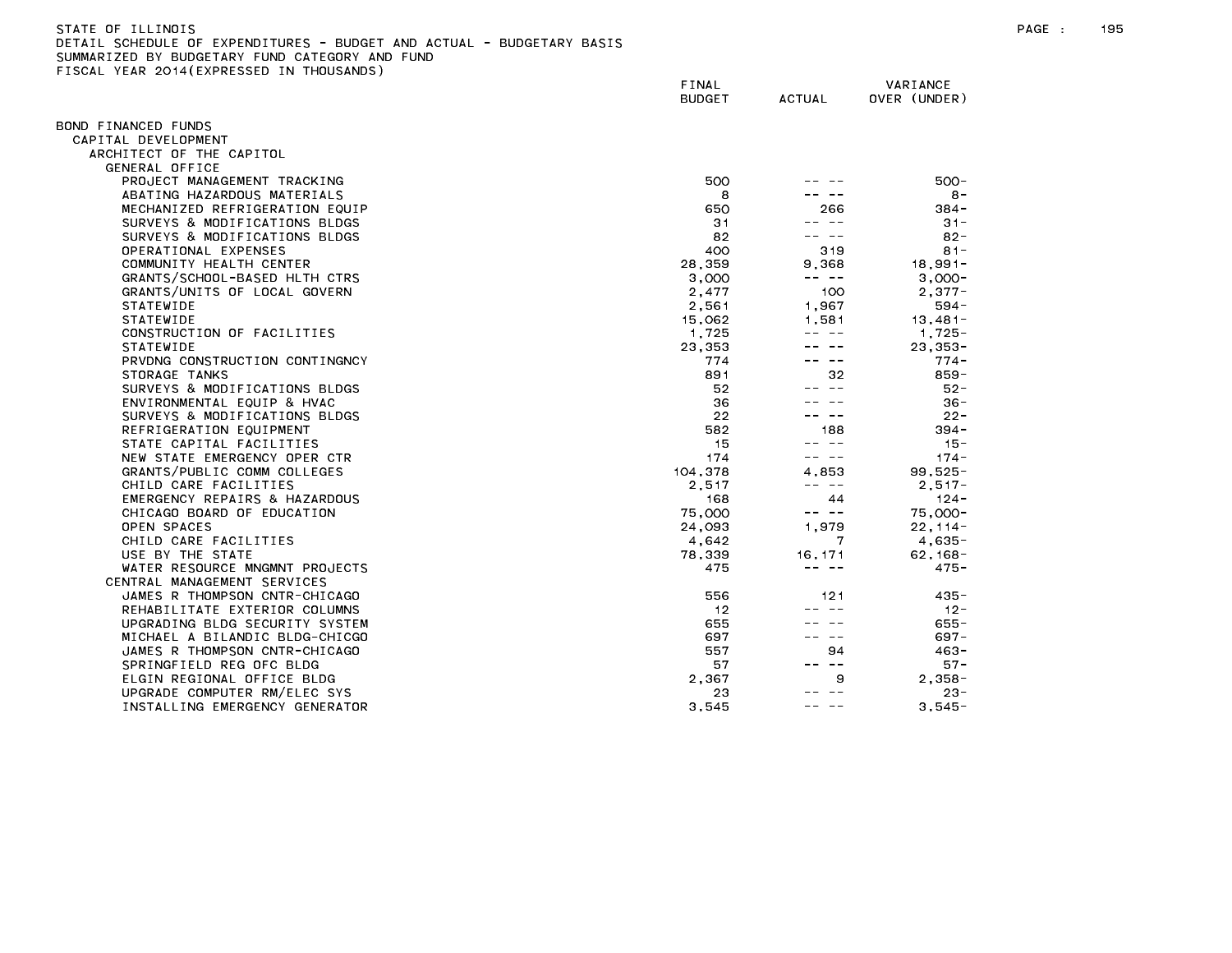STATE OF ILLINOIS
DETAIL SCHEDULE OF EXPENDITURES - BUDGET AND ACTUAL - BUDGETARY BASIS
SUMMARIZED BY BUDGETARY FUND CATEGORY AND FUND
FISCAL YEAR 2014(EXPRESSED IN THOUSANDS)

| | FINAL BUDGET | ACTUAL | VARIANCE OVER (UNDER) |
|---|---|---|---|
| BOND FINANCED FUNDS | | | |
| CAPITAL DEVELOPMENT | | | |
| ARCHITECT OF THE CAPITOL | | | |
| GENERAL OFFICE | | | |
| PROJECT MANAGEMENT TRACKING | 500 | -- -- | 500- |
| ABATING HAZARDOUS MATERIALS | 8 | -- -- | 8- |
| MECHANIZED REFRIGERATION EQUIP | 650 | 266 | 384- |
| SURVEYS & MODIFICATIONS BLDGS | 31 | -- -- | 31- |
| SURVEYS & MODIFICATIONS BLDGS | 82 | -- -- | 82- |
| OPERATIONAL EXPENSES | 400 | 319 | 81- |
| COMMUNITY HEALTH CENTER | 28,359 | 9,368 | 18,991- |
| GRANTS/SCHOOL-BASED HLTH CTRS | 3,000 | -- -- | 3,000- |
| GRANTS/UNITS OF LOCAL GOVERN | 2,477 | 100 | 2,377- |
| STATEWIDE | 2,561 | 1,967 | 594- |
| STATEWIDE | 15,062 | 1,581 | 13,481- |
| CONSTRUCTION OF FACILITIES | 1,725 | -- -- | 1,725- |
| STATEWIDE | 23,353 | -- -- | 23,353- |
| PRVDNG CONSTRUCTION CONTINGNCY | 774 | -- -- | 774- |
| STORAGE TANKS | 891 | 32 | 859- |
| SURVEYS & MODIFICATIONS BLDGS | 52 | -- -- | 52- |
| ENVIRONMENTAL EQUIP & HVAC | 36 | -- -- | 36- |
| SURVEYS & MODIFICATIONS BLDGS | 22 | -- -- | 22- |
| REFRIGERATION EQUIPMENT | 582 | 188 | 394- |
| STATE CAPITAL FACILITIES | 15 | -- -- | 15- |
| NEW STATE EMERGENCY OPER CTR | 174 | -- -- | 174- |
| GRANTS/PUBLIC COMM COLLEGES | 104,378 | 4,853 | 99,525- |
| CHILD CARE FACILITIES | 2,517 | -- -- | 2,517- |
| EMERGENCY REPAIRS & HAZARDOUS | 168 | 44 | 124- |
| CHICAGO BOARD OF EDUCATION | 75,000 | -- -- | 75,000- |
| OPEN SPACES | 24,093 | 1,979 | 22,114- |
| CHILD CARE FACILITIES | 4,642 | 7 | 4,635- |
| USE BY THE STATE | 78,339 | 16,171 | 62,168- |
| WATER RESOURCE MNGMNT PROJECTS | 475 | -- -- | 475- |
| CENTRAL MANAGEMENT SERVICES | | | |
| JAMES R THOMPSON CNTR-CHICAGO | 556 | 121 | 435- |
| REHABILITATE EXTERIOR COLUMNS | 12 | -- -- | 12- |
| UPGRADING BLDG SECURITY SYSTEM | 655 | -- -- | 655- |
| MICHAEL A BILANDIC BLDG-CHICGO | 697 | -- -- | 697- |
| JAMES R THOMPSON CNTR-CHICAGO | 557 | 94 | 463- |
| SPRINGFIELD REG OFC BLDG | 57 | -- -- | 57- |
| ELGIN REGIONAL OFFICE BLDG | 2,367 | 9 | 2,358- |
| UPGRADE COMPUTER RM/ELEC SYS | 23 | -- -- | 23- |
| INSTALLING EMERGENCY GENERATOR | 3,545 | -- -- | 3,545- |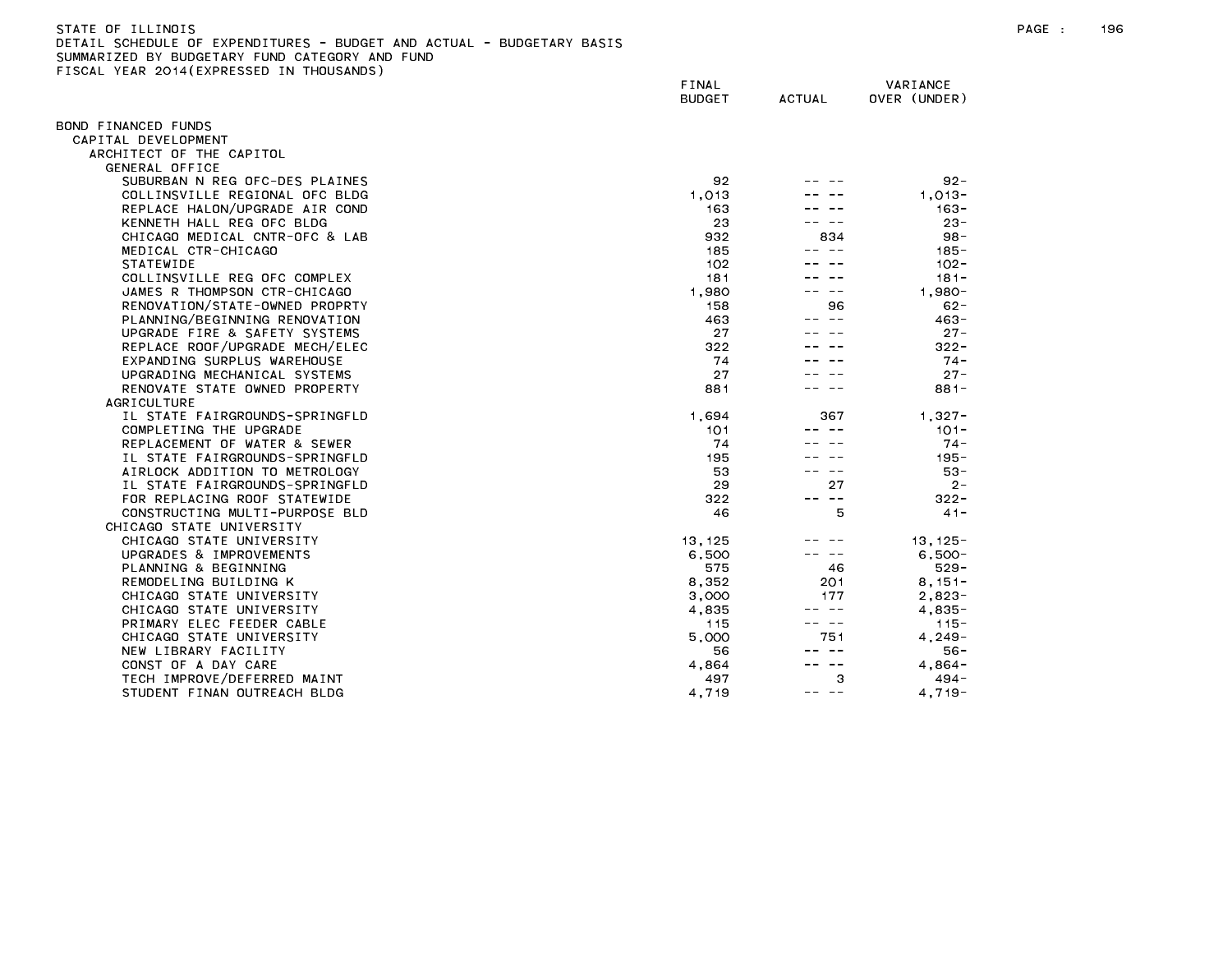STATE OF ILLINOIS
DETAIL SCHEDULE OF EXPENDITURES - BUDGET AND ACTUAL - BUDGETARY BASIS
SUMMARIZED BY BUDGETARY FUND CATEGORY AND FUND
FISCAL YEAR 2014(EXPRESSED IN THOUSANDS)

| | FINAL BUDGET | ACTUAL | VARIANCE OVER (UNDER) |
|---|---|---|---|
| BOND FINANCED FUNDS | | | |
| CAPITAL DEVELOPMENT | | | |
| ARCHITECT OF THE CAPITOL | | | |
| GENERAL OFFICE | | | |
| SUBURBAN N REG OFC-DES PLAINES | 92 | -- -- | 92- |
| COLLINSVILLE REGIONAL OFC BLDG | 1,013 | -- -- | 1,013- |
| REPLACE HALON/UPGRADE AIR COND | 163 | -- -- | 163- |
| KENNETH HALL REG OFC BLDG | 23 | -- -- | 23- |
| CHICAGO MEDICAL CNTR-OFC & LAB | 932 | 834 | 98- |
| MEDICAL CTR-CHICAGO | 185 | -- -- | 185- |
| STATEWIDE | 102 | -- -- | 102- |
| COLLINSVILLE REG OFC COMPLEX | 181 | -- -- | 181- |
| JAMES R THOMPSON CTR-CHICAGO | 1,980 | -- -- | 1,980- |
| RENOVATION/STATE-OWNED PROPRTY | 158 | 96 | 62- |
| PLANNING/BEGINNING RENOVATION | 463 | -- -- | 463- |
| UPGRADE FIRE & SAFETY SYSTEMS | 27 | -- -- | 27- |
| REPLACE ROOF/UPGRADE MECH/ELEC | 322 | -- -- | 322- |
| EXPANDING SURPLUS WAREHOUSE | 74 | -- -- | 74- |
| UPGRADING MECHANICAL SYSTEMS | 27 | -- -- | 27- |
| RENOVATE STATE OWNED PROPERTY | 881 | -- -- | 881- |
| AGRICULTURE | | | |
| IL STATE FAIRGROUNDS-SPRINGFLD | 1,694 | 367 | 1,327- |
| COMPLETING THE UPGRADE | 101 | -- -- | 101- |
| REPLACEMENT OF WATER & SEWER | 74 | -- -- | 74- |
| IL STATE FAIRGROUNDS-SPRINGFLD | 195 | -- -- | 195- |
| AIRLOCK ADDITION TO METROLOGY | 53 | -- -- | 53- |
| IL STATE FAIRGROUNDS-SPRINGFLD | 29 | 27 | 2- |
| FOR REPLACING ROOF STATEWIDE | 322 | -- -- | 322- |
| CONSTRUCTING MULTI-PURPOSE BLD | 46 | 5 | 41- |
| CHICAGO STATE UNIVERSITY | | | |
| CHICAGO STATE UNIVERSITY | 13,125 | -- -- | 13,125- |
| UPGRADES & IMPROVEMENTS | 6,500 | -- -- | 6,500- |
| PLANNING & BEGINNING | 575 | 46 | 529- |
| REMODELING BUILDING K | 8,352 | 201 | 8,151- |
| CHICAGO STATE UNIVERSITY | 3,000 | 177 | 2,823- |
| CHICAGO STATE UNIVERSITY | 4,835 | -- -- | 4,835- |
| PRIMARY ELEC FEEDER CABLE | 115 | -- -- | 115- |
| CHICAGO STATE UNIVERSITY | 5,000 | 751 | 4,249- |
| NEW LIBRARY FACILITY | 56 | -- -- | 56- |
| CONST OF A DAY CARE | 4,864 | -- -- | 4,864- |
| TECH IMPROVE/DEFERRED MAINT | 497 | 3 | 494- |
| STUDENT FINAN OUTREACH BLDG | 4,719 | -- -- | 4,719- |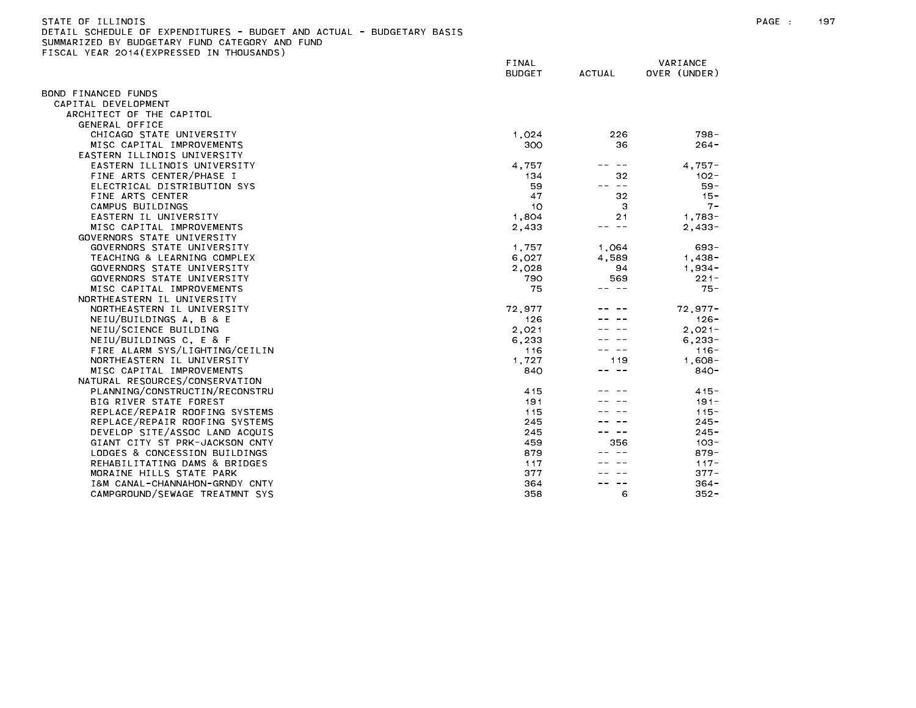STATE OF ILLINOIS
DETAIL SCHEDULE OF EXPENDITURES - BUDGET AND ACTUAL - BUDGETARY BASIS
SUMMARIZED BY BUDGETARY FUND CATEGORY AND FUND
FISCAL YEAR 2014(EXPRESSED IN THOUSANDS)

| | FINAL BUDGET | ACTUAL | VARIANCE OVER (UNDER) |
|---|---|---|---|
| BOND FINANCED FUNDS | | | |
| CAPITAL DEVELOPMENT | | | |
| ARCHITECT OF THE CAPITOL | | | |
| GENERAL OFFICE | | | |
| CHICAGO STATE UNIVERSITY | 1,024 | 226 | 798- |
| MISC CAPITAL IMPROVEMENTS | 300 | 36 | 264- |
| EASTERN ILLINOIS UNIVERSITY | | | |
| EASTERN ILLINOIS UNIVERSITY | 4,757 | -- -- | 4,757- |
| FINE ARTS CENTER/PHASE I | 134 | 32 | 102- |
| ELECTRICAL DISTRIBUTION SYS | 59 | -- -- | 59- |
| FINE ARTS CENTER | 47 | 32 | 15- |
| CAMPUS BUILDINGS | 10 | 3 | 7- |
| EASTERN IL UNIVERSITY | 1,804 | 21 | 1,783- |
| MISC CAPITAL IMPROVEMENTS | 2,433 | -- -- | 2,433- |
| GOVERNORS STATE UNIVERSITY | | | |
| GOVERNORS STATE UNIVERSITY | 1,757 | 1,064 | 693- |
| TEACHING & LEARNING COMPLEX | 6,027 | 4,589 | 1,438- |
| GOVERNORS STATE UNIVERSITY | 2,028 | 94 | 1,934- |
| GOVERNORS STATE UNIVERSITY | 790 | 569 | 221- |
| MISC CAPITAL IMPROVEMENTS | 75 | -- -- | 75- |
| NORTHEASTERN IL UNIVERSITY | | | |
| NORTHEASTERN IL UNIVERSITY | 72,977 | -- -- | 72,977- |
| NEIU/BUILDINGS A, B & E | 126 | -- -- | 126- |
| NEIU/SCIENCE BUILDING | 2,021 | -- -- | 2,021- |
| NEIU/BUILDINGS C, E & F | 6,233 | -- -- | 6,233- |
| FIRE ALARM SYS/LIGHTING/CEILIN | 116 | -- -- | 116- |
| NORTHEASTERN IL UNIVERSITY | 1,727 | 119 | 1,608- |
| MISC CAPITAL IMPROVEMENTS | 840 | -- -- | 840- |
| NATURAL RESOURCES/CONSERVATION | | | |
| PLANNING/CONSTRUCTIN/RECONSTRU | 415 | -- -- | 415- |
| BIG RIVER STATE FOREST | 191 | -- -- | 191- |
| REPLACE/REPAIR ROOFING SYSTEMS | 115 | -- -- | 115- |
| REPLACE/REPAIR ROOFING SYSTEMS | 245 | -- -- | 245- |
| DEVELOP SITE/ASSOC LAND ACQUIS | 245 | -- -- | 245- |
| GIANT CITY ST PRK-JACKSON CNTY | 459 | 356 | 103- |
| LODGES & CONCESSION BUILDINGS | 879 | -- -- | 879- |
| REHABILITATING DAMS & BRIDGES | 117 | -- -- | 117- |
| MORAINE HILLS STATE PARK | 377 | -- -- | 377- |
| I&M CANAL-CHANNAHON-GRNDY CNTY | 364 | -- -- | 364- |
| CAMPGROUND/SEWAGE TREATMNT SYS | 358 | 6 | 352- |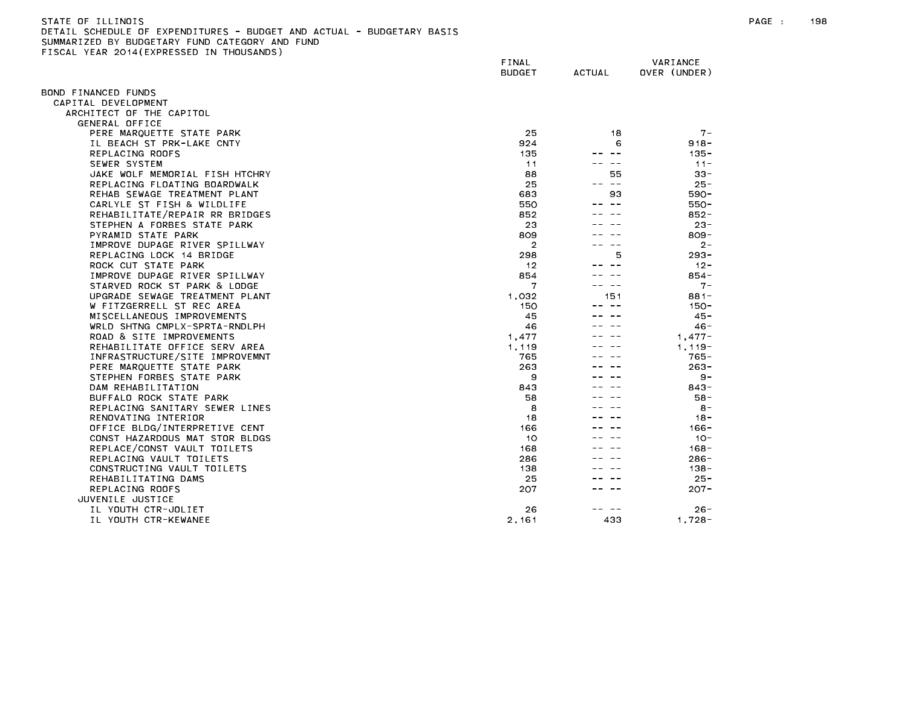STATE OF ILLINOIS
DETAIL SCHEDULE OF EXPENDITURES - BUDGET AND ACTUAL - BUDGETARY BASIS
SUMMARIZED BY BUDGETARY FUND CATEGORY AND FUND
FISCAL YEAR 2014(EXPRESSED IN THOUSANDS)

| | FINAL BUDGET | ACTUAL | VARIANCE OVER (UNDER) |
|---|---|---|---|
| BOND FINANCED FUNDS | | | |
| CAPITAL DEVELOPMENT | | | |
| ARCHITECT OF THE CAPITOL | | | |
| GENERAL OFFICE | | | |
| PERE MARQUETTE STATE PARK | 25 | 18 | 7- |
| IL BEACH ST PRK-LAKE CNTY | 924 | 6 | 918- |
| REPLACING ROOFS | 135 | -- -- | 135- |
| SEWER SYSTEM | 11 | -- -- | 11- |
| JAKE WOLF MEMORIAL FISH HTCHRY | 88 | 55 | 33- |
| REPLACING FLOATING BOARDWALK | 25 | -- -- | 25- |
| REHAB SEWAGE TREATMENT PLANT | 683 | 93 | 590- |
| CARLYLE ST FISH & WILDLIFE | 550 | -- -- | 550- |
| REHABILITATE/REPAIR RR BRIDGES | 852 | -- -- | 852- |
| STEPHEN A FORBES STATE PARK | 23 | -- -- | 23- |
| PYRAMID STATE PARK | 809 | -- -- | 809- |
| IMPROVE DUPAGE RIVER SPILLWAY | 2 | -- -- | 2- |
| REPLACING LOCK 14 BRIDGE | 298 | 5 | 293- |
| ROCK CUT STATE PARK | 12 | -- -- | 12- |
| IMPROVE DUPAGE RIVER SPILLWAY | 854 | -- -- | 854- |
| STARVED ROCK ST PARK & LODGE | 7 | -- -- | 7- |
| UPGRADE SEWAGE TREATMENT PLANT | 1,032 | 151 | 881- |
| W FITZGERRELL ST REC AREA | 150 | -- -- | 150- |
| MISCELLANEOUS IMPROVEMENTS | 45 | -- -- | 45- |
| WRLD SHTNG CMPLX-SPRTA-RNDLPH | 46 | -- -- | 46- |
| ROAD & SITE IMPROVEMENTS | 1,477 | -- -- | 1,477- |
| REHABILITATE OFFICE SERV AREA | 1,119 | -- -- | 1,119- |
| INFRASTRUCTURE/SITE IMPROVEMNT | 765 | -- -- | 765- |
| PERE MARQUETTE STATE PARK | 263 | -- -- | 263- |
| STEPHEN FORBES STATE PARK | 9 | -- -- | 9- |
| DAM REHABILITATION | 843 | -- -- | 843- |
| BUFFALO ROCK STATE PARK | 58 | -- -- | 58- |
| REPLACING SANITARY SEWER LINES | 8 | -- -- | 8- |
| RENOVATING INTERIOR | 18 | -- -- | 18- |
| OFFICE BLDG/INTERPRETIVE CENT | 166 | -- -- | 166- |
| CONST HAZARDOUS MAT STOR BLDGS | 10 | -- -- | 10- |
| REPLACE/CONST VAULT TOILETS | 168 | -- -- | 168- |
| REPLACING VAULT TOILETS | 286 | -- -- | 286- |
| CONSTRUCTING VAULT TOILETS | 138 | -- -- | 138- |
| REHABILITATING DAMS | 25 | -- -- | 25- |
| REPLACING ROOFS | 207 | -- -- | 207- |
| JUVENILE JUSTICE | | | |
| IL YOUTH CTR-JOLIET | 26 | -- -- | 26- |
| IL YOUTH CTR-KEWANEE | 2,161 | 433 | 1,728- |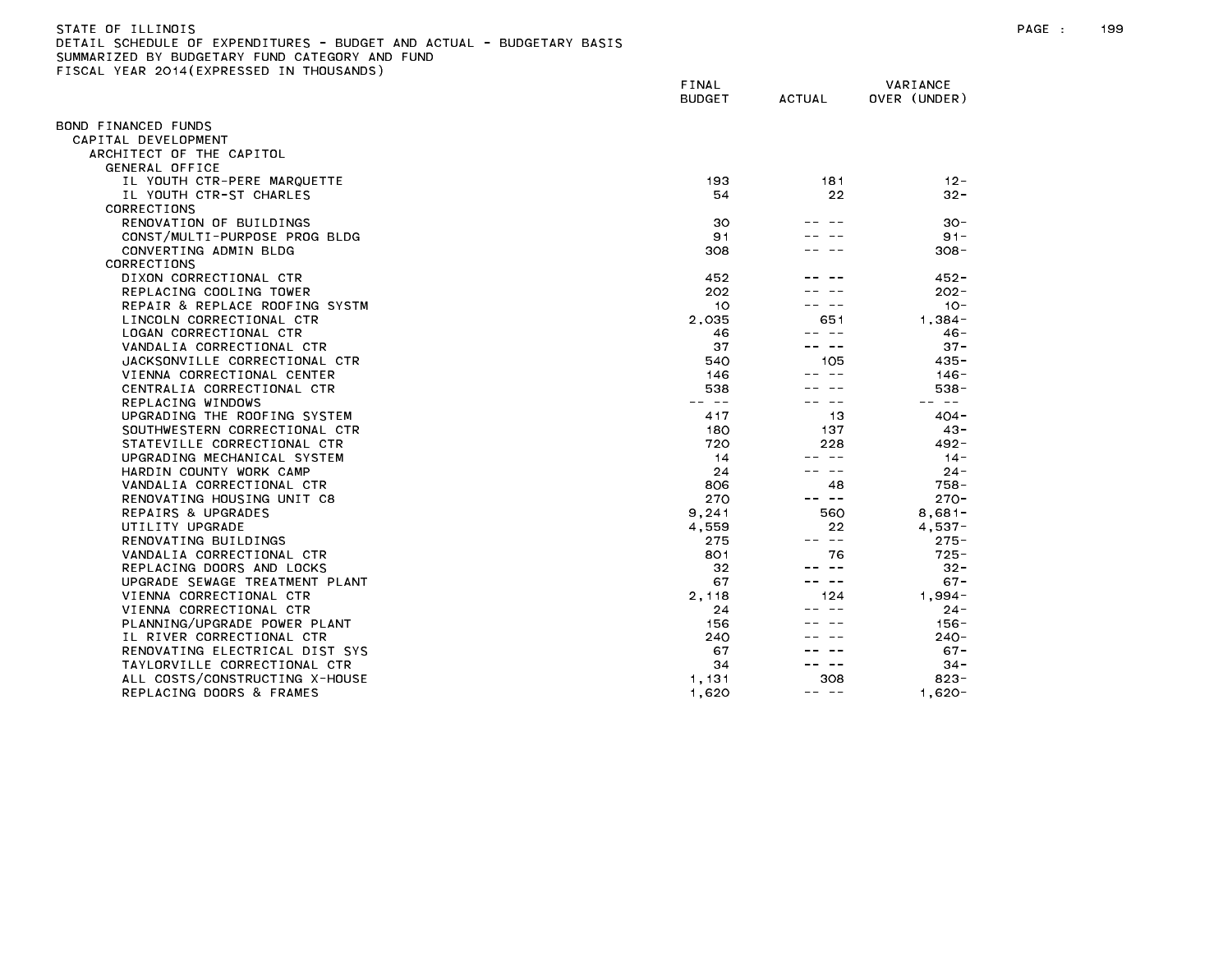STATE OF ILLINOIS
DETAIL SCHEDULE OF EXPENDITURES - BUDGET AND ACTUAL - BUDGETARY BASIS
SUMMARIZED BY BUDGETARY FUND CATEGORY AND FUND
FISCAL YEAR 2014(EXPRESSED IN THOUSANDS)

| | FINAL BUDGET | ACTUAL | VARIANCE OVER (UNDER) |
|---|---|---|---|
| BOND FINANCED FUNDS | | | |
| CAPITAL DEVELOPMENT | | | |
| ARCHITECT OF THE CAPITOL | | | |
| GENERAL OFFICE | | | |
| IL YOUTH CTR-PERE MARQUETTE | 193 | 181 | 12- |
| IL YOUTH CTR-ST CHARLES | 54 | 22 | 32- |
| CORRECTIONS | | | |
| RENOVATION OF BUILDINGS | 30 | -- -- | 30- |
| CONST/MULTI-PURPOSE PROG BLDG | 91 | -- -- | 91- |
| CONVERTING ADMIN BLDG | 308 | -- -- | 308- |
| CORRECTIONS | | | |
| DIXON CORRECTIONAL CTR | 452 | -- -- | 452- |
| REPLACING COOLING TOWER | 202 | -- -- | 202- |
| REPAIR & REPLACE ROOFING SYSTM | 10 | -- -- | 10- |
| LINCOLN CORRECTIONAL CTR | 2,035 | 651 | 1,384- |
| LOGAN CORRECTIONAL CTR | 46 | -- -- | 46- |
| VANDALIA CORRECTIONAL CTR | 37 | -- -- | 37- |
| JACKSONVILLE CORRECTIONAL CTR | 540 | 105 | 435- |
| VIENNA CORRECTIONAL CENTER | 146 | -- -- | 146- |
| CENTRALIA CORRECTIONAL CTR | 538 | -- -- | 538- |
| REPLACING WINDOWS | -- -- | -- -- | -- -- |
| UPGRADING THE ROOFING SYSTEM | 417 | 13 | 404- |
| SOUTHWESTERN CORRECTIONAL CTR | 180 | 137 | 43- |
| STATEVILLE CORRECTIONAL CTR | 720 | 228 | 492- |
| UPGRADING MECHANICAL SYSTEM | 14 | -- -- | 14- |
| HARDIN COUNTY WORK CAMP | 24 | -- -- | 24- |
| VANDALIA CORRECTIONAL CTR | 806 | 48 | 758- |
| RENOVATING HOUSING UNIT C8 | 270 | -- -- | 270- |
| REPAIRS & UPGRADES | 9,241 | 560 | 8,681- |
| UTILITY UPGRADE | 4,559 | 22 | 4,537- |
| RENOVATING BUILDINGS | 275 | -- -- | 275- |
| VANDALIA CORRECTIONAL CTR | 801 | 76 | 725- |
| REPLACING DOORS AND LOCKS | 32 | -- -- | 32- |
| UPGRADE SEWAGE TREATMENT PLANT | 67 | -- -- | 67- |
| VIENNA CORRECTIONAL CTR | 2,118 | 124 | 1,994- |
| VIENNA CORRECTIONAL CTR | 24 | -- -- | 24- |
| PLANNING/UPGRADE POWER PLANT | 156 | -- -- | 156- |
| IL RIVER CORRECTIONAL CTR | 240 | -- -- | 240- |
| RENOVATING ELECTRICAL DIST SYS | 67 | -- -- | 67- |
| TAYLORVILLE CORRECTIONAL CTR | 34 | -- -- | 34- |
| ALL COSTS/CONSTRUCTING X-HOUSE | 1,131 | 308 | 823- |
| REPLACING DOORS & FRAMES | 1,620 | -- -- | 1,620- |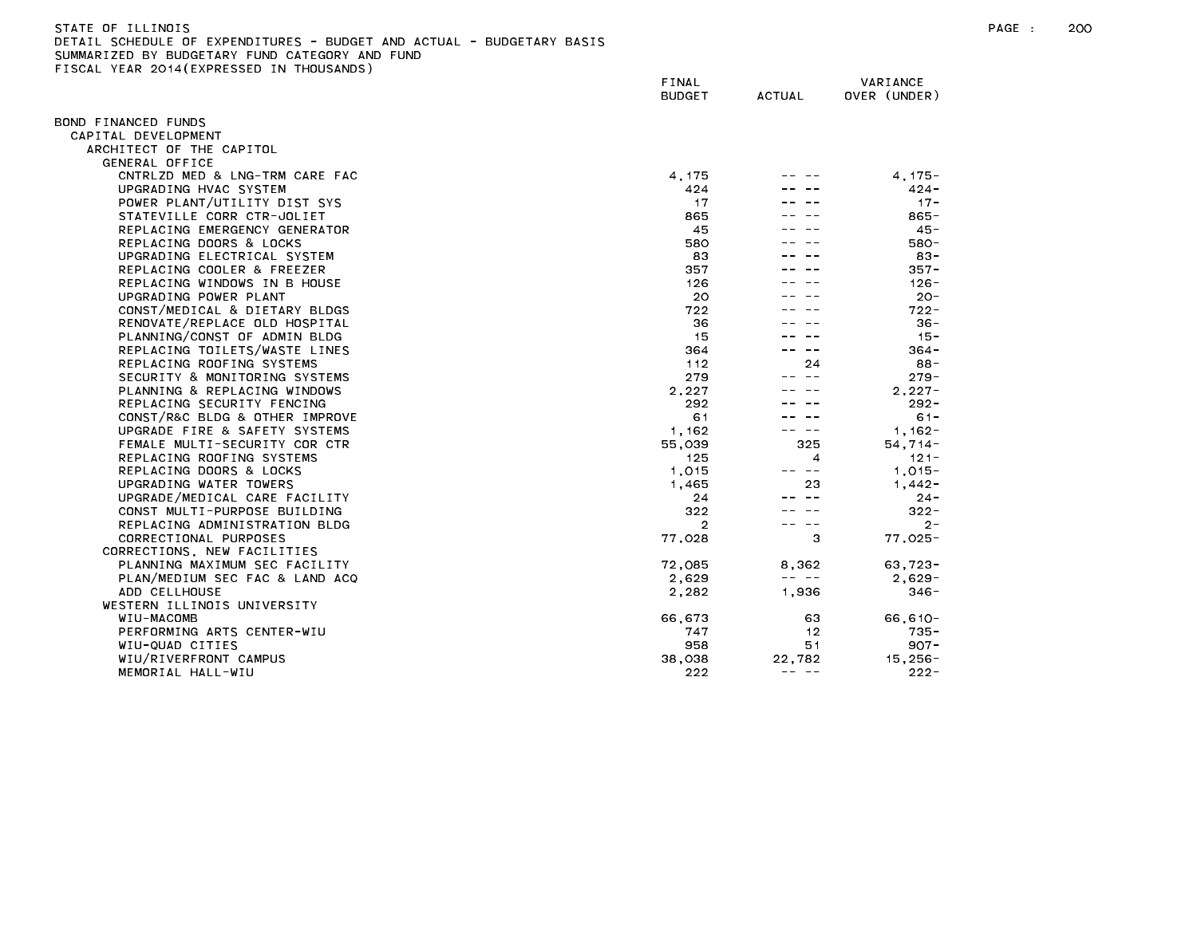STATE OF ILLINOIS
DETAIL SCHEDULE OF EXPENDITURES - BUDGET AND ACTUAL - BUDGETARY BASIS
SUMMARIZED BY BUDGETARY FUND CATEGORY AND FUND
FISCAL YEAR 2014(EXPRESSED IN THOUSANDS)

| | FINAL BUDGET | ACTUAL | VARIANCE OVER (UNDER) |
|---|---|---|---|
| BOND FINANCED FUNDS | | | |
| CAPITAL DEVELOPMENT | | | |
| ARCHITECT OF THE CAPITOL | | | |
| GENERAL OFFICE | | | |
| CNTRLZD MED & LNG-TRM CARE FAC | 4,175 | -- -- | 4,175- |
| UPGRADING HVAC SYSTEM | 424 | -- -- | 424- |
| POWER PLANT/UTILITY DIST SYS | 17 | -- -- | 17- |
| STATEVILLE CORR CTR-JOLIET | 865 | -- -- | 865- |
| REPLACING EMERGENCY GENERATOR | 45 | -- -- | 45- |
| REPLACING DOORS & LOCKS | 580 | -- -- | 580- |
| UPGRADING ELECTRICAL SYSTEM | 83 | -- -- | 83- |
| REPLACING COOLER & FREEZER | 357 | -- -- | 357- |
| REPLACING WINDOWS IN B HOUSE | 126 | -- -- | 126- |
| UPGRADING POWER PLANT | 20 | -- -- | 20- |
| CONST/MEDICAL & DIETARY BLDGS | 722 | -- -- | 722- |
| RENOVATE/REPLACE OLD HOSPITAL | 36 | -- -- | 36- |
| PLANNING/CONST OF ADMIN BLDG | 15 | -- -- | 15- |
| REPLACING TOILETS/WASTE LINES | 364 | -- -- | 364- |
| REPLACING ROOFING SYSTEMS | 112 | 24 | 88- |
| SECURITY & MONITORING SYSTEMS | 279 | -- -- | 279- |
| PLANNING & REPLACING WINDOWS | 2,227 | -- -- | 2,227- |
| REPLACING SECURITY FENCING | 292 | -- -- | 292- |
| CONST/R&C BLDG & OTHER IMPROVE | 61 | -- -- | 61- |
| UPGRADE FIRE & SAFETY SYSTEMS | 1,162 | -- -- | 1,162- |
| FEMALE MULTI-SECURITY COR CTR | 55,039 | 325 | 54,714- |
| REPLACING ROOFING SYSTEMS | 125 | 4 | 121- |
| REPLACING DOORS & LOCKS | 1,015 | -- -- | 1,015- |
| UPGRADING WATER TOWERS | 1,465 | 23 | 1,442- |
| UPGRADE/MEDICAL CARE FACILITY | 24 | -- -- | 24- |
| CONST MULTI-PURPOSE BUILDING | 322 | -- -- | 322- |
| REPLACING ADMINISTRATION BLDG | 2 | -- -- | 2- |
| CORRECTIONAL PURPOSES | 77,028 | 3 | 77,025- |
| CORRECTIONS, NEW FACILITIES | | | |
| PLANNING MAXIMUM SEC FACILITY | 72,085 | 8,362 | 63,723- |
| PLAN/MEDIUM SEC FAC & LAND ACQ | 2,629 | -- -- | 2,629- |
| ADD CELLHOUSE | 2,282 | 1,936 | 346- |
| WESTERN ILLINOIS UNIVERSITY | | | |
| WIU-MACOMB | 66,673 | 63 | 66,610- |
| PERFORMING ARTS CENTER-WIU | 747 | 12 | 735- |
| WIU-QUAD CITIES | 958 | 51 | 907- |
| WIU/RIVERFRONT CAMPUS | 38,038 | 22,782 | 15,256- |
| MEMORIAL HALL-WIU | 222 | -- -- | 222- |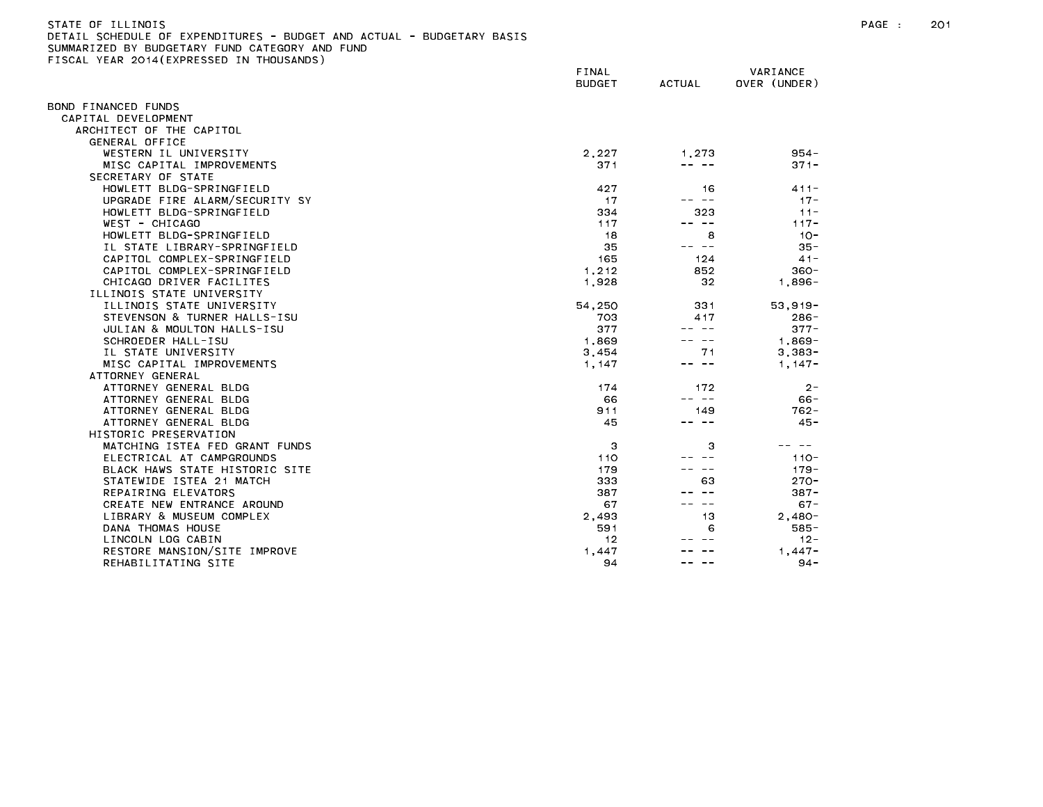STATE OF ILLINOIS
DETAIL SCHEDULE OF EXPENDITURES - BUDGET AND ACTUAL - BUDGETARY BASIS
SUMMARIZED BY BUDGETARY FUND CATEGORY AND FUND
FISCAL YEAR 2014(EXPRESSED IN THOUSANDS)

| | FINAL BUDGET | ACTUAL | VARIANCE OVER (UNDER) |
|---|---|---|---|
| BOND FINANCED FUNDS | | | |
| CAPITAL DEVELOPMENT | | | |
| ARCHITECT OF THE CAPITOL | | | |
| GENERAL OFFICE | | | |
| WESTERN IL UNIVERSITY | 2,227 | 1,273 | 954- |
| MISC CAPITAL IMPROVEMENTS | 371 | -- -- | 371- |
| SECRETARY OF STATE | | | |
| HOWLETT BLDG-SPRINGFIELD | 427 | 16 | 411- |
| UPGRADE FIRE ALARM/SECURITY SY | 17 | -- -- | 17- |
| HOWLETT BLDG-SPRINGFIELD | 334 | 323 | 11- |
| WEST - CHICAGO | 117 | -- -- | 117- |
| HOWLETT BLDG-SPRINGFIELD | 18 | 8 | 10- |
| IL STATE LIBRARY-SPRINGFIELD | 35 | -- -- | 35- |
| CAPITOL COMPLEX-SPRINGFIELD | 165 | 124 | 41- |
| CAPITOL COMPLEX-SPRINGFIELD | 1,212 | 852 | 360- |
| CHICAGO DRIVER FACILITES | 1,928 | 32 | 1,896- |
| ILLINOIS STATE UNIVERSITY | | | |
| ILLINOIS STATE UNIVERSITY | 54,250 | 331 | 53,919- |
| STEVENSON & TURNER HALLS-ISU | 703 | 417 | 286- |
| JULIAN & MOULTON HALLS-ISU | 377 | -- -- | 377- |
| SCHROEDER HALL-ISU | 1,869 | -- -- | 1,869- |
| IL STATE UNIVERSITY | 3,454 | 71 | 3,383- |
| MISC CAPITAL IMPROVEMENTS | 1,147 | -- -- | 1,147- |
| ATTORNEY GENERAL | | | |
| ATTORNEY GENERAL BLDG | 174 | 172 | 2- |
| ATTORNEY GENERAL BLDG | 66 | -- -- | 66- |
| ATTORNEY GENERAL BLDG | 911 | 149 | 762- |
| ATTORNEY GENERAL BLDG | 45 | -- -- | 45- |
| HISTORIC PRESERVATION | | | |
| MATCHING ISTEA FED GRANT FUNDS | 3 | 3 | -- -- |
| ELECTRICAL AT CAMPGROUNDS | 110 | -- -- | 110- |
| BLACK HAWS STATE HISTORIC SITE | 179 | -- -- | 179- |
| STATEWIDE ISTEA 21 MATCH | 333 | 63 | 270- |
| REPAIRING ELEVATORS | 387 | -- -- | 387- |
| CREATE NEW ENTRANCE AROUND | 67 | -- -- | 67- |
| LIBRARY & MUSEUM COMPLEX | 2,493 | 13 | 2,480- |
| DANA THOMAS HOUSE | 591 | 6 | 585- |
| LINCOLN LOG CABIN | 12 | -- -- | 12- |
| RESTORE MANSION/SITE IMPROVE | 1,447 | -- -- | 1,447- |
| REHABILITATING SITE | 94 | -- -- | 94- |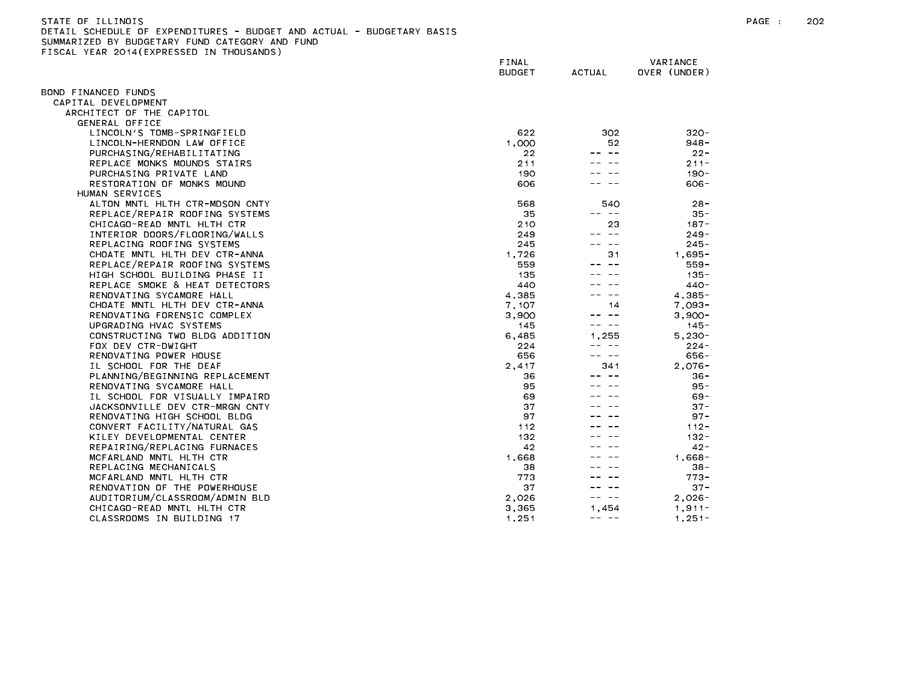STATE OF ILLINOIS
DETAIL SCHEDULE OF EXPENDITURES - BUDGET AND ACTUAL - BUDGETARY BASIS
SUMMARIZED BY BUDGETARY FUND CATEGORY AND FUND
FISCAL YEAR 2014(EXPRESSED IN THOUSANDS)

| | FINAL BUDGET | ACTUAL | VARIANCE OVER (UNDER) |
|---|---|---|---|
| BOND FINANCED FUNDS | | | |
| CAPITAL DEVELOPMENT | | | |
| ARCHITECT OF THE CAPITOL | | | |
| GENERAL OFFICE | | | |
| LINCOLN'S TOMB-SPRINGFIELD | 622 | 302 | 320- |
| LINCOLN-HERNDON LAW OFFICE | 1,000 | 52 | 948- |
| PURCHASING/REHABILITATING | 22 | -- -- | 22- |
| REPLACE MONKS MOUNDS STAIRS | 211 | -- -- | 211- |
| PURCHASING PRIVATE LAND | 190 | -- -- | 190- |
| RESTORATION OF MONKS MOUND | 606 | -- -- | 606- |
| HUMAN SERVICES | | | |
| ALTON MNTL HLTH CTR-MDSON CNTY | 568 | 540 | 28- |
| REPLACE/REPAIR ROOFING SYSTEMS | 35 | -- -- | 35- |
| CHICAGO-READ MNTL HLTH CTR | 210 | 23 | 187- |
| INTERIOR DOORS/FLOORING/WALLS | 249 | -- -- | 249- |
| REPLACING ROOFING SYSTEMS | 245 | -- -- | 245- |
| CHOATE MNTL HLTH DEV CTR-ANNA | 1,726 | 31 | 1,695- |
| REPLACE/REPAIR ROOFING SYSTEMS | 559 | -- -- | 559- |
| HIGH SCHOOL BUILDING PHASE II | 135 | -- -- | 135- |
| REPLACE SMOKE & HEAT DETECTORS | 440 | -- -- | 440- |
| RENOVATING SYCAMORE HALL | 4,385 | -- -- | 4,385- |
| CHOATE MNTL HLTH DEV CTR-ANNA | 7,107 | 14 | 7,093- |
| RENOVATING FORENSIC COMPLEX | 3,900 | -- -- | 3,900- |
| UPGRADING HVAC SYSTEMS | 145 | -- -- | 145- |
| CONSTRUCTING TWO BLDG ADDITION | 6,485 | 1,255 | 5,230- |
| FOX DEV CTR-DWIGHT | 224 | -- -- | 224- |
| RENOVATING POWER HOUSE | 656 | -- -- | 656- |
| IL SCHOOL FOR THE DEAF | 2,417 | 341 | 2,076- |
| PLANNING/BEGINNING REPLACEMENT | 36 | -- -- | 36- |
| RENOVATING SYCAMORE HALL | 95 | -- -- | 95- |
| IL SCHOOL FOR VISUALLY IMPAIRD | 69 | -- -- | 69- |
| JACKSONVILLE DEV CTR-MRGN CNTY | 37 | -- -- | 37- |
| RENOVATING HIGH SCHOOL BLDG | 97 | -- -- | 97- |
| CONVERT FACILITY/NATURAL GAS | 112 | -- -- | 112- |
| KILEY DEVELOPMENTAL CENTER | 132 | -- -- | 132- |
| REPAIRING/REPLACING FURNACES | 42 | -- -- | 42- |
| MCFARLAND MNTL HLTH CTR | 1,668 | -- -- | 1,668- |
| REPLACING MECHANICALS | 38 | -- -- | 38- |
| MCFARLAND MNTL HLTH CTR | 773 | -- -- | 773- |
| RENOVATION OF THE POWERHOUSE | 37 | -- -- | 37- |
| AUDITORIUM/CLASSROOM/ADMIN BLD | 2,026 | -- -- | 2,026- |
| CHICAGO-READ MNTL HLTH CTR | 3,365 | 1,454 | 1,911- |
| CLASSROOMS IN BUILDING 17 | 1,251 | -- -- | 1,251- |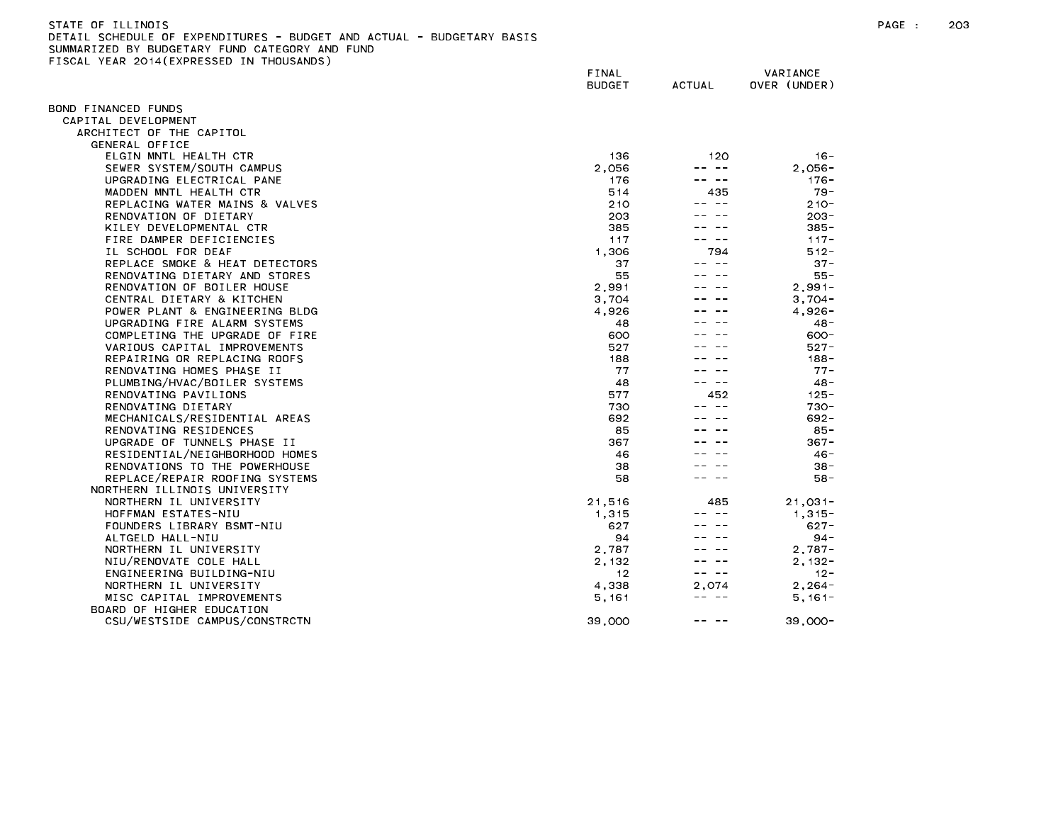STATE OF ILLINOIS
DETAIL SCHEDULE OF EXPENDITURES - BUDGET AND ACTUAL - BUDGETARY BASIS
SUMMARIZED BY BUDGETARY FUND CATEGORY AND FUND
FISCAL YEAR 2014(EXPRESSED IN THOUSANDS)

| | FINAL BUDGET | ACTUAL | VARIANCE OVER (UNDER) |
|---|---|---|---|
| BOND FINANCED FUNDS | | | |
| CAPITAL DEVELOPMENT | | | |
| ARCHITECT OF THE CAPITOL | | | |
| GENERAL OFFICE | | | |
| ELGIN MNTL HEALTH CTR | 136 | 120 | 16- |
| SEWER SYSTEM/SOUTH CAMPUS | 2,056 | -- -- | 2,056- |
| UPGRADING ELECTRICAL PANE | 176 | -- -- | 176- |
| MADDEN MNTL HEALTH CTR | 514 | 435 | 79- |
| REPLACING WATER MAINS & VALVES | 210 | -- -- | 210- |
| RENOVATION OF DIETARY | 203 | -- -- | 203- |
| KILEY DEVELOPMENTAL CTR | 385 | -- -- | 385- |
| FIRE DAMPER DEFICIENCIES | 117 | -- -- | 117- |
| IL SCHOOL FOR DEAF | 1,306 | 794 | 512- |
| REPLACE SMOKE & HEAT DETECTORS | 37 | -- -- | 37- |
| RENOVATING DIETARY AND STORES | 55 | -- -- | 55- |
| RENOVATION OF BOILER HOUSE | 2,991 | -- -- | 2,991- |
| CENTRAL DIETARY & KITCHEN | 3,704 | -- -- | 3,704- |
| POWER PLANT & ENGINEERING BLDG | 4,926 | -- -- | 4,926- |
| UPGRADING FIRE ALARM SYSTEMS | 48 | -- -- | 48- |
| COMPLETING THE UPGRADE OF FIRE | 600 | -- -- | 600- |
| VARIOUS CAPITAL IMPROVEMENTS | 527 | -- -- | 527- |
| REPAIRING OR REPLACING ROOFS | 188 | -- -- | 188- |
| RENOVATING HOMES PHASE II | 77 | -- -- | 77- |
| PLUMBING/HVAC/BOILER SYSTEMS | 48 | -- -- | 48- |
| RENOVATING PAVILIONS | 577 | 452 | 125- |
| RENOVATING DIETARY | 730 | -- -- | 730- |
| MECHANICALS/RESIDENTIAL AREAS | 692 | -- -- | 692- |
| RENOVATING RESIDENCES | 85 | -- -- | 85- |
| UPGRADE OF TUNNELS PHASE II | 367 | -- -- | 367- |
| RESIDENTIAL/NEIGHBORHOOD HOMES | 46 | -- -- | 46- |
| RENOVATIONS TO THE POWERHOUSE | 38 | -- -- | 38- |
| REPLACE/REPAIR ROOFING SYSTEMS | 58 | -- -- | 58- |
| NORTHERN ILLINOIS UNIVERSITY | | | |
| NORTHERN IL UNIVERSITY | 21,516 | 485 | 21,031- |
| HOFFMAN ESTATES-NIU | 1,315 | -- -- | 1,315- |
| FOUNDERS LIBRARY BSMT-NIU | 627 | -- -- | 627- |
| ALTGELD HALL-NIU | 94 | -- -- | 94- |
| NORTHERN IL UNIVERSITY | 2,787 | -- -- | 2,787- |
| NIU/RENOVATE COLE HALL | 2,132 | -- -- | 2,132- |
| ENGINEERING BUILDING-NIU | 12 | -- -- | 12- |
| NORTHERN IL UNIVERSITY | 4,338 | 2,074 | 2,264- |
| MISC CAPITAL IMPROVEMENTS | 5,161 | -- -- | 5,161- |
| BOARD OF HIGHER EDUCATION | | | |
| CSU/WESTSIDE CAMPUS/CONSTRCTN | 39,000 | -- -- | 39,000- |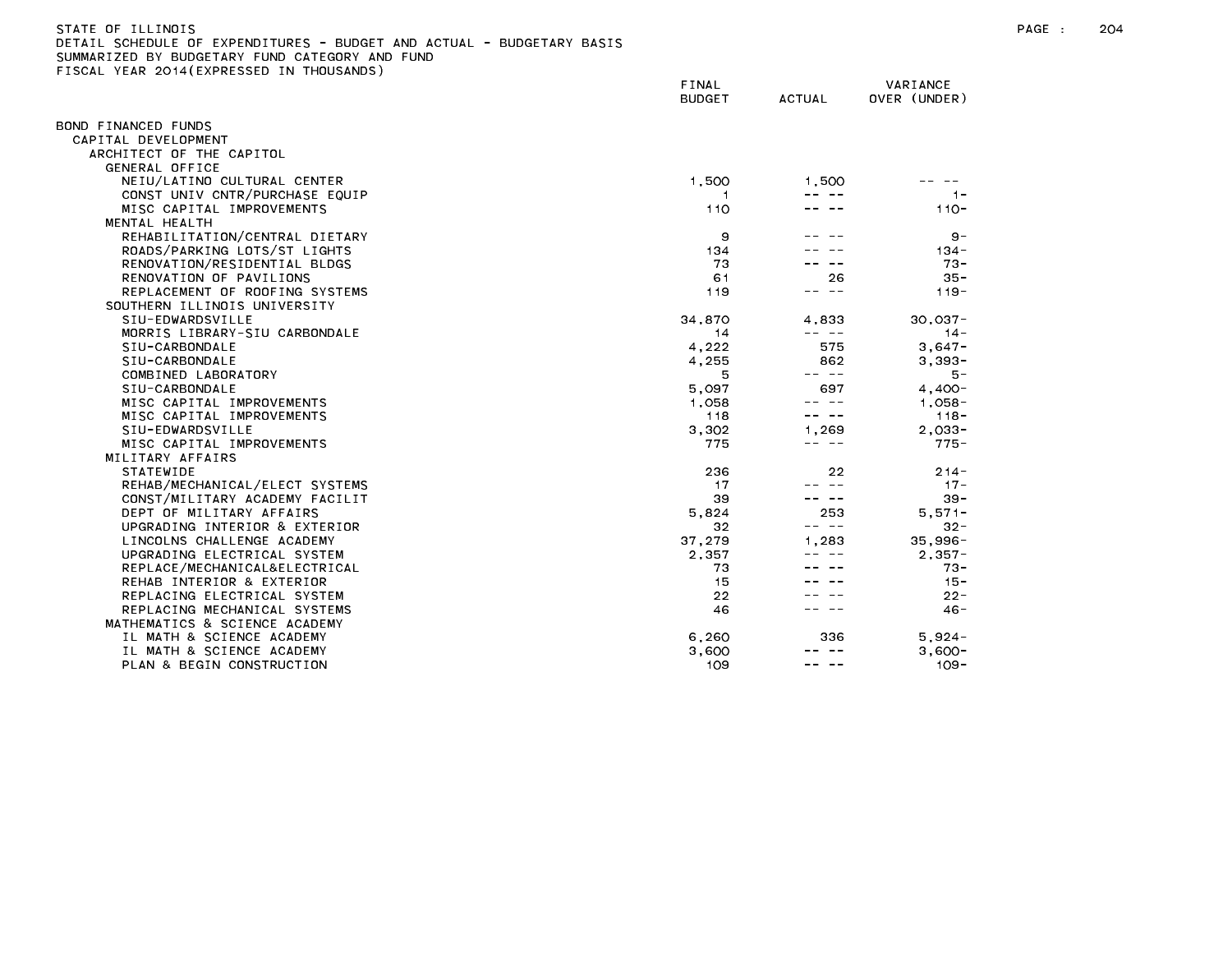STATE OF ILLINOIS
DETAIL SCHEDULE OF EXPENDITURES - BUDGET AND ACTUAL - BUDGETARY BASIS
SUMMARIZED BY BUDGETARY FUND CATEGORY AND FUND
FISCAL YEAR 2014(EXPRESSED IN THOUSANDS)

| | FINAL BUDGET | ACTUAL | VARIANCE OVER (UNDER) |
|---|---|---|---|
| BOND FINANCED FUNDS | | | |
| CAPITAL DEVELOPMENT | | | |
| ARCHITECT OF THE CAPITOL | | | |
| GENERAL OFFICE | | | |
| NEIU/LATINO CULTURAL CENTER | 1,500 | 1,500 | -- -- |
| CONST UNIV CNTR/PURCHASE EQUIP | 1 | -- -- | 1- |
| MISC CAPITAL IMPROVEMENTS | 110 | -- -- | 110- |
| MENTAL HEALTH | | | |
| REHABILITATION/CENTRAL DIETARY | 9 | -- -- | 9- |
| ROADS/PARKING LOTS/ST LIGHTS | 134 | -- -- | 134- |
| RENOVATION/RESIDENTIAL BLDGS | 73 | -- -- | 73- |
| RENOVATION OF PAVILIONS | 61 | 26 | 35- |
| REPLACEMENT OF ROOFING SYSTEMS | 119 | -- -- | 119- |
| SOUTHERN ILLINOIS UNIVERSITY | | | |
| SIU-EDWARDSVILLE | 34,870 | 4,833 | 30,037- |
| MORRIS LIBRARY-SIU CARBONDALE | 14 | -- -- | 14- |
| SIU-CARBONDALE | 4,222 | 575 | 3,647- |
| SIU-CARBONDALE | 4,255 | 862 | 3,393- |
| COMBINED LABORATORY | 5 | -- -- | 5- |
| SIU-CARBONDALE | 5,097 | 697 | 4,400- |
| MISC CAPITAL IMPROVEMENTS | 1,058 | -- -- | 1,058- |
| MISC CAPITAL IMPROVEMENTS | 118 | -- -- | 118- |
| SIU-EDWARDSVILLE | 3,302 | 1,269 | 2,033- |
| MISC CAPITAL IMPROVEMENTS | 775 | -- -- | 775- |
| MILITARY AFFAIRS | | | |
| STATEWIDE | 236 | 22 | 214- |
| REHAB/MECHANICAL/ELECT SYSTEMS | 17 | -- -- | 17- |
| CONST/MILITARY ACADEMY FACILIT | 39 | -- -- | 39- |
| DEPT OF MILITARY AFFAIRS | 5,824 | 253 | 5,571- |
| UPGRADING INTERIOR & EXTERIOR | 32 | -- -- | 32- |
| LINCOLNS CHALLENGE ACADEMY | 37,279 | 1,283 | 35,996- |
| UPGRADING ELECTRICAL SYSTEM | 2,357 | -- -- | 2,357- |
| REPLACE/MECHANICAL&ELECTRICAL | 73 | -- -- | 73- |
| REHAB INTERIOR & EXTERIOR | 15 | -- -- | 15- |
| REPLACING ELECTRICAL SYSTEM | 22 | -- -- | 22- |
| REPLACING MECHANICAL SYSTEMS | 46 | -- -- | 46- |
| MATHEMATICS & SCIENCE ACADEMY | | | |
| IL MATH & SCIENCE ACADEMY | 6,260 | 336 | 5,924- |
| IL MATH & SCIENCE ACADEMY | 3,600 | -- -- | 3,600- |
| PLAN & BEGIN CONSTRUCTION | 109 | -- -- | 109- |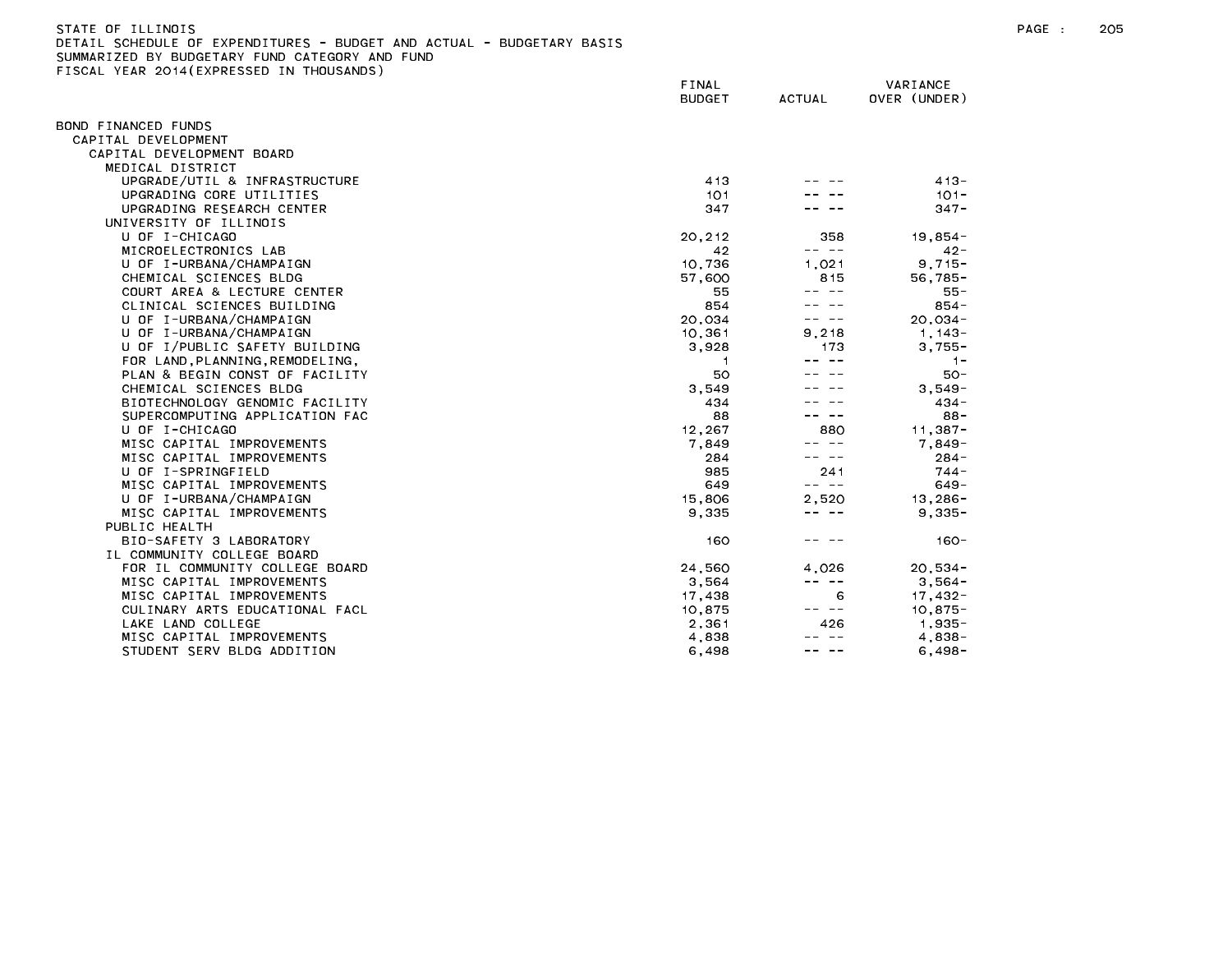STATE OF ILLINOIS
DETAIL SCHEDULE OF EXPENDITURES - BUDGET AND ACTUAL - BUDGETARY BASIS
SUMMARIZED BY BUDGETARY FUND CATEGORY AND FUND
FISCAL YEAR 2014(EXPRESSED IN THOUSANDS)

| | FINAL BUDGET | ACTUAL | VARIANCE OVER (UNDER) |
|---|---|---|---|
| BOND FINANCED FUNDS | | | |
| CAPITAL DEVELOPMENT | | | |
| CAPITAL DEVELOPMENT BOARD | | | |
| MEDICAL DISTRICT | | | |
| UPGRADE/UTIL & INFRASTRUCTURE | 413 | -- -- | 413- |
| UPGRADING CORE UTILITIES | 101 | -- -- | 101- |
| UPGRADING RESEARCH CENTER | 347 | -- -- | 347- |
| UNIVERSITY OF ILLINOIS | | | |
| U OF I-CHICAGO | 20,212 | 358 | 19,854- |
| MICROELECTRONICS LAB | 42 | -- -- | 42- |
| U OF I-URBANA/CHAMPAIGN | 10,736 | 1,021 | 9,715- |
| CHEMICAL SCIENCES BLDG | 57,600 | 815 | 56,785- |
| COURT AREA & LECTURE CENTER | 55 | -- -- | 55- |
| CLINICAL SCIENCES BUILDING | 854 | -- -- | 854- |
| U OF I-URBANA/CHAMPAIGN | 20,034 | -- -- | 20,034- |
| U OF I-URBANA/CHAMPAIGN | 10,361 | 9,218 | 1,143- |
| U OF I/PUBLIC SAFETY BUILDING | 3,928 | 173 | 3,755- |
| FOR LAND,PLANNING,REMODELING, | 1 | -- -- | 1- |
| PLAN & BEGIN CONST OF FACILITY | 50 | -- -- | 50- |
| CHEMICAL SCIENCES BLDG | 3,549 | -- -- | 3,549- |
| BIOTECHNOLOGY GENOMIC FACILITY | 434 | -- -- | 434- |
| SUPERCOMPUTING APPLICATION FAC | 88 | -- -- | 88- |
| U OF I-CHICAGO | 12,267 | 880 | 11,387- |
| MISC CAPITAL IMPROVEMENTS | 7,849 | -- -- | 7,849- |
| MISC CAPITAL IMPROVEMENTS | 284 | -- -- | 284- |
| U OF I-SPRINGFIELD | 985 | 241 | 744- |
| MISC CAPITAL IMPROVEMENTS | 649 | -- -- | 649- |
| U OF I-URBANA/CHAMPAIGN | 15,806 | 2,520 | 13,286- |
| MISC CAPITAL IMPROVEMENTS | 9,335 | -- -- | 9,335- |
| PUBLIC HEALTH | | | |
| BIO-SAFETY 3 LABORATORY | 160 | -- -- | 160- |
| IL COMMUNITY COLLEGE BOARD | | | |
| FOR IL COMMUNITY COLLEGE BOARD | 24,560 | 4,026 | 20,534- |
| MISC CAPITAL IMPROVEMENTS | 3,564 | -- -- | 3,564- |
| MISC CAPITAL IMPROVEMENTS | 17,438 | 6 | 17,432- |
| CULINARY ARTS EDUCATIONAL FACL | 10,875 | -- -- | 10,875- |
| LAKE LAND COLLEGE | 2,361 | 426 | 1,935- |
| MISC CAPITAL IMPROVEMENTS | 4,838 | -- -- | 4,838- |
| STUDENT SERV BLDG ADDITION | 6,498 | -- -- | 6,498- |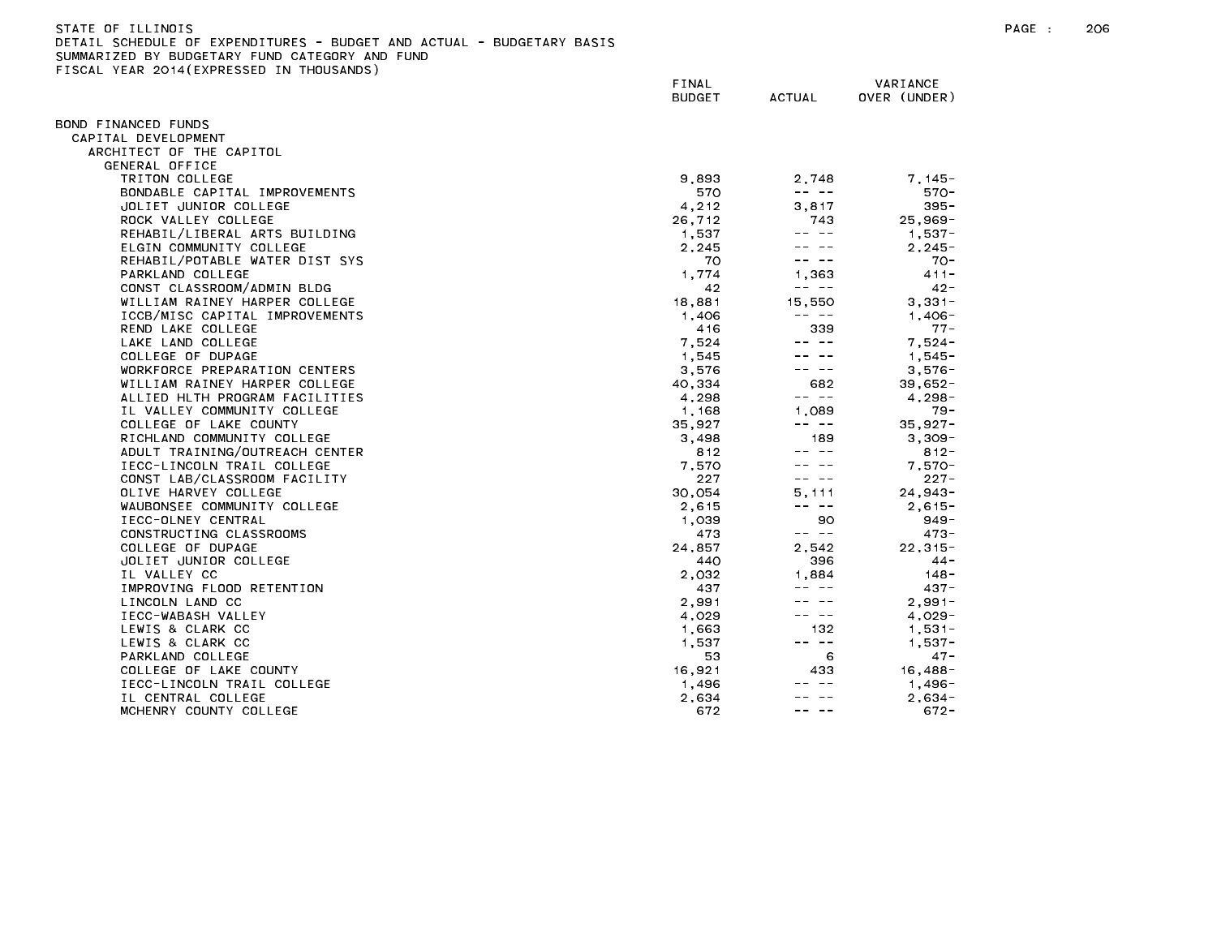STATE OF ILLINOIS
DETAIL SCHEDULE OF EXPENDITURES - BUDGET AND ACTUAL - BUDGETARY BASIS
SUMMARIZED BY BUDGETARY FUND CATEGORY AND FUND
FISCAL YEAR 2014(EXPRESSED IN THOUSANDS)

| | FINAL BUDGET | ACTUAL | VARIANCE OVER (UNDER) |
|---|---|---|---|
| BOND FINANCED FUNDS | | | |
| CAPITAL DEVELOPMENT | | | |
| ARCHITECT OF THE CAPITOL | | | |
| GENERAL OFFICE | | | |
| TRITON COLLEGE | 9,893 | 2,748 | 7,145- |
| BONDABLE CAPITAL IMPROVEMENTS | 570 | -- -- | 570- |
| JOLIET JUNIOR COLLEGE | 4,212 | 3,817 | 395- |
| ROCK VALLEY COLLEGE | 26,712 | 743 | 25,969- |
| REHABIL/LIBERAL ARTS BUILDING | 1,537 | -- -- | 1,537- |
| ELGIN COMMUNITY COLLEGE | 2,245 | -- -- | 2,245- |
| REHABIL/POTABLE WATER DIST SYS | 70 | -- -- | 70- |
| PARKLAND COLLEGE | 1,774 | 1,363 | 411- |
| CONST CLASSROOM/ADMIN BLDG | 42 | -- -- | 42- |
| WILLIAM RAINEY HARPER COLLEGE | 18,881 | 15,550 | 3,331- |
| ICCB/MISC CAPITAL IMPROVEMENTS | 1,406 | -- -- | 1,406- |
| REND LAKE COLLEGE | 416 | 339 | 77- |
| LAKE LAND COLLEGE | 7,524 | -- -- | 7,524- |
| COLLEGE OF DUPAGE | 1,545 | -- -- | 1,545- |
| WORKFORCE PREPARATION CENTERS | 3,576 | -- -- | 3,576- |
| WILLIAM RAINEY HARPER COLLEGE | 40,334 | 682 | 39,652- |
| ALLIED HLTH PROGRAM FACILITIES | 4,298 | -- -- | 4,298- |
| IL VALLEY COMMUNITY COLLEGE | 1,168 | 1,089 | 79- |
| COLLEGE OF LAKE COUNTY | 35,927 | -- -- | 35,927- |
| RICHLAND COMMUNITY COLLEGE | 3,498 | 189 | 3,309- |
| ADULT TRAINING/OUTREACH CENTER | 812 | -- -- | 812- |
| IECC-LINCOLN TRAIL COLLEGE | 7,570 | -- -- | 7,570- |
| CONST LAB/CLASSROOM FACILITY | 227 | -- -- | 227- |
| OLIVE HARVEY COLLEGE | 30,054 | 5,111 | 24,943- |
| WAUBONSEE COMMUNITY COLLEGE | 2,615 | -- -- | 2,615- |
| IECC-OLNEY CENTRAL | 1,039 | 90 | 949- |
| CONSTRUCTING CLASSROOMS | 473 | -- -- | 473- |
| COLLEGE OF DUPAGE | 24,857 | 2,542 | 22,315- |
| JOLIET JUNIOR COLLEGE | 440 | 396 | 44- |
| IL VALLEY CC | 2,032 | 1,884 | 148- |
| IMPROVING FLOOD RETENTION | 437 | -- -- | 437- |
| LINCOLN LAND CC | 2,991 | -- -- | 2,991- |
| IECC-WABASH VALLEY | 4,029 | -- -- | 4,029- |
| LEWIS & CLARK CC | 1,663 | 132 | 1,531- |
| LEWIS & CLARK CC | 1,537 | -- -- | 1,537- |
| PARKLAND COLLEGE | 53 | 6 | 47- |
| COLLEGE OF LAKE COUNTY | 16,921 | 433 | 16,488- |
| IECC-LINCOLN TRAIL COLLEGE | 1,496 | -- -- | 1,496- |
| IL CENTRAL COLLEGE | 2,634 | -- -- | 2,634- |
| MCHENRY COUNTY COLLEGE | 672 | -- -- | 672- |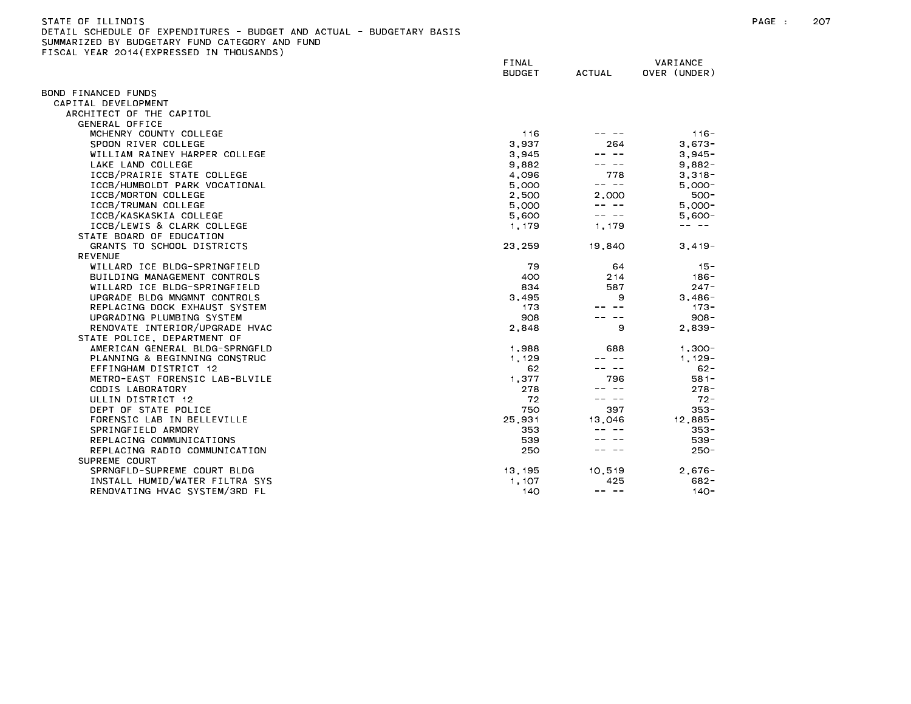STATE OF ILLINOIS
DETAIL SCHEDULE OF EXPENDITURES - BUDGET AND ACTUAL - BUDGETARY BASIS
SUMMARIZED BY BUDGETARY FUND CATEGORY AND FUND
FISCAL YEAR 2014(EXPRESSED IN THOUSANDS)

| | FINAL BUDGET | ACTUAL | VARIANCE OVER (UNDER) |
|---|---|---|---|
| BOND FINANCED FUNDS | | | |
| CAPITAL DEVELOPMENT | | | |
| ARCHITECT OF THE CAPITOL | | | |
| GENERAL OFFICE | | | |
| MCHENRY COUNTY COLLEGE | 116 | -- -- | 116- |
| SPOON RIVER COLLEGE | 3,937 | 264 | 3,673- |
| WILLIAM RAINEY HARPER COLLEGE | 3,945 | -- -- | 3,945- |
| LAKE LAND COLLEGE | 9,882 | -- -- | 9,882- |
| ICCB/PRAIRIE STATE COLLEGE | 4,096 | 778 | 3,318- |
| ICCB/HUMBOLDT PARK VOCATIONAL | 5,000 | -- -- | 5,000- |
| ICCB/MORTON COLLEGE | 2,500 | 2,000 | 500- |
| ICCB/TRUMAN COLLEGE | 5,000 | -- -- | 5,000- |
| ICCB/KASKASKIA COLLEGE | 5,600 | -- -- | 5,600- |
| ICCB/LEWIS & CLARK COLLEGE | 1,179 | 1,179 | -- -- |
| STATE BOARD OF EDUCATION | | | |
| GRANTS TO SCHOOL DISTRICTS | 23,259 | 19,840 | 3,419- |
| REVENUE | | | |
| WILLARD ICE BLDG-SPRINGFIELD | 79 | 64 | 15- |
| BUILDING MANAGEMENT CONTROLS | 400 | 214 | 186- |
| WILLARD ICE BLDG-SPRINGFIELD | 834 | 587 | 247- |
| UPGRADE BLDG MNGMNT CONTROLS | 3,495 | 9 | 3,486- |
| REPLACING DOCK EXHAUST SYSTEM | 173 | -- -- | 173- |
| UPGRADING PLUMBING SYSTEM | 908 | -- -- | 908- |
| RENOVATE INTERIOR/UPGRADE HVAC | 2,848 | 9 | 2,839- |
| STATE POLICE, DEPARTMENT OF | | | |
| AMERICAN GENERAL BLDG-SPRNGFLD | 1,988 | 688 | 1,300- |
| PLANNING & BEGINNING CONSTRUC | 1,129 | -- -- | 1,129- |
| EFFINGHAM DISTRICT 12 | 62 | -- -- | 62- |
| METRO-EAST FORENSIC LAB-BLVILE | 1,377 | 796 | 581- |
| CODIS LABORATORY | 278 | -- -- | 278- |
| ULLIN DISTRICT 12 | 72 | -- -- | 72- |
| DEPT OF STATE POLICE | 750 | 397 | 353- |
| FORENSIC LAB IN BELLEVILLE | 25,931 | 13,046 | 12,885- |
| SPRINGFIELD ARMORY | 353 | -- -- | 353- |
| REPLACING COMMUNICATIONS | 539 | -- -- | 539- |
| REPLACING RADIO COMMUNICATION | 250 | -- -- | 250- |
| SUPREME COURT | | | |
| SPRNGFLD-SUPREME COURT BLDG | 13,195 | 10,519 | 2,676- |
| INSTALL HUMID/WATER FILTRA SYS | 1,107 | 425 | 682- |
| RENOVATING HVAC SYSTEM/3RD FL | 140 | -- -- | 140- |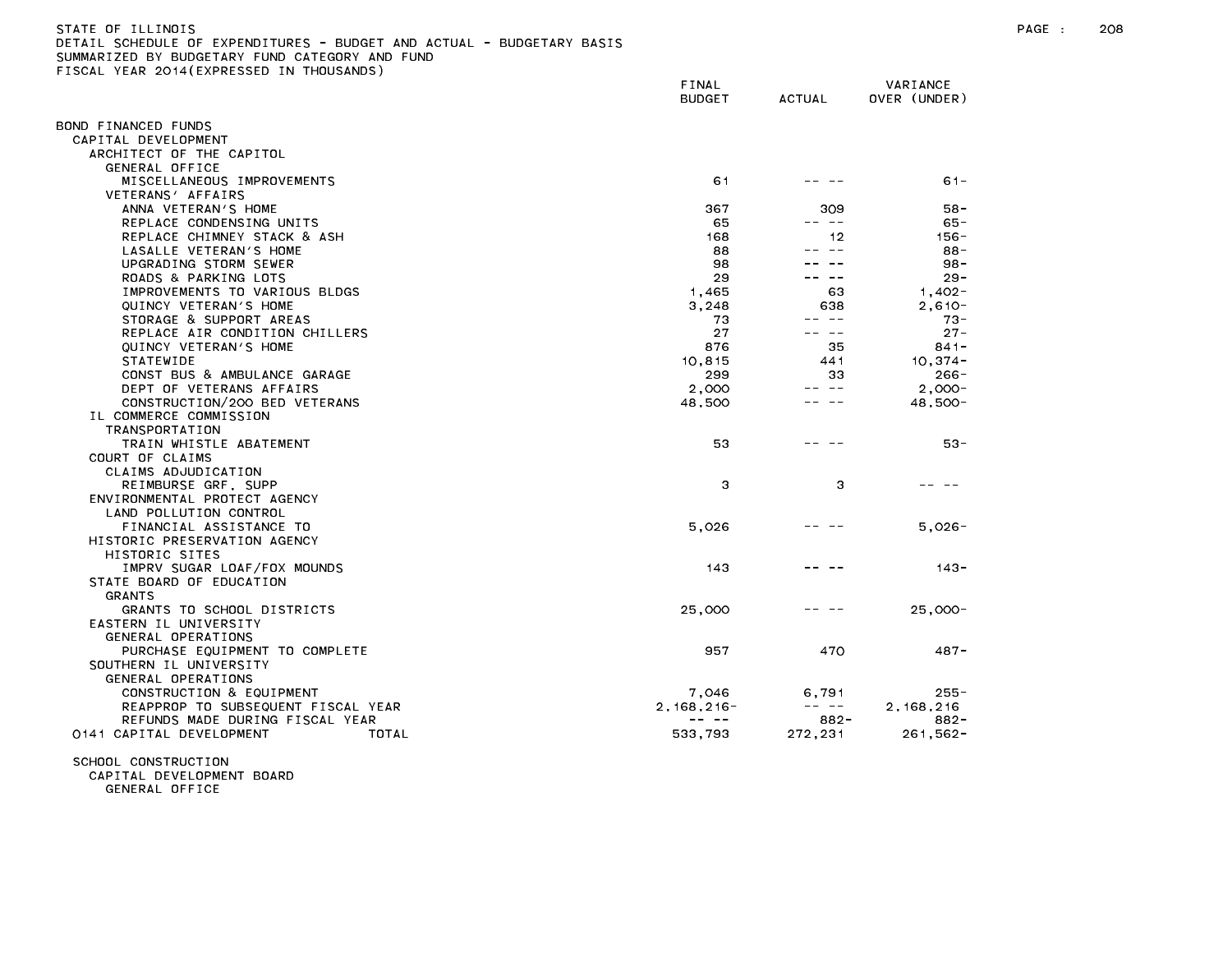STATE OF ILLINOIS
DETAIL SCHEDULE OF EXPENDITURES - BUDGET AND ACTUAL - BUDGETARY BASIS
SUMMARIZED BY BUDGETARY FUND CATEGORY AND FUND
FISCAL YEAR 2014(EXPRESSED IN THOUSANDS)

| | FINAL BUDGET | ACTUAL | VARIANCE OVER (UNDER) |
|---|---|---|---|
| BOND FINANCED FUNDS | | | |
| CAPITAL DEVELOPMENT | | | |
| ARCHITECT OF THE CAPITOL | | | |
| GENERAL OFFICE | | | |
| MISCELLANEOUS IMPROVEMENTS | 61 | -- -- | 61- |
| VETERANS' AFFAIRS | | | |
| ANNA VETERAN'S HOME | 367 | 309 | 58- |
| REPLACE CONDENSING UNITS | 65 | -- -- | 65- |
| REPLACE CHIMNEY STACK & ASH | 168 | 12 | 156- |
| LASALLE VETERAN'S HOME | 88 | -- -- | 88- |
| UPGRADING STORM SEWER | 98 | -- -- | 98- |
| ROADS & PARKING LOTS | 29 | -- -- | 29- |
| IMPROVEMENTS TO VARIOUS BLDGS | 1,465 | 63 | 1,402- |
| QUINCY VETERAN'S HOME | 3,248 | 638 | 2,610- |
| STORAGE & SUPPORT AREAS | 73 | -- -- | 73- |
| REPLACE AIR CONDITION CHILLERS | 27 | -- -- | 27- |
| QUINCY VETERAN'S HOME | 876 | 35 | 841- |
| STATEWIDE | 10,815 | 441 | 10,374- |
| CONST BUS & AMBULANCE GARAGE | 299 | 33 | 266- |
| DEPT OF VETERANS AFFAIRS | 2,000 | -- -- | 2,000- |
| CONSTRUCTION/200 BED VETERANS | 48,500 | -- -- | 48,500- |
| IL COMMERCE COMMISSION | | | |
| TRANSPORTATION | | | |
| TRAIN WHISTLE ABATEMENT | 53 | -- -- | 53- |
| COURT OF CLAIMS | | | |
| CLAIMS ADJUDICATION | | | |
| REIMBURSE GRF, SUPP | 3 | 3 | -- -- |
| ENVIRONMENTAL PROTECT AGENCY | | | |
| LAND POLLUTION CONTROL | | | |
| FINANCIAL ASSISTANCE TO | 5,026 | -- -- | 5,026- |
| HISTORIC PRESERVATION AGENCY | | | |
| HISTORIC SITES | | | |
| IMPRV SUGAR LOAF/FOX MOUNDS | 143 | -- -- | 143- |
| STATE BOARD OF EDUCATION | | | |
| GRANTS | | | |
| GRANTS TO SCHOOL DISTRICTS | 25,000 | -- -- | 25,000- |
| EASTERN IL UNIVERSITY | | | |
| GENERAL OPERATIONS | | | |
| PURCHASE EQUIPMENT TO COMPLETE | 957 | 470 | 487- |
| SOUTHERN IL UNIVERSITY | | | |
| GENERAL OPERATIONS | | | |
| CONSTRUCTION & EQUIPMENT | 7,046 | 6,791 | 255- |
| REAPPROP TO SUBSEQUENT FISCAL YEAR | 2,168,216- | -- -- | 2,168,216 |
| REFUNDS MADE DURING FISCAL YEAR | -- -- | 882- | 882- |
| 0141 CAPITAL DEVELOPMENT TOTAL | 533,793 | 272,231 | 261,562- |
| SCHOOL CONSTRUCTION | | | |
| CAPITAL DEVELOPMENT BOARD | | | |
| GENERAL OFFICE | | | |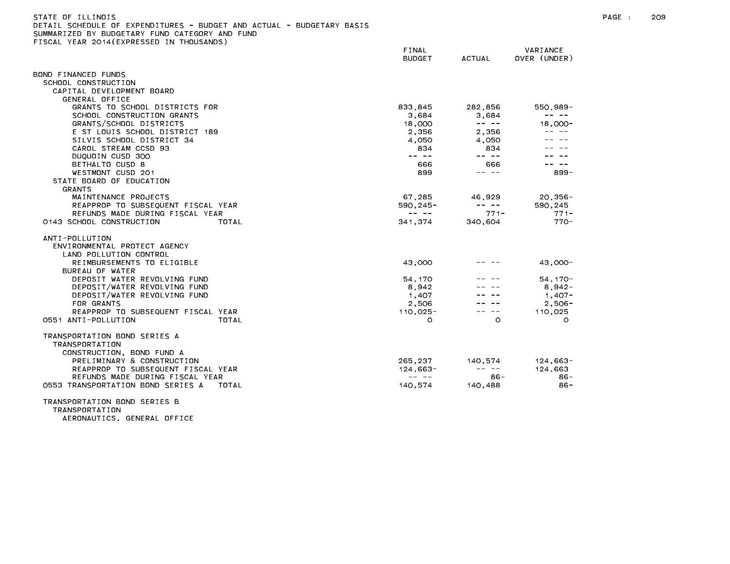STATE OF ILLINOIS
DETAIL SCHEDULE OF EXPENDITURES - BUDGET AND ACTUAL - BUDGETARY BASIS
SUMMARIZED BY BUDGETARY FUND CATEGORY AND FUND
FISCAL YEAR 2014(EXPRESSED IN THOUSANDS)

| | FINAL BUDGET | ACTUAL | VARIANCE OVER (UNDER) |
|---|---|---|---|
| BOND FINANCED FUNDS | | | |
| SCHOOL CONSTRUCTION | | | |
| CAPITAL DEVELOPMENT BOARD | | | |
| GENERAL OFFICE | | | |
| GRANTS TO SCHOOL DISTRICTS FOR | 833,845 | 282,856 | 550,989- |
| SCHOOL CONSTRUCTION GRANTS | 3,684 | 3,684 | -- -- |
| GRANTS/SCHOOL DISTRICTS | 18,000 | -- -- | 18,000- |
| E ST LOUIS SCHOOL DISTRICT 189 | 2,356 | 2,356 | -- -- |
| SILVIS SCHOOL DISTRICT 34 | 4,050 | 4,050 | -- -- |
| CAROL STREAM CCSD 93 | 834 | 834 | -- -- |
| DUQUOIN CUSD 300 | -- -- | -- -- | -- -- |
| BETHALTO CUSD 8 | 666 | 666 | -- -- |
| WESTMONT CUSD 201 | 899 | -- -- | 899- |
| STATE BOARD OF EDUCATION | | | |
| GRANTS | | | |
| MAINTENANCE PROJECTS | 67,285 | 46,929 | 20,356- |
| REAPPROP TO SUBSEQUENT FISCAL YEAR | 590,245- | -- -- | 590,245 |
| REFUNDS MADE DURING FISCAL YEAR | -- -- | 771- | 771- |
| 0143 SCHOOL CONSTRUCTION TOTAL | 341,374 | 340,604 | 770- |
| ANTI-POLLUTION | | | |
| ENVIRONMENTAL PROTECT AGENCY | | | |
| LAND POLLUTION CONTROL | | | |
| REIMBURSEMENTS TO ELIGIBLE | 43,000 | -- -- | 43,000- |
| BUREAU OF WATER | | | |
| DEPOSIT WATER REVOLVING FUND | 54,170 | -- -- | 54,170- |
| DEPOSIT/WATER REVOLVING FUND | 8,942 | -- -- | 8,942- |
| DEPOSIT/WATER REVOLVING FUND | 1,407 | -- -- | 1,407- |
| FOR GRANTS | 2,506 | -- -- | 2,506- |
| REAPPROP TO SUBSEQUENT FISCAL YEAR | 110,025- | -- -- | 110,025 |
| 0551 ANTI-POLLUTION TOTAL | 0 | 0 | 0 |
| TRANSPORTATION BOND SERIES A | | | |
| TRANSPORTATION | | | |
| CONSTRUCTION, BOND FUND A | | | |
| PRELIMINARY & CONSTRUCTION | 265,237 | 140,574 | 124,663- |
| REAPPROP TO SUBSEQUENT FISCAL YEAR | 124,663- | -- -- | 124,663 |
| REFUNDS MADE DURING FISCAL YEAR | -- -- | 86- | 86- |
| 0553 TRANSPORTATION BOND SERIES A TOTAL | 140,574 | 140,488 | 86- |
| TRANSPORTATION BOND SERIES B | | | |
| TRANSPORTATION | | | |
| AERONAUTICS, GENERAL OFFICE | | | |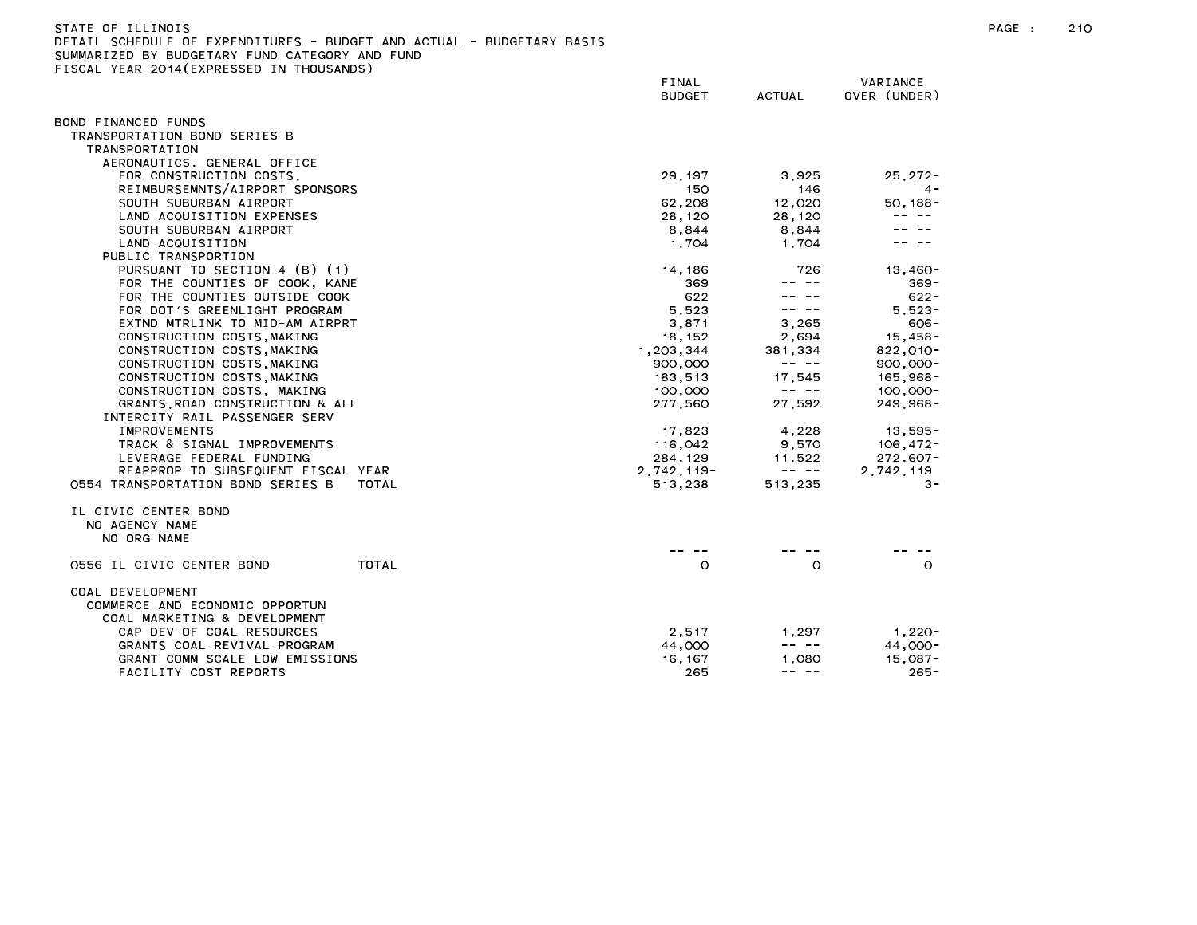STATE OF ILLINOIS
DETAIL SCHEDULE OF EXPENDITURES - BUDGET AND ACTUAL - BUDGETARY BASIS
SUMMARIZED BY BUDGETARY FUND CATEGORY AND FUND
FISCAL YEAR 2014(EXPRESSED IN THOUSANDS)

| | FINAL BUDGET | ACTUAL | VARIANCE OVER (UNDER) |
|---|---|---|---|
| BOND FINANCED FUNDS | | | |
| TRANSPORTATION BOND SERIES B | | | |
| TRANSPORTATION | | | |
| AERONAUTICS, GENERAL OFFICE | | | |
| FOR CONSTRUCTION COSTS, | 29,197 | 3,925 | 25,272- |
| REIMBURSEMNTS/AIRPORT SPONSORS | 150 | 146 | 4- |
| SOUTH SUBURBAN AIRPORT | 62,208 | 12,020 | 50,188- |
| LAND ACQUISITION EXPENSES | 28,120 | 28,120 | -- -- |
| SOUTH SUBURBAN AIRPORT | 8,844 | 8,844 | -- -- |
| LAND ACQUISITION | 1,704 | 1,704 | -- -- |
| PUBLIC TRANSPORTION | | | |
| PURSUANT TO SECTION 4 (B) (1) | 14,186 | 726 | 13,460- |
| FOR THE COUNTIES OF COOK, KANE | 369 | -- -- | 369- |
| FOR THE COUNTIES OUTSIDE COOK | 622 | -- -- | 622- |
| FOR DOT'S GREENLIGHT PROGRAM | 5,523 | -- -- | 5,523- |
| EXTND MTRLINK TO MID-AM AIRPRT | 3,871 | 3,265 | 606- |
| CONSTRUCTION COSTS,MAKING | 18,152 | 2,694 | 15,458- |
| CONSTRUCTION COSTS,MAKING | 1,203,344 | 381,334 | 822,010- |
| CONSTRUCTION COSTS,MAKING | 900,000 | -- -- | 900,000- |
| CONSTRUCTION COSTS,MAKING | 183,513 | 17,545 | 165,968- |
| CONSTRUCTION COSTS, MAKING | 100,000 | -- -- | 100,000- |
| GRANTS,ROAD CONSTRUCTION & ALL | 277,560 | 27,592 | 249,968- |
| INTERCITY RAIL PASSENGER SERV | | | |
| IMPROVEMENTS | 17,823 | 4,228 | 13,595- |
| TRACK & SIGNAL IMPROVEMENTS | 116,042 | 9,570 | 106,472- |
| LEVERAGE FEDERAL FUNDING | 284,129 | 11,522 | 272,607- |
| REAPPROP TO SUBSEQUENT FISCAL YEAR | 2,742,119- | -- -- | 2,742,119 |
| 0554 TRANSPORTATION BOND SERIES B TOTAL | 513,238 | 513,235 | 3- |
| IL CIVIC CENTER BOND | | | |
| NO AGENCY NAME | | | |
| NO ORG NAME | | | |
| | -- -- | -- -- | -- -- |
| 0556 IL CIVIC CENTER BOND TOTAL | 0 | 0 | 0 |
| COAL DEVELOPMENT | | | |
| COMMERCE AND ECONOMIC OPPORTUN | | | |
| COAL MARKETING & DEVELOPMENT | | | |
| CAP DEV OF COAL RESOURCES | 2,517 | 1,297 | 1,220- |
| GRANTS COAL REVIVAL PROGRAM | 44,000 | -- -- | 44,000- |
| GRANT COMM SCALE LOW EMISSIONS | 16,167 | 1,080 | 15,087- |
| FACILITY COST REPORTS | 265 | -- -- | 265- |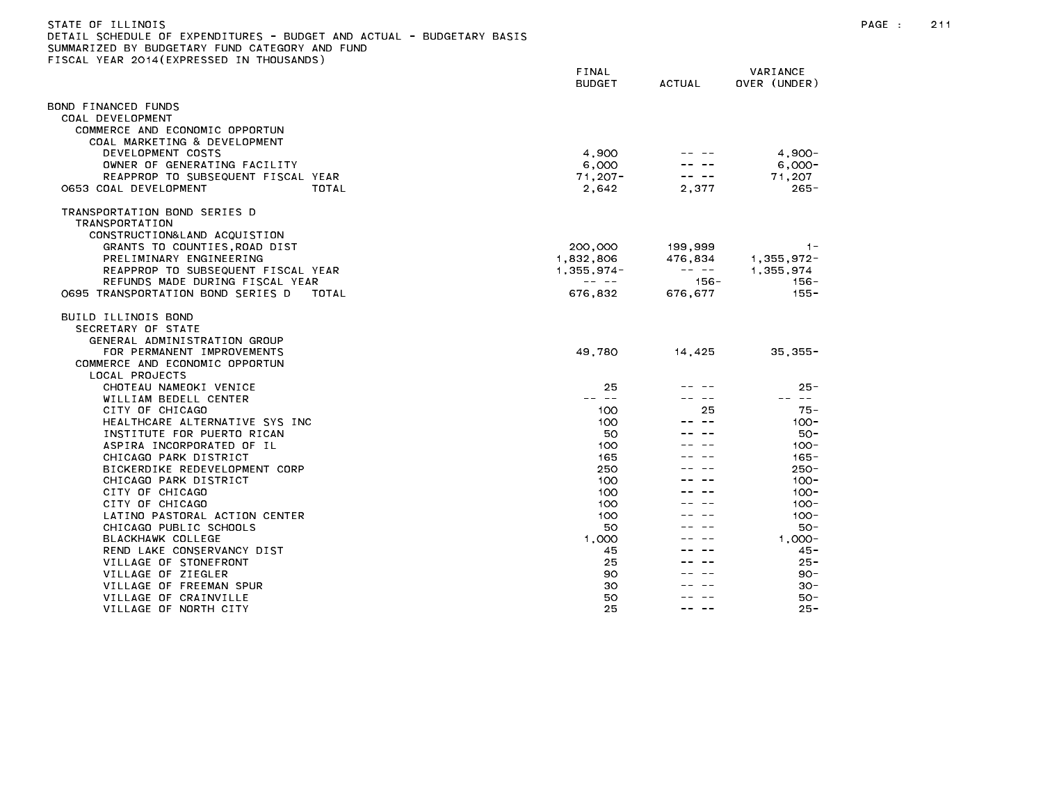STATE OF ILLINOIS
DETAIL SCHEDULE OF EXPENDITURES - BUDGET AND ACTUAL - BUDGETARY BASIS
SUMMARIZED BY BUDGETARY FUND CATEGORY AND FUND
FISCAL YEAR 2014(EXPRESSED IN THOUSANDS)

| | FINAL BUDGET | ACTUAL | VARIANCE OVER (UNDER) |
|---|---|---|---|
| BOND FINANCED FUNDS | | | |
| COAL DEVELOPMENT | | | |
| COMMERCE AND ECONOMIC OPPORTUN | | | |
| COAL MARKETING & DEVELOPMENT | | | |
| DEVELOPMENT COSTS | 4,900 | -- -- | 4,900- |
| OWNER OF GENERATING FACILITY | 6,000 | -- -- | 6,000- |
| REAPPROP TO SUBSEQUENT FISCAL YEAR | 71,207- | -- -- | 71,207 |
| 0653 COAL DEVELOPMENT TOTAL | 2,642 | 2,377 | 265- |
| TRANSPORTATION BOND SERIES D | | | |
| TRANSPORTATION | | | |
| CONSTRUCTION&LAND ACQUISTION | | | |
| GRANTS TO COUNTIES,ROAD DIST | 200,000 | 199,999 | 1- |
| PRELIMINARY ENGINEERING | 1,832,806 | 476,834 | 1,355,972- |
| REAPPROP TO SUBSEQUENT FISCAL YEAR | 1,355,974- | -- -- | 1,355,974 |
| REFUNDS MADE DURING FISCAL YEAR | -- -- | 156- | 156- |
| 0695 TRANSPORTATION BOND SERIES D TOTAL | 676,832 | 676,677 | 155- |
| BUILD ILLINOIS BOND | | | |
| SECRETARY OF STATE | | | |
| GENERAL ADMINISTRATION GROUP | | | |
| FOR PERMANENT IMPROVEMENTS | 49,780 | 14,425 | 35,355- |
| COMMERCE AND ECONOMIC OPPORTUN | | | |
| LOCAL PROJECTS | | | |
| CHOTEAU NAMEOKI VENICE | 25 | -- -- | 25- |
| WILLIAM BEDELL CENTER | -- -- | -- -- | -- -- |
| CITY OF CHICAGO | 100 | 25 | 75- |
| HEALTHCARE ALTERNATIVE SYS INC | 100 | -- -- | 100- |
| INSTITUTE FOR PUERTO RICAN | 50 | -- -- | 50- |
| ASPIRA INCORPORATED OF IL | 100 | -- -- | 100- |
| CHICAGO PARK DISTRICT | 165 | -- -- | 165- |
| BICKERDIKE REDEVELOPMENT CORP | 250 | -- -- | 250- |
| CHICAGO PARK DISTRICT | 100 | -- -- | 100- |
| CITY OF CHICAGO | 100 | -- -- | 100- |
| CITY OF CHICAGO | 100 | -- -- | 100- |
| LATINO PASTORAL ACTION CENTER | 100 | -- -- | 100- |
| CHICAGO PUBLIC SCHOOLS | 50 | -- -- | 50- |
| BLACKHAWK COLLEGE | 1,000 | -- -- | 1,000- |
| REND LAKE CONSERVANCY DIST | 45 | -- -- | 45- |
| VILLAGE OF STONEFRONT | 25 | -- -- | 25- |
| VILLAGE OF ZIEGLER | 90 | -- -- | 90- |
| VILLAGE OF FREEMAN SPUR | 30 | -- -- | 30- |
| VILLAGE OF CRAINVILLE | 50 | -- -- | 50- |
| VILLAGE OF NORTH CITY | 25 | -- -- | 25- |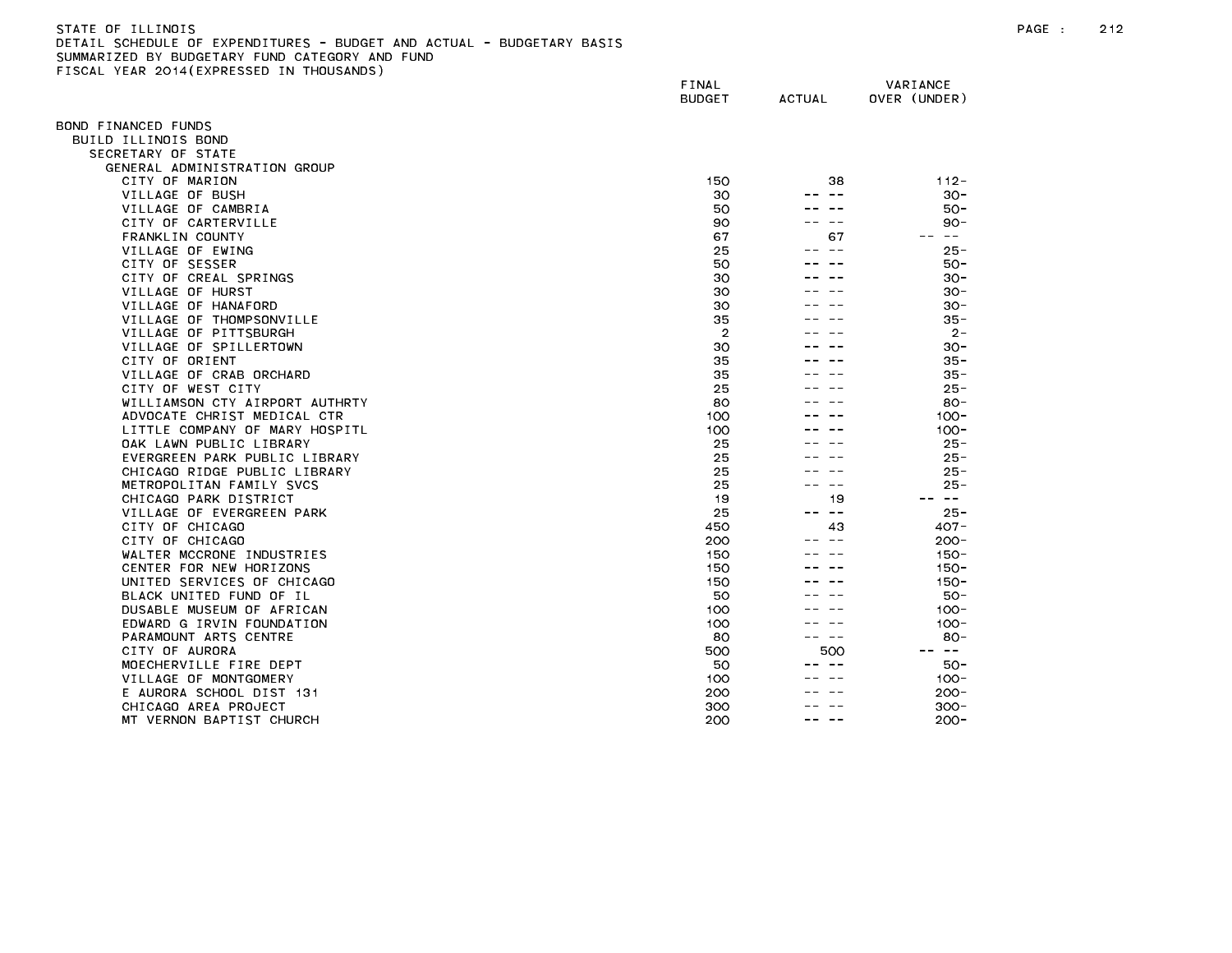STATE OF ILLINOIS
DETAIL SCHEDULE OF EXPENDITURES - BUDGET AND ACTUAL - BUDGETARY BASIS
SUMMARIZED BY BUDGETARY FUND CATEGORY AND FUND
FISCAL YEAR 2014(EXPRESSED IN THOUSANDS)

| | FINAL BUDGET | ACTUAL | VARIANCE OVER (UNDER) |
|---|---|---|---|
| BOND FINANCED FUNDS | | | |
| BUILD ILLINOIS BOND | | | |
| SECRETARY OF STATE | | | |
| GENERAL ADMINISTRATION GROUP | | | |
| CITY OF MARION | 150 | 38 | 112- |
| VILLAGE OF BUSH | 30 | -- -- | 30- |
| VILLAGE OF CAMBRIA | 50 | -- -- | 50- |
| CITY OF CARTERVILLE | 90 | -- -- | 90- |
| FRANKLIN COUNTY | 67 | 67 | -- -- |
| VILLAGE OF EWING | 25 | -- -- | 25- |
| CITY OF SESSER | 50 | -- -- | 50- |
| CITY OF CREAL SPRINGS | 30 | -- -- | 30- |
| VILLAGE OF HURST | 30 | -- -- | 30- |
| VILLAGE OF HANAFORD | 30 | -- -- | 30- |
| VILLAGE OF THOMPSONVILLE | 35 | -- -- | 35- |
| VILLAGE OF PITTSBURGH | 2 | -- -- | 2- |
| VILLAGE OF SPILLERTOWN | 30 | -- -- | 30- |
| CITY OF ORIENT | 35 | -- -- | 35- |
| VILLAGE OF CRAB ORCHARD | 35 | -- -- | 35- |
| CITY OF WEST CITY | 25 | -- -- | 25- |
| WILLIAMSON CTY AIRPORT AUTHRTY | 80 | -- -- | 80- |
| ADVOCATE CHRIST MEDICAL CTR | 100 | -- -- | 100- |
| LITTLE COMPANY OF MARY HOSPITL | 100 | -- -- | 100- |
| OAK LAWN PUBLIC LIBRARY | 25 | -- -- | 25- |
| EVERGREEN PARK PUBLIC LIBRARY | 25 | -- -- | 25- |
| CHICAGO RIDGE PUBLIC LIBRARY | 25 | -- -- | 25- |
| METROPOLITAN FAMILY SVCS | 25 | -- -- | 25- |
| CHICAGO PARK DISTRICT | 19 | 19 | -- -- |
| VILLAGE OF EVERGREEN PARK | 25 | -- -- | 25- |
| CITY OF CHICAGO | 450 | 43 | 407- |
| CITY OF CHICAGO | 200 | -- -- | 200- |
| WALTER MCCRONE INDUSTRIES | 150 | -- -- | 150- |
| CENTER FOR NEW HORIZONS | 150 | -- -- | 150- |
| UNITED SERVICES OF CHICAGO | 150 | -- -- | 150- |
| BLACK UNITED FUND OF IL | 50 | -- -- | 50- |
| DUSABLE MUSEUM OF AFRICAN | 100 | -- -- | 100- |
| EDWARD G IRVIN FOUNDATION | 100 | -- -- | 100- |
| PARAMOUNT ARTS CENTRE | 80 | -- -- | 80- |
| CITY OF AURORA | 500 | 500 | -- -- |
| MOECHERVILLE FIRE DEPT | 50 | -- -- | 50- |
| VILLAGE OF MONTGOMERY | 100 | -- -- | 100- |
| E AURORA SCHOOL DIST 131 | 200 | -- -- | 200- |
| CHICAGO AREA PROJECT | 300 | -- -- | 300- |
| MT VERNON BAPTIST CHURCH | 200 | -- -- | 200- |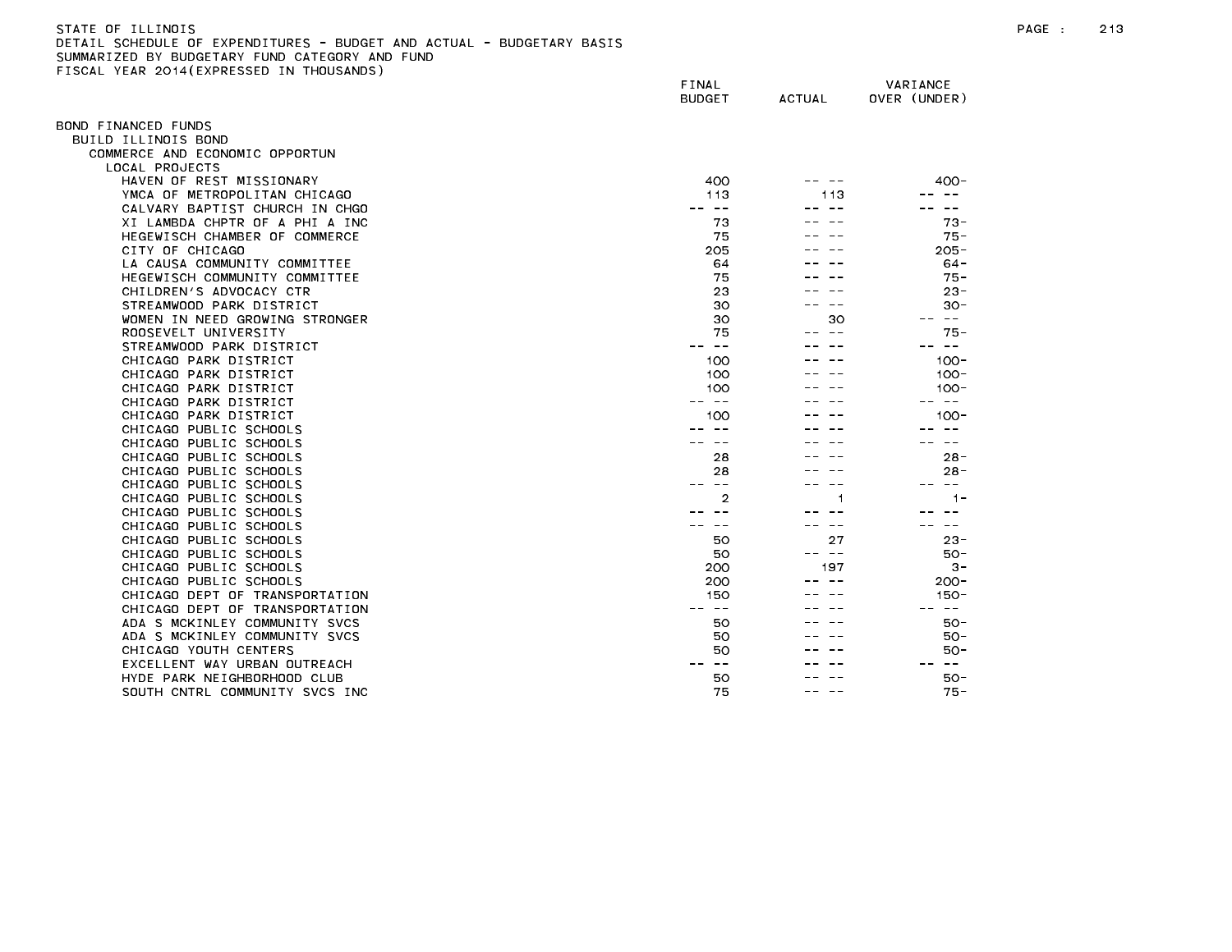STATE OF ILLINOIS
DETAIL SCHEDULE OF EXPENDITURES - BUDGET AND ACTUAL - BUDGETARY BASIS
SUMMARIZED BY BUDGETARY FUND CATEGORY AND FUND
FISCAL YEAR 2014(EXPRESSED IN THOUSANDS)

| | FINAL BUDGET | ACTUAL | VARIANCE OVER (UNDER) |
|---|---|---|---|
| BOND FINANCED FUNDS | | | |
| BUILD ILLINOIS BOND | | | |
| COMMERCE AND ECONOMIC OPPORTUN | | | |
| LOCAL PROJECTS | | | |
| HAVEN OF REST MISSIONARY | 400 | -- -- | 400- |
| YMCA OF METROPOLITAN CHICAGO | 113 | 113 | -- -- |
| CALVARY BAPTIST CHURCH IN CHGO | -- -- | -- -- | -- -- |
| XI LAMBDA CHPTR OF A PHI A INC | 73 | -- -- | 73- |
| HEGEWISCH CHAMBER OF COMMERCE | 75 | -- -- | 75- |
| CITY OF CHICAGO | 205 | -- -- | 205- |
| LA CAUSA COMMUNITY COMMITTEE | 64 | -- -- | 64- |
| HEGEWISCH COMMUNITY COMMITTEE | 75 | -- -- | 75- |
| CHILDREN'S ADVOCACY CTR | 23 | -- -- | 23- |
| STREAMWOOD PARK DISTRICT | 30 | -- -- | 30- |
| WOMEN IN NEED GROWING STRONGER | 30 | 30 | -- -- |
| ROOSEVELT UNIVERSITY | 75 | -- -- | 75- |
| STREAMWOOD PARK DISTRICT | -- -- | -- -- | -- -- |
| CHICAGO PARK DISTRICT | 100 | -- -- | 100- |
| CHICAGO PARK DISTRICT | 100 | -- -- | 100- |
| CHICAGO PARK DISTRICT | 100 | -- -- | 100- |
| CHICAGO PARK DISTRICT | -- -- | -- -- | -- -- |
| CHICAGO PARK DISTRICT | 100 | -- -- | 100- |
| CHICAGO PUBLIC SCHOOLS | -- -- | -- -- | -- -- |
| CHICAGO PUBLIC SCHOOLS | -- -- | -- -- | -- -- |
| CHICAGO PUBLIC SCHOOLS | 28 | -- -- | 28- |
| CHICAGO PUBLIC SCHOOLS | 28 | -- -- | 28- |
| CHICAGO PUBLIC SCHOOLS | -- -- | -- -- | -- -- |
| CHICAGO PUBLIC SCHOOLS | 2 | 1 | 1- |
| CHICAGO PUBLIC SCHOOLS | -- -- | -- -- | -- -- |
| CHICAGO PUBLIC SCHOOLS | -- -- | -- -- | -- -- |
| CHICAGO PUBLIC SCHOOLS | 50 | 27 | 23- |
| CHICAGO PUBLIC SCHOOLS | 50 | -- -- | 50- |
| CHICAGO PUBLIC SCHOOLS | 200 | 197 | 3- |
| CHICAGO PUBLIC SCHOOLS | 200 | -- -- | 200- |
| CHICAGO DEPT OF TRANSPORTATION | 150 | -- -- | 150- |
| CHICAGO DEPT OF TRANSPORTATION | -- -- | -- -- | -- -- |
| ADA S MCKINLEY COMMUNITY SVCS | 50 | -- -- | 50- |
| ADA S MCKINLEY COMMUNITY SVCS | 50 | -- -- | 50- |
| CHICAGO YOUTH CENTERS | 50 | -- -- | 50- |
| EXCELLENT WAY URBAN OUTREACH | -- -- | -- -- | -- -- |
| HYDE PARK NEIGHBORHOOD CLUB | 50 | -- -- | 50- |
| SOUTH CNTRL COMMUNITY SVCS INC | 75 | -- -- | 75- |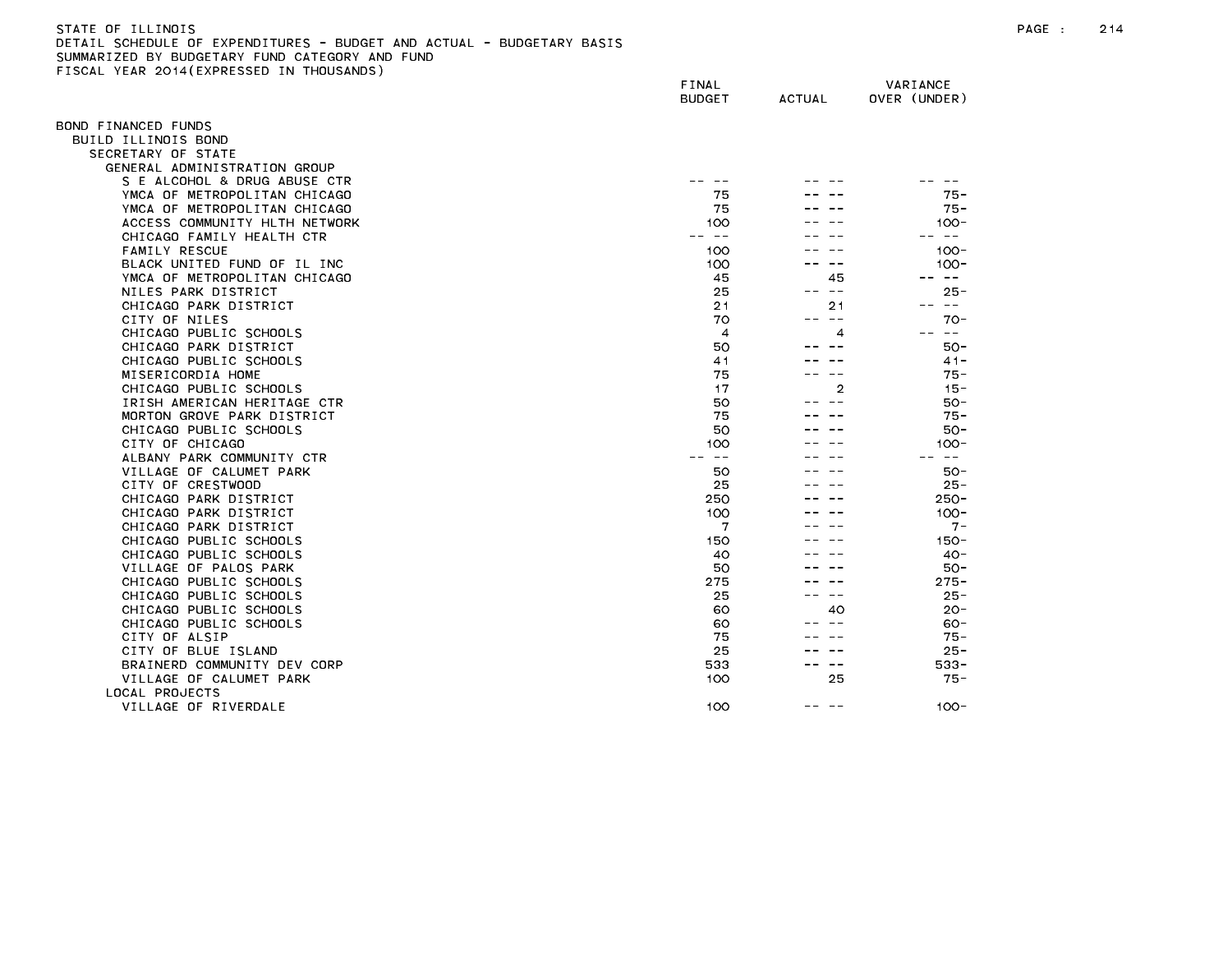STATE OF ILLINOIS
DETAIL SCHEDULE OF EXPENDITURES - BUDGET AND ACTUAL - BUDGETARY BASIS
SUMMARIZED BY BUDGETARY FUND CATEGORY AND FUND
FISCAL YEAR 2014(EXPRESSED IN THOUSANDS)

| | FINAL BUDGET | ACTUAL | VARIANCE OVER (UNDER) |
|---|---|---|---|
| BOND FINANCED FUNDS | | | |
| BUILD ILLINOIS BOND | | | |
| SECRETARY OF STATE | | | |
| GENERAL ADMINISTRATION GROUP | | | |
| S E ALCOHOL & DRUG ABUSE CTR | -- -- | -- -- | -- -- |
| YMCA OF METROPOLITAN CHICAGO | 75 | -- -- | 75- |
| YMCA OF METROPOLITAN CHICAGO | 75 | -- -- | 75- |
| ACCESS COMMUNITY HLTH NETWORK | 100 | -- -- | 100- |
| CHICAGO FAMILY HEALTH CTR | -- -- | -- -- | -- -- |
| FAMILY RESCUE | 100 | -- -- | 100- |
| BLACK UNITED FUND OF IL INC | 100 | -- -- | 100- |
| YMCA OF METROPOLITAN CHICAGO | 45 | 45 | -- -- |
| NILES PARK DISTRICT | 25 | -- -- | 25- |
| CHICAGO PARK DISTRICT | 21 | 21 | -- -- |
| CITY OF NILES | 70 | -- -- | 70- |
| CHICAGO PUBLIC SCHOOLS | 4 | 4 | -- -- |
| CHICAGO PARK DISTRICT | 50 | -- -- | 50- |
| CHICAGO PUBLIC SCHOOLS | 41 | -- -- | 41- |
| MISERICORDIA HOME | 75 | -- -- | 75- |
| CHICAGO PUBLIC SCHOOLS | 17 | 2 | 15- |
| IRISH AMERICAN HERITAGE CTR | 50 | -- -- | 50- |
| MORTON GROVE PARK DISTRICT | 75 | -- -- | 75- |
| CHICAGO PUBLIC SCHOOLS | 50 | -- -- | 50- |
| CITY OF CHICAGO | 100 | -- -- | 100- |
| ALBANY PARK COMMUNITY CTR | -- -- | -- -- | -- -- |
| VILLAGE OF CALUMET PARK | 50 | -- -- | 50- |
| CITY OF CRESTWOOD | 25 | -- -- | 25- |
| CHICAGO PARK DISTRICT | 250 | -- -- | 250- |
| CHICAGO PARK DISTRICT | 100 | -- -- | 100- |
| CHICAGO PARK DISTRICT | 7 | -- -- | 7- |
| CHICAGO PUBLIC SCHOOLS | 150 | -- -- | 150- |
| CHICAGO PUBLIC SCHOOLS | 40 | -- -- | 40- |
| VILLAGE OF PALOS PARK | 50 | -- -- | 50- |
| CHICAGO PUBLIC SCHOOLS | 275 | -- -- | 275- |
| CHICAGO PUBLIC SCHOOLS | 25 | -- -- | 25- |
| CHICAGO PUBLIC SCHOOLS | 60 | 40 | 20- |
| CHICAGO PUBLIC SCHOOLS | 60 | -- -- | 60- |
| CITY OF ALSIP | 75 | -- -- | 75- |
| CITY OF BLUE ISLAND | 25 | -- -- | 25- |
| BRAINERD COMMUNITY DEV CORP | 533 | -- -- | 533- |
| VILLAGE OF CALUMET PARK | 100 | 25 | 75- |
| LOCAL PROJECTS | | | |
| VILLAGE OF RIVERDALE | 100 | -- -- | 100- |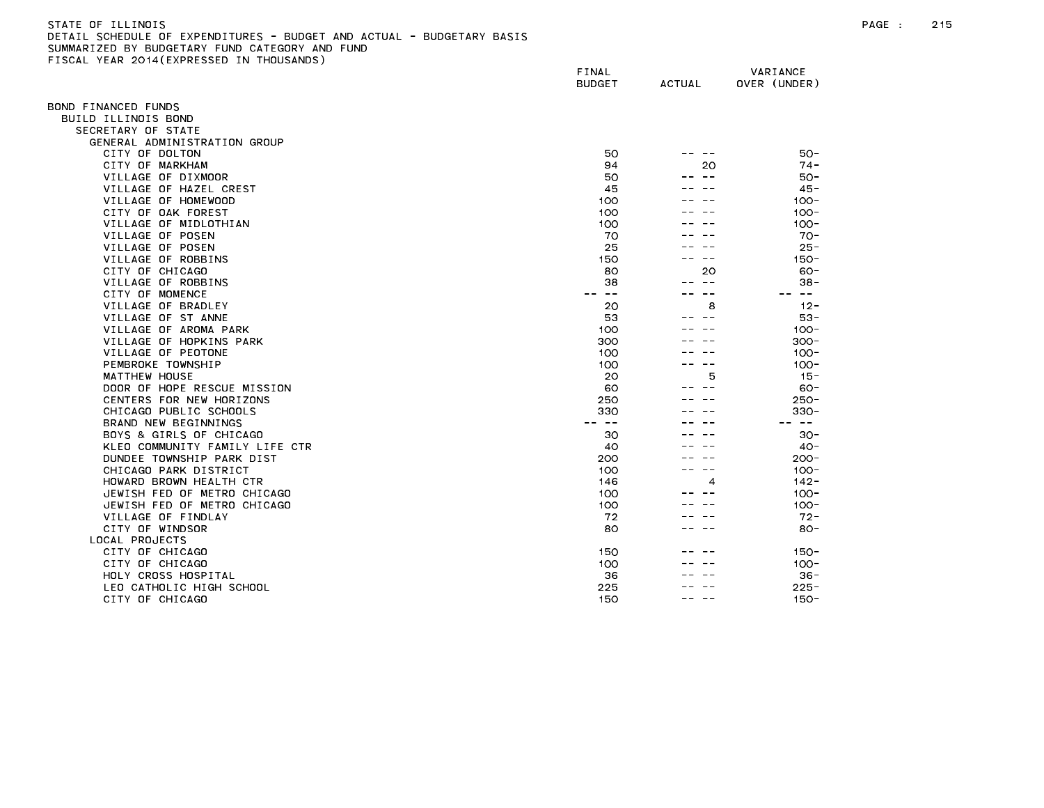STATE OF ILLINOIS
DETAIL SCHEDULE OF EXPENDITURES - BUDGET AND ACTUAL - BUDGETARY BASIS
SUMMARIZED BY BUDGETARY FUND CATEGORY AND FUND
FISCAL YEAR 2014(EXPRESSED IN THOUSANDS)

| | FINAL BUDGET | ACTUAL | VARIANCE OVER (UNDER) |
|---|---|---|---|
| BOND FINANCED FUNDS | | | |
| BUILD ILLINOIS BOND | | | |
| SECRETARY OF STATE | | | |
| GENERAL ADMINISTRATION GROUP | | | |
| CITY OF DOLTON | 50 | -- -- | 50- |
| CITY OF MARKHAM | 94 | 20 | 74- |
| VILLAGE OF DIXMOOR | 50 | -- -- | 50- |
| VILLAGE OF HAZEL CREST | 45 | -- -- | 45- |
| VILLAGE OF HOMEWOOD | 100 | -- -- | 100- |
| CITY OF OAK FOREST | 100 | -- -- | 100- |
| VILLAGE OF MIDLOTHIAN | 100 | -- -- | 100- |
| VILLAGE OF POSEN | 70 | -- -- | 70- |
| VILLAGE OF POSEN | 25 | -- -- | 25- |
| VILLAGE OF ROBBINS | 150 | -- -- | 150- |
| CITY OF CHICAGO | 80 | 20 | 60- |
| VILLAGE OF ROBBINS | 38 | -- -- | 38- |
| CITY OF MOMENCE | -- -- | -- -- | -- -- |
| VILLAGE OF BRADLEY | 20 | 8 | 12- |
| VILLAGE OF ST ANNE | 53 | -- -- | 53- |
| VILLAGE OF AROMA PARK | 100 | -- -- | 100- |
| VILLAGE OF HOPKINS PARK | 300 | -- -- | 300- |
| VILLAGE OF PEOTONE | 100 | -- -- | 100- |
| PEMBROKE TOWNSHIP | 100 | -- -- | 100- |
| MATTHEW HOUSE | 20 | 5 | 15- |
| DOOR OF HOPE RESCUE MISSION | 60 | -- -- | 60- |
| CENTERS FOR NEW HORIZONS | 250 | -- -- | 250- |
| CHICAGO PUBLIC SCHOOLS | 330 | -- -- | 330- |
| BRAND NEW BEGINNINGS | -- -- | -- -- | -- -- |
| BOYS & GIRLS OF CHICAGO | 30 | -- -- | 30- |
| KLEO COMMUNITY FAMILY LIFE CTR | 40 | -- -- | 40- |
| DUNDEE TOWNSHIP PARK DIST | 200 | -- -- | 200- |
| CHICAGO PARK DISTRICT | 100 | -- -- | 100- |
| HOWARD BROWN HEALTH CTR | 146 | 4 | 142- |
| JEWISH FED OF METRO CHICAGO | 100 | -- -- | 100- |
| JEWISH FED OF METRO CHICAGO | 100 | -- -- | 100- |
| VILLAGE OF FINDLAY | 72 | -- -- | 72- |
| CITY OF WINDSOR | 80 | -- -- | 80- |
| LOCAL PROJECTS | | | |
| CITY OF CHICAGO | 150 | -- -- | 150- |
| CITY OF CHICAGO | 100 | -- -- | 100- |
| HOLY CROSS HOSPITAL | 36 | -- -- | 36- |
| LEO CATHOLIC HIGH SCHOOL | 225 | -- -- | 225- |
| CITY OF CHICAGO | 150 | -- -- | 150- |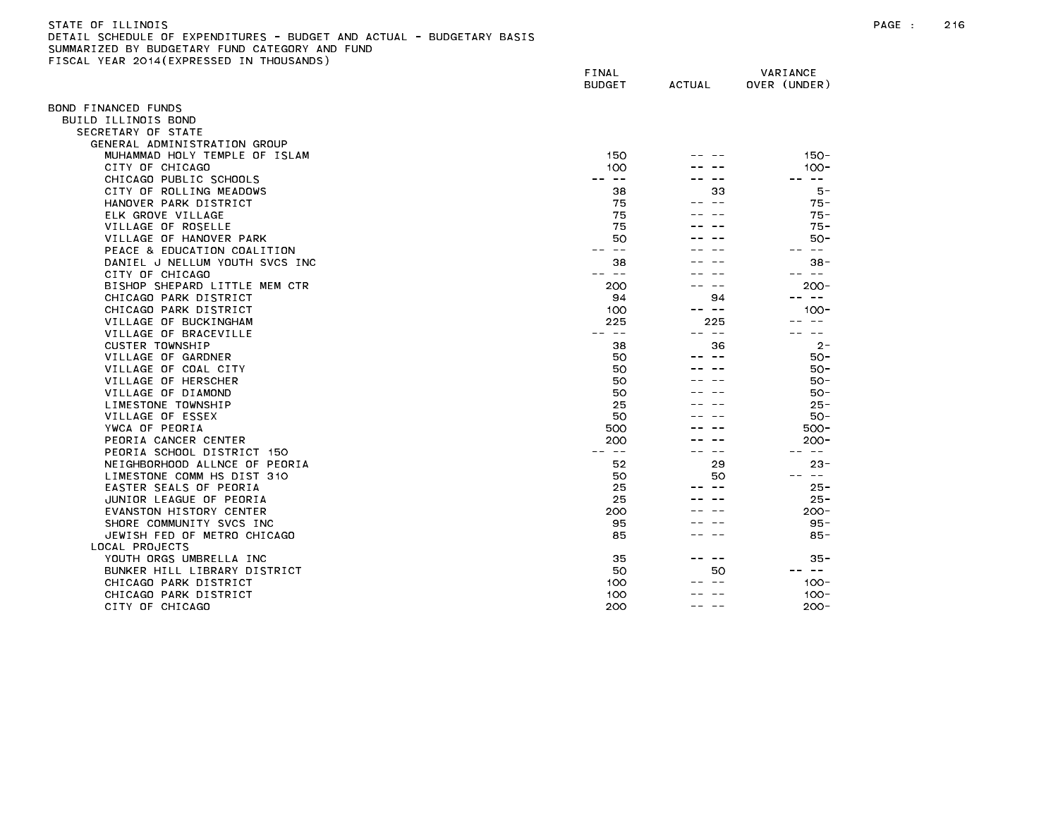STATE OF ILLINOIS
DETAIL SCHEDULE OF EXPENDITURES - BUDGET AND ACTUAL - BUDGETARY BASIS
SUMMARIZED BY BUDGETARY FUND CATEGORY AND FUND
FISCAL YEAR 2014(EXPRESSED IN THOUSANDS)

| | FINAL BUDGET | ACTUAL | VARIANCE OVER (UNDER) |
|---|---|---|---|
| BOND FINANCED FUNDS | | | |
| BUILD ILLINOIS BOND | | | |
| SECRETARY OF STATE | | | |
| GENERAL ADMINISTRATION GROUP | | | |
| MUHAMMAD HOLY TEMPLE OF ISLAM | 150 | -- -- | 150- |
| CITY OF CHICAGO | 100 | -- -- | 100- |
| CHICAGO PUBLIC SCHOOLS | -- -- | -- -- | -- -- |
| CITY OF ROLLING MEADOWS | 38 | 33 | 5- |
| HANOVER PARK DISTRICT | 75 | -- -- | 75- |
| ELK GROVE VILLAGE | 75 | -- -- | 75- |
| VILLAGE OF ROSELLE | 75 | -- -- | 75- |
| VILLAGE OF HANOVER PARK | 50 | -- -- | 50- |
| PEACE & EDUCATION COALITION | -- -- | -- -- | -- -- |
| DANIEL J NELLUM YOUTH SVCS INC | 38 | -- -- | 38- |
| CITY OF CHICAGO | -- -- | -- -- | -- -- |
| BISHOP SHEPARD LITTLE MEM CTR | 200 | -- -- | 200- |
| CHICAGO PARK DISTRICT | 94 | 94 | -- -- |
| CHICAGO PARK DISTRICT | 100 | -- -- | 100- |
| VILLAGE OF BUCKINGHAM | 225 | 225 | -- -- |
| VILLAGE OF BRACEVILLE | -- -- | -- -- | -- -- |
| CUSTER TOWNSHIP | 38 | 36 | 2- |
| VILLAGE OF GARDNER | 50 | -- -- | 50- |
| VILLAGE OF COAL CITY | 50 | -- -- | 50- |
| VILLAGE OF HERSCHER | 50 | -- -- | 50- |
| VILLAGE OF DIAMOND | 50 | -- -- | 50- |
| LIMESTONE TOWNSHIP | 25 | -- -- | 25- |
| VILLAGE OF ESSEX | 50 | -- -- | 50- |
| YWCA OF PEORIA | 500 | -- -- | 500- |
| PEORIA CANCER CENTER | 200 | -- -- | 200- |
| PEORIA SCHOOL DISTRICT 150 | -- -- | -- -- | -- -- |
| NEIGHBORHOOD ALLNCE OF PEORIA | 52 | 29 | 23- |
| LIMESTONE COMM HS DIST 310 | 50 | 50 | -- -- |
| EASTER SEALS OF PEORIA | 25 | -- -- | 25- |
| JUNIOR LEAGUE OF PEORIA | 25 | -- -- | 25- |
| EVANSTON HISTORY CENTER | 200 | -- -- | 200- |
| SHORE COMMUNITY SVCS INC | 95 | -- -- | 95- |
| JEWISH FED OF METRO CHICAGO | 85 | -- -- | 85- |
| LOCAL PROJECTS | | | |
| YOUTH ORGS UMBRELLA INC | 35 | -- -- | 35- |
| BUNKER HILL LIBRARY DISTRICT | 50 | 50 | -- -- |
| CHICAGO PARK DISTRICT | 100 | -- -- | 100- |
| CHICAGO PARK DISTRICT | 100 | -- -- | 100- |
| CITY OF CHICAGO | 200 | -- -- | 200- |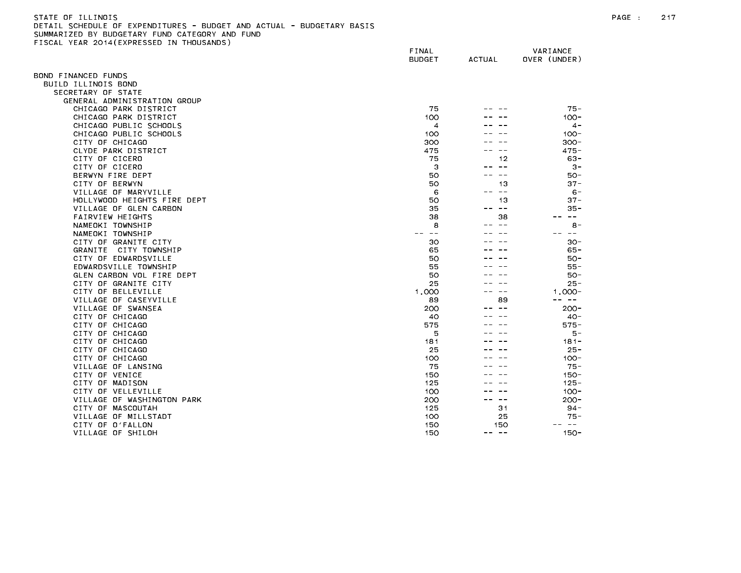STATE OF ILLINOIS
DETAIL SCHEDULE OF EXPENDITURES - BUDGET AND ACTUAL - BUDGETARY BASIS
SUMMARIZED BY BUDGETARY FUND CATEGORY AND FUND
FISCAL YEAR 2014(EXPRESSED IN THOUSANDS)

| | FINAL BUDGET | ACTUAL | VARIANCE OVER (UNDER) |
|---|---|---|---|
| BOND FINANCED FUNDS | | | |
| BUILD ILLINOIS BOND | | | |
| SECRETARY OF STATE | | | |
| GENERAL ADMINISTRATION GROUP | | | |
| CHICAGO PARK DISTRICT | 75 | -- -- | 75- |
| CHICAGO PARK DISTRICT | 100 | -- -- | 100- |
| CHICAGO PUBLIC SCHOOLS | 4 | -- -- | 4- |
| CHICAGO PUBLIC SCHOOLS | 100 | -- -- | 100- |
| CITY OF CHICAGO | 300 | -- -- | 300- |
| CLYDE PARK DISTRICT | 475 | -- -- | 475- |
| CITY OF CICERO | 75 | 12 | 63- |
| CITY OF CICERO | 3 | -- -- | 3- |
| BERWYN FIRE DEPT | 50 | -- -- | 50- |
| CITY OF BERWYN | 50 | 13 | 37- |
| VILLAGE OF MARYVILLE | 6 | -- -- | 6- |
| HOLLYWOOD HEIGHTS FIRE DEPT | 50 | 13 | 37- |
| VILLAGE OF GLEN CARBON | 35 | -- -- | 35- |
| FAIRVIEW HEIGHTS | 38 | 38 | -- -- |
| NAMEOKI TOWNSHIP | 8 | -- -- | 8- |
| NAMEOKI TOWNSHIP | -- -- | -- -- | -- -- |
| CITY OF GRANITE CITY | 30 | -- -- | 30- |
| GRANITE CITY TOWNSHIP | 65 | -- -- | 65- |
| CITY OF EDWARDSVILLE | 50 | -- -- | 50- |
| EDWARDSVILLE TOWNSHIP | 55 | -- -- | 55- |
| GLEN CARBON VOL FIRE DEPT | 50 | -- -- | 50- |
| CITY OF GRANITE CITY | 25 | -- -- | 25- |
| CITY OF BELLEVILLE | 1,000 | -- -- | 1,000- |
| VILLAGE OF CASEYVILLE | 89 | 89 | -- -- |
| VILLAGE OF SWANSEA | 200 | -- -- | 200- |
| CITY OF CHICAGO | 40 | -- -- | 40- |
| CITY OF CHICAGO | 575 | -- -- | 575- |
| CITY OF CHICAGO | 5 | -- -- | 5- |
| CITY OF CHICAGO | 181 | -- -- | 181- |
| CITY OF CHICAGO | 25 | -- -- | 25- |
| CITY OF CHICAGO | 100 | -- -- | 100- |
| VILLAGE OF LANSING | 75 | -- -- | 75- |
| CITY OF VENICE | 150 | -- -- | 150- |
| CITY OF MADISON | 125 | -- -- | 125- |
| CITY OF VELLEVILLE | 100 | -- -- | 100- |
| VILLAGE OF WASHINGTON PARK | 200 | -- -- | 200- |
| CITY OF MASCOUTAH | 125 | 31 | 94- |
| VILLAGE OF MILLSTADT | 100 | 25 | 75- |
| CITY OF O'FALLON | 150 | 150 | -- -- |
| VILLAGE OF SHILOH | 150 | -- -- | 150- |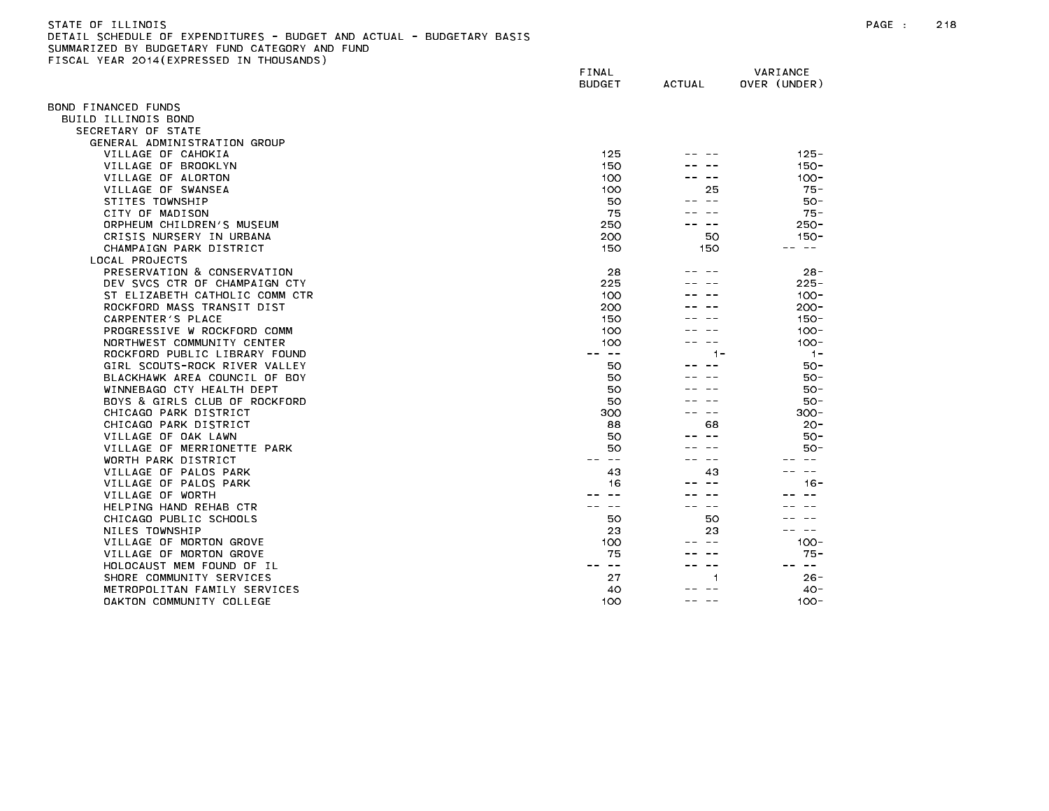STATE OF ILLINOIS
DETAIL SCHEDULE OF EXPENDITURES - BUDGET AND ACTUAL - BUDGETARY BASIS
SUMMARIZED BY BUDGETARY FUND CATEGORY AND FUND
FISCAL YEAR 2014(EXPRESSED IN THOUSANDS)

| | FINAL BUDGET | ACTUAL | VARIANCE OVER (UNDER) |
|---|---|---|---|
| BOND FINANCED FUNDS | | | |
| BUILD ILLINOIS BOND | | | |
| SECRETARY OF STATE | | | |
| GENERAL ADMINISTRATION GROUP | | | |
| VILLAGE OF CAHOKIA | 125 | -- -- | 125- |
| VILLAGE OF BROOKLYN | 150 | -- -- | 150- |
| VILLAGE OF ALORTON | 100 | -- -- | 100- |
| VILLAGE OF SWANSEA | 100 | 25 | 75- |
| STITES TOWNSHIP | 50 | -- -- | 50- |
| CITY OF MADISON | 75 | -- -- | 75- |
| ORPHEUM CHILDREN'S MUSEUM | 250 | -- -- | 250- |
| CRISIS NURSERY IN URBANA | 200 | 50 | 150- |
| CHAMPAIGN PARK DISTRICT | 150 | 150 | -- -- |
| LOCAL PROJECTS | | | |
| PRESERVATION & CONSERVATION | 28 | -- -- | 28- |
| DEV SVCS CTR OF CHAMPAIGN CTY | 225 | -- -- | 225- |
| ST ELIZABETH CATHOLIC COMM CTR | 100 | -- -- | 100- |
| ROCKFORD MASS TRANSIT DIST | 200 | -- -- | 200- |
| CARPENTER'S PLACE | 150 | -- -- | 150- |
| PROGRESSIVE W ROCKFORD COMM | 100 | -- -- | 100- |
| NORTHWEST COMMUNITY CENTER | 100 | -- -- | 100- |
| ROCKFORD PUBLIC LIBRARY FOUND | -- -- | 1- | 1- |
| GIRL SCOUTS-ROCK RIVER VALLEY | 50 | -- -- | 50- |
| BLACKHAWK AREA COUNCIL OF BOY | 50 | -- -- | 50- |
| WINNEBAGO CTY HEALTH DEPT | 50 | -- -- | 50- |
| BOYS & GIRLS CLUB OF ROCKFORD | 50 | -- -- | 50- |
| CHICAGO PARK DISTRICT | 300 | -- -- | 300- |
| CHICAGO PARK DISTRICT | 88 | 68 | 20- |
| VILLAGE OF OAK LAWN | 50 | -- -- | 50- |
| VILLAGE OF MERRIONETTE PARK | 50 | -- -- | 50- |
| WORTH PARK DISTRICT | -- -- | -- -- | -- -- |
| VILLAGE OF PALOS PARK | 43 | 43 | -- -- |
| VILLAGE OF PALOS PARK | 16 | -- -- | 16- |
| VILLAGE OF WORTH | -- -- | -- -- | -- -- |
| HELPING HAND REHAB CTR | -- -- | -- -- | -- -- |
| CHICAGO PUBLIC SCHOOLS | 50 | 50 | -- -- |
| NILES TOWNSHIP | 23 | 23 | -- -- |
| VILLAGE OF MORTON GROVE | 100 | -- -- | 100- |
| VILLAGE OF MORTON GROVE | 75 | -- -- | 75- |
| HOLOCAUST MEM FOUND OF IL | -- -- | -- -- | -- -- |
| SHORE COMMUNITY SERVICES | 27 | 1 | 26- |
| METROPOLITAN FAMILY SERVICES | 40 | -- -- | 40- |
| OAKTON COMMUNITY COLLEGE | 100 | -- -- | 100- |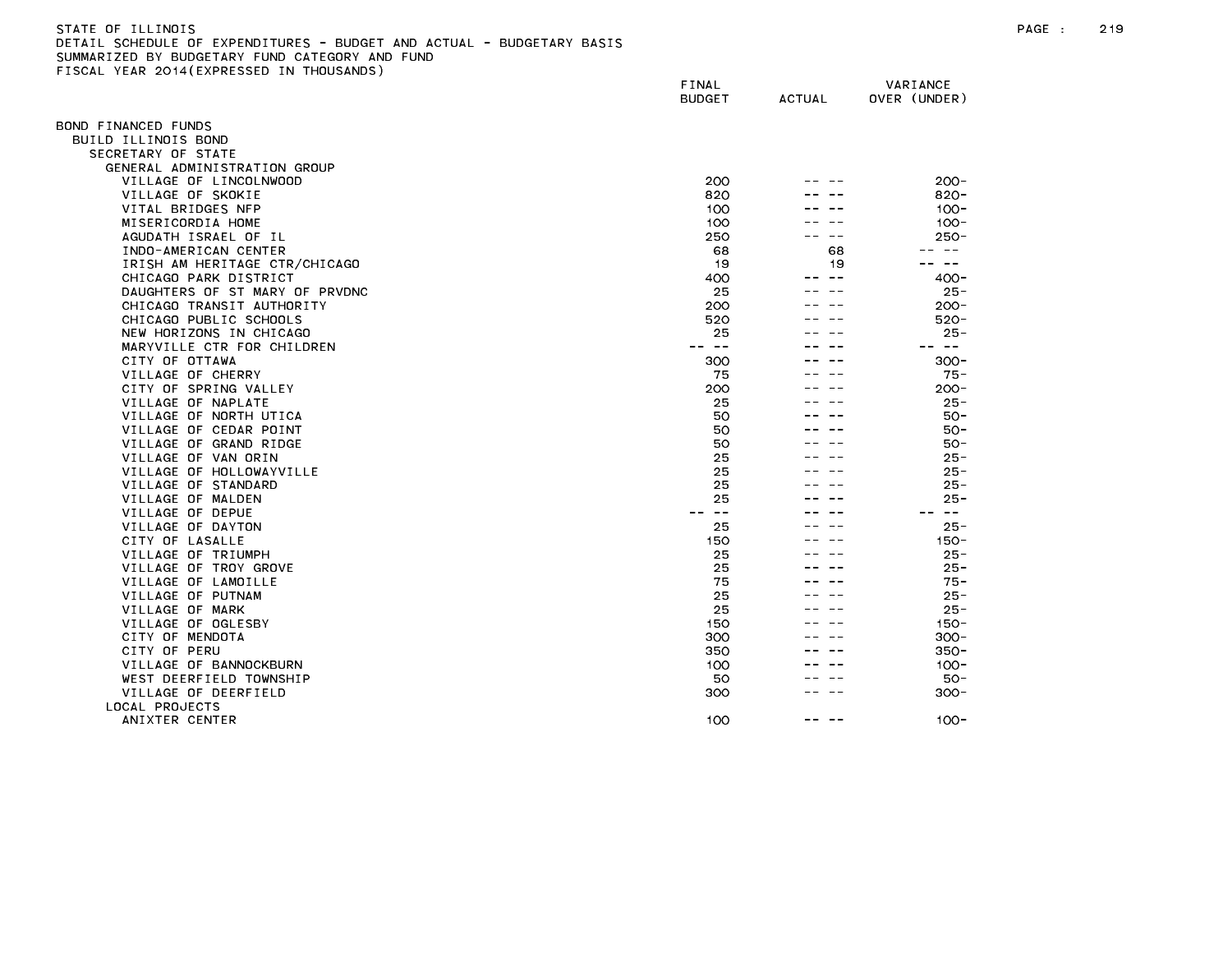STATE OF ILLINOIS
DETAIL SCHEDULE OF EXPENDITURES - BUDGET AND ACTUAL - BUDGETARY BASIS
SUMMARIZED BY BUDGETARY FUND CATEGORY AND FUND
FISCAL YEAR 2014(EXPRESSED IN THOUSANDS)

| | FINAL BUDGET | ACTUAL | VARIANCE OVER (UNDER) |
|---|---|---|---|
| BOND FINANCED FUNDS | | | |
| BUILD ILLINOIS BOND | | | |
| SECRETARY OF STATE | | | |
| GENERAL ADMINISTRATION GROUP | | | |
| VILLAGE OF LINCOLNWOOD | 200 | -- -- | 200- |
| VILLAGE OF SKOKIE | 820 | -- -- | 820- |
| VITAL BRIDGES NFP | 100 | -- -- | 100- |
| MISERICORDIA HOME | 100 | -- -- | 100- |
| AGUDATH ISRAEL OF IL | 250 | -- -- | 250- |
| INDO-AMERICAN CENTER | 68 | 68 | -- -- |
| IRISH AM HERITAGE CTR/CHICAGO | 19 | 19 | -- -- |
| CHICAGO PARK DISTRICT | 400 | -- -- | 400- |
| DAUGHTERS OF ST MARY OF PRVDNC | 25 | -- -- | 25- |
| CHICAGO TRANSIT AUTHORITY | 200 | -- -- | 200- |
| CHICAGO PUBLIC SCHOOLS | 520 | -- -- | 520- |
| NEW HORIZONS IN CHICAGO | 25 | -- -- | 25- |
| MARYVILLE CTR FOR CHILDREN | -- -- | -- -- | -- -- |
| CITY OF OTTAWA | 300 | -- -- | 300- |
| VILLAGE OF CHERRY | 75 | -- -- | 75- |
| CITY OF SPRING VALLEY | 200 | -- -- | 200- |
| VILLAGE OF NAPLATE | 25 | -- -- | 25- |
| VILLAGE OF NORTH UTICA | 50 | -- -- | 50- |
| VILLAGE OF CEDAR POINT | 50 | -- -- | 50- |
| VILLAGE OF GRAND RIDGE | 50 | -- -- | 50- |
| VILLAGE OF VAN ORIN | 25 | -- -- | 25- |
| VILLAGE OF HOLLOWAYVILLE | 25 | -- -- | 25- |
| VILLAGE OF STANDARD | 25 | -- -- | 25- |
| VILLAGE OF MALDEN | 25 | -- -- | 25- |
| VILLAGE OF DEPUE | -- -- | -- -- | -- -- |
| VILLAGE OF DAYTON | 25 | -- -- | 25- |
| CITY OF LASALLE | 150 | -- -- | 150- |
| VILLAGE OF TRIUMPH | 25 | -- -- | 25- |
| VILLAGE OF TROY GROVE | 25 | -- -- | 25- |
| VILLAGE OF LAMOILLE | 75 | -- -- | 75- |
| VILLAGE OF PUTNAM | 25 | -- -- | 25- |
| VILLAGE OF MARK | 25 | -- -- | 25- |
| VILLAGE OF OGLESBY | 150 | -- -- | 150- |
| CITY OF MENDOTA | 300 | -- -- | 300- |
| CITY OF PERU | 350 | -- -- | 350- |
| VILLAGE OF BANNOCKBURN | 100 | -- -- | 100- |
| WEST DEERFIELD TOWNSHIP | 50 | -- -- | 50- |
| VILLAGE OF DEERFIELD | 300 | -- -- | 300- |
| LOCAL PROJECTS | | | |
| ANIXTER CENTER | 100 | -- -- | 100- |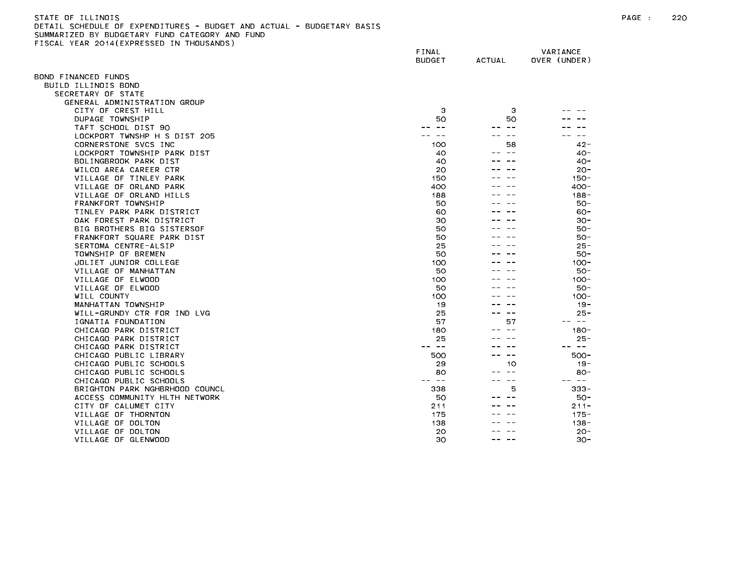STATE OF ILLINOIS
DETAIL SCHEDULE OF EXPENDITURES - BUDGET AND ACTUAL - BUDGETARY BASIS
SUMMARIZED BY BUDGETARY FUND CATEGORY AND FUND
FISCAL YEAR 2014(EXPRESSED IN THOUSANDS)

| | FINAL BUDGET | ACTUAL | VARIANCE OVER (UNDER) |
|---|---|---|---|
| BOND FINANCED FUNDS | | | |
| BUILD ILLINOIS BOND | | | |
| SECRETARY OF STATE | | | |
| GENERAL ADMINISTRATION GROUP | | | |
| CITY OF CREST HILL | 3 | 3 | -- -- |
| DUPAGE TOWNSHIP | 50 | 50 | -- -- |
| TAFT SCHOOL DIST 90 | -- -- | -- -- | -- -- |
| LOCKPORT TWNSHP H S DIST 205 | -- -- | -- -- | -- -- |
| CORNERSTONE SVCS INC | 100 | 58 | 42- |
| LOCKPORT TOWNSHIP PARK DIST | 40 | -- -- | 40- |
| BOLINGBROOK PARK DIST | 40 | -- -- | 40- |
| WILCO AREA CAREER CTR | 20 | -- -- | 20- |
| VILLAGE OF TINLEY PARK | 150 | -- -- | 150- |
| VILLAGE OF ORLAND PARK | 400 | -- -- | 400- |
| VILLAGE OF ORLAND HILLS | 188 | -- -- | 188- |
| FRANKFORT TOWNSHIP | 50 | -- -- | 50- |
| TINLEY PARK PARK DISTRICT | 60 | -- -- | 60- |
| OAK FOREST PARK DISTRICT | 30 | -- -- | 30- |
| BIG BROTHERS BIG SISTERSOF | 50 | -- -- | 50- |
| FRANKFORT SQUARE PARK DIST | 50 | -- -- | 50- |
| SERTOMA CENTRE-ALSIP | 25 | -- -- | 25- |
| TOWNSHIP OF BREMEN | 50 | -- -- | 50- |
| JOLIET JUNIOR COLLEGE | 100 | -- -- | 100- |
| VILLAGE OF MANHATTAN | 50 | -- -- | 50- |
| VILLAGE OF ELWOOD | 100 | -- -- | 100- |
| VILLAGE OF ELWOOD | 50 | -- -- | 50- |
| WILL COUNTY | 100 | -- -- | 100- |
| MANHATTAN TOWNSHIP | 19 | -- -- | 19- |
| WILL-GRUNDY CTR FOR IND LVG | 25 | -- -- | 25- |
| IGNATIA FOUNDATION | 57 | 57 | -- -- |
| CHICAGO PARK DISTRICT | 180 | -- -- | 180- |
| CHICAGO PARK DISTRICT | 25 | -- -- | 25- |
| CHICAGO PARK DISTRICT | -- -- | -- -- | -- -- |
| CHICAGO PUBLIC LIBRARY | 500 | -- -- | 500- |
| CHICAGO PUBLIC SCHOOLS | 29 | 10 | 19- |
| CHICAGO PUBLIC SCHOOLS | 80 | -- -- | 80- |
| CHICAGO PUBLIC SCHOOLS | -- -- | -- -- | -- -- |
| BRIGHTON PARK NGHBRHOOD COUNCL | 338 | 5 | 333- |
| ACCESS COMMUNITY HLTH NETWORK | 50 | -- -- | 50- |
| CITY OF CALUMET CITY | 211 | -- -- | 211- |
| VILLAGE OF THORNTON | 175 | -- -- | 175- |
| VILLAGE OF DOLTON | 138 | -- -- | 138- |
| VILLAGE OF DOLTON | 20 | -- -- | 20- |
| VILLAGE OF GLENWOOD | 30 | -- -- | 30- |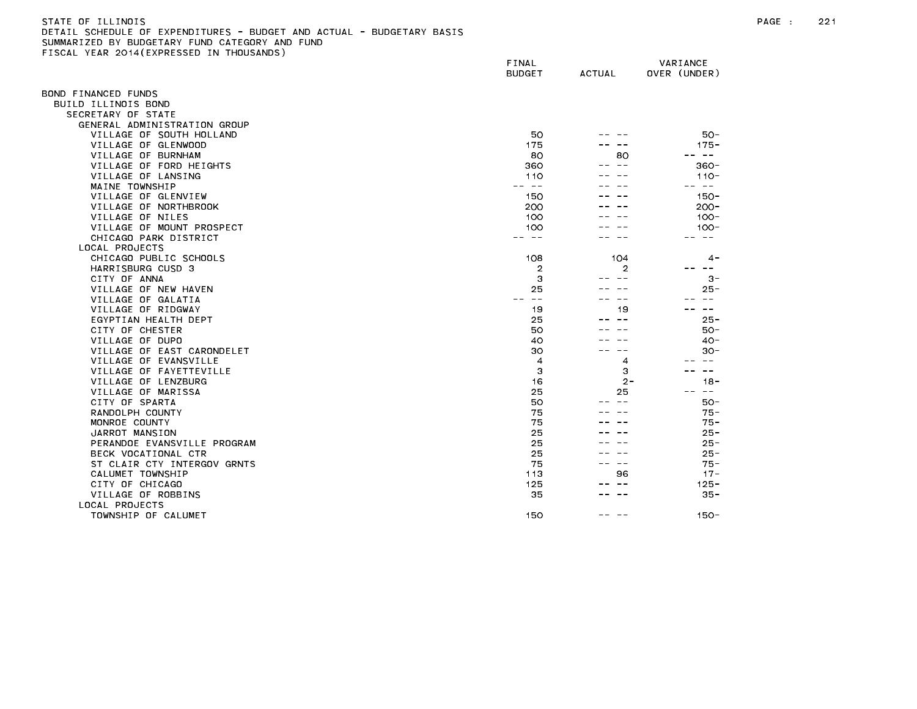STATE OF ILLINOIS
DETAIL SCHEDULE OF EXPENDITURES - BUDGET AND ACTUAL - BUDGETARY BASIS
SUMMARIZED BY BUDGETARY FUND CATEGORY AND FUND
FISCAL YEAR 2014(EXPRESSED IN THOUSANDS)

| | FINAL BUDGET | ACTUAL | VARIANCE OVER (UNDER) |
|---|---|---|---|
| BOND FINANCED FUNDS | | | |
| BUILD ILLINOIS BOND | | | |
| SECRETARY OF STATE | | | |
| GENERAL ADMINISTRATION GROUP | | | |
| VILLAGE OF SOUTH HOLLAND | 50 | -- -- | 50- |
| VILLAGE OF GLENWOOD | 175 | -- -- | 175- |
| VILLAGE OF BURNHAM | 80 | 80 | -- -- |
| VILLAGE OF FORD HEIGHTS | 360 | -- -- | 360- |
| VILLAGE OF LANSING | 110 | -- -- | 110- |
| MAINE TOWNSHIP | -- -- | -- -- | -- -- |
| VILLAGE OF GLENVIEW | 150 | -- -- | 150- |
| VILLAGE OF NORTHBROOK | 200 | -- -- | 200- |
| VILLAGE OF NILES | 100 | -- -- | 100- |
| VILLAGE OF MOUNT PROSPECT | 100 | -- -- | 100- |
| CHICAGO PARK DISTRICT | -- -- | -- -- | -- -- |
| LOCAL PROJECTS | | | |
| CHICAGO PUBLIC SCHOOLS | 108 | 104 | 4- |
| HARRISBURG CUSD 3 | 2 | 2 | -- -- |
| CITY OF ANNA | 3 | -- -- | 3- |
| VILLAGE OF NEW HAVEN | 25 | -- -- | 25- |
| VILLAGE OF GALATIA | -- -- | -- -- | -- -- |
| VILLAGE OF RIDGWAY | 19 | 19 | -- -- |
| EGYPTIAN HEALTH DEPT | 25 | -- -- | 25- |
| CITY OF CHESTER | 50 | -- -- | 50- |
| VILLAGE OF DUPO | 40 | -- -- | 40- |
| VILLAGE OF EAST CARONDELET | 30 | -- -- | 30- |
| VILLAGE OF EVANSVILLE | 4 | 4 | -- -- |
| VILLAGE OF FAYETTEVILLE | 3 | 3 | -- -- |
| VILLAGE OF LENZBURG | 16 | 2- | 18- |
| VILLAGE OF MARISSA | 25 | 25 | -- -- |
| CITY OF SPARTA | 50 | -- -- | 50- |
| RANDOLPH COUNTY | 75 | -- -- | 75- |
| MONROE COUNTY | 75 | -- -- | 75- |
| JARROT MANSION | 25 | -- -- | 25- |
| PERANDOE EVANSVILLE PROGRAM | 25 | -- -- | 25- |
| BECK VOCATIONAL CTR | 25 | -- -- | 25- |
| ST CLAIR CTY INTERGOV GRNTS | 75 | -- -- | 75- |
| CALUMET TOWNSHIP | 113 | 96 | 17- |
| CITY OF CHICAGO | 125 | -- -- | 125- |
| VILLAGE OF ROBBINS | 35 | -- -- | 35- |
| LOCAL PROJECTS | | | |
| TOWNSHIP OF CALUMET | 150 | -- -- | 150- |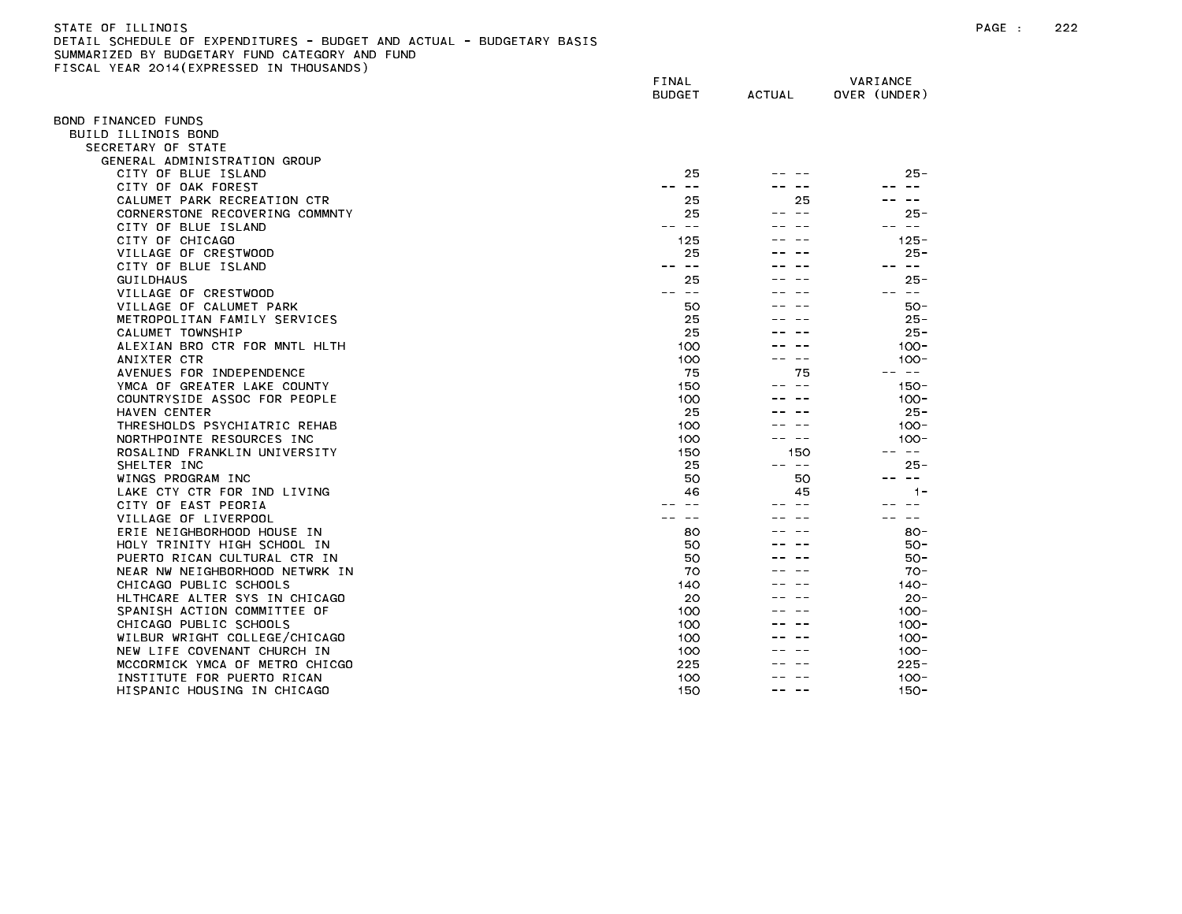STATE OF ILLINOIS
DETAIL SCHEDULE OF EXPENDITURES - BUDGET AND ACTUAL - BUDGETARY BASIS
SUMMARIZED BY BUDGETARY FUND CATEGORY AND FUND
FISCAL YEAR 2014(EXPRESSED IN THOUSANDS)

| | FINAL BUDGET | ACTUAL | VARIANCE OVER (UNDER) |
|---|---|---|---|
| BOND FINANCED FUNDS | | | |
| BUILD ILLINOIS BOND | | | |
| SECRETARY OF STATE | | | |
| GENERAL ADMINISTRATION GROUP | | | |
| CITY OF BLUE ISLAND | 25 | -- -- | 25- |
| CITY OF OAK FOREST | -- -- | -- -- | -- -- |
| CALUMET PARK RECREATION CTR | 25 | 25 | -- -- |
| CORNERSTONE RECOVERING COMMNTY | 25 | -- -- | 25- |
| CITY OF BLUE ISLAND | -- -- | -- -- | -- -- |
| CITY OF CHICAGO | 125 | -- -- | 125- |
| VILLAGE OF CRESTWOOD | 25 | -- -- | 25- |
| CITY OF BLUE ISLAND | -- -- | -- -- | -- -- |
| GUILDHAUS | 25 | -- -- | 25- |
| VILLAGE OF CRESTWOOD | -- -- | -- -- | -- -- |
| VILLAGE OF CALUMET PARK | 50 | -- -- | 50- |
| METROPOLITAN FAMILY SERVICES | 25 | -- -- | 25- |
| CALUMET TOWNSHIP | 25 | -- -- | 25- |
| ALEXIAN BRO CTR FOR MNTL HLTH | 100 | -- -- | 100- |
| ANIXTER CTR | 100 | -- -- | 100- |
| AVENUES FOR INDEPENDENCE | 75 | 75 | -- -- |
| YMCA OF GREATER LAKE COUNTY | 150 | -- -- | 150- |
| COUNTRYSIDE ASSOC FOR PEOPLE | 100 | -- -- | 100- |
| HAVEN CENTER | 25 | -- -- | 25- |
| THRESHOLDS PSYCHIATRIC REHAB | 100 | -- -- | 100- |
| NORTHPOINTE RESOURCES INC | 100 | -- -- | 100- |
| ROSALIND FRANKLIN UNIVERSITY | 150 | 150 | -- -- |
| SHELTER INC | 25 | -- -- | 25- |
| WINGS PROGRAM INC | 50 | 50 | -- -- |
| LAKE CTY CTR FOR IND LIVING | 46 | 45 | 1- |
| CITY OF EAST PEORIA | -- -- | -- -- | -- -- |
| VILLAGE OF LIVERPOOL | -- -- | -- -- | -- -- |
| ERIE NEIGHBORHOOD HOUSE IN | 80 | -- -- | 80- |
| HOLY TRINITY HIGH SCHOOL IN | 50 | -- -- | 50- |
| PUERTO RICAN CULTURAL CTR IN | 50 | -- -- | 50- |
| NEAR NW NEIGHBORHOOD NETWRK IN | 70 | -- -- | 70- |
| CHICAGO PUBLIC SCHOOLS | 140 | -- -- | 140- |
| HLTHCARE ALTER SYS IN CHICAGO | 20 | -- -- | 20- |
| SPANISH ACTION COMMITTEE OF | 100 | -- -- | 100- |
| CHICAGO PUBLIC SCHOOLS | 100 | -- -- | 100- |
| WILBUR WRIGHT COLLEGE/CHICAGO | 100 | -- -- | 100- |
| NEW LIFE COVENANT CHURCH IN | 100 | -- -- | 100- |
| MCCORMICK YMCA OF METRO CHICGO | 225 | -- -- | 225- |
| INSTITUTE FOR PUERTO RICAN | 100 | -- -- | 100- |
| HISPANIC HOUSING IN CHICAGO | 150 | -- -- | 150- |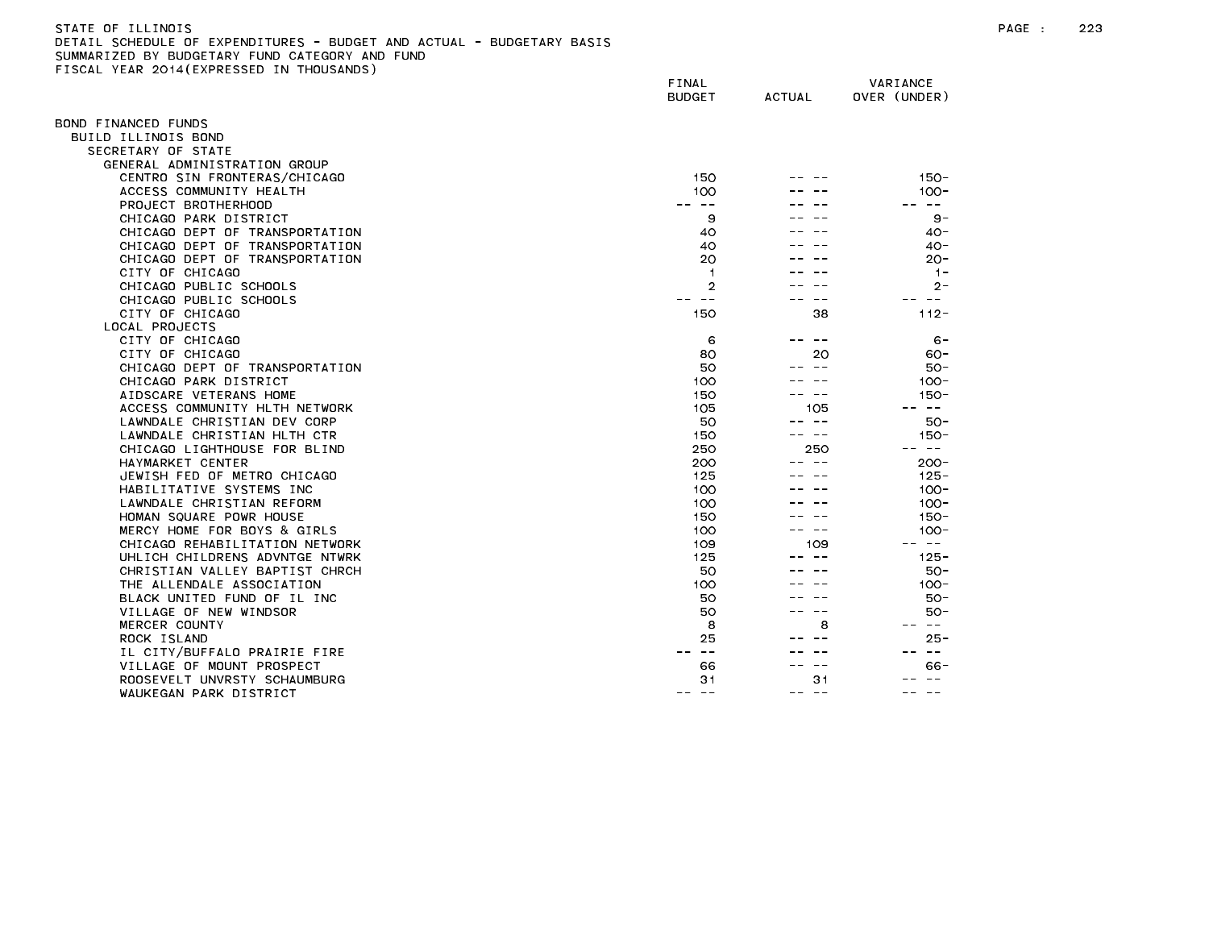STATE OF ILLINOIS
DETAIL SCHEDULE OF EXPENDITURES - BUDGET AND ACTUAL - BUDGETARY BASIS
SUMMARIZED BY BUDGETARY FUND CATEGORY AND FUND
FISCAL YEAR 2014(EXPRESSED IN THOUSANDS)

| | FINAL BUDGET | ACTUAL | VARIANCE OVER (UNDER) |
|---|---|---|---|
| BOND FINANCED FUNDS | | | |
| BUILD ILLINOIS BOND | | | |
| SECRETARY OF STATE | | | |
| GENERAL ADMINISTRATION GROUP | | | |
| CENTRO SIN FRONTERAS/CHICAGO | 150 | -- -- | 150- |
| ACCESS COMMUNITY HEALTH | 100 | -- -- | 100- |
| PROJECT BROTHERHOOD | -- -- | -- -- | -- -- |
| CHICAGO PARK DISTRICT | 9 | -- -- | 9- |
| CHICAGO DEPT OF TRANSPORTATION | 40 | -- -- | 40- |
| CHICAGO DEPT OF TRANSPORTATION | 40 | -- -- | 40- |
| CHICAGO DEPT OF TRANSPORTATION | 20 | -- -- | 20- |
| CITY OF CHICAGO | 1 | -- -- | 1- |
| CHICAGO PUBLIC SCHOOLS | 2 | -- -- | 2- |
| CHICAGO PUBLIC SCHOOLS | -- -- | -- -- | -- -- |
| CITY OF CHICAGO | 150 | 38 | 112- |
| LOCAL PROJECTS | | | |
| CITY OF CHICAGO | 6 | -- -- | 6- |
| CITY OF CHICAGO | 80 | 20 | 60- |
| CHICAGO DEPT OF TRANSPORTATION | 50 | -- -- | 50- |
| CHICAGO PARK DISTRICT | 100 | -- -- | 100- |
| AIDSCARE VETERANS HOME | 150 | -- -- | 150- |
| ACCESS COMMUNITY HLTH NETWORK | 105 | 105 | -- -- |
| LAWNDALE CHRISTIAN DEV CORP | 50 | -- -- | 50- |
| LAWNDALE CHRISTIAN HLTH CTR | 150 | -- -- | 150- |
| CHICAGO LIGHTHOUSE FOR BLIND | 250 | 250 | -- -- |
| HAYMARKET CENTER | 200 | -- -- | 200- |
| JEWISH FED OF METRO CHICAGO | 125 | -- -- | 125- |
| HABILITATIVE SYSTEMS INC | 100 | -- -- | 100- |
| LAWNDALE CHRISTIAN REFORM | 100 | -- -- | 100- |
| HOMAN SQUARE POWR HOUSE | 150 | -- -- | 150- |
| MERCY HOME FOR BOYS & GIRLS | 100 | -- -- | 100- |
| CHICAGO REHABILITATION NETWORK | 109 | 109 | -- -- |
| UHLICH CHILDRENS ADVNTGE NTWRK | 125 | -- -- | 125- |
| CHRISTIAN VALLEY BAPTIST CHRCH | 50 | -- -- | 50- |
| THE ALLENDALE ASSOCIATION | 100 | -- -- | 100- |
| BLACK UNITED FUND OF IL INC | 50 | -- -- | 50- |
| VILLAGE OF NEW WINDSOR | 50 | -- -- | 50- |
| MERCER COUNTY | 8 | 8 | -- -- |
| ROCK ISLAND | 25 | -- -- | 25- |
| IL CITY/BUFFALO PRAIRIE FIRE | -- -- | -- -- | -- -- |
| VILLAGE OF MOUNT PROSPECT | 66 | -- -- | 66- |
| ROOSEVELT UNVRSTY SCHAUMBURG | 31 | 31 | -- -- |
| WAUKEGAN PARK DISTRICT | -- -- | -- -- | -- -- |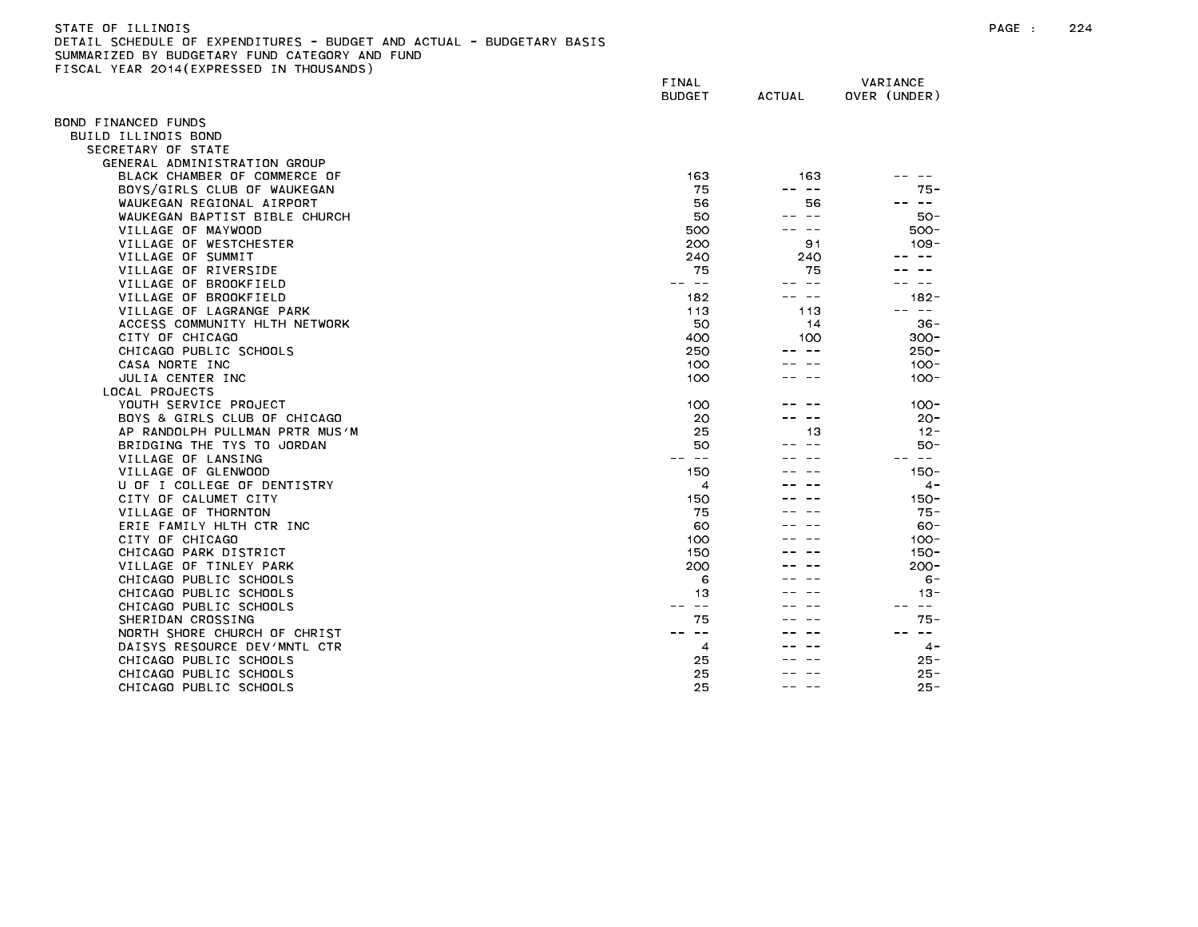STATE OF ILLINOIS
DETAIL SCHEDULE OF EXPENDITURES - BUDGET AND ACTUAL - BUDGETARY BASIS
SUMMARIZED BY BUDGETARY FUND CATEGORY AND FUND
FISCAL YEAR 2014(EXPRESSED IN THOUSANDS)

| | FINAL BUDGET | ACTUAL | VARIANCE OVER (UNDER) |
|---|---|---|---|
| BOND FINANCED FUNDS | | | |
| BUILD ILLINOIS BOND | | | |
| SECRETARY OF STATE | | | |
| GENERAL ADMINISTRATION GROUP | | | |
| BLACK CHAMBER OF COMMERCE OF | 163 | 163 | -- -- |
| BOYS/GIRLS CLUB OF WAUKEGAN | 75 | -- -- | 75- |
| WAUKEGAN REGIONAL AIRPORT | 56 | 56 | -- -- |
| WAUKEGAN BAPTIST BIBLE CHURCH | 50 | -- -- | 50- |
| VILLAGE OF MAYWOOD | 500 | -- -- | 500- |
| VILLAGE OF WESTCHESTER | 200 | 91 | 109- |
| VILLAGE OF SUMMIT | 240 | 240 | -- -- |
| VILLAGE OF RIVERSIDE | 75 | 75 | -- -- |
| VILLAGE OF BROOKFIELD | -- -- | -- -- | -- -- |
| VILLAGE OF BROOKFIELD | 182 | -- -- | 182- |
| VILLAGE OF LAGRANGE PARK | 113 | 113 | -- -- |
| ACCESS COMMUNITY HLTH NETWORK | 50 | 14 | 36- |
| CITY OF CHICAGO | 400 | 100 | 300- |
| CHICAGO PUBLIC SCHOOLS | 250 | -- -- | 250- |
| CASA NORTE INC | 100 | -- -- | 100- |
| JULIA CENTER INC | 100 | -- -- | 100- |
| LOCAL PROJECTS | | | |
| YOUTH SERVICE PROJECT | 100 | -- -- | 100- |
| BOYS & GIRLS CLUB OF CHICAGO | 20 | -- -- | 20- |
| AP RANDOLPH PULLMAN PRTR MUS'M | 25 | 13 | 12- |
| BRIDGING THE TYS TO JORDAN | 50 | -- -- | 50- |
| VILLAGE OF LANSING | -- -- | -- -- | -- -- |
| VILLAGE OF GLENWOOD | 150 | -- -- | 150- |
| U OF I COLLEGE OF DENTISTRY | 4 | -- -- | 4- |
| CITY OF CALUMET CITY | 150 | -- -- | 150- |
| VILLAGE OF THORNTON | 75 | -- -- | 75- |
| ERIE FAMILY HLTH CTR INC | 60 | -- -- | 60- |
| CITY OF CHICAGO | 100 | -- -- | 100- |
| CHICAGO PARK DISTRICT | 150 | -- -- | 150- |
| VILLAGE OF TINLEY PARK | 200 | -- -- | 200- |
| CHICAGO PUBLIC SCHOOLS | 6 | -- -- | 6- |
| CHICAGO PUBLIC SCHOOLS | 13 | -- -- | 13- |
| CHICAGO PUBLIC SCHOOLS | -- -- | -- -- | -- -- |
| SHERIDAN CROSSING | 75 | -- -- | 75- |
| NORTH SHORE CHURCH OF CHRIST | -- -- | -- -- | -- -- |
| DAISYS RESOURCE DEV'MNTL CTR | 4 | -- -- | 4- |
| CHICAGO PUBLIC SCHOOLS | 25 | -- -- | 25- |
| CHICAGO PUBLIC SCHOOLS | 25 | -- -- | 25- |
| CHICAGO PUBLIC SCHOOLS | 25 | -- -- | 25- |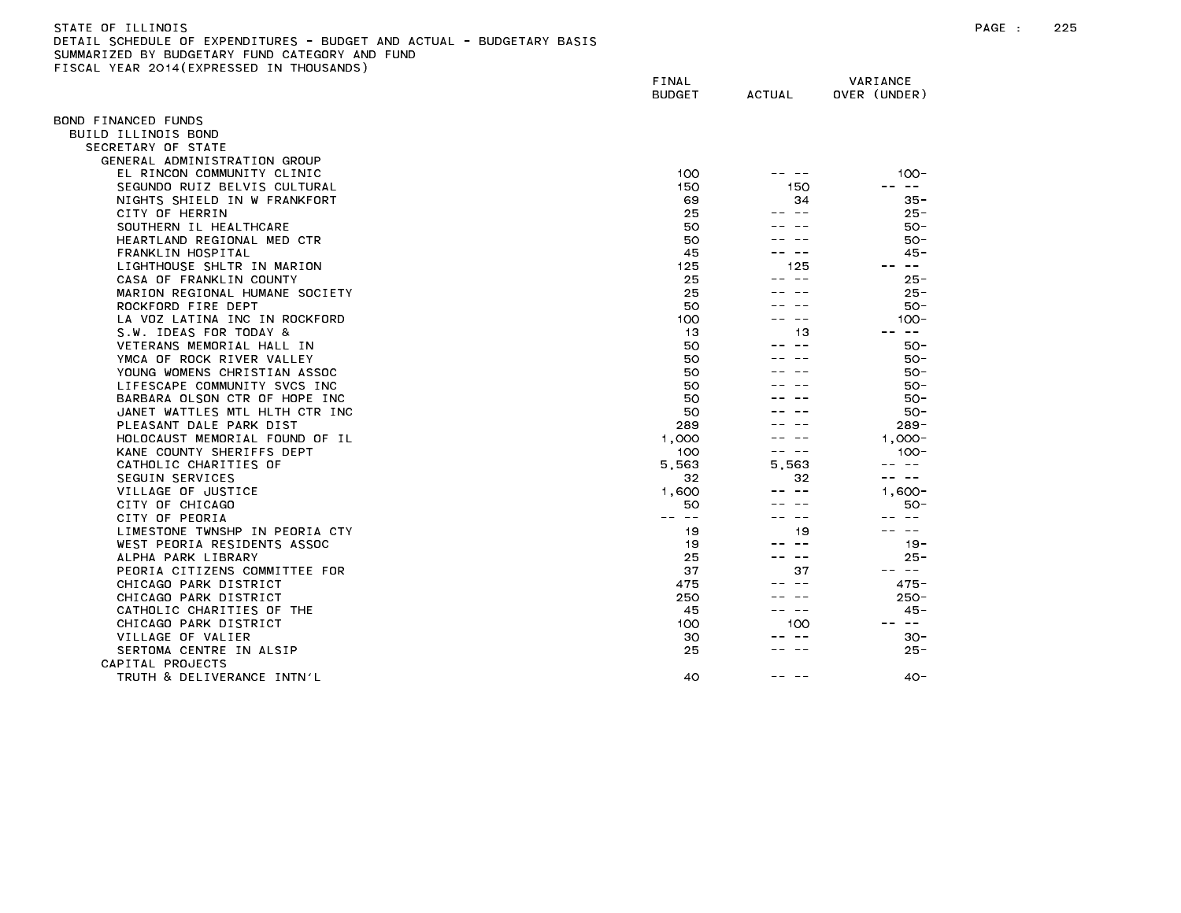STATE OF ILLINOIS
DETAIL SCHEDULE OF EXPENDITURES - BUDGET AND ACTUAL - BUDGETARY BASIS
SUMMARIZED BY BUDGETARY FUND CATEGORY AND FUND
FISCAL YEAR 2014(EXPRESSED IN THOUSANDS)

| | FINAL BUDGET | ACTUAL | VARIANCE OVER (UNDER) |
|---|---|---|---|
| BOND FINANCED FUNDS | | | |
| BUILD ILLINOIS BOND | | | |
| SECRETARY OF STATE | | | |
| GENERAL ADMINISTRATION GROUP | | | |
| EL RINCON COMMUNITY CLINIC | 100 | -- -- | 100- |
| SEGUNDO RUIZ BELVIS CULTURAL | 150 | 150 | -- -- |
| NIGHTS SHIELD IN W FRANKFORT | 69 | 34 | 35- |
| CITY OF HERRIN | 25 | -- -- | 25- |
| SOUTHERN IL HEALTHCARE | 50 | -- -- | 50- |
| HEARTLAND REGIONAL MED CTR | 50 | -- -- | 50- |
| FRANKLIN HOSPITAL | 45 | -- -- | 45- |
| LIGHTHOUSE SHLTR IN MARION | 125 | 125 | -- -- |
| CASA OF FRANKLIN COUNTY | 25 | -- -- | 25- |
| MARION REGIONAL HUMANE SOCIETY | 25 | -- -- | 25- |
| ROCKFORD FIRE DEPT | 50 | -- -- | 50- |
| LA VOZ LATINA INC IN ROCKFORD | 100 | -- -- | 100- |
| S.W. IDEAS FOR TODAY & | 13 | 13 | -- -- |
| VETERANS MEMORIAL HALL IN | 50 | -- -- | 50- |
| YMCA OF ROCK RIVER VALLEY | 50 | -- -- | 50- |
| YOUNG WOMENS CHRISTIAN ASSOC | 50 | -- -- | 50- |
| LIFESCAPE COMMUNITY SVCS INC | 50 | -- -- | 50- |
| BARBARA OLSON CTR OF HOPE INC | 50 | -- -- | 50- |
| JANET WATTLES MTL HLTH CTR INC | 50 | -- -- | 50- |
| PLEASANT DALE PARK DIST | 289 | -- -- | 289- |
| HOLOCAUST MEMORIAL FOUND OF IL | 1,000 | -- -- | 1,000- |
| KANE COUNTY SHERIFFS DEPT | 100 | -- -- | 100- |
| CATHOLIC CHARITIES OF | 5,563 | 5,563 | -- -- |
| SEGUIN SERVICES | 32 | 32 | -- -- |
| VILLAGE OF JUSTICE | 1,600 | -- -- | 1,600- |
| CITY OF CHICAGO | 50 | -- -- | 50- |
| CITY OF PEORIA | -- -- | -- -- | -- -- |
| LIMESTONE TWNSHP IN PEORIA CTY | 19 | 19 | -- -- |
| WEST PEORIA RESIDENTS ASSOC | 19 | -- -- | 19- |
| ALPHA PARK LIBRARY | 25 | -- -- | 25- |
| PEORIA CITIZENS COMMITTEE FOR | 37 | 37 | -- -- |
| CHICAGO PARK DISTRICT | 475 | -- -- | 475- |
| CHICAGO PARK DISTRICT | 250 | -- -- | 250- |
| CATHOLIC CHARITIES OF THE | 45 | -- -- | 45- |
| CHICAGO PARK DISTRICT | 100 | 100 | -- -- |
| VILLAGE OF VALIER | 30 | -- -- | 30- |
| SERTOMA CENTRE IN ALSIP | 25 | -- -- | 25- |
| CAPITAL PROJECTS | | | |
| TRUTH & DELIVERANCE INTN'L | 40 | -- -- | 40- |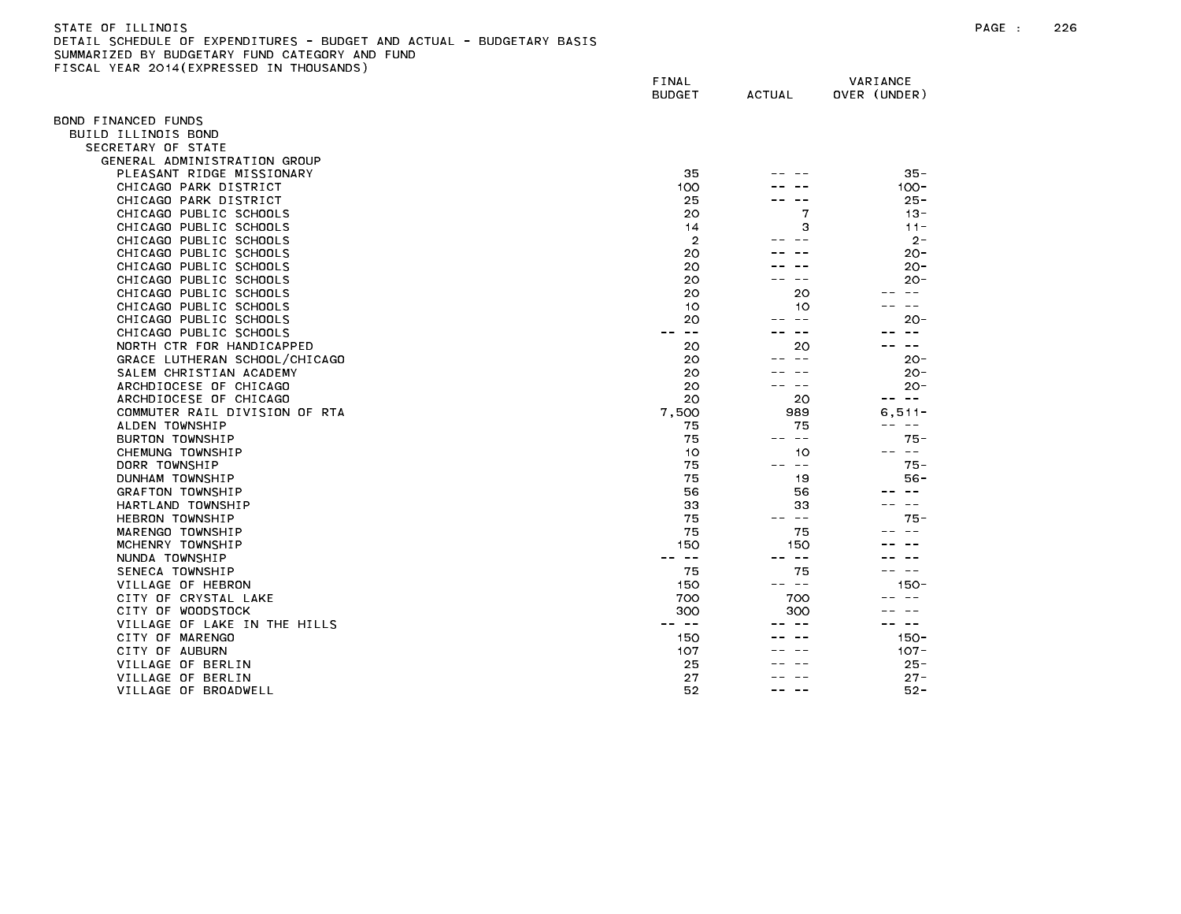STATE OF ILLINOIS
DETAIL SCHEDULE OF EXPENDITURES - BUDGET AND ACTUAL - BUDGETARY BASIS
SUMMARIZED BY BUDGETARY FUND CATEGORY AND FUND
FISCAL YEAR 2014(EXPRESSED IN THOUSANDS)

| | FINAL BUDGET | ACTUAL | VARIANCE OVER (UNDER) |
|---|---|---|---|
| BOND FINANCED FUNDS | | | |
| BUILD ILLINOIS BOND | | | |
| SECRETARY OF STATE | | | |
| GENERAL ADMINISTRATION GROUP | | | |
| PLEASANT RIDGE MISSIONARY | 35 | -- -- | 35- |
| CHICAGO PARK DISTRICT | 100 | -- -- | 100- |
| CHICAGO PARK DISTRICT | 25 | -- -- | 25- |
| CHICAGO PUBLIC SCHOOLS | 20 | 7 | 13- |
| CHICAGO PUBLIC SCHOOLS | 14 | 3 | 11- |
| CHICAGO PUBLIC SCHOOLS | 2 | -- -- | 2- |
| CHICAGO PUBLIC SCHOOLS | 20 | -- -- | 20- |
| CHICAGO PUBLIC SCHOOLS | 20 | -- -- | 20- |
| CHICAGO PUBLIC SCHOOLS | 20 | -- -- | 20- |
| CHICAGO PUBLIC SCHOOLS | 20 | 20 | -- -- |
| CHICAGO PUBLIC SCHOOLS | 10 | 10 | -- -- |
| CHICAGO PUBLIC SCHOOLS | 20 | -- -- | 20- |
| CHICAGO PUBLIC SCHOOLS | -- -- | -- -- | -- -- |
| NORTH CTR FOR HANDICAPPED | 20 | 20 | -- -- |
| GRACE LUTHERAN SCHOOL/CHICAGO | 20 | -- -- | 20- |
| SALEM CHRISTIAN ACADEMY | 20 | -- -- | 20- |
| ARCHDIOCESE OF CHICAGO | 20 | -- -- | 20- |
| ARCHDIOCESE OF CHICAGO | 20 | 20 | -- -- |
| COMMUTER RAIL DIVISION OF RTA | 7,500 | 989 | 6,511- |
| ALDEN TOWNSHIP | 75 | 75 | -- -- |
| BURTON TOWNSHIP | 75 | -- -- | 75- |
| CHEMUNG TOWNSHIP | 10 | 10 | -- -- |
| DORR TOWNSHIP | 75 | -- -- | 75- |
| DUNHAM TOWNSHIP | 75 | 19 | 56- |
| GRAFTON TOWNSHIP | 56 | 56 | -- -- |
| HARTLAND TOWNSHIP | 33 | 33 | -- -- |
| HEBRON TOWNSHIP | 75 | -- -- | 75- |
| MARENGO TOWNSHIP | 75 | 75 | -- -- |
| MCHENRY TOWNSHIP | 150 | 150 | -- -- |
| NUNDA TOWNSHIP | -- -- | -- -- | -- -- |
| SENECA TOWNSHIP | 75 | 75 | -- -- |
| VILLAGE OF HEBRON | 150 | -- -- | 150- |
| CITY OF CRYSTAL LAKE | 700 | 700 | -- -- |
| CITY OF WOODSTOCK | 300 | 300 | -- -- |
| VILLAGE OF LAKE IN THE HILLS | -- -- | -- -- | -- -- |
| CITY OF MARENGO | 150 | -- -- | 150- |
| CITY OF AUBURN | 107 | -- -- | 107- |
| VILLAGE OF BERLIN | 25 | -- -- | 25- |
| VILLAGE OF BERLIN | 27 | -- -- | 27- |
| VILLAGE OF BROADWELL | 52 | -- -- | 52- |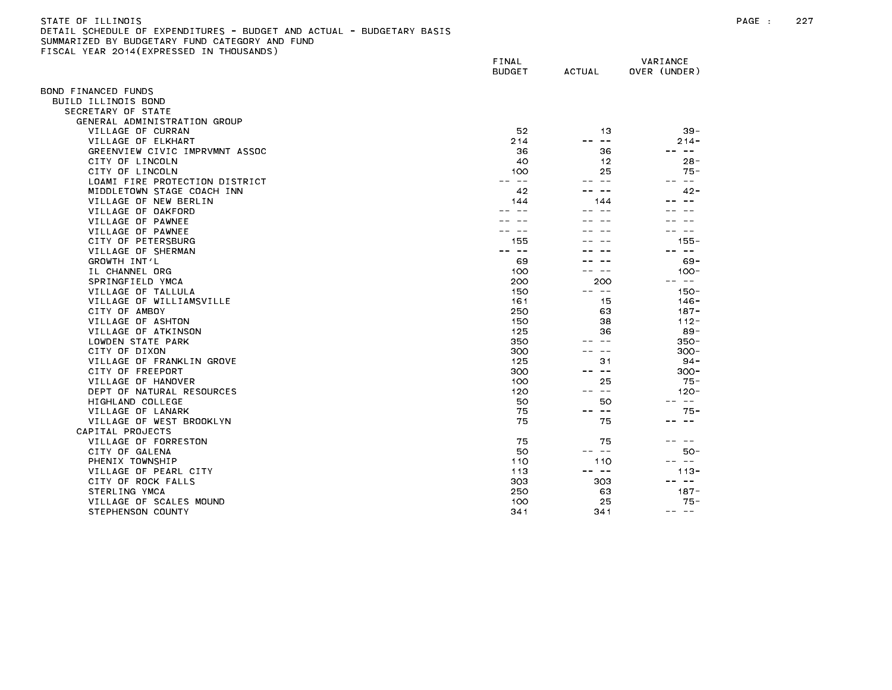STATE OF ILLINOIS
DETAIL SCHEDULE OF EXPENDITURES - BUDGET AND ACTUAL - BUDGETARY BASIS
SUMMARIZED BY BUDGETARY FUND CATEGORY AND FUND
FISCAL YEAR 2014(EXPRESSED IN THOUSANDS)

| | FINAL BUDGET | ACTUAL | VARIANCE OVER (UNDER) |
|---|---|---|---|
| BOND FINANCED FUNDS | | | |
| BUILD ILLINOIS BOND | | | |
| SECRETARY OF STATE | | | |
| GENERAL ADMINISTRATION GROUP | | | |
| VILLAGE OF CURRAN | 52 | 13 | 39- |
| VILLAGE OF ELKHART | 214 | -- -- | 214- |
| GREENVIEW CIVIC IMPRVMNT ASSOC | 36 | 36 | -- -- |
| CITY OF LINCOLN | 40 | 12 | 28- |
| CITY OF LINCOLN | 100 | 25 | 75- |
| LOAMI FIRE PROTECTION DISTRICT | -- -- | -- -- | -- -- |
| MIDDLETOWN STAGE COACH INN | 42 | -- -- | 42- |
| VILLAGE OF NEW BERLIN | 144 | 144 | -- -- |
| VILLAGE OF OAKFORD | -- -- | -- -- | -- -- |
| VILLAGE OF PAWNEE | -- -- | -- -- | -- -- |
| VILLAGE OF PAWNEE | -- -- | -- -- | -- -- |
| CITY OF PETERSBURG | 155 | -- -- | 155- |
| VILLAGE OF SHERMAN | -- -- | -- -- | -- -- |
| GROWTH INT'L | 69 | -- -- | 69- |
| IL CHANNEL ORG | 100 | -- -- | 100- |
| SPRINGFIELD YMCA | 200 | 200 | -- -- |
| VILLAGE OF TALLULA | 150 | -- -- | 150- |
| VILLAGE OF WILLIAMSVILLE | 161 | 15 | 146- |
| CITY OF AMBOY | 250 | 63 | 187- |
| VILLAGE OF ASHTON | 150 | 38 | 112- |
| VILLAGE OF ATKINSON | 125 | 36 | 89- |
| LOWDEN STATE PARK | 350 | -- -- | 350- |
| CITY OF DIXON | 300 | -- -- | 300- |
| VILLAGE OF FRANKLIN GROVE | 125 | 31 | 94- |
| CITY OF FREEPORT | 300 | -- -- | 300- |
| VILLAGE OF HANOVER | 100 | 25 | 75- |
| DEPT OF NATURAL RESOURCES | 120 | -- -- | 120- |
| HIGHLAND COLLEGE | 50 | 50 | -- -- |
| VILLAGE OF LANARK | 75 | -- -- | 75- |
| VILLAGE OF WEST BROOKLYN | 75 | 75 | -- -- |
| CAPITAL PROJECTS | | | |
| VILLAGE OF FORRESTON | 75 | 75 | -- -- |
| CITY OF GALENA | 50 | -- -- | 50- |
| PHENIX TOWNSHIP | 110 | 110 | -- -- |
| VILLAGE OF PEARL CITY | 113 | -- -- | 113- |
| CITY OF ROCK FALLS | 303 | 303 | -- -- |
| STERLING YMCA | 250 | 63 | 187- |
| VILLAGE OF SCALES MOUND | 100 | 25 | 75- |
| STEPHENSON COUNTY | 341 | 341 | -- -- |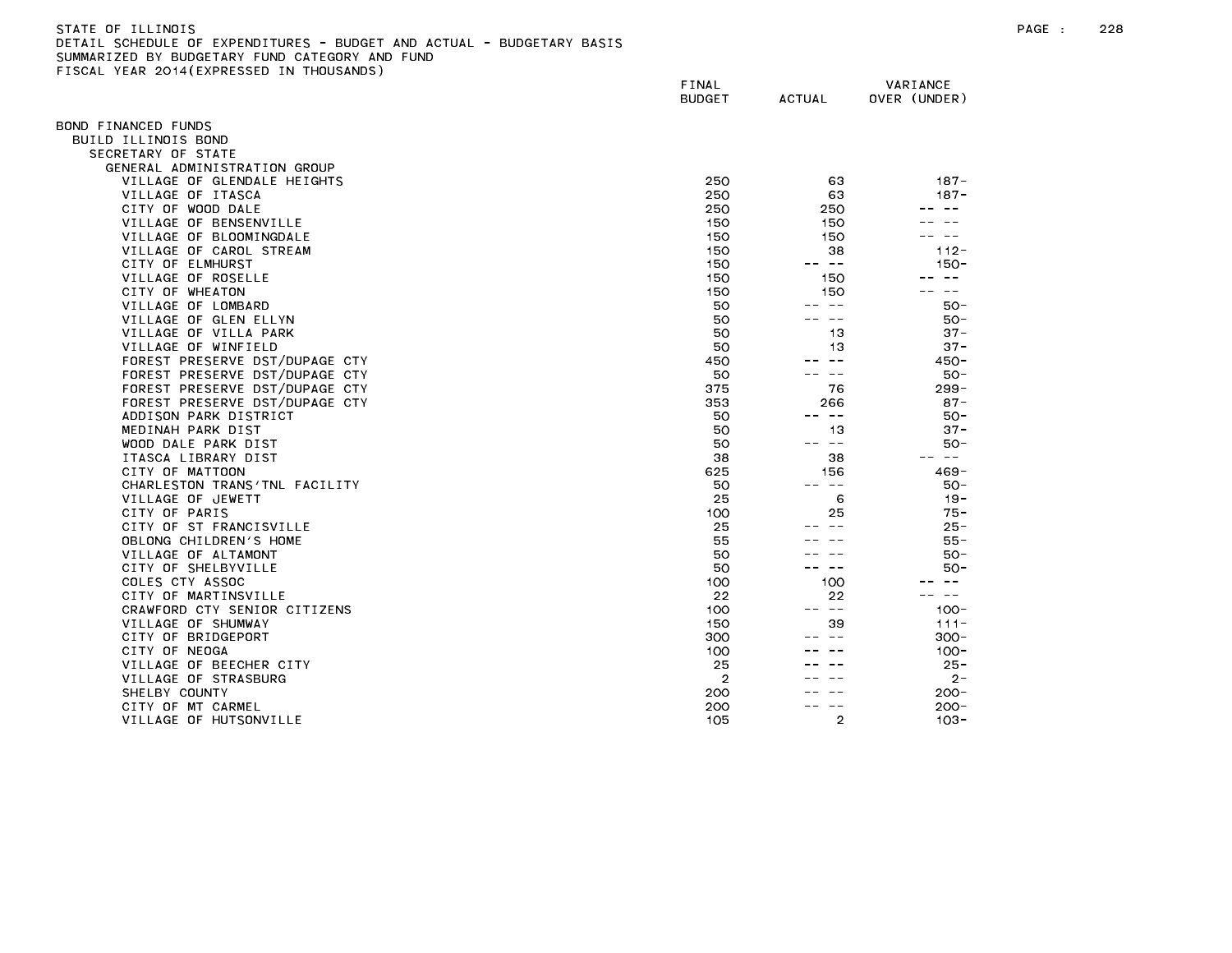STATE OF ILLINOIS
DETAIL SCHEDULE OF EXPENDITURES - BUDGET AND ACTUAL - BUDGETARY BASIS
SUMMARIZED BY BUDGETARY FUND CATEGORY AND FUND
FISCAL YEAR 2014(EXPRESSED IN THOUSANDS)

| | FINAL BUDGET | ACTUAL | VARIANCE OVER (UNDER) |
|---|---|---|---|
| BOND FINANCED FUNDS | | | |
| BUILD ILLINOIS BOND | | | |
| SECRETARY OF STATE | | | |
| GENERAL ADMINISTRATION GROUP | | | |
| VILLAGE OF GLENDALE HEIGHTS | 250 | 63 | 187- |
| VILLAGE OF ITASCA | 250 | 63 | 187- |
| CITY OF WOOD DALE | 250 | 250 | -- -- |
| VILLAGE OF BENSENVILLE | 150 | 150 | -- -- |
| VILLAGE OF BLOOMINGDALE | 150 | 150 | -- -- |
| VILLAGE OF CAROL STREAM | 150 | 38 | 112- |
| CITY OF ELMHURST | 150 | -- -- | 150- |
| VILLAGE OF ROSELLE | 150 | 150 | -- -- |
| CITY OF WHEATON | 150 | 150 | -- -- |
| VILLAGE OF LOMBARD | 50 | -- -- | 50- |
| VILLAGE OF GLEN ELLYN | 50 | -- -- | 50- |
| VILLAGE OF VILLA PARK | 50 | 13 | 37- |
| VILLAGE OF WINFIELD | 50 | 13 | 37- |
| FOREST PRESERVE DST/DUPAGE CTY | 450 | -- -- | 450- |
| FOREST PRESERVE DST/DUPAGE CTY | 50 | -- -- | 50- |
| FOREST PRESERVE DST/DUPAGE CTY | 375 | 76 | 299- |
| FOREST PRESERVE DST/DUPAGE CTY | 353 | 266 | 87- |
| ADDISON PARK DISTRICT | 50 | -- -- | 50- |
| MEDINAH PARK DIST | 50 | 13 | 37- |
| WOOD DALE PARK DIST | 50 | -- -- | 50- |
| ITASCA LIBRARY DIST | 38 | 38 | -- -- |
| CITY OF MATTOON | 625 | 156 | 469- |
| CHARLESTON TRANS'TNL FACILITY | 50 | -- -- | 50- |
| VILLAGE OF JEWETT | 25 | 6 | 19- |
| CITY OF PARIS | 100 | 25 | 75- |
| CITY OF ST FRANCISVILLE | 25 | -- -- | 25- |
| OBLONG CHILDREN'S HOME | 55 | -- -- | 55- |
| VILLAGE OF ALTAMONT | 50 | -- -- | 50- |
| CITY OF SHELBYVILLE | 50 | -- -- | 50- |
| COLES CTY ASSOC | 100 | 100 | -- -- |
| CITY OF MARTINSVILLE | 22 | 22 | -- -- |
| CRAWFORD CTY SENIOR CITIZENS | 100 | -- -- | 100- |
| VILLAGE OF SHUMWAY | 150 | 39 | 111- |
| CITY OF BRIDGEPORT | 300 | -- -- | 300- |
| CITY OF NEOGA | 100 | -- -- | 100- |
| VILLAGE OF BEECHER CITY | 25 | -- -- | 25- |
| VILLAGE OF STRASBURG | 2 | -- -- | 2- |
| SHELBY COUNTY | 200 | -- -- | 200- |
| CITY OF MT CARMEL | 200 | -- -- | 200- |
| VILLAGE OF HUTSONVILLE | 105 | 2 | 103- |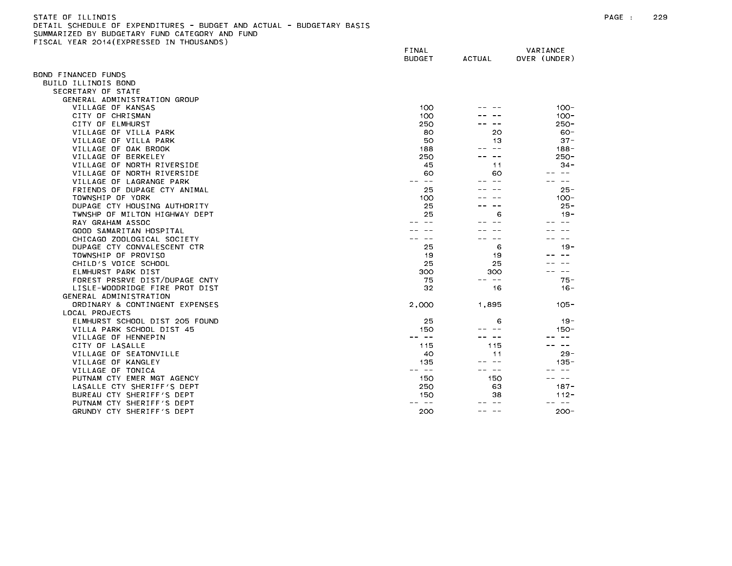STATE OF ILLINOIS
DETAIL SCHEDULE OF EXPENDITURES - BUDGET AND ACTUAL - BUDGETARY BASIS
SUMMARIZED BY BUDGETARY FUND CATEGORY AND FUND
FISCAL YEAR 2014(EXPRESSED IN THOUSANDS)

| | FINAL BUDGET | ACTUAL | VARIANCE OVER (UNDER) |
|---|---|---|---|
| BOND FINANCED FUNDS | | | |
| BUILD ILLINOIS BOND | | | |
| SECRETARY OF STATE | | | |
| GENERAL ADMINISTRATION GROUP | | | |
| VILLAGE OF KANSAS | 100 | -- -- | 100- |
| CITY OF CHRISMAN | 100 | -- -- | 100- |
| CITY OF ELMHURST | 250 | -- -- | 250- |
| VILLAGE OF VILLA PARK | 80 | 20 | 60- |
| VILLAGE OF VILLA PARK | 50 | 13 | 37- |
| VILLAGE OF OAK BROOK | 188 | -- -- | 188- |
| VILLAGE OF BERKELEY | 250 | -- -- | 250- |
| VILLAGE OF NORTH RIVERSIDE | 45 | 11 | 34- |
| VILLAGE OF NORTH RIVERSIDE | 60 | 60 | -- -- |
| VILLAGE OF LAGRANGE PARK | -- -- | -- -- | -- -- |
| FRIENDS OF DUPAGE CTY ANIMAL | 25 | -- -- | 25- |
| TOWNSHIP OF YORK | 100 | -- -- | 100- |
| DUPAGE CTY HOUSING AUTHORITY | 25 | -- -- | 25- |
| TWNSHP OF MILTON HIGHWAY DEPT | 25 | 6 | 19- |
| RAY GRAHAM ASSOC | -- -- | -- -- | -- -- |
| GOOD SAMARITAN HOSPITAL | -- -- | -- -- | -- -- |
| CHICAGO ZOOLOGICAL SOCIETY | -- -- | -- -- | -- -- |
| DUPAGE CTY CONVALESCENT CTR | 25 | 6 | 19- |
| TOWNSHIP OF PROVISO | 19 | 19 | -- -- |
| CHILD'S VOICE SCHOOL | 25 | 25 | -- -- |
| ELMHURST PARK DIST | 300 | 300 | -- -- |
| FOREST PRSRVE DIST/DUPAGE CNTY | 75 | -- -- | 75- |
| LISLE-WOODRIDGE FIRE PROT DIST | 32 | 16 | 16- |
| GENERAL ADMINISTRATION | | | |
| ORDINARY & CONTINGENT EXPENSES | 2,000 | 1,895 | 105- |
| LOCAL PROJECTS | | | |
| ELMHURST SCHOOL DIST 205 FOUND | 25 | 6 | 19- |
| VILLA PARK SCHOOL DIST 45 | 150 | -- -- | 150- |
| VILLAGE OF HENNEPIN | -- -- | -- -- | -- -- |
| CITY OF LASALLE | 115 | 115 | -- -- |
| VILLAGE OF SEATONVILLE | 40 | 11 | 29- |
| VILLAGE OF KANGLEY | 135 | -- -- | 135- |
| VILLAGE OF TONICA | -- -- | -- -- | -- -- |
| PUTNAM CTY EMER MGT AGENCY | 150 | 150 | -- -- |
| LASALLE CTY SHERIFF'S DEPT | 250 | 63 | 187- |
| BUREAU CTY SHERIFF'S DEPT | 150 | 38 | 112- |
| PUTNAM CTY SHERIFF'S DEPT | -- -- | -- -- | -- -- |
| GRUNDY CTY SHERIFF'S DEPT | 200 | -- -- | 200- |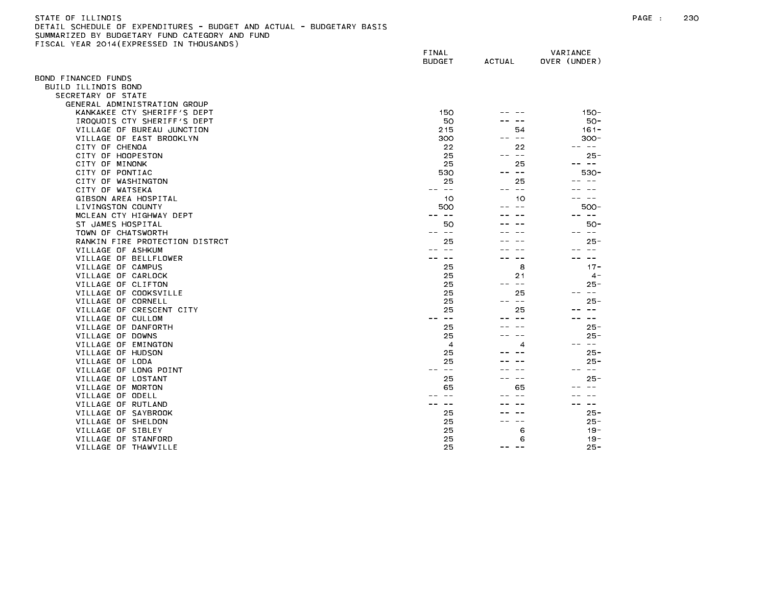STATE OF ILLINOIS
DETAIL SCHEDULE OF EXPENDITURES - BUDGET AND ACTUAL - BUDGETARY BASIS
SUMMARIZED BY BUDGETARY FUND CATEGORY AND FUND
FISCAL YEAR 2014(EXPRESSED IN THOUSANDS)

| | FINAL BUDGET | ACTUAL | VARIANCE OVER (UNDER) |
|---|---|---|---|
| BOND FINANCED FUNDS | | | |
| BUILD ILLINOIS BOND | | | |
| SECRETARY OF STATE | | | |
| GENERAL ADMINISTRATION GROUP | | | |
| KANKAKEE CTY SHERIFF'S DEPT | 150 | -- -- | 150- |
| IROQUOIS CTY SHERIFF'S DEPT | 50 | -- -- | 50- |
| VILLAGE OF BUREAU JUNCTION | 215 | 54 | 161- |
| VILLAGE OF EAST BROOKLYN | 300 | -- -- | 300- |
| CITY OF CHENOA | 22 | 22 | -- -- |
| CITY OF HOOPESTON | 25 | -- -- | 25- |
| CITY OF MINONK | 25 | 25 | -- -- |
| CITY OF PONTIAC | 530 | -- -- | 530- |
| CITY OF WASHINGTON | 25 | 25 | -- -- |
| CITY OF WATSEKA | -- -- | -- -- | -- -- |
| GIBSON AREA HOSPITAL | 10 | 10 | -- -- |
| LIVINGSTON COUNTY | 500 | -- -- | 500- |
| MCLEAN CTY HIGHWAY DEPT | -- -- | -- -- | -- -- |
| ST JAMES HOSPITAL | 50 | -- -- | 50- |
| TOWN OF CHATSWORTH | -- -- | -- -- | -- -- |
| RANKIN FIRE PROTECTION DISTRCT | 25 | -- -- | 25- |
| VILLAGE OF ASHKUM | -- -- | -- -- | -- -- |
| VILLAGE OF BELLFLOWER | -- -- | -- -- | -- -- |
| VILLAGE OF CAMPUS | 25 | 8 | 17- |
| VILLAGE OF CARLOCK | 25 | 21 | 4- |
| VILLAGE OF CLIFTON | 25 | -- -- | 25- |
| VILLAGE OF COOKSVILLE | 25 | 25 | -- -- |
| VILLAGE OF CORNELL | 25 | -- -- | 25- |
| VILLAGE OF CRESCENT CITY | 25 | 25 | -- -- |
| VILLAGE OF CULLOM | -- -- | -- -- | -- -- |
| VILLAGE OF DANFORTH | 25 | -- -- | 25- |
| VILLAGE OF DOWNS | 25 | -- -- | 25- |
| VILLAGE OF EMINGTON | 4 | 4 | -- -- |
| VILLAGE OF HUDSON | 25 | -- -- | 25- |
| VILLAGE OF LODA | 25 | -- -- | 25- |
| VILLAGE OF LONG POINT | -- -- | -- -- | -- -- |
| VILLAGE OF LOSTANT | 25 | -- -- | 25- |
| VILLAGE OF MORTON | 65 | 65 | -- -- |
| VILLAGE OF ODELL | -- -- | -- -- | -- -- |
| VILLAGE OF RUTLAND | -- -- | -- -- | -- -- |
| VILLAGE OF SAYBROOK | 25 | -- -- | 25- |
| VILLAGE OF SHELDON | 25 | -- -- | 25- |
| VILLAGE OF SIBLEY | 25 | 6 | 19- |
| VILLAGE OF STANFORD | 25 | 6 | 19- |
| VILLAGE OF THAWVILLE | 25 | -- -- | 25- |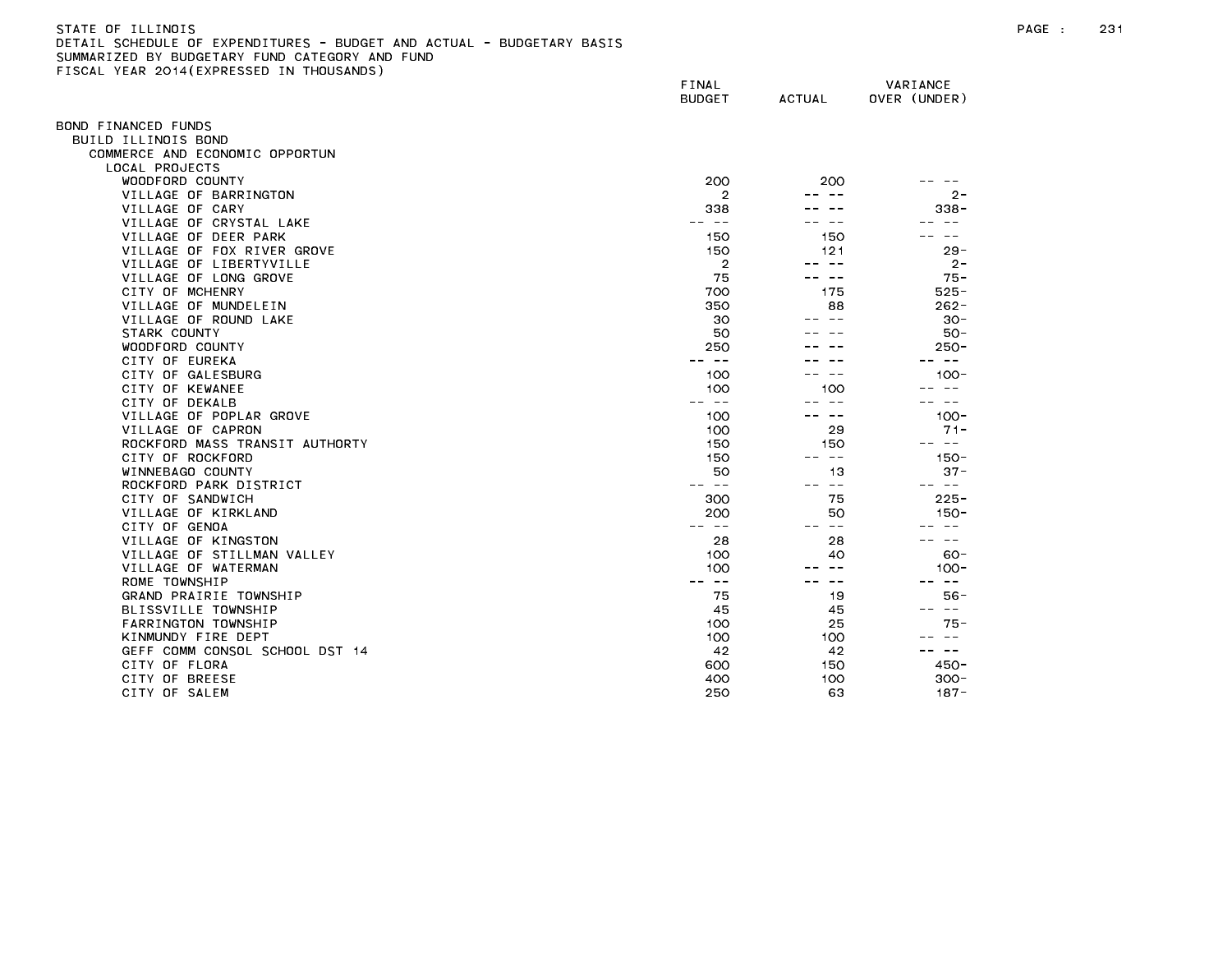STATE OF ILLINOIS
DETAIL SCHEDULE OF EXPENDITURES - BUDGET AND ACTUAL - BUDGETARY BASIS
SUMMARIZED BY BUDGETARY FUND CATEGORY AND FUND
FISCAL YEAR 2014(EXPRESSED IN THOUSANDS)

| | FINAL BUDGET | ACTUAL | VARIANCE OVER (UNDER) |
|---|---|---|---|
| BOND FINANCED FUNDS | | | |
| BUILD ILLINOIS BOND | | | |
| COMMERCE AND ECONOMIC OPPORTUN | | | |
| LOCAL PROJECTS | | | |
| WOODFORD COUNTY | 200 | 200 | -- -- |
| VILLAGE OF BARRINGTON | 2 | -- -- | 2- |
| VILLAGE OF CARY | 338 | -- -- | 338- |
| VILLAGE OF CRYSTAL LAKE | -- -- | -- -- | -- -- |
| VILLAGE OF DEER PARK | 150 | 150 | -- -- |
| VILLAGE OF FOX RIVER GROVE | 150 | 121 | 29- |
| VILLAGE OF LIBERTYVILLE | 2 | -- -- | 2- |
| VILLAGE OF LONG GROVE | 75 | -- -- | 75- |
| CITY OF MCHENRY | 700 | 175 | 525- |
| VILLAGE OF MUNDELEIN | 350 | 88 | 262- |
| VILLAGE OF ROUND LAKE | 30 | -- -- | 30- |
| STARK COUNTY | 50 | -- -- | 50- |
| WOODFORD COUNTY | 250 | -- -- | 250- |
| CITY OF EUREKA | -- -- | -- -- | -- -- |
| CITY OF GALESBURG | 100 | -- -- | 100- |
| CITY OF KEWANEE | 100 | 100 | -- -- |
| CITY OF DEKALB | -- -- | -- -- | -- -- |
| VILLAGE OF POPLAR GROVE | 100 | -- -- | 100- |
| VILLAGE OF CAPRON | 100 | 29 | 71- |
| ROCKFORD MASS TRANSIT AUTHORTY | 150 | 150 | -- -- |
| CITY OF ROCKFORD | 150 | -- -- | 150- |
| WINNEBAGO COUNTY | 50 | 13 | 37- |
| ROCKFORD PARK DISTRICT | -- -- | -- -- | -- -- |
| CITY OF SANDWICH | 300 | 75 | 225- |
| VILLAGE OF KIRKLAND | 200 | 50 | 150- |
| CITY OF GENOA | -- -- | -- -- | -- -- |
| VILLAGE OF KINGSTON | 28 | 28 | -- -- |
| VILLAGE OF STILLMAN VALLEY | 100 | 40 | 60- |
| VILLAGE OF WATERMAN | 100 | -- -- | 100- |
| ROME TOWNSHIP | -- -- | -- -- | -- -- |
| GRAND PRAIRIE TOWNSHIP | 75 | 19 | 56- |
| BLISSVILLE TOWNSHIP | 45 | 45 | -- -- |
| FARRINGTON TOWNSHIP | 100 | 25 | 75- |
| KINMUNDY FIRE DEPT | 100 | 100 | -- -- |
| GEFF COMM CONSOL SCHOOL DST 14 | 42 | 42 | -- -- |
| CITY OF FLORA | 600 | 150 | 450- |
| CITY OF BREESE | 400 | 100 | 300- |
| CITY OF SALEM | 250 | 63 | 187- |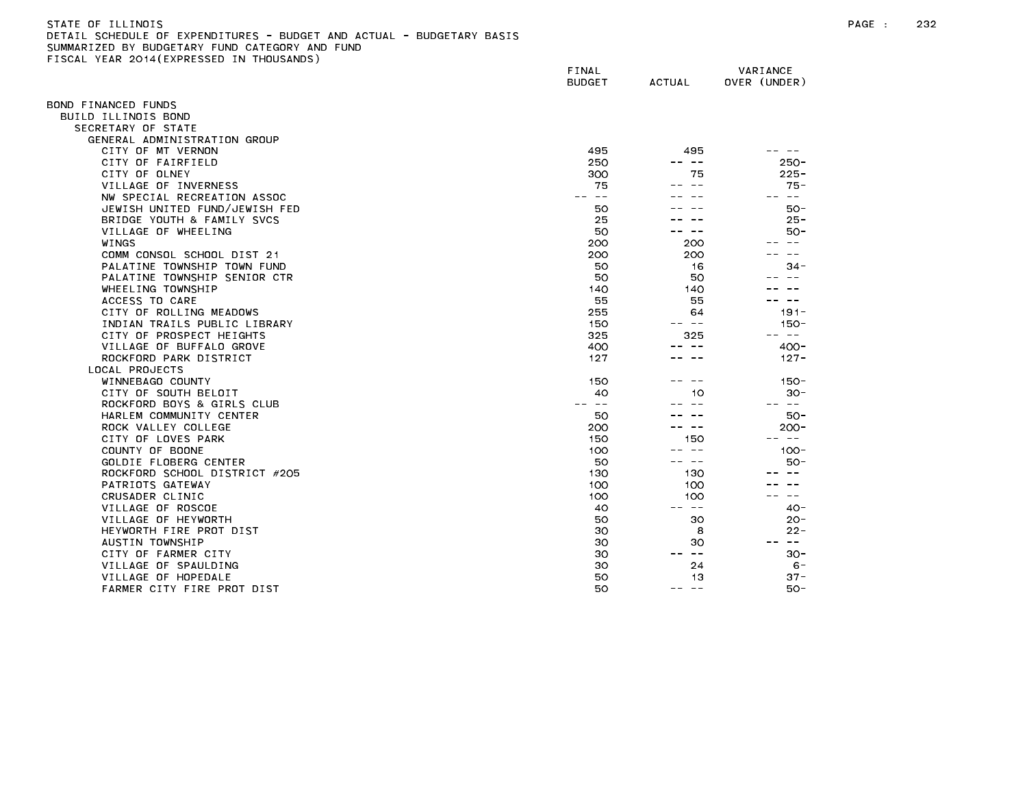STATE OF ILLINOIS
DETAIL SCHEDULE OF EXPENDITURES - BUDGET AND ACTUAL - BUDGETARY BASIS
SUMMARIZED BY BUDGETARY FUND CATEGORY AND FUND
FISCAL YEAR 2014(EXPRESSED IN THOUSANDS)

| | FINAL BUDGET | ACTUAL | VARIANCE OVER (UNDER) |
|---|---|---|---|
| BOND FINANCED FUNDS | | | |
| BUILD ILLINOIS BOND | | | |
| SECRETARY OF STATE | | | |
| GENERAL ADMINISTRATION GROUP | | | |
| CITY OF MT VERNON | 495 | 495 | -- -- |
| CITY OF FAIRFIELD | 250 | -- -- | 250- |
| CITY OF OLNEY | 300 | 75 | 225- |
| VILLAGE OF INVERNESS | 75 | -- -- | 75- |
| NW SPECIAL RECREATION ASSOC | -- -- | -- -- | -- -- |
| JEWISH UNITED FUND/JEWISH FED | 50 | -- -- | 50- |
| BRIDGE YOUTH & FAMILY SVCS | 25 | -- -- | 25- |
| VILLAGE OF WHEELING | 50 | -- -- | 50- |
| WINGS | 200 | 200 | -- -- |
| COMM CONSOL SCHOOL DIST 21 | 200 | 200 | -- -- |
| PALATINE TOWNSHIP TOWN FUND | 50 | 16 | 34- |
| PALATINE TOWNSHIP SENIOR CTR | 50 | 50 | -- -- |
| WHEELING TOWNSHIP | 140 | 140 | -- -- |
| ACCESS TO CARE | 55 | 55 | -- -- |
| CITY OF ROLLING MEADOWS | 255 | 64 | 191- |
| INDIAN TRAILS PUBLIC LIBRARY | 150 | -- -- | 150- |
| CITY OF PROSPECT HEIGHTS | 325 | 325 | -- -- |
| VILLAGE OF BUFFALO GROVE | 400 | -- -- | 400- |
| ROCKFORD PARK DISTRICT | 127 | -- -- | 127- |
| LOCAL PROJECTS | | | |
| WINNEBAGO COUNTY | 150 | -- -- | 150- |
| CITY OF SOUTH BELOIT | 40 | 10 | 30- |
| ROCKFORD BOYS & GIRLS CLUB | -- -- | -- -- | -- -- |
| HARLEM COMMUNITY CENTER | 50 | -- -- | 50- |
| ROCK VALLEY COLLEGE | 200 | -- -- | 200- |
| CITY OF LOVES PARK | 150 | 150 | -- -- |
| COUNTY OF BOONE | 100 | -- -- | 100- |
| GOLDIE FLOBERG CENTER | 50 | -- -- | 50- |
| ROCKFORD SCHOOL DISTRICT #205 | 130 | 130 | -- -- |
| PATRIOTS GATEWAY | 100 | 100 | -- -- |
| CRUSADER CLINIC | 100 | 100 | -- -- |
| VILLAGE OF ROSCOE | 40 | -- -- | 40- |
| VILLAGE OF HEYWORTH | 50 | 30 | 20- |
| HEYWORTH FIRE PROT DIST | 30 | 8 | 22- |
| AUSTIN TOWNSHIP | 30 | 30 | -- -- |
| CITY OF FARMER CITY | 30 | -- -- | 30- |
| VILLAGE OF SPAULDING | 30 | 24 | 6- |
| VILLAGE OF HOPEDALE | 50 | 13 | 37- |
| FARMER CITY FIRE PROT DIST | 50 | -- -- | 50- |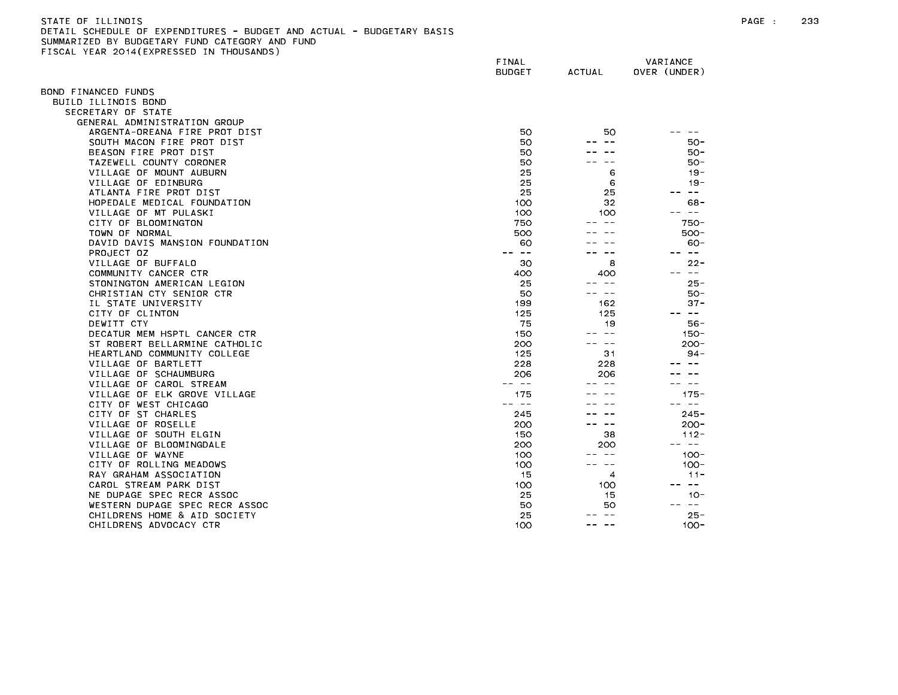STATE OF ILLINOIS
DETAIL SCHEDULE OF EXPENDITURES - BUDGET AND ACTUAL - BUDGETARY BASIS
SUMMARIZED BY BUDGETARY FUND CATEGORY AND FUND
FISCAL YEAR 2014(EXPRESSED IN THOUSANDS)

| | FINAL BUDGET | ACTUAL | VARIANCE OVER (UNDER) |
|---|---|---|---|
| BOND FINANCED FUNDS | | | |
| BUILD ILLINOIS BOND | | | |
| SECRETARY OF STATE | | | |
| GENERAL ADMINISTRATION GROUP | | | |
| ARGENTA-OREANA FIRE PROT DIST | 50 | 50 | -- -- |
| SOUTH MACON FIRE PROT DIST | 50 | -- -- | 50- |
| BEASON FIRE PROT DIST | 50 | -- -- | 50- |
| TAZEWELL COUNTY CORONER | 50 | -- -- | 50- |
| VILLAGE OF MOUNT AUBURN | 25 | 6 | 19- |
| VILLAGE OF EDINBURG | 25 | 6 | 19- |
| ATLANTA FIRE PROT DIST | 25 | 25 | -- -- |
| HOPEDALE MEDICAL FOUNDATION | 100 | 32 | 68- |
| VILLAGE OF MT PULASKI | 100 | 100 | -- -- |
| CITY OF BLOOMINGTON | 750 | -- -- | 750- |
| TOWN OF NORMAL | 500 | -- -- | 500- |
| DAVID DAVIS MANSION FOUNDATION | 60 | -- -- | 60- |
| PROJECT OZ | -- -- | -- -- | -- -- |
| VILLAGE OF BUFFALO | 30 | 8 | 22- |
| COMMUNITY CANCER CTR | 400 | 400 | -- -- |
| STONINGTON AMERICAN LEGION | 25 | -- -- | 25- |
| CHRISTIAN CTY SENIOR CTR | 50 | -- -- | 50- |
| IL STATE UNIVERSITY | 199 | 162 | 37- |
| CITY OF CLINTON | 125 | 125 | -- -- |
| DEWITT CTY | 75 | 19 | 56- |
| DECATUR MEM HSPTL CANCER CTR | 150 | -- -- | 150- |
| ST ROBERT BELLARMINE CATHOLIC | 200 | -- -- | 200- |
| HEARTLAND COMMUNITY COLLEGE | 125 | 31 | 94- |
| VILLAGE OF BARTLETT | 228 | 228 | -- -- |
| VILLAGE OF SCHAUMBURG | 206 | 206 | -- -- |
| VILLAGE OF CAROL STREAM | -- -- | -- -- | -- -- |
| VILLAGE OF ELK GROVE VILLAGE | 175 | -- -- | 175- |
| CITY OF WEST CHICAGO | -- -- | -- -- | -- -- |
| CITY OF ST CHARLES | 245 | -- -- | 245- |
| VILLAGE OF ROSELLE | 200 | -- -- | 200- |
| VILLAGE OF SOUTH ELGIN | 150 | 38 | 112- |
| VILLAGE OF BLOOMINGDALE | 200 | 200 | -- -- |
| VILLAGE OF WAYNE | 100 | -- -- | 100- |
| CITY OF ROLLING MEADOWS | 100 | -- -- | 100- |
| RAY GRAHAM ASSOCIATION | 15 | 4 | 11- |
| CAROL STREAM PARK DIST | 100 | 100 | -- -- |
| NE DUPAGE SPEC RECR ASSOC | 25 | 15 | 10- |
| WESTERN DUPAGE SPEC RECR ASSOC | 50 | 50 | -- -- |
| CHILDRENS HOME & AID SOCIETY | 25 | -- -- | 25- |
| CHILDRENS ADVOCACY CTR | 100 | -- -- | 100- |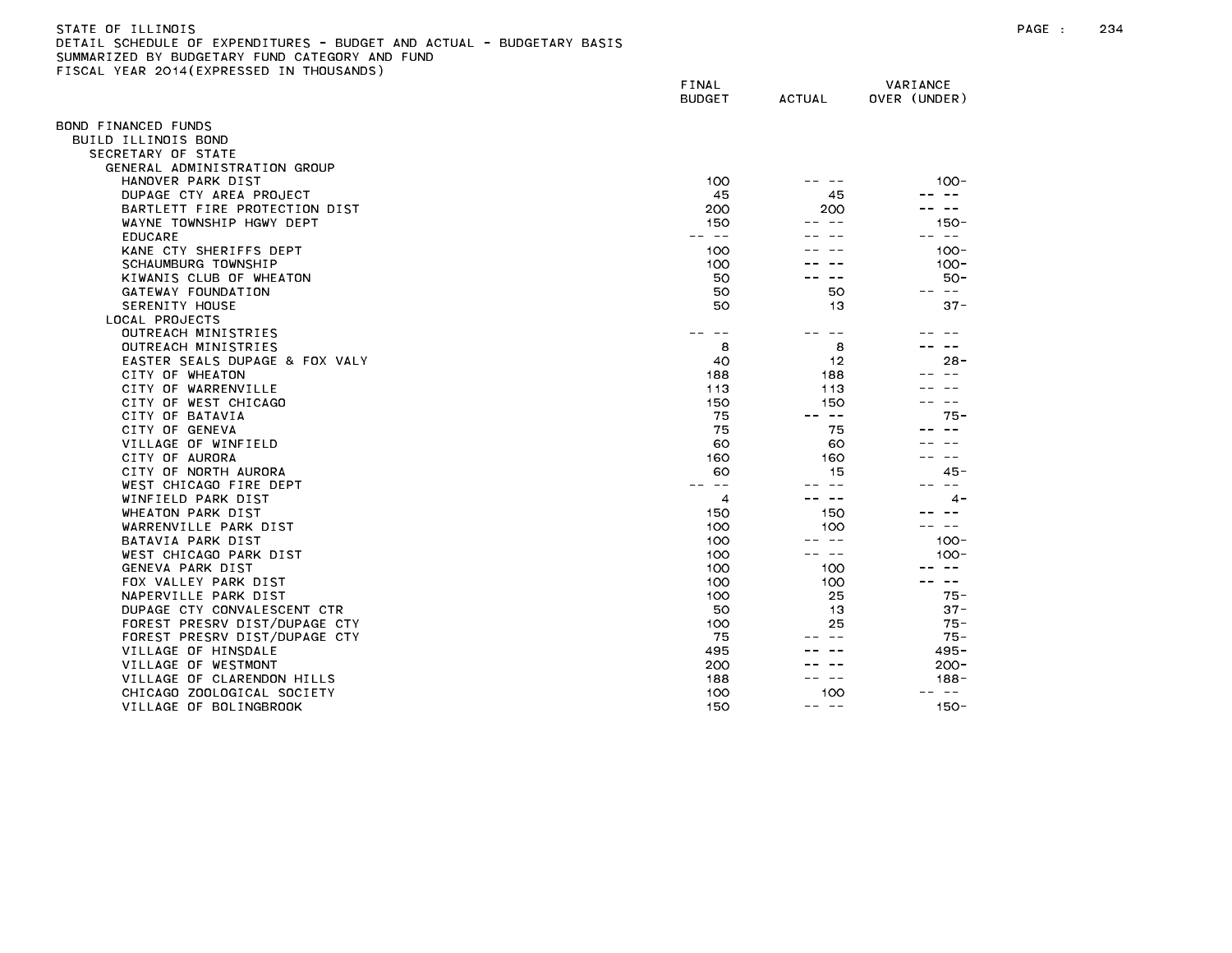STATE OF ILLINOIS
DETAIL SCHEDULE OF EXPENDITURES - BUDGET AND ACTUAL - BUDGETARY BASIS
SUMMARIZED BY BUDGETARY FUND CATEGORY AND FUND
FISCAL YEAR 2014(EXPRESSED IN THOUSANDS)

| | FINAL BUDGET | ACTUAL | VARIANCE OVER (UNDER) |
|---|---|---|---|
| BOND FINANCED FUNDS | | | |
| BUILD ILLINOIS BOND | | | |
| SECRETARY OF STATE | | | |
| GENERAL ADMINISTRATION GROUP | | | |
| HANOVER PARK DIST | 100 | -- -- | 100- |
| DUPAGE CTY AREA PROJECT | 45 | 45 | -- -- |
| BARTLETT FIRE PROTECTION DIST | 200 | 200 | -- -- |
| WAYNE TOWNSHIP HGWY DEPT | 150 | -- -- | 150- |
| EDUCARE | -- -- | -- -- | -- -- |
| KANE CTY SHERIFFS DEPT | 100 | -- -- | 100- |
| SCHAUMBURG TOWNSHIP | 100 | -- -- | 100- |
| KIWANIS CLUB OF WHEATON | 50 | -- -- | 50- |
| GATEWAY FOUNDATION | 50 | 50 | -- -- |
| SERENITY HOUSE | 50 | 13 | 37- |
| LOCAL PROJECTS | | | |
| OUTREACH MINISTRIES | -- -- | -- -- | -- -- |
| OUTREACH MINISTRIES | 8 | 8 | -- -- |
| EASTER SEALS DUPAGE & FOX VALY | 40 | 12 | 28- |
| CITY OF WHEATON | 188 | 188 | -- -- |
| CITY OF WARRENVILLE | 113 | 113 | -- -- |
| CITY OF WEST CHICAGO | 150 | 150 | -- -- |
| CITY OF BATAVIA | 75 | -- -- | 75- |
| CITY OF GENEVA | 75 | 75 | -- -- |
| VILLAGE OF WINFIELD | 60 | 60 | -- -- |
| CITY OF AURORA | 160 | 160 | -- -- |
| CITY OF NORTH AURORA | 60 | 15 | 45- |
| WEST CHICAGO FIRE DEPT | -- -- | -- -- | -- -- |
| WINFIELD PARK DIST | 4 | -- -- | 4- |
| WHEATON PARK DIST | 150 | 150 | -- -- |
| WARRENVILLE PARK DIST | 100 | 100 | -- -- |
| BATAVIA PARK DIST | 100 | -- -- | 100- |
| WEST CHICAGO PARK DIST | 100 | -- -- | 100- |
| GENEVA PARK DIST | 100 | 100 | -- -- |
| FOX VALLEY PARK DIST | 100 | 100 | -- -- |
| NAPERVILLE PARK DIST | 100 | 25 | 75- |
| DUPAGE CTY CONVALESCENT CTR | 50 | 13 | 37- |
| FOREST PRESRV DIST/DUPAGE CTY | 100 | 25 | 75- |
| FOREST PRESRV DIST/DUPAGE CTY | 75 | -- -- | 75- |
| VILLAGE OF HINSDALE | 495 | -- -- | 495- |
| VILLAGE OF WESTMONT | 200 | -- -- | 200- |
| VILLAGE OF CLARENDON HILLS | 188 | -- -- | 188- |
| CHICAGO ZOOLOGICAL SOCIETY | 100 | 100 | -- -- |
| VILLAGE OF BOLINGBROOK | 150 | -- -- | 150- |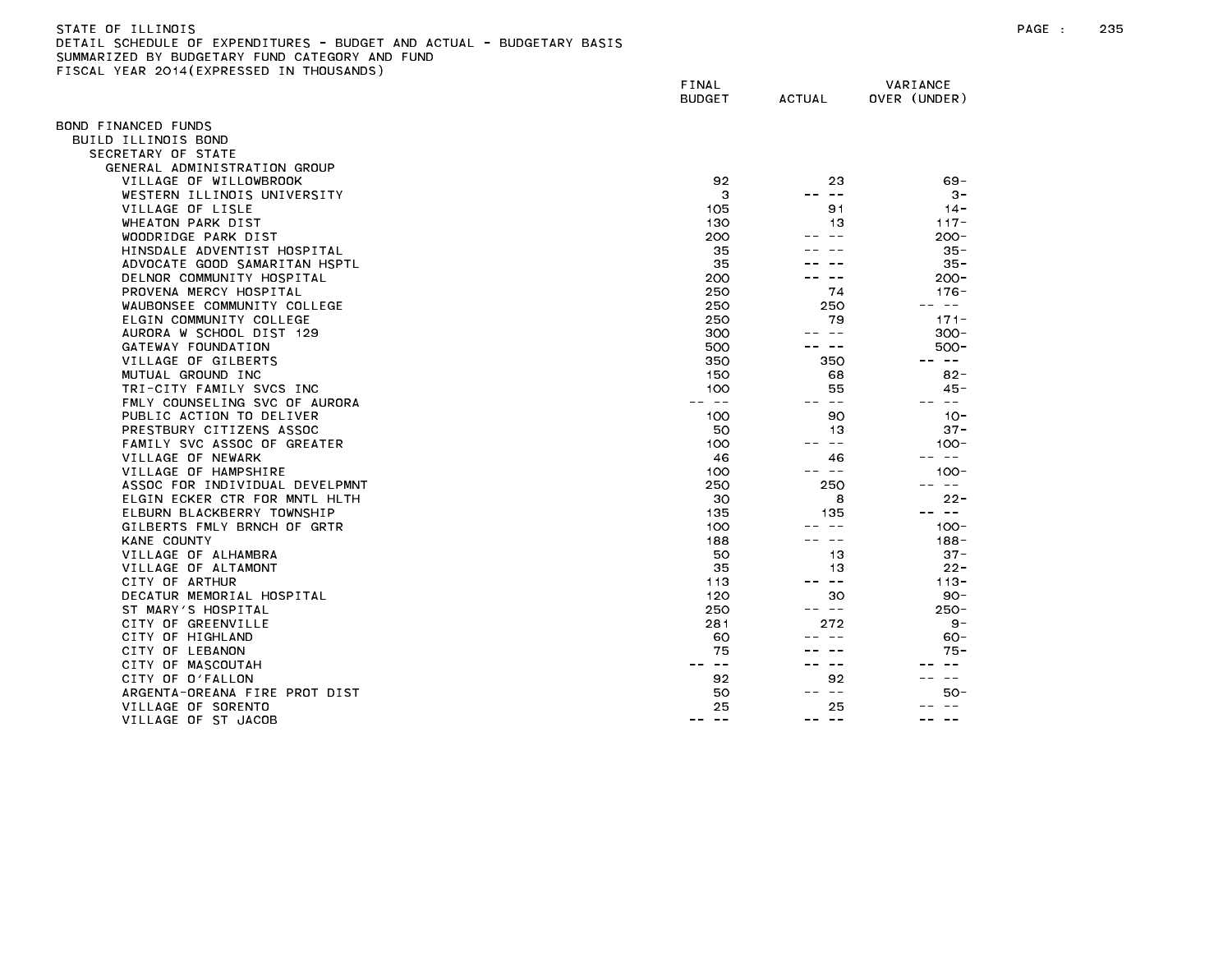STATE OF ILLINOIS
DETAIL SCHEDULE OF EXPENDITURES - BUDGET AND ACTUAL - BUDGETARY BASIS
SUMMARIZED BY BUDGETARY FUND CATEGORY AND FUND
FISCAL YEAR 2014(EXPRESSED IN THOUSANDS)

| | FINAL BUDGET | ACTUAL | VARIANCE OVER (UNDER) |
|---|---|---|---|
| BOND FINANCED FUNDS | | | |
| BUILD ILLINOIS BOND | | | |
| SECRETARY OF STATE | | | |
| GENERAL ADMINISTRATION GROUP | | | |
| VILLAGE OF WILLOWBROOK | 92 | 23 | 69- |
| WESTERN ILLINOIS UNIVERSITY | 3 | -- -- | 3- |
| VILLAGE OF LISLE | 105 | 91 | 14- |
| WHEATON PARK DIST | 130 | 13 | 117- |
| WOODRIDGE PARK DIST | 200 | -- -- | 200- |
| HINSDALE ADVENTIST HOSPITAL | 35 | -- -- | 35- |
| ADVOCATE GOOD SAMARITAN HSPTL | 35 | -- -- | 35- |
| DELNOR COMMUNITY HOSPITAL | 200 | -- -- | 200- |
| PROVENA MERCY HOSPITAL | 250 | 74 | 176- |
| WAUBONSEE COMMUNITY COLLEGE | 250 | 250 | -- -- |
| ELGIN COMMUNITY COLLEGE | 250 | 79 | 171- |
| AURORA W SCHOOL DIST 129 | 300 | -- -- | 300- |
| GATEWAY FOUNDATION | 500 | -- -- | 500- |
| VILLAGE OF GILBERTS | 350 | 350 | -- -- |
| MUTUAL GROUND INC | 150 | 68 | 82- |
| TRI-CITY FAMILY SVCS INC | 100 | 55 | 45- |
| FMLY COUNSELING SVC OF AURORA | -- -- | -- -- | -- -- |
| PUBLIC ACTION TO DELIVER | 100 | 90 | 10- |
| PRESTBURY CITIZENS ASSOC | 50 | 13 | 37- |
| FAMILY SVC ASSOC OF GREATER | 100 | -- -- | 100- |
| VILLAGE OF NEWARK | 46 | 46 | -- -- |
| VILLAGE OF HAMPSHIRE | 100 | -- -- | 100- |
| ASSOC FOR INDIVIDUAL DEVELPMNT | 250 | 250 | -- -- |
| ELGIN ECKER CTR FOR MNTL HLTH | 30 | 8 | 22- |
| ELBURN BLACKBERRY TOWNSHIP | 135 | 135 | -- -- |
| GILBERTS FMLY BRNCH OF GRTR | 100 | -- -- | 100- |
| KANE COUNTY | 188 | -- -- | 188- |
| VILLAGE OF ALHAMBRA | 50 | 13 | 37- |
| VILLAGE OF ALTAMONT | 35 | 13 | 22- |
| CITY OF ARTHUR | 113 | -- -- | 113- |
| DECATUR MEMORIAL HOSPITAL | 120 | 30 | 90- |
| ST MARY'S HOSPITAL | 250 | -- -- | 250- |
| CITY OF GREENVILLE | 281 | 272 | 9- |
| CITY OF HIGHLAND | 60 | -- -- | 60- |
| CITY OF LEBANON | 75 | -- -- | 75- |
| CITY OF MASCOUTAH | -- -- | -- -- | -- -- |
| CITY OF O'FALLON | 92 | 92 | -- -- |
| ARGENTA-OREANA FIRE PROT DIST | 50 | -- -- | 50- |
| VILLAGE OF SORENTO | 25 | 25 | -- -- |
| VILLAGE OF ST JACOB | -- -- | -- -- | -- -- |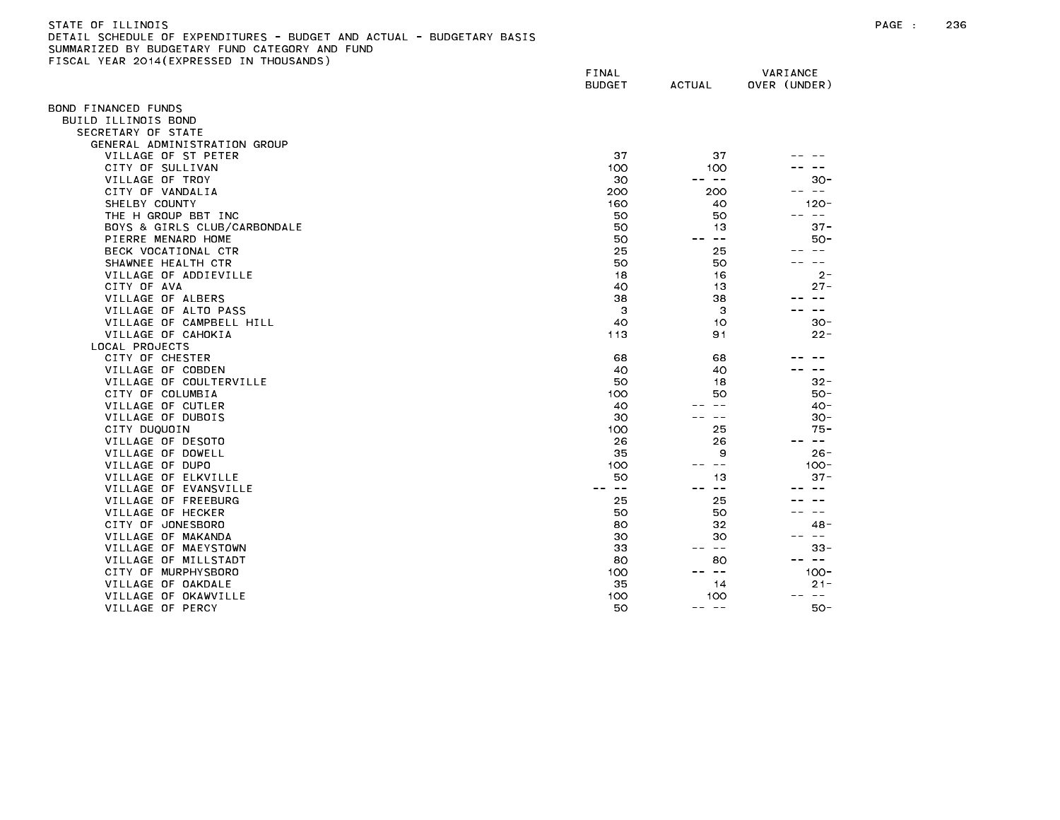STATE OF ILLINOIS
DETAIL SCHEDULE OF EXPENDITURES - BUDGET AND ACTUAL - BUDGETARY BASIS
SUMMARIZED BY BUDGETARY FUND CATEGORY AND FUND
FISCAL YEAR 2014(EXPRESSED IN THOUSANDS)

| | FINAL BUDGET | ACTUAL | VARIANCE OVER (UNDER) |
|---|---|---|---|
| BOND FINANCED FUNDS | | | |
| BUILD ILLINOIS BOND | | | |
| SECRETARY OF STATE | | | |
| GENERAL ADMINISTRATION GROUP | | | |
| VILLAGE OF ST PETER | 37 | 37 | -- -- |
| CITY OF SULLIVAN | 100 | 100 | -- -- |
| VILLAGE OF TROY | 30 | -- -- | 30- |
| CITY OF VANDALIA | 200 | 200 | -- -- |
| SHELBY COUNTY | 160 | 40 | 120- |
| THE H GROUP BBT INC | 50 | 50 | -- -- |
| BOYS & GIRLS CLUB/CARBONDALE | 50 | 13 | 37- |
| PIERRE MENARD HOME | 50 | -- -- | 50- |
| BECK VOCATIONAL CTR | 25 | 25 | -- -- |
| SHAWNEE HEALTH CTR | 50 | 50 | -- -- |
| VILLAGE OF ADDIEVILLE | 18 | 16 | 2- |
| CITY OF AVA | 40 | 13 | 27- |
| VILLAGE OF ALBERS | 38 | 38 | -- -- |
| VILLAGE OF ALTO PASS | 3 | 3 | -- -- |
| VILLAGE OF CAMPBELL HILL | 40 | 10 | 30- |
| VILLAGE OF CAHOKIA | 113 | 91 | 22- |
| LOCAL PROJECTS | | | |
| CITY OF CHESTER | 68 | 68 | -- -- |
| VILLAGE OF COBDEN | 40 | 40 | -- -- |
| VILLAGE OF COULTERVILLE | 50 | 18 | 32- |
| CITY OF COLUMBIA | 100 | 50 | 50- |
| VILLAGE OF CUTLER | 40 | -- -- | 40- |
| VILLAGE OF DUBOIS | 30 | -- -- | 30- |
| CITY DUQUOIN | 100 | 25 | 75- |
| VILLAGE OF DESOTO | 26 | 26 | -- -- |
| VILLAGE OF DOWELL | 35 | 9 | 26- |
| VILLAGE OF DUPO | 100 | -- -- | 100- |
| VILLAGE OF ELKVILLE | 50 | 13 | 37- |
| VILLAGE OF EVANSVILLE | -- -- | -- -- | -- -- |
| VILLAGE OF FREEBURG | 25 | 25 | -- -- |
| VILLAGE OF HECKER | 50 | 50 | -- -- |
| CITY OF JONESBORO | 80 | 32 | 48- |
| VILLAGE OF MAKANDA | 30 | 30 | -- -- |
| VILLAGE OF MAEYSTOWN | 33 | -- -- | 33- |
| VILLAGE OF MILLSTADT | 80 | 80 | -- -- |
| CITY OF MURPHYSBORO | 100 | -- -- | 100- |
| VILLAGE OF OAKDALE | 35 | 14 | 21- |
| VILLAGE OF OKAWVILLE | 100 | 100 | -- -- |
| VILLAGE OF PERCY | 50 | -- -- | 50- |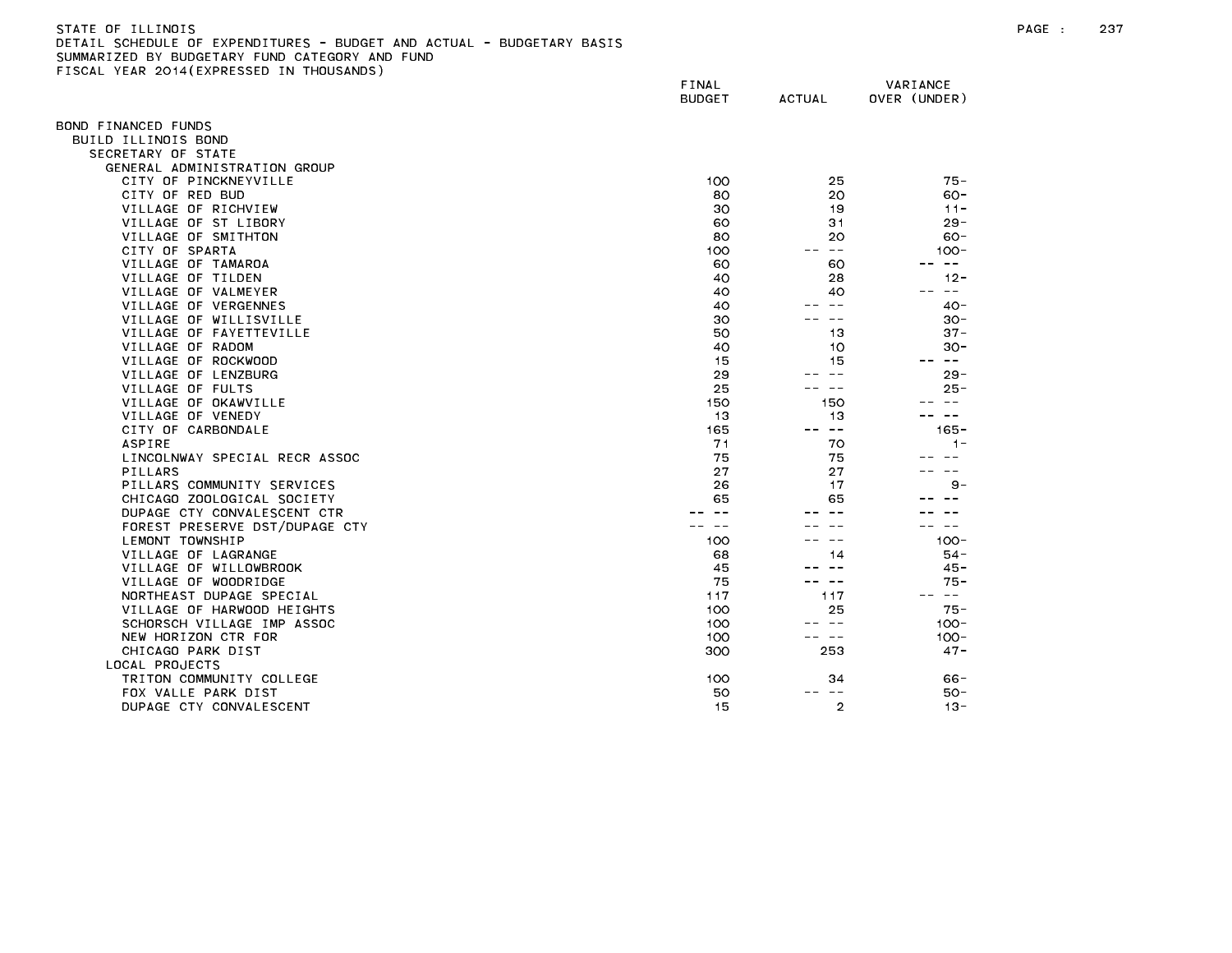STATE OF ILLINOIS
DETAIL SCHEDULE OF EXPENDITURES - BUDGET AND ACTUAL - BUDGETARY BASIS
SUMMARIZED BY BUDGETARY FUND CATEGORY AND FUND
FISCAL YEAR 2014(EXPRESSED IN THOUSANDS)

| | FINAL BUDGET | ACTUAL | VARIANCE OVER (UNDER) |
|---|---|---|---|
| BOND FINANCED FUNDS | | | |
| BUILD ILLINOIS BOND | | | |
| SECRETARY OF STATE | | | |
| GENERAL ADMINISTRATION GROUP | | | |
| CITY OF PINCKNEYVILLE | 100 | 25 | 75- |
| CITY OF RED BUD | 80 | 20 | 60- |
| VILLAGE OF RICHVIEW | 30 | 19 | 11- |
| VILLAGE OF ST LIBORY | 60 | 31 | 29- |
| VILLAGE OF SMITHTON | 80 | 20 | 60- |
| CITY OF SPARTA | 100 | -- -- | 100- |
| VILLAGE OF TAMAROA | 60 | 60 | -- -- |
| VILLAGE OF TILDEN | 40 | 28 | 12- |
| VILLAGE OF VALMEYER | 40 | 40 | -- -- |
| VILLAGE OF VERGENNES | 40 | -- -- | 40- |
| VILLAGE OF WILLISVILLE | 30 | -- -- | 30- |
| VILLAGE OF FAYETTEVILLE | 50 | 13 | 37- |
| VILLAGE OF RADOM | 40 | 10 | 30- |
| VILLAGE OF ROCKWOOD | 15 | 15 | -- -- |
| VILLAGE OF LENZBURG | 29 | -- -- | 29- |
| VILLAGE OF FULTS | 25 | -- -- | 25- |
| VILLAGE OF OKAWVILLE | 150 | 150 | -- -- |
| VILLAGE OF VENEDY | 13 | 13 | -- -- |
| CITY OF CARBONDALE | 165 | -- -- | 165- |
| ASPIRE | 71 | 70 | 1- |
| LINCOLNWAY SPECIAL RECR ASSOC | 75 | 75 | -- -- |
| PILLARS | 27 | 27 | -- -- |
| PILLARS COMMUNITY SERVICES | 26 | 17 | 9- |
| CHICAGO ZOOLOGICAL SOCIETY | 65 | 65 | -- -- |
| DUPAGE CTY CONVALESCENT CTR | -- -- | -- -- | -- -- |
| FOREST PRESERVE DST/DUPAGE CTY | -- -- | -- -- | -- -- |
| LEMONT TOWNSHIP | 100 | -- -- | 100- |
| VILLAGE OF LAGRANGE | 68 | 14 | 54- |
| VILLAGE OF WILLOWBROOK | 45 | -- -- | 45- |
| VILLAGE OF WOODRIDGE | 75 | -- -- | 75- |
| NORTHEAST DUPAGE SPECIAL | 117 | 117 | -- -- |
| VILLAGE OF HARWOOD HEIGHTS | 100 | 25 | 75- |
| SCHORSCH VILLAGE IMP ASSOC | 100 | -- -- | 100- |
| NEW HORIZON CTR FOR | 100 | -- -- | 100- |
| CHICAGO PARK DIST | 300 | 253 | 47- |
| LOCAL PROJECTS | | | |
| TRITON COMMUNITY COLLEGE | 100 | 34 | 66- |
| FOX VALLE PARK DIST | 50 | -- -- | 50- |
| DUPAGE CTY CONVALESCENT | 15 | 2 | 13- |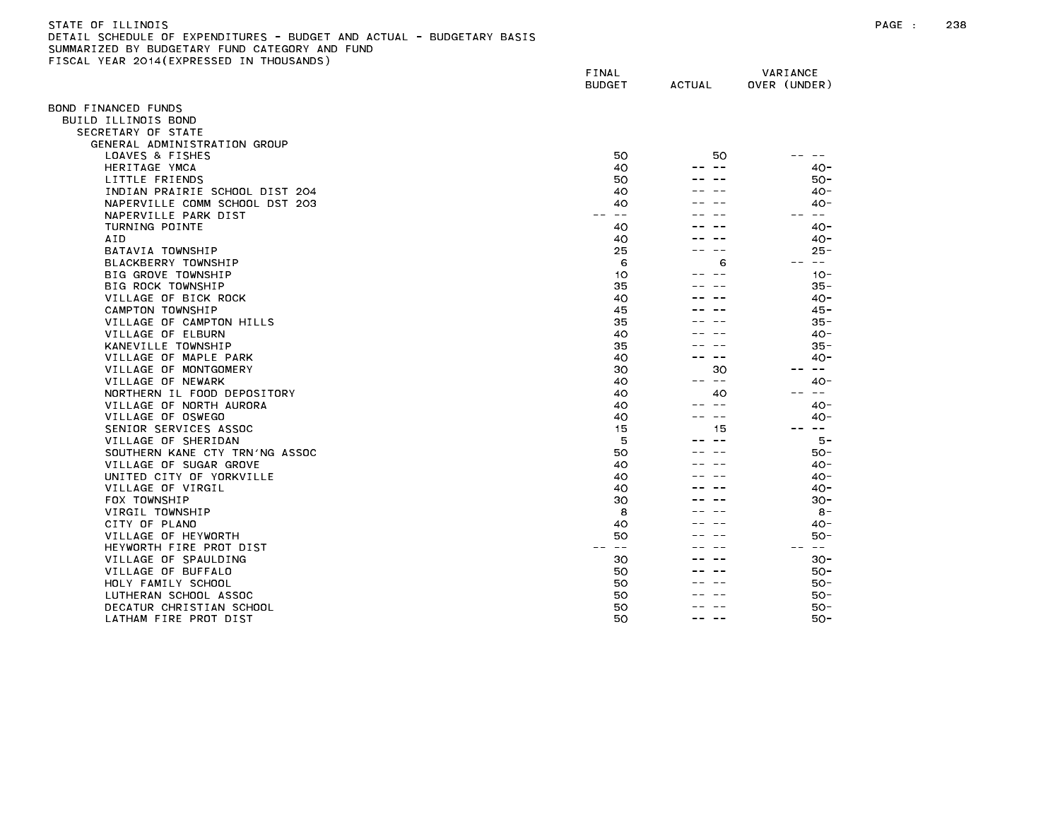STATE OF ILLINOIS
DETAIL SCHEDULE OF EXPENDITURES - BUDGET AND ACTUAL - BUDGETARY BASIS
SUMMARIZED BY BUDGETARY FUND CATEGORY AND FUND
FISCAL YEAR 2014(EXPRESSED IN THOUSANDS)

| | FINAL BUDGET | ACTUAL | VARIANCE OVER (UNDER) |
|---|---|---|---|
| BOND FINANCED FUNDS | | | |
| BUILD ILLINOIS BOND | | | |
| SECRETARY OF STATE | | | |
| GENERAL ADMINISTRATION GROUP | | | |
| LOAVES & FISHES | 50 | 50 | -- -- |
| HERITAGE YMCA | 40 | -- -- | 40- |
| LITTLE FRIENDS | 50 | -- -- | 50- |
| INDIAN PRAIRIE SCHOOL DIST 204 | 40 | -- -- | 40- |
| NAPERVILLE COMM SCHOOL DST 203 | 40 | -- -- | 40- |
| NAPERVILLE PARK DIST | -- -- | -- -- | -- -- |
| TURNING POINTE | 40 | -- -- | 40- |
| AID | 40 | -- -- | 40- |
| BATAVIA TOWNSHIP | 25 | -- -- | 25- |
| BLACKBERRY TOWNSHIP | 6 | 6 | -- -- |
| BIG GROVE TOWNSHIP | 10 | -- -- | 10- |
| BIG ROCK TOWNSHIP | 35 | -- -- | 35- |
| VILLAGE OF BICK ROCK | 40 | -- -- | 40- |
| CAMPTON TOWNSHIP | 45 | -- -- | 45- |
| VILLAGE OF CAMPTON HILLS | 35 | -- -- | 35- |
| VILLAGE OF ELBURN | 40 | -- -- | 40- |
| KANEVILLE TOWNSHIP | 35 | -- -- | 35- |
| VILLAGE OF MAPLE PARK | 40 | -- -- | 40- |
| VILLAGE OF MONTGOMERY | 30 | 30 | -- -- |
| VILLAGE OF NEWARK | 40 | -- -- | 40- |
| NORTHERN IL FOOD DEPOSITORY | 40 | 40 | -- -- |
| VILLAGE OF NORTH AURORA | 40 | -- -- | 40- |
| VILLAGE OF OSWEGO | 40 | -- -- | 40- |
| SENIOR SERVICES ASSOC | 15 | 15 | -- -- |
| VILLAGE OF SHERIDAN | 5 | -- -- | 5- |
| SOUTHERN KANE CTY TRN'NG ASSOC | 50 | -- -- | 50- |
| VILLAGE OF SUGAR GROVE | 40 | -- -- | 40- |
| UNITED CITY OF YORKVILLE | 40 | -- -- | 40- |
| VILLAGE OF VIRGIL | 40 | -- -- | 40- |
| FOX TOWNSHIP | 30 | -- -- | 30- |
| VIRGIL TOWNSHIP | 8 | -- -- | 8- |
| CITY OF PLANO | 40 | -- -- | 40- |
| VILLAGE OF HEYWORTH | 50 | -- -- | 50- |
| HEYWORTH FIRE PROT DIST | -- -- | -- -- | -- -- |
| VILLAGE OF SPAULDING | 30 | -- -- | 30- |
| VILLAGE OF BUFFALO | 50 | -- -- | 50- |
| HOLY FAMILY SCHOOL | 50 | -- -- | 50- |
| LUTHERAN SCHOOL ASSOC | 50 | -- -- | 50- |
| DECATUR CHRISTIAN SCHOOL | 50 | -- -- | 50- |
| LATHAM FIRE PROT DIST | 50 | -- -- | 50- |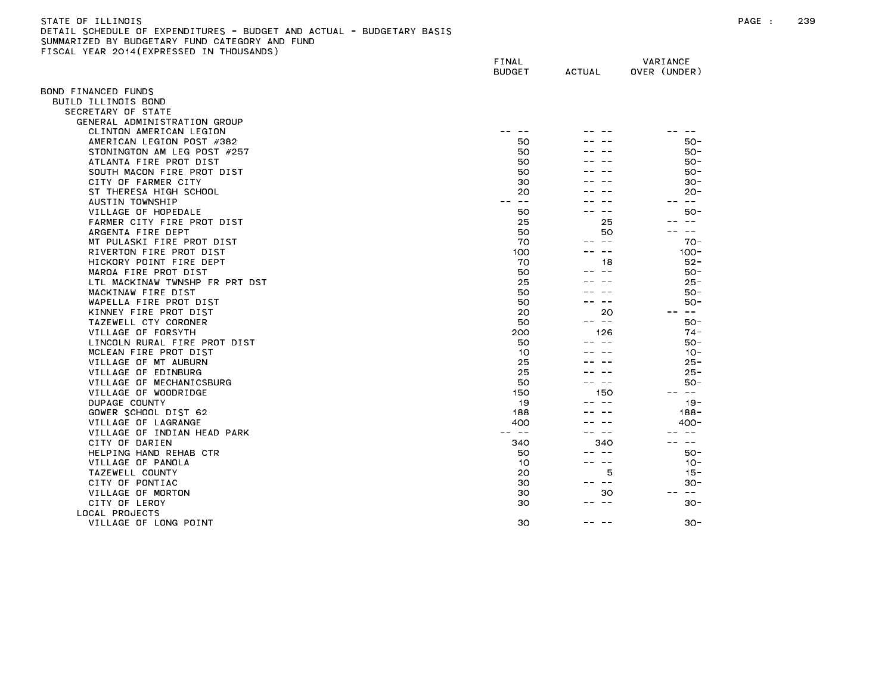STATE OF ILLINOIS
DETAIL SCHEDULE OF EXPENDITURES - BUDGET AND ACTUAL - BUDGETARY BASIS
SUMMARIZED BY BUDGETARY FUND CATEGORY AND FUND
FISCAL YEAR 2014(EXPRESSED IN THOUSANDS)

| | FINAL BUDGET | ACTUAL | VARIANCE OVER (UNDER) |
|---|---|---|---|
| BOND FINANCED FUNDS | | | |
| BUILD ILLINOIS BOND | | | |
| SECRETARY OF STATE | | | |
| GENERAL ADMINISTRATION GROUP | | | |
| CLINTON AMERICAN LEGION | -- -- | -- -- | -- -- |
| AMERICAN LEGION POST #382 | 50 | -- -- | 50- |
| STONINGTON AM LEG POST #257 | 50 | -- -- | 50- |
| ATLANTA FIRE PROT DIST | 50 | -- -- | 50- |
| SOUTH MACON FIRE PROT DIST | 50 | -- -- | 50- |
| CITY OF FARMER CITY | 30 | -- -- | 30- |
| ST THERESA HIGH SCHOOL | 20 | -- -- | 20- |
| AUSTIN TOWNSHIP | -- -- | -- -- | -- -- |
| VILLAGE OF HOPEDALE | 50 | -- -- | 50- |
| FARMER CITY FIRE PROT DIST | 25 | 25 | -- -- |
| ARGENTA FIRE DEPT | 50 | 50 | -- -- |
| MT PULASKI FIRE PROT DIST | 70 | -- -- | 70- |
| RIVERTON FIRE PROT DIST | 100 | -- -- | 100- |
| HICKORY POINT FIRE DEPT | 70 | 18 | 52- |
| MAROA FIRE PROT DIST | 50 | -- -- | 50- |
| LTL MACKINAW TWNSHP FR PRT DST | 25 | -- -- | 25- |
| MACKINAW FIRE DIST | 50 | -- -- | 50- |
| WAPELLA FIRE PROT DIST | 50 | -- -- | 50- |
| KINNEY FIRE PROT DIST | 20 | 20 | -- -- |
| TAZEWELL CTY CORONER | 50 | -- -- | 50- |
| VILLAGE OF FORSYTH | 200 | 126 | 74- |
| LINCOLN RURAL FIRE PROT DIST | 50 | -- -- | 50- |
| MCLEAN FIRE PROT DIST | 10 | -- -- | 10- |
| VILLAGE OF MT AUBURN | 25 | -- -- | 25- |
| VILLAGE OF EDINBURG | 25 | -- -- | 25- |
| VILLAGE OF MECHANICSBURG | 50 | -- -- | 50- |
| VILLAGE OF WOODRIDGE | 150 | 150 | -- -- |
| DUPAGE COUNTY | 19 | -- -- | 19- |
| GOWER SCHOOL DIST 62 | 188 | -- -- | 188- |
| VILLAGE OF LAGRANGE | 400 | -- -- | 400- |
| VILLAGE OF INDIAN HEAD PARK | -- -- | -- -- | -- -- |
| CITY OF DARIEN | 340 | 340 | -- -- |
| HELPING HAND REHAB CTR | 50 | -- -- | 50- |
| VILLAGE OF PANOLA | 10 | -- -- | 10- |
| TAZEWELL COUNTY | 20 | 5 | 15- |
| CITY OF PONTIAC | 30 | -- -- | 30- |
| VILLAGE OF MORTON | 30 | 30 | -- -- |
| CITY OF LEROY | 30 | -- -- | 30- |
| LOCAL PROJECTS | | | |
| VILLAGE OF LONG POINT | 30 | -- -- | 30- |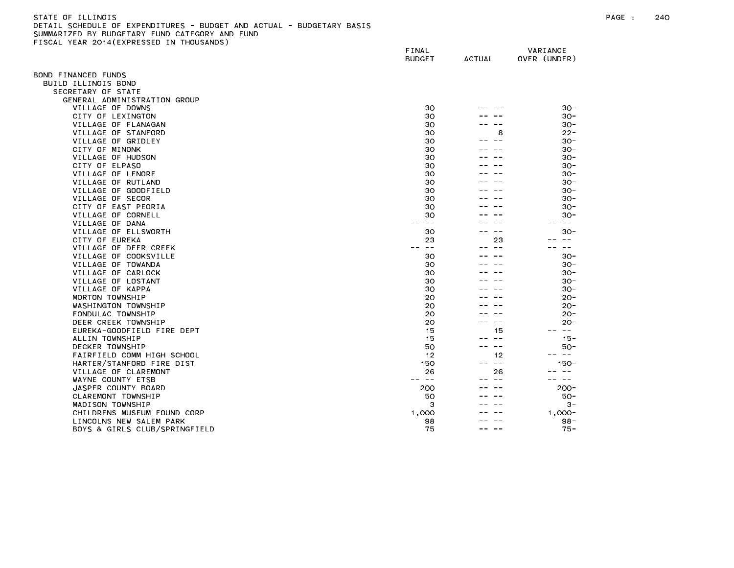STATE OF ILLINOIS
DETAIL SCHEDULE OF EXPENDITURES - BUDGET AND ACTUAL - BUDGETARY BASIS
SUMMARIZED BY BUDGETARY FUND CATEGORY AND FUND
FISCAL YEAR 2014(EXPRESSED IN THOUSANDS)

| | FINAL BUDGET | ACTUAL | VARIANCE OVER (UNDER) |
|---|---|---|---|
| BOND FINANCED FUNDS | | | |
| BUILD ILLINOIS BOND | | | |
| SECRETARY OF STATE | | | |
| GENERAL ADMINISTRATION GROUP | | | |
| VILLAGE OF DOWNS | 30 | -- -- | 30- |
| CITY OF LEXINGTON | 30 | -- -- | 30- |
| VILLAGE OF FLANAGAN | 30 | -- -- | 30- |
| VILLAGE OF STANFORD | 30 | 8 | 22- |
| VILLAGE OF GRIDLEY | 30 | -- -- | 30- |
| CITY OF MINONK | 30 | -- -- | 30- |
| VILLAGE OF HUDSON | 30 | -- -- | 30- |
| CITY OF ELPASO | 30 | -- -- | 30- |
| VILLAGE OF LENORE | 30 | -- -- | 30- |
| VILLAGE OF RUTLAND | 30 | -- -- | 30- |
| VILLAGE OF GOODFIELD | 30 | -- -- | 30- |
| VILLAGE OF SECOR | 30 | -- -- | 30- |
| CITY OF EAST PEORIA | 30 | -- -- | 30- |
| VILLAGE OF CORNELL | 30 | -- -- | 30- |
| VILLAGE OF DANA | -- -- | -- -- | -- -- |
| VILLAGE OF ELLSWORTH | 30 | -- -- | 30- |
| CITY OF EUREKA | 23 | 23 | -- -- |
| VILLAGE OF DEER CREEK | -- -- | -- -- | -- -- |
| VILLAGE OF COOKSVILLE | 30 | -- -- | 30- |
| VILLAGE OF TOWANDA | 30 | -- -- | 30- |
| VILLAGE OF CARLOCK | 30 | -- -- | 30- |
| VILLAGE OF LOSTANT | 30 | -- -- | 30- |
| VILLAGE OF KAPPA | 30 | -- -- | 30- |
| MORTON TOWNSHIP | 20 | -- -- | 20- |
| WASHINGTON TOWNSHIP | 20 | -- -- | 20- |
| FONDULAC TOWNSHIP | 20 | -- -- | 20- |
| DEER CREEK TOWNSHIP | 20 | -- -- | 20- |
| EUREKA-GOODFIELD FIRE DEPT | 15 | 15 | -- -- |
| ALLIN TOWNSHIP | 15 | -- -- | 15- |
| DECKER TOWNSHIP | 50 | -- -- | 50- |
| FAIRFIELD COMM HIGH SCHOOL | 12 | 12 | -- -- |
| HARTER/STANFORD FIRE DIST | 150 | -- -- | 150- |
| VILLAGE OF CLAREMONT | 26 | 26 | -- -- |
| WAYNE COUNTY ETSB | -- -- | -- -- | -- -- |
| JASPER COUNTY BOARD | 200 | -- -- | 200- |
| CLAREMONT TOWNSHIP | 50 | -- -- | 50- |
| MADISON TOWNSHIP | 3 | -- -- | 3- |
| CHILDRENS MUSEUM FOUND CORP | 1,000 | -- -- | 1,000- |
| LINCOLNS NEW SALEM PARK | 98 | -- -- | 98- |
| BOYS & GIRLS CLUB/SPRINGFIELD | 75 | -- -- | 75- |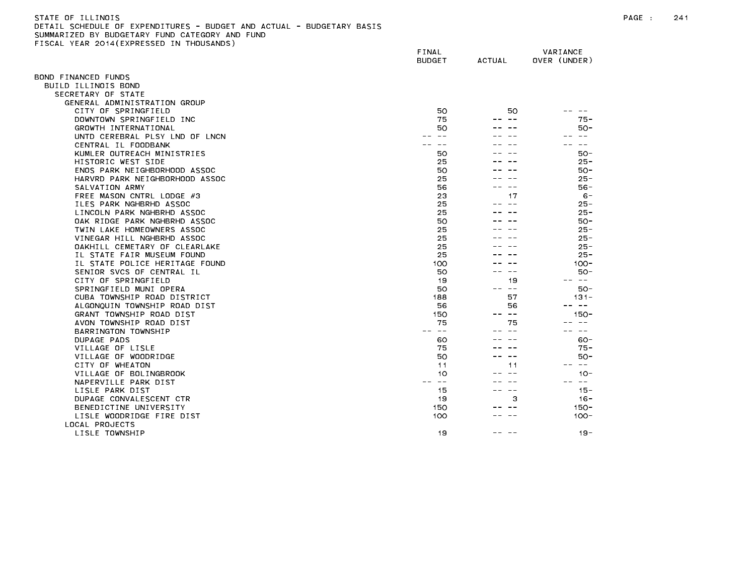STATE OF ILLINOIS
DETAIL SCHEDULE OF EXPENDITURES - BUDGET AND ACTUAL - BUDGETARY BASIS
SUMMARIZED BY BUDGETARY FUND CATEGORY AND FUND
FISCAL YEAR 2014(EXPRESSED IN THOUSANDS)

| | FINAL BUDGET | ACTUAL | VARIANCE OVER (UNDER) |
|---|---|---|---|
| BOND FINANCED FUNDS | | | |
| BUILD ILLINOIS BOND | | | |
| SECRETARY OF STATE | | | |
| GENERAL ADMINISTRATION GROUP | | | |
| CITY OF SPRINGFIELD | 50 | 50 | -- -- |
| DOWNTOWN SPRINGFIELD INC | 75 | -- -- | 75- |
| GROWTH INTERNATIONAL | 50 | -- -- | 50- |
| UNTD CEREBRAL PLSY LND OF LNCN | -- -- | -- -- | -- -- |
| CENTRAL IL FOODBANK | -- -- | -- -- | -- -- |
| KUMLER OUTREACH MINISTRIES | 50 | -- -- | 50- |
| HISTORIC WEST SIDE | 25 | -- -- | 25- |
| ENOS PARK NEIGHBORHOOD ASSOC | 50 | -- -- | 50- |
| HARVRD PARK NEIGHBORHOOD ASSOC | 25 | -- -- | 25- |
| SALVATION ARMY | 56 | -- -- | 56- |
| FREE MASON CNTRL LODGE #3 | 23 | 17 | 6- |
| ILES PARK NGHBRHD ASSOC | 25 | -- -- | 25- |
| LINCOLN PARK NGHBRHD ASSOC | 25 | -- -- | 25- |
| OAK RIDGE PARK NGHBRHD ASSOC | 50 | -- -- | 50- |
| TWIN LAKE HOMEOWNERS ASSOC | 25 | -- -- | 25- |
| VINEGAR HILL NGHBRHD ASSOC | 25 | -- -- | 25- |
| OAKHILL CEMETARY OF CLEARLAKE | 25 | -- -- | 25- |
| IL STATE FAIR MUSEUM FOUND | 25 | -- -- | 25- |
| IL STATE POLICE HERITAGE FOUND | 100 | -- -- | 100- |
| SENIOR SVCS OF CENTRAL IL | 50 | -- -- | 50- |
| CITY OF SPRINGFIELD | 19 | 19 | -- -- |
| SPRINGFIELD MUNI OPERA | 50 | -- -- | 50- |
| CUBA TOWNSHIP ROAD DISTRICT | 188 | 57 | 131- |
| ALGONQUIN TOWNSHIP ROAD DIST | 56 | 56 | -- -- |
| GRANT TOWNSHIP ROAD DIST | 150 | -- -- | 150- |
| AVON TOWNSHIP ROAD DIST | 75 | 75 | -- -- |
| BARRINGTON TOWNSHIP | -- -- | -- -- | -- -- |
| DUPAGE PADS | 60 | -- -- | 60- |
| VILLAGE OF LISLE | 75 | -- -- | 75- |
| VILLAGE OF WOODRIDGE | 50 | -- -- | 50- |
| CITY OF WHEATON | 11 | 11 | -- -- |
| VILLAGE OF BOLINGBROOK | 10 | -- -- | 10- |
| NAPERVILLE PARK DIST | -- -- | -- -- | -- -- |
| LISLE PARK DIST | 15 | -- -- | 15- |
| DUPAGE CONVALESCENT CTR | 19 | 3 | 16- |
| BENEDICTINE UNIVERSITY | 150 | -- -- | 150- |
| LISLE WOODRIDGE FIRE DIST | 100 | -- -- | 100- |
| LOCAL PROJECTS | | | |
| LISLE TOWNSHIP | 19 | -- -- | 19- |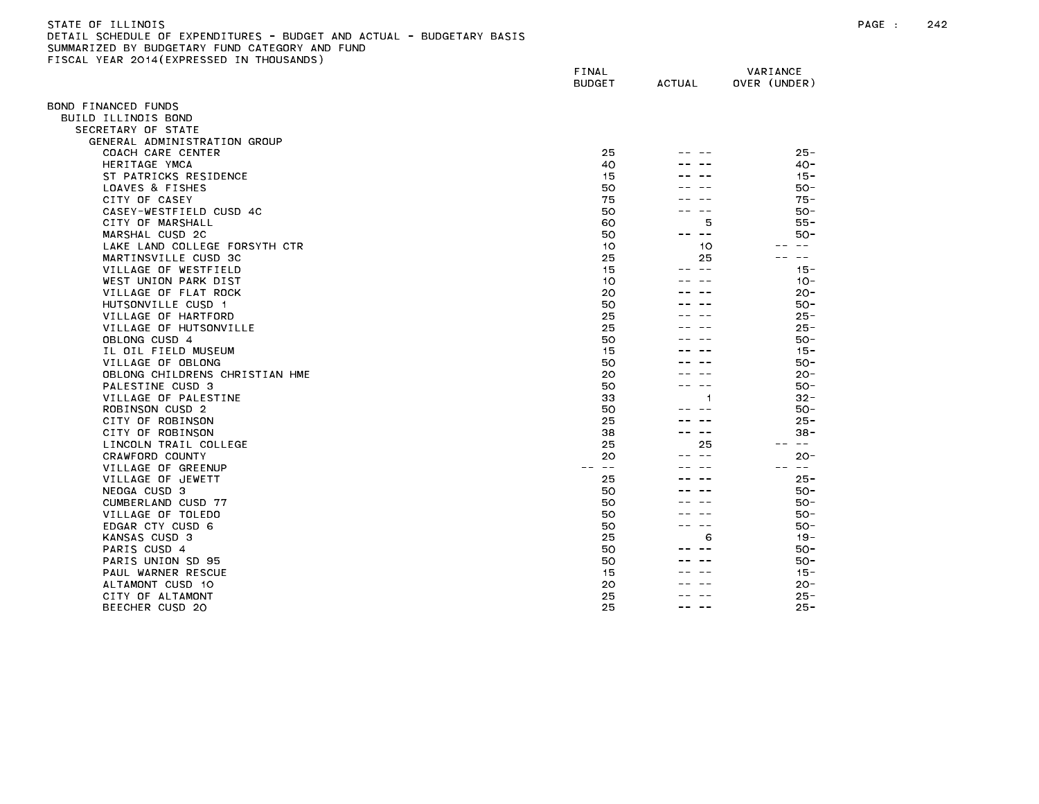STATE OF ILLINOIS
DETAIL SCHEDULE OF EXPENDITURES - BUDGET AND ACTUAL - BUDGETARY BASIS
SUMMARIZED BY BUDGETARY FUND CATEGORY AND FUND
FISCAL YEAR 2014(EXPRESSED IN THOUSANDS)

| | FINAL BUDGET | ACTUAL | VARIANCE OVER (UNDER) |
|---|---|---|---|
| BOND FINANCED FUNDS | | | |
| BUILD ILLINOIS BOND | | | |
| SECRETARY OF STATE | | | |
| GENERAL ADMINISTRATION GROUP | | | |
| COACH CARE CENTER | 25 | -- -- | 25- |
| HERITAGE YMCA | 40 | -- -- | 40- |
| ST PATRICKS RESIDENCE | 15 | -- -- | 15- |
| LOAVES & FISHES | 50 | -- -- | 50- |
| CITY OF CASEY | 75 | -- -- | 75- |
| CASEY-WESTFIELD CUSD 4C | 50 | -- -- | 50- |
| CITY OF MARSHALL | 60 | 5 | 55- |
| MARSHAL CUSD 2C | 50 | -- -- | 50- |
| LAKE LAND COLLEGE FORSYTH CTR | 10 | 10 | -- -- |
| MARTINSVILLE CUSD 3C | 25 | 25 | -- -- |
| VILLAGE OF WESTFIELD | 15 | -- -- | 15- |
| WEST UNION PARK DIST | 10 | -- -- | 10- |
| VILLAGE OF FLAT ROCK | 20 | -- -- | 20- |
| HUTSONVILLE CUSD 1 | 50 | -- -- | 50- |
| VILLAGE OF HARTFORD | 25 | -- -- | 25- |
| VILLAGE OF HUTSONVILLE | 25 | -- -- | 25- |
| OBLONG CUSD 4 | 50 | -- -- | 50- |
| IL OIL FIELD MUSEUM | 15 | -- -- | 15- |
| VILLAGE OF OBLONG | 50 | -- -- | 50- |
| OBLONG CHILDRENS CHRISTIAN HME | 20 | -- -- | 20- |
| PALESTINE CUSD 3 | 50 | -- -- | 50- |
| VILLAGE OF PALESTINE | 33 | 1 | 32- |
| ROBINSON CUSD 2 | 50 | -- -- | 50- |
| CITY OF ROBINSON | 25 | -- -- | 25- |
| CITY OF ROBINSON | 38 | -- -- | 38- |
| LINCOLN TRAIL COLLEGE | 25 | 25 | -- -- |
| CRAWFORD COUNTY | 20 | -- -- | 20- |
| VILLAGE OF GREENUP | -- -- | -- -- | -- -- |
| VILLAGE OF JEWETT | 25 | -- -- | 25- |
| NEOGA CUSD 3 | 50 | -- -- | 50- |
| CUMBERLAND CUSD 77 | 50 | -- -- | 50- |
| VILLAGE OF TOLEDO | 50 | -- -- | 50- |
| EDGAR CTY CUSD 6 | 50 | -- -- | 50- |
| KANSAS CUSD 3 | 25 | 6 | 19- |
| PARIS CUSD 4 | 50 | -- -- | 50- |
| PARIS UNION SD 95 | 50 | -- -- | 50- |
| PAUL WARNER RESCUE | 15 | -- -- | 15- |
| ALTAMONT CUSD 10 | 20 | -- -- | 20- |
| CITY OF ALTAMONT | 25 | -- -- | 25- |
| BEECHER CUSD 20 | 25 | -- -- | 25- |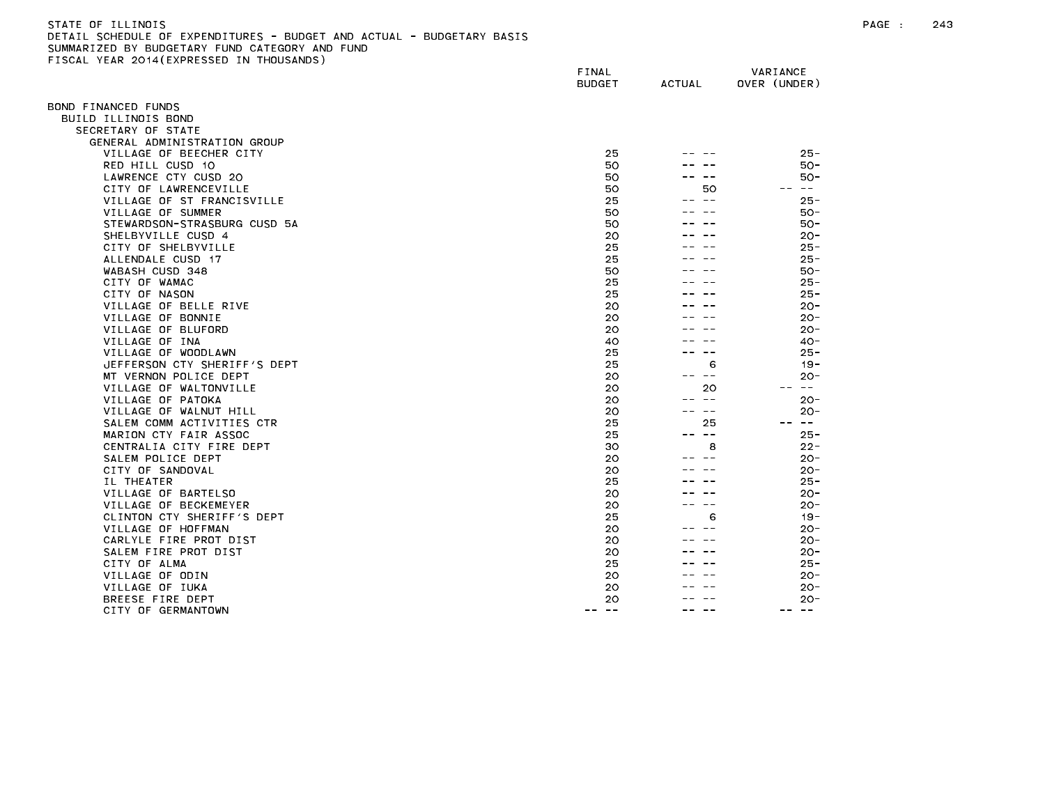STATE OF ILLINOIS
DETAIL SCHEDULE OF EXPENDITURES - BUDGET AND ACTUAL - BUDGETARY BASIS
SUMMARIZED BY BUDGETARY FUND CATEGORY AND FUND
FISCAL YEAR 2014(EXPRESSED IN THOUSANDS)

| | FINAL BUDGET | ACTUAL | VARIANCE OVER (UNDER) |
|---|---|---|---|
| BOND FINANCED FUNDS | | | |
| BUILD ILLINOIS BOND | | | |
| SECRETARY OF STATE | | | |
| GENERAL ADMINISTRATION GROUP | | | |
| VILLAGE OF BEECHER CITY | 25 | -- -- | 25- |
| RED HILL CUSD 10 | 50 | -- -- | 50- |
| LAWRENCE CTY CUSD 20 | 50 | -- -- | 50- |
| CITY OF LAWRENCEVILLE | 50 | 50 | -- -- |
| VILLAGE OF ST FRANCISVILLE | 25 | -- -- | 25- |
| VILLAGE OF SUMMER | 50 | -- -- | 50- |
| STEWARDSON-STRASBURG CUSD 5A | 50 | -- -- | 50- |
| SHELBYVILLE CUSD 4 | 20 | -- -- | 20- |
| CITY OF SHELBYVILLE | 25 | -- -- | 25- |
| ALLENDALE CUSD 17 | 25 | -- -- | 25- |
| WABASH CUSD 348 | 50 | -- -- | 50- |
| CITY OF WAMAC | 25 | -- -- | 25- |
| CITY OF NASON | 25 | -- -- | 25- |
| VILLAGE OF BELLE RIVE | 20 | -- -- | 20- |
| VILLAGE OF BONNIE | 20 | -- -- | 20- |
| VILLAGE OF BLUFORD | 20 | -- -- | 20- |
| VILLAGE OF INA | 40 | -- -- | 40- |
| VILLAGE OF WOODLAWN | 25 | -- -- | 25- |
| JEFFERSON CTY SHERIFF'S DEPT | 25 | 6 | 19- |
| MT VERNON POLICE DEPT | 20 | -- -- | 20- |
| VILLAGE OF WALTONVILLE | 20 | 20 | -- -- |
| VILLAGE OF PATOKA | 20 | -- -- | 20- |
| VILLAGE OF WALNUT HILL | 20 | -- -- | 20- |
| SALEM COMM ACTIVITIES CTR | 25 | 25 | -- -- |
| MARION CTY FAIR ASSOC | 25 | -- -- | 25- |
| CENTRALIA CITY FIRE DEPT | 30 | 8 | 22- |
| SALEM POLICE DEPT | 20 | -- -- | 20- |
| CITY OF SANDOVAL | 20 | -- -- | 20- |
| IL THEATER | 25 | -- -- | 25- |
| VILLAGE OF BARTELSO | 20 | -- -- | 20- |
| VILLAGE OF BECKEMEYER | 20 | -- -- | 20- |
| CLINTON CTY SHERIFF'S DEPT | 25 | 6 | 19- |
| VILLAGE OF HOFFMAN | 20 | -- -- | 20- |
| CARLYLE FIRE PROT DIST | 20 | -- -- | 20- |
| SALEM FIRE PROT DIST | 20 | -- -- | 20- |
| CITY OF ALMA | 25 | -- -- | 25- |
| VILLAGE OF ODIN | 20 | -- -- | 20- |
| VILLAGE OF IUKA | 20 | -- -- | 20- |
| BREESE FIRE DEPT | 20 | -- -- | 20- |
| CITY OF GERMANTOWN | -- -- | -- -- | -- -- |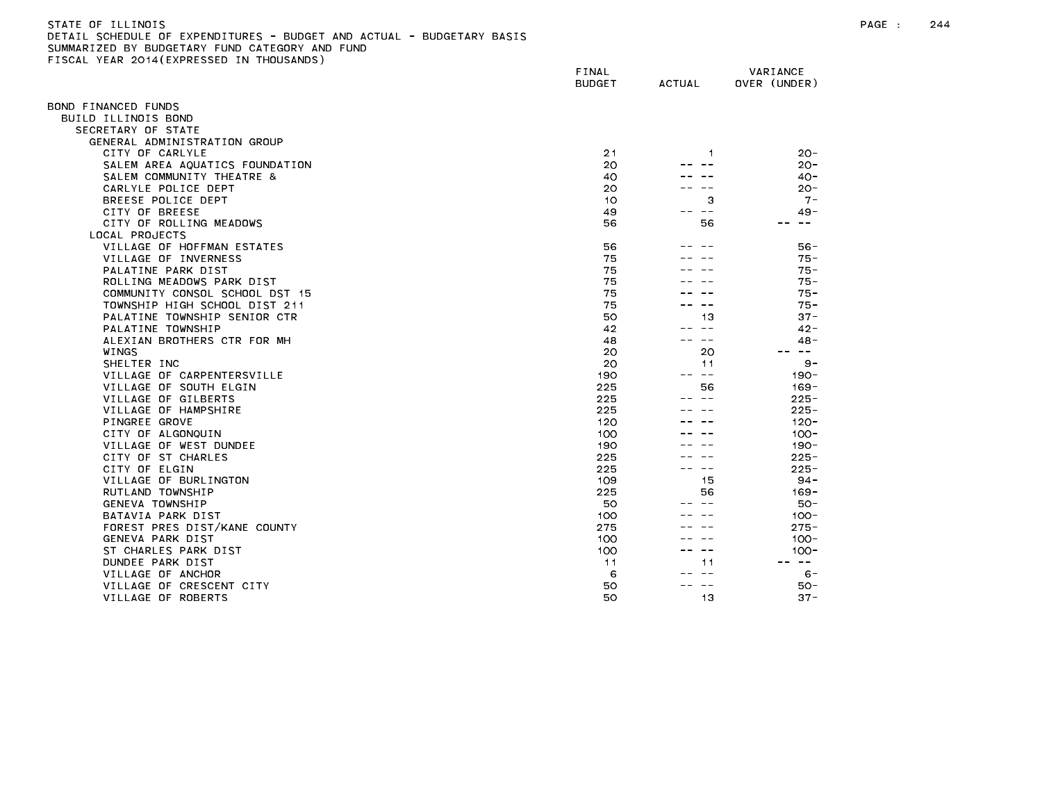STATE OF ILLINOIS
DETAIL SCHEDULE OF EXPENDITURES - BUDGET AND ACTUAL - BUDGETARY BASIS
SUMMARIZED BY BUDGETARY FUND CATEGORY AND FUND
FISCAL YEAR 2014(EXPRESSED IN THOUSANDS)

| | FINAL BUDGET | ACTUAL | VARIANCE OVER (UNDER) |
|---|---|---|---|
| BOND FINANCED FUNDS | | | |
| BUILD ILLINOIS BOND | | | |
| SECRETARY OF STATE | | | |
| GENERAL ADMINISTRATION GROUP | | | |
| CITY OF CARLYLE | 21 | 1 | 20- |
| SALEM AREA AQUATICS FOUNDATION | 20 | -- -- | 20- |
| SALEM COMMUNITY THEATRE & | 40 | -- -- | 40- |
| CARLYLE POLICE DEPT | 20 | -- -- | 20- |
| BREESE POLICE DEPT | 10 | 3 | 7- |
| CITY OF BREESE | 49 | -- -- | 49- |
| CITY OF ROLLING MEADOWS | 56 | 56 | -- -- |
| LOCAL PROJECTS | | | |
| VILLAGE OF HOFFMAN ESTATES | 56 | -- -- | 56- |
| VILLAGE OF INVERNESS | 75 | -- -- | 75- |
| PALATINE PARK DIST | 75 | -- -- | 75- |
| ROLLING MEADOWS PARK DIST | 75 | -- -- | 75- |
| COMMUNITY CONSOL SCHOOL DST 15 | 75 | -- -- | 75- |
| TOWNSHIP HIGH SCHOOL DIST 211 | 75 | -- -- | 75- |
| PALATINE TOWNSHIP SENIOR CTR | 50 | 13 | 37- |
| PALATINE TOWNSHIP | 42 | -- -- | 42- |
| ALEXIAN BROTHERS CTR FOR MH | 48 | -- -- | 48- |
| WINGS | 20 | 20 | -- -- |
| SHELTER INC | 20 | 11 | 9- |
| VILLAGE OF CARPENTERSVILLE | 190 | -- -- | 190- |
| VILLAGE OF SOUTH ELGIN | 225 | 56 | 169- |
| VILLAGE OF GILBERTS | 225 | -- -- | 225- |
| VILLAGE OF HAMPSHIRE | 225 | -- -- | 225- |
| PINGREE GROVE | 120 | -- -- | 120- |
| CITY OF ALGONQUIN | 100 | -- -- | 100- |
| VILLAGE OF WEST DUNDEE | 190 | -- -- | 190- |
| CITY OF ST CHARLES | 225 | -- -- | 225- |
| CITY OF ELGIN | 225 | -- -- | 225- |
| VILLAGE OF BURLINGTON | 109 | 15 | 94- |
| RUTLAND TOWNSHIP | 225 | 56 | 169- |
| GENEVA TOWNSHIP | 50 | -- -- | 50- |
| BATAVIA PARK DIST | 100 | -- -- | 100- |
| FOREST PRES DIST/KANE COUNTY | 275 | -- -- | 275- |
| GENEVA PARK DIST | 100 | -- -- | 100- |
| ST CHARLES PARK DIST | 100 | -- -- | 100- |
| DUNDEE PARK DIST | 11 | 11 | -- -- |
| VILLAGE OF ANCHOR | 6 | -- -- | 6- |
| VILLAGE OF CRESCENT CITY | 50 | -- -- | 50- |
| VILLAGE OF ROBERTS | 50 | 13 | 37- |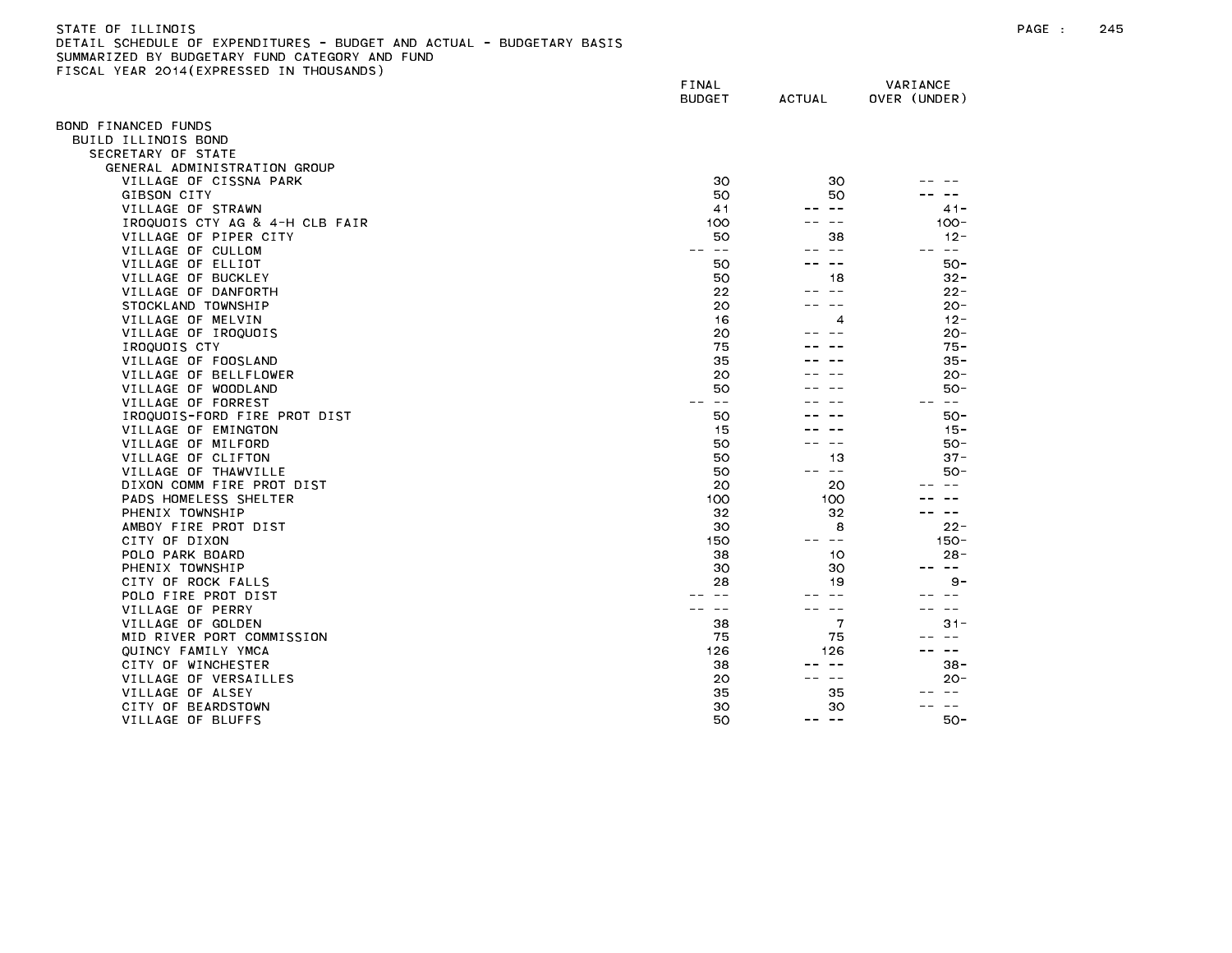STATE OF ILLINOIS
DETAIL SCHEDULE OF EXPENDITURES - BUDGET AND ACTUAL - BUDGETARY BASIS
SUMMARIZED BY BUDGETARY FUND CATEGORY AND FUND
FISCAL YEAR 2014(EXPRESSED IN THOUSANDS)

| | FINAL BUDGET | ACTUAL | VARIANCE OVER (UNDER) |
|---|---|---|---|
| BOND FINANCED FUNDS | | | |
| BUILD ILLINOIS BOND | | | |
| SECRETARY OF STATE | | | |
| GENERAL ADMINISTRATION GROUP | | | |
| VILLAGE OF CISSNA PARK | 30 | 30 | -- -- |
| GIBSON CITY | 50 | 50 | -- -- |
| VILLAGE OF STRAWN | 41 | -- -- | 41- |
| IROQUOIS CTY AG & 4-H CLB FAIR | 100 | -- -- | 100- |
| VILLAGE OF PIPER CITY | 50 | 38 | 12- |
| VILLAGE OF CULLOM | -- -- | -- -- | -- -- |
| VILLAGE OF ELLIOT | 50 | -- -- | 50- |
| VILLAGE OF BUCKLEY | 50 | 18 | 32- |
| VILLAGE OF DANFORTH | 22 | -- -- | 22- |
| STOCKLAND TOWNSHIP | 20 | -- -- | 20- |
| VILLAGE OF MELVIN | 16 | 4 | 12- |
| VILLAGE OF IROQUOIS | 20 | -- -- | 20- |
| IROQUOIS CTY | 75 | -- -- | 75- |
| VILLAGE OF FOOSLAND | 35 | -- -- | 35- |
| VILLAGE OF BELLFLOWER | 20 | -- -- | 20- |
| VILLAGE OF WOODLAND | 50 | -- -- | 50- |
| VILLAGE OF FORREST | -- -- | -- -- | -- -- |
| IROQUOIS-FORD FIRE PROT DIST | 50 | -- -- | 50- |
| VILLAGE OF EMINGTON | 15 | -- -- | 15- |
| VILLAGE OF MILFORD | 50 | -- -- | 50- |
| VILLAGE OF CLIFTON | 50 | 13 | 37- |
| VILLAGE OF THAWVILLE | 50 | -- -- | 50- |
| DIXON COMM FIRE PROT DIST | 20 | 20 | -- -- |
| PADS HOMELESS SHELTER | 100 | 100 | -- -- |
| PHENIX TOWNSHIP | 32 | 32 | -- -- |
| AMBOY FIRE PROT DIST | 30 | 8 | 22- |
| CITY OF DIXON | 150 | -- -- | 150- |
| POLO PARK BOARD | 38 | 10 | 28- |
| PHENIX TOWNSHIP | 30 | 30 | -- -- |
| CITY OF ROCK FALLS | 28 | 19 | 9- |
| POLO FIRE PROT DIST | -- -- | -- -- | -- -- |
| VILLAGE OF PERRY | -- -- | -- -- | -- -- |
| VILLAGE OF GOLDEN | 38 | 7 | 31- |
| MID RIVER PORT COMMISSION | 75 | 75 | -- -- |
| QUINCY FAMILY YMCA | 126 | 126 | -- -- |
| CITY OF WINCHESTER | 38 | -- -- | 38- |
| VILLAGE OF VERSAILLES | 20 | -- -- | 20- |
| VILLAGE OF ALSEY | 35 | 35 | -- -- |
| CITY OF BEARDSTOWN | 30 | 30 | -- -- |
| VILLAGE OF BLUFFS | 50 | -- -- | 50- |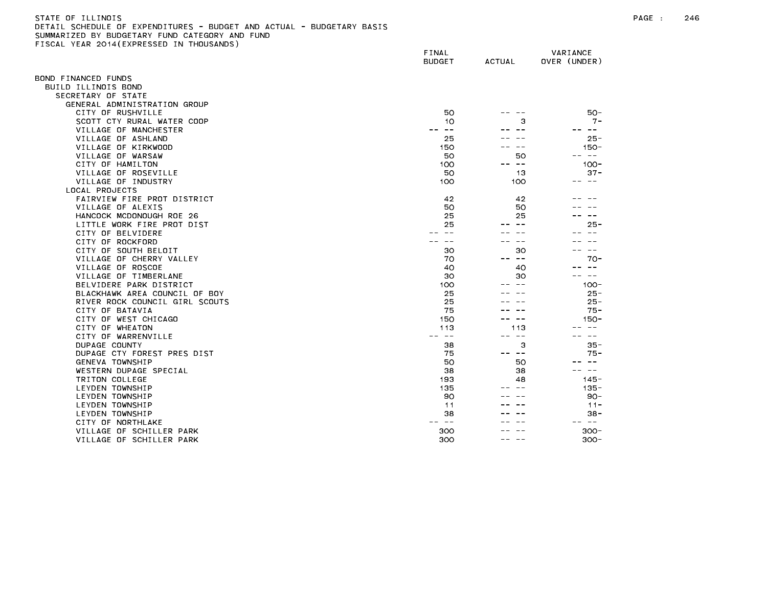STATE OF ILLINOIS
DETAIL SCHEDULE OF EXPENDITURES - BUDGET AND ACTUAL - BUDGETARY BASIS
SUMMARIZED BY BUDGETARY FUND CATEGORY AND FUND
FISCAL YEAR 2014(EXPRESSED IN THOUSANDS)

| | FINAL BUDGET | ACTUAL | VARIANCE OVER (UNDER) |
|---|---|---|---|
| BOND FINANCED FUNDS | | | |
| BUILD ILLINOIS BOND | | | |
| SECRETARY OF STATE | | | |
| GENERAL ADMINISTRATION GROUP | | | |
| CITY OF RUSHVILLE | 50 | -- -- | 50- |
| SCOTT CTY RURAL WATER COOP | 10 | 3 | 7- |
| VILLAGE OF MANCHESTER | -- -- | -- -- | -- -- |
| VILLAGE OF ASHLAND | 25 | -- -- | 25- |
| VILLAGE OF KIRKWOOD | 150 | -- -- | 150- |
| VILLAGE OF WARSAW | 50 | 50 | -- -- |
| CITY OF HAMILTON | 100 | -- -- | 100- |
| VILLAGE OF ROSEVILLE | 50 | 13 | 37- |
| VILLAGE OF INDUSTRY | 100 | 100 | -- -- |
| LOCAL PROJECTS | | | |
| FAIRVIEW FIRE PROT DISTRICT | 42 | 42 | -- -- |
| VILLAGE OF ALEXIS | 50 | 50 | -- -- |
| HANCOCK MCDONOUGH ROE 26 | 25 | 25 | -- -- |
| LITTLE WORK FIRE PROT DIST | 25 | -- -- | 25- |
| CITY OF BELVIDERE | -- -- | -- -- | -- -- |
| CITY OF ROCKFORD | -- -- | -- -- | -- -- |
| CITY OF SOUTH BELOIT | 30 | 30 | -- -- |
| VILLAGE OF CHERRY VALLEY | 70 | -- -- | 70- |
| VILLAGE OF ROSCOE | 40 | 40 | -- -- |
| VILLAGE OF TIMBERLANE | 30 | 30 | -- -- |
| BELVIDERE PARK DISTRICT | 100 | -- -- | 100- |
| BLACKHAWK AREA COUNCIL OF BOY | 25 | -- -- | 25- |
| RIVER ROCK COUNCIL GIRL SCOUTS | 25 | -- -- | 25- |
| CITY OF BATAVIA | 75 | -- -- | 75- |
| CITY OF WEST CHICAGO | 150 | -- -- | 150- |
| CITY OF WHEATON | 113 | 113 | -- -- |
| CITY OF WARRENVILLE | -- -- | -- -- | -- -- |
| DUPAGE COUNTY | 38 | 3 | 35- |
| DUPAGE CTY FOREST PRES DIST | 75 | -- -- | 75- |
| GENEVA TOWNSHIP | 50 | 50 | -- -- |
| WESTERN DUPAGE SPECIAL | 38 | 38 | -- -- |
| TRITON COLLEGE | 193 | 48 | 145- |
| LEYDEN TOWNSHIP | 135 | -- -- | 135- |
| LEYDEN TOWNSHIP | 90 | -- -- | 90- |
| LEYDEN TOWNSHIP | 11 | -- -- | 11- |
| LEYDEN TOWNSHIP | 38 | -- -- | 38- |
| CITY OF NORTHLAKE | -- -- | -- -- | -- -- |
| VILLAGE OF SCHILLER PARK | 300 | -- -- | 300- |
| VILLAGE OF SCHILLER PARK | 300 | -- -- | 300- |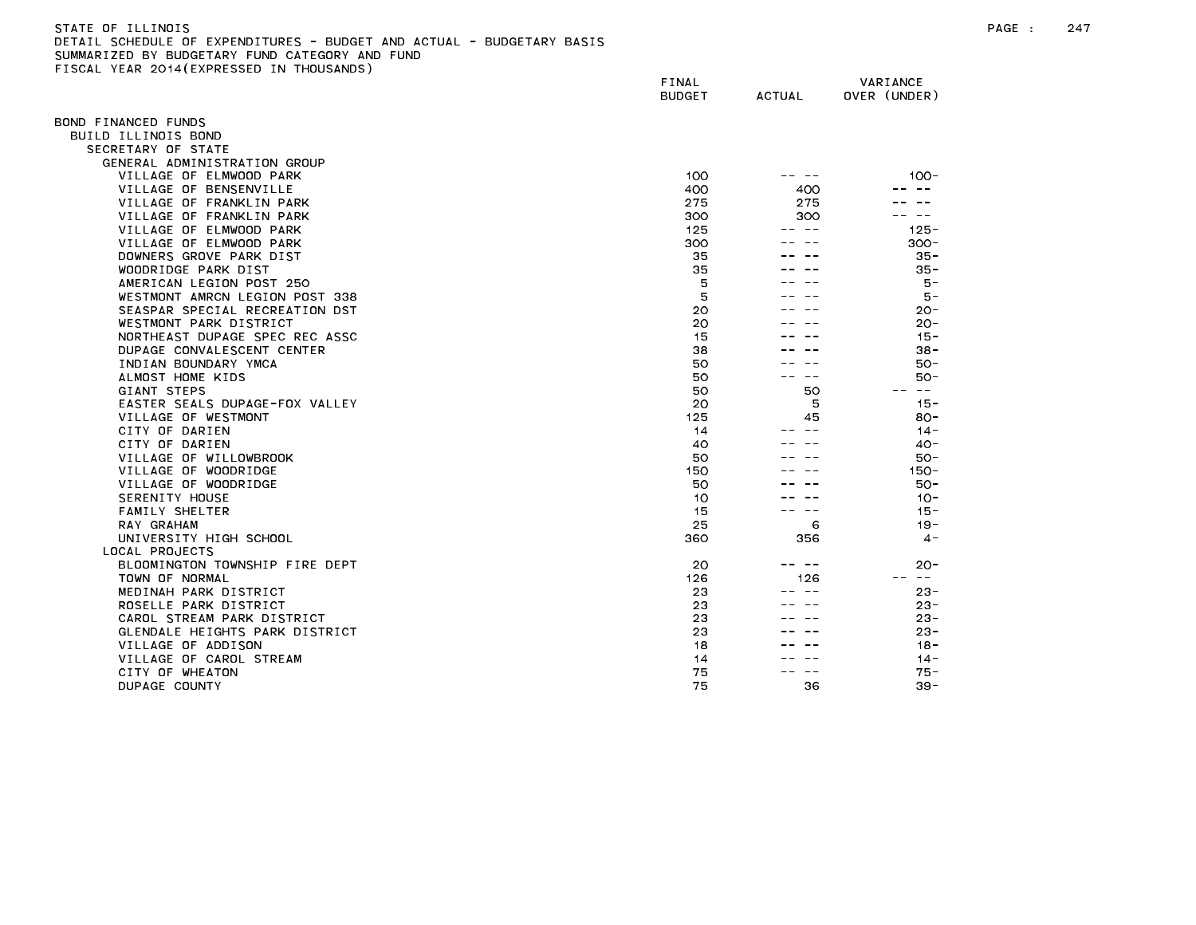STATE OF ILLINOIS
DETAIL SCHEDULE OF EXPENDITURES - BUDGET AND ACTUAL - BUDGETARY BASIS
SUMMARIZED BY BUDGETARY FUND CATEGORY AND FUND
FISCAL YEAR 2014(EXPRESSED IN THOUSANDS)

| | FINAL BUDGET | ACTUAL | VARIANCE OVER (UNDER) |
|---|---|---|---|
| BOND FINANCED FUNDS | | | |
| BUILD ILLINOIS BOND | | | |
| SECRETARY OF STATE | | | |
| GENERAL ADMINISTRATION GROUP | | | |
| VILLAGE OF ELMWOOD PARK | 100 | -- -- | 100- |
| VILLAGE OF BENSENVILLE | 400 | 400 | -- -- |
| VILLAGE OF FRANKLIN PARK | 275 | 275 | -- -- |
| VILLAGE OF FRANKLIN PARK | 300 | 300 | -- -- |
| VILLAGE OF ELMWOOD PARK | 125 | -- -- | 125- |
| VILLAGE OF ELMWOOD PARK | 300 | -- -- | 300- |
| DOWNERS GROVE PARK DIST | 35 | -- -- | 35- |
| WOODRIDGE PARK DIST | 35 | -- -- | 35- |
| AMERICAN LEGION POST 250 | 5 | -- -- | 5- |
| WESTMONT AMRCN LEGION POST 338 | 5 | -- -- | 5- |
| SEASPAR SPECIAL RECREATION DST | 20 | -- -- | 20- |
| WESTMONT PARK DISTRICT | 20 | -- -- | 20- |
| NORTHEAST DUPAGE SPEC REC ASSC | 15 | -- -- | 15- |
| DUPAGE CONVALESCENT CENTER | 38 | -- -- | 38- |
| INDIAN BOUNDARY YMCA | 50 | -- -- | 50- |
| ALMOST HOME KIDS | 50 | -- -- | 50- |
| GIANT STEPS | 50 | 50 | -- -- |
| EASTER SEALS DUPAGE-FOX VALLEY | 20 | 5 | 15- |
| VILLAGE OF WESTMONT | 125 | 45 | 80- |
| CITY OF DARIEN | 14 | -- -- | 14- |
| CITY OF DARIEN | 40 | -- -- | 40- |
| VILLAGE OF WILLOWBROOK | 50 | -- -- | 50- |
| VILLAGE OF WOODRIDGE | 150 | -- -- | 150- |
| VILLAGE OF WOODRIDGE | 50 | -- -- | 50- |
| SERENITY HOUSE | 10 | -- -- | 10- |
| FAMILY SHELTER | 15 | -- -- | 15- |
| RAY GRAHAM | 25 | 6 | 19- |
| UNIVERSITY HIGH SCHOOL | 360 | 356 | 4- |
| LOCAL PROJECTS | | | |
| BLOOMINGTON TOWNSHIP FIRE DEPT | 20 | -- -- | 20- |
| TOWN OF NORMAL | 126 | 126 | -- -- |
| MEDINAH PARK DISTRICT | 23 | -- -- | 23- |
| ROSELLE PARK DISTRICT | 23 | -- -- | 23- |
| CAROL STREAM PARK DISTRICT | 23 | -- -- | 23- |
| GLENDALE HEIGHTS PARK DISTRICT | 23 | -- -- | 23- |
| VILLAGE OF ADDISON | 18 | -- -- | 18- |
| VILLAGE OF CAROL STREAM | 14 | -- -- | 14- |
| CITY OF WHEATON | 75 | -- -- | 75- |
| DUPAGE COUNTY | 75 | 36 | 39- |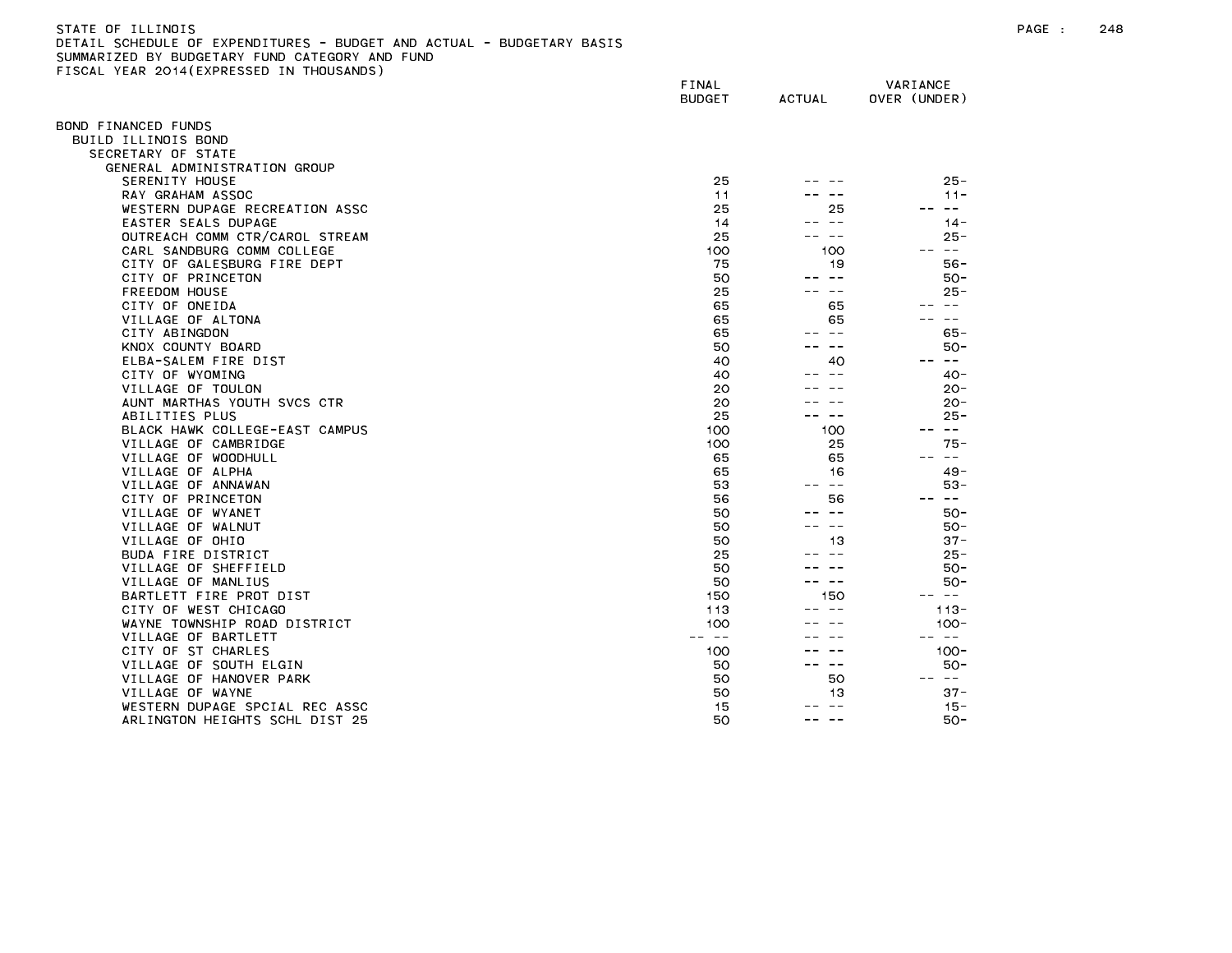STATE OF ILLINOIS
DETAIL SCHEDULE OF EXPENDITURES - BUDGET AND ACTUAL - BUDGETARY BASIS
SUMMARIZED BY BUDGETARY FUND CATEGORY AND FUND
FISCAL YEAR 2014(EXPRESSED IN THOUSANDS)

| | FINAL BUDGET | ACTUAL | VARIANCE OVER (UNDER) |
|---|---|---|---|
| BOND FINANCED FUNDS | | | |
| BUILD ILLINOIS BOND | | | |
| SECRETARY OF STATE | | | |
| GENERAL ADMINISTRATION GROUP | | | |
| SERENITY HOUSE | 25 | -- -- | 25- |
| RAY GRAHAM ASSOC | 11 | -- -- | 11- |
| WESTERN DUPAGE RECREATION ASSC | 25 | 25 | -- -- |
| EASTER SEALS DUPAGE | 14 | -- -- | 14- |
| OUTREACH COMM CTR/CAROL STREAM | 25 | -- -- | 25- |
| CARL SANDBURG COMM COLLEGE | 100 | 100 | -- -- |
| CITY OF GALESBURG FIRE DEPT | 75 | 19 | 56- |
| CITY OF PRINCETON | 50 | -- -- | 50- |
| FREEDOM HOUSE | 25 | -- -- | 25- |
| CITY OF ONEIDA | 65 | 65 | -- -- |
| VILLAGE OF ALTONA | 65 | 65 | -- -- |
| CITY ABINGDON | 65 | -- -- | 65- |
| KNOX COUNTY BOARD | 50 | -- -- | 50- |
| ELBA-SALEM FIRE DIST | 40 | 40 | -- -- |
| CITY OF WYOMING | 40 | -- -- | 40- |
| VILLAGE OF TOULON | 20 | -- -- | 20- |
| AUNT MARTHAS YOUTH SVCS CTR | 20 | -- -- | 20- |
| ABILITIES PLUS | 25 | -- -- | 25- |
| BLACK HAWK COLLEGE-EAST CAMPUS | 100 | 100 | -- -- |
| VILLAGE OF CAMBRIDGE | 100 | 25 | 75- |
| VILLAGE OF WOODHULL | 65 | 65 | -- -- |
| VILLAGE OF ALPHA | 65 | 16 | 49- |
| VILLAGE OF ANNAWAN | 53 | -- -- | 53- |
| CITY OF PRINCETON | 56 | 56 | -- -- |
| VILLAGE OF WYANET | 50 | -- -- | 50- |
| VILLAGE OF WALNUT | 50 | -- -- | 50- |
| VILLAGE OF OHIO | 50 | 13 | 37- |
| BUDA FIRE DISTRICT | 25 | -- -- | 25- |
| VILLAGE OF SHEFFIELD | 50 | -- -- | 50- |
| VILLAGE OF MANLIUS | 50 | -- -- | 50- |
| BARTLETT FIRE PROT DIST | 150 | 150 | -- -- |
| CITY OF WEST CHICAGO | 113 | -- -- | 113- |
| WAYNE TOWNSHIP ROAD DISTRICT | 100 | -- -- | 100- |
| VILLAGE OF BARTLETT | -- -- | -- -- | -- -- |
| CITY OF ST CHARLES | 100 | -- -- | 100- |
| VILLAGE OF SOUTH ELGIN | 50 | -- -- | 50- |
| VILLAGE OF HANOVER PARK | 50 | 50 | -- -- |
| VILLAGE OF WAYNE | 50 | 13 | 37- |
| WESTERN DUPAGE SPCIAL REC ASSC | 15 | -- -- | 15- |
| ARLINGTON HEIGHTS SCHL DIST 25 | 50 | -- -- | 50- |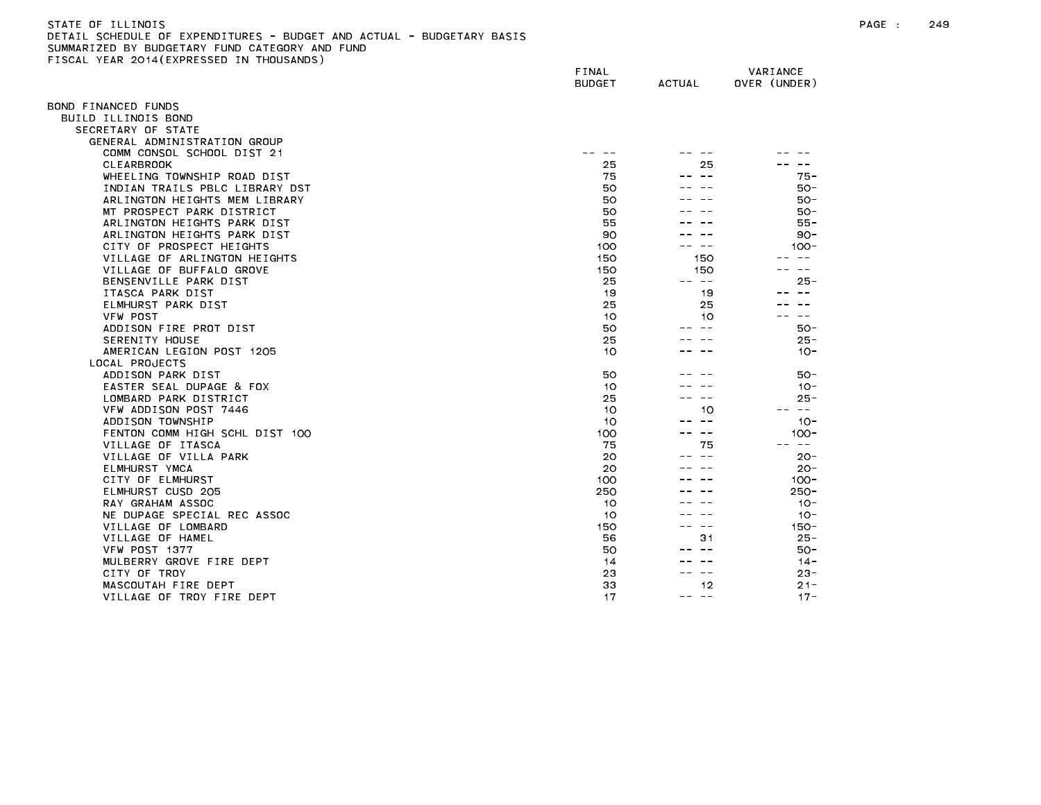STATE OF ILLINOIS
DETAIL SCHEDULE OF EXPENDITURES - BUDGET AND ACTUAL - BUDGETARY BASIS
SUMMARIZED BY BUDGETARY FUND CATEGORY AND FUND
FISCAL YEAR 2014(EXPRESSED IN THOUSANDS)

| | FINAL BUDGET | ACTUAL | VARIANCE OVER (UNDER) |
|---|---|---|---|
| BOND FINANCED FUNDS | | | |
| BUILD ILLINOIS BOND | | | |
| SECRETARY OF STATE | | | |
| GENERAL ADMINISTRATION GROUP | | | |
| COMM CONSOL SCHOOL DIST 21 | -- -- | -- -- | -- -- |
| CLEARBROOK | 25 | 25 | -- -- |
| WHEELING TOWNSHIP ROAD DIST | 75 | -- -- | 75- |
| INDIAN TRAILS PBLC LIBRARY DST | 50 | -- -- | 50- |
| ARLINGTON HEIGHTS MEM LIBRARY | 50 | -- -- | 50- |
| MT PROSPECT PARK DISTRICT | 50 | -- -- | 50- |
| ARLINGTON HEIGHTS PARK DIST | 55 | -- -- | 55- |
| ARLINGTON HEIGHTS PARK DIST | 90 | -- -- | 90- |
| CITY OF PROSPECT HEIGHTS | 100 | -- -- | 100- |
| VILLAGE OF ARLINGTON HEIGHTS | 150 | 150 | -- -- |
| VILLAGE OF BUFFALO GROVE | 150 | 150 | -- -- |
| BENSENVILLE PARK DIST | 25 | -- -- | 25- |
| ITASCA PARK DIST | 19 | 19 | -- -- |
| ELMHURST PARK DIST | 25 | 25 | -- -- |
| VFW POST | 10 | 10 | -- -- |
| ADDISON FIRE PROT DIST | 50 | -- -- | 50- |
| SERENITY HOUSE | 25 | -- -- | 25- |
| AMERICAN LEGION POST 1205 | 10 | -- -- | 10- |
| LOCAL PROJECTS | | | |
| ADDISON PARK DIST | 50 | -- -- | 50- |
| EASTER SEAL DUPAGE & FOX | 10 | -- -- | 10- |
| LOMBARD PARK DISTRICT | 25 | -- -- | 25- |
| VFW ADDISON POST 7446 | 10 | 10 | -- -- |
| ADDISON TOWNSHIP | 10 | -- -- | 10- |
| FENTON COMM HIGH SCHL DIST 100 | 100 | -- -- | 100- |
| VILLAGE OF ITASCA | 75 | 75 | -- -- |
| VILLAGE OF VILLA PARK | 20 | -- -- | 20- |
| ELMHURST YMCA | 20 | -- -- | 20- |
| CITY OF ELMHURST | 100 | -- -- | 100- |
| ELMHURST CUSD 205 | 250 | -- -- | 250- |
| RAY GRAHAM ASSOC | 10 | -- -- | 10- |
| NE DUPAGE SPECIAL REC ASSOC | 10 | -- -- | 10- |
| VILLAGE OF LOMBARD | 150 | -- -- | 150- |
| VILLAGE OF HAMEL | 56 | 31 | 25- |
| VFW POST 1377 | 50 | -- -- | 50- |
| MULBERRY GROVE FIRE DEPT | 14 | -- -- | 14- |
| CITY OF TROY | 23 | -- -- | 23- |
| MASCOUTAH FIRE DEPT | 33 | 12 | 21- |
| VILLAGE OF TROY FIRE DEPT | 17 | -- -- | 17- |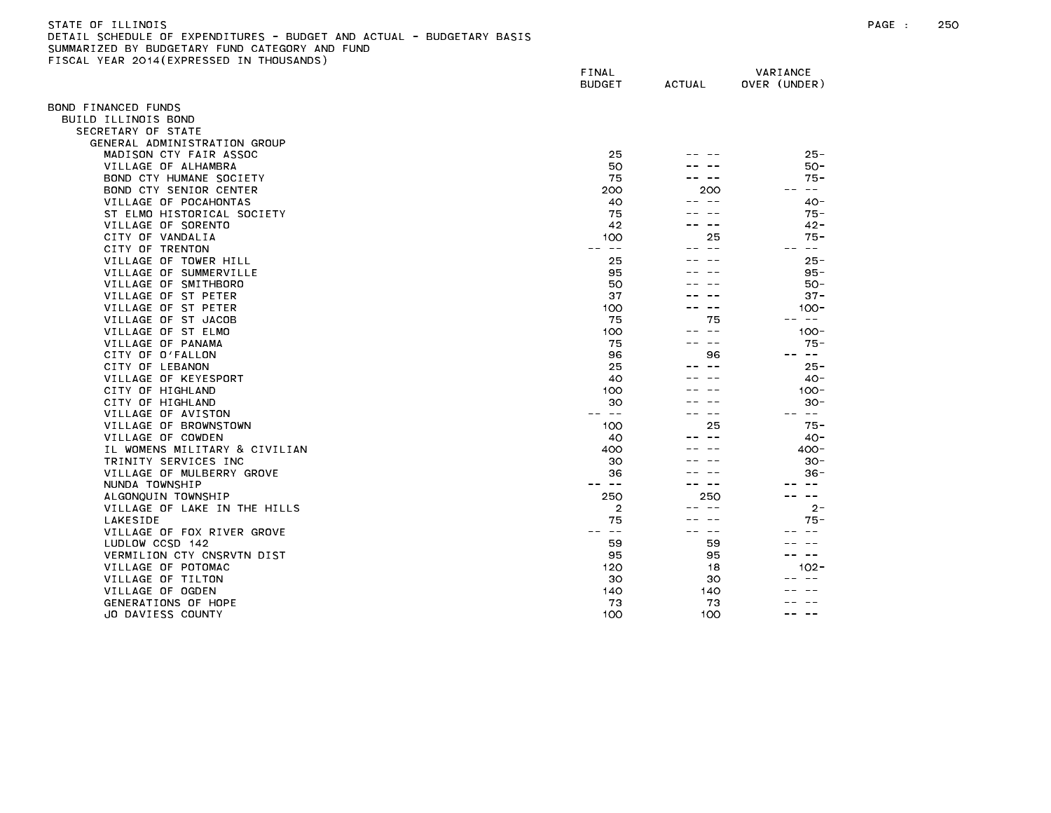STATE OF ILLINOIS
DETAIL SCHEDULE OF EXPENDITURES - BUDGET AND ACTUAL - BUDGETARY BASIS
SUMMARIZED BY BUDGETARY FUND CATEGORY AND FUND
FISCAL YEAR 2014(EXPRESSED IN THOUSANDS)

| | FINAL BUDGET | ACTUAL | VARIANCE OVER (UNDER) |
|---|---|---|---|
| BOND FINANCED FUNDS | | | |
| BUILD ILLINOIS BOND | | | |
| SECRETARY OF STATE | | | |
| GENERAL ADMINISTRATION GROUP | | | |
| MADISON CTY FAIR ASSOC | 25 | -- -- | 25- |
| VILLAGE OF ALHAMBRA | 50 | -- -- | 50- |
| BOND CTY HUMANE SOCIETY | 75 | -- -- | 75- |
| BOND CTY SENIOR CENTER | 200 | 200 | -- -- |
| VILLAGE OF POCAHONTAS | 40 | -- -- | 40- |
| ST ELMO HISTORICAL SOCIETY | 75 | -- -- | 75- |
| VILLAGE OF SORENTO | 42 | -- -- | 42- |
| CITY OF VANDALIA | 100 | 25 | 75- |
| CITY OF TRENTON | -- -- | -- -- | -- -- |
| VILLAGE OF TOWER HILL | 25 | -- -- | 25- |
| VILLAGE OF SUMMERVILLE | 95 | -- -- | 95- |
| VILLAGE OF SMITHBORO | 50 | -- -- | 50- |
| VILLAGE OF ST PETER | 37 | -- -- | 37- |
| VILLAGE OF ST PETER | 100 | -- -- | 100- |
| VILLAGE OF ST JACOB | 75 | 75 | -- -- |
| VILLAGE OF ST ELMO | 100 | -- -- | 100- |
| VILLAGE OF PANAMA | 75 | -- -- | 75- |
| CITY OF O'FALLON | 96 | 96 | -- -- |
| CITY OF LEBANON | 25 | -- -- | 25- |
| VILLAGE OF KEYESPORT | 40 | -- -- | 40- |
| CITY OF HIGHLAND | 100 | -- -- | 100- |
| CITY OF HIGHLAND | 30 | -- -- | 30- |
| VILLAGE OF AVISTON | -- -- | -- -- | -- -- |
| VILLAGE OF BROWNSTOWN | 100 | 25 | 75- |
| VILLAGE OF COWDEN | 40 | -- -- | 40- |
| IL WOMENS MILITARY & CIVILIAN | 400 | -- -- | 400- |
| TRINITY SERVICES INC | 30 | -- -- | 30- |
| VILLAGE OF MULBERRY GROVE | 36 | -- -- | 36- |
| NUNDA TOWNSHIP | -- -- | -- -- | -- -- |
| ALGONQUIN TOWNSHIP | 250 | 250 | -- -- |
| VILLAGE OF LAKE IN THE HILLS | 2 | -- -- | 2- |
| LAKESIDE | 75 | -- -- | 75- |
| VILLAGE OF FOX RIVER GROVE | -- -- | -- -- | -- -- |
| LUDLOW CCSD 142 | 59 | 59 | -- -- |
| VERMILION CTY CNSRVTN DIST | 95 | 95 | -- -- |
| VILLAGE OF POTOMAC | 120 | 18 | 102- |
| VILLAGE OF TILTON | 30 | 30 | -- -- |
| VILLAGE OF OGDEN | 140 | 140 | -- -- |
| GENERATIONS OF HOPE | 73 | 73 | -- -- |
| JO DAVIESS COUNTY | 100 | 100 | -- -- |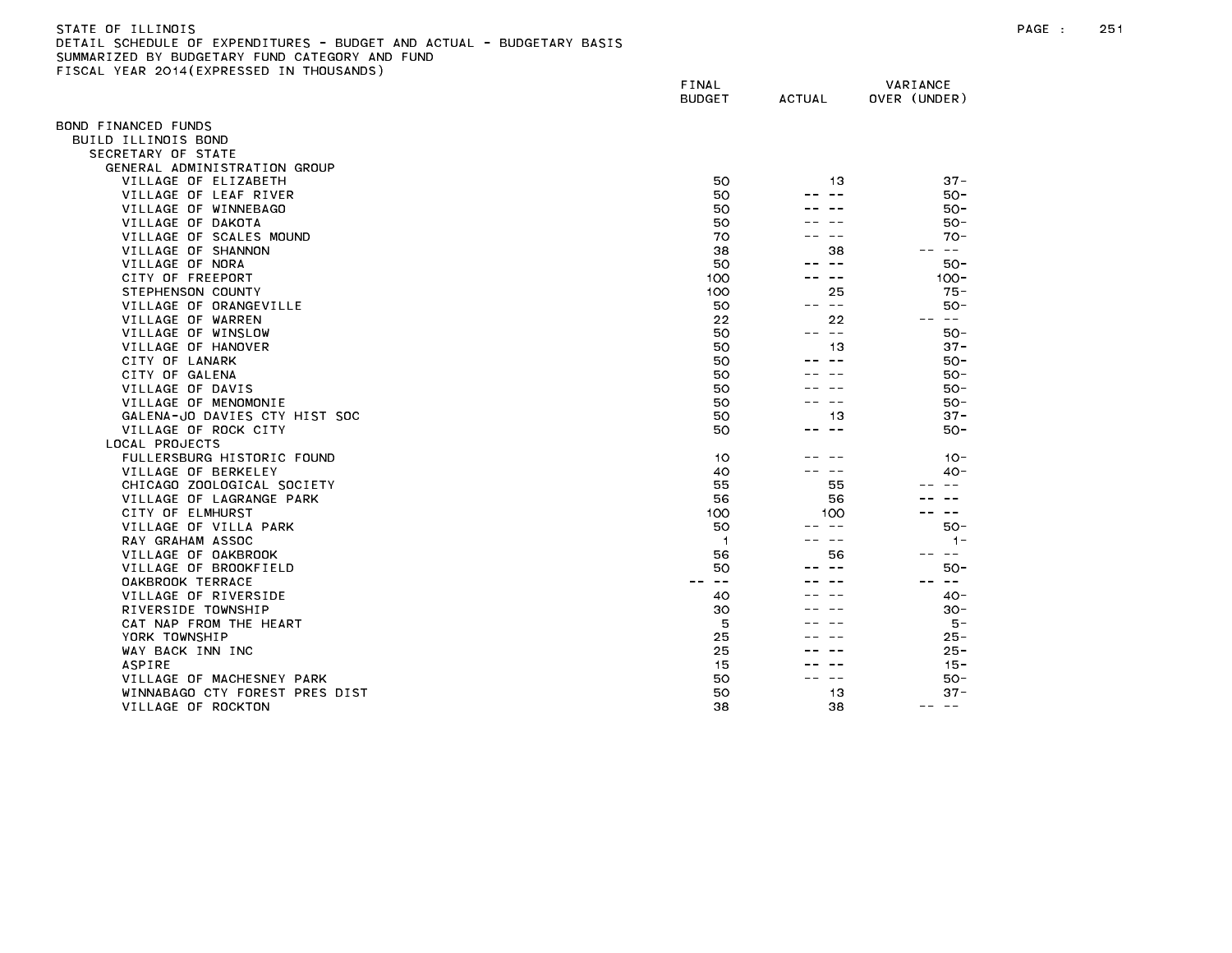STATE OF ILLINOIS
DETAIL SCHEDULE OF EXPENDITURES - BUDGET AND ACTUAL - BUDGETARY BASIS
SUMMARIZED BY BUDGETARY FUND CATEGORY AND FUND
FISCAL YEAR 2014(EXPRESSED IN THOUSANDS)

| | FINAL BUDGET | ACTUAL | VARIANCE OVER (UNDER) |
|---|---|---|---|
| BOND FINANCED FUNDS | | | |
| BUILD ILLINOIS BOND | | | |
| SECRETARY OF STATE | | | |
| GENERAL ADMINISTRATION GROUP | | | |
| VILLAGE OF ELIZABETH | 50 | 13 | 37- |
| VILLAGE OF LEAF RIVER | 50 | -- -- | 50- |
| VILLAGE OF WINNEBAGO | 50 | -- -- | 50- |
| VILLAGE OF DAKOTA | 50 | -- -- | 50- |
| VILLAGE OF SCALES MOUND | 70 | -- -- | 70- |
| VILLAGE OF SHANNON | 38 | 38 | -- -- |
| VILLAGE OF NORA | 50 | -- -- | 50- |
| CITY OF FREEPORT | 100 | -- -- | 100- |
| STEPHENSON COUNTY | 100 | 25 | 75- |
| VILLAGE OF ORANGEVILLE | 50 | -- -- | 50- |
| VILLAGE OF WARREN | 22 | 22 | -- -- |
| VILLAGE OF WINSLOW | 50 | -- -- | 50- |
| VILLAGE OF HANOVER | 50 | 13 | 37- |
| CITY OF LANARK | 50 | -- -- | 50- |
| CITY OF GALENA | 50 | -- -- | 50- |
| VILLAGE OF DAVIS | 50 | -- -- | 50- |
| VILLAGE OF MENOMONIE | 50 | -- -- | 50- |
| GALENA-JO DAVIES CTY HIST SOC | 50 | 13 | 37- |
| VILLAGE OF ROCK CITY | 50 | -- -- | 50- |
| LOCAL PROJECTS | | | |
| FULLERSBURG HISTORIC FOUND | 10 | -- -- | 10- |
| VILLAGE OF BERKELEY | 40 | -- -- | 40- |
| CHICAGO ZOOLOGICAL SOCIETY | 55 | 55 | -- -- |
| VILLAGE OF LAGRANGE PARK | 56 | 56 | -- -- |
| CITY OF ELMHURST | 100 | 100 | -- -- |
| VILLAGE OF VILLA PARK | 50 | -- -- | 50- |
| RAY GRAHAM ASSOC | 1 | -- -- | 1- |
| VILLAGE OF OAKBROOK | 56 | 56 | -- -- |
| VILLAGE OF BROOKFIELD | 50 | -- -- | 50- |
| OAKBROOK TERRACE | -- -- | -- -- | -- -- |
| VILLAGE OF RIVERSIDE | 40 | -- -- | 40- |
| RIVERSIDE TOWNSHIP | 30 | -- -- | 30- |
| CAT NAP FROM THE HEART | 5 | -- -- | 5- |
| YORK TOWNSHIP | 25 | -- -- | 25- |
| WAY BACK INN INC | 25 | -- -- | 25- |
| ASPIRE | 15 | -- -- | 15- |
| VILLAGE OF MACHESNEY PARK | 50 | -- -- | 50- |
| WINNABAGO CTY FOREST PRES DIST | 50 | 13 | 37- |
| VILLAGE OF ROCKTON | 38 | 38 | -- -- |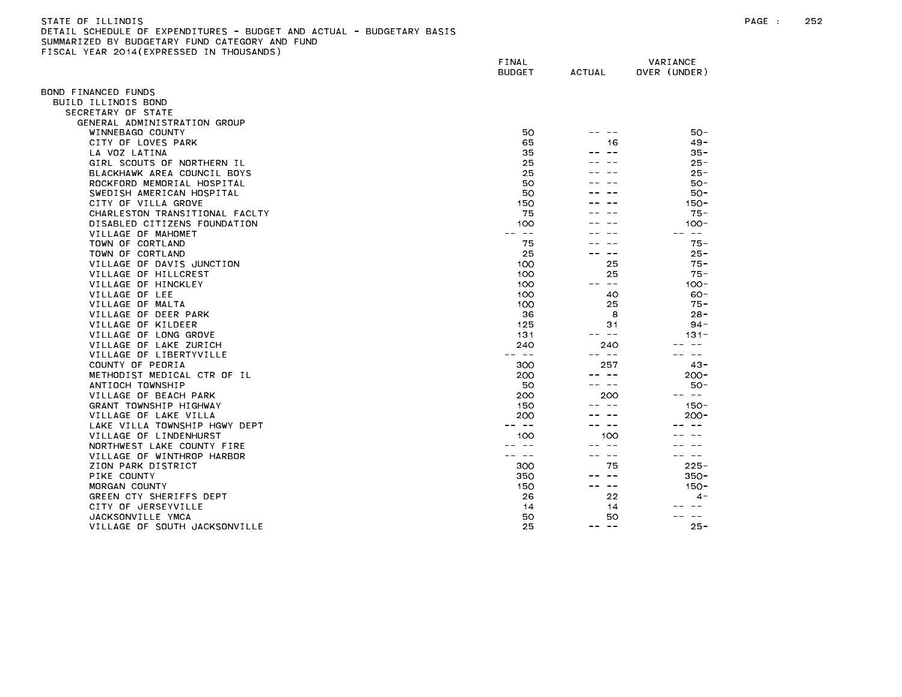STATE OF ILLINOIS
DETAIL SCHEDULE OF EXPENDITURES - BUDGET AND ACTUAL - BUDGETARY BASIS
SUMMARIZED BY BUDGETARY FUND CATEGORY AND FUND
FISCAL YEAR 2014(EXPRESSED IN THOUSANDS)

| | FINAL BUDGET | ACTUAL | VARIANCE OVER (UNDER) |
|---|---|---|---|
| BOND FINANCED FUNDS | | | |
| BUILD ILLINOIS BOND | | | |
| SECRETARY OF STATE | | | |
| GENERAL ADMINISTRATION GROUP | | | |
| WINNEBAGO COUNTY | 50 | -- -- | 50- |
| CITY OF LOVES PARK | 65 | 16 | 49- |
| LA VOZ LATINA | 35 | -- -- | 35- |
| GIRL SCOUTS OF NORTHERN IL | 25 | -- -- | 25- |
| BLACKHAWK AREA COUNCIL BOYS | 25 | -- -- | 25- |
| ROCKFORD MEMORIAL HOSPITAL | 50 | -- -- | 50- |
| SWEDISH AMERICAN HOSPITAL | 50 | -- -- | 50- |
| CITY OF VILLA GROVE | 150 | -- -- | 150- |
| CHARLESTON TRANSITIONAL FACLTY | 75 | -- -- | 75- |
| DISABLED CITIZENS FOUNDATION | 100 | -- -- | 100- |
| VILLAGE OF MAHOMET | -- -- | -- -- | -- -- |
| TOWN OF CORTLAND | 75 | -- -- | 75- |
| TOWN OF CORTLAND | 25 | -- -- | 25- |
| VILLAGE OF DAVIS JUNCTION | 100 | 25 | 75- |
| VILLAGE OF HILLCREST | 100 | 25 | 75- |
| VILLAGE OF HINCKLEY | 100 | -- -- | 100- |
| VILLAGE OF LEE | 100 | 40 | 60- |
| VILLAGE OF MALTA | 100 | 25 | 75- |
| VILLAGE OF DEER PARK | 36 | 8 | 28- |
| VILLAGE OF KILDEER | 125 | 31 | 94- |
| VILLAGE OF LONG GROVE | 131 | -- -- | 131- |
| VILLAGE OF LAKE ZURICH | 240 | 240 | -- -- |
| VILLAGE OF LIBERTYVILLE | -- -- | -- -- | -- -- |
| COUNTY OF PEORIA | 300 | 257 | 43- |
| METHODIST MEDICAL CTR OF IL | 200 | -- -- | 200- |
| ANTIOCH TOWNSHIP | 50 | -- -- | 50- |
| VILLAGE OF BEACH PARK | 200 | 200 | -- -- |
| GRANT TOWNSHIP HIGHWAY | 150 | -- -- | 150- |
| VILLAGE OF LAKE VILLA | 200 | -- -- | 200- |
| LAKE VILLA TOWNSHIP HGWY DEPT | -- -- | -- -- | -- -- |
| VILLAGE OF LINDENHURST | 100 | 100 | -- -- |
| NORTHWEST LAKE COUNTY FIRE | -- -- | -- -- | -- -- |
| VILLAGE OF WINTHROP HARBOR | -- -- | -- -- | -- -- |
| ZION PARK DISTRICT | 300 | 75 | 225- |
| PIKE COUNTY | 350 | -- -- | 350- |
| MORGAN COUNTY | 150 | -- -- | 150- |
| GREEN CTY SHERIFFS DEPT | 26 | 22 | 4- |
| CITY OF JERSEYVILLE | 14 | 14 | -- -- |
| JACKSONVILLE YMCA | 50 | 50 | -- -- |
| VILLAGE OF SOUTH JACKSONVILLE | 25 | -- -- | 25- |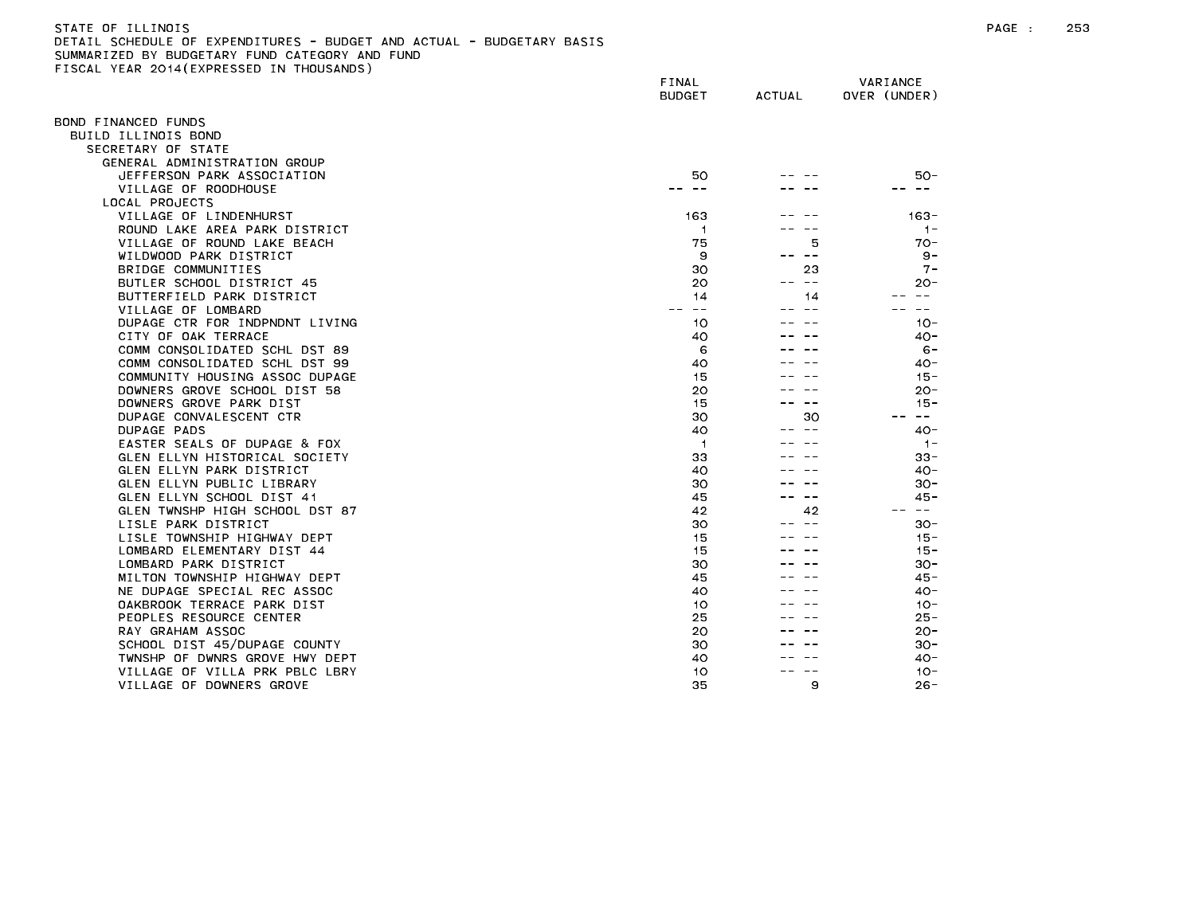STATE OF ILLINOIS
DETAIL SCHEDULE OF EXPENDITURES - BUDGET AND ACTUAL - BUDGETARY BASIS
SUMMARIZED BY BUDGETARY FUND CATEGORY AND FUND
FISCAL YEAR 2014(EXPRESSED IN THOUSANDS)

| | FINAL BUDGET | ACTUAL | VARIANCE OVER (UNDER) |
|---|---|---|---|
| BOND FINANCED FUNDS | | | |
| BUILD ILLINOIS BOND | | | |
| SECRETARY OF STATE | | | |
| GENERAL ADMINISTRATION GROUP | | | |
| JEFFERSON PARK ASSOCIATION | 50 | -- -- | 50- |
| VILLAGE OF ROODHOUSE | -- -- | -- -- | -- -- |
| LOCAL PROJECTS | | | |
| VILLAGE OF LINDENHURST | 163 | -- -- | 163- |
| ROUND LAKE AREA PARK DISTRICT | 1 | -- -- | 1- |
| VILLAGE OF ROUND LAKE BEACH | 75 | 5 | 70- |
| WILDWOOD PARK DISTRICT | 9 | -- -- | 9- |
| BRIDGE COMMUNITIES | 30 | 23 | 7- |
| BUTLER SCHOOL DISTRICT 45 | 20 | -- -- | 20- |
| BUTTERFIELD PARK DISTRICT | 14 | 14 | -- -- |
| VILLAGE OF LOMBARD | -- -- | -- -- | -- -- |
| DUPAGE CTR FOR INDPNDNT LIVING | 10 | -- -- | 10- |
| CITY OF OAK TERRACE | 40 | -- -- | 40- |
| COMM CONSOLIDATED SCHL DST 89 | 6 | -- -- | 6- |
| COMM CONSOLIDATED SCHL DST 99 | 40 | -- -- | 40- |
| COMMUNITY HOUSING ASSOC DUPAGE | 15 | -- -- | 15- |
| DOWNERS GROVE SCHOOL DIST 58 | 20 | -- -- | 20- |
| DOWNERS GROVE PARK DIST | 15 | -- -- | 15- |
| DUPAGE CONVALESCENT CTR | 30 | 30 | -- -- |
| DUPAGE PADS | 40 | -- -- | 40- |
| EASTER SEALS OF DUPAGE & FOX | 1 | -- -- | 1- |
| GLEN ELLYN HISTORICAL SOCIETY | 33 | -- -- | 33- |
| GLEN ELLYN PARK DISTRICT | 40 | -- -- | 40- |
| GLEN ELLYN PUBLIC LIBRARY | 30 | -- -- | 30- |
| GLEN ELLYN SCHOOL DIST 41 | 45 | -- -- | 45- |
| GLEN TWNSHP HIGH SCHOOL DST 87 | 42 | 42 | -- -- |
| LISLE PARK DISTRICT | 30 | -- -- | 30- |
| LISLE TOWNSHIP HIGHWAY DEPT | 15 | -- -- | 15- |
| LOMBARD ELEMENTARY DIST 44 | 15 | -- -- | 15- |
| LOMBARD PARK DISTRICT | 30 | -- -- | 30- |
| MILTON TOWNSHIP HIGHWAY DEPT | 45 | -- -- | 45- |
| NE DUPAGE SPECIAL REC ASSOC | 40 | -- -- | 40- |
| OAKBROOK TERRACE PARK DIST | 10 | -- -- | 10- |
| PEOPLES RESOURCE CENTER | 25 | -- -- | 25- |
| RAY GRAHAM ASSOC | 20 | -- -- | 20- |
| SCHOOL DIST 45/DUPAGE COUNTY | 30 | -- -- | 30- |
| TWNSHP OF DWNRS GROVE HWY DEPT | 40 | -- -- | 40- |
| VILLAGE OF VILLA PRK PBLC LBRY | 10 | -- -- | 10- |
| VILLAGE OF DOWNERS GROVE | 35 | 9 | 26- |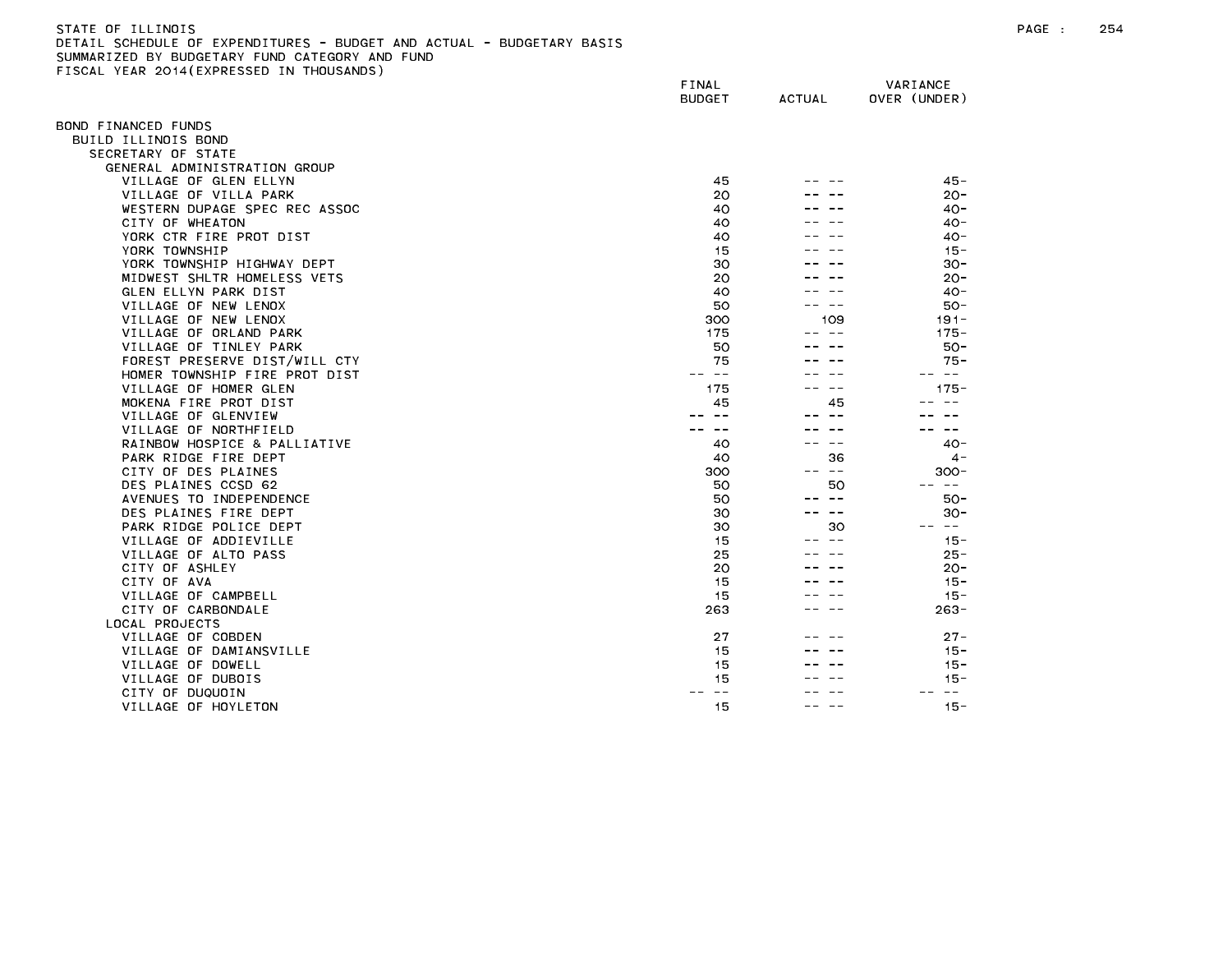STATE OF ILLINOIS
DETAIL SCHEDULE OF EXPENDITURES - BUDGET AND ACTUAL - BUDGETARY BASIS
SUMMARIZED BY BUDGETARY FUND CATEGORY AND FUND
FISCAL YEAR 2014(EXPRESSED IN THOUSANDS)

| | FINAL BUDGET | ACTUAL | VARIANCE OVER (UNDER) |
|---|---|---|---|
| BOND FINANCED FUNDS | | | |
| BUILD ILLINOIS BOND | | | |
| SECRETARY OF STATE | | | |
| GENERAL ADMINISTRATION GROUP | | | |
| VILLAGE OF GLEN ELLYN | 45 | -- -- | 45- |
| VILLAGE OF VILLA PARK | 20 | -- -- | 20- |
| WESTERN DUPAGE SPEC REC ASSOC | 40 | -- -- | 40- |
| CITY OF WHEATON | 40 | -- -- | 40- |
| YORK CTR FIRE PROT DIST | 40 | -- -- | 40- |
| YORK TOWNSHIP | 15 | -- -- | 15- |
| YORK TOWNSHIP HIGHWAY DEPT | 30 | -- -- | 30- |
| MIDWEST SHLTR HOMELESS VETS | 20 | -- -- | 20- |
| GLEN ELLYN PARK DIST | 40 | -- -- | 40- |
| VILLAGE OF NEW LENOX | 50 | -- -- | 50- |
| VILLAGE OF NEW LENOX | 300 | 109 | 191- |
| VILLAGE OF ORLAND PARK | 175 | -- -- | 175- |
| VILLAGE OF TINLEY PARK | 50 | -- -- | 50- |
| FOREST PRESERVE DIST/WILL CTY | 75 | -- -- | 75- |
| HOMER TOWNSHIP FIRE PROT DIST | -- -- | -- -- | -- -- |
| VILLAGE OF HOMER GLEN | 175 | -- -- | 175- |
| MOKENA FIRE PROT DIST | 45 | 45 | -- -- |
| VILLAGE OF GLENVIEW | -- -- | -- -- | -- -- |
| VILLAGE OF NORTHFIELD | -- -- | -- -- | -- -- |
| RAINBOW HOSPICE & PALLIATIVE | 40 | -- -- | 40- |
| PARK RIDGE FIRE DEPT | 40 | 36 | 4- |
| CITY OF DES PLAINES | 300 | -- -- | 300- |
| DES PLAINES CCSD 62 | 50 | 50 | -- -- |
| AVENUES TO INDEPENDENCE | 50 | -- -- | 50- |
| DES PLAINES FIRE DEPT | 30 | -- -- | 30- |
| PARK RIDGE POLICE DEPT | 30 | 30 | -- -- |
| VILLAGE OF ADDIEVILLE | 15 | -- -- | 15- |
| VILLAGE OF ALTO PASS | 25 | -- -- | 25- |
| CITY OF ASHLEY | 20 | -- -- | 20- |
| CITY OF AVA | 15 | -- -- | 15- |
| VILLAGE OF CAMPBELL | 15 | -- -- | 15- |
| CITY OF CARBONDALE | 263 | -- -- | 263- |
| LOCAL PROJECTS | | | |
| VILLAGE OF COBDEN | 27 | -- -- | 27- |
| VILLAGE OF DAMIANSVILLE | 15 | -- -- | 15- |
| VILLAGE OF DOWELL | 15 | -- -- | 15- |
| VILLAGE OF DUBOIS | 15 | -- -- | 15- |
| CITY OF DUQUOIN | -- -- | -- -- | -- -- |
| VILLAGE OF HOYLETON | 15 | -- -- | 15- |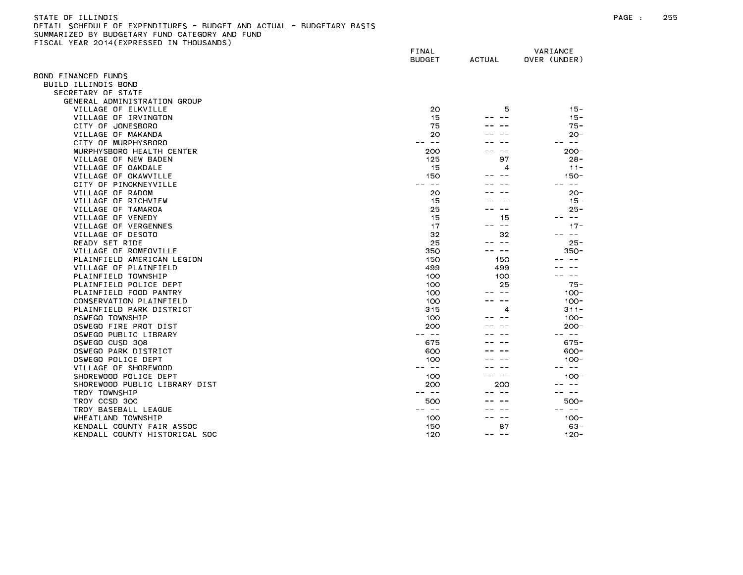STATE OF ILLINOIS
DETAIL SCHEDULE OF EXPENDITURES - BUDGET AND ACTUAL - BUDGETARY BASIS
SUMMARIZED BY BUDGETARY FUND CATEGORY AND FUND
FISCAL YEAR 2014(EXPRESSED IN THOUSANDS)

| | FINAL BUDGET | ACTUAL | VARIANCE OVER (UNDER) |
|---|---|---|---|
| BOND FINANCED FUNDS | | | |
| BUILD ILLINOIS BOND | | | |
| SECRETARY OF STATE | | | |
| GENERAL ADMINISTRATION GROUP | | | |
| VILLAGE OF ELKVILLE | 20 | 5 | 15- |
| VILLAGE OF IRVINGTON | 15 | -- -- | 15- |
| CITY OF JONESBORO | 75 | -- -- | 75- |
| VILLAGE OF MAKANDA | 20 | -- -- | 20- |
| CITY OF MURPHYSBORO | -- -- | -- -- | -- -- |
| MURPHYSBORO HEALTH CENTER | 200 | -- -- | 200- |
| VILLAGE OF NEW BADEN | 125 | 97 | 28- |
| VILLAGE OF OAKDALE | 15 | 4 | 11- |
| VILLAGE OF OKAWVILLE | 150 | -- -- | 150- |
| CITY OF PINCKNEYVILLE | -- -- | -- -- | -- -- |
| VILLAGE OF RADOM | 20 | -- -- | 20- |
| VILLAGE OF RICHVIEW | 15 | -- -- | 15- |
| VILLAGE OF TAMAROA | 25 | -- -- | 25- |
| VILLAGE OF VENEDY | 15 | 15 | -- -- |
| VILLAGE OF VERGENNES | 17 | -- -- | 17- |
| VILLAGE OF DESOTO | 32 | 32 | -- -- |
| READY SET RIDE | 25 | -- -- | 25- |
| VILLAGE OF ROMEOVILLE | 350 | -- -- | 350- |
| PLAINFIELD AMERICAN LEGION | 150 | 150 | -- -- |
| VILLAGE OF PLAINFIELD | 499 | 499 | -- -- |
| PLAINFIELD TOWNSHIP | 100 | 100 | -- -- |
| PLAINFIELD POLICE DEPT | 100 | 25 | 75- |
| PLAINFIELD FOOD PANTRY | 100 | -- -- | 100- |
| CONSERVATION PLAINFIELD | 100 | -- -- | 100- |
| PLAINFIELD PARK DISTRICT | 315 | 4 | 311- |
| OSWEGO TOWNSHIP | 100 | -- -- | 100- |
| OSWEGO FIRE PROT DIST | 200 | -- -- | 200- |
| OSWEGO PUBLIC LIBRARY | -- -- | -- -- | -- -- |
| OSWEGO CUSD 308 | 675 | -- -- | 675- |
| OSWEGO PARK DISTRICT | 600 | -- -- | 600- |
| OSWEGO POLICE DEPT | 100 | -- -- | 100- |
| VILLAGE OF SHOREWOOD | -- -- | -- -- | -- -- |
| SHOREWOOD POLICE DEPT | 100 | -- -- | 100- |
| SHOREWOOD PUBLIC LIBRARY DIST | 200 | 200 | -- -- |
| TROY TOWNSHIP | -- -- | -- -- | -- -- |
| TROY CCSD 30C | 500 | -- -- | 500- |
| TROY BASEBALL LEAGUE | -- -- | -- -- | -- -- |
| WHEATLAND TOWNSHIP | 100 | -- -- | 100- |
| KENDALL COUNTY FAIR ASSOC | 150 | 87 | 63- |
| KENDALL COUNTY HISTORICAL SOC | 120 | -- -- | 120- |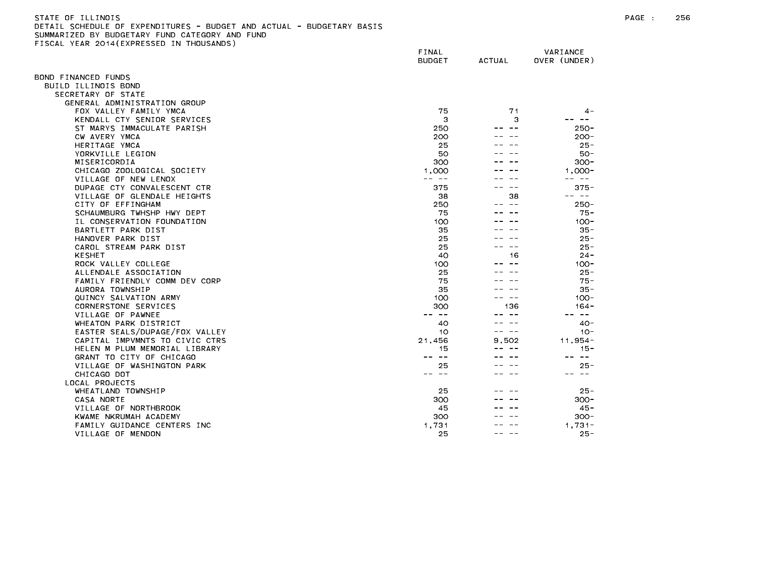STATE OF ILLINOIS
DETAIL SCHEDULE OF EXPENDITURES - BUDGET AND ACTUAL - BUDGETARY BASIS
SUMMARIZED BY BUDGETARY FUND CATEGORY AND FUND
FISCAL YEAR 2014(EXPRESSED IN THOUSANDS)

| | FINAL BUDGET | ACTUAL | VARIANCE OVER (UNDER) |
|---|---|---|---|
| BOND FINANCED FUNDS | | | |
| BUILD ILLINOIS BOND | | | |
| SECRETARY OF STATE | | | |
| GENERAL ADMINISTRATION GROUP | | | |
| FOX VALLEY FAMILY YMCA | 75 | 71 | 4- |
| KENDALL CTY SENIOR SERVICES | 3 | 3 | -- -- |
| ST MARYS IMMACULATE PARISH | 250 | -- -- | 250- |
| CW AVERY YMCA | 200 | -- -- | 200- |
| HERITAGE YMCA | 25 | -- -- | 25- |
| YORKVILLE LEGION | 50 | -- -- | 50- |
| MISERICORDIA | 300 | -- -- | 300- |
| CHICAGO ZOOLOGICAL SOCIETY | 1,000 | -- -- | 1,000- |
| VILLAGE OF NEW LENOX | -- -- | -- -- | -- -- |
| DUPAGE CTY CONVALESCENT CTR | 375 | -- -- | 375- |
| VILLAGE OF GLENDALE HEIGHTS | 38 | 38 | -- -- |
| CITY OF EFFINGHAM | 250 | -- -- | 250- |
| SCHAUMBURG TWHSHP HWY DEPT | 75 | -- -- | 75- |
| IL CONSERVATION FOUNDATION | 100 | -- -- | 100- |
| BARTLETT PARK DIST | 35 | -- -- | 35- |
| HANOVER PARK DIST | 25 | -- -- | 25- |
| CAROL STREAM PARK DIST | 25 | -- -- | 25- |
| KESHET | 40 | 16 | 24- |
| ROCK VALLEY COLLEGE | 100 | -- -- | 100- |
| ALLENDALE ASSOCIATION | 25 | -- -- | 25- |
| FAMILY FRIENDLY COMM DEV CORP | 75 | -- -- | 75- |
| AURORA TOWNSHIP | 35 | -- -- | 35- |
| QUINCY SALVATION ARMY | 100 | -- -- | 100- |
| CORNERSTONE SERVICES | 300 | 136 | 164- |
| VILLAGE OF PAWNEE | -- -- | -- -- | -- -- |
| WHEATON PARK DISTRICT | 40 | -- -- | 40- |
| EASTER SEALS/DUPAGE/FOX VALLEY | 10 | -- -- | 10- |
| CAPITAL IMPVMNTS TO CIVIC CTRS | 21,456 | 9,502 | 11,954- |
| HELEN M PLUM MEMORIAL LIBRARY | 15 | -- -- | 15- |
| GRANT TO CITY OF CHICAGO | -- -- | -- -- | -- -- |
| VILLAGE OF WASHINGTON PARK | 25 | -- -- | 25- |
| CHICAGO DOT | -- -- | -- -- | -- -- |
| LOCAL PROJECTS | | | |
| WHEATLAND TOWNSHIP | 25 | -- -- | 25- |
| CASA NORTE | 300 | -- -- | 300- |
| VILLAGE OF NORTHBROOK | 45 | -- -- | 45- |
| KWAME NKRUMAH ACADEMY | 300 | -- -- | 300- |
| FAMILY GUIDANCE CENTERS INC | 1,731 | -- -- | 1,731- |
| VILLAGE OF MENDON | 25 | -- -- | 25- |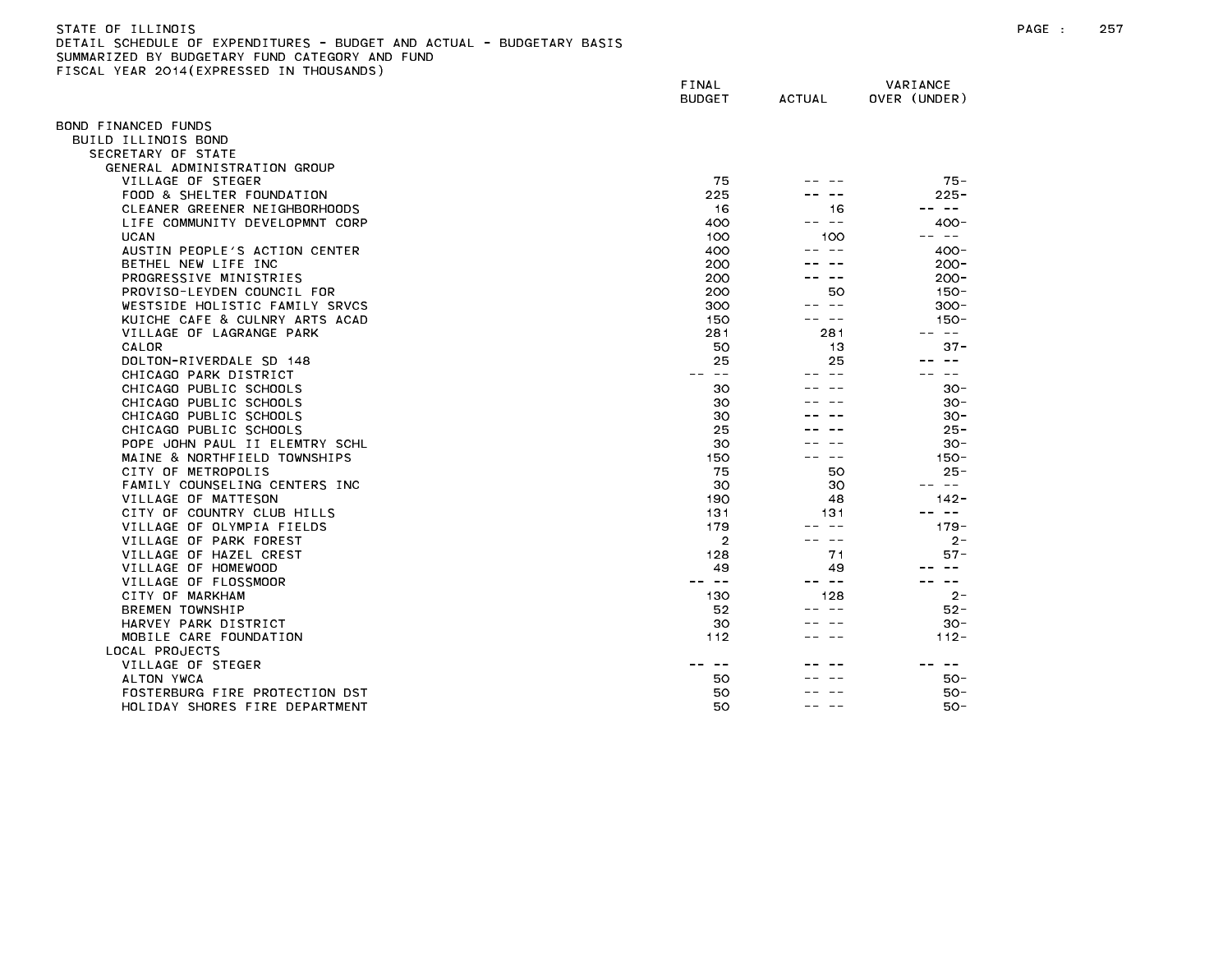STATE OF ILLINOIS
DETAIL SCHEDULE OF EXPENDITURES - BUDGET AND ACTUAL - BUDGETARY BASIS
SUMMARIZED BY BUDGETARY FUND CATEGORY AND FUND
FISCAL YEAR 2014(EXPRESSED IN THOUSANDS)

| | FINAL BUDGET | ACTUAL | VARIANCE OVER (UNDER) |
|---|---|---|---|
| BOND FINANCED FUNDS | | | |
| BUILD ILLINOIS BOND | | | |
| SECRETARY OF STATE | | | |
| GENERAL ADMINISTRATION GROUP | | | |
| VILLAGE OF STEGER | 75 | -- -- | 75- |
| FOOD & SHELTER FOUNDATION | 225 | -- -- | 225- |
| CLEANER GREENER NEIGHBORHOODS | 16 | 16 | -- -- |
| LIFE COMMUNITY DEVELOPMNT CORP | 400 | -- -- | 400- |
| UCAN | 100 | 100 | -- -- |
| AUSTIN PEOPLE'S ACTION CENTER | 400 | -- -- | 400- |
| BETHEL NEW LIFE INC | 200 | -- -- | 200- |
| PROGRESSIVE MINISTRIES | 200 | -- -- | 200- |
| PROVISO-LEYDEN COUNCIL FOR | 200 | 50 | 150- |
| WESTSIDE HOLISTIC FAMILY SRVCS | 300 | -- -- | 300- |
| KUICHE CAFE & CULNRY ARTS ACAD | 150 | -- -- | 150- |
| VILLAGE OF LAGRANGE PARK | 281 | 281 | -- -- |
| CALOR | 50 | 13 | 37- |
| DOLTON-RIVERDALE SD 148 | 25 | 25 | -- -- |
| CHICAGO PARK DISTRICT | -- -- | -- -- | -- -- |
| CHICAGO PUBLIC SCHOOLS | 30 | -- -- | 30- |
| CHICAGO PUBLIC SCHOOLS | 30 | -- -- | 30- |
| CHICAGO PUBLIC SCHOOLS | 30 | -- -- | 30- |
| CHICAGO PUBLIC SCHOOLS | 25 | -- -- | 25- |
| POPE JOHN PAUL II ELEMTRY SCHL | 30 | -- -- | 30- |
| MAINE & NORTHFIELD TOWNSHIPS | 150 | -- -- | 150- |
| CITY OF METROPOLIS | 75 | 50 | 25- |
| FAMILY COUNSELING CENTERS INC | 30 | 30 | -- -- |
| VILLAGE OF MATTESON | 190 | 48 | 142- |
| CITY OF COUNTRY CLUB HILLS | 131 | 131 | -- -- |
| VILLAGE OF OLYMPIA FIELDS | 179 | -- -- | 179- |
| VILLAGE OF PARK FOREST | 2 | -- -- | 2- |
| VILLAGE OF HAZEL CREST | 128 | 71 | 57- |
| VILLAGE OF HOMEWOOD | 49 | 49 | -- -- |
| VILLAGE OF FLOSSMOOR | -- -- | -- -- | -- -- |
| CITY OF MARKHAM | 130 | 128 | 2- |
| BREMEN TOWNSHIP | 52 | -- -- | 52- |
| HARVEY PARK DISTRICT | 30 | -- -- | 30- |
| MOBILE CARE FOUNDATION | 112 | -- -- | 112- |
| LOCAL PROJECTS | | | |
| VILLAGE OF STEGER | -- -- | -- -- | -- -- |
| ALTON YWCA | 50 | -- -- | 50- |
| FOSTERBURG FIRE PROTECTION DST | 50 | -- -- | 50- |
| HOLIDAY SHORES FIRE DEPARTMENT | 50 | -- -- | 50- |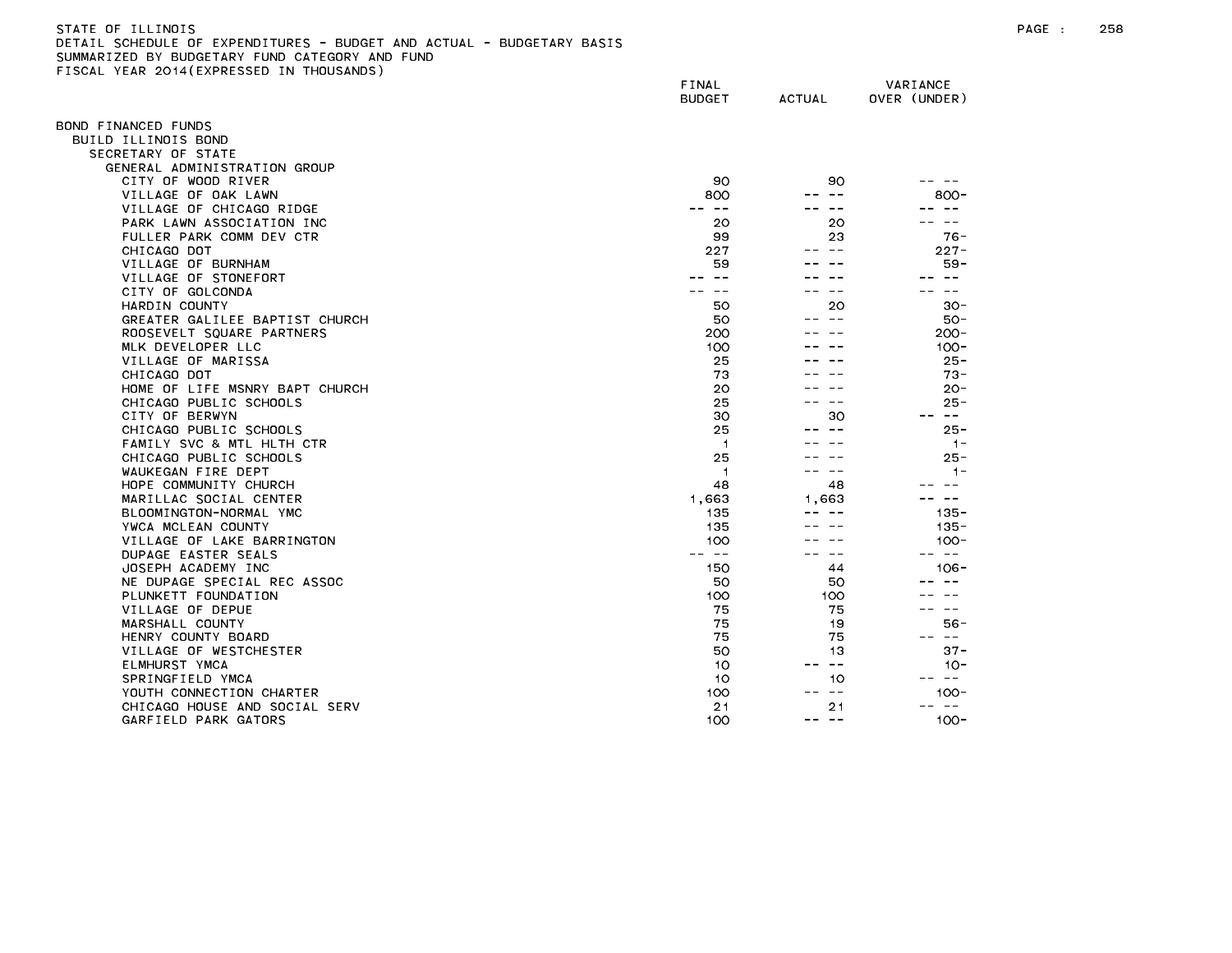STATE OF ILLINOIS
DETAIL SCHEDULE OF EXPENDITURES - BUDGET AND ACTUAL - BUDGETARY BASIS
SUMMARIZED BY BUDGETARY FUND CATEGORY AND FUND
FISCAL YEAR 2014(EXPRESSED IN THOUSANDS)

| | FINAL BUDGET | ACTUAL | VARIANCE OVER (UNDER) |
|---|---|---|---|
| BOND FINANCED FUNDS | | | |
| BUILD ILLINOIS BOND | | | |
| SECRETARY OF STATE | | | |
| GENERAL ADMINISTRATION GROUP | | | |
| CITY OF WOOD RIVER | 90 | 90 | -- -- |
| VILLAGE OF OAK LAWN | 800 | -- -- | 800- |
| VILLAGE OF CHICAGO RIDGE | -- -- | -- -- | -- -- |
| PARK LAWN ASSOCIATION INC | 20 | 20 | -- -- |
| FULLER PARK COMM DEV CTR | 99 | 23 | 76- |
| CHICAGO DOT | 227 | -- -- | 227- |
| VILLAGE OF BURNHAM | 59 | -- -- | 59- |
| VILLAGE OF STONEFORT | -- -- | -- -- | -- -- |
| CITY OF GOLCONDA | -- -- | -- -- | -- -- |
| HARDIN COUNTY | 50 | 20 | 30- |
| GREATER GALILEE BAPTIST CHURCH | 50 | -- -- | 50- |
| ROOSEVELT SQUARE PARTNERS | 200 | -- -- | 200- |
| MLK DEVELOPER LLC | 100 | -- -- | 100- |
| VILLAGE OF MARISSA | 25 | -- -- | 25- |
| CHICAGO DOT | 73 | -- -- | 73- |
| HOME OF LIFE MSNRY BAPT CHURCH | 20 | -- -- | 20- |
| CHICAGO PUBLIC SCHOOLS | 25 | -- -- | 25- |
| CITY OF BERWYN | 30 | 30 | -- -- |
| CHICAGO PUBLIC SCHOOLS | 25 | -- -- | 25- |
| FAMILY SVC & MTL HLTH CTR | 1 | -- -- | 1- |
| CHICAGO PUBLIC SCHOOLS | 25 | -- -- | 25- |
| WAUKEGAN FIRE DEPT | 1 | -- -- | 1- |
| HOPE COMMUNITY CHURCH | 48 | 48 | -- -- |
| MARILLAC SOCIAL CENTER | 1,663 | 1,663 | -- -- |
| BLOOMINGTON-NORMAL YMC | 135 | -- -- | 135- |
| YWCA MCLEAN COUNTY | 135 | -- -- | 135- |
| VILLAGE OF LAKE BARRINGTON | 100 | -- -- | 100- |
| DUPAGE EASTER SEALS | -- -- | -- -- | -- -- |
| JOSEPH ACADEMY INC | 150 | 44 | 106- |
| NE DUPAGE SPECIAL REC ASSOC | 50 | 50 | -- -- |
| PLUNKETT FOUNDATION | 100 | 100 | -- -- |
| VILLAGE OF DEPUE | 75 | 75 | -- -- |
| MARSHALL COUNTY | 75 | 19 | 56- |
| HENRY COUNTY BOARD | 75 | 75 | -- -- |
| VILLAGE OF WESTCHESTER | 50 | 13 | 37- |
| ELMHURST YMCA | 10 | -- -- | 10- |
| SPRINGFIELD YMCA | 10 | 10 | -- -- |
| YOUTH CONNECTION CHARTER | 100 | -- -- | 100- |
| CHICAGO HOUSE AND SOCIAL SERV | 21 | 21 | -- -- |
| GARFIELD PARK GATORS | 100 | -- -- | 100- |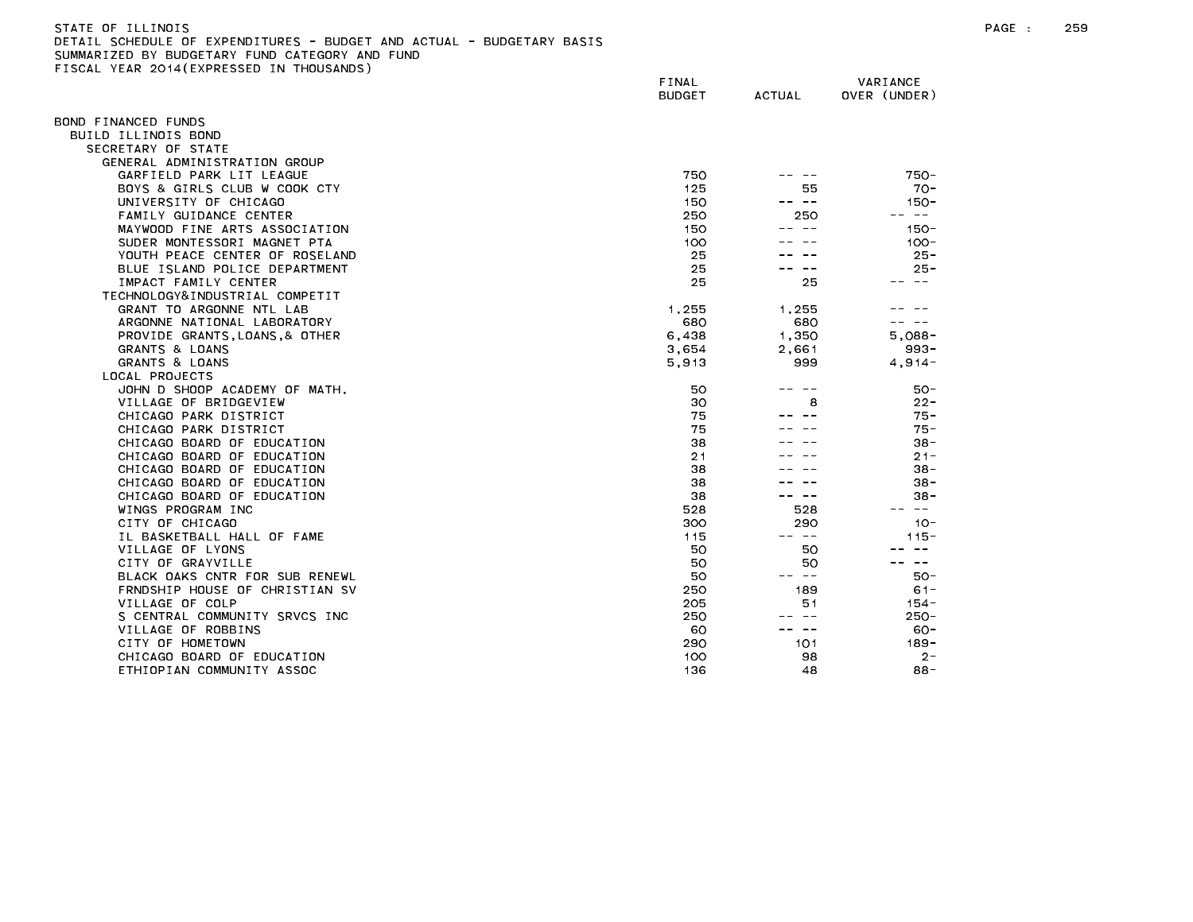STATE OF ILLINOIS
DETAIL SCHEDULE OF EXPENDITURES - BUDGET AND ACTUAL - BUDGETARY BASIS
SUMMARIZED BY BUDGETARY FUND CATEGORY AND FUND
FISCAL YEAR 2014(EXPRESSED IN THOUSANDS)

| | FINAL BUDGET | ACTUAL | VARIANCE OVER (UNDER) |
|---|---|---|---|
| BOND FINANCED FUNDS | | | |
| BUILD ILLINOIS BOND | | | |
| SECRETARY OF STATE | | | |
| GENERAL ADMINISTRATION GROUP | | | |
| GARFIELD PARK LIT LEAGUE | 750 | -- -- | 750- |
| BOYS & GIRLS CLUB W COOK CTY | 125 | 55 | 70- |
| UNIVERSITY OF CHICAGO | 150 | -- -- | 150- |
| FAMILY GUIDANCE CENTER | 250 | 250 | -- -- |
| MAYWOOD FINE ARTS ASSOCIATION | 150 | -- -- | 150- |
| SUDER MONTESSORI MAGNET PTA | 100 | -- -- | 100- |
| YOUTH PEACE CENTER OF ROSELAND | 25 | -- -- | 25- |
| BLUE ISLAND POLICE DEPARTMENT | 25 | -- -- | 25- |
| IMPACT FAMILY CENTER | 25 | 25 | -- -- |
| TECHNOLOGY&INDUSTRIAL COMPETIT | | | |
| GRANT TO ARGONNE NTL LAB | 1,255 | 1,255 | -- -- |
| ARGONNE NATIONAL LABORATORY | 680 | 680 | -- -- |
| PROVIDE GRANTS,LOANS,& OTHER | 6,438 | 1,350 | 5,088- |
| GRANTS & LOANS | 3,654 | 2,661 | 993- |
| GRANTS & LOANS | 5,913 | 999 | 4,914- |
| LOCAL PROJECTS | | | |
| JOHN D SHOOP ACADEMY OF MATH. | 50 | -- -- | 50- |
| VILLAGE OF BRIDGEVIEW | 30 | 8 | 22- |
| CHICAGO PARK DISTRICT | 75 | -- -- | 75- |
| CHICAGO PARK DISTRICT | 75 | -- -- | 75- |
| CHICAGO BOARD OF EDUCATION | 38 | -- -- | 38- |
| CHICAGO BOARD OF EDUCATION | 21 | -- -- | 21- |
| CHICAGO BOARD OF EDUCATION | 38 | -- -- | 38- |
| CHICAGO BOARD OF EDUCATION | 38 | -- -- | 38- |
| CHICAGO BOARD OF EDUCATION | 38 | -- -- | 38- |
| WINGS PROGRAM INC | 528 | 528 | -- -- |
| CITY OF CHICAGO | 300 | 290 | 10- |
| IL BASKETBALL HALL OF FAME | 115 | -- -- | 115- |
| VILLAGE OF LYONS | 50 | 50 | -- -- |
| CITY OF GRAYVILLE | 50 | 50 | -- -- |
| BLACK OAKS CNTR FOR SUB RENEWL | 50 | -- -- | 50- |
| FRNDSHIP HOUSE OF CHRISTIAN SV | 250 | 189 | 61- |
| VILLAGE OF COLP | 205 | 51 | 154- |
| S CENTRAL COMMUNITY SRVCS INC | 250 | -- -- | 250- |
| VILLAGE OF ROBBINS | 60 | -- -- | 60- |
| CITY OF HOMETOWN | 290 | 101 | 189- |
| CHICAGO BOARD OF EDUCATION | 100 | 98 | 2- |
| ETHIOPIAN COMMUNITY ASSOC | 136 | 48 | 88- |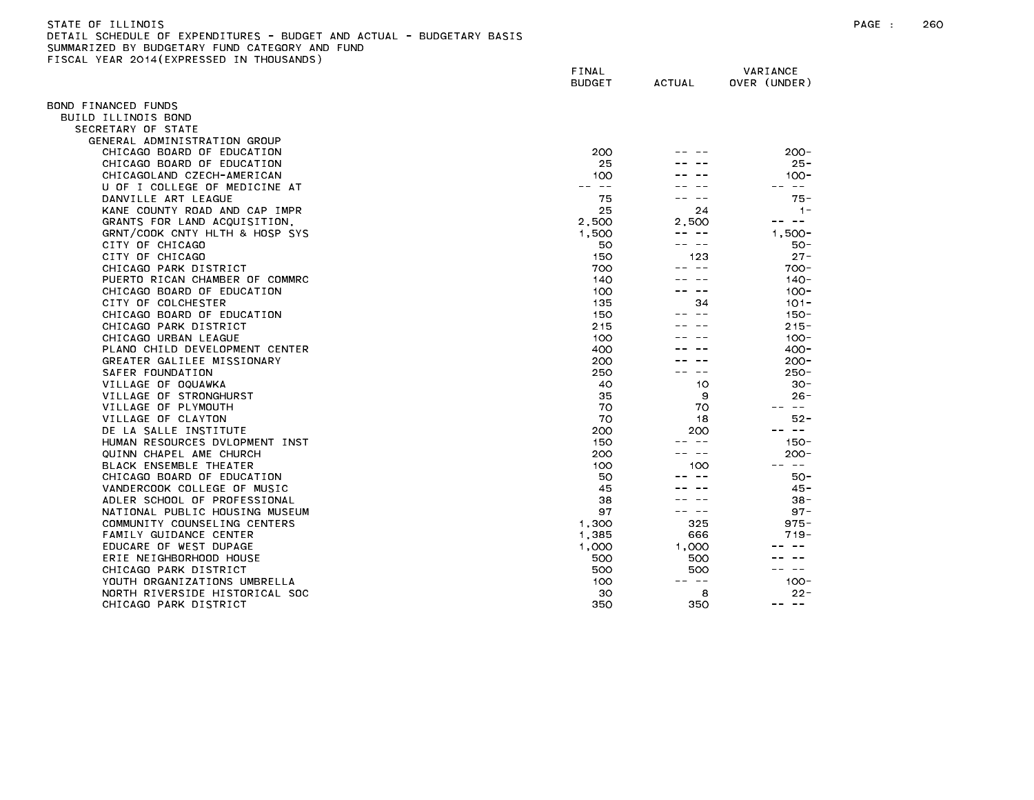STATE OF ILLINOIS
DETAIL SCHEDULE OF EXPENDITURES - BUDGET AND ACTUAL - BUDGETARY BASIS
SUMMARIZED BY BUDGETARY FUND CATEGORY AND FUND
FISCAL YEAR 2014(EXPRESSED IN THOUSANDS)

| | FINAL BUDGET | ACTUAL | VARIANCE OVER (UNDER) |
|---|---|---|---|
| BOND FINANCED FUNDS | | | |
| BUILD ILLINOIS BOND | | | |
| SECRETARY OF STATE | | | |
| GENERAL ADMINISTRATION GROUP | | | |
| CHICAGO BOARD OF EDUCATION | 200 | -- -- | 200- |
| CHICAGO BOARD OF EDUCATION | 25 | -- -- | 25- |
| CHICAGOLAND CZECH-AMERICAN | 100 | -- -- | 100- |
| U OF I COLLEGE OF MEDICINE AT | -- -- | -- -- | -- -- |
| DANVILLE ART LEAGUE | 75 | -- -- | 75- |
| KANE COUNTY ROAD AND CAP IMPR | 25 | 24 | 1- |
| GRANTS FOR LAND ACQUISITION, | 2,500 | 2,500 | -- -- |
| GRNT/COOK CNTY HLTH & HOSP SYS | 1,500 | -- -- | 1,500- |
| CITY OF CHICAGO | 50 | -- -- | 50- |
| CITY OF CHICAGO | 150 | 123 | 27- |
| CHICAGO PARK DISTRICT | 700 | -- -- | 700- |
| PUERTO RICAN CHAMBER OF COMMRC | 140 | -- -- | 140- |
| CHICAGO BOARD OF EDUCATION | 100 | -- -- | 100- |
| CITY OF COLCHESTER | 135 | 34 | 101- |
| CHICAGO BOARD OF EDUCATION | 150 | -- -- | 150- |
| CHICAGO PARK DISTRICT | 215 | -- -- | 215- |
| CHICAGO URBAN LEAGUE | 100 | -- -- | 100- |
| PLANO CHILD DEVELOPMENT CENTER | 400 | -- -- | 400- |
| GREATER GALILEE MISSIONARY | 200 | -- -- | 200- |
| SAFER FOUNDATION | 250 | -- -- | 250- |
| VILLAGE OF OQUAWKA | 40 | 10 | 30- |
| VILLAGE OF STRONGHURST | 35 | 9 | 26- |
| VILLAGE OF PLYMOUTH | 70 | 70 | -- -- |
| VILLAGE OF CLAYTON | 70 | 18 | 52- |
| DE LA SALLE INSTITUTE | 200 | 200 | -- -- |
| HUMAN RESOURCES DVLOPMENT INST | 150 | -- -- | 150- |
| QUINN CHAPEL AME CHURCH | 200 | -- -- | 200- |
| BLACK ENSEMBLE THEATER | 100 | 100 | -- -- |
| CHICAGO BOARD OF EDUCATION | 50 | -- -- | 50- |
| VANDERCOOK COLLEGE OF MUSIC | 45 | -- -- | 45- |
| ADLER SCHOOL OF PROFESSIONAL | 38 | -- -- | 38- |
| NATIONAL PUBLIC HOUSING MUSEUM | 97 | -- -- | 97- |
| COMMUNITY COUNSELING CENTERS | 1,300 | 325 | 975- |
| FAMILY GUIDANCE CENTER | 1,385 | 666 | 719- |
| EDUCARE OF WEST DUPAGE | 1,000 | 1,000 | -- -- |
| ERIE NEIGHBORHOOD HOUSE | 500 | 500 | -- -- |
| CHICAGO PARK DISTRICT | 500 | 500 | -- -- |
| YOUTH ORGANIZATIONS UMBRELLA | 100 | -- -- | 100- |
| NORTH RIVERSIDE HISTORICAL SOC | 30 | 8 | 22- |
| CHICAGO PARK DISTRICT | 350 | 350 | -- -- |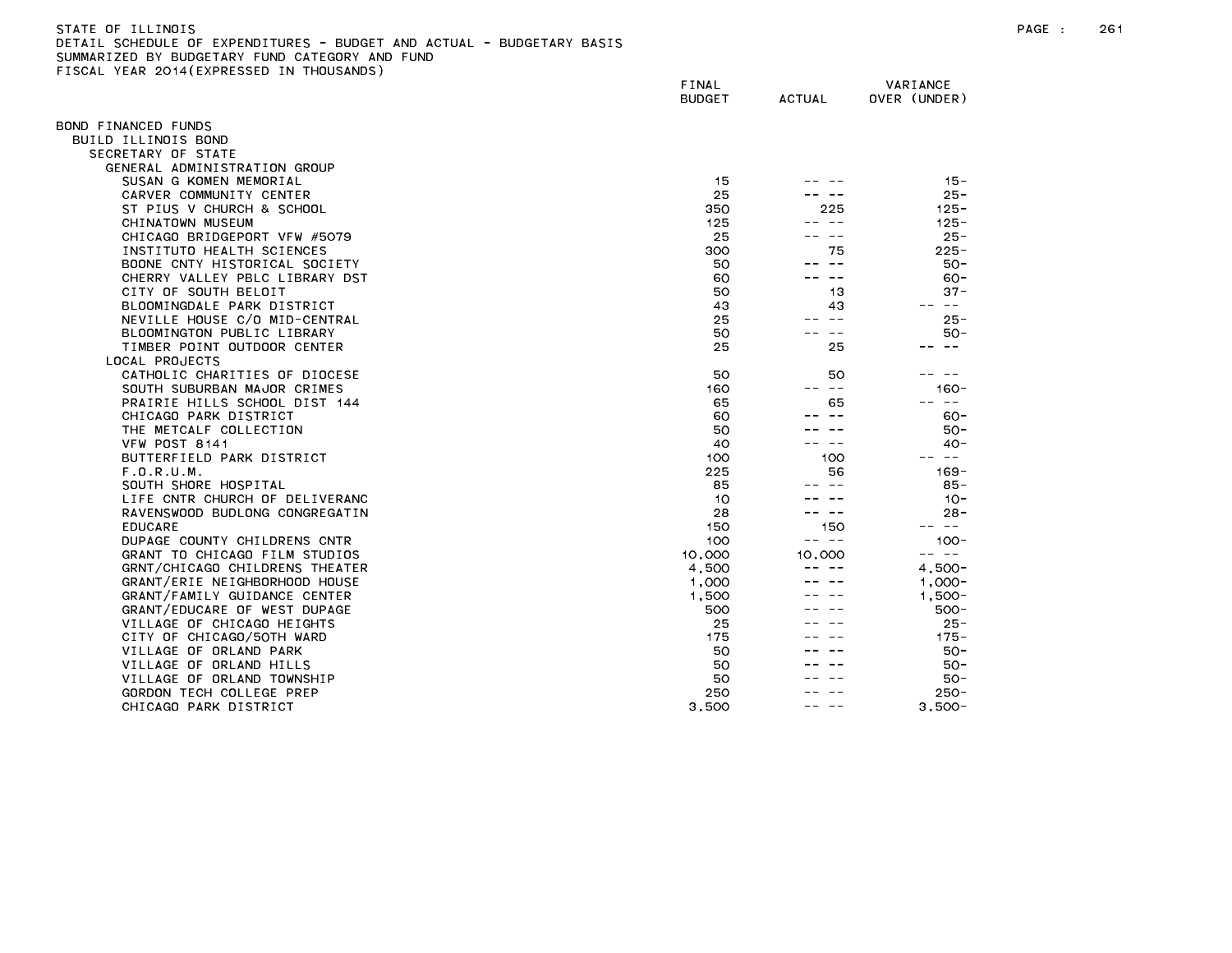STATE OF ILLINOIS
DETAIL SCHEDULE OF EXPENDITURES - BUDGET AND ACTUAL - BUDGETARY BASIS
SUMMARIZED BY BUDGETARY FUND CATEGORY AND FUND
FISCAL YEAR 2014(EXPRESSED IN THOUSANDS)

| | FINAL BUDGET | ACTUAL | VARIANCE OVER (UNDER) |
|---|---|---|---|
| BOND FINANCED FUNDS | | | |
| BUILD ILLINOIS BOND | | | |
| SECRETARY OF STATE | | | |
| GENERAL ADMINISTRATION GROUP | | | |
| SUSAN G KOMEN MEMORIAL | 15 | -- -- | 15- |
| CARVER COMMUNITY CENTER | 25 | -- -- | 25- |
| ST PIUS V CHURCH & SCHOOL | 350 | 225 | 125- |
| CHINATOWN MUSEUM | 125 | -- -- | 125- |
| CHICAGO BRIDGEPORT VFW #5079 | 25 | -- -- | 25- |
| INSTITUTO HEALTH SCIENCES | 300 | 75 | 225- |
| BOONE CNTY HISTORICAL SOCIETY | 50 | -- -- | 50- |
| CHERRY VALLEY PBLC LIBRARY DST | 60 | -- -- | 60- |
| CITY OF SOUTH BELOIT | 50 | 13 | 37- |
| BLOOMINGDALE PARK DISTRICT | 43 | 43 | -- -- |
| NEVILLE HOUSE C/O MID-CENTRAL | 25 | -- -- | 25- |
| BLOOMINGTON PUBLIC LIBRARY | 50 | -- -- | 50- |
| TIMBER POINT OUTDOOR CENTER | 25 | 25 | -- -- |
| LOCAL PROJECTS | | | |
| CATHOLIC CHARITIES OF DIOCESE | 50 | 50 | -- -- |
| SOUTH SUBURBAN MAJOR CRIMES | 160 | -- -- | 160- |
| PRAIRIE HILLS SCHOOL DIST 144 | 65 | 65 | -- -- |
| CHICAGO PARK DISTRICT | 60 | -- -- | 60- |
| THE METCALF COLLECTION | 50 | -- -- | 50- |
| VFW POST 8141 | 40 | -- -- | 40- |
| BUTTERFIELD PARK DISTRICT | 100 | 100 | -- -- |
| F.O.R.U.M. | 225 | 56 | 169- |
| SOUTH SHORE HOSPITAL | 85 | -- -- | 85- |
| LIFE CNTR CHURCH OF DELIVERANC | 10 | -- -- | 10- |
| RAVENSWOOD BUDLONG CONGREGATIN | 28 | -- -- | 28- |
| EDUCARE | 150 | 150 | -- -- |
| DUPAGE COUNTY CHILDRENS CNTR | 100 | -- -- | 100- |
| GRANT TO CHICAGO FILM STUDIOS | 10,000 | 10,000 | -- -- |
| GRNT/CHICAGO CHILDRENS THEATER | 4,500 | -- -- | 4,500- |
| GRANT/ERIE NEIGHBORHOOD HOUSE | 1,000 | -- -- | 1,000- |
| GRANT/FAMILY GUIDANCE CENTER | 1,500 | -- -- | 1,500- |
| GRANT/EDUCARE OF WEST DUPAGE | 500 | -- -- | 500- |
| VILLAGE OF CHICAGO HEIGHTS | 25 | -- -- | 25- |
| CITY OF CHICAGO/50TH WARD | 175 | -- -- | 175- |
| VILLAGE OF ORLAND PARK | 50 | -- -- | 50- |
| VILLAGE OF ORLAND HILLS | 50 | -- -- | 50- |
| VILLAGE OF ORLAND TOWNSHIP | 50 | -- -- | 50- |
| GORDON TECH COLLEGE PREP | 250 | -- -- | 250- |
| CHICAGO PARK DISTRICT | 3,500 | -- -- | 3,500- |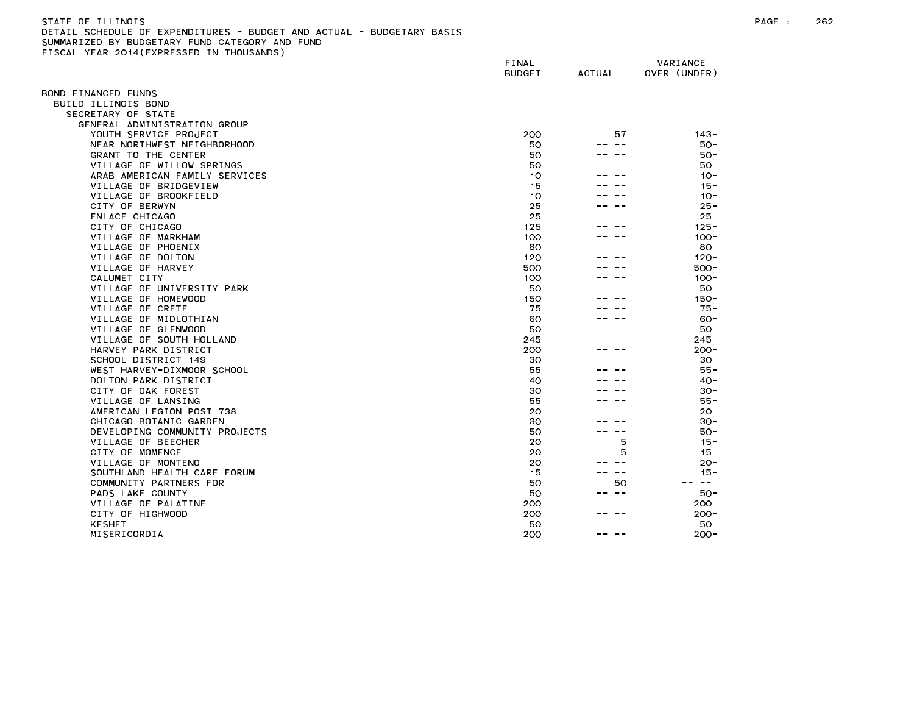STATE OF ILLINOIS
DETAIL SCHEDULE OF EXPENDITURES - BUDGET AND ACTUAL - BUDGETARY BASIS
SUMMARIZED BY BUDGETARY FUND CATEGORY AND FUND
FISCAL YEAR 2014(EXPRESSED IN THOUSANDS)

| | FINAL BUDGET | ACTUAL | VARIANCE OVER (UNDER) |
|---|---|---|---|
| BOND FINANCED FUNDS | | | |
| BUILD ILLINOIS BOND | | | |
| SECRETARY OF STATE | | | |
| GENERAL ADMINISTRATION GROUP | | | |
| YOUTH SERVICE PROJECT | 200 | 57 | 143- |
| NEAR NORTHWEST NEIGHBORHOOD | 50 | -- -- | 50- |
| GRANT TO THE CENTER | 50 | -- -- | 50- |
| VILLAGE OF WILLOW SPRINGS | 50 | -- -- | 50- |
| ARAB AMERICAN FAMILY SERVICES | 10 | -- -- | 10- |
| VILLAGE OF BRIDGEVIEW | 15 | -- -- | 15- |
| VILLAGE OF BROOKFIELD | 10 | -- -- | 10- |
| CITY OF BERWYN | 25 | -- -- | 25- |
| ENLACE CHICAGO | 25 | -- -- | 25- |
| CITY OF CHICAGO | 125 | -- -- | 125- |
| VILLAGE OF MARKHAM | 100 | -- -- | 100- |
| VILLAGE OF PHOENIX | 80 | -- -- | 80- |
| VILLAGE OF DOLTON | 120 | -- -- | 120- |
| VILLAGE OF HARVEY | 500 | -- -- | 500- |
| CALUMET CITY | 100 | -- -- | 100- |
| VILLAGE OF UNIVERSITY PARK | 50 | -- -- | 50- |
| VILLAGE OF HOMEWOOD | 150 | -- -- | 150- |
| VILLAGE OF CRETE | 75 | -- -- | 75- |
| VILLAGE OF MIDLOTHIAN | 60 | -- -- | 60- |
| VILLAGE OF GLENWOOD | 50 | -- -- | 50- |
| VILLAGE OF SOUTH HOLLAND | 245 | -- -- | 245- |
| HARVEY PARK DISTRICT | 200 | -- -- | 200- |
| SCHOOL DISTRICT 149 | 30 | -- -- | 30- |
| WEST HARVEY-DIXMOOR SCHOOL | 55 | -- -- | 55- |
| DOLTON PARK DISTRICT | 40 | -- -- | 40- |
| CITY OF OAK FOREST | 30 | -- -- | 30- |
| VILLAGE OF LANSING | 55 | -- -- | 55- |
| AMERICAN LEGION POST 738 | 20 | -- -- | 20- |
| CHICAGO BOTANIC GARDEN | 30 | -- -- | 30- |
| DEVELOPING COMMUNITY PROJECTS | 50 | -- -- | 50- |
| VILLAGE OF BEECHER | 20 | 5 | 15- |
| CITY OF MOMENCE | 20 | 5 | 15- |
| VILLAGE OF MONTENO | 20 | -- -- | 20- |
| SOUTHLAND HEALTH CARE FORUM | 15 | -- -- | 15- |
| COMMUNITY PARTNERS FOR | 50 | 50 | -- -- |
| PADS LAKE COUNTY | 50 | -- -- | 50- |
| VILLAGE OF PALATINE | 200 | -- -- | 200- |
| CITY OF HIGHWOOD | 200 | -- -- | 200- |
| KESHET | 50 | -- -- | 50- |
| MISERICORDIA | 200 | -- -- | 200- |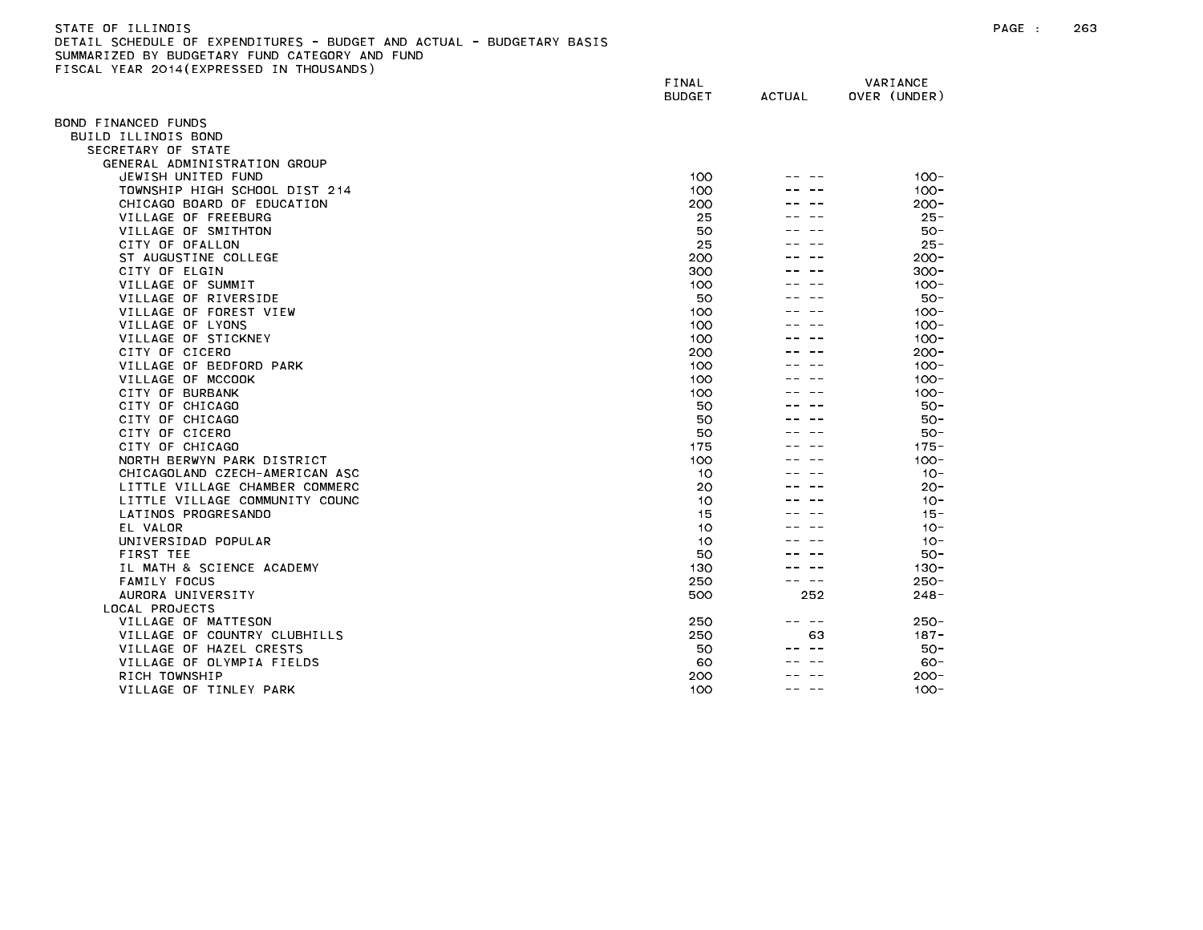STATE OF ILLINOIS
DETAIL SCHEDULE OF EXPENDITURES - BUDGET AND ACTUAL - BUDGETARY BASIS
SUMMARIZED BY BUDGETARY FUND CATEGORY AND FUND
FISCAL YEAR 2014(EXPRESSED IN THOUSANDS)

| | FINAL BUDGET | ACTUAL | VARIANCE OVER (UNDER) |
|---|---|---|---|
| BOND FINANCED FUNDS | | | |
| BUILD ILLINOIS BOND | | | |
| SECRETARY OF STATE | | | |
| GENERAL ADMINISTRATION GROUP | | | |
| JEWISH UNITED FUND | 100 | -- -- | 100- |
| TOWNSHIP HIGH SCHOOL DIST 214 | 100 | -- -- | 100- |
| CHICAGO BOARD OF EDUCATION | 200 | -- -- | 200- |
| VILLAGE OF FREEBURG | 25 | -- -- | 25- |
| VILLAGE OF SMITHTON | 50 | -- -- | 50- |
| CITY OF OFALLON | 25 | -- -- | 25- |
| ST AUGUSTINE COLLEGE | 200 | -- -- | 200- |
| CITY OF ELGIN | 300 | -- -- | 300- |
| VILLAGE OF SUMMIT | 100 | -- -- | 100- |
| VILLAGE OF RIVERSIDE | 50 | -- -- | 50- |
| VILLAGE OF FOREST VIEW | 100 | -- -- | 100- |
| VILLAGE OF LYONS | 100 | -- -- | 100- |
| VILLAGE OF STICKNEY | 100 | -- -- | 100- |
| CITY OF CICERO | 200 | -- -- | 200- |
| VILLAGE OF BEDFORD PARK | 100 | -- -- | 100- |
| VILLAGE OF MCCOOK | 100 | -- -- | 100- |
| CITY OF BURBANK | 100 | -- -- | 100- |
| CITY OF CHICAGO | 50 | -- -- | 50- |
| CITY OF CHICAGO | 50 | -- -- | 50- |
| CITY OF CICERO | 50 | -- -- | 50- |
| CITY OF CHICAGO | 175 | -- -- | 175- |
| NORTH BERWYN PARK DISTRICT | 100 | -- -- | 100- |
| CHICAGOLAND CZECH-AMERICAN ASC | 10 | -- -- | 10- |
| LITTLE VILLAGE CHAMBER COMMERC | 20 | -- -- | 20- |
| LITTLE VILLAGE COMMUNITY COUNC | 10 | -- -- | 10- |
| LATINOS PROGRESANDO | 15 | -- -- | 15- |
| EL VALOR | 10 | -- -- | 10- |
| UNIVERSIDAD POPULAR | 10 | -- -- | 10- |
| FIRST TEE | 50 | -- -- | 50- |
| IL MATH & SCIENCE ACADEMY | 130 | -- -- | 130- |
| FAMILY FOCUS | 250 | -- -- | 250- |
| AURORA UNIVERSITY | 500 | 252 | 248- |
| LOCAL PROJECTS | | | |
| VILLAGE OF MATTESON | 250 | -- -- | 250- |
| VILLAGE OF COUNTRY CLUBHILLS | 250 | 63 | 187- |
| VILLAGE OF HAZEL CRESTS | 50 | -- -- | 50- |
| VILLAGE OF OLYMPIA FIELDS | 60 | -- -- | 60- |
| RICH TOWNSHIP | 200 | -- -- | 200- |
| VILLAGE OF TINLEY PARK | 100 | -- -- | 100- |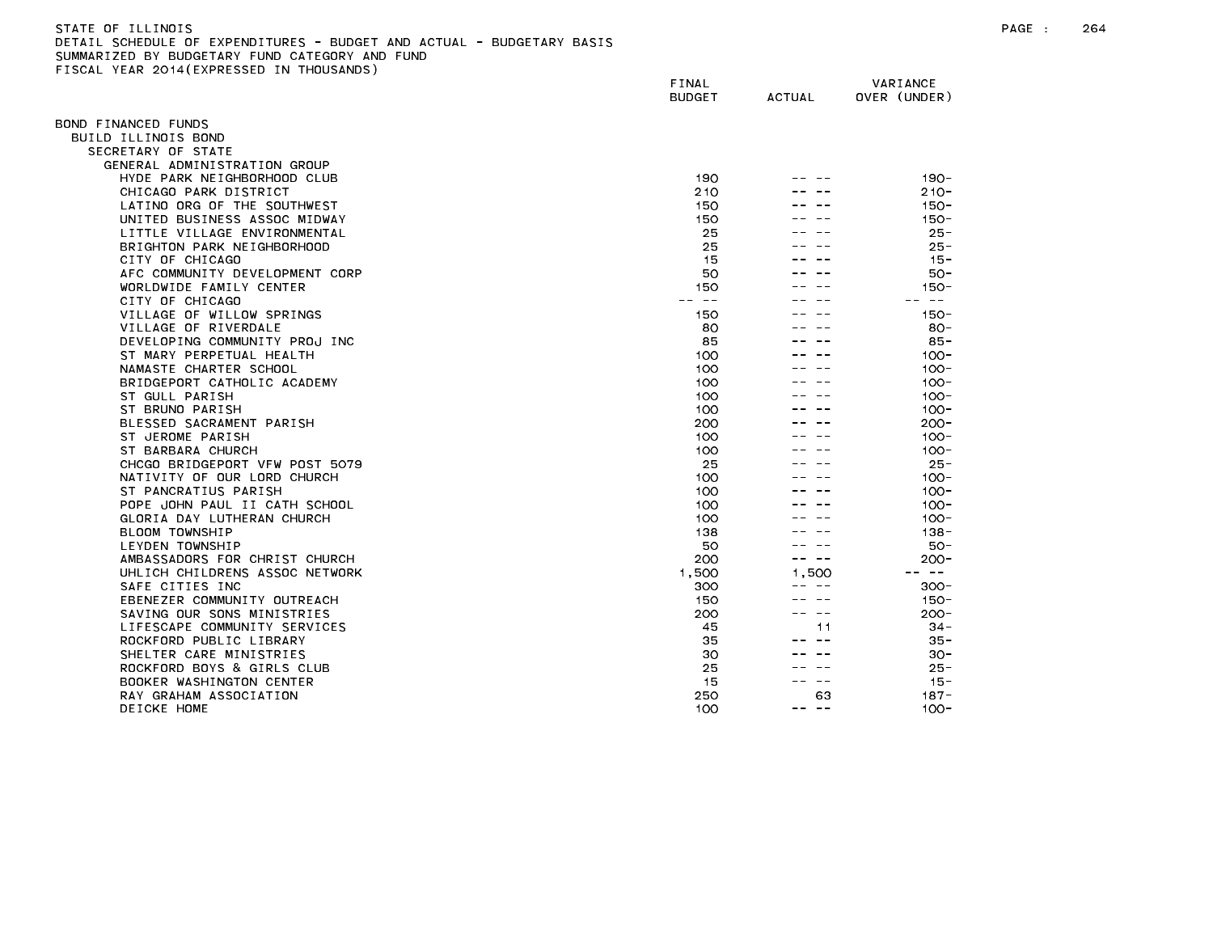STATE OF ILLINOIS
DETAIL SCHEDULE OF EXPENDITURES - BUDGET AND ACTUAL - BUDGETARY BASIS
SUMMARIZED BY BUDGETARY FUND CATEGORY AND FUND
FISCAL YEAR 2014(EXPRESSED IN THOUSANDS)

| | FINAL BUDGET | ACTUAL | VARIANCE OVER (UNDER) |
|---|---|---|---|
| BOND FINANCED FUNDS | | | |
| BUILD ILLINOIS BOND | | | |
| SECRETARY OF STATE | | | |
| GENERAL ADMINISTRATION GROUP | | | |
| HYDE PARK NEIGHBORHOOD CLUB | 190 | -- -- | 190- |
| CHICAGO PARK DISTRICT | 210 | -- -- | 210- |
| LATINO ORG OF THE SOUTHWEST | 150 | -- -- | 150- |
| UNITED BUSINESS ASSOC MIDWAY | 150 | -- -- | 150- |
| LITTLE VILLAGE ENVIRONMENTAL | 25 | -- -- | 25- |
| BRIGHTON PARK NEIGHBORHOOD | 25 | -- -- | 25- |
| CITY OF CHICAGO | 15 | -- -- | 15- |
| AFC COMMUNITY DEVELOPMENT CORP | 50 | -- -- | 50- |
| WORLDWIDE FAMILY CENTER | 150 | -- -- | 150- |
| CITY OF CHICAGO | -- -- | -- -- | -- -- |
| VILLAGE OF WILLOW SPRINGS | 150 | -- -- | 150- |
| VILLAGE OF RIVERDALE | 80 | -- -- | 80- |
| DEVELOPING COMMUNITY PROJ INC | 85 | -- -- | 85- |
| ST MARY PERPETUAL HEALTH | 100 | -- -- | 100- |
| NAMASTE CHARTER SCHOOL | 100 | -- -- | 100- |
| BRIDGEPORT CATHOLIC ACADEMY | 100 | -- -- | 100- |
| ST GULL PARISH | 100 | -- -- | 100- |
| ST BRUNO PARISH | 100 | -- -- | 100- |
| BLESSED SACRAMENT PARISH | 200 | -- -- | 200- |
| ST JEROME PARISH | 100 | -- -- | 100- |
| ST BARBARA CHURCH | 100 | -- -- | 100- |
| CHCGO BRIDGEPORT VFW POST 5079 | 25 | -- -- | 25- |
| NATIVITY OF OUR LORD CHURCH | 100 | -- -- | 100- |
| ST PANCRATIUS PARISH | 100 | -- -- | 100- |
| POPE JOHN PAUL II CATH SCHOOL | 100 | -- -- | 100- |
| GLORIA DAY LUTHERAN CHURCH | 100 | -- -- | 100- |
| BLOOM TOWNSHIP | 138 | -- -- | 138- |
| LEYDEN TOWNSHIP | 50 | -- -- | 50- |
| AMBASSADORS FOR CHRIST CHURCH | 200 | -- -- | 200- |
| UHLICH CHILDRENS ASSOC NETWORK | 1,500 | 1,500 | -- -- |
| SAFE CITIES INC | 300 | -- -- | 300- |
| EBENEZER COMMUNITY OUTREACH | 150 | -- -- | 150- |
| SAVING OUR SONS MINISTRIES | 200 | -- -- | 200- |
| LIFESCAPE COMMUNITY SERVICES | 45 | 11 | 34- |
| ROCKFORD PUBLIC LIBRARY | 35 | -- -- | 35- |
| SHELTER CARE MINISTRIES | 30 | -- -- | 30- |
| ROCKFORD BOYS & GIRLS CLUB | 25 | -- -- | 25- |
| BOOKER WASHINGTON CENTER | 15 | -- -- | 15- |
| RAY GRAHAM ASSOCIATION | 250 | 63 | 187- |
| DEICKE HOME | 100 | -- -- | 100- |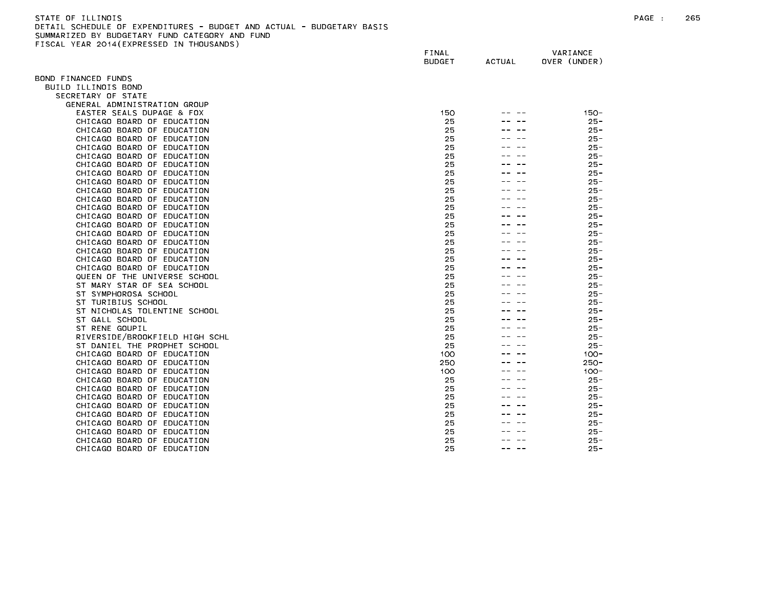STATE OF ILLINOIS
DETAIL SCHEDULE OF EXPENDITURES - BUDGET AND ACTUAL - BUDGETARY BASIS
SUMMARIZED BY BUDGETARY FUND CATEGORY AND FUND
FISCAL YEAR 2014(EXPRESSED IN THOUSANDS)

| | FINAL BUDGET | ACTUAL | VARIANCE OVER (UNDER) |
|---|---|---|---|
| BOND FINANCED FUNDS | | | |
| BUILD ILLINOIS BOND | | | |
| SECRETARY OF STATE | | | |
| GENERAL ADMINISTRATION GROUP | | | |
| EASTER SEALS DUPAGE & FOX | 150 | -- -- | 150- |
| CHICAGO BOARD OF EDUCATION | 25 | -- -- | 25- |
| CHICAGO BOARD OF EDUCATION | 25 | -- -- | 25- |
| CHICAGO BOARD OF EDUCATION | 25 | -- -- | 25- |
| CHICAGO BOARD OF EDUCATION | 25 | -- -- | 25- |
| CHICAGO BOARD OF EDUCATION | 25 | -- -- | 25- |
| CHICAGO BOARD OF EDUCATION | 25 | -- -- | 25- |
| CHICAGO BOARD OF EDUCATION | 25 | -- -- | 25- |
| CHICAGO BOARD OF EDUCATION | 25 | -- -- | 25- |
| CHICAGO BOARD OF EDUCATION | 25 | -- -- | 25- |
| CHICAGO BOARD OF EDUCATION | 25 | -- -- | 25- |
| CHICAGO BOARD OF EDUCATION | 25 | -- -- | 25- |
| CHICAGO BOARD OF EDUCATION | 25 | -- -- | 25- |
| CHICAGO BOARD OF EDUCATION | 25 | -- -- | 25- |
| CHICAGO BOARD OF EDUCATION | 25 | -- -- | 25- |
| CHICAGO BOARD OF EDUCATION | 25 | -- -- | 25- |
| CHICAGO BOARD OF EDUCATION | 25 | -- -- | 25- |
| CHICAGO BOARD OF EDUCATION | 25 | -- -- | 25- |
| QUEEN OF THE UNIVERSE SCHOOL | 25 | -- -- | 25- |
| ST MARY STAR OF SEA SCHOOL | 25 | -- -- | 25- |
| ST SYMPHOROSA SCHOOL | 25 | -- -- | 25- |
| ST TURIBIUS SCHOOL | 25 | -- -- | 25- |
| ST NICHOLAS TOLENTINE SCHOOL | 25 | -- -- | 25- |
| ST GALL SCHOOL | 25 | -- -- | 25- |
| ST RENE GOUPIL | 25 | -- -- | 25- |
| RIVERSIDE/BROOKFIELD HIGH SCHL | 25 | -- -- | 25- |
| ST DANIEL THE PROPHET SCHOOL | 25 | -- -- | 25- |
| CHICAGO BOARD OF EDUCATION | 100 | -- -- | 100- |
| CHICAGO BOARD OF EDUCATION | 250 | -- -- | 250- |
| CHICAGO BOARD OF EDUCATION | 100 | -- -- | 100- |
| CHICAGO BOARD OF EDUCATION | 25 | -- -- | 25- |
| CHICAGO BOARD OF EDUCATION | 25 | -- -- | 25- |
| CHICAGO BOARD OF EDUCATION | 25 | -- -- | 25- |
| CHICAGO BOARD OF EDUCATION | 25 | -- -- | 25- |
| CHICAGO BOARD OF EDUCATION | 25 | -- -- | 25- |
| CHICAGO BOARD OF EDUCATION | 25 | -- -- | 25- |
| CHICAGO BOARD OF EDUCATION | 25 | -- -- | 25- |
| CHICAGO BOARD OF EDUCATION | 25 | -- -- | 25- |
| CHICAGO BOARD OF EDUCATION | 25 | -- -- | 25- |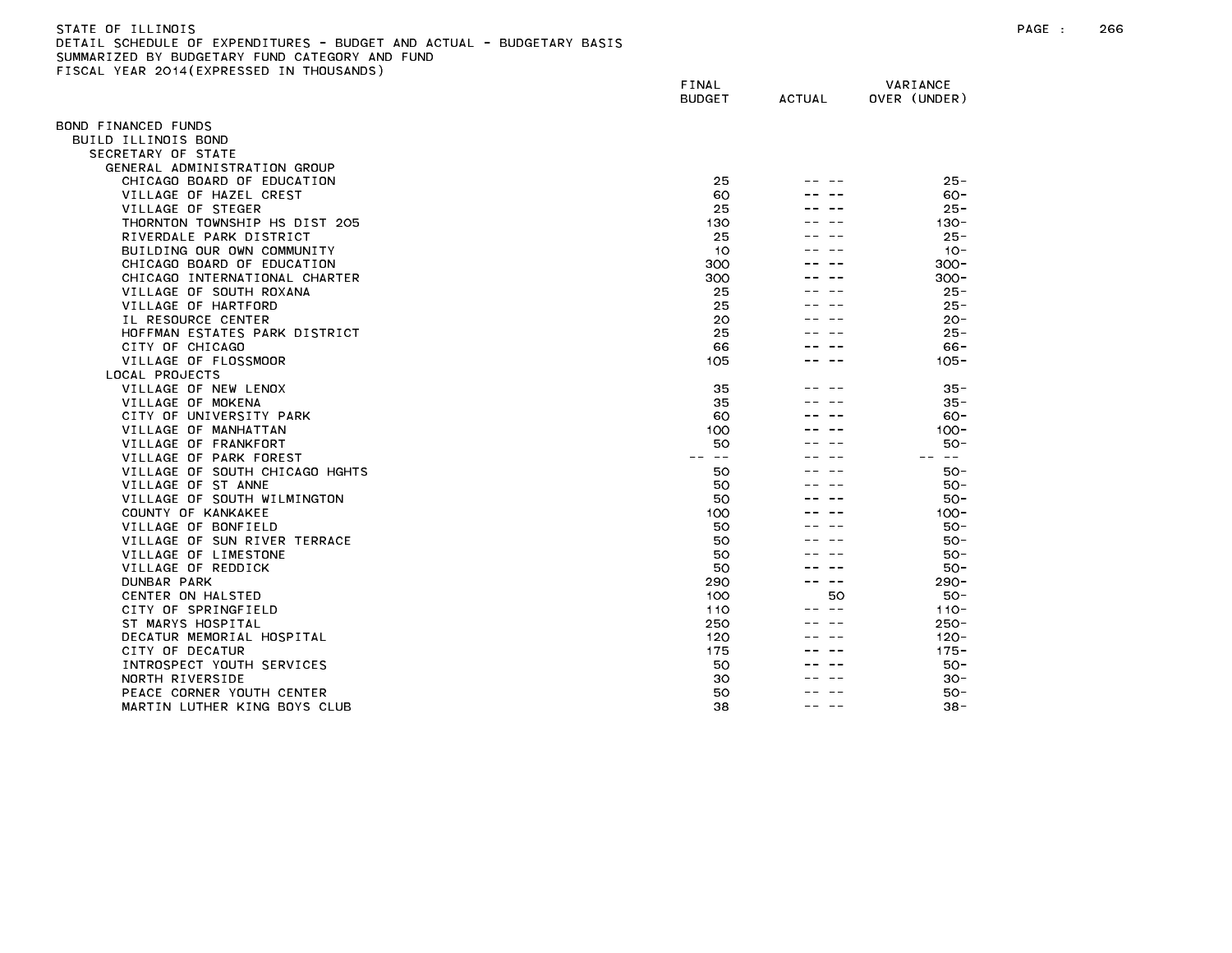STATE OF ILLINOIS
DETAIL SCHEDULE OF EXPENDITURES - BUDGET AND ACTUAL - BUDGETARY BASIS
SUMMARIZED BY BUDGETARY FUND CATEGORY AND FUND
FISCAL YEAR 2014(EXPRESSED IN THOUSANDS)

| | FINAL BUDGET | ACTUAL | VARIANCE OVER (UNDER) |
|---|---|---|---|
| BOND FINANCED FUNDS | | | |
| BUILD ILLINOIS BOND | | | |
| SECRETARY OF STATE | | | |
| GENERAL ADMINISTRATION GROUP | | | |
| CHICAGO BOARD OF EDUCATION | 25 | -- -- | 25- |
| VILLAGE OF HAZEL CREST | 60 | -- -- | 60- |
| VILLAGE OF STEGER | 25 | -- -- | 25- |
| THORNTON TOWNSHIP HS DIST 205 | 130 | -- -- | 130- |
| RIVERDALE PARK DISTRICT | 25 | -- -- | 25- |
| BUILDING OUR OWN COMMUNITY | 10 | -- -- | 10- |
| CHICAGO BOARD OF EDUCATION | 300 | -- -- | 300- |
| CHICAGO INTERNATIONAL CHARTER | 300 | -- -- | 300- |
| VILLAGE OF SOUTH ROXANA | 25 | -- -- | 25- |
| VILLAGE OF HARTFORD | 25 | -- -- | 25- |
| IL RESOURCE CENTER | 20 | -- -- | 20- |
| HOFFMAN ESTATES PARK DISTRICT | 25 | -- -- | 25- |
| CITY OF CHICAGO | 66 | -- -- | 66- |
| VILLAGE OF FLOSSMOOR | 105 | -- -- | 105- |
| LOCAL PROJECTS | | | |
| VILLAGE OF NEW LENOX | 35 | -- -- | 35- |
| VILLAGE OF MOKENA | 35 | -- -- | 35- |
| CITY OF UNIVERSITY PARK | 60 | -- -- | 60- |
| VILLAGE OF MANHATTAN | 100 | -- -- | 100- |
| VILLAGE OF FRANKFORT | 50 | -- -- | 50- |
| VILLAGE OF PARK FOREST | -- -- | -- -- | -- -- |
| VILLAGE OF SOUTH CHICAGO HGHTS | 50 | -- -- | 50- |
| VILLAGE OF ST ANNE | 50 | -- -- | 50- |
| VILLAGE OF SOUTH WILMINGTON | 50 | -- -- | 50- |
| COUNTY OF KANKAKEE | 100 | -- -- | 100- |
| VILLAGE OF BONFIELD | 50 | -- -- | 50- |
| VILLAGE OF SUN RIVER TERRACE | 50 | -- -- | 50- |
| VILLAGE OF LIMESTONE | 50 | -- -- | 50- |
| VILLAGE OF REDDICK | 50 | -- -- | 50- |
| DUNBAR PARK | 290 | -- -- | 290- |
| CENTER ON HALSTED | 100 | 50 | 50- |
| CITY OF SPRINGFIELD | 110 | -- -- | 110- |
| ST MARYS HOSPITAL | 250 | -- -- | 250- |
| DECATUR MEMORIAL HOSPITAL | 120 | -- -- | 120- |
| CITY OF DECATUR | 175 | -- -- | 175- |
| INTROSPECT YOUTH SERVICES | 50 | -- -- | 50- |
| NORTH RIVERSIDE | 30 | -- -- | 30- |
| PEACE CORNER YOUTH CENTER | 50 | -- -- | 50- |
| MARTIN LUTHER KING BOYS CLUB | 38 | -- -- | 38- |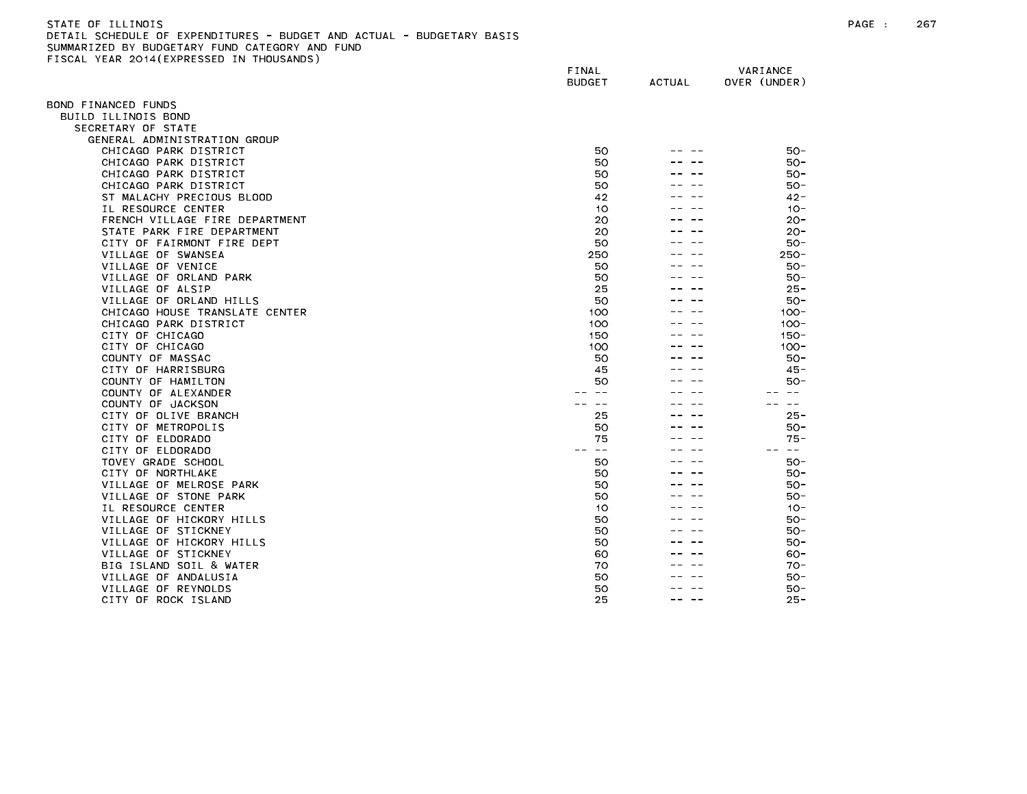STATE OF ILLINOIS
DETAIL SCHEDULE OF EXPENDITURES - BUDGET AND ACTUAL - BUDGETARY BASIS
SUMMARIZED BY BUDGETARY FUND CATEGORY AND FUND
FISCAL YEAR 2014(EXPRESSED IN THOUSANDS)

| | FINAL BUDGET | ACTUAL | VARIANCE OVER (UNDER) |
|---|---|---|---|
| BOND FINANCED FUNDS | | | |
| BUILD ILLINOIS BOND | | | |
| SECRETARY OF STATE | | | |
| GENERAL ADMINISTRATION GROUP | | | |
| CHICAGO PARK DISTRICT | 50 | -- -- | 50- |
| CHICAGO PARK DISTRICT | 50 | -- -- | 50- |
| CHICAGO PARK DISTRICT | 50 | -- -- | 50- |
| CHICAGO PARK DISTRICT | 50 | -- -- | 50- |
| ST MALACHY PRECIOUS BLOOD | 42 | -- -- | 42- |
| IL RESOURCE CENTER | 10 | -- -- | 10- |
| FRENCH VILLAGE FIRE DEPARTMENT | 20 | -- -- | 20- |
| STATE PARK FIRE DEPARTMENT | 20 | -- -- | 20- |
| CITY OF FAIRMONT FIRE DEPT | 50 | -- -- | 50- |
| VILLAGE OF SWANSEA | 250 | -- -- | 250- |
| VILLAGE OF VENICE | 50 | -- -- | 50- |
| VILLAGE OF ORLAND PARK | 50 | -- -- | 50- |
| VILLAGE OF ALSIP | 25 | -- -- | 25- |
| VILLAGE OF ORLAND HILLS | 50 | -- -- | 50- |
| CHICAGO HOUSE TRANSLATE CENTER | 100 | -- -- | 100- |
| CHICAGO PARK DISTRICT | 100 | -- -- | 100- |
| CITY OF CHICAGO | 150 | -- -- | 150- |
| CITY OF CHICAGO | 100 | -- -- | 100- |
| COUNTY OF MASSAC | 50 | -- -- | 50- |
| CITY OF HARRISBURG | 45 | -- -- | 45- |
| COUNTY OF HAMILTON | 50 | -- -- | 50- |
| COUNTY OF ALEXANDER | -- -- | -- -- | -- -- |
| COUNTY OF JACKSON | -- -- | -- -- | -- -- |
| CITY OF OLIVE BRANCH | 25 | -- -- | 25- |
| CITY OF METROPOLIS | 50 | -- -- | 50- |
| CITY OF ELDORADO | 75 | -- -- | 75- |
| CITY OF ELDORADO | -- -- | -- -- | -- -- |
| TOVEY GRADE SCHOOL | 50 | -- -- | 50- |
| CITY OF NORTHLAKE | 50 | -- -- | 50- |
| VILLAGE OF MELROSE PARK | 50 | -- -- | 50- |
| VILLAGE OF STONE PARK | 50 | -- -- | 50- |
| IL RESOURCE CENTER | 10 | -- -- | 10- |
| VILLAGE OF HICKORY HILLS | 50 | -- -- | 50- |
| VILLAGE OF STICKNEY | 50 | -- -- | 50- |
| VILLAGE OF HICKORY HILLS | 50 | -- -- | 50- |
| VILLAGE OF STICKNEY | 60 | -- -- | 60- |
| BIG ISLAND SOIL & WATER | 70 | -- -- | 70- |
| VILLAGE OF ANDALUSIA | 50 | -- -- | 50- |
| VILLAGE OF REYNOLDS | 50 | -- -- | 50- |
| CITY OF ROCK ISLAND | 25 | -- -- | 25- |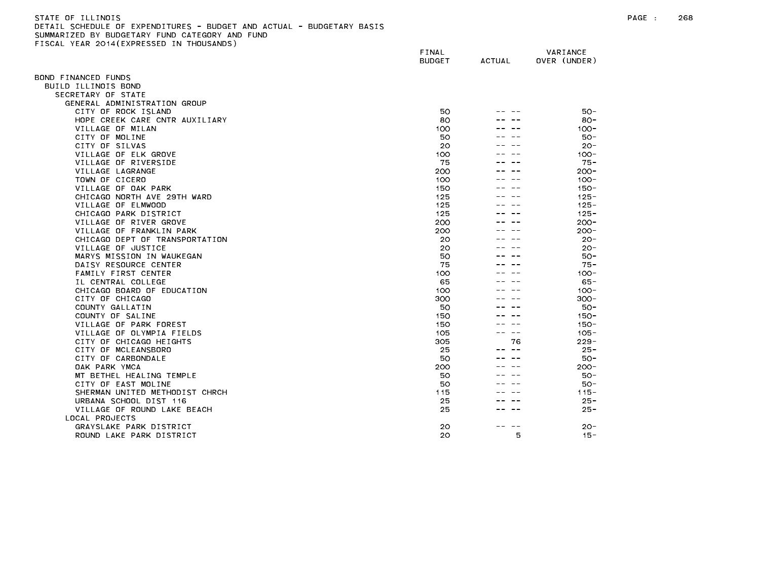STATE OF ILLINOIS
DETAIL SCHEDULE OF EXPENDITURES - BUDGET AND ACTUAL - BUDGETARY BASIS
SUMMARIZED BY BUDGETARY FUND CATEGORY AND FUND
FISCAL YEAR 2014(EXPRESSED IN THOUSANDS)

| | FINAL BUDGET | ACTUAL | VARIANCE OVER (UNDER) |
|---|---|---|---|
| BOND FINANCED FUNDS | | | |
| BUILD ILLINOIS BOND | | | |
| SECRETARY OF STATE | | | |
| GENERAL ADMINISTRATION GROUP | | | |
| CITY OF ROCK ISLAND | 50 | -- -- | 50- |
| HOPE CREEK CARE CNTR AUXILIARY | 80 | -- -- | 80- |
| VILLAGE OF MILAN | 100 | -- -- | 100- |
| CITY OF MOLINE | 50 | -- -- | 50- |
| CITY OF SILVAS | 20 | -- -- | 20- |
| VILLAGE OF ELK GROVE | 100 | -- -- | 100- |
| VILLAGE OF RIVERSIDE | 75 | -- -- | 75- |
| VILLAGE LAGRANGE | 200 | -- -- | 200- |
| TOWN OF CICERO | 100 | -- -- | 100- |
| VILLAGE OF OAK PARK | 150 | -- -- | 150- |
| CHICAGO NORTH AVE 29TH WARD | 125 | -- -- | 125- |
| VILLAGE OF ELMWOOD | 125 | -- -- | 125- |
| CHICAGO PARK DISTRICT | 125 | -- -- | 125- |
| VILLAGE OF RIVER GROVE | 200 | -- -- | 200- |
| VILLAGE OF FRANKLIN PARK | 200 | -- -- | 200- |
| CHICAGO DEPT OF TRANSPORTATION | 20 | -- -- | 20- |
| VILLAGE OF JUSTICE | 20 | -- -- | 20- |
| MARYS MISSION IN WAUKEGAN | 50 | -- -- | 50- |
| DAISY RESOURCE CENTER | 75 | -- -- | 75- |
| FAMILY FIRST CENTER | 100 | -- -- | 100- |
| IL CENTRAL COLLEGE | 65 | -- -- | 65- |
| CHICAGO BOARD OF EDUCATION | 100 | -- -- | 100- |
| CITY OF CHICAGO | 300 | -- -- | 300- |
| COUNTY GALLATIN | 50 | -- -- | 50- |
| COUNTY OF SALINE | 150 | -- -- | 150- |
| VILLAGE OF PARK FOREST | 150 | -- -- | 150- |
| VILLAGE OF OLYMPIA FIELDS | 105 | -- -- | 105- |
| CITY OF CHICAGO HEIGHTS | 305 | 76 | 229- |
| CITY OF MCLEANSBORO | 25 | -- -- | 25- |
| CITY OF CARBONDALE | 50 | -- -- | 50- |
| OAK PARK YMCA | 200 | -- -- | 200- |
| MT BETHEL HEALING TEMPLE | 50 | -- -- | 50- |
| CITY OF EAST MOLINE | 50 | -- -- | 50- |
| SHERMAN UNITED METHODIST CHRCH | 115 | -- -- | 115- |
| URBANA SCHOOL DIST 116 | 25 | -- -- | 25- |
| VILLAGE OF ROUND LAKE BEACH | 25 | -- -- | 25- |
| LOCAL PROJECTS | | | |
| GRAYSLAKE PARK DISTRICT | 20 | -- -- | 20- |
| ROUND LAKE PARK DISTRICT | 20 | 5 | 15- |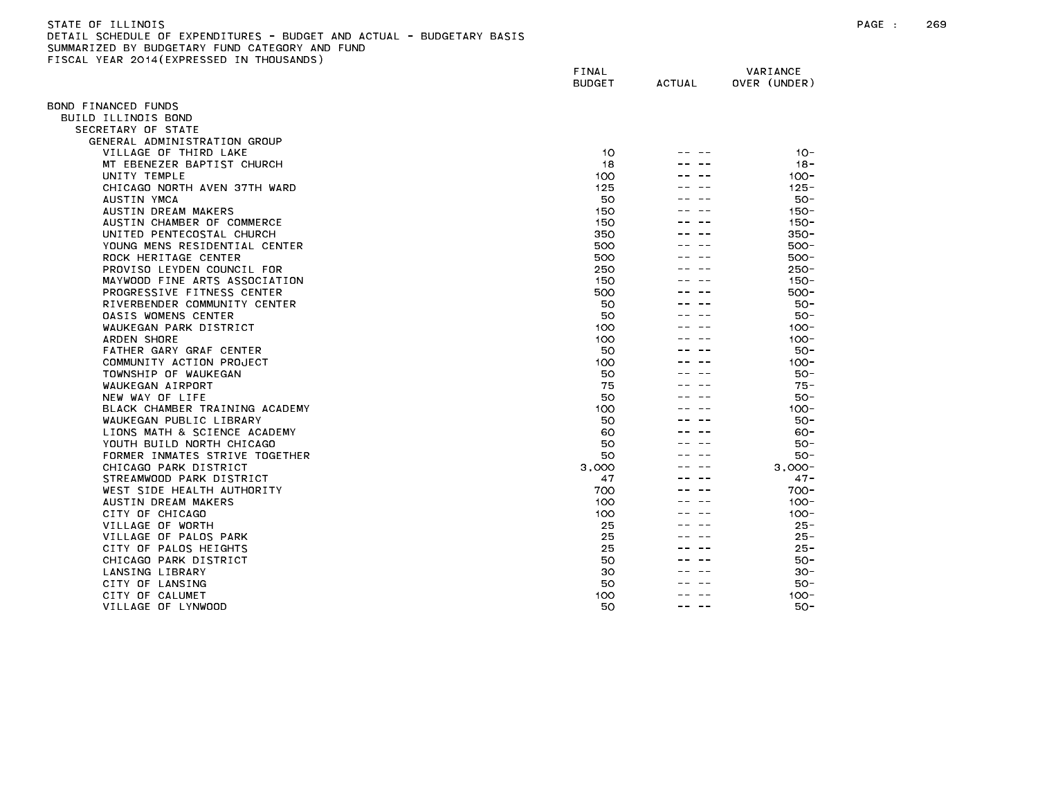STATE OF ILLINOIS
DETAIL SCHEDULE OF EXPENDITURES - BUDGET AND ACTUAL - BUDGETARY BASIS
SUMMARIZED BY BUDGETARY FUND CATEGORY AND FUND
FISCAL YEAR 2014(EXPRESSED IN THOUSANDS)

| | FINAL BUDGET | ACTUAL | VARIANCE OVER (UNDER) |
|---|---|---|---|
| BOND FINANCED FUNDS | | | |
| BUILD ILLINOIS BOND | | | |
| SECRETARY OF STATE | | | |
| GENERAL ADMINISTRATION GROUP | | | |
| VILLAGE OF THIRD LAKE | 10 | -- -- | 10- |
| MT EBENEZER BAPTIST CHURCH | 18 | -- -- | 18- |
| UNITY TEMPLE | 100 | -- -- | 100- |
| CHICAGO NORTH AVEN 37TH WARD | 125 | -- -- | 125- |
| AUSTIN YMCA | 50 | -- -- | 50- |
| AUSTIN DREAM MAKERS | 150 | -- -- | 150- |
| AUSTIN CHAMBER OF COMMERCE | 150 | -- -- | 150- |
| UNITED PENTECOSTAL CHURCH | 350 | -- -- | 350- |
| YOUNG MENS RESIDENTIAL CENTER | 500 | -- -- | 500- |
| ROCK HERITAGE CENTER | 500 | -- -- | 500- |
| PROVISO LEYDEN COUNCIL FOR | 250 | -- -- | 250- |
| MAYWOOD FINE ARTS ASSOCIATION | 150 | -- -- | 150- |
| PROGRESSIVE FITNESS CENTER | 500 | -- -- | 500- |
| RIVERBENDER COMMUNITY CENTER | 50 | -- -- | 50- |
| OASIS WOMENS CENTER | 50 | -- -- | 50- |
| WAUKEGAN PARK DISTRICT | 100 | -- -- | 100- |
| ARDEN SHORE | 100 | -- -- | 100- |
| FATHER GARY GRAF CENTER | 50 | -- -- | 50- |
| COMMUNITY ACTION PROJECT | 100 | -- -- | 100- |
| TOWNSHIP OF WAUKEGAN | 50 | -- -- | 50- |
| WAUKEGAN AIRPORT | 75 | -- -- | 75- |
| NEW WAY OF LIFE | 50 | -- -- | 50- |
| BLACK CHAMBER TRAINING ACADEMY | 100 | -- -- | 100- |
| WAUKEGAN PUBLIC LIBRARY | 50 | -- -- | 50- |
| LIONS MATH & SCIENCE ACADEMY | 60 | -- -- | 60- |
| YOUTH BUILD NORTH CHICAGO | 50 | -- -- | 50- |
| FORMER INMATES STRIVE TOGETHER | 50 | -- -- | 50- |
| CHICAGO PARK DISTRICT | 3,000 | -- -- | 3,000- |
| STREAMWOOD PARK DISTRICT | 47 | -- -- | 47- |
| WEST SIDE HEALTH AUTHORITY | 700 | -- -- | 700- |
| AUSTIN DREAM MAKERS | 100 | -- -- | 100- |
| CITY OF CHICAGO | 100 | -- -- | 100- |
| VILLAGE OF WORTH | 25 | -- -- | 25- |
| VILLAGE OF PALOS PARK | 25 | -- -- | 25- |
| CITY OF PALOS HEIGHTS | 25 | -- -- | 25- |
| CHICAGO PARK DISTRICT | 50 | -- -- | 50- |
| LANSING LIBRARY | 30 | -- -- | 30- |
| CITY OF LANSING | 50 | -- -- | 50- |
| CITY OF CALUMET | 100 | -- -- | 100- |
| VILLAGE OF LYNWOOD | 50 | -- -- | 50- |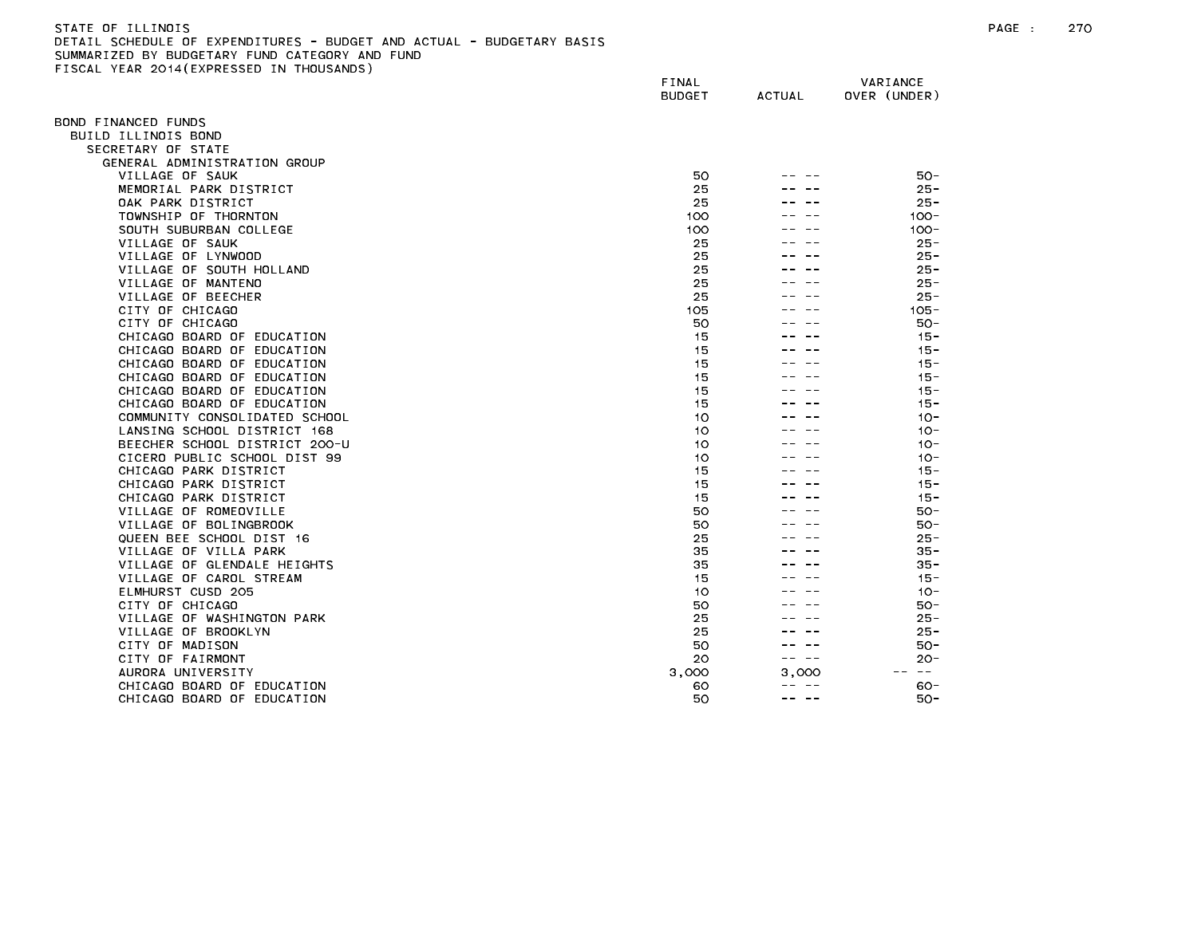STATE OF ILLINOIS
DETAIL SCHEDULE OF EXPENDITURES - BUDGET AND ACTUAL - BUDGETARY BASIS
SUMMARIZED BY BUDGETARY FUND CATEGORY AND FUND
FISCAL YEAR 2014(EXPRESSED IN THOUSANDS)

| | FINAL BUDGET | ACTUAL | VARIANCE OVER (UNDER) |
|---|---|---|---|
| BOND FINANCED FUNDS | | | |
| BUILD ILLINOIS BOND | | | |
| SECRETARY OF STATE | | | |
| GENERAL ADMINISTRATION GROUP | | | |
| VILLAGE OF SAUK | 50 | -- -- | 50- |
| MEMORIAL PARK DISTRICT | 25 | -- -- | 25- |
| OAK PARK DISTRICT | 25 | -- -- | 25- |
| TOWNSHIP OF THORNTON | 100 | -- -- | 100- |
| SOUTH SUBURBAN COLLEGE | 100 | -- -- | 100- |
| VILLAGE OF SAUK | 25 | -- -- | 25- |
| VILLAGE OF LYNWOOD | 25 | -- -- | 25- |
| VILLAGE OF SOUTH HOLLAND | 25 | -- -- | 25- |
| VILLAGE OF MANTENO | 25 | -- -- | 25- |
| VILLAGE OF BEECHER | 25 | -- -- | 25- |
| CITY OF CHICAGO | 105 | -- -- | 105- |
| CITY OF CHICAGO | 50 | -- -- | 50- |
| CHICAGO BOARD OF EDUCATION | 15 | -- -- | 15- |
| CHICAGO BOARD OF EDUCATION | 15 | -- -- | 15- |
| CHICAGO BOARD OF EDUCATION | 15 | -- -- | 15- |
| CHICAGO BOARD OF EDUCATION | 15 | -- -- | 15- |
| CHICAGO BOARD OF EDUCATION | 15 | -- -- | 15- |
| CHICAGO BOARD OF EDUCATION | 15 | -- -- | 15- |
| COMMUNITY CONSOLIDATED SCHOOL | 10 | -- -- | 10- |
| LANSING SCHOOL DISTRICT 168 | 10 | -- -- | 10- |
| BEECHER SCHOOL DISTRICT 200-U | 10 | -- -- | 10- |
| CICERO PUBLIC SCHOOL DIST 99 | 10 | -- -- | 10- |
| CHICAGO PARK DISTRICT | 15 | -- -- | 15- |
| CHICAGO PARK DISTRICT | 15 | -- -- | 15- |
| CHICAGO PARK DISTRICT | 15 | -- -- | 15- |
| VILLAGE OF ROMEOVILLE | 50 | -- -- | 50- |
| VILLAGE OF BOLINGBROOK | 50 | -- -- | 50- |
| QUEEN BEE SCHOOL DIST 16 | 25 | -- -- | 25- |
| VILLAGE OF VILLA PARK | 35 | -- -- | 35- |
| VILLAGE OF GLENDALE HEIGHTS | 35 | -- -- | 35- |
| VILLAGE OF CAROL STREAM | 15 | -- -- | 15- |
| ELMHURST CUSD 205 | 10 | -- -- | 10- |
| CITY OF CHICAGO | 50 | -- -- | 50- |
| VILLAGE OF WASHINGTON PARK | 25 | -- -- | 25- |
| VILLAGE OF BROOKLYN | 25 | -- -- | 25- |
| CITY OF MADISON | 50 | -- -- | 50- |
| CITY OF FAIRMONT | 20 | -- -- | 20- |
| AURORA UNIVERSITY | 3,000 | 3,000 | -- -- |
| CHICAGO BOARD OF EDUCATION | 60 | -- -- | 60- |
| CHICAGO BOARD OF EDUCATION | 50 | -- -- | 50- |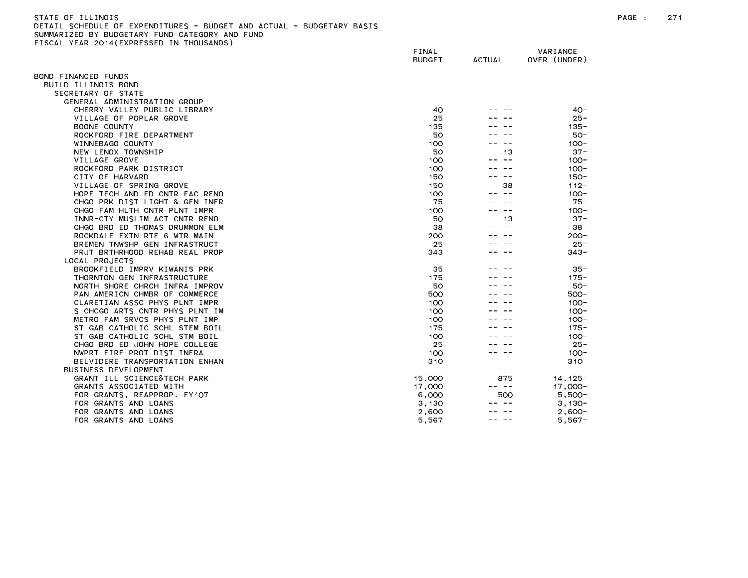STATE OF ILLINOIS
DETAIL SCHEDULE OF EXPENDITURES - BUDGET AND ACTUAL - BUDGETARY BASIS
SUMMARIZED BY BUDGETARY FUND CATEGORY AND FUND
FISCAL YEAR 2014(EXPRESSED IN THOUSANDS)

| | FINAL BUDGET | ACTUAL | VARIANCE OVER (UNDER) |
|---|---|---|---|
| BOND FINANCED FUNDS | | | |
| BUILD ILLINOIS BOND | | | |
| SECRETARY OF STATE | | | |
| GENERAL ADMINISTRATION GROUP | | | |
| CHERRY VALLEY PUBLIC LIBRARY | 40 | -- -- | 40- |
| VILLAGE OF POPLAR GROVE | 25 | -- -- | 25- |
| BOONE COUNTY | 135 | -- -- | 135- |
| ROCKFORD FIRE DEPARTMENT | 50 | -- -- | 50- |
| WINNEBAGO COUNTY | 100 | -- -- | 100- |
| NEW LENOX TOWNSHIP | 50 | 13 | 37- |
| VILLAGE GROVE | 100 | -- -- | 100- |
| ROCKFORD PARK DISTRICT | 100 | -- -- | 100- |
| CITY OF HARVARD | 150 | -- -- | 150- |
| VILLAGE OF SPRING GROVE | 150 | 38 | 112- |
| HOPE TECH AND ED CNTR FAC RENO | 100 | -- -- | 100- |
| CHGO PRK DIST LIGHT & GEN INFR | 75 | -- -- | 75- |
| CHGO FAM HLTH CNTR PLNT IMPR | 100 | -- -- | 100- |
| INNR-CTY MUSLIM ACT CNTR RENO | 50 | 13 | 37- |
| CHGO BRD ED THOMAS DRUMMON ELM | 38 | -- -- | 38- |
| ROCKDALE EXTN RTE 6 WTR MAIN | 200 | -- -- | 200- |
| BREMEN TNWSHP GEN INFRASTRUCT | 25 | -- -- | 25- |
| PRJT BRTHRHOOD REHAB REAL PROP | 343 | -- -- | 343- |
| LOCAL PROJECTS | | | |
| BROOKFIELD IMPRV KIWANIS PRK | 35 | -- -- | 35- |
| THORNTON GEN INFRASTRUCTURE | 175 | -- -- | 175- |
| NORTH SHORE CHRCH INFRA IMPROV | 50 | -- -- | 50- |
| PAN AMERICN CHMBR OF COMMERCE | 500 | -- -- | 500- |
| CLARETIAN ASSC PHYS PLNT IMPR | 100 | -- -- | 100- |
| S CHCGO ARTS CNTR PHYS PLNT IM | 100 | -- -- | 100- |
| METRO FAM SRVCS PHYS PLNT IMP | 100 | -- -- | 100- |
| ST GAB CATHOLIC SCHL STEM BOIL | 175 | -- -- | 175- |
| ST GAB CATHOLIC SCHL STM BOIL | 100 | -- -- | 100- |
| CHGO BRD ED JOHN HOPE COLLEGE | 25 | -- -- | 25- |
| NWPRT FIRE PROT DIST INFRA | 100 | -- -- | 100- |
| BELVIDERE TRANSPORTATION ENHAN | 310 | -- -- | 310- |
| BUSINESS DEVELOPMENT | | | |
| GRANT ILL SCIENCE&TECH PARK | 15,000 | 875 | 14,125- |
| GRANTS ASSOCIATED WITH | 17,000 | -- -- | 17,000- |
| FOR GRANTS, REAPPROP. FY'07 | 6,000 | 500 | 5,500- |
| FOR GRANTS AND LOANS | 3,130 | -- -- | 3,130- |
| FOR GRANTS AND LOANS | 2,600 | -- -- | 2,600- |
| FOR GRANTS AND LOANS | 5,567 | -- -- | 5,567- |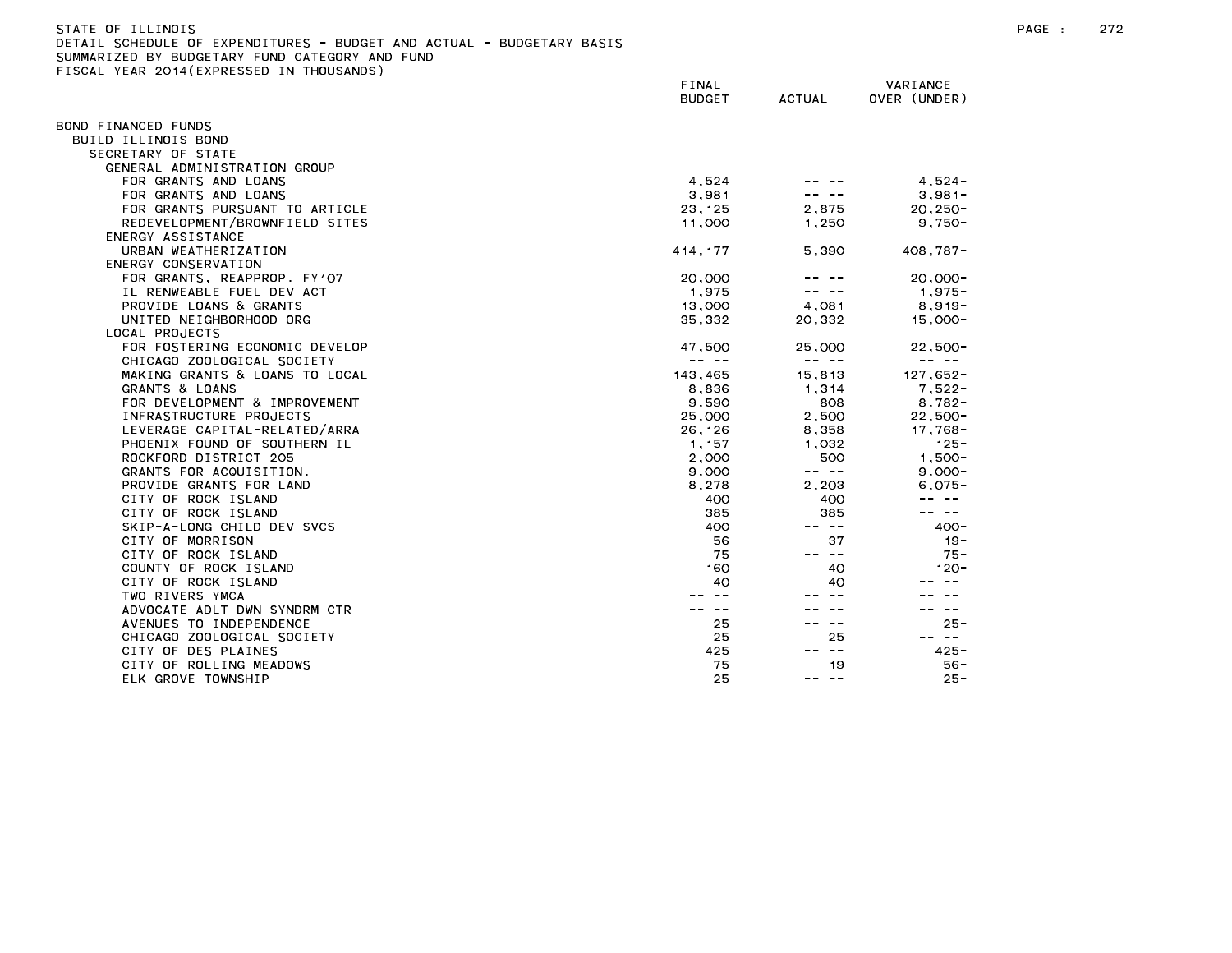STATE OF ILLINOIS
DETAIL SCHEDULE OF EXPENDITURES - BUDGET AND ACTUAL - BUDGETARY BASIS
SUMMARIZED BY BUDGETARY FUND CATEGORY AND FUND
FISCAL YEAR 2014(EXPRESSED IN THOUSANDS)

| | FINAL BUDGET | ACTUAL | VARIANCE OVER (UNDER) |
|---|---|---|---|
| BOND FINANCED FUNDS | | | |
| BUILD ILLINOIS BOND | | | |
| SECRETARY OF STATE | | | |
| GENERAL ADMINISTRATION GROUP | | | |
| FOR GRANTS AND LOANS | 4,524 | -- -- | 4,524- |
| FOR GRANTS AND LOANS | 3,981 | -- -- | 3,981- |
| FOR GRANTS PURSUANT TO ARTICLE | 23,125 | 2,875 | 20,250- |
| REDEVELOPMENT/BROWNFIELD SITES | 11,000 | 1,250 | 9,750- |
| ENERGY ASSISTANCE | | | |
| URBAN WEATHERIZATION | 414,177 | 5,390 | 408,787- |
| ENERGY CONSERVATION | | | |
| FOR GRANTS, REAPPROP. FY'07 | 20,000 | -- -- | 20,000- |
| IL RENWEABLE FUEL DEV ACT | 1,975 | -- -- | 1,975- |
| PROVIDE LOANS & GRANTS | 13,000 | 4,081 | 8,919- |
| UNITED NEIGHBORHOOD ORG | 35,332 | 20,332 | 15,000- |
| LOCAL PROJECTS | | | |
| FOR FOSTERING ECONOMIC DEVELOP | 47,500 | 25,000 | 22,500- |
| CHICAGO ZOOLOGICAL SOCIETY | -- -- | -- -- | -- -- |
| MAKING GRANTS & LOANS TO LOCAL | 143,465 | 15,813 | 127,652- |
| GRANTS & LOANS | 8,836 | 1,314 | 7,522- |
| FOR DEVELOPMENT & IMPROVEMENT | 9,590 | 808 | 8,782- |
| INFRASTRUCTURE PROJECTS | 25,000 | 2,500 | 22,500- |
| LEVERAGE CAPITAL-RELATED/ARRA | 26,126 | 8,358 | 17,768- |
| PHOENIX FOUND OF SOUTHERN IL | 1,157 | 1,032 | 125- |
| ROCKFORD DISTRICT 205 | 2,000 | 500 | 1,500- |
| GRANTS FOR ACQUISITION, | 9,000 | -- -- | 9,000- |
| PROVIDE GRANTS FOR LAND | 8,278 | 2,203 | 6,075- |
| CITY OF ROCK ISLAND | 400 | 400 | -- -- |
| CITY OF ROCK ISLAND | 385 | 385 | -- -- |
| SKIP-A-LONG CHILD DEV SVCS | 400 | -- -- | 400- |
| CITY OF MORRISON | 56 | 37 | 19- |
| CITY OF ROCK ISLAND | 75 | -- -- | 75- |
| COUNTY OF ROCK ISLAND | 160 | 40 | 120- |
| CITY OF ROCK ISLAND | 40 | 40 | -- -- |
| TWO RIVERS YMCA | -- -- | -- -- | -- -- |
| ADVOCATE ADLT DWN SYNDRM CTR | -- -- | -- -- | -- -- |
| AVENUES TO INDEPENDENCE | 25 | -- -- | 25- |
| CHICAGO ZOOLOGICAL SOCIETY | 25 | 25 | -- -- |
| CITY OF DES PLAINES | 425 | -- -- | 425- |
| CITY OF ROLLING MEADOWS | 75 | 19 | 56- |
| ELK GROVE TOWNSHIP | 25 | -- -- | 25- |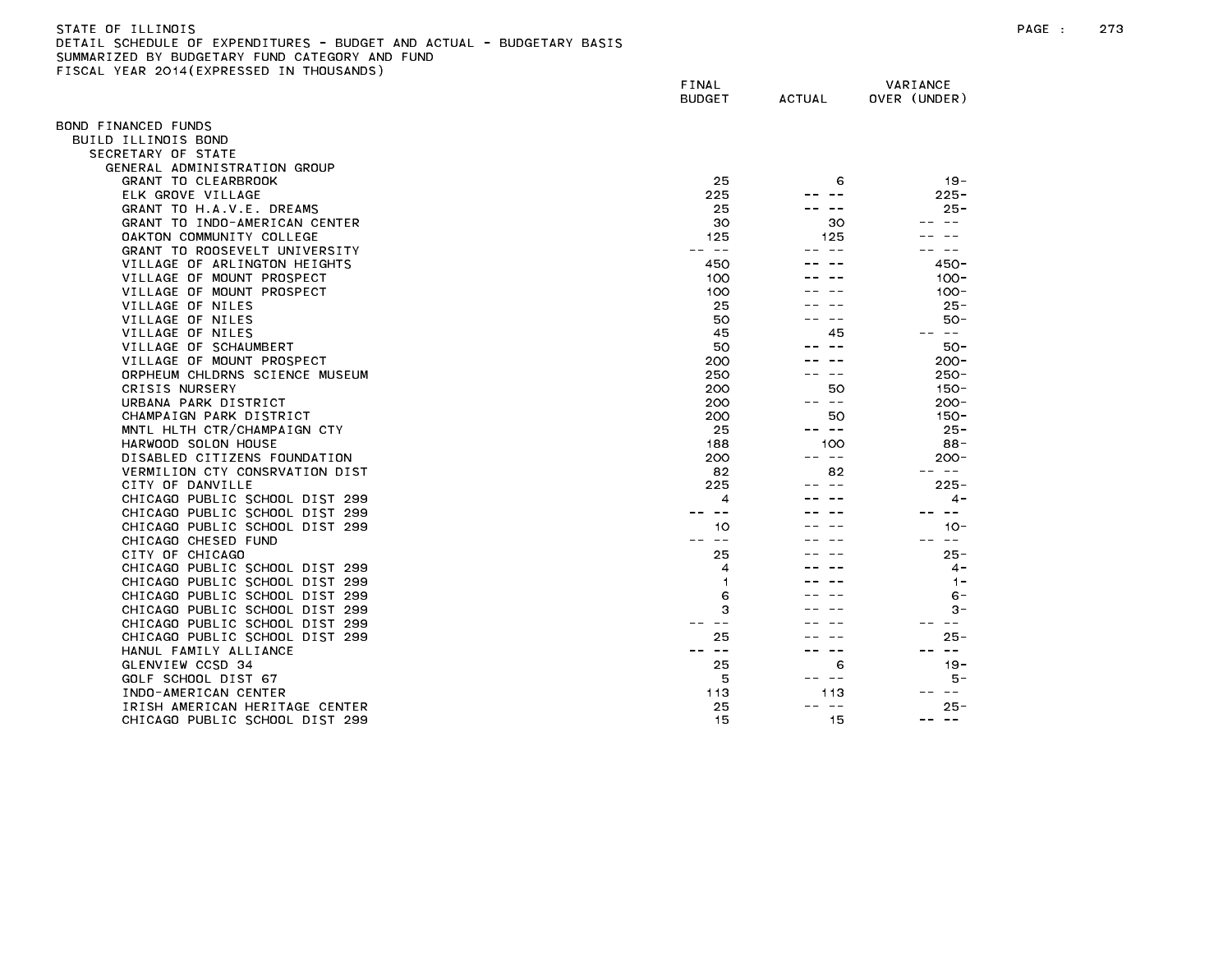STATE OF ILLINOIS
DETAIL SCHEDULE OF EXPENDITURES - BUDGET AND ACTUAL - BUDGETARY BASIS
SUMMARIZED BY BUDGETARY FUND CATEGORY AND FUND
FISCAL YEAR 2014(EXPRESSED IN THOUSANDS)

| | FINAL BUDGET | ACTUAL | VARIANCE OVER (UNDER) |
|---|---|---|---|
| BOND FINANCED FUNDS | | | |
| BUILD ILLINOIS BOND | | | |
| SECRETARY OF STATE | | | |
| GENERAL ADMINISTRATION GROUP | | | |
| GRANT TO CLEARBROOK | 25 | 6 | 19- |
| ELK GROVE VILLAGE | 225 | -- -- | 225- |
| GRANT TO H.A.V.E. DREAMS | 25 | -- -- | 25- |
| GRANT TO INDO-AMERICAN CENTER | 30 | 30 | -- -- |
| OAKTON COMMUNITY COLLEGE | 125 | 125 | -- -- |
| GRANT TO ROOSEVELT UNIVERSITY | -- -- | -- -- | -- -- |
| VILLAGE OF ARLINGTON HEIGHTS | 450 | -- -- | 450- |
| VILLAGE OF MOUNT PROSPECT | 100 | -- -- | 100- |
| VILLAGE OF MOUNT PROSPECT | 100 | -- -- | 100- |
| VILLAGE OF NILES | 25 | -- -- | 25- |
| VILLAGE OF NILES | 50 | -- -- | 50- |
| VILLAGE OF NILES | 45 | 45 | -- -- |
| VILLAGE OF SCHAUMBERT | 50 | -- -- | 50- |
| VILLAGE OF MOUNT PROSPECT | 200 | -- -- | 200- |
| ORPHEUM CHLDRNS SCIENCE MUSEUM | 250 | -- -- | 250- |
| CRISIS NURSERY | 200 | 50 | 150- |
| URBANA PARK DISTRICT | 200 | -- -- | 200- |
| CHAMPAIGN PARK DISTRICT | 200 | 50 | 150- |
| MNTL HLTH CTR/CHAMPAIGN CTY | 25 | -- -- | 25- |
| HARWOOD SOLON HOUSE | 188 | 100 | 88- |
| DISABLED CITIZENS FOUNDATION | 200 | -- -- | 200- |
| VERMILION CTY CONSRVATION DIST | 82 | 82 | -- -- |
| CITY OF DANVILLE | 225 | -- -- | 225- |
| CHICAGO PUBLIC SCHOOL DIST 299 | 4 | -- -- | 4- |
| CHICAGO PUBLIC SCHOOL DIST 299 | -- -- | -- -- | -- -- |
| CHICAGO PUBLIC SCHOOL DIST 299 | 10 | -- -- | 10- |
| CHICAGO CHESED FUND | -- -- | -- -- | -- -- |
| CITY OF CHICAGO | 25 | -- -- | 25- |
| CHICAGO PUBLIC SCHOOL DIST 299 | 4 | -- -- | 4- |
| CHICAGO PUBLIC SCHOOL DIST 299 | 1 | -- -- | 1- |
| CHICAGO PUBLIC SCHOOL DIST 299 | 6 | -- -- | 6- |
| CHICAGO PUBLIC SCHOOL DIST 299 | 3 | -- -- | 3- |
| CHICAGO PUBLIC SCHOOL DIST 299 | -- -- | -- -- | -- -- |
| CHICAGO PUBLIC SCHOOL DIST 299 | 25 | -- -- | 25- |
| HANUL FAMILY ALLIANCE | -- -- | -- -- | -- -- |
| GLENVIEW CCSD 34 | 25 | 6 | 19- |
| GOLF SCHOOL DIST 67 | 5 | -- -- | 5- |
| INDO-AMERICAN CENTER | 113 | 113 | -- -- |
| IRISH AMERICAN HERITAGE CENTER | 25 | -- -- | 25- |
| CHICAGO PUBLIC SCHOOL DIST 299 | 15 | 15 | -- -- |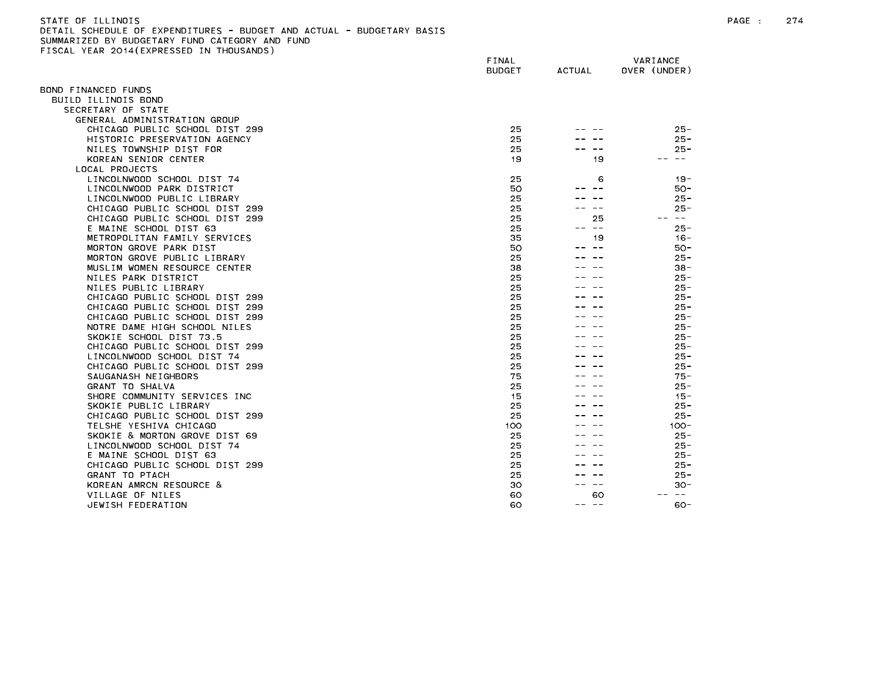STATE OF ILLINOIS
DETAIL SCHEDULE OF EXPENDITURES - BUDGET AND ACTUAL - BUDGETARY BASIS
SUMMARIZED BY BUDGETARY FUND CATEGORY AND FUND
FISCAL YEAR 2014(EXPRESSED IN THOUSANDS)

| | FINAL BUDGET | ACTUAL | VARIANCE OVER (UNDER) |
|---|---|---|---|
| BOND FINANCED FUNDS | | | |
| BUILD ILLINOIS BOND | | | |
| SECRETARY OF STATE | | | |
| GENERAL ADMINISTRATION GROUP | | | |
| CHICAGO PUBLIC SCHOOL DIST 299 | 25 | -- -- | 25- |
| HISTORIC PRESERVATION AGENCY | 25 | -- -- | 25- |
| NILES TOWNSHIP DIST FOR | 25 | -- -- | 25- |
| KOREAN SENIOR CENTER | 19 | 19 | -- -- |
| LOCAL PROJECTS | | | |
| LINCOLNWOOD SCHOOL DIST 74 | 25 | 6 | 19- |
| LINCOLNWOOD PARK DISTRICT | 50 | -- -- | 50- |
| LINCOLNWOOD PUBLIC LIBRARY | 25 | -- -- | 25- |
| CHICAGO PUBLIC SCHOOL DIST 299 | 25 | -- -- | 25- |
| CHICAGO PUBLIC SCHOOL DIST 299 | 25 | 25 | -- -- |
| E MAINE SCHOOL DIST 63 | 25 | -- -- | 25- |
| METROPOLITAN FAMILY SERVICES | 35 | 19 | 16- |
| MORTON GROVE PARK DIST | 50 | -- -- | 50- |
| MORTON GROVE PUBLIC LIBRARY | 25 | -- -- | 25- |
| MUSLIM WOMEN RESOURCE CENTER | 38 | -- -- | 38- |
| NILES PARK DISTRICT | 25 | -- -- | 25- |
| NILES PUBLIC LIBRARY | 25 | -- -- | 25- |
| CHICAGO PUBLIC SCHOOL DIST 299 | 25 | -- -- | 25- |
| CHICAGO PUBLIC SCHOOL DIST 299 | 25 | -- -- | 25- |
| CHICAGO PUBLIC SCHOOL DIST 299 | 25 | -- -- | 25- |
| NOTRE DAME HIGH SCHOOL NILES | 25 | -- -- | 25- |
| SKOKIE SCHOOL DIST 73.5 | 25 | -- -- | 25- |
| CHICAGO PUBLIC SCHOOL DIST 299 | 25 | -- -- | 25- |
| LINCOLNWOOD SCHOOL DIST 74 | 25 | -- -- | 25- |
| CHICAGO PUBLIC SCHOOL DIST 299 | 25 | -- -- | 25- |
| SAUGANASH NEIGHBORS | 75 | -- -- | 75- |
| GRANT TO SHALVA | 25 | -- -- | 25- |
| SHORE COMMUNITY SERVICES INC | 15 | -- -- | 15- |
| SKOKIE PUBLIC LIBRARY | 25 | -- -- | 25- |
| CHICAGO PUBLIC SCHOOL DIST 299 | 25 | -- -- | 25- |
| TELSHE YESHIVA CHICAGO | 100 | -- -- | 100- |
| SKOKIE & MORTON GROVE DIST 69 | 25 | -- -- | 25- |
| LINCOLNWOOD SCHOOL DIST 74 | 25 | -- -- | 25- |
| E MAINE SCHOOL DIST 63 | 25 | -- -- | 25- |
| CHICAGO PUBLIC SCHOOL DIST 299 | 25 | -- -- | 25- |
| GRANT TO PTACH | 25 | -- -- | 25- |
| KOREAN AMRCN RESOURCE & | 30 | -- -- | 30- |
| VILLAGE OF NILES | 60 | 60 | -- -- |
| JEWISH FEDERATION | 60 | -- -- | 60- |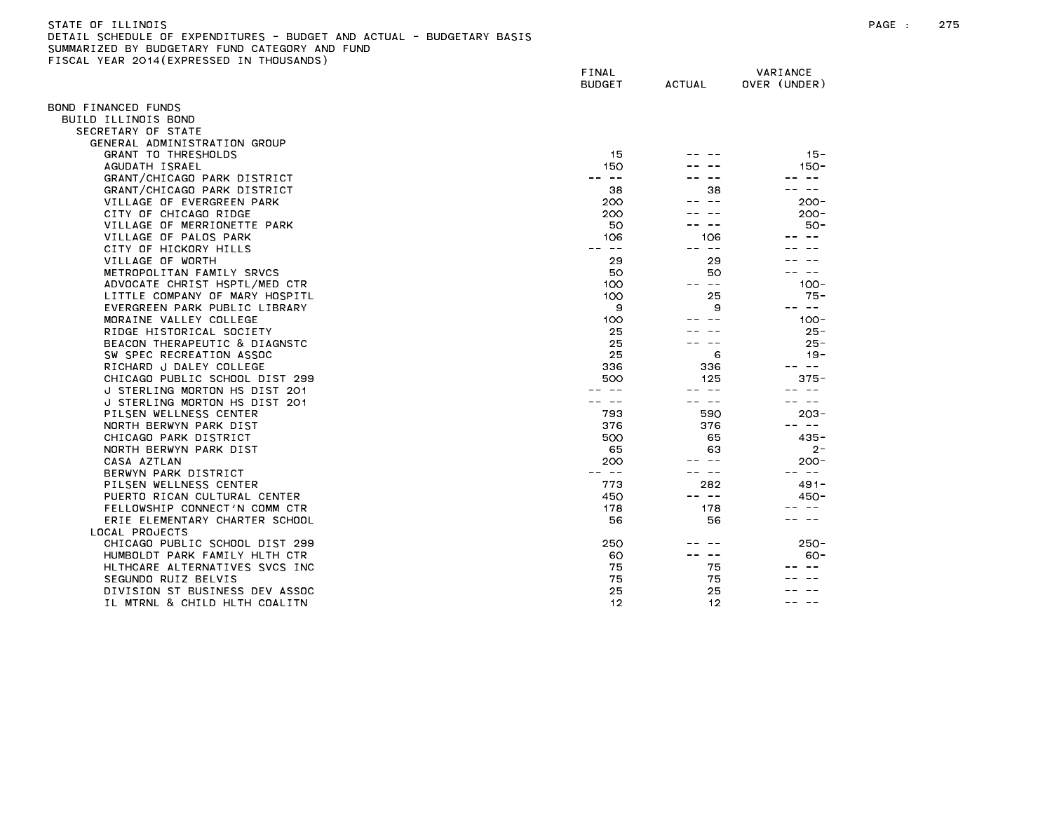STATE OF ILLINOIS
DETAIL SCHEDULE OF EXPENDITURES - BUDGET AND ACTUAL - BUDGETARY BASIS
SUMMARIZED BY BUDGETARY FUND CATEGORY AND FUND
FISCAL YEAR 2014(EXPRESSED IN THOUSANDS)

| | FINAL BUDGET | ACTUAL | VARIANCE OVER (UNDER) |
|---|---|---|---|
| BOND FINANCED FUNDS | | | |
| BUILD ILLINOIS BOND | | | |
| SECRETARY OF STATE | | | |
| GENERAL ADMINISTRATION GROUP | | | |
| GRANT TO THRESHOLDS | 15 | -- -- | 15- |
| AGUDATH ISRAEL | 150 | -- -- | 150- |
| GRANT/CHICAGO PARK DISTRICT | -- -- | -- -- | -- -- |
| GRANT/CHICAGO PARK DISTRICT | 38 | 38 | -- -- |
| VILLAGE OF EVERGREEN PARK | 200 | -- -- | 200- |
| CITY OF CHICAGO RIDGE | 200 | -- -- | 200- |
| VILLAGE OF MERRIONETTE PARK | 50 | -- -- | 50- |
| VILLAGE OF PALOS PARK | 106 | 106 | -- -- |
| CITY OF HICKORY HILLS | -- -- | -- -- | -- -- |
| VILLAGE OF WORTH | 29 | 29 | -- -- |
| METROPOLITAN FAMILY SRVCS | 50 | 50 | -- -- |
| ADVOCATE CHRIST HSPTL/MED CTR | 100 | -- -- | 100- |
| LITTLE COMPANY OF MARY HOSPITL | 100 | 25 | 75- |
| EVERGREEN PARK PUBLIC LIBRARY | 9 | 9 | -- -- |
| MORAINE VALLEY COLLEGE | 100 | -- -- | 100- |
| RIDGE HISTORICAL SOCIETY | 25 | -- -- | 25- |
| BEACON THERAPEUTIC & DIAGNSTC | 25 | -- -- | 25- |
| SW SPEC RECREATION ASSOC | 25 | 6 | 19- |
| RICHARD J DALEY COLLEGE | 336 | 336 | -- -- |
| CHICAGO PUBLIC SCHOOL DIST 299 | 500 | 125 | 375- |
| J STERLING MORTON HS DIST 201 | -- -- | -- -- | -- -- |
| J STERLING MORTON HS DIST 201 | -- -- | -- -- | -- -- |
| PILSEN WELLNESS CENTER | 793 | 590 | 203- |
| NORTH BERWYN PARK DIST | 376 | 376 | -- -- |
| CHICAGO PARK DISTRICT | 500 | 65 | 435- |
| NORTH BERWYN PARK DIST | 65 | 63 | 2- |
| CASA AZTLAN | 200 | -- -- | 200- |
| BERWYN PARK DISTRICT | -- -- | -- -- | -- -- |
| PILSEN WELLNESS CENTER | 773 | 282 | 491- |
| PUERTO RICAN CULTURAL CENTER | 450 | -- -- | 450- |
| FELLOWSHIP CONNECT'N COMM CTR | 178 | 178 | -- -- |
| ERIE ELEMENTARY CHARTER SCHOOL | 56 | 56 | -- -- |
| LOCAL PROJECTS | | | |
| CHICAGO PUBLIC SCHOOL DIST 299 | 250 | -- -- | 250- |
| HUMBOLDT PARK FAMILY HLTH CTR | 60 | -- -- | 60- |
| HLTHCARE ALTERNATIVES SVCS INC | 75 | 75 | -- -- |
| SEGUNDO RUIZ BELVIS | 75 | 75 | -- -- |
| DIVISION ST BUSINESS DEV ASSOC | 25 | 25 | -- -- |
| IL MTRNL & CHILD HLTH COALITN | 12 | 12 | -- -- |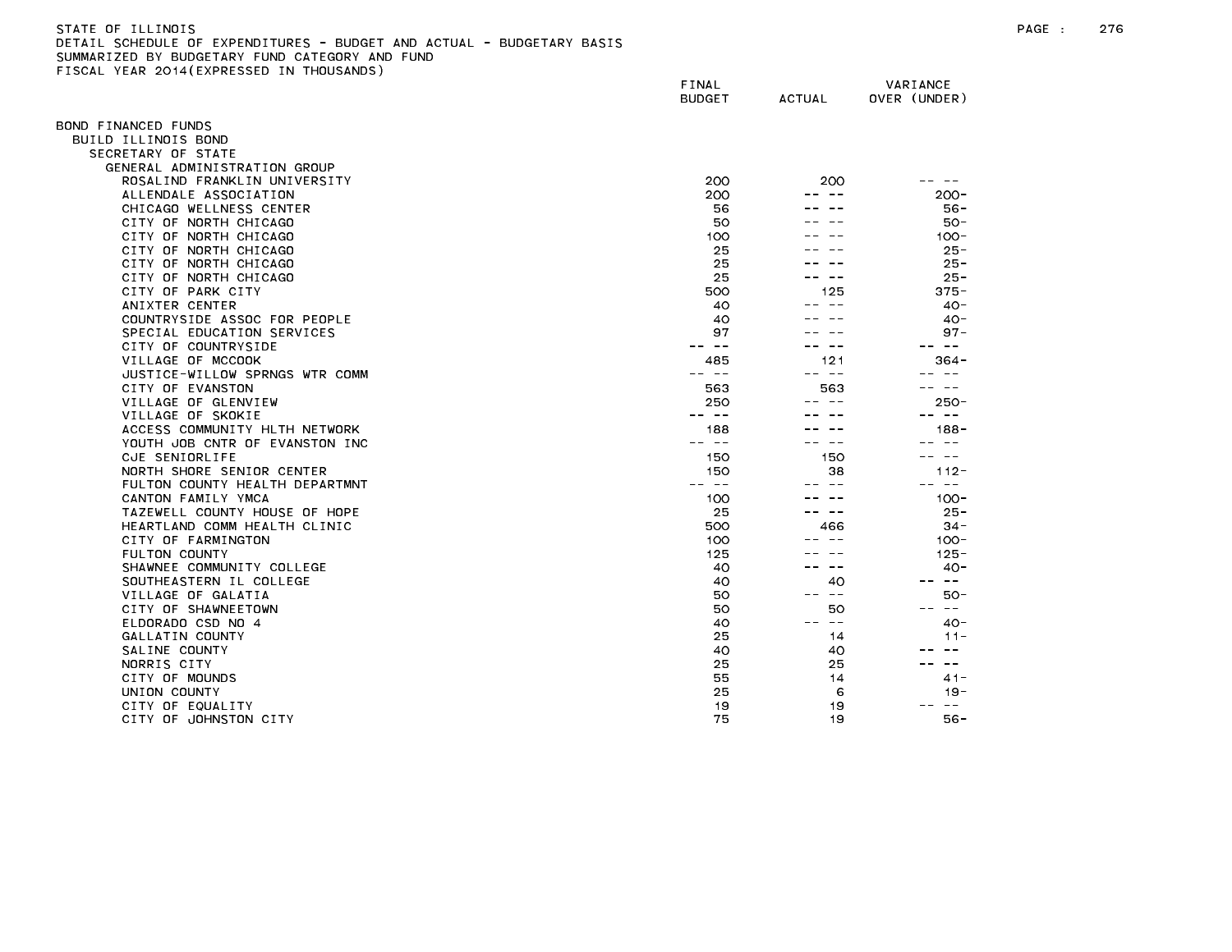STATE OF ILLINOIS
DETAIL SCHEDULE OF EXPENDITURES - BUDGET AND ACTUAL - BUDGETARY BASIS
SUMMARIZED BY BUDGETARY FUND CATEGORY AND FUND
FISCAL YEAR 2014(EXPRESSED IN THOUSANDS)

| | FINAL BUDGET | ACTUAL | VARIANCE OVER (UNDER) |
|---|---|---|---|
| BOND FINANCED FUNDS | | | |
| BUILD ILLINOIS BOND | | | |
| SECRETARY OF STATE | | | |
| GENERAL ADMINISTRATION GROUP | | | |
| ROSALIND FRANKLIN UNIVERSITY | 200 | 200 | -- -- |
| ALLENDALE ASSOCIATION | 200 | -- -- | 200- |
| CHICAGO WELLNESS CENTER | 56 | -- -- | 56- |
| CITY OF NORTH CHICAGO | 50 | -- -- | 50- |
| CITY OF NORTH CHICAGO | 100 | -- -- | 100- |
| CITY OF NORTH CHICAGO | 25 | -- -- | 25- |
| CITY OF NORTH CHICAGO | 25 | -- -- | 25- |
| CITY OF NORTH CHICAGO | 25 | -- -- | 25- |
| CITY OF PARK CITY | 500 | 125 | 375- |
| ANIXTER CENTER | 40 | -- -- | 40- |
| COUNTRYSIDE ASSOC FOR PEOPLE | 40 | -- -- | 40- |
| SPECIAL EDUCATION SERVICES | 97 | -- -- | 97- |
| CITY OF COUNTRYSIDE | -- -- | -- -- | -- -- |
| VILLAGE OF MCCOOK | 485 | 121 | 364- |
| JUSTICE-WILLOW SPRNGS WTR COMM | -- -- | -- -- | -- -- |
| CITY OF EVANSTON | 563 | 563 | -- -- |
| VILLAGE OF GLENVIEW | 250 | -- -- | 250- |
| VILLAGE OF SKOKIE | -- -- | -- -- | -- -- |
| ACCESS COMMUNITY HLTH NETWORK | 188 | -- -- | 188- |
| YOUTH JOB CNTR OF EVANSTON INC | -- -- | -- -- | -- -- |
| CJE SENIORLIFE | 150 | 150 | -- -- |
| NORTH SHORE SENIOR CENTER | 150 | 38 | 112- |
| FULTON COUNTY HEALTH DEPARTMNT | -- -- | -- -- | -- -- |
| CANTON FAMILY YMCA | 100 | -- -- | 100- |
| TAZEWELL COUNTY HOUSE OF HOPE | 25 | -- -- | 25- |
| HEARTLAND COMM HEALTH CLINIC | 500 | 466 | 34- |
| CITY OF FARMINGTON | 100 | -- -- | 100- |
| FULTON COUNTY | 125 | -- -- | 125- |
| SHAWNEE COMMUNITY COLLEGE | 40 | -- -- | 40- |
| SOUTHEASTERN IL COLLEGE | 40 | 40 | -- -- |
| VILLAGE OF GALATIA | 50 | -- -- | 50- |
| CITY OF SHAWNEETOWN | 50 | 50 | -- -- |
| ELDORADO CSD NO 4 | 40 | -- -- | 40- |
| GALLATIN COUNTY | 25 | 14 | 11- |
| SALINE COUNTY | 40 | 40 | -- -- |
| NORRIS CITY | 25 | 25 | -- -- |
| CITY OF MOUNDS | 55 | 14 | 41- |
| UNION COUNTY | 25 | 6 | 19- |
| CITY OF EQUALITY | 19 | 19 | -- -- |
| CITY OF JOHNSTON CITY | 75 | 19 | 56- |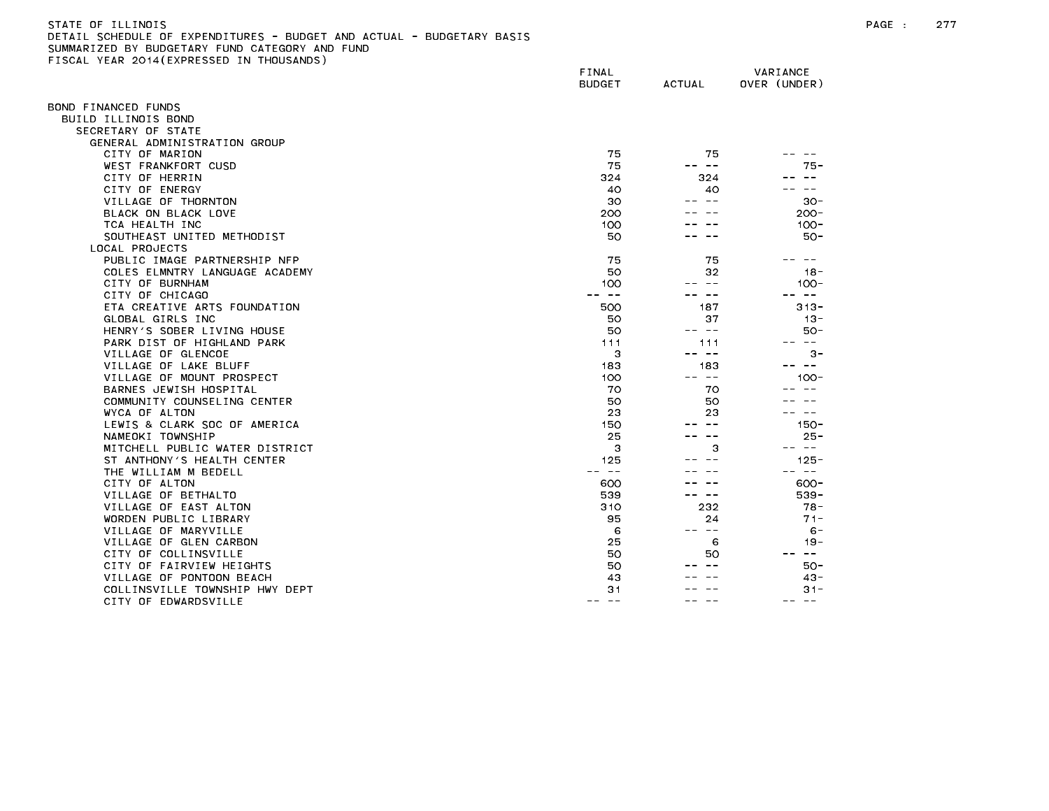STATE OF ILLINOIS
DETAIL SCHEDULE OF EXPENDITURES - BUDGET AND ACTUAL - BUDGETARY BASIS
SUMMARIZED BY BUDGETARY FUND CATEGORY AND FUND
FISCAL YEAR 2014(EXPRESSED IN THOUSANDS)

| | FINAL BUDGET | ACTUAL | VARIANCE OVER (UNDER) |
|---|---|---|---|
| BOND FINANCED FUNDS | | | |
| BUILD ILLINOIS BOND | | | |
| SECRETARY OF STATE | | | |
| GENERAL ADMINISTRATION GROUP | | | |
| CITY OF MARION | 75 | 75 | -- -- |
| WEST FRANKFORT CUSD | 75 | -- -- | 75- |
| CITY OF HERRIN | 324 | 324 | -- -- |
| CITY OF ENERGY | 40 | 40 | -- -- |
| VILLAGE OF THORNTON | 30 | -- -- | 30- |
| BLACK ON BLACK LOVE | 200 | -- -- | 200- |
| TCA HEALTH INC | 100 | -- -- | 100- |
| SOUTHEAST UNITED METHODIST | 50 | -- -- | 50- |
| LOCAL PROJECTS | | | |
| PUBLIC IMAGE PARTNERSHIP NFP | 75 | 75 | -- -- |
| COLES ELMNTRY LANGUAGE ACADEMY | 50 | 32 | 18- |
| CITY OF BURNHAM | 100 | -- -- | 100- |
| CITY OF CHICAGO | -- -- | -- -- | -- -- |
| ETA CREATIVE ARTS FOUNDATION | 500 | 187 | 313- |
| GLOBAL GIRLS INC | 50 | 37 | 13- |
| HENRY'S SOBER LIVING HOUSE | 50 | -- -- | 50- |
| PARK DIST OF HIGHLAND PARK | 111 | 111 | -- -- |
| VILLAGE OF GLENCOE | 3 | -- -- | 3- |
| VILLAGE OF LAKE BLUFF | 183 | 183 | -- -- |
| VILLAGE OF MOUNT PROSPECT | 100 | -- -- | 100- |
| BARNES JEWISH HOSPITAL | 70 | 70 | -- -- |
| COMMUNITY COUNSELING CENTER | 50 | 50 | -- -- |
| WYCA OF ALTON | 23 | 23 | -- -- |
| LEWIS & CLARK SOC OF AMERICA | 150 | -- -- | 150- |
| NAMEOKI TOWNSHIP | 25 | -- -- | 25- |
| MITCHELL PUBLIC WATER DISTRICT | 3 | 3 | -- -- |
| ST ANTHONY'S HEALTH CENTER | 125 | -- -- | 125- |
| THE WILLIAM M BEDELL | -- -- | -- -- | -- -- |
| CITY OF ALTON | 600 | -- -- | 600- |
| VILLAGE OF BETHALTO | 539 | -- -- | 539- |
| VILLAGE OF EAST ALTON | 310 | 232 | 78- |
| WORDEN PUBLIC LIBRARY | 95 | 24 | 71- |
| VILLAGE OF MARYVILLE | 6 | -- -- | 6- |
| VILLAGE OF GLEN CARBON | 25 | 6 | 19- |
| CITY OF COLLINSVILLE | 50 | 50 | -- -- |
| CITY OF FAIRVIEW HEIGHTS | 50 | -- -- | 50- |
| VILLAGE OF PONTOON BEACH | 43 | -- -- | 43- |
| COLLINSVILLE TOWNSHIP HWY DEPT | 31 | -- -- | 31- |
| CITY OF EDWARDSVILLE | -- -- | -- -- | -- -- |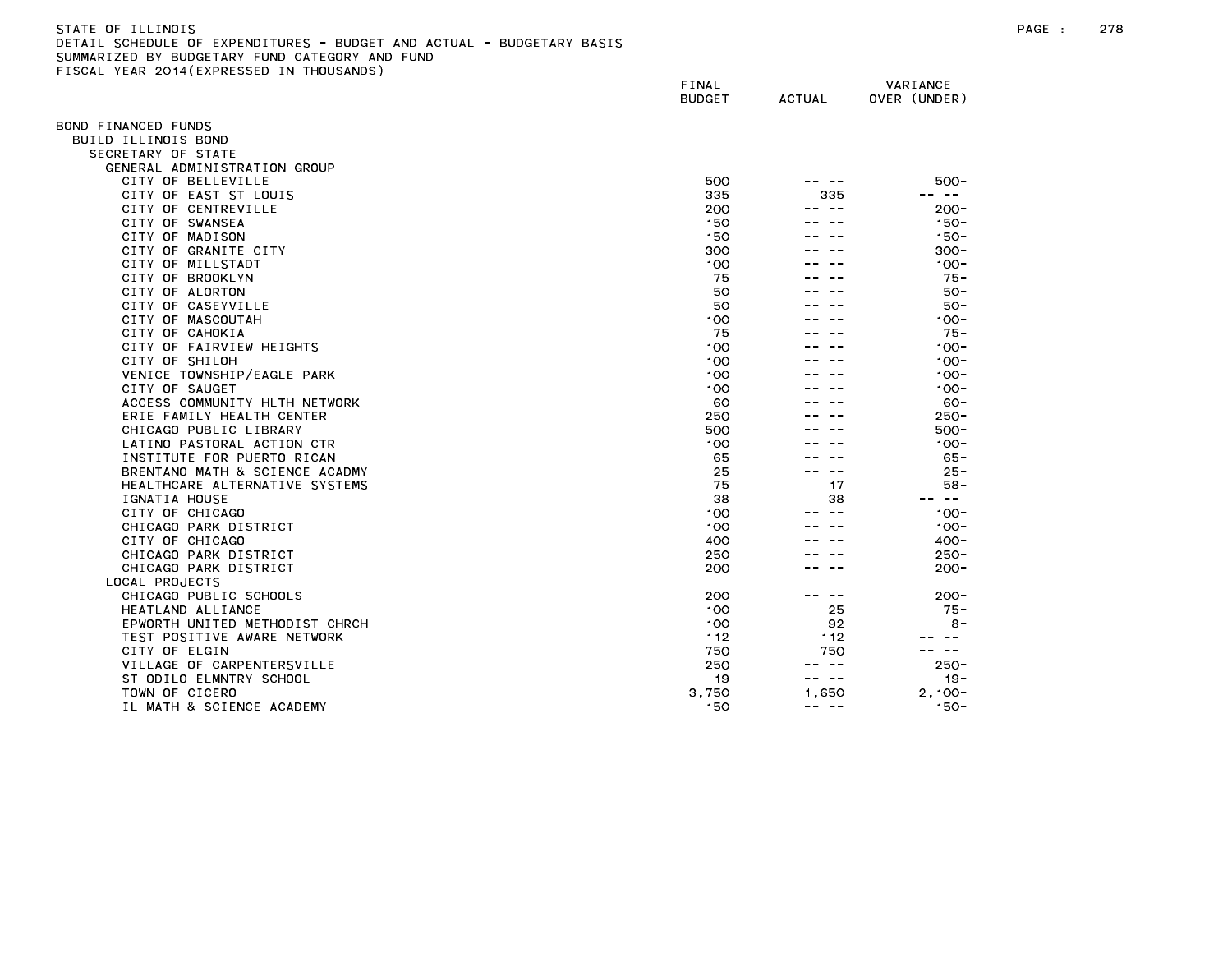STATE OF ILLINOIS
DETAIL SCHEDULE OF EXPENDITURES - BUDGET AND ACTUAL - BUDGETARY BASIS
SUMMARIZED BY BUDGETARY FUND CATEGORY AND FUND
FISCAL YEAR 2014(EXPRESSED IN THOUSANDS)

| | FINAL BUDGET | ACTUAL | VARIANCE OVER (UNDER) |
|---|---|---|---|
| BOND FINANCED FUNDS | | | |
| BUILD ILLINOIS BOND | | | |
| SECRETARY OF STATE | | | |
| GENERAL ADMINISTRATION GROUP | | | |
| CITY OF BELLEVILLE | 500 | -- -- | 500- |
| CITY OF EAST ST LOUIS | 335 | 335 | -- -- |
| CITY OF CENTREVILLE | 200 | -- -- | 200- |
| CITY OF SWANSEA | 150 | -- -- | 150- |
| CITY OF MADISON | 150 | -- -- | 150- |
| CITY OF GRANITE CITY | 300 | -- -- | 300- |
| CITY OF MILLSTADT | 100 | -- -- | 100- |
| CITY OF BROOKLYN | 75 | -- -- | 75- |
| CITY OF ALORTON | 50 | -- -- | 50- |
| CITY OF CASEYVILLE | 50 | -- -- | 50- |
| CITY OF MASCOUTAH | 100 | -- -- | 100- |
| CITY OF CAHOKIA | 75 | -- -- | 75- |
| CITY OF FAIRVIEW HEIGHTS | 100 | -- -- | 100- |
| CITY OF SHILOH | 100 | -- -- | 100- |
| VENICE TOWNSHIP/EAGLE PARK | 100 | -- -- | 100- |
| CITY OF SAUGET | 100 | -- -- | 100- |
| ACCESS COMMUNITY HLTH NETWORK | 60 | -- -- | 60- |
| ERIE FAMILY HEALTH CENTER | 250 | -- -- | 250- |
| CHICAGO PUBLIC LIBRARY | 500 | -- -- | 500- |
| LATINO PASTORAL ACTION CTR | 100 | -- -- | 100- |
| INSTITUTE FOR PUERTO RICAN | 65 | -- -- | 65- |
| BRENTANO MATH & SCIENCE ACADMY | 25 | -- -- | 25- |
| HEALTHCARE ALTERNATIVE SYSTEMS | 75 | 17 | 58- |
| IGNATIA HOUSE | 38 | 38 | -- -- |
| CITY OF CHICAGO | 100 | -- -- | 100- |
| CHICAGO PARK DISTRICT | 100 | -- -- | 100- |
| CITY OF CHICAGO | 400 | -- -- | 400- |
| CHICAGO PARK DISTRICT | 250 | -- -- | 250- |
| CHICAGO PARK DISTRICT | 200 | -- -- | 200- |
| LOCAL PROJECTS | | | |
| CHICAGO PUBLIC SCHOOLS | 200 | -- -- | 200- |
| HEATLAND ALLIANCE | 100 | 25 | 75- |
| EPWORTH UNITED METHODIST CHRCH | 100 | 92 | 8- |
| TEST POSITIVE AWARE NETWORK | 112 | 112 | -- -- |
| CITY OF ELGIN | 750 | 750 | -- -- |
| VILLAGE OF CARPENTERSVILLE | 250 | -- -- | 250- |
| ST ODILO ELMNTRY SCHOOL | 19 | -- -- | 19- |
| TOWN OF CICERO | 3,750 | 1,650 | 2,100- |
| IL MATH & SCIENCE ACADEMY | 150 | -- -- | 150- |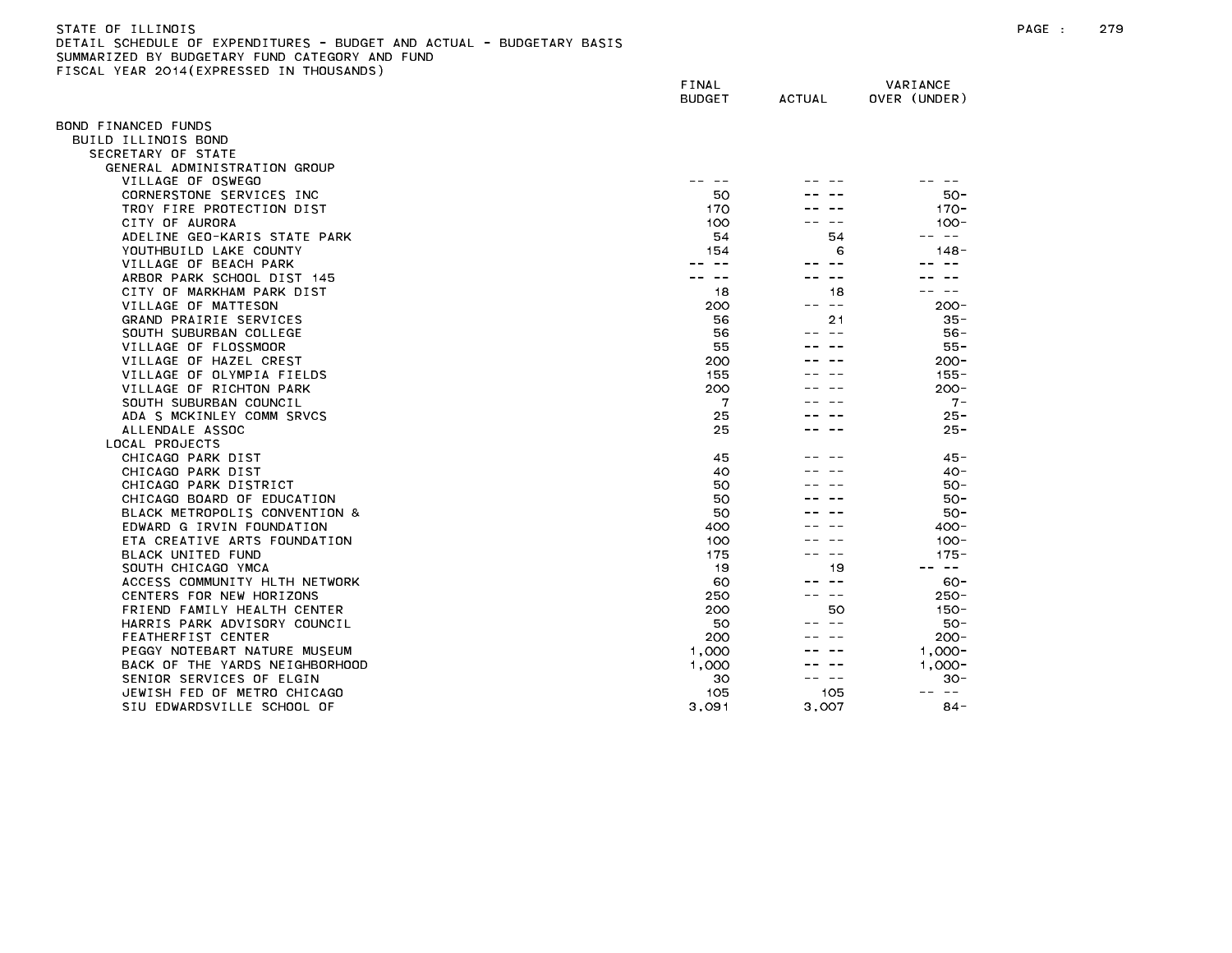STATE OF ILLINOIS
DETAIL SCHEDULE OF EXPENDITURES - BUDGET AND ACTUAL - BUDGETARY BASIS
SUMMARIZED BY BUDGETARY FUND CATEGORY AND FUND
FISCAL YEAR 2014(EXPRESSED IN THOUSANDS)

| | FINAL BUDGET | ACTUAL | VARIANCE OVER (UNDER) |
|---|---|---|---|
| BOND FINANCED FUNDS | | | |
| BUILD ILLINOIS BOND | | | |
| SECRETARY OF STATE | | | |
| GENERAL ADMINISTRATION GROUP | | | |
| VILLAGE OF OSWEGO | -- -- | -- -- | -- -- |
| CORNERSTONE SERVICES INC | 50 | -- -- | 50- |
| TROY FIRE PROTECTION DIST | 170 | -- -- | 170- |
| CITY OF AURORA | 100 | -- -- | 100- |
| ADELINE GEO-KARIS STATE PARK | 54 | 54 | -- -- |
| YOUTHBUILD LAKE COUNTY | 154 | 6 | 148- |
| VILLAGE OF BEACH PARK | -- -- | -- -- | -- -- |
| ARBOR PARK SCHOOL DIST 145 | -- -- | -- -- | -- -- |
| CITY OF MARKHAM PARK DIST | 18 | 18 | -- -- |
| VILLAGE OF MATTESON | 200 | -- -- | 200- |
| GRAND PRAIRIE SERVICES | 56 | 21 | 35- |
| SOUTH SUBURBAN COLLEGE | 56 | -- -- | 56- |
| VILLAGE OF FLOSSMOOR | 55 | -- -- | 55- |
| VILLAGE OF HAZEL CREST | 200 | -- -- | 200- |
| VILLAGE OF OLYMPIA FIELDS | 155 | -- -- | 155- |
| VILLAGE OF RICHTON PARK | 200 | -- -- | 200- |
| SOUTH SUBURBAN COUNCIL | 7 | -- -- | 7- |
| ADA S MCKINLEY COMM SRVCS | 25 | -- -- | 25- |
| ALLENDALE ASSOC | 25 | -- -- | 25- |
| LOCAL PROJECTS | | | |
| CHICAGO PARK DIST | 45 | -- -- | 45- |
| CHICAGO PARK DIST | 40 | -- -- | 40- |
| CHICAGO PARK DISTRICT | 50 | -- -- | 50- |
| CHICAGO BOARD OF EDUCATION | 50 | -- -- | 50- |
| BLACK METROPOLIS CONVENTION & | 50 | -- -- | 50- |
| EDWARD G IRVIN FOUNDATION | 400 | -- -- | 400- |
| ETA CREATIVE ARTS FOUNDATION | 100 | -- -- | 100- |
| BLACK UNITED FUND | 175 | -- -- | 175- |
| SOUTH CHICAGO YMCA | 19 | 19 | -- -- |
| ACCESS COMMUNITY HLTH NETWORK | 60 | -- -- | 60- |
| CENTERS FOR NEW HORIZONS | 250 | -- -- | 250- |
| FRIEND FAMILY HEALTH CENTER | 200 | 50 | 150- |
| HARRIS PARK ADVISORY COUNCIL | 50 | -- -- | 50- |
| FEATHERFIST CENTER | 200 | -- -- | 200- |
| PEGGY NOTEBART NATURE MUSEUM | 1,000 | -- -- | 1,000- |
| BACK OF THE YARDS NEIGHBORHOOD | 1,000 | -- -- | 1,000- |
| SENIOR SERVICES OF ELGIN | 30 | -- -- | 30- |
| JEWISH FED OF METRO CHICAGO | 105 | 105 | -- -- |
| SIU EDWARDSVILLE SCHOOL OF | 3,091 | 3,007 | 84- |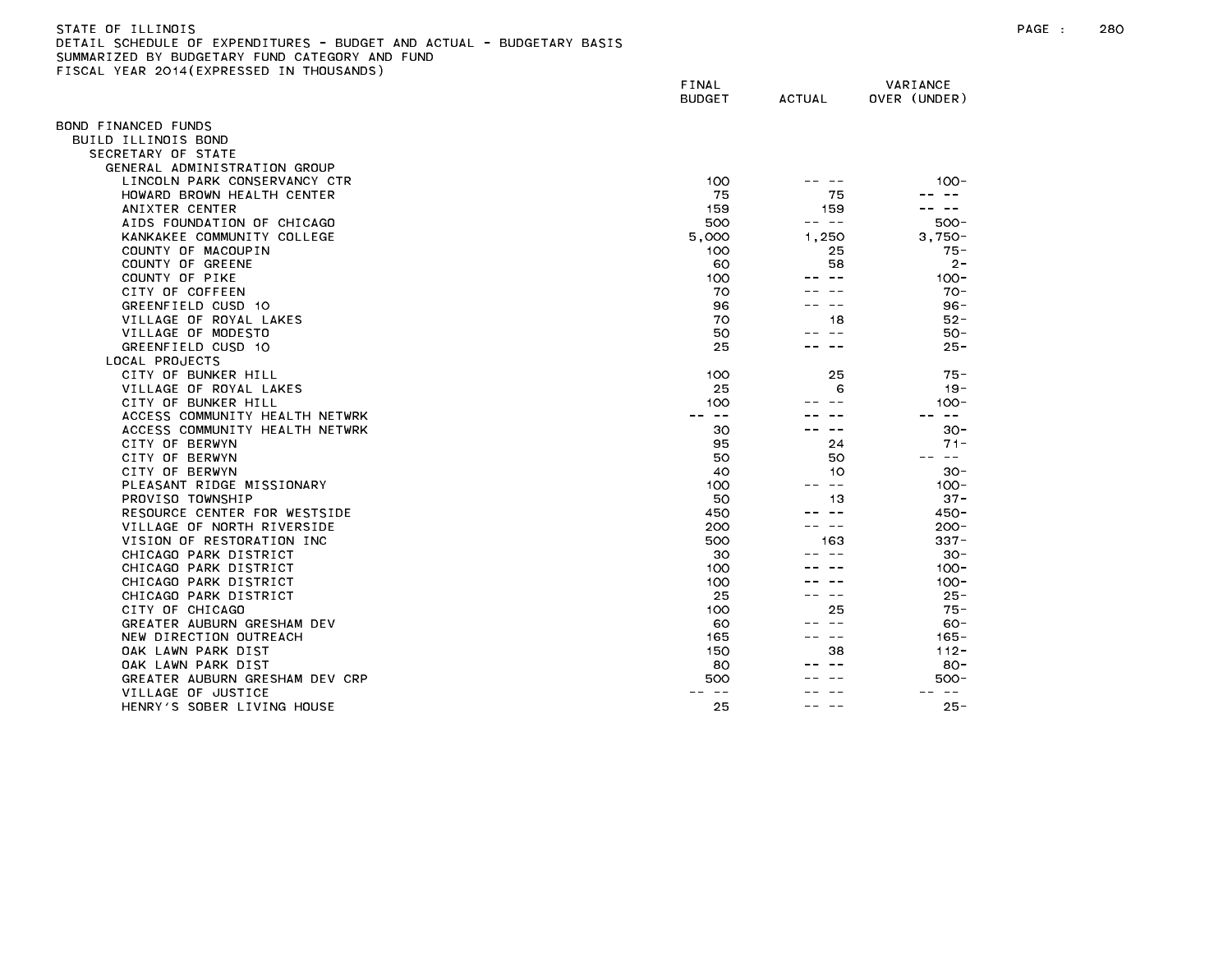STATE OF ILLINOIS
DETAIL SCHEDULE OF EXPENDITURES - BUDGET AND ACTUAL - BUDGETARY BASIS
SUMMARIZED BY BUDGETARY FUND CATEGORY AND FUND
FISCAL YEAR 2014(EXPRESSED IN THOUSANDS)

| | FINAL BUDGET | ACTUAL | VARIANCE OVER (UNDER) |
|---|---|---|---|
| BOND FINANCED FUNDS | | | |
| BUILD ILLINOIS BOND | | | |
| SECRETARY OF STATE | | | |
| GENERAL ADMINISTRATION GROUP | | | |
| LINCOLN PARK CONSERVANCY CTR | 100 | -- -- | 100- |
| HOWARD BROWN HEALTH CENTER | 75 | 75 | -- -- |
| ANIXTER CENTER | 159 | 159 | -- -- |
| AIDS FOUNDATION OF CHICAGO | 500 | -- -- | 500- |
| KANKAKEE COMMUNITY COLLEGE | 5,000 | 1,250 | 3,750- |
| COUNTY OF MACOUPIN | 100 | 25 | 75- |
| COUNTY OF GREENE | 60 | 58 | 2- |
| COUNTY OF PIKE | 100 | -- -- | 100- |
| CITY OF COFFEEN | 70 | -- -- | 70- |
| GREENFIELD CUSD 10 | 96 | -- -- | 96- |
| VILLAGE OF ROYAL LAKES | 70 | 18 | 52- |
| VILLAGE OF MODESTO | 50 | -- -- | 50- |
| GREENFIELD CUSD 10 | 25 | -- -- | 25- |
| LOCAL PROJECTS | | | |
| CITY OF BUNKER HILL | 100 | 25 | 75- |
| VILLAGE OF ROYAL LAKES | 25 | 6 | 19- |
| CITY OF BUNKER HILL | 100 | -- -- | 100- |
| ACCESS COMMUNITY HEALTH NETWRK | -- -- | -- -- | -- -- |
| ACCESS COMMUNITY HEALTH NETWRK | 30 | -- -- | 30- |
| CITY OF BERWYN | 95 | 24 | 71- |
| CITY OF BERWYN | 50 | 50 | -- -- |
| CITY OF BERWYN | 40 | 10 | 30- |
| PLEASANT RIDGE MISSIONARY | 100 | -- -- | 100- |
| PROVISO TOWNSHIP | 50 | 13 | 37- |
| RESOURCE CENTER FOR WESTSIDE | 450 | -- -- | 450- |
| VILLAGE OF NORTH RIVERSIDE | 200 | -- -- | 200- |
| VISION OF RESTORATION INC | 500 | 163 | 337- |
| CHICAGO PARK DISTRICT | 30 | -- -- | 30- |
| CHICAGO PARK DISTRICT | 100 | -- -- | 100- |
| CHICAGO PARK DISTRICT | 100 | -- -- | 100- |
| CHICAGO PARK DISTRICT | 25 | -- -- | 25- |
| CITY OF CHICAGO | 100 | 25 | 75- |
| GREATER AUBURN GRESHAM DEV | 60 | -- -- | 60- |
| NEW DIRECTION OUTREACH | 165 | -- -- | 165- |
| OAK LAWN PARK DIST | 150 | 38 | 112- |
| OAK LAWN PARK DIST | 80 | -- -- | 80- |
| GREATER AUBURN GRESHAM DEV CRP | 500 | -- -- | 500- |
| VILLAGE OF JUSTICE | -- -- | -- -- | -- -- |
| HENRY'S SOBER LIVING HOUSE | 25 | -- -- | 25- |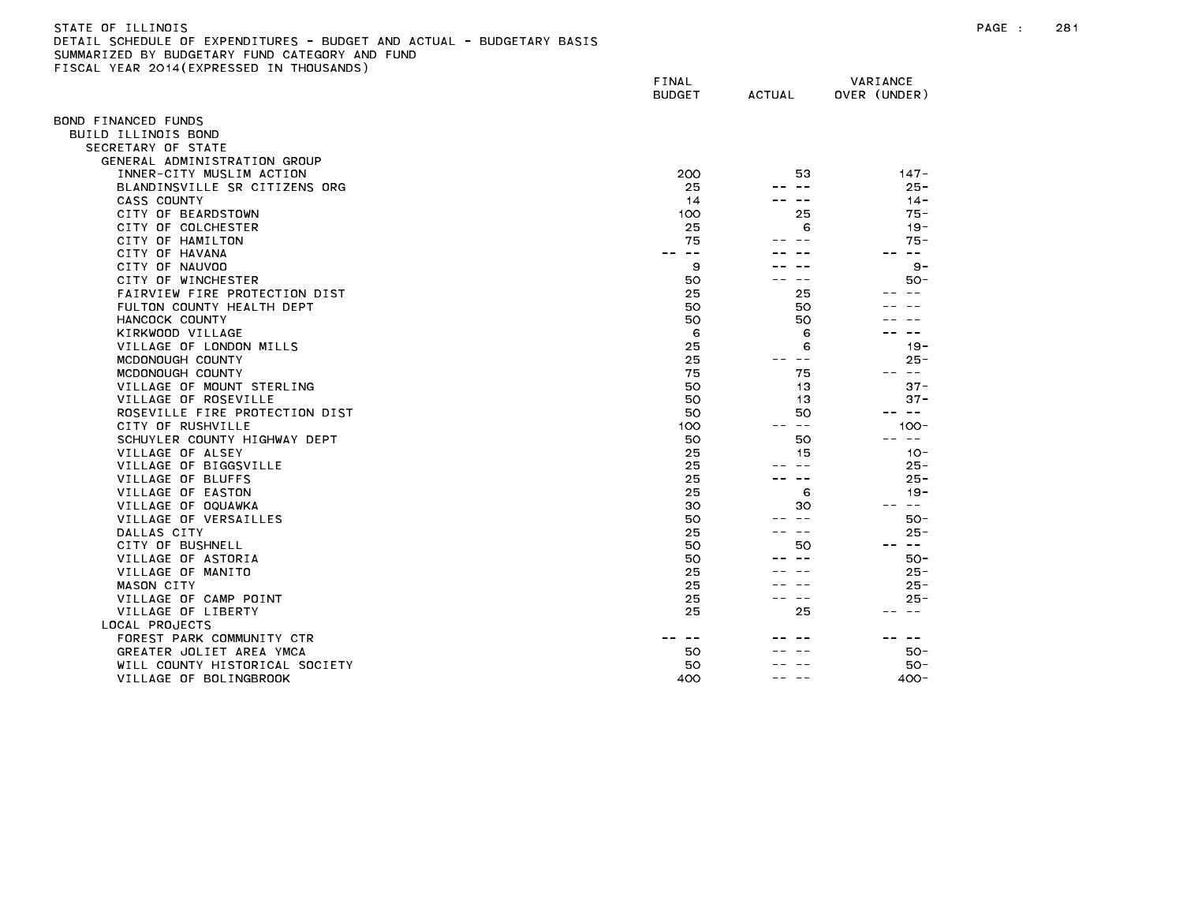STATE OF ILLINOIS
DETAIL SCHEDULE OF EXPENDITURES - BUDGET AND ACTUAL - BUDGETARY BASIS
SUMMARIZED BY BUDGETARY FUND CATEGORY AND FUND
FISCAL YEAR 2014(EXPRESSED IN THOUSANDS)

| | FINAL BUDGET | ACTUAL | VARIANCE OVER (UNDER) |
|---|---|---|---|
| BOND FINANCED FUNDS | | | |
| BUILD ILLINOIS BOND | | | |
| SECRETARY OF STATE | | | |
| GENERAL ADMINISTRATION GROUP | | | |
| INNER-CITY MUSLIM ACTION | 200 | 53 | 147- |
| BLANDINSVILLE SR CITIZENS ORG | 25 | -- -- | 25- |
| CASS COUNTY | 14 | -- -- | 14- |
| CITY OF BEARDSTOWN | 100 | 25 | 75- |
| CITY OF COLCHESTER | 25 | 6 | 19- |
| CITY OF HAMILTON | 75 | -- -- | 75- |
| CITY OF HAVANA | -- -- | -- -- | -- -- |
| CITY OF NAUVOO | 9 | -- -- | 9- |
| CITY OF WINCHESTER | 50 | -- -- | 50- |
| FAIRVIEW FIRE PROTECTION DIST | 25 | 25 | -- -- |
| FULTON COUNTY HEALTH DEPT | 50 | 50 | -- -- |
| HANCOCK COUNTY | 50 | 50 | -- -- |
| KIRKWOOD VILLAGE | 6 | 6 | -- -- |
| VILLAGE OF LONDON MILLS | 25 | 6 | 19- |
| MCDONOUGH COUNTY | 25 | -- -- | 25- |
| MCDONOUGH COUNTY | 75 | 75 | -- -- |
| VILLAGE OF MOUNT STERLING | 50 | 13 | 37- |
| VILLAGE OF ROSEVILLE | 50 | 13 | 37- |
| ROSEVILLE FIRE PROTECTION DIST | 50 | 50 | -- -- |
| CITY OF RUSHVILLE | 100 | -- -- | 100- |
| SCHUYLER COUNTY HIGHWAY DEPT | 50 | 50 | -- -- |
| VILLAGE OF ALSEY | 25 | 15 | 10- |
| VILLAGE OF BIGGSVILLE | 25 | -- -- | 25- |
| VILLAGE OF BLUFFS | 25 | -- -- | 25- |
| VILLAGE OF EASTON | 25 | 6 | 19- |
| VILLAGE OF OQUAWKA | 30 | 30 | -- -- |
| VILLAGE OF VERSAILLES | 50 | -- -- | 50- |
| DALLAS CITY | 25 | -- -- | 25- |
| CITY OF BUSHNELL | 50 | 50 | -- -- |
| VILLAGE OF ASTORIA | 50 | -- -- | 50- |
| VILLAGE OF MANITO | 25 | -- -- | 25- |
| MASON CITY | 25 | -- -- | 25- |
| VILLAGE OF CAMP POINT | 25 | -- -- | 25- |
| VILLAGE OF LIBERTY | 25 | 25 | -- -- |
| LOCAL PROJECTS | | | |
| FOREST PARK COMMUNITY CTR | -- -- | -- -- | -- -- |
| GREATER JOLIET AREA YMCA | 50 | -- -- | 50- |
| WILL COUNTY HISTORICAL SOCIETY | 50 | -- -- | 50- |
| VILLAGE OF BOLINGBROOK | 400 | -- -- | 400- |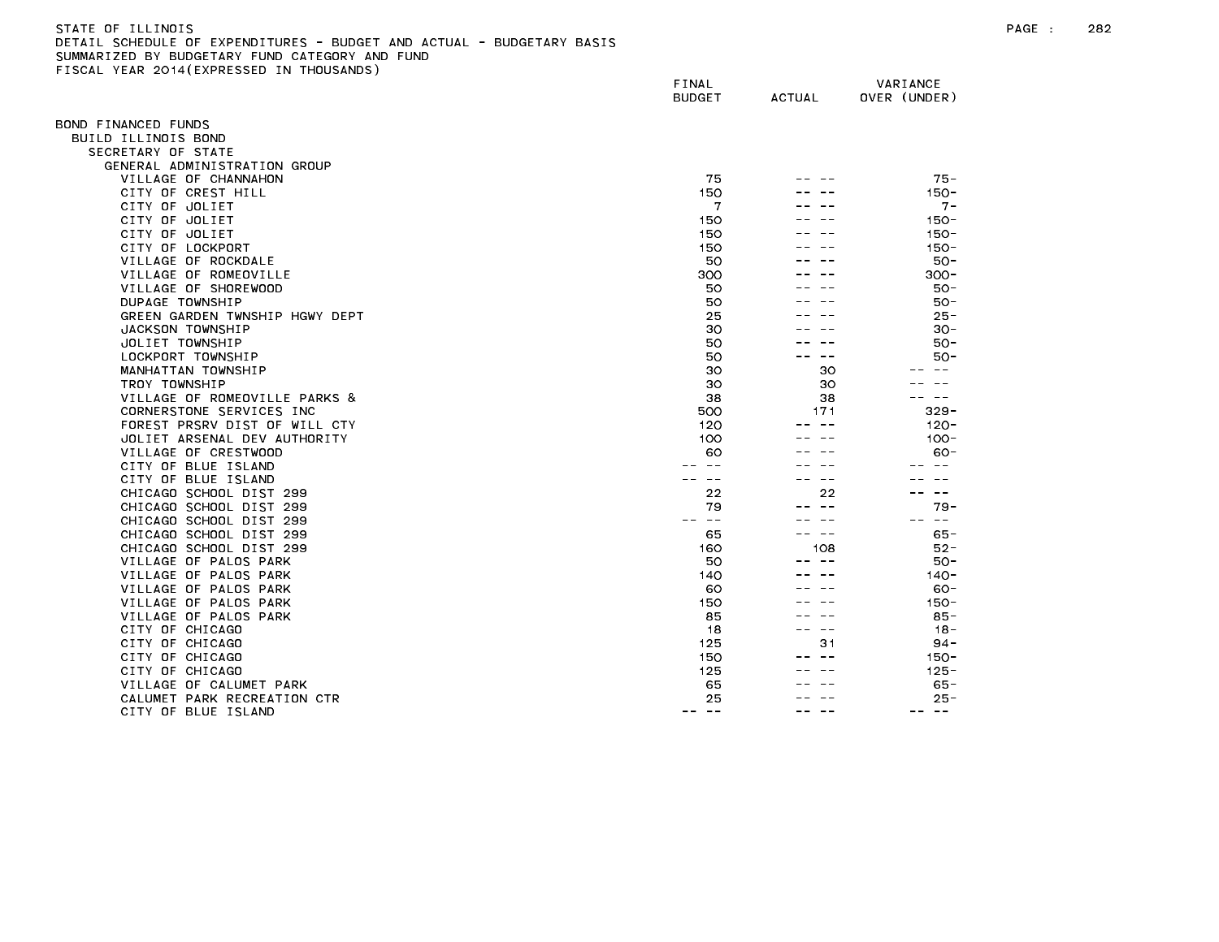STATE OF ILLINOIS
DETAIL SCHEDULE OF EXPENDITURES - BUDGET AND ACTUAL - BUDGETARY BASIS
SUMMARIZED BY BUDGETARY FUND CATEGORY AND FUND
FISCAL YEAR 2014(EXPRESSED IN THOUSANDS)

| | FINAL BUDGET | ACTUAL | VARIANCE OVER (UNDER) |
|---|---|---|---|
| BOND FINANCED FUNDS | | | |
| BUILD ILLINOIS BOND | | | |
| SECRETARY OF STATE | | | |
| GENERAL ADMINISTRATION GROUP | | | |
| VILLAGE OF CHANNAHON | 75 | -- -- | 75- |
| CITY OF CREST HILL | 150 | -- -- | 150- |
| CITY OF JOLIET | 7 | -- -- | 7- |
| CITY OF JOLIET | 150 | -- -- | 150- |
| CITY OF JOLIET | 150 | -- -- | 150- |
| CITY OF LOCKPORT | 150 | -- -- | 150- |
| VILLAGE OF ROCKDALE | 50 | -- -- | 50- |
| VILLAGE OF ROMEOVILLE | 300 | -- -- | 300- |
| VILLAGE OF SHOREWOOD | 50 | -- -- | 50- |
| DUPAGE TOWNSHIP | 50 | -- -- | 50- |
| GREEN GARDEN TWNSHIP HGWY DEPT | 25 | -- -- | 25- |
| JACKSON TOWNSHIP | 30 | -- -- | 30- |
| JOLIET TOWNSHIP | 50 | -- -- | 50- |
| LOCKPORT TOWNSHIP | 50 | -- -- | 50- |
| MANHATTAN TOWNSHIP | 30 | 30 | -- -- |
| TROY TOWNSHIP | 30 | 30 | -- -- |
| VILLAGE OF ROMEOVILLE PARKS & | 38 | 38 | -- -- |
| CORNERSTONE SERVICES INC | 500 | 171 | 329- |
| FOREST PRSRV DIST OF WILL CTY | 120 | -- -- | 120- |
| JOLIET ARSENAL DEV AUTHORITY | 100 | -- -- | 100- |
| VILLAGE OF CRESTWOOD | 60 | -- -- | 60- |
| CITY OF BLUE ISLAND | -- -- | -- -- | -- -- |
| CITY OF BLUE ISLAND | -- -- | -- -- | -- -- |
| CHICAGO SCHOOL DIST 299 | 22 | 22 | -- -- |
| CHICAGO SCHOOL DIST 299 | 79 | -- -- | 79- |
| CHICAGO SCHOOL DIST 299 | -- -- | -- -- | -- -- |
| CHICAGO SCHOOL DIST 299 | 65 | -- -- | 65- |
| CHICAGO SCHOOL DIST 299 | 160 | 108 | 52- |
| VILLAGE OF PALOS PARK | 50 | -- -- | 50- |
| VILLAGE OF PALOS PARK | 140 | -- -- | 140- |
| VILLAGE OF PALOS PARK | 60 | -- -- | 60- |
| VILLAGE OF PALOS PARK | 150 | -- -- | 150- |
| VILLAGE OF PALOS PARK | 85 | -- -- | 85- |
| CITY OF CHICAGO | 18 | -- -- | 18- |
| CITY OF CHICAGO | 125 | 31 | 94- |
| CITY OF CHICAGO | 150 | -- -- | 150- |
| CITY OF CHICAGO | 125 | -- -- | 125- |
| VILLAGE OF CALUMET PARK | 65 | -- -- | 65- |
| CALUMET PARK RECREATION CTR | 25 | -- -- | 25- |
| CITY OF BLUE ISLAND | -- -- | -- -- | -- -- |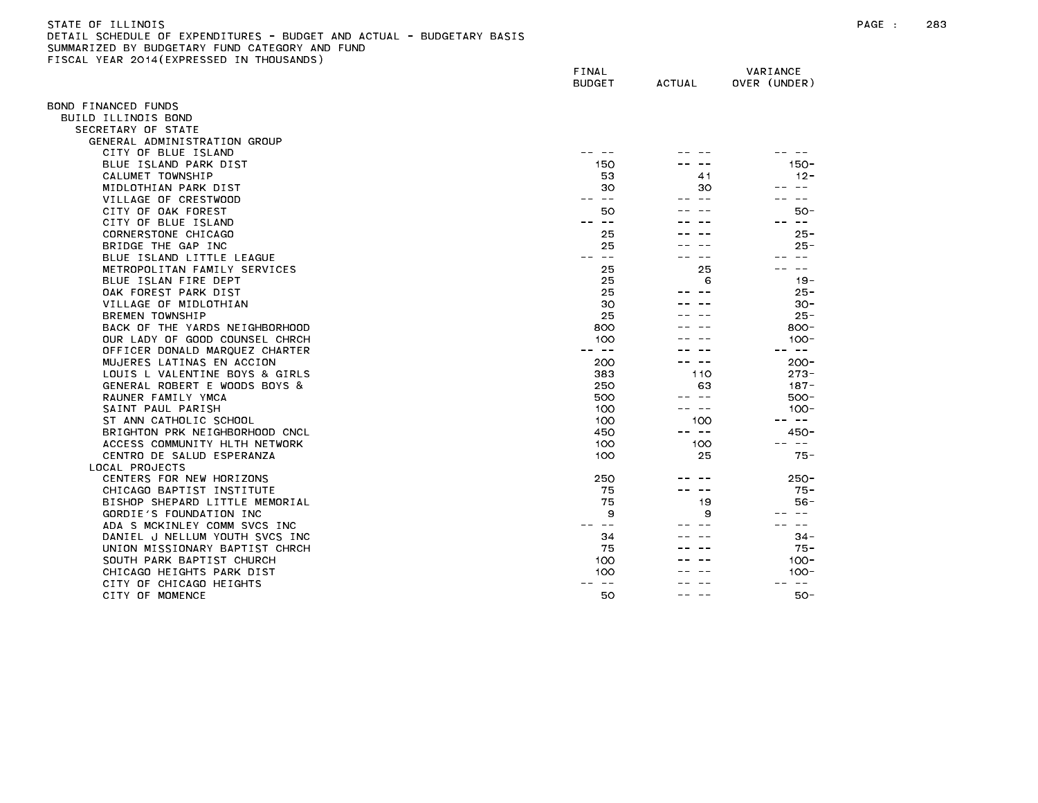STATE OF ILLINOIS
DETAIL SCHEDULE OF EXPENDITURES - BUDGET AND ACTUAL - BUDGETARY BASIS
SUMMARIZED BY BUDGETARY FUND CATEGORY AND FUND
FISCAL YEAR 2014(EXPRESSED IN THOUSANDS)

| | FINAL BUDGET | ACTUAL | VARIANCE OVER (UNDER) |
|---|---|---|---|
| BOND FINANCED FUNDS | | | |
| BUILD ILLINOIS BOND | | | |
| SECRETARY OF STATE | | | |
| GENERAL ADMINISTRATION GROUP | | | |
| CITY OF BLUE ISLAND | -- -- | -- -- | -- -- |
| BLUE ISLAND PARK DIST | 150 | -- -- | 150- |
| CALUMET TOWNSHIP | 53 | 41 | 12- |
| MIDLOTHIAN PARK DIST | 30 | 30 | -- -- |
| VILLAGE OF CRESTWOOD | -- -- | -- -- | -- -- |
| CITY OF OAK FOREST | 50 | -- -- | 50- |
| CITY OF BLUE ISLAND | -- -- | -- -- | -- -- |
| CORNERSTONE CHICAGO | 25 | -- -- | 25- |
| BRIDGE THE GAP INC | 25 | -- -- | 25- |
| BLUE ISLAND LITTLE LEAGUE | -- -- | -- -- | -- -- |
| METROPOLITAN FAMILY SERVICES | 25 | 25 | -- -- |
| BLUE ISLAN FIRE DEPT | 25 | 6 | 19- |
| OAK FOREST PARK DIST | 25 | -- -- | 25- |
| VILLAGE OF MIDLOTHIAN | 30 | -- -- | 30- |
| BREMEN TOWNSHIP | 25 | -- -- | 25- |
| BACK OF THE YARDS NEIGHBORHOOD | 800 | -- -- | 800- |
| OUR LADY OF GOOD COUNSEL CHRCH | 100 | -- -- | 100- |
| OFFICER DONALD MARQUEZ CHARTER | -- -- | -- -- | -- -- |
| MUJERES LATINAS EN ACCION | 200 | -- -- | 200- |
| LOUIS L VALENTINE BOYS & GIRLS | 383 | 110 | 273- |
| GENERAL ROBERT E WOODS BOYS & | 250 | 63 | 187- |
| RAUNER FAMILY YMCA | 500 | -- -- | 500- |
| SAINT PAUL PARISH | 100 | -- -- | 100- |
| ST ANN CATHOLIC SCHOOL | 100 | 100 | -- -- |
| BRIGHTON PRK NEIGHBORHOOD CNCL | 450 | -- -- | 450- |
| ACCESS COMMUNITY HLTH NETWORK | 100 | 100 | -- -- |
| CENTRO DE SALUD ESPERANZA | 100 | 25 | 75- |
| LOCAL PROJECTS | | | |
| CENTERS FOR NEW HORIZONS | 250 | -- -- | 250- |
| CHICAGO BAPTIST INSTITUTE | 75 | -- -- | 75- |
| BISHOP SHEPARD LITTLE MEMORIAL | 75 | 19 | 56- |
| GORDIE'S FOUNDATION INC | 9 | 9 | -- -- |
| ADA S MCKINLEY COMM SVCS INC | -- -- | -- -- | -- -- |
| DANIEL J NELLUM YOUTH SVCS INC | 34 | -- -- | 34- |
| UNION MISSIONARY BAPTIST CHRCH | 75 | -- -- | 75- |
| SOUTH PARK BAPTIST CHURCH | 100 | -- -- | 100- |
| CHICAGO HEIGHTS PARK DIST | 100 | -- -- | 100- |
| CITY OF CHICAGO HEIGHTS | -- -- | -- -- | -- -- |
| CITY OF MOMENCE | 50 | -- -- | 50- |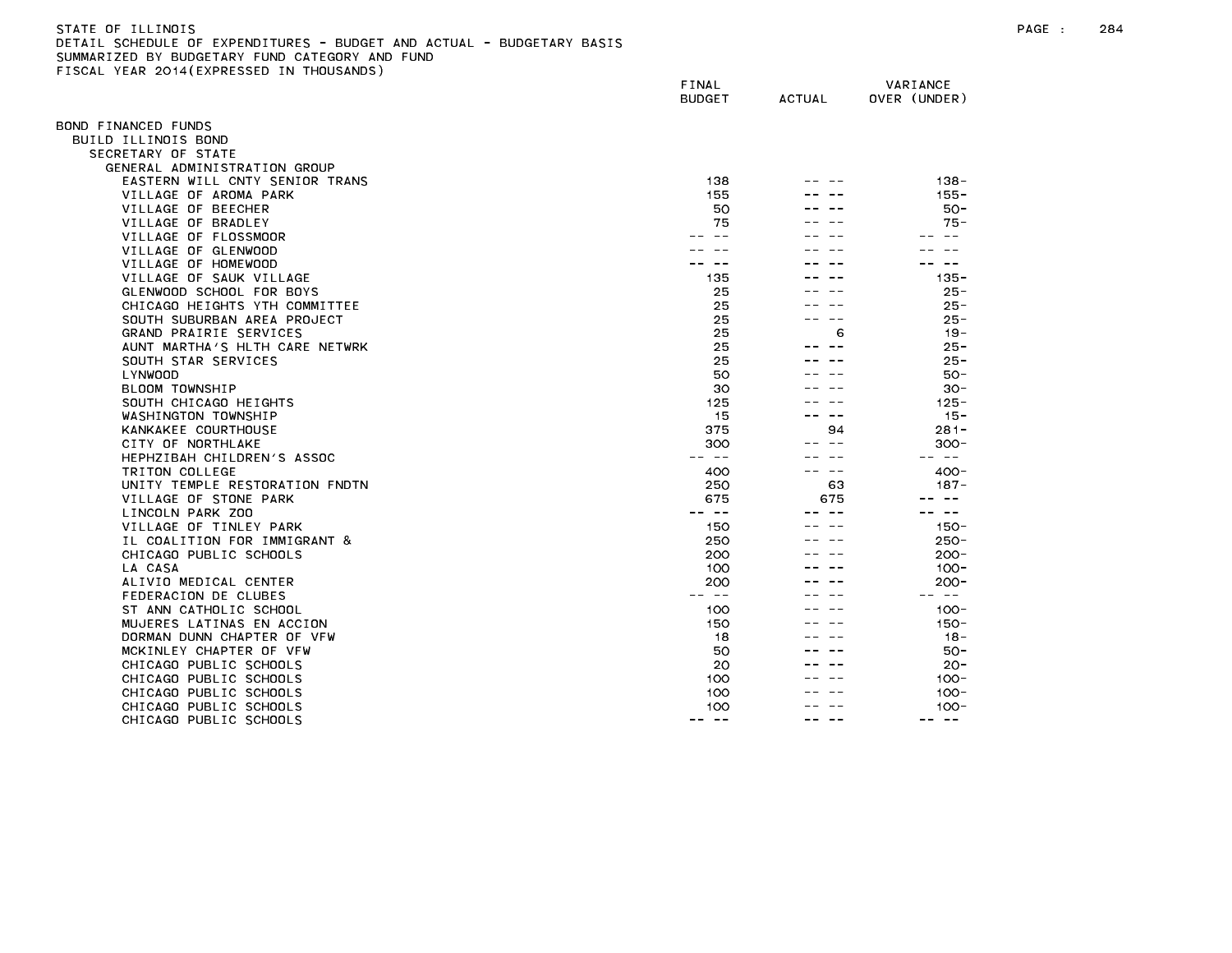STATE OF ILLINOIS
DETAIL SCHEDULE OF EXPENDITURES - BUDGET AND ACTUAL - BUDGETARY BASIS
SUMMARIZED BY BUDGETARY FUND CATEGORY AND FUND
FISCAL YEAR 2014(EXPRESSED IN THOUSANDS)

| | FINAL BUDGET | ACTUAL | VARIANCE OVER (UNDER) |
|---|---|---|---|
| BOND FINANCED FUNDS | | | |
| BUILD ILLINOIS BOND | | | |
| SECRETARY OF STATE | | | |
| GENERAL ADMINISTRATION GROUP | | | |
| EASTERN WILL CNTY SENIOR TRANS | 138 | -- -- | 138- |
| VILLAGE OF AROMA PARK | 155 | -- -- | 155- |
| VILLAGE OF BEECHER | 50 | -- -- | 50- |
| VILLAGE OF BRADLEY | 75 | -- -- | 75- |
| VILLAGE OF FLOSSMOOR | -- -- | -- -- | -- -- |
| VILLAGE OF GLENWOOD | -- -- | -- -- | -- -- |
| VILLAGE OF HOMEWOOD | -- -- | -- -- | -- -- |
| VILLAGE OF SAUK VILLAGE | 135 | -- -- | 135- |
| GLENWOOD SCHOOL FOR BOYS | 25 | -- -- | 25- |
| CHICAGO HEIGHTS YTH COMMITTEE | 25 | -- -- | 25- |
| SOUTH SUBURBAN AREA PROJECT | 25 | -- -- | 25- |
| GRAND PRAIRIE SERVICES | 25 | 6 | 19- |
| AUNT MARTHA'S HLTH CARE NETWRK | 25 | -- -- | 25- |
| SOUTH STAR SERVICES | 25 | -- -- | 25- |
| LYNWOOD | 50 | -- -- | 50- |
| BLOOM TOWNSHIP | 30 | -- -- | 30- |
| SOUTH CHICAGO HEIGHTS | 125 | -- -- | 125- |
| WASHINGTON TOWNSHIP | 15 | -- -- | 15- |
| KANKAKEE COURTHOUSE | 375 | 94 | 281- |
| CITY OF NORTHLAKE | 300 | -- -- | 300- |
| HEPHZIBAH CHILDREN'S ASSOC | -- -- | -- -- | -- -- |
| TRITON COLLEGE | 400 | -- -- | 400- |
| UNITY TEMPLE RESTORATION FNDTN | 250 | 63 | 187- |
| VILLAGE OF STONE PARK | 675 | 675 | -- -- |
| LINCOLN PARK ZOO | -- -- | -- -- | -- -- |
| VILLAGE OF TINLEY PARK | 150 | -- -- | 150- |
| IL COALITION FOR IMMIGRANT & | 250 | -- -- | 250- |
| CHICAGO PUBLIC SCHOOLS | 200 | -- -- | 200- |
| LA CASA | 100 | -- -- | 100- |
| ALIVIO MEDICAL CENTER | 200 | -- -- | 200- |
| FEDERACION DE CLUBES | -- -- | -- -- | -- -- |
| ST ANN CATHOLIC SCHOOL | 100 | -- -- | 100- |
| MUJERES LATINAS EN ACCION | 150 | -- -- | 150- |
| DORMAN DUNN CHAPTER OF VFW | 18 | -- -- | 18- |
| MCKINLEY CHAPTER OF VFW | 50 | -- -- | 50- |
| CHICAGO PUBLIC SCHOOLS | 20 | -- -- | 20- |
| CHICAGO PUBLIC SCHOOLS | 100 | -- -- | 100- |
| CHICAGO PUBLIC SCHOOLS | 100 | -- -- | 100- |
| CHICAGO PUBLIC SCHOOLS | 100 | -- -- | 100- |
| CHICAGO PUBLIC SCHOOLS | -- -- | -- -- | -- -- |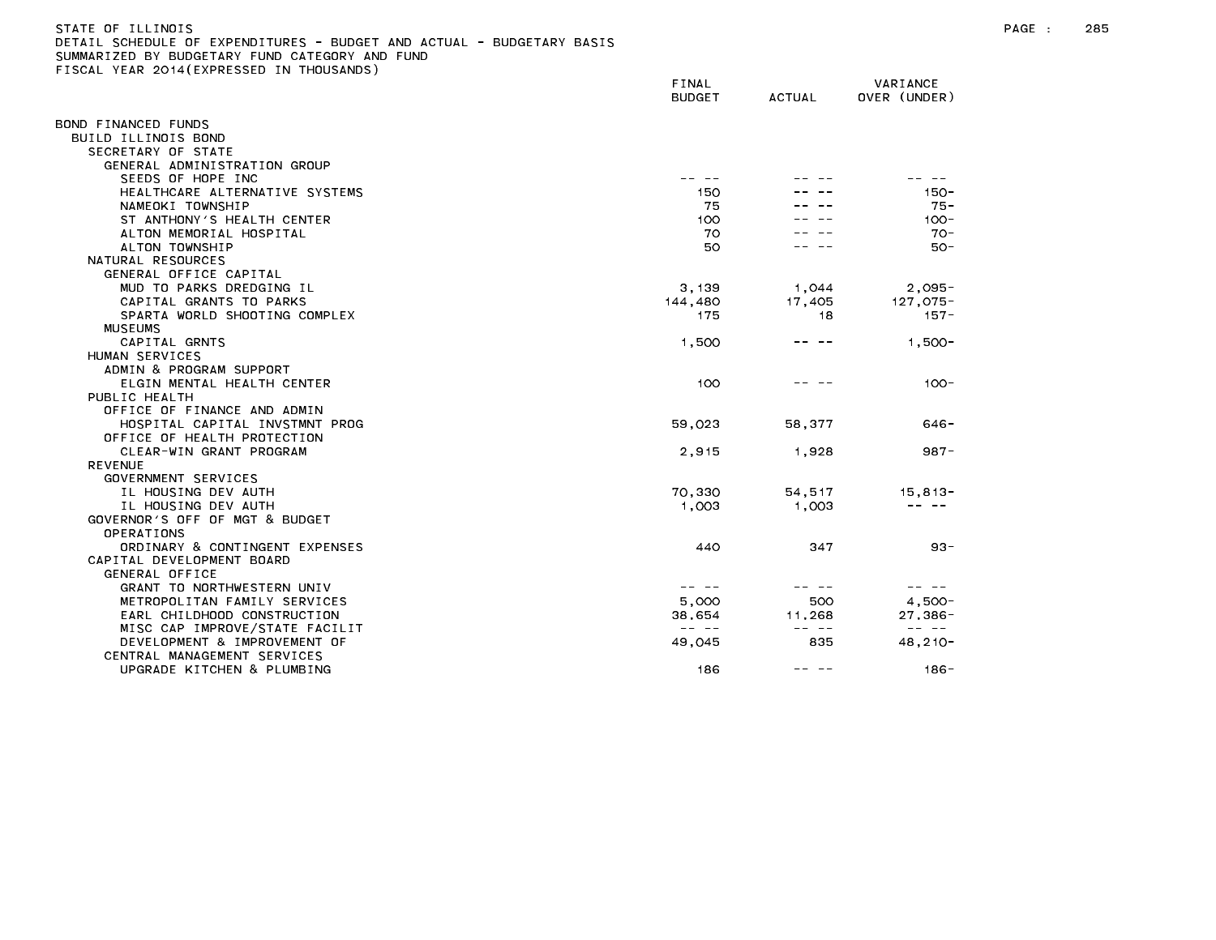STATE OF ILLINOIS
DETAIL SCHEDULE OF EXPENDITURES - BUDGET AND ACTUAL - BUDGETARY BASIS
SUMMARIZED BY BUDGETARY FUND CATEGORY AND FUND
FISCAL YEAR 2014(EXPRESSED IN THOUSANDS)

| | FINAL BUDGET | ACTUAL | VARIANCE OVER (UNDER) |
|---|---|---|---|
| BOND FINANCED FUNDS | | | |
| BUILD ILLINOIS BOND | | | |
| SECRETARY OF STATE | | | |
| GENERAL ADMINISTRATION GROUP | | | |
| SEEDS OF HOPE INC | -- -- | -- -- | -- -- |
| HEALTHCARE ALTERNATIVE SYSTEMS | 150 | -- -- | 150- |
| NAMEOKI TOWNSHIP | 75 | -- -- | 75- |
| ST ANTHONY'S HEALTH CENTER | 100 | -- -- | 100- |
| ALTON MEMORIAL HOSPITAL | 70 | -- -- | 70- |
| ALTON TOWNSHIP | 50 | -- -- | 50- |
| NATURAL RESOURCES | | | |
| GENERAL OFFICE CAPITAL | | | |
| MUD TO PARKS DREDGING IL | 3,139 | 1,044 | 2,095- |
| CAPITAL GRANTS TO PARKS | 144,480 | 17,405 | 127,075- |
| SPARTA WORLD SHOOTING COMPLEX | 175 | 18 | 157- |
| MUSEUMS | | | |
| CAPITAL GRNTS | 1,500 | -- -- | 1,500- |
| HUMAN SERVICES | | | |
| ADMIN & PROGRAM SUPPORT | | | |
| ELGIN MENTAL HEALTH CENTER | 100 | -- -- | 100- |
| PUBLIC HEALTH | | | |
| OFFICE OF FINANCE AND ADMIN | | | |
| HOSPITAL CAPITAL INVSTMNT PROG | 59,023 | 58,377 | 646- |
| OFFICE OF HEALTH PROTECTION | | | |
| CLEAR-WIN GRANT PROGRAM | 2,915 | 1,928 | 987- |
| REVENUE | | | |
| GOVERNMENT SERVICES | | | |
| IL HOUSING DEV AUTH | 70,330 | 54,517 | 15,813- |
| IL HOUSING DEV AUTH | 1,003 | 1,003 | -- -- |
| GOVERNOR'S OFF OF MGT & BUDGET | | | |
| OPERATIONS | | | |
| ORDINARY & CONTINGENT EXPENSES | 440 | 347 | 93- |
| CAPITAL DEVELOPMENT BOARD | | | |
| GENERAL OFFICE | | | |
| GRANT TO NORTHWESTERN UNIV | -- -- | -- -- | -- -- |
| METROPOLITAN FAMILY SERVICES | 5,000 | 500 | 4,500- |
| EARL CHILDHOOD CONSTRUCTION | 38,654 | 11,268 | 27,386- |
| MISC CAP IMPROVE/STATE FACILIT | -- -- | -- -- | -- -- |
| DEVELOPMENT & IMPROVEMENT OF | 49,045 | 835 | 48,210- |
| CENTRAL MANAGEMENT SERVICES | | | |
| UPGRADE KITCHEN & PLUMBING | 186 | -- -- | 186- |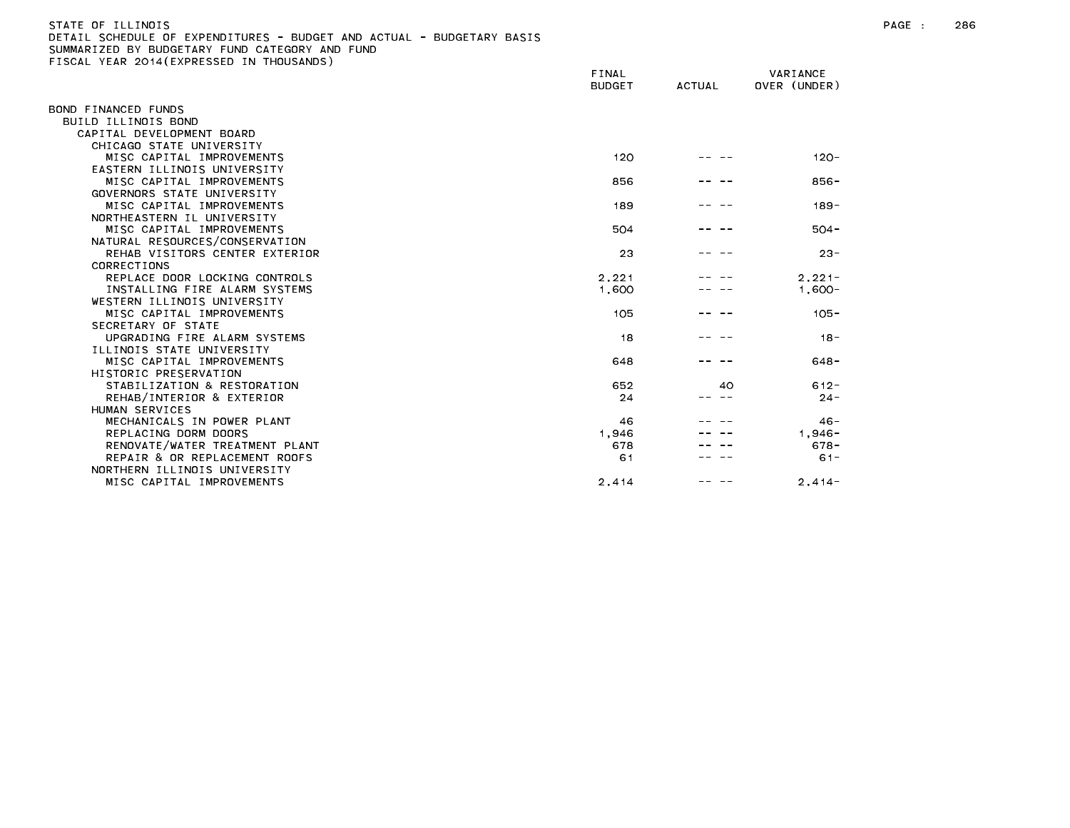STATE OF ILLINOIS
DETAIL SCHEDULE OF EXPENDITURES - BUDGET AND ACTUAL - BUDGETARY BASIS
SUMMARIZED BY BUDGETARY FUND CATEGORY AND FUND
FISCAL YEAR 2014(EXPRESSED IN THOUSANDS)

| | FINAL BUDGET | ACTUAL | VARIANCE OVER (UNDER) |
|---|---|---|---|
| BOND FINANCED FUNDS | | | |
| BUILD ILLINOIS BOND | | | |
| CAPITAL DEVELOPMENT BOARD | | | |
| CHICAGO STATE UNIVERSITY | | | |
| MISC CAPITAL IMPROVEMENTS | 120 | -- -- | 120- |
| EASTERN ILLINOIS UNIVERSITY | | | |
| MISC CAPITAL IMPROVEMENTS | 856 | -- -- | 856- |
| GOVERNORS STATE UNIVERSITY | | | |
| MISC CAPITAL IMPROVEMENTS | 189 | -- -- | 189- |
| NORTHEASTERN IL UNIVERSITY | | | |
| MISC CAPITAL IMPROVEMENTS | 504 | -- -- | 504- |
| NATURAL RESOURCES/CONSERVATION | | | |
| REHAB VISITORS CENTER EXTERIOR | 23 | -- -- | 23- |
| CORRECTIONS | | | |
| REPLACE DOOR LOCKING CONTROLS | 2,221 | -- -- | 2,221- |
| INSTALLING FIRE ALARM SYSTEMS | 1,600 | -- -- | 1,600- |
| WESTERN ILLINOIS UNIVERSITY | | | |
| MISC CAPITAL IMPROVEMENTS | 105 | -- -- | 105- |
| SECRETARY OF STATE | | | |
| UPGRADING FIRE ALARM SYSTEMS | 18 | -- -- | 18- |
| ILLINOIS STATE UNIVERSITY | | | |
| MISC CAPITAL IMPROVEMENTS | 648 | -- -- | 648- |
| HISTORIC PRESERVATION | | | |
| STABILIZATION & RESTORATION | 652 | 40 | 612- |
| REHAB/INTERIOR & EXTERIOR | 24 | -- -- | 24- |
| HUMAN SERVICES | | | |
| MECHANICALS IN POWER PLANT | 46 | -- -- | 46- |
| REPLACING DORM DOORS | 1,946 | -- -- | 1,946- |
| RENOVATE/WATER TREATMENT PLANT | 678 | -- -- | 678- |
| REPAIR & OR REPLACEMENT ROOFS | 61 | -- -- | 61- |
| NORTHERN ILLINOIS UNIVERSITY | | | |
| MISC CAPITAL IMPROVEMENTS | 2,414 | -- -- | 2,414- |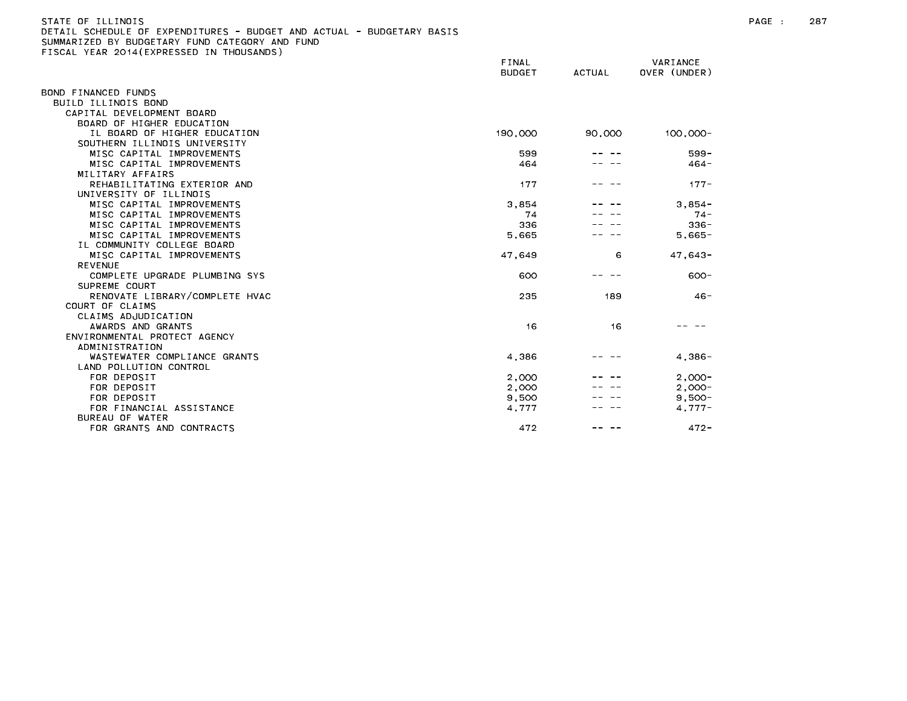STATE OF ILLINOIS
DETAIL SCHEDULE OF EXPENDITURES - BUDGET AND ACTUAL - BUDGETARY BASIS
SUMMARIZED BY BUDGETARY FUND CATEGORY AND FUND
FISCAL YEAR 2014(EXPRESSED IN THOUSANDS)

| | FINAL BUDGET | ACTUAL | VARIANCE OVER (UNDER) |
|---|---|---|---|
| BOND FINANCED FUNDS | | | |
| BUILD ILLINOIS BOND | | | |
| CAPITAL DEVELOPMENT BOARD | | | |
| BOARD OF HIGHER EDUCATION | | | |
| IL BOARD OF HIGHER EDUCATION | 190,000 | 90,000 | 100,000- |
| SOUTHERN ILLINOIS UNIVERSITY | | | |
| MISC CAPITAL IMPROVEMENTS | 599 | -- -- | 599- |
| MISC CAPITAL IMPROVEMENTS | 464 | -- -- | 464- |
| MILITARY AFFAIRS | | | |
| REHABILITATING EXTERIOR AND | 177 | -- -- | 177- |
| UNIVERSITY OF ILLINOIS | | | |
| MISC CAPITAL IMPROVEMENTS | 3,854 | -- -- | 3,854- |
| MISC CAPITAL IMPROVEMENTS | 74 | -- -- | 74- |
| MISC CAPITAL IMPROVEMENTS | 336 | -- -- | 336- |
| MISC CAPITAL IMPROVEMENTS | 5,665 | -- -- | 5,665- |
| IL COMMUNITY COLLEGE BOARD | | | |
| MISC CAPITAL IMPROVEMENTS | 47,649 | 6 | 47,643- |
| REVENUE | | | |
| COMPLETE UPGRADE PLUMBING SYS | 600 | -- -- | 600- |
| SUPREME COURT | | | |
| RENOVATE LIBRARY/COMPLETE HVAC | 235 | 189 | 46- |
| COURT OF CLAIMS | | | |
| CLAIMS ADJUDICATION | | | |
| AWARDS AND GRANTS | 16 | 16 | -- -- |
| ENVIRONMENTAL PROTECT AGENCY | | | |
| ADMINISTRATION | | | |
| WASTEWATER COMPLIANCE GRANTS | 4,386 | -- -- | 4,386- |
| LAND POLLUTION CONTROL | | | |
| FOR DEPOSIT | 2,000 | -- -- | 2,000- |
| FOR DEPOSIT | 2,000 | -- -- | 2,000- |
| FOR DEPOSIT | 9,500 | -- -- | 9,500- |
| FOR FINANCIAL ASSISTANCE | 4,777 | -- -- | 4,777- |
| BUREAU OF WATER | | | |
| FOR GRANTS AND CONTRACTS | 472 | -- -- | 472- |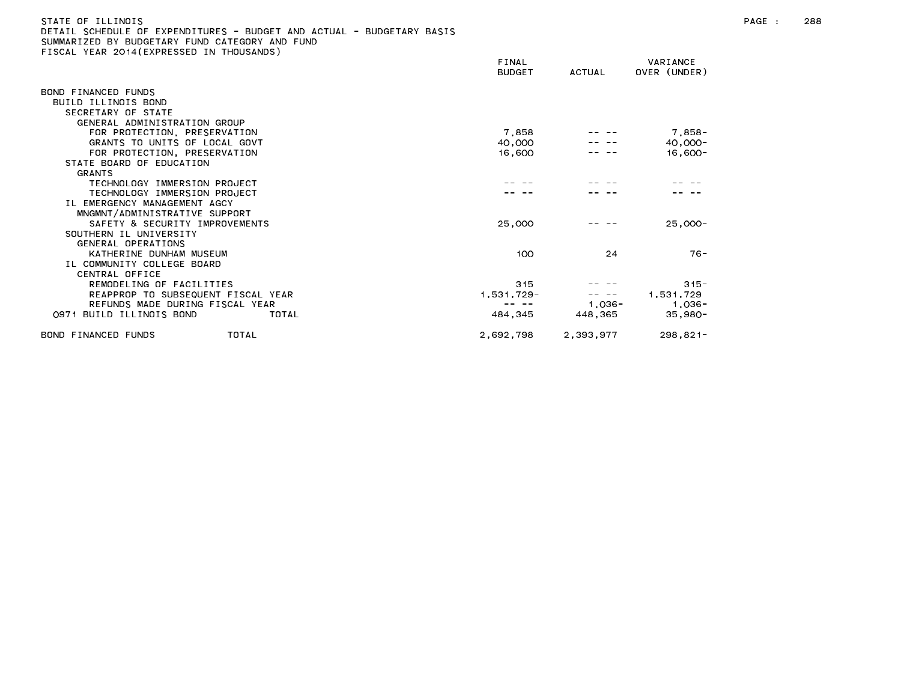STATE OF ILLINOIS
DETAIL SCHEDULE OF EXPENDITURES - BUDGET AND ACTUAL - BUDGETARY BASIS
SUMMARIZED BY BUDGETARY FUND CATEGORY AND FUND
FISCAL YEAR 2014(EXPRESSED IN THOUSANDS)

| | FINAL BUDGET | ACTUAL | VARIANCE OVER (UNDER) |
|---|---|---|---|
| BOND FINANCED FUNDS | | | |
| BUILD ILLINOIS BOND | | | |
| SECRETARY OF STATE | | | |
| GENERAL ADMINISTRATION GROUP | | | |
| FOR PROTECTION, PRESERVATION | 7,858 | -- -- | 7,858- |
| GRANTS TO UNITS OF LOCAL GOVT | 40,000 | -- -- | 40,000- |
| FOR PROTECTION, PRESERVATION | 16,600 | -- -- | 16,600- |
| STATE BOARD OF EDUCATION | | | |
| GRANTS | | | |
| TECHNOLOGY IMMERSION PROJECT | -- -- | -- -- | -- -- |
| TECHNOLOGY IMMERSION PROJECT | -- -- | -- -- | -- -- |
| IL EMERGENCY MANAGEMENT AGCY | | | |
| MNGMNT/ADMINISTRATIVE SUPPORT | | | |
| SAFETY & SECURITY IMPROVEMENTS | 25,000 | -- -- | 25,000- |
| SOUTHERN IL UNIVERSITY | | | |
| GENERAL OPERATIONS | | | |
| KATHERINE DUNHAM MUSEUM | 100 | 24 | 76- |
| IL COMMUNITY COLLEGE BOARD | | | |
| CENTRAL OFFICE | | | |
| REMODELING OF FACILITIES | 315 | -- -- | 315- |
| REAPPROP TO SUBSEQUENT FISCAL YEAR | 1,531,729- | -- -- | 1,531,729 |
| REFUNDS MADE DURING FISCAL YEAR | -- -- | 1,036- | 1,036- |
| 0971 BUILD ILLINOIS BOND TOTAL | 484,345 | 448,365 | 35,980- |
| BOND FINANCED FUNDS TOTAL | 2,692,798 | 2,393,977 | 298,821- |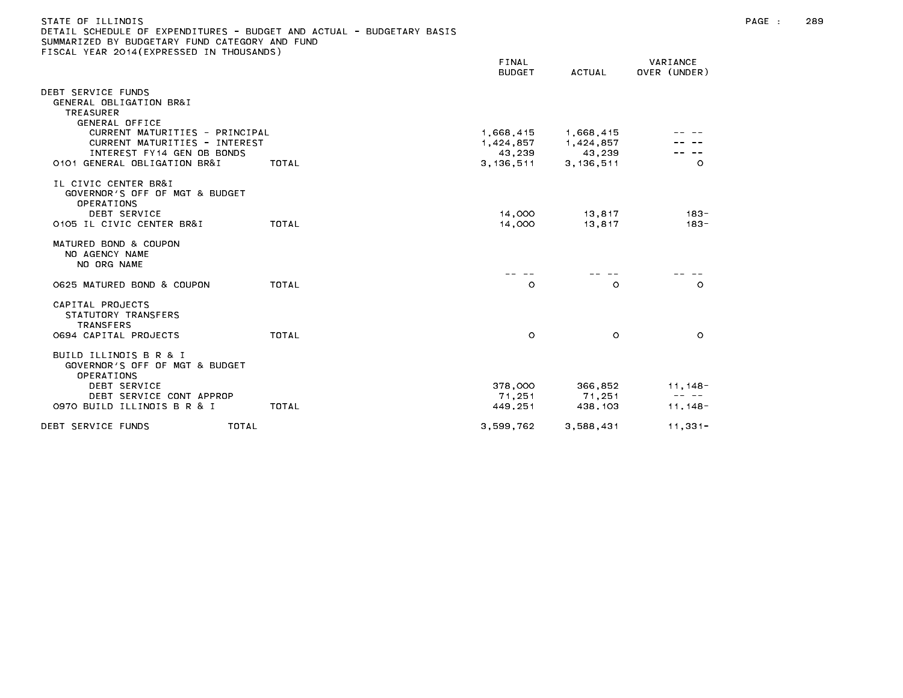STATE OF ILLINOIS
DETAIL SCHEDULE OF EXPENDITURES - BUDGET AND ACTUAL - BUDGETARY BASIS
SUMMARIZED BY BUDGETARY FUND CATEGORY AND FUND
FISCAL YEAR 2014(EXPRESSED IN THOUSANDS)

| | FINAL BUDGET | ACTUAL | VARIANCE OVER (UNDER) |
|---|---|---|---|
| DEBT SERVICE FUNDS | | | |
| GENERAL OBLIGATION BR&I | | | |
| TREASURER | | | |
| GENERAL OFFICE | | | |
| CURRENT MATURITIES - PRINCIPAL | 1,668,415 | 1,668,415 | -- -- |
| CURRENT MATURITIES - INTEREST | 1,424,857 | 1,424,857 | -- -- |
| INTEREST FY14 GEN OB BONDS | 43,239 | 43,239 | -- -- |
| 0101 GENERAL OBLIGATION BR&I TOTAL | 3,136,511 | 3,136,511 | 0 |
| IL CIVIC CENTER BR&I | | | |
| GOVERNOR'S OFF OF MGT & BUDGET | | | |
| OPERATIONS | | | |
| DEBT SERVICE | 14,000 | 13,817 | 183- |
| 0105 IL CIVIC CENTER BR&I TOTAL | 14,000 | 13,817 | 183- |
| MATURED BOND & COUPON | | | |
| NO AGENCY NAME | | | |
| NO ORG NAME | | | |
| | -- -- | -- -- | -- -- |
| 0625 MATURED BOND & COUPON TOTAL | 0 | 0 | 0 |
| CAPITAL PROJECTS | | | |
| STATUTORY TRANSFERS | | | |
| TRANSFERS | | | |
| 0694 CAPITAL PROJECTS TOTAL | 0 | 0 | 0 |
| BUILD ILLINOIS B R & I | | | |
| GOVERNOR'S OFF OF MGT & BUDGET | | | |
| OPERATIONS | | | |
| DEBT SERVICE | 378,000 | 366,852 | 11,148- |
| DEBT SERVICE CONT APPROP | 71,251 | 71,251 | -- -- |
| 0970 BUILD ILLINOIS B R & I TOTAL | 449,251 | 438,103 | 11,148- |
| DEBT SERVICE FUNDS TOTAL | 3,599,762 | 3,588,431 | 11,331- |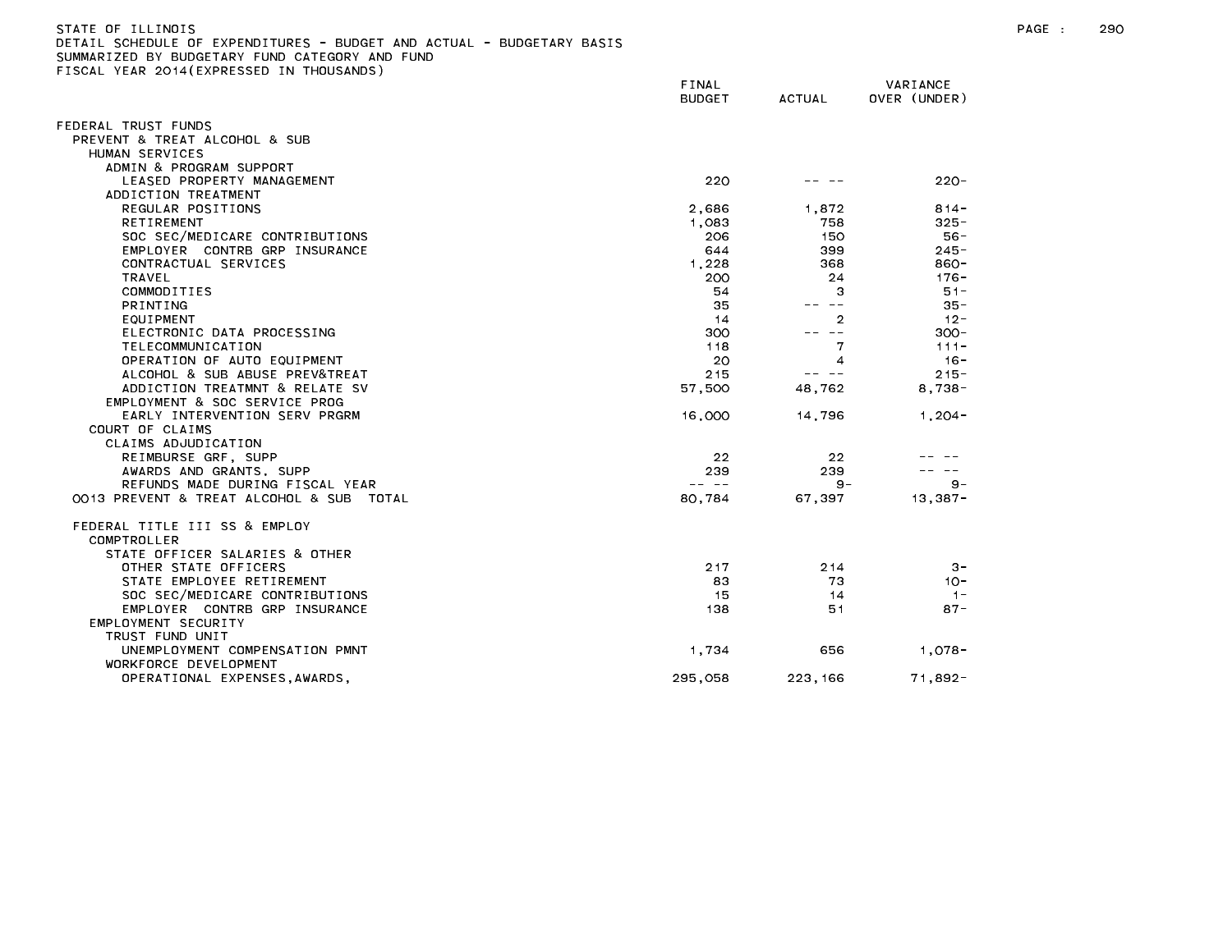STATE OF ILLINOIS
DETAIL SCHEDULE OF EXPENDITURES - BUDGET AND ACTUAL - BUDGETARY BASIS
SUMMARIZED BY BUDGETARY FUND CATEGORY AND FUND
FISCAL YEAR 2014(EXPRESSED IN THOUSANDS)

| | FINAL BUDGET | ACTUAL | VARIANCE OVER (UNDER) |
|---|---|---|---|
| FEDERAL TRUST FUNDS | | | |
| PREVENT & TREAT ALCOHOL & SUB | | | |
| HUMAN SERVICES | | | |
| ADMIN & PROGRAM SUPPORT | | | |
| LEASED PROPERTY MANAGEMENT | 220 | -- -- | 220- |
| ADDICTION TREATMENT | | | |
| REGULAR POSITIONS | 2,686 | 1,872 | 814- |
| RETIREMENT | 1,083 | 758 | 325- |
| SOC SEC/MEDICARE CONTRIBUTIONS | 206 | 150 | 56- |
| EMPLOYER CONTRB GRP INSURANCE | 644 | 399 | 245- |
| CONTRACTUAL SERVICES | 1,228 | 368 | 860- |
| TRAVEL | 200 | 24 | 176- |
| COMMODITIES | 54 | 3 | 51- |
| PRINTING | 35 | -- -- | 35- |
| EQUIPMENT | 14 | 2 | 12- |
| ELECTRONIC DATA PROCESSING | 300 | -- -- | 300- |
| TELECOMMUNICATION | 118 | 7 | 111- |
| OPERATION OF AUTO EQUIPMENT | 20 | 4 | 16- |
| ALCOHOL & SUB ABUSE PREV&TREAT | 215 | -- -- | 215- |
| ADDICTION TREATMNT & RELATE SV | 57,500 | 48,762 | 8,738- |
| EMPLOYMENT & SOC SERVICE PROG | | | |
| EARLY INTERVENTION SERV PRGRM | 16,000 | 14,796 | 1,204- |
| COURT OF CLAIMS | | | |
| CLAIMS ADJUDICATION | | | |
| REIMBURSE GRF, SUPP | 22 | 22 | -- -- |
| AWARDS AND GRANTS, SUPP | 239 | 239 | -- -- |
| REFUNDS MADE DURING FISCAL YEAR | -- -- | 9- | 9- |
| 0013 PREVENT & TREAT ALCOHOL & SUB TOTAL | 80,784 | 67,397 | 13,387- |
| FEDERAL TITLE III SS & EMPLOY | | | |
| COMPTROLLER | | | |
| STATE OFFICER SALARIES & OTHER | | | |
| OTHER STATE OFFICERS | 217 | 214 | 3- |
| STATE EMPLOYEE RETIREMENT | 83 | 73 | 10- |
| SOC SEC/MEDICARE CONTRIBUTIONS | 15 | 14 | 1- |
| EMPLOYER CONTRB GRP INSURANCE | 138 | 51 | 87- |
| EMPLOYMENT SECURITY | | | |
| TRUST FUND UNIT | | | |
| UNEMPLOYMENT COMPENSATION PMNT | 1,734 | 656 | 1,078- |
| WORKFORCE DEVELOPMENT | | | |
| OPERATIONAL EXPENSES,AWARDS, | 295,058 | 223,166 | 71,892- |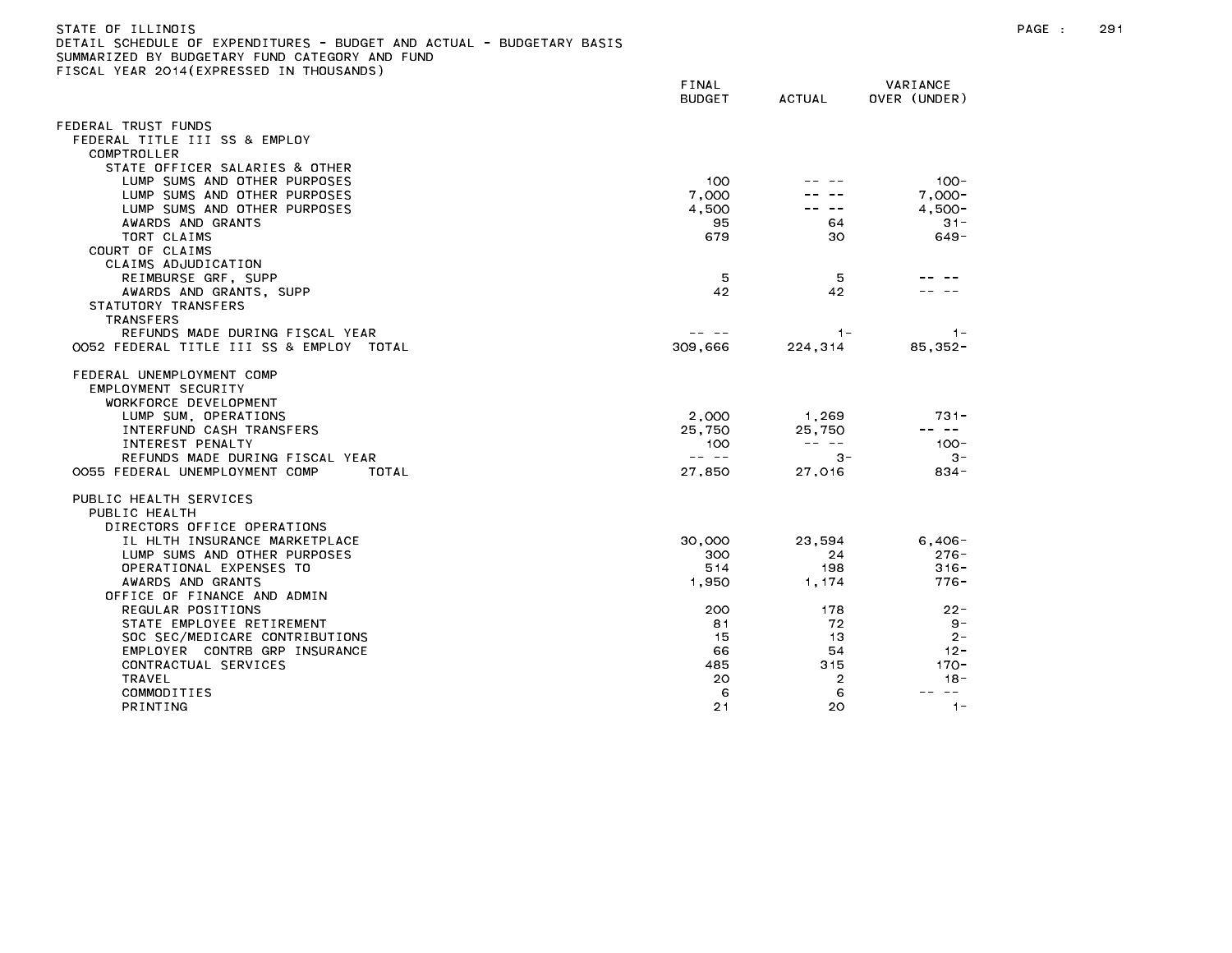STATE OF ILLINOIS
DETAIL SCHEDULE OF EXPENDITURES - BUDGET AND ACTUAL - BUDGETARY BASIS
SUMMARIZED BY BUDGETARY FUND CATEGORY AND FUND
FISCAL YEAR 2014(EXPRESSED IN THOUSANDS)

| | FINAL BUDGET | ACTUAL | VARIANCE OVER (UNDER) |
|---|---|---|---|
| FEDERAL TRUST FUNDS | | | |
| FEDERAL TITLE III SS & EMPLOY | | | |
| COMPTROLLER | | | |
| STATE OFFICER SALARIES & OTHER | | | |
| LUMP SUMS AND OTHER PURPOSES | 100 | -- -- | 100- |
| LUMP SUMS AND OTHER PURPOSES | 7,000 | -- -- | 7,000- |
| LUMP SUMS AND OTHER PURPOSES | 4,500 | -- -- | 4,500- |
| AWARDS AND GRANTS | 95 | 64 | 31- |
| TORT CLAIMS | 679 | 30 | 649- |
| COURT OF CLAIMS | | | |
| CLAIMS ADJUDICATION | | | |
| REIMBURSE GRF, SUPP | 5 | 5 | -- -- |
| AWARDS AND GRANTS, SUPP | 42 | 42 | -- -- |
| STATUTORY TRANSFERS | | | |
| TRANSFERS | | | |
| REFUNDS MADE DURING FISCAL YEAR | -- -- | 1- | 1- |
| 0052 FEDERAL TITLE III SS & EMPLOY TOTAL | 309,666 | 224,314 | 85,352- |
| | | | |
| FEDERAL UNEMPLOYMENT COMP | | | |
| EMPLOYMENT SECURITY | | | |
| WORKFORCE DEVELOPMENT | | | |
| LUMP SUM, OPERATIONS | 2,000 | 1,269 | 731- |
| INTERFUND CASH TRANSFERS | 25,750 | 25,750 | -- -- |
| INTEREST PENALTY | 100 | -- -- | 100- |
| REFUNDS MADE DURING FISCAL YEAR | -- -- | 3- | 3- |
| 0055 FEDERAL UNEMPLOYMENT COMP TOTAL | 27,850 | 27,016 | 834- |
| | | | |
| PUBLIC HEALTH SERVICES | | | |
| PUBLIC HEALTH | | | |
| DIRECTORS OFFICE OPERATIONS | | | |
| IL HLTH INSURANCE MARKETPLACE | 30,000 | 23,594 | 6,406- |
| LUMP SUMS AND OTHER PURPOSES | 300 | 24 | 276- |
| OPERATIONAL EXPENSES TO | 514 | 198 | 316- |
| AWARDS AND GRANTS | 1,950 | 1,174 | 776- |
| OFFICE OF FINANCE AND ADMIN | | | |
| REGULAR POSITIONS | 200 | 178 | 22- |
| STATE EMPLOYEE RETIREMENT | 81 | 72 | 9- |
| SOC SEC/MEDICARE CONTRIBUTIONS | 15 | 13 | 2- |
| EMPLOYER CONTRB GRP INSURANCE | 66 | 54 | 12- |
| CONTRACTUAL SERVICES | 485 | 315 | 170- |
| TRAVEL | 20 | 2 | 18- |
| COMMODITIES | 6 | 6 | -- -- |
| PRINTING | 21 | 20 | 1- |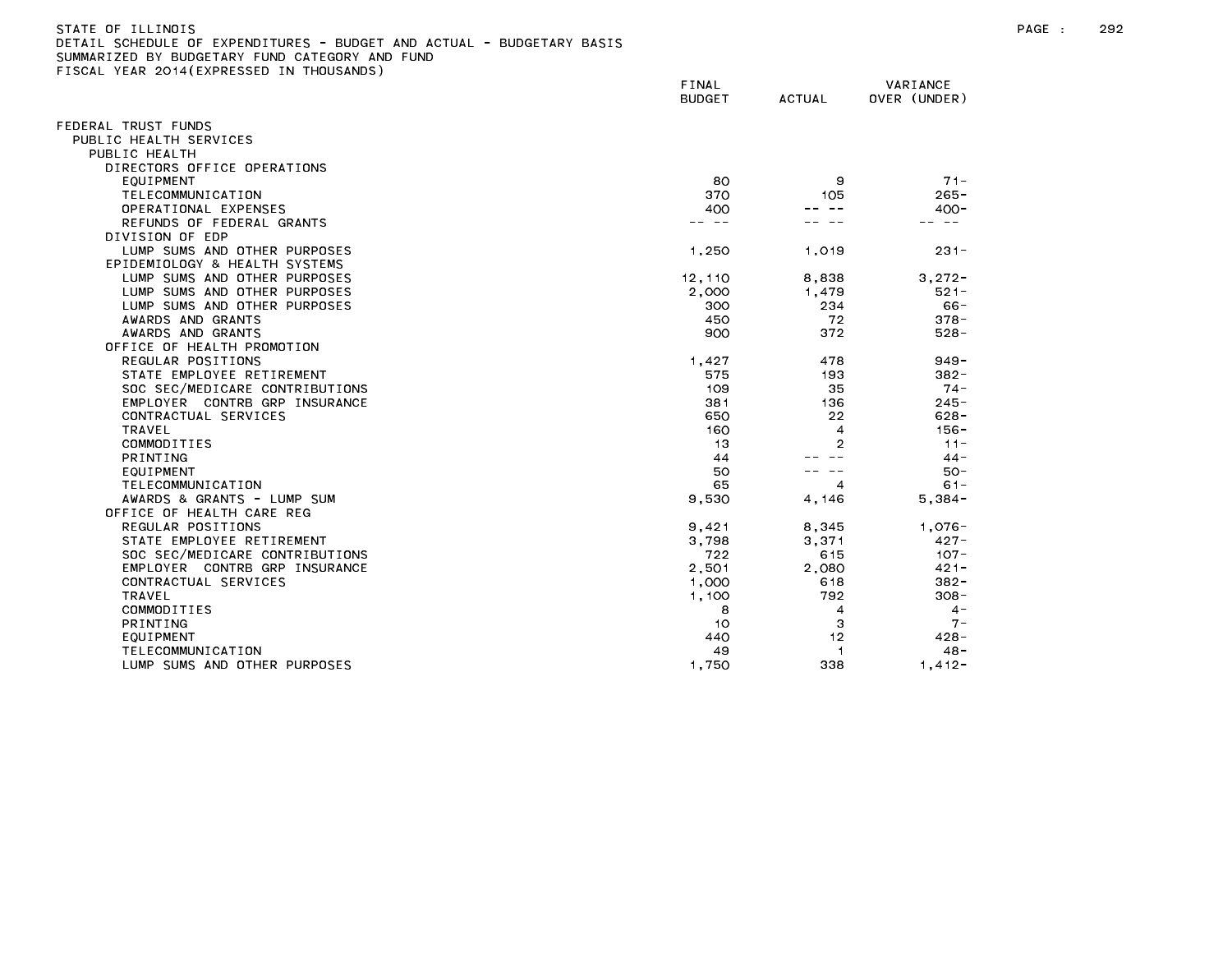STATE OF ILLINOIS
DETAIL SCHEDULE OF EXPENDITURES - BUDGET AND ACTUAL - BUDGETARY BASIS
SUMMARIZED BY BUDGETARY FUND CATEGORY AND FUND
FISCAL YEAR 2014(EXPRESSED IN THOUSANDS)

| | FINAL BUDGET | ACTUAL | VARIANCE OVER (UNDER) |
|---|---|---|---|
| FEDERAL TRUST FUNDS | | | |
| PUBLIC HEALTH SERVICES | | | |
| PUBLIC HEALTH | | | |
| DIRECTORS OFFICE OPERATIONS | | | |
| EQUIPMENT | 80 | 9 | 71- |
| TELECOMMUNICATION | 370 | 105 | 265- |
| OPERATIONAL EXPENSES | 400 | -- -- | 400- |
| REFUNDS OF FEDERAL GRANTS | -- -- | -- -- | -- -- |
| DIVISION OF EDP | | | |
| LUMP SUMS AND OTHER PURPOSES | 1,250 | 1,019 | 231- |
| EPIDEMIOLOGY & HEALTH SYSTEMS | | | |
| LUMP SUMS AND OTHER PURPOSES | 12,110 | 8,838 | 3,272- |
| LUMP SUMS AND OTHER PURPOSES | 2,000 | 1,479 | 521- |
| LUMP SUMS AND OTHER PURPOSES | 300 | 234 | 66- |
| AWARDS AND GRANTS | 450 | 72 | 378- |
| AWARDS AND GRANTS | 900 | 372 | 528- |
| OFFICE OF HEALTH PROMOTION | | | |
| REGULAR POSITIONS | 1,427 | 478 | 949- |
| STATE EMPLOYEE RETIREMENT | 575 | 193 | 382- |
| SOC SEC/MEDICARE CONTRIBUTIONS | 109 | 35 | 74- |
| EMPLOYER CONTRB GRP INSURANCE | 381 | 136 | 245- |
| CONTRACTUAL SERVICES | 650 | 22 | 628- |
| TRAVEL | 160 | 4 | 156- |
| COMMODITIES | 13 | 2 | 11- |
| PRINTING | 44 | -- -- | 44- |
| EQUIPMENT | 50 | -- -- | 50- |
| TELECOMMUNICATION | 65 | 4 | 61- |
| AWARDS & GRANTS - LUMP SUM | 9,530 | 4,146 | 5,384- |
| OFFICE OF HEALTH CARE REG | | | |
| REGULAR POSITIONS | 9,421 | 8,345 | 1,076- |
| STATE EMPLOYEE RETIREMENT | 3,798 | 3,371 | 427- |
| SOC SEC/MEDICARE CONTRIBUTIONS | 722 | 615 | 107- |
| EMPLOYER CONTRB GRP INSURANCE | 2,501 | 2,080 | 421- |
| CONTRACTUAL SERVICES | 1,000 | 618 | 382- |
| TRAVEL | 1,100 | 792 | 308- |
| COMMODITIES | 8 | 4 | 4- |
| PRINTING | 10 | 3 | 7- |
| EQUIPMENT | 440 | 12 | 428- |
| TELECOMMUNICATION | 49 | 1 | 48- |
| LUMP SUMS AND OTHER PURPOSES | 1,750 | 338 | 1,412- |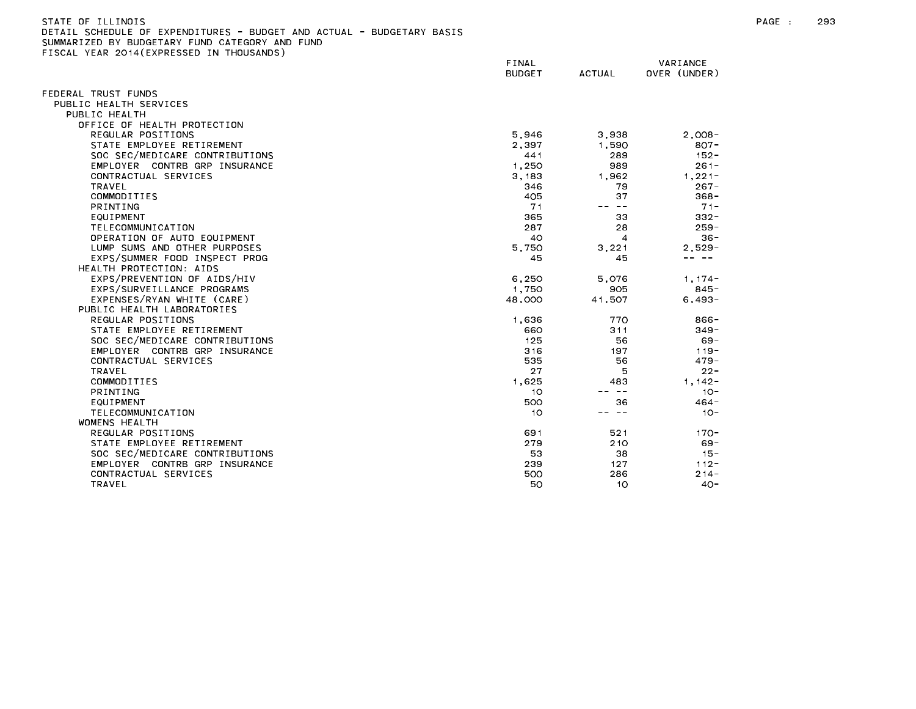STATE OF ILLINOIS
DETAIL SCHEDULE OF EXPENDITURES - BUDGET AND ACTUAL - BUDGETARY BASIS
SUMMARIZED BY BUDGETARY FUND CATEGORY AND FUND
FISCAL YEAR 2014(EXPRESSED IN THOUSANDS)

| | FINAL BUDGET | ACTUAL | VARIANCE OVER (UNDER) |
|---|---|---|---|
| FEDERAL TRUST FUNDS | | | |
| PUBLIC HEALTH SERVICES | | | |
| PUBLIC HEALTH | | | |
| OFFICE OF HEALTH PROTECTION | | | |
| REGULAR POSITIONS | 5,946 | 3,938 | 2,008- |
| STATE EMPLOYEE RETIREMENT | 2,397 | 1,590 | 807- |
| SOC SEC/MEDICARE CONTRIBUTIONS | 441 | 289 | 152- |
| EMPLOYER CONTRB GRP INSURANCE | 1,250 | 989 | 261- |
| CONTRACTUAL SERVICES | 3,183 | 1,962 | 1,221- |
| TRAVEL | 346 | 79 | 267- |
| COMMODITIES | 405 | 37 | 368- |
| PRINTING | 71 | -- -- | 71- |
| EQUIPMENT | 365 | 33 | 332- |
| TELECOMMUNICATION | 287 | 28 | 259- |
| OPERATION OF AUTO EQUIPMENT | 40 | 4 | 36- |
| LUMP SUMS AND OTHER PURPOSES | 5,750 | 3,221 | 2,529- |
| EXPS/SUMMER FOOD INSPECT PROG | 45 | 45 | -- -- |
| HEALTH PROTECTION: AIDS | | | |
| EXPS/PREVENTION OF AIDS/HIV | 6,250 | 5,076 | 1,174- |
| EXPS/SURVEILLANCE PROGRAMS | 1,750 | 905 | 845- |
| EXPENSES/RYAN WHITE (CARE) | 48,000 | 41,507 | 6,493- |
| PUBLIC HEALTH LABORATORIES | | | |
| REGULAR POSITIONS | 1,636 | 770 | 866- |
| STATE EMPLOYEE RETIREMENT | 660 | 311 | 349- |
| SOC SEC/MEDICARE CONTRIBUTIONS | 125 | 56 | 69- |
| EMPLOYER CONTRB GRP INSURANCE | 316 | 197 | 119- |
| CONTRACTUAL SERVICES | 535 | 56 | 479- |
| TRAVEL | 27 | 5 | 22- |
| COMMODITIES | 1,625 | 483 | 1,142- |
| PRINTING | 10 | -- -- | 10- |
| EQUIPMENT | 500 | 36 | 464- |
| TELECOMMUNICATION | 10 | -- -- | 10- |
| WOMENS HEALTH | | | |
| REGULAR POSITIONS | 691 | 521 | 170- |
| STATE EMPLOYEE RETIREMENT | 279 | 210 | 69- |
| SOC SEC/MEDICARE CONTRIBUTIONS | 53 | 38 | 15- |
| EMPLOYER CONTRB GRP INSURANCE | 239 | 127 | 112- |
| CONTRACTUAL SERVICES | 500 | 286 | 214- |
| TRAVEL | 50 | 10 | 40- |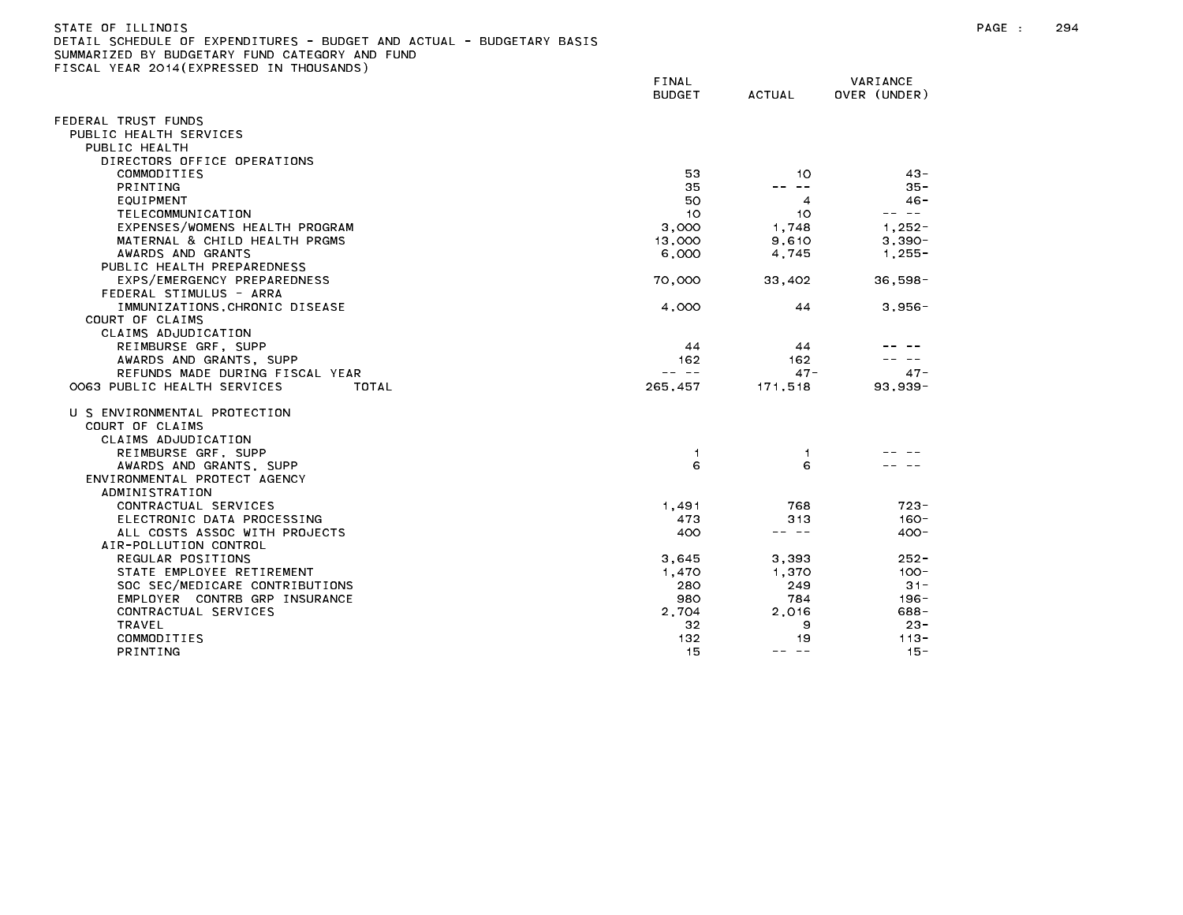STATE OF ILLINOIS
DETAIL SCHEDULE OF EXPENDITURES - BUDGET AND ACTUAL - BUDGETARY BASIS
SUMMARIZED BY BUDGETARY FUND CATEGORY AND FUND
FISCAL YEAR 2014(EXPRESSED IN THOUSANDS)

| | FINAL BUDGET | ACTUAL | VARIANCE OVER (UNDER) |
|---|---|---|---|
| FEDERAL TRUST FUNDS | | | |
| PUBLIC HEALTH SERVICES | | | |
| PUBLIC HEALTH | | | |
| DIRECTORS OFFICE OPERATIONS | | | |
| COMMODITIES | 53 | 10 | 43- |
| PRINTING | 35 | -- -- | 35- |
| EQUIPMENT | 50 | 4 | 46- |
| TELECOMMUNICATION | 10 | 10 | -- -- |
| EXPENSES/WOMENS HEALTH PROGRAM | 3,000 | 1,748 | 1,252- |
| MATERNAL & CHILD HEALTH PRGMS | 13,000 | 9,610 | 3,390- |
| AWARDS AND GRANTS | 6,000 | 4,745 | 1,255- |
| PUBLIC HEALTH PREPAREDNESS | | | |
| EXPS/EMERGENCY PREPAREDNESS | 70,000 | 33,402 | 36,598- |
| FEDERAL STIMULUS - ARRA | | | |
| IMMUNIZATIONS,CHRONIC DISEASE | 4,000 | 44 | 3,956- |
| COURT OF CLAIMS | | | |
| CLAIMS ADJUDICATION | | | |
| REIMBURSE GRF, SUPP | 44 | 44 | -- -- |
| AWARDS AND GRANTS, SUPP | 162 | 162 | -- -- |
| REFUNDS MADE DURING FISCAL YEAR | -- -- | 47- | 47- |
| 0063 PUBLIC HEALTH SERVICES TOTAL | 265,457 | 171,518 | 93,939- |
| | | | |
| U S ENVIRONMENTAL PROTECTION | | | |
| COURT OF CLAIMS | | | |
| CLAIMS ADJUDICATION | | | |
| REIMBURSE GRF, SUPP | 1 | 1 | -- -- |
| AWARDS AND GRANTS, SUPP | 6 | 6 | -- -- |
| ENVIRONMENTAL PROTECT AGENCY | | | |
| ADMINISTRATION | | | |
| CONTRACTUAL SERVICES | 1,491 | 768 | 723- |
| ELECTRONIC DATA PROCESSING | 473 | 313 | 160- |
| ALL COSTS ASSOC WITH PROJECTS | 400 | -- -- | 400- |
| AIR-POLLUTION CONTROL | | | |
| REGULAR POSITIONS | 3,645 | 3,393 | 252- |
| STATE EMPLOYEE RETIREMENT | 1,470 | 1,370 | 100- |
| SOC SEC/MEDICARE CONTRIBUTIONS | 280 | 249 | 31- |
| EMPLOYER CONTRB GRP INSURANCE | 980 | 784 | 196- |
| CONTRACTUAL SERVICES | 2,704 | 2,016 | 688- |
| TRAVEL | 32 | 9 | 23- |
| COMMODITIES | 132 | 19 | 113- |
| PRINTING | 15 | -- -- | 15- |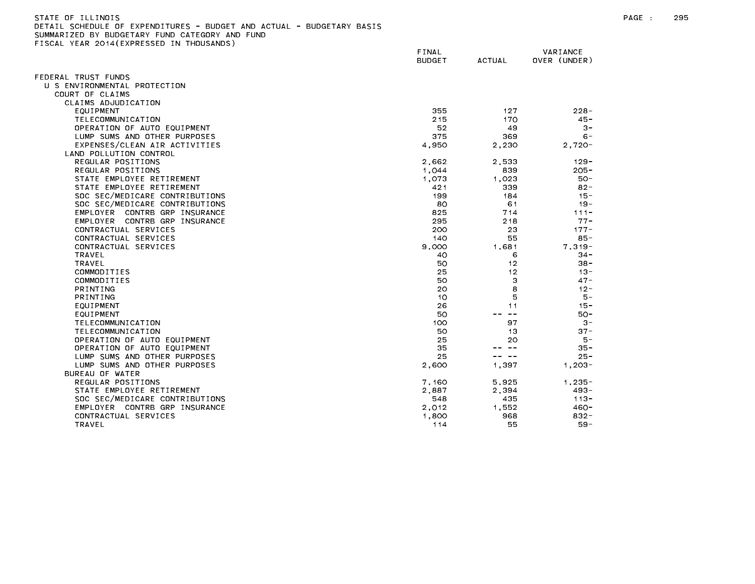STATE OF ILLINOIS
DETAIL SCHEDULE OF EXPENDITURES - BUDGET AND ACTUAL - BUDGETARY BASIS
SUMMARIZED BY BUDGETARY FUND CATEGORY AND FUND
FISCAL YEAR 2014(EXPRESSED IN THOUSANDS)

| | FINAL BUDGET | ACTUAL | VARIANCE OVER (UNDER) |
|---|---|---|---|
| FEDERAL TRUST FUNDS | | | |
| U S ENVIRONMENTAL PROTECTION | | | |
| COURT OF CLAIMS | | | |
| CLAIMS ADJUDICATION | | | |
| EQUIPMENT | 355 | 127 | 228- |
| TELECOMMUNICATION | 215 | 170 | 45- |
| OPERATION OF AUTO EQUIPMENT | 52 | 49 | 3- |
| LUMP SUMS AND OTHER PURPOSES | 375 | 369 | 6- |
| EXPENSES/CLEAN AIR ACTIVITIES | 4,950 | 2,230 | 2,720- |
| LAND POLLUTION CONTROL | | | |
| REGULAR POSITIONS | 2,662 | 2,533 | 129- |
| REGULAR POSITIONS | 1,044 | 839 | 205- |
| STATE EMPLOYEE RETIREMENT | 1,073 | 1,023 | 50- |
| STATE EMPLOYEE RETIREMENT | 421 | 339 | 82- |
| SOC SEC/MEDICARE CONTRIBUTIONS | 199 | 184 | 15- |
| SOC SEC/MEDICARE CONTRIBUTIONS | 80 | 61 | 19- |
| EMPLOYER CONTRB GRP INSURANCE | 825 | 714 | 111- |
| EMPLOYER CONTRB GRP INSURANCE | 295 | 218 | 77- |
| CONTRACTUAL SERVICES | 200 | 23 | 177- |
| CONTRACTUAL SERVICES | 140 | 55 | 85- |
| CONTRACTUAL SERVICES | 9,000 | 1,681 | 7,319- |
| TRAVEL | 40 | 6 | 34- |
| TRAVEL | 50 | 12 | 38- |
| COMMODITIES | 25 | 12 | 13- |
| COMMODITIES | 50 | 3 | 47- |
| PRINTING | 20 | 8 | 12- |
| PRINTING | 10 | 5 | 5- |
| EQUIPMENT | 26 | 11 | 15- |
| EQUIPMENT | 50 | -- -- | 50- |
| TELECOMMUNICATION | 100 | 97 | 3- |
| TELECOMMUNICATION | 50 | 13 | 37- |
| OPERATION OF AUTO EQUIPMENT | 25 | 20 | 5- |
| OPERATION OF AUTO EQUIPMENT | 35 | -- -- | 35- |
| LUMP SUMS AND OTHER PURPOSES | 25 | -- -- | 25- |
| LUMP SUMS AND OTHER PURPOSES | 2,600 | 1,397 | 1,203- |
| BUREAU OF WATER | | | |
| REGULAR POSITIONS | 7,160 | 5,925 | 1,235- |
| STATE EMPLOYEE RETIREMENT | 2,887 | 2,394 | 493- |
| SOC SEC/MEDICARE CONTRIBUTIONS | 548 | 435 | 113- |
| EMPLOYER CONTRB GRP INSURANCE | 2,012 | 1,552 | 460- |
| CONTRACTUAL SERVICES | 1,800 | 968 | 832- |
| TRAVEL | 114 | 55 | 59- |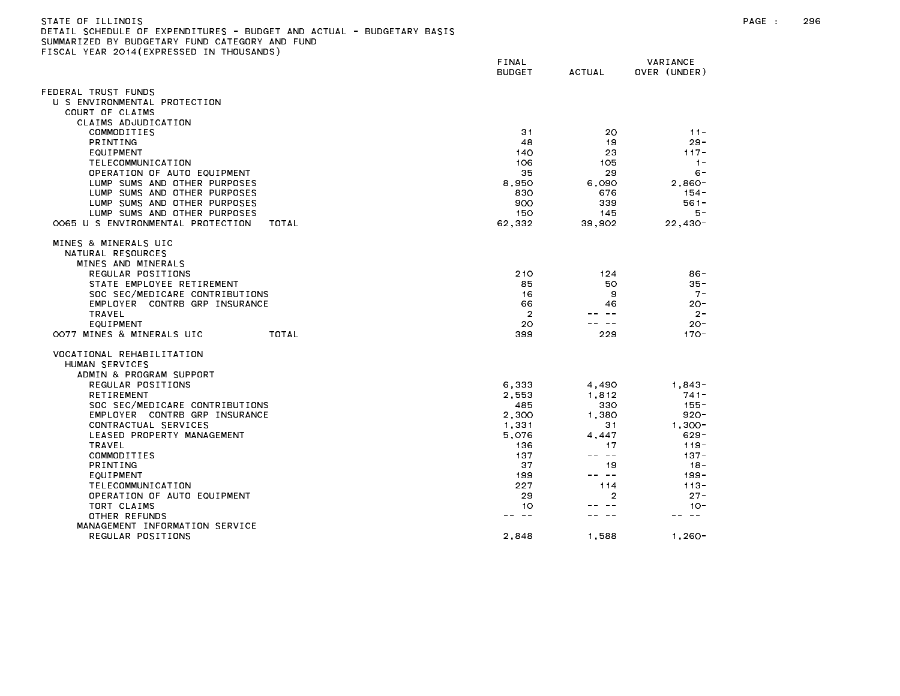STATE OF ILLINOIS
DETAIL SCHEDULE OF EXPENDITURES - BUDGET AND ACTUAL - BUDGETARY BASIS
SUMMARIZED BY BUDGETARY FUND CATEGORY AND FUND
FISCAL YEAR 2014(EXPRESSED IN THOUSANDS)

| | FINAL BUDGET | ACTUAL | VARIANCE OVER (UNDER) |
|---|---|---|---|
| FEDERAL TRUST FUNDS | | | |
| U S ENVIRONMENTAL PROTECTION | | | |
| COURT OF CLAIMS | | | |
| CLAIMS ADJUDICATION | | | |
| COMMODITIES | 31 | 20 | 11- |
| PRINTING | 48 | 19 | 29- |
| EQUIPMENT | 140 | 23 | 117- |
| TELECOMMUNICATION | 106 | 105 | 1- |
| OPERATION OF AUTO EQUIPMENT | 35 | 29 | 6- |
| LUMP SUMS AND OTHER PURPOSES | 8,950 | 6,090 | 2,860- |
| LUMP SUMS AND OTHER PURPOSES | 830 | 676 | 154- |
| LUMP SUMS AND OTHER PURPOSES | 900 | 339 | 561- |
| LUMP SUMS AND OTHER PURPOSES | 150 | 145 | 5- |
| 0065 U S ENVIRONMENTAL PROTECTION TOTAL | 62,332 | 39,902 | 22,430- |
| MINES & MINERALS UIC | | | |
| NATURAL RESOURCES | | | |
| MINES AND MINERALS | | | |
| REGULAR POSITIONS | 210 | 124 | 86- |
| STATE EMPLOYEE RETIREMENT | 85 | 50 | 35- |
| SOC SEC/MEDICARE CONTRIBUTIONS | 16 | 9 | 7- |
| EMPLOYER CONTRB GRP INSURANCE | 66 | 46 | 20- |
| TRAVEL | 2 | -- -- | 2- |
| EQUIPMENT | 20 | -- -- | 20- |
| 0077 MINES & MINERALS UIC TOTAL | 399 | 229 | 170- |
| VOCATIONAL REHABILITATION | | | |
| HUMAN SERVICES | | | |
| ADMIN & PROGRAM SUPPORT | | | |
| REGULAR POSITIONS | 6,333 | 4,490 | 1,843- |
| RETIREMENT | 2,553 | 1,812 | 741- |
| SOC SEC/MEDICARE CONTRIBUTIONS | 485 | 330 | 155- |
| EMPLOYER CONTRB GRP INSURANCE | 2,300 | 1,380 | 920- |
| CONTRACTUAL SERVICES | 1,331 | 31 | 1,300- |
| LEASED PROPERTY MANAGEMENT | 5,076 | 4,447 | 629- |
| TRAVEL | 136 | 17 | 119- |
| COMMODITIES | 137 | -- -- | 137- |
| PRINTING | 37 | 19 | 18- |
| EQUIPMENT | 199 | -- -- | 199- |
| TELECOMMUNICATION | 227 | 114 | 113- |
| OPERATION OF AUTO EQUIPMENT | 29 | 2 | 27- |
| TORT CLAIMS | 10 | -- -- | 10- |
| OTHER REFUNDS | -- -- | -- -- | -- -- |
| MANAGEMENT INFORMATION SERVICE | | | |
| REGULAR POSITIONS | 2,848 | 1,588 | 1,260- |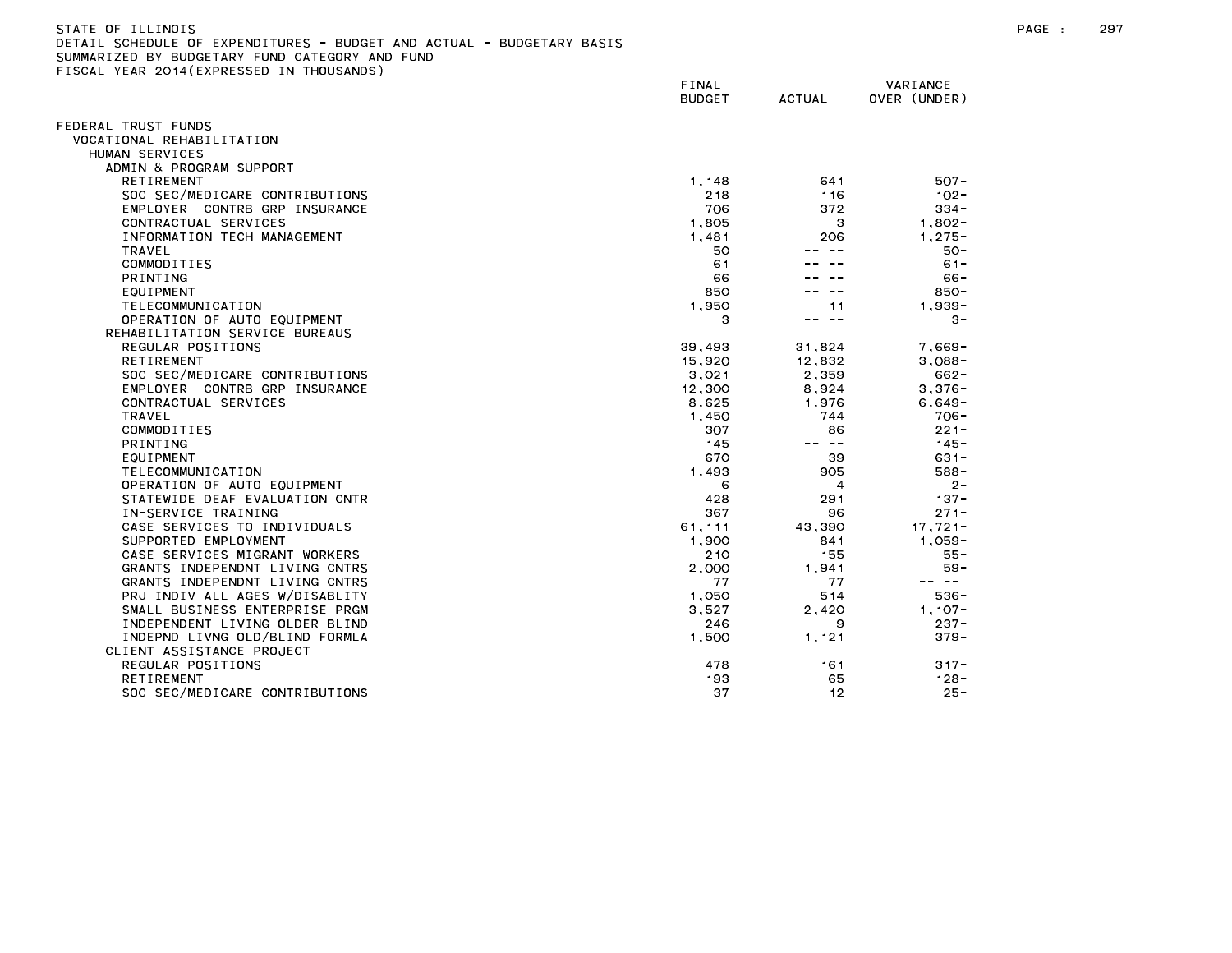STATE OF ILLINOIS
DETAIL SCHEDULE OF EXPENDITURES - BUDGET AND ACTUAL - BUDGETARY BASIS
SUMMARIZED BY BUDGETARY FUND CATEGORY AND FUND
FISCAL YEAR 2014(EXPRESSED IN THOUSANDS)

| | FINAL BUDGET | ACTUAL | VARIANCE OVER (UNDER) |
|---|---|---|---|
| FEDERAL TRUST FUNDS | | | |
| VOCATIONAL REHABILITATION | | | |
| HUMAN SERVICES | | | |
| ADMIN & PROGRAM SUPPORT | | | |
| RETIREMENT | 1,148 | 641 | 507- |
| SOC SEC/MEDICARE CONTRIBUTIONS | 218 | 116 | 102- |
| EMPLOYER CONTRB GRP INSURANCE | 706 | 372 | 334- |
| CONTRACTUAL SERVICES | 1,805 | 3 | 1,802- |
| INFORMATION TECH MANAGEMENT | 1,481 | 206 | 1,275- |
| TRAVEL | 50 | -- -- | 50- |
| COMMODITIES | 61 | -- -- | 61- |
| PRINTING | 66 | -- -- | 66- |
| EQUIPMENT | 850 | -- -- | 850- |
| TELECOMMUNICATION | 1,950 | 11 | 1,939- |
| OPERATION OF AUTO EQUIPMENT | 3 | -- -- | 3- |
| REHABILITATION SERVICE BUREAUS | | | |
| REGULAR POSITIONS | 39,493 | 31,824 | 7,669- |
| RETIREMENT | 15,920 | 12,832 | 3,088- |
| SOC SEC/MEDICARE CONTRIBUTIONS | 3,021 | 2,359 | 662- |
| EMPLOYER CONTRB GRP INSURANCE | 12,300 | 8,924 | 3,376- |
| CONTRACTUAL SERVICES | 8,625 | 1,976 | 6,649- |
| TRAVEL | 1,450 | 744 | 706- |
| COMMODITIES | 307 | 86 | 221- |
| PRINTING | 145 | -- -- | 145- |
| EQUIPMENT | 670 | 39 | 631- |
| TELECOMMUNICATION | 1,493 | 905 | 588- |
| OPERATION OF AUTO EQUIPMENT | 6 | 4 | 2- |
| STATEWIDE DEAF EVALUATION CNTR | 428 | 291 | 137- |
| IN-SERVICE TRAINING | 367 | 96 | 271- |
| CASE SERVICES TO INDIVIDUALS | 61,111 | 43,390 | 17,721- |
| SUPPORTED EMPLOYMENT | 1,900 | 841 | 1,059- |
| CASE SERVICES MIGRANT WORKERS | 210 | 155 | 55- |
| GRANTS INDEPENDNT LIVING CNTRS | 2,000 | 1,941 | 59- |
| GRANTS INDEPENDNT LIVING CNTRS | 77 | 77 | -- -- |
| PRJ INDIV ALL AGES W/DISABLITY | 1,050 | 514 | 536- |
| SMALL BUSINESS ENTERPRISE PRGM | 3,527 | 2,420 | 1,107- |
| INDEPENDENT LIVING OLDER BLIND | 246 | 9 | 237- |
| INDEPND LIVNG OLD/BLIND FORMLA | 1,500 | 1,121 | 379- |
| CLIENT ASSISTANCE PROJECT | | | |
| REGULAR POSITIONS | 478 | 161 | 317- |
| RETIREMENT | 193 | 65 | 128- |
| SOC SEC/MEDICARE CONTRIBUTIONS | 37 | 12 | 25- |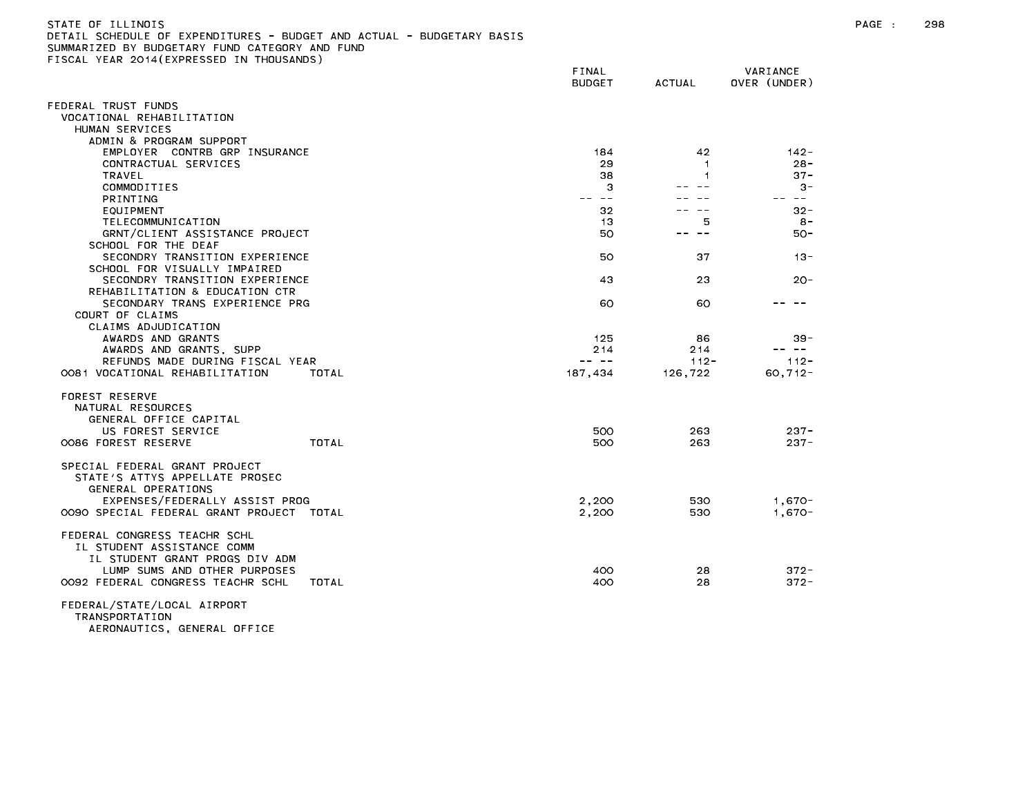STATE OF ILLINOIS
DETAIL SCHEDULE OF EXPENDITURES - BUDGET AND ACTUAL - BUDGETARY BASIS
SUMMARIZED BY BUDGETARY FUND CATEGORY AND FUND
FISCAL YEAR 2014(EXPRESSED IN THOUSANDS)

| | FINAL BUDGET | ACTUAL | VARIANCE OVER (UNDER) |
|---|---|---|---|
| FEDERAL TRUST FUNDS | | | |
| VOCATIONAL REHABILITATION | | | |
| HUMAN SERVICES | | | |
| ADMIN & PROGRAM SUPPORT | | | |
| EMPLOYER CONTRB GRP INSURANCE | 184 | 42 | 142- |
| CONTRACTUAL SERVICES | 29 | 1 | 28- |
| TRAVEL | 38 | 1 | 37- |
| COMMODITIES | 3 | -- -- | 3- |
| PRINTING | -- -- | -- -- | -- -- |
| EQUIPMENT | 32 | -- -- | 32- |
| TELECOMMUNICATION | 13 | 5 | 8- |
| GRNT/CLIENT ASSISTANCE PROJECT | 50 | -- -- | 50- |
| SCHOOL FOR THE DEAF | | | |
| SECONDRY TRANSITION EXPERIENCE | 50 | 37 | 13- |
| SCHOOL FOR VISUALLY IMPAIRED | | | |
| SECONDRY TRANSITION EXPERIENCE | 43 | 23 | 20- |
| REHABILITATION & EDUCATION CTR | | | |
| SECONDARY TRANS EXPERIENCE PRG | 60 | 60 | -- -- |
| COURT OF CLAIMS | | | |
| CLAIMS ADJUDICATION | | | |
| AWARDS AND GRANTS | 125 | 86 | 39- |
| AWARDS AND GRANTS, SUPP | 214 | 214 | -- -- |
| REFUNDS MADE DURING FISCAL YEAR | -- -- | 112- | 112- |
| 0081 VOCATIONAL REHABILITATION TOTAL | 187,434 | 126,722 | 60,712- |
| FOREST RESERVE | | | |
| NATURAL RESOURCES | | | |
| GENERAL OFFICE CAPITAL | | | |
| US FOREST SERVICE | 500 | 263 | 237- |
| 0086 FOREST RESERVE TOTAL | 500 | 263 | 237- |
| SPECIAL FEDERAL GRANT PROJECT | | | |
| STATE'S ATTYS APPELLATE PROSEC | | | |
| GENERAL OPERATIONS | | | |
| EXPENSES/FEDERALLY ASSIST PROG | 2,200 | 530 | 1,670- |
| 0090 SPECIAL FEDERAL GRANT PROJECT TOTAL | 2,200 | 530 | 1,670- |
| FEDERAL CONGRESS TEACHR SCHL | | | |
| IL STUDENT ASSISTANCE COMM | | | |
| IL STUDENT GRANT PROGS DIV ADM | | | |
| LUMP SUMS AND OTHER PURPOSES | 400 | 28 | 372- |
| 0092 FEDERAL CONGRESS TEACHR SCHL TOTAL | 400 | 28 | 372- |
| FEDERAL/STATE/LOCAL AIRPORT | | | |
| TRANSPORTATION | | | |
| AERONAUTICS, GENERAL OFFICE | | | |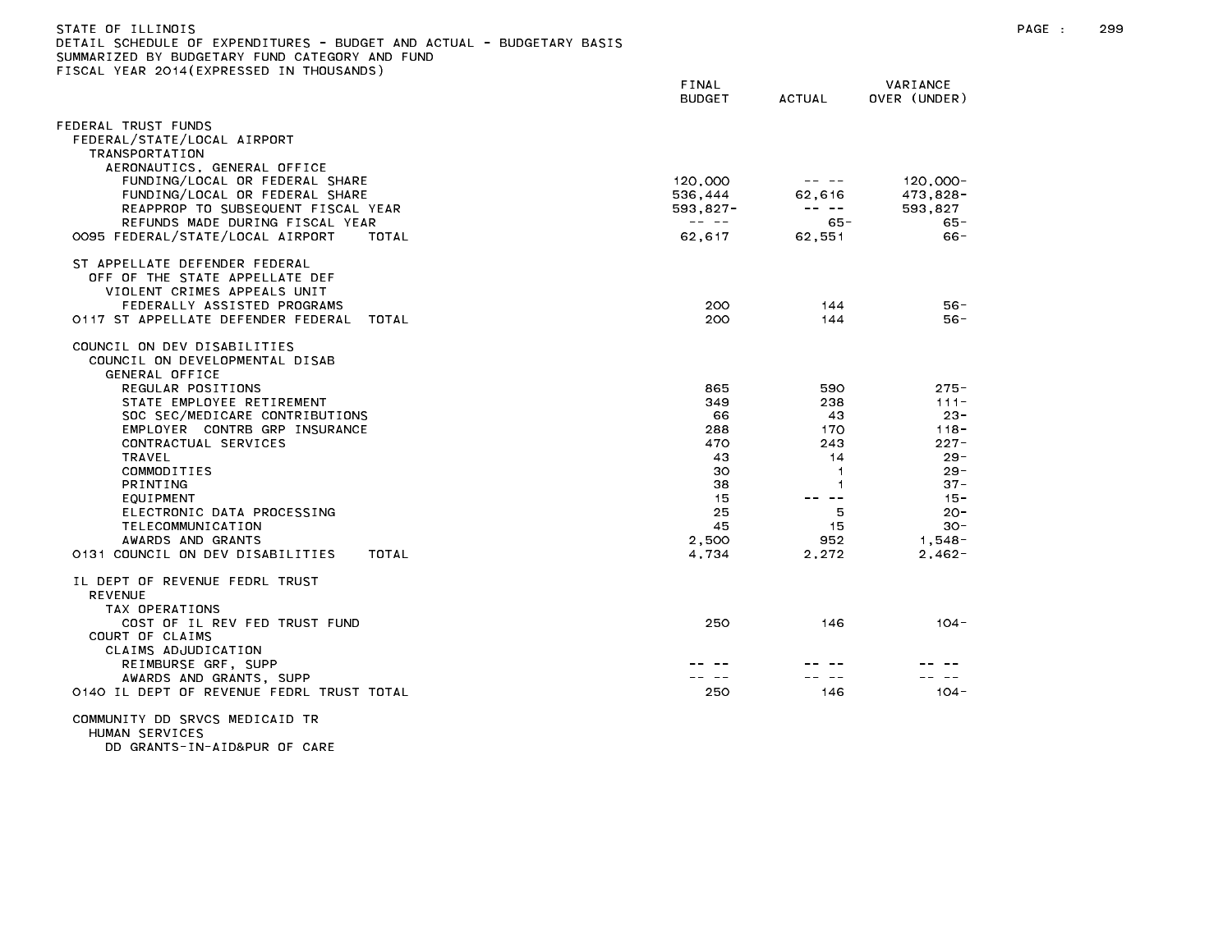STATE OF ILLINOIS
DETAIL SCHEDULE OF EXPENDITURES - BUDGET AND ACTUAL - BUDGETARY BASIS
SUMMARIZED BY BUDGETARY FUND CATEGORY AND FUND
FISCAL YEAR 2014(EXPRESSED IN THOUSANDS)

| | FINAL BUDGET | ACTUAL | VARIANCE OVER (UNDER) |
|---|---|---|---|
| FEDERAL TRUST FUNDS | | | |
| FEDERAL/STATE/LOCAL AIRPORT | | | |
| TRANSPORTATION | | | |
| AERONAUTICS, GENERAL OFFICE | | | |
| FUNDING/LOCAL OR FEDERAL SHARE | 120,000 | -- -- | 120,000- |
| FUNDING/LOCAL OR FEDERAL SHARE | 536,444 | 62,616 | 473,828- |
| REAPPROP TO SUBSEQUENT FISCAL YEAR | 593,827- | -- -- | 593,827 |
| REFUNDS MADE DURING FISCAL YEAR | -- -- | 65- | 65- |
| 0095 FEDERAL/STATE/LOCAL AIRPORT TOTAL | 62,617 | 62,551 | 66- |
| ST APPELLATE DEFENDER FEDERAL | | | |
| OFF OF THE STATE APPELLATE DEF | | | |
| VIOLENT CRIMES APPEALS UNIT | | | |
| FEDERALLY ASSISTED PROGRAMS | 200 | 144 | 56- |
| 0117 ST APPELLATE DEFENDER FEDERAL TOTAL | 200 | 144 | 56- |
| COUNCIL ON DEV DISABILITIES | | | |
| COUNCIL ON DEVELOPMENTAL DISAB | | | |
| GENERAL OFFICE | | | |
| REGULAR POSITIONS | 865 | 590 | 275- |
| STATE EMPLOYEE RETIREMENT | 349 | 238 | 111- |
| SOC SEC/MEDICARE CONTRIBUTIONS | 66 | 43 | 23- |
| EMPLOYER CONTRB GRP INSURANCE | 288 | 170 | 118- |
| CONTRACTUAL SERVICES | 470 | 243 | 227- |
| TRAVEL | 43 | 14 | 29- |
| COMMODITIES | 30 | 1 | 29- |
| PRINTING | 38 | 1 | 37- |
| EQUIPMENT | 15 | -- -- | 15- |
| ELECTRONIC DATA PROCESSING | 25 | 5 | 20- |
| TELECOMMUNICATION | 45 | 15 | 30- |
| AWARDS AND GRANTS | 2,500 | 952 | 1,548- |
| 0131 COUNCIL ON DEV DISABILITIES TOTAL | 4,734 | 2,272 | 2,462- |
| IL DEPT OF REVENUE FEDRL TRUST | | | |
| REVENUE | | | |
| TAX OPERATIONS | | | |
| COST OF IL REV FED TRUST FUND | 250 | 146 | 104- |
| COURT OF CLAIMS | | | |
| CLAIMS ADJUDICATION | | | |
| REIMBURSE GRF, SUPP | -- -- | -- -- | -- -- |
| AWARDS AND GRANTS, SUPP | -- -- | -- -- | -- -- |
| 0140 IL DEPT OF REVENUE FEDRL TRUST TOTAL | 250 | 146 | 104- |
| COMMUNITY DD SRVCS MEDICAID TR | | | |
| HUMAN SERVICES | | | |
| DD GRANTS-IN-AID&PUR OF CARE | | | |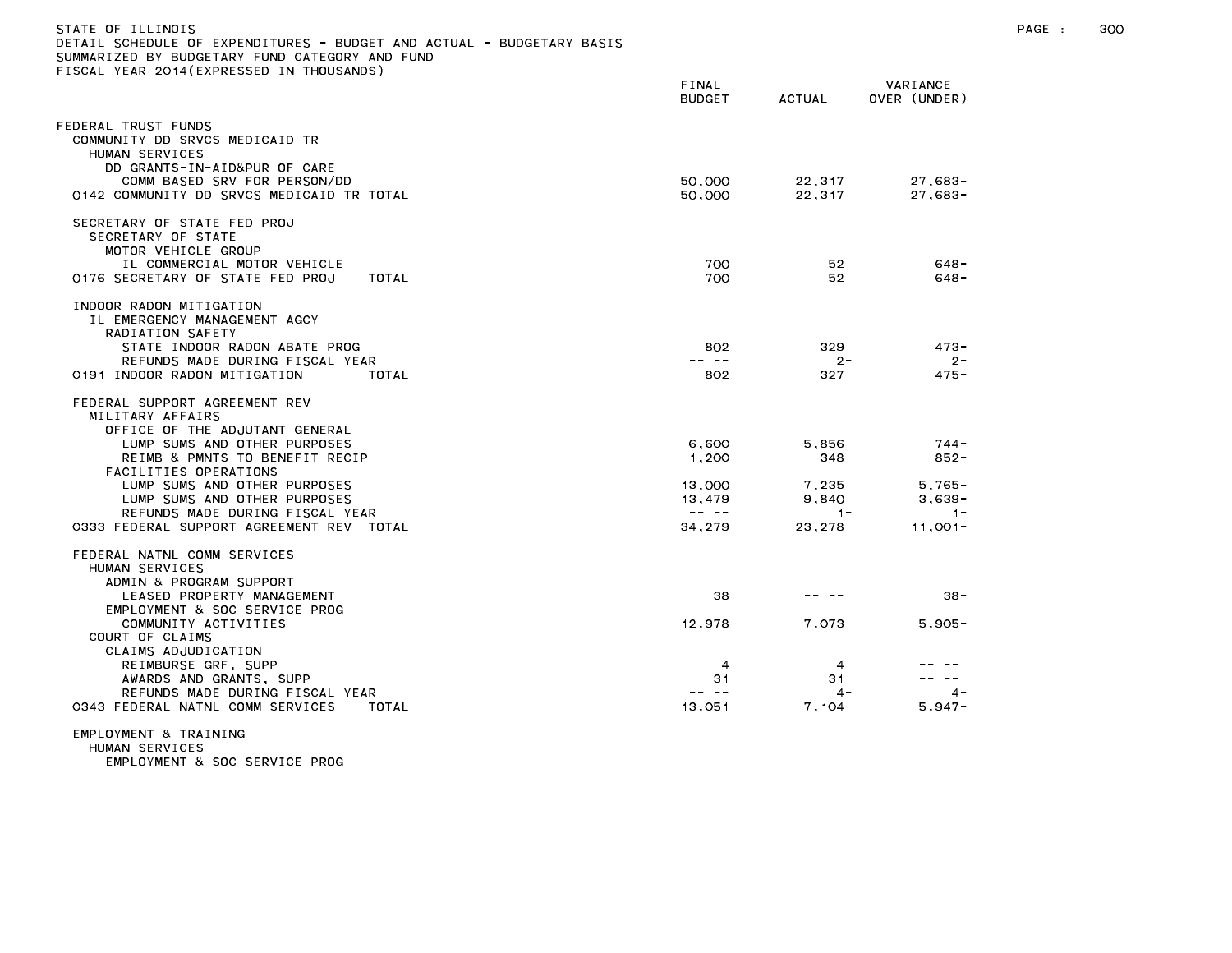STATE OF ILLINOIS
DETAIL SCHEDULE OF EXPENDITURES - BUDGET AND ACTUAL - BUDGETARY BASIS
SUMMARIZED BY BUDGETARY FUND CATEGORY AND FUND
FISCAL YEAR 2014(EXPRESSED IN THOUSANDS)

| | FINAL BUDGET | ACTUAL | VARIANCE OVER (UNDER) |
|---|---|---|---|
| FEDERAL TRUST FUNDS | | | |
| COMMUNITY DD SRVCS MEDICAID TR | | | |
| HUMAN SERVICES | | | |
| DD GRANTS-IN-AID&PUR OF CARE | | | |
| COMM BASED SRV FOR PERSON/DD | 50,000 | 22,317 | 27,683- |
| 0142 COMMUNITY DD SRVCS MEDICAID TR TOTAL | 50,000 | 22,317 | 27,683- |
| SECRETARY OF STATE FED PROJ | | | |
| SECRETARY OF STATE | | | |
| MOTOR VEHICLE GROUP | | | |
| IL COMMERCIAL MOTOR VEHICLE | 700 | 52 | 648- |
| 0176 SECRETARY OF STATE FED PROJ TOTAL | 700 | 52 | 648- |
| INDOOR RADON MITIGATION | | | |
| IL EMERGENCY MANAGEMENT AGCY | | | |
| RADIATION SAFETY | | | |
| STATE INDOOR RADON ABATE PROG | 802 | 329 | 473- |
| REFUNDS MADE DURING FISCAL YEAR | -- -- | 2- | 2- |
| 0191 INDOOR RADON MITIGATION TOTAL | 802 | 327 | 475- |
| FEDERAL SUPPORT AGREEMENT REV | | | |
| MILITARY AFFAIRS | | | |
| OFFICE OF THE ADJUTANT GENERAL | | | |
| LUMP SUMS AND OTHER PURPOSES | 6,600 | 5,856 | 744- |
| REIMB & PMNTS TO BENEFIT RECIP | 1,200 | 348 | 852- |
| FACILITIES OPERATIONS | | | |
| LUMP SUMS AND OTHER PURPOSES | 13,000 | 7,235 | 5,765- |
| LUMP SUMS AND OTHER PURPOSES | 13,479 | 9,840 | 3,639- |
| REFUNDS MADE DURING FISCAL YEAR | -- -- | 1- | 1- |
| 0333 FEDERAL SUPPORT AGREEMENT REV TOTAL | 34,279 | 23,278 | 11,001- |
| FEDERAL NATNL COMM SERVICES | | | |
| HUMAN SERVICES | | | |
| ADMIN & PROGRAM SUPPORT | | | |
| LEASED PROPERTY MANAGEMENT | 38 | -- -- | 38- |
| EMPLOYMENT & SOC SERVICE PROG | | | |
| COMMUNITY ACTIVITIES | 12,978 | 7,073 | 5,905- |
| COURT OF CLAIMS | | | |
| CLAIMS ADJUDICATION | | | |
| REIMBURSE GRF, SUPP | 4 | 4 | -- -- |
| AWARDS AND GRANTS, SUPP | 31 | 31 | -- -- |
| REFUNDS MADE DURING FISCAL YEAR | -- -- | 4- | 4- |
| 0343 FEDERAL NATNL COMM SERVICES TOTAL | 13,051 | 7,104 | 5,947- |
| EMPLOYMENT & TRAINING | | | |
| HUMAN SERVICES | | | |
| EMPLOYMENT & SOC SERVICE PROG | | | |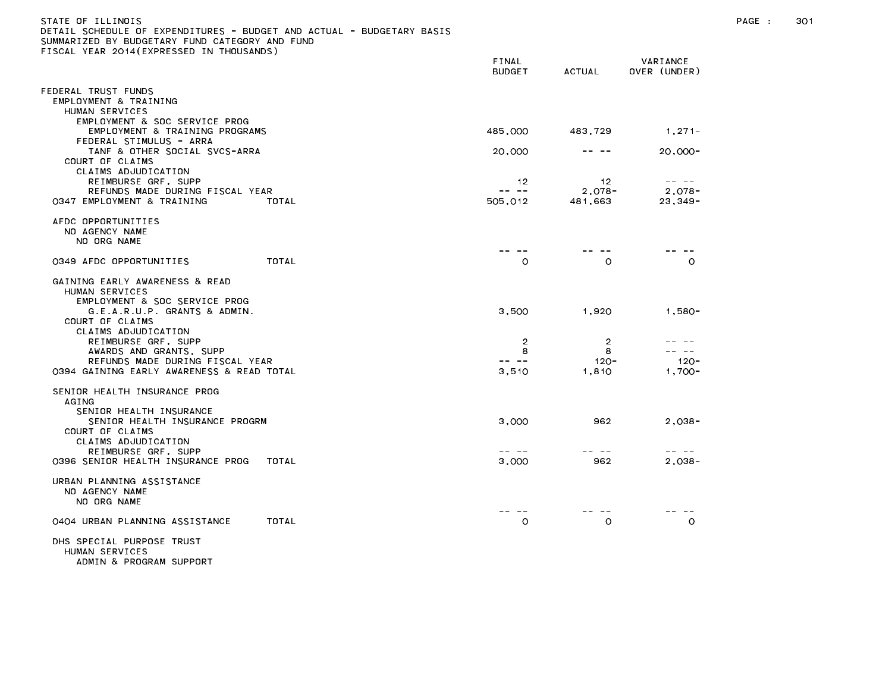STATE OF ILLINOIS
DETAIL SCHEDULE OF EXPENDITURES - BUDGET AND ACTUAL - BUDGETARY BASIS
SUMMARIZED BY BUDGETARY FUND CATEGORY AND FUND
FISCAL YEAR 2014(EXPRESSED IN THOUSANDS)

| | FINAL BUDGET | ACTUAL | VARIANCE OVER (UNDER) |
|---|---|---|---|
| FEDERAL TRUST FUNDS | | | |
| EMPLOYMENT & TRAINING | | | |
| HUMAN SERVICES | | | |
| EMPLOYMENT & SOC SERVICE PROG | | | |
| EMPLOYMENT & TRAINING PROGRAMS | 485,000 | 483,729 | 1,271- |
| FEDERAL STIMULUS - ARRA | | | |
| TANF & OTHER SOCIAL SVCS-ARRA | 20,000 | -- -- | 20,000- |
| COURT OF CLAIMS | | | |
| CLAIMS ADJUDICATION | | | |
| REIMBURSE GRF, SUPP | 12 | 12 | -- -- |
| REFUNDS MADE DURING FISCAL YEAR | -- -- | 2,078- | 2,078- |
| 0347 EMPLOYMENT & TRAINING TOTAL | 505,012 | 481,663 | 23,349- |
| AFDC OPPORTUNITIES | | | |
| NO AGENCY NAME | | | |
| NO ORG NAME | | | |
| | -- -- | -- -- | -- -- |
| 0349 AFDC OPPORTUNITIES TOTAL | 0 | 0 | 0 |
| GAINING EARLY AWARENESS & READ | | | |
| HUMAN SERVICES | | | |
| EMPLOYMENT & SOC SERVICE PROG | | | |
| G.E.A.R.U.P. GRANTS & ADMIN. | 3,500 | 1,920 | 1,580- |
| COURT OF CLAIMS | | | |
| CLAIMS ADJUDICATION | | | |
| REIMBURSE GRF, SUPP | 2 | 2 | -- -- |
| AWARDS AND GRANTS, SUPP | 8 | 8 | -- -- |
| REFUNDS MADE DURING FISCAL YEAR | -- -- | 120- | 120- |
| 0394 GAINING EARLY AWARENESS & READ TOTAL | 3,510 | 1,810 | 1,700- |
| SENIOR HEALTH INSURANCE PROG | | | |
| AGING | | | |
| SENIOR HEALTH INSURANCE | | | |
| SENIOR HEALTH INSURANCE PROGRM | 3,000 | 962 | 2,038- |
| COURT OF CLAIMS | | | |
| CLAIMS ADJUDICATION | | | |
| REIMBURSE GRF, SUPP | -- -- | -- -- | -- -- |
| 0396 SENIOR HEALTH INSURANCE PROG TOTAL | 3,000 | 962 | 2,038- |
| URBAN PLANNING ASSISTANCE | | | |
| NO AGENCY NAME | | | |
| NO ORG NAME | | | |
| | -- -- | -- -- | -- -- |
| 0404 URBAN PLANNING ASSISTANCE TOTAL | 0 | 0 | 0 |
| DHS SPECIAL PURPOSE TRUST | | | |
| HUMAN SERVICES | | | |
| ADMIN & PROGRAM SUPPORT | | | |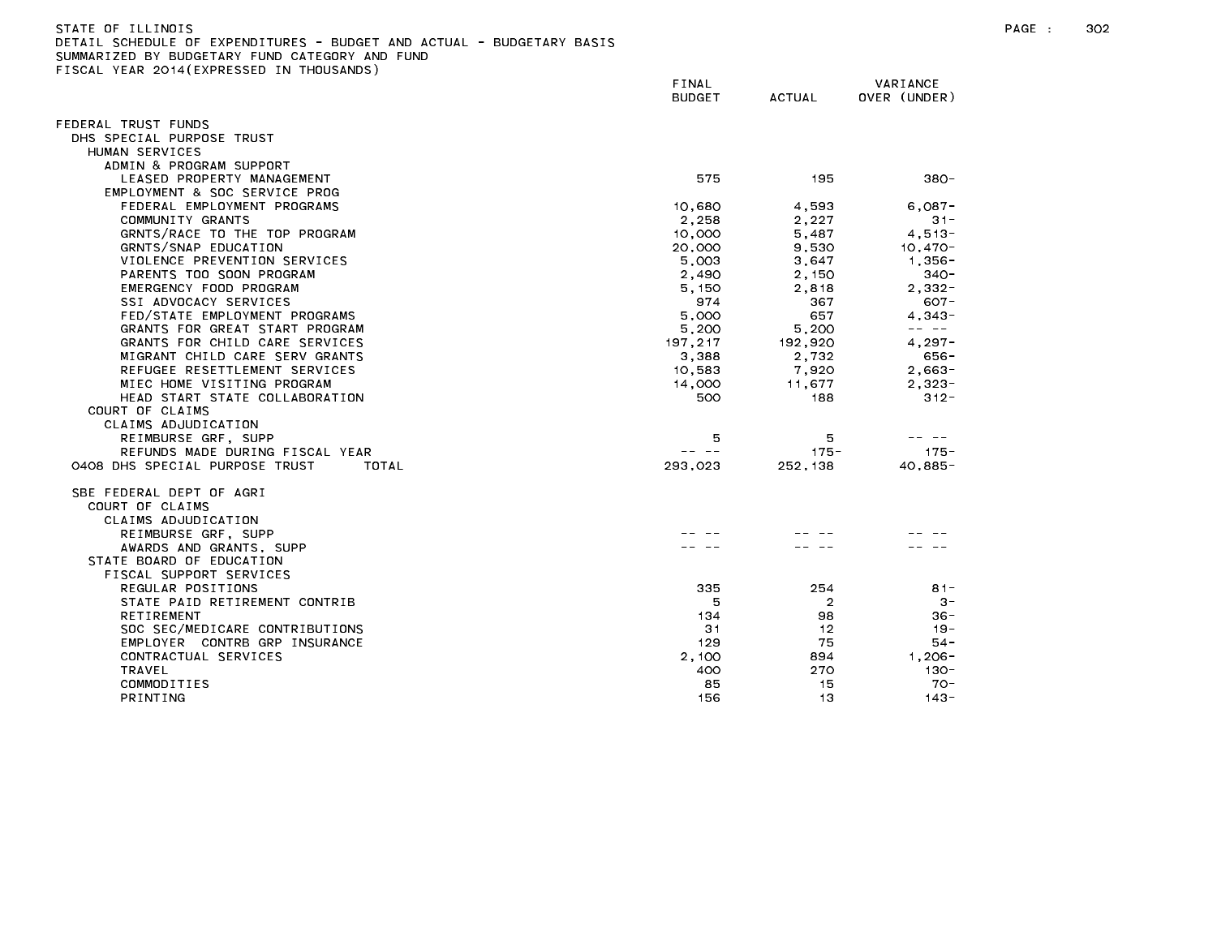STATE OF ILLINOIS
DETAIL SCHEDULE OF EXPENDITURES - BUDGET AND ACTUAL - BUDGETARY BASIS
SUMMARIZED BY BUDGETARY FUND CATEGORY AND FUND
FISCAL YEAR 2014(EXPRESSED IN THOUSANDS)

| | FINAL BUDGET | ACTUAL | VARIANCE OVER (UNDER) |
|---|---|---|---|
| FEDERAL TRUST FUNDS | | | |
| DHS SPECIAL PURPOSE TRUST | | | |
| HUMAN SERVICES | | | |
| ADMIN & PROGRAM SUPPORT | | | |
| LEASED PROPERTY MANAGEMENT | 575 | 195 | 380- |
| EMPLOYMENT & SOC SERVICE PROG | | | |
| FEDERAL EMPLOYMENT PROGRAMS | 10,680 | 4,593 | 6,087- |
| COMMUNITY GRANTS | 2,258 | 2,227 | 31- |
| GRNTS/RACE TO THE TOP PROGRAM | 10,000 | 5,487 | 4,513- |
| GRNTS/SNAP EDUCATION | 20,000 | 9,530 | 10,470- |
| VIOLENCE PREVENTION SERVICES | 5,003 | 3,647 | 1,356- |
| PARENTS TOO SOON PROGRAM | 2,490 | 2,150 | 340- |
| EMERGENCY FOOD PROGRAM | 5,150 | 2,818 | 2,332- |
| SSI ADVOCACY SERVICES | 974 | 367 | 607- |
| FED/STATE EMPLOYMENT PROGRAMS | 5,000 | 657 | 4,343- |
| GRANTS FOR GREAT START PROGRAM | 5,200 | 5,200 | -- -- |
| GRANTS FOR CHILD CARE SERVICES | 197,217 | 192,920 | 4,297- |
| MIGRANT CHILD CARE SERV GRANTS | 3,388 | 2,732 | 656- |
| REFUGEE RESETTLEMENT SERVICES | 10,583 | 7,920 | 2,663- |
| MIEC HOME VISITING PROGRAM | 14,000 | 11,677 | 2,323- |
| HEAD START STATE COLLABORATION | 500 | 188 | 312- |
| COURT OF CLAIMS | | | |
| CLAIMS ADJUDICATION | | | |
| REIMBURSE GRF, SUPP | 5 | 5 | -- -- |
| REFUNDS MADE DURING FISCAL YEAR | -- -- | 175- | 175- |
| 0408 DHS SPECIAL PURPOSE TRUST TOTAL | 293,023 | 252,138 | 40,885- |
| | | | |
| SBE FEDERAL DEPT OF AGRI | | | |
| COURT OF CLAIMS | | | |
| CLAIMS ADJUDICATION | | | |
| REIMBURSE GRF, SUPP | -- -- | -- -- | -- -- |
| AWARDS AND GRANTS, SUPP | -- -- | -- -- | -- -- |
| STATE BOARD OF EDUCATION | | | |
| FISCAL SUPPORT SERVICES | | | |
| REGULAR POSITIONS | 335 | 254 | 81- |
| STATE PAID RETIREMENT CONTRIB | 5 | 2 | 3- |
| RETIREMENT | 134 | 98 | 36- |
| SOC SEC/MEDICARE CONTRIBUTIONS | 31 | 12 | 19- |
| EMPLOYER CONTRB GRP INSURANCE | 129 | 75 | 54- |
| CONTRACTUAL SERVICES | 2,100 | 894 | 1,206- |
| TRAVEL | 400 | 270 | 130- |
| COMMODITIES | 85 | 15 | 70- |
| PRINTING | 156 | 13 | 143- |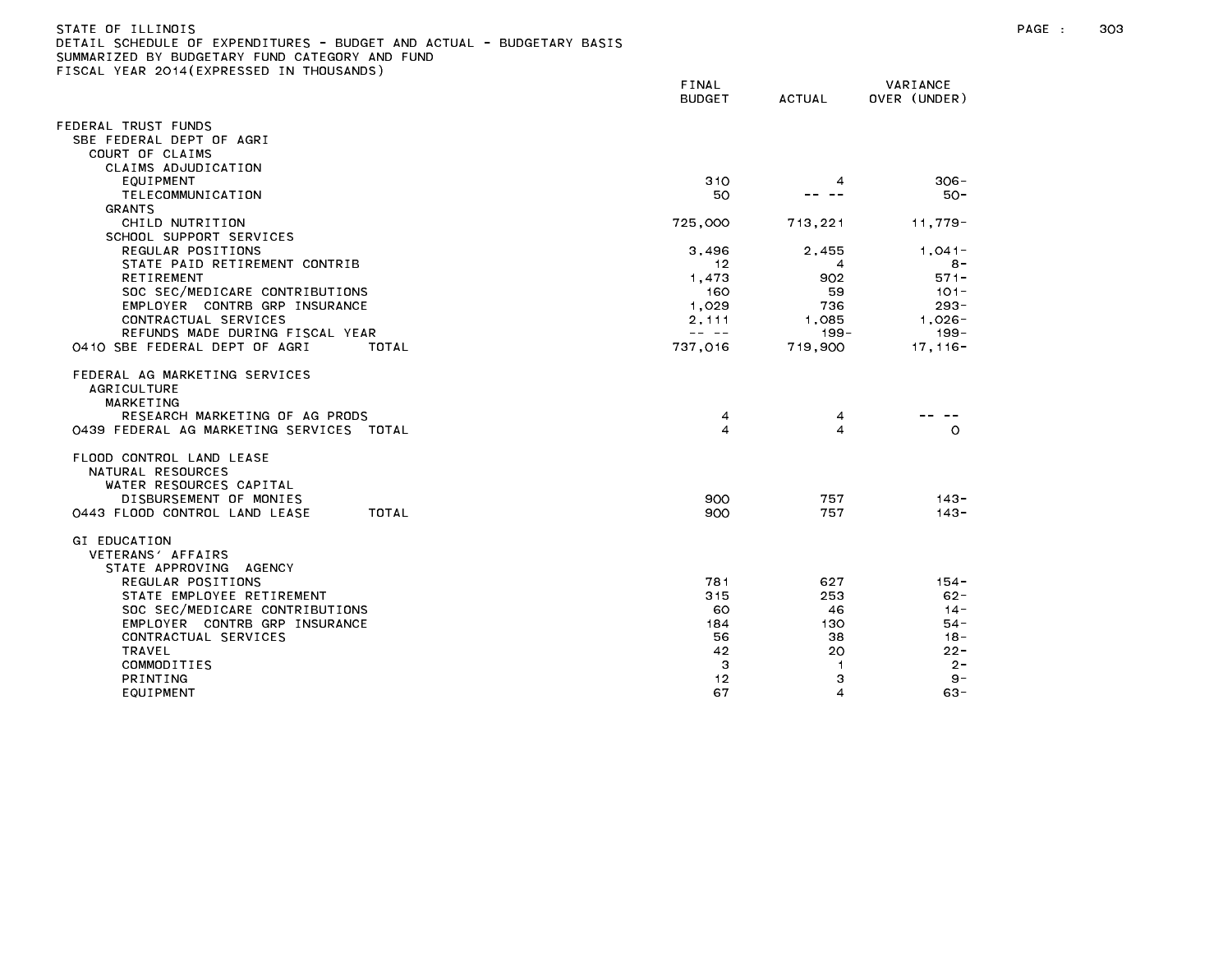STATE OF ILLINOIS
DETAIL SCHEDULE OF EXPENDITURES - BUDGET AND ACTUAL - BUDGETARY BASIS
SUMMARIZED BY BUDGETARY FUND CATEGORY AND FUND
FISCAL YEAR 2014(EXPRESSED IN THOUSANDS)

| | FINAL BUDGET | ACTUAL | VARIANCE OVER (UNDER) |
|---|---|---|---|
| FEDERAL TRUST FUNDS | | | |
| SBE FEDERAL DEPT OF AGRI | | | |
| COURT OF CLAIMS | | | |
| CLAIMS ADJUDICATION | | | |
| EQUIPMENT | 310 | 4 | 306- |
| TELECOMMUNICATION | 50 | -- -- | 50- |
| GRANTS | | | |
| CHILD NUTRITION | 725,000 | 713,221 | 11,779- |
| SCHOOL SUPPORT SERVICES | | | |
| REGULAR POSITIONS | 3,496 | 2,455 | 1,041- |
| STATE PAID RETIREMENT CONTRIB | 12 | 4 | 8- |
| RETIREMENT | 1,473 | 902 | 571- |
| SOC SEC/MEDICARE CONTRIBUTIONS | 160 | 59 | 101- |
| EMPLOYER CONTRB GRP INSURANCE | 1,029 | 736 | 293- |
| CONTRACTUAL SERVICES | 2,111 | 1,085 | 1,026- |
| REFUNDS MADE DURING FISCAL YEAR | -- -- | 199- | 199- |
| 0410 SBE FEDERAL DEPT OF AGRI TOTAL | 737,016 | 719,900 | 17,116- |
| FEDERAL AG MARKETING SERVICES | | | |
| AGRICULTURE | | | |
| MARKETING | | | |
| RESEARCH MARKETING OF AG PRODS | 4 | 4 | -- -- |
| 0439 FEDERAL AG MARKETING SERVICES TOTAL | 4 | 4 | 0 |
| FLOOD CONTROL LAND LEASE | | | |
| NATURAL RESOURCES | | | |
| WATER RESOURCES CAPITAL | | | |
| DISBURSEMENT OF MONIES | 900 | 757 | 143- |
| 0443 FLOOD CONTROL LAND LEASE TOTAL | 900 | 757 | 143- |
| GI EDUCATION | | | |
| VETERANS' AFFAIRS | | | |
| STATE APPROVING AGENCY | | | |
| REGULAR POSITIONS | 781 | 627 | 154- |
| STATE EMPLOYEE RETIREMENT | 315 | 253 | 62- |
| SOC SEC/MEDICARE CONTRIBUTIONS | 60 | 46 | 14- |
| EMPLOYER CONTRB GRP INSURANCE | 184 | 130 | 54- |
| CONTRACTUAL SERVICES | 56 | 38 | 18- |
| TRAVEL | 42 | 20 | 22- |
| COMMODITIES | 3 | 1 | 2- |
| PRINTING | 12 | 3 | 9- |
| EQUIPMENT | 67 | 4 | 63- |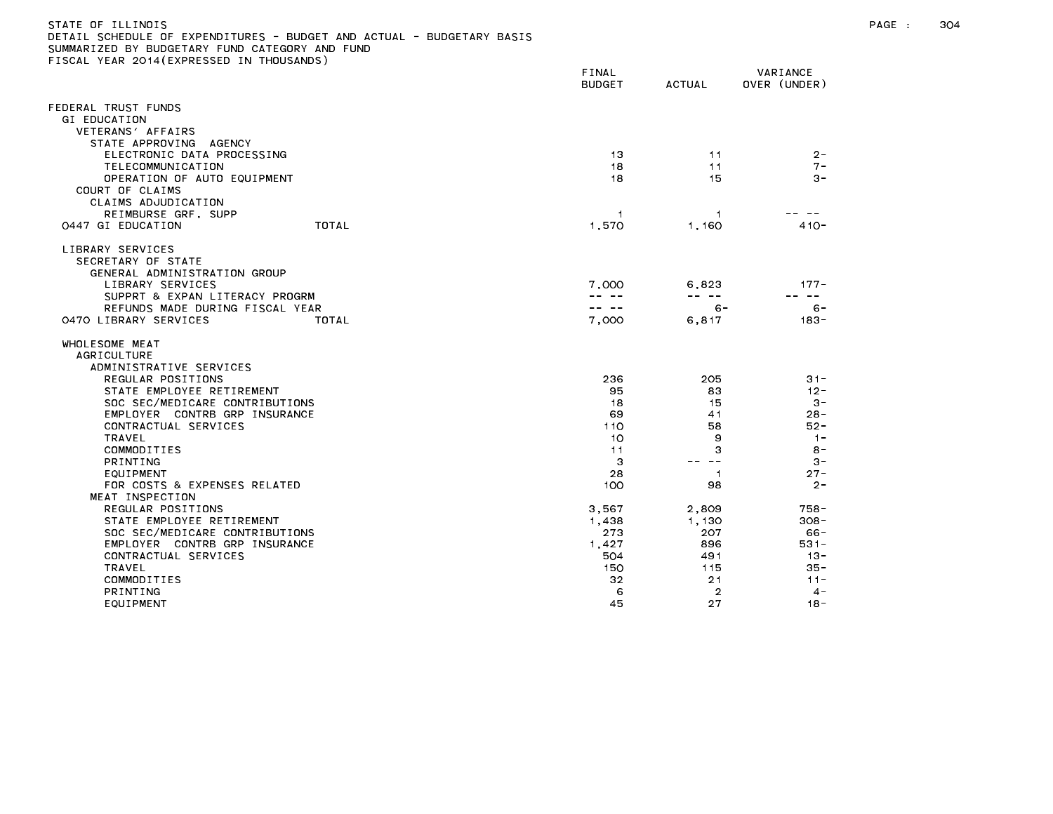STATE OF ILLINOIS
DETAIL SCHEDULE OF EXPENDITURES - BUDGET AND ACTUAL - BUDGETARY BASIS
SUMMARIZED BY BUDGETARY FUND CATEGORY AND FUND
FISCAL YEAR 2014(EXPRESSED IN THOUSANDS)

| | FINAL BUDGET | ACTUAL | VARIANCE OVER (UNDER) |
|---|---|---|---|
| FEDERAL TRUST FUNDS | | | |
| GI EDUCATION | | | |
| VETERANS' AFFAIRS | | | |
| STATE APPROVING AGENCY | | | |
| ELECTRONIC DATA PROCESSING | 13 | 11 | 2- |
| TELECOMMUNICATION | 18 | 11 | 7- |
| OPERATION OF AUTO EQUIPMENT | 18 | 15 | 3- |
| COURT OF CLAIMS | | | |
| CLAIMS ADJUDICATION | | | |
| REIMBURSE GRF, SUPP | 1 | 1 | -- -- |
| 0447 GI EDUCATION TOTAL | 1,570 | 1,160 | 410- |
| LIBRARY SERVICES | | | |
| SECRETARY OF STATE | | | |
| GENERAL ADMINISTRATION GROUP | | | |
| LIBRARY SERVICES | 7,000 | 6,823 | 177- |
| SUPPRT & EXPAN LITERACY PROGRM | -- -- | -- -- | -- -- |
| REFUNDS MADE DURING FISCAL YEAR | -- -- | 6- | 6- |
| 0470 LIBRARY SERVICES TOTAL | 7,000 | 6,817 | 183- |
| WHOLESOME MEAT | | | |
| AGRICULTURE | | | |
| ADMINISTRATIVE SERVICES | | | |
| REGULAR POSITIONS | 236 | 205 | 31- |
| STATE EMPLOYEE RETIREMENT | 95 | 83 | 12- |
| SOC SEC/MEDICARE CONTRIBUTIONS | 18 | 15 | 3- |
| EMPLOYER CONTRB GRP INSURANCE | 69 | 41 | 28- |
| CONTRACTUAL SERVICES | 110 | 58 | 52- |
| TRAVEL | 10 | 9 | 1- |
| COMMODITIES | 11 | 3 | 8- |
| PRINTING | 3 | -- -- | 3- |
| EQUIPMENT | 28 | 1 | 27- |
| FOR COSTS & EXPENSES RELATED | 100 | 98 | 2- |
| MEAT INSPECTION | | | |
| REGULAR POSITIONS | 3,567 | 2,809 | 758- |
| STATE EMPLOYEE RETIREMENT | 1,438 | 1,130 | 308- |
| SOC SEC/MEDICARE CONTRIBUTIONS | 273 | 207 | 66- |
| EMPLOYER CONTRB GRP INSURANCE | 1,427 | 896 | 531- |
| CONTRACTUAL SERVICES | 504 | 491 | 13- |
| TRAVEL | 150 | 115 | 35- |
| COMMODITIES | 32 | 21 | 11- |
| PRINTING | 6 | 2 | 4- |
| EQUIPMENT | 45 | 27 | 18- |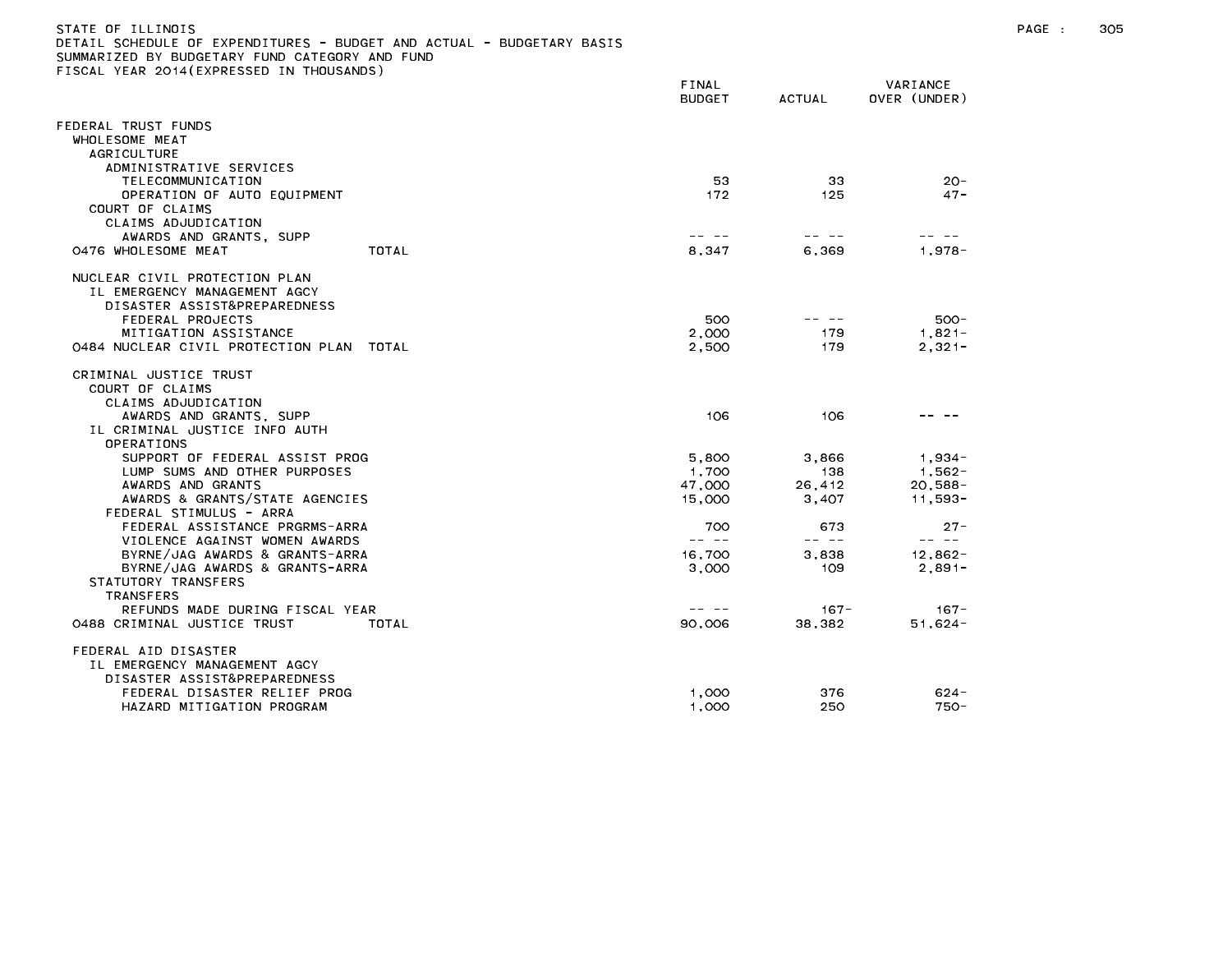STATE OF ILLINOIS
DETAIL SCHEDULE OF EXPENDITURES - BUDGET AND ACTUAL - BUDGETARY BASIS
SUMMARIZED BY BUDGETARY FUND CATEGORY AND FUND
FISCAL YEAR 2014(EXPRESSED IN THOUSANDS)

| | FINAL BUDGET | ACTUAL | VARIANCE OVER (UNDER) |
|---|---|---|---|
| FEDERAL TRUST FUNDS | | | |
| WHOLESOME MEAT | | | |
| AGRICULTURE | | | |
| ADMINISTRATIVE SERVICES | | | |
| TELECOMMUNICATION | 53 | 33 | 20- |
| OPERATION OF AUTO EQUIPMENT | 172 | 125 | 47- |
| COURT OF CLAIMS | | | |
| CLAIMS ADJUDICATION | | | |
| AWARDS AND GRANTS, SUPP | -- -- | -- -- | -- -- |
| 0476 WHOLESOME MEAT TOTAL | 8,347 | 6,369 | 1,978- |
| NUCLEAR CIVIL PROTECTION PLAN | | | |
| IL EMERGENCY MANAGEMENT AGCY | | | |
| DISASTER ASSIST&PREPAREDNESS | | | |
| FEDERAL PROJECTS | 500 | -- -- | 500- |
| MITIGATION ASSISTANCE | 2,000 | 179 | 1,821- |
| 0484 NUCLEAR CIVIL PROTECTION PLAN TOTAL | 2,500 | 179 | 2,321- |
| CRIMINAL JUSTICE TRUST | | | |
| COURT OF CLAIMS | | | |
| CLAIMS ADJUDICATION | | | |
| AWARDS AND GRANTS, SUPP | 106 | 106 | -- -- |
| IL CRIMINAL JUSTICE INFO AUTH | | | |
| OPERATIONS | | | |
| SUPPORT OF FEDERAL ASSIST PROG | 5,800 | 3,866 | 1,934- |
| LUMP SUMS AND OTHER PURPOSES | 1,700 | 138 | 1,562- |
| AWARDS AND GRANTS | 47,000 | 26,412 | 20,588- |
| AWARDS & GRANTS/STATE AGENCIES | 15,000 | 3,407 | 11,593- |
| FEDERAL STIMULUS - ARRA | | | |
| FEDERAL ASSISTANCE PRGRMS-ARRA | 700 | 673 | 27- |
| VIOLENCE AGAINST WOMEN AWARDS | -- -- | -- -- | -- -- |
| BYRNE/JAG AWARDS & GRANTS-ARRA | 16,700 | 3,838 | 12,862- |
| BYRNE/JAG AWARDS & GRANTS-ARRA | 3,000 | 109 | 2,891- |
| STATUTORY TRANSFERS | | | |
| TRANSFERS | | | |
| REFUNDS MADE DURING FISCAL YEAR | -- -- | 167- | 167- |
| 0488 CRIMINAL JUSTICE TRUST TOTAL | 90,006 | 38,382 | 51,624- |
| FEDERAL AID DISASTER | | | |
| IL EMERGENCY MANAGEMENT AGCY | | | |
| DISASTER ASSIST&PREPAREDNESS | | | |
| FEDERAL DISASTER RELIEF PROG | 1,000 | 376 | 624- |
| HAZARD MITIGATION PROGRAM | 1,000 | 250 | 750- |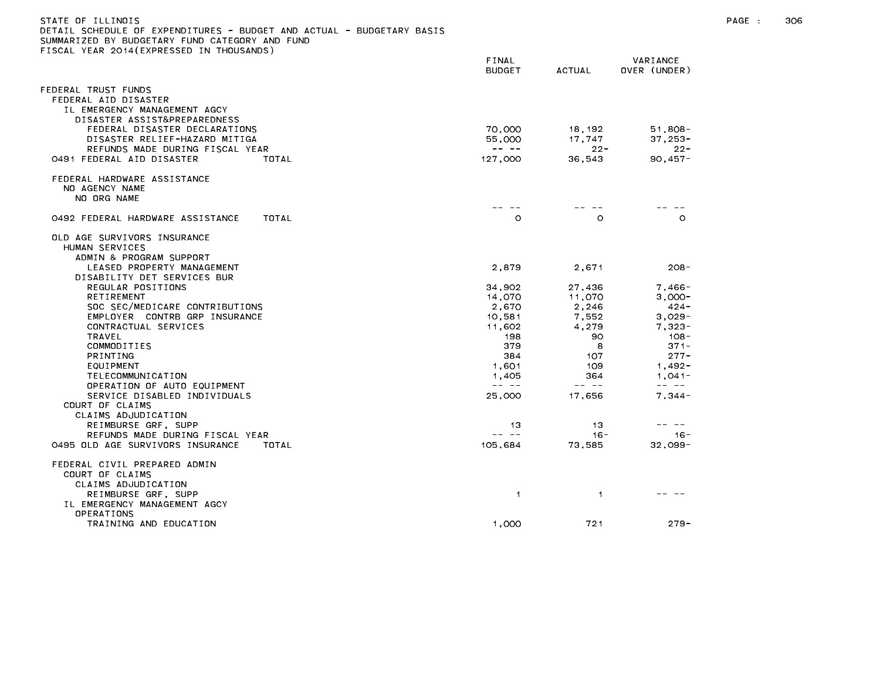STATE OF ILLINOIS
DETAIL SCHEDULE OF EXPENDITURES - BUDGET AND ACTUAL - BUDGETARY BASIS
SUMMARIZED BY BUDGETARY FUND CATEGORY AND FUND
FISCAL YEAR 2014(EXPRESSED IN THOUSANDS)

| | FINAL BUDGET | ACTUAL | VARIANCE OVER (UNDER) |
|---|---|---|---|
| FEDERAL TRUST FUNDS | | | |
| FEDERAL AID DISASTER | | | |
| IL EMERGENCY MANAGEMENT AGCY | | | |
| DISASTER ASSIST&PREPAREDNESS | | | |
| FEDERAL DISASTER DECLARATIONS | 70,000 | 18,192 | 51,808- |
| DISASTER RELIEF-HAZARD MITIGA | 55,000 | 17,747 | 37,253- |
| REFUNDS MADE DURING FISCAL YEAR | -- -- | 22- | 22- |
| 0491 FEDERAL AID DISASTER TOTAL | 127,000 | 36,543 | 90,457- |
| FEDERAL HARDWARE ASSISTANCE | | | |
| NO AGENCY NAME | | | |
| NO ORG NAME | | | |
| | -- -- | -- -- | -- -- |
| 0492 FEDERAL HARDWARE ASSISTANCE TOTAL | 0 | 0 | 0 |
| OLD AGE SURVIVORS INSURANCE | | | |
| HUMAN SERVICES | | | |
| ADMIN & PROGRAM SUPPORT | | | |
| LEASED PROPERTY MANAGEMENT | 2,879 | 2,671 | 208- |
| DISABILITY DET SERVICES BUR | | | |
| REGULAR POSITIONS | 34,902 | 27,436 | 7,466- |
| RETIREMENT | 14,070 | 11,070 | 3,000- |
| SOC SEC/MEDICARE CONTRIBUTIONS | 2,670 | 2,246 | 424- |
| EMPLOYER CONTRB GRP INSURANCE | 10,581 | 7,552 | 3,029- |
| CONTRACTUAL SERVICES | 11,602 | 4,279 | 7,323- |
| TRAVEL | 198 | 90 | 108- |
| COMMODITIES | 379 | 8 | 371- |
| PRINTING | 384 | 107 | 277- |
| EQUIPMENT | 1,601 | 109 | 1,492- |
| TELECOMMUNICATION | 1,405 | 364 | 1,041- |
| OPERATION OF AUTO EQUIPMENT | -- -- | -- -- | -- -- |
| SERVICE DISABLED INDIVIDUALS | 25,000 | 17,656 | 7,344- |
| COURT OF CLAIMS | | | |
| CLAIMS ADJUDICATION | | | |
| REIMBURSE GRF, SUPP | 13 | 13 | -- -- |
| REFUNDS MADE DURING FISCAL YEAR | -- -- | 16- | 16- |
| 0495 OLD AGE SURVIVORS INSURANCE TOTAL | 105,684 | 73,585 | 32,099- |
| FEDERAL CIVIL PREPARED ADMIN | | | |
| COURT OF CLAIMS | | | |
| CLAIMS ADJUDICATION | | | |
| REIMBURSE GRF, SUPP | 1 | 1 | -- -- |
| IL EMERGENCY MANAGEMENT AGCY | | | |
| OPERATIONS | | | |
| TRAINING AND EDUCATION | 1,000 | 721 | 279- |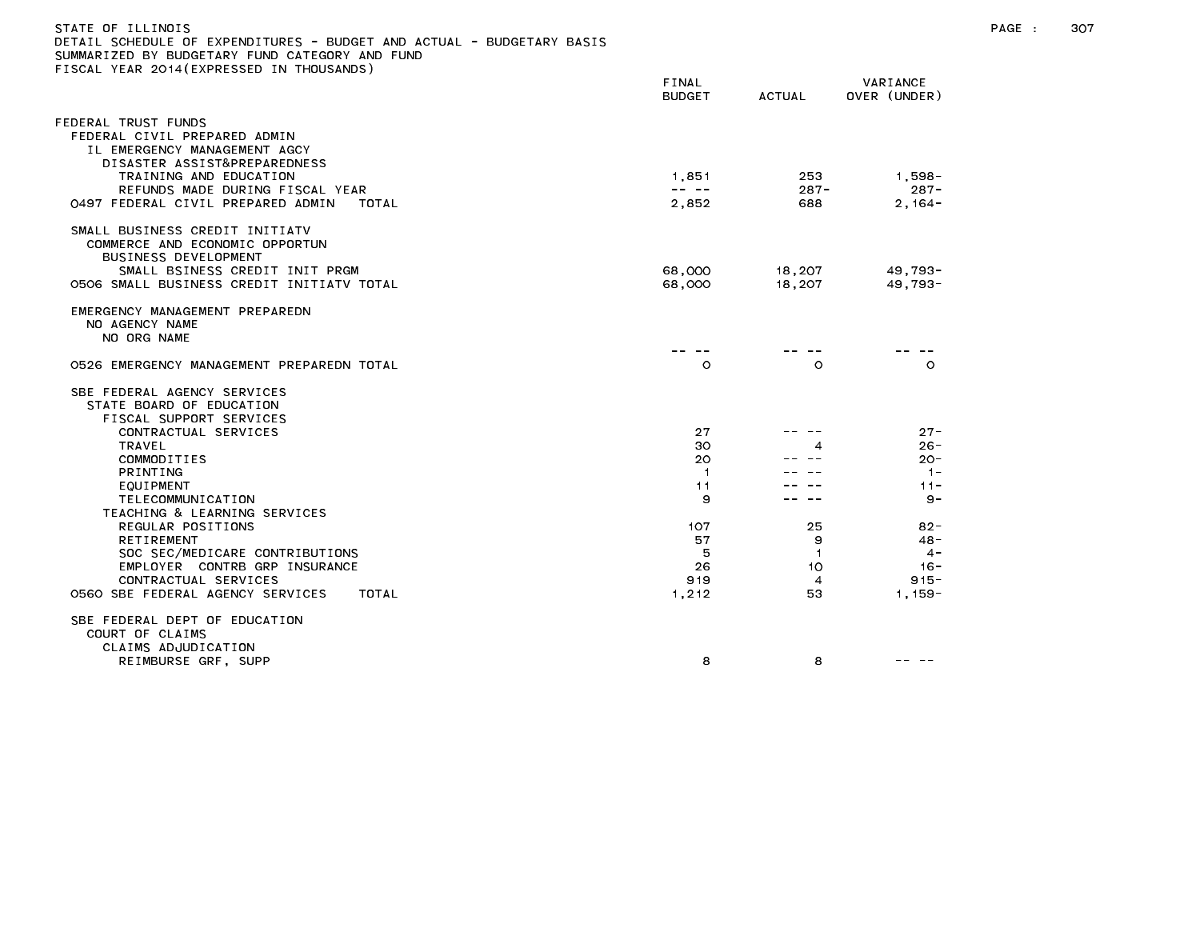STATE OF ILLINOIS
DETAIL SCHEDULE OF EXPENDITURES - BUDGET AND ACTUAL - BUDGETARY BASIS
SUMMARIZED BY BUDGETARY FUND CATEGORY AND FUND
FISCAL YEAR 2014(EXPRESSED IN THOUSANDS)

| | FINAL BUDGET | ACTUAL | VARIANCE OVER (UNDER) |
|---|---|---|---|
| FEDERAL TRUST FUNDS | | | |
| FEDERAL CIVIL PREPARED ADMIN | | | |
| IL EMERGENCY MANAGEMENT AGCY | | | |
| DISASTER ASSIST&PREPAREDNESS | | | |
| TRAINING AND EDUCATION | 1,851 | 253 | 1,598- |
| REFUNDS MADE DURING FISCAL YEAR | -- -- | 287- | 287- |
| 0497 FEDERAL CIVIL PREPARED ADMIN TOTAL | 2,852 | 688 | 2,164- |
| | | | |
| SMALL BUSINESS CREDIT INITIATV | | | |
| COMMERCE AND ECONOMIC OPPORTUN | | | |
| BUSINESS DEVELOPMENT | | | |
| SMALL BSINESS CREDIT INIT PRGM | 68,000 | 18,207 | 49,793- |
| 0506 SMALL BUSINESS CREDIT INITIATV TOTAL | 68,000 | 18,207 | 49,793- |
| | | | |
| EMERGENCY MANAGEMENT PREPAREDN | | | |
| NO AGENCY NAME | | | |
| NO ORG NAME | | | |
| | -- -- | -- -- | -- -- |
| 0526 EMERGENCY MANAGEMENT PREPAREDN TOTAL | 0 | 0 | 0 |
| | | | |
| SBE FEDERAL AGENCY SERVICES | | | |
| STATE BOARD OF EDUCATION | | | |
| FISCAL SUPPORT SERVICES | | | |
| CONTRACTUAL SERVICES | 27 | -- -- | 27- |
| TRAVEL | 30 | 4 | 26- |
| COMMODITIES | 20 | -- -- | 20- |
| PRINTING | 1 | -- -- | 1- |
| EQUIPMENT | 11 | -- -- | 11- |
| TELECOMMUNICATION | 9 | -- -- | 9- |
| TEACHING & LEARNING SERVICES | | | |
| REGULAR POSITIONS | 107 | 25 | 82- |
| RETIREMENT | 57 | 9 | 48- |
| SOC SEC/MEDICARE CONTRIBUTIONS | 5 | 1 | 4- |
| EMPLOYER CONTRB GRP INSURANCE | 26 | 10 | 16- |
| CONTRACTUAL SERVICES | 919 | 4 | 915- |
| 0560 SBE FEDERAL AGENCY SERVICES TOTAL | 1,212 | 53 | 1,159- |
| | | | |
| SBE FEDERAL DEPT OF EDUCATION | | | |
| COURT OF CLAIMS | | | |
| CLAIMS ADJUDICATION | | | |
| REIMBURSE GRF, SUPP | 8 | 8 | -- -- |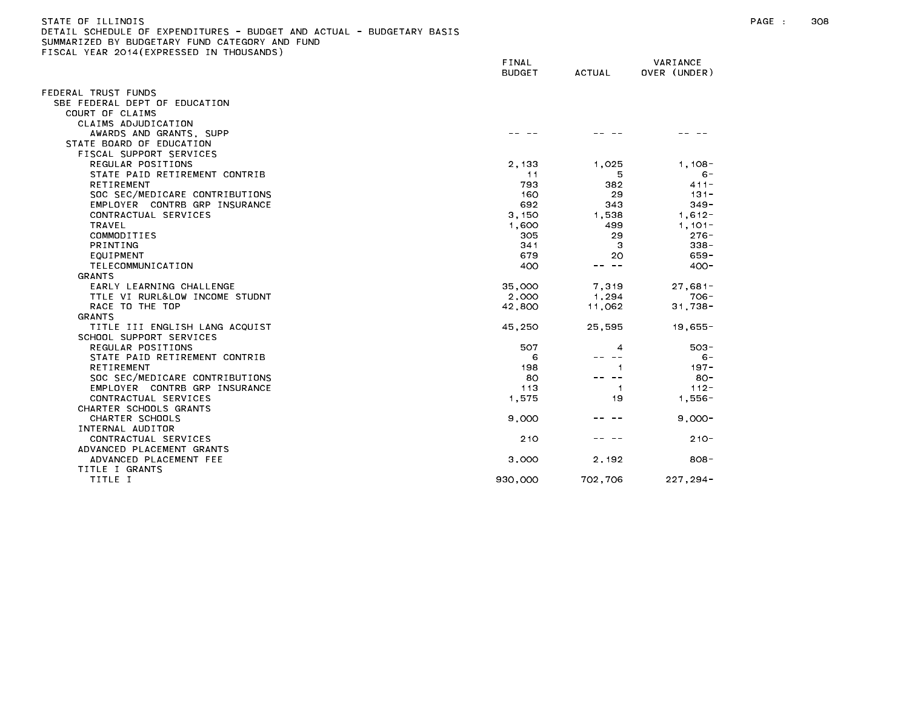STATE OF ILLINOIS
DETAIL SCHEDULE OF EXPENDITURES - BUDGET AND ACTUAL - BUDGETARY BASIS
SUMMARIZED BY BUDGETARY FUND CATEGORY AND FUND
FISCAL YEAR 2014(EXPRESSED IN THOUSANDS)

| | FINAL BUDGET | ACTUAL | VARIANCE OVER (UNDER) |
|---|---|---|---|
| FEDERAL TRUST FUNDS | | | |
| SBE FEDERAL DEPT OF EDUCATION | | | |
| COURT OF CLAIMS | | | |
| CLAIMS ADJUDICATION | | | |
| AWARDS AND GRANTS, SUPP | -- -- | -- -- | -- -- |
| STATE BOARD OF EDUCATION | | | |
| FISCAL SUPPORT SERVICES | | | |
| REGULAR POSITIONS | 2,133 | 1,025 | 1,108- |
| STATE PAID RETIREMENT CONTRIB | 11 | 5 | 6- |
| RETIREMENT | 793 | 382 | 411- |
| SOC SEC/MEDICARE CONTRIBUTIONS | 160 | 29 | 131- |
| EMPLOYER CONTRB GRP INSURANCE | 692 | 343 | 349- |
| CONTRACTUAL SERVICES | 3,150 | 1,538 | 1,612- |
| TRAVEL | 1,600 | 499 | 1,101- |
| COMMODITIES | 305 | 29 | 276- |
| PRINTING | 341 | 3 | 338- |
| EQUIPMENT | 679 | 20 | 659- |
| TELECOMMUNICATION | 400 | -- -- | 400- |
| GRANTS | | | |
| EARLY LEARNING CHALLENGE | 35,000 | 7,319 | 27,681- |
| TTLE VI RURL&LOW INCOME STUDNT | 2,000 | 1,294 | 706- |
| RACE TO THE TOP | 42,800 | 11,062 | 31,738- |
| GRANTS | | | |
| TITLE III ENGLISH LANG ACQUIST | 45,250 | 25,595 | 19,655- |
| SCHOOL SUPPORT SERVICES | | | |
| REGULAR POSITIONS | 507 | 4 | 503- |
| STATE PAID RETIREMENT CONTRIB | 6 | -- -- | 6- |
| RETIREMENT | 198 | 1 | 197- |
| SOC SEC/MEDICARE CONTRIBUTIONS | 80 | -- -- | 80- |
| EMPLOYER CONTRB GRP INSURANCE | 113 | 1 | 112- |
| CONTRACTUAL SERVICES | 1,575 | 19 | 1,556- |
| CHARTER SCHOOLS GRANTS | | | |
| CHARTER SCHOOLS | 9,000 | -- -- | 9,000- |
| INTERNAL AUDITOR | | | |
| CONTRACTUAL SERVICES | 210 | -- -- | 210- |
| ADVANCED PLACEMENT GRANTS | | | |
| ADVANCED PLACEMENT FEE | 3,000 | 2,192 | 808- |
| TITLE I GRANTS | | | |
| TITLE I | 930,000 | 702,706 | 227,294- |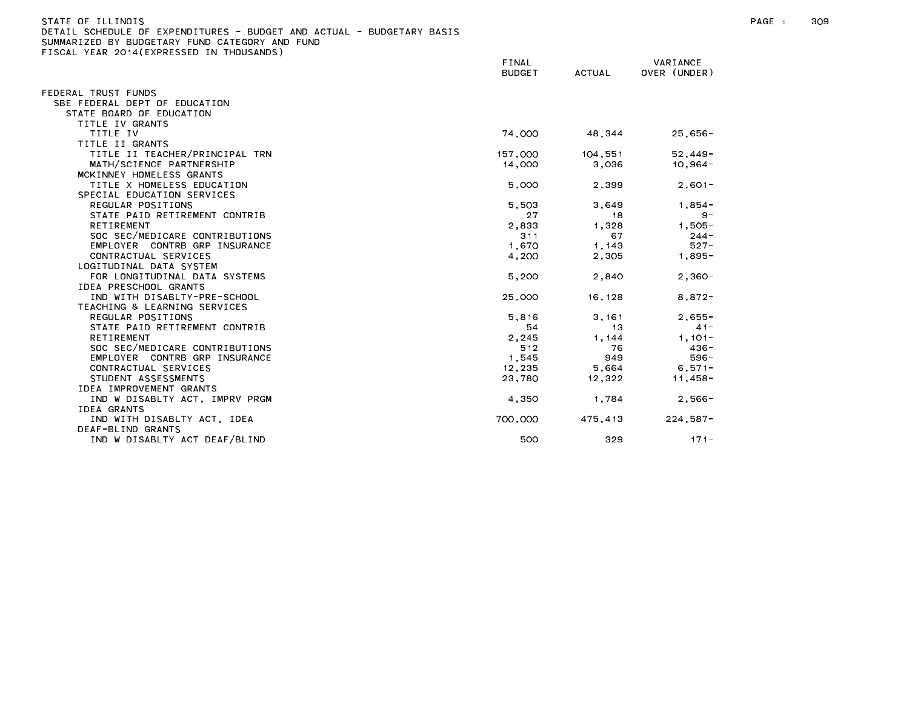STATE OF ILLINOIS
DETAIL SCHEDULE OF EXPENDITURES - BUDGET AND ACTUAL - BUDGETARY BASIS
SUMMARIZED BY BUDGETARY FUND CATEGORY AND FUND
FISCAL YEAR 2014(EXPRESSED IN THOUSANDS)

| | FINAL BUDGET | ACTUAL | VARIANCE OVER (UNDER) |
|---|---|---|---|
| FEDERAL TRUST FUNDS | | | |
| SBE FEDERAL DEPT OF EDUCATION | | | |
| STATE BOARD OF EDUCATION | | | |
| TITLE IV GRANTS | | | |
| TITLE IV | 74,000 | 48,344 | 25,656- |
| TITLE II GRANTS | | | |
| TITLE II TEACHER/PRINCIPAL TRN | 157,000 | 104,551 | 52,449- |
| MATH/SCIENCE PARTNERSHIP | 14,000 | 3,036 | 10,964- |
| MCKINNEY HOMELESS GRANTS | | | |
| TITLE X HOMELESS EDUCATION | 5,000 | 2,399 | 2,601- |
| SPECIAL EDUCATION SERVICES | | | |
| REGULAR POSITIONS | 5,503 | 3,649 | 1,854- |
| STATE PAID RETIREMENT CONTRIB | 27 | 18 | 9- |
| RETIREMENT | 2,833 | 1,328 | 1,505- |
| SOC SEC/MEDICARE CONTRIBUTIONS | 311 | 67 | 244- |
| EMPLOYER CONTRB GRP INSURANCE | 1,670 | 1,143 | 527- |
| CONTRACTUAL SERVICES | 4,200 | 2,305 | 1,895- |
| LOGITUDINAL DATA SYSTEM | | | |
| FOR LONGITUDINAL DATA SYSTEMS | 5,200 | 2,840 | 2,360- |
| IDEA PRESCHOOL GRANTS | | | |
| IND WITH DISABLTY-PRE-SCHOOL | 25,000 | 16,128 | 8,872- |
| TEACHING & LEARNING SERVICES | | | |
| REGULAR POSITIONS | 5,816 | 3,161 | 2,655- |
| STATE PAID RETIREMENT CONTRIB | 54 | 13 | 41- |
| RETIREMENT | 2,245 | 1,144 | 1,101- |
| SOC SEC/MEDICARE CONTRIBUTIONS | 512 | 76 | 436- |
| EMPLOYER CONTRB GRP INSURANCE | 1,545 | 949 | 596- |
| CONTRACTUAL SERVICES | 12,235 | 5,664 | 6,571- |
| STUDENT ASSESSMENTS | 23,780 | 12,322 | 11,458- |
| IDEA IMPROVEMENT GRANTS | | | |
| IND W DISABLTY ACT, IMPRV PRGM | 4,350 | 1,784 | 2,566- |
| IDEA GRANTS | | | |
| IND WITH DISABLTY ACT, IDEA | 700,000 | 475,413 | 224,587- |
| DEAF-BLIND GRANTS | | | |
| IND W DISABLTY ACT DEAF/BLIND | 500 | 329 | 171- |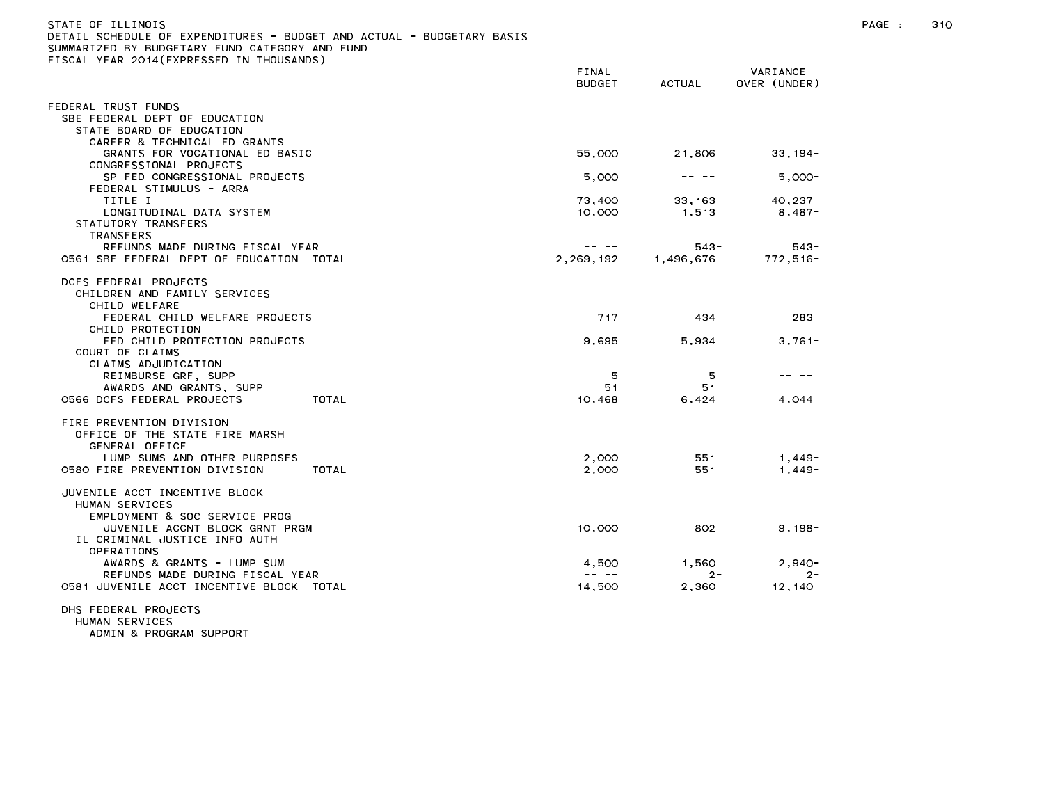STATE OF ILLINOIS
DETAIL SCHEDULE OF EXPENDITURES - BUDGET AND ACTUAL - BUDGETARY BASIS
SUMMARIZED BY BUDGETARY FUND CATEGORY AND FUND
FISCAL YEAR 2014(EXPRESSED IN THOUSANDS)

| | FINAL BUDGET | ACTUAL | VARIANCE OVER (UNDER) |
|---|---|---|---|
| FEDERAL TRUST FUNDS | | | |
| SBE FEDERAL DEPT OF EDUCATION | | | |
| STATE BOARD OF EDUCATION | | | |
| CAREER & TECHNICAL ED GRANTS | | | |
| GRANTS FOR VOCATIONAL ED BASIC | 55,000 | 21,806 | 33,194- |
| CONGRESSIONAL PROJECTS | | | |
| SP FED CONGRESSIONAL PROJECTS | 5,000 | -- -- | 5,000- |
| FEDERAL STIMULUS - ARRA | | | |
| TITLE I | 73,400 | 33,163 | 40,237- |
| LONGITUDINAL DATA SYSTEM | 10,000 | 1,513 | 8,487- |
| STATUTORY TRANSFERS | | | |
| TRANSFERS | | | |
| REFUNDS MADE DURING FISCAL YEAR | -- -- | 543- | 543- |
| 0561 SBE FEDERAL DEPT OF EDUCATION TOTAL | 2,269,192 | 1,496,676 | 772,516- |
| | | | |
| DCFS FEDERAL PROJECTS | | | |
| CHILDREN AND FAMILY SERVICES | | | |
| CHILD WELFARE | | | |
| FEDERAL CHILD WELFARE PROJECTS | 717 | 434 | 283- |
| CHILD PROTECTION | | | |
| FED CHILD PROTECTION PROJECTS | 9,695 | 5,934 | 3,761- |
| COURT OF CLAIMS | | | |
| CLAIMS ADJUDICATION | | | |
| REIMBURSE GRF, SUPP | 5 | 5 | -- -- |
| AWARDS AND GRANTS, SUPP | 51 | 51 | -- -- |
| 0566 DCFS FEDERAL PROJECTS TOTAL | 10,468 | 6,424 | 4,044- |
| | | | |
| FIRE PREVENTION DIVISION | | | |
| OFFICE OF THE STATE FIRE MARSH | | | |
| GENERAL OFFICE | | | |
| LUMP SUMS AND OTHER PURPOSES | 2,000 | 551 | 1,449- |
| 0580 FIRE PREVENTION DIVISION TOTAL | 2,000 | 551 | 1,449- |
| | | | |
| JUVENILE ACCT INCENTIVE BLOCK | | | |
| HUMAN SERVICES | | | |
| EMPLOYMENT & SOC SERVICE PROG | | | |
| JUVENILE ACCNT BLOCK GRNT PRGM | 10,000 | 802 | 9,198- |
| IL CRIMINAL JUSTICE INFO AUTH | | | |
| OPERATIONS | | | |
| AWARDS & GRANTS - LUMP SUM | 4,500 | 1,560 | 2,940- |
| REFUNDS MADE DURING FISCAL YEAR | -- -- | 2- | 2- |
| 0581 JUVENILE ACCT INCENTIVE BLOCK TOTAL | 14,500 | 2,360 | 12,140- |
| | | | |
| DHS FEDERAL PROJECTS | | | |
| HUMAN SERVICES | | | |
| ADMIN & PROGRAM SUPPORT | | | |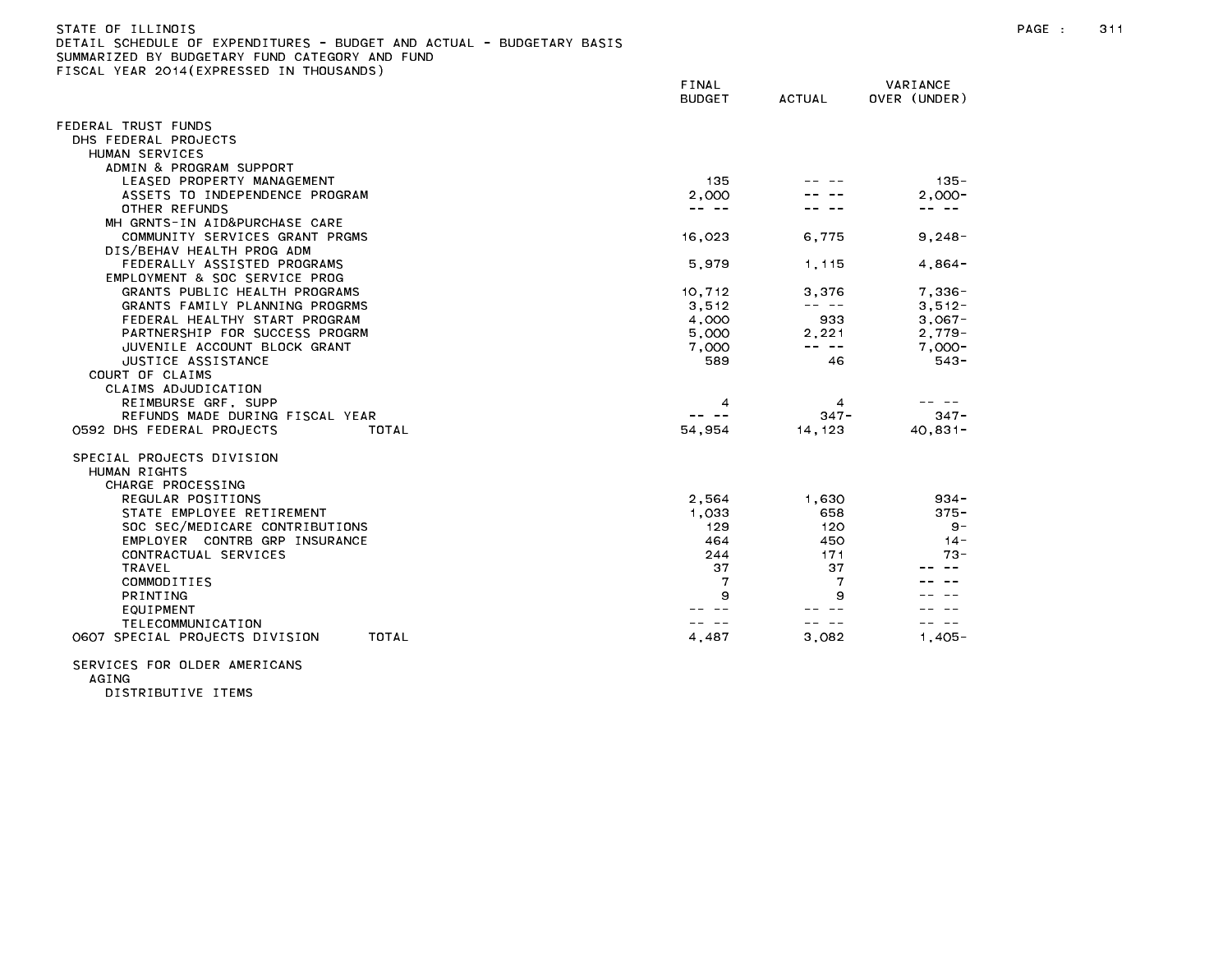STATE OF ILLINOIS
DETAIL SCHEDULE OF EXPENDITURES - BUDGET AND ACTUAL - BUDGETARY BASIS
SUMMARIZED BY BUDGETARY FUND CATEGORY AND FUND
FISCAL YEAR 2014(EXPRESSED IN THOUSANDS)

| | FINAL BUDGET | ACTUAL | VARIANCE OVER (UNDER) |
|---|---|---|---|
| FEDERAL TRUST FUNDS | | | |
| DHS FEDERAL PROJECTS | | | |
| HUMAN SERVICES | | | |
| ADMIN & PROGRAM SUPPORT | | | |
| LEASED PROPERTY MANAGEMENT | 135 | -- -- | 135- |
| ASSETS TO INDEPENDENCE PROGRAM | 2,000 | -- -- | 2,000- |
| OTHER REFUNDS | -- -- | -- -- | -- -- |
| MH GRNTS-IN AID&PURCHASE CARE | | | |
| COMMUNITY SERVICES GRANT PRGMS | 16,023 | 6,775 | 9,248- |
| DIS/BEHAV HEALTH PROG ADM | | | |
| FEDERALLY ASSISTED PROGRAMS | 5,979 | 1,115 | 4,864- |
| EMPLOYMENT & SOC SERVICE PROG | | | |
| GRANTS PUBLIC HEALTH PROGRAMS | 10,712 | 3,376 | 7,336- |
| GRANTS FAMILY PLANNING PROGRMS | 3,512 | -- -- | 3,512- |
| FEDERAL HEALTHY START PROGRAM | 4,000 | 933 | 3,067- |
| PARTNERSHIP FOR SUCCESS PROGRM | 5,000 | 2,221 | 2,779- |
| JUVENILE ACCOUNT BLOCK GRANT | 7,000 | -- -- | 7,000- |
| JUSTICE ASSISTANCE | 589 | 46 | 543- |
| COURT OF CLAIMS | | | |
| CLAIMS ADJUDICATION | | | |
| REIMBURSE GRF, SUPP | 4 | 4 | -- -- |
| REFUNDS MADE DURING FISCAL YEAR | -- -- | 347- | 347- |
| 0592 DHS FEDERAL PROJECTS TOTAL | 54,954 | 14,123 | 40,831- |
| SPECIAL PROJECTS DIVISION | | | |
| HUMAN RIGHTS | | | |
| CHARGE PROCESSING | | | |
| REGULAR POSITIONS | 2,564 | 1,630 | 934- |
| STATE EMPLOYEE RETIREMENT | 1,033 | 658 | 375- |
| SOC SEC/MEDICARE CONTRIBUTIONS | 129 | 120 | 9- |
| EMPLOYER CONTRB GRP INSURANCE | 464 | 450 | 14- |
| CONTRACTUAL SERVICES | 244 | 171 | 73- |
| TRAVEL | 37 | 37 | -- -- |
| COMMODITIES | 7 | 7 | -- -- |
| PRINTING | 9 | 9 | -- -- |
| EQUIPMENT | -- -- | -- -- | -- -- |
| TELECOMMUNICATION | -- -- | -- -- | -- -- |
| 0607 SPECIAL PROJECTS DIVISION TOTAL | 4,487 | 3,082 | 1,405- |
| SERVICES FOR OLDER AMERICANS | | | |
| AGING | | | |
| DISTRIBUTIVE ITEMS | | | |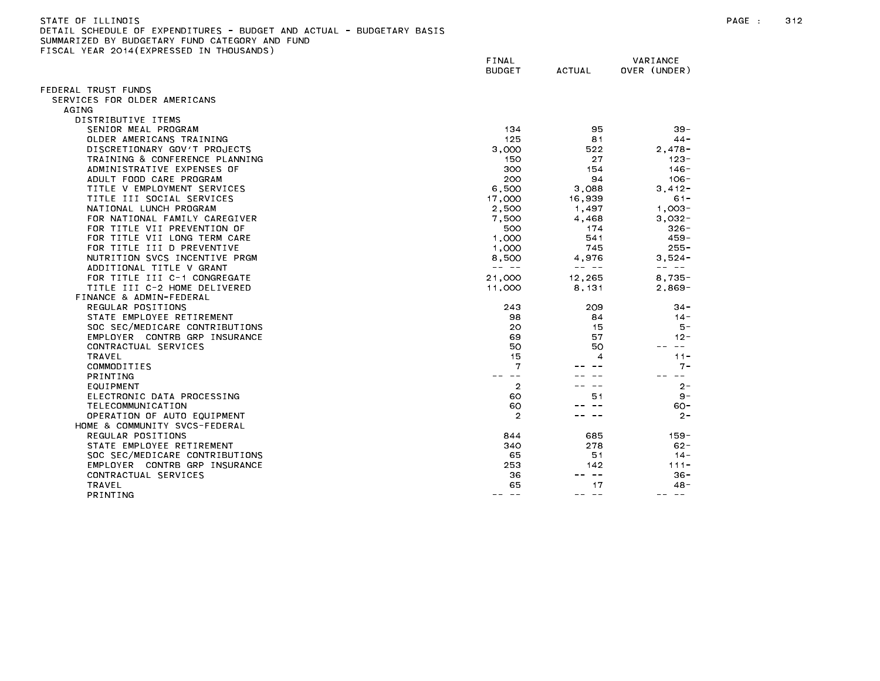STATE OF ILLINOIS
DETAIL SCHEDULE OF EXPENDITURES - BUDGET AND ACTUAL - BUDGETARY BASIS
SUMMARIZED BY BUDGETARY FUND CATEGORY AND FUND
FISCAL YEAR 2014(EXPRESSED IN THOUSANDS)

| | FINAL BUDGET | ACTUAL | VARIANCE OVER (UNDER) |
|---|---|---|---|
| FEDERAL TRUST FUNDS | | | |
| SERVICES FOR OLDER AMERICANS | | | |
| AGING | | | |
| DISTRIBUTIVE ITEMS | | | |
| SENIOR MEAL PROGRAM | 134 | 95 | 39- |
| OLDER AMERICANS TRAINING | 125 | 81 | 44- |
| DISCRETIONARY GOV'T PROJECTS | 3,000 | 522 | 2,478- |
| TRAINING & CONFERENCE PLANNING | 150 | 27 | 123- |
| ADMINISTRATIVE EXPENSES OF | 300 | 154 | 146- |
| ADULT FOOD CARE PROGRAM | 200 | 94 | 106- |
| TITLE V EMPLOYMENT SERVICES | 6,500 | 3,088 | 3,412- |
| TITLE III SOCIAL SERVICES | 17,000 | 16,939 | 61- |
| NATIONAL LUNCH PROGRAM | 2,500 | 1,497 | 1,003- |
| FOR NATIONAL FAMILY CAREGIVER | 7,500 | 4,468 | 3,032- |
| FOR TITLE VII PREVENTION OF | 500 | 174 | 326- |
| FOR TITLE VII LONG TERM CARE | 1,000 | 541 | 459- |
| FOR TITLE III D PREVENTIVE | 1,000 | 745 | 255- |
| NUTRITION SVCS INCENTIVE PRGM | 8,500 | 4,976 | 3,524- |
| ADDITIONAL TITLE V GRANT | -- -- | -- -- | -- -- |
| FOR TITLE III C-1 CONGREGATE | 21,000 | 12,265 | 8,735- |
| TITLE III C-2 HOME DELIVERED | 11,000 | 8,131 | 2,869- |
| FINANCE & ADMIN-FEDERAL | | | |
| REGULAR POSITIONS | 243 | 209 | 34- |
| STATE EMPLOYEE RETIREMENT | 98 | 84 | 14- |
| SOC SEC/MEDICARE CONTRIBUTIONS | 20 | 15 | 5- |
| EMPLOYER CONTRB GRP INSURANCE | 69 | 57 | 12- |
| CONTRACTUAL SERVICES | 50 | 50 | -- -- |
| TRAVEL | 15 | 4 | 11- |
| COMMODITIES | 7 | -- -- | 7- |
| PRINTING | -- -- | -- -- | -- -- |
| EQUIPMENT | 2 | -- -- | 2- |
| ELECTRONIC DATA PROCESSING | 60 | 51 | 9- |
| TELECOMMUNICATION | 60 | -- -- | 60- |
| OPERATION OF AUTO EQUIPMENT | 2 | -- -- | 2- |
| HOME & COMMUNITY SVCS-FEDERAL | | | |
| REGULAR POSITIONS | 844 | 685 | 159- |
| STATE EMPLOYEE RETIREMENT | 340 | 278 | 62- |
| SOC SEC/MEDICARE CONTRIBUTIONS | 65 | 51 | 14- |
| EMPLOYER CONTRB GRP INSURANCE | 253 | 142 | 111- |
| CONTRACTUAL SERVICES | 36 | -- -- | 36- |
| TRAVEL | 65 | 17 | 48- |
| PRINTING | -- -- | -- -- | -- -- |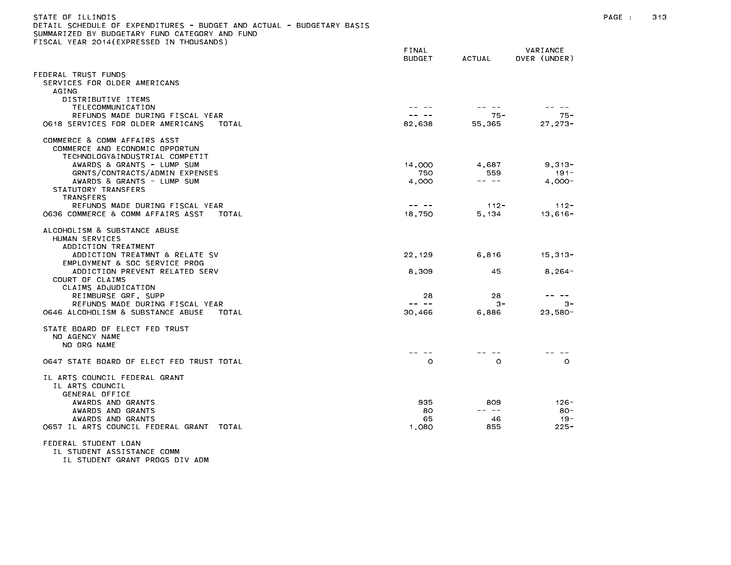STATE OF ILLINOIS
DETAIL SCHEDULE OF EXPENDITURES - BUDGET AND ACTUAL - BUDGETARY BASIS
SUMMARIZED BY BUDGETARY FUND CATEGORY AND FUND
FISCAL YEAR 2014(EXPRESSED IN THOUSANDS)

| | FINAL BUDGET | ACTUAL | VARIANCE OVER (UNDER) |
|---|---|---|---|
| FEDERAL TRUST FUNDS | | | |
| SERVICES FOR OLDER AMERICANS | | | |
| AGING | | | |
| DISTRIBUTIVE ITEMS | | | |
| TELECOMMUNICATION | -- -- | -- -- | -- -- |
| REFUNDS MADE DURING FISCAL YEAR | -- -- | 75- | 75- |
| 0618 SERVICES FOR OLDER AMERICANS TOTAL | 82,638 | 55,365 | 27,273- |
| COMMERCE & COMM AFFAIRS ASST | | | |
| COMMERCE AND ECONOMIC OPPORTUN | | | |
| TECHNOLOGY&INDUSTRIAL COMPETIT | | | |
| AWARDS & GRANTS - LUMP SUM | 14,000 | 4,687 | 9,313- |
| GRNTS/CONTRACTS/ADMIN EXPENSES | 750 | 559 | 191- |
| AWARDS & GRANTS - LUMP SUM | 4,000 | -- -- | 4,000- |
| STATUTORY TRANSFERS | | | |
| TRANSFERS | | | |
| REFUNDS MADE DURING FISCAL YEAR | -- -- | 112- | 112- |
| 0636 COMMERCE & COMM AFFAIRS ASST TOTAL | 18,750 | 5,134 | 13,616- |
| ALCOHOLISM & SUBSTANCE ABUSE | | | |
| HUMAN SERVICES | | | |
| ADDICTION TREATMENT | | | |
| ADDICTION TREATMNT & RELATE SV | 22,129 | 6,816 | 15,313- |
| EMPLOYMENT & SOC SERVICE PROG | | | |
| ADDICTION PREVENT RELATED SERV | 8,309 | 45 | 8,264- |
| COURT OF CLAIMS | | | |
| CLAIMS ADJUDICATION | | | |
| REIMBURSE GRF, SUPP | 28 | 28 | -- -- |
| REFUNDS MADE DURING FISCAL YEAR | -- -- | 3- | 3- |
| 0646 ALCOHOLISM & SUBSTANCE ABUSE TOTAL | 30,466 | 6,886 | 23,580- |
| STATE BOARD OF ELECT FED TRUST | | | |
| NO AGENCY NAME | | | |
| NO ORG NAME | | | |
| | -- -- | -- -- | -- -- |
| 0647 STATE BOARD OF ELECT FED TRUST TOTAL | 0 | 0 | 0 |
| IL ARTS COUNCIL FEDERAL GRANT | | | |
| IL ARTS COUNCIL | | | |
| GENERAL OFFICE | | | |
| AWARDS AND GRANTS | 935 | 809 | 126- |
| AWARDS AND GRANTS | 80 | -- -- | 80- |
| AWARDS AND GRANTS | 65 | 46 | 19- |
| 0657 IL ARTS COUNCIL FEDERAL GRANT TOTAL | 1,080 | 855 | 225- |
| FEDERAL STUDENT LOAN | | | |
| IL STUDENT ASSISTANCE COMM | | | |
| IL STUDENT GRANT PROGS DIV ADM | | | |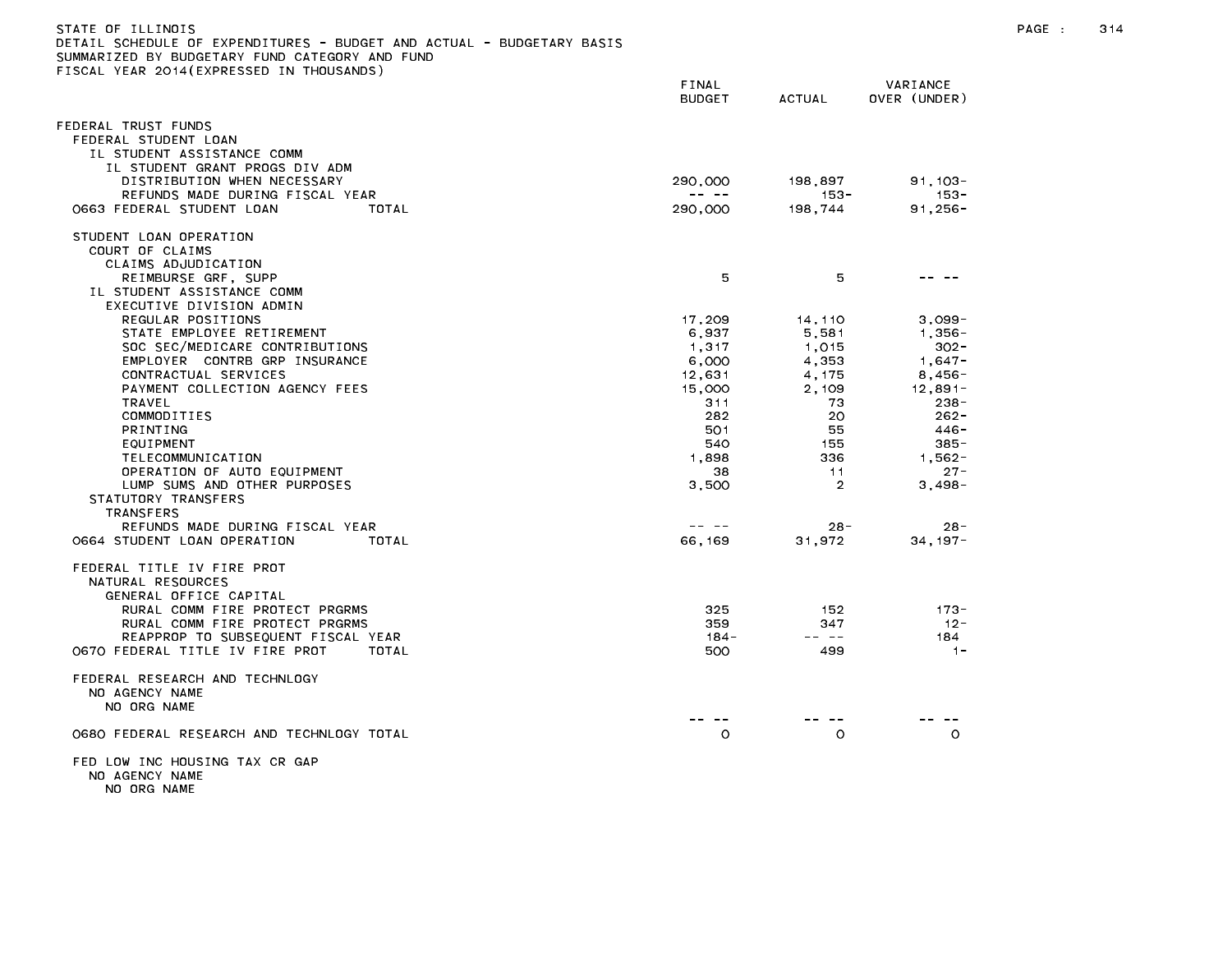STATE OF ILLINOIS
DETAIL SCHEDULE OF EXPENDITURES - BUDGET AND ACTUAL - BUDGETARY BASIS
SUMMARIZED BY BUDGETARY FUND CATEGORY AND FUND
FISCAL YEAR 2014(EXPRESSED IN THOUSANDS)

| | FINAL BUDGET | ACTUAL | VARIANCE OVER (UNDER) |
|---|---|---|---|
| FEDERAL TRUST FUNDS | | | |
| FEDERAL STUDENT LOAN | | | |
| IL STUDENT ASSISTANCE COMM | | | |
| IL STUDENT GRANT PROGS DIV ADM | | | |
| DISTRIBUTION WHEN NECESSARY | 290,000 | 198,897 | 91,103- |
| REFUNDS MADE DURING FISCAL YEAR | -- -- | 153- | 153- |
| 0663 FEDERAL STUDENT LOAN TOTAL | 290,000 | 198,744 | 91,256- |
| STUDENT LOAN OPERATION | | | |
| COURT OF CLAIMS | | | |
| CLAIMS ADJUDICATION | | | |
| REIMBURSE GRF, SUPP | 5 | 5 | -- -- |
| IL STUDENT ASSISTANCE COMM | | | |
| EXECUTIVE DIVISION ADMIN | | | |
| REGULAR POSITIONS | 17,209 | 14,110 | 3,099- |
| STATE EMPLOYEE RETIREMENT | 6,937 | 5,581 | 1,356- |
| SOC SEC/MEDICARE CONTRIBUTIONS | 1,317 | 1,015 | 302- |
| EMPLOYER CONTRB GRP INSURANCE | 6,000 | 4,353 | 1,647- |
| CONTRACTUAL SERVICES | 12,631 | 4,175 | 8,456- |
| PAYMENT COLLECTION AGENCY FEES | 15,000 | 2,109 | 12,891- |
| TRAVEL | 311 | 73 | 238- |
| COMMODITIES | 282 | 20 | 262- |
| PRINTING | 501 | 55 | 446- |
| EQUIPMENT | 540 | 155 | 385- |
| TELECOMMUNICATION | 1,898 | 336 | 1,562- |
| OPERATION OF AUTO EQUIPMENT | 38 | 11 | 27- |
| LUMP SUMS AND OTHER PURPOSES | 3,500 | 2 | 3,498- |
| STATUTORY TRANSFERS | | | |
| TRANSFERS | | | |
| REFUNDS MADE DURING FISCAL YEAR | -- -- | 28- | 28- |
| 0664 STUDENT LOAN OPERATION TOTAL | 66,169 | 31,972 | 34,197- |
| FEDERAL TITLE IV FIRE PROT | | | |
| NATURAL RESOURCES | | | |
| GENERAL OFFICE CAPITAL | | | |
| RURAL COMM FIRE PROTECT PRGRMS | 325 | 152 | 173- |
| RURAL COMM FIRE PROTECT PRGRMS | 359 | 347 | 12- |
| REAPPROP TO SUBSEQUENT FISCAL YEAR | 184- | -- -- | 184 |
| 0670 FEDERAL TITLE IV FIRE PROT TOTAL | 500 | 499 | 1- |
| FEDERAL RESEARCH AND TECHNLOGY | | | |
| NO AGENCY NAME | | | |
| NO ORG NAME | | | |
| | -- -- | -- -- | -- -- |
| 0680 FEDERAL RESEARCH AND TECHNLOGY TOTAL | 0 | 0 | 0 |
| FED LOW INC HOUSING TAX CR GAP | | | |
| NO AGENCY NAME | | | |
| NO ORG NAME | | | |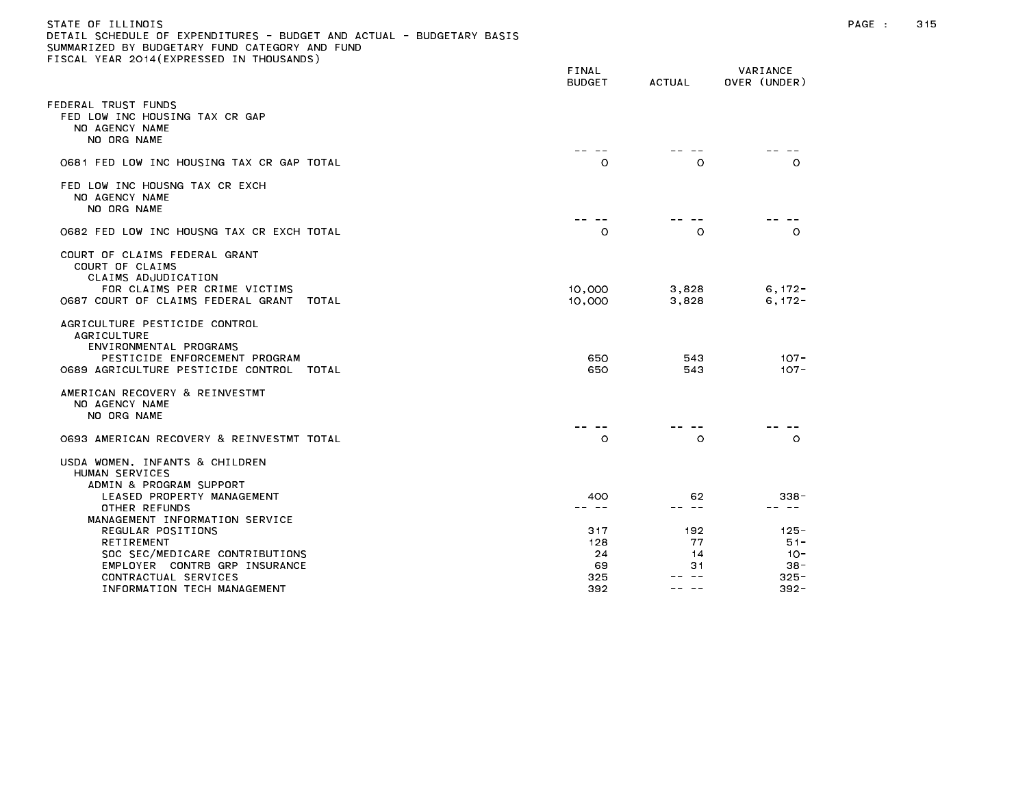STATE OF ILLINOIS
DETAIL SCHEDULE OF EXPENDITURES - BUDGET AND ACTUAL - BUDGETARY BASIS
SUMMARIZED BY BUDGETARY FUND CATEGORY AND FUND
FISCAL YEAR 2014(EXPRESSED IN THOUSANDS)

| | FINAL BUDGET | ACTUAL | VARIANCE OVER (UNDER) |
|---|---|---|---|
| FEDERAL TRUST FUNDS | | | |
| FED LOW INC HOUSING TAX CR GAP | | | |
| NO AGENCY NAME | | | |
| NO ORG NAME | | | |
| | -- -- | -- -- | -- -- |
| 0681 FED LOW INC HOUSING TAX CR GAP TOTAL | 0 | 0 | 0 |
| FED LOW INC HOUSNG TAX CR EXCH | | | |
| NO AGENCY NAME | | | |
| NO ORG NAME | | | |
| | -- -- | -- -- | -- -- |
| 0682 FED LOW INC HOUSNG TAX CR EXCH TOTAL | 0 | 0 | 0 |
| COURT OF CLAIMS FEDERAL GRANT | | | |
| COURT OF CLAIMS | | | |
| CLAIMS ADJUDICATION | | | |
| FOR CLAIMS PER CRIME VICTIMS | 10,000 | 3,828 | 6,172- |
| 0687 COURT OF CLAIMS FEDERAL GRANT TOTAL | 10,000 | 3,828 | 6,172- |
| AGRICULTURE PESTICIDE CONTROL | | | |
| AGRICULTURE | | | |
| ENVIRONMENTAL PROGRAMS | | | |
| PESTICIDE ENFORCEMENT PROGRAM | 650 | 543 | 107- |
| 0689 AGRICULTURE PESTICIDE CONTROL TOTAL | 650 | 543 | 107- |
| AMERICAN RECOVERY & REINVESTMT | | | |
| NO AGENCY NAME | | | |
| NO ORG NAME | | | |
| | -- -- | -- -- | -- -- |
| 0693 AMERICAN RECOVERY & REINVESTMT TOTAL | 0 | 0 | 0 |
| USDA WOMEN, INFANTS & CHILDREN | | | |
| HUMAN SERVICES | | | |
| ADMIN & PROGRAM SUPPORT | | | |
| LEASED PROPERTY MANAGEMENT | 400 | 62 | 338- |
| OTHER REFUNDS | -- -- | -- -- | -- -- |
| MANAGEMENT INFORMATION SERVICE | | | |
| REGULAR POSITIONS | 317 | 192 | 125- |
| RETIREMENT | 128 | 77 | 51- |
| SOC SEC/MEDICARE CONTRIBUTIONS | 24 | 14 | 10- |
| EMPLOYER CONTRB GRP INSURANCE | 69 | 31 | 38- |
| CONTRACTUAL SERVICES | 325 | -- -- | 325- |
| INFORMATION TECH MANAGEMENT | 392 | -- -- | 392- |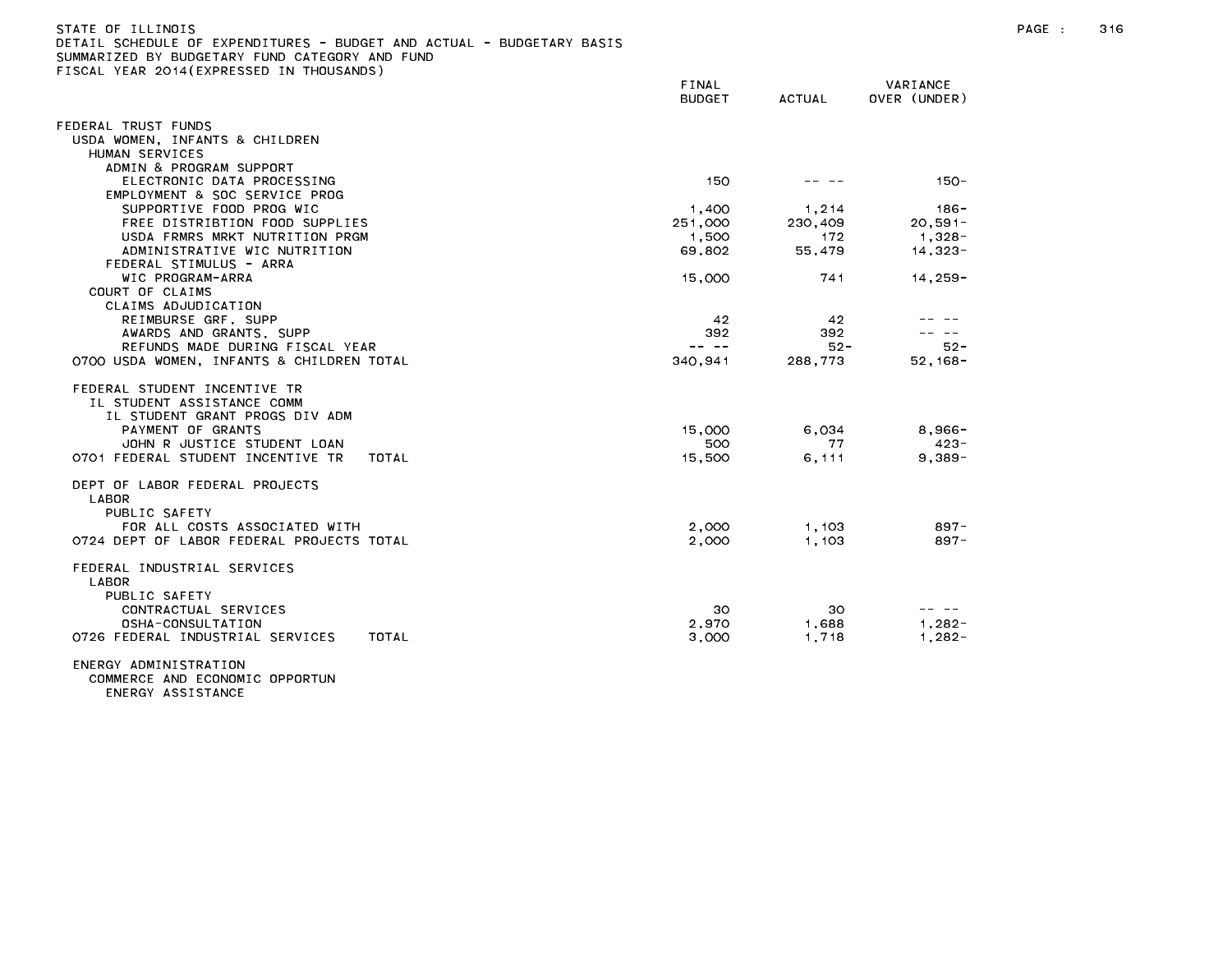STATE OF ILLINOIS
DETAIL SCHEDULE OF EXPENDITURES - BUDGET AND ACTUAL - BUDGETARY BASIS
SUMMARIZED BY BUDGETARY FUND CATEGORY AND FUND
FISCAL YEAR 2014(EXPRESSED IN THOUSANDS)

| | FINAL BUDGET | ACTUAL | VARIANCE OVER (UNDER) |
|---|---|---|---|
| FEDERAL TRUST FUNDS | | | |
| USDA WOMEN, INFANTS & CHILDREN | | | |
| HUMAN SERVICES | | | |
| ADMIN & PROGRAM SUPPORT | | | |
| ELECTRONIC DATA PROCESSING | 150 | -- -- | 150- |
| EMPLOYMENT & SOC SERVICE PROG | | | |
| SUPPORTIVE FOOD PROG WIC | 1,400 | 1,214 | 186- |
| FREE DISTRIBTION FOOD SUPPLIES | 251,000 | 230,409 | 20,591- |
| USDA FRMRS MRKT NUTRITION PRGM | 1,500 | 172 | 1,328- |
| ADMINISTRATIVE WIC NUTRITION | 69,802 | 55,479 | 14,323- |
| FEDERAL STIMULUS - ARRA | | | |
| WIC PROGRAM-ARRA | 15,000 | 741 | 14,259- |
| COURT OF CLAIMS | | | |
| CLAIMS ADJUDICATION | | | |
| REIMBURSE GRF, SUPP | 42 | 42 | -- -- |
| AWARDS AND GRANTS, SUPP | 392 | 392 | -- -- |
| REFUNDS MADE DURING FISCAL YEAR | -- -- | 52- | 52- |
| 0700 USDA WOMEN, INFANTS & CHILDREN TOTAL | 340,941 | 288,773 | 52,168- |
| | | | |
| FEDERAL STUDENT INCENTIVE TR | | | |
| IL STUDENT ASSISTANCE COMM | | | |
| IL STUDENT GRANT PROGS DIV ADM | | | |
| PAYMENT OF GRANTS | 15,000 | 6,034 | 8,966- |
| JOHN R JUSTICE STUDENT LOAN | 500 | 77 | 423- |
| 0701 FEDERAL STUDENT INCENTIVE TR TOTAL | 15,500 | 6,111 | 9,389- |
| | | | |
| DEPT OF LABOR FEDERAL PROJECTS | | | |
| LABOR | | | |
| PUBLIC SAFETY | | | |
| FOR ALL COSTS ASSOCIATED WITH | 2,000 | 1,103 | 897- |
| 0724 DEPT OF LABOR FEDERAL PROJECTS TOTAL | 2,000 | 1,103 | 897- |
| | | | |
| FEDERAL INDUSTRIAL SERVICES | | | |
| LABOR | | | |
| PUBLIC SAFETY | | | |
| CONTRACTUAL SERVICES | 30 | 30 | -- -- |
| OSHA-CONSULTATION | 2,970 | 1,688 | 1,282- |
| 0726 FEDERAL INDUSTRIAL SERVICES TOTAL | 3,000 | 1,718 | 1,282- |
| | | | |
| ENERGY ADMINISTRATION | | | |
| COMMERCE AND ECONOMIC OPPORTUN | | | |
| ENERGY ASSISTANCE | | | |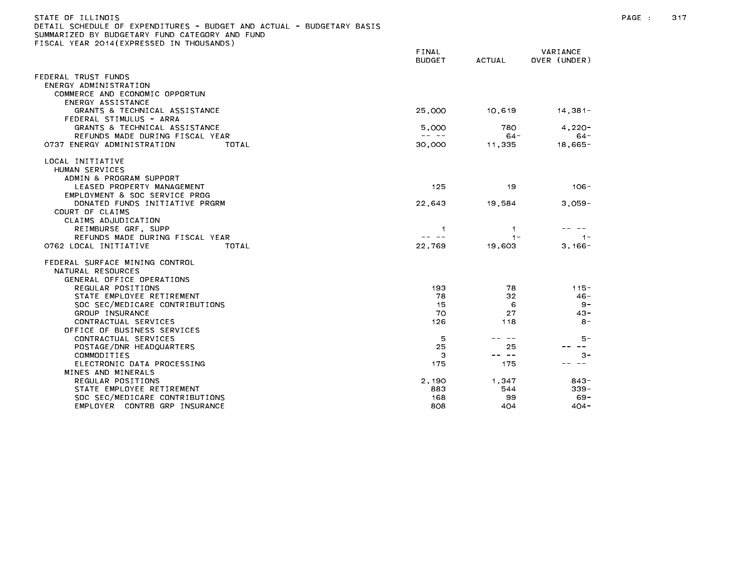STATE OF ILLINOIS
DETAIL SCHEDULE OF EXPENDITURES - BUDGET AND ACTUAL - BUDGETARY BASIS
SUMMARIZED BY BUDGETARY FUND CATEGORY AND FUND
FISCAL YEAR 2014(EXPRESSED IN THOUSANDS)

| | FINAL BUDGET | ACTUAL | VARIANCE OVER (UNDER) |
|---|---|---|---|
| FEDERAL TRUST FUNDS | | | |
| ENERGY ADMINISTRATION | | | |
| COMMERCE AND ECONOMIC OPPORTUN | | | |
| ENERGY ASSISTANCE | | | |
| GRANTS & TECHNICAL ASSISTANCE | 25,000 | 10,619 | 14,381- |
| FEDERAL STIMULUS - ARRA | | | |
| GRANTS & TECHNICAL ASSISTANCE | 5,000 | 780 | 4,220- |
| REFUNDS MADE DURING FISCAL YEAR | -- -- | 64- | 64- |
| 0737 ENERGY ADMINISTRATION TOTAL | 30,000 | 11,335 | 18,665- |
| LOCAL INITIATIVE | | | |
| HUMAN SERVICES | | | |
| ADMIN & PROGRAM SUPPORT | | | |
| LEASED PROPERTY MANAGEMENT | 125 | 19 | 106- |
| EMPLOYMENT & SOC SERVICE PROG | | | |
| DONATED FUNDS INITIATIVE PRGRM | 22,643 | 19,584 | 3,059- |
| COURT OF CLAIMS | | | |
| CLAIMS ADJUDICATION | | | |
| REIMBURSE GRF, SUPP | 1 | 1 | -- -- |
| REFUNDS MADE DURING FISCAL YEAR | -- -- | 1- | 1- |
| 0762 LOCAL INITIATIVE TOTAL | 22,769 | 19,603 | 3,166- |
| FEDERAL SURFACE MINING CONTROL | | | |
| NATURAL RESOURCES | | | |
| GENERAL OFFICE OPERATIONS | | | |
| REGULAR POSITIONS | 193 | 78 | 115- |
| STATE EMPLOYEE RETIREMENT | 78 | 32 | 46- |
| SOC SEC/MEDICARE CONTRIBUTIONS | 15 | 6 | 9- |
| GROUP INSURANCE | 70 | 27 | 43- |
| CONTRACTUAL SERVICES | 126 | 118 | 8- |
| OFFICE OF BUSINESS SERVICES | | | |
| CONTRACTUAL SERVICES | 5 | -- -- | 5- |
| POSTAGE/DNR HEADQUARTERS | 25 | 25 | -- -- |
| COMMODITIES | 3 | -- -- | 3- |
| ELECTRONIC DATA PROCESSING | 175 | 175 | -- -- |
| MINES AND MINERALS | | | |
| REGULAR POSITIONS | 2,190 | 1,347 | 843- |
| STATE EMPLOYEE RETIREMENT | 883 | 544 | 339- |
| SOC SEC/MEDICARE CONTRIBUTIONS | 168 | 99 | 69- |
| EMPLOYER CONTRB GRP INSURANCE | 808 | 404 | 404- |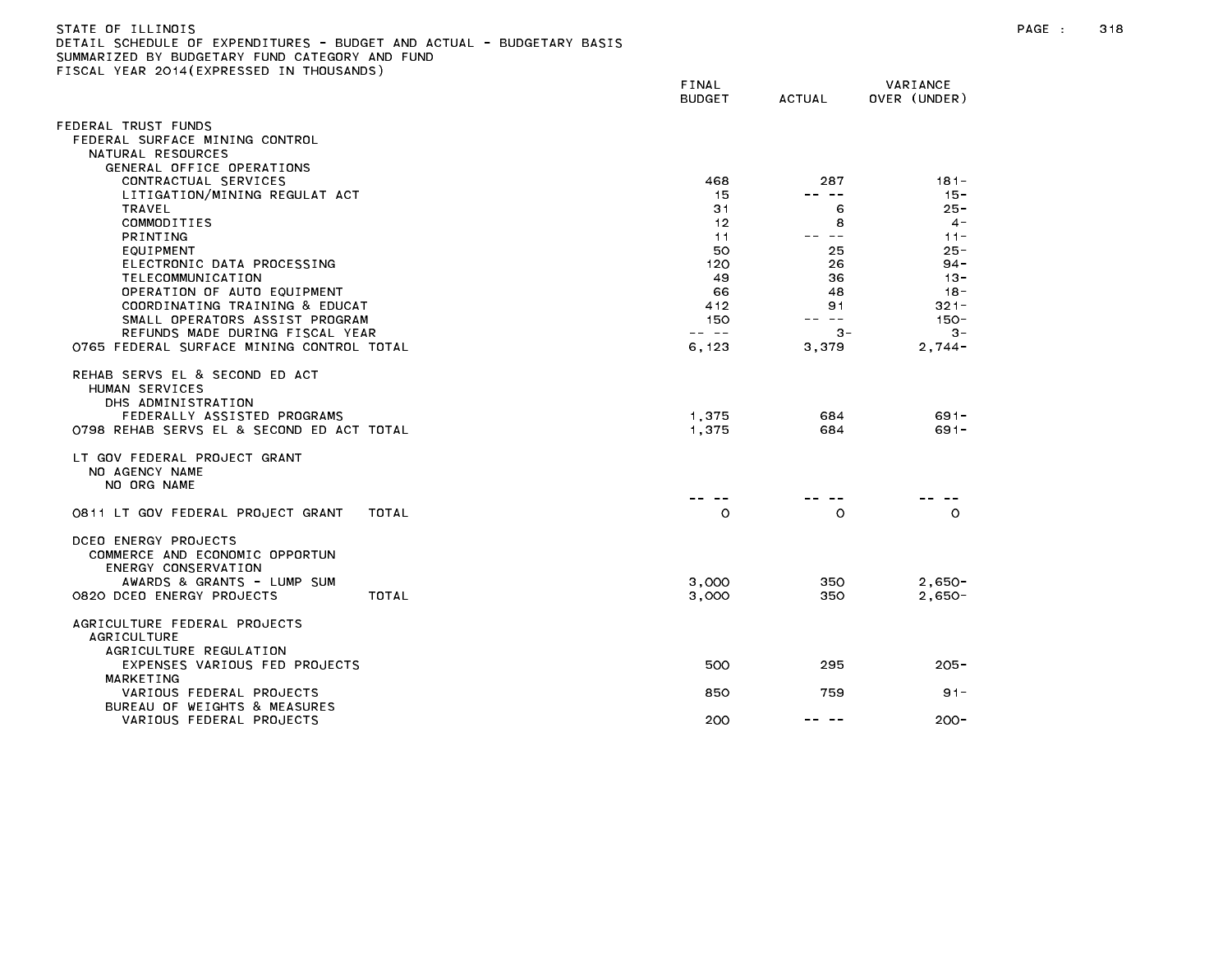STATE OF ILLINOIS
DETAIL SCHEDULE OF EXPENDITURES - BUDGET AND ACTUAL - BUDGETARY BASIS
SUMMARIZED BY BUDGETARY FUND CATEGORY AND FUND
FISCAL YEAR 2014(EXPRESSED IN THOUSANDS)

| | FINAL BUDGET | ACTUAL | VARIANCE OVER (UNDER) |
|---|---|---|---|
| FEDERAL TRUST FUNDS | | | |
| FEDERAL SURFACE MINING CONTROL | | | |
| NATURAL RESOURCES | | | |
| GENERAL OFFICE OPERATIONS | | | |
| CONTRACTUAL SERVICES | 468 | 287 | 181- |
| LITIGATION/MINING REGULAT ACT | 15 | -- -- | 15- |
| TRAVEL | 31 | 6 | 25- |
| COMMODITIES | 12 | 8 | 4- |
| PRINTING | 11 | -- -- | 11- |
| EQUIPMENT | 50 | 25 | 25- |
| ELECTRONIC DATA PROCESSING | 120 | 26 | 94- |
| TELECOMMUNICATION | 49 | 36 | 13- |
| OPERATION OF AUTO EQUIPMENT | 66 | 48 | 18- |
| COORDINATING TRAINING & EDUCAT | 412 | 91 | 321- |
| SMALL OPERATORS ASSIST PROGRAM | 150 | -- -- | 150- |
| REFUNDS MADE DURING FISCAL YEAR | -- -- | 3- | 3- |
| 0765 FEDERAL SURFACE MINING CONTROL TOTAL | 6,123 | 3,379 | 2,744- |
| REHAB SERVS EL & SECOND ED ACT | | | |
| HUMAN SERVICES | | | |
| DHS ADMINISTRATION | | | |
| FEDERALLY ASSISTED PROGRAMS | 1,375 | 684 | 691- |
| 0798 REHAB SERVS EL & SECOND ED ACT TOTAL | 1,375 | 684 | 691- |
| LT GOV FEDERAL PROJECT GRANT | | | |
| NO AGENCY NAME | | | |
| NO ORG NAME | | | |
| | -- -- | -- -- | -- -- |
| 0811 LT GOV FEDERAL PROJECT GRANT TOTAL | 0 | 0 | 0 |
| DCEO ENERGY PROJECTS | | | |
| COMMERCE AND ECONOMIC OPPORTUN | | | |
| ENERGY CONSERVATION | | | |
| AWARDS & GRANTS - LUMP SUM | 3,000 | 350 | 2,650- |
| 0820 DCEO ENERGY PROJECTS TOTAL | 3,000 | 350 | 2,650- |
| AGRICULTURE FEDERAL PROJECTS | | | |
| AGRICULTURE | | | |
| AGRICULTURE REGULATION | | | |
| EXPENSES VARIOUS FED PROJECTS | 500 | 295 | 205- |
| MARKETING | | | |
| VARIOUS FEDERAL PROJECTS | 850 | 759 | 91- |
| BUREAU OF WEIGHTS & MEASURES | | | |
| VARIOUS FEDERAL PROJECTS | 200 | -- -- | 200- |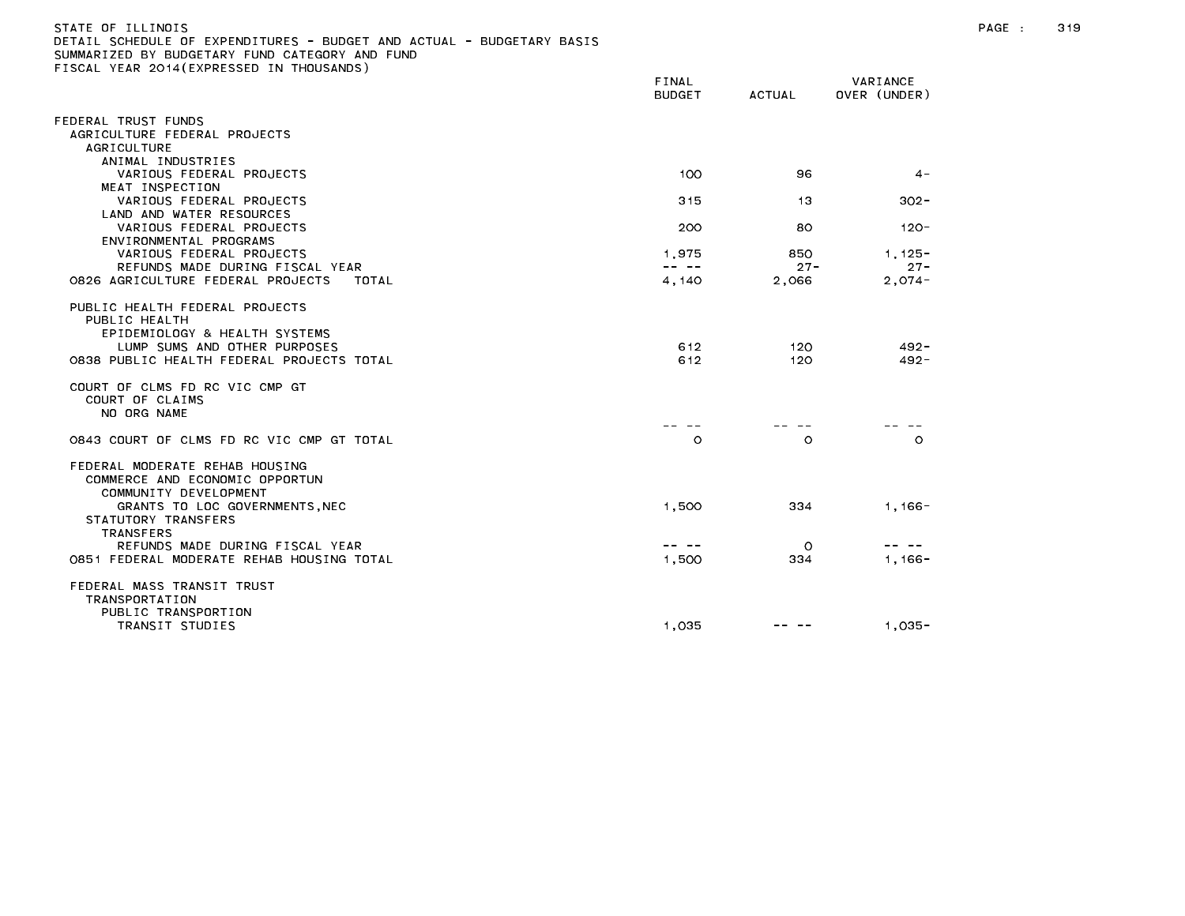STATE OF ILLINOIS
DETAIL SCHEDULE OF EXPENDITURES - BUDGET AND ACTUAL - BUDGETARY BASIS
SUMMARIZED BY BUDGETARY FUND CATEGORY AND FUND
FISCAL YEAR 2014(EXPRESSED IN THOUSANDS)

| | FINAL BUDGET | ACTUAL | VARIANCE OVER (UNDER) |
|---|---|---|---|
| FEDERAL TRUST FUNDS | | | |
| AGRICULTURE FEDERAL PROJECTS | | | |
| AGRICULTURE | | | |
| ANIMAL INDUSTRIES | | | |
| VARIOUS FEDERAL PROJECTS | 100 | 96 | 4- |
| MEAT INSPECTION | | | |
| VARIOUS FEDERAL PROJECTS | 315 | 13 | 302- |
| LAND AND WATER RESOURCES | | | |
| VARIOUS FEDERAL PROJECTS | 200 | 80 | 120- |
| ENVIRONMENTAL PROGRAMS | | | |
| VARIOUS FEDERAL PROJECTS | 1,975 | 850 | 1,125- |
| REFUNDS MADE DURING FISCAL YEAR | -- -- | 27- | 27- |
| 0826 AGRICULTURE FEDERAL PROJECTS TOTAL | 4,140 | 2,066 | 2,074- |
| PUBLIC HEALTH FEDERAL PROJECTS | | | |
| PUBLIC HEALTH | | | |
| EPIDEMIOLOGY & HEALTH SYSTEMS | | | |
| LUMP SUMS AND OTHER PURPOSES | 612 | 120 | 492- |
| 0838 PUBLIC HEALTH FEDERAL PROJECTS TOTAL | 612 | 120 | 492- |
| COURT OF CLMS FD RC VIC CMP GT | | | |
| COURT OF CLAIMS | | | |
| NO ORG NAME | | | |
| | -- -- | -- -- | -- -- |
| 0843 COURT OF CLMS FD RC VIC CMP GT TOTAL | 0 | 0 | 0 |
| FEDERAL MODERATE REHAB HOUSING | | | |
| COMMERCE AND ECONOMIC OPPORTUN | | | |
| COMMUNITY DEVELOPMENT | | | |
| GRANTS TO LOC GOVERNMENTS,NEC | 1,500 | 334 | 1,166- |
| STATUTORY TRANSFERS | | | |
| TRANSFERS | | | |
| REFUNDS MADE DURING FISCAL YEAR | -- -- | 0 | -- -- |
| 0851 FEDERAL MODERATE REHAB HOUSING TOTAL | 1,500 | 334 | 1,166- |
| FEDERAL MASS TRANSIT TRUST | | | |
| TRANSPORTATION | | | |
| PUBLIC TRANSPORTION | | | |
| TRANSIT STUDIES | 1,035 | -- -- | 1,035- |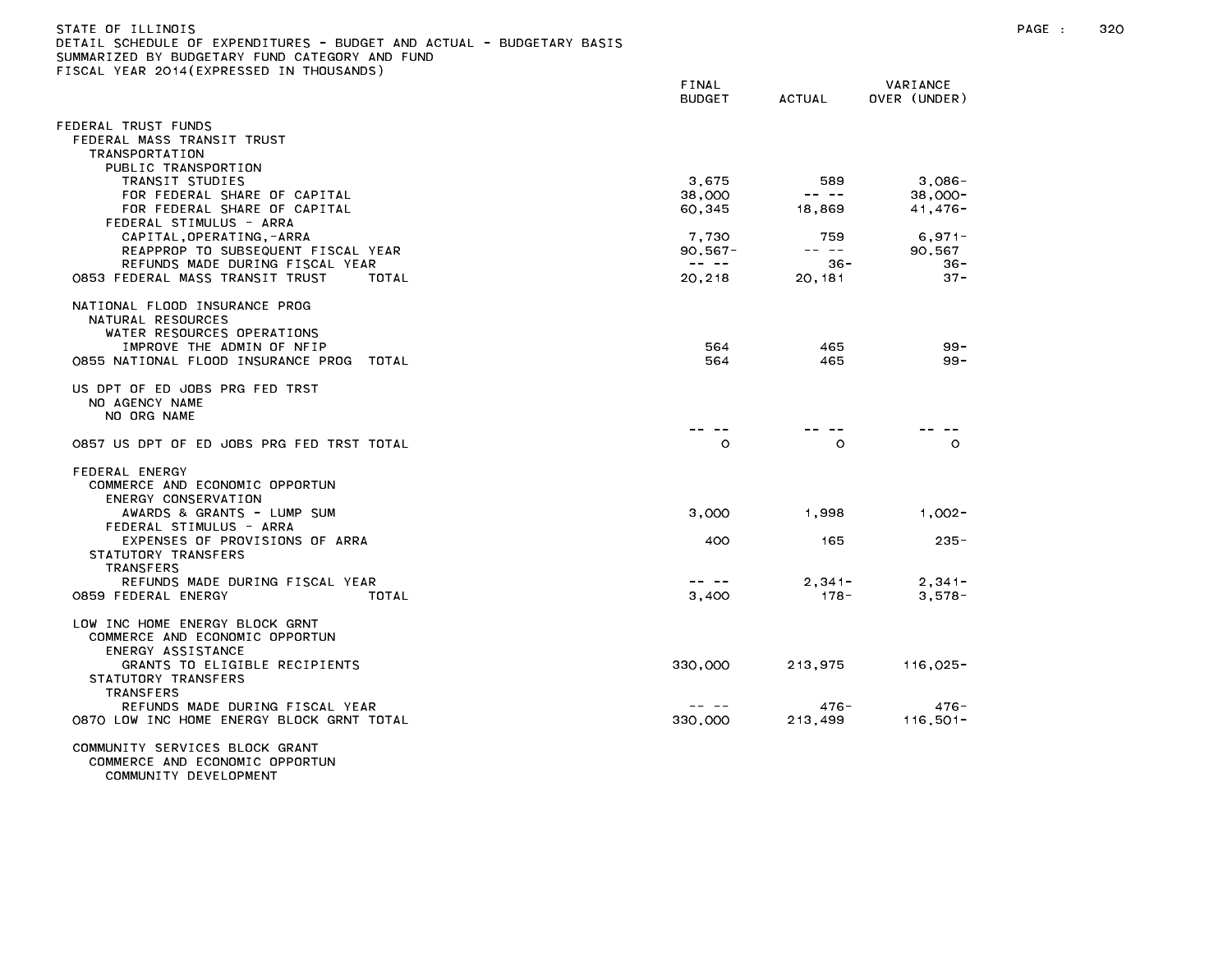STATE OF ILLINOIS
DETAIL SCHEDULE OF EXPENDITURES - BUDGET AND ACTUAL - BUDGETARY BASIS
SUMMARIZED BY BUDGETARY FUND CATEGORY AND FUND
FISCAL YEAR 2014(EXPRESSED IN THOUSANDS)

| | FINAL BUDGET | ACTUAL | VARIANCE OVER (UNDER) |
|---|---|---|---|
| FEDERAL TRUST FUNDS | | | |
| FEDERAL MASS TRANSIT TRUST | | | |
| TRANSPORTATION | | | |
| PUBLIC TRANSPORTION | | | |
| TRANSIT STUDIES | 3,675 | 589 | 3,086- |
| FOR FEDERAL SHARE OF CAPITAL | 38,000 | -- -- | 38,000- |
| FOR FEDERAL SHARE OF CAPITAL | 60,345 | 18,869 | 41,476- |
| FEDERAL STIMULUS - ARRA | | | |
| CAPITAL,OPERATING,-ARRA | 7,730 | 759 | 6,971- |
| REAPPROP TO SUBSEQUENT FISCAL YEAR | 90,567- | -- -- | 90,567 |
| REFUNDS MADE DURING FISCAL YEAR | -- -- | 36- | 36- |
| 0853 FEDERAL MASS TRANSIT TRUST TOTAL | 20,218 | 20,181 | 37- |
| NATIONAL FLOOD INSURANCE PROG | | | |
| NATURAL RESOURCES | | | |
| WATER RESOURCES OPERATIONS | | | |
| IMPROVE THE ADMIN OF NFIP | 564 | 465 | 99- |
| 0855 NATIONAL FLOOD INSURANCE PROG TOTAL | 564 | 465 | 99- |
| US DPT OF ED JOBS PRG FED TRST | | | |
| NO AGENCY NAME | | | |
| NO ORG NAME | | | |
| | -- -- | -- -- | -- -- |
| 0857 US DPT OF ED JOBS PRG FED TRST TOTAL | 0 | 0 | 0 |
| FEDERAL ENERGY | | | |
| COMMERCE AND ECONOMIC OPPORTUN | | | |
| ENERGY CONSERVATION | | | |
| AWARDS & GRANTS - LUMP SUM | 3,000 | 1,998 | 1,002- |
| FEDERAL STIMULUS - ARRA | | | |
| EXPENSES OF PROVISIONS OF ARRA | 400 | 165 | 235- |
| STATUTORY TRANSFERS | | | |
| TRANSFERS | | | |
| REFUNDS MADE DURING FISCAL YEAR | -- -- | 2,341- | 2,341- |
| 0859 FEDERAL ENERGY TOTAL | 3,400 | 178- | 3,578- |
| LOW INC HOME ENERGY BLOCK GRNT | | | |
| COMMERCE AND ECONOMIC OPPORTUN | | | |
| ENERGY ASSISTANCE | | | |
| GRANTS TO ELIGIBLE RECIPIENTS | 330,000 | 213,975 | 116,025- |
| STATUTORY TRANSFERS | | | |
| TRANSFERS | | | |
| REFUNDS MADE DURING FISCAL YEAR | -- -- | 476- | 476- |
| 0870 LOW INC HOME ENERGY BLOCK GRNT TOTAL | 330,000 | 213,499 | 116,501- |
| COMMUNITY SERVICES BLOCK GRANT | | | |
| COMMERCE AND ECONOMIC OPPORTUN | | | |
| COMMUNITY DEVELOPMENT | | | |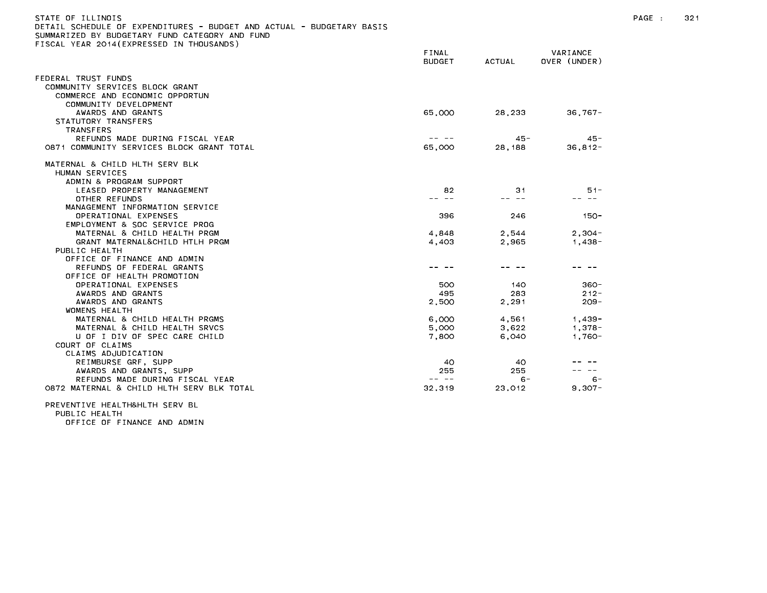STATE OF ILLINOIS
DETAIL SCHEDULE OF EXPENDITURES - BUDGET AND ACTUAL - BUDGETARY BASIS
SUMMARIZED BY BUDGETARY FUND CATEGORY AND FUND
FISCAL YEAR 2014(EXPRESSED IN THOUSANDS)

| | FINAL BUDGET | ACTUAL | VARIANCE OVER (UNDER) |
|---|---|---|---|
| FEDERAL TRUST FUNDS | | | |
| COMMUNITY SERVICES BLOCK GRANT | | | |
| COMMERCE AND ECONOMIC OPPORTUN | | | |
| COMMUNITY DEVELOPMENT | | | |
| AWARDS AND GRANTS | 65,000 | 28,233 | 36,767- |
| STATUTORY TRANSFERS | | | |
| TRANSFERS | | | |
| REFUNDS MADE DURING FISCAL YEAR | -- -- | 45- | 45- |
| 0871 COMMUNITY SERVICES BLOCK GRANT TOTAL | 65,000 | 28,188 | 36,812- |
| | | | |
| MATERNAL & CHILD HLTH SERV BLK | | | |
| HUMAN SERVICES | | | |
| ADMIN & PROGRAM SUPPORT | | | |
| LEASED PROPERTY MANAGEMENT | 82 | 31 | 51- |
| OTHER REFUNDS | -- -- | -- -- | -- -- |
| MANAGEMENT INFORMATION SERVICE | | | |
| OPERATIONAL EXPENSES | 396 | 246 | 150- |
| EMPLOYMENT & SOC SERVICE PROG | | | |
| MATERNAL & CHILD HEALTH PRGM | 4,848 | 2,544 | 2,304- |
| GRANT MATERNAL&CHILD HTLH PRGM | 4,403 | 2,965 | 1,438- |
| PUBLIC HEALTH | | | |
| OFFICE OF FINANCE AND ADMIN | | | |
| REFUNDS OF FEDERAL GRANTS | -- -- | -- -- | -- -- |
| OFFICE OF HEALTH PROMOTION | | | |
| OPERATIONAL EXPENSES | 500 | 140 | 360- |
| AWARDS AND GRANTS | 495 | 283 | 212- |
| AWARDS AND GRANTS | 2,500 | 2,291 | 209- |
| WOMENS HEALTH | | | |
| MATERNAL & CHILD HEALTH PRGMS | 6,000 | 4,561 | 1,439- |
| MATERNAL & CHILD HEALTH SRVCS | 5,000 | 3,622 | 1,378- |
| U OF I DIV OF SPEC CARE CHILD | 7,800 | 6,040 | 1,760- |
| COURT OF CLAIMS | | | |
| CLAIMS ADJUDICATION | | | |
| REIMBURSE GRF, SUPP | 40 | 40 | -- -- |
| AWARDS AND GRANTS, SUPP | 255 | 255 | -- -- |
| REFUNDS MADE DURING FISCAL YEAR | -- -- | 6- | 6- |
| 0872 MATERNAL & CHILD HLTH SERV BLK TOTAL | 32,319 | 23,012 | 9,307- |
| | | | |
| PREVENTIVE HEALTH&HLTH SERV BL | | | |
| PUBLIC HEALTH | | | |
| OFFICE OF FINANCE AND ADMIN | | | |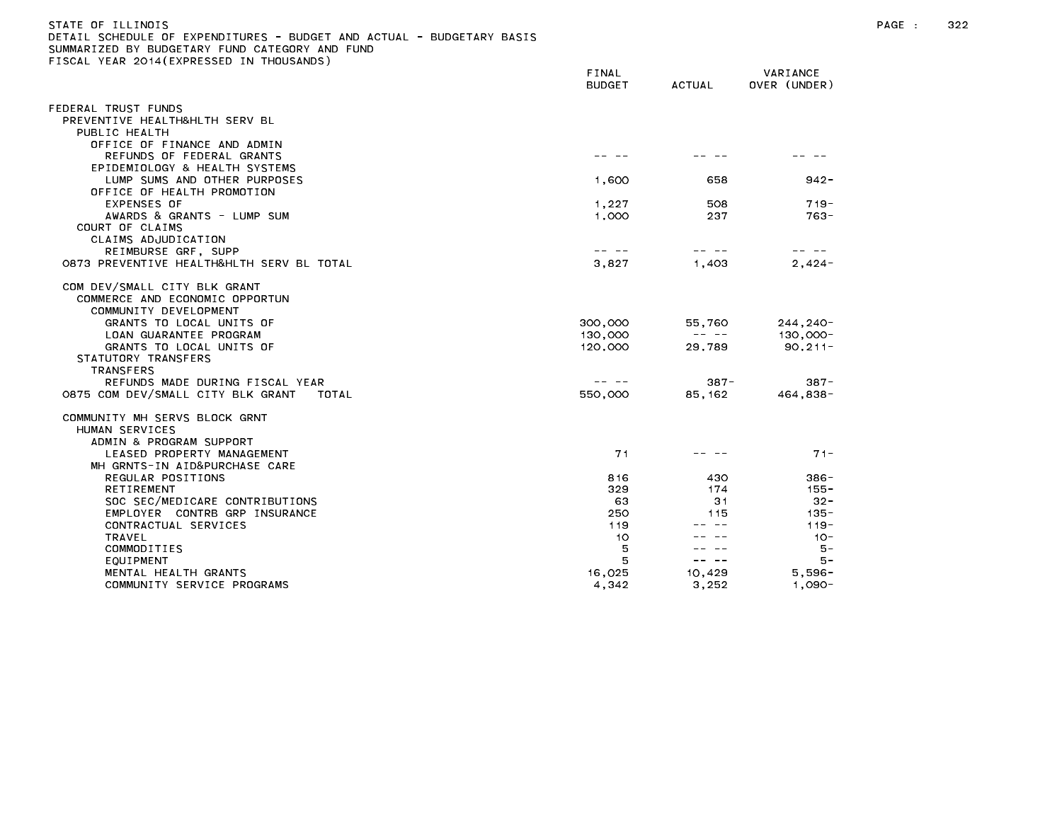STATE OF ILLINOIS
DETAIL SCHEDULE OF EXPENDITURES - BUDGET AND ACTUAL - BUDGETARY BASIS
SUMMARIZED BY BUDGETARY FUND CATEGORY AND FUND
FISCAL YEAR 2014(EXPRESSED IN THOUSANDS)

| | FINAL BUDGET | ACTUAL | VARIANCE OVER (UNDER) |
|---|---|---|---|
| FEDERAL TRUST FUNDS | | | |
| PREVENTIVE HEALTH&HLTH SERV BL | | | |
| PUBLIC HEALTH | | | |
| OFFICE OF FINANCE AND ADMIN | | | |
| REFUNDS OF FEDERAL GRANTS | -- -- | -- -- | -- -- |
| EPIDEMIOLOGY & HEALTH SYSTEMS | | | |
| LUMP SUMS AND OTHER PURPOSES | 1,600 | 658 | 942- |
| OFFICE OF HEALTH PROMOTION | | | |
| EXPENSES OF | 1,227 | 508 | 719- |
| AWARDS & GRANTS - LUMP SUM | 1,000 | 237 | 763- |
| COURT OF CLAIMS | | | |
| CLAIMS ADJUDICATION | | | |
| REIMBURSE GRF, SUPP | -- -- | -- -- | -- -- |
| 0873 PREVENTIVE HEALTH&HLTH SERV BL TOTAL | 3,827 | 1,403 | 2,424- |
| COM DEV/SMALL CITY BLK GRANT | | | |
| COMMERCE AND ECONOMIC OPPORTUN | | | |
| COMMUNITY DEVELOPMENT | | | |
| GRANTS TO LOCAL UNITS OF | 300,000 | 55,760 | 244,240- |
| LOAN GUARANTEE PROGRAM | 130,000 | -- -- | 130,000- |
| GRANTS TO LOCAL UNITS OF | 120,000 | 29,789 | 90,211- |
| STATUTORY TRANSFERS | | | |
| TRANSFERS | | | |
| REFUNDS MADE DURING FISCAL YEAR | -- -- | 387- | 387- |
| 0875 COM DEV/SMALL CITY BLK GRANT TOTAL | 550,000 | 85,162 | 464,838- |
| COMMUNITY MH SERVS BLOCK GRNT | | | |
| HUMAN SERVICES | | | |
| ADMIN & PROGRAM SUPPORT | | | |
| LEASED PROPERTY MANAGEMENT | 71 | -- -- | 71- |
| MH GRNTS-IN AID&PURCHASE CARE | | | |
| REGULAR POSITIONS | 816 | 430 | 386- |
| RETIREMENT | 329 | 174 | 155- |
| SOC SEC/MEDICARE CONTRIBUTIONS | 63 | 31 | 32- |
| EMPLOYER CONTRB GRP INSURANCE | 250 | 115 | 135- |
| CONTRACTUAL SERVICES | 119 | -- -- | 119- |
| TRAVEL | 10 | -- -- | 10- |
| COMMODITIES | 5 | -- -- | 5- |
| EQUIPMENT | 5 | -- -- | 5- |
| MENTAL HEALTH GRANTS | 16,025 | 10,429 | 5,596- |
| COMMUNITY SERVICE PROGRAMS | 4,342 | 3,252 | 1,090- |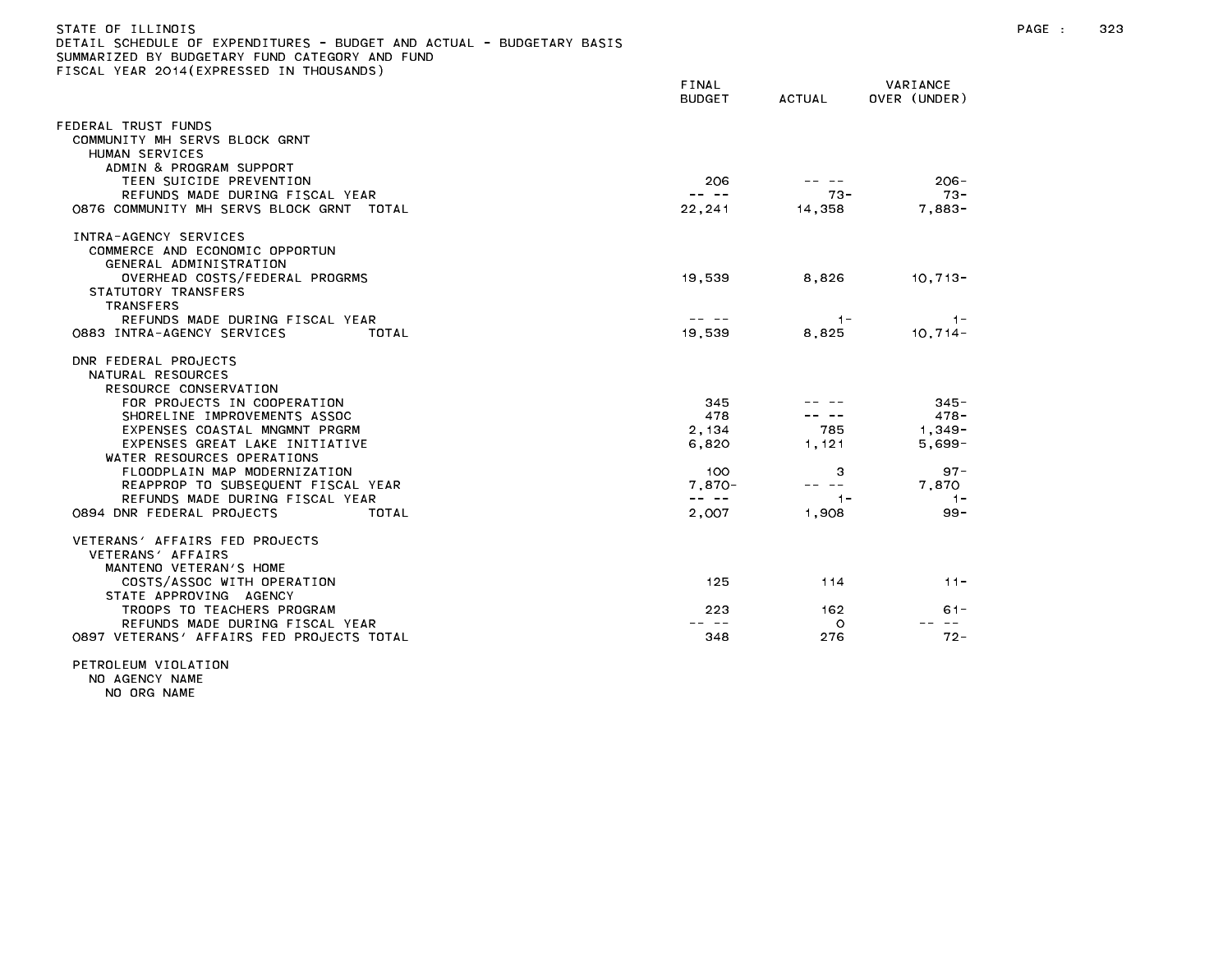STATE OF ILLINOIS
DETAIL SCHEDULE OF EXPENDITURES - BUDGET AND ACTUAL - BUDGETARY BASIS
SUMMARIZED BY BUDGETARY FUND CATEGORY AND FUND
FISCAL YEAR 2014(EXPRESSED IN THOUSANDS)

| | FINAL BUDGET | ACTUAL | VARIANCE OVER (UNDER) |
|---|---|---|---|
| FEDERAL TRUST FUNDS | | | |
| COMMUNITY MH SERVS BLOCK GRNT | | | |
| HUMAN SERVICES | | | |
| ADMIN & PROGRAM SUPPORT | | | |
| TEEN SUICIDE PREVENTION | 206 | -- -- | 206- |
| REFUNDS MADE DURING FISCAL YEAR | -- -- | 73- | 73- |
| 0876 COMMUNITY MH SERVS BLOCK GRNT TOTAL | 22,241 | 14,358 | 7,883- |
| | | | |
| INTRA-AGENCY SERVICES | | | |
| COMMERCE AND ECONOMIC OPPORTUN | | | |
| GENERAL ADMINISTRATION | | | |
| OVERHEAD COSTS/FEDERAL PROGRMS | 19,539 | 8,826 | 10,713- |
| STATUTORY TRANSFERS | | | |
| TRANSFERS | | | |
| REFUNDS MADE DURING FISCAL YEAR | -- -- | 1- | 1- |
| 0883 INTRA-AGENCY SERVICES TOTAL | 19,539 | 8,825 | 10,714- |
| | | | |
| DNR FEDERAL PROJECTS | | | |
| NATURAL RESOURCES | | | |
| RESOURCE CONSERVATION | | | |
| FOR PROJECTS IN COOPERATION | 345 | -- -- | 345- |
| SHORELINE IMPROVEMENTS ASSOC | 478 | -- -- | 478- |
| EXPENSES COASTAL MNGMNT PRGRM | 2,134 | 785 | 1,349- |
| EXPENSES GREAT LAKE INITIATIVE | 6,820 | 1,121 | 5,699- |
| WATER RESOURCES OPERATIONS | | | |
| FLOODPLAIN MAP MODERNIZATION | 100 | 3 | 97- |
| REAPPROP TO SUBSEQUENT FISCAL YEAR | 7,870- | -- -- | 7,870 |
| REFUNDS MADE DURING FISCAL YEAR | -- -- | 1- | 1- |
| 0894 DNR FEDERAL PROJECTS TOTAL | 2,007 | 1,908 | 99- |
| | | | |
| VETERANS' AFFAIRS FED PROJECTS | | | |
| VETERANS' AFFAIRS | | | |
| MANTENO VETERAN'S HOME | | | |
| COSTS/ASSOC WITH OPERATION | 125 | 114 | 11- |
| STATE APPROVING AGENCY | | | |
| TROOPS TO TEACHERS PROGRAM | 223 | 162 | 61- |
| REFUNDS MADE DURING FISCAL YEAR | -- -- | 0 | -- -- |
| 0897 VETERANS' AFFAIRS FED PROJECTS TOTAL | 348 | 276 | 72- |
| | | | |
| PETROLEUM VIOLATION | | | |
| NO AGENCY NAME | | | |
| NO ORG NAME | | | |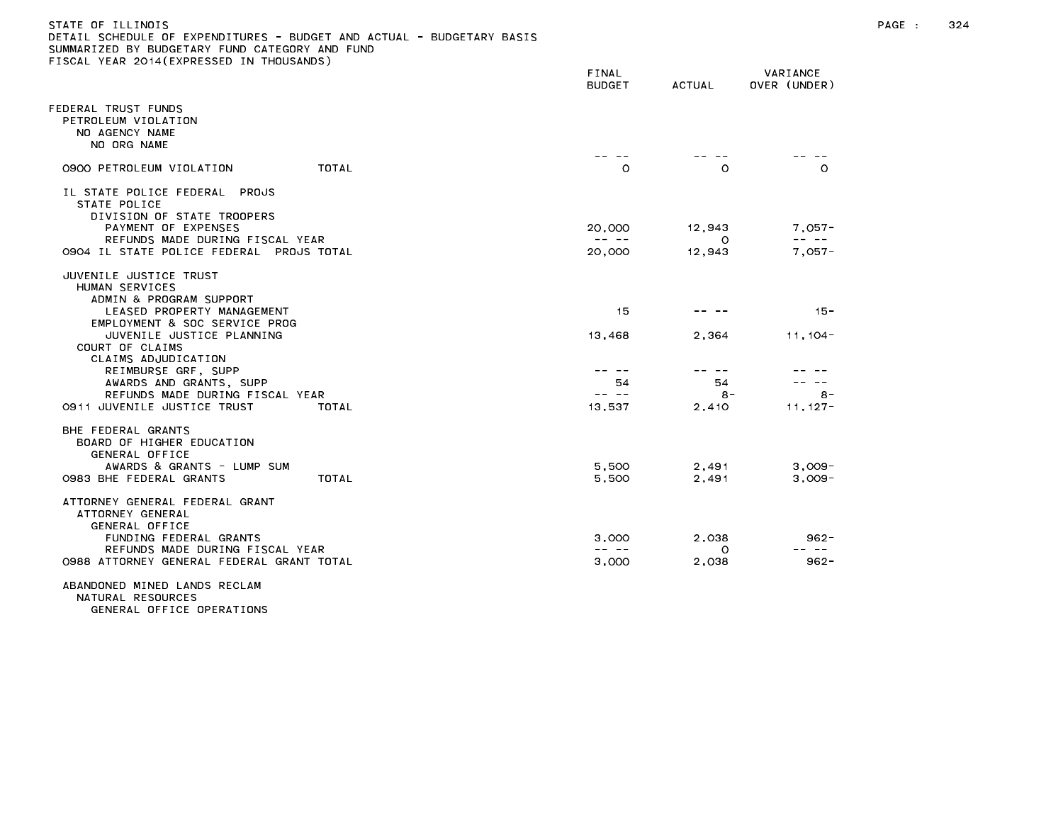STATE OF ILLINOIS
DETAIL SCHEDULE OF EXPENDITURES - BUDGET AND ACTUAL - BUDGETARY BASIS
SUMMARIZED BY BUDGETARY FUND CATEGORY AND FUND
FISCAL YEAR 2014(EXPRESSED IN THOUSANDS)

| | FINAL BUDGET | ACTUAL | VARIANCE OVER (UNDER) |
|---|---|---|---|
| FEDERAL TRUST FUNDS | | | |
| PETROLEUM VIOLATION | | | |
| NO AGENCY NAME | | | |
| NO ORG NAME | | | |
| | -- -- | -- -- | -- -- |
| 0900 PETROLEUM VIOLATION TOTAL | 0 | 0 | 0 |
| IL STATE POLICE FEDERAL PROJS | | | |
| STATE POLICE | | | |
| DIVISION OF STATE TROOPERS | | | |
| PAYMENT OF EXPENSES | 20,000 | 12,943 | 7,057- |
| REFUNDS MADE DURING FISCAL YEAR | -- -- | 0 | -- -- |
| 0904 IL STATE POLICE FEDERAL PROJS TOTAL | 20,000 | 12,943 | 7,057- |
| JUVENILE JUSTICE TRUST | | | |
| HUMAN SERVICES | | | |
| ADMIN & PROGRAM SUPPORT | | | |
| LEASED PROPERTY MANAGEMENT | 15 | -- -- | 15- |
| EMPLOYMENT & SOC SERVICE PROG | | | |
| JUVENILE JUSTICE PLANNING | 13,468 | 2,364 | 11,104- |
| COURT OF CLAIMS | | | |
| CLAIMS ADJUDICATION | | | |
| REIMBURSE GRF, SUPP | -- -- | -- -- | -- -- |
| AWARDS AND GRANTS, SUPP | 54 | 54 | -- -- |
| REFUNDS MADE DURING FISCAL YEAR | -- -- | 8- | 8- |
| 0911 JUVENILE JUSTICE TRUST TOTAL | 13,537 | 2,410 | 11,127- |
| BHE FEDERAL GRANTS | | | |
| BOARD OF HIGHER EDUCATION | | | |
| GENERAL OFFICE | | | |
| AWARDS & GRANTS - LUMP SUM | 5,500 | 2,491 | 3,009- |
| 0983 BHE FEDERAL GRANTS TOTAL | 5,500 | 2,491 | 3,009- |
| ATTORNEY GENERAL FEDERAL GRANT | | | |
| ATTORNEY GENERAL | | | |
| GENERAL OFFICE | | | |
| FUNDING FEDERAL GRANTS | 3,000 | 2,038 | 962- |
| REFUNDS MADE DURING FISCAL YEAR | -- -- | 0 | -- -- |
| 0988 ATTORNEY GENERAL FEDERAL GRANT TOTAL | 3,000 | 2,038 | 962- |
| ABANDONED MINED LANDS RECLAM | | | |
| NATURAL RESOURCES | | | |
| GENERAL OFFICE OPERATIONS | | | |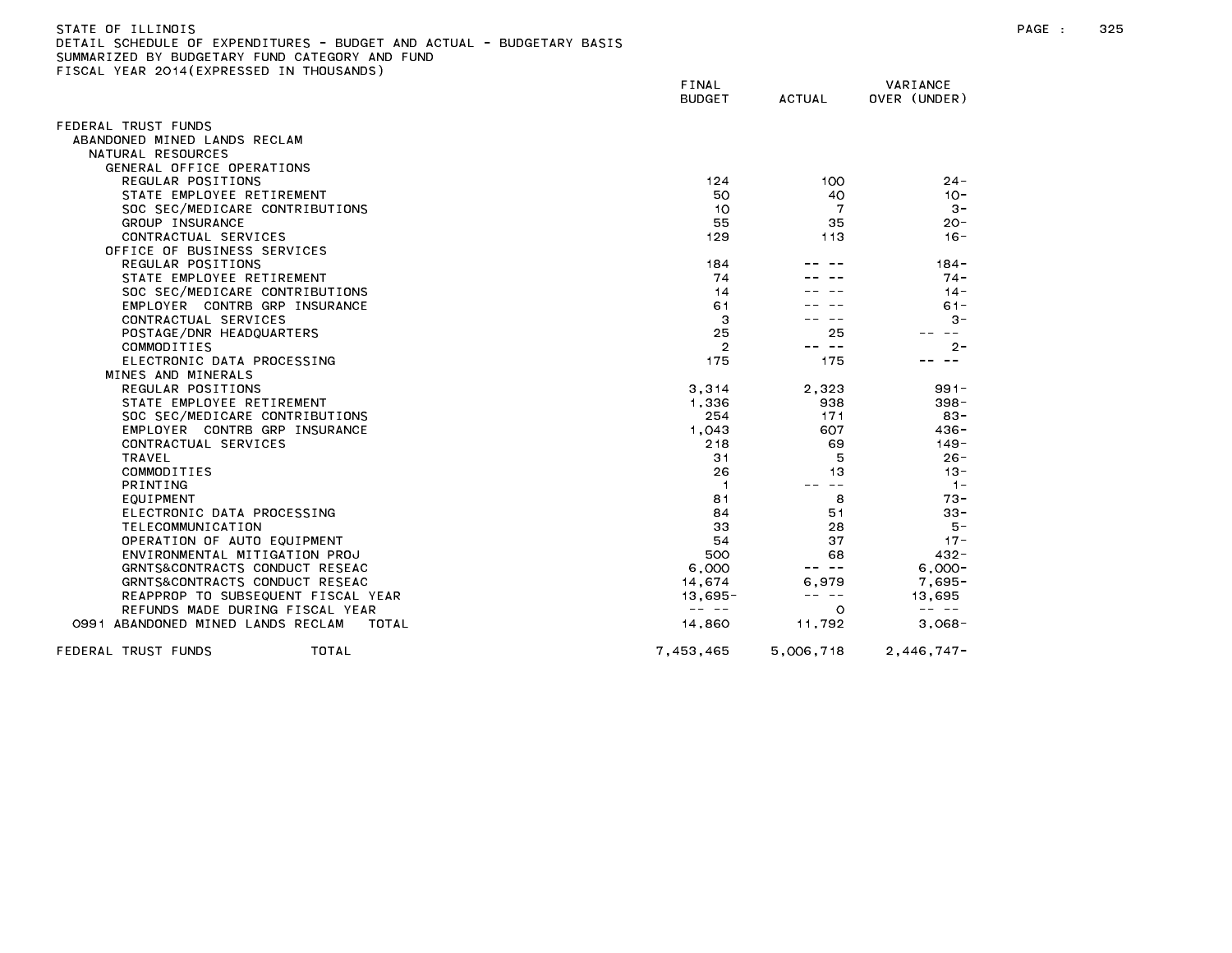STATE OF ILLINOIS
DETAIL SCHEDULE OF EXPENDITURES - BUDGET AND ACTUAL - BUDGETARY BASIS
SUMMARIZED BY BUDGETARY FUND CATEGORY AND FUND
FISCAL YEAR 2014(EXPRESSED IN THOUSANDS)

| | FINAL BUDGET | ACTUAL | VARIANCE OVER (UNDER) |
|---|---|---|---|
| FEDERAL TRUST FUNDS | | | |
| ABANDONED MINED LANDS RECLAM | | | |
| NATURAL RESOURCES | | | |
| GENERAL OFFICE OPERATIONS | | | |
| REGULAR POSITIONS | 124 | 100 | 24- |
| STATE EMPLOYEE RETIREMENT | 50 | 40 | 10- |
| SOC SEC/MEDICARE CONTRIBUTIONS | 10 | 7 | 3- |
| GROUP INSURANCE | 55 | 35 | 20- |
| CONTRACTUAL SERVICES | 129 | 113 | 16- |
| OFFICE OF BUSINESS SERVICES | | | |
| REGULAR POSITIONS | 184 | -- -- | 184- |
| STATE EMPLOYEE RETIREMENT | 74 | -- -- | 74- |
| SOC SEC/MEDICARE CONTRIBUTIONS | 14 | -- -- | 14- |
| EMPLOYER CONTRB GRP INSURANCE | 61 | -- -- | 61- |
| CONTRACTUAL SERVICES | 3 | -- -- | 3- |
| POSTAGE/DNR HEADQUARTERS | 25 | 25 | -- -- |
| COMMODITIES | 2 | -- -- | 2- |
| ELECTRONIC DATA PROCESSING | 175 | 175 | -- -- |
| MINES AND MINERALS | | | |
| REGULAR POSITIONS | 3,314 | 2,323 | 991- |
| STATE EMPLOYEE RETIREMENT | 1,336 | 938 | 398- |
| SOC SEC/MEDICARE CONTRIBUTIONS | 254 | 171 | 83- |
| EMPLOYER CONTRB GRP INSURANCE | 1,043 | 607 | 436- |
| CONTRACTUAL SERVICES | 218 | 69 | 149- |
| TRAVEL | 31 | 5 | 26- |
| COMMODITIES | 26 | 13 | 13- |
| PRINTING | 1 | -- -- | 1- |
| EQUIPMENT | 81 | 8 | 73- |
| ELECTRONIC DATA PROCESSING | 84 | 51 | 33- |
| TELECOMMUNICATION | 33 | 28 | 5- |
| OPERATION OF AUTO EQUIPMENT | 54 | 37 | 17- |
| ENVIRONMENTAL MITIGATION PROJ | 500 | 68 | 432- |
| GRNTS&CONTRACTS CONDUCT RESEAC | 6,000 | -- -- | 6,000- |
| GRNTS&CONTRACTS CONDUCT RESEAC | 14,674 | 6,979 | 7,695- |
| REAPPROP TO SUBSEQUENT FISCAL YEAR | 13,695- | -- -- | 13,695 |
| REFUNDS MADE DURING FISCAL YEAR | -- -- | 0 | -- -- |
| 0991 ABANDONED MINED LANDS RECLAM TOTAL | 14,860 | 11,792 | 3,068- |
| FEDERAL TRUST FUNDS TOTAL | 7,453,465 | 5,006,718 | 2,446,747- |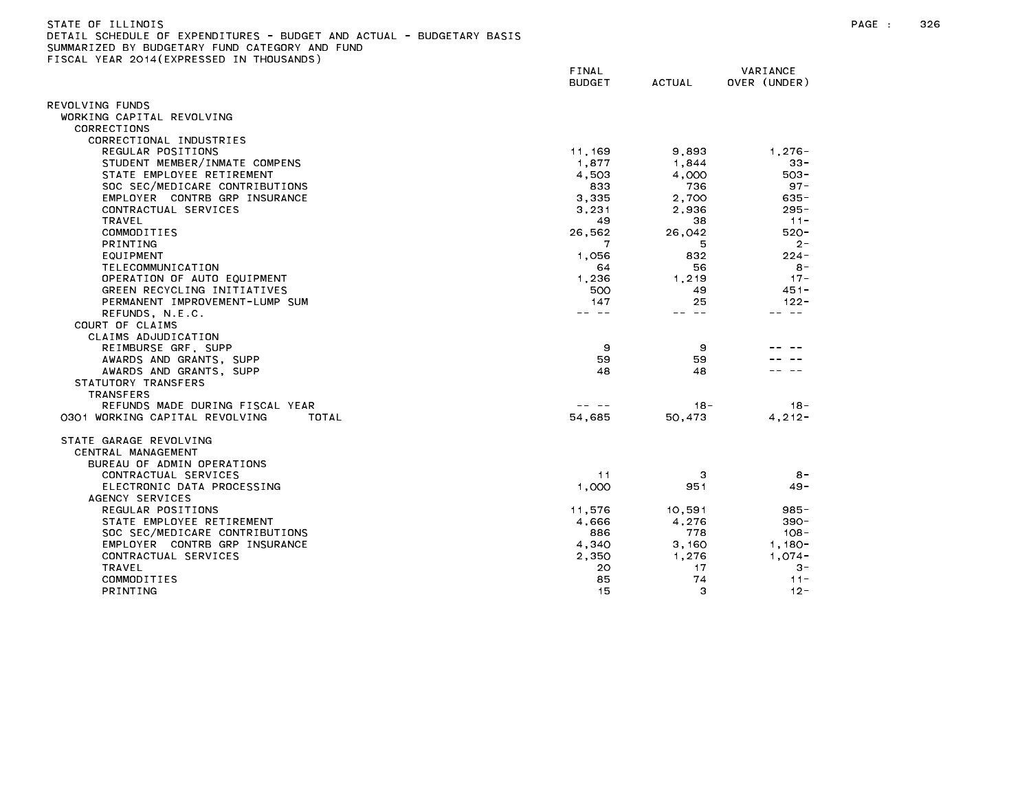STATE OF ILLINOIS
DETAIL SCHEDULE OF EXPENDITURES - BUDGET AND ACTUAL - BUDGETARY BASIS
SUMMARIZED BY BUDGETARY FUND CATEGORY AND FUND
FISCAL YEAR 2014(EXPRESSED IN THOUSANDS)

| | FINAL BUDGET | ACTUAL | VARIANCE OVER (UNDER) |
|---|---|---|---|
| REVOLVING FUNDS | | | |
| WORKING CAPITAL REVOLVING | | | |
| CORRECTIONS | | | |
| CORRECTIONAL INDUSTRIES | | | |
| REGULAR POSITIONS | 11,169 | 9,893 | 1,276- |
| STUDENT MEMBER/INMATE COMPENS | 1,877 | 1,844 | 33- |
| STATE EMPLOYEE RETIREMENT | 4,503 | 4,000 | 503- |
| SOC SEC/MEDICARE CONTRIBUTIONS | 833 | 736 | 97- |
| EMPLOYER CONTRB GRP INSURANCE | 3,335 | 2,700 | 635- |
| CONTRACTUAL SERVICES | 3,231 | 2,936 | 295- |
| TRAVEL | 49 | 38 | 11- |
| COMMODITIES | 26,562 | 26,042 | 520- |
| PRINTING | 7 | 5 | 2- |
| EQUIPMENT | 1,056 | 832 | 224- |
| TELECOMMUNICATION | 64 | 56 | 8- |
| OPERATION OF AUTO EQUIPMENT | 1,236 | 1,219 | 17- |
| GREEN RECYCLING INITIATIVES | 500 | 49 | 451- |
| PERMANENT IMPROVEMENT-LUMP SUM | 147 | 25 | 122- |
| REFUNDS, N.E.C. | -- -- | -- -- | -- -- |
| COURT OF CLAIMS | | | |
| CLAIMS ADJUDICATION | | | |
| REIMBURSE GRF, SUPP | 9 | 9 | -- -- |
| AWARDS AND GRANTS, SUPP | 59 | 59 | -- -- |
| AWARDS AND GRANTS, SUPP | 48 | 48 | -- -- |
| STATUTORY TRANSFERS | | | |
| TRANSFERS | | | |
| REFUNDS MADE DURING FISCAL YEAR | -- -- | 18- | 18- |
| 0301 WORKING CAPITAL REVOLVING TOTAL | 54,685 | 50,473 | 4,212- |
| | | | |
| STATE GARAGE REVOLVING | | | |
| CENTRAL MANAGEMENT | | | |
| BUREAU OF ADMIN OPERATIONS | | | |
| CONTRACTUAL SERVICES | 11 | 3 | 8- |
| ELECTRONIC DATA PROCESSING | 1,000 | 951 | 49- |
| AGENCY SERVICES | | | |
| REGULAR POSITIONS | 11,576 | 10,591 | 985- |
| STATE EMPLOYEE RETIREMENT | 4,666 | 4,276 | 390- |
| SOC SEC/MEDICARE CONTRIBUTIONS | 886 | 778 | 108- |
| EMPLOYER CONTRB GRP INSURANCE | 4,340 | 3,160 | 1,180- |
| CONTRACTUAL SERVICES | 2,350 | 1,276 | 1,074- |
| TRAVEL | 20 | 17 | 3- |
| COMMODITIES | 85 | 74 | 11- |
| PRINTING | 15 | 3 | 12- |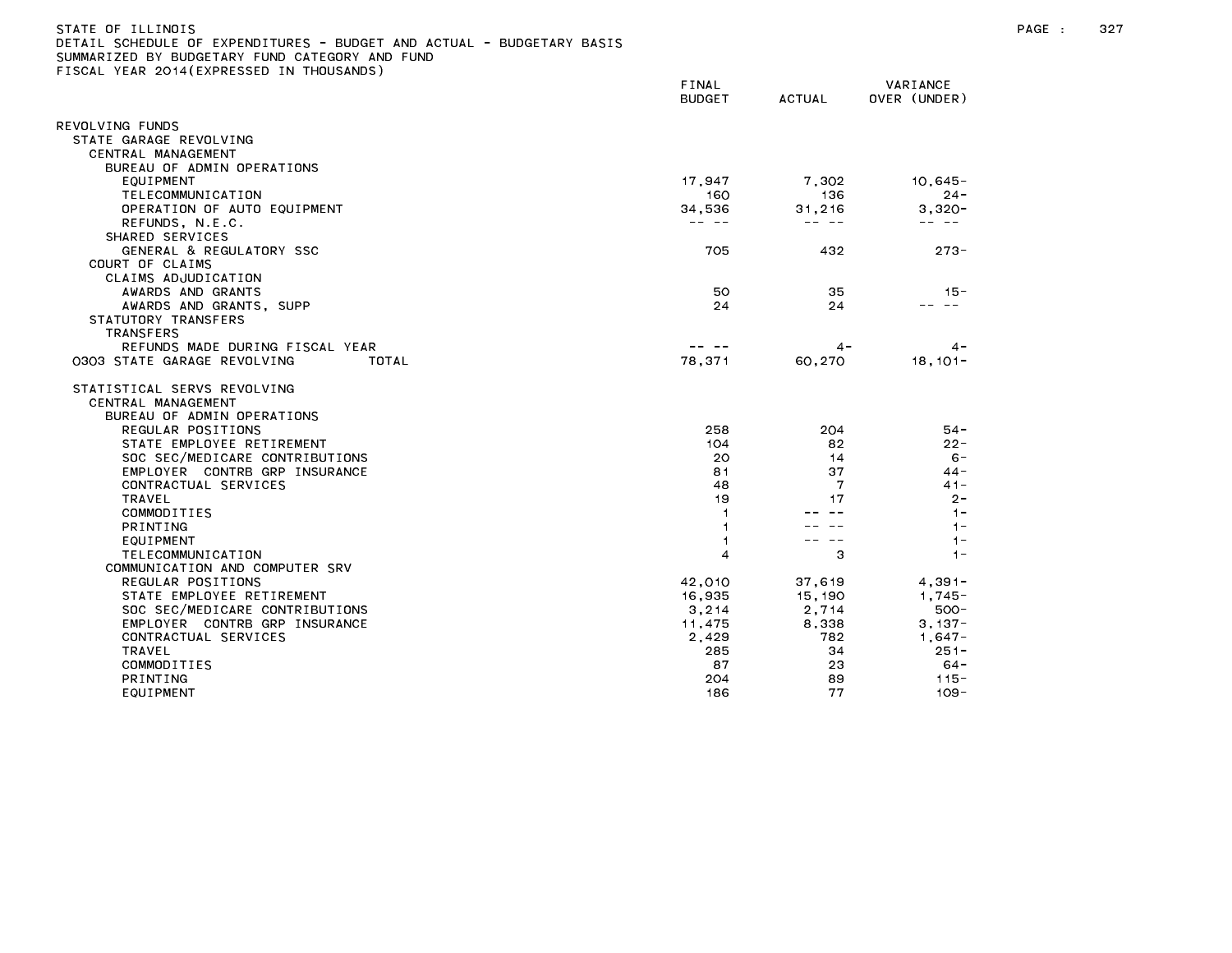STATE OF ILLINOIS
DETAIL SCHEDULE OF EXPENDITURES - BUDGET AND ACTUAL - BUDGETARY BASIS
SUMMARIZED BY BUDGETARY FUND CATEGORY AND FUND
FISCAL YEAR 2014(EXPRESSED IN THOUSANDS)

| | FINAL BUDGET | ACTUAL | VARIANCE OVER (UNDER) |
|---|---|---|---|
| REVOLVING FUNDS | | | |
| STATE GARAGE REVOLVING | | | |
| CENTRAL MANAGEMENT | | | |
| BUREAU OF ADMIN OPERATIONS | | | |
| EQUIPMENT | 17,947 | 7,302 | 10,645- |
| TELECOMMUNICATION | 160 | 136 | 24- |
| OPERATION OF AUTO EQUIPMENT | 34,536 | 31,216 | 3,320- |
| REFUNDS, N.E.C. | -- -- | -- -- | -- -- |
| SHARED SERVICES | | | |
| GENERAL & REGULATORY SSC | 705 | 432 | 273- |
| COURT OF CLAIMS | | | |
| CLAIMS ADJUDICATION | | | |
| AWARDS AND GRANTS | 50 | 35 | 15- |
| AWARDS AND GRANTS, SUPP | 24 | 24 | -- -- |
| STATUTORY TRANSFERS | | | |
| TRANSFERS | | | |
| REFUNDS MADE DURING FISCAL YEAR | -- -- | 4- | 4- |
| 0303 STATE GARAGE REVOLVING TOTAL | 78,371 | 60,270 | 18,101- |
| STATISTICAL SERVS REVOLVING | | | |
| CENTRAL MANAGEMENT | | | |
| BUREAU OF ADMIN OPERATIONS | | | |
| REGULAR POSITIONS | 258 | 204 | 54- |
| STATE EMPLOYEE RETIREMENT | 104 | 82 | 22- |
| SOC SEC/MEDICARE CONTRIBUTIONS | 20 | 14 | 6- |
| EMPLOYER CONTRB GRP INSURANCE | 81 | 37 | 44- |
| CONTRACTUAL SERVICES | 48 | 7 | 41- |
| TRAVEL | 19 | 17 | 2- |
| COMMODITIES | 1 | -- -- | 1- |
| PRINTING | 1 | -- -- | 1- |
| EQUIPMENT | 1 | -- -- | 1- |
| TELECOMMUNICATION | 4 | 3 | 1- |
| COMMUNICATION AND COMPUTER SRV | | | |
| REGULAR POSITIONS | 42,010 | 37,619 | 4,391- |
| STATE EMPLOYEE RETIREMENT | 16,935 | 15,190 | 1,745- |
| SOC SEC/MEDICARE CONTRIBUTIONS | 3,214 | 2,714 | 500- |
| EMPLOYER CONTRB GRP INSURANCE | 11,475 | 8,338 | 3,137- |
| CONTRACTUAL SERVICES | 2,429 | 782 | 1,647- |
| TRAVEL | 285 | 34 | 251- |
| COMMODITIES | 87 | 23 | 64- |
| PRINTING | 204 | 89 | 115- |
| EQUIPMENT | 186 | 77 | 109- |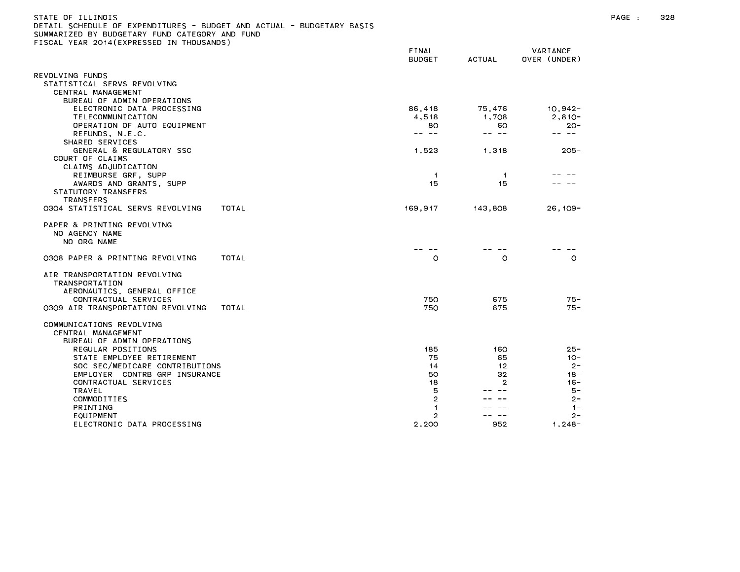STATE OF ILLINOIS
DETAIL SCHEDULE OF EXPENDITURES - BUDGET AND ACTUAL - BUDGETARY BASIS
SUMMARIZED BY BUDGETARY FUND CATEGORY AND FUND
FISCAL YEAR 2014(EXPRESSED IN THOUSANDS)

| | FINAL BUDGET | ACTUAL | VARIANCE OVER (UNDER) |
|---|---|---|---|
| REVOLVING FUNDS | | | |
| STATISTICAL SERVS REVOLVING | | | |
| CENTRAL MANAGEMENT | | | |
| BUREAU OF ADMIN OPERATIONS | | | |
| ELECTRONIC DATA PROCESSING | 86,418 | 75,476 | 10,942- |
| TELECOMMUNICATION | 4,518 | 1,708 | 2,810- |
| OPERATION OF AUTO EQUIPMENT | 80 | 60 | 20- |
| REFUNDS, N.E.C. | -- -- | -- -- | -- -- |
| SHARED SERVICES | | | |
| GENERAL & REGULATORY SSC | 1,523 | 1,318 | 205- |
| COURT OF CLAIMS | | | |
| CLAIMS ADJUDICATION | | | |
| REIMBURSE GRF, SUPP | 1 | 1 | -- -- |
| AWARDS AND GRANTS, SUPP | 15 | 15 | -- -- |
| STATUTORY TRANSFERS | | | |
| TRANSFERS | | | |
| 0304 STATISTICAL SERVS REVOLVING TOTAL | 169,917 | 143,808 | 26,109- |
| PAPER & PRINTING REVOLVING | | | |
| NO AGENCY NAME | | | |
| NO ORG NAME | | | |
| | -- -- | -- -- | -- -- |
| 0308 PAPER & PRINTING REVOLVING TOTAL | 0 | 0 | 0 |
| AIR TRANSPORTATION REVOLVING | | | |
| TRANSPORTATION | | | |
| AERONAUTICS, GENERAL OFFICE | | | |
| CONTRACTUAL SERVICES | 750 | 675 | 75- |
| 0309 AIR TRANSPORTATION REVOLVING TOTAL | 750 | 675 | 75- |
| COMMUNICATIONS REVOLVING | | | |
| CENTRAL MANAGEMENT | | | |
| BUREAU OF ADMIN OPERATIONS | | | |
| REGULAR POSITIONS | 185 | 160 | 25- |
| STATE EMPLOYEE RETIREMENT | 75 | 65 | 10- |
| SOC SEC/MEDICARE CONTRIBUTIONS | 14 | 12 | 2- |
| EMPLOYER CONTRB GRP INSURANCE | 50 | 32 | 18- |
| CONTRACTUAL SERVICES | 18 | 2 | 16- |
| TRAVEL | 5 | -- -- | 5- |
| COMMODITIES | 2 | -- -- | 2- |
| PRINTING | 1 | -- -- | 1- |
| EQUIPMENT | 2 | -- -- | 2- |
| ELECTRONIC DATA PROCESSING | 2,200 | 952 | 1,248- |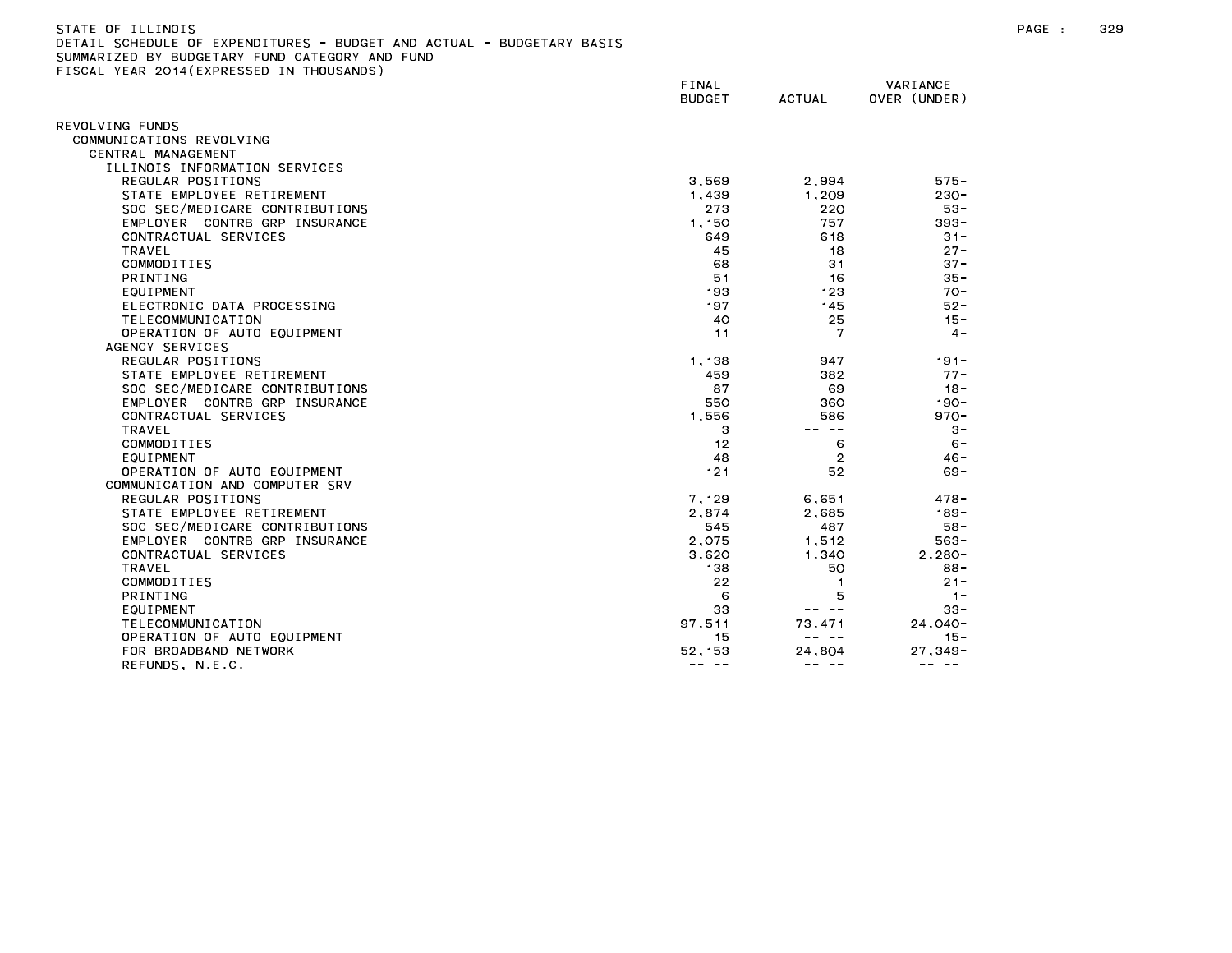STATE OF ILLINOIS
DETAIL SCHEDULE OF EXPENDITURES - BUDGET AND ACTUAL - BUDGETARY BASIS
SUMMARIZED BY BUDGETARY FUND CATEGORY AND FUND
FISCAL YEAR 2014(EXPRESSED IN THOUSANDS)

| | FINAL BUDGET | ACTUAL | VARIANCE OVER (UNDER) |
|---|---|---|---|
| REVOLVING FUNDS | | | |
| COMMUNICATIONS REVOLVING | | | |
| CENTRAL MANAGEMENT | | | |
| ILLINOIS INFORMATION SERVICES | | | |
| REGULAR POSITIONS | 3,569 | 2,994 | 575- |
| STATE EMPLOYEE RETIREMENT | 1,439 | 1,209 | 230- |
| SOC SEC/MEDICARE CONTRIBUTIONS | 273 | 220 | 53- |
| EMPLOYER CONTRB GRP INSURANCE | 1,150 | 757 | 393- |
| CONTRACTUAL SERVICES | 649 | 618 | 31- |
| TRAVEL | 45 | 18 | 27- |
| COMMODITIES | 68 | 31 | 37- |
| PRINTING | 51 | 16 | 35- |
| EQUIPMENT | 193 | 123 | 70- |
| ELECTRONIC DATA PROCESSING | 197 | 145 | 52- |
| TELECOMMUNICATION | 40 | 25 | 15- |
| OPERATION OF AUTO EQUIPMENT | 11 | 7 | 4- |
| AGENCY SERVICES | | | |
| REGULAR POSITIONS | 1,138 | 947 | 191- |
| STATE EMPLOYEE RETIREMENT | 459 | 382 | 77- |
| SOC SEC/MEDICARE CONTRIBUTIONS | 87 | 69 | 18- |
| EMPLOYER CONTRB GRP INSURANCE | 550 | 360 | 190- |
| CONTRACTUAL SERVICES | 1,556 | 586 | 970- |
| TRAVEL | 3 | -- -- | 3- |
| COMMODITIES | 12 | 6 | 6- |
| EQUIPMENT | 48 | 2 | 46- |
| OPERATION OF AUTO EQUIPMENT | 121 | 52 | 69- |
| COMMUNICATION AND COMPUTER SRV | | | |
| REGULAR POSITIONS | 7,129 | 6,651 | 478- |
| STATE EMPLOYEE RETIREMENT | 2,874 | 2,685 | 189- |
| SOC SEC/MEDICARE CONTRIBUTIONS | 545 | 487 | 58- |
| EMPLOYER CONTRB GRP INSURANCE | 2,075 | 1,512 | 563- |
| CONTRACTUAL SERVICES | 3,620 | 1,340 | 2,280- |
| TRAVEL | 138 | 50 | 88- |
| COMMODITIES | 22 | 1 | 21- |
| PRINTING | 6 | 5 | 1- |
| EQUIPMENT | 33 | -- -- | 33- |
| TELECOMMUNICATION | 97,511 | 73,471 | 24,040- |
| OPERATION OF AUTO EQUIPMENT | 15 | -- -- | 15- |
| FOR BROADBAND NETWORK | 52,153 | 24,804 | 27,349- |
| REFUNDS, N.E.C. | -- -- | -- -- | -- -- |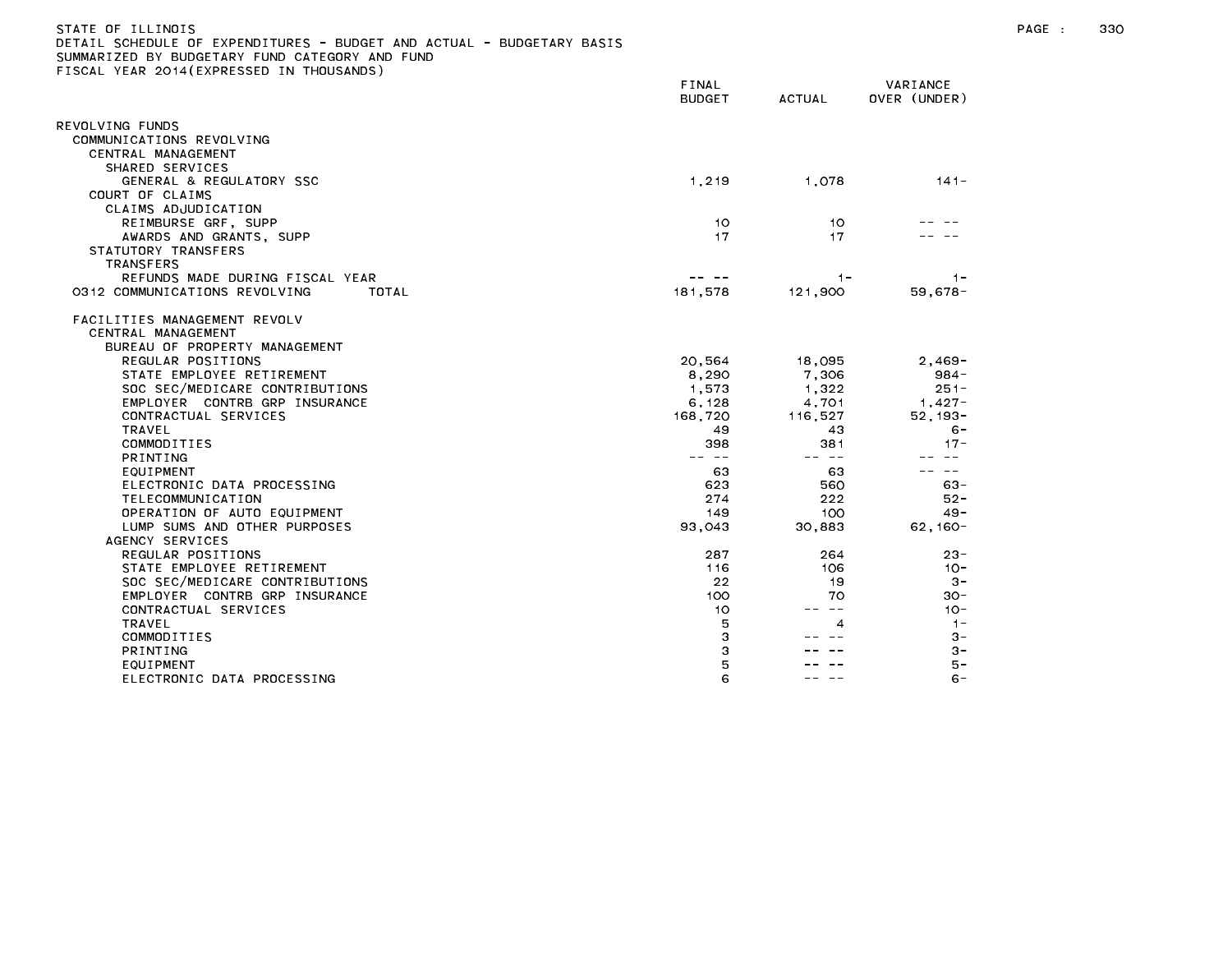STATE OF ILLINOIS
DETAIL SCHEDULE OF EXPENDITURES - BUDGET AND ACTUAL - BUDGETARY BASIS
SUMMARIZED BY BUDGETARY FUND CATEGORY AND FUND
FISCAL YEAR 2014(EXPRESSED IN THOUSANDS)

| | FINAL BUDGET | ACTUAL | VARIANCE OVER (UNDER) |
|---|---|---|---|
| REVOLVING FUNDS | | | |
| COMMUNICATIONS REVOLVING | | | |
| CENTRAL MANAGEMENT | | | |
| SHARED SERVICES | | | |
| GENERAL & REGULATORY SSC | 1,219 | 1,078 | 141- |
| COURT OF CLAIMS | | | |
| CLAIMS ADJUDICATION | | | |
| REIMBURSE GRF, SUPP | 10 | 10 | -- -- |
| AWARDS AND GRANTS, SUPP | 17 | 17 | -- -- |
| STATUTORY TRANSFERS | | | |
| TRANSFERS | | | |
| REFUNDS MADE DURING FISCAL YEAR | -- -- | 1- | 1- |
| 0312 COMMUNICATIONS REVOLVING TOTAL | 181,578 | 121,900 | 59,678- |
| FACILITIES MANAGEMENT REVOLV | | | |
| CENTRAL MANAGEMENT | | | |
| BUREAU OF PROPERTY MANAGEMENT | | | |
| REGULAR POSITIONS | 20,564 | 18,095 | 2,469- |
| STATE EMPLOYEE RETIREMENT | 8,290 | 7,306 | 984- |
| SOC SEC/MEDICARE CONTRIBUTIONS | 1,573 | 1,322 | 251- |
| EMPLOYER CONTRB GRP INSURANCE | 6,128 | 4,701 | 1,427- |
| CONTRACTUAL SERVICES | 168,720 | 116,527 | 52,193- |
| TRAVEL | 49 | 43 | 6- |
| COMMODITIES | 398 | 381 | 17- |
| PRINTING | -- -- | -- -- | -- -- |
| EQUIPMENT | 63 | 63 | -- -- |
| ELECTRONIC DATA PROCESSING | 623 | 560 | 63- |
| TELECOMMUNICATION | 274 | 222 | 52- |
| OPERATION OF AUTO EQUIPMENT | 149 | 100 | 49- |
| LUMP SUMS AND OTHER PURPOSES | 93,043 | 30,883 | 62,160- |
| AGENCY SERVICES | | | |
| REGULAR POSITIONS | 287 | 264 | 23- |
| STATE EMPLOYEE RETIREMENT | 116 | 106 | 10- |
| SOC SEC/MEDICARE CONTRIBUTIONS | 22 | 19 | 3- |
| EMPLOYER CONTRB GRP INSURANCE | 100 | 70 | 30- |
| CONTRACTUAL SERVICES | 10 | -- -- | 10- |
| TRAVEL | 5 | 4 | 1- |
| COMMODITIES | 3 | -- -- | 3- |
| PRINTING | 3 | -- -- | 3- |
| EQUIPMENT | 5 | -- -- | 5- |
| ELECTRONIC DATA PROCESSING | 6 | -- -- | 6- |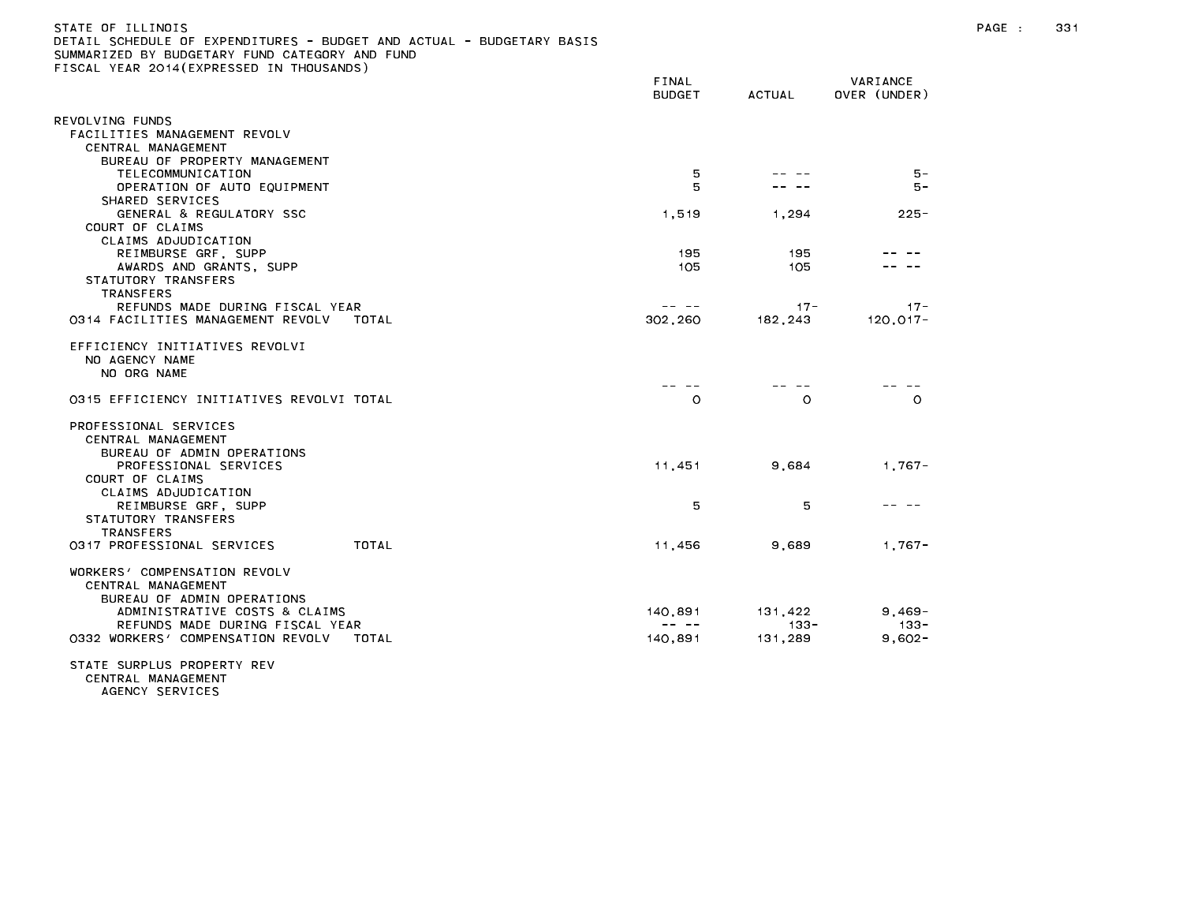STATE OF ILLINOIS
DETAIL SCHEDULE OF EXPENDITURES - BUDGET AND ACTUAL - BUDGETARY BASIS
SUMMARIZED BY BUDGETARY FUND CATEGORY AND FUND
FISCAL YEAR 2014(EXPRESSED IN THOUSANDS)

| | FINAL BUDGET | ACTUAL | VARIANCE OVER (UNDER) |
|---|---|---|---|
| REVOLVING FUNDS | | | |
| FACILITIES MANAGEMENT REVOLV | | | |
| CENTRAL MANAGEMENT | | | |
| BUREAU OF PROPERTY MANAGEMENT | | | |
| TELECOMMUNICATION | 5 | -- -- | 5- |
| OPERATION OF AUTO EQUIPMENT | 5 | -- -- | 5- |
| SHARED SERVICES | | | |
| GENERAL & REGULATORY SSC | 1,519 | 1,294 | 225- |
| COURT OF CLAIMS | | | |
| CLAIMS ADJUDICATION | | | |
| REIMBURSE GRF, SUPP | 195 | 195 | -- -- |
| AWARDS AND GRANTS, SUPP | 105 | 105 | -- -- |
| STATUTORY TRANSFERS | | | |
| TRANSFERS | | | |
| REFUNDS MADE DURING FISCAL YEAR | -- -- | 17- | 17- |
| 0314 FACILITIES MANAGEMENT REVOLV TOTAL | 302,260 | 182,243 | 120,017- |
| | | | |
| EFFICIENCY INITIATIVES REVOLVI | | | |
| NO AGENCY NAME | | | |
| NO ORG NAME | | | |
| | -- -- | -- -- | -- -- |
| 0315 EFFICIENCY INITIATIVES REVOLVI TOTAL | 0 | 0 | 0 |
| | | | |
| PROFESSIONAL SERVICES | | | |
| CENTRAL MANAGEMENT | | | |
| BUREAU OF ADMIN OPERATIONS | | | |
| PROFESSIONAL SERVICES | 11,451 | 9,684 | 1,767- |
| COURT OF CLAIMS | | | |
| CLAIMS ADJUDICATION | | | |
| REIMBURSE GRF, SUPP | 5 | 5 | -- -- |
| STATUTORY TRANSFERS | | | |
| TRANSFERS | | | |
| 0317 PROFESSIONAL SERVICES TOTAL | 11,456 | 9,689 | 1,767- |
| | | | |
| WORKERS' COMPENSATION REVOLV | | | |
| CENTRAL MANAGEMENT | | | |
| BUREAU OF ADMIN OPERATIONS | | | |
| ADMINISTRATIVE COSTS & CLAIMS | 140,891 | 131,422 | 9,469- |
| REFUNDS MADE DURING FISCAL YEAR | -- -- | 133- | 133- |
| 0332 WORKERS' COMPENSATION REVOLV TOTAL | 140,891 | 131,289 | 9,602- |
| | | | |
| STATE SURPLUS PROPERTY REV | | | |
| CENTRAL MANAGEMENT | | | |
| AGENCY SERVICES | | | |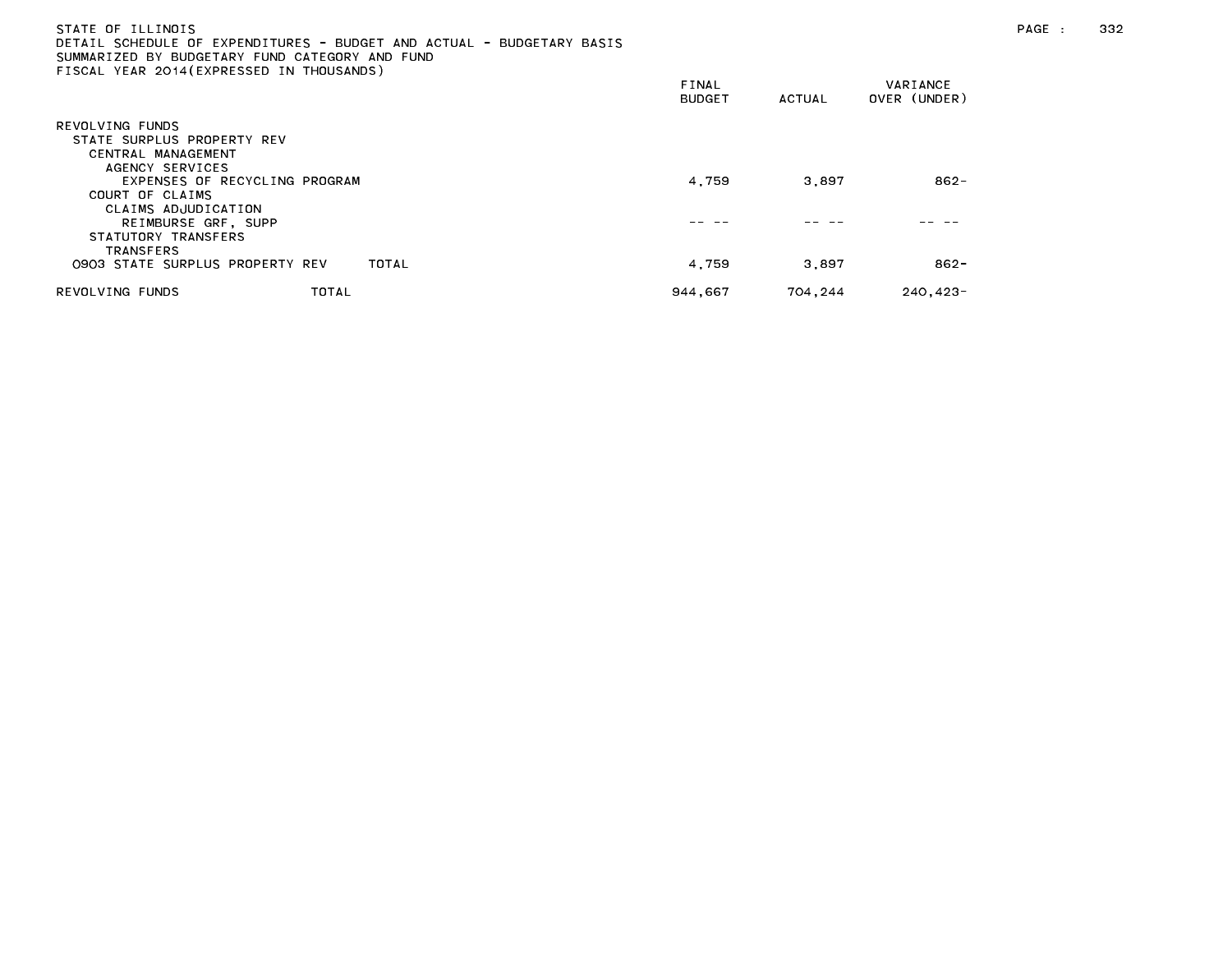STATE OF ILLINOIS
DETAIL SCHEDULE OF EXPENDITURES - BUDGET AND ACTUAL - BUDGETARY BASIS
SUMMARIZED BY BUDGETARY FUND CATEGORY AND FUND
FISCAL YEAR 2014(EXPRESSED IN THOUSANDS)

| | FINAL BUDGET | ACTUAL | VARIANCE OVER (UNDER) |
|---|---|---|---|
| REVOLVING FUNDS | | | |
| STATE SURPLUS PROPERTY REV | | | |
| CENTRAL MANAGEMENT | | | |
| AGENCY SERVICES | | | |
| EXPENSES OF RECYCLING PROGRAM | 4,759 | 3,897 | 862- |
| COURT OF CLAIMS | | | |
| CLAIMS ADJUDICATION | | | |
| REIMBURSE GRF, SUPP | -- -- | -- -- | -- -- |
| STATUTORY TRANSFERS | | | |
| TRANSFERS | | | |
| 0903 STATE SURPLUS PROPERTY REV TOTAL | 4,759 | 3,897 | 862- |
| REVOLVING FUNDS TOTAL | 944,667 | 704,244 | 240,423- |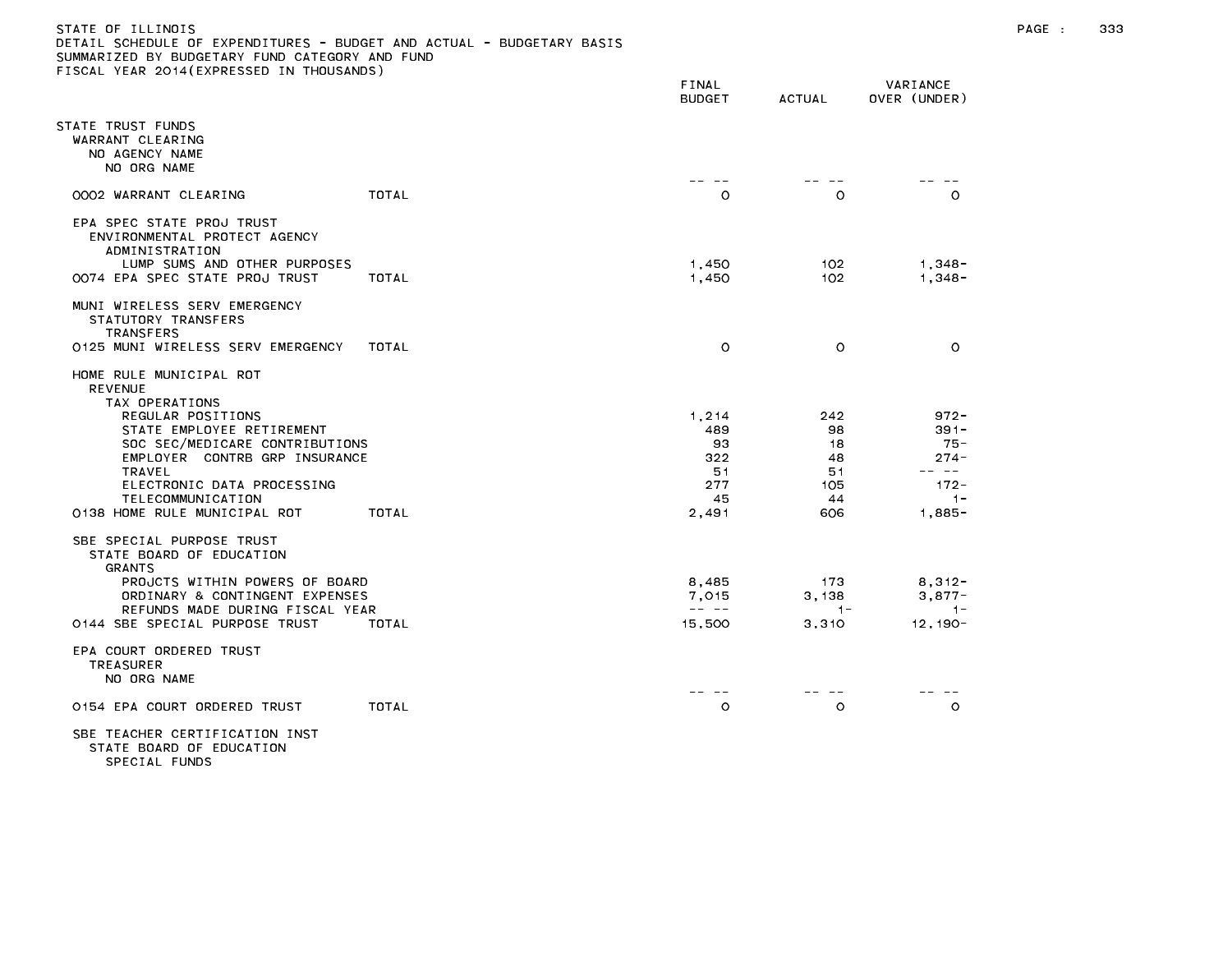STATE OF ILLINOIS
DETAIL SCHEDULE OF EXPENDITURES - BUDGET AND ACTUAL - BUDGETARY BASIS
SUMMARIZED BY BUDGETARY FUND CATEGORY AND FUND
FISCAL YEAR 2014(EXPRESSED IN THOUSANDS)

| | | FINAL BUDGET | ACTUAL | VARIANCE OVER (UNDER) |
|---|---|---|---|---|
| STATE TRUST FUNDS | | | | |
| WARRANT CLEARING | | | | |
| NO AGENCY NAME | | | | |
| NO ORG NAME | | -- -- | -- -- | -- -- |
| 0002 WARRANT CLEARING | TOTAL | 0 | 0 | 0 |
| EPA SPEC STATE PROJ TRUST | | | | |
| ENVIRONMENTAL PROTECT AGENCY | | | | |
| ADMINISTRATION | | | | |
| LUMP SUMS AND OTHER PURPOSES | | 1,450 | 102 | 1,348- |
| 0074 EPA SPEC STATE PROJ TRUST | TOTAL | 1,450 | 102 | 1,348- |
| MUNI WIRELESS SERV EMERGENCY | | | | |
| STATUTORY TRANSFERS | | | | |
| TRANSFERS | | | | |
| 0125 MUNI WIRELESS SERV EMERGENCY | TOTAL | 0 | 0 | 0 |
| HOME RULE MUNICIPAL ROT | | | | |
| REVENUE | | | | |
| TAX OPERATIONS | | | | |
| REGULAR POSITIONS | | 1,214 | 242 | 972- |
| STATE EMPLOYEE RETIREMENT | | 489 | 98 | 391- |
| SOC SEC/MEDICARE CONTRIBUTIONS | | 93 | 18 | 75- |
| EMPLOYER CONTRB GRP INSURANCE | | 322 | 48 | 274- |
| TRAVEL | | 51 | 51 | -- -- |
| ELECTRONIC DATA PROCESSING | | 277 | 105 | 172- |
| TELECOMMUNICATION | | 45 | 44 | 1- |
| 0138 HOME RULE MUNICIPAL ROT | TOTAL | 2,491 | 606 | 1,885- |
| SBE SPECIAL PURPOSE TRUST | | | | |
| STATE BOARD OF EDUCATION | | | | |
| GRANTS | | | | |
| PROJCTS WITHIN POWERS OF BOARD | | 8,485 | 173 | 8,312- |
| ORDINARY & CONTINGENT EXPENSES | | 7,015 | 3,138 | 3,877- |
| REFUNDS MADE DURING FISCAL YEAR | | -- -- | 1- | 1- |
| 0144 SBE SPECIAL PURPOSE TRUST | TOTAL | 15,500 | 3,310 | 12,190- |
| EPA COURT ORDERED TRUST | | | | |
| TREASURER | | | | |
| NO ORG NAME | | -- -- | -- -- | -- -- |
| 0154 EPA COURT ORDERED TRUST | TOTAL | 0 | 0 | 0 |
| SBE TEACHER CERTIFICATION INST | | | | |
| STATE BOARD OF EDUCATION | | | | |
| SPECIAL FUNDS | | | | |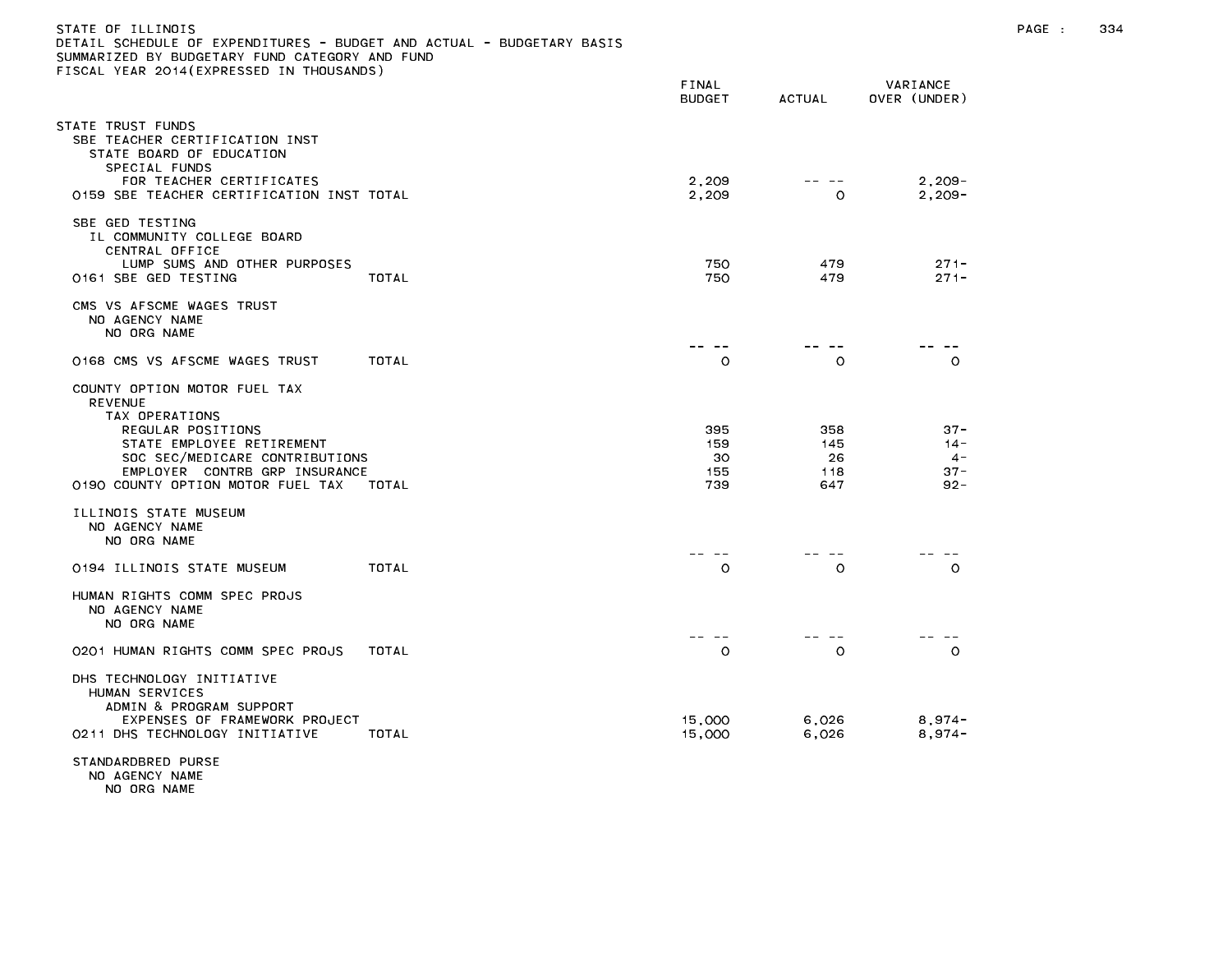STATE OF ILLINOIS
DETAIL SCHEDULE OF EXPENDITURES - BUDGET AND ACTUAL - BUDGETARY BASIS
SUMMARIZED BY BUDGETARY FUND CATEGORY AND FUND
FISCAL YEAR 2014(EXPRESSED IN THOUSANDS)

| | FINAL BUDGET | ACTUAL | VARIANCE OVER (UNDER) |
|---|---|---|---|
| STATE TRUST FUNDS | | | |
| SBE TEACHER CERTIFICATION INST | | | |
| STATE BOARD OF EDUCATION | | | |
| SPECIAL FUNDS | | | |
| FOR TEACHER CERTIFICATES | 2,209 | -- -- | 2,209- |
| 0159 SBE TEACHER CERTIFICATION INST TOTAL | 2,209 | 0 | 2,209- |
| SBE GED TESTING | | | |
| IL COMMUNITY COLLEGE BOARD | | | |
| CENTRAL OFFICE | | | |
| LUMP SUMS AND OTHER PURPOSES | 750 | 479 | 271- |
| 0161 SBE GED TESTING TOTAL | 750 | 479 | 271- |
| CMS VS AFSCME WAGES TRUST | | | |
| NO AGENCY NAME | | | |
| NO ORG NAME | | | |
| | -- -- | -- -- | -- -- |
| 0168 CMS VS AFSCME WAGES TRUST TOTAL | 0 | 0 | 0 |
| COUNTY OPTION MOTOR FUEL TAX | | | |
| REVENUE | | | |
| TAX OPERATIONS | | | |
| REGULAR POSITIONS | 395 | 358 | 37- |
| STATE EMPLOYEE RETIREMENT | 159 | 145 | 14- |
| SOC SEC/MEDICARE CONTRIBUTIONS | 30 | 26 | 4- |
| EMPLOYER CONTRB GRP INSURANCE | 155 | 118 | 37- |
| 0190 COUNTY OPTION MOTOR FUEL TAX TOTAL | 739 | 647 | 92- |
| ILLINOIS STATE MUSEUM | | | |
| NO AGENCY NAME | | | |
| NO ORG NAME | | | |
| | -- -- | -- -- | -- -- |
| 0194 ILLINOIS STATE MUSEUM TOTAL | 0 | 0 | 0 |
| HUMAN RIGHTS COMM SPEC PROJS | | | |
| NO AGENCY NAME | | | |
| NO ORG NAME | | | |
| | -- -- | -- -- | -- -- |
| 0201 HUMAN RIGHTS COMM SPEC PROJS TOTAL | 0 | 0 | 0 |
| DHS TECHNOLOGY INITIATIVE | | | |
| HUMAN SERVICES | | | |
| ADMIN & PROGRAM SUPPORT | | | |
| EXPENSES OF FRAMEWORK PROJECT | 15,000 | 6,026 | 8,974- |
| 0211 DHS TECHNOLOGY INITIATIVE TOTAL | 15,000 | 6,026 | 8,974- |
| STANDARDBRED PURSE | | | |
| NO AGENCY NAME | | | |
| NO ORG NAME | | | |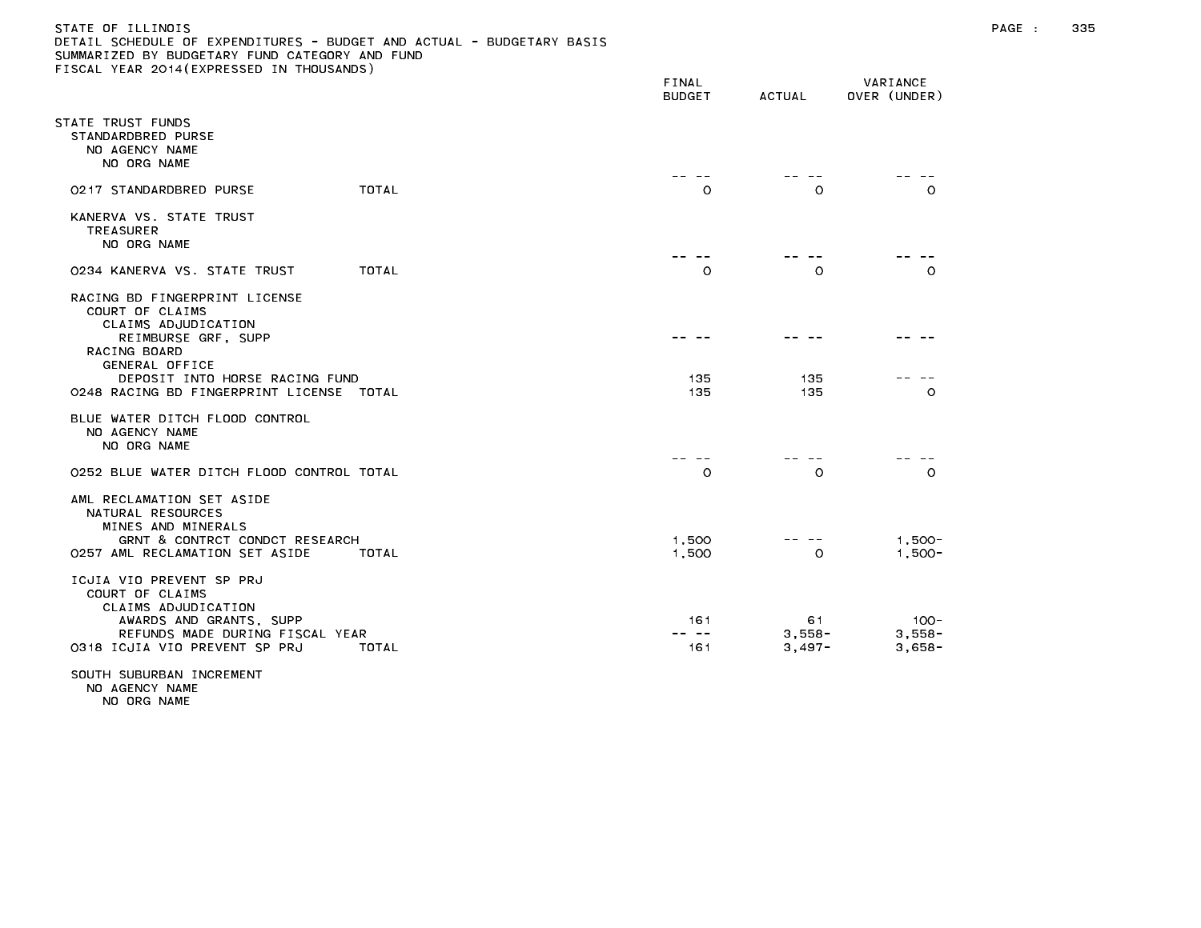STATE OF ILLINOIS
DETAIL SCHEDULE OF EXPENDITURES - BUDGET AND ACTUAL - BUDGETARY BASIS
SUMMARIZED BY BUDGETARY FUND CATEGORY AND FUND
FISCAL YEAR 2014(EXPRESSED IN THOUSANDS)

| | FINAL BUDGET | ACTUAL | VARIANCE OVER (UNDER) |
|---|---|---|---|
| STATE TRUST FUNDS | | | |
| STANDARDBRED PURSE | | | |
| NO AGENCY NAME | | | |
| NO ORG NAME | -- -- | -- -- | -- -- |
| 0217 STANDARDBRED PURSE TOTAL | 0 | 0 | 0 |
| KANERVA VS. STATE TRUST | | | |
| TREASURER | | | |
| NO ORG NAME | -- -- | -- -- | -- -- |
| 0234 KANERVA VS. STATE TRUST TOTAL | 0 | 0 | 0 |
| RACING BD FINGERPRINT LICENSE | | | |
| COURT OF CLAIMS | | | |
| CLAIMS ADJUDICATION | | | |
| REIMBURSE GRF, SUPP | -- -- | -- -- | -- -- |
| RACING BOARD | | | |
| GENERAL OFFICE | | | |
| DEPOSIT INTO HORSE RACING FUND | 135 | 135 | -- -- |
| 0248 RACING BD FINGERPRINT LICENSE TOTAL | 135 | 135 | 0 |
| BLUE WATER DITCH FLOOD CONTROL | | | |
| NO AGENCY NAME | | | |
| NO ORG NAME | -- -- | -- -- | -- -- |
| 0252 BLUE WATER DITCH FLOOD CONTROL TOTAL | 0 | 0 | 0 |
| AML RECLAMATION SET ASIDE | | | |
| NATURAL RESOURCES | | | |
| MINES AND MINERALS | | | |
| GRNT & CONTRCT CONDCT RESEARCH | 1,500 | -- -- | 1,500- |
| 0257 AML RECLAMATION SET ASIDE TOTAL | 1,500 | 0 | 1,500- |
| ICJIA VIO PREVENT SP PRJ | | | |
| COURT OF CLAIMS | | | |
| CLAIMS ADJUDICATION | | | |
| AWARDS AND GRANTS, SUPP | 161 | 61 | 100- |
| REFUNDS MADE DURING FISCAL YEAR | -- -- | 3,558- | 3,558- |
| 0318 ICJIA VIO PREVENT SP PRJ TOTAL | 161 | 3,497- | 3,658- |
| SOUTH SUBURBAN INCREMENT | | | |
| NO AGENCY NAME | | | |
| NO ORG NAME | | | |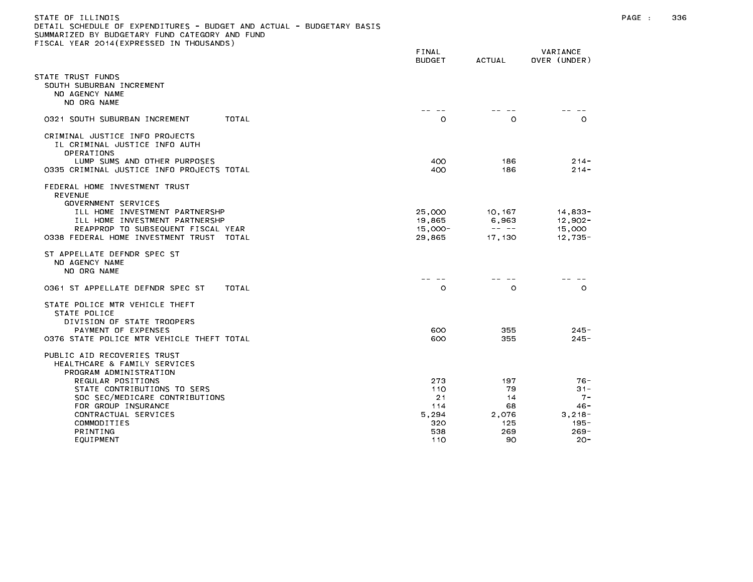STATE OF ILLINOIS
DETAIL SCHEDULE OF EXPENDITURES - BUDGET AND ACTUAL - BUDGETARY BASIS
SUMMARIZED BY BUDGETARY FUND CATEGORY AND FUND
FISCAL YEAR 2014(EXPRESSED IN THOUSANDS)

| | FINAL BUDGET | ACTUAL | VARIANCE OVER (UNDER) |
|---|---|---|---|
| STATE TRUST FUNDS | | | |
| SOUTH SUBURBAN INCREMENT | | | |
| NO AGENCY NAME | | | |
| NO ORG NAME | | | |
| | -- -- | -- -- | -- -- |
| 0321 SOUTH SUBURBAN INCREMENT TOTAL | 0 | 0 | 0 |
| CRIMINAL JUSTICE INFO PROJECTS | | | |
| IL CRIMINAL JUSTICE INFO AUTH | | | |
| OPERATIONS | | | |
| LUMP SUMS AND OTHER PURPOSES | 400 | 186 | 214- |
| 0335 CRIMINAL JUSTICE INFO PROJECTS TOTAL | 400 | 186 | 214- |
| FEDERAL HOME INVESTMENT TRUST | | | |
| REVENUE | | | |
| GOVERNMENT SERVICES | | | |
| ILL HOME INVESTMENT PARTNERSHP | 25,000 | 10,167 | 14,833- |
| ILL HOME INVESTMENT PARTNERSHP | 19,865 | 6,963 | 12,902- |
| REAPPROP TO SUBSEQUENT FISCAL YEAR | 15,000- | -- -- | 15,000 |
| 0338 FEDERAL HOME INVESTMENT TRUST TOTAL | 29,865 | 17,130 | 12,735- |
| ST APPELLATE DEFNDR SPEC ST | | | |
| NO AGENCY NAME | | | |
| NO ORG NAME | | | |
| | -- -- | -- -- | -- -- |
| 0361 ST APPELLATE DEFNDR SPEC ST TOTAL | 0 | 0 | 0 |
| STATE POLICE MTR VEHICLE THEFT | | | |
| STATE POLICE | | | |
| DIVISION OF STATE TROOPERS | | | |
| PAYMENT OF EXPENSES | 600 | 355 | 245- |
| 0376 STATE POLICE MTR VEHICLE THEFT TOTAL | 600 | 355 | 245- |
| PUBLIC AID RECOVERIES TRUST | | | |
| HEALTHCARE & FAMILY SERVICES | | | |
| PROGRAM ADMINISTRATION | | | |
| REGULAR POSITIONS | 273 | 197 | 76- |
| STATE CONTRIBUTIONS TO SERS | 110 | 79 | 31- |
| SOC SEC/MEDICARE CONTRIBUTIONS | 21 | 14 | 7- |
| FOR GROUP INSURANCE | 114 | 68 | 46- |
| CONTRACTUAL SERVICES | 5,294 | 2,076 | 3,218- |
| COMMODITIES | 320 | 125 | 195- |
| PRINTING | 538 | 269 | 269- |
| EQUIPMENT | 110 | 90 | 20- |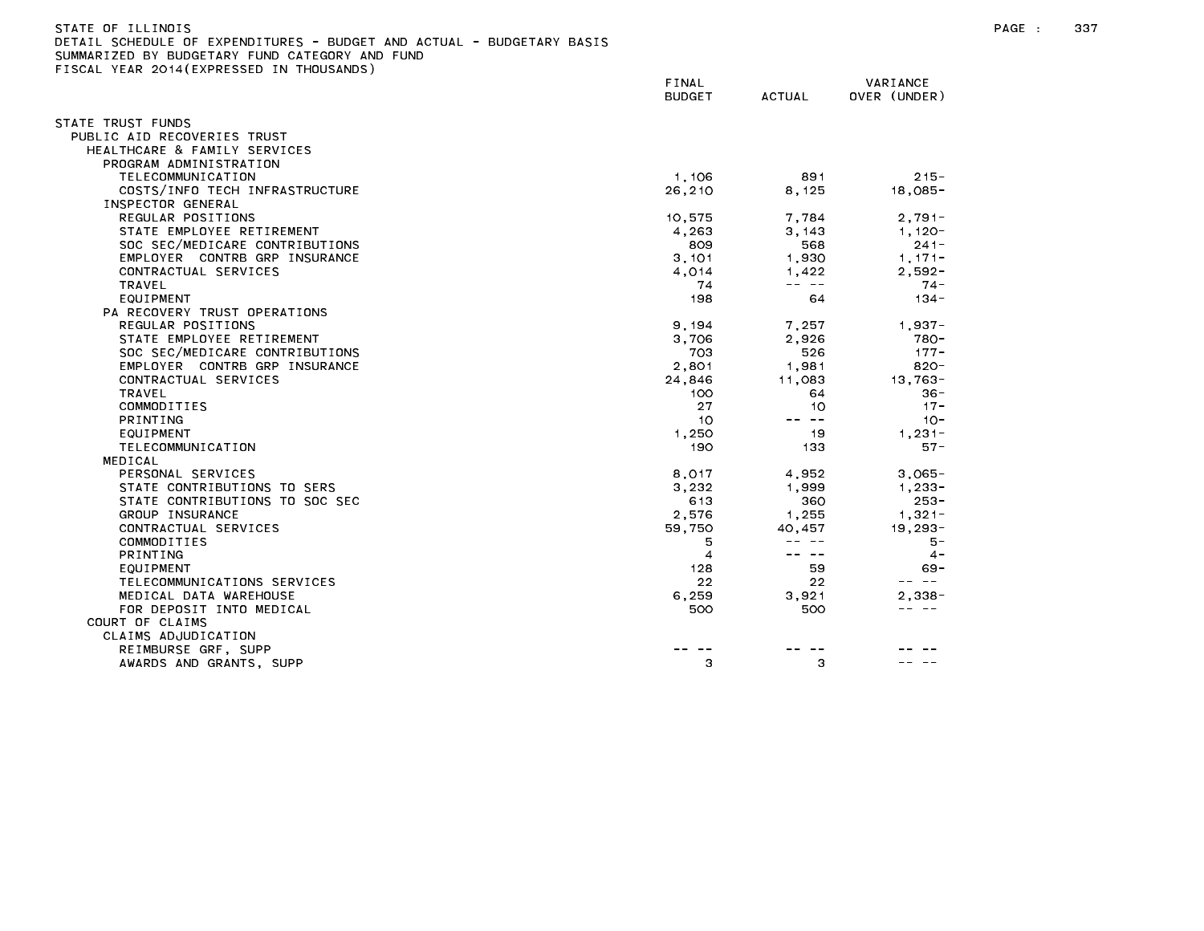STATE OF ILLINOIS
DETAIL SCHEDULE OF EXPENDITURES - BUDGET AND ACTUAL - BUDGETARY BASIS
SUMMARIZED BY BUDGETARY FUND CATEGORY AND FUND
FISCAL YEAR 2014(EXPRESSED IN THOUSANDS)

| | FINAL BUDGET | ACTUAL | VARIANCE OVER (UNDER) |
|---|---|---|---|
| STATE TRUST FUNDS | | | |
| PUBLIC AID RECOVERIES TRUST | | | |
| HEALTHCARE & FAMILY SERVICES | | | |
| PROGRAM ADMINISTRATION | | | |
| TELECOMMUNICATION | 1,106 | 891 | 215- |
| COSTS/INFO TECH INFRASTRUCTURE | 26,210 | 8,125 | 18,085- |
| INSPECTOR GENERAL | | | |
| REGULAR POSITIONS | 10,575 | 7,784 | 2,791- |
| STATE EMPLOYEE RETIREMENT | 4,263 | 3,143 | 1,120- |
| SOC SEC/MEDICARE CONTRIBUTIONS | 809 | 568 | 241- |
| EMPLOYER CONTRB GRP INSURANCE | 3,101 | 1,930 | 1,171- |
| CONTRACTUAL SERVICES | 4,014 | 1,422 | 2,592- |
| TRAVEL | 74 | -- -- | 74- |
| EQUIPMENT | 198 | 64 | 134- |
| PA RECOVERY TRUST OPERATIONS | | | |
| REGULAR POSITIONS | 9,194 | 7,257 | 1,937- |
| STATE EMPLOYEE RETIREMENT | 3,706 | 2,926 | 780- |
| SOC SEC/MEDICARE CONTRIBUTIONS | 703 | 526 | 177- |
| EMPLOYER CONTRB GRP INSURANCE | 2,801 | 1,981 | 820- |
| CONTRACTUAL SERVICES | 24,846 | 11,083 | 13,763- |
| TRAVEL | 100 | 64 | 36- |
| COMMODITIES | 27 | 10 | 17- |
| PRINTING | 10 | -- -- | 10- |
| EQUIPMENT | 1,250 | 19 | 1,231- |
| TELECOMMUNICATION | 190 | 133 | 57- |
| MEDICAL | | | |
| PERSONAL SERVICES | 8,017 | 4,952 | 3,065- |
| STATE CONTRIBUTIONS TO SERS | 3,232 | 1,999 | 1,233- |
| STATE CONTRIBUTIONS TO SOC SEC | 613 | 360 | 253- |
| GROUP INSURANCE | 2,576 | 1,255 | 1,321- |
| CONTRACTUAL SERVICES | 59,750 | 40,457 | 19,293- |
| COMMODITIES | 5 | -- -- | 5- |
| PRINTING | 4 | -- -- | 4- |
| EQUIPMENT | 128 | 59 | 69- |
| TELECOMMUNICATIONS SERVICES | 22 | 22 | -- -- |
| MEDICAL DATA WAREHOUSE | 6,259 | 3,921 | 2,338- |
| FOR DEPOSIT INTO MEDICAL | 500 | 500 | -- -- |
| COURT OF CLAIMS | | | |
| CLAIMS ADJUDICATION | | | |
| REIMBURSE GRF, SUPP | -- -- | -- -- | -- -- |
| AWARDS AND GRANTS, SUPP | 3 | 3 | -- -- |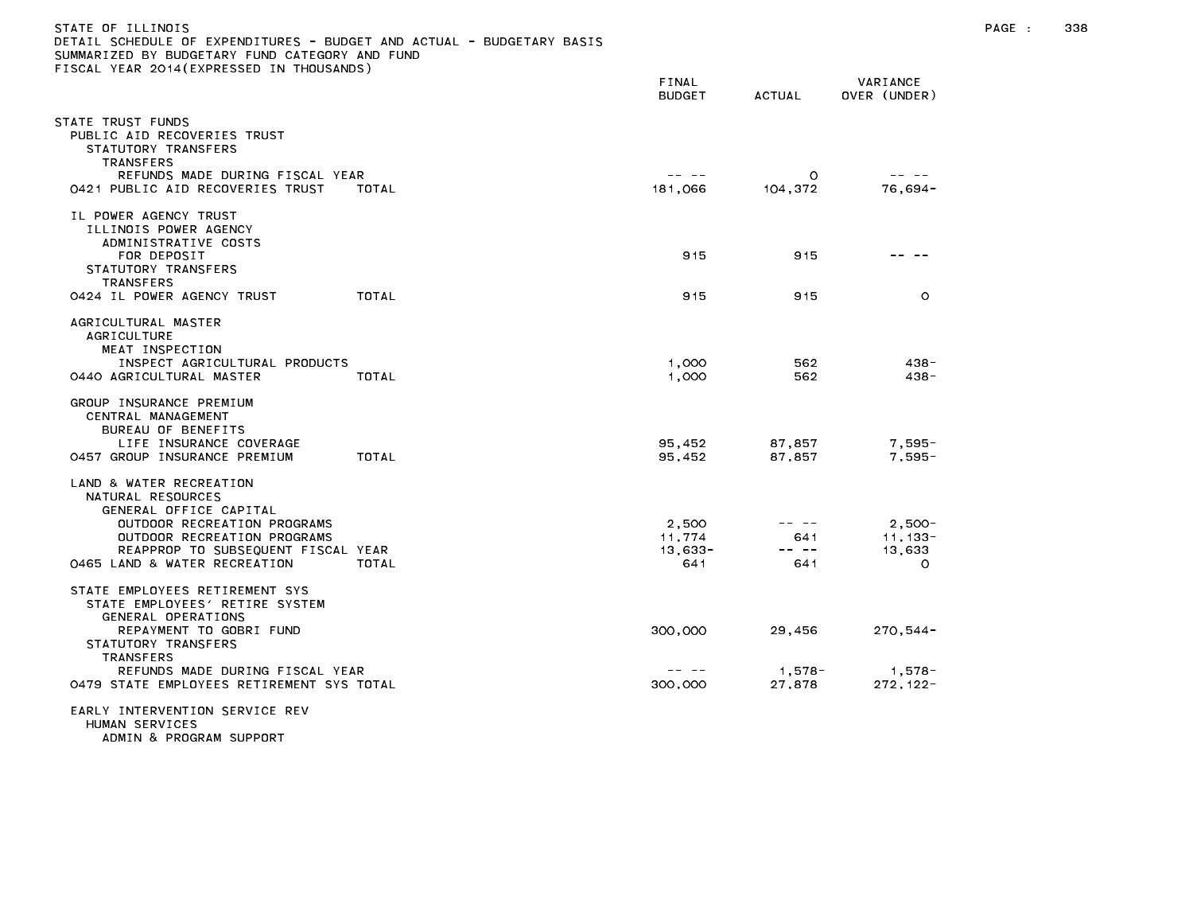STATE OF ILLINOIS
DETAIL SCHEDULE OF EXPENDITURES - BUDGET AND ACTUAL - BUDGETARY BASIS
SUMMARIZED BY BUDGETARY FUND CATEGORY AND FUND
FISCAL YEAR 2014(EXPRESSED IN THOUSANDS)

| | FINAL BUDGET | ACTUAL | VARIANCE OVER (UNDER) |
|---|---|---|---|
| STATE TRUST FUNDS | | | |
| PUBLIC AID RECOVERIES TRUST | | | |
| STATUTORY TRANSFERS | | | |
| TRANSFERS | | | |
| REFUNDS MADE DURING FISCAL YEAR | -- -- | 0 | -- -- |
| 0421 PUBLIC AID RECOVERIES TRUST TOTAL | 181,066 | 104,372 | 76,694- |
| IL POWER AGENCY TRUST | | | |
| ILLINOIS POWER AGENCY | | | |
| ADMINISTRATIVE COSTS | | | |
| FOR DEPOSIT | 915 | 915 | -- -- |
| STATUTORY TRANSFERS | | | |
| TRANSFERS | | | |
| 0424 IL POWER AGENCY TRUST TOTAL | 915 | 915 | 0 |
| AGRICULTURAL MASTER | | | |
| AGRICULTURE | | | |
| MEAT INSPECTION | | | |
| INSPECT AGRICULTURAL PRODUCTS | 1,000 | 562 | 438- |
| 0440 AGRICULTURAL MASTER TOTAL | 1,000 | 562 | 438- |
| GROUP INSURANCE PREMIUM | | | |
| CENTRAL MANAGEMENT | | | |
| BUREAU OF BENEFITS | | | |
| LIFE INSURANCE COVERAGE | 95,452 | 87,857 | 7,595- |
| 0457 GROUP INSURANCE PREMIUM TOTAL | 95,452 | 87,857 | 7,595- |
| LAND & WATER RECREATION | | | |
| NATURAL RESOURCES | | | |
| GENERAL OFFICE CAPITAL | | | |
| OUTDOOR RECREATION PROGRAMS | 2,500 | -- -- | 2,500- |
| OUTDOOR RECREATION PROGRAMS | 11,774 | 641 | 11,133- |
| REAPPROP TO SUBSEQUENT FISCAL YEAR | 13,633- | -- -- | 13,633 |
| 0465 LAND & WATER RECREATION TOTAL | 641 | 641 | 0 |
| STATE EMPLOYEES RETIREMENT SYS | | | |
| STATE EMPLOYEES' RETIRE SYSTEM | | | |
| GENERAL OPERATIONS | | | |
| REPAYMENT TO GOBRI FUND | 300,000 | 29,456 | 270,544- |
| STATUTORY TRANSFERS | | | |
| TRANSFERS | | | |
| REFUNDS MADE DURING FISCAL YEAR | -- -- | 1,578- | 1,578- |
| 0479 STATE EMPLOYEES RETIREMENT SYS TOTAL | 300,000 | 27,878 | 272,122- |
| EARLY INTERVENTION SERVICE REV | | | |
| HUMAN SERVICES | | | |
| ADMIN & PROGRAM SUPPORT | | | |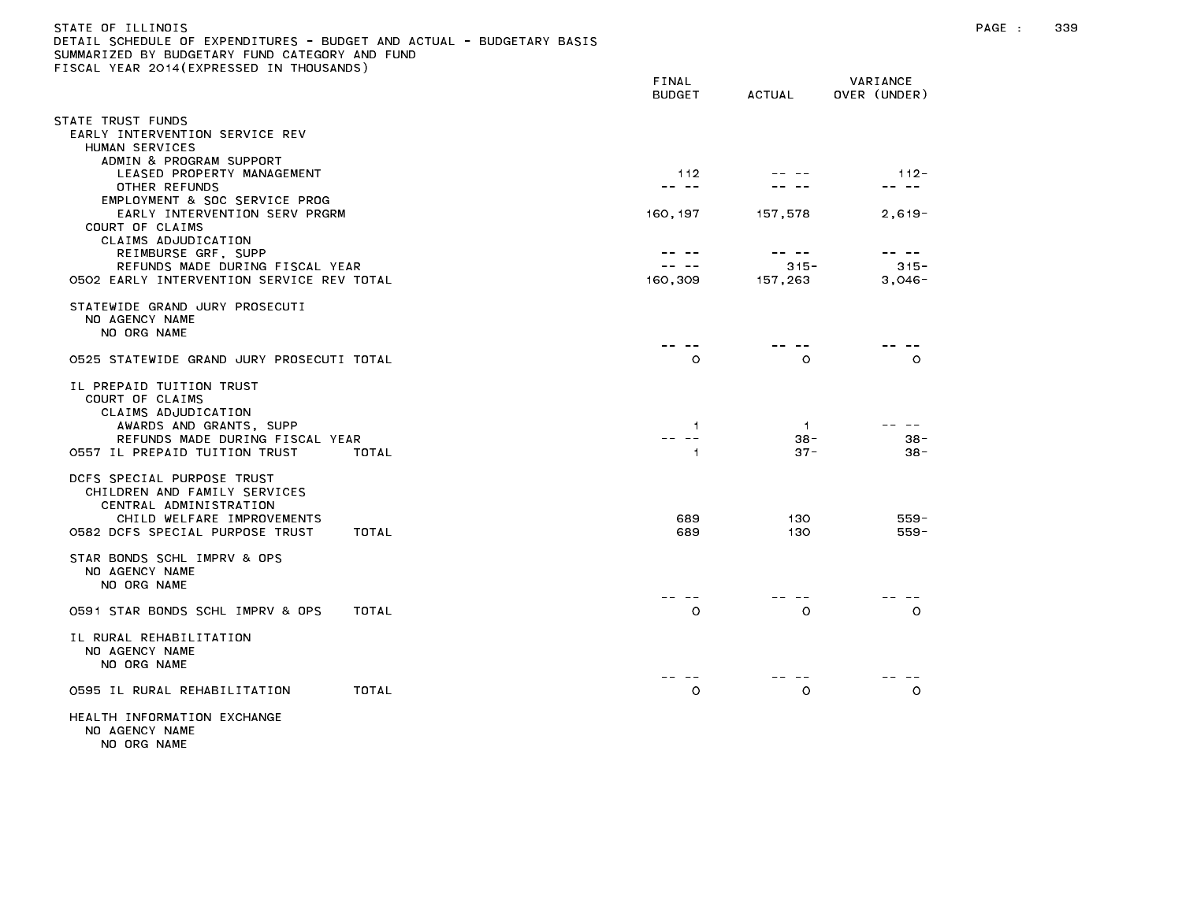STATE OF ILLINOIS
DETAIL SCHEDULE OF EXPENDITURES - BUDGET AND ACTUAL - BUDGETARY BASIS
SUMMARIZED BY BUDGETARY FUND CATEGORY AND FUND
FISCAL YEAR 2014(EXPRESSED IN THOUSANDS)

| | FINAL BUDGET | ACTUAL | VARIANCE OVER (UNDER) |
|---|---|---|---|
| STATE TRUST FUNDS | | | |
| EARLY INTERVENTION SERVICE REV | | | |
| HUMAN SERVICES | | | |
| ADMIN & PROGRAM SUPPORT | | | |
| LEASED PROPERTY MANAGEMENT | 112 | -- -- | 112- |
| OTHER REFUNDS | -- -- | -- -- | -- -- |
| EMPLOYMENT & SOC SERVICE PROG | | | |
| EARLY INTERVENTION SERV PRGRM | 160,197 | 157,578 | 2,619- |
| COURT OF CLAIMS | | | |
| CLAIMS ADJUDICATION | | | |
| REIMBURSE GRF, SUPP | -- -- | -- -- | -- -- |
| REFUNDS MADE DURING FISCAL YEAR | -- -- | 315- | 315- |
| 0502 EARLY INTERVENTION SERVICE REV TOTAL | 160,309 | 157,263 | 3,046- |
| STATEWIDE GRAND JURY PROSECUTI | | | |
| NO AGENCY NAME | | | |
| NO ORG NAME | -- -- | -- -- | -- -- |
| 0525 STATEWIDE GRAND JURY PROSECUTI TOTAL | 0 | 0 | 0 |
| IL PREPAID TUITION TRUST | | | |
| COURT OF CLAIMS | | | |
| CLAIMS ADJUDICATION | | | |
| AWARDS AND GRANTS, SUPP | 1 | 1 | -- -- |
| REFUNDS MADE DURING FISCAL YEAR | -- -- | 38- | 38- |
| 0557 IL PREPAID TUITION TRUST TOTAL | 1 | 37- | 38- |
| DCFS SPECIAL PURPOSE TRUST | | | |
| CHILDREN AND FAMILY SERVICES | | | |
| CENTRAL ADMINISTRATION | | | |
| CHILD WELFARE IMPROVEMENTS | 689 | 130 | 559- |
| 0582 DCFS SPECIAL PURPOSE TRUST TOTAL | 689 | 130 | 559- |
| STAR BONDS SCHL IMPRV & OPS | | | |
| NO AGENCY NAME | | | |
| NO ORG NAME | -- -- | -- -- | -- -- |
| 0591 STAR BONDS SCHL IMPRV & OPS TOTAL | 0 | 0 | 0 |
| IL RURAL REHABILITATION | | | |
| NO AGENCY NAME | | | |
| NO ORG NAME | -- -- | -- -- | -- -- |
| 0595 IL RURAL REHABILITATION TOTAL | 0 | 0 | 0 |
| HEALTH INFORMATION EXCHANGE | | | |
| NO AGENCY NAME | | | |
| NO ORG NAME | | | |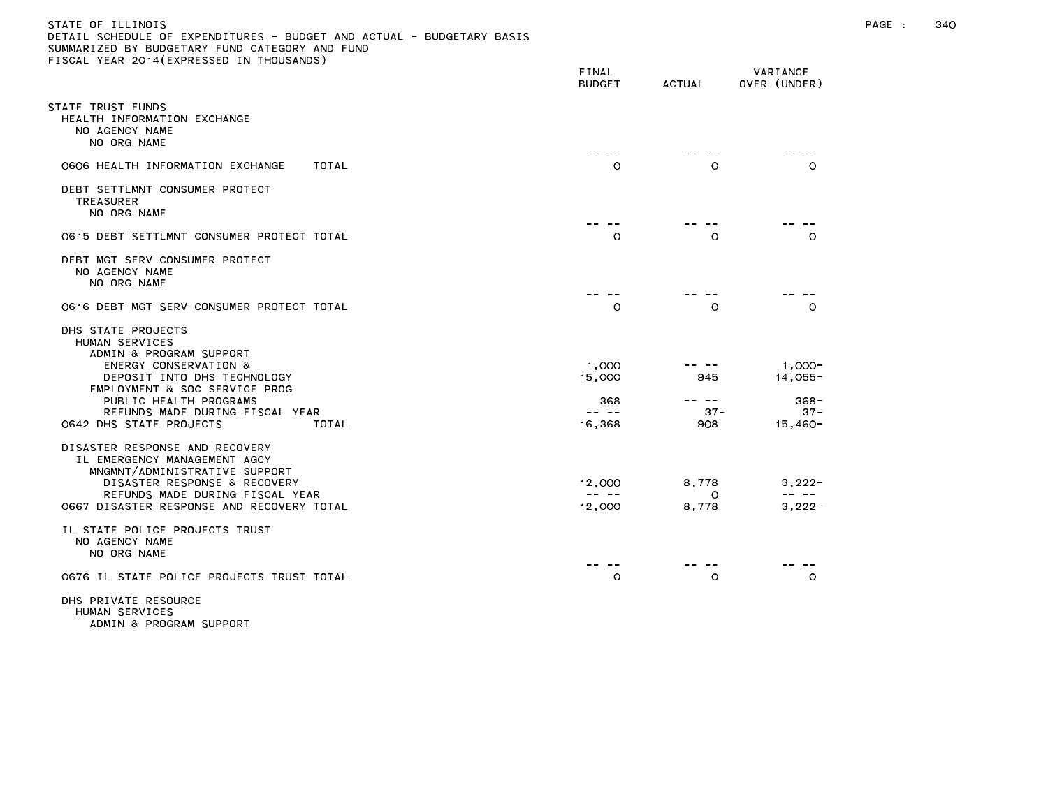STATE OF ILLINOIS
DETAIL SCHEDULE OF EXPENDITURES - BUDGET AND ACTUAL - BUDGETARY BASIS
SUMMARIZED BY BUDGETARY FUND CATEGORY AND FUND
FISCAL YEAR 2014(EXPRESSED IN THOUSANDS)

| | FINAL BUDGET | ACTUAL | VARIANCE OVER (UNDER) |
|---|---|---|---|
| STATE TRUST FUNDS | | | |
| HEALTH INFORMATION EXCHANGE | | | |
| NO AGENCY NAME | | | |
| NO ORG NAME | | | |
| | -- -- | -- -- | -- -- |
| 0606 HEALTH INFORMATION EXCHANGE TOTAL | 0 | 0 | 0 |
| DEBT SETTLMNT CONSUMER PROTECT | | | |
| TREASURER | | | |
| NO ORG NAME | | | |
| | -- -- | -- -- | -- -- |
| 0615 DEBT SETTLMNT CONSUMER PROTECT TOTAL | 0 | 0 | 0 |
| DEBT MGT SERV CONSUMER PROTECT | | | |
| NO AGENCY NAME | | | |
| NO ORG NAME | | | |
| | -- -- | -- -- | -- -- |
| 0616 DEBT MGT SERV CONSUMER PROTECT TOTAL | 0 | 0 | 0 |
| DHS STATE PROJECTS | | | |
| HUMAN SERVICES | | | |
| ADMIN & PROGRAM SUPPORT | | | |
| ENERGY CONSERVATION & | 1,000 | -- -- | 1,000- |
| DEPOSIT INTO DHS TECHNOLOGY | 15,000 | 945 | 14,055- |
| EMPLOYMENT & SOC SERVICE PROG | | | |
| PUBLIC HEALTH PROGRAMS | 368 | -- -- | 368- |
| REFUNDS MADE DURING FISCAL YEAR | -- -- | 37- | 37- |
| 0642 DHS STATE PROJECTS TOTAL | 16,368 | 908 | 15,460- |
| DISASTER RESPONSE AND RECOVERY | | | |
| IL EMERGENCY MANAGEMENT AGCY | | | |
| MNGMNT/ADMINISTRATIVE SUPPORT | | | |
| DISASTER RESPONSE & RECOVERY | 12,000 | 8,778 | 3,222- |
| REFUNDS MADE DURING FISCAL YEAR | -- -- | 0 | -- -- |
| 0667 DISASTER RESPONSE AND RECOVERY TOTAL | 12,000 | 8,778 | 3,222- |
| IL STATE POLICE PROJECTS TRUST | | | |
| NO AGENCY NAME | | | |
| NO ORG NAME | | | |
| | -- -- | -- -- | -- -- |
| 0676 IL STATE POLICE PROJECTS TRUST TOTAL | 0 | 0 | 0 |
| DHS PRIVATE RESOURCE | | | |
| HUMAN SERVICES | | | |
| ADMIN & PROGRAM SUPPORT | | | |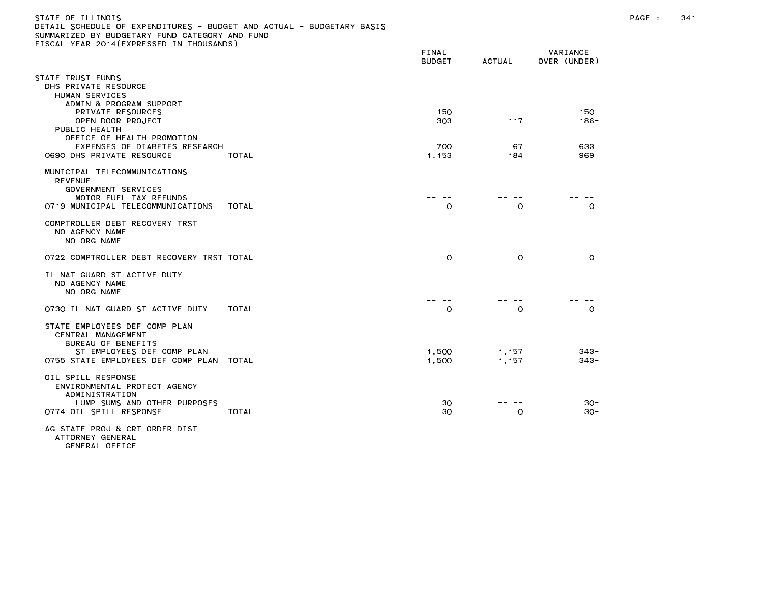STATE OF ILLINOIS
DETAIL SCHEDULE OF EXPENDITURES - BUDGET AND ACTUAL - BUDGETARY BASIS
SUMMARIZED BY BUDGETARY FUND CATEGORY AND FUND
FISCAL YEAR 2014(EXPRESSED IN THOUSANDS)

| | FINAL BUDGET | ACTUAL | VARIANCE OVER (UNDER) |
|---|---|---|---|
| STATE TRUST FUNDS | | | |
| DHS PRIVATE RESOURCE | | | |
| HUMAN SERVICES | | | |
| ADMIN & PROGRAM SUPPORT | | | |
| PRIVATE RESOURCES | 150 | -- -- | 150- |
| OPEN DOOR PROJECT | 303 | 117 | 186- |
| PUBLIC HEALTH | | | |
| OFFICE OF HEALTH PROMOTION | | | |
| EXPENSES OF DIABETES RESEARCH | 700 | 67 | 633- |
| 0690 DHS PRIVATE RESOURCE TOTAL | 1,153 | 184 | 969- |
| | | | |
| MUNICIPAL TELECOMMUNICATIONS | | | |
| REVENUE | | | |
| GOVERNMENT SERVICES | | | |
| MOTOR FUEL TAX REFUNDS | -- -- | -- -- | -- -- |
| 0719 MUNICIPAL TELECOMMUNICATIONS TOTAL | 0 | 0 | 0 |
| | | | |
| COMPTROLLER DEBT RECOVERY TRST | | | |
| NO AGENCY NAME | | | |
| NO ORG NAME | | | |
| | -- -- | -- -- | -- -- |
| 0722 COMPTROLLER DEBT RECOVERY TRST TOTAL | 0 | 0 | 0 |
| | | | |
| IL NAT GUARD ST ACTIVE DUTY | | | |
| NO AGENCY NAME | | | |
| NO ORG NAME | | | |
| | -- -- | -- -- | -- -- |
| 0730 IL NAT GUARD ST ACTIVE DUTY TOTAL | 0 | 0 | 0 |
| | | | |
| STATE EMPLOYEES DEF COMP PLAN | | | |
| CENTRAL MANAGEMENT | | | |
| BUREAU OF BENEFITS | | | |
| ST EMPLOYEES DEF COMP PLAN | 1,500 | 1,157 | 343- |
| 0755 STATE EMPLOYEES DEF COMP PLAN TOTAL | 1,500 | 1,157 | 343- |
| | | | |
| OIL SPILL RESPONSE | | | |
| ENVIRONMENTAL PROTECT AGENCY | | | |
| ADMINISTRATION | | | |
| LUMP SUMS AND OTHER PURPOSES | 30 | -- -- | 30- |
| 0774 OIL SPILL RESPONSE TOTAL | 30 | 0 | 30- |
| | | | |
| AG STATE PROJ & CRT ORDER DIST | | | |
| ATTORNEY GENERAL | | | |
| GENERAL OFFICE | | | |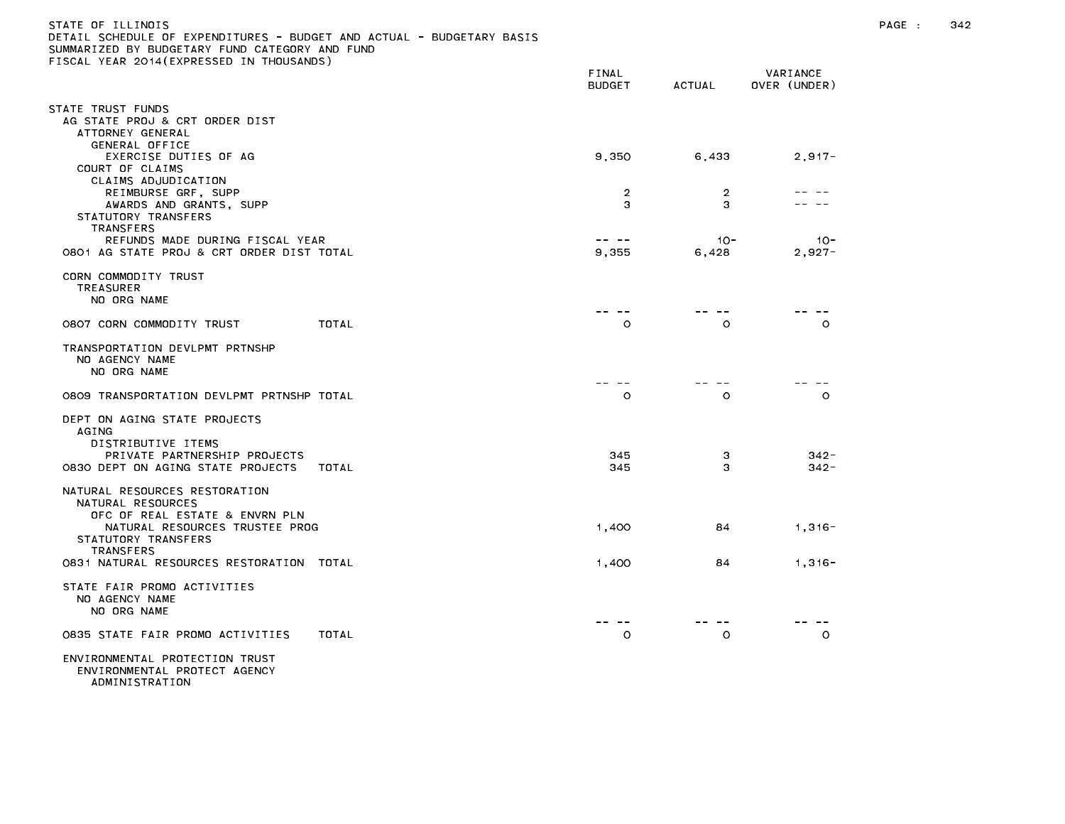STATE OF ILLINOIS
DETAIL SCHEDULE OF EXPENDITURES - BUDGET AND ACTUAL - BUDGETARY BASIS
SUMMARIZED BY BUDGETARY FUND CATEGORY AND FUND
FISCAL YEAR 2014(EXPRESSED IN THOUSANDS)

| | FINAL BUDGET | ACTUAL | VARIANCE OVER (UNDER) |
|---|---|---|---|
| STATE TRUST FUNDS | | | |
| AG STATE PROJ & CRT ORDER DIST | | | |
| ATTORNEY GENERAL | | | |
| GENERAL OFFICE | | | |
| EXERCISE DUTIES OF AG | 9,350 | 6,433 | 2,917- |
| COURT OF CLAIMS | | | |
| CLAIMS ADJUDICATION | | | |
| REIMBURSE GRF, SUPP | 2 | 2 | -- -- |
| AWARDS AND GRANTS, SUPP | 3 | 3 | -- -- |
| STATUTORY TRANSFERS | | | |
| TRANSFERS | | | |
| REFUNDS MADE DURING FISCAL YEAR | -- -- | 10- | 10- |
| 0801 AG STATE PROJ & CRT ORDER DIST TOTAL | 9,355 | 6,428 | 2,927- |
| CORN COMMODITY TRUST | | | |
| TREASURER | | | |
| NO ORG NAME | | | |
| | -- -- | -- -- | -- -- |
| 0807 CORN COMMODITY TRUST TOTAL | 0 | 0 | 0 |
| TRANSPORTATION DEVLPMT PRTNSHP | | | |
| NO AGENCY NAME | | | |
| NO ORG NAME | | | |
| | -- -- | -- -- | -- -- |
| 0809 TRANSPORTATION DEVLPMT PRTNSHP TOTAL | 0 | 0 | 0 |
| DEPT ON AGING STATE PROJECTS | | | |
| AGING | | | |
| DISTRIBUTIVE ITEMS | | | |
| PRIVATE PARTNERSHIP PROJECTS | 345 | 3 | 342- |
| 0830 DEPT ON AGING STATE PROJECTS TOTAL | 345 | 3 | 342- |
| NATURAL RESOURCES RESTORATION | | | |
| NATURAL RESOURCES | | | |
| OFC OF REAL ESTATE & ENVRN PLN | | | |
| NATURAL RESOURCES TRUSTEE PROG | 1,400 | 84 | 1,316- |
| STATUTORY TRANSFERS | | | |
| TRANSFERS | | | |
| 0831 NATURAL RESOURCES RESTORATION TOTAL | 1,400 | 84 | 1,316- |
| STATE FAIR PROMO ACTIVITIES | | | |
| NO AGENCY NAME | | | |
| NO ORG NAME | | | |
| | -- -- | -- -- | -- -- |
| 0835 STATE FAIR PROMO ACTIVITIES TOTAL | 0 | 0 | 0 |
| ENVIRONMENTAL PROTECTION TRUST | | | |
| ENVIRONMENTAL PROTECT AGENCY | | | |
| ADMINISTRATION | | | |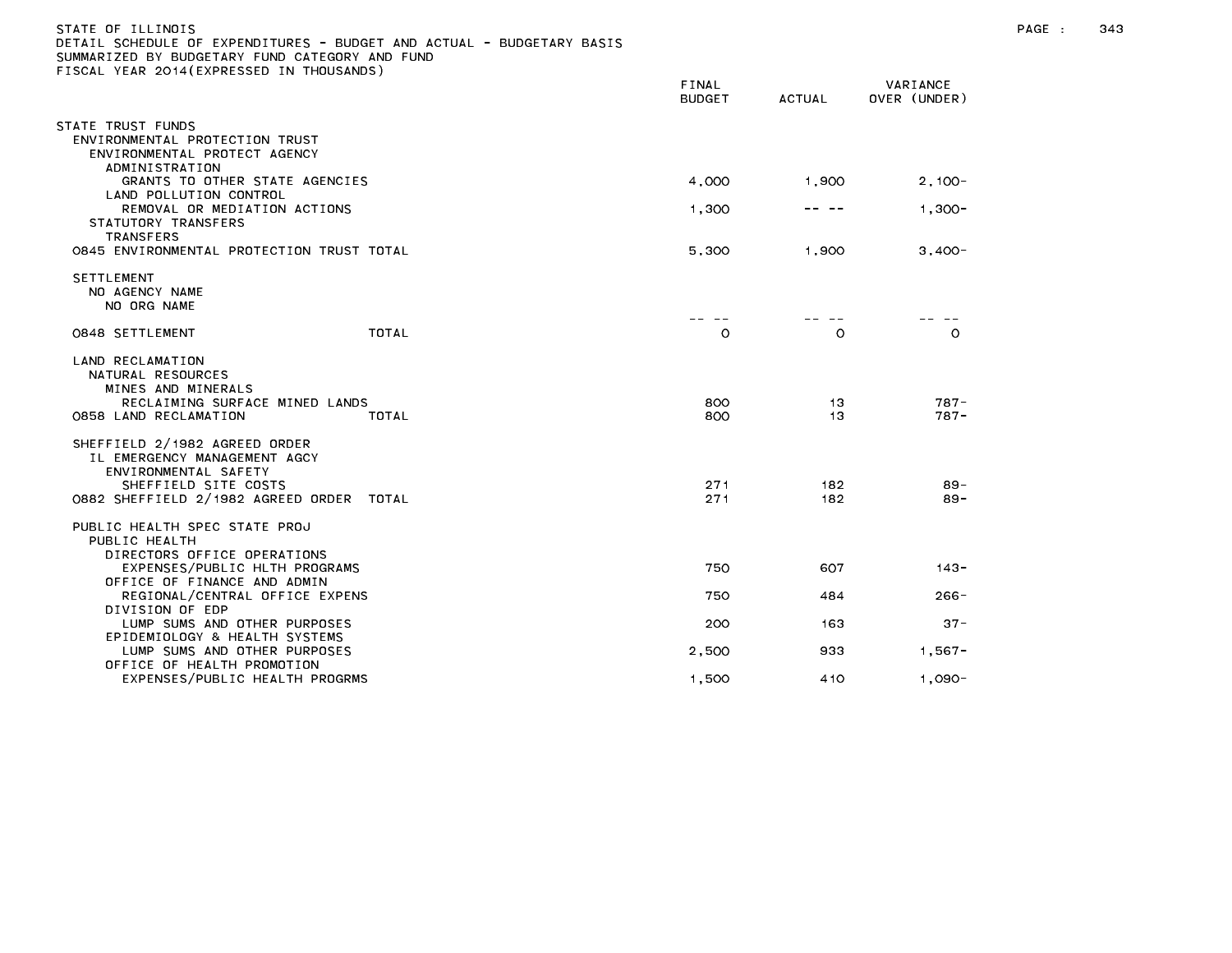STATE OF ILLINOIS
DETAIL SCHEDULE OF EXPENDITURES - BUDGET AND ACTUAL - BUDGETARY BASIS
SUMMARIZED BY BUDGETARY FUND CATEGORY AND FUND
FISCAL YEAR 2014(EXPRESSED IN THOUSANDS)

| | FINAL BUDGET | ACTUAL | VARIANCE OVER (UNDER) |
|---|---|---|---|
| STATE TRUST FUNDS | | | |
| ENVIRONMENTAL PROTECTION TRUST | | | |
| ENVIRONMENTAL PROTECT AGENCY | | | |
| ADMINISTRATION | | | |
| GRANTS TO OTHER STATE AGENCIES | 4,000 | 1,900 | 2,100- |
| LAND POLLUTION CONTROL | | | |
| REMOVAL OR MEDIATION ACTIONS | 1,300 | -- -- | 1,300- |
| STATUTORY TRANSFERS | | | |
| TRANSFERS | | | |
| 0845 ENVIRONMENTAL PROTECTION TRUST TOTAL | 5,300 | 1,900 | 3,400- |
| SETTLEMENT | | | |
| NO AGENCY NAME | | | |
| NO ORG NAME | | | |
| | -- -- | -- -- | -- -- |
| 0848 SETTLEMENT TOTAL | 0 | 0 | 0 |
| LAND RECLAMATION | | | |
| NATURAL RESOURCES | | | |
| MINES AND MINERALS | | | |
| RECLAIMING SURFACE MINED LANDS | 800 | 13 | 787- |
| 0858 LAND RECLAMATION TOTAL | 800 | 13 | 787- |
| SHEFFIELD 2/1982 AGREED ORDER | | | |
| IL EMERGENCY MANAGEMENT AGCY | | | |
| ENVIRONMENTAL SAFETY | | | |
| SHEFFIELD SITE COSTS | 271 | 182 | 89- |
| 0882 SHEFFIELD 2/1982 AGREED ORDER TOTAL | 271 | 182 | 89- |
| PUBLIC HEALTH SPEC STATE PROJ | | | |
| PUBLIC HEALTH | | | |
| DIRECTORS OFFICE OPERATIONS | | | |
| EXPENSES/PUBLIC HLTH PROGRAMS | 750 | 607 | 143- |
| OFFICE OF FINANCE AND ADMIN | | | |
| REGIONAL/CENTRAL OFFICE EXPENS | 750 | 484 | 266- |
| DIVISION OF EDP | | | |
| LUMP SUMS AND OTHER PURPOSES | 200 | 163 | 37- |
| EPIDEMIOLOGY & HEALTH SYSTEMS | | | |
| LUMP SUMS AND OTHER PURPOSES | 2,500 | 933 | 1,567- |
| OFFICE OF HEALTH PROMOTION | | | |
| EXPENSES/PUBLIC HEALTH PROGRMS | 1,500 | 410 | 1,090- |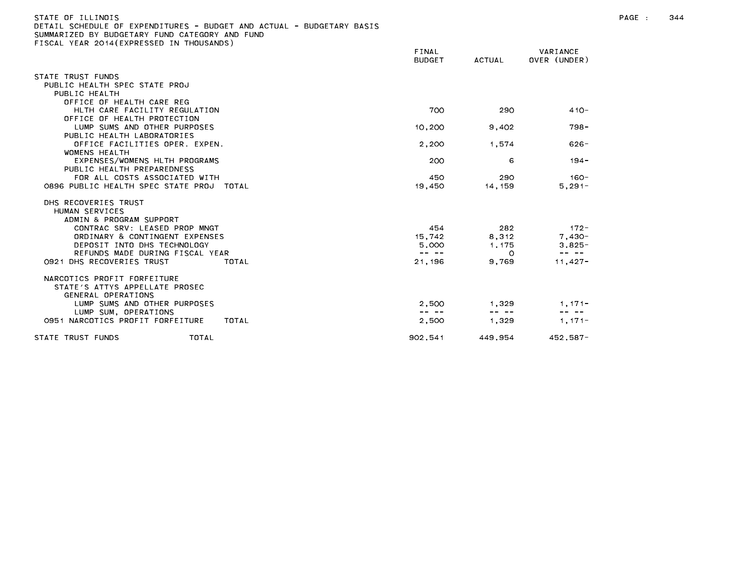STATE OF ILLINOIS
DETAIL SCHEDULE OF EXPENDITURES - BUDGET AND ACTUAL - BUDGETARY BASIS
SUMMARIZED BY BUDGETARY FUND CATEGORY AND FUND
FISCAL YEAR 2014(EXPRESSED IN THOUSANDS)

| | FINAL BUDGET | ACTUAL | VARIANCE OVER (UNDER) |
|---|---|---|---|
| STATE TRUST FUNDS | | | |
| PUBLIC HEALTH SPEC STATE PROJ | | | |
| PUBLIC HEALTH | | | |
| OFFICE OF HEALTH CARE REG | | | |
| HLTH CARE FACILITY REGULATION | 700 | 290 | 410- |
| OFFICE OF HEALTH PROTECTION | | | |
| LUMP SUMS AND OTHER PURPOSES | 10,200 | 9,402 | 798- |
| PUBLIC HEALTH LABORATORIES | | | |
| OFFICE FACILITIES OPER. EXPEN. | 2,200 | 1,574 | 626- |
| WOMENS HEALTH | | | |
| EXPENSES/WOMENS HLTH PROGRAMS | 200 | 6 | 194- |
| PUBLIC HEALTH PREPAREDNESS | | | |
| FOR ALL COSTS ASSOCIATED WITH | 450 | 290 | 160- |
| 0896 PUBLIC HEALTH SPEC STATE PROJ TOTAL | 19,450 | 14,159 | 5,291- |
| DHS RECOVERIES TRUST | | | |
| HUMAN SERVICES | | | |
| ADMIN & PROGRAM SUPPORT | | | |
| CONTRAC SRV: LEASED PROP MNGT | 454 | 282 | 172- |
| ORDINARY & CONTINGENT EXPENSES | 15,742 | 8,312 | 7,430- |
| DEPOSIT INTO DHS TECHNOLOGY | 5,000 | 1,175 | 3,825- |
| REFUNDS MADE DURING FISCAL YEAR | -- -- | 0 | -- -- |
| 0921 DHS RECOVERIES TRUST TOTAL | 21,196 | 9,769 | 11,427- |
| NARCOTICS PROFIT FORFEITURE | | | |
| STATE'S ATTYS APPELLATE PROSEC | | | |
| GENERAL OPERATIONS | | | |
| LUMP SUMS AND OTHER PURPOSES | 2,500 | 1,329 | 1,171- |
| LUMP SUM, OPERATIONS | -- -- | -- -- | -- -- |
| 0951 NARCOTICS PROFIT FORFEITURE TOTAL | 2,500 | 1,329 | 1,171- |
| STATE TRUST FUNDS TOTAL | 902,541 | 449,954 | 452,587- |